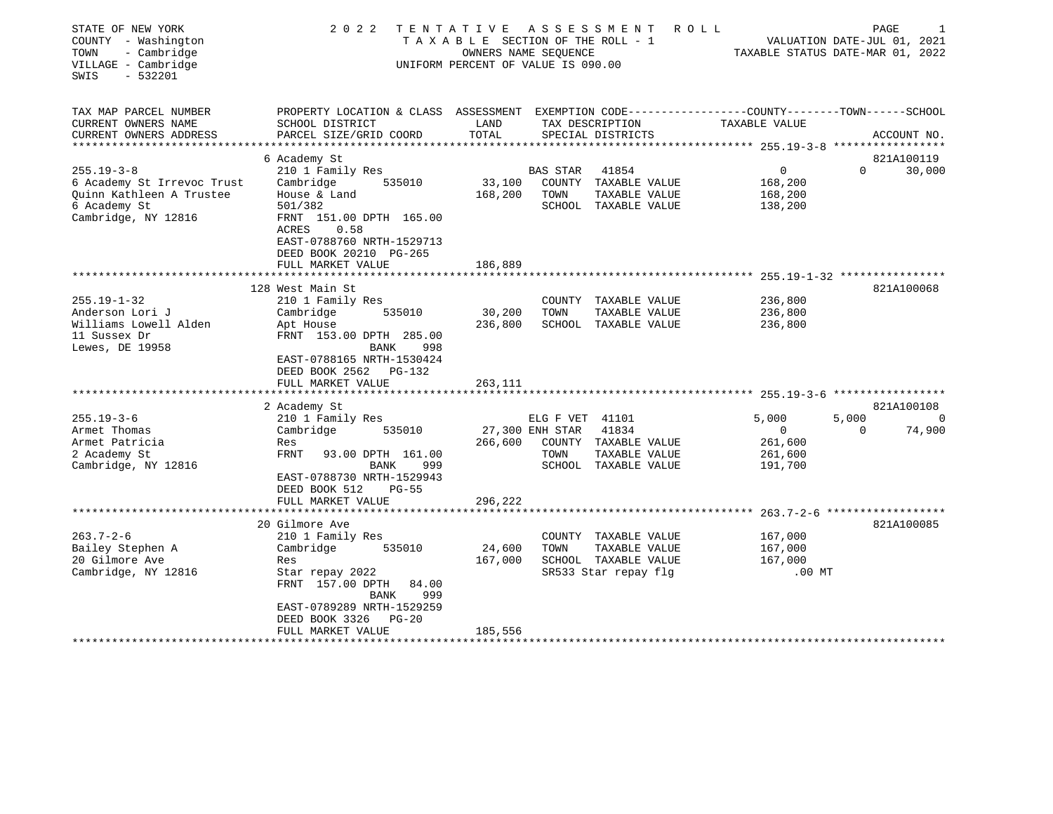STATE OF NEW YORK
COUNTY - Washington
TOWN - Cambridge
VILLAGE - Cambridge
SWIS - 532201

# 2022 TENTATIVE ASSESSMENT ROLL

TAXABLE SECTION OF THE ROLL - 1
OWNERS NAME SEQUENCE
UNIFORM PERCENT OF VALUE IS 090.00

VALUATION DATE-JUL 01, 2021
TAXABLE STATUS DATE-MAR 01, 2022

| TAX MAP PARCEL NUMBER / CURRENT OWNERS NAME / CURRENT OWNERS ADDRESS | PROPERTY LOCATION & CLASS / SCHOOL DISTRICT / PARCEL SIZE/GRID COORD | ASSESSMENT LAND / TOTAL | EXEMPTION CODE / TAX DESCRIPTION / SPECIAL DISTRICTS | COUNTY TAXABLE VALUE | TOWN | SCHOOL | ACCOUNT NO. |
|---|---|---|---|---|---|---|---|
| 255.19-3-8 | 6 Academy St | | | | | | 821A100119 |
| | 210 1 Family Res | | BAS STAR 41854 | 0 | 0 | 30,000 | |
| 6 Academy St Irrevoc Trust | Cambridge 535010 | 33,100 | COUNTY TAXABLE VALUE | 168,200 | | | |
| Quinn Kathleen A Trustee | House & Land | 168,200 | TOWN TAXABLE VALUE | 168,200 | | | |
| 6 Academy St | 501/382 | | SCHOOL TAXABLE VALUE | 138,200 | | | |
| Cambridge, NY 12816 | FRNT 151.00 DPTH 165.00 | | | | | | |
| | ACRES 0.58 | | | | | | |
| | EAST-0788760 NRTH-1529713 | | | | | | |
| | DEED BOOK 20210 PG-265 | | | | | | |
| | FULL MARKET VALUE | 186,889 | | | | | |
| 255.19-1-32 | 128 West Main St | | | | | | 821A100068 |
| | 210 1 Family Res | | COUNTY TAXABLE VALUE | 236,800 | | | |
| Anderson Lori J | Cambridge 535010 | 30,200 | TOWN TAXABLE VALUE | 236,800 | | | |
| Williams Lowell Alden | Apt House | 236,800 | SCHOOL TAXABLE VALUE | 236,800 | | | |
| 11 Sussex Dr | FRNT 153.00 DPTH 285.00 | | | | | | |
| Lewes, DE 19958 | BANK 998 | | | | | | |
| | EAST-0788165 NRTH-1530424 | | | | | | |
| | DEED BOOK 2562 PG-132 | | | | | | |
| | FULL MARKET VALUE | 263,111 | | | | | |
| 255.19-3-6 | 2 Academy St | | | | | | 821A100108 |
| | 210 1 Family Res | | ELG F VET 41101 | 5,000 | 5,000 | 0 | |
| Armet Thomas | Cambridge 535010 | 27,300 | ENH STAR 41834 | 0 | 0 | 74,900 | |
| Armet Patricia | Res | 266,600 | COUNTY TAXABLE VALUE | 261,600 | | | |
| 2 Academy St | FRNT 93.00 DPTH 161.00 | | TOWN TAXABLE VALUE | 261,600 | | | |
| Cambridge, NY 12816 | BANK 999 | | SCHOOL TAXABLE VALUE | 191,700 | | | |
| | EAST-0788730 NRTH-1529943 | | | | | | |
| | DEED BOOK 512 PG-55 | | | | | | |
| | FULL MARKET VALUE | 296,222 | | | | | |
| 263.7-2-6 | 20 Gilmore Ave | | | | | | 821A100085 |
| | 210 1 Family Res | | COUNTY TAXABLE VALUE | 167,000 | | | |
| Bailey Stephen A | Cambridge 535010 | 24,600 | TOWN TAXABLE VALUE | 167,000 | | | |
| 20 Gilmore Ave | Res | 167,000 | SCHOOL TAXABLE VALUE | 167,000 | | | |
| Cambridge, NY 12816 | Star repay 2022 | | SR533 Star repay flg | .00 MT | | | |
| | FRNT 157.00 DPTH 84.00 | | | | | | |
| | BANK 999 | | | | | | |
| | EAST-0789289 NRTH-1529259 | | | | | | |
| | DEED BOOK 3326 PG-20 | | | | | | |
| | FULL MARKET VALUE | 185,556 | | | | | |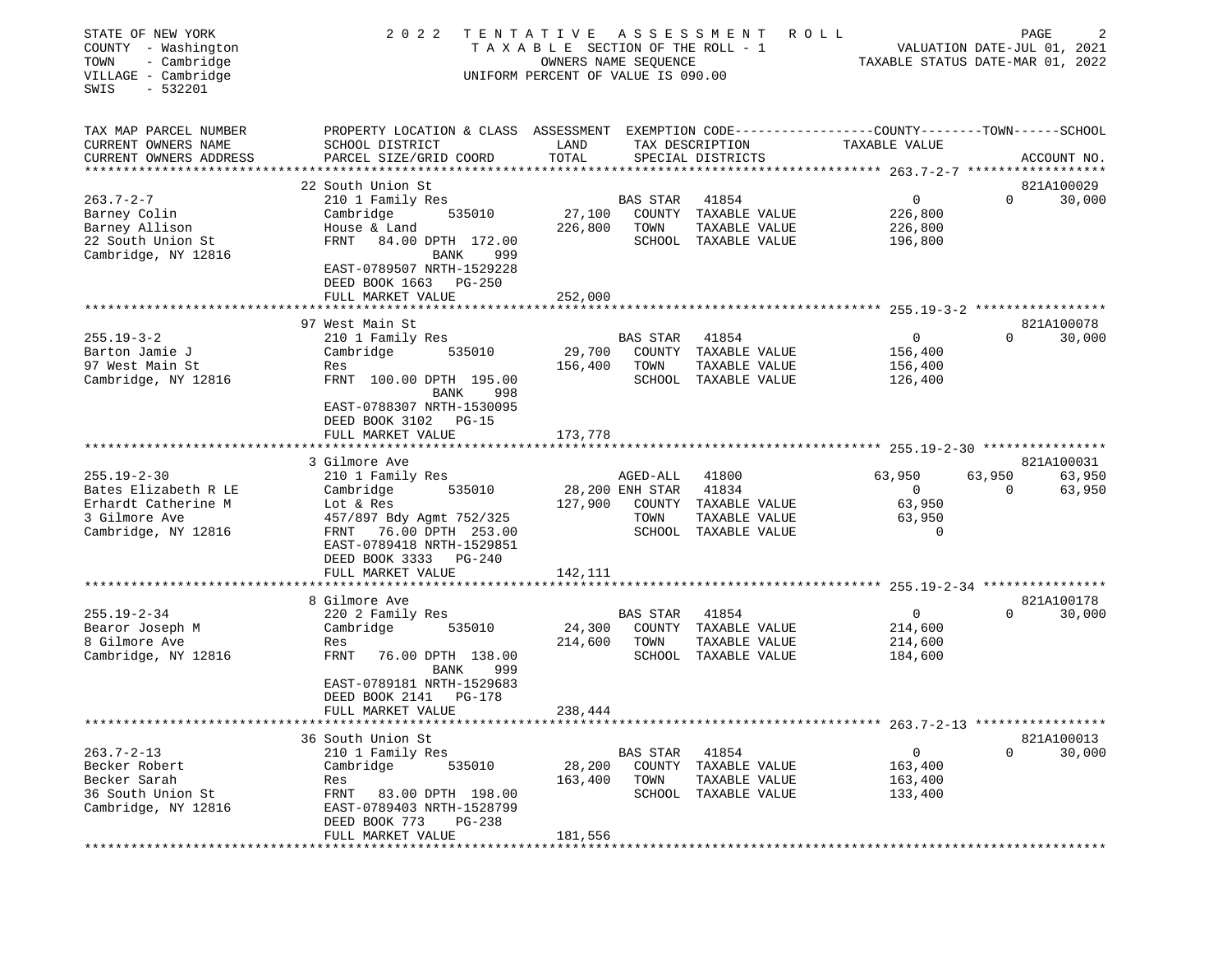STATE OF NEW YORK
COUNTY - Washington
TOWN - Cambridge
VILLAGE - Cambridge
SWIS - 532201

2 0 2 2 T E N T A T I V E A S S E S S M E N T R O L L
T A X A B L E SECTION OF THE ROLL - 1
OWNERS NAME SEQUENCE
UNIFORM PERCENT OF VALUE IS 090.00

VALUATION DATE-JUL 01, 2021
TAXABLE STATUS DATE-MAR 01, 2022

| TAX MAP PARCEL NUMBER / CURRENT OWNERS NAME / CURRENT OWNERS ADDRESS | PROPERTY LOCATION & CLASS / SCHOOL DISTRICT / PARCEL SIZE/GRID COORD | ASSESSMENT LAND / TOTAL | EXEMPTION CODE / TAX DESCRIPTION / SPECIAL DISTRICTS | | COUNTY TAXABLE VALUE | TOWN | SCHOOL / ACCOUNT NO. |
|---|---|---|---|---|---|---|---|
| | 22 South Union St | | | | | | 821A100029 |
| 263.7-2-7 | 210 1 Family Res | | BAS STAR | 41854 | 0 | 0 | 30,000 |
| Barney Colin | Cambridge 535010 | 27,100 | COUNTY | TAXABLE VALUE | 226,800 | | |
| Barney Allison | House & Land | 226,800 | TOWN | TAXABLE VALUE | 226,800 | | |
| 22 South Union St | FRNT 84.00 DPTH 172.00 | | SCHOOL | TAXABLE VALUE | 196,800 | | |
| Cambridge, NY 12816 | BANK 999 | | | | | | |
| | EAST-0789507 NRTH-1529228 | | | | | | |
| | DEED BOOK 1663 PG-250 | | | | | | |
| | FULL MARKET VALUE | 252,000 | | | | | |
| | 97 West Main St | | | | | | 821A100078 |
| 255.19-3-2 | 210 1 Family Res | | BAS STAR | 41854 | 0 | 0 | 30,000 |
| Barton Jamie J | Cambridge 535010 | 29,700 | COUNTY | TAXABLE VALUE | 156,400 | | |
| 97 West Main St | Res | 156,400 | TOWN | TAXABLE VALUE | 156,400 | | |
| Cambridge, NY 12816 | FRNT 100.00 DPTH 195.00 | | SCHOOL | TAXABLE VALUE | 126,400 | | |
| | BANK 998 | | | | | | |
| | EAST-0788307 NRTH-1530095 | | | | | | |
| | DEED BOOK 3102 PG-15 | | | | | | |
| | FULL MARKET VALUE | 173,778 | | | | | |
| | 3 Gilmore Ave | | | | | | 821A100031 |
| 255.19-2-30 | 210 1 Family Res | | AGED-ALL | 41800 | 63,950 | 63,950 | 63,950 |
| Bates Elizabeth R LE | Cambridge 535010 | 28,200 | ENH STAR | 41834 | 0 | 0 | 63,950 |
| Erhardt Catherine M | Lot & Res | 127,900 | COUNTY | TAXABLE VALUE | 63,950 | | |
| 3 Gilmore Ave | 457/897 Bdy Agmt 752/325 | | TOWN | TAXABLE VALUE | 63,950 | | |
| Cambridge, NY 12816 | FRNT 76.00 DPTH 253.00 | | SCHOOL | TAXABLE VALUE | 0 | | |
| | EAST-0789418 NRTH-1529851 | | | | | | |
| | DEED BOOK 3333 PG-240 | | | | | | |
| | FULL MARKET VALUE | 142,111 | | | | | |
| | 8 Gilmore Ave | | | | | | 821A100178 |
| 255.19-2-34 | 220 2 Family Res | | BAS STAR | 41854 | 0 | 0 | 30,000 |
| Bearor Joseph M | Cambridge 535010 | 24,300 | COUNTY | TAXABLE VALUE | 214,600 | | |
| 8 Gilmore Ave | Res | 214,600 | TOWN | TAXABLE VALUE | 214,600 | | |
| Cambridge, NY 12816 | FRNT 76.00 DPTH 138.00 | | SCHOOL | TAXABLE VALUE | 184,600 | | |
| | BANK 999 | | | | | | |
| | EAST-0789181 NRTH-1529683 | | | | | | |
| | DEED BOOK 2141 PG-178 | | | | | | |
| | FULL MARKET VALUE | 238,444 | | | | | |
| | 36 South Union St | | | | | | 821A100013 |
| 263.7-2-13 | 210 1 Family Res | | BAS STAR | 41854 | 0 | 0 | 30,000 |
| Becker Robert | Cambridge 535010 | 28,200 | COUNTY | TAXABLE VALUE | 163,400 | | |
| Becker Sarah | Res | 163,400 | TOWN | TAXABLE VALUE | 163,400 | | |
| 36 South Union St | FRNT 83.00 DPTH 198.00 | | SCHOOL | TAXABLE VALUE | 133,400 | | |
| Cambridge, NY 12816 | EAST-0789403 NRTH-1528799 | | | | | | |
| | DEED BOOK 773 PG-238 | | | | | | |
| | FULL MARKET VALUE | 181,556 | | | | | |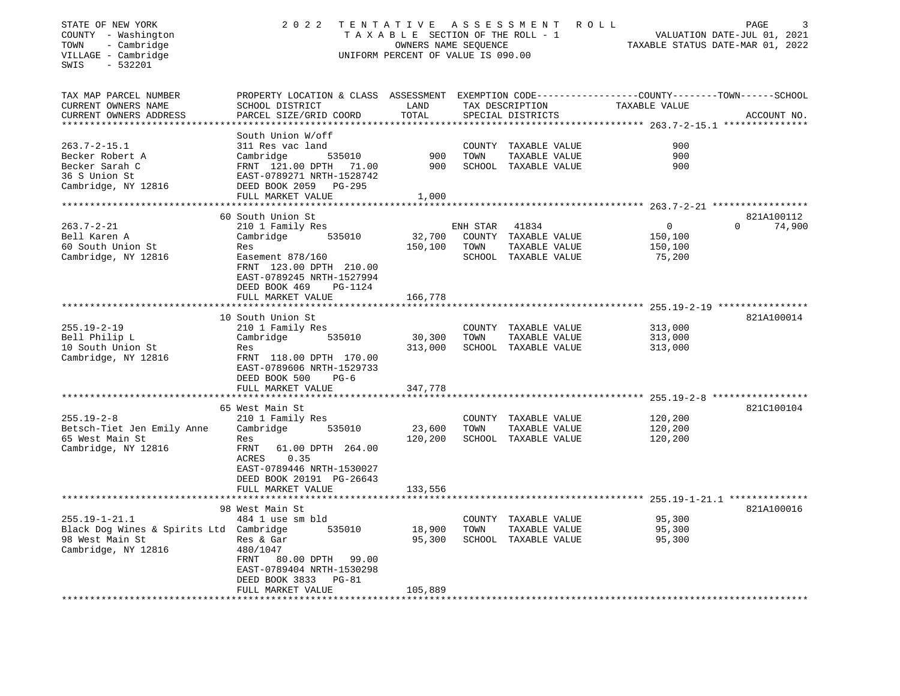STATE OF NEW YORK
COUNTY - Washington
TOWN - Cambridge
VILLAGE - Cambridge
SWIS - 532201

2022 TENTATIVE ASSESSMENT ROLL
TAXABLE SECTION OF THE ROLL - 1
OWNERS NAME SEQUENCE
UNIFORM PERCENT OF VALUE IS 090.00

VALUATION DATE-JUL 01, 2021
TAXABLE STATUS DATE-MAR 01, 2022

| TAX MAP PARCEL NUMBER / CURRENT OWNERS NAME / CURRENT OWNERS ADDRESS | PROPERTY LOCATION & CLASS / SCHOOL DISTRICT / PARCEL SIZE/GRID COORD | ASSESSMENT LAND / TOTAL | EXEMPTION CODE / TAX DESCRIPTION / SPECIAL DISTRICTS | COUNTY / TOWN TAXABLE VALUE | SCHOOL / ACCOUNT NO. |
|---|---|---|---|---|---|
| **263.7-2-15.1** | South Union W/off | | | | |
| 263.7-2-15.1 | 311 Res vac land | | COUNTY TAXABLE VALUE | 900 | |
| Becker Robert A | Cambridge 535010 | 900 | TOWN TAXABLE VALUE | 900 | |
| Becker Sarah C | FRNT 121.00 DPTH 71.00 | 900 | SCHOOL TAXABLE VALUE | 900 | |
| 36 S Union St | EAST-0789271 NRTH-1528742 | | | | |
| Cambridge, NY 12816 | DEED BOOK 2059 PG-295 | | | | |
| | FULL MARKET VALUE | 1,000 | | | |
| **263.7-2-21** | 60 South Union St | | | | 821A100112 |
| 263.7-2-21 | 210 1 Family Res | | ENH STAR 41834 | 0 | 0 74,900 |
| Bell Karen A | Cambridge 535010 | 32,700 | COUNTY TAXABLE VALUE | 150,100 | |
| 60 South Union St | Res | 150,100 | TOWN TAXABLE VALUE | 150,100 | |
| Cambridge, NY 12816 | Easement 878/160 | | SCHOOL TAXABLE VALUE | 75,200 | |
| | FRNT 123.00 DPTH 210.00 | | | | |
| | EAST-0789245 NRTH-1527994 | | | | |
| | DEED BOOK 469 PG-1124 | | | | |
| | FULL MARKET VALUE | 166,778 | | | |
| **255.19-2-19** | 10 South Union St | | | | 821A100014 |
| 255.19-2-19 | 210 1 Family Res | | COUNTY TAXABLE VALUE | 313,000 | |
| Bell Philip L | Cambridge 535010 | 30,300 | TOWN TAXABLE VALUE | 313,000 | |
| 10 South Union St | Res | 313,000 | SCHOOL TAXABLE VALUE | 313,000 | |
| Cambridge, NY 12816 | FRNT 118.00 DPTH 170.00 | | | | |
| | EAST-0789606 NRTH-1529733 | | | | |
| | DEED BOOK 500 PG-6 | | | | |
| | FULL MARKET VALUE | 347,778 | | | |
| **255.19-2-8** | 65 West Main St | | | | 821C100104 |
| 255.19-2-8 | 210 1 Family Res | | COUNTY TAXABLE VALUE | 120,200 | |
| Betsch-Tiet Jen Emily Anne | Cambridge 535010 | 23,600 | TOWN TAXABLE VALUE | 120,200 | |
| 65 West Main St | Res | 120,200 | SCHOOL TAXABLE VALUE | 120,200 | |
| Cambridge, NY 12816 | FRNT 61.00 DPTH 264.00 | | | | |
| | ACRES 0.35 | | | | |
| | EAST-0789446 NRTH-1530027 | | | | |
| | DEED BOOK 20191 PG-26643 | | | | |
| | FULL MARKET VALUE | 133,556 | | | |
| **255.19-1-21.1** | 98 West Main St | | | | 821A100016 |
| 255.19-1-21.1 | 484 1 use sm bld | | COUNTY TAXABLE VALUE | 95,300 | |
| Black Dog Wines & Spirits Ltd | Cambridge 535010 | 18,900 | TOWN TAXABLE VALUE | 95,300 | |
| 98 West Main St | Res & Gar | 95,300 | SCHOOL TAXABLE VALUE | 95,300 | |
| Cambridge, NY 12816 | 480/1047 | | | | |
| | FRNT 80.00 DPTH 99.00 | | | | |
| | EAST-0789404 NRTH-1530298 | | | | |
| | DEED BOOK 3833 PG-81 | | | | |
| | FULL MARKET VALUE | 105,889 | | | |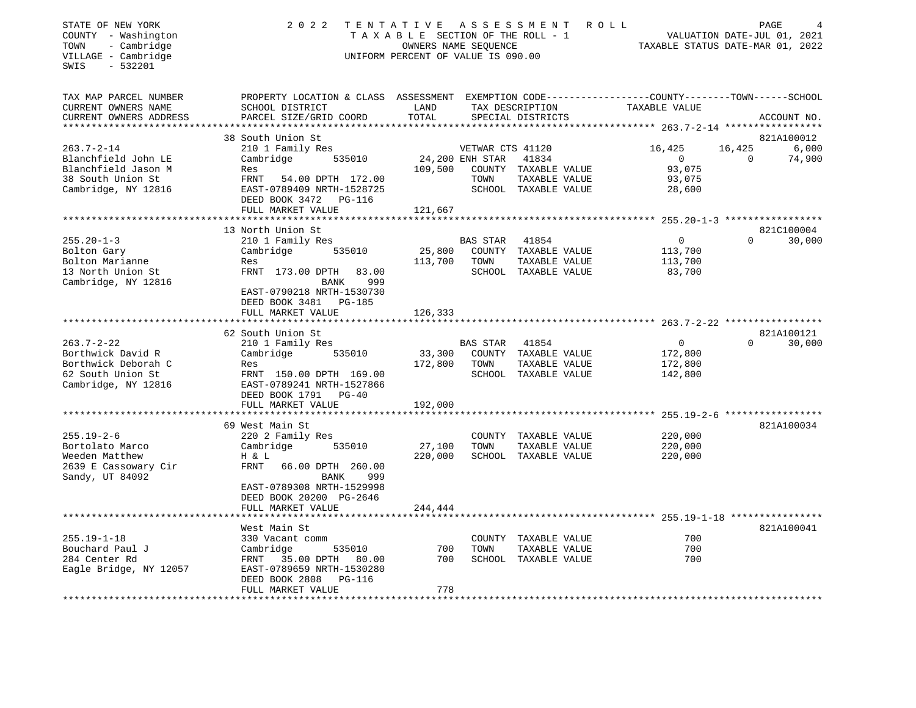STATE OF NEW YORK
COUNTY - Washington
TOWN - Cambridge
VILLAGE - Cambridge
SWIS - 532201

2022 TENTATIVE ASSESSMENT ROLL
TAXABLE SECTION OF THE ROLL - 1
OWNERS NAME SEQUENCE
UNIFORM PERCENT OF VALUE IS 090.00

VALUATION DATE-JUL 01, 2021
TAXABLE STATUS DATE-MAR 01, 2022

| TAX MAP PARCEL NUMBER / CURRENT OWNERS NAME / CURRENT OWNERS ADDRESS | PROPERTY LOCATION & CLASS / SCHOOL DISTRICT / PARCEL SIZE/GRID COORD | ASSESSMENT LAND / TOTAL | EXEMPTION CODE / TAX DESCRIPTION / SPECIAL DISTRICTS | COUNTY TAXABLE VALUE | TOWN | SCHOOL / ACCOUNT NO. |
|---|---|---|---|---|---|---|
| **263.7-2-14** | 38 South Union St | | | | | 821A100012 |
| 263.7-2-14 | 210 1 Family Res | | VETWAR CTS 41120 | 16,425 | 16,425 | 6,000 |
| Blanchfield John LE | Cambridge 535010 | 24,200 | ENH STAR 41834 | 0 | 0 | 74,900 |
| Blanchfield Jason M | Res | 109,500 | COUNTY TAXABLE VALUE | 93,075 | | |
| 38 South Union St | FRNT 54.00 DPTH 172.00 | | TOWN TAXABLE VALUE | 93,075 | | |
| Cambridge, NY 12816 | EAST-0789409 NRTH-1528725 | | SCHOOL TAXABLE VALUE | 28,600 | | |
| | DEED BOOK 3472 PG-116 | | | | | |
| | FULL MARKET VALUE | 121,667 | | | | |
| **255.20-1-3** | 13 North Union St | | | | | 821C100004 |
| 255.20-1-3 | 210 1 Family Res | | BAS STAR 41854 | 0 | 0 | 30,000 |
| Bolton Gary | Cambridge 535010 | 25,800 | COUNTY TAXABLE VALUE | 113,700 | | |
| Bolton Marianne | Res | 113,700 | TOWN TAXABLE VALUE | 113,700 | | |
| 13 North Union St | FRNT 173.00 DPTH 83.00 | | SCHOOL TAXABLE VALUE | 83,700 | | |
| Cambridge, NY 12816 | BANK 999 | | | | | |
| | EAST-0790218 NRTH-1530730 | | | | | |
| | DEED BOOK 3481 PG-185 | | | | | |
| | FULL MARKET VALUE | 126,333 | | | | |
| **263.7-2-22** | 62 South Union St | | | | | 821A100121 |
| 263.7-2-22 | 210 1 Family Res | | BAS STAR 41854 | 0 | 0 | 30,000 |
| Borthwick David R | Cambridge 535010 | 33,300 | COUNTY TAXABLE VALUE | 172,800 | | |
| Borthwick Deborah C | Res | 172,800 | TOWN TAXABLE VALUE | 172,800 | | |
| 62 South Union St | FRNT 150.00 DPTH 169.00 | | SCHOOL TAXABLE VALUE | 142,800 | | |
| Cambridge, NY 12816 | EAST-0789241 NRTH-1527866 | | | | | |
| | DEED BOOK 1791 PG-40 | | | | | |
| | FULL MARKET VALUE | 192,000 | | | | |
| **255.19-2-6** | 69 West Main St | | | | | 821A100034 |
| 255.19-2-6 | 220 2 Family Res | | COUNTY TAXABLE VALUE | 220,000 | | |
| Bortolato Marco | Cambridge 535010 | 27,100 | TOWN TAXABLE VALUE | 220,000 | | |
| Weeden Matthew | H & L | 220,000 | SCHOOL TAXABLE VALUE | 220,000 | | |
| 2639 E Cassowary Cir | FRNT 66.00 DPTH 260.00 | | | | | |
| Sandy, UT 84092 | BANK 999 | | | | | |
| | EAST-0789308 NRTH-1529998 | | | | | |
| | DEED BOOK 20200 PG-2646 | | | | | |
| | FULL MARKET VALUE | 244,444 | | | | |
| **255.19-1-18** | West Main St | | | | | 821A100041 |
| 255.19-1-18 | 330 Vacant comm | | COUNTY TAXABLE VALUE | 700 | | |
| Bouchard Paul J | Cambridge 535010 | 700 | TOWN TAXABLE VALUE | 700 | | |
| 284 Center Rd | FRNT 35.00 DPTH 80.00 | 700 | SCHOOL TAXABLE VALUE | 700 | | |
| Eagle Bridge, NY 12057 | EAST-0789659 NRTH-1530280 | | | | | |
| | DEED BOOK 2808 PG-116 | | | | | |
| | FULL MARKET VALUE | 778 | | | | |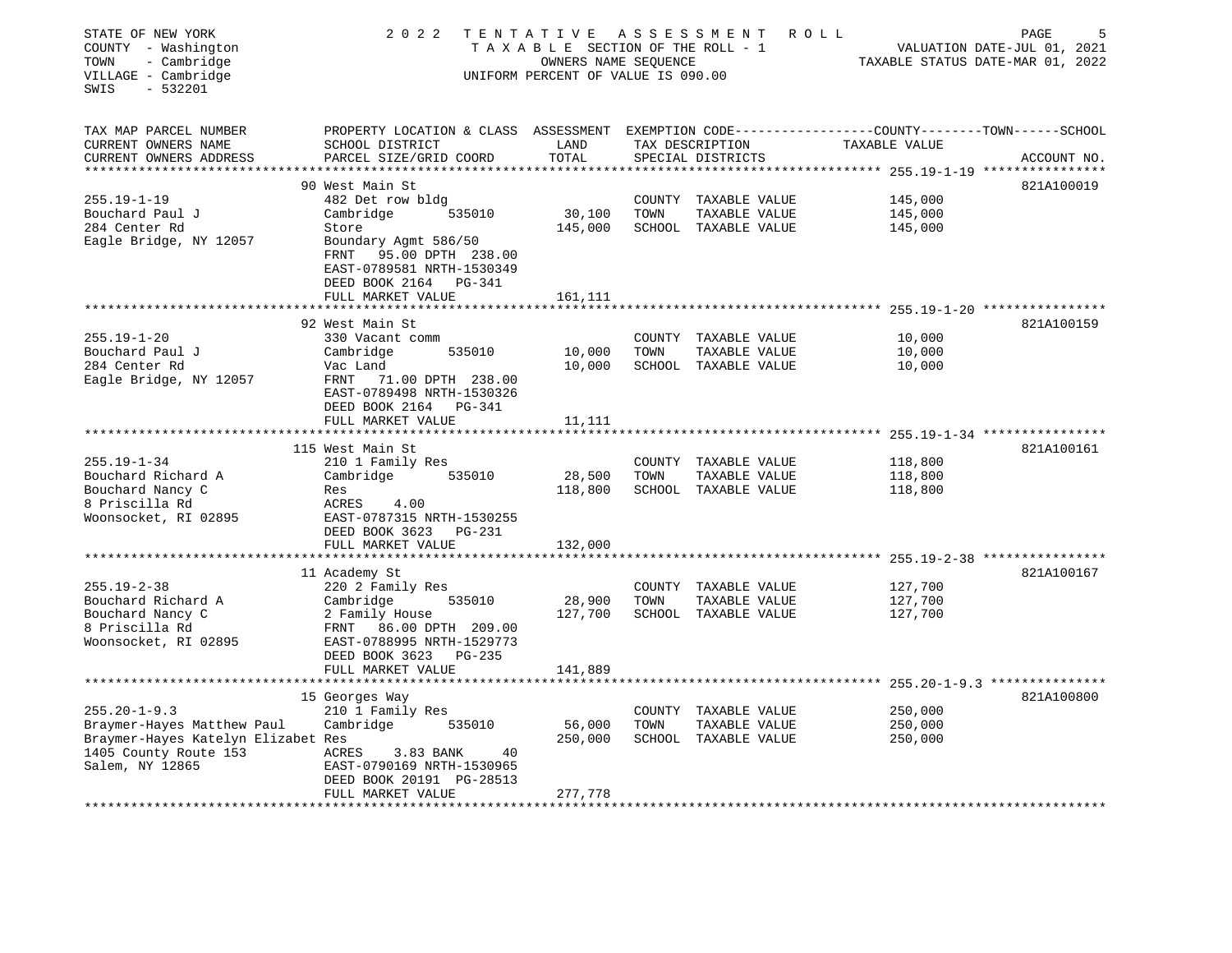STATE OF NEW YORK
COUNTY - Washington
TOWN - Cambridge
VILLAGE - Cambridge
SWIS - 532201

2022 TENTATIVE ASSESSMENT ROLL
TAXABLE SECTION OF THE ROLL - 1
OWNERS NAME SEQUENCE
UNIFORM PERCENT OF VALUE IS 090.00

VALUATION DATE-JUL 01, 2021
TAXABLE STATUS DATE-MAR 01, 2022

| TAX MAP PARCEL NUMBER / CURRENT OWNERS NAME / CURRENT OWNERS ADDRESS | PROPERTY LOCATION & CLASS / SCHOOL DISTRICT / PARCEL SIZE/GRID COORD | ASSESSMENT LAND | TOTAL | EXEMPTION CODE / TAX DESCRIPTION / SPECIAL DISTRICTS | TAXABLE VALUE (COUNTY / TOWN / SCHOOL) | ACCOUNT NO. |
|---|---|---|---|---|---|---|
| 255.19-1-19 | 90 West Main St | | | | | 821A100019 |
| 255.19-1-19 | 482 Det row bldg | | | COUNTY TAXABLE VALUE | 145,000 | |
| Bouchard Paul J | Cambridge 535010 | 30,100 | | TOWN TAXABLE VALUE | 145,000 | |
| 284 Center Rd | Store | | 145,000 | SCHOOL TAXABLE VALUE | 145,000 | |
| Eagle Bridge, NY 12057 | Boundary Agmt 586/50 | | | | | |
| | FRNT 95.00 DPTH 238.00 | | | | | |
| | EAST-0789581 NRTH-1530349 | | | | | |
| | DEED BOOK 2164 PG-341 | | | | | |
| | FULL MARKET VALUE | | 161,111 | | | |
| 255.19-1-20 | 92 West Main St | | | | | 821A100159 |
| 255.19-1-20 | 330 Vacant comm | | | COUNTY TAXABLE VALUE | 10,000 | |
| Bouchard Paul J | Cambridge 535010 | 10,000 | | TOWN TAXABLE VALUE | 10,000 | |
| 284 Center Rd | Vac Land | | 10,000 | SCHOOL TAXABLE VALUE | 10,000 | |
| Eagle Bridge, NY 12057 | FRNT 71.00 DPTH 238.00 | | | | | |
| | EAST-0789498 NRTH-1530326 | | | | | |
| | DEED BOOK 2164 PG-341 | | | | | |
| | FULL MARKET VALUE | | 11,111 | | | |
| 255.19-1-34 | 115 West Main St | | | | | 821A100161 |
| 255.19-1-34 | 210 1 Family Res | | | COUNTY TAXABLE VALUE | 118,800 | |
| Bouchard Richard A | Cambridge 535010 | 28,500 | | TOWN TAXABLE VALUE | 118,800 | |
| Bouchard Nancy C | Res | | 118,800 | SCHOOL TAXABLE VALUE | 118,800 | |
| 8 Priscilla Rd | ACRES 4.00 | | | | | |
| Woonsocket, RI 02895 | EAST-0787315 NRTH-1530255 | | | | | |
| | DEED BOOK 3623 PG-231 | | | | | |
| | FULL MARKET VALUE | | 132,000 | | | |
| 255.19-2-38 | 11 Academy St | | | | | 821A100167 |
| 255.19-2-38 | 220 2 Family Res | | | COUNTY TAXABLE VALUE | 127,700 | |
| Bouchard Richard A | Cambridge 535010 | 28,900 | | TOWN TAXABLE VALUE | 127,700 | |
| Bouchard Nancy C | 2 Family House | | 127,700 | SCHOOL TAXABLE VALUE | 127,700 | |
| 8 Priscilla Rd | FRNT 86.00 DPTH 209.00 | | | | | |
| Woonsocket, RI 02895 | EAST-0788995 NRTH-1529773 | | | | | |
| | DEED BOOK 3623 PG-235 | | | | | |
| | FULL MARKET VALUE | | 141,889 | | | |
| 255.20-1-9.3 | 15 Georges Way | | | | | 821A100800 |
| 255.20-1-9.3 | 210 1 Family Res | | | COUNTY TAXABLE VALUE | 250,000 | |
| Braymer-Hayes Matthew Paul | Cambridge 535010 | 56,000 | | TOWN TAXABLE VALUE | 250,000 | |
| Braymer-Hayes Katelyn Elizabet | Res | | 250,000 | SCHOOL TAXABLE VALUE | 250,000 | |
| 1405 County Route 153 | ACRES 3.83 BANK 40 | | | | | |
| Salem, NY 12865 | EAST-0790169 NRTH-1530965 | | | | | |
| | DEED BOOK 20191 PG-28513 | | | | | |
| | FULL MARKET VALUE | | 277,778 | | | |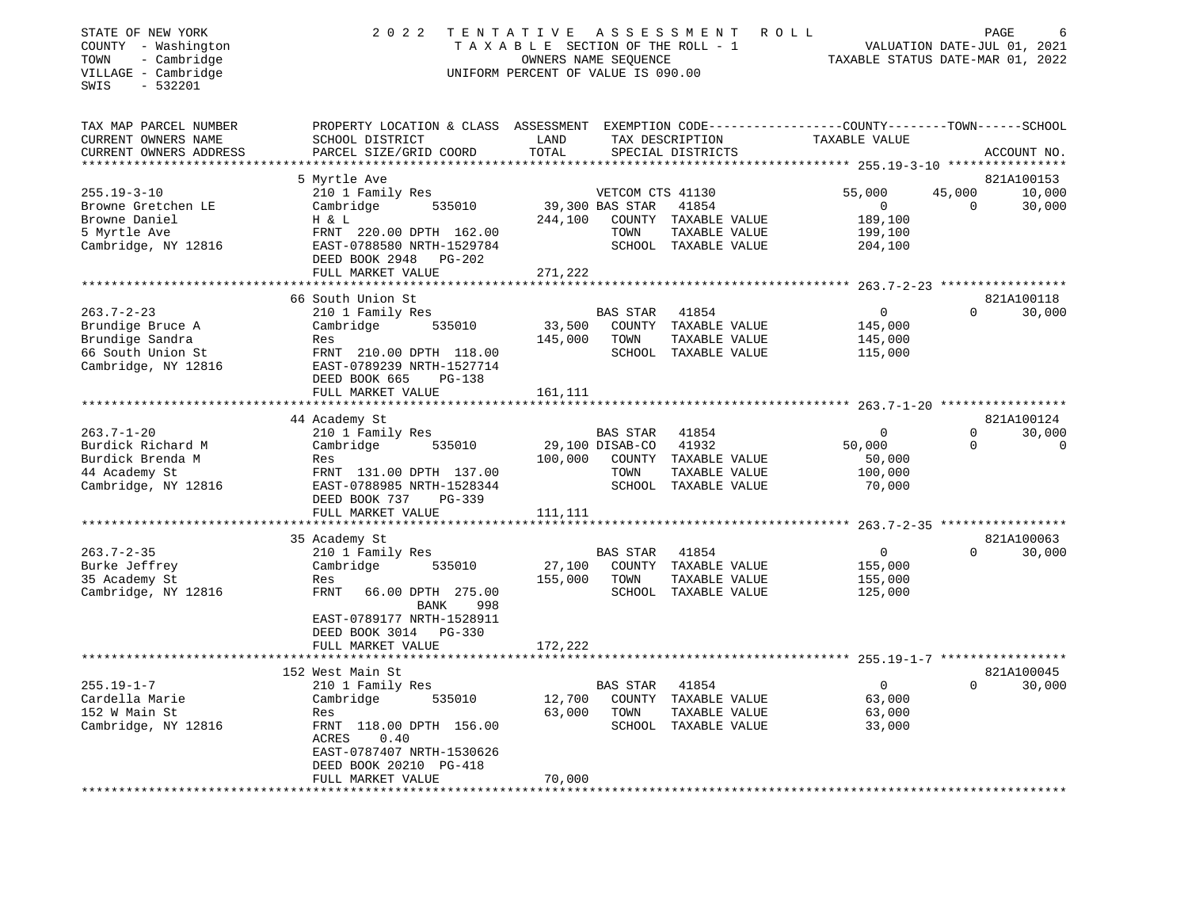STATE OF NEW YORK
COUNTY - Washington
TOWN - Cambridge
VILLAGE - Cambridge
SWIS - 532201

2022 TENTATIVE ASSESSMENT ROLL
TAXABLE SECTION OF THE ROLL - 1
OWNERS NAME SEQUENCE
UNIFORM PERCENT OF VALUE IS 090.00

VALUATION DATE-JUL 01, 2021
TAXABLE STATUS DATE-MAR 01, 2022

```
TAX MAP PARCEL NUMBER      PROPERTY LOCATION & CLASS  ASSESSMENT  EXEMPTION CODE-----------------COUNTY--------TOWN------SCHOOL
CURRENT OWNERS NAME        SCHOOL DISTRICT             LAND       TAX DESCRIPTION            TAXABLE VALUE
CURRENT OWNERS ADDRESS     PARCEL SIZE/GRID COORD      TOTAL      SPECIAL DISTRICTS                                    ACCOUNT NO.
******************************************************************************************* 255.19-3-10 ****************
                           5 Myrtle Ave                                                                                821A100153
255.19-3-10                210 1 Family Res                        VETCOM CTS 41130           55,000       45,000       10,000
Browne Gretchen LE         Cambridge        535010     39,300 BAS STAR  41854                     0            0        30,000
Browne Daniel              H & L                      244,100   COUNTY  TAXABLE VALUE       189,100
5 Myrtle Ave               FRNT 220.00 DPTH 162.00               TOWN    TAXABLE VALUE       199,100
Cambridge, NY 12816        EAST-0788580 NRTH-1529784             SCHOOL  TAXABLE VALUE       204,100
                           DEED BOOK 2948   PG-202
                           FULL MARKET VALUE          271,222
******************************************************************************************* 263.7-2-23 *****************
                           66 South Union St                                                                           821A100118
263.7-2-23                 210 1 Family Res                        BAS STAR  41854                0            0        30,000
Brundige Bruce A           Cambridge        535010     33,500   COUNTY  TAXABLE VALUE       145,000
Brundige Sandra            Res                        145,000   TOWN    TAXABLE VALUE       145,000
66 South Union St          FRNT 210.00 DPTH 118.00               SCHOOL  TAXABLE VALUE       115,000
Cambridge, NY 12816        EAST-0789239 NRTH-1527714
                           DEED BOOK 665    PG-138
                           FULL MARKET VALUE          161,111
******************************************************************************************* 263.7-1-20 *****************
                           44 Academy St                                                                               821A100124
263.7-1-20                 210 1 Family Res                        BAS STAR  41854                0            0        30,000
Burdick Richard M          Cambridge        535010     29,100 DISAB-CO  41932            50,000            0             0
Burdick Brenda M           Res                        100,000   COUNTY  TAXABLE VALUE        50,000
44 Academy St              FRNT 131.00 DPTH 137.00               TOWN    TAXABLE VALUE       100,000
Cambridge, NY 12816        EAST-0788985 NRTH-1528344             SCHOOL  TAXABLE VALUE        70,000
                           DEED BOOK 737    PG-339
                           FULL MARKET VALUE          111,111
******************************************************************************************* 263.7-2-35 *****************
                           35 Academy St                                                                               821A100063
263.7-2-35                 210 1 Family Res                        BAS STAR  41854                0            0        30,000
Burke Jeffrey              Cambridge        535010     27,100   COUNTY  TAXABLE VALUE       155,000
35 Academy St              Res                        155,000   TOWN    TAXABLE VALUE       155,000
Cambridge, NY 12816        FRNT  66.00 DPTH 275.00               SCHOOL  TAXABLE VALUE       125,000
                                          BANK    998
                           EAST-0789177 NRTH-1528911
                           DEED BOOK 3014   PG-330
                           FULL MARKET VALUE          172,222
******************************************************************************************* 255.19-1-7 *****************
                           152 West Main St                                                                            821A100045
255.19-1-7                 210 1 Family Res                        BAS STAR  41854                0            0        30,000
Cardella Marie             Cambridge        535010     12,700   COUNTY  TAXABLE VALUE        63,000
152 W Main St              Res                         63,000   TOWN    TAXABLE VALUE        63,000
Cambridge, NY 12816        FRNT 118.00 DPTH 156.00               SCHOOL  TAXABLE VALUE        33,000
                           ACRES     0.40
                           EAST-0787407 NRTH-1530626
                           DEED BOOK 20210 PG-418
                           FULL MARKET VALUE           70,000
************************************************************************************************************************
```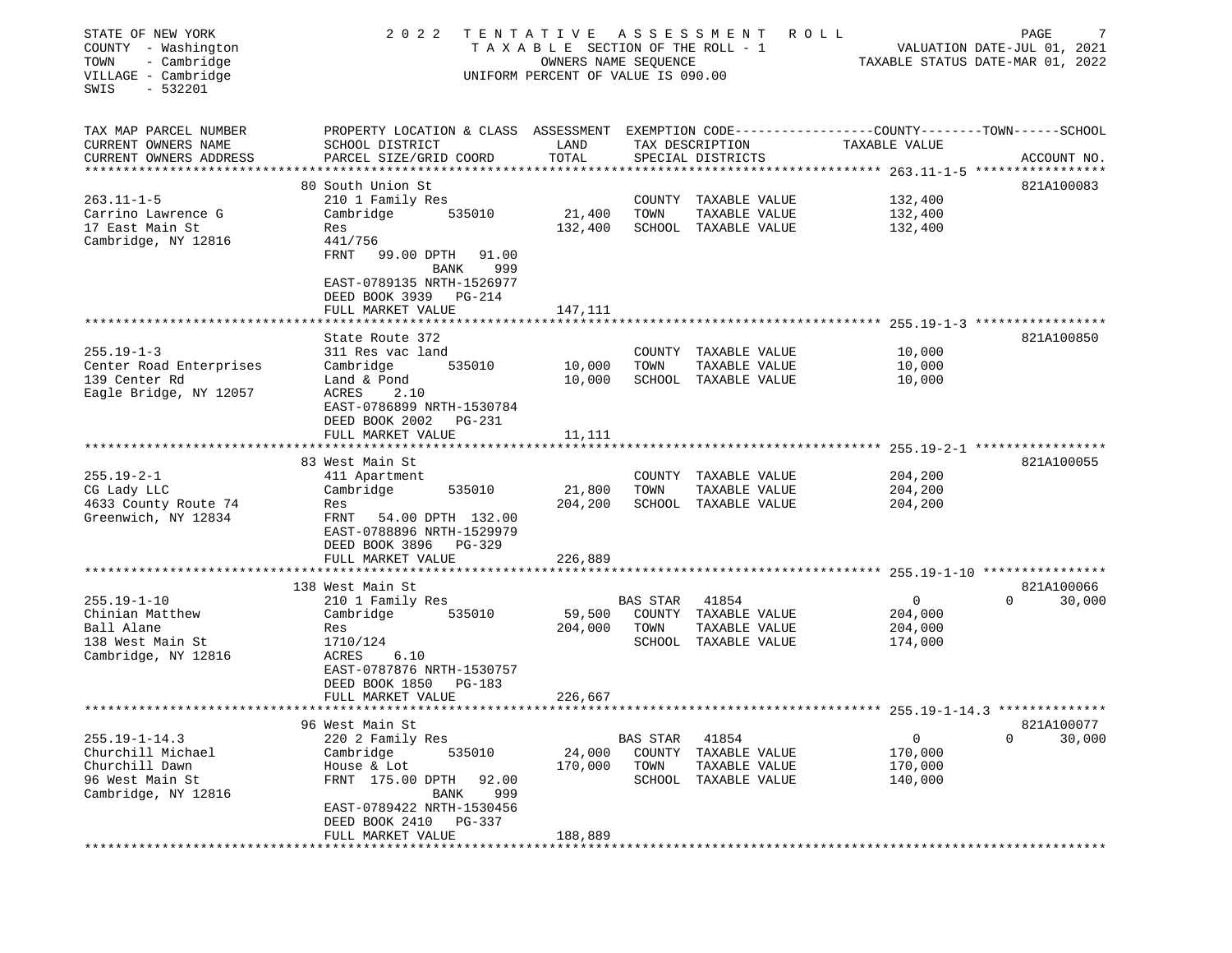STATE OF NEW YORK
COUNTY - Washington
TOWN - Cambridge
VILLAGE - Cambridge
SWIS - 532201

2022 TENTATIVE ASSESSMENT ROLL
TAXABLE SECTION OF THE ROLL - 1
OWNERS NAME SEQUENCE
UNIFORM PERCENT OF VALUE IS 090.00

VALUATION DATE-JUL 01, 2021
TAXABLE STATUS DATE-MAR 01, 2022

| TAX MAP PARCEL NUMBER / CURRENT OWNERS NAME / CURRENT OWNERS ADDRESS | PROPERTY LOCATION & CLASS / SCHOOL DISTRICT / PARCEL SIZE/GRID COORD | ASSESSMENT LAND | TOTAL | EXEMPTION CODE / TAX DESCRIPTION / SPECIAL DISTRICTS | COUNTY / TOWN / SCHOOL TAXABLE VALUE | ACCOUNT NO. |
|---|---|---|---|---|---|---|
| **263.11-1-5** | 80 South Union St | | | | | 821A100083 |
| 263.11-1-5 | 210 1 Family Res | | | COUNTY TAXABLE VALUE | 132,400 | |
| Carrino Lawrence G | Cambridge 535010 | 21,400 | | TOWN TAXABLE VALUE | 132,400 | |
| 17 East Main St | Res | | 132,400 | SCHOOL TAXABLE VALUE | 132,400 | |
| Cambridge, NY 12816 | 441/756 | | | | | |
| | FRNT 99.00 DPTH 91.00 BANK 999 | | | | | |
| | EAST-0789135 NRTH-1526977 | | | | | |
| | DEED BOOK 3939 PG-214 | | | | | |
| | FULL MARKET VALUE | | 147,111 | | | |
| **255.19-1-3** | State Route 372 | | | | | 821A100850 |
| 255.19-1-3 | 311 Res vac land | | | COUNTY TAXABLE VALUE | 10,000 | |
| Center Road Enterprises | Cambridge 535010 | 10,000 | | TOWN TAXABLE VALUE | 10,000 | |
| 139 Center Rd | Land & Pond | | 10,000 | SCHOOL TAXABLE VALUE | 10,000 | |
| Eagle Bridge, NY 12057 | ACRES 2.10 | | | | | |
| | EAST-0786899 NRTH-1530784 | | | | | |
| | DEED BOOK 2002 PG-231 | | | | | |
| | FULL MARKET VALUE | | 11,111 | | | |
| **255.19-2-1** | 83 West Main St | | | | | 821A100055 |
| 255.19-2-1 | 411 Apartment | | | COUNTY TAXABLE VALUE | 204,200 | |
| CG Lady LLC | Cambridge 535010 | 21,800 | | TOWN TAXABLE VALUE | 204,200 | |
| 4633 County Route 74 | Res | | 204,200 | SCHOOL TAXABLE VALUE | 204,200 | |
| Greenwich, NY 12834 | FRNT 54.00 DPTH 132.00 | | | | | |
| | EAST-0788896 NRTH-1529979 | | | | | |
| | DEED BOOK 3896 PG-329 | | | | | |
| | FULL MARKET VALUE | | 226,889 | | | |
| **255.19-1-10** | 138 West Main St | | | | | 821A100066 |
| 255.19-1-10 | 210 1 Family Res | | | BAS STAR 41854 | 0 / 0 / 30,000 | |
| Chinian Matthew | Cambridge 535010 | 59,500 | | COUNTY TAXABLE VALUE | 204,000 | |
| Ball Alane | Res | | 204,000 | TOWN TAXABLE VALUE | 204,000 | |
| 138 West Main St | 1710/124 | | | SCHOOL TAXABLE VALUE | 174,000 | |
| Cambridge, NY 12816 | ACRES 6.10 | | | | | |
| | EAST-0787876 NRTH-1530757 | | | | | |
| | DEED BOOK 1850 PG-183 | | | | | |
| | FULL MARKET VALUE | | 226,667 | | | |
| **255.19-1-14.3** | 96 West Main St | | | | | 821A100077 |
| 255.19-1-14.3 | 220 2 Family Res | | | BAS STAR 41854 | 0 / 0 / 30,000 | |
| Churchill Michael | Cambridge 535010 | 24,000 | | COUNTY TAXABLE VALUE | 170,000 | |
| Churchill Dawn | House & Lot | | 170,000 | TOWN TAXABLE VALUE | 170,000 | |
| 96 West Main St | FRNT 175.00 DPTH 92.00 | | | SCHOOL TAXABLE VALUE | 140,000 | |
| Cambridge, NY 12816 | BANK 999 | | | | | |
| | EAST-0789422 NRTH-1530456 | | | | | |
| | DEED BOOK 2410 PG-337 | | | | | |
| | FULL MARKET VALUE | | 188,889 | | | |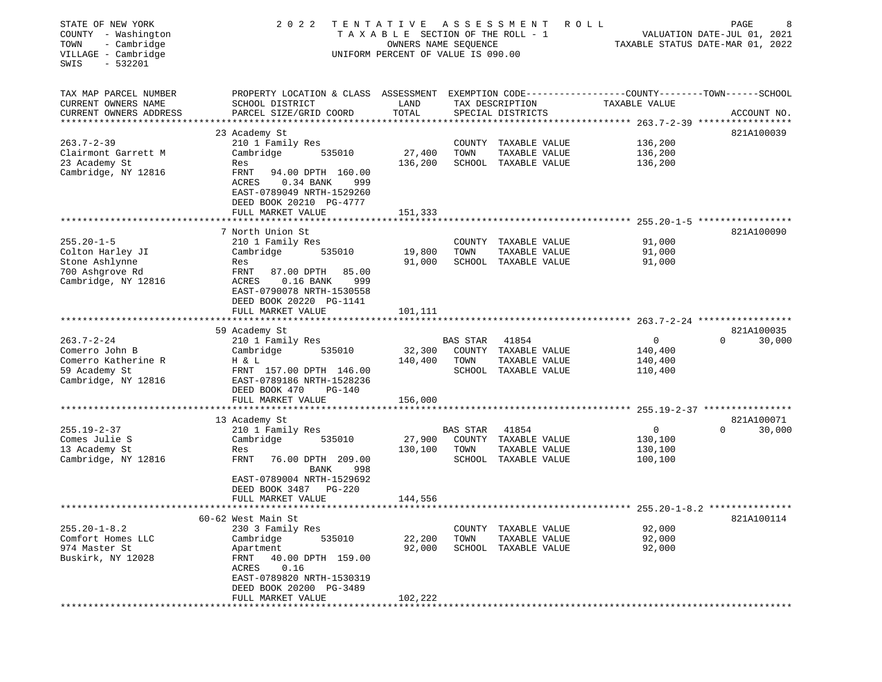STATE OF NEW YORK — 2022 TENTATIVE ASSESSMENT ROLL
COUNTY - Washington — TAXABLE SECTION OF THE ROLL - 1 — VALUATION DATE-JUL 01, 2021
TOWN - Cambridge — OWNERS NAME SEQUENCE — TAXABLE STATUS DATE-MAR 01, 2022
VILLAGE - Cambridge — UNIFORM PERCENT OF VALUE IS 090.00
SWIS - 532201

| TAX MAP PARCEL NUMBER / CURRENT OWNERS NAME / CURRENT OWNERS ADDRESS | PROPERTY LOCATION & CLASS / SCHOOL DISTRICT / PARCEL SIZE/GRID COORD | ASSESSMENT LAND | TOTAL | EXEMPTION CODE / TAX DESCRIPTION / SPECIAL DISTRICTS | COUNTY TAXABLE VALUE | TOWN | SCHOOL | ACCOUNT NO. |
|---|---|---|---|---|---|---|---|---|
| **263.7-2-39** | 23 Academy St | | | | | | | 821A100039 |
| 263.7-2-39 | 210 1 Family Res | | | COUNTY TAXABLE VALUE | 136,200 | | | |
| Clairmont Garrett M | Cambridge 535010 | 27,400 | | TOWN TAXABLE VALUE | 136,200 | | | |
| 23 Academy St | Res | | 136,200 | SCHOOL TAXABLE VALUE | 136,200 | | | |
| Cambridge, NY 12816 | FRNT 94.00 DPTH 160.00 | | | | | | | |
| | ACRES 0.34 BANK 999 | | | | | | | |
| | EAST-0789049 NRTH-1529260 | | | | | | | |
| | DEED BOOK 20210 PG-4777 | | | | | | | |
| | FULL MARKET VALUE | | 151,333 | | | | | |
| **255.20-1-5** | 7 North Union St | | | | | | | 821A100090 |
| 255.20-1-5 | 210 1 Family Res | | | COUNTY TAXABLE VALUE | 91,000 | | | |
| Colton Harley JI | Cambridge 535010 | 19,800 | | TOWN TAXABLE VALUE | 91,000 | | | |
| Stone Ashlynne | Res | | 91,000 | SCHOOL TAXABLE VALUE | 91,000 | | | |
| 700 Ashgrove Rd | FRNT 87.00 DPTH 85.00 | | | | | | | |
| Cambridge, NY 12816 | ACRES 0.16 BANK 999 | | | | | | | |
| | EAST-0790078 NRTH-1530558 | | | | | | | |
| | DEED BOOK 20220 PG-1141 | | | | | | | |
| | FULL MARKET VALUE | | 101,111 | | | | | |
| **263.7-2-24** | 59 Academy St | | | | | | | 821A100035 |
| 263.7-2-24 | 210 1 Family Res | | | BAS STAR 41854 | 0 | 0 | 30,000 | |
| Comerro John B | Cambridge 535010 | 32,300 | | COUNTY TAXABLE VALUE | 140,400 | | | |
| Comerro Katherine R | H & L | | 140,400 | TOWN TAXABLE VALUE | 140,400 | | | |
| 59 Academy St | FRNT 157.00 DPTH 146.00 | | | SCHOOL TAXABLE VALUE | 110,400 | | | |
| Cambridge, NY 12816 | EAST-0789186 NRTH-1528236 | | | | | | | |
| | DEED BOOK 470 PG-140 | | | | | | | |
| | FULL MARKET VALUE | | 156,000 | | | | | |
| **255.19-2-37** | 13 Academy St | | | | | | | 821A100071 |
| 255.19-2-37 | 210 1 Family Res | | | BAS STAR 41854 | 0 | 0 | 30,000 | |
| Comes Julie S | Cambridge 535010 | 27,900 | | COUNTY TAXABLE VALUE | 130,100 | | | |
| 13 Academy St | Res | | 130,100 | TOWN TAXABLE VALUE | 130,100 | | | |
| Cambridge, NY 12816 | FRNT 76.00 DPTH 209.00 | | | SCHOOL TAXABLE VALUE | 100,100 | | | |
| | BANK 998 | | | | | | | |
| | EAST-0789004 NRTH-1529692 | | | | | | | |
| | DEED BOOK 3487 PG-220 | | | | | | | |
| | FULL MARKET VALUE | | 144,556 | | | | | |
| **255.20-1-8.2** | 60-62 West Main St | | | | | | | 821A100114 |
| 255.20-1-8.2 | 230 3 Family Res | | | COUNTY TAXABLE VALUE | 92,000 | | | |
| Comfort Homes LLC | Cambridge 535010 | 22,200 | | TOWN TAXABLE VALUE | 92,000 | | | |
| 974 Master St | Apartment | | 92,000 | SCHOOL TAXABLE VALUE | 92,000 | | | |
| Buskirk, NY 12028 | FRNT 40.00 DPTH 159.00 | | | | | | | |
| | ACRES 0.16 | | | | | | | |
| | EAST-0789820 NRTH-1530319 | | | | | | | |
| | DEED BOOK 20200 PG-3489 | | | | | | | |
| | FULL MARKET VALUE | | 102,222 | | | | | |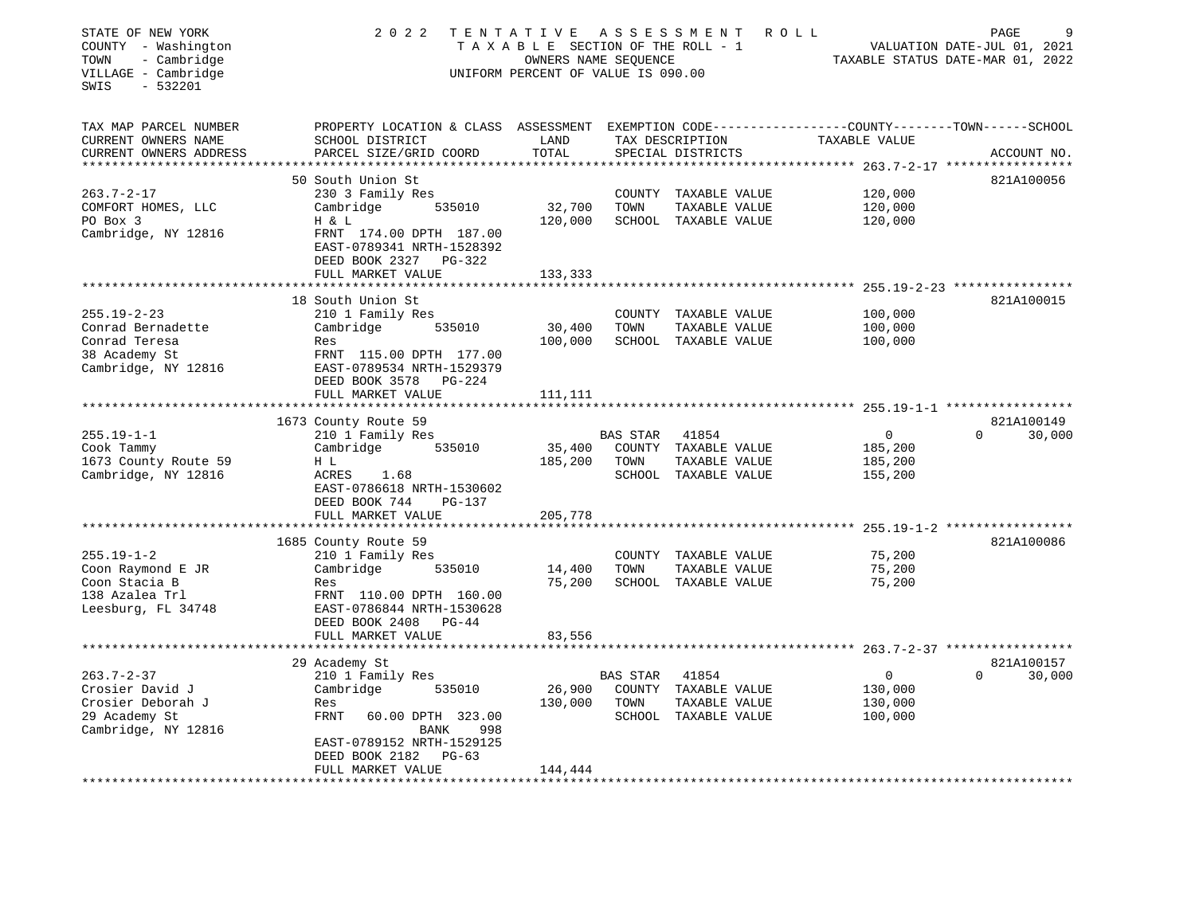STATE OF NEW YORK
COUNTY - Washington
TOWN - Cambridge
VILLAGE - Cambridge
SWIS - 532201

2022 TENTATIVE ASSESSMENT ROLL
TAXABLE SECTION OF THE ROLL - 1
OWNERS NAME SEQUENCE
UNIFORM PERCENT OF VALUE IS 090.00

VALUATION DATE-JUL 01, 2021
TAXABLE STATUS DATE-MAR 01, 2022

| TAX MAP PARCEL NUMBER / CURRENT OWNERS NAME / CURRENT OWNERS ADDRESS | PROPERTY LOCATION & CLASS / SCHOOL DISTRICT / PARCEL SIZE/GRID COORD | ASSESSMENT LAND / TOTAL | EXEMPTION CODE / TAX DESCRIPTION / SPECIAL DISTRICTS | COUNTY / TOWN / SCHOOL TAXABLE VALUE | ACCOUNT NO. |
|---|---|---|---|---|---|
| 263.7-2-17 | 50 South Union St | | | | 821A100056 |
| | 230 3 Family Res | | COUNTY TAXABLE VALUE | 120,000 | |
| COMFORT HOMES, LLC | Cambridge 535010 | 32,700 | TOWN TAXABLE VALUE | 120,000 | |
| PO Box 3 | H & L | 120,000 | SCHOOL TAXABLE VALUE | 120,000 | |
| Cambridge, NY 12816 | FRNT 174.00 DPTH 187.00 | | | | |
| | EAST-0789341 NRTH-1528392 | | | | |
| | DEED BOOK 2327 PG-322 | | | | |
| | FULL MARKET VALUE | 133,333 | | | |
| 255.19-2-23 | 18 South Union St | | | | 821A100015 |
| | 210 1 Family Res | | COUNTY TAXABLE VALUE | 100,000 | |
| Conrad Bernadette | Cambridge 535010 | 30,400 | TOWN TAXABLE VALUE | 100,000 | |
| Conrad Teresa | Res | 100,000 | SCHOOL TAXABLE VALUE | 100,000 | |
| 38 Academy St | FRNT 115.00 DPTH 177.00 | | | | |
| Cambridge, NY 12816 | EAST-0789534 NRTH-1529379 | | | | |
| | DEED BOOK 3578 PG-224 | | | | |
| | FULL MARKET VALUE | 111,111 | | | |
| 255.19-1-1 | 1673 County Route 59 | | | | 821A100149 |
| | 210 1 Family Res | | BAS STAR 41854 | 0 / 0 / 30,000 | |
| Cook Tammy | Cambridge 535010 | 35,400 | COUNTY TAXABLE VALUE | 185,200 | |
| 1673 County Route 59 | H L | 185,200 | TOWN TAXABLE VALUE | 185,200 | |
| Cambridge, NY 12816 | ACRES 1.68 | | SCHOOL TAXABLE VALUE | 155,200 | |
| | EAST-0786618 NRTH-1530602 | | | | |
| | DEED BOOK 744 PG-137 | | | | |
| | FULL MARKET VALUE | 205,778 | | | |
| 255.19-1-2 | 1685 County Route 59 | | | | 821A100086 |
| | 210 1 Family Res | | COUNTY TAXABLE VALUE | 75,200 | |
| Coon Raymond E JR | Cambridge 535010 | 14,400 | TOWN TAXABLE VALUE | 75,200 | |
| Coon Stacia B | Res | 75,200 | SCHOOL TAXABLE VALUE | 75,200 | |
| 138 Azalea Trl | FRNT 110.00 DPTH 160.00 | | | | |
| Leesburg, FL 34748 | EAST-0786844 NRTH-1530628 | | | | |
| | DEED BOOK 2408 PG-44 | | | | |
| | FULL MARKET VALUE | 83,556 | | | |
| 263.7-2-37 | 29 Academy St | | | | 821A100157 |
| | 210 1 Family Res | | BAS STAR 41854 | 0 / 0 / 30,000 | |
| Crosier David J | Cambridge 535010 | 26,900 | COUNTY TAXABLE VALUE | 130,000 | |
| Crosier Deborah J | Res | 130,000 | TOWN TAXABLE VALUE | 130,000 | |
| 29 Academy St | FRNT 60.00 DPTH 323.00 | | SCHOOL TAXABLE VALUE | 100,000 | |
| Cambridge, NY 12816 | BANK 998 | | | | |
| | EAST-0789152 NRTH-1529125 | | | | |
| | DEED BOOK 2182 PG-63 | | | | |
| | FULL MARKET VALUE | 144,444 | | | |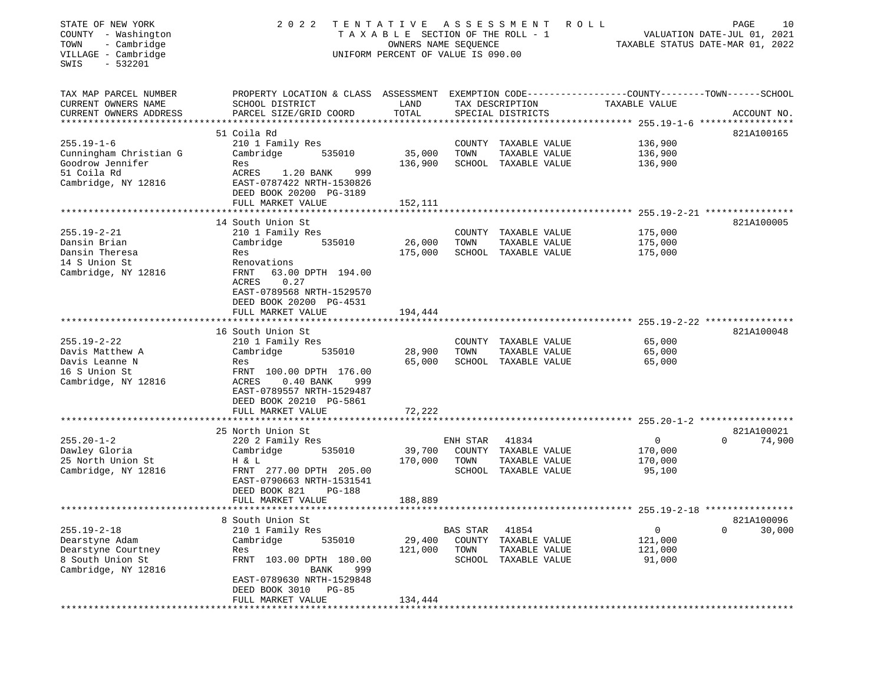STATE OF NEW YORK
COUNTY - Washington
TOWN - Cambridge
VILLAGE - Cambridge
SWIS - 532201

2022 TENTATIVE ASSESSMENT ROLL
TAXABLE SECTION OF THE ROLL - 1
OWNERS NAME SEQUENCE
UNIFORM PERCENT OF VALUE IS 090.00

VALUATION DATE-JUL 01, 2021
TAXABLE STATUS DATE-MAR 01, 2022

| TAX MAP PARCEL NUMBER / CURRENT OWNERS NAME / CURRENT OWNERS ADDRESS | PROPERTY LOCATION & CLASS / SCHOOL DISTRICT / PARCEL SIZE/GRID COORD | ASSESSMENT LAND | TOTAL | EXEMPTION CODE / TAX DESCRIPTION / SPECIAL DISTRICTS | COUNTY TAXABLE VALUE | TOWN | SCHOOL | ACCOUNT NO. |
|---|---|---|---|---|---|---|---|---|
| **255.19-1-6** | 51 Coila Rd | | | | | | | 821A100165 |
| 255.19-1-6 | 210 1 Family Res | | | COUNTY TAXABLE VALUE | 136,900 | | | |
| Cunningham Christian G | Cambridge 535010 | 35,000 | | TOWN TAXABLE VALUE | 136,900 | | | |
| Goodrow Jennifer | Res | | 136,900 | SCHOOL TAXABLE VALUE | 136,900 | | | |
| 51 Coila Rd | ACRES 1.20 BANK 999 | | | | | | | |
| Cambridge, NY 12816 | EAST-0787422 NRTH-1530826 | | | | | | | |
| | DEED BOOK 20200 PG-3189 | | | | | | | |
| | FULL MARKET VALUE | 152,111 | | | | | | |
| **255.19-2-21** | 14 South Union St | | | | | | | 821A100005 |
| 255.19-2-21 | 210 1 Family Res | | | COUNTY TAXABLE VALUE | 175,000 | | | |
| Dansin Brian | Cambridge 535010 | 26,000 | | TOWN TAXABLE VALUE | 175,000 | | | |
| Dansin Theresa | Res | | 175,000 | SCHOOL TAXABLE VALUE | 175,000 | | | |
| 14 S Union St | Renovations | | | | | | | |
| Cambridge, NY 12816 | FRNT 63.00 DPTH 194.00 | | | | | | | |
| | ACRES 0.27 | | | | | | | |
| | EAST-0789568 NRTH-1529570 | | | | | | | |
| | DEED BOOK 20200 PG-4531 | | | | | | | |
| | FULL MARKET VALUE | 194,444 | | | | | | |
| **255.19-2-22** | 16 South Union St | | | | | | | 821A100048 |
| 255.19-2-22 | 210 1 Family Res | | | COUNTY TAXABLE VALUE | 65,000 | | | |
| Davis Matthew A | Cambridge 535010 | 28,900 | | TOWN TAXABLE VALUE | 65,000 | | | |
| Davis Leanne N | Res | | 65,000 | SCHOOL TAXABLE VALUE | 65,000 | | | |
| 16 S Union St | FRNT 100.00 DPTH 176.00 | | | | | | | |
| Cambridge, NY 12816 | ACRES 0.40 BANK 999 | | | | | | | |
| | EAST-0789557 NRTH-1529487 | | | | | | | |
| | DEED BOOK 20210 PG-5861 | | | | | | | |
| | FULL MARKET VALUE | 72,222 | | | | | | |
| **255.20-1-2** | 25 North Union St | | | | | | | 821A100021 |
| 255.20-1-2 | 220 2 Family Res | | | ENH STAR 41834 | 0 | 0 | 74,900 | |
| Dawley Gloria | Cambridge 535010 | 39,700 | | COUNTY TAXABLE VALUE | 170,000 | | | |
| 25 North Union St | H & L | | 170,000 | TOWN TAXABLE VALUE | 170,000 | | | |
| Cambridge, NY 12816 | FRNT 277.00 DPTH 205.00 | | | SCHOOL TAXABLE VALUE | 95,100 | | | |
| | EAST-0790663 NRTH-1531541 | | | | | | | |
| | DEED BOOK 821 PG-188 | | | | | | | |
| | FULL MARKET VALUE | 188,889 | | | | | | |
| **255.19-2-18** | 8 South Union St | | | | | | | 821A100096 |
| 255.19-2-18 | 210 1 Family Res | | | BAS STAR 41854 | 0 | 0 | 30,000 | |
| Dearstyne Adam | Cambridge 535010 | 29,400 | | COUNTY TAXABLE VALUE | 121,000 | | | |
| Dearstyne Courtney | Res | | 121,000 | TOWN TAXABLE VALUE | 121,000 | | | |
| 8 South Union St | FRNT 103.00 DPTH 180.00 | | | SCHOOL TAXABLE VALUE | 91,000 | | | |
| Cambridge, NY 12816 | BANK 999 | | | | | | | |
| | EAST-0789630 NRTH-1529848 | | | | | | | |
| | DEED BOOK 3010 PG-85 | | | | | | | |
| | FULL MARKET VALUE | 134,444 | | | | | | |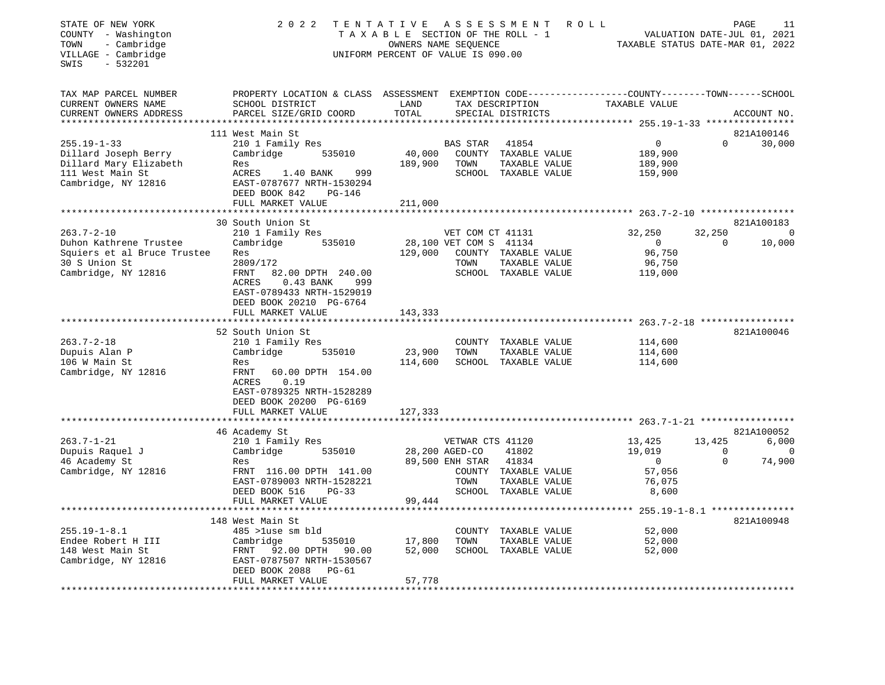STATE OF NEW YORK
COUNTY - Washington
TOWN - Cambridge
VILLAGE - Cambridge
SWIS - 532201

2022 TENTATIVE ASSESSMENT ROLL
TAXABLE SECTION OF THE ROLL - 1
OWNERS NAME SEQUENCE
UNIFORM PERCENT OF VALUE IS 090.00

VALUATION DATE-JUL 01, 2021
TAXABLE STATUS DATE-MAR 01, 2022

| TAX MAP PARCEL NUMBER / CURRENT OWNERS NAME / CURRENT OWNERS ADDRESS | PROPERTY LOCATION & CLASS / SCHOOL DISTRICT / PARCEL SIZE/GRID COORD | ASSESSMENT LAND / TOTAL | EXEMPTION CODE / TAX DESCRIPTION / SPECIAL DISTRICTS | COUNTY TAXABLE VALUE | TOWN | SCHOOL | ACCOUNT NO. |
|---|---|---|---|---|---|---|---|
| | 111 West Main St | | | | | | 821A100146 |
| 255.19-1-33 | 210 1 Family Res | | BAS STAR 41854 | 0 | 0 | 30,000 | |
| Dillard Joseph Berry | Cambridge 535010 | 40,000 | COUNTY TAXABLE VALUE | 189,900 | | | |
| Dillard Mary Elizabeth | Res | 189,900 | TOWN TAXABLE VALUE | 189,900 | | | |
| 111 West Main St | ACRES 1.40 BANK 999 | | SCHOOL TAXABLE VALUE | 159,900 | | | |
| Cambridge, NY 12816 | EAST-0787677 NRTH-1530294 | | | | | | |
| | DEED BOOK 842 PG-146 | | | | | | |
| | FULL MARKET VALUE | 211,000 | | | | | |
| | 30 South Union St | | | | | | 821A100183 |
| 263.7-2-10 | 210 1 Family Res | | VET COM CT 41131 | 32,250 | 32,250 | 0 | |
| Duhon Kathrene Trustee | Cambridge 535010 | 28,100 | VET COM S 41134 | 0 | 0 | 10,000 | |
| Squiers et al Bruce Trustee | Res | 129,000 | COUNTY TAXABLE VALUE | 96,750 | | | |
| 30 S Union St | 2809/172 | | TOWN TAXABLE VALUE | 96,750 | | | |
| Cambridge, NY 12816 | FRNT 82.00 DPTH 240.00 | | SCHOOL TAXABLE VALUE | 119,000 | | | |
| | ACRES 0.43 BANK 999 | | | | | | |
| | EAST-0789433 NRTH-1529019 | | | | | | |
| | DEED BOOK 20210 PG-6764 | | | | | | |
| | FULL MARKET VALUE | 143,333 | | | | | |
| | 52 South Union St | | | | | | 821A100046 |
| 263.7-2-18 | 210 1 Family Res | | COUNTY TAXABLE VALUE | 114,600 | | | |
| Dupuis Alan P | Cambridge 535010 | 23,900 | TOWN TAXABLE VALUE | 114,600 | | | |
| 106 W Main St | Res | 114,600 | SCHOOL TAXABLE VALUE | 114,600 | | | |
| Cambridge, NY 12816 | FRNT 60.00 DPTH 154.00 | | | | | | |
| | ACRES 0.19 | | | | | | |
| | EAST-0789325 NRTH-1528289 | | | | | | |
| | DEED BOOK 20200 PG-6169 | | | | | | |
| | FULL MARKET VALUE | 127,333 | | | | | |
| | 46 Academy St | | | | | | 821A100052 |
| 263.7-1-21 | 210 1 Family Res | | VETWAR CTS 41120 | 13,425 | 13,425 | 6,000 | |
| Dupuis Raquel J | Cambridge 535010 | 28,200 | AGED-CO 41802 | 19,019 | 0 | 0 | |
| 46 Academy St | Res | 89,500 | ENH STAR 41834 | 0 | 0 | 74,900 | |
| Cambridge, NY 12816 | FRNT 116.00 DPTH 141.00 | | COUNTY TAXABLE VALUE | 57,056 | | | |
| | EAST-0789003 NRTH-1528221 | | TOWN TAXABLE VALUE | 76,075 | | | |
| | DEED BOOK 516 PG-33 | | SCHOOL TAXABLE VALUE | 8,600 | | | |
| | FULL MARKET VALUE | 99,444 | | | | | |
| | 148 West Main St | | | | | | 821A100948 |
| 255.19-1-8.1 | 485 >1use sm bld | | COUNTY TAXABLE VALUE | 52,000 | | | |
| Endee Robert H III | Cambridge 535010 | 17,800 | TOWN TAXABLE VALUE | 52,000 | | | |
| 148 West Main St | FRNT 92.00 DPTH 90.00 | 52,000 | SCHOOL TAXABLE VALUE | 52,000 | | | |
| Cambridge, NY 12816 | EAST-0787507 NRTH-1530567 | | | | | | |
| | DEED BOOK 2088 PG-61 | | | | | | |
| | FULL MARKET VALUE | 57,778 | | | | | |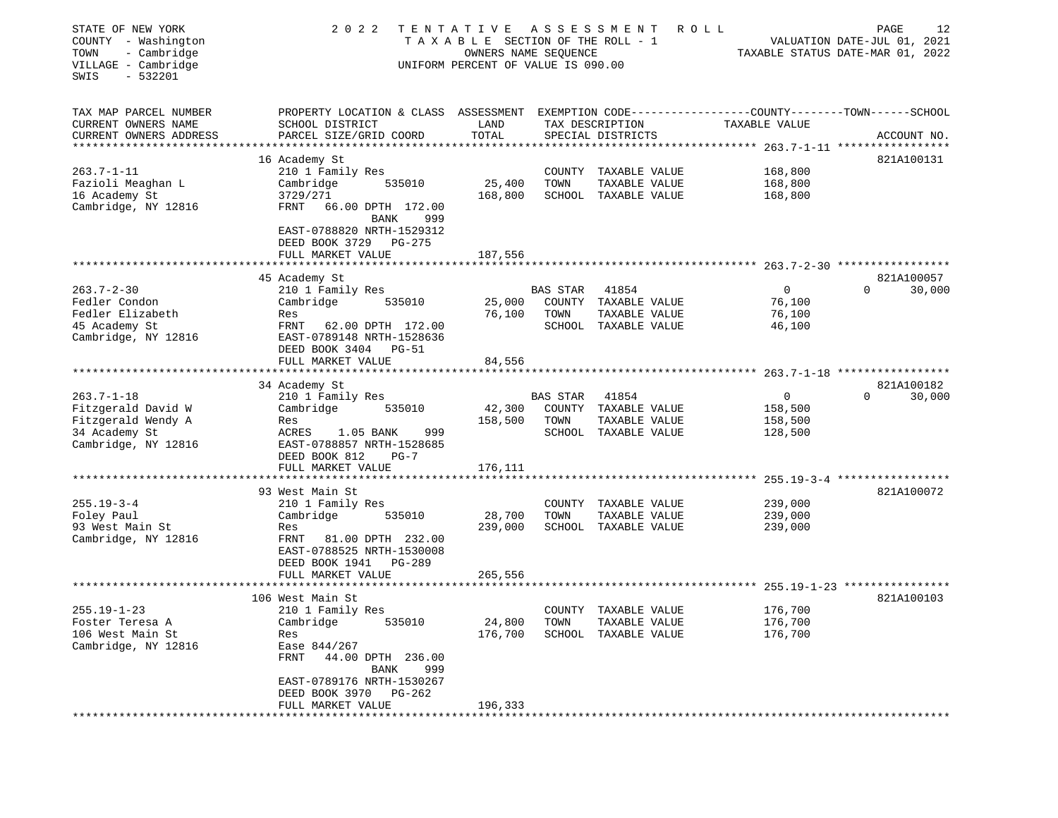STATE OF NEW YORK
COUNTY - Washington
TOWN - Cambridge
VILLAGE - Cambridge
SWIS - 532201

2 0 2 2 T E N T A T I V E A S S E S S M E N T R O L L
T A X A B L E SECTION OF THE ROLL - 1
OWNERS NAME SEQUENCE
UNIFORM PERCENT OF VALUE IS 090.00

VALUATION DATE-JUL 01, 2021
TAXABLE STATUS DATE-MAR 01, 2022

| TAX MAP PARCEL NUMBER / CURRENT OWNERS NAME / CURRENT OWNERS ADDRESS | PROPERTY LOCATION & CLASS / SCHOOL DISTRICT / PARCEL SIZE/GRID COORD | ASSESSMENT LAND / TOTAL | EXEMPTION CODE / TAX DESCRIPTION / SPECIAL DISTRICTS | COUNTY TAXABLE VALUE | TOWN | SCHOOL | ACCOUNT NO. |
|---|---|---|---|---|---|---|---|
| **263.7-1-11** | 16 Academy St | | | | | | 821A100131 |
| 263.7-1-11 | 210 1 Family Res | | COUNTY TAXABLE VALUE | 168,800 | | | |
| Fazioli Meaghan L | Cambridge 535010 | 25,400 | TOWN TAXABLE VALUE | 168,800 | | | |
| 16 Academy St | 3729/271 | 168,800 | SCHOOL TAXABLE VALUE | 168,800 | | | |
| Cambridge, NY 12816 | FRNT 66.00 DPTH 172.00 BANK 999 | | | | | | |
| | EAST-0788820 NRTH-1529312 | | | | | | |
| | DEED BOOK 3729 PG-275 | | | | | | |
| | FULL MARKET VALUE | 187,556 | | | | | |
| **263.7-2-30** | 45 Academy St | | | | | | 821A100057 |
| 263.7-2-30 | 210 1 Family Res | | BAS STAR 41854 | 0 | 0 | 30,000 | |
| Fedler Condon | Cambridge 535010 | 25,000 | COUNTY TAXABLE VALUE | 76,100 | | | |
| Fedler Elizabeth | Res | 76,100 | TOWN TAXABLE VALUE | 76,100 | | | |
| 45 Academy St | FRNT 62.00 DPTH 172.00 | | SCHOOL TAXABLE VALUE | 46,100 | | | |
| Cambridge, NY 12816 | EAST-0789148 NRTH-1528636 | | | | | | |
| | DEED BOOK 3404 PG-51 | | | | | | |
| | FULL MARKET VALUE | 84,556 | | | | | |
| **263.7-1-18** | 34 Academy St | | | | | | 821A100182 |
| 263.7-1-18 | 210 1 Family Res | | BAS STAR 41854 | 0 | 0 | 30,000 | |
| Fitzgerald David W | Cambridge 535010 | 42,300 | COUNTY TAXABLE VALUE | 158,500 | | | |
| Fitzgerald Wendy A | Res | 158,500 | TOWN TAXABLE VALUE | 158,500 | | | |
| 34 Academy St | ACRES 1.05 BANK 999 | | SCHOOL TAXABLE VALUE | 128,500 | | | |
| Cambridge, NY 12816 | EAST-0788857 NRTH-1528685 | | | | | | |
| | DEED BOOK 812 PG-7 | | | | | | |
| | FULL MARKET VALUE | 176,111 | | | | | |
| **255.19-3-4** | 93 West Main St | | | | | | 821A100072 |
| 255.19-3-4 | 210 1 Family Res | | COUNTY TAXABLE VALUE | 239,000 | | | |
| Foley Paul | Cambridge 535010 | 28,700 | TOWN TAXABLE VALUE | 239,000 | | | |
| 93 West Main St | Res | 239,000 | SCHOOL TAXABLE VALUE | 239,000 | | | |
| Cambridge, NY 12816 | FRNT 81.00 DPTH 232.00 | | | | | | |
| | EAST-0788525 NRTH-1530008 | | | | | | |
| | DEED BOOK 1941 PG-289 | | | | | | |
| | FULL MARKET VALUE | 265,556 | | | | | |
| **255.19-1-23** | 106 West Main St | | | | | | 821A100103 |
| 255.19-1-23 | 210 1 Family Res | | COUNTY TAXABLE VALUE | 176,700 | | | |
| Foster Teresa A | Cambridge 535010 | 24,800 | TOWN TAXABLE VALUE | 176,700 | | | |
| 106 West Main St | Res | 176,700 | SCHOOL TAXABLE VALUE | 176,700 | | | |
| Cambridge, NY 12816 | Ease 844/267 | | | | | | |
| | FRNT 44.00 DPTH 236.00 BANK 999 | | | | | | |
| | EAST-0789176 NRTH-1530267 | | | | | | |
| | DEED BOOK 3970 PG-262 | | | | | | |
| | FULL MARKET VALUE | 196,333 | | | | | |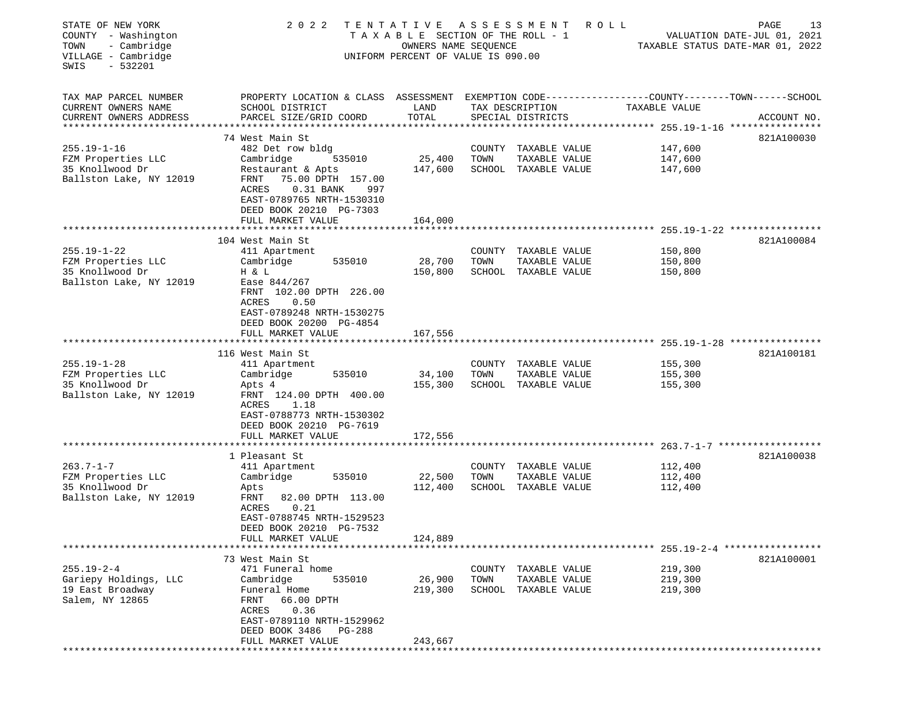STATE OF NEW YORK
COUNTY - Washington
TOWN - Cambridge
VILLAGE - Cambridge
SWIS - 532201

2022 TENTATIVE ASSESSMENT ROLL
TAXABLE SECTION OF THE ROLL - 1
OWNERS NAME SEQUENCE
UNIFORM PERCENT OF VALUE IS 090.00

VALUATION DATE-JUL 01, 2021
TAXABLE STATUS DATE-MAR 01, 2022

| TAX MAP PARCEL NUMBER / CURRENT OWNERS NAME / CURRENT OWNERS ADDRESS | PROPERTY LOCATION & CLASS / SCHOOL DISTRICT / PARCEL SIZE/GRID COORD | ASSESSMENT LAND / TOTAL | EXEMPTION CODE / TAX DESCRIPTION / SPECIAL DISTRICTS | TAXABLE VALUE (COUNTY--TOWN--SCHOOL) | ACCOUNT NO. |
|---|---|---|---|---|---|
| 255.19-1-16 | 74 West Main St | | | | 821A100030 |
| FZM Properties LLC | 482 Det row bldg | | COUNTY TAXABLE VALUE | 147,600 | |
| 35 Knollwood Dr | Cambridge 535010 | 25,400 | TOWN TAXABLE VALUE | 147,600 | |
| Ballston Lake, NY 12019 | Restaurant & Apts | 147,600 | SCHOOL TAXABLE VALUE | 147,600 | |
| | FRNT 75.00 DPTH 157.00 | | | | |
| | ACRES 0.31 BANK 997 | | | | |
| | EAST-0789765 NRTH-1530310 | | | | |
| | DEED BOOK 20210 PG-7303 | | | | |
| | FULL MARKET VALUE | 164,000 | | | |
| 255.19-1-22 | 104 West Main St | | | | 821A100084 |
| FZM Properties LLC | 411 Apartment | | COUNTY TAXABLE VALUE | 150,800 | |
| 35 Knollwood Dr | Cambridge 535010 | 28,700 | TOWN TAXABLE VALUE | 150,800 | |
| Ballston Lake, NY 12019 | H & L | 150,800 | SCHOOL TAXABLE VALUE | 150,800 | |
| | Ease 844/267 | | | | |
| | FRNT 102.00 DPTH 226.00 | | | | |
| | ACRES 0.50 | | | | |
| | EAST-0789248 NRTH-1530275 | | | | |
| | DEED BOOK 20200 PG-4854 | | | | |
| | FULL MARKET VALUE | 167,556 | | | |
| 255.19-1-28 | 116 West Main St | | | | 821A100181 |
| FZM Properties LLC | 411 Apartment | | COUNTY TAXABLE VALUE | 155,300 | |
| 35 Knollwood Dr | Cambridge 535010 | 34,100 | TOWN TAXABLE VALUE | 155,300 | |
| Ballston Lake, NY 12019 | Apts 4 | 155,300 | SCHOOL TAXABLE VALUE | 155,300 | |
| | FRNT 124.00 DPTH 400.00 | | | | |
| | ACRES 1.18 | | | | |
| | EAST-0788773 NRTH-1530302 | | | | |
| | DEED BOOK 20210 PG-7619 | | | | |
| | FULL MARKET VALUE | 172,556 | | | |
| 263.7-1-7 | 1 Pleasant St | | | | 821A100038 |
| FZM Properties LLC | 411 Apartment | | COUNTY TAXABLE VALUE | 112,400 | |
| 35 Knollwood Dr | Cambridge 535010 | 22,500 | TOWN TAXABLE VALUE | 112,400 | |
| Ballston Lake, NY 12019 | Apts | 112,400 | SCHOOL TAXABLE VALUE | 112,400 | |
| | FRNT 82.00 DPTH 113.00 | | | | |
| | ACRES 0.21 | | | | |
| | EAST-0788745 NRTH-1529523 | | | | |
| | DEED BOOK 20210 PG-7532 | | | | |
| | FULL MARKET VALUE | 124,889 | | | |
| 255.19-2-4 | 73 West Main St | | | | 821A100001 |
| Gariepy Holdings, LLC | 471 Funeral home | | COUNTY TAXABLE VALUE | 219,300 | |
| 19 East Broadway | Cambridge 535010 | 26,900 | TOWN TAXABLE VALUE | 219,300 | |
| Salem, NY 12865 | Funeral Home | 219,300 | SCHOOL TAXABLE VALUE | 219,300 | |
| | FRNT 66.00 DPTH | | | | |
| | ACRES 0.36 | | | | |
| | EAST-0789110 NRTH-1529962 | | | | |
| | DEED BOOK 3486 PG-288 | | | | |
| | FULL MARKET VALUE | 243,667 | | | |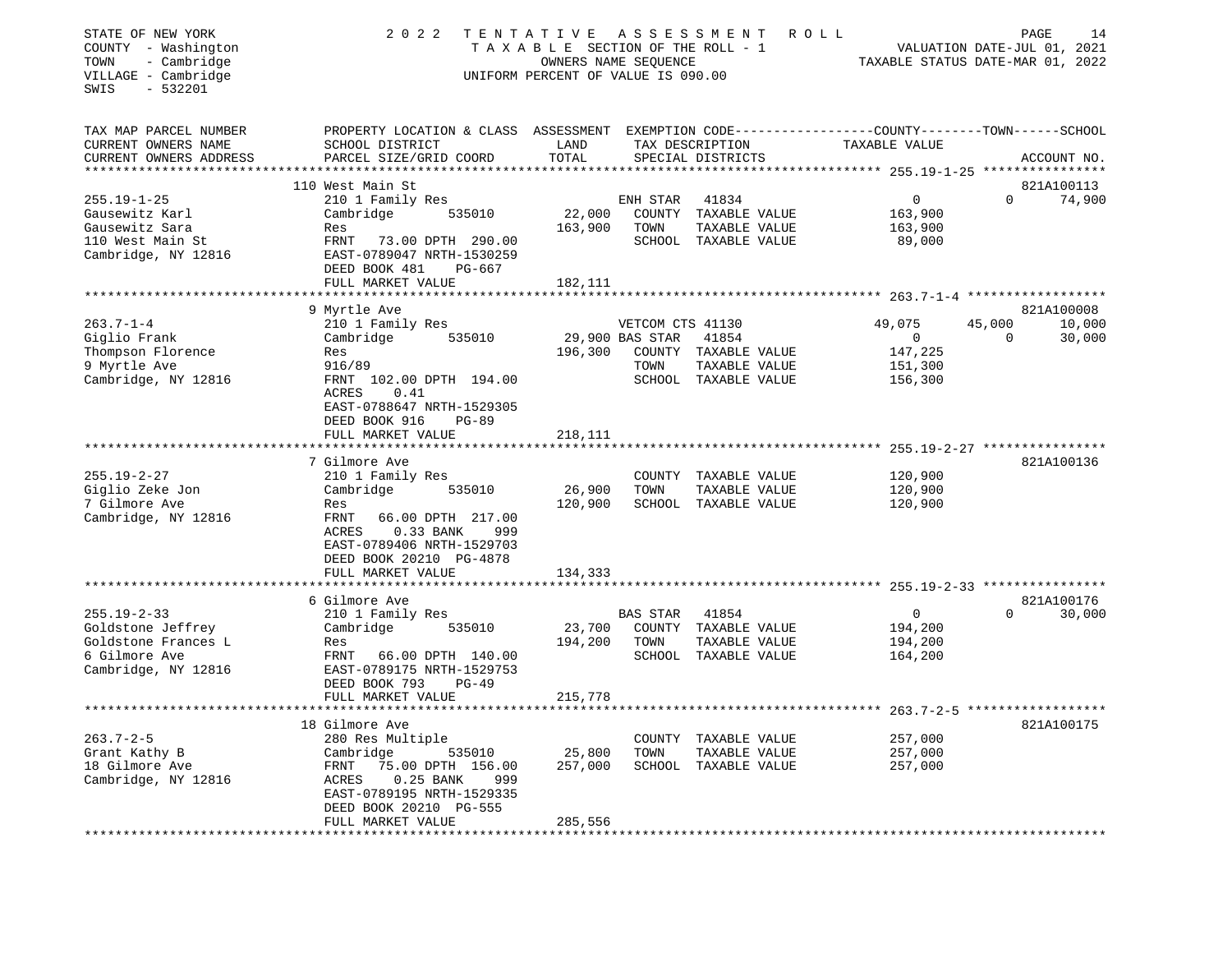STATE OF NEW YORK
COUNTY - Washington
TOWN - Cambridge
VILLAGE - Cambridge
SWIS - 532201

2 0 2 2 T E N T A T I V E A S S E S S M E N T R O L L
T A X A B L E SECTION OF THE ROLL - 1
OWNERS NAME SEQUENCE
UNIFORM PERCENT OF VALUE IS 090.00

VALUATION DATE-JUL 01, 2021
TAXABLE STATUS DATE-MAR 01, 2022

| TAX MAP PARCEL NUMBER / CURRENT OWNERS NAME / CURRENT OWNERS ADDRESS | PROPERTY LOCATION & CLASS / SCHOOL DISTRICT / PARCEL SIZE/GRID COORD | ASSESSMENT LAND / TOTAL | EXEMPTION CODE / TAX DESCRIPTION / SPECIAL DISTRICTS | COUNTY TAXABLE VALUE | TOWN | SCHOOL / ACCOUNT NO. |
|---|---|---|---|---|---|---|
| 255.19-1-25 | 110 West Main St | | | | | 821A100113 |
| 255.19-1-25 | 210 1 Family Res | | ENH STAR 41834 | 0 | 0 | 74,900 |
| Gausewitz Karl | Cambridge 535010 | 22,000 | COUNTY TAXABLE VALUE | 163,900 | | |
| Gausewitz Sara | Res | 163,900 | TOWN TAXABLE VALUE | 163,900 | | |
| 110 West Main St | FRNT 73.00 DPTH 290.00 | | SCHOOL TAXABLE VALUE | 89,000 | | |
| Cambridge, NY 12816 | EAST-0789047 NRTH-1530259 | | | | | |
| | DEED BOOK 481 PG-667 | | | | | |
| | FULL MARKET VALUE | 182,111 | | | | |
| 263.7-1-4 | 9 Myrtle Ave | | | | | 821A100008 |
| 263.7-1-4 | 210 1 Family Res | | VETCOM CTS 41130 | 49,075 | 45,000 | 10,000 |
| Giglio Frank | Cambridge 535010 | 29,900 | BAS STAR 41854 | 0 | 0 | 30,000 |
| Thompson Florence | Res | 196,300 | COUNTY TAXABLE VALUE | 147,225 | | |
| 9 Myrtle Ave | 916/89 | | TOWN TAXABLE VALUE | 151,300 | | |
| Cambridge, NY 12816 | FRNT 102.00 DPTH 194.00 | | SCHOOL TAXABLE VALUE | 156,300 | | |
| | ACRES 0.41 | | | | | |
| | EAST-0788647 NRTH-1529305 | | | | | |
| | DEED BOOK 916 PG-89 | | | | | |
| | FULL MARKET VALUE | 218,111 | | | | |
| 255.19-2-27 | 7 Gilmore Ave | | | | | 821A100136 |
| 255.19-2-27 | 210 1 Family Res | | COUNTY TAXABLE VALUE | 120,900 | | |
| Giglio Zeke Jon | Cambridge 535010 | 26,900 | TOWN TAXABLE VALUE | 120,900 | | |
| 7 Gilmore Ave | Res | 120,900 | SCHOOL TAXABLE VALUE | 120,900 | | |
| Cambridge, NY 12816 | FRNT 66.00 DPTH 217.00 | | | | | |
| | ACRES 0.33 BANK 999 | | | | | |
| | EAST-0789406 NRTH-1529703 | | | | | |
| | DEED BOOK 20210 PG-4878 | | | | | |
| | FULL MARKET VALUE | 134,333 | | | | |
| 255.19-2-33 | 6 Gilmore Ave | | | | | 821A100176 |
| 255.19-2-33 | 210 1 Family Res | | BAS STAR 41854 | 0 | 0 | 30,000 |
| Goldstone Jeffrey | Cambridge 535010 | 23,700 | COUNTY TAXABLE VALUE | 194,200 | | |
| Goldstone Frances L | Res | 194,200 | TOWN TAXABLE VALUE | 194,200 | | |
| 6 Gilmore Ave | FRNT 66.00 DPTH 140.00 | | SCHOOL TAXABLE VALUE | 164,200 | | |
| Cambridge, NY 12816 | EAST-0789175 NRTH-1529753 | | | | | |
| | DEED BOOK 793 PG-49 | | | | | |
| | FULL MARKET VALUE | 215,778 | | | | |
| 263.7-2-5 | 18 Gilmore Ave | | | | | 821A100175 |
| 263.7-2-5 | 280 Res Multiple | | COUNTY TAXABLE VALUE | 257,000 | | |
| Grant Kathy B | Cambridge 535010 | 25,800 | TOWN TAXABLE VALUE | 257,000 | | |
| 18 Gilmore Ave | FRNT 75.00 DPTH 156.00 | 257,000 | SCHOOL TAXABLE VALUE | 257,000 | | |
| Cambridge, NY 12816 | ACRES 0.25 BANK 999 | | | | | |
| | EAST-0789195 NRTH-1529335 | | | | | |
| | DEED BOOK 20210 PG-555 | | | | | |
| | FULL MARKET VALUE | 285,556 | | | | |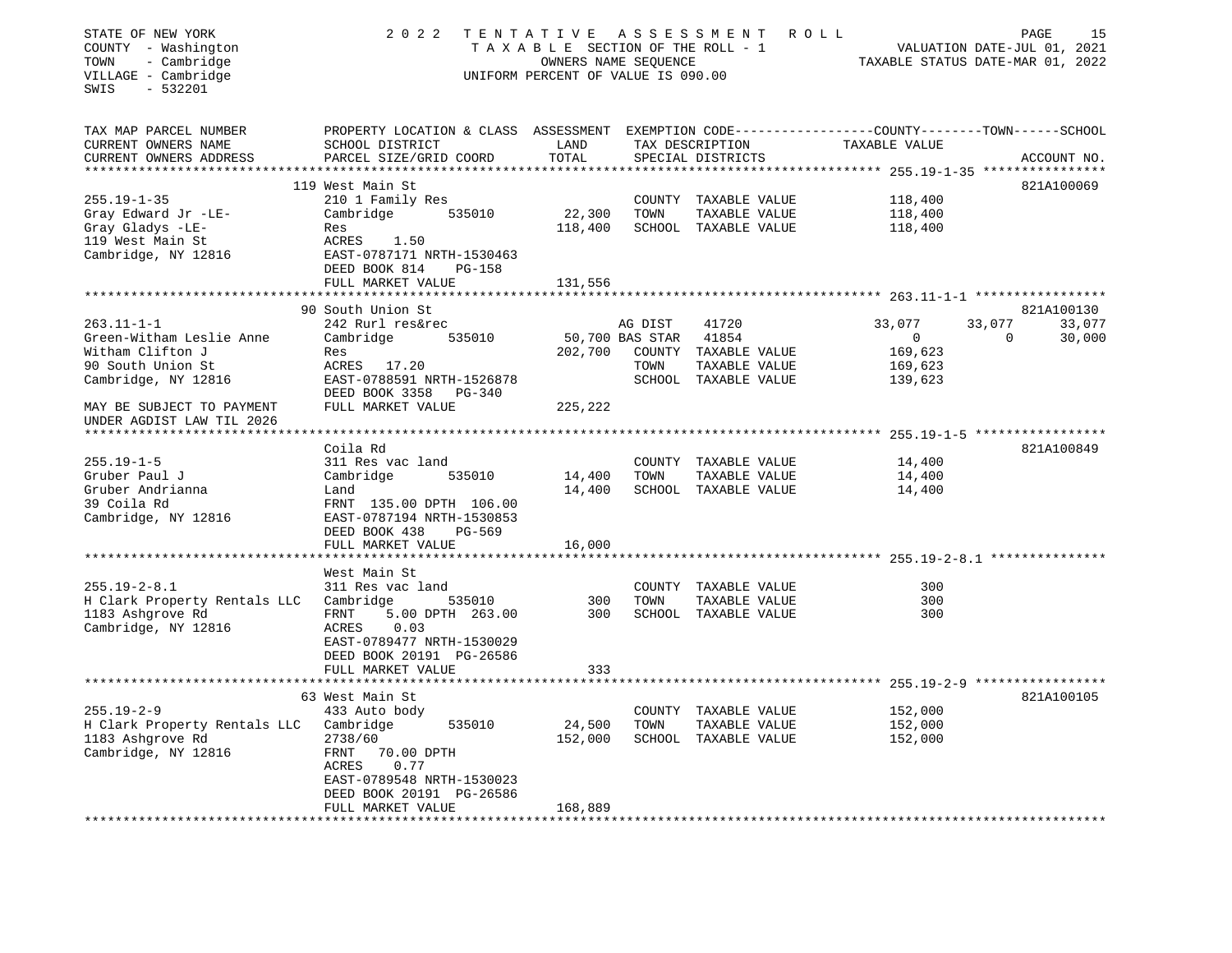STATE OF NEW YORK
COUNTY - Washington
TOWN - Cambridge
VILLAGE - Cambridge
SWIS - 532201

2 0 2 2 TENTATIVE ASSESSMENT ROLL
TAXABLE SECTION OF THE ROLL - 1
OWNERS NAME SEQUENCE
UNIFORM PERCENT OF VALUE IS 090.00

VALUATION DATE-JUL 01, 2021
TAXABLE STATUS DATE-MAR 01, 2022

| TAX MAP PARCEL NUMBER / CURRENT OWNERS NAME / CURRENT OWNERS ADDRESS | PROPERTY LOCATION & CLASS / SCHOOL DISTRICT / PARCEL SIZE/GRID COORD | ASSESSMENT LAND / TOTAL | EXEMPTION CODE / TAX DESCRIPTION / SPECIAL DISTRICTS | COUNTY TAXABLE VALUE | TOWN | SCHOOL | ACCOUNT NO. |
|---|---|---|---|---|---|---|---|
| **255.19-1-35** | 119 West Main St | | | | | | 821A100069 |
| 255.19-1-35 | 210 1 Family Res | | COUNTY TAXABLE VALUE | 118,400 | | | |
| Gray Edward Jr -LE- | Cambridge 535010 | 22,300 | TOWN TAXABLE VALUE | 118,400 | | | |
| Gray Gladys -LE- | Res | 118,400 | SCHOOL TAXABLE VALUE | 118,400 | | | |
| 119 West Main St | ACRES 1.50 | | | | | | |
| Cambridge, NY 12816 | EAST-0787171 NRTH-1530463 | | | | | | |
| | DEED BOOK 814 PG-158 | | | | | | |
| | FULL MARKET VALUE | 131,556 | | | | | |
| **263.11-1-1** | 90 South Union St | | | | | | 821A100130 |
| 263.11-1-1 | 242 Rurl res&rec | | AG DIST 41720 | 33,077 | 33,077 | 33,077 | |
| Green-Witham Leslie Anne | Cambridge 535010 | 50,700 | BAS STAR 41854 | 0 | 0 | 30,000 | |
| Witham Clifton J | Res | 202,700 | COUNTY TAXABLE VALUE | 169,623 | | | |
| 90 South Union St | ACRES 17.20 | | TOWN TAXABLE VALUE | 169,623 | | | |
| Cambridge, NY 12816 | EAST-0788591 NRTH-1526878 | | SCHOOL TAXABLE VALUE | 139,623 | | | |
| | DEED BOOK 3358 PG-340 | | | | | | |
| MAY BE SUBJECT TO PAYMENT | FULL MARKET VALUE | 225,222 | | | | | |
| UNDER AGDIST LAW TIL 2026 | | | | | | | |
| **255.19-1-5** | Coila Rd | | | | | | 821A100849 |
| 255.19-1-5 | 311 Res vac land | | COUNTY TAXABLE VALUE | 14,400 | | | |
| Gruber Paul J | Cambridge 535010 | 14,400 | TOWN TAXABLE VALUE | 14,400 | | | |
| Gruber Andrianna | Land | 14,400 | SCHOOL TAXABLE VALUE | 14,400 | | | |
| 39 Coila Rd | FRNT 135.00 DPTH 106.00 | | | | | | |
| Cambridge, NY 12816 | EAST-0787194 NRTH-1530853 | | | | | | |
| | DEED BOOK 438 PG-569 | | | | | | |
| | FULL MARKET VALUE | 16,000 | | | | | |
| **255.19-2-8.1** | West Main St | | | | | | |
| 255.19-2-8.1 | 311 Res vac land | | COUNTY TAXABLE VALUE | 300 | | | |
| H Clark Property Rentals LLC | Cambridge 535010 | 300 | TOWN TAXABLE VALUE | 300 | | | |
| 1183 Ashgrove Rd | FRNT 5.00 DPTH 263.00 | 300 | SCHOOL TAXABLE VALUE | 300 | | | |
| Cambridge, NY 12816 | ACRES 0.03 | | | | | | |
| | EAST-0789477 NRTH-1530029 | | | | | | |
| | DEED BOOK 20191 PG-26586 | | | | | | |
| | FULL MARKET VALUE | 333 | | | | | |
| **255.19-2-9** | 63 West Main St | | | | | | 821A100105 |
| 255.19-2-9 | 433 Auto body | | COUNTY TAXABLE VALUE | 152,000 | | | |
| H Clark Property Rentals LLC | Cambridge 535010 | 24,500 | TOWN TAXABLE VALUE | 152,000 | | | |
| 1183 Ashgrove Rd | 2738/60 | 152,000 | SCHOOL TAXABLE VALUE | 152,000 | | | |
| Cambridge, NY 12816 | FRNT 70.00 DPTH | | | | | | |
| | ACRES 0.77 | | | | | | |
| | EAST-0789548 NRTH-1530023 | | | | | | |
| | DEED BOOK 20191 PG-26586 | | | | | | |
| | FULL MARKET VALUE | 168,889 | | | | | |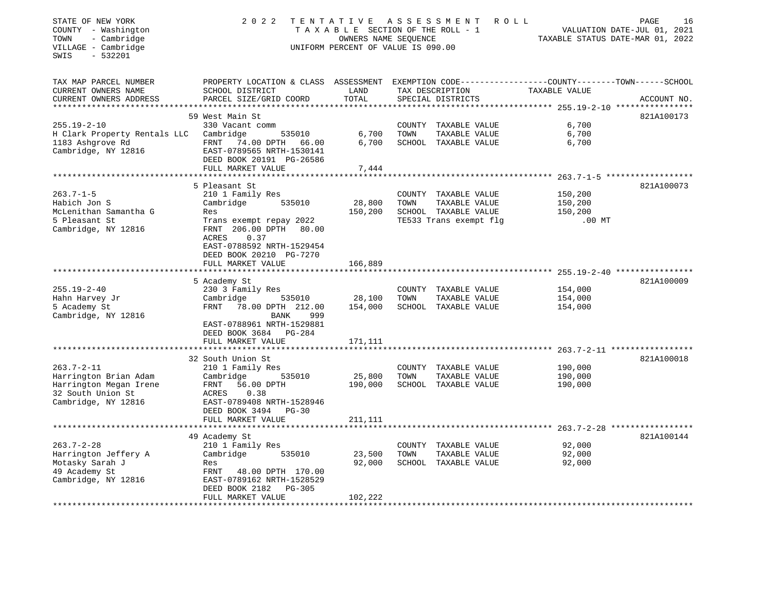STATE OF NEW YORK | 2022 TENTATIVE ASSESSMENT ROLL
COUNTY - Washington | TAXABLE SECTION OF THE ROLL - 1 | VALUATION DATE-JUL 01, 2021
TOWN - Cambridge | OWNERS NAME SEQUENCE | TAXABLE STATUS DATE-MAR 01, 2022
VILLAGE - Cambridge | UNIFORM PERCENT OF VALUE IS 090.00
SWIS - 532201

| TAX MAP PARCEL NUMBER / CURRENT OWNERS NAME / CURRENT OWNERS ADDRESS | PROPERTY LOCATION & CLASS / SCHOOL DISTRICT / PARCEL SIZE/GRID COORD | ASSESSMENT LAND | TOTAL | EXEMPTION CODE / TAX DESCRIPTION / SPECIAL DISTRICTS | COUNTY / TOWN / SCHOOL TAXABLE VALUE | ACCOUNT NO. |
|---|---|---|---|---|---|---|
| **255.19-2-10** | 59 West Main St | | | | | 821A100173 |
| 255.19-2-10 | 330 Vacant comm | | | COUNTY TAXABLE VALUE | 6,700 | |
| H Clark Property Rentals LLC | Cambridge 535010 | 6,700 | | TOWN TAXABLE VALUE | 6,700 | |
| 1183 Ashgrove Rd | FRNT 74.00 DPTH 66.00 | | 6,700 | SCHOOL TAXABLE VALUE | 6,700 | |
| Cambridge, NY 12816 | EAST-0789565 NRTH-1530141 | | | | | |
| | DEED BOOK 20191 PG-26586 | | | | | |
| | FULL MARKET VALUE | | 7,444 | | | |
| **263.7-1-5** | 5 Pleasant St | | | | | 821A100073 |
| 263.7-1-5 | 210 1 Family Res | | | COUNTY TAXABLE VALUE | 150,200 | |
| Habich Jon S | Cambridge 535010 | 28,800 | | TOWN TAXABLE VALUE | 150,200 | |
| McLenithan Samantha G | Res | | 150,200 | SCHOOL TAXABLE VALUE | 150,200 | |
| 5 Pleasant St | Trans exempt repay 2022 | | | TE533 Trans exempt flg | .00 MT | |
| Cambridge, NY 12816 | FRNT 206.00 DPTH 80.00 | | | | | |
| | ACRES 0.37 | | | | | |
| | EAST-0788592 NRTH-1529454 | | | | | |
| | DEED BOOK 20210 PG-7270 | | | | | |
| | FULL MARKET VALUE | | 166,889 | | | |
| **255.19-2-40** | 5 Academy St | | | | | 821A100009 |
| 255.19-2-40 | 230 3 Family Res | | | COUNTY TAXABLE VALUE | 154,000 | |
| Hahn Harvey Jr | Cambridge 535010 | 28,100 | | TOWN TAXABLE VALUE | 154,000 | |
| 5 Academy St | FRNT 78.00 DPTH 212.00 | | 154,000 | SCHOOL TAXABLE VALUE | 154,000 | |
| Cambridge, NY 12816 | BANK 999 | | | | | |
| | EAST-0788961 NRTH-1529881 | | | | | |
| | DEED BOOK 3684 PG-284 | | | | | |
| | FULL MARKET VALUE | | 171,111 | | | |
| **263.7-2-11** | 32 South Union St | | | | | 821A100018 |
| 263.7-2-11 | 210 1 Family Res | | | COUNTY TAXABLE VALUE | 190,000 | |
| Harrington Brian Adam | Cambridge 535010 | 25,800 | | TOWN TAXABLE VALUE | 190,000 | |
| Harrington Megan Irene | FRNT 56.00 DPTH | | 190,000 | SCHOOL TAXABLE VALUE | 190,000 | |
| 32 South Union St | ACRES 0.38 | | | | | |
| Cambridge, NY 12816 | EAST-0789408 NRTH-1528946 | | | | | |
| | DEED BOOK 3494 PG-30 | | | | | |
| | FULL MARKET VALUE | | 211,111 | | | |
| **263.7-2-28** | 49 Academy St | | | | | 821A100144 |
| 263.7-2-28 | 210 1 Family Res | | | COUNTY TAXABLE VALUE | 92,000 | |
| Harrington Jeffery A | Cambridge 535010 | 23,500 | | TOWN TAXABLE VALUE | 92,000 | |
| Motasky Sarah J | Res | | 92,000 | SCHOOL TAXABLE VALUE | 92,000 | |
| 49 Academy St | FRNT 48.00 DPTH 170.00 | | | | | |
| Cambridge, NY 12816 | EAST-0789162 NRTH-1528529 | | | | | |
| | DEED BOOK 2182 PG-305 | | | | | |
| | FULL MARKET VALUE | | 102,222 | | | |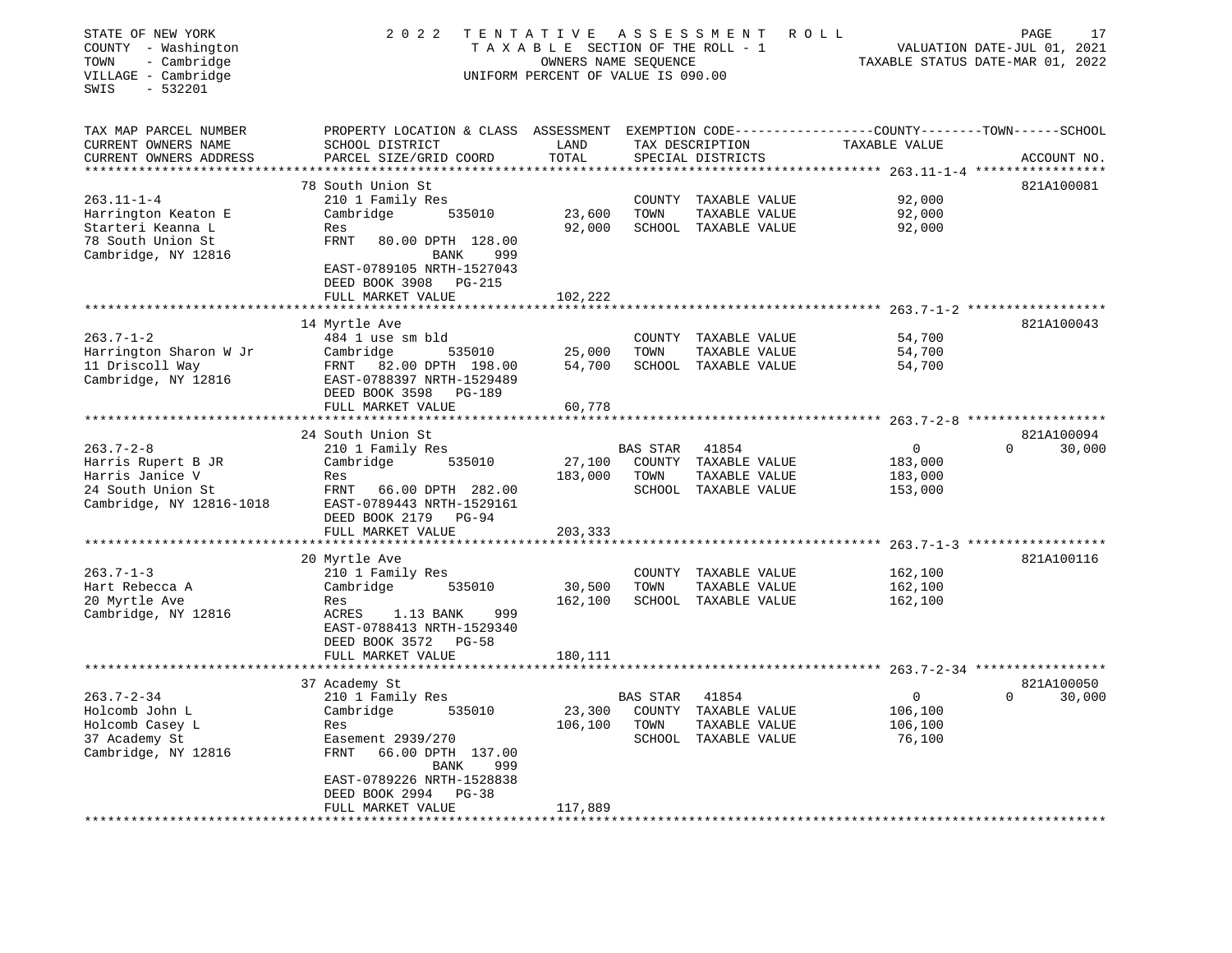STATE OF NEW YORK
COUNTY - Washington
TOWN - Cambridge
VILLAGE - Cambridge
SWIS - 532201

2022 TENTATIVE ASSESSMENT ROLL
TAXABLE SECTION OF THE ROLL - 1
OWNERS NAME SEQUENCE
UNIFORM PERCENT OF VALUE IS 090.00

VALUATION DATE-JUL 01, 2021
TAXABLE STATUS DATE-MAR 01, 2022

| TAX MAP PARCEL NUMBER / CURRENT OWNERS NAME / CURRENT OWNERS ADDRESS | PROPERTY LOCATION & CLASS / SCHOOL DISTRICT / PARCEL SIZE/GRID COORD | ASSESSMENT LAND | TOTAL | EXEMPTION CODE / TAX DESCRIPTION / SPECIAL DISTRICTS | COUNTY / TOWN TAXABLE VALUE | SCHOOL | ACCOUNT NO. |
|---|---|---|---|---|---|---|---|
| 263.11-1-4 | 78 South Union St | | | | | | 821A100081 |
| Harrington Keaton E | 210 1 Family Res | | | COUNTY TAXABLE VALUE | 92,000 | | |
| Starteri Keanna L | Cambridge 535010 | 23,600 | | TOWN TAXABLE VALUE | 92,000 | | |
| 78 South Union St | Res | | 92,000 | SCHOOL TAXABLE VALUE | 92,000 | | |
| Cambridge, NY 12816 | FRNT 80.00 DPTH 128.00 BANK 999 | | | | | | |
| | EAST-0789105 NRTH-1527043 | | | | | | |
| | DEED BOOK 3908 PG-215 | | | | | | |
| | FULL MARKET VALUE | | 102,222 | | | | |
| 263.7-1-2 | 14 Myrtle Ave | | | | | | 821A100043 |
| Harrington Sharon W Jr | 484 1 use sm bld | | | COUNTY TAXABLE VALUE | 54,700 | | |
| 11 Driscoll Way | Cambridge 535010 | 25,000 | | TOWN TAXABLE VALUE | 54,700 | | |
| Cambridge, NY 12816 | FRNT 82.00 DPTH 198.00 | | 54,700 | SCHOOL TAXABLE VALUE | 54,700 | | |
| | EAST-0788397 NRTH-1529489 | | | | | | |
| | DEED BOOK 3598 PG-189 | | | | | | |
| | FULL MARKET VALUE | | 60,778 | | | | |
| 263.7-2-8 | 24 South Union St | | | | | | 821A100094 |
| Harris Rupert B JR | 210 1 Family Res | | | BAS STAR 41854 | 0 | 30,000 | |
| Harris Janice V | Cambridge 535010 | 27,100 | | COUNTY TAXABLE VALUE | 183,000 | | |
| 24 South Union St | Res | | 183,000 | TOWN TAXABLE VALUE | 183,000 | | |
| Cambridge, NY 12816-1018 | FRNT 66.00 DPTH 282.00 | | | SCHOOL TAXABLE VALUE | 153,000 | | |
| | EAST-0789443 NRTH-1529161 | | | | | | |
| | DEED BOOK 2179 PG-94 | | | | | | |
| | FULL MARKET VALUE | | 203,333 | | | | |
| 263.7-1-3 | 20 Myrtle Ave | | | | | | 821A100116 |
| Hart Rebecca A | 210 1 Family Res | | | COUNTY TAXABLE VALUE | 162,100 | | |
| 20 Myrtle Ave | Cambridge 535010 | 30,500 | | TOWN TAXABLE VALUE | 162,100 | | |
| Cambridge, NY 12816 | Res | | 162,100 | SCHOOL TAXABLE VALUE | 162,100 | | |
| | ACRES 1.13 BANK 999 | | | | | | |
| | EAST-0788413 NRTH-1529340 | | | | | | |
| | DEED BOOK 3572 PG-58 | | | | | | |
| | FULL MARKET VALUE | | 180,111 | | | | |
| 263.7-2-34 | 37 Academy St | | | | | | 821A100050 |
| Holcomb John L | 210 1 Family Res | | | BAS STAR 41854 | 0 | 30,000 | |
| Holcomb Casey L | Cambridge 535010 | 23,300 | | COUNTY TAXABLE VALUE | 106,100 | | |
| 37 Academy St | Res | | 106,100 | TOWN TAXABLE VALUE | 106,100 | | |
| Cambridge, NY 12816 | Easement 2939/270 | | | SCHOOL TAXABLE VALUE | 76,100 | | |
| | FRNT 66.00 DPTH 137.00 BANK 999 | | | | | | |
| | EAST-0789226 NRTH-1528838 | | | | | | |
| | DEED BOOK 2994 PG-38 | | | | | | |
| | FULL MARKET VALUE | | 117,889 | | | | |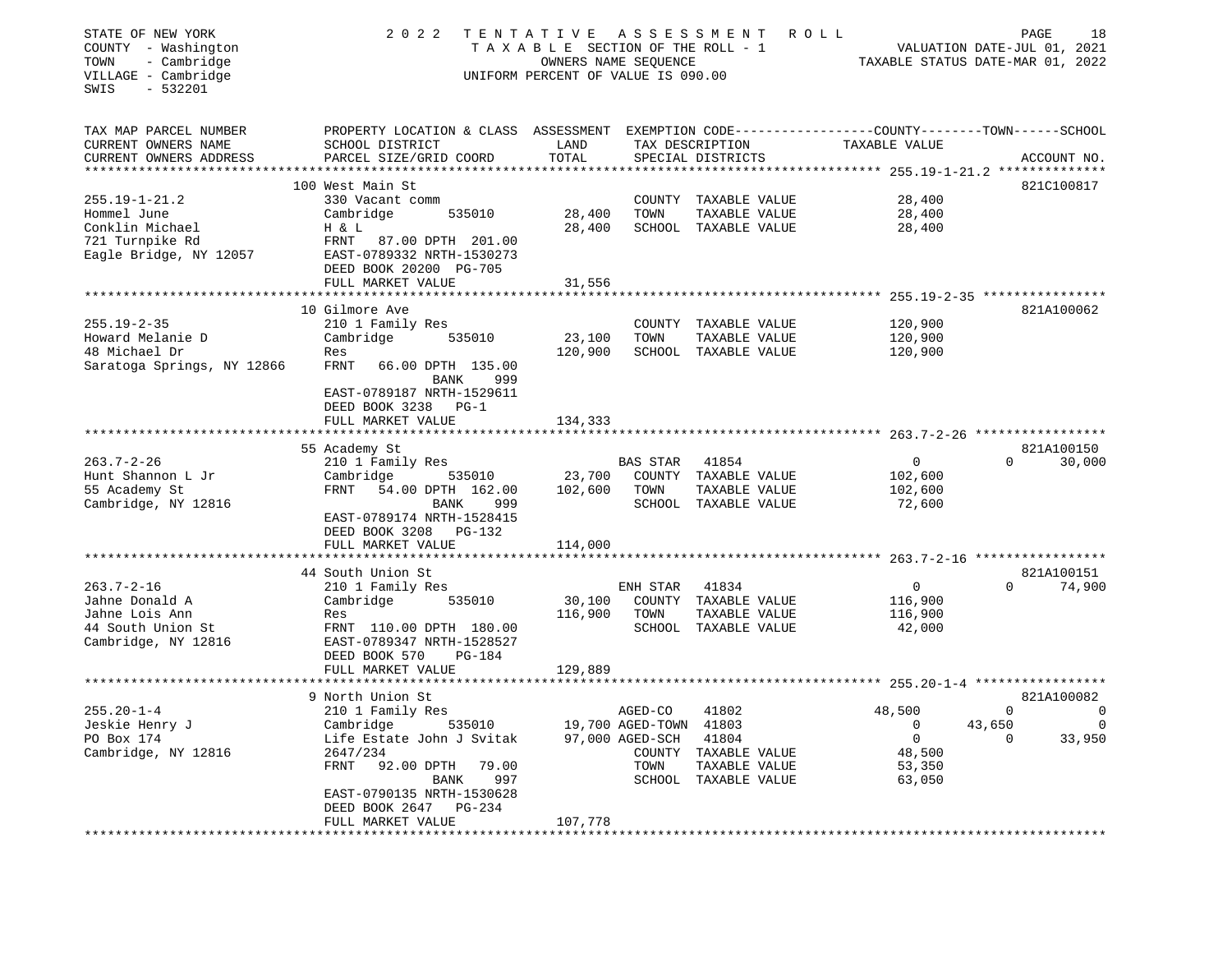STATE OF NEW YORK | 2022 TENTATIVE ASSESSMENT ROLL
COUNTY - Washington | TAXABLE SECTION OF THE ROLL - 1 | VALUATION DATE-JUL 01, 2021
TOWN - Cambridge | OWNERS NAME SEQUENCE | TAXABLE STATUS DATE-MAR 01, 2022
VILLAGE - Cambridge | UNIFORM PERCENT OF VALUE IS 090.00
SWIS - 532201

| TAX MAP PARCEL NUMBER / CURRENT OWNERS NAME / CURRENT OWNERS ADDRESS | PROPERTY LOCATION & CLASS / SCHOOL DISTRICT / PARCEL SIZE/GRID COORD | ASSESSMENT LAND / TOTAL | EXEMPTION CODE / TAX DESCRIPTION / SPECIAL DISTRICTS | COUNTY TAXABLE VALUE | TOWN | SCHOOL | ACCOUNT NO. |
|---|---|---|---|---|---|---|---|
| **255.19-1-21.2** | 100 West Main St | | | | | | 821C100817 |
| 255.19-1-21.2 | 330 Vacant comm | | COUNTY TAXABLE VALUE | 28,400 | | | |
| Hommel June | Cambridge 535010 | 28,400 | TOWN TAXABLE VALUE | 28,400 | | | |
| Conklin Michael | H & L | 28,400 | SCHOOL TAXABLE VALUE | 28,400 | | | |
| 721 Turnpike Rd | FRNT 87.00 DPTH 201.00 | | | | | | |
| Eagle Bridge, NY 12057 | EAST-0789332 NRTH-1530273 | | | | | | |
| | DEED BOOK 20200 PG-705 | | | | | | |
| | FULL MARKET VALUE | 31,556 | | | | | |
| **255.19-2-35** | 10 Gilmore Ave | | | | | | 821A100062 |
| 255.19-2-35 | 210 1 Family Res | | COUNTY TAXABLE VALUE | 120,900 | | | |
| Howard Melanie D | Cambridge 535010 | 23,100 | TOWN TAXABLE VALUE | 120,900 | | | |
| 48 Michael Dr | Res | 120,900 | SCHOOL TAXABLE VALUE | 120,900 | | | |
| Saratoga Springs, NY 12866 | FRNT 66.00 DPTH 135.00 | | | | | | |
| | BANK 999 | | | | | | |
| | EAST-0789187 NRTH-1529611 | | | | | | |
| | DEED BOOK 3238 PG-1 | | | | | | |
| | FULL MARKET VALUE | 134,333 | | | | | |
| **263.7-2-26** | 55 Academy St | | | | | | 821A100150 |
| 263.7-2-26 | 210 1 Family Res | | BAS STAR 41854 | 0 | 0 | 30,000 | |
| Hunt Shannon L Jr | Cambridge 535010 | 23,700 | COUNTY TAXABLE VALUE | 102,600 | | | |
| 55 Academy St | FRNT 54.00 DPTH 162.00 | 102,600 | TOWN TAXABLE VALUE | 102,600 | | | |
| Cambridge, NY 12816 | BANK 999 | | SCHOOL TAXABLE VALUE | 72,600 | | | |
| | EAST-0789174 NRTH-1528415 | | | | | | |
| | DEED BOOK 3208 PG-132 | | | | | | |
| | FULL MARKET VALUE | 114,000 | | | | | |
| **263.7-2-16** | 44 South Union St | | | | | | 821A100151 |
| 263.7-2-16 | 210 1 Family Res | | ENH STAR 41834 | 0 | 0 | 74,900 | |
| Jahne Donald A | Cambridge 535010 | 30,100 | COUNTY TAXABLE VALUE | 116,900 | | | |
| Jahne Lois Ann | Res | 116,900 | TOWN TAXABLE VALUE | 116,900 | | | |
| 44 South Union St | FRNT 110.00 DPTH 180.00 | | SCHOOL TAXABLE VALUE | 42,000 | | | |
| Cambridge, NY 12816 | EAST-0789347 NRTH-1528527 | | | | | | |
| | DEED BOOK 570 PG-184 | | | | | | |
| | FULL MARKET VALUE | 129,889 | | | | | |
| **255.20-1-4** | 9 North Union St | | | | | | 821A100082 |
| 255.20-1-4 | 210 1 Family Res | | AGED-CO 41802 | 48,500 | 0 | 0 | |
| Jeskie Henry J | Cambridge 535010 | 19,700 | AGED-TOWN 41803 | 0 | 43,650 | 0 | |
| PO Box 174 | Life Estate John J Svitak | 97,000 | AGED-SCH 41804 | 0 | 0 | 33,950 | |
| Cambridge, NY 12816 | 2647/234 | | COUNTY TAXABLE VALUE | 48,500 | | | |
| | FRNT 92.00 DPTH 79.00 | | TOWN TAXABLE VALUE | 53,350 | | | |
| | BANK 997 | | SCHOOL TAXABLE VALUE | 63,050 | | | |
| | EAST-0790135 NRTH-1530628 | | | | | | |
| | DEED BOOK 2647 PG-234 | | | | | | |
| | FULL MARKET VALUE | 107,778 | | | | | |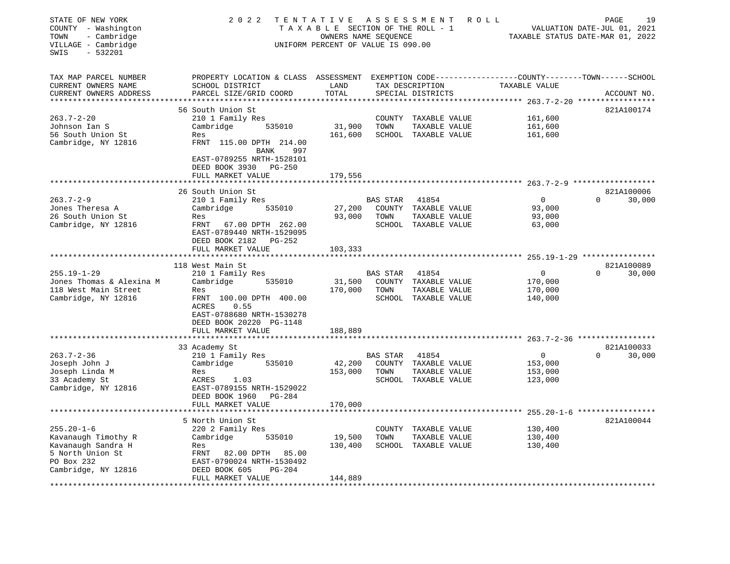STATE OF NEW YORK  
COUNTY - Washington  
TOWN - Cambridge  
VILLAGE - Cambridge  
SWIS - 532201

2022 TENTATIVE ASSESSMENT ROLL  
TAXABLE SECTION OF THE ROLL - 1  
OWNERS NAME SEQUENCE  
UNIFORM PERCENT OF VALUE IS 090.00

VALUATION DATE-JUL 01, 2021  
TAXABLE STATUS DATE-MAR 01, 2022

| TAX MAP PARCEL NUMBER / CURRENT OWNERS NAME / CURRENT OWNERS ADDRESS | PROPERTY LOCATION & CLASS / SCHOOL DISTRICT / PARCEL SIZE/GRID COORD | ASSESSMENT LAND | TOTAL | EXEMPTION CODE / TAX DESCRIPTION / SPECIAL DISTRICTS | COUNTY TAXABLE VALUE | TOWN | SCHOOL | ACCOUNT NO. |
|---|---|---|---|---|---|---|---|---|
| 263.7-2-20 | 56 South Union St | | | | | | | 821A100174 |
| 263.7-2-20 | 210 1 Family Res | | | COUNTY TAXABLE VALUE | 161,600 | | | |
| Johnson Ian S | Cambridge 535010 | 31,900 | | TOWN TAXABLE VALUE | 161,600 | | | |
| 56 South Union St | Res | | 161,600 | SCHOOL TAXABLE VALUE | 161,600 | | | |
| Cambridge, NY 12816 | FRNT 115.00 DPTH 214.00 BANK 997 | | | | | | | |
| | EAST-0789255 NRTH-1528101 | | | | | | | |
| | DEED BOOK 3930 PG-250 | | | | | | | |
| | FULL MARKET VALUE | | 179,556 | | | | | |
| 263.7-2-9 | 26 South Union St | | | | | | | 821A100006 |
| 263.7-2-9 | 210 1 Family Res | | | BAS STAR 41854 | 0 | | 0 30,000 | |
| Jones Theresa A | Cambridge 535010 | 27,200 | | COUNTY TAXABLE VALUE | 93,000 | | | |
| 26 South Union St | Res | | 93,000 | TOWN TAXABLE VALUE | 93,000 | | | |
| Cambridge, NY 12816 | FRNT 67.00 DPTH 262.00 | | | SCHOOL TAXABLE VALUE | 63,000 | | | |
| | EAST-0789440 NRTH-1529095 | | | | | | | |
| | DEED BOOK 2182 PG-252 | | | | | | | |
| | FULL MARKET VALUE | | 103,333 | | | | | |
| 255.19-1-29 | 118 West Main St | | | | | | | 821A100089 |
| 255.19-1-29 | 210 1 Family Res | | | BAS STAR 41854 | 0 | | 0 30,000 | |
| Jones Thomas & Alexina M | Cambridge 535010 | 31,500 | | COUNTY TAXABLE VALUE | 170,000 | | | |
| 118 West Main Street | Res | | 170,000 | TOWN TAXABLE VALUE | 170,000 | | | |
| Cambridge, NY 12816 | FRNT 100.00 DPTH 400.00 | | | SCHOOL TAXABLE VALUE | 140,000 | | | |
| | ACRES 0.55 | | | | | | | |
| | EAST-0788680 NRTH-1530278 | | | | | | | |
| | DEED BOOK 20220 PG-1148 | | | | | | | |
| | FULL MARKET VALUE | | 188,889 | | | | | |
| 263.7-2-36 | 33 Academy St | | | | | | | 821A100033 |
| 263.7-2-36 | 210 1 Family Res | | | BAS STAR 41854 | 0 | | 0 30,000 | |
| Joseph John J | Cambridge 535010 | 42,200 | | COUNTY TAXABLE VALUE | 153,000 | | | |
| Joseph Linda M | Res | | 153,000 | TOWN TAXABLE VALUE | 153,000 | | | |
| 33 Academy St | ACRES 1.03 | | | SCHOOL TAXABLE VALUE | 123,000 | | | |
| Cambridge, NY 12816 | EAST-0789155 NRTH-1529022 | | | | | | | |
| | DEED BOOK 1960 PG-284 | | | | | | | |
| | FULL MARKET VALUE | | 170,000 | | | | | |
| 255.20-1-6 | 5 North Union St | | | | | | | 821A100044 |
| 255.20-1-6 | 220 2 Family Res | | | COUNTY TAXABLE VALUE | 130,400 | | | |
| Kavanaugh Timothy R | Cambridge 535010 | 19,500 | | TOWN TAXABLE VALUE | 130,400 | | | |
| Kavanaugh Sandra H | Res | | 130,400 | SCHOOL TAXABLE VALUE | 130,400 | | | |
| 5 North Union St | FRNT 82.00 DPTH 85.00 | | | | | | | |
| PO Box 232 | EAST-0790024 NRTH-1530492 | | | | | | | |
| Cambridge, NY 12816 | DEED BOOK 605 PG-204 | | | | | | | |
| | FULL MARKET VALUE | | 144,889 | | | | | |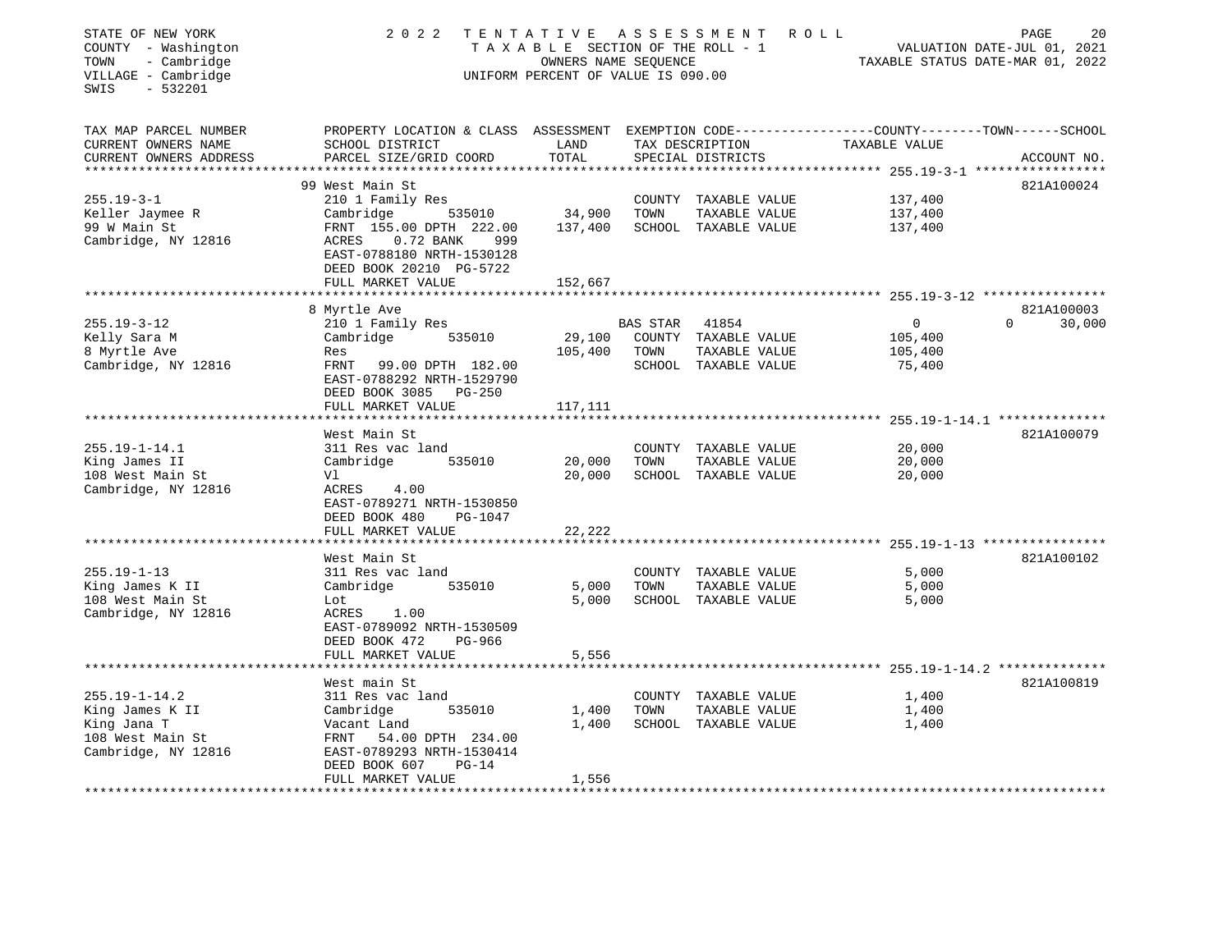STATE OF NEW YORK
COUNTY - Washington
TOWN - Cambridge
VILLAGE - Cambridge
SWIS - 532201

# 2022 TENTATIVE ASSESSMENT ROLL

TAXABLE SECTION OF THE ROLL - 1
OWNERS NAME SEQUENCE
UNIFORM PERCENT OF VALUE IS 090.00

VALUATION DATE-JUL 01, 2021
TAXABLE STATUS DATE-MAR 01, 2022

| TAX MAP PARCEL NUMBER / CURRENT OWNERS NAME / CURRENT OWNERS ADDRESS | PROPERTY LOCATION & CLASS / SCHOOL DISTRICT / PARCEL SIZE/GRID COORD | ASSESSMENT LAND / TOTAL | EXEMPTION CODE / TAX DESCRIPTION / SPECIAL DISTRICTS | COUNTY / TOWN / SCHOOL TAXABLE VALUE | ACCOUNT NO. |
|---|---|---|---|---|---|
| **255.19-3-1** | 99 West Main St | | | | 821A100024 |
| 255.19-3-1 | 210 1 Family Res | | COUNTY TAXABLE VALUE | 137,400 | |
| Keller Jaymee R | Cambridge 535010 | 34,900 | TOWN TAXABLE VALUE | 137,400 | |
| 99 W Main St | FRNT 155.00 DPTH 222.00 | 137,400 | SCHOOL TAXABLE VALUE | 137,400 | |
| Cambridge, NY 12816 | ACRES 0.72 BANK 999 | | | | |
| | EAST-0788180 NRTH-1530128 | | | | |
| | DEED BOOK 20210 PG-5722 | | | | |
| | FULL MARKET VALUE | 152,667 | | | |
| **255.19-3-12** | 8 Myrtle Ave | | | | 821A100003 |
| 255.19-3-12 | 210 1 Family Res | | BAS STAR 41854 | 0 / 0 / 30,000 | |
| Kelly Sara M | Cambridge 535010 | 29,100 | COUNTY TAXABLE VALUE | 105,400 | |
| 8 Myrtle Ave | Res | 105,400 | TOWN TAXABLE VALUE | 105,400 | |
| Cambridge, NY 12816 | FRNT 99.00 DPTH 182.00 | | SCHOOL TAXABLE VALUE | 75,400 | |
| | EAST-0788292 NRTH-1529790 | | | | |
| | DEED BOOK 3085 PG-250 | | | | |
| | FULL MARKET VALUE | 117,111 | | | |
| **255.19-1-14.1** | West Main St | | | | 821A100079 |
| 255.19-1-14.1 | 311 Res vac land | | COUNTY TAXABLE VALUE | 20,000 | |
| King James II | Cambridge 535010 | 20,000 | TOWN TAXABLE VALUE | 20,000 | |
| 108 West Main St | Vl | 20,000 | SCHOOL TAXABLE VALUE | 20,000 | |
| Cambridge, NY 12816 | ACRES 4.00 | | | | |
| | EAST-0789271 NRTH-1530850 | | | | |
| | DEED BOOK 480 PG-1047 | | | | |
| | FULL MARKET VALUE | 22,222 | | | |
| **255.19-1-13** | West Main St | | | | 821A100102 |
| 255.19-1-13 | 311 Res vac land | | COUNTY TAXABLE VALUE | 5,000 | |
| King James K II | Cambridge 535010 | 5,000 | TOWN TAXABLE VALUE | 5,000 | |
| 108 West Main St | Lot | 5,000 | SCHOOL TAXABLE VALUE | 5,000 | |
| Cambridge, NY 12816 | ACRES 1.00 | | | | |
| | EAST-0789092 NRTH-1530509 | | | | |
| | DEED BOOK 472 PG-966 | | | | |
| | FULL MARKET VALUE | 5,556 | | | |
| **255.19-1-14.2** | West main St | | | | 821A100819 |
| 255.19-1-14.2 | 311 Res vac land | | COUNTY TAXABLE VALUE | 1,400 | |
| King James K II | Cambridge 535010 | 1,400 | TOWN TAXABLE VALUE | 1,400 | |
| King Jana T | Vacant Land | 1,400 | SCHOOL TAXABLE VALUE | 1,400 | |
| 108 West Main St | FRNT 54.00 DPTH 234.00 | | | | |
| Cambridge, NY 12816 | EAST-0789293 NRTH-1530414 | | | | |
| | DEED BOOK 607 PG-14 | | | | |
| | FULL MARKET VALUE | 1,556 | | | |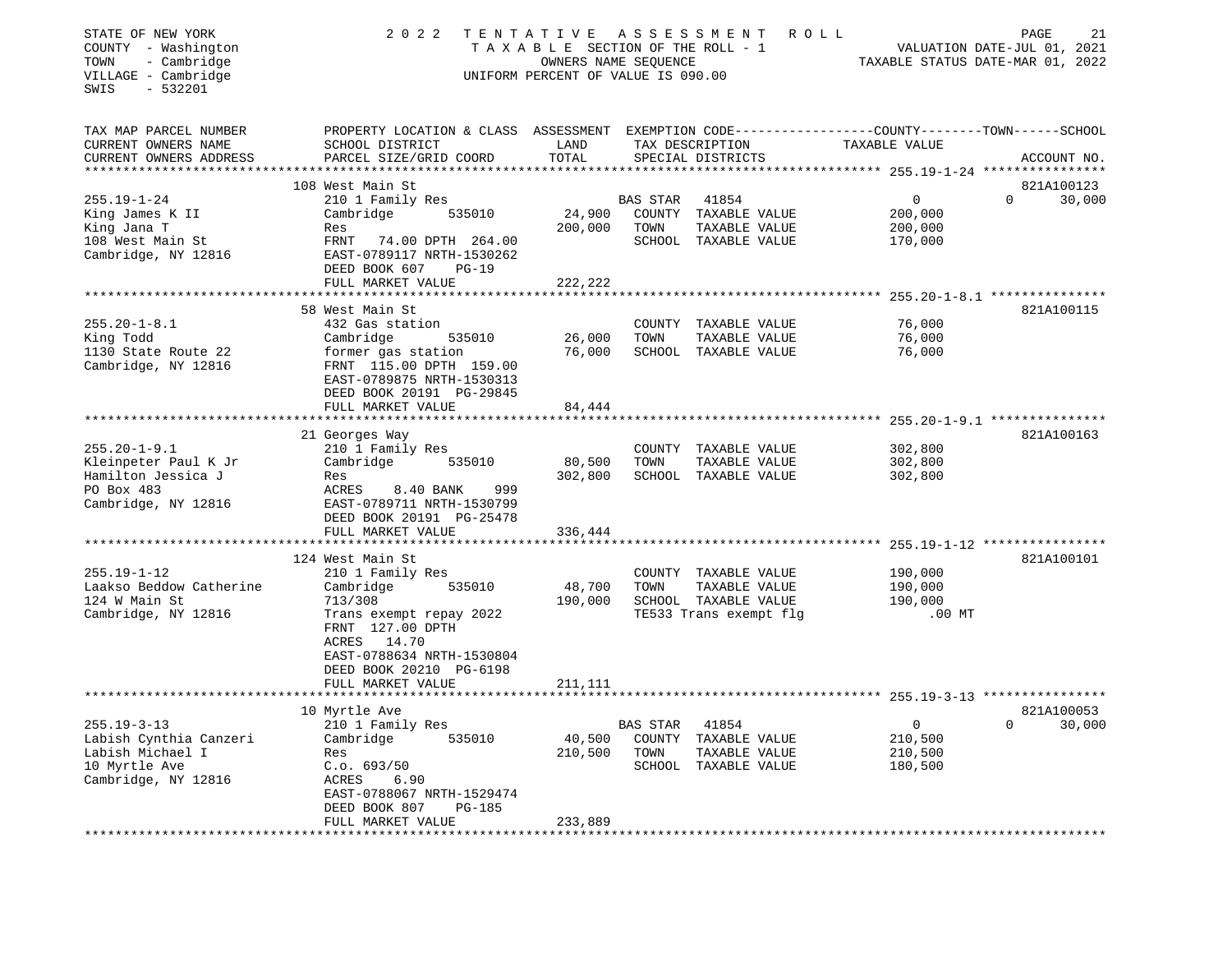STATE OF NEW YORK
COUNTY - Washington
TOWN - Cambridge
VILLAGE - Cambridge
SWIS - 532201

2 0 2 2 T E N T A T I V E A S S E S S M E N T R O L L
T A X A B L E SECTION OF THE ROLL - 1
OWNERS NAME SEQUENCE
UNIFORM PERCENT OF VALUE IS 090.00

VALUATION DATE-JUL 01, 2021
TAXABLE STATUS DATE-MAR 01, 2022

```
TAX MAP PARCEL NUMBER          PROPERTY LOCATION & CLASS  ASSESSMENT  EXEMPTION CODE------------------COUNTY--------TOWN------SCHOOL
CURRENT OWNERS NAME            SCHOOL DISTRICT               LAND      TAX DESCRIPTION              TAXABLE VALUE
CURRENT OWNERS ADDRESS         PARCEL SIZE/GRID COORD        TOTAL     SPECIAL DISTRICTS                                      ACCOUNT NO.
******************************************************************************************************* 255.19-1-24 ****************
                               108 West Main St                                                                          821A100123
255.19-1-24                    210 1 Family Res                       BAS STAR   41854                0               0      30,000
King James K II                Cambridge         535010       24,900   COUNTY  TAXABLE VALUE           200,000
King Jana T                    Res                           200,000   TOWN    TAXABLE VALUE           200,000
108 West Main St               FRNT   74.00 DPTH 264.00                SCHOOL  TAXABLE VALUE           170,000
Cambridge, NY 12816            EAST-0789117 NRTH-1530262
                               DEED BOOK 607     PG-19
                               FULL MARKET VALUE             222,222
******************************************************************************************************* 255.20-1-8.1 ***************
                               58 West Main St                                                                           821A100115
255.20-1-8.1                   432 Gas station                         COUNTY  TAXABLE VALUE            76,000
King Todd                      Cambridge         535010       26,000   TOWN    TAXABLE VALUE            76,000
1130 State Route 22            former gas station             76,000   SCHOOL  TAXABLE VALUE            76,000
Cambridge, NY 12816            FRNT 115.00 DPTH 159.00
                               EAST-0789875 NRTH-1530313
                               DEED BOOK 20191 PG-29845
                               FULL MARKET VALUE              84,444
******************************************************************************************************* 255.20-1-9.1 ***************
                               21 Georges Way                                                                            821A100163
255.20-1-9.1                   210 1 Family Res                        COUNTY  TAXABLE VALUE           302,800
Kleinpeter Paul K Jr           Cambridge         535010       80,500   TOWN    TAXABLE VALUE           302,800
Hamilton Jessica J             Res                           302,800   SCHOOL  TAXABLE VALUE           302,800
PO Box 483                     ACRES    8.40 BANK     999
Cambridge, NY 12816            EAST-0789711 NRTH-1530799
                               DEED BOOK 20191 PG-25478
                               FULL MARKET VALUE             336,444
******************************************************************************************************* 255.19-1-12 ****************
                               124 West Main St                                                                          821A100101
255.19-1-12                    210 1 Family Res                        COUNTY  TAXABLE VALUE           190,000
Laakso Beddow Catherine        Cambridge         535010       48,700   TOWN    TAXABLE VALUE           190,000
124 W Main St                  713/308                       190,000   SCHOOL  TAXABLE VALUE           190,000
Cambridge, NY 12816            Trans exempt repay 2022                 TE533 Trans exempt flg              .00 MT
                               FRNT 127.00 DPTH
                               ACRES   14.70
                               EAST-0788634 NRTH-1530804
                               DEED BOOK 20210 PG-6198
                               FULL MARKET VALUE             211,111
******************************************************************************************************* 255.19-3-13 ****************
                               10 Myrtle Ave                                                                             821A100053
255.19-3-13                    210 1 Family Res                       BAS STAR   41854                0               0      30,000
Labish Cynthia Canzeri         Cambridge         535010       40,500   COUNTY  TAXABLE VALUE           210,500
Labish Michael I               Res                           210,500   TOWN    TAXABLE VALUE           210,500
10 Myrtle Ave                  C.o. 693/50                             SCHOOL  TAXABLE VALUE           180,500
Cambridge, NY 12816            ACRES    6.90
                               EAST-0788067 NRTH-1529474
                               DEED BOOK 807     PG-185
                               FULL MARKET VALUE             233,889
************************************************************************************************************************************
```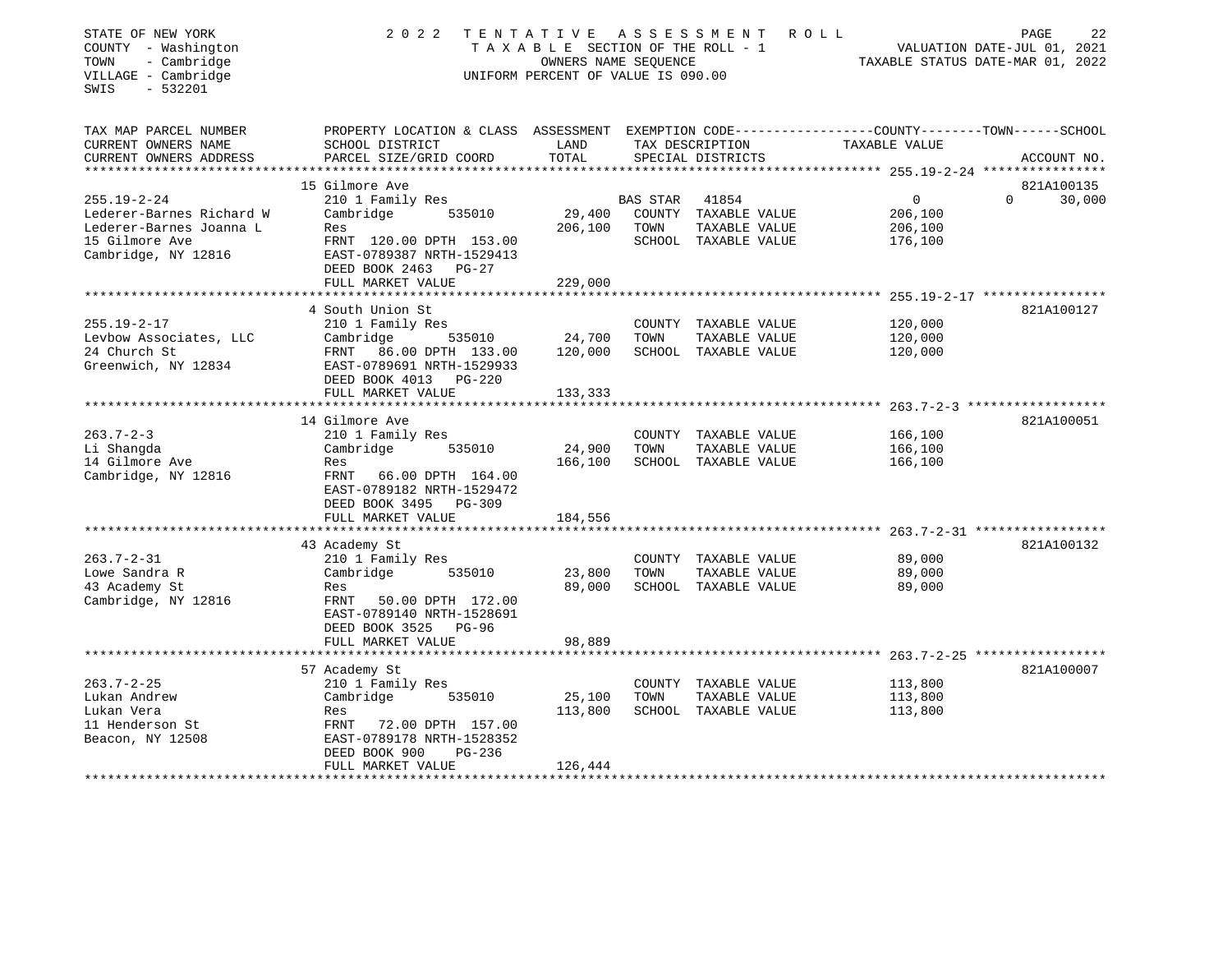STATE OF NEW YORK
COUNTY - Washington
TOWN - Cambridge
VILLAGE - Cambridge
SWIS - 532201

2 0 2 2 T E N T A T I V E A S S E S S M E N T R O L L
T A X A B L E SECTION OF THE ROLL - 1
OWNERS NAME SEQUENCE
UNIFORM PERCENT OF VALUE IS 090.00

VALUATION DATE-JUL 01, 2021
TAXABLE STATUS DATE-MAR 01, 2022

| TAX MAP PARCEL NUMBER / CURRENT OWNERS NAME / CURRENT OWNERS ADDRESS | PROPERTY LOCATION & CLASS / SCHOOL DISTRICT / PARCEL SIZE/GRID COORD | ASSESSMENT LAND / TOTAL | EXEMPTION CODE / TAX DESCRIPTION / SPECIAL DISTRICTS | COUNTY / TOWN / SCHOOL TAXABLE VALUE | ACCOUNT NO. |
|---|---|---|---|---|---|
| 255.19-2-24 | 15 Gilmore Ave | | | | 821A100135 |
| Lederer-Barnes Richard W | 210 1 Family Res | | BAS STAR 41854 | 0 0 30,000 | |
| Lederer-Barnes Joanna L | Cambridge 535010 | 29,400 | COUNTY TAXABLE VALUE | 206,100 | |
| 15 Gilmore Ave | Res | 206,100 | TOWN TAXABLE VALUE | 206,100 | |
| Cambridge, NY 12816 | FRNT 120.00 DPTH 153.00 | | SCHOOL TAXABLE VALUE | 176,100 | |
| | EAST-0789387 NRTH-1529413 | | | | |
| | DEED BOOK 2463 PG-27 | | | | |
| | FULL MARKET VALUE | 229,000 | | | |
| 255.19-2-17 | 4 South Union St | | | | 821A100127 |
| Levbow Associates, LLC | 210 1 Family Res | | COUNTY TAXABLE VALUE | 120,000 | |
| 24 Church St | Cambridge 535010 | 24,700 | TOWN TAXABLE VALUE | 120,000 | |
| Greenwich, NY 12834 | FRNT 86.00 DPTH 133.00 | 120,000 | SCHOOL TAXABLE VALUE | 120,000 | |
| | EAST-0789691 NRTH-1529933 | | | | |
| | DEED BOOK 4013 PG-220 | | | | |
| | FULL MARKET VALUE | 133,333 | | | |
| 263.7-2-3 | 14 Gilmore Ave | | | | 821A100051 |
| Li Shangda | 210 1 Family Res | | COUNTY TAXABLE VALUE | 166,100 | |
| 14 Gilmore Ave | Cambridge 535010 | 24,900 | TOWN TAXABLE VALUE | 166,100 | |
| Cambridge, NY 12816 | Res | 166,100 | SCHOOL TAXABLE VALUE | 166,100 | |
| | FRNT 66.00 DPTH 164.00 | | | | |
| | EAST-0789182 NRTH-1529472 | | | | |
| | DEED BOOK 3495 PG-309 | | | | |
| | FULL MARKET VALUE | 184,556 | | | |
| 263.7-2-31 | 43 Academy St | | | | 821A100132 |
| Lowe Sandra R | 210 1 Family Res | | COUNTY TAXABLE VALUE | 89,000 | |
| 43 Academy St | Cambridge 535010 | 23,800 | TOWN TAXABLE VALUE | 89,000 | |
| Cambridge, NY 12816 | Res | 89,000 | SCHOOL TAXABLE VALUE | 89,000 | |
| | FRNT 50.00 DPTH 172.00 | | | | |
| | EAST-0789140 NRTH-1528691 | | | | |
| | DEED BOOK 3525 PG-96 | | | | |
| | FULL MARKET VALUE | 98,889 | | | |
| 263.7-2-25 | 57 Academy St | | | | 821A100007 |
| Lukan Andrew | 210 1 Family Res | | COUNTY TAXABLE VALUE | 113,800 | |
| Lukan Vera | Cambridge 535010 | 25,100 | TOWN TAXABLE VALUE | 113,800 | |
| 11 Henderson St | Res | 113,800 | SCHOOL TAXABLE VALUE | 113,800 | |
| Beacon, NY 12508 | FRNT 72.00 DPTH 157.00 | | | | |
| | EAST-0789178 NRTH-1528352 | | | | |
| | DEED BOOK 900 PG-236 | | | | |
| | FULL MARKET VALUE | 126,444 | | | |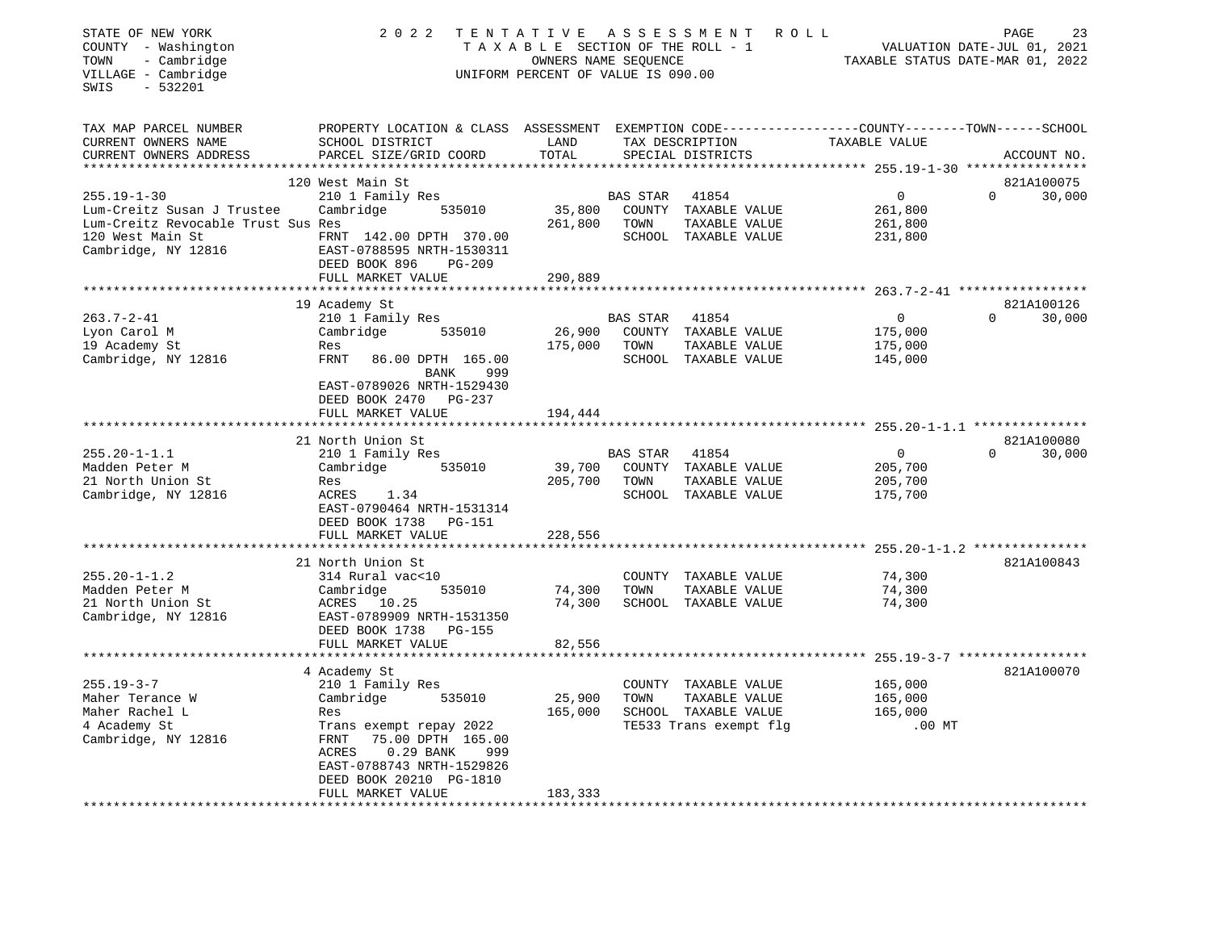STATE OF NEW YORK
COUNTY - Washington
TOWN - Cambridge
VILLAGE - Cambridge
SWIS - 532201

2 0 2 2 TENTATIVE ASSESSMENT ROLL
TAXABLE SECTION OF THE ROLL - 1
OWNERS NAME SEQUENCE
UNIFORM PERCENT OF VALUE IS 090.00

VALUATION DATE-JUL 01, 2021
TAXABLE STATUS DATE-MAR 01, 2022

| TAX MAP PARCEL NUMBER / CURRENT OWNERS NAME / CURRENT OWNERS ADDRESS | PROPERTY LOCATION & CLASS / SCHOOL DISTRICT / PARCEL SIZE/GRID COORD | ASSESSMENT LAND / TOTAL | EXEMPTION CODE / TAX DESCRIPTION / SPECIAL DISTRICTS | COUNTY TAXABLE VALUE | TOWN | SCHOOL / ACCOUNT NO. |
|---|---|---|---|---|---|---|
| **255.19-1-30** | 120 West Main St | | | | | 821A100075 |
| 255.19-1-30 | 210 1 Family Res | | BAS STAR 41854 | 0 | 0 | 30,000 |
| Lum-Creitz Susan J Trustee | Cambridge 535010 | 35,800 | COUNTY TAXABLE VALUE | 261,800 | | |
| Lum-Creitz Revocable Trust Sus | Res | 261,800 | TOWN TAXABLE VALUE | 261,800 | | |
| 120 West Main St | FRNT 142.00 DPTH 370.00 | | SCHOOL TAXABLE VALUE | 231,800 | | |
| Cambridge, NY 12816 | EAST-0788595 NRTH-1530311 | | | | | |
| | DEED BOOK 896 PG-209 | | | | | |
| | FULL MARKET VALUE | 290,889 | | | | |
| **263.7-2-41** | 19 Academy St | | | | | 821A100126 |
| 263.7-2-41 | 210 1 Family Res | | BAS STAR 41854 | 0 | 0 | 30,000 |
| Lyon Carol M | Cambridge 535010 | 26,900 | COUNTY TAXABLE VALUE | 175,000 | | |
| 19 Academy St | Res | 175,000 | TOWN TAXABLE VALUE | 175,000 | | |
| Cambridge, NY 12816 | FRNT 86.00 DPTH 165.00 | | SCHOOL TAXABLE VALUE | 145,000 | | |
| | BANK 999 | | | | | |
| | EAST-0789026 NRTH-1529430 | | | | | |
| | DEED BOOK 2470 PG-237 | | | | | |
| | FULL MARKET VALUE | 194,444 | | | | |
| **255.20-1-1.1** | 21 North Union St | | | | | 821A100080 |
| 255.20-1-1.1 | 210 1 Family Res | | BAS STAR 41854 | 0 | 0 | 30,000 |
| Madden Peter M | Cambridge 535010 | 39,700 | COUNTY TAXABLE VALUE | 205,700 | | |
| 21 North Union St | Res | 205,700 | TOWN TAXABLE VALUE | 205,700 | | |
| Cambridge, NY 12816 | ACRES 1.34 | | SCHOOL TAXABLE VALUE | 175,700 | | |
| | EAST-0790464 NRTH-1531314 | | | | | |
| | DEED BOOK 1738 PG-151 | | | | | |
| | FULL MARKET VALUE | 228,556 | | | | |
| **255.20-1-1.2** | 21 North Union St | | | | | 821A100843 |
| 255.20-1-1.2 | 314 Rural vac<10 | | COUNTY TAXABLE VALUE | 74,300 | | |
| Madden Peter M | Cambridge 535010 | 74,300 | TOWN TAXABLE VALUE | 74,300 | | |
| 21 North Union St | ACRES 10.25 | 74,300 | SCHOOL TAXABLE VALUE | 74,300 | | |
| Cambridge, NY 12816 | EAST-0789909 NRTH-1531350 | | | | | |
| | DEED BOOK 1738 PG-155 | | | | | |
| | FULL MARKET VALUE | 82,556 | | | | |
| **255.19-3-7** | 4 Academy St | | | | | 821A100070 |
| 255.19-3-7 | 210 1 Family Res | | COUNTY TAXABLE VALUE | 165,000 | | |
| Maher Terance W | Cambridge 535010 | 25,900 | TOWN TAXABLE VALUE | 165,000 | | |
| Maher Rachel L | Res | 165,000 | SCHOOL TAXABLE VALUE | 165,000 | | |
| 4 Academy St | Trans exempt repay 2022 | | TE533 Trans exempt flg | .00 MT | | |
| Cambridge, NY 12816 | FRNT 75.00 DPTH 165.00 | | | | | |
| | ACRES 0.29 BANK 999 | | | | | |
| | EAST-0788743 NRTH-1529826 | | | | | |
| | DEED BOOK 20210 PG-1810 | | | | | |
| | FULL MARKET VALUE | 183,333 | | | | |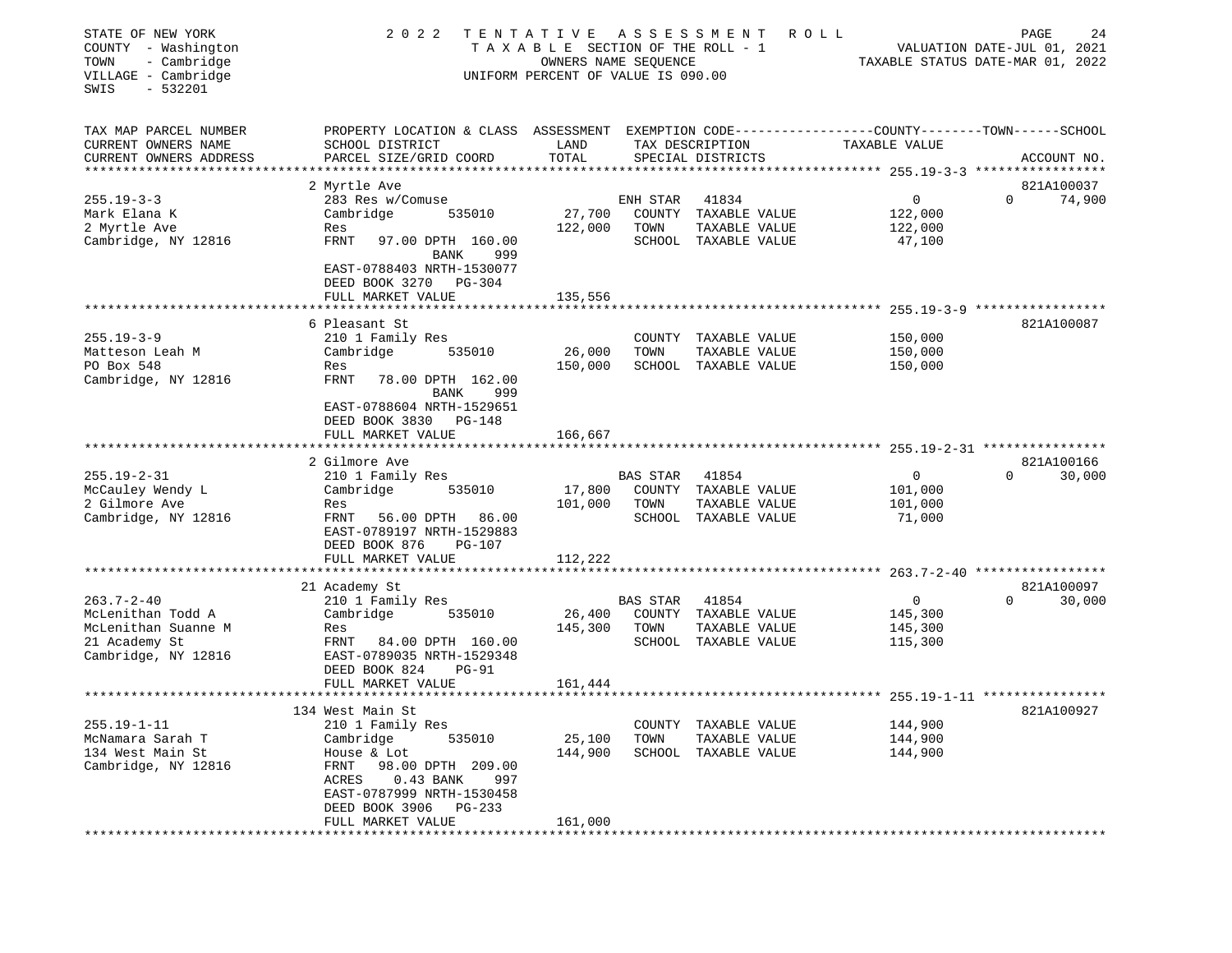STATE OF NEW YORK
COUNTY - Washington
TOWN - Cambridge
VILLAGE - Cambridge
SWIS - 532201

2 0 2 2 TENTATIVE ASSESSMENT ROLL
TAXABLE SECTION OF THE ROLL - 1
OWNERS NAME SEQUENCE
UNIFORM PERCENT OF VALUE IS 090.00

VALUATION DATE-JUL 01, 2021
TAXABLE STATUS DATE-MAR 01, 2022

| TAX MAP PARCEL NUMBER / CURRENT OWNERS NAME / CURRENT OWNERS ADDRESS | PROPERTY LOCATION & CLASS / SCHOOL DISTRICT / PARCEL SIZE/GRID COORD | ASSESSMENT LAND / TOTAL | EXEMPTION CODE / TAX DESCRIPTION / SPECIAL DISTRICTS | COUNTY / TOWN / SCHOOL TAXABLE VALUE | ACCOUNT NO. |
|---|---|---|---|---|---|
| **255.19-3-3** | 2 Myrtle Ave | | | | 821A100037 |
| 255.19-3-3 | 283 Res w/Comuse | | ENH STAR 41834 | 0 | 0 74,900 |
| Mark Elana K | Cambridge 535010 | 27,700 | COUNTY TAXABLE VALUE | 122,000 | |
| 2 Myrtle Ave | Res | 122,000 | TOWN TAXABLE VALUE | 122,000 | |
| Cambridge, NY 12816 | FRNT 97.00 DPTH 160.00 BANK 999 | | SCHOOL TAXABLE VALUE | 47,100 | |
| | EAST-0788403 NRTH-1530077 | | | | |
| | DEED BOOK 3270 PG-304 | | | | |
| | FULL MARKET VALUE | 135,556 | | | |
| **255.19-3-9** | 6 Pleasant St | | | | 821A100087 |
| 255.19-3-9 | 210 1 Family Res | | COUNTY TAXABLE VALUE | 150,000 | |
| Matteson Leah M | Cambridge 535010 | 26,000 | TOWN TAXABLE VALUE | 150,000 | |
| PO Box 548 | Res | 150,000 | SCHOOL TAXABLE VALUE | 150,000 | |
| Cambridge, NY 12816 | FRNT 78.00 DPTH 162.00 BANK 999 | | | | |
| | EAST-0788604 NRTH-1529651 | | | | |
| | DEED BOOK 3830 PG-148 | | | | |
| | FULL MARKET VALUE | 166,667 | | | |
| **255.19-2-31** | 2 Gilmore Ave | | | | 821A100166 |
| 255.19-2-31 | 210 1 Family Res | | BAS STAR 41854 | 0 | 0 30,000 |
| McCauley Wendy L | Cambridge 535010 | 17,800 | COUNTY TAXABLE VALUE | 101,000 | |
| 2 Gilmore Ave | Res | 101,000 | TOWN TAXABLE VALUE | 101,000 | |
| Cambridge, NY 12816 | FRNT 56.00 DPTH 86.00 | | SCHOOL TAXABLE VALUE | 71,000 | |
| | EAST-0789197 NRTH-1529883 | | | | |
| | DEED BOOK 876 PG-107 | | | | |
| | FULL MARKET VALUE | 112,222 | | | |
| **263.7-2-40** | 21 Academy St | | | | 821A100097 |
| 263.7-2-40 | 210 1 Family Res | | BAS STAR 41854 | 0 | 0 30,000 |
| McLenithan Todd A | Cambridge 535010 | 26,400 | COUNTY TAXABLE VALUE | 145,300 | |
| McLenithan Suanne M | Res | 145,300 | TOWN TAXABLE VALUE | 145,300 | |
| 21 Academy St | FRNT 84.00 DPTH 160.00 | | SCHOOL TAXABLE VALUE | 115,300 | |
| Cambridge, NY 12816 | EAST-0789035 NRTH-1529348 | | | | |
| | DEED BOOK 824 PG-91 | | | | |
| | FULL MARKET VALUE | 161,444 | | | |
| **255.19-1-11** | 134 West Main St | | | | 821A100927 |
| 255.19-1-11 | 210 1 Family Res | | COUNTY TAXABLE VALUE | 144,900 | |
| McNamara Sarah T | Cambridge 535010 | 25,100 | TOWN TAXABLE VALUE | 144,900 | |
| 134 West Main St | House & Lot | 144,900 | SCHOOL TAXABLE VALUE | 144,900 | |
| Cambridge, NY 12816 | FRNT 98.00 DPTH 209.00 | | | | |
| | ACRES 0.43 BANK 997 | | | | |
| | EAST-0787999 NRTH-1530458 | | | | |
| | DEED BOOK 3906 PG-233 | | | | |
| | FULL MARKET VALUE | 161,000 | | | |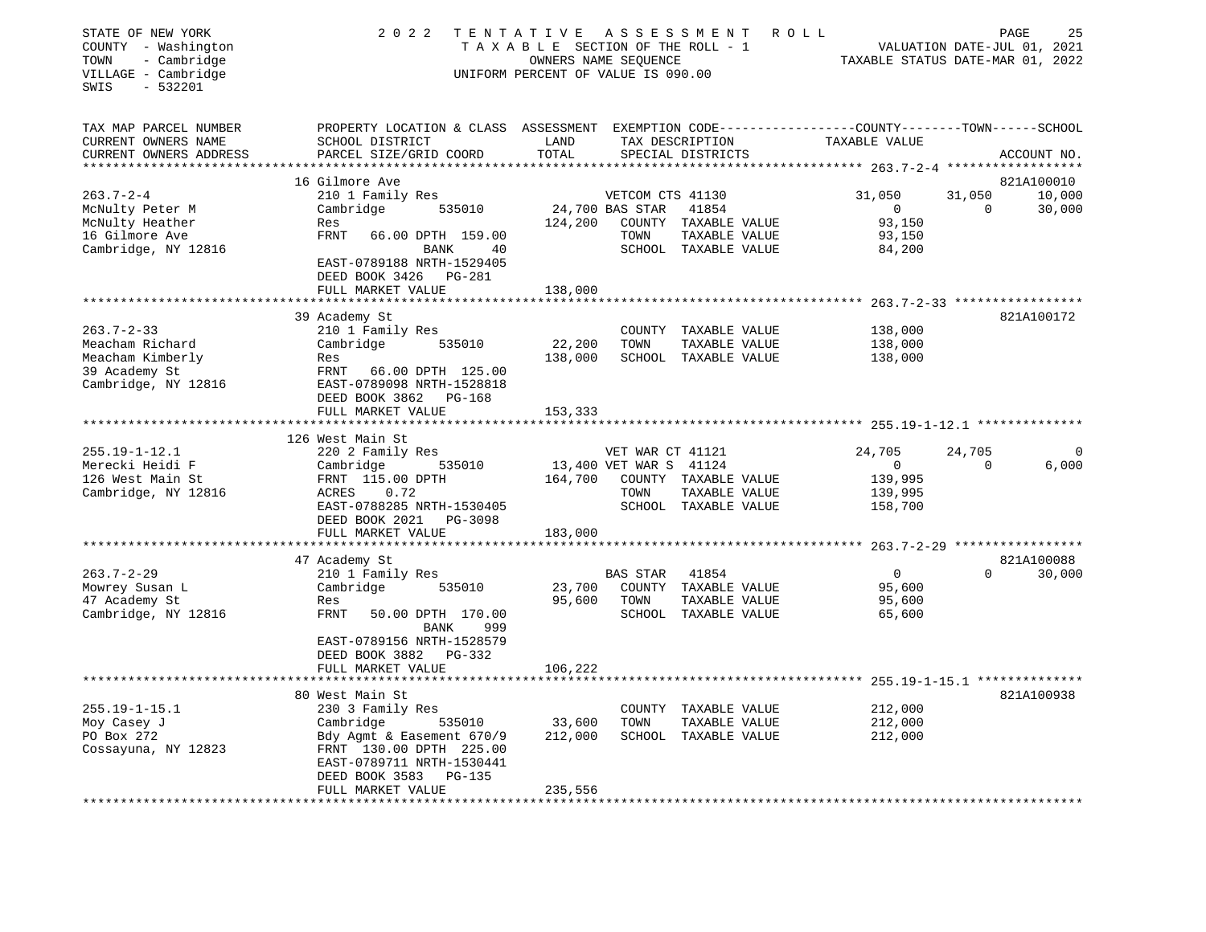STATE OF NEW YORK
COUNTY - Washington
TOWN - Cambridge
VILLAGE - Cambridge
SWIS - 532201

2 0 2 2 T E N T A T I V E A S S E S S M E N T R O L L
T A X A B L E SECTION OF THE ROLL - 1
OWNERS NAME SEQUENCE
UNIFORM PERCENT OF VALUE IS 090.00

VALUATION DATE-JUL 01, 2021
TAXABLE STATUS DATE-MAR 01, 2022

| TAX MAP PARCEL NUMBER / CURRENT OWNERS NAME / CURRENT OWNERS ADDRESS | PROPERTY LOCATION & CLASS / SCHOOL DISTRICT / PARCEL SIZE/GRID COORD | ASSESSMENT LAND / TOTAL | EXEMPTION CODE / TAX DESCRIPTION / SPECIAL DISTRICTS | COUNTY TAXABLE VALUE | TOWN | SCHOOL | ACCOUNT NO. |
|---|---|---|---|---|---|---|---|
| 263.7-2-4 | 16 Gilmore Ave | | | | | | 821A100010 |
| McNulty Peter M | 210 1 Family Res | | VETCOM CTS 41130 | 31,050 | 31,050 | 10,000 | |
| McNulty Heather | Cambridge 535010 | 24,700 | BAS STAR 41854 | 0 | 0 | 30,000 | |
| 16 Gilmore Ave | Res | 124,200 | COUNTY TAXABLE VALUE | 93,150 | | | |
| Cambridge, NY 12816 | FRNT 66.00 DPTH 159.00 | | TOWN TAXABLE VALUE | 93,150 | | | |
| | BANK 40 | | SCHOOL TAXABLE VALUE | 84,200 | | | |
| | EAST-0789188 NRTH-1529405 | | | | | | |
| | DEED BOOK 3426 PG-281 | | | | | | |
| | FULL MARKET VALUE | 138,000 | | | | | |
| 263.7-2-33 | 39 Academy St | | | | | | 821A100172 |
| Meacham Richard | 210 1 Family Res | | COUNTY TAXABLE VALUE | 138,000 | | | |
| Meacham Kimberly | Cambridge 535010 | 22,200 | TOWN TAXABLE VALUE | 138,000 | | | |
| 39 Academy St | Res | 138,000 | SCHOOL TAXABLE VALUE | 138,000 | | | |
| Cambridge, NY 12816 | FRNT 66.00 DPTH 125.00 | | | | | | |
| | EAST-0789098 NRTH-1528818 | | | | | | |
| | DEED BOOK 3862 PG-168 | | | | | | |
| | FULL MARKET VALUE | 153,333 | | | | | |
| 255.19-1-12.1 | 126 West Main St | | | | | | |
| Merecki Heidi F | 220 2 Family Res | | VET WAR CT 41121 | 24,705 | 24,705 | 0 | |
| 126 West Main St | Cambridge 535010 | 13,400 | VET WAR S 41124 | 0 | 0 | 6,000 | |
| Cambridge, NY 12816 | FRNT 115.00 DPTH | 164,700 | COUNTY TAXABLE VALUE | 139,995 | | | |
| | ACRES 0.72 | | TOWN TAXABLE VALUE | 139,995 | | | |
| | EAST-0788285 NRTH-1530405 | | SCHOOL TAXABLE VALUE | 158,700 | | | |
| | DEED BOOK 2021 PG-3098 | | | | | | |
| | FULL MARKET VALUE | 183,000 | | | | | |
| 263.7-2-29 | 47 Academy St | | | | | | 821A100088 |
| Mowrey Susan L | 210 1 Family Res | | BAS STAR 41854 | 0 | 0 | 30,000 | |
| 47 Academy St | Cambridge 535010 | 23,700 | COUNTY TAXABLE VALUE | 95,600 | | | |
| Cambridge, NY 12816 | Res | 95,600 | TOWN TAXABLE VALUE | 95,600 | | | |
| | FRNT 50.00 DPTH 170.00 | | SCHOOL TAXABLE VALUE | 65,600 | | | |
| | BANK 999 | | | | | | |
| | EAST-0789156 NRTH-1528579 | | | | | | |
| | DEED BOOK 3882 PG-332 | | | | | | |
| | FULL MARKET VALUE | 106,222 | | | | | |
| 255.19-1-15.1 | 80 West Main St | | | | | | 821A100938 |
| Moy Casey J | 230 3 Family Res | | COUNTY TAXABLE VALUE | 212,000 | | | |
| PO Box 272 | Cambridge 535010 | 33,600 | TOWN TAXABLE VALUE | 212,000 | | | |
| Cossayuna, NY 12823 | Bdy Agmt & Easement 670/9 | 212,000 | SCHOOL TAXABLE VALUE | 212,000 | | | |
| | FRNT 130.00 DPTH 225.00 | | | | | | |
| | EAST-0789711 NRTH-1530441 | | | | | | |
| | DEED BOOK 3583 PG-135 | | | | | | |
| | FULL MARKET VALUE | 235,556 | | | | | |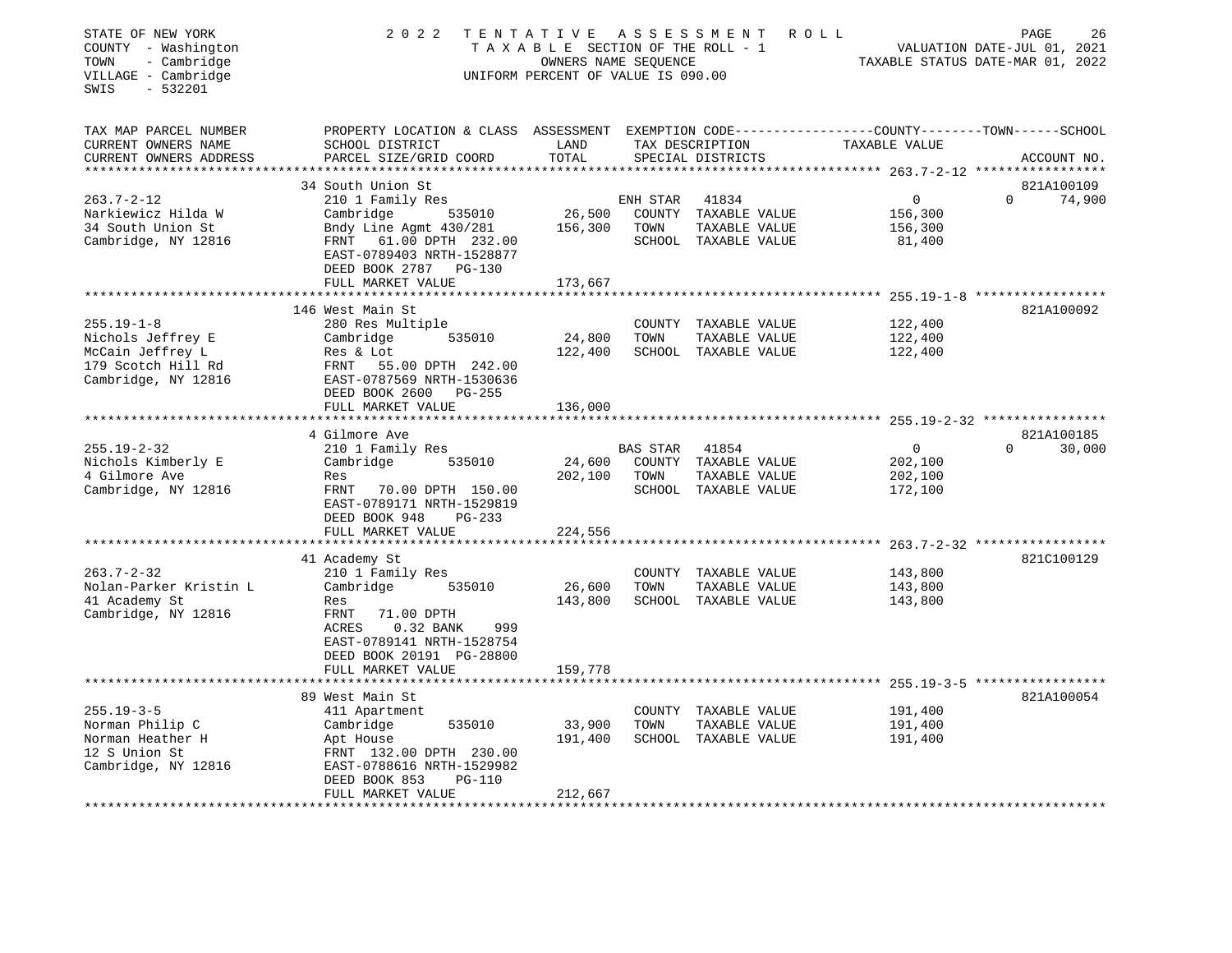STATE OF NEW YORK
COUNTY - Washington
TOWN - Cambridge
VILLAGE - Cambridge
SWIS - 532201

2022 TENTATIVE ASSESSMENT ROLL
TAXABLE SECTION OF THE ROLL - 1
OWNERS NAME SEQUENCE
UNIFORM PERCENT OF VALUE IS 090.00

VALUATION DATE-JUL 01, 2021
TAXABLE STATUS DATE-MAR 01, 2022

| TAX MAP PARCEL NUMBER / CURRENT OWNERS NAME / CURRENT OWNERS ADDRESS | PROPERTY LOCATION & CLASS / SCHOOL DISTRICT / PARCEL SIZE/GRID COORD | ASSESSMENT LAND | TOTAL | EXEMPTION CODE / TAX DESCRIPTION / SPECIAL DISTRICTS | COUNTY / TOWN / SCHOOL TAXABLE VALUE | ACCOUNT NO. |
|---|---|---|---|---|---|---|
| | 34 South Union St | | | | | 821A100109 |
| 263.7-2-12 | 210 1 Family Res | | | ENH STAR 41834 | 0 | 0 74,900 |
| Narkiewicz Hilda W | Cambridge 535010 | 26,500 | | COUNTY TAXABLE VALUE | 156,300 | |
| 34 South Union St | Bndy Line Agmt 430/281 | | 156,300 | TOWN TAXABLE VALUE | 156,300 | |
| Cambridge, NY 12816 | FRNT 61.00 DPTH 232.00 | | | SCHOOL TAXABLE VALUE | 81,400 | |
| | EAST-0789403 NRTH-1528877 | | | | | |
| | DEED BOOK 2787 PG-130 | | | | | |
| | FULL MARKET VALUE | | 173,667 | | | |
| | 146 West Main St | | | | | 821A100092 |
| 255.19-1-8 | 280 Res Multiple | | | COUNTY TAXABLE VALUE | 122,400 | |
| Nichols Jeffrey E | Cambridge 535010 | 24,800 | | TOWN TAXABLE VALUE | 122,400 | |
| McCain Jeffrey L | Res & Lot | | 122,400 | SCHOOL TAXABLE VALUE | 122,400 | |
| 179 Scotch Hill Rd | FRNT 55.00 DPTH 242.00 | | | | | |
| Cambridge, NY 12816 | EAST-0787569 NRTH-1530636 | | | | | |
| | DEED BOOK 2600 PG-255 | | | | | |
| | FULL MARKET VALUE | | 136,000 | | | |
| | 4 Gilmore Ave | | | | | 821A100185 |
| 255.19-2-32 | 210 1 Family Res | | | BAS STAR 41854 | 0 | 0 30,000 |
| Nichols Kimberly E | Cambridge 535010 | 24,600 | | COUNTY TAXABLE VALUE | 202,100 | |
| 4 Gilmore Ave | Res | | 202,100 | TOWN TAXABLE VALUE | 202,100 | |
| Cambridge, NY 12816 | FRNT 70.00 DPTH 150.00 | | | SCHOOL TAXABLE VALUE | 172,100 | |
| | EAST-0789171 NRTH-1529819 | | | | | |
| | DEED BOOK 948 PG-233 | | | | | |
| | FULL MARKET VALUE | | 224,556 | | | |
| | 41 Academy St | | | | | 821C100129 |
| 263.7-2-32 | 210 1 Family Res | | | COUNTY TAXABLE VALUE | 143,800 | |
| Nolan-Parker Kristin L | Cambridge 535010 | 26,600 | | TOWN TAXABLE VALUE | 143,800 | |
| 41 Academy St | Res | | 143,800 | SCHOOL TAXABLE VALUE | 143,800 | |
| Cambridge, NY 12816 | FRNT 71.00 DPTH | | | | | |
| | ACRES 0.32 BANK 999 | | | | | |
| | EAST-0789141 NRTH-1528754 | | | | | |
| | DEED BOOK 20191 PG-28800 | | | | | |
| | FULL MARKET VALUE | | 159,778 | | | |
| | 89 West Main St | | | | | 821A100054 |
| 255.19-3-5 | 411 Apartment | | | COUNTY TAXABLE VALUE | 191,400 | |
| Norman Philip C | Cambridge 535010 | 33,900 | | TOWN TAXABLE VALUE | 191,400 | |
| Norman Heather H | Apt House | | 191,400 | SCHOOL TAXABLE VALUE | 191,400 | |
| 12 S Union St | FRNT 132.00 DPTH 230.00 | | | | | |
| Cambridge, NY 12816 | EAST-0788616 NRTH-1529982 | | | | | |
| | DEED BOOK 853 PG-110 | | | | | |
| | FULL MARKET VALUE | | 212,667 | | | |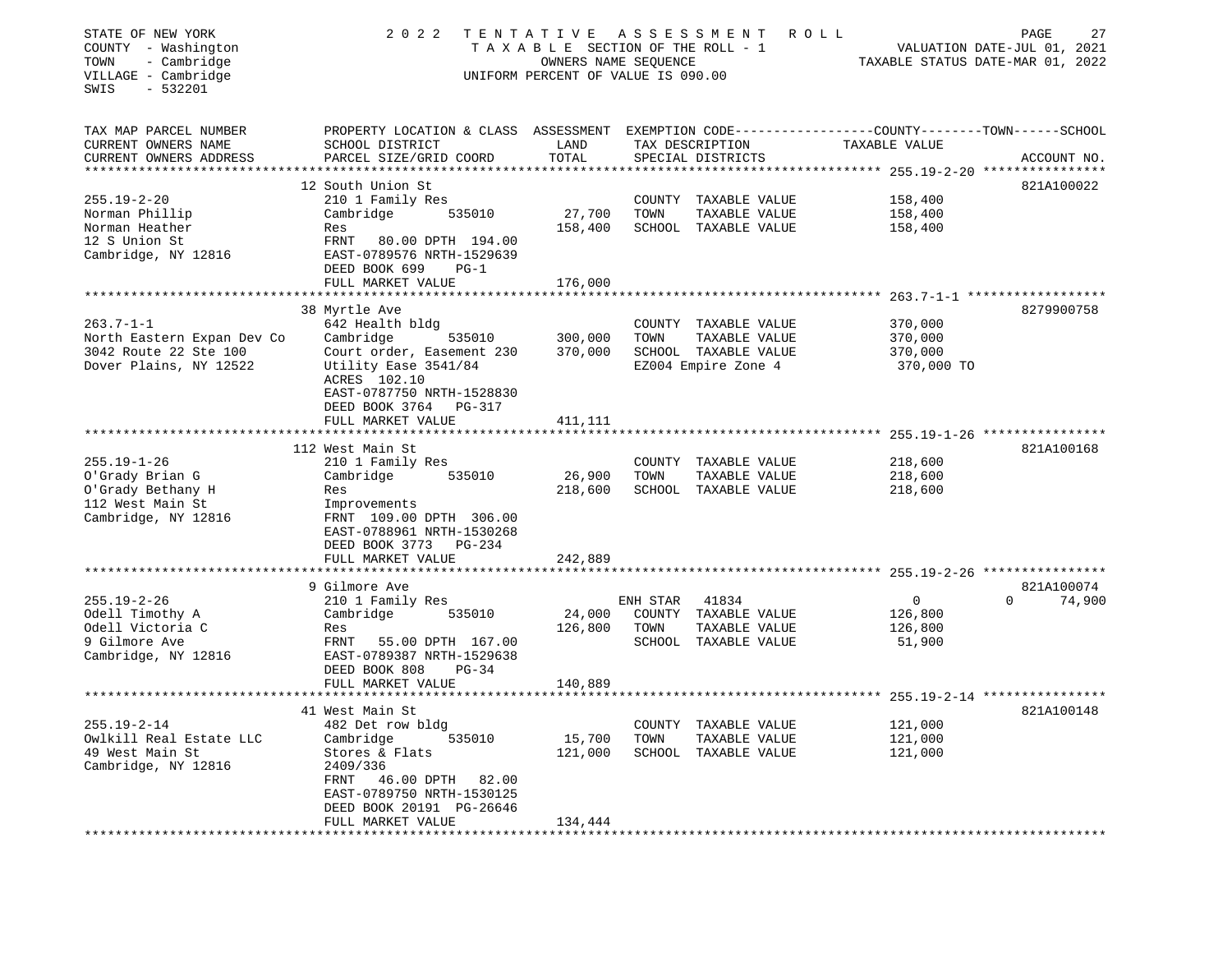STATE OF NEW YORK
COUNTY - Washington
TOWN - Cambridge
VILLAGE - Cambridge
SWIS - 532201

2022 TENTATIVE ASSESSMENT ROLL
TAXABLE SECTION OF THE ROLL - 1
OWNERS NAME SEQUENCE
UNIFORM PERCENT OF VALUE IS 090.00

VALUATION DATE-JUL 01, 2021
TAXABLE STATUS DATE-MAR 01, 2022

| TAX MAP PARCEL NUMBER / CURRENT OWNERS NAME / CURRENT OWNERS ADDRESS | PROPERTY LOCATION & CLASS / SCHOOL DISTRICT / PARCEL SIZE/GRID COORD | ASSESSMENT LAND | TOTAL | EXEMPTION CODE / TAX DESCRIPTION / SPECIAL DISTRICTS | COUNTY / TOWN / SCHOOL TAXABLE VALUE | ACCOUNT NO. |
|---|---|---|---|---|---|---|
| 255.19-2-20 | 12 South Union St | | | | | 821A100022 |
| | 210 1 Family Res | | | COUNTY TAXABLE VALUE | 158,400 | |
| Norman Phillip | Cambridge 535010 | 27,700 | | TOWN TAXABLE VALUE | 158,400 | |
| Norman Heather | Res | | 158,400 | SCHOOL TAXABLE VALUE | 158,400 | |
| 12 S Union St | FRNT 80.00 DPTH 194.00 | | | | | |
| Cambridge, NY 12816 | EAST-0789576 NRTH-1529639 | | | | | |
| | DEED BOOK 699 PG-1 | | | | | |
| | FULL MARKET VALUE | | 176,000 | | | |
| 263.7-1-1 | 38 Myrtle Ave | | | | | 8279900758 |
| | 642 Health bldg | | | COUNTY TAXABLE VALUE | 370,000 | |
| North Eastern Expan Dev Co | Cambridge 535010 | 300,000 | | TOWN TAXABLE VALUE | 370,000 | |
| 3042 Route 22 Ste 100 | Court order, Easement 230 | | 370,000 | SCHOOL TAXABLE VALUE | 370,000 | |
| Dover Plains, NY 12522 | Utility Ease 3541/84 | | | EZ004 Empire Zone 4 | 370,000 TO | |
| | ACRES 102.10 | | | | | |
| | EAST-0787750 NRTH-1528830 | | | | | |
| | DEED BOOK 3764 PG-317 | | | | | |
| | FULL MARKET VALUE | | 411,111 | | | |
| 255.19-1-26 | 112 West Main St | | | | | 821A100168 |
| | 210 1 Family Res | | | COUNTY TAXABLE VALUE | 218,600 | |
| O'Grady Brian G | Cambridge 535010 | 26,900 | | TOWN TAXABLE VALUE | 218,600 | |
| O'Grady Bethany H | Res | | 218,600 | SCHOOL TAXABLE VALUE | 218,600 | |
| 112 West Main St | Improvements | | | | | |
| Cambridge, NY 12816 | FRNT 109.00 DPTH 306.00 | | | | | |
| | EAST-0788961 NRTH-1530268 | | | | | |
| | DEED BOOK 3773 PG-234 | | | | | |
| | FULL MARKET VALUE | | 242,889 | | | |
| 255.19-2-26 | 9 Gilmore Ave | | | | | 821A100074 |
| | 210 1 Family Res | | | ENH STAR 41834 | 0 0 | 74,900 |
| Odell Timothy A | Cambridge 535010 | 24,000 | | COUNTY TAXABLE VALUE | 126,800 | |
| Odell Victoria C | Res | | 126,800 | TOWN TAXABLE VALUE | 126,800 | |
| 9 Gilmore Ave | FRNT 55.00 DPTH 167.00 | | | SCHOOL TAXABLE VALUE | 51,900 | |
| Cambridge, NY 12816 | EAST-0789387 NRTH-1529638 | | | | | |
| | DEED BOOK 808 PG-34 | | | | | |
| | FULL MARKET VALUE | | 140,889 | | | |
| 255.19-2-14 | 41 West Main St | | | | | 821A100148 |
| | 482 Det row bldg | | | COUNTY TAXABLE VALUE | 121,000 | |
| Owlkill Real Estate LLC | Cambridge 535010 | 15,700 | | TOWN TAXABLE VALUE | 121,000 | |
| 49 West Main St | Stores & Flats | | 121,000 | SCHOOL TAXABLE VALUE | 121,000 | |
| Cambridge, NY 12816 | 2409/336 | | | | | |
| | FRNT 46.00 DPTH 82.00 | | | | | |
| | EAST-0789750 NRTH-1530125 | | | | | |
| | DEED BOOK 20191 PG-26646 | | | | | |
| | FULL MARKET VALUE | | 134,444 | | | |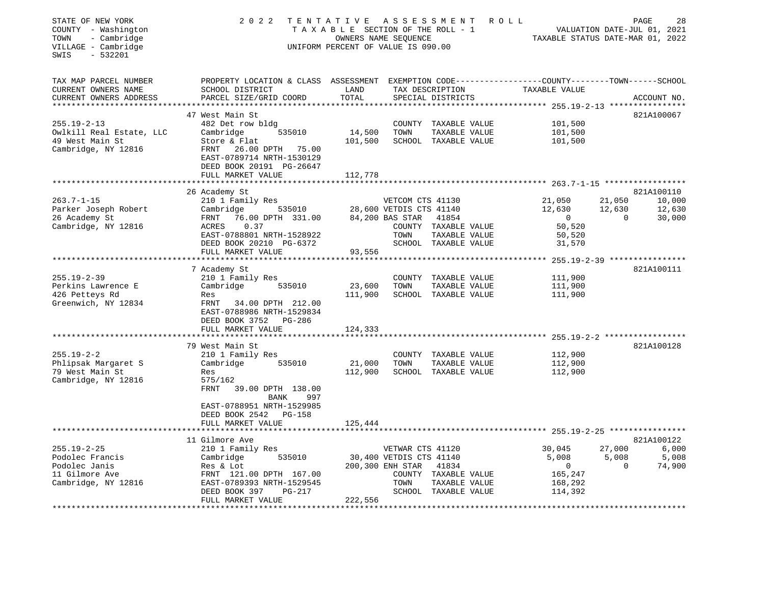STATE OF NEW YORK
COUNTY - Washington
TOWN - Cambridge
VILLAGE - Cambridge
SWIS - 532201

2 0 2 2 TENTATIVE ASSESSMENT ROLL
TAXABLE SECTION OF THE ROLL - 1
OWNERS NAME SEQUENCE
UNIFORM PERCENT OF VALUE IS 090.00

VALUATION DATE-JUL 01, 2021
TAXABLE STATUS DATE-MAR 01, 2022

| TAX MAP PARCEL NUMBER / CURRENT OWNERS NAME / CURRENT OWNERS ADDRESS | PROPERTY LOCATION & CLASS / SCHOOL DISTRICT / PARCEL SIZE/GRID COORD | ASSESSMENT LAND | TOTAL | EXEMPTION CODE / TAX DESCRIPTION / SPECIAL DISTRICTS | COUNTY TAXABLE VALUE | TOWN | SCHOOL | ACCOUNT NO. |
|---|---|---|---|---|---|---|---|---|
| 255.19-2-13 | 47 West Main St | | | | | | | 821A100067 |
| 255.19-2-13 | 482 Det row bldg | | | COUNTY TAXABLE VALUE | 101,500 | | | |
| Owlkill Real Estate, LLC | Cambridge 535010 | 14,500 | | TOWN TAXABLE VALUE | 101,500 | | | |
| 49 West Main St | Store & Flat | | 101,500 | SCHOOL TAXABLE VALUE | 101,500 | | | |
| Cambridge, NY 12816 | FRNT 26.00 DPTH 75.00 | | | | | | | |
| | EAST-0789714 NRTH-1530129 | | | | | | | |
| | DEED BOOK 20191 PG-26647 | | | | | | | |
| | FULL MARKET VALUE | | 112,778 | | | | | |
| 263.7-1-15 | 26 Academy St | | | | | | | 821A100110 |
| 263.7-1-15 | 210 1 Family Res | | | VETCOM CTS 41130 | 21,050 | 21,050 | 10,000 | |
| Parker Joseph Robert | Cambridge 535010 | 28,600 | | VETDIS CTS 41140 | 12,630 | 12,630 | 12,630 | |
| 26 Academy St | FRNT 76.00 DPTH 331.00 | | 84,200 | BAS STAR 41854 | 0 | 0 | 30,000 | |
| Cambridge, NY 12816 | ACRES 0.37 | | | COUNTY TAXABLE VALUE | 50,520 | | | |
| | EAST-0788801 NRTH-1528922 | | | TOWN TAXABLE VALUE | 50,520 | | | |
| | DEED BOOK 20210 PG-6372 | | | SCHOOL TAXABLE VALUE | 31,570 | | | |
| | FULL MARKET VALUE | | 93,556 | | | | | |
| 255.19-2-39 | 7 Academy St | | | | | | | 821A100111 |
| 255.19-2-39 | 210 1 Family Res | | | COUNTY TAXABLE VALUE | 111,900 | | | |
| Perkins Lawrence E | Cambridge 535010 | 23,600 | | TOWN TAXABLE VALUE | 111,900 | | | |
| 426 Petteys Rd | Res | | 111,900 | SCHOOL TAXABLE VALUE | 111,900 | | | |
| Greenwich, NY 12834 | FRNT 34.00 DPTH 212.00 | | | | | | | |
| | EAST-0788986 NRTH-1529834 | | | | | | | |
| | DEED BOOK 3752 PG-286 | | | | | | | |
| | FULL MARKET VALUE | | 124,333 | | | | | |
| 255.19-2-2 | 79 West Main St | | | | | | | 821A100128 |
| 255.19-2-2 | 210 1 Family Res | | | COUNTY TAXABLE VALUE | 112,900 | | | |
| Phlipsak Margaret S | Cambridge 535010 | 21,000 | | TOWN TAXABLE VALUE | 112,900 | | | |
| 79 West Main St | Res | | 112,900 | SCHOOL TAXABLE VALUE | 112,900 | | | |
| Cambridge, NY 12816 | 575/162 | | | | | | | |
| | FRNT 39.00 DPTH 138.00 | | | | | | | |
| | BANK 997 | | | | | | | |
| | EAST-0788951 NRTH-1529985 | | | | | | | |
| | DEED BOOK 2542 PG-158 | | | | | | | |
| | FULL MARKET VALUE | | 125,444 | | | | | |
| 255.19-2-25 | 11 Gilmore Ave | | | | | | | 821A100122 |
| 255.19-2-25 | 210 1 Family Res | | | VETWAR CTS 41120 | 30,045 | 27,000 | 6,000 | |
| Podolec Francis | Cambridge 535010 | 30,400 | | VETDIS CTS 41140 | 5,008 | 5,008 | 5,008 | |
| Podolec Janis | Res & Lot | | 200,300 | ENH STAR 41834 | 0 | 0 | 74,900 | |
| 11 Gilmore Ave | FRNT 121.00 DPTH 167.00 | | | COUNTY TAXABLE VALUE | 165,247 | | | |
| Cambridge, NY 12816 | EAST-0789393 NRTH-1529545 | | | TOWN TAXABLE VALUE | 168,292 | | | |
| | DEED BOOK 397 PG-217 | | | SCHOOL TAXABLE VALUE | 114,392 | | | |
| | FULL MARKET VALUE | | 222,556 | | | | | |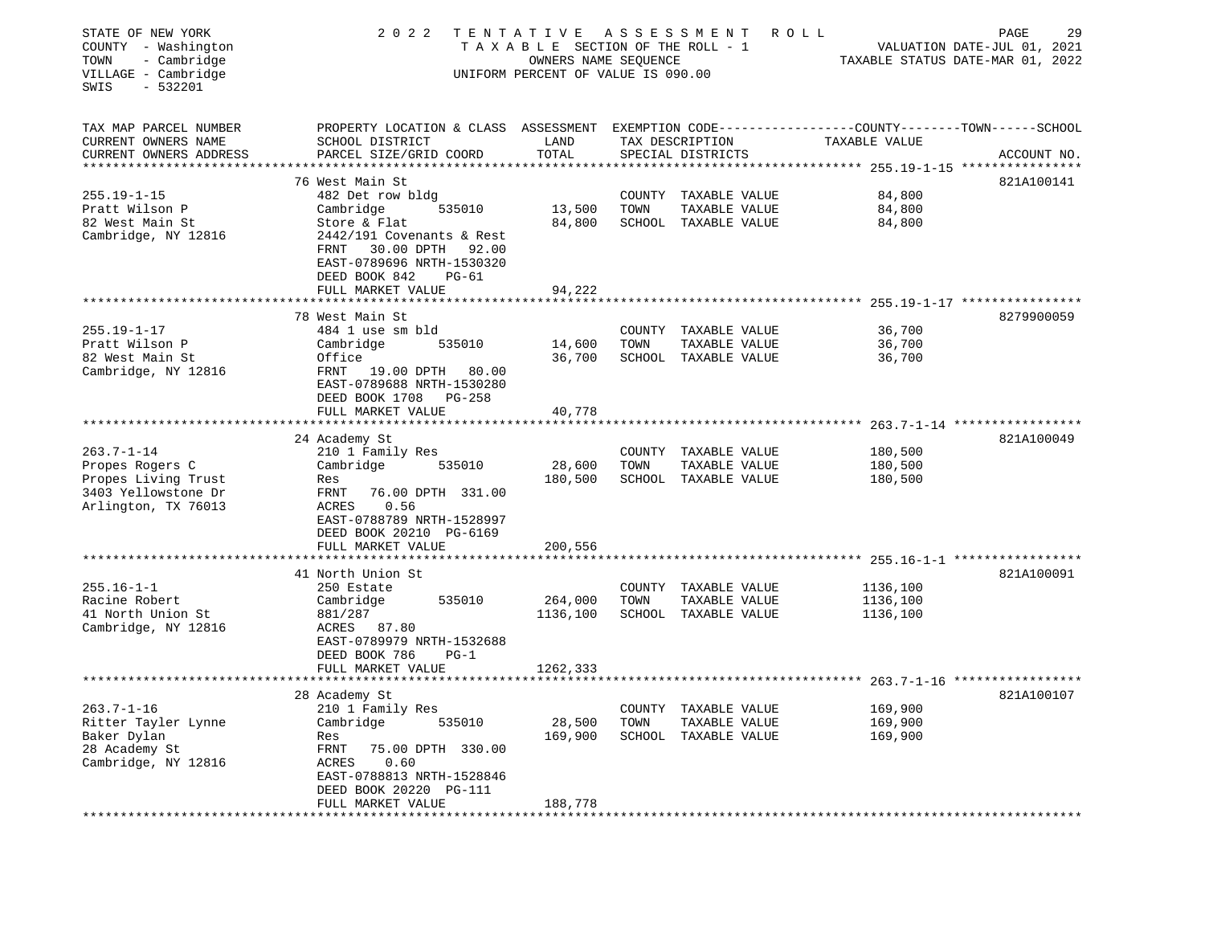STATE OF NEW YORK
COUNTY - Washington
TOWN - Cambridge
VILLAGE - Cambridge
SWIS - 532201

2 0 2 2 T E N T A T I V E A S S E S S M E N T R O L L
T A X A B L E SECTION OF THE ROLL - 1
OWNERS NAME SEQUENCE
UNIFORM PERCENT OF VALUE IS 090.00

VALUATION DATE-JUL 01, 2021
TAXABLE STATUS DATE-MAR 01, 2022

| TAX MAP PARCEL NUMBER / CURRENT OWNERS NAME / CURRENT OWNERS ADDRESS | PROPERTY LOCATION & CLASS / SCHOOL DISTRICT / PARCEL SIZE/GRID COORD | ASSESSMENT LAND / TOTAL | EXEMPTION CODE / TAX DESCRIPTION / SPECIAL DISTRICTS | COUNTY--------TOWN------SCHOOL TAXABLE VALUE | ACCOUNT NO. |
|---|---|---|---|---|---|
| 255.19-1-15 | 76 West Main St | | | | 821A100141 |
| | 482 Det row bldg | | COUNTY TAXABLE VALUE | 84,800 | |
| Pratt Wilson P | Cambridge 535010 | 13,500 | TOWN TAXABLE VALUE | 84,800 | |
| 82 West Main St | Store & Flat | 84,800 | SCHOOL TAXABLE VALUE | 84,800 | |
| Cambridge, NY 12816 | 2442/191 Covenants & Rest | | | | |
| | FRNT 30.00 DPTH 92.00 | | | | |
| | EAST-0789696 NRTH-1530320 | | | | |
| | DEED BOOK 842 PG-61 | | | | |
| | FULL MARKET VALUE | 94,222 | | | |
| 255.19-1-17 | 78 West Main St | | | | 8279900059 |
| | 484 1 use sm bld | | COUNTY TAXABLE VALUE | 36,700 | |
| Pratt Wilson P | Cambridge 535010 | 14,600 | TOWN TAXABLE VALUE | 36,700 | |
| 82 West Main St | Office | 36,700 | SCHOOL TAXABLE VALUE | 36,700 | |
| Cambridge, NY 12816 | FRNT 19.00 DPTH 80.00 | | | | |
| | EAST-0789688 NRTH-1530280 | | | | |
| | DEED BOOK 1708 PG-258 | | | | |
| | FULL MARKET VALUE | 40,778 | | | |
| 263.7-1-14 | 24 Academy St | | | | 821A100049 |
| | 210 1 Family Res | | COUNTY TAXABLE VALUE | 180,500 | |
| Propes Rogers C | Cambridge 535010 | 28,600 | TOWN TAXABLE VALUE | 180,500 | |
| Propes Living Trust | Res | 180,500 | SCHOOL TAXABLE VALUE | 180,500 | |
| 3403 Yellowstone Dr | FRNT 76.00 DPTH 331.00 | | | | |
| Arlington, TX 76013 | ACRES 0.56 | | | | |
| | EAST-0788789 NRTH-1528997 | | | | |
| | DEED BOOK 20210 PG-6169 | | | | |
| | FULL MARKET VALUE | 200,556 | | | |
| 255.16-1-1 | 41 North Union St | | | | 821A100091 |
| | 250 Estate | | COUNTY TAXABLE VALUE | 1136,100 | |
| Racine Robert | Cambridge 535010 | 264,000 | TOWN TAXABLE VALUE | 1136,100 | |
| 41 North Union St | 881/287 | 1136,100 | SCHOOL TAXABLE VALUE | 1136,100 | |
| Cambridge, NY 12816 | ACRES 87.80 | | | | |
| | EAST-0789979 NRTH-1532688 | | | | |
| | DEED BOOK 786 PG-1 | | | | |
| | FULL MARKET VALUE | 1262,333 | | | |
| 263.7-1-16 | 28 Academy St | | | | 821A100107 |
| | 210 1 Family Res | | COUNTY TAXABLE VALUE | 169,900 | |
| Ritter Tayler Lynne | Cambridge 535010 | 28,500 | TOWN TAXABLE VALUE | 169,900 | |
| Baker Dylan | Res | 169,900 | SCHOOL TAXABLE VALUE | 169,900 | |
| 28 Academy St | FRNT 75.00 DPTH 330.00 | | | | |
| Cambridge, NY 12816 | ACRES 0.60 | | | | |
| | EAST-0788813 NRTH-1528846 | | | | |
| | DEED BOOK 20220 PG-111 | | | | |
| | FULL MARKET VALUE | 188,778 | | | |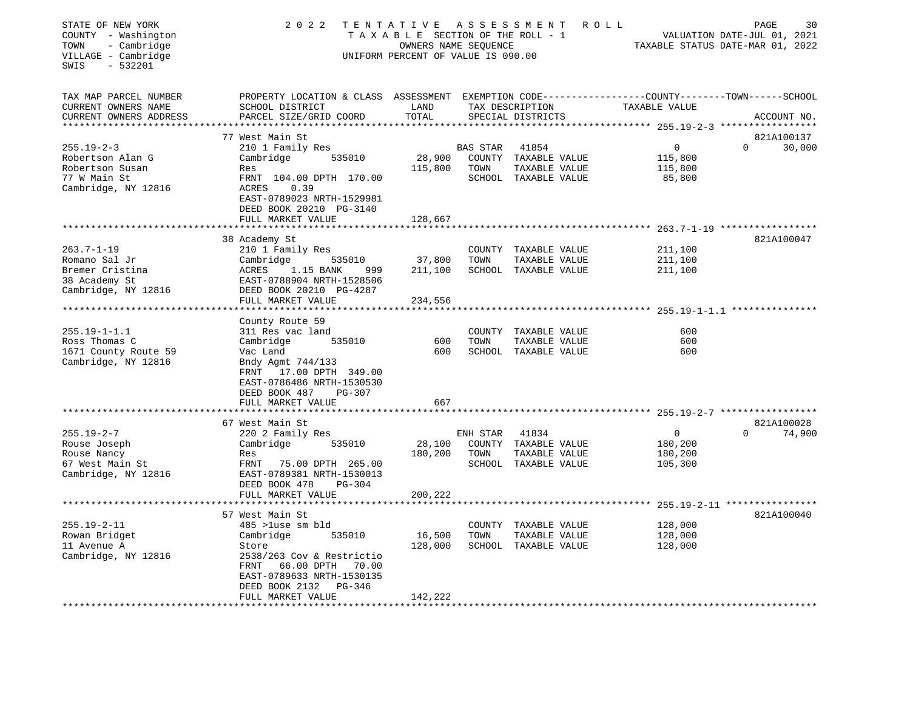STATE OF NEW YORK
COUNTY - Washington
TOWN - Cambridge
VILLAGE - Cambridge
SWIS - 532201

2022 TENTATIVE ASSESSMENT ROLL
TAXABLE SECTION OF THE ROLL - 1
OWNERS NAME SEQUENCE
UNIFORM PERCENT OF VALUE IS 090.00

VALUATION DATE-JUL 01, 2021
TAXABLE STATUS DATE-MAR 01, 2022

| TAX MAP PARCEL NUMBER / CURRENT OWNERS NAME / CURRENT OWNERS ADDRESS | PROPERTY LOCATION & CLASS / SCHOOL DISTRICT / PARCEL SIZE/GRID COORD | ASSESSMENT LAND | TOTAL | EXEMPTION CODE / TAX DESCRIPTION / SPECIAL DISTRICTS | COUNTY / TOWN TAXABLE VALUE | SCHOOL | ACCOUNT NO. |
|---|---|---|---|---|---|---|---|
| 255.19-2-3 | 77 West Main St | | | | | | 821A100137 |
| Robertson Alan G | 210 1 Family Res | | | BAS STAR 41854 | 0 | 0 30,000 | |
| Robertson Susan | Cambridge 535010 | 28,900 | | COUNTY TAXABLE VALUE | 115,800 | | |
| 77 W Main St | Res | | 115,800 | TOWN TAXABLE VALUE | 115,800 | | |
| Cambridge, NY 12816 | FRNT 104.00 DPTH 170.00 | | | SCHOOL TAXABLE VALUE | 85,800 | | |
| | ACRES 0.39 | | | | | | |
| | EAST-0789023 NRTH-1529981 | | | | | | |
| | DEED BOOK 20210 PG-3140 | | | | | | |
| | FULL MARKET VALUE | | 128,667 | | | | |
| 263.7-1-19 | 38 Academy St | | | | | | 821A100047 |
| Romano Sal Jr | 210 1 Family Res | | | COUNTY TAXABLE VALUE | 211,100 | | |
| Bremer Cristina | Cambridge 535010 | 37,800 | | TOWN TAXABLE VALUE | 211,100 | | |
| 38 Academy St | ACRES 1.15 BANK 999 | | 211,100 | SCHOOL TAXABLE VALUE | 211,100 | | |
| Cambridge, NY 12816 | EAST-0788904 NRTH-1528506 | | | | | | |
| | DEED BOOK 20210 PG-4287 | | | | | | |
| | FULL MARKET VALUE | | 234,556 | | | | |
| 255.19-1-1.1 | County Route 59 | | | | | | |
| Ross Thomas C | 311 Res vac land | | | COUNTY TAXABLE VALUE | 600 | | |
| 1671 County Route 59 | Cambridge 535010 | 600 | | TOWN TAXABLE VALUE | 600 | | |
| Cambridge, NY 12816 | Vac Land | | 600 | SCHOOL TAXABLE VALUE | 600 | | |
| | Bndy Agmt 744/133 | | | | | | |
| | FRNT 17.00 DPTH 349.00 | | | | | | |
| | EAST-0786486 NRTH-1530530 | | | | | | |
| | DEED BOOK 487 PG-307 | | | | | | |
| | FULL MARKET VALUE | | 667 | | | | |
| 255.19-2-7 | 67 West Main St | | | | | | 821A100028 |
| Rouse Joseph | 220 2 Family Res | | | ENH STAR 41834 | 0 | 0 74,900 | |
| Rouse Nancy | Cambridge 535010 | 28,100 | | COUNTY TAXABLE VALUE | 180,200 | | |
| 67 West Main St | Res | | 180,200 | TOWN TAXABLE VALUE | 180,200 | | |
| Cambridge, NY 12816 | FRNT 75.00 DPTH 265.00 | | | SCHOOL TAXABLE VALUE | 105,300 | | |
| | EAST-0789381 NRTH-1530013 | | | | | | |
| | DEED BOOK 478 PG-304 | | | | | | |
| | FULL MARKET VALUE | | 200,222 | | | | |
| 255.19-2-11 | 57 West Main St | | | | | | 821A100040 |
| Rowan Bridget | 485 >1use sm bld | | | COUNTY TAXABLE VALUE | 128,000 | | |
| 11 Avenue A | Cambridge 535010 | 16,500 | | TOWN TAXABLE VALUE | 128,000 | | |
| Cambridge, NY 12816 | Store | | 128,000 | SCHOOL TAXABLE VALUE | 128,000 | | |
| | 2538/263 Cov & Restrictio | | | | | | |
| | FRNT 66.00 DPTH 70.00 | | | | | | |
| | EAST-0789633 NRTH-1530135 | | | | | | |
| | DEED BOOK 2132 PG-346 | | | | | | |
| | FULL MARKET VALUE | | 142,222 | | | | |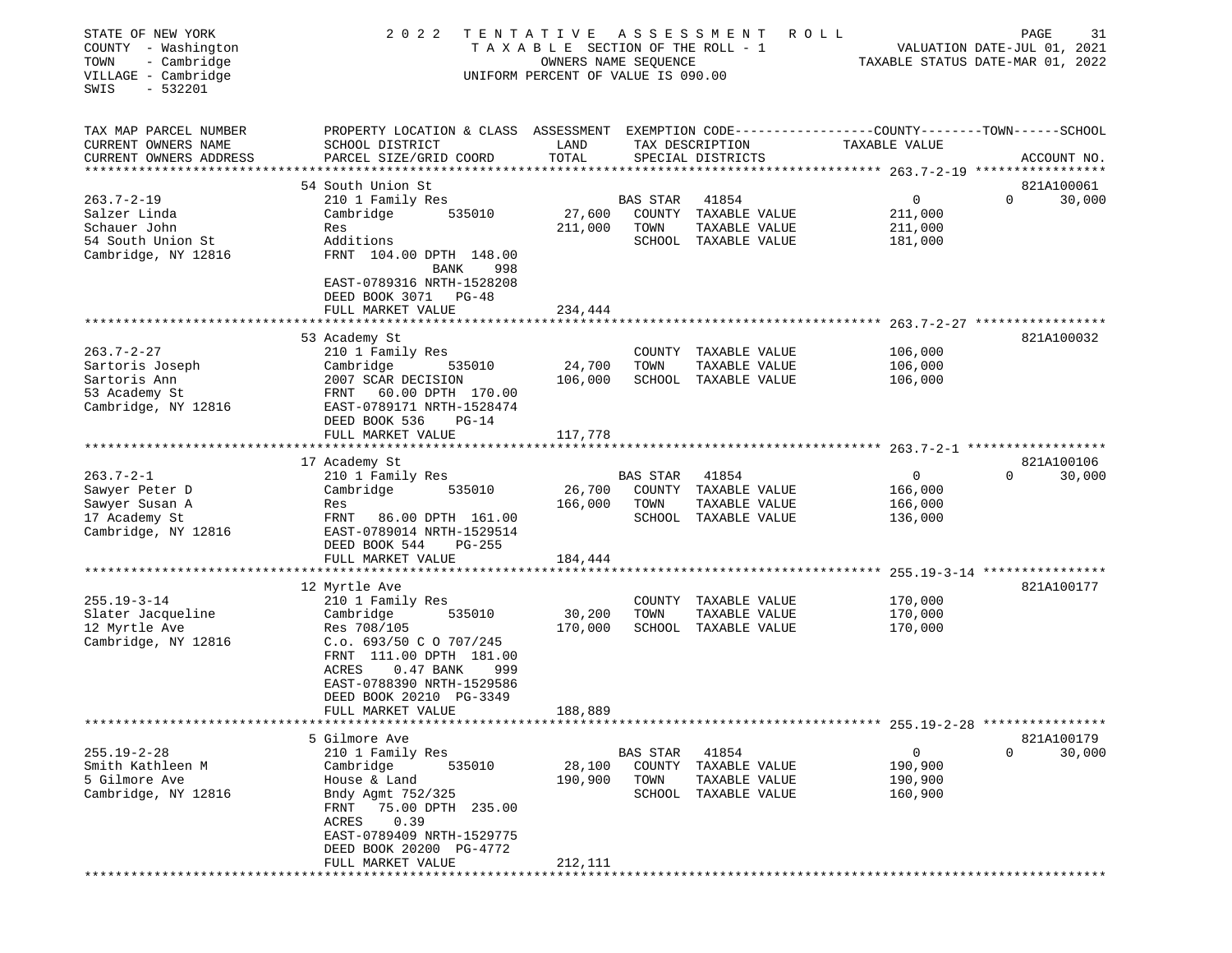STATE OF NEW YORK · COUNTY - Washington · TOWN - Cambridge · VILLAGE - Cambridge · SWIS - 532201

2022 TENTATIVE ASSESSMENT ROLL
TAXABLE SECTION OF THE ROLL - 1
OWNERS NAME SEQUENCE
UNIFORM PERCENT OF VALUE IS 090.00

VALUATION DATE-JUL 01, 2021
TAXABLE STATUS DATE-MAR 01, 2022

| TAX MAP PARCEL NUMBER / CURRENT OWNERS NAME / CURRENT OWNERS ADDRESS | PROPERTY LOCATION & CLASS / SCHOOL DISTRICT / PARCEL SIZE/GRID COORD | ASSESSMENT LAND | TOTAL | EXEMPTION CODE / TAX DESCRIPTION / SPECIAL DISTRICTS | COUNTY | TOWN | SCHOOL | TAXABLE VALUE | ACCOUNT NO. |
|---|---|---|---|---|---|---|---|---|---|
| **263.7-2-19** | 54 South Union St | | | | | | | | 821A100061 |
| Salzer Linda | 210 1 Family Res | | | BAS STAR 41854 | 0 | 0 | 30,000 | | |
| Schauer John | Cambridge 535010 | 27,600 | | COUNTY TAXABLE VALUE | | | | 211,000 | |
| 54 South Union St | Res | | 211,000 | TOWN TAXABLE VALUE | | | | 211,000 | |
| Cambridge, NY 12816 | Additions | | | SCHOOL TAXABLE VALUE | | | | 181,000 | |
| | FRNT 104.00 DPTH 148.00 BANK 998 | | | | | | | | |
| | EAST-0789316 NRTH-1528208 | | | | | | | | |
| | DEED BOOK 3071 PG-48 | | | | | | | | |
| | FULL MARKET VALUE | | 234,444 | | | | | | |
| **263.7-2-27** | 53 Academy St | | | | | | | | 821A100032 |
| Sartoris Joseph | 210 1 Family Res | | | COUNTY TAXABLE VALUE | | | | 106,000 | |
| Sartoris Ann | Cambridge 535010 | 24,700 | | TOWN TAXABLE VALUE | | | | 106,000 | |
| 53 Academy St | 2007 SCAR DECISION | | 106,000 | SCHOOL TAXABLE VALUE | | | | 106,000 | |
| Cambridge, NY 12816 | FRNT 60.00 DPTH 170.00 | | | | | | | | |
| | EAST-0789171 NRTH-1528474 | | | | | | | | |
| | DEED BOOK 536 PG-14 | | | | | | | | |
| | FULL MARKET VALUE | | 117,778 | | | | | | |
| **263.7-2-1** | 17 Academy St | | | | | | | | 821A100106 |
| Sawyer Peter D | 210 1 Family Res | | | BAS STAR 41854 | 0 | 0 | 30,000 | | |
| Sawyer Susan A | Cambridge 535010 | 26,700 | | COUNTY TAXABLE VALUE | | | | 166,000 | |
| 17 Academy St | Res | | 166,000 | TOWN TAXABLE VALUE | | | | 166,000 | |
| Cambridge, NY 12816 | FRNT 86.00 DPTH 161.00 | | | SCHOOL TAXABLE VALUE | | | | 136,000 | |
| | EAST-0789014 NRTH-1529514 | | | | | | | | |
| | DEED BOOK 544 PG-255 | | | | | | | | |
| | FULL MARKET VALUE | | 184,444 | | | | | | |
| **255.19-3-14** | 12 Myrtle Ave | | | | | | | | 821A100177 |
| Slater Jacqueline | 210 1 Family Res | | | COUNTY TAXABLE VALUE | | | | 170,000 | |
| 12 Myrtle Ave | Cambridge 535010 | 30,200 | | TOWN TAXABLE VALUE | | | | 170,000 | |
| Cambridge, NY 12816 | Res 708/105 | | 170,000 | SCHOOL TAXABLE VALUE | | | | 170,000 | |
| | C.o. 693/50 C O 707/245 | | | | | | | | |
| | FRNT 111.00 DPTH 181.00 | | | | | | | | |
| | ACRES 0.47 BANK 999 | | | | | | | | |
| | EAST-0788390 NRTH-1529586 | | | | | | | | |
| | DEED BOOK 20210 PG-3349 | | | | | | | | |
| | FULL MARKET VALUE | | 188,889 | | | | | | |
| **255.19-2-28** | 5 Gilmore Ave | | | | | | | | 821A100179 |
| Smith Kathleen M | 210 1 Family Res | | | BAS STAR 41854 | 0 | 0 | 30,000 | | |
| 5 Gilmore Ave | Cambridge 535010 | 28,100 | | COUNTY TAXABLE VALUE | | | | 190,900 | |
| Cambridge, NY 12816 | House & Land | | 190,900 | TOWN TAXABLE VALUE | | | | 190,900 | |
| | Bndy Agmt 752/325 | | | SCHOOL TAXABLE VALUE | | | | 160,900 | |
| | FRNT 75.00 DPTH 235.00 | | | | | | | | |
| | ACRES 0.39 | | | | | | | | |
| | EAST-0789409 NRTH-1529775 | | | | | | | | |
| | DEED BOOK 20200 PG-4772 | | | | | | | | |
| | FULL MARKET VALUE | | 212,111 | | | | | | |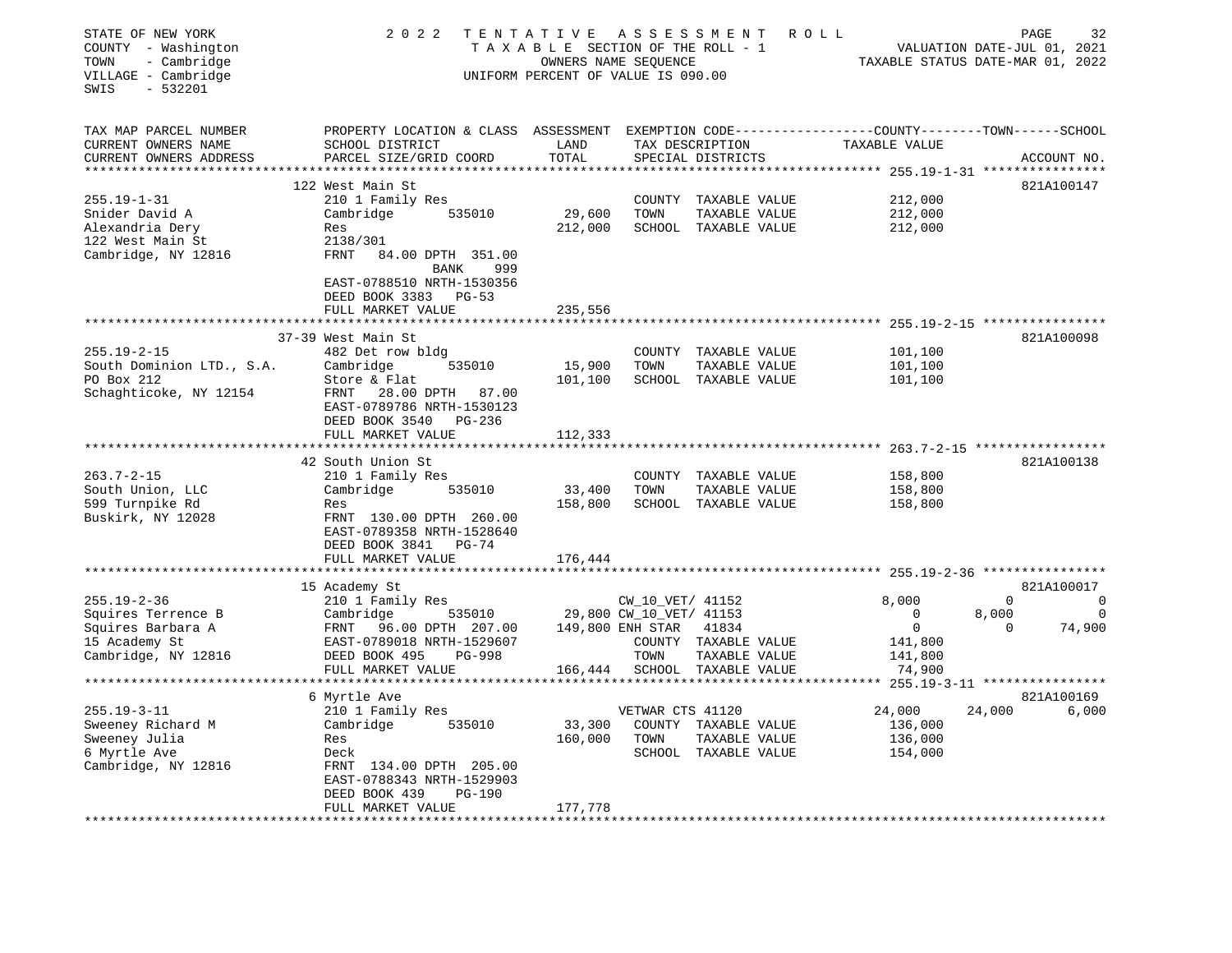STATE OF NEW YORK
COUNTY - Washington
TOWN - Cambridge
VILLAGE - Cambridge
SWIS - 532201

2022 TENTATIVE ASSESSMENT ROLL
TAXABLE SECTION OF THE ROLL - 1
OWNERS NAME SEQUENCE
UNIFORM PERCENT OF VALUE IS 090.00

VALUATION DATE-JUL 01, 2021
TAXABLE STATUS DATE-MAR 01, 2022

| TAX MAP PARCEL NUMBER / CURRENT OWNERS NAME / CURRENT OWNERS ADDRESS | PROPERTY LOCATION & CLASS / SCHOOL DISTRICT / PARCEL SIZE/GRID COORD | ASSESSMENT LAND | TOTAL | EXEMPTION CODE / TAX DESCRIPTION / SPECIAL DISTRICTS | COUNTY TAXABLE VALUE | TOWN | SCHOOL | ACCOUNT NO. |
|---|---|---|---|---|---|---|---|---|
| | 122 West Main St | | | | | | | 821A100147 |
| 255.19-1-31 | 210 1 Family Res | | | COUNTY TAXABLE VALUE | 212,000 | | | |
| Snider David A | Cambridge 535010 | 29,600 | | TOWN TAXABLE VALUE | 212,000 | | | |
| Alexandria Dery | Res | | 212,000 | SCHOOL TAXABLE VALUE | 212,000 | | | |
| 122 West Main St | 2138/301 | | | | | | | |
| Cambridge, NY 12816 | FRNT 84.00 DPTH 351.00 | | | | | | | |
| | BANK 999 | | | | | | | |
| | EAST-0788510 NRTH-1530356 | | | | | | | |
| | DEED BOOK 3383 PG-53 | | | | | | | |
| | FULL MARKET VALUE | | 235,556 | | | | | |
| | 37-39 West Main St | | | | | | | 821A100098 |
| 255.19-2-15 | 482 Det row bldg | | | COUNTY TAXABLE VALUE | 101,100 | | | |
| South Dominion LTD., S.A. | Cambridge 535010 | 15,900 | | TOWN TAXABLE VALUE | 101,100 | | | |
| PO Box 212 | Store & Flat | | 101,100 | SCHOOL TAXABLE VALUE | 101,100 | | | |
| Schaghticoke, NY 12154 | FRNT 28.00 DPTH 87.00 | | | | | | | |
| | EAST-0789786 NRTH-1530123 | | | | | | | |
| | DEED BOOK 3540 PG-236 | | | | | | | |
| | FULL MARKET VALUE | | 112,333 | | | | | |
| | 42 South Union St | | | | | | | 821A100138 |
| 263.7-2-15 | 210 1 Family Res | | | COUNTY TAXABLE VALUE | 158,800 | | | |
| South Union, LLC | Cambridge 535010 | 33,400 | | TOWN TAXABLE VALUE | 158,800 | | | |
| 599 Turnpike Rd | Res | | 158,800 | SCHOOL TAXABLE VALUE | 158,800 | | | |
| Buskirk, NY 12028 | FRNT 130.00 DPTH 260.00 | | | | | | | |
| | EAST-0789358 NRTH-1528640 | | | | | | | |
| | DEED BOOK 3841 PG-74 | | | | | | | |
| | FULL MARKET VALUE | | 176,444 | | | | | |
| | 15 Academy St | | | | | | | 821A100017 |
| 255.19-2-36 | 210 1 Family Res | | | CW_10_VET/ 41152 | 8,000 | 0 | 0 | |
| Squires Terrence B | Cambridge 535010 | 29,800 | | CW_10_VET/ 41153 | 0 | 8,000 | 0 | |
| Squires Barbara A | FRNT 96.00 DPTH 207.00 | | 149,800 | ENH STAR 41834 | 0 | 0 | 74,900 | |
| 15 Academy St | EAST-0789018 NRTH-1529607 | | | COUNTY TAXABLE VALUE | 141,800 | | | |
| Cambridge, NY 12816 | DEED BOOK 495 PG-998 | | | TOWN TAXABLE VALUE | 141,800 | | | |
| | FULL MARKET VALUE | | 166,444 | SCHOOL TAXABLE VALUE | 74,900 | | | |
| | 6 Myrtle Ave | | | | | | | 821A100169 |
| 255.19-3-11 | 210 1 Family Res | | | VETWAR CTS 41120 | 24,000 | 24,000 | 6,000 | |
| Sweeney Richard M | Cambridge 535010 | 33,300 | | COUNTY TAXABLE VALUE | 136,000 | | | |
| Sweeney Julia | Res | | 160,000 | TOWN TAXABLE VALUE | 136,000 | | | |
| 6 Myrtle Ave | Deck | | | SCHOOL TAXABLE VALUE | 154,000 | | | |
| Cambridge, NY 12816 | FRNT 134.00 DPTH 205.00 | | | | | | | |
| | EAST-0788343 NRTH-1529903 | | | | | | | |
| | DEED BOOK 439 PG-190 | | | | | | | |
| | FULL MARKET VALUE | | 177,778 | | | | | |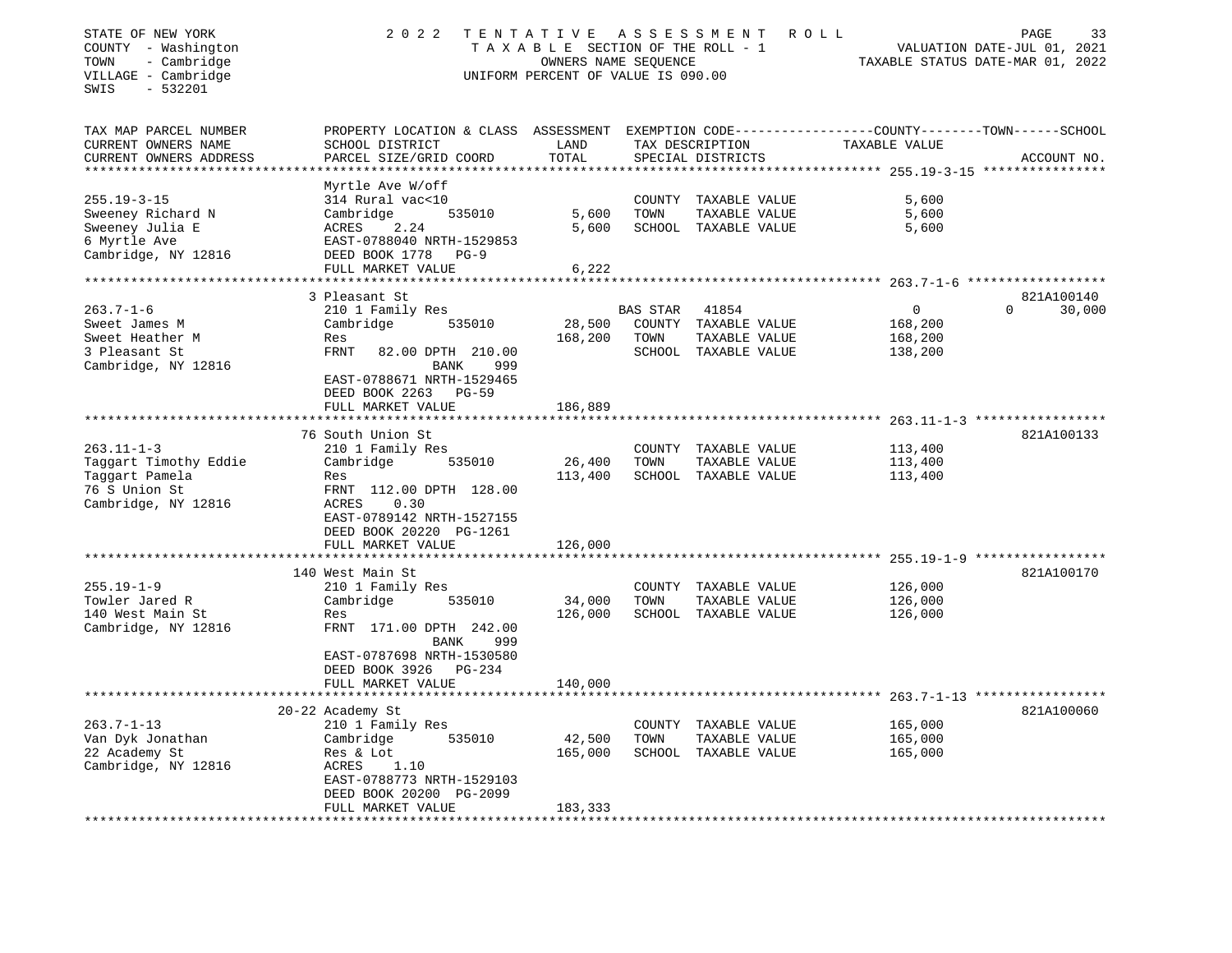STATE OF NEW YORK
COUNTY - Washington
TOWN - Cambridge
VILLAGE - Cambridge
SWIS - 532201

2022 TENTATIVE ASSESSMENT ROLL
TAXABLE SECTION OF THE ROLL - 1
OWNERS NAME SEQUENCE
UNIFORM PERCENT OF VALUE IS 090.00

VALUATION DATE-JUL 01, 2021
TAXABLE STATUS DATE-MAR 01, 2022

| TAX MAP PARCEL NUMBER / CURRENT OWNERS NAME / CURRENT OWNERS ADDRESS | PROPERTY LOCATION & CLASS / SCHOOL DISTRICT / PARCEL SIZE/GRID COORD | ASSESSMENT LAND / TOTAL | EXEMPTION CODE / TAX DESCRIPTION / SPECIAL DISTRICTS | COUNTY / TOWN / SCHOOL TAXABLE VALUE | ACCOUNT NO. |
|---|---|---|---|---|---|
| **255.19-3-15** | Myrtle Ave W/off | | | | |
| 255.19-3-15 | 314 Rural vac<10 | | COUNTY TAXABLE VALUE | 5,600 | |
| Sweeney Richard N | Cambridge 535010 | 5,600 | TOWN TAXABLE VALUE | 5,600 | |
| Sweeney Julia E | ACRES 2.24 | 5,600 | SCHOOL TAXABLE VALUE | 5,600 | |
| 6 Myrtle Ave | EAST-0788040 NRTH-1529853 | | | | |
| Cambridge, NY 12816 | DEED BOOK 1778 PG-9 | | | | |
| | FULL MARKET VALUE | 6,222 | | | |
| **263.7-1-6** | 3 Pleasant St | | | | 821A100140 |
| 263.7-1-6 | 210 1 Family Res | | BAS STAR 41854 | 0 0 30,000 | |
| Sweet James M | Cambridge 535010 | 28,500 | COUNTY TAXABLE VALUE | 168,200 | |
| Sweet Heather M | Res | 168,200 | TOWN TAXABLE VALUE | 168,200 | |
| 3 Pleasant St | FRNT 82.00 DPTH 210.00 | | SCHOOL TAXABLE VALUE | 138,200 | |
| Cambridge, NY 12816 | BANK 999 | | | | |
| | EAST-0788671 NRTH-1529465 | | | | |
| | DEED BOOK 2263 PG-59 | | | | |
| | FULL MARKET VALUE | 186,889 | | | |
| **263.11-1-3** | 76 South Union St | | | | 821A100133 |
| 263.11-1-3 | 210 1 Family Res | | COUNTY TAXABLE VALUE | 113,400 | |
| Taggart Timothy Eddie | Cambridge 535010 | 26,400 | TOWN TAXABLE VALUE | 113,400 | |
| Taggart Pamela | Res | 113,400 | SCHOOL TAXABLE VALUE | 113,400 | |
| 76 S Union St | FRNT 112.00 DPTH 128.00 | | | | |
| Cambridge, NY 12816 | ACRES 0.30 | | | | |
| | EAST-0789142 NRTH-1527155 | | | | |
| | DEED BOOK 20220 PG-1261 | | | | |
| | FULL MARKET VALUE | 126,000 | | | |
| **255.19-1-9** | 140 West Main St | | | | 821A100170 |
| 255.19-1-9 | 210 1 Family Res | | COUNTY TAXABLE VALUE | 126,000 | |
| Towler Jared R | Cambridge 535010 | 34,000 | TOWN TAXABLE VALUE | 126,000 | |
| 140 West Main St | Res | 126,000 | SCHOOL TAXABLE VALUE | 126,000 | |
| Cambridge, NY 12816 | FRNT 171.00 DPTH 242.00 | | | | |
| | BANK 999 | | | | |
| | EAST-0787698 NRTH-1530580 | | | | |
| | DEED BOOK 3926 PG-234 | | | | |
| | FULL MARKET VALUE | 140,000 | | | |
| **263.7-1-13** | 20-22 Academy St | | | | 821A100060 |
| 263.7-1-13 | 210 1 Family Res | | COUNTY TAXABLE VALUE | 165,000 | |
| Van Dyk Jonathan | Cambridge 535010 | 42,500 | TOWN TAXABLE VALUE | 165,000 | |
| 22 Academy St | Res & Lot | 165,000 | SCHOOL TAXABLE VALUE | 165,000 | |
| Cambridge, NY 12816 | ACRES 1.10 | | | | |
| | EAST-0788773 NRTH-1529103 | | | | |
| | DEED BOOK 20200 PG-2099 | | | | |
| | FULL MARKET VALUE | 183,333 | | | |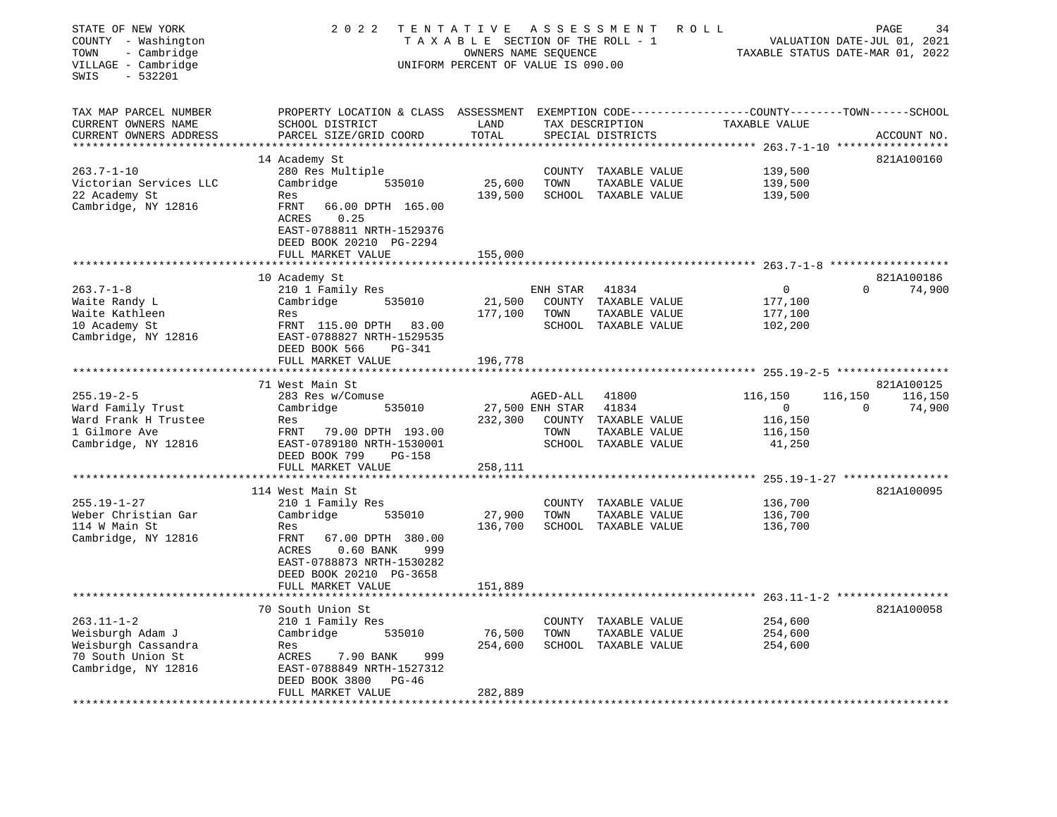STATE OF NEW YORK
COUNTY - Washington
TOWN - Cambridge
VILLAGE - Cambridge
SWIS - 532201

2 0 2 2 TENTATIVE ASSESSMENT ROLL
TAXABLE SECTION OF THE ROLL - 1
OWNERS NAME SEQUENCE
UNIFORM PERCENT OF VALUE IS 090.00

VALUATION DATE-JUL 01, 2021
TAXABLE STATUS DATE-MAR 01, 2022

| TAX MAP PARCEL NUMBER / CURRENT OWNERS NAME / CURRENT OWNERS ADDRESS | PROPERTY LOCATION & CLASS / SCHOOL DISTRICT / PARCEL SIZE/GRID COORD | ASSESSMENT LAND / TOTAL | EXEMPTION CODE / TAX DESCRIPTION / SPECIAL DISTRICTS | COUNTY TAXABLE VALUE | TOWN | SCHOOL | ACCOUNT NO. |
|---|---|---|---|---|---|---|---|
| **263.7-1-10** | 14 Academy St | | | | | | 821A100160 |
| 263.7-1-10 | 280 Res Multiple | | COUNTY TAXABLE VALUE | 139,500 | | | |
| Victorian Services LLC | Cambridge 535010 | 25,600 | TOWN TAXABLE VALUE | 139,500 | | | |
| 22 Academy St | Res | 139,500 | SCHOOL TAXABLE VALUE | 139,500 | | | |
| Cambridge, NY 12816 | FRNT 66.00 DPTH 165.00 | | | | | | |
| | ACRES 0.25 | | | | | | |
| | EAST-0788811 NRTH-1529376 | | | | | | |
| | DEED BOOK 20210 PG-2294 | | | | | | |
| | FULL MARKET VALUE | 155,000 | | | | | |
| **263.7-1-8** | 10 Academy St | | | | | | 821A100186 |
| 263.7-1-8 | 210 1 Family Res | | ENH STAR 41834 | 0 | 0 | 74,900 | |
| Waite Randy L | Cambridge 535010 | 21,500 | COUNTY TAXABLE VALUE | 177,100 | | | |
| Waite Kathleen | Res | 177,100 | TOWN TAXABLE VALUE | 177,100 | | | |
| 10 Academy St | FRNT 115.00 DPTH 83.00 | | SCHOOL TAXABLE VALUE | 102,200 | | | |
| Cambridge, NY 12816 | EAST-0788827 NRTH-1529535 | | | | | | |
| | DEED BOOK 566 PG-341 | | | | | | |
| | FULL MARKET VALUE | 196,778 | | | | | |
| **255.19-2-5** | 71 West Main St | | | | | | 821A100125 |
| 255.19-2-5 | 283 Res w/Comuse | | AGED-ALL 41800 | 116,150 | 116,150 | 116,150 | |
| Ward Family Trust | Cambridge 535010 | 27,500 | ENH STAR 41834 | 0 | 0 | 74,900 | |
| Ward Frank H Trustee | Res | 232,300 | COUNTY TAXABLE VALUE | 116,150 | | | |
| 1 Gilmore Ave | FRNT 79.00 DPTH 193.00 | | TOWN TAXABLE VALUE | 116,150 | | | |
| Cambridge, NY 12816 | EAST-0789180 NRTH-1530001 | | SCHOOL TAXABLE VALUE | 41,250 | | | |
| | DEED BOOK 799 PG-158 | | | | | | |
| | FULL MARKET VALUE | 258,111 | | | | | |
| **255.19-1-27** | 114 West Main St | | | | | | 821A100095 |
| 255.19-1-27 | 210 1 Family Res | | COUNTY TAXABLE VALUE | 136,700 | | | |
| Weber Christian Gar | Cambridge 535010 | 27,900 | TOWN TAXABLE VALUE | 136,700 | | | |
| 114 W Main St | Res | 136,700 | SCHOOL TAXABLE VALUE | 136,700 | | | |
| Cambridge, NY 12816 | FRNT 67.00 DPTH 380.00 | | | | | | |
| | ACRES 0.60 BANK 999 | | | | | | |
| | EAST-0788873 NRTH-1530282 | | | | | | |
| | DEED BOOK 20210 PG-3658 | | | | | | |
| | FULL MARKET VALUE | 151,889 | | | | | |
| **263.11-1-2** | 70 South Union St | | | | | | 821A100058 |
| 263.11-1-2 | 210 1 Family Res | | COUNTY TAXABLE VALUE | 254,600 | | | |
| Weisburgh Adam J | Cambridge 535010 | 76,500 | TOWN TAXABLE VALUE | 254,600 | | | |
| Weisburgh Cassandra | Res | 254,600 | SCHOOL TAXABLE VALUE | 254,600 | | | |
| 70 South Union St | ACRES 7.90 BANK 999 | | | | | | |
| Cambridge, NY 12816 | EAST-0788849 NRTH-1527312 | | | | | | |
| | DEED BOOK 3800 PG-46 | | | | | | |
| | FULL MARKET VALUE | 282,889 | | | | | |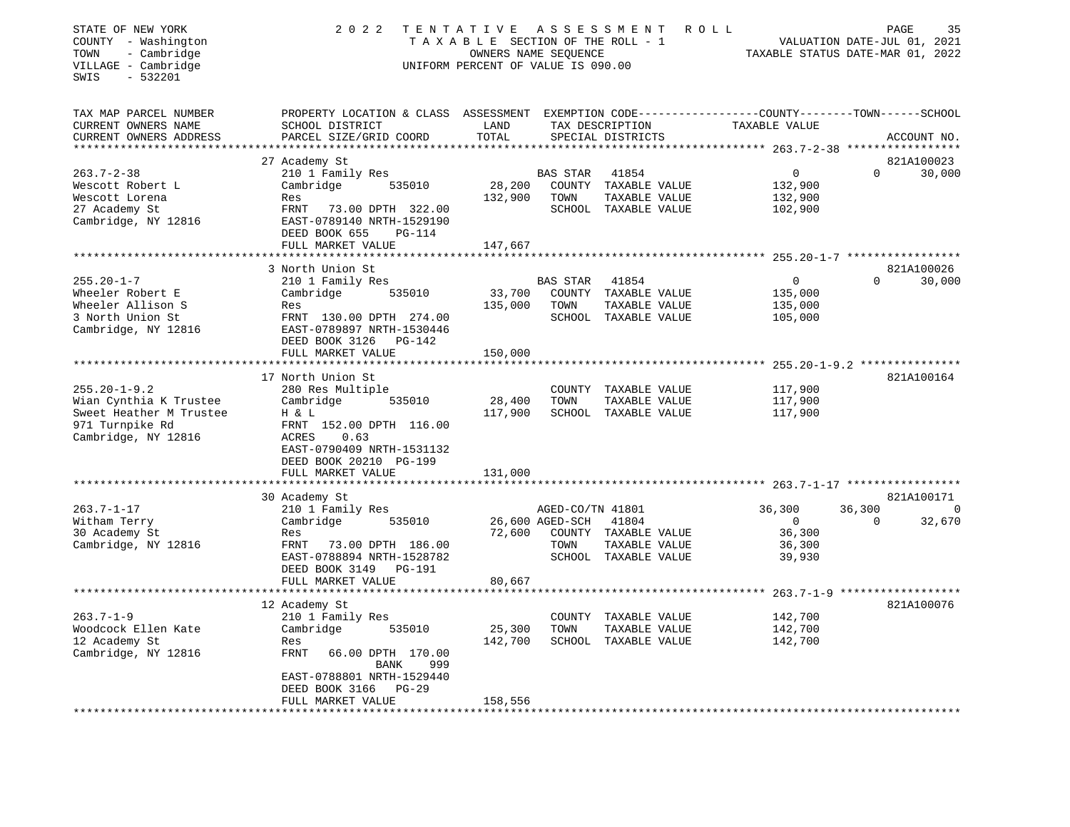STATE OF NEW YORK
COUNTY - Washington
TOWN - Cambridge
VILLAGE - Cambridge
SWIS - 532201

2 0 2 2 T E N T A T I V E A S S E S S M E N T R O L L
T A X A B L E SECTION OF THE ROLL - 1
OWNERS NAME SEQUENCE
UNIFORM PERCENT OF VALUE IS 090.00

VALUATION DATE-JUL 01, 2021
TAXABLE STATUS DATE-MAR 01, 2022

| TAX MAP PARCEL NUMBER / CURRENT OWNERS NAME / CURRENT OWNERS ADDRESS | PROPERTY LOCATION & CLASS / SCHOOL DISTRICT / PARCEL SIZE/GRID COORD | ASSESSMENT LAND / TOTAL | EXEMPTION CODE / TAX DESCRIPTION / SPECIAL DISTRICTS | COUNTY TAXABLE VALUE | TOWN | SCHOOL / ACCOUNT NO. |
|---|---|---|---|---|---|---|
| **263.7-2-38** | 27 Academy St | | | | | 821A100023 |
| 263.7-2-38 | 210 1 Family Res | | BAS STAR 41854 | 0 | 0 | 30,000 |
| Wescott Robert L | Cambridge 535010 | 28,200 | COUNTY TAXABLE VALUE | 132,900 | | |
| Wescott Lorena | Res | 132,900 | TOWN TAXABLE VALUE | 132,900 | | |
| 27 Academy St | FRNT 73.00 DPTH 322.00 | | SCHOOL TAXABLE VALUE | 102,900 | | |
| Cambridge, NY 12816 | EAST-0789140 NRTH-1529190 | | | | | |
| | DEED BOOK 655 PG-114 | | | | | |
| | FULL MARKET VALUE | 147,667 | | | | |
| **255.20-1-7** | 3 North Union St | | | | | 821A100026 |
| 255.20-1-7 | 210 1 Family Res | | BAS STAR 41854 | 0 | 0 | 30,000 |
| Wheeler Robert E | Cambridge 535010 | 33,700 | COUNTY TAXABLE VALUE | 135,000 | | |
| Wheeler Allison S | Res | 135,000 | TOWN TAXABLE VALUE | 135,000 | | |
| 3 North Union St | FRNT 130.00 DPTH 274.00 | | SCHOOL TAXABLE VALUE | 105,000 | | |
| Cambridge, NY 12816 | EAST-0789897 NRTH-1530446 | | | | | |
| | DEED BOOK 3126 PG-142 | | | | | |
| | FULL MARKET VALUE | 150,000 | | | | |
| **255.20-1-9.2** | 17 North Union St | | | | | 821A100164 |
| 255.20-1-9.2 | 280 Res Multiple | | COUNTY TAXABLE VALUE | 117,900 | | |
| Wian Cynthia K Trustee | Cambridge 535010 | 28,400 | TOWN TAXABLE VALUE | 117,900 | | |
| Sweet Heather M Trustee | H & L | 117,900 | SCHOOL TAXABLE VALUE | 117,900 | | |
| 971 Turnpike Rd | FRNT 152.00 DPTH 116.00 | | | | | |
| Cambridge, NY 12816 | ACRES 0.63 | | | | | |
| | EAST-0790409 NRTH-1531132 | | | | | |
| | DEED BOOK 20210 PG-199 | | | | | |
| | FULL MARKET VALUE | 131,000 | | | | |
| **263.7-1-17** | 30 Academy St | | | | | 821A100171 |
| 263.7-1-17 | 210 1 Family Res | | AGED-CO/TN 41801 | 36,300 | 36,300 | 0 |
| Witham Terry | Cambridge 535010 | 26,600 | AGED-SCH 41804 | 0 | 0 | 32,670 |
| 30 Academy St | Res | 72,600 | COUNTY TAXABLE VALUE | 36,300 | | |
| Cambridge, NY 12816 | FRNT 73.00 DPTH 186.00 | | TOWN TAXABLE VALUE | 36,300 | | |
| | EAST-0788894 NRTH-1528782 | | SCHOOL TAXABLE VALUE | 39,930 | | |
| | DEED BOOK 3149 PG-191 | | | | | |
| | FULL MARKET VALUE | 80,667 | | | | |
| **263.7-1-9** | 12 Academy St | | | | | 821A100076 |
| 263.7-1-9 | 210 1 Family Res | | COUNTY TAXABLE VALUE | 142,700 | | |
| Woodcock Ellen Kate | Cambridge 535010 | 25,300 | TOWN TAXABLE VALUE | 142,700 | | |
| 12 Academy St | Res | 142,700 | SCHOOL TAXABLE VALUE | 142,700 | | |
| Cambridge, NY 12816 | FRNT 66.00 DPTH 170.00 | | | | | |
| | BANK 999 | | | | | |
| | EAST-0788801 NRTH-1529440 | | | | | |
| | DEED BOOK 3166 PG-29 | | | | | |
| | FULL MARKET VALUE | 158,556 | | | | |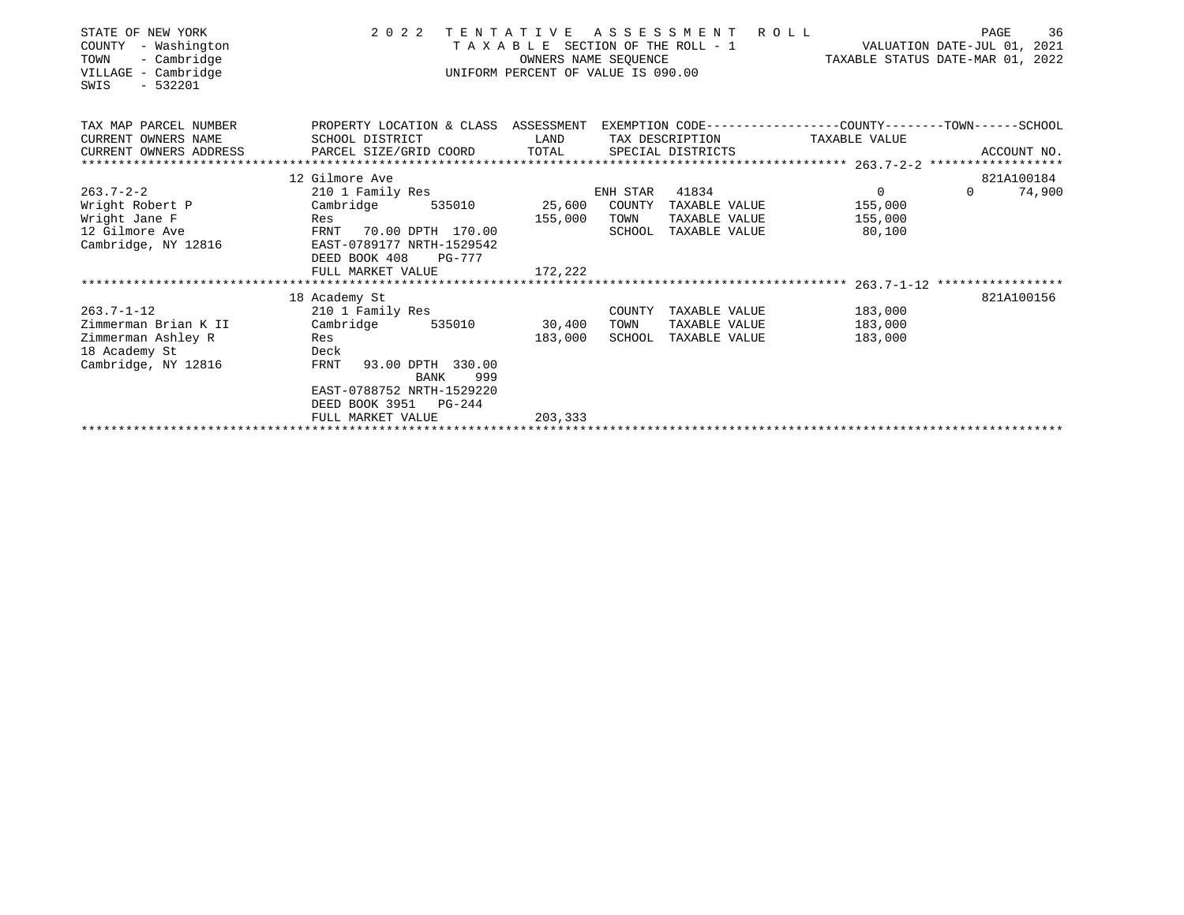STATE OF NEW YORK
COUNTY - Washington
TOWN - Cambridge
VILLAGE - Cambridge
SWIS - 532201

2022 TENTATIVE ASSESSMENT ROLL
TAXABLE SECTION OF THE ROLL - 1
OWNERS NAME SEQUENCE
UNIFORM PERCENT OF VALUE IS 090.00

VALUATION DATE-JUL 01, 2021
TAXABLE STATUS DATE-MAR 01, 2022

| TAX MAP PARCEL NUMBER / CURRENT OWNERS NAME / CURRENT OWNERS ADDRESS | PROPERTY LOCATION & CLASS / SCHOOL DISTRICT / PARCEL SIZE/GRID COORD | ASSESSMENT LAND / TOTAL | EXEMPTION CODE / TAX DESCRIPTION / SPECIAL DISTRICTS | COUNTY TAXABLE VALUE | TOWN | SCHOOL / ACCOUNT NO. |
|---|---|---|---|---|---|---|
| | 12 Gilmore Ave | | | | | 821A100184 |
| 263.7-2-2 | 210 1 Family Res | | ENH STAR 41834 | 0 | 0 | 74,900 |
| Wright Robert P | Cambridge 535010 | 25,600 | COUNTY TAXABLE VALUE | 155,000 | | |
| Wright Jane F | Res | 155,000 | TOWN TAXABLE VALUE | 155,000 | | |
| 12 Gilmore Ave | FRNT 70.00 DPTH 170.00 | | SCHOOL TAXABLE VALUE | 80,100 | | |
| Cambridge, NY 12816 | EAST-0789177 NRTH-1529542 | | | | | |
| | DEED BOOK 408 PG-777 | | | | | |
| | FULL MARKET VALUE | 172,222 | | | | |
| | 18 Academy St | | | | | 821A100156 |
| 263.7-1-12 | 210 1 Family Res | | COUNTY TAXABLE VALUE | 183,000 | | |
| Zimmerman Brian K II | Cambridge 535010 | 30,400 | TOWN TAXABLE VALUE | 183,000 | | |
| Zimmerman Ashley R | Res | 183,000 | SCHOOL TAXABLE VALUE | 183,000 | | |
| 18 Academy St | Deck | | | | | |
| Cambridge, NY 12816 | FRNT 93.00 DPTH 330.00 | | | | | |
| | BANK 999 | | | | | |
| | EAST-0788752 NRTH-1529220 | | | | | |
| | DEED BOOK 3951 PG-244 | | | | | |
| | FULL MARKET VALUE | 203,333 | | | | |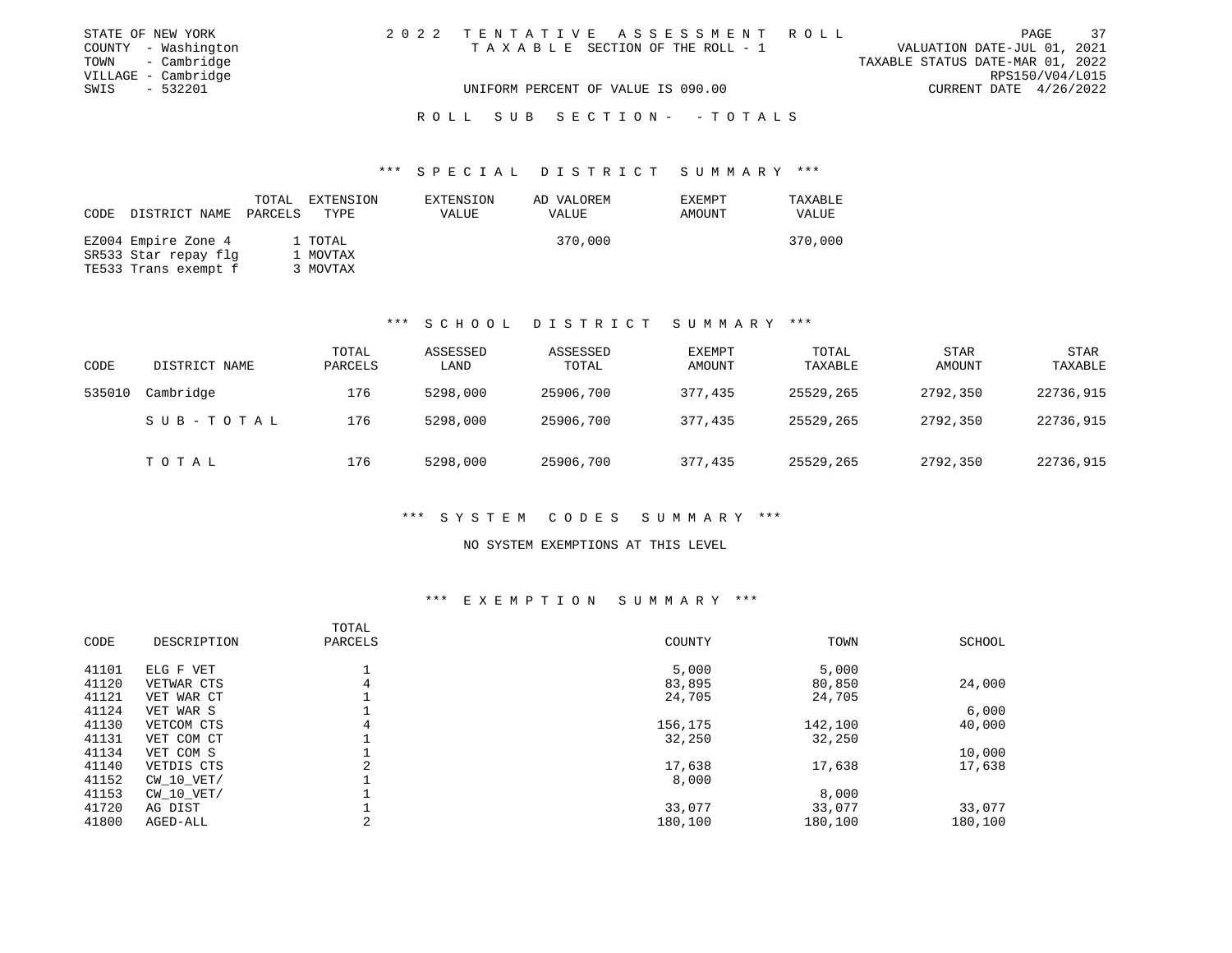STATE OF NEW YORK
COUNTY - Washington
TOWN - Cambridge
VILLAGE - Cambridge
SWIS - 532201

2022 TENTATIVE ASSESSMENT ROLL
TAXABLE SECTION OF THE ROLL - 1
UNIFORM PERCENT OF VALUE IS 090.00

VALUATION DATE-JUL 01, 2021
TAXABLE STATUS DATE-MAR 01, 2022
RPS150/V04/L015
CURRENT DATE 4/26/2022

ROLL SUB SECTION - - TOTALS

## *** SPECIAL DISTRICT SUMMARY ***

| CODE | DISTRICT NAME | TOTAL PARCELS | EXTENSION TYPE | EXTENSION VALUE | AD VALOREM VALUE | EXEMPT AMOUNT | TAXABLE VALUE |
|---|---|---|---|---|---|---|---|
| EZ004 | Empire Zone 4 | 1 | TOTAL | | 370,000 | | 370,000 |
| SR533 | Star repay flg | 1 | MOVTAX | | | | |
| TE533 | Trans exempt f | 3 | MOVTAX | | | | |

## *** SCHOOL DISTRICT SUMMARY ***

| CODE | DISTRICT NAME | TOTAL PARCELS | ASSESSED LAND | ASSESSED TOTAL | EXEMPT AMOUNT | TOTAL TAXABLE | STAR AMOUNT | STAR TAXABLE |
|---|---|---|---|---|---|---|---|---|
| 535010 | Cambridge | 176 | 5298,000 | 25906,700 | 377,435 | 25529,265 | 2792,350 | 22736,915 |
| | SUB-TOTAL | 176 | 5298,000 | 25906,700 | 377,435 | 25529,265 | 2792,350 | 22736,915 |
| | TOTAL | 176 | 5298,000 | 25906,700 | 377,435 | 25529,265 | 2792,350 | 22736,915 |

## *** SYSTEM CODES SUMMARY ***

NO SYSTEM EXEMPTIONS AT THIS LEVEL

## *** EXEMPTION SUMMARY ***

| CODE | DESCRIPTION | TOTAL PARCELS | COUNTY | TOWN | SCHOOL |
|---|---|---|---|---|---|
| 41101 | ELG F VET | 1 | 5,000 | 5,000 | |
| 41120 | VETWAR CTS | 4 | 83,895 | 80,850 | 24,000 |
| 41121 | VET WAR CT | 1 | 24,705 | 24,705 | |
| 41124 | VET WAR S | 1 | | | 6,000 |
| 41130 | VETCOM CTS | 4 | 156,175 | 142,100 | 40,000 |
| 41131 | VET COM CT | 1 | 32,250 | 32,250 | |
| 41134 | VET COM S | 1 | | | 10,000 |
| 41140 | VETDIS CTS | 2 | 17,638 | 17,638 | 17,638 |
| 41152 | CW_10_VET/ | 1 | 8,000 | | |
| 41153 | CW_10_VET/ | 1 | | 8,000 | |
| 41720 | AG DIST | 1 | 33,077 | 33,077 | 33,077 |
| 41800 | AGED-ALL | 2 | 180,100 | 180,100 | 180,100 |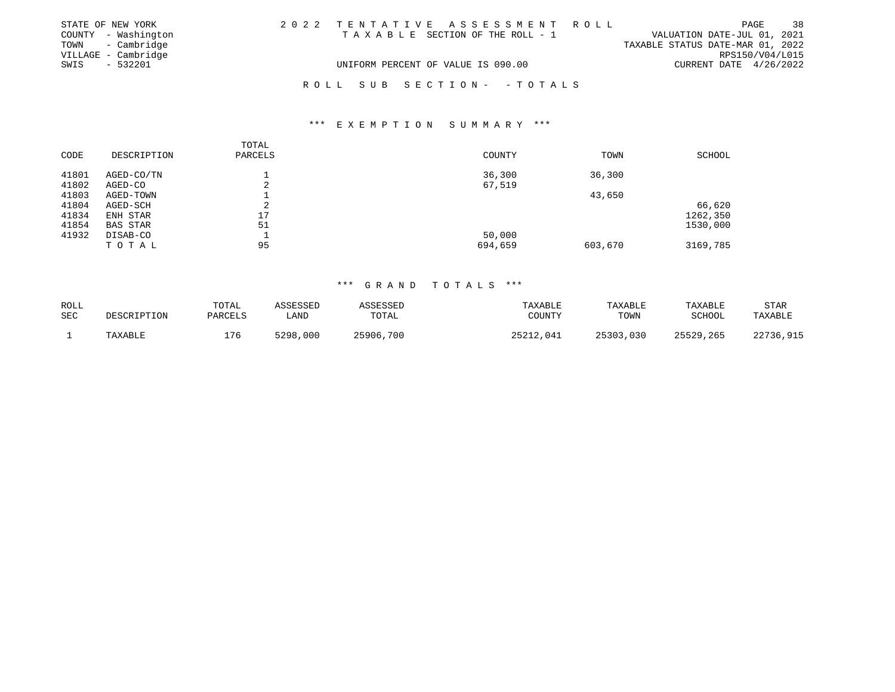STATE OF NEW YORK
COUNTY - Washington
TOWN - Cambridge
VILLAGE - Cambridge
SWIS - 532201

2 0 2 2 T E N T A T I V E A S S E S S M E N T R O L L
T A X A B L E SECTION OF THE ROLL - 1
UNIFORM PERCENT OF VALUE IS 090.00

VALUATION DATE-JUL 01, 2021
TAXABLE STATUS DATE-MAR 01, 2022
RPS150/V04/L015
CURRENT DATE 4/26/2022

R O L L S U B S E C T I O N - - T O T A L S

### *** E X E M P T I O N S U M M A R Y ***

| CODE | DESCRIPTION | TOTAL PARCELS | COUNTY | TOWN | SCHOOL |
|---|---|---|---|---|---|
| 41801 | AGED-CO/TN | 1 | 36,300 | 36,300 | |
| 41802 | AGED-CO | 2 | 67,519 | | |
| 41803 | AGED-TOWN | 1 | | 43,650 | |
| 41804 | AGED-SCH | 2 | | | 66,620 |
| 41834 | ENH STAR | 17 | | | 1262,350 |
| 41854 | BAS STAR | 51 | | | 1530,000 |
| 41932 | DISAB-CO | 1 | 50,000 | | |
| | T O T A L | 95 | 694,659 | 603,670 | 3169,785 |

### *** G R A N D T O T A L S ***

| ROLL SEC | DESCRIPTION | TOTAL PARCELS | ASSESSED LAND | ASSESSED TOTAL | TAXABLE COUNTY | TAXABLE TOWN | TAXABLE SCHOOL | STAR TAXABLE |
|---|---|---|---|---|---|---|---|---|
| 1 | TAXABLE | 176 | 5298,000 | 25906,700 | 25212,041 | 25303,030 | 25529,265 | 22736,915 |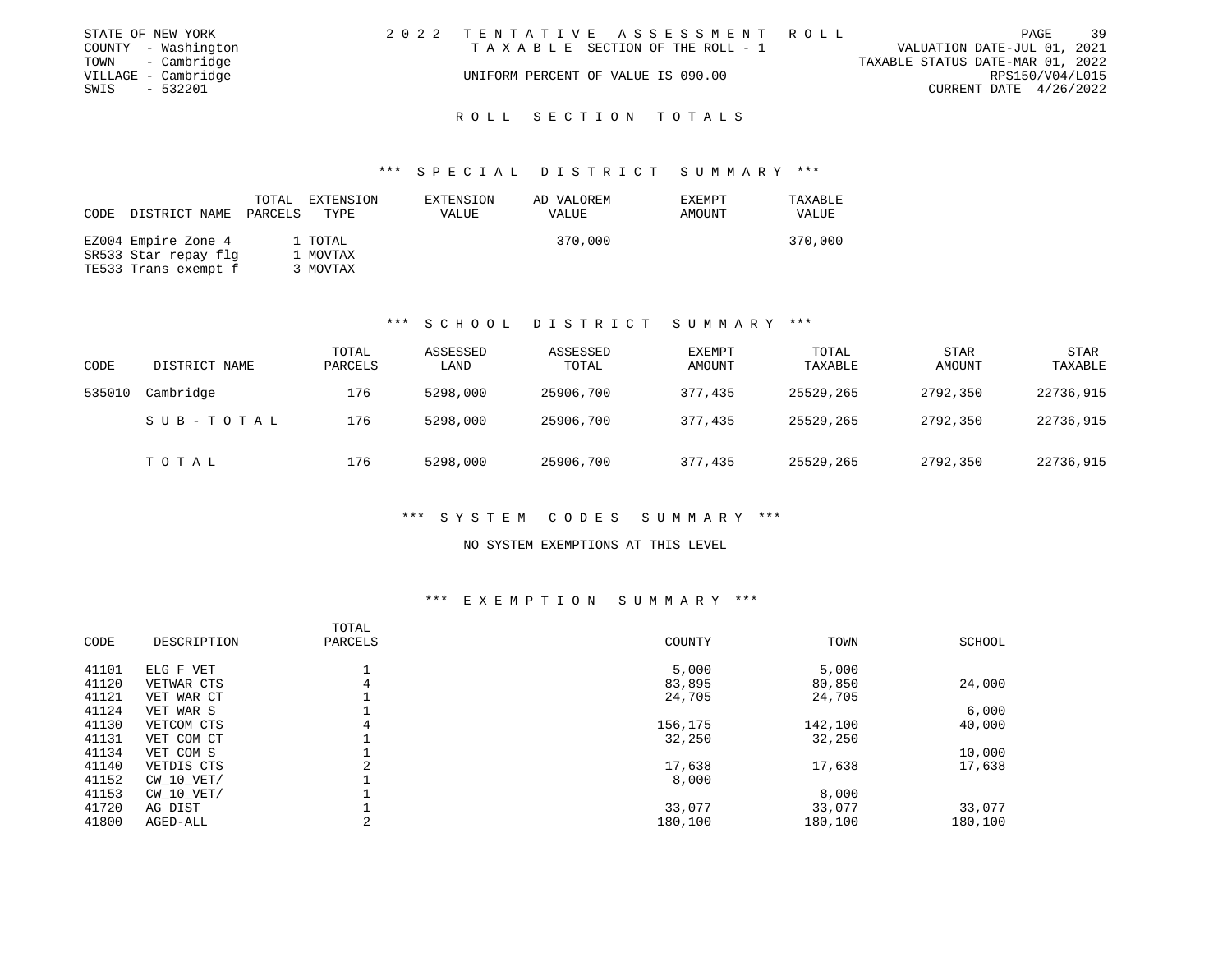STATE OF NEW YORK
COUNTY - Washington
TOWN - Cambridge
VILLAGE - Cambridge
SWIS - 532201

2022 TENTATIVE ASSESSMENT ROLL
TAXABLE SECTION OF THE ROLL - 1
UNIFORM PERCENT OF VALUE IS 090.00

VALUATION DATE-JUL 01, 2021
TAXABLE STATUS DATE-MAR 01, 2022
RPS150/V04/L015
CURRENT DATE 4/26/2022

## ROLL SECTION TOTALS

### *** SPECIAL DISTRICT SUMMARY ***

| CODE | DISTRICT NAME | TOTAL PARCELS | EXTENSION TYPE | EXTENSION VALUE | AD VALOREM VALUE | EXEMPT AMOUNT | TAXABLE VALUE |
|---|---|---|---|---|---|---|---|
| EZ004 | Empire Zone 4 | 1 | TOTAL | | 370,000 | | 370,000 |
| SR533 | Star repay flg | 1 | MOVTAX | | | | |
| TE533 | Trans exempt f | 3 | MOVTAX | | | | |

### *** SCHOOL DISTRICT SUMMARY ***

| CODE | DISTRICT NAME | TOTAL PARCELS | ASSESSED LAND | ASSESSED TOTAL | EXEMPT AMOUNT | TOTAL TAXABLE | STAR AMOUNT | STAR TAXABLE |
|---|---|---|---|---|---|---|---|---|
| 535010 | Cambridge | 176 | 5298,000 | 25906,700 | 377,435 | 25529,265 | 2792,350 | 22736,915 |
| | SUB-TOTAL | 176 | 5298,000 | 25906,700 | 377,435 | 25529,265 | 2792,350 | 22736,915 |
| | TOTAL | 176 | 5298,000 | 25906,700 | 377,435 | 25529,265 | 2792,350 | 22736,915 |

### *** SYSTEM CODES SUMMARY ***

NO SYSTEM EXEMPTIONS AT THIS LEVEL

### *** EXEMPTION SUMMARY ***

| CODE | DESCRIPTION | TOTAL PARCELS | COUNTY | TOWN | SCHOOL |
|---|---|---|---|---|---|
| 41101 | ELG F VET | 1 | 5,000 | 5,000 | |
| 41120 | VETWAR CTS | 4 | 83,895 | 80,850 | 24,000 |
| 41121 | VET WAR CT | 1 | 24,705 | 24,705 | |
| 41124 | VET WAR S | 1 | | | 6,000 |
| 41130 | VETCOM CTS | 4 | 156,175 | 142,100 | 40,000 |
| 41131 | VET COM CT | 1 | 32,250 | 32,250 | |
| 41134 | VET COM S | 1 | | | 10,000 |
| 41140 | VETDIS CTS | 2 | 17,638 | 17,638 | 17,638 |
| 41152 | CW_10_VET/ | 1 | 8,000 | | |
| 41153 | CW_10_VET/ | 1 | | 8,000 | |
| 41720 | AG DIST | 1 | 33,077 | 33,077 | 33,077 |
| 41800 | AGED-ALL | 2 | 180,100 | 180,100 | 180,100 |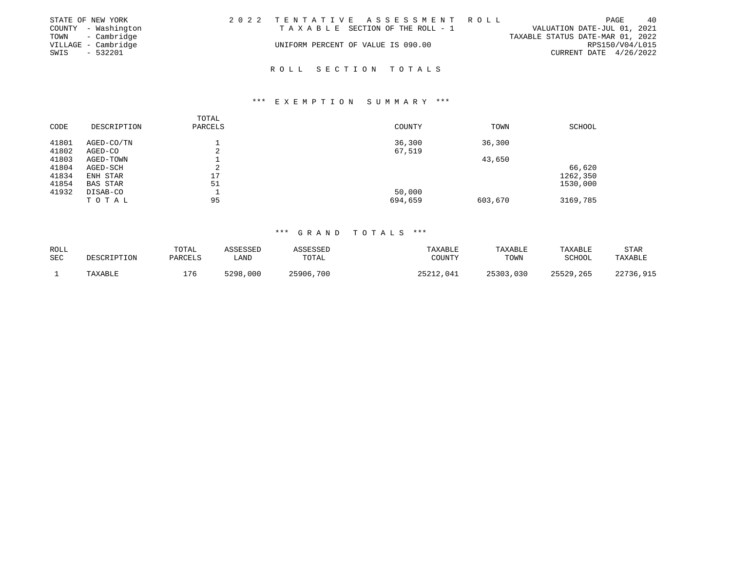STATE OF NEW YORK
COUNTY - Washington
TOWN - Cambridge
VILLAGE - Cambridge
SWIS - 532201

2022 TENTATIVE ASSESSMENT ROLL
TAXABLE SECTION OF THE ROLL - 1
UNIFORM PERCENT OF VALUE IS 090.00

VALUATION DATE-JUL 01, 2021
TAXABLE STATUS DATE-MAR 01, 2022
RPS150/V04/L015
CURRENT DATE 4/26/2022

## ROLL SECTION TOTALS

### *** EXEMPTION SUMMARY ***

| CODE | DESCRIPTION | TOTAL PARCELS | COUNTY | TOWN | SCHOOL |
|---|---|---|---|---|---|
| 41801 | AGED-CO/TN | 1 | 36,300 | 36,300 | |
| 41802 | AGED-CO | 2 | 67,519 | | |
| 41803 | AGED-TOWN | 1 | | 43,650 | |
| 41804 | AGED-SCH | 2 | | | 66,620 |
| 41834 | ENH STAR | 17 | | | 1262,350 |
| 41854 | BAS STAR | 51 | | | 1530,000 |
| 41932 | DISAB-CO | 1 | 50,000 | | |
| | TOTAL | 95 | 694,659 | 603,670 | 3169,785 |

### *** GRAND TOTALS ***

| ROLL SEC | DESCRIPTION | TOTAL PARCELS | ASSESSED LAND | ASSESSED TOTAL | TAXABLE COUNTY | TAXABLE TOWN | TAXABLE SCHOOL | STAR TAXABLE |
|---|---|---|---|---|---|---|---|---|
| 1 | TAXABLE | 176 | 5298,000 | 25906,700 | 25212,041 | 25303,030 | 25529,265 | 22736,915 |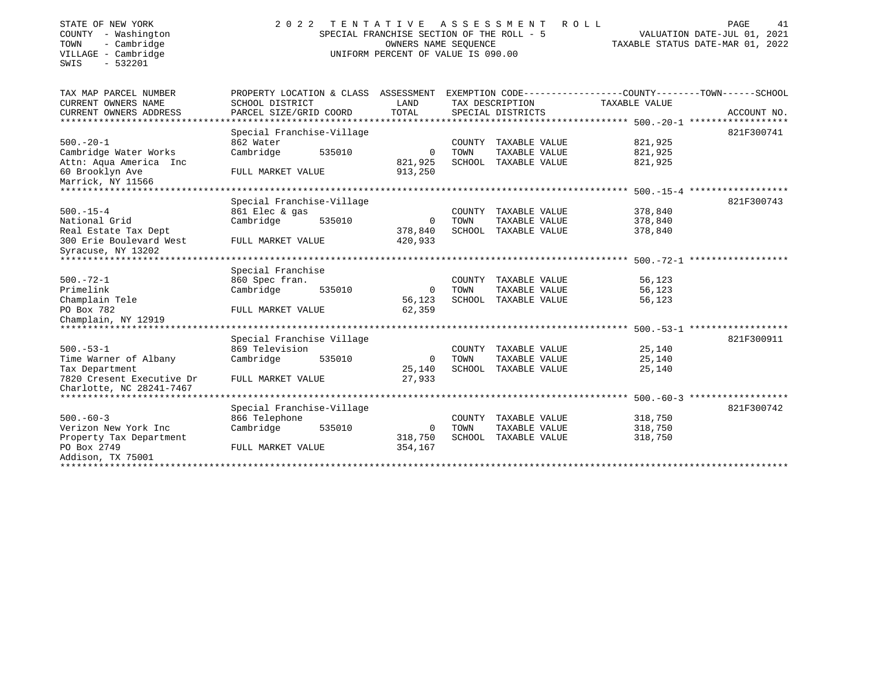STATE OF NEW YORK
COUNTY - Washington
TOWN - Cambridge
VILLAGE - Cambridge
SWIS - 532201

# 2022 TENTATIVE ASSESSMENT ROLL

SPECIAL FRANCHISE SECTION OF THE ROLL - 5
OWNERS NAME SEQUENCE
UNIFORM PERCENT OF VALUE IS 090.00

VALUATION DATE-JUL 01, 2021
TAXABLE STATUS DATE-MAR 01, 2022

| TAX MAP PARCEL NUMBER / CURRENT OWNERS NAME / CURRENT OWNERS ADDRESS | PROPERTY LOCATION & CLASS / SCHOOL DISTRICT / PARCEL SIZE/GRID COORD | ASSESSMENT LAND / TOTAL | EXEMPTION CODE / TAX DESCRIPTION / SPECIAL DISTRICTS | TAXABLE VALUE (COUNTY--TOWN--SCHOOL) | ACCOUNT NO. |
|---|---|---|---|---|---|
| **500.-20-1** | Special Franchise-Village | | | | 821F300741 |
| 500.-20-1 | 862 Water | | COUNTY TAXABLE VALUE | 821,925 | |
| Cambridge Water Works | Cambridge 535010 | 0 | TOWN TAXABLE VALUE | 821,925 | |
| Attn: Aqua America Inc | | 821,925 | SCHOOL TAXABLE VALUE | 821,925 | |
| 60 Brooklyn Ave | FULL MARKET VALUE | 913,250 | | | |
| Marrick, NY 11566 | | | | | |
| **500.-15-4** | Special Franchise-Village | | | | 821F300743 |
| 500.-15-4 | 861 Elec & gas | | COUNTY TAXABLE VALUE | 378,840 | |
| National Grid | Cambridge 535010 | 0 | TOWN TAXABLE VALUE | 378,840 | |
| Real Estate Tax Dept | | 378,840 | SCHOOL TAXABLE VALUE | 378,840 | |
| 300 Erie Boulevard West | FULL MARKET VALUE | 420,933 | | | |
| Syracuse, NY 13202 | | | | | |
| **500.-72-1** | Special Franchise | | | | |
| 500.-72-1 | 860 Spec fran. | | COUNTY TAXABLE VALUE | 56,123 | |
| Primelink | Cambridge 535010 | 0 | TOWN TAXABLE VALUE | 56,123 | |
| Champlain Tele | | 56,123 | SCHOOL TAXABLE VALUE | 56,123 | |
| PO Box 782 | FULL MARKET VALUE | 62,359 | | | |
| Champlain, NY 12919 | | | | | |
| **500.-53-1** | Special Franchise Village | | | | 821F300911 |
| 500.-53-1 | 869 Television | | COUNTY TAXABLE VALUE | 25,140 | |
| Time Warner of Albany | Cambridge 535010 | 0 | TOWN TAXABLE VALUE | 25,140 | |
| Tax Department | | 25,140 | SCHOOL TAXABLE VALUE | 25,140 | |
| 7820 Cresent Executive Dr | FULL MARKET VALUE | 27,933 | | | |
| Charlotte, NC 28241-7467 | | | | | |
| **500.-60-3** | Special Franchise-Village | | | | 821F300742 |
| 500.-60-3 | 866 Telephone | | COUNTY TAXABLE VALUE | 318,750 | |
| Verizon New York Inc | Cambridge 535010 | 0 | TOWN TAXABLE VALUE | 318,750 | |
| Property Tax Department | | 318,750 | SCHOOL TAXABLE VALUE | 318,750 | |
| PO Box 2749 | FULL MARKET VALUE | 354,167 | | | |
| Addison, TX 75001 | | | | | |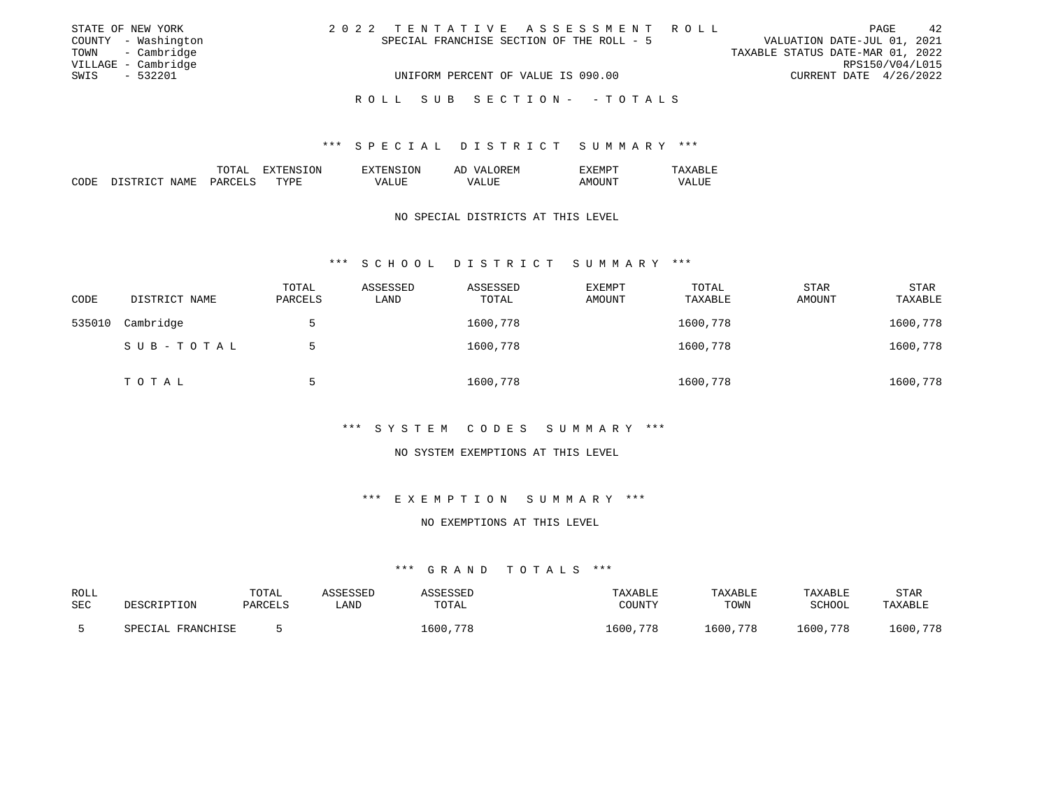STATE OF NEW YORK
COUNTY - Washington
TOWN - Cambridge
VILLAGE - Cambridge
SWIS - 532201

2 0 2 2 T E N T A T I V E A S S E S S M E N T R O L L
SPECIAL FRANCHISE SECTION OF THE ROLL - 5
UNIFORM PERCENT OF VALUE IS 090.00

VALUATION DATE-JUL 01, 2021
TAXABLE STATUS DATE-MAR 01, 2022
RPS150/V04/L015
CURRENT DATE 4/26/2022

R O L L S U B S E C T I O N - - T O T A L S

### *** S P E C I A L D I S T R I C T S U M M A R Y ***

| CODE | DISTRICT NAME | TOTAL PARCELS | EXTENSION TYPE | EXTENSION VALUE | AD VALOREM VALUE | EXEMPT AMOUNT | TAXABLE VALUE |
|---|---|---|---|---|---|---|---|

NO SPECIAL DISTRICTS AT THIS LEVEL

### *** S C H O O L D I S T R I C T S U M M A R Y ***

| CODE | DISTRICT NAME | TOTAL PARCELS | ASSESSED LAND | ASSESSED TOTAL | EXEMPT AMOUNT | TOTAL TAXABLE | STAR AMOUNT | STAR TAXABLE |
|---|---|---|---|---|---|---|---|---|
| 535010 | Cambridge | 5 | | 1600,778 | | 1600,778 | | 1600,778 |
| | S U B - T O T A L | 5 | | 1600,778 | | 1600,778 | | 1600,778 |
| | T O T A L | 5 | | 1600,778 | | 1600,778 | | 1600,778 |

### *** S Y S T E M C O D E S S U M M A R Y ***

NO SYSTEM EXEMPTIONS AT THIS LEVEL

### *** E X E M P T I O N S U M M A R Y ***

NO EXEMPTIONS AT THIS LEVEL

### *** G R A N D T O T A L S ***

| ROLL SEC | DESCRIPTION | TOTAL PARCELS | ASSESSED LAND | ASSESSED TOTAL | TAXABLE COUNTY | TAXABLE TOWN | TAXABLE SCHOOL | STAR TAXABLE |
|---|---|---|---|---|---|---|---|---|
| 5 | SPECIAL FRANCHISE | 5 | | 1600,778 | 1600,778 | 1600,778 | 1600,778 | 1600,778 |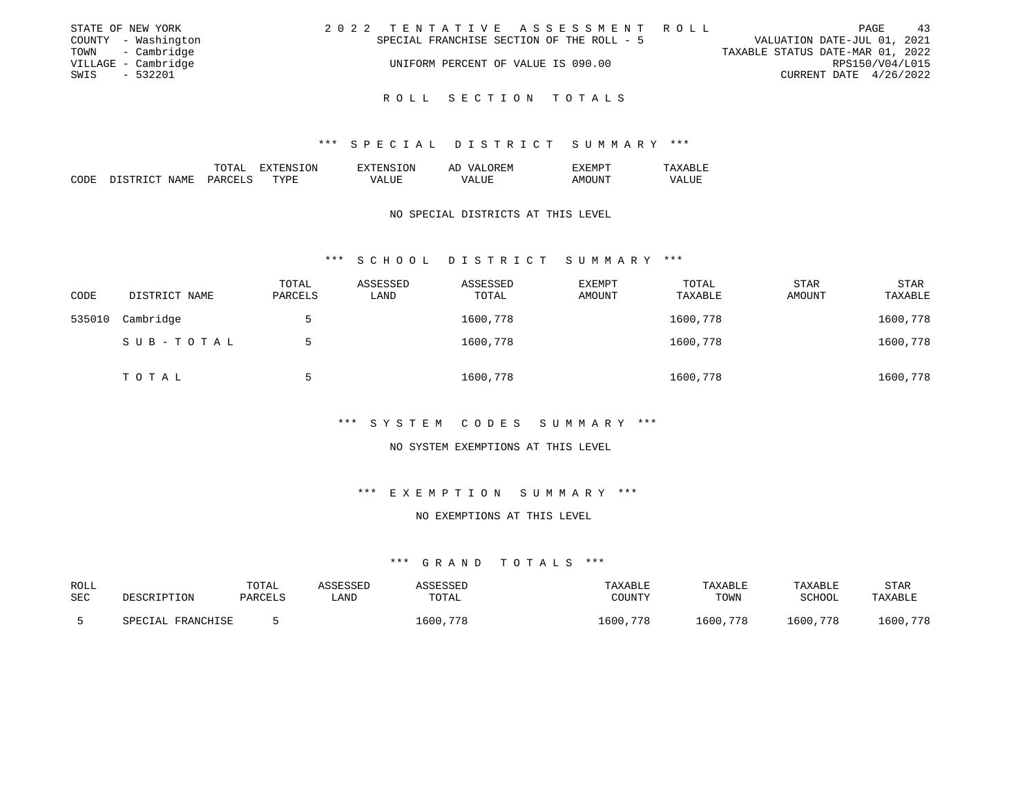STATE OF NEW YORK
COUNTY - Washington
TOWN - Cambridge
VILLAGE - Cambridge
SWIS - 532201

2022 TENTATIVE ASSESSMENT ROLL
SPECIAL FRANCHISE SECTION OF THE ROLL - 5
UNIFORM PERCENT OF VALUE IS 090.00

VALUATION DATE-JUL 01, 2021
TAXABLE STATUS DATE-MAR 01, 2022
RPS150/V04/L015
CURRENT DATE 4/26/2022

## ROLL SECTION TOTALS

### *** SPECIAL DISTRICT SUMMARY ***

| CODE | DISTRICT NAME | TOTAL PARCELS | EXTENSION TYPE | EXTENSION VALUE | AD VALOREM VALUE | EXEMPT AMOUNT | TAXABLE VALUE |
|---|---|---|---|---|---|---|---|

NO SPECIAL DISTRICTS AT THIS LEVEL

### *** SCHOOL DISTRICT SUMMARY ***

| CODE | DISTRICT NAME | TOTAL PARCELS | ASSESSED LAND | ASSESSED TOTAL | EXEMPT AMOUNT | TOTAL TAXABLE | STAR AMOUNT | STAR TAXABLE |
|---|---|---|---|---|---|---|---|---|
| 535010 | Cambridge | 5 | | 1600,778 | | 1600,778 | | 1600,778 |
| | SUB-TOTAL | 5 | | 1600,778 | | 1600,778 | | 1600,778 |
| | TOTAL | 5 | | 1600,778 | | 1600,778 | | 1600,778 |

### *** SYSTEM CODES SUMMARY ***

NO SYSTEM EXEMPTIONS AT THIS LEVEL

### *** EXEMPTION SUMMARY ***

NO EXEMPTIONS AT THIS LEVEL

### *** GRAND TOTALS ***

| ROLL SEC | DESCRIPTION | TOTAL PARCELS | ASSESSED LAND | ASSESSED TOTAL | TAXABLE COUNTY | TAXABLE TOWN | TAXABLE SCHOOL | STAR TAXABLE |
|---|---|---|---|---|---|---|---|---|
| 5 | SPECIAL FRANCHISE | 5 | | 1600,778 | 1600,778 | 1600,778 | 1600,778 | 1600,778 |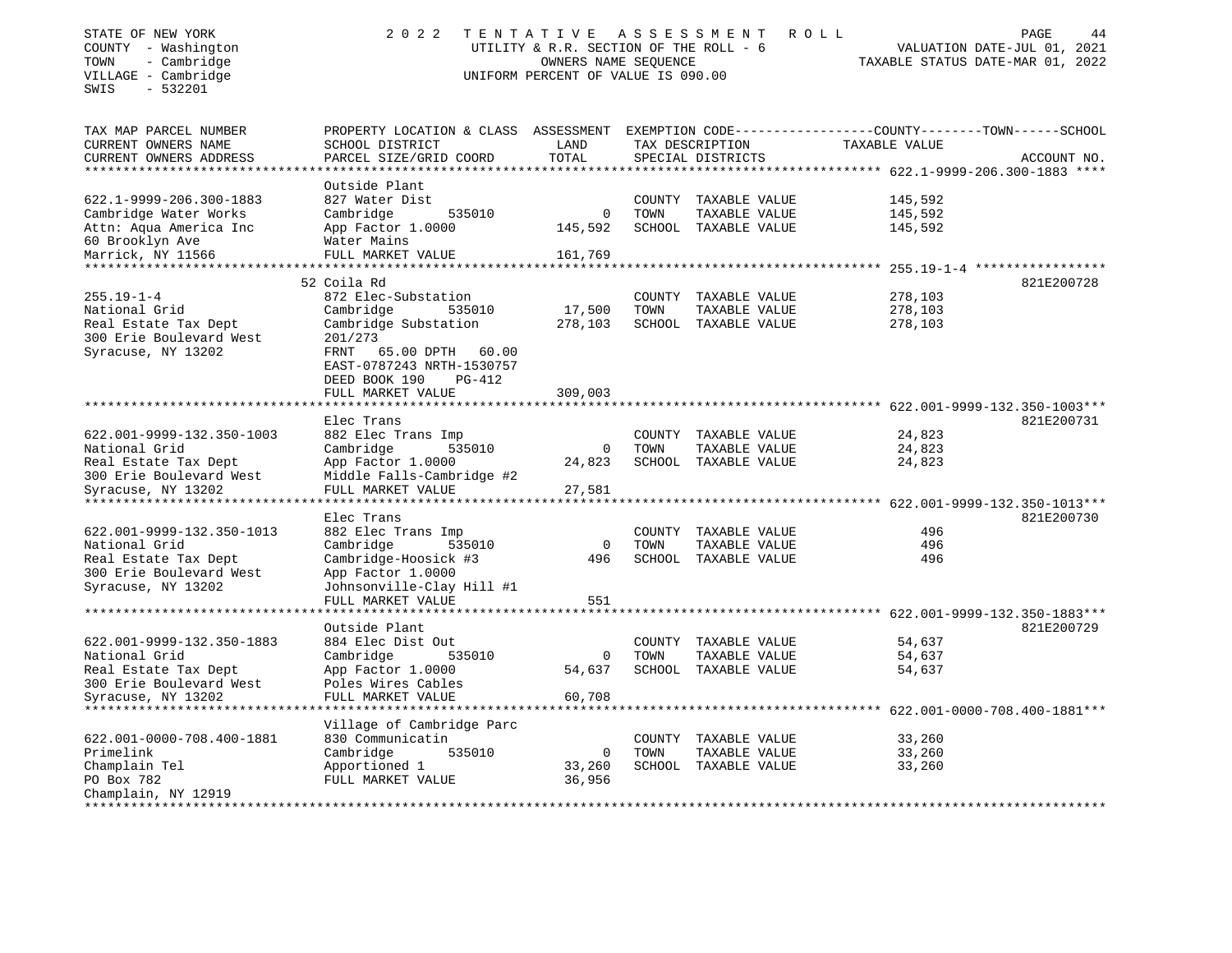STATE OF NEW YORK
COUNTY - Washington
TOWN - Cambridge
VILLAGE - Cambridge
SWIS - 532201

# 2022 TENTATIVE ASSESSMENT ROLL

UTILITY & R.R. SECTION OF THE ROLL - 6
OWNERS NAME SEQUENCE
UNIFORM PERCENT OF VALUE IS 090.00

VALUATION DATE-JUL 01, 2021
TAXABLE STATUS DATE-MAR 01, 2022

| TAX MAP PARCEL NUMBER / CURRENT OWNERS NAME / CURRENT OWNERS ADDRESS | PROPERTY LOCATION & CLASS / SCHOOL DISTRICT / PARCEL SIZE/GRID COORD | ASSESSMENT LAND | TOTAL | EXEMPTION CODE / TAX DESCRIPTION / SPECIAL DISTRICTS | COUNTY / TOWN / SCHOOL TAXABLE VALUE | ACCOUNT NO. |
|---|---|---|---|---|---|---|
| **622.1-9999-206.300-1883** | Outside Plant | | | | | |
| 622.1-9999-206.300-1883 | 827 Water Dist | | | COUNTY TAXABLE VALUE | 145,592 | |
| Cambridge Water Works | Cambridge 535010 | 0 | | TOWN TAXABLE VALUE | 145,592 | |
| Attn: Aqua America Inc | App Factor 1.0000 | | 145,592 | SCHOOL TAXABLE VALUE | 145,592 | |
| 60 Brooklyn Ave | Water Mains | | | | | |
| Marrick, NY 11566 | FULL MARKET VALUE | | 161,769 | | | |
| **255.19-1-4** | 52 Coila Rd | | | | | 821E200728 |
| 255.19-1-4 | 872 Elec-Substation | | | COUNTY TAXABLE VALUE | 278,103 | |
| National Grid | Cambridge 535010 | 17,500 | | TOWN TAXABLE VALUE | 278,103 | |
| Real Estate Tax Dept | Cambridge Substation | | 278,103 | SCHOOL TAXABLE VALUE | 278,103 | |
| 300 Erie Boulevard West | 201/273 | | | | | |
| Syracuse, NY 13202 | FRNT 65.00 DPTH 60.00 | | | | | |
| | EAST-0787243 NRTH-1530757 | | | | | |
| | DEED BOOK 190 PG-412 | | | | | |
| | FULL MARKET VALUE | | 309,003 | | | |
| **622.001-9999-132.350-1003** | Elec Trans | | | | | 821E200731 |
| 622.001-9999-132.350-1003 | 882 Elec Trans Imp | | | COUNTY TAXABLE VALUE | 24,823 | |
| National Grid | Cambridge 535010 | 0 | | TOWN TAXABLE VALUE | 24,823 | |
| Real Estate Tax Dept | App Factor 1.0000 | | 24,823 | SCHOOL TAXABLE VALUE | 24,823 | |
| 300 Erie Boulevard West | Middle Falls-Cambridge #2 | | | | | |
| Syracuse, NY 13202 | FULL MARKET VALUE | | 27,581 | | | |
| **622.001-9999-132.350-1013** | Elec Trans | | | | | 821E200730 |
| 622.001-9999-132.350-1013 | 882 Elec Trans Imp | | | COUNTY TAXABLE VALUE | 496 | |
| National Grid | Cambridge 535010 | 0 | | TOWN TAXABLE VALUE | 496 | |
| Real Estate Tax Dept | Cambridge-Hoosick #3 | | 496 | SCHOOL TAXABLE VALUE | 496 | |
| 300 Erie Boulevard West | App Factor 1.0000 | | | | | |
| Syracuse, NY 13202 | Johnsonville-Clay Hill #1 | | | | | |
| | FULL MARKET VALUE | | 551 | | | |
| **622.001-9999-132.350-1883** | Outside Plant | | | | | 821E200729 |
| 622.001-9999-132.350-1883 | 884 Elec Dist Out | | | COUNTY TAXABLE VALUE | 54,637 | |
| National Grid | Cambridge 535010 | 0 | | TOWN TAXABLE VALUE | 54,637 | |
| Real Estate Tax Dept | App Factor 1.0000 | | 54,637 | SCHOOL TAXABLE VALUE | 54,637 | |
| 300 Erie Boulevard West | Poles Wires Cables | | | | | |
| Syracuse, NY 13202 | FULL MARKET VALUE | | 60,708 | | | |
| **622.001-0000-708.400-1881** | Village of Cambridge Parc | | | | | |
| 622.001-0000-708.400-1881 | 830 Communicatin | | | COUNTY TAXABLE VALUE | 33,260 | |
| Primelink | Cambridge 535010 | 0 | | TOWN TAXABLE VALUE | 33,260 | |
| Champlain Tel | Apportioned 1 | | 33,260 | SCHOOL TAXABLE VALUE | 33,260 | |
| PO Box 782 | FULL MARKET VALUE | | 36,956 | | | |
| Champlain, NY 12919 | | | | | | |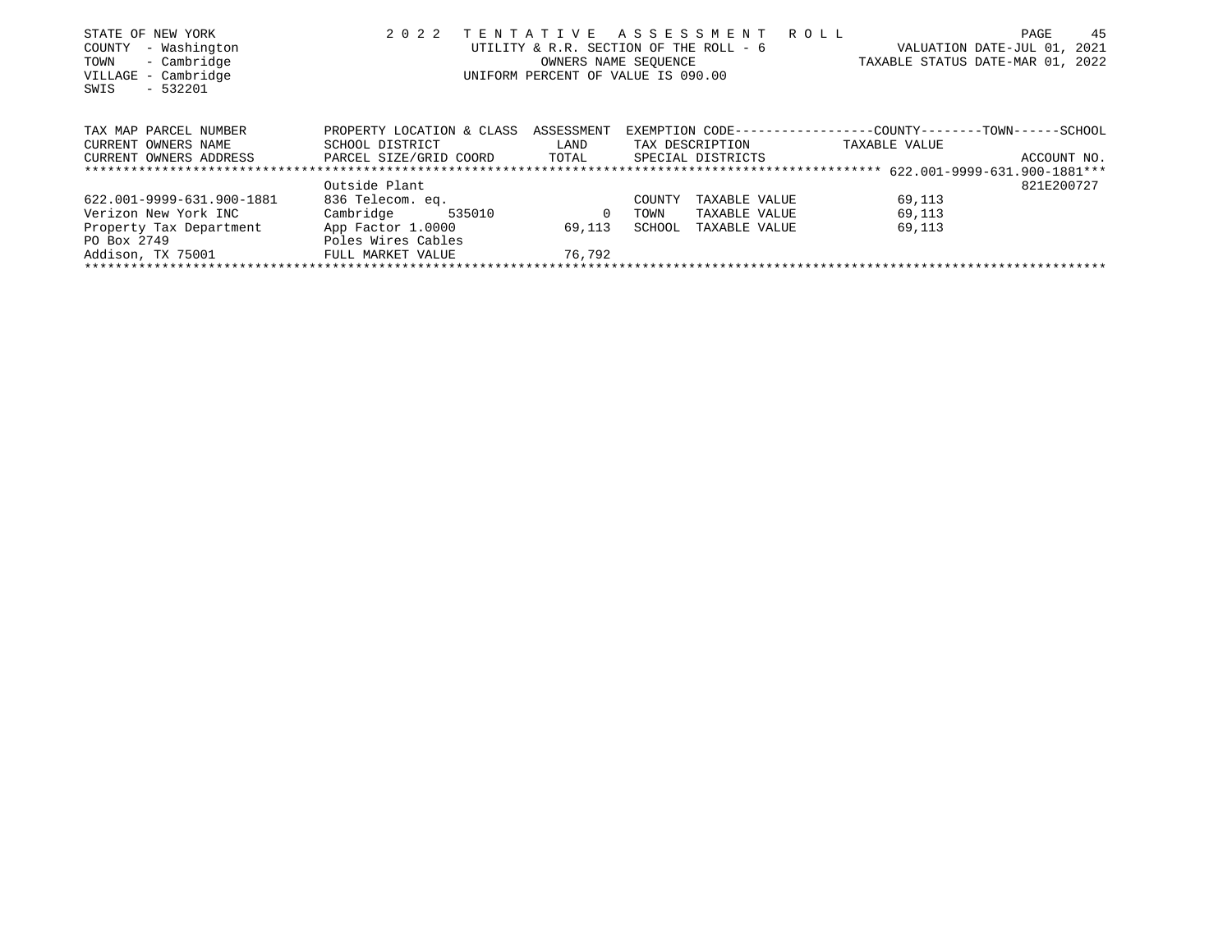STATE OF NEW YORK
COUNTY - Washington
TOWN - Cambridge
VILLAGE - Cambridge
SWIS - 532201

2022 TENTATIVE ASSESSMENT ROLL
UTILITY & R.R. SECTION OF THE ROLL - 6
OWNERS NAME SEQUENCE
UNIFORM PERCENT OF VALUE IS 090.00

VALUATION DATE-JUL 01, 2021
TAXABLE STATUS DATE-MAR 01, 2022

| TAX MAP PARCEL NUMBER<br>CURRENT OWNERS NAME<br>CURRENT OWNERS ADDRESS | PROPERTY LOCATION & CLASS<br>SCHOOL DISTRICT<br>PARCEL SIZE/GRID COORD | ASSESSMENT<br>LAND<br>TOTAL | EXEMPTION CODE<br>TAX DESCRIPTION<br>SPECIAL DISTRICTS | COUNTY--------TOWN------SCHOOL<br>TAXABLE VALUE | ACCOUNT NO. |
|---|---|---|---|---|---|
| | | | | 622.001-9999-631.900-1881 | |
| | Outside Plant | | | | 821E200727 |
| 622.001-9999-631.900-1881 | 836 Telecom. eq. | | COUNTY TAXABLE VALUE | 69,113 | |
| Verizon New York INC | Cambridge 535010 | 0 | TOWN TAXABLE VALUE | 69,113 | |
| Property Tax Department | App Factor 1.0000 | 69,113 | SCHOOL TAXABLE VALUE | 69,113 | |
| PO Box 2749 | Poles Wires Cables | | | | |
| Addison, TX 75001 | FULL MARKET VALUE | 76,792 | | | |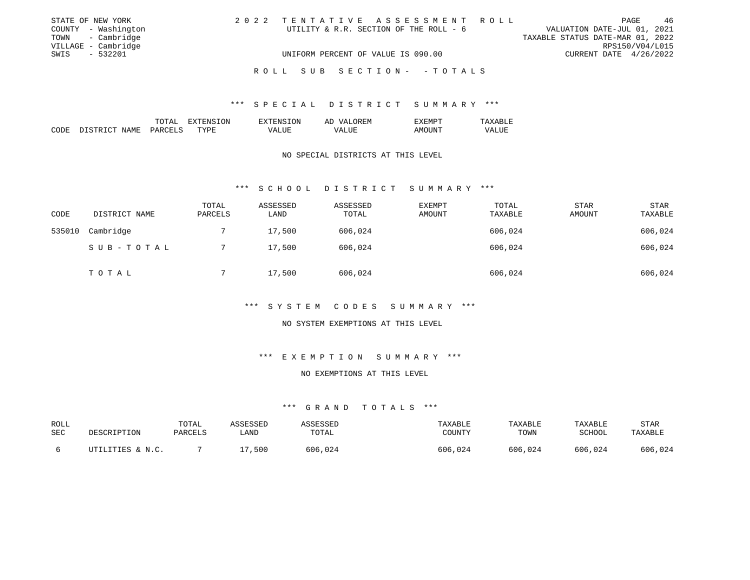STATE OF NEW YORK
COUNTY - Washington
TOWN - Cambridge
VILLAGE - Cambridge
SWIS - 532201

2022 TENTATIVE ASSESSMENT ROLL
UTILITY & R.R. SECTION OF THE ROLL - 6
UNIFORM PERCENT OF VALUE IS 090.00

VALUATION DATE-JUL 01, 2021
TAXABLE STATUS DATE-MAR 01, 2022
RPS150/V04/L015
CURRENT DATE 4/26/2022

## ROLL SUB SECTION - - TOTALS

### *** SPECIAL DISTRICT SUMMARY ***

| CODE | DISTRICT NAME | TOTAL PARCELS | EXTENSION TYPE | EXTENSION VALUE | AD VALOREM VALUE | EXEMPT AMOUNT | TAXABLE VALUE |
|---|---|---|---|---|---|---|---|

NO SPECIAL DISTRICTS AT THIS LEVEL

### *** SCHOOL DISTRICT SUMMARY ***

| CODE | DISTRICT NAME | TOTAL PARCELS | ASSESSED LAND | ASSESSED TOTAL | EXEMPT AMOUNT | TOTAL TAXABLE | STAR AMOUNT | STAR TAXABLE |
|---|---|---|---|---|---|---|---|---|
| 535010 | Cambridge | 7 | 17,500 | 606,024 | | 606,024 | | 606,024 |
| | SUB-TOTAL | 7 | 17,500 | 606,024 | | 606,024 | | 606,024 |
| | TOTAL | 7 | 17,500 | 606,024 | | 606,024 | | 606,024 |

### *** SYSTEM CODES SUMMARY ***

NO SYSTEM EXEMPTIONS AT THIS LEVEL

### *** EXEMPTION SUMMARY ***

NO EXEMPTIONS AT THIS LEVEL

### *** GRAND TOTALS ***

| ROLL SEC | DESCRIPTION | TOTAL PARCELS | ASSESSED LAND | ASSESSED TOTAL | TAXABLE COUNTY | TAXABLE TOWN | TAXABLE SCHOOL | STAR TAXABLE |
|---|---|---|---|---|---|---|---|---|
| 6 | UTILITIES & N.C. | 7 | 17,500 | 606,024 | 606,024 | 606,024 | 606,024 | 606,024 |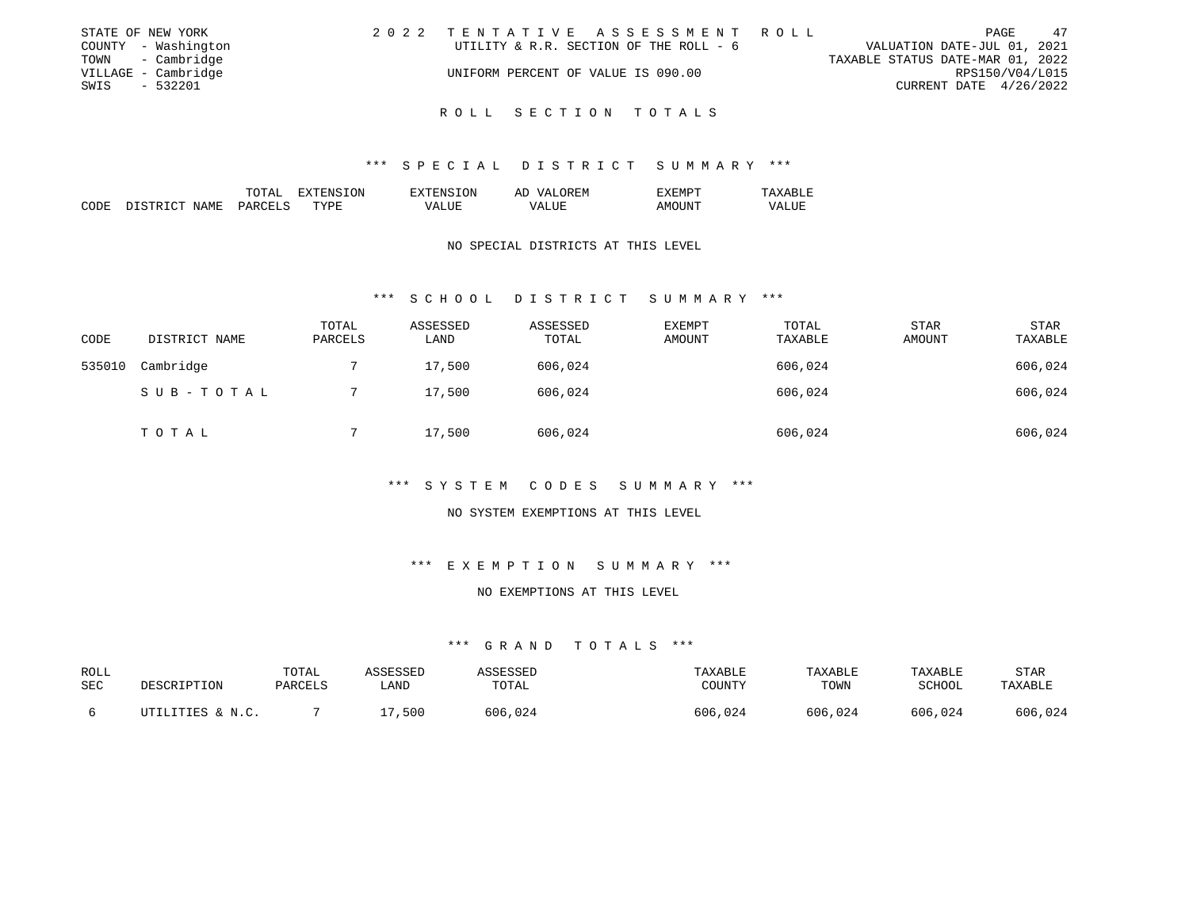STATE OF NEW YORK
COUNTY - Washington
TOWN - Cambridge
VILLAGE - Cambridge
SWIS - 532201

2022 TENTATIVE ASSESSMENT ROLL
UTILITY & R.R. SECTION OF THE ROLL - 6
UNIFORM PERCENT OF VALUE IS 090.00

VALUATION DATE-JUL 01, 2021
TAXABLE STATUS DATE-MAR 01, 2022
RPS150/V04/L015
CURRENT DATE 4/26/2022

## ROLL SECTION TOTALS

### *** SPECIAL DISTRICT SUMMARY ***

| CODE | DISTRICT NAME | TOTAL PARCELS | EXTENSION TYPE | EXTENSION VALUE | AD VALOREM VALUE | EXEMPT AMOUNT | TAXABLE VALUE |
|---|---|---|---|---|---|---|---|

NO SPECIAL DISTRICTS AT THIS LEVEL

### *** SCHOOL DISTRICT SUMMARY ***

| CODE | DISTRICT NAME | TOTAL PARCELS | ASSESSED LAND | ASSESSED TOTAL | EXEMPT AMOUNT | TOTAL TAXABLE | STAR AMOUNT | STAR TAXABLE |
|---|---|---|---|---|---|---|---|---|
| 535010 | Cambridge | 7 | 17,500 | 606,024 | | 606,024 | | 606,024 |
| | SUB-TOTAL | 7 | 17,500 | 606,024 | | 606,024 | | 606,024 |
| | TOTAL | 7 | 17,500 | 606,024 | | 606,024 | | 606,024 |

### *** SYSTEM CODES SUMMARY ***

NO SYSTEM EXEMPTIONS AT THIS LEVEL

### *** EXEMPTION SUMMARY ***

NO EXEMPTIONS AT THIS LEVEL

### *** GRAND TOTALS ***

| ROLL SEC | DESCRIPTION | TOTAL PARCELS | ASSESSED LAND | ASSESSED TOTAL | TAXABLE COUNTY | TAXABLE TOWN | TAXABLE SCHOOL | STAR TAXABLE |
|---|---|---|---|---|---|---|---|---|
| 6 | UTILITIES & N.C. | 7 | 17,500 | 606,024 | 606,024 | 606,024 | 606,024 | 606,024 |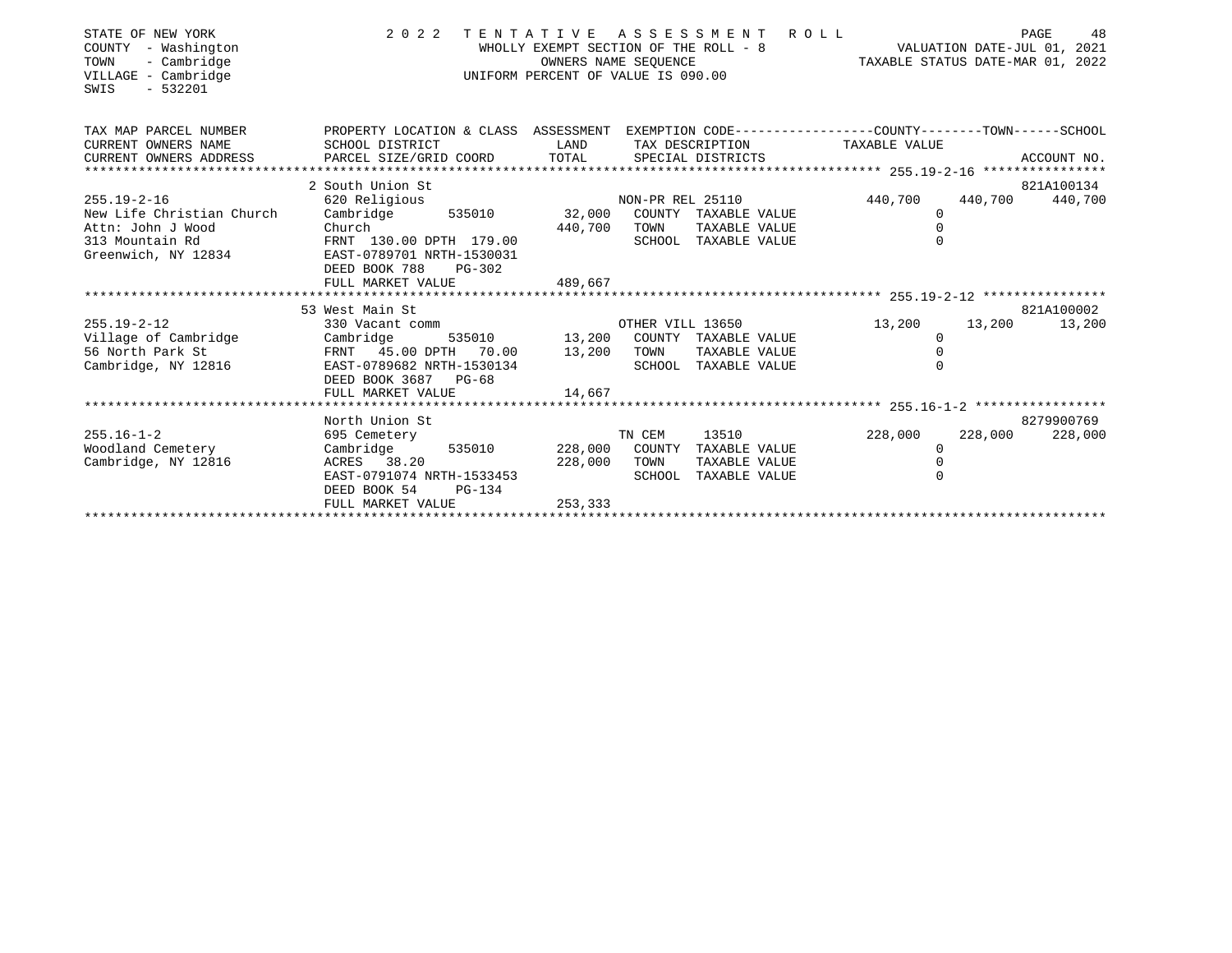STATE OF NEW YORK
COUNTY - Washington
TOWN - Cambridge
VILLAGE - Cambridge
SWIS - 532201

# 2022 TENTATIVE ASSESSMENT ROLL

WHOLLY EXEMPT SECTION OF THE ROLL - 8
OWNERS NAME SEQUENCE
UNIFORM PERCENT OF VALUE IS 090.00

VALUATION DATE-JUL 01, 2021
TAXABLE STATUS DATE-MAR 01, 2022

| TAX MAP PARCEL NUMBER / CURRENT OWNERS NAME / CURRENT OWNERS ADDRESS | PROPERTY LOCATION & CLASS / SCHOOL DISTRICT / PARCEL SIZE/GRID COORD | ASSESSMENT LAND | TOTAL | EXEMPTION CODE / TAX DESCRIPTION / SPECIAL DISTRICTS | COUNTY TAXABLE VALUE | TOWN | SCHOOL / ACCOUNT NO. |
|---|---|---|---|---|---|---|---|
| **255.19-2-16** | 2 South Union St | | | | | | 821A100134 |
| 255.19-2-16 | 620 Religious | | | NON-PR REL 25110 | 440,700 | 440,700 | 440,700 |
| New Life Christian Church | Cambridge 535010 | 32,000 | | COUNTY TAXABLE VALUE | 0 | | |
| Attn: John J Wood | Church | | 440,700 | TOWN TAXABLE VALUE | 0 | | |
| 313 Mountain Rd | FRNT 130.00 DPTH 179.00 | | | SCHOOL TAXABLE VALUE | 0 | | |
| Greenwich, NY 12834 | EAST-0789701 NRTH-1530031 | | | | | | |
| | DEED BOOK 788 PG-302 | | | | | | |
| | FULL MARKET VALUE | | 489,667 | | | | |
| **255.19-2-12** | 53 West Main St | | | | | | 821A100002 |
| 255.19-2-12 | 330 Vacant comm | | | OTHER VILL 13650 | 13,200 | 13,200 | 13,200 |
| Village of Cambridge | Cambridge 535010 | 13,200 | | COUNTY TAXABLE VALUE | 0 | | |
| 56 North Park St | FRNT 45.00 DPTH 70.00 | | 13,200 | TOWN TAXABLE VALUE | 0 | | |
| Cambridge, NY 12816 | EAST-0789682 NRTH-1530134 | | | SCHOOL TAXABLE VALUE | 0 | | |
| | DEED BOOK 3687 PG-68 | | | | | | |
| | FULL MARKET VALUE | | 14,667 | | | | |
| **255.16-1-2** | North Union St | | | | | | 8279900769 |
| 255.16-1-2 | 695 Cemetery | | | TN CEM 13510 | 228,000 | 228,000 | 228,000 |
| Woodland Cemetery | Cambridge 535010 | 228,000 | | COUNTY TAXABLE VALUE | 0 | | |
| Cambridge, NY 12816 | ACRES 38.20 | | 228,000 | TOWN TAXABLE VALUE | 0 | | |
| | EAST-0791074 NRTH-1533453 | | | SCHOOL TAXABLE VALUE | 0 | | |
| | DEED BOOK 54 PG-134 | | | | | | |
| | FULL MARKET VALUE | | 253,333 | | | | |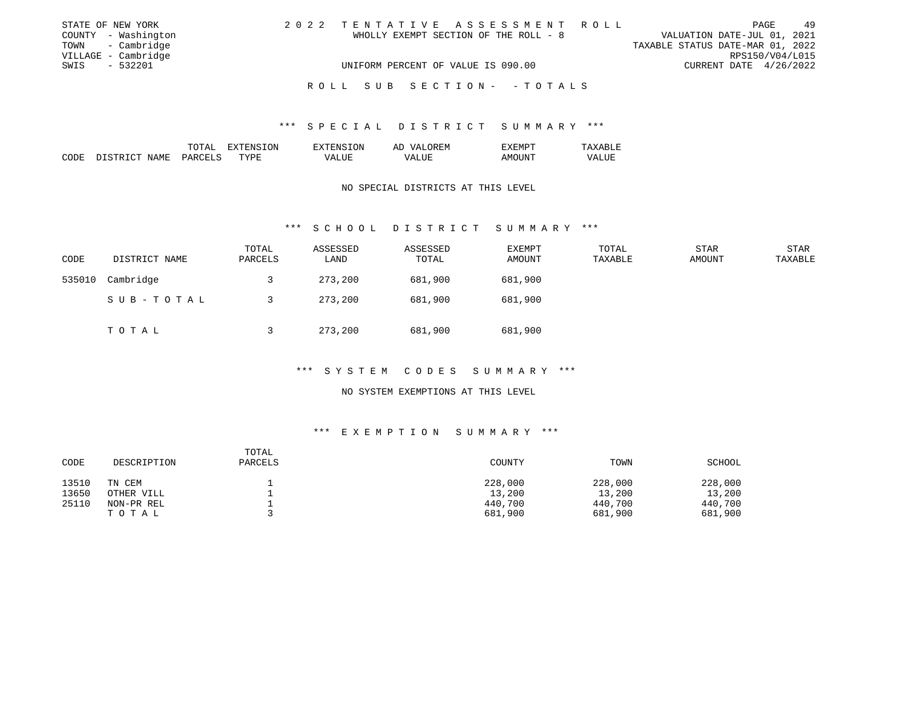STATE OF NEW YORK
COUNTY - Washington
TOWN - Cambridge
VILLAGE - Cambridge
SWIS - 532201

2022 TENTATIVE ASSESSMENT ROLL
WHOLLY EXEMPT SECTION OF THE ROLL - 8
UNIFORM PERCENT OF VALUE IS 090.00

VALUATION DATE-JUL 01, 2021
TAXABLE STATUS DATE-MAR 01, 2022
RPS150/V04/L015
CURRENT DATE 4/26/2022

ROLL SUB SECTION- - TOTALS

## *** SPECIAL DISTRICT SUMMARY ***

| CODE | DISTRICT NAME | TOTAL PARCELS | EXTENSION TYPE | EXTENSION VALUE | AD VALOREM VALUE | EXEMPT AMOUNT | TAXABLE VALUE |
|---|---|---|---|---|---|---|---|

NO SPECIAL DISTRICTS AT THIS LEVEL

## *** SCHOOL DISTRICT SUMMARY ***

| CODE | DISTRICT NAME | TOTAL PARCELS | ASSESSED LAND | ASSESSED TOTAL | EXEMPT AMOUNT | TOTAL TAXABLE | STAR AMOUNT | STAR TAXABLE |
|---|---|---|---|---|---|---|---|---|
| 535010 | Cambridge | 3 | 273,200 | 681,900 | 681,900 | | | |
| | SUB-TOTAL | 3 | 273,200 | 681,900 | 681,900 | | | |
| | TOTAL | 3 | 273,200 | 681,900 | 681,900 | | | |

## *** SYSTEM CODES SUMMARY ***

NO SYSTEM EXEMPTIONS AT THIS LEVEL

## *** EXEMPTION SUMMARY ***

| CODE | DESCRIPTION | TOTAL PARCELS | COUNTY | TOWN | SCHOOL |
|---|---|---|---|---|---|
| 13510 | TN CEM | 1 | 228,000 | 228,000 | 228,000 |
| 13650 | OTHER VILL | 1 | 13,200 | 13,200 | 13,200 |
| 25110 | NON-PR REL | 1 | 440,700 | 440,700 | 440,700 |
| | TOTAL | 3 | 681,900 | 681,900 | 681,900 |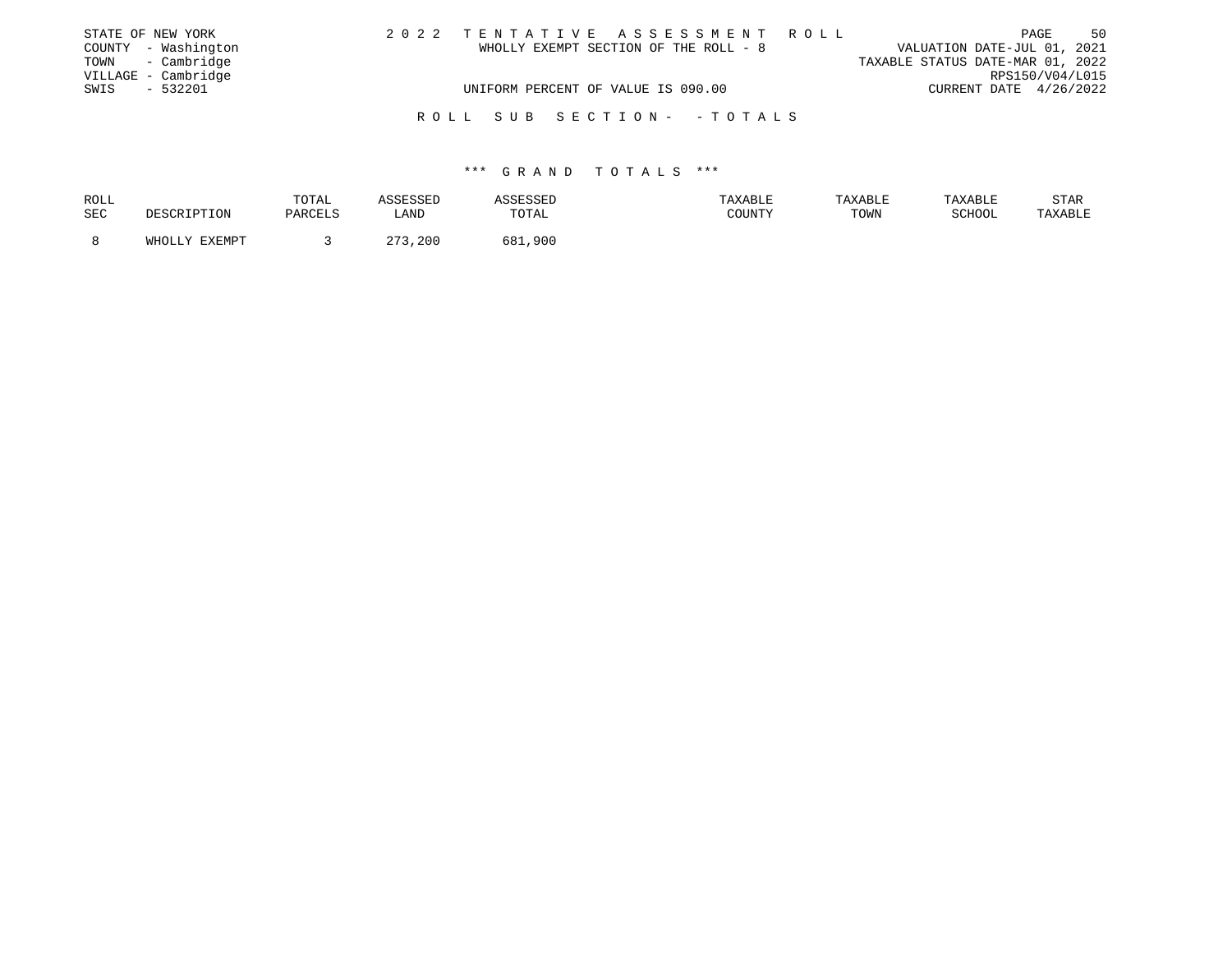STATE OF NEW YORK
COUNTY - Washington
TOWN - Cambridge
VILLAGE - Cambridge
SWIS - 532201

2 0 2 2 T E N T A T I V E A S S E S S M E N T R O L L
WHOLLY EXEMPT SECTION OF THE ROLL - 8
UNIFORM PERCENT OF VALUE IS 090.00

VALUATION DATE-JUL 01, 2021
TAXABLE STATUS DATE-MAR 01, 2022
RPS150/V04/L015
CURRENT DATE 4/26/2022

R O L L S U B S E C T I O N - - T O T A L S

*** G R A N D T O T A L S ***

| ROLL SEC | DESCRIPTION | TOTAL PARCELS | ASSESSED LAND | ASSESSED TOTAL | TAXABLE COUNTY | TAXABLE TOWN | TAXABLE SCHOOL | STAR TAXABLE |
|---|---|---|---|---|---|---|---|---|
| 8 | WHOLLY EXEMPT | 3 | 273,200 | 681,900 | | | | |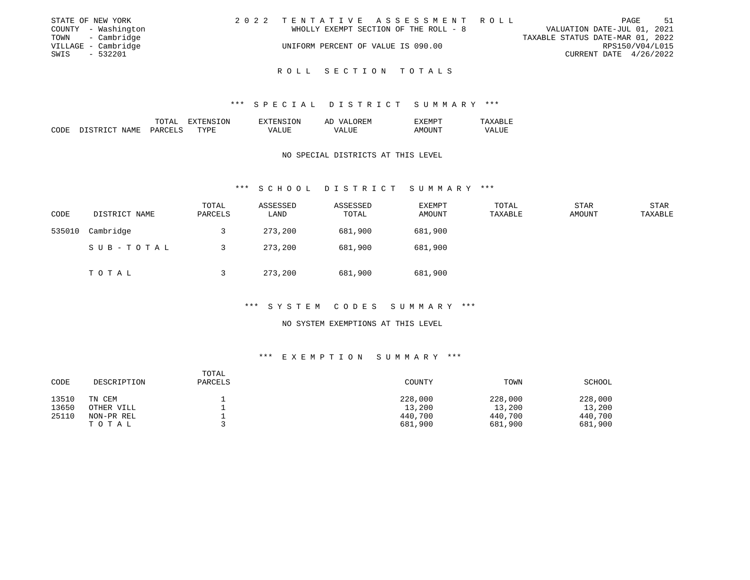STATE OF NEW YORK
COUNTY - Washington
TOWN - Cambridge
VILLAGE - Cambridge
SWIS - 532201

2022 TENTATIVE ASSESSMENT ROLL
WHOLLY EXEMPT SECTION OF THE ROLL - 8
UNIFORM PERCENT OF VALUE IS 090.00

VALUATION DATE-JUL 01, 2021
TAXABLE STATUS DATE-MAR 01, 2022
RPS150/V04/L015
CURRENT DATE 4/26/2022

# ROLL SECTION TOTALS

## *** SPECIAL DISTRICT SUMMARY ***

| CODE | DISTRICT NAME | TOTAL PARCELS | EXTENSION TYPE | EXTENSION VALUE | AD VALOREM VALUE | EXEMPT AMOUNT | TAXABLE VALUE |
|---|---|---|---|---|---|---|---|

NO SPECIAL DISTRICTS AT THIS LEVEL

## *** SCHOOL DISTRICT SUMMARY ***

| CODE | DISTRICT NAME | TOTAL PARCELS | ASSESSED LAND | ASSESSED TOTAL | EXEMPT AMOUNT | TOTAL TAXABLE | STAR AMOUNT | STAR TAXABLE |
|---|---|---|---|---|---|---|---|---|
| 535010 | Cambridge | 3 | 273,200 | 681,900 | 681,900 | | | |
| | SUB-TOTAL | 3 | 273,200 | 681,900 | 681,900 | | | |
| | TOTAL | 3 | 273,200 | 681,900 | 681,900 | | | |

## *** SYSTEM CODES SUMMARY ***

NO SYSTEM EXEMPTIONS AT THIS LEVEL

## *** EXEMPTION SUMMARY ***

| CODE | DESCRIPTION | TOTAL PARCELS | COUNTY | TOWN | SCHOOL |
|---|---|---|---|---|---|
| 13510 | TN CEM | 1 | 228,000 | 228,000 | 228,000 |
| 13650 | OTHER VILL | 1 | 13,200 | 13,200 | 13,200 |
| 25110 | NON-PR REL | 1 | 440,700 | 440,700 | 440,700 |
| | TOTAL | 3 | 681,900 | 681,900 | 681,900 |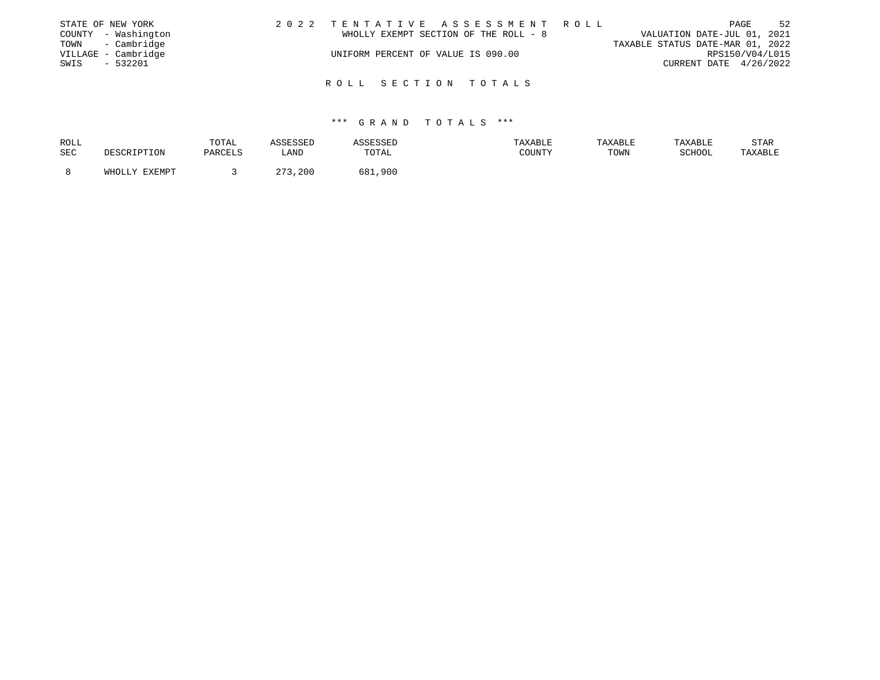STATE OF NEW YORK
COUNTY - Washington
TOWN - Cambridge
VILLAGE - Cambridge
SWIS - 532201

2 0 2 2 T E N T A T I V E A S S E S S M E N T R O L L

WHOLLY EXEMPT SECTION OF THE ROLL - 8

UNIFORM PERCENT OF VALUE IS 090.00

VALUATION DATE-JUL 01, 2021
TAXABLE STATUS DATE-MAR 01, 2022
RPS150/V04/L015
CURRENT DATE 4/26/2022

## R O L L S E C T I O N T O T A L S

### *** G R A N D T O T A L S ***

| ROLL SEC | DESCRIPTION | TOTAL PARCELS | ASSESSED LAND | ASSESSED TOTAL | TAXABLE COUNTY | TAXABLE TOWN | TAXABLE SCHOOL | STAR TAXABLE |
|---|---|---|---|---|---|---|---|---|
| 8 | WHOLLY EXEMPT | 3 | 273,200 | 681,900 | | | | |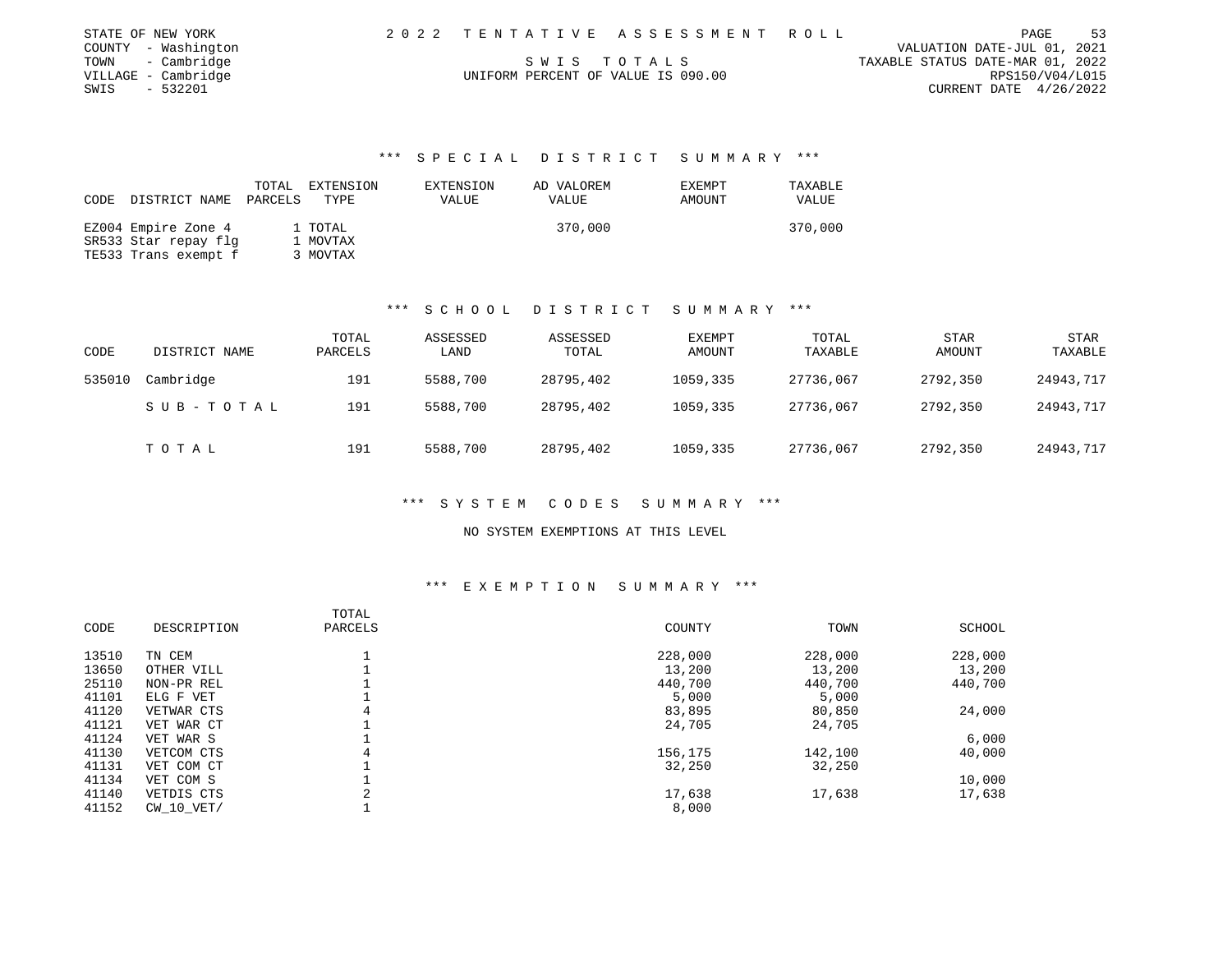STATE OF NEW YORK
COUNTY - Washington
TOWN - Cambridge
VILLAGE - Cambridge
SWIS - 532201

2 0 2 2 T E N T A T I V E A S S E S S M E N T R O L L

S W I S T O T A L S

UNIFORM PERCENT OF VALUE IS 090.00

VALUATION DATE-JUL 01, 2021
TAXABLE STATUS DATE-MAR 01, 2022
RPS150/V04/L015
CURRENT DATE 4/26/2022

### *** S P E C I A L D I S T R I C T S U M M A R Y ***

| CODE | DISTRICT NAME | TOTAL PARCELS | EXTENSION TYPE | EXTENSION VALUE | AD VALOREM VALUE | EXEMPT AMOUNT | TAXABLE VALUE |
|---|---|---|---|---|---|---|---|
| EZ004 | Empire Zone 4 | 1 | TOTAL | | 370,000 | | 370,000 |
| SR533 | Star repay flg | 1 | MOVTAX | | | | |
| TE533 | Trans exempt f | 3 | MOVTAX | | | | |

### *** S C H O O L D I S T R I C T S U M M A R Y ***

| CODE | DISTRICT NAME | TOTAL PARCELS | ASSESSED LAND | ASSESSED TOTAL | EXEMPT AMOUNT | TOTAL TAXABLE | STAR AMOUNT | STAR TAXABLE |
|---|---|---|---|---|---|---|---|---|
| 535010 | Cambridge | 191 | 5588,700 | 28795,402 | 1059,335 | 27736,067 | 2792,350 | 24943,717 |
| | S U B - T O T A L | 191 | 5588,700 | 28795,402 | 1059,335 | 27736,067 | 2792,350 | 24943,717 |
| | T O T A L | 191 | 5588,700 | 28795,402 | 1059,335 | 27736,067 | 2792,350 | 24943,717 |

### *** S Y S T E M C O D E S S U M M A R Y ***

NO SYSTEM EXEMPTIONS AT THIS LEVEL

### *** E X E M P T I O N S U M M A R Y ***

| CODE | DESCRIPTION | TOTAL PARCELS | COUNTY | TOWN | SCHOOL |
|---|---|---|---|---|---|
| 13510 | TN CEM | 1 | 228,000 | 228,000 | 228,000 |
| 13650 | OTHER VILL | 1 | 13,200 | 13,200 | 13,200 |
| 25110 | NON-PR REL | 1 | 440,700 | 440,700 | 440,700 |
| 41101 | ELG F VET | 1 | 5,000 | 5,000 | |
| 41120 | VETWAR CTS | 4 | 83,895 | 80,850 | 24,000 |
| 41121 | VET WAR CT | 1 | 24,705 | 24,705 | |
| 41124 | VET WAR S | 1 | | | 6,000 |
| 41130 | VETCOM CTS | 4 | 156,175 | 142,100 | 40,000 |
| 41131 | VET COM CT | 1 | 32,250 | 32,250 | |
| 41134 | VET COM S | 1 | | | 10,000 |
| 41140 | VETDIS CTS | 2 | 17,638 | 17,638 | 17,638 |
| 41152 | CW_10_VET/ | 1 | 8,000 | | |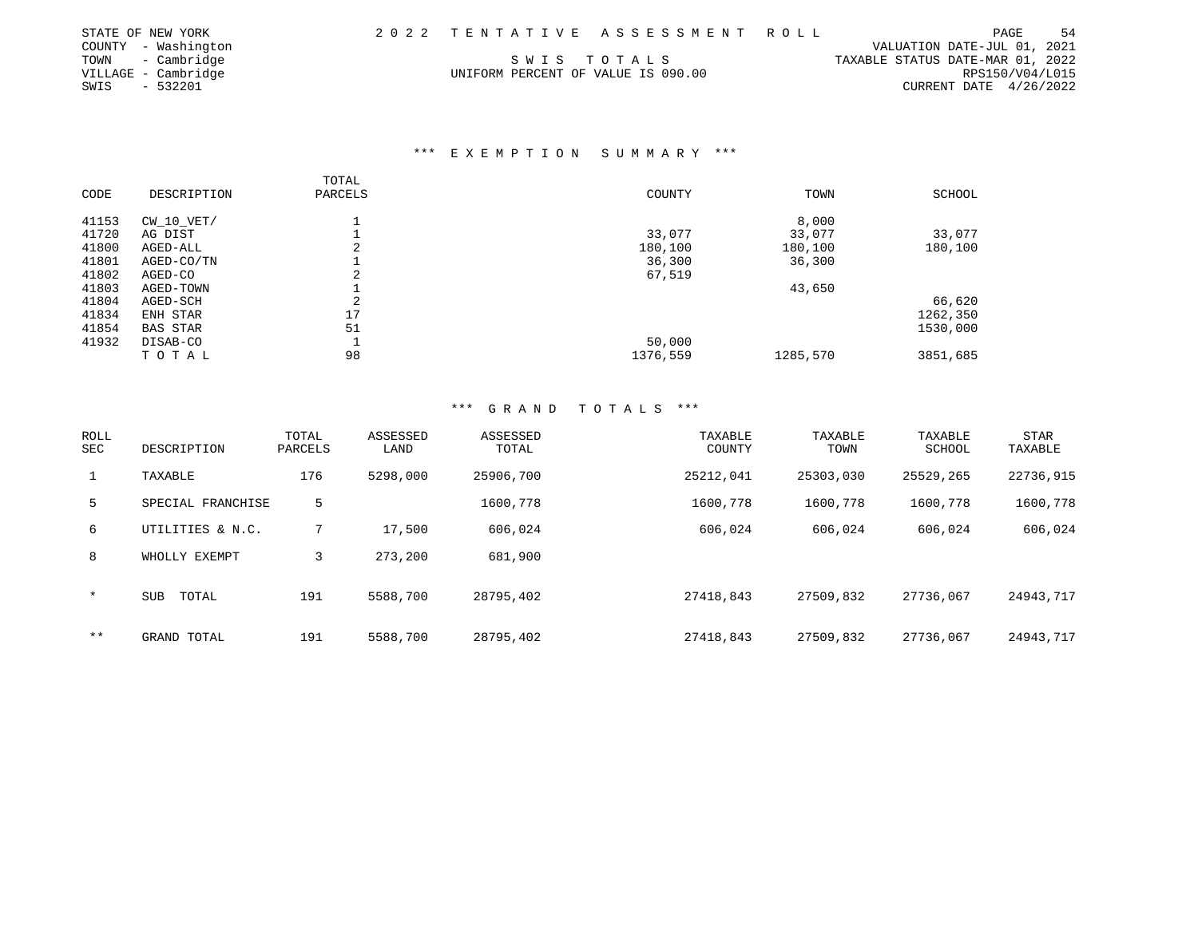STATE OF NEW YORK
COUNTY - Washington
TOWN - Cambridge
VILLAGE - Cambridge
SWIS - 532201

2 0 2 2 T E N T A T I V E A S S E S S M E N T R O L L

S W I S T O T A L S
UNIFORM PERCENT OF VALUE IS 090.00

VALUATION DATE-JUL 01, 2021
TAXABLE STATUS DATE-MAR 01, 2022
RPS150/V04/L015
CURRENT DATE 4/26/2022

## *** E X E M P T I O N S U M M A R Y ***

| CODE | DESCRIPTION | TOTAL PARCELS | COUNTY | TOWN | SCHOOL |
|---|---|---|---|---|---|
| 41153 | CW_10_VET/ | 1 | | 8,000 | |
| 41720 | AG DIST | 1 | 33,077 | 33,077 | 33,077 |
| 41800 | AGED-ALL | 2 | 180,100 | 180,100 | 180,100 |
| 41801 | AGED-CO/TN | 1 | 36,300 | 36,300 | |
| 41802 | AGED-CO | 2 | 67,519 | | |
| 41803 | AGED-TOWN | 1 | | 43,650 | |
| 41804 | AGED-SCH | 2 | | | 66,620 |
| 41834 | ENH STAR | 17 | | | 1262,350 |
| 41854 | BAS STAR | 51 | | | 1530,000 |
| 41932 | DISAB-CO | 1 | 50,000 | | |
| | T O T A L | 98 | 1376,559 | 1285,570 | 3851,685 |

## *** G R A N D T O T A L S ***

| ROLL SEC | DESCRIPTION | TOTAL PARCELS | ASSESSED LAND | ASSESSED TOTAL | TAXABLE COUNTY | TAXABLE TOWN | TAXABLE SCHOOL | STAR TAXABLE |
|---|---|---|---|---|---|---|---|---|
| 1 | TAXABLE | 176 | 5298,000 | 25906,700 | 25212,041 | 25303,030 | 25529,265 | 22736,915 |
| 5 | SPECIAL FRANCHISE | 5 | | 1600,778 | 1600,778 | 1600,778 | 1600,778 | 1600,778 |
| 6 | UTILITIES & N.C. | 7 | 17,500 | 606,024 | 606,024 | 606,024 | 606,024 | 606,024 |
| 8 | WHOLLY EXEMPT | 3 | 273,200 | 681,900 | | | | |
| * | SUB TOTAL | 191 | 5588,700 | 28795,402 | 27418,843 | 27509,832 | 27736,067 | 24943,717 |
| ** | GRAND TOTAL | 191 | 5588,700 | 28795,402 | 27418,843 | 27509,832 | 27736,067 | 24943,717 |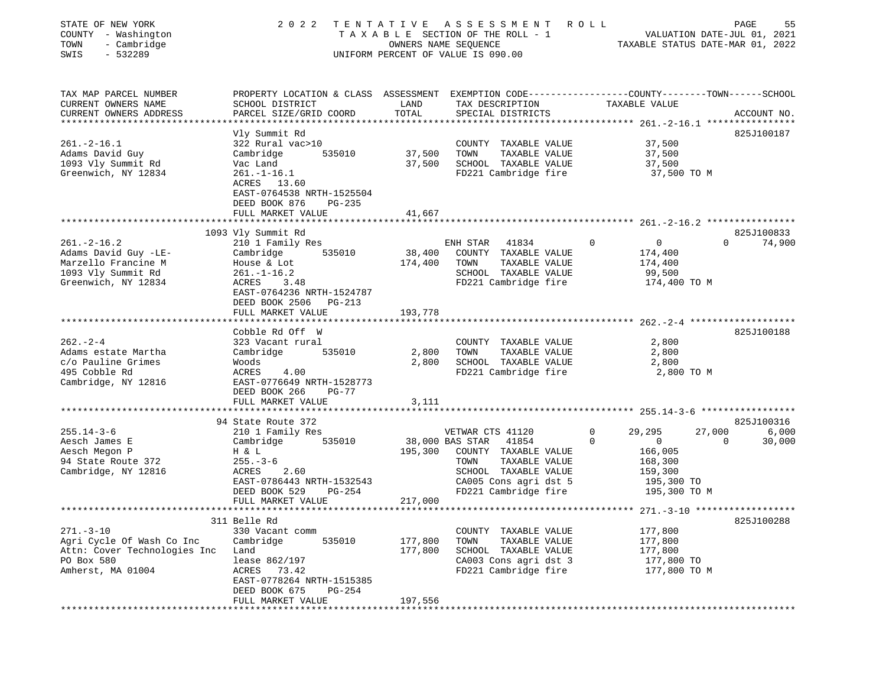STATE OF NEW YORK
COUNTY - Washington
TOWN - Cambridge
SWIS - 532289

**2022 TENTATIVE ASSESSMENT ROLL**
TAXABLE SECTION OF THE ROLL - 1
OWNERS NAME SEQUENCE
UNIFORM PERCENT OF VALUE IS 090.00

VALUATION DATE-JUL 01, 2021
TAXABLE STATUS DATE-MAR 01, 2022

| TAX MAP PARCEL NUMBER / CURRENT OWNERS NAME / CURRENT OWNERS ADDRESS | PROPERTY LOCATION & CLASS / SCHOOL DISTRICT / PARCEL SIZE/GRID COORD | ASSESSMENT LAND / TOTAL | EXEMPTION CODE / TAX DESCRIPTION / SPECIAL DISTRICTS | COUNTY | TOWN | SCHOOL | ACCOUNT NO. |
|---|---|---|---|---|---|---|---|
| **261.-2-16.1** | Vly Summit Rd | | | | | | 825J100187 |
| 261.-2-16.1 | 322 Rural vac>10 | | COUNTY TAXABLE VALUE | 37,500 | | | |
| Adams David Guy | Cambridge 535010 | 37,500 | TOWN TAXABLE VALUE | | 37,500 | | |
| 1093 Vly Summit Rd | Vac Land | 37,500 | SCHOOL TAXABLE VALUE | | | 37,500 | |
| Greenwich, NY 12834 | 261.-1-16.1 | | FD221 Cambridge fire | 37,500 TO M | | | |
| | ACRES 13.60 | | | | | | |
| | EAST-0764538 NRTH-1525504 | | | | | | |
| | DEED BOOK 876 PG-235 | | | | | | |
| | FULL MARKET VALUE | 41,667 | | | | | |
| **261.-2-16.2** | 1093 Vly Summit Rd | | | | | | 825J100833 |
| 261.-2-16.2 | 210 1 Family Res | | ENH STAR 41834 | 0 | 0 | 74,900 | |
| Adams David Guy -LE- | Cambridge 535010 | 38,400 | COUNTY TAXABLE VALUE | 174,400 | | | |
| Marzello Francine M | House & Lot | 174,400 | TOWN TAXABLE VALUE | | 174,400 | | |
| 1093 Vly Summit Rd | 261.-1-16.2 | | SCHOOL TAXABLE VALUE | | | 99,500 | |
| Greenwich, NY 12834 | ACRES 3.48 | | FD221 Cambridge fire | 174,400 TO M | | | |
| | EAST-0764236 NRTH-1524787 | | | | | | |
| | DEED BOOK 2506 PG-213 | | | | | | |
| | FULL MARKET VALUE | 193,778 | | | | | |
| **262.-2-4** | Cobble Rd Off W | | | | | | 825J100188 |
| 262.-2-4 | 323 Vacant rural | | COUNTY TAXABLE VALUE | 2,800 | | | |
| Adams estate Martha | Cambridge 535010 | 2,800 | TOWN TAXABLE VALUE | | 2,800 | | |
| c/o Pauline Grimes | Woods | 2,800 | SCHOOL TAXABLE VALUE | | | 2,800 | |
| 495 Cobble Rd | ACRES 4.00 | | FD221 Cambridge fire | 2,800 TO M | | | |
| Cambridge, NY 12816 | EAST-0776649 NRTH-1528773 | | | | | | |
| | DEED BOOK 266 PG-77 | | | | | | |
| | FULL MARKET VALUE | 3,111 | | | | | |
| **255.14-3-6** | 94 State Route 372 | | | | | | 825J100316 |
| 255.14-3-6 | 210 1 Family Res | | VETWAR CTS 41120 0 | 29,295 | 27,000 | 6,000 | |
| Aesch James E | Cambridge 535010 | 38,000 | BAS STAR 41854 0 | 0 | 0 | 30,000 | |
| Aesch Megon P | H & L | 195,300 | COUNTY TAXABLE VALUE | 166,005 | | | |
| 94 State Route 372 | 255.-3-6 | | TOWN TAXABLE VALUE | | 168,300 | | |
| Cambridge, NY 12816 | ACRES 2.60 | | SCHOOL TAXABLE VALUE | | | 159,300 | |
| | EAST-0786443 NRTH-1532543 | | CA005 Cons agri dst 5 | 195,300 TO | | | |
| | DEED BOOK 529 PG-254 | | FD221 Cambridge fire | 195,300 TO M | | | |
| | FULL MARKET VALUE | 217,000 | | | | | |
| **271.-3-10** | 311 Belle Rd | | | | | | 825J100288 |
| 271.-3-10 | 330 Vacant comm | | COUNTY TAXABLE VALUE | 177,800 | | | |
| Agri Cycle Of Wash Co Inc | Cambridge 535010 | 177,800 | TOWN TAXABLE VALUE | | 177,800 | | |
| Attn: Cover Technologies Inc | Land | 177,800 | SCHOOL TAXABLE VALUE | | | 177,800 | |
| PO Box 580 | lease 862/197 | | CA003 Cons agri dst 3 | 177,800 TO | | | |
| Amherst, MA 01004 | ACRES 73.42 | | FD221 Cambridge fire | 177,800 TO M | | | |
| | EAST-0778264 NRTH-1515385 | | | | | | |
| | DEED BOOK 675 PG-254 | | | | | | |
| | FULL MARKET VALUE | 197,556 | | | | | |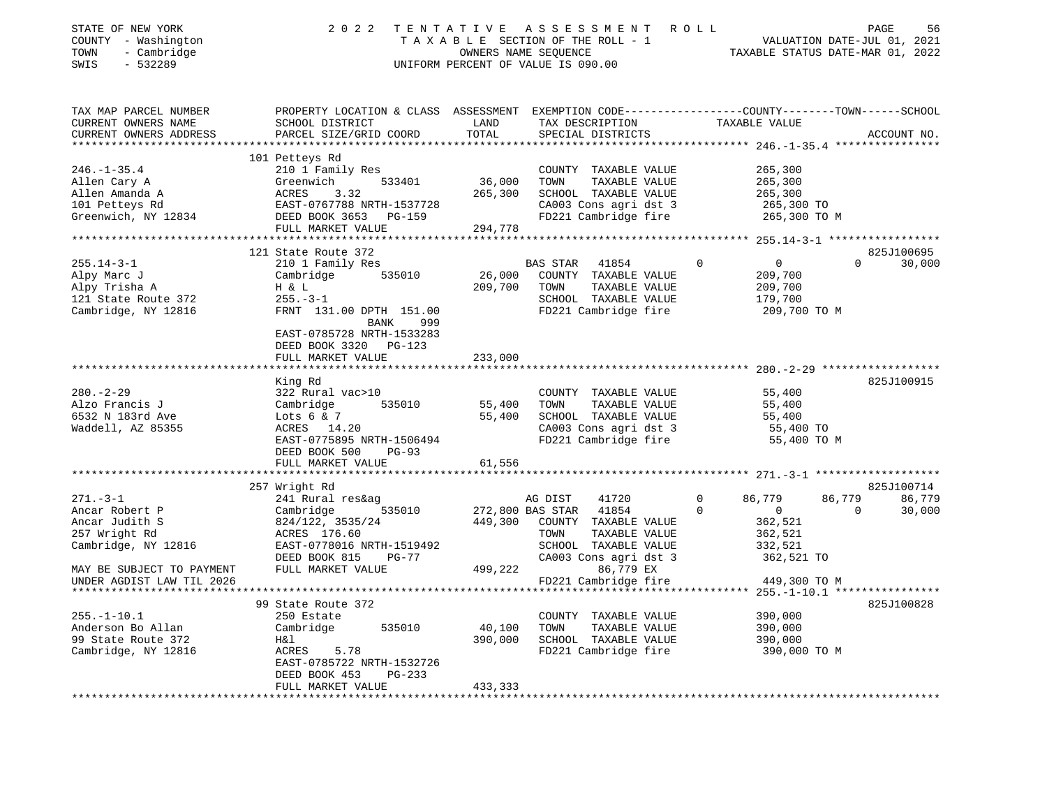STATE OF NEW YORK
COUNTY - Washington
TOWN - Cambridge
SWIS - 532289

2 0 2 2 TENTATIVE ASSESSMENT ROLL
TAXABLE SECTION OF THE ROLL - 1
OWNERS NAME SEQUENCE
UNIFORM PERCENT OF VALUE IS 090.00

VALUATION DATE-JUL 01, 2021
TAXABLE STATUS DATE-MAR 01, 2022

```
TAX MAP PARCEL NUMBER      PROPERTY LOCATION & CLASS  ASSESSMENT  EXEMPTION CODE-----------------COUNTY--------TOWN------SCHOOL
CURRENT OWNERS NAME        SCHOOL DISTRICT              LAND      TAX DESCRIPTION                TAXABLE VALUE
CURRENT OWNERS ADDRESS     PARCEL SIZE/GRID COORD      TOTAL      SPECIAL DISTRICTS                                      ACCOUNT NO.
*****************************************************************************************************  246.-1-35.4 ****************
                           101 Petteys Rd
246.-1-35.4                210 1 Family Res                      COUNTY  TAXABLE VALUE            265,300
Allen Cary A               Greenwich        533401     36,000    TOWN    TAXABLE VALUE            265,300
Allen Amanda A             ACRES     3.32             265,300    SCHOOL  TAXABLE VALUE            265,300
101 Petteys Rd             EAST-0767788 NRTH-1537728             CA003 Cons agri dst 3            265,300 TO
Greenwich, NY 12834        DEED BOOK 3653   PG-159               FD221 Cambridge fire             265,300 TO M
                           FULL MARKET VALUE          294,778
*****************************************************************************************************  255.14-3-1 *****************
                           121 State Route 372                                                                       825J100695
255.14-3-1                 210 1 Family Res                      BAS STAR  41854          0            0            0       30,000
Alpy Marc J                Cambridge        535010     26,000    COUNTY  TAXABLE VALUE            209,700
Alpy Trisha A              H & L                      209,700    TOWN    TAXABLE VALUE            209,700
121 State Route 372        255.-3-1                              SCHOOL  TAXABLE VALUE            179,700
Cambridge, NY 12816        FRNT 131.00 DPTH 151.00               FD221 Cambridge fire             209,700 TO M
                                            BANK     999
                           EAST-0785728 NRTH-1533283
                           DEED BOOK 3320   PG-123
                           FULL MARKET VALUE          233,000
*****************************************************************************************************  280.-2-29 ******************
                           King Rd                                                                                   825J100915
280.-2-29                  322 Rural vac>10                      COUNTY  TAXABLE VALUE             55,400
Alzo Francis J             Cambridge        535010     55,400    TOWN    TAXABLE VALUE             55,400
6532 N 183rd Ave           Lots 6 & 7                  55,400    SCHOOL  TAXABLE VALUE             55,400
Waddell, AZ 85355          ACRES    14.20                        CA003 Cons agri dst 3             55,400 TO
                           EAST-0775895 NRTH-1506494             FD221 Cambridge fire              55,400 TO M
                           DEED BOOK 500    PG-93
                           FULL MARKET VALUE           61,556
*****************************************************************************************************  271.-3-1 *******************
                           257 Wright Rd                                                                             825J100714
271.-3-1                   241 Rural res&ag                      AG DIST   41720          0       86,779       86,779       86,779
Ancar Robert P             Cambridge        535010    272,800 BAS STAR  41854             0            0            0       30,000
Ancar Judith S             824/122, 3535/24           449,300    COUNTY  TAXABLE VALUE            362,521
257 Wright Rd              ACRES   176.60                        TOWN    TAXABLE VALUE            362,521
Cambridge, NY 12816        EAST-0778016 NRTH-1519492             SCHOOL  TAXABLE VALUE            332,521
                           DEED BOOK 815    PG-77                CA003 Cons agri dst 3            362,521 TO
MAY BE SUBJECT TO PAYMENT  FULL MARKET VALUE          499,222              86,779 EX
UNDER AGDIST LAW TIL 2026                                        FD221 Cambridge fire             449,300 TO M
*****************************************************************************************************  255.-1-10.1 ****************
                           99 State Route 372                                                                        825J100828
255.-1-10.1                250 Estate                            COUNTY  TAXABLE VALUE            390,000
Anderson Bo Allan          Cambridge        535010     40,100    TOWN    TAXABLE VALUE            390,000
99 State Route 372         H&l                        390,000    SCHOOL  TAXABLE VALUE            390,000
Cambridge, NY 12816        ACRES     5.78                        FD221 Cambridge fire             390,000 TO M
                           EAST-0785722 NRTH-1532726
                           DEED BOOK 453    PG-233
                           FULL MARKET VALUE          433,333
********************************************************************************************************************************
```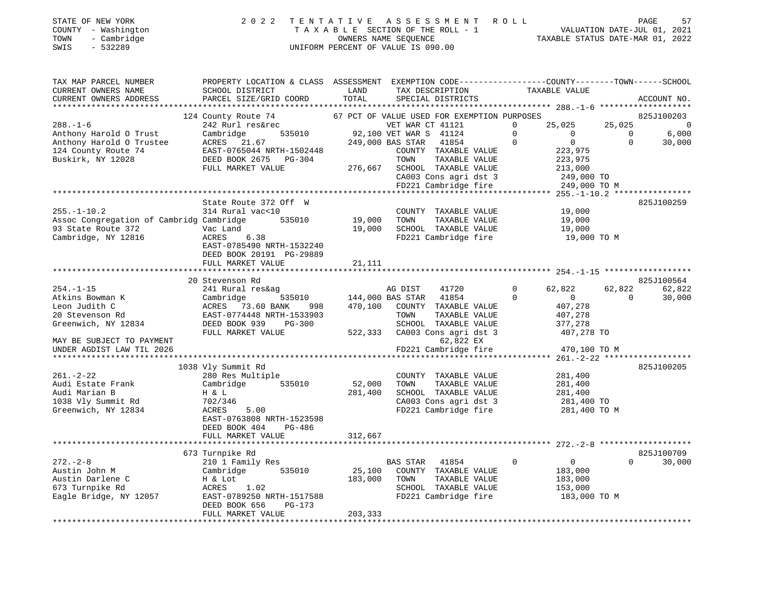STATE OF NEW YORK  
COUNTY - Washington  
TOWN - Cambridge  
SWIS - 532289

2022 TENTATIVE ASSESSMENT ROLL  
TAXABLE SECTION OF THE ROLL - 1  
OWNERS NAME SEQUENCE  
UNIFORM PERCENT OF VALUE IS 090.00

VALUATION DATE-JUL 01, 2021  
TAXABLE STATUS DATE-MAR 01, 2022

```
TAX MAP PARCEL NUMBER          PROPERTY LOCATION & CLASS  ASSESSMENT  EXEMPTION CODE-----------------COUNTY--------TOWN------SCHOOL
CURRENT OWNERS NAME            SCHOOL DISTRICT             LAND        TAX DESCRIPTION              TAXABLE VALUE
CURRENT OWNERS ADDRESS         PARCEL SIZE/GRID COORD      TOTAL       SPECIAL DISTRICTS                                        ACCOUNT NO.
******************************************************************************************************* 288.-1-6 *******************
                          124 County Route 74          67 PCT OF VALUE USED FOR EXEMPTION PURPOSES                          825J100203
288.-1-6                       242 Rurl res&rec                VET WAR CT 41121        0      25,025      25,025           0
Anthony Harold O Trust         Cambridge      535010      92,100 VET WAR S  41124        0           0           0       6,000
Anthony Harold O Trustee       ACRES  21.67              249,000 BAS STAR   41854        0           0           0      30,000
124 County Route 74            EAST-0765044 NRTH-1502448         COUNTY  TAXABLE VALUE          223,975
Buskirk, NY 12028              DEED BOOK 2675   PG-304           TOWN    TAXABLE VALUE          223,975
                               FULL MARKET VALUE         276,667 SCHOOL  TAXABLE VALUE          213,000
                                                                 CA003 Cons agri dst 3           249,000 TO
                                                                 FD221 Cambridge fire            249,000 TO M
******************************************************************************************************* 255.-1-10.2 ****************
                          State Route 372 Off  W                                                                   825J100259
255.-1-10.2                    314 Rural vac<10                  COUNTY  TAXABLE VALUE           19,000
Assoc Congregation of Cambridg Cambridge      535010      19,000 TOWN    TAXABLE VALUE           19,000
93 State Route 372             Vac Land                   19,000 SCHOOL  TAXABLE VALUE           19,000
Cambridge, NY 12816            ACRES    6.38                     FD221 Cambridge fire             19,000 TO M
                               EAST-0785490 NRTH-1532240
                               DEED BOOK 20191 PG-29889
                               FULL MARKET VALUE          21,111
******************************************************************************************************* 254.-1-15 ******************
                          20 Stevenson Rd                                                                          825J100564
254.-1-15                      241 Rural res&ag                  AG DIST    41720        0      62,822      62,822      62,822
Atkins Bowman K                Cambridge      535010     144,000 BAS STAR   41854        0           0           0      30,000
Leon Judith C                  ACRES  73.60 BANK    998  470,100    COUNTY  TAXABLE VALUE          407,278
20 Stevenson Rd                EAST-0774448 NRTH-1533903         TOWN    TAXABLE VALUE          407,278
Greenwich, NY 12834            DEED BOOK 939    PG-300           SCHOOL  TAXABLE VALUE          377,278
                               FULL MARKET VALUE         522,333 CA003 Cons agri dst 3           407,278 TO
MAY BE SUBJECT TO PAYMENT                                               62,822 EX
UNDER AGDIST LAW TIL 2026                                        FD221 Cambridge fire            470,100 TO M
******************************************************************************************************* 261.-2-22 ******************
                          1038 Vly Summit Rd                                                                       825J100205
261.-2-22                      280 Res Multiple                  COUNTY  TAXABLE VALUE          281,400
Audi Estate Frank              Cambridge      535010      52,000 TOWN    TAXABLE VALUE          281,400
Audi Marian B                  H & L                     281,400 SCHOOL  TAXABLE VALUE          281,400
1038 Vly Summit Rd             702/346                           CA003 Cons agri dst 3           281,400 TO
Greenwich, NY 12834            ACRES    5.00                     FD221 Cambridge fire            281,400 TO M
                               EAST-0763808 NRTH-1523598
                               DEED BOOK 404    PG-486
                               FULL MARKET VALUE         312,667
******************************************************************************************************* 272.-2-8 *******************
                          673 Turnpike Rd                                                                          825J100709
272.-2-8                       210 1 Family Res                  BAS STAR   41854        0           0           0      30,000
Austin John M                  Cambridge      535010      25,100 COUNTY  TAXABLE VALUE          183,000
Austin Darlene C               H & Lot                   183,000 TOWN    TAXABLE VALUE          183,000
673 Turnpike Rd                ACRES    1.02                     SCHOOL  TAXABLE VALUE          153,000
Eagle Bridge, NY 12057         EAST-0789250 NRTH-1517588         FD221 Cambridge fire            183,000 TO M
                               DEED BOOK 656    PG-173
                               FULL MARKET VALUE         203,333
************************************************************************************************************************************
```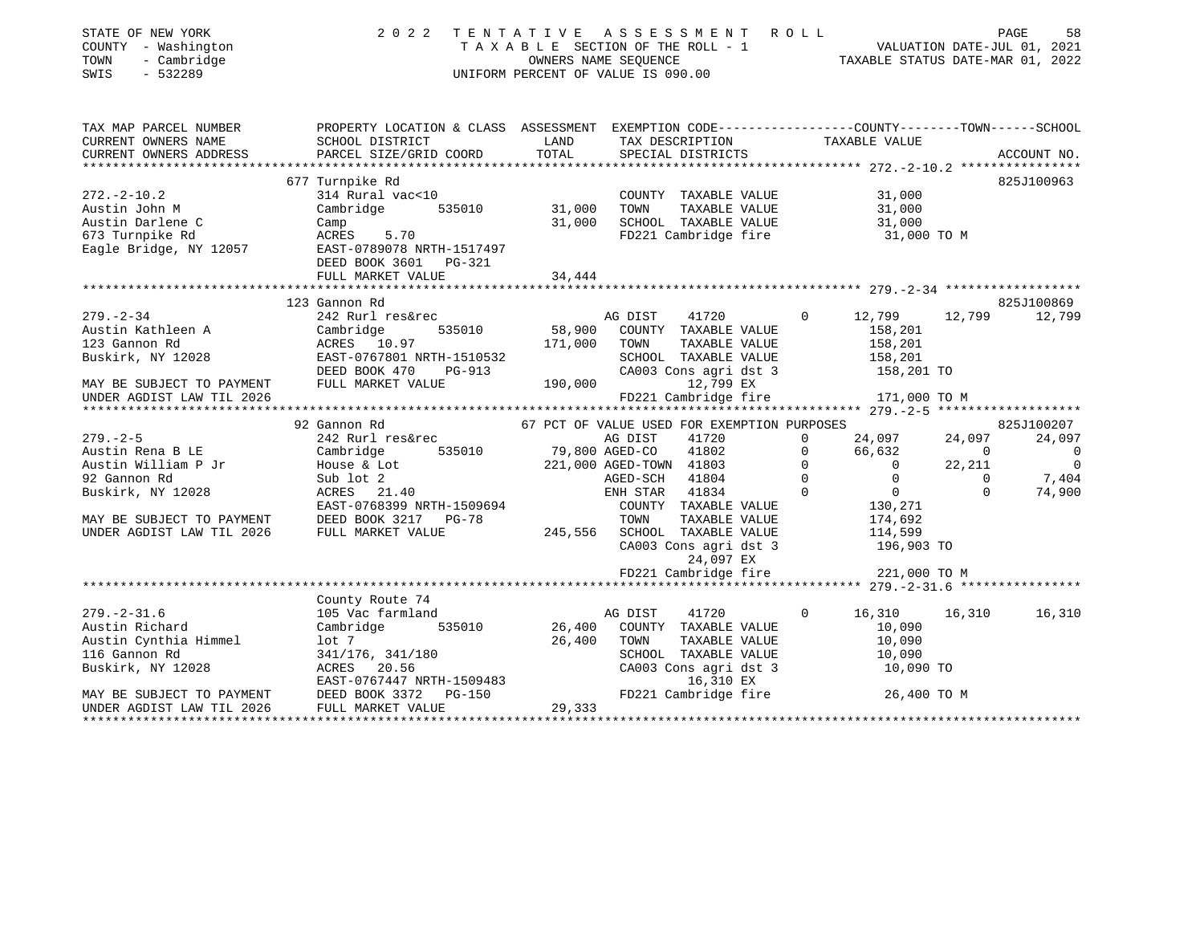STATE OF NEW YORK — 2022 TENTATIVE ASSESSMENT ROLL
COUNTY - Washington — TAXABLE SECTION OF THE ROLL - 1 — VALUATION DATE-JUL 01, 2021
TOWN - Cambridge — OWNERS NAME SEQUENCE — TAXABLE STATUS DATE-MAR 01, 2022
SWIS - 532289 — UNIFORM PERCENT OF VALUE IS 090.00

| TAX MAP PARCEL NUMBER / CURRENT OWNERS NAME / CURRENT OWNERS ADDRESS | PROPERTY LOCATION & CLASS / SCHOOL DISTRICT / PARCEL SIZE/GRID COORD | ASSESSMENT LAND / TOTAL | EXEMPTION CODE / TAX DESCRIPTION / SPECIAL DISTRICTS | COUNTY TAXABLE VALUE | TOWN | SCHOOL | ACCOUNT NO. |
|---|---|---|---|---|---|---|---|
| **272.-2-10.2** | 677 Turnpike Rd | | | | | | 825J100963 |
| Austin John M | 314 Rural vac<10 | | COUNTY TAXABLE VALUE | 31,000 | | | |
| Austin Darlene C | Cambridge 535010 | 31,000 | TOWN TAXABLE VALUE | 31,000 | | | |
| 673 Turnpike Rd | Camp | 31,000 | SCHOOL TAXABLE VALUE | 31,000 | | | |
| Eagle Bridge, NY 12057 | ACRES 5.70 | | FD221 Cambridge fire | 31,000 TO M | | | |
| | EAST-0789078 NRTH-1517497 | | | | | | |
| | DEED BOOK 3601 PG-321 | | | | | | |
| | FULL MARKET VALUE | 34,444 | | | | | |
| **279.-2-34** | 123 Gannon Rd | | | | | | 825J100869 |
| Austin Kathleen A | 242 Rurl res&rec | | AG DIST 41720 0 | 12,799 | 12,799 | 12,799 | |
| 123 Gannon Rd | Cambridge 535010 | 58,900 | COUNTY TAXABLE VALUE | 158,201 | | | |
| Buskirk, NY 12028 | ACRES 10.97 | 171,000 | TOWN TAXABLE VALUE | 158,201 | | | |
| | EAST-0767801 NRTH-1510532 | | SCHOOL TAXABLE VALUE | 158,201 | | | |
| | DEED BOOK 470 PG-913 | | CA003 Cons agri dst 3 | 158,201 TO | | | |
| MAY BE SUBJECT TO PAYMENT | FULL MARKET VALUE | 190,000 | 12,799 EX | | | | |
| UNDER AGDIST LAW TIL 2026 | | | FD221 Cambridge fire | 171,000 TO M | | | |
| **279.-2-5** | 92 Gannon Rd | | 67 PCT OF VALUE USED FOR EXEMPTION PURPOSES | | | | 825J100207 |
| Austin Rena B LE | 242 Rurl res&rec | | AG DIST 41720 0 | 24,097 | 24,097 | 24,097 | |
| Austin William P Jr | Cambridge 535010 | 79,800 | AGED-CO 41802 0 | 66,632 | 0 | 0 | |
| 92 Gannon Rd | House & Lot | 221,000 | AGED-TOWN 41803 0 | 0 | 22,211 | 0 | |
| Buskirk, NY 12028 | Sub lot 2 | | AGED-SCH 41804 0 | 0 | 0 | 7,404 | |
| | ACRES 21.40 | | ENH STAR 41834 0 | 0 | 0 | 74,900 | |
| | EAST-0768399 NRTH-1509694 | | COUNTY TAXABLE VALUE | 130,271 | | | |
| MAY BE SUBJECT TO PAYMENT | DEED BOOK 3217 PG-78 | | TOWN TAXABLE VALUE | 174,692 | | | |
| UNDER AGDIST LAW TIL 2026 | FULL MARKET VALUE | 245,556 | SCHOOL TAXABLE VALUE | 114,599 | | | |
| | | | CA003 Cons agri dst 3 | 196,903 TO | | | |
| | | | 24,097 EX | | | | |
| | | | FD221 Cambridge fire | 221,000 TO M | | | |
| **279.-2-31.6** | County Route 74 | | | | | | |
| Austin Richard | 105 Vac farmland | | AG DIST 41720 0 | 16,310 | 16,310 | 16,310 | |
| Austin Cynthia Himmel | Cambridge 535010 | 26,400 | COUNTY TAXABLE VALUE | 10,090 | | | |
| 116 Gannon Rd | lot 7 | 26,400 | TOWN TAXABLE VALUE | 10,090 | | | |
| Buskirk, NY 12028 | 341/176, 341/180 | | SCHOOL TAXABLE VALUE | 10,090 | | | |
| | ACRES 20.56 | | CA003 Cons agri dst 3 | 10,090 TO | | | |
| | EAST-0767447 NRTH-1509483 | | 16,310 EX | | | | |
| MAY BE SUBJECT TO PAYMENT | DEED BOOK 3372 PG-150 | | FD221 Cambridge fire | 26,400 TO M | | | |
| UNDER AGDIST LAW TIL 2026 | FULL MARKET VALUE | 29,333 | | | | | |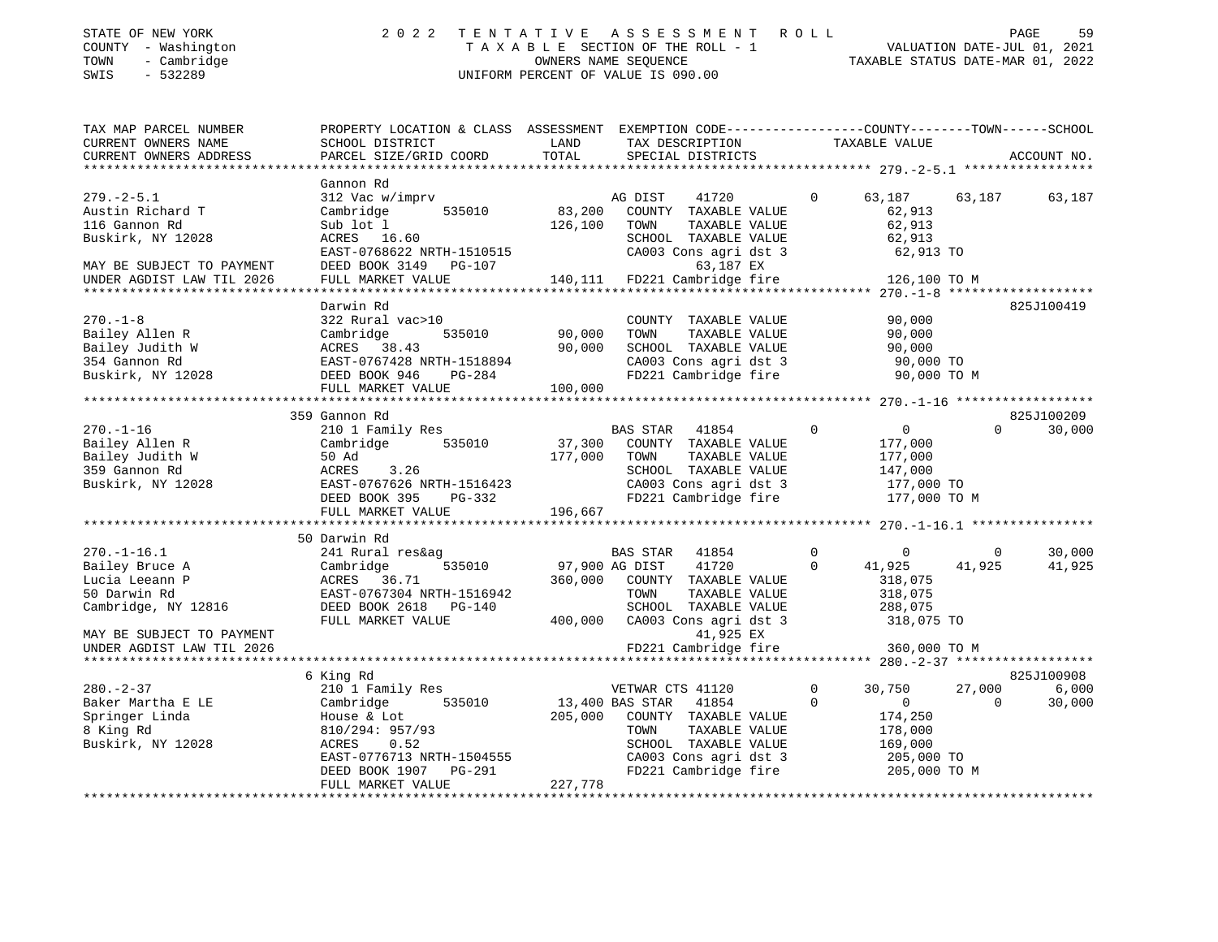STATE OF NEW YORK | 2 0 2 2 TENTATIVE ASSESSMENT ROLL
COUNTY - Washington | TAXABLE SECTION OF THE ROLL - 1 | VALUATION DATE-JUL 01, 2021
TOWN - Cambridge | OWNERS NAME SEQUENCE | TAXABLE STATUS DATE-MAR 01, 2022
SWIS - 532289 | UNIFORM PERCENT OF VALUE IS 090.00

```
TAX MAP PARCEL NUMBER      PROPERTY LOCATION & CLASS  ASSESSMENT  EXEMPTION CODE------------------COUNTY--------TOWN------SCHOOL
CURRENT OWNERS NAME        SCHOOL DISTRICT              LAND      TAX DESCRIPTION                TAXABLE VALUE
CURRENT OWNERS ADDRESS     PARCEL SIZE/GRID COORD       TOTAL     SPECIAL DISTRICTS                                    ACCOUNT NO.
******************************************************************************************************* 279.-2-5.1 *****************
                           Gannon Rd
279.-2-5.1                 312 Vac w/imprv                        AG DIST     41720          0      63,187     63,187     63,187
Austin Richard T           Cambridge        535010       83,200   COUNTY  TAXABLE VALUE               62,913
116 Gannon Rd              Sub lot l                    126,100   TOWN    TAXABLE VALUE               62,913
Buskirk, NY 12028          ACRES   16.60                          SCHOOL  TAXABLE VALUE               62,913
                           EAST-0768622 NRTH-1510515              CA003 Cons agri dst 3                62,913 TO
MAY BE SUBJECT TO PAYMENT  DEED BOOK 3149   PG-107                       63,187 EX
UNDER AGDIST LAW TIL 2026  FULL MARKET VALUE            140,111   FD221 Cambridge fire                126,100 TO M
******************************************************************************************************* 270.-1-8 *******************
                           Darwin Rd                                                                               825J100419
270.-1-8                   322 Rural vac>10                       COUNTY  TAXABLE VALUE               90,000
Bailey Allen R             Cambridge        535010       90,000   TOWN    TAXABLE VALUE               90,000
Bailey Judith W            ACRES   38.43                 90,000   SCHOOL  TAXABLE VALUE               90,000
354 Gannon Rd              EAST-0767428 NRTH-1518894              CA003 Cons agri dst 3                90,000 TO
Buskirk, NY 12028          DEED BOOK 946    PG-284                FD221 Cambridge fire                 90,000 TO M
                           FULL MARKET VALUE            100,000
******************************************************************************************************* 270.-1-16 ******************
                           359 Gannon Rd                                                                           825J100209
270.-1-16                  210 1 Family Res                       BAS STAR    41854          0           0          0     30,000
Bailey Allen R             Cambridge        535010       37,300   COUNTY  TAXABLE VALUE              177,000
Bailey Judith W            50 Ad                        177,000   TOWN    TAXABLE VALUE              177,000
359 Gannon Rd              ACRES    3.26                          SCHOOL  TAXABLE VALUE              147,000
Buskirk, NY 12028          EAST-0767626 NRTH-1516423              CA003 Cons agri dst 3               177,000 TO
                           DEED BOOK 395    PG-332                FD221 Cambridge fire                177,000 TO M
                           FULL MARKET VALUE            196,667
******************************************************************************************************* 270.-1-16.1 ****************
                           50 Darwin Rd
270.-1-16.1                241 Rural res&ag                       BAS STAR    41854          0           0          0     30,000
Bailey Bruce A             Cambridge        535010       97,900 AG DIST     41720          0      41,925     41,925     41,925
Lucia Leeann P             ACRES   36.71                360,000   COUNTY  TAXABLE VALUE              318,075
50 Darwin Rd               EAST-0767304 NRTH-1516942              TOWN    TAXABLE VALUE              318,075
Cambridge, NY 12816        DEED BOOK 2618   PG-140                SCHOOL  TAXABLE VALUE              288,075
                           FULL MARKET VALUE            400,000   CA003 Cons agri dst 3               318,075 TO
MAY BE SUBJECT TO PAYMENT                                                41,925 EX
UNDER AGDIST LAW TIL 2026                                         FD221 Cambridge fire                360,000 TO M
******************************************************************************************************* 280.-2-37 ******************
                           6 King Rd                                                                               825J100908
280.-2-37                  210 1 Family Res                       VETWAR CTS 41120           0      30,750     27,000      6,000
Baker Martha E LE          Cambridge        535010       13,400 BAS STAR    41854          0           0          0     30,000
Springer Linda             House & Lot                  205,000   COUNTY  TAXABLE VALUE              174,250
8 King Rd                  810/294: 957/93                        TOWN    TAXABLE VALUE              178,000
Buskirk, NY 12028          ACRES    0.52                          SCHOOL  TAXABLE VALUE              169,000
                           EAST-0776713 NRTH-1504555              CA003 Cons agri dst 3               205,000 TO
                           DEED BOOK 1907   PG-291                FD221 Cambridge fire                205,000 TO M
                           FULL MARKET VALUE            227,778
************************************************************************************************************************************
```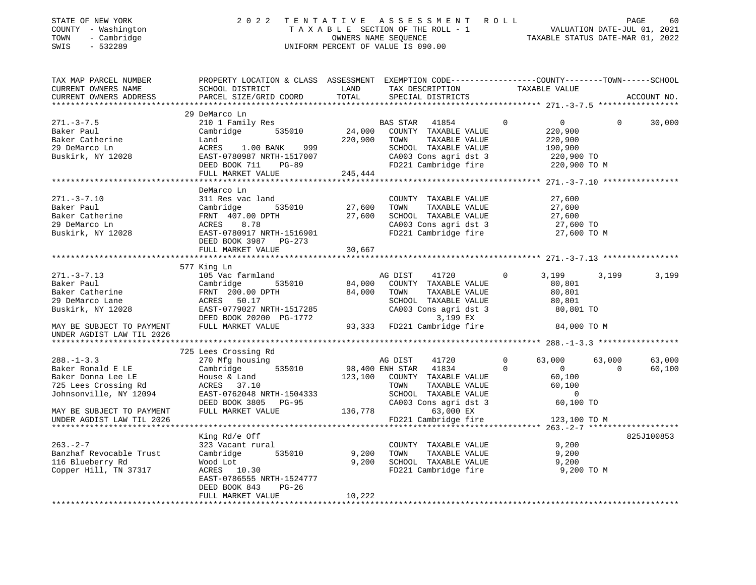STATE OF NEW YORK
COUNTY - Washington
TOWN - Cambridge
SWIS - 532289

2 0 2 2 T E N T A T I V E A S S E S S M E N T R O L L
T A X A B L E SECTION OF THE ROLL - 1
OWNERS NAME SEQUENCE
UNIFORM PERCENT OF VALUE IS 090.00

VALUATION DATE-JUL 01, 2021
TAXABLE STATUS DATE-MAR 01, 2022

| TAX MAP PARCEL NUMBER / CURRENT OWNERS NAME / CURRENT OWNERS ADDRESS | PROPERTY LOCATION & CLASS / SCHOOL DISTRICT / PARCEL SIZE/GRID COORD | ASSESSMENT LAND / TOTAL | EXEMPTION CODE / TAX DESCRIPTION / SPECIAL DISTRICTS | | COUNTY TAXABLE VALUE | TOWN | SCHOOL / ACCOUNT NO. |
|---|---|---|---|---|---|---|---|
| **271.-3-7.5** | 29 DeMarco Ln | | | | | | |
| 271.-3-7.5 | 210 1 Family Res | | BAS STAR 41854 | 0 | 0 | 0 | 30,000 |
| Baker Paul | Cambridge 535010 | 24,000 | COUNTY TAXABLE VALUE | | 220,900 | | |
| Baker Catherine | Land | 220,900 | TOWN TAXABLE VALUE | | 220,900 | | |
| 29 DeMarco Ln | ACRES 1.00 BANK 999 | | SCHOOL TAXABLE VALUE | | 190,900 | | |
| Buskirk, NY 12028 | EAST-0780987 NRTH-1517007 | | CA003 Cons agri dst 3 | | 220,900 TO | | |
| | DEED BOOK 711 PG-89 | | FD221 Cambridge fire | | 220,900 TO M | | |
| | FULL MARKET VALUE | 245,444 | | | | | |
| **271.-3-7.10** | DeMarco Ln | | | | | | |
| 271.-3-7.10 | 311 Res vac land | | COUNTY TAXABLE VALUE | | 27,600 | | |
| Baker Paul | Cambridge 535010 | 27,600 | TOWN TAXABLE VALUE | | 27,600 | | |
| Baker Catherine | FRNT 407.00 DPTH | 27,600 | SCHOOL TAXABLE VALUE | | 27,600 | | |
| 29 DeMarco Ln | ACRES 8.78 | | CA003 Cons agri dst 3 | | 27,600 TO | | |
| Buskirk, NY 12028 | EAST-0780917 NRTH-1516901 | | FD221 Cambridge fire | | 27,600 TO M | | |
| | DEED BOOK 3987 PG-273 | | | | | | |
| | FULL MARKET VALUE | 30,667 | | | | | |
| **271.-3-7.13** | 577 King Ln | | | | | | |
| 271.-3-7.13 | 105 Vac farmland | | AG DIST 41720 | 0 | 3,199 | 3,199 | 3,199 |
| Baker Paul | Cambridge 535010 | 84,000 | COUNTY TAXABLE VALUE | | 80,801 | | |
| Baker Catherine | FRNT 200.00 DPTH | 84,000 | TOWN TAXABLE VALUE | | 80,801 | | |
| 29 DeMarco Lane | ACRES 50.17 | | SCHOOL TAXABLE VALUE | | 80,801 | | |
| Buskirk, NY 12028 | EAST-0779027 NRTH-1517285 | | CA003 Cons agri dst 3 | | 80,801 TO | | |
| | DEED BOOK 20200 PG-1772 | | 3,199 EX | | | | |
| MAY BE SUBJECT TO PAYMENT | FULL MARKET VALUE | 93,333 | FD221 Cambridge fire | | 84,000 TO M | | |
| UNDER AGDIST LAW TIL 2026 | | | | | | | |
| **288.-1-3.3** | 725 Lees Crossing Rd | | | | | | |
| 288.-1-3.3 | 270 Mfg housing | | AG DIST 41720 | 0 | 63,000 | 63,000 | 63,000 |
| Baker Ronald E LE | Cambridge 535010 | 98,400 | ENH STAR 41834 | 0 | 0 | 0 | 60,100 |
| Baker Donna Lee LE | House & Land | 123,100 | COUNTY TAXABLE VALUE | | 60,100 | | |
| 725 Lees Crossing Rd | ACRES 37.10 | | TOWN TAXABLE VALUE | | 60,100 | | |
| Johnsonville, NY 12094 | EAST-0762048 NRTH-1504333 | | SCHOOL TAXABLE VALUE | | 0 | | |
| | DEED BOOK 3805 PG-95 | | CA003 Cons agri dst 3 | | 60,100 TO | | |
| MAY BE SUBJECT TO PAYMENT | FULL MARKET VALUE | 136,778 | 63,000 EX | | | | |
| UNDER AGDIST LAW TIL 2026 | | | FD221 Cambridge fire | | 123,100 TO M | | |
| **263.-2-7** | King Rd/e Off | | | | | | 825J100853 |
| 263.-2-7 | 323 Vacant rural | | COUNTY TAXABLE VALUE | | 9,200 | | |
| Banzhaf Revocable Trust | Cambridge 535010 | 9,200 | TOWN TAXABLE VALUE | | 9,200 | | |
| 116 Blueberry Rd | Wood Lot | 9,200 | SCHOOL TAXABLE VALUE | | 9,200 | | |
| Copper Hill, TN 37317 | ACRES 10.30 | | FD221 Cambridge fire | | 9,200 TO M | | |
| | EAST-0786555 NRTH-1524777 | | | | | | |
| | DEED BOOK 843 PG-26 | | | | | | |
| | FULL MARKET VALUE | 10,222 | | | | | |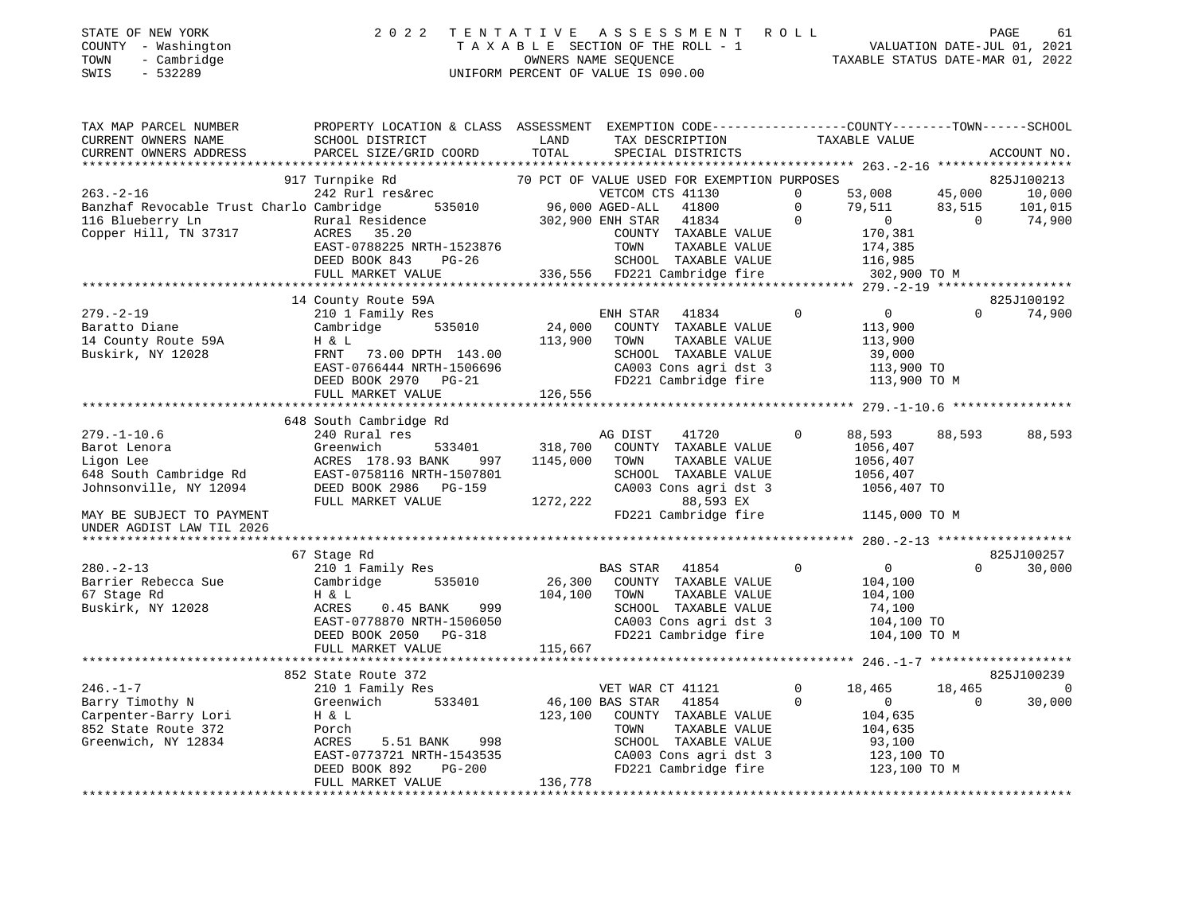STATE OF NEW YORK · COUNTY - Washington · TOWN - Cambridge · SWIS - 532289

2022 TENTATIVE ASSESSMENT ROLL
TAXABLE SECTION OF THE ROLL - 1
OWNERS NAME SEQUENCE
UNIFORM PERCENT OF VALUE IS 090.00

VALUATION DATE-JUL 01, 2021
TAXABLE STATUS DATE-MAR 01, 2022

```
TAX MAP PARCEL NUMBER     PROPERTY LOCATION & CLASS  ASSESSMENT  EXEMPTION CODE------------------COUNTY--------TOWN------SCHOOL
CURRENT OWNERS NAME       SCHOOL DISTRICT             LAND        TAX DESCRIPTION            TAXABLE VALUE
CURRENT OWNERS ADDRESS    PARCEL SIZE/GRID COORD      TOTAL       SPECIAL DISTRICTS                                       ACCOUNT NO.
******************************************************************************************************** 263.-2-16 ******************
                917 Turnpike Rd                  70 PCT OF VALUE USED FOR EXEMPTION PURPOSES                            825J100213
263.-2-16                 242 Rurl res&rec                    VETCOM CTS 41130       0      53,008      45,000      10,000
Banzhaf Revocable Trust Charlo Cambridge    535010     96,000 AGED-ALL   41800       0      79,511      83,515     101,015
116 Blueberry Ln          Rural Residence            302,900 ENH STAR   41834       0           0           0      74,900
Copper Hill, TN 37317     ACRES    35.20                      COUNTY  TAXABLE VALUE            170,381
                          EAST-0788225 NRTH-1523876           TOWN    TAXABLE VALUE            174,385
                          DEED BOOK 843     PG-26             SCHOOL  TAXABLE VALUE            116,985
                          FULL MARKET VALUE          336,556  FD221 Cambridge fire            302,900 TO M
******************************************************************************************************** 279.-2-19 ******************
                14 County Route 59A                                                                                    825J100192
279.-2-19                 210 1 Family Res                    ENH STAR   41834       0           0           0      74,900
Baratto Diane             Cambridge     535010        24,000  COUNTY  TAXABLE VALUE            113,900
14 County Route 59A       H & L                      113,900  TOWN    TAXABLE VALUE            113,900
Buskirk, NY 12028         FRNT   73.00 DPTH 143.00            SCHOOL  TAXABLE VALUE             39,000
                          EAST-0766444 NRTH-1506696           CA003 Cons agri dst 3           113,900 TO
                          DEED BOOK 2970   PG-21              FD221 Cambridge fire            113,900 TO M
                          FULL MARKET VALUE          126,556
******************************************************************************************************** 279.-1-10.6 ****************
                648 South Cambridge Rd
279.-1-10.6               240 Rural res                       AG DIST    41720       0      88,593      88,593      88,593
Barot Lenora              Greenwich     533401       318,700  COUNTY  TAXABLE VALUE           1056,407
Ligon Lee                 ACRES 178.93 BANK     997 1145,000  TOWN    TAXABLE VALUE           1056,407
648 South Cambridge Rd    EAST-0758116 NRTH-1507801           SCHOOL  TAXABLE VALUE           1056,407
Johnsonville, NY 12094    DEED BOOK 2986   PG-159             CA003 Cons agri dst 3          1056,407 TO
                          FULL MARKET VALUE         1272,222        88,593 EX
MAY BE SUBJECT TO PAYMENT                                     FD221 Cambridge fire           1145,000 TO M
UNDER AGDIST LAW TIL 2026
******************************************************************************************************** 280.-2-13 ******************
                67 Stage Rd                                                                                            825J100257
280.-2-13                 210 1 Family Res                    BAS STAR   41854       0           0           0      30,000
Barrier Rebecca Sue       Cambridge     535010        26,300  COUNTY  TAXABLE VALUE            104,100
67 Stage Rd               H & L                      104,100  TOWN    TAXABLE VALUE            104,100
Buskirk, NY 12028         ACRES     0.45 BANK     999         SCHOOL  TAXABLE VALUE             74,100
                          EAST-0778870 NRTH-1506050           CA003 Cons agri dst 3           104,100 TO
                          DEED BOOK 2050   PG-318             FD221 Cambridge fire            104,100 TO M
                          FULL MARKET VALUE          115,667
******************************************************************************************************** 246.-1-7 *******************
                852 State Route 372                                                                                    825J100239
246.-1-7                  210 1 Family Res                    VET WAR CT 41121       0      18,465      18,465           0
Barry Timothy N           Greenwich     533401        46,100 BAS STAR   41854       0           0           0      30,000
Carpenter-Barry Lori      H & L                      123,100  COUNTY  TAXABLE VALUE            104,635
852 State Route 372       Porch                               TOWN    TAXABLE VALUE            104,635
Greenwich, NY 12834       ACRES     5.51 BANK     998         SCHOOL  TAXABLE VALUE             93,100
                          EAST-0773721 NRTH-1543535           CA003 Cons agri dst 3           123,100 TO
                          DEED BOOK 892     PG-200            FD221 Cambridge fire            123,100 TO M
                          FULL MARKET VALUE          136,778
************************************************************************************************************************************
```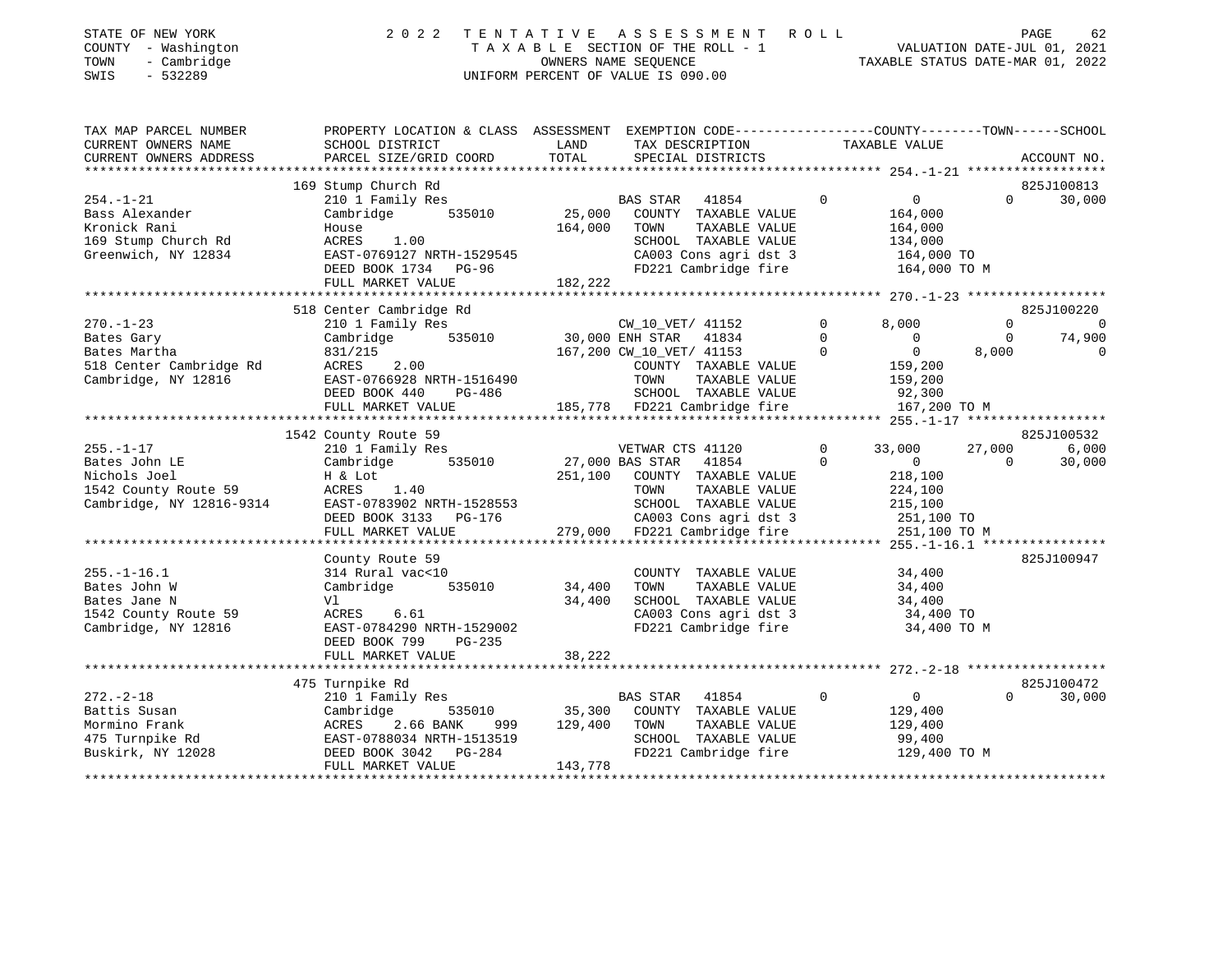STATE OF NEW YORK | 2 0 2 2 TENTATIVE ASSESSMENT ROLL
COUNTY - Washington | TAXABLE SECTION OF THE ROLL - 1 | VALUATION DATE-JUL 01, 2021
TOWN - Cambridge | OWNERS NAME SEQUENCE | TAXABLE STATUS DATE-MAR 01, 2022
SWIS - 532289 | UNIFORM PERCENT OF VALUE IS 090.00

```
TAX MAP PARCEL NUMBER      PROPERTY LOCATION & CLASS  ASSESSMENT  EXEMPTION CODE------------------COUNTY--------TOWN------SCHOOL
CURRENT OWNERS NAME        SCHOOL DISTRICT               LAND      TAX DESCRIPTION            TAXABLE VALUE
CURRENT OWNERS ADDRESS     PARCEL SIZE/GRID COORD        TOTAL     SPECIAL DISTRICTS                                      ACCOUNT NO.
*********************************************************************************************** 254.-1-21 ******************
                           169 Stump Church Rd                                                                     825J100813
254.-1-21                  210 1 Family Res                        BAS STAR   41854        0           0            0       30,000
Bass Alexander             Cambridge        535010      25,000    COUNTY  TAXABLE VALUE              164,000
Kronick Rani               House                       164,000    TOWN    TAXABLE VALUE              164,000
169 Stump Church Rd        ACRES     1.00                          SCHOOL  TAXABLE VALUE              134,000
Greenwich, NY 12834        EAST-0769127 NRTH-1529545               CA003 Cons agri dst 3              164,000 TO
                           DEED BOOK 1734   PG-96                  FD221 Cambridge fire               164,000 TO M
                           FULL MARKET VALUE           182,222
*********************************************************************************************** 270.-1-23 ******************
                           518 Center Cambridge Rd                                                                 825J100220
270.-1-23                  210 1 Family Res                        CW_10_VET/ 41152        0       8,000            0            0
Bates Gary                 Cambridge        535010      30,000 ENH STAR   41834        0           0            0       74,900
Bates Martha               831/215                     167,200 CW_10_VET/ 41153        0           0        8,000            0
518 Center Cambridge Rd    ACRES     2.00                          COUNTY  TAXABLE VALUE              159,200
Cambridge, NY 12816        EAST-0766928 NRTH-1516490               TOWN    TAXABLE VALUE              159,200
                           DEED BOOK 440    PG-486                 SCHOOL  TAXABLE VALUE               92,300
                           FULL MARKET VALUE           185,778    FD221 Cambridge fire               167,200 TO M
*********************************************************************************************** 255.-1-17 ******************
                           1542 County Route 59                                                                    825J100532
255.-1-17                  210 1 Family Res                        VETWAR CTS 41120        0      33,000       27,000        6,000
Bates John LE              Cambridge        535010      27,000 BAS STAR   41854        0           0            0       30,000
Nichols Joel               H & Lot                     251,100    COUNTY  TAXABLE VALUE              218,100
1542 County Route 59       ACRES     1.40                          TOWN    TAXABLE VALUE              224,100
Cambridge, NY 12816-9314   EAST-0783902 NRTH-1528553               SCHOOL  TAXABLE VALUE              215,100
                           DEED BOOK 3133   PG-176                 CA003 Cons agri dst 3              251,100 TO
                           FULL MARKET VALUE           279,000    FD221 Cambridge fire               251,100 TO M
*********************************************************************************************** 255.-1-16.1 ****************
                           County Route 59                                                                         825J100947
255.-1-16.1                314 Rural vac<10                        COUNTY  TAXABLE VALUE               34,400
Bates John W               Cambridge        535010      34,400    TOWN    TAXABLE VALUE               34,400
Bates Jane N               Vl                           34,400    SCHOOL  TAXABLE VALUE               34,400
1542 County Route 59       ACRES     6.61                          CA003 Cons agri dst 3               34,400 TO
Cambridge, NY 12816        EAST-0784290 NRTH-1529002               FD221 Cambridge fire                34,400 TO M
                           DEED BOOK 799    PG-235
                           FULL MARKET VALUE            38,222
*********************************************************************************************** 272.-2-18 ******************
                           475 Turnpike Rd                                                                         825J100472
272.-2-18                  210 1 Family Res                        BAS STAR   41854        0           0            0       30,000
Battis Susan               Cambridge        535010      35,300    COUNTY  TAXABLE VALUE              129,400
Mormino Frank              ACRES     2.66 BANK     999 129,400    TOWN    TAXABLE VALUE              129,400
475 Turnpike Rd            EAST-0788034 NRTH-1513519               SCHOOL  TAXABLE VALUE               99,400
Buskirk, NY 12028          DEED BOOK 3042   PG-284                 FD221 Cambridge fire               129,400 TO M
                           FULL MARKET VALUE           143,778
************************************************************************************************************************************
```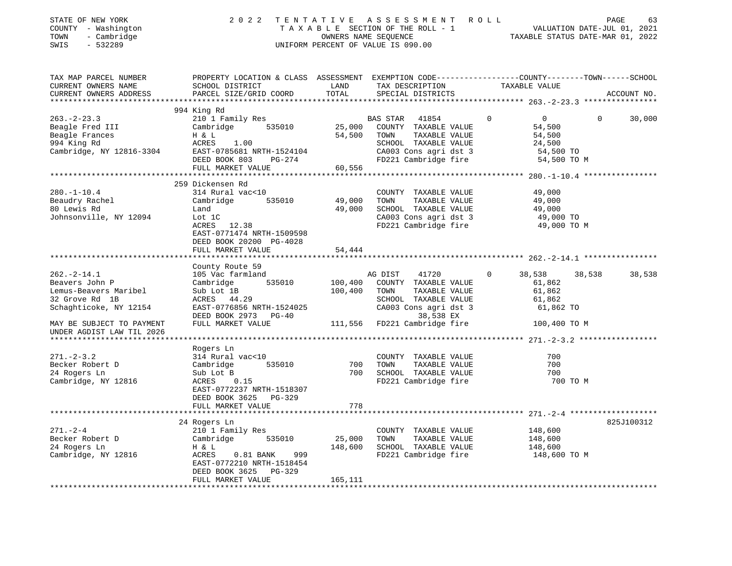STATE OF NEW YORK
COUNTY - Washington
TOWN - Cambridge
SWIS - 532289

2 0 2 2 T E N T A T I V E A S S E S S M E N T R O L L
T A X A B L E SECTION OF THE ROLL - 1
OWNERS NAME SEQUENCE
UNIFORM PERCENT OF VALUE IS 090.00

VALUATION DATE-JUL 01, 2021
TAXABLE STATUS DATE-MAR 01, 2022

```
TAX MAP PARCEL NUMBER          PROPERTY LOCATION & CLASS  ASSESSMENT  EXEMPTION CODE-----------------COUNTY--------TOWN------SCHOOL
CURRENT OWNERS NAME            SCHOOL DISTRICT              LAND      TAX DESCRIPTION             TAXABLE VALUE
CURRENT OWNERS ADDRESS         PARCEL SIZE/GRID COORD       TOTAL     SPECIAL DISTRICTS                                    ACCOUNT NO.
******************************************************************************************************* 263.-2-23.3 ****************
                               994 King Rd
263.-2-23.3                    210 1 Family Res                      BAS STAR   41854        0          0          0       30,000
Beagle Fred III                Cambridge       535010      25,000    COUNTY  TAXABLE VALUE            54,500
Beagle Frances                 H & L                       54,500    TOWN    TAXABLE VALUE            54,500
994 King Rd                    ACRES     1.00                        SCHOOL  TAXABLE VALUE            24,500
Cambridge, NY 12816-3304       EAST-0785681 NRTH-1524104             CA003 Cons agri dst 3             54,500 TO
                               DEED BOOK 803     PG-274              FD221 Cambridge fire              54,500 TO M
                               FULL MARKET VALUE           60,556
******************************************************************************************************* 280.-1-10.4 ****************
                               259 Dickensen Rd
280.-1-10.4                    314 Rural vac<10                      COUNTY  TAXABLE VALUE            49,000
Beaudry Rachel                 Cambridge       535010      49,000    TOWN    TAXABLE VALUE            49,000
80 Lewis Rd                    Land                        49,000    SCHOOL  TAXABLE VALUE            49,000
Johnsonville, NY 12094         Lot 1C                                CA003 Cons agri dst 3             49,000 TO
                               ACRES    12.38                        FD221 Cambridge fire              49,000 TO M
                               EAST-0771474 NRTH-1509598
                               DEED BOOK 20200 PG-4028
                               FULL MARKET VALUE           54,444
******************************************************************************************************* 262.-2-14.1 ****************
                               County Route 59
262.-2-14.1                    105 Vac farmland                      AG DIST    41720        0     38,538     38,538     38,538
Beavers John P                 Cambridge       535010     100,400    COUNTY  TAXABLE VALUE            61,862
Lemus-Beavers Maribel          Sub Lot 1B                 100,400    TOWN    TAXABLE VALUE            61,862
32 Grove Rd  1B                ACRES    44.29                        SCHOOL  TAXABLE VALUE            61,862
Schaghticoke, NY 12154         EAST-0776856 NRTH-1524025             CA003 Cons agri dst 3             61,862 TO
                               DEED BOOK 2973    PG-40                          38,538 EX
MAY BE SUBJECT TO PAYMENT      FULL MARKET VALUE          111,556    FD221 Cambridge fire             100,400 TO M
UNDER AGDIST LAW TIL 2026
******************************************************************************************************* 271.-2-3.2 *****************
                               Rogers Ln
271.-2-3.2                     314 Rural vac<10                      COUNTY  TAXABLE VALUE               700
Becker Robert D                Cambridge       535010         700    TOWN    TAXABLE VALUE               700
24 Rogers Ln                   Sub Lot B                      700    SCHOOL  TAXABLE VALUE               700
Cambridge, NY 12816            ACRES     0.15                        FD221 Cambridge fire                 700 TO M
                               EAST-0772237 NRTH-1518307
                               DEED BOOK 3625    PG-329
                               FULL MARKET VALUE              778
******************************************************************************************************* 271.-2-4 *******************
                               24 Rogers Ln                                                                          825J100312
271.-2-4                       210 1 Family Res                      COUNTY  TAXABLE VALUE           148,600
Becker Robert D                Cambridge       535010      25,000    TOWN    TAXABLE VALUE           148,600
24 Rogers Ln                   H & L                      148,600    SCHOOL  TAXABLE VALUE           148,600
Cambridge, NY 12816            ACRES     0.81 BANK     999           FD221 Cambridge fire             148,600 TO M
                               EAST-0772210 NRTH-1518454
                               DEED BOOK 3625    PG-329
                               FULL MARKET VALUE          165,111
************************************************************************************************************************************
```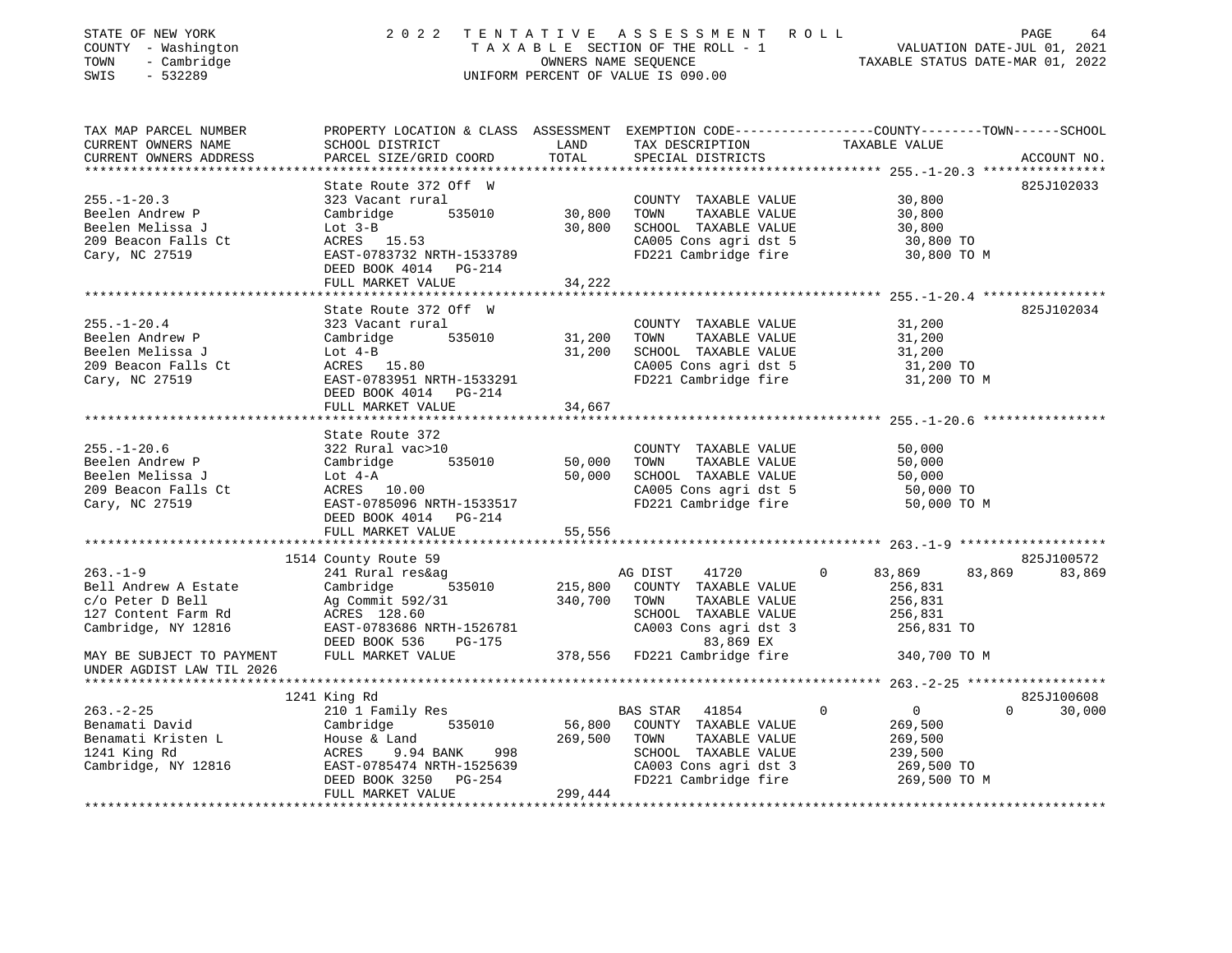STATE OF NEW YORK | 2022 TENTATIVE ASSESSMENT ROLL
COUNTY - Washington | TAXABLE SECTION OF THE ROLL - 1 | VALUATION DATE-JUL 01, 2021
TOWN - Cambridge | OWNERS NAME SEQUENCE | TAXABLE STATUS DATE-MAR 01, 2022
SWIS - 532289 | UNIFORM PERCENT OF VALUE IS 090.00

| TAX MAP PARCEL NUMBER / CURRENT OWNERS NAME / CURRENT OWNERS ADDRESS | PROPERTY LOCATION & CLASS / SCHOOL DISTRICT / PARCEL SIZE/GRID COORD | ASSESSMENT LAND / TOTAL | EXEMPTION CODE / TAX DESCRIPTION / SPECIAL DISTRICTS | COUNTY | TOWN | SCHOOL | ACCOUNT NO. |
|---|---|---|---|---|---|---|---|
| **255.-1-20.3** | State Route 372 Off W | | | | | | 825J102033 |
| 255.-1-20.3 | 323 Vacant rural | | COUNTY TAXABLE VALUE | 30,800 | | | |
| Beelen Andrew P | Cambridge 535010 | 30,800 | TOWN TAXABLE VALUE | | 30,800 | | |
| Beelen Melissa J | Lot 3-B | 30,800 | SCHOOL TAXABLE VALUE | | | 30,800 | |
| 209 Beacon Falls Ct | ACRES 15.53 | | CA005 Cons agri dst 5 | 30,800 TO | | | |
| Cary, NC 27519 | EAST-0783732 NRTH-1533789 | | FD221 Cambridge fire | 30,800 TO M | | | |
| | DEED BOOK 4014 PG-214 | | | | | | |
| | FULL MARKET VALUE | 34,222 | | | | | |
| **255.-1-20.4** | State Route 372 Off W | | | | | | 825J102034 |
| 255.-1-20.4 | 323 Vacant rural | | COUNTY TAXABLE VALUE | 31,200 | | | |
| Beelen Andrew P | Cambridge 535010 | 31,200 | TOWN TAXABLE VALUE | | 31,200 | | |
| Beelen Melissa J | Lot 4-B | 31,200 | SCHOOL TAXABLE VALUE | | | 31,200 | |
| 209 Beacon Falls Ct | ACRES 15.80 | | CA005 Cons agri dst 5 | 31,200 TO | | | |
| Cary, NC 27519 | EAST-0783951 NRTH-1533291 | | FD221 Cambridge fire | 31,200 TO M | | | |
| | DEED BOOK 4014 PG-214 | | | | | | |
| | FULL MARKET VALUE | 34,667 | | | | | |
| **255.-1-20.6** | State Route 372 | | | | | | |
| 255.-1-20.6 | 322 Rural vac>10 | | COUNTY TAXABLE VALUE | 50,000 | | | |
| Beelen Andrew P | Cambridge 535010 | 50,000 | TOWN TAXABLE VALUE | | 50,000 | | |
| Beelen Melissa J | Lot 4-A | 50,000 | SCHOOL TAXABLE VALUE | | | 50,000 | |
| 209 Beacon Falls Ct | ACRES 10.00 | | CA005 Cons agri dst 5 | 50,000 TO | | | |
| Cary, NC 27519 | EAST-0785096 NRTH-1533517 | | FD221 Cambridge fire | 50,000 TO M | | | |
| | DEED BOOK 4014 PG-214 | | | | | | |
| | FULL MARKET VALUE | 55,556 | | | | | |
| **263.-1-9** | 1514 County Route 59 | | | | | | 825J100572 |
| 263.-1-9 | 241 Rural res&ag | | AG DIST 41720 0 | 83,869 | 83,869 | 83,869 | |
| Bell Andrew A Estate | Cambridge 535010 | 215,800 | COUNTY TAXABLE VALUE | 256,831 | | | |
| c/o Peter D Bell | Ag Commit 592/31 | 340,700 | TOWN TAXABLE VALUE | | 256,831 | | |
| 127 Content Farm Rd | ACRES 128.60 | | SCHOOL TAXABLE VALUE | | | 256,831 | |
| Cambridge, NY 12816 | EAST-0783686 NRTH-1526781 | | CA003 Cons agri dst 3 | 256,831 TO | | | |
| | DEED BOOK 536 PG-175 | | 83,869 EX | | | | |
| MAY BE SUBJECT TO PAYMENT UNDER AGDIST LAW TIL 2026 | FULL MARKET VALUE | 378,556 | FD221 Cambridge fire | 340,700 TO M | | | |
| **263.-2-25** | 1241 King Rd | | | | | | 825J100608 |
| 263.-2-25 | 210 1 Family Res | | BAS STAR 41854 0 | 0 | 0 | 30,000 | |
| Benamati David | Cambridge 535010 | 56,800 | COUNTY TAXABLE VALUE | 269,500 | | | |
| Benamati Kristen L | House & Land | 269,500 | TOWN TAXABLE VALUE | | 269,500 | | |
| 1241 King Rd | ACRES 9.94 BANK 998 | | SCHOOL TAXABLE VALUE | | | 239,500 | |
| Cambridge, NY 12816 | EAST-0785474 NRTH-1525639 | | CA003 Cons agri dst 3 | 269,500 TO | | | |
| | DEED BOOK 3250 PG-254 | | FD221 Cambridge fire | 269,500 TO M | | | |
| | FULL MARKET VALUE | 299,444 | | | | | |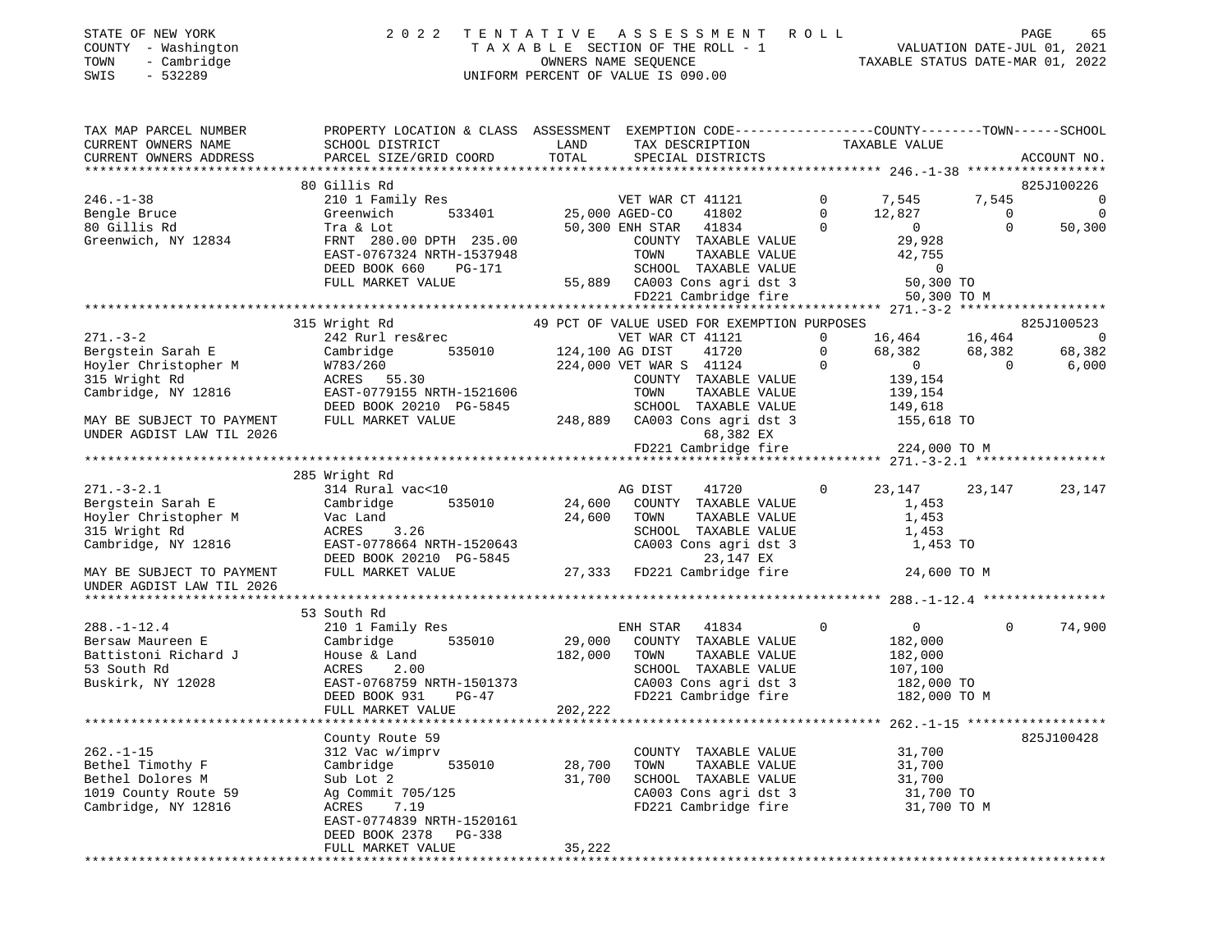STATE OF NEW YORK — 2022 TENTATIVE ASSESSMENT ROLL
COUNTY - Washington — TAXABLE SECTION OF THE ROLL - 1 — VALUATION DATE-JUL 01, 2021
TOWN - Cambridge — OWNERS NAME SEQUENCE — TAXABLE STATUS DATE-MAR 01, 2022
SWIS - 532289 — UNIFORM PERCENT OF VALUE IS 090.00

```
TAX MAP PARCEL NUMBER          PROPERTY LOCATION & CLASS  ASSESSMENT  EXEMPTION CODE-----------------COUNTY--------TOWN------SCHOOL
CURRENT OWNERS NAME            SCHOOL DISTRICT              LAND      TAX DESCRIPTION              TAXABLE VALUE
CURRENT OWNERS ADDRESS         PARCEL SIZE/GRID COORD       TOTAL     SPECIAL DISTRICTS                                      ACCOUNT NO.
******************************************************************************************************* 246.-1-38 ******************
                               80 Gillis Rd                                                                                  825J100226
246.-1-38                      210 1 Family Res                   VET WAR CT 41121        0      7,545      7,545             0
Bengle Bruce                   Greenwich        533401     25,000 AGED-CO     41802       0     12,827          0             0
80 Gillis Rd                   Tra & Lot                   50,300 ENH STAR    41834       0          0          0        50,300
Greenwich, NY 12834            FRNT 280.00 DPTH 235.00            COUNTY  TAXABLE VALUE           29,928
                               EAST-0767324 NRTH-1537948          TOWN    TAXABLE VALUE           42,755
                               DEED BOOK 660     PG-171           SCHOOL  TAXABLE VALUE                0
                               FULL MARKET VALUE           55,889 CA003 Cons agri dst 3             50,300 TO
                                                                  FD221 Cambridge fire              50,300 TO M
******************************************************************************************************* 271.-3-2 *******************
                               315 Wright Rd                  49 PCT OF VALUE USED FOR EXEMPTION PURPOSES                    825J100523
271.-3-2                       242 Rurl res&rec                   VET WAR CT 41121        0     16,464     16,464             0
Bergstein Sarah E              Cambridge        535010    124,100 AG DIST     41720       0     68,382     68,382        68,382
Hoyler Christopher M           W783/260                   224,000 VET WAR S   41124       0          0          0         6,000
315 Wright Rd                  ACRES  55.30                       COUNTY  TAXABLE VALUE          139,154
Cambridge, NY 12816            EAST-0779155 NRTH-1521606          TOWN    TAXABLE VALUE          139,154
                               DEED BOOK 20210 PG-5845            SCHOOL  TAXABLE VALUE          149,618
MAY BE SUBJECT TO PAYMENT      FULL MARKET VALUE          248,889 CA003 Cons agri dst 3            155,618 TO
UNDER AGDIST LAW TIL 2026                                               68,382 EX
                                                                  FD221 Cambridge fire             224,000 TO M
******************************************************************************************************* 271.-3-2.1 *****************
                               285 Wright Rd
271.-3-2.1                     314 Rural vac<10                   AG DIST     41720       0     23,147     23,147        23,147
Bergstein Sarah E              Cambridge        535010     24,600 COUNTY  TAXABLE VALUE            1,453
Hoyler Christopher M           Vac Land                    24,600 TOWN    TAXABLE VALUE            1,453
315 Wright Rd                  ACRES   3.26                       SCHOOL  TAXABLE VALUE            1,453
Cambridge, NY 12816            EAST-0778664 NRTH-1520643          CA003 Cons agri dst 3              1,453 TO
                               DEED BOOK 20210 PG-5845                  23,147 EX
MAY BE SUBJECT TO PAYMENT      FULL MARKET VALUE           27,333 FD221 Cambridge fire              24,600 TO M
UNDER AGDIST LAW TIL 2026
******************************************************************************************************* 288.-1-12.4 ****************
                               53 South Rd
288.-1-12.4                    210 1 Family Res                   ENH STAR    41834       0          0          0        74,900
Bersaw Maureen E               Cambridge        535010     29,000 COUNTY  TAXABLE VALUE          182,000
Battistoni Richard J           House & Land               182,000 TOWN    TAXABLE VALUE          182,000
53 South Rd                    ACRES   2.00                       SCHOOL  TAXABLE VALUE          107,100
Buskirk, NY 12028              EAST-0768759 NRTH-1501373          CA003 Cons agri dst 3            182,000 TO
                               DEED BOOK 931     PG-47            FD221 Cambridge fire             182,000 TO M
                               FULL MARKET VALUE          202,222
******************************************************************************************************* 262.-1-15 ******************
                               County Route 59                                                                               825J100428
262.-1-15                      312 Vac w/imprv                    COUNTY  TAXABLE VALUE           31,700
Bethel Timothy F               Cambridge        535010     28,700 TOWN    TAXABLE VALUE           31,700
Bethel Dolores M               Sub Lot 2                   31,700 SCHOOL  TAXABLE VALUE           31,700
1019 County Route 59           Ag Commit 705/125                  CA003 Cons agri dst 3             31,700 TO
Cambridge, NY 12816            ACRES   7.19                       FD221 Cambridge fire              31,700 TO M
                               EAST-0774839 NRTH-1520161
                               DEED BOOK 2378    PG-338
                               FULL MARKET VALUE           35,222
************************************************************************************************************************************
```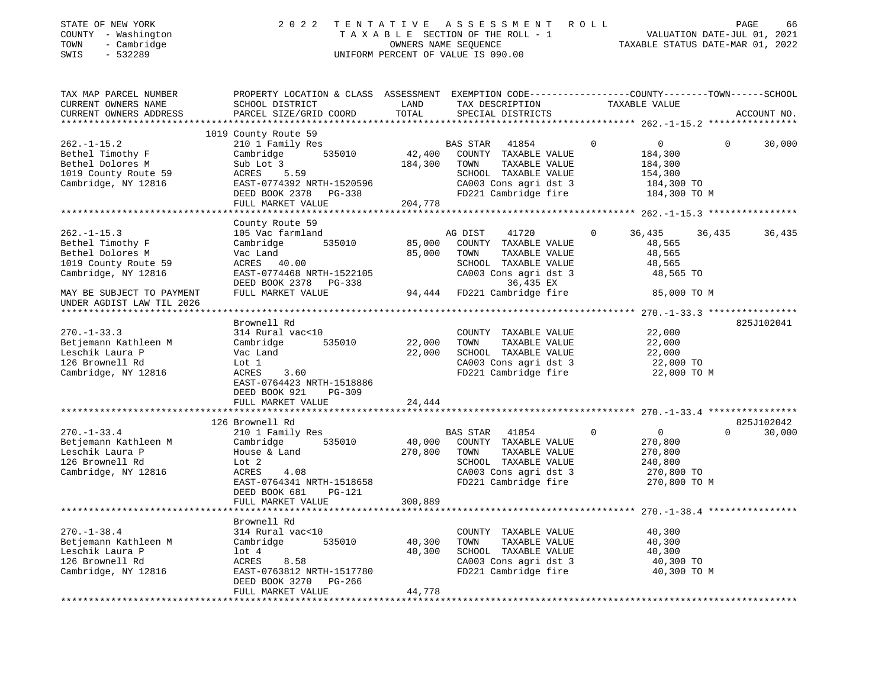STATE OF NEW YORK | COUNTY - Washington | TOWN - Cambridge | SWIS - 532289

**2022 TENTATIVE ASSESSMENT ROLL**
TAXABLE SECTION OF THE ROLL - 1
OWNERS NAME SEQUENCE
UNIFORM PERCENT OF VALUE IS 090.00

VALUATION DATE-JUL 01, 2021
TAXABLE STATUS DATE-MAR 01, 2022

| TAX MAP PARCEL NUMBER / CURRENT OWNERS NAME / CURRENT OWNERS ADDRESS | PROPERTY LOCATION & CLASS / SCHOOL DISTRICT / PARCEL SIZE/GRID COORD | ASSESSMENT LAND / TOTAL | EXEMPTION CODE / TAX DESCRIPTION / SPECIAL DISTRICTS | COUNTY | TOWN | SCHOOL | ACCOUNT NO. |
|---|---|---|---|---|---|---|---|
| **262.-1-15.2** | 1019 County Route 59 | | | | | | |
| 262.-1-15.2 | 210 1 Family Res | | BAS STAR 41854 | 0 | 0 | 30,000 | |
| Bethel Timothy F | Cambridge 535010 | 42,400 | COUNTY TAXABLE VALUE | 184,300 | | | |
| Bethel Dolores M | Sub Lot 3 | 184,300 | TOWN TAXABLE VALUE | | 184,300 | | |
| 1019 County Route 59 | ACRES 5.59 | | SCHOOL TAXABLE VALUE | | | 154,300 | |
| Cambridge, NY 12816 | EAST-0774392 NRTH-1520596 | | CA003 Cons agri dst 3 | 184,300 TO | | | |
| | DEED BOOK 2378 PG-338 | | FD221 Cambridge fire | 184,300 TO M | | | |
| | FULL MARKET VALUE | 204,778 | | | | | |
| **262.-1-15.3** | County Route 59 | | | | | | |
| 262.-1-15.3 | 105 Vac farmland | | AG DIST 41720 | 36,435 | 36,435 | 36,435 | |
| Bethel Timothy F | Cambridge 535010 | 85,000 | COUNTY TAXABLE VALUE | 48,565 | | | |
| Bethel Dolores M | Vac Land | 85,000 | TOWN TAXABLE VALUE | | 48,565 | | |
| 1019 County Route 59 | ACRES 40.00 | | SCHOOL TAXABLE VALUE | | | 48,565 | |
| Cambridge, NY 12816 | EAST-0774468 NRTH-1522105 | | CA003 Cons agri dst 3 | 48,565 TO | | | |
| | DEED BOOK 2378 PG-338 | | 36,435 EX | | | | |
| MAY BE SUBJECT TO PAYMENT UNDER AGDIST LAW TIL 2026 | FULL MARKET VALUE | 94,444 | FD221 Cambridge fire | 85,000 TO M | | | |
| **270.-1-33.3** | Brownell Rd | | | | | | 825J102041 |
| 270.-1-33.3 | 314 Rural vac<10 | | COUNTY TAXABLE VALUE | 22,000 | | | |
| Betjemann Kathleen M | Cambridge 535010 | 22,000 | TOWN TAXABLE VALUE | | 22,000 | | |
| Leschik Laura P | Vac Land | 22,000 | SCHOOL TAXABLE VALUE | | | 22,000 | |
| 126 Brownell Rd | Lot 1 | | CA003 Cons agri dst 3 | 22,000 TO | | | |
| Cambridge, NY 12816 | ACRES 3.60 | | FD221 Cambridge fire | 22,000 TO M | | | |
| | EAST-0764423 NRTH-1518886 | | | | | | |
| | DEED BOOK 921 PG-309 | | | | | | |
| | FULL MARKET VALUE | 24,444 | | | | | |
| **270.-1-33.4** | 126 Brownell Rd | | | | | | 825J102042 |
| 270.-1-33.4 | 210 1 Family Res | | BAS STAR 41854 | 0 | 0 | 30,000 | |
| Betjemann Kathleen M | Cambridge 535010 | 40,000 | COUNTY TAXABLE VALUE | 270,800 | | | |
| Leschik Laura P | House & Land | 270,800 | TOWN TAXABLE VALUE | | 270,800 | | |
| 126 Brownell Rd | Lot 2 | | SCHOOL TAXABLE VALUE | | | 240,800 | |
| Cambridge, NY 12816 | ACRES 4.08 | | CA003 Cons agri dst 3 | 270,800 TO | | | |
| | EAST-0764341 NRTH-1518658 | | FD221 Cambridge fire | 270,800 TO M | | | |
| | DEED BOOK 681 PG-121 | | | | | | |
| | FULL MARKET VALUE | 300,889 | | | | | |
| **270.-1-38.4** | Brownell Rd | | | | | | |
| 270.-1-38.4 | 314 Rural vac<10 | | COUNTY TAXABLE VALUE | 40,300 | | | |
| Betjemann Kathleen M | Cambridge 535010 | 40,300 | TOWN TAXABLE VALUE | | 40,300 | | |
| Leschik Laura P | lot 4 | 40,300 | SCHOOL TAXABLE VALUE | | | 40,300 | |
| 126 Brownell Rd | ACRES 8.58 | | CA003 Cons agri dst 3 | 40,300 TO | | | |
| Cambridge, NY 12816 | EAST-0763812 NRTH-1517780 | | FD221 Cambridge fire | 40,300 TO M | | | |
| | DEED BOOK 3270 PG-266 | | | | | | |
| | FULL MARKET VALUE | 44,778 | | | | | |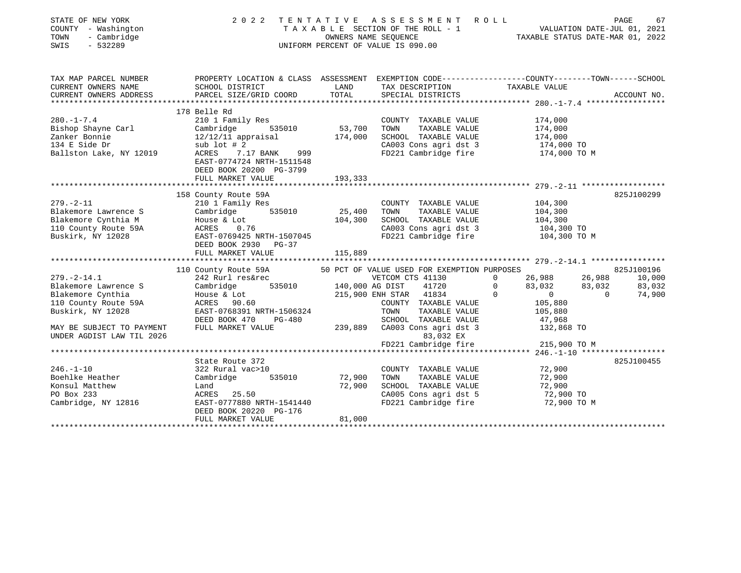STATE OF NEW YORK
COUNTY - Washington
TOWN - Cambridge
SWIS - 532289

# 2022 TENTATIVE ASSESSMENT ROLL

TAXABLE SECTION OF THE ROLL - 1
OWNERS NAME SEQUENCE
UNIFORM PERCENT OF VALUE IS 090.00

VALUATION DATE-JUL 01, 2021
TAXABLE STATUS DATE-MAR 01, 2022

```
TAX MAP PARCEL NUMBER          PROPERTY LOCATION & CLASS  ASSESSMENT  EXEMPTION CODE-----------------COUNTY--------TOWN------SCHOOL
CURRENT OWNERS NAME            SCHOOL DISTRICT              LAND      TAX DESCRIPTION              TAXABLE VALUE
CURRENT OWNERS ADDRESS         PARCEL SIZE/GRID COORD       TOTAL     SPECIAL DISTRICTS                                  ACCOUNT NO.
******************************************************************************************************* 280.-1-7.4 *****************
                               178 Belle Rd
280.-1-7.4                     210 1 Family Res                       COUNTY  TAXABLE VALUE            174,000
Bishop Shayne Carl             Cambridge        535010      53,700    TOWN    TAXABLE VALUE            174,000
Zanker Bonnie                  12/12/11 appraisal          174,000    SCHOOL  TAXABLE VALUE            174,000
134 E Side Dr                  sub lot # 2                            CA003 Cons agri dst 3            174,000 TO
Ballston Lake, NY 12019        ACRES    7.17 BANK    999              FD221 Cambridge fire             174,000 TO M
                               EAST-0774724 NRTH-1511548
                               DEED BOOK 20200 PG-3799
                               FULL MARKET VALUE           193,333
******************************************************************************************************* 279.-2-11 ******************
                               158 County Route 59A                                                                825J100299
279.-2-11                      210 1 Family Res                       COUNTY  TAXABLE VALUE            104,300
Blakemore Lawrence S           Cambridge        535010      25,400    TOWN    TAXABLE VALUE            104,300
Blakemore Cynthia M            House & Lot                 104,300    SCHOOL  TAXABLE VALUE            104,300
110 County Route 59A           ACRES    0.76                          CA003 Cons agri dst 3            104,300 TO
Buskirk, NY 12028              EAST-0769425 NRTH-1507045              FD221 Cambridge fire             104,300 TO M
                               DEED BOOK 2930   PG-37
                               FULL MARKET VALUE           115,889
******************************************************************************************************* 279.-2-14.1 ****************
                               110 County Route 59A         50 PCT OF VALUE USED FOR EXEMPTION PURPOSES                825J100196
279.-2-14.1                    242 Rurl res&rec                       VETCOM CTS 41130          0      26,988      26,988      10,000
Blakemore Lawrence S           Cambridge        535010     140,000 AG DIST     41720            0      83,032      83,032      83,032
Blakemore Cynthia              House & Lot                 215,900 ENH STAR   41834             0           0           0      74,900
110 County Route 59A           ACRES   90.60                          COUNTY  TAXABLE VALUE            105,880
Buskirk, NY 12028              EAST-0768391 NRTH-1506324              TOWN    TAXABLE VALUE            105,880
                               DEED BOOK 470    PG-480                SCHOOL  TAXABLE VALUE             47,968
MAY BE SUBJECT TO PAYMENT      FULL MARKET VALUE           239,889    CA003 Cons agri dst 3            132,868 TO
UNDER AGDIST LAW TIL 2026                                                  83,032 EX
                                                                      FD221 Cambridge fire             215,900 TO M
******************************************************************************************************* 246.-1-10 ******************
                               State Route 372                                                                     825J100455
246.-1-10                      322 Rural vac>10                       COUNTY  TAXABLE VALUE             72,900
Boehlke Heather                Cambridge        535010      72,900    TOWN    TAXABLE VALUE             72,900
Konsul Matthew                 Land                         72,900    SCHOOL  TAXABLE VALUE             72,900
PO Box 233                     ACRES   25.50                          CA005 Cons agri dst 5             72,900 TO
Cambridge, NY 12816            EAST-0777880 NRTH-1541440              FD221 Cambridge fire              72,900 TO M
                               DEED BOOK 20220 PG-176
                               FULL MARKET VALUE            81,000
************************************************************************************************************************************
```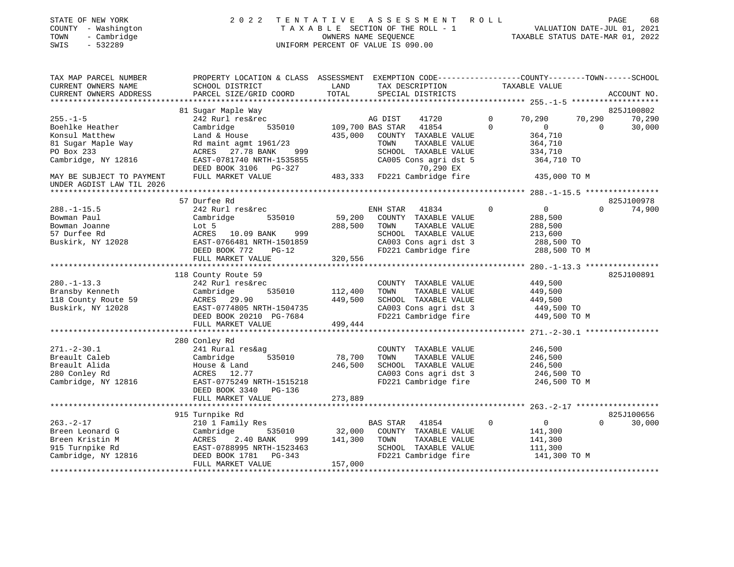STATE OF NEW YORK
COUNTY - Washington
TOWN - Cambridge
SWIS - 532289

# 2022 TENTATIVE ASSESSMENT ROLL

TAXABLE SECTION OF THE ROLL - 1
OWNERS NAME SEQUENCE
UNIFORM PERCENT OF VALUE IS 090.00

VALUATION DATE-JUL 01, 2021
TAXABLE STATUS DATE-MAR 01, 2022

| TAX MAP PARCEL NUMBER / CURRENT OWNERS NAME / CURRENT OWNERS ADDRESS | PROPERTY LOCATION & CLASS / SCHOOL DISTRICT / PARCEL SIZE/GRID COORD | ASSESSMENT LAND | TOTAL | EXEMPTION CODE / TAX DESCRIPTION / SPECIAL DISTRICTS | COUNTY TAXABLE VALUE | TOWN | SCHOOL | ACCOUNT NO. |
|---|---|---|---|---|---|---|---|---|
| 255.-1-5 | 81 Sugar Maple Way | | | | | | | 825J100802 |
| 255.-1-5 | 242 Rurl res&rec | | | AG DIST 41720 0 | 70,290 | 70,290 | 70,290 | |
| Boehlke Heather | Cambridge 535010 | 109,700 | | BAS STAR 41854 0 | 0 | 0 | 30,000 | |
| Konsul Matthew | Land & House | | 435,000 | COUNTY TAXABLE VALUE | 364,710 | | | |
| 81 Sugar Maple Way | Rd maint agmt 1961/23 | | | TOWN TAXABLE VALUE | 364,710 | | | |
| PO Box 233 | ACRES 27.78 BANK 999 | | | SCHOOL TAXABLE VALUE | 334,710 | | | |
| Cambridge, NY 12816 | EAST-0781740 NRTH-1535855 | | | CA005 Cons agri dst 5 | 364,710 TO | | | |
| | DEED BOOK 3106 PG-327 | | | 70,290 EX | | | | |
| MAY BE SUBJECT TO PAYMENT UNDER AGDIST LAW TIL 2026 | FULL MARKET VALUE | | 483,333 | FD221 Cambridge fire | 435,000 TO M | | | |
| 288.-1-15.5 | 57 Durfee Rd | | | | | | | 825J100978 |
| 288.-1-15.5 | 242 Rurl res&rec | | | ENH STAR 41834 0 | 0 | 0 | 74,900 | |
| Bowman Paul | Cambridge 535010 | 59,200 | | COUNTY TAXABLE VALUE | 288,500 | | | |
| Bowman Joanne | Lot 5 | | 288,500 | TOWN TAXABLE VALUE | 288,500 | | | |
| 57 Durfee Rd | ACRES 10.09 BANK 999 | | | SCHOOL TAXABLE VALUE | 213,600 | | | |
| Buskirk, NY 12028 | EAST-0766481 NRTH-1501859 | | | CA003 Cons agri dst 3 | 288,500 TO | | | |
| | DEED BOOK 772 PG-12 | | | FD221 Cambridge fire | 288,500 TO M | | | |
| | FULL MARKET VALUE | | 320,556 | | | | | |
| 280.-1-13.3 | 118 County Route 59 | | | | | | | 825J100891 |
| 280.-1-13.3 | 242 Rurl res&rec | | | COUNTY TAXABLE VALUE | 449,500 | | | |
| Bransby Kenneth | Cambridge 535010 | 112,400 | | TOWN TAXABLE VALUE | 449,500 | | | |
| 118 County Route 59 | ACRES 29.90 | | 449,500 | SCHOOL TAXABLE VALUE | 449,500 | | | |
| Buskirk, NY 12028 | EAST-0774805 NRTH-1504735 | | | CA003 Cons agri dst 3 | 449,500 TO | | | |
| | DEED BOOK 20210 PG-7684 | | | FD221 Cambridge fire | 449,500 TO M | | | |
| | FULL MARKET VALUE | | 499,444 | | | | | |
| 271.-2-30.1 | 280 Conley Rd | | | | | | | |
| 271.-2-30.1 | 241 Rural res&ag | | | COUNTY TAXABLE VALUE | 246,500 | | | |
| Breault Caleb | Cambridge 535010 | 78,700 | | TOWN TAXABLE VALUE | 246,500 | | | |
| Breault Alida | House & Land | | 246,500 | SCHOOL TAXABLE VALUE | 246,500 | | | |
| 280 Conley Rd | ACRES 12.77 | | | CA003 Cons agri dst 3 | 246,500 TO | | | |
| Cambridge, NY 12816 | EAST-0775249 NRTH-1515218 | | | FD221 Cambridge fire | 246,500 TO M | | | |
| | DEED BOOK 3340 PG-136 | | | | | | | |
| | FULL MARKET VALUE | | 273,889 | | | | | |
| 263.-2-17 | 915 Turnpike Rd | | | | | | | 825J100656 |
| 263.-2-17 | 210 1 Family Res | | | BAS STAR 41854 0 | 0 | 0 | 30,000 | |
| Breen Leonard G | Cambridge 535010 | 32,000 | | COUNTY TAXABLE VALUE | 141,300 | | | |
| Breen Kristin M | ACRES 2.40 BANK 999 | | 141,300 | TOWN TAXABLE VALUE | 141,300 | | | |
| 915 Turnpike Rd | EAST-0788995 NRTH-1523463 | | | SCHOOL TAXABLE VALUE | 111,300 | | | |
| Cambridge, NY 12816 | DEED BOOK 1781 PG-343 | | | FD221 Cambridge fire | 141,300 TO M | | | |
| | FULL MARKET VALUE | | 157,000 | | | | | |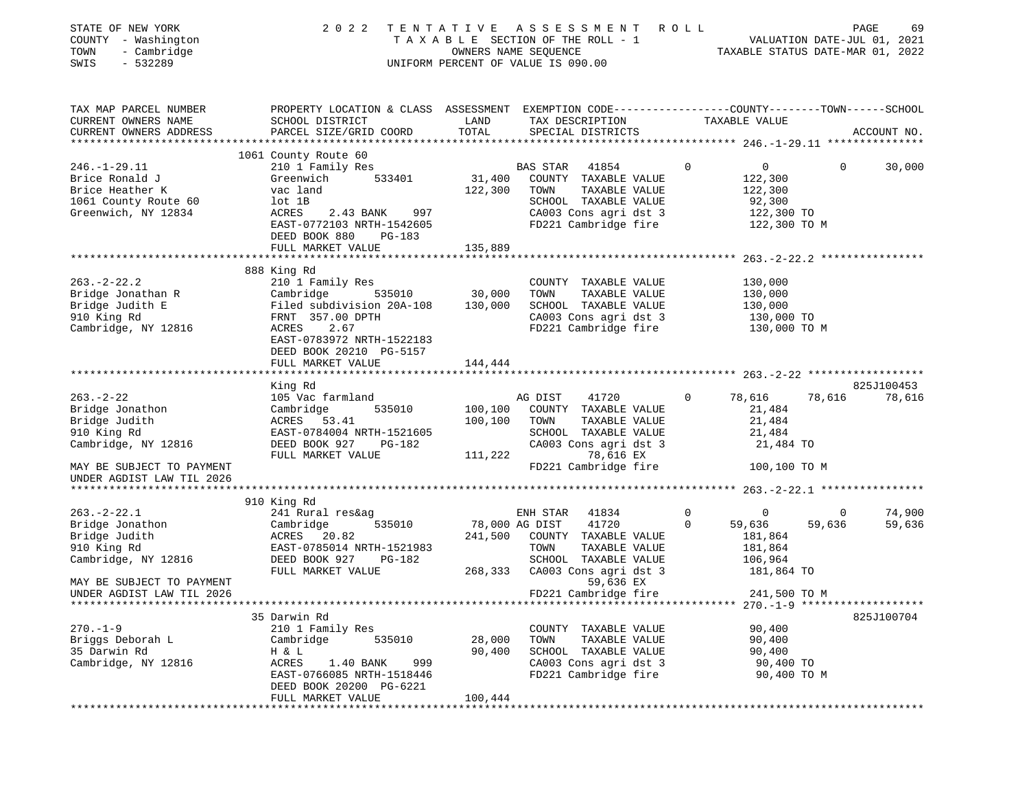STATE OF NEW YORK — COUNTY - Washington — TOWN - Cambridge — SWIS - 532289

2022 TENTATIVE ASSESSMENT ROLL
TAXABLE SECTION OF THE ROLL - 1
OWNERS NAME SEQUENCE
UNIFORM PERCENT OF VALUE IS 090.00

VALUATION DATE-JUL 01, 2021
TAXABLE STATUS DATE-MAR 01, 2022

| TAX MAP PARCEL NUMBER / CURRENT OWNERS NAME / CURRENT OWNERS ADDRESS | PROPERTY LOCATION & CLASS / SCHOOL DISTRICT / PARCEL SIZE/GRID COORD | ASSESSMENT LAND / TOTAL | EXEMPTION CODE / TAX DESCRIPTION / SPECIAL DISTRICTS | COUNTY TAXABLE VALUE | TOWN | SCHOOL | ACCOUNT NO. |
|---|---|---|---|---|---|---|---|
| **246.-1-29.11** | 1061 County Route 60 | | | | | | |
| 246.-1-29.11 | 210 1 Family Res | | BAS STAR 41854 0 | 0 | 0 | 30,000 | |
| Brice Ronald J | Greenwich 533401 | 31,400 | COUNTY TAXABLE VALUE | 122,300 | | | |
| Brice Heather K | vac land | 122,300 | TOWN TAXABLE VALUE | 122,300 | | | |
| 1061 County Route 60 | lot 1B | | SCHOOL TAXABLE VALUE | 92,300 | | | |
| Greenwich, NY 12834 | ACRES 2.43 BANK 997 | | CA003 Cons agri dst 3 | 122,300 TO | | | |
| | EAST-0772103 NRTH-1542605 | | FD221 Cambridge fire | 122,300 TO M | | | |
| | DEED BOOK 880 PG-183 | | | | | | |
| | FULL MARKET VALUE | 135,889 | | | | | |
| **263.-2-22.2** | 888 King Rd | | | | | | |
| 263.-2-22.2 | 210 1 Family Res | | COUNTY TAXABLE VALUE | 130,000 | | | |
| Bridge Jonathan R | Cambridge 535010 | 30,000 | TOWN TAXABLE VALUE | 130,000 | | | |
| Bridge Judith E | Filed subdivision 20A-108 | 130,000 | SCHOOL TAXABLE VALUE | 130,000 | | | |
| 910 King Rd | FRNT 357.00 DPTH | | CA003 Cons agri dst 3 | 130,000 TO | | | |
| Cambridge, NY 12816 | ACRES 2.67 | | FD221 Cambridge fire | 130,000 TO M | | | |
| | EAST-0783972 NRTH-1522183 | | | | | | |
| | DEED BOOK 20210 PG-5157 | | | | | | |
| | FULL MARKET VALUE | 144,444 | | | | | |
| **263.-2-22** | King Rd | | | | | | 825J100453 |
| 263.-2-22 | 105 Vac farmland | | AG DIST 41720 0 | 78,616 | 78,616 | 78,616 | |
| Bridge Jonathon | Cambridge 535010 | 100,100 | COUNTY TAXABLE VALUE | 21,484 | | | |
| Bridge Judith | ACRES 53.41 | 100,100 | TOWN TAXABLE VALUE | 21,484 | | | |
| 910 King Rd | EAST-0784004 NRTH-1521605 | | SCHOOL TAXABLE VALUE | 21,484 | | | |
| Cambridge, NY 12816 | DEED BOOK 927 PG-182 | | CA003 Cons agri dst 3 | 21,484 TO | | | |
| | FULL MARKET VALUE | 111,222 | 78,616 EX | | | | |
| MAY BE SUBJECT TO PAYMENT | | | FD221 Cambridge fire | 100,100 TO M | | | |
| UNDER AGDIST LAW TIL 2026 | | | | | | | |
| **263.-2-22.1** | 910 King Rd | | | | | | |
| 263.-2-22.1 | 241 Rural res&ag | | ENH STAR 41834 0 | 0 | 0 | 74,900 | |
| Bridge Jonathon | Cambridge 535010 | 78,000 | AG DIST 41720 0 | 59,636 | 59,636 | 59,636 | |
| Bridge Judith | ACRES 20.82 | 241,500 | COUNTY TAXABLE VALUE | 181,864 | | | |
| 910 King Rd | EAST-0785014 NRTH-1521983 | | TOWN TAXABLE VALUE | 181,864 | | | |
| Cambridge, NY 12816 | DEED BOOK 927 PG-182 | | SCHOOL TAXABLE VALUE | 106,964 | | | |
| | FULL MARKET VALUE | 268,333 | CA003 Cons agri dst 3 | 181,864 TO | | | |
| MAY BE SUBJECT TO PAYMENT | | | 59,636 EX | | | | |
| UNDER AGDIST LAW TIL 2026 | | | FD221 Cambridge fire | 241,500 TO M | | | |
| **270.-1-9** | 35 Darwin Rd | | | | | | 825J100704 |
| 270.-1-9 | 210 1 Family Res | | COUNTY TAXABLE VALUE | 90,400 | | | |
| Briggs Deborah L | Cambridge 535010 | 28,000 | TOWN TAXABLE VALUE | 90,400 | | | |
| 35 Darwin Rd | H & L | 90,400 | SCHOOL TAXABLE VALUE | 90,400 | | | |
| Cambridge, NY 12816 | ACRES 1.40 BANK 999 | | CA003 Cons agri dst 3 | 90,400 TO | | | |
| | EAST-0766085 NRTH-1518446 | | FD221 Cambridge fire | 90,400 TO M | | | |
| | DEED BOOK 20200 PG-6221 | | | | | | |
| | FULL MARKET VALUE | 100,444 | | | | | |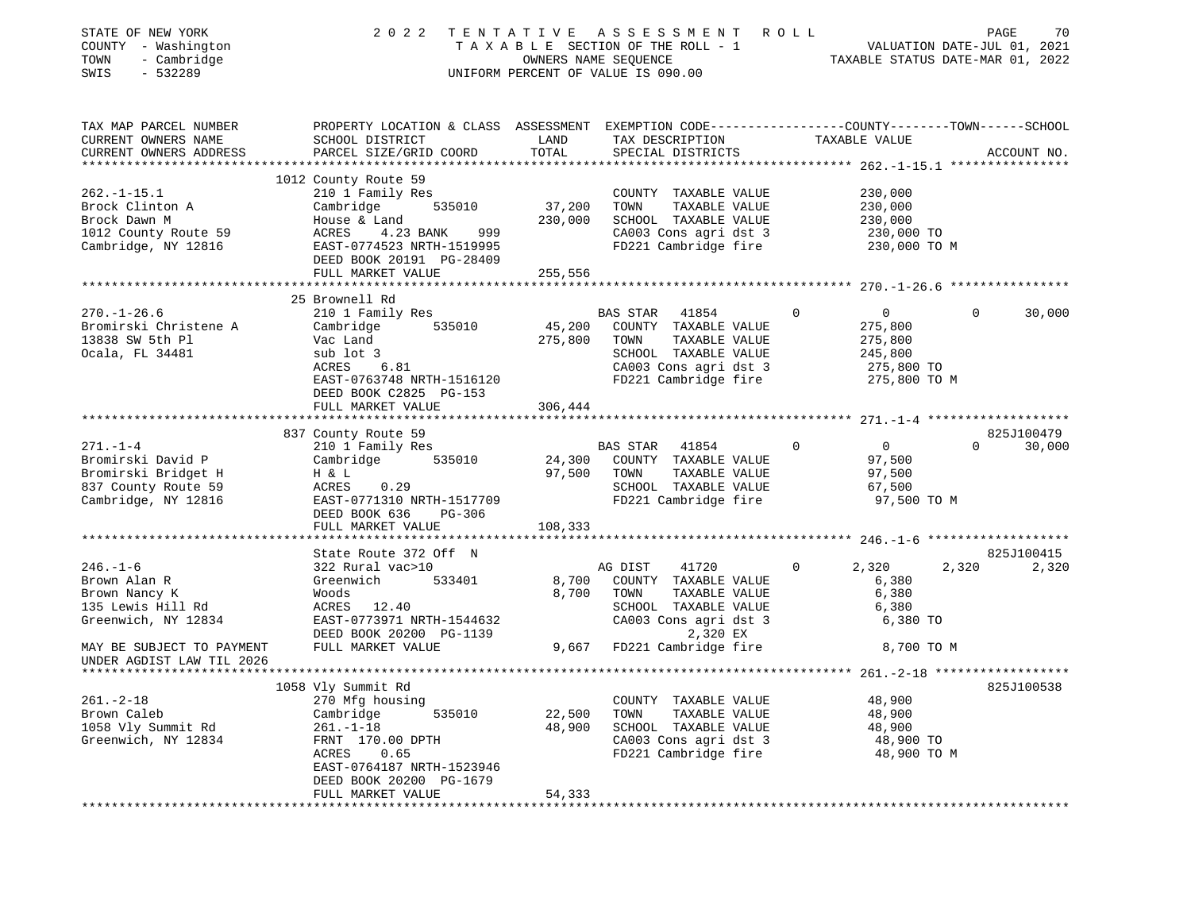STATE OF NEW YORK
COUNTY - Washington
TOWN - Cambridge
SWIS - 532289

2 0 2 2 T E N T A T I V E A S S E S S M E N T R O L L
T A X A B L E SECTION OF THE ROLL - 1
OWNERS NAME SEQUENCE
UNIFORM PERCENT OF VALUE IS 090.00

VALUATION DATE-JUL 01, 2021
TAXABLE STATUS DATE-MAR 01, 2022

| TAX MAP PARCEL NUMBER / CURRENT OWNERS NAME / CURRENT OWNERS ADDRESS | PROPERTY LOCATION & CLASS / SCHOOL DISTRICT / PARCEL SIZE/GRID COORD | ASSESSMENT LAND / TOTAL | EXEMPTION CODE / TAX DESCRIPTION / SPECIAL DISTRICTS | COUNTY | TOWN | SCHOOL | ACCOUNT NO. |
|---|---|---|---|---|---|---|---|
| **262.-1-15.1** | 1012 County Route 59 | | | | | | |
| 262.-1-15.1 | 210 1 Family Res | | COUNTY TAXABLE VALUE | 230,000 | | | |
| Brock Clinton A | Cambridge 535010 | 37,200 | TOWN TAXABLE VALUE | | 230,000 | | |
| Brock Dawn M | House & Land | 230,000 | SCHOOL TAXABLE VALUE | | | 230,000 | |
| 1012 County Route 59 | ACRES 4.23 BANK 999 | | CA003 Cons agri dst 3 | 230,000 TO | | | |
| Cambridge, NY 12816 | EAST-0774523 NRTH-1519995 | | FD221 Cambridge fire | 230,000 TO M | | | |
| | DEED BOOK 20191 PG-28409 | | | | | | |
| | FULL MARKET VALUE | 255,556 | | | | | |
| **270.-1-26.6** | 25 Brownell Rd | | | | | | |
| 270.-1-26.6 | 210 1 Family Res | | BAS STAR 41854 0 | 0 | 0 | 30,000 | |
| Bromirski Christene A | Cambridge 535010 | 45,200 | COUNTY TAXABLE VALUE | 275,800 | | | |
| 13838 SW 5th Pl | Vac Land | 275,800 | TOWN TAXABLE VALUE | | 275,800 | | |
| Ocala, FL 34481 | sub lot 3 | | SCHOOL TAXABLE VALUE | | | 245,800 | |
| | ACRES 6.81 | | CA003 Cons agri dst 3 | 275,800 TO | | | |
| | EAST-0763748 NRTH-1516120 | | FD221 Cambridge fire | 275,800 TO M | | | |
| | DEED BOOK C2825 PG-153 | | | | | | |
| | FULL MARKET VALUE | 306,444 | | | | | |
| **271.-1-4** | 837 County Route 59 | | | | | | 825J100479 |
| 271.-1-4 | 210 1 Family Res | | BAS STAR 41854 0 | 0 | 0 | 30,000 | |
| Bromirski David P | Cambridge 535010 | 24,300 | COUNTY TAXABLE VALUE | 97,500 | | | |
| Bromirski Bridget H | H & L | 97,500 | TOWN TAXABLE VALUE | | 97,500 | | |
| 837 County Route 59 | ACRES 0.29 | | SCHOOL TAXABLE VALUE | | | 67,500 | |
| Cambridge, NY 12816 | EAST-0771310 NRTH-1517709 | | FD221 Cambridge fire | 97,500 TO M | | | |
| | DEED BOOK 636 PG-306 | | | | | | |
| | FULL MARKET VALUE | 108,333 | | | | | |
| **246.-1-6** | State Route 372 Off N | | | | | | 825J100415 |
| 246.-1-6 | 322 Rural vac>10 | | AG DIST 41720 0 | 2,320 | 2,320 | 2,320 | |
| Brown Alan R | Greenwich 533401 | 8,700 | COUNTY TAXABLE VALUE | 6,380 | | | |
| Brown Nancy K | Woods | 8,700 | TOWN TAXABLE VALUE | | 6,380 | | |
| 135 Lewis Hill Rd | ACRES 12.40 | | SCHOOL TAXABLE VALUE | | | 6,380 | |
| Greenwich, NY 12834 | EAST-0773971 NRTH-1544632 | | CA003 Cons agri dst 3 | 6,380 TO | | | |
| | DEED BOOK 20200 PG-1139 | | 2,320 EX | | | | |
| MAY BE SUBJECT TO PAYMENT | FULL MARKET VALUE | 9,667 | FD221 Cambridge fire | 8,700 TO M | | | |
| UNDER AGDIST LAW TIL 2026 | | | | | | | |
| **261.-2-18** | 1058 Vly Summit Rd | | | | | | 825J100538 |
| 261.-2-18 | 270 Mfg housing | | COUNTY TAXABLE VALUE | 48,900 | | | |
| Brown Caleb | Cambridge 535010 | 22,500 | TOWN TAXABLE VALUE | | 48,900 | | |
| 1058 Vly Summit Rd | 261.-1-18 | 48,900 | SCHOOL TAXABLE VALUE | | | 48,900 | |
| Greenwich, NY 12834 | FRNT 170.00 DPTH | | CA003 Cons agri dst 3 | 48,900 TO | | | |
| | ACRES 0.65 | | FD221 Cambridge fire | 48,900 TO M | | | |
| | EAST-0764187 NRTH-1523946 | | | | | | |
| | DEED BOOK 20200 PG-1679 | | | | | | |
| | FULL MARKET VALUE | 54,333 | | | | | |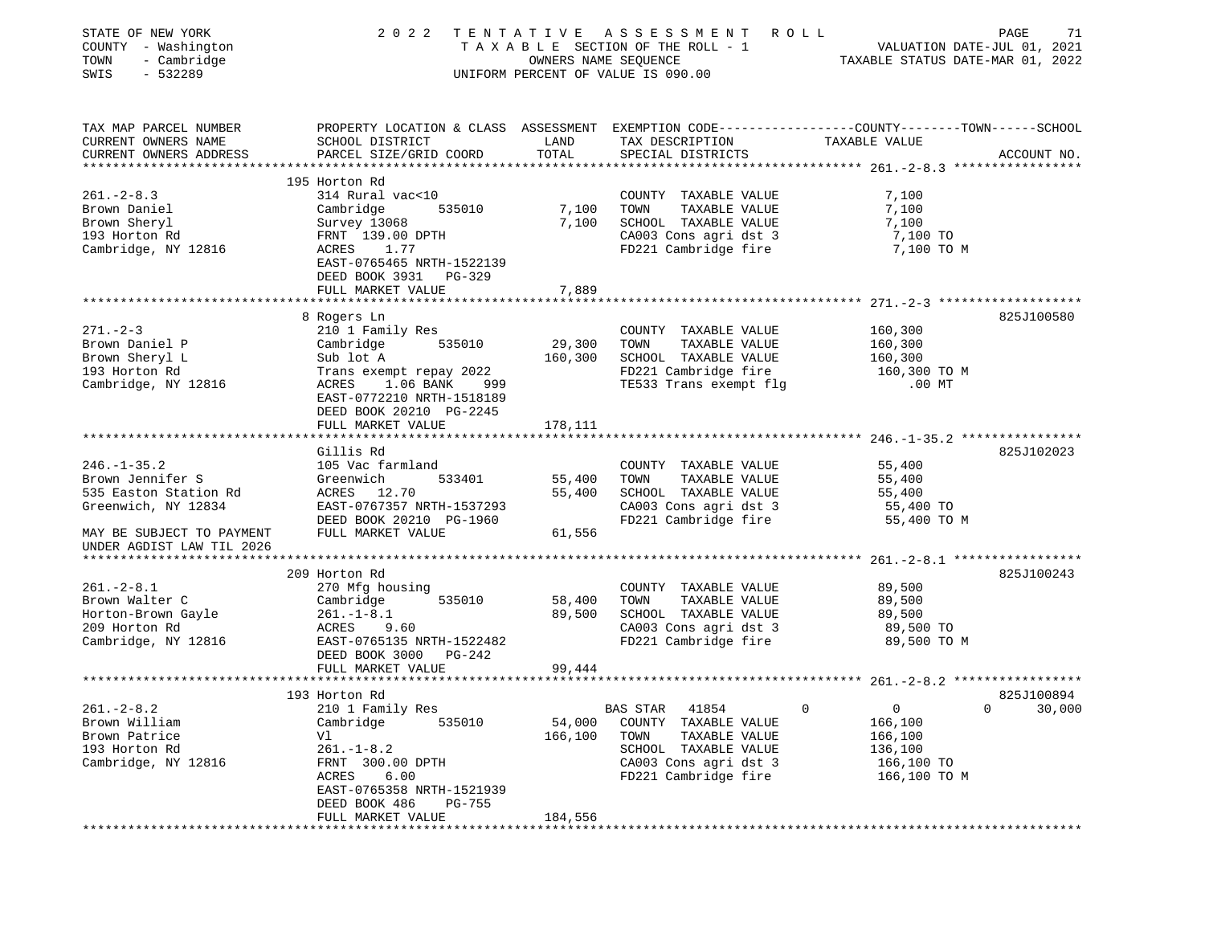STATE OF NEW YORK | COUNTY - Washington | TOWN - Cambridge | SWIS - 532289

# 2022 TENTATIVE ASSESSMENT ROLL

TAXABLE SECTION OF THE ROLL - 1
OWNERS NAME SEQUENCE
UNIFORM PERCENT OF VALUE IS 090.00

VALUATION DATE-JUL 01, 2021
TAXABLE STATUS DATE-MAR 01, 2022

| TAX MAP PARCEL NUMBER / CURRENT OWNERS NAME / CURRENT OWNERS ADDRESS | PROPERTY LOCATION & CLASS / SCHOOL DISTRICT / PARCEL SIZE/GRID COORD | ASSESSMENT LAND | TOTAL | EXEMPTION CODE / TAX DESCRIPTION / SPECIAL DISTRICTS | COUNTY / TOWN / SCHOOL TAXABLE VALUE | ACCOUNT NO. |
|---|---|---|---|---|---|---|
| 261.-2-8.3 | 195 Horton Rd | | | | | |
| Brown Daniel | 314 Rural vac<10 | | | COUNTY TAXABLE VALUE | 7,100 | |
| Brown Sheryl | Cambridge 535010 | 7,100 | | TOWN TAXABLE VALUE | 7,100 | |
| 193 Horton Rd | Survey 13068 | | 7,100 | SCHOOL TAXABLE VALUE | 7,100 | |
| Cambridge, NY 12816 | FRNT 139.00 DPTH | | | CA003 Cons agri dst 3 | 7,100 TO | |
| | ACRES 1.77 | | | FD221 Cambridge fire | 7,100 TO M | |
| | EAST-0765465 NRTH-1522139 | | | | | |
| | DEED BOOK 3931 PG-329 | | | | | |
| | FULL MARKET VALUE | | 7,889 | | | |
| 271.-2-3 | 8 Rogers Ln | | | | | 825J100580 |
| Brown Daniel P | 210 1 Family Res | | | COUNTY TAXABLE VALUE | 160,300 | |
| Brown Sheryl L | Cambridge 535010 | 29,300 | | TOWN TAXABLE VALUE | 160,300 | |
| 193 Horton Rd | Sub lot A | | 160,300 | SCHOOL TAXABLE VALUE | 160,300 | |
| Cambridge, NY 12816 | Trans exempt repay 2022 | | | FD221 Cambridge fire | 160,300 TO M | |
| | ACRES 1.06 BANK 999 | | | TE533 Trans exempt flg | .00 MT | |
| | EAST-0772210 NRTH-1518189 | | | | | |
| | DEED BOOK 20210 PG-2245 | | | | | |
| | FULL MARKET VALUE | | 178,111 | | | |
| 246.-1-35.2 | Gillis Rd | | | | | 825J102023 |
| Brown Jennifer S | 105 Vac farmland | | | COUNTY TAXABLE VALUE | 55,400 | |
| 535 Easton Station Rd | Greenwich 533401 | 55,400 | | TOWN TAXABLE VALUE | 55,400 | |
| Greenwich, NY 12834 | ACRES 12.70 | | 55,400 | SCHOOL TAXABLE VALUE | 55,400 | |
| | EAST-0767357 NRTH-1537293 | | | CA003 Cons agri dst 3 | 55,400 TO | |
| | DEED BOOK 20210 PG-1960 | | | FD221 Cambridge fire | 55,400 TO M | |
| MAY BE SUBJECT TO PAYMENT UNDER AGDIST LAW TIL 2026 | FULL MARKET VALUE | | 61,556 | | | |
| 261.-2-8.1 | 209 Horton Rd | | | | | 825J100243 |
| Brown Walter C | 270 Mfg housing | | | COUNTY TAXABLE VALUE | 89,500 | |
| Horton-Brown Gayle | Cambridge 535010 | 58,400 | | TOWN TAXABLE VALUE | 89,500 | |
| 209 Horton Rd | 261.-1-8.1 | | 89,500 | SCHOOL TAXABLE VALUE | 89,500 | |
| Cambridge, NY 12816 | ACRES 9.60 | | | CA003 Cons agri dst 3 | 89,500 TO | |
| | EAST-0765135 NRTH-1522482 | | | FD221 Cambridge fire | 89,500 TO M | |
| | DEED BOOK 3000 PG-242 | | | | | |
| | FULL MARKET VALUE | | 99,444 | | | |
| 261.-2-8.2 | 193 Horton Rd | | | | | 825J100894 |
| Brown William | 210 1 Family Res | | | BAS STAR 41854 | 0 / 0 / 30,000 | |
| Brown Patrice | Cambridge 535010 | 54,000 | | COUNTY TAXABLE VALUE | 166,100 | |
| 193 Horton Rd | Vl | | 166,100 | TOWN TAXABLE VALUE | 166,100 | |
| Cambridge, NY 12816 | 261.-1-8.2 | | | SCHOOL TAXABLE VALUE | 136,100 | |
| | FRNT 300.00 DPTH | | | CA003 Cons agri dst 3 | 166,100 TO | |
| | ACRES 6.00 | | | FD221 Cambridge fire | 166,100 TO M | |
| | EAST-0765358 NRTH-1521939 | | | | | |
| | DEED BOOK 486 PG-755 | | | | | |
| | FULL MARKET VALUE | | 184,556 | | | |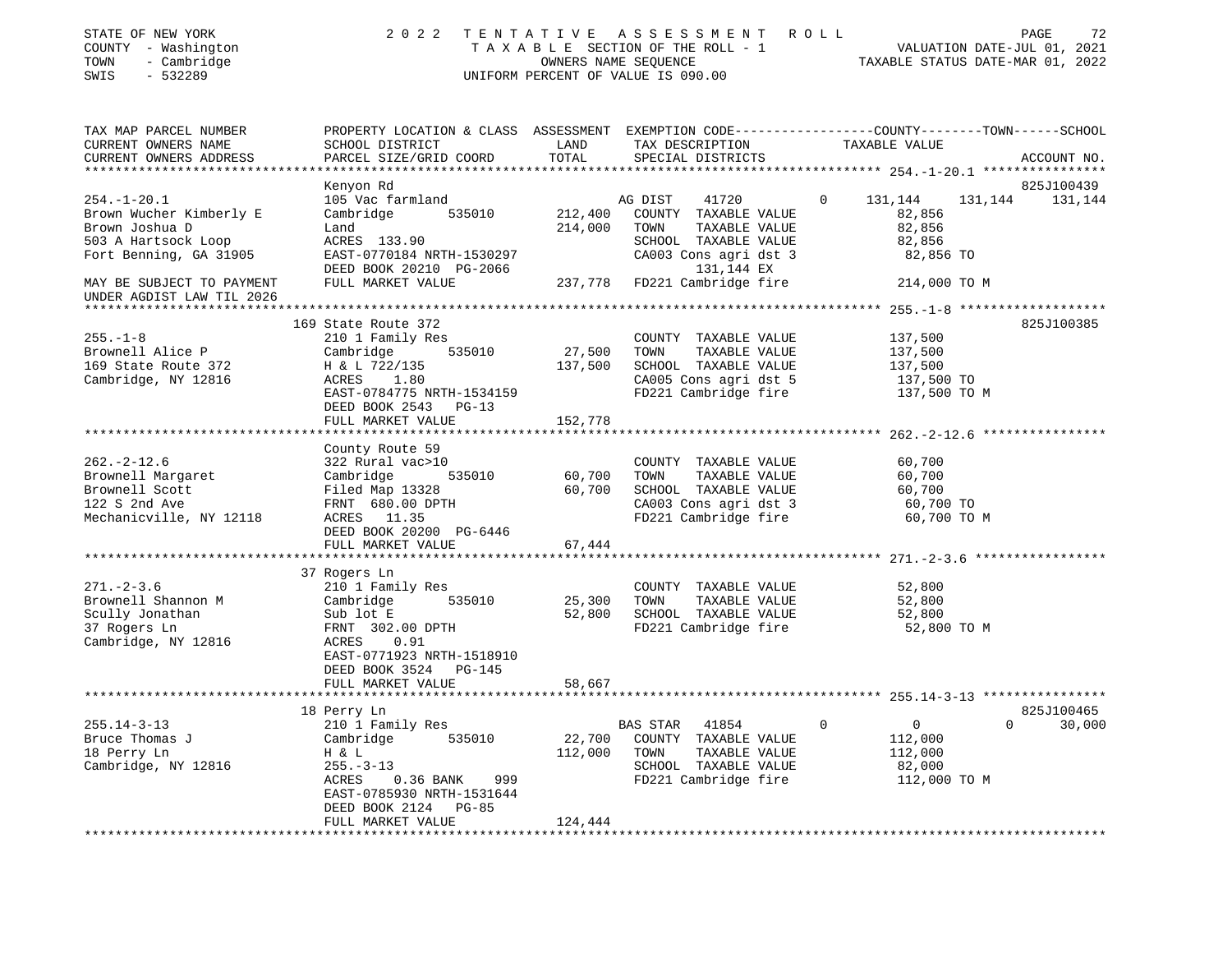STATE OF NEW YORK                2 0 2 2   T E N T A T I V E   A S S E S S M E N T   R O L L
COUNTY - Washington              T A X A B L E SECTION OF THE ROLL - 1                VALUATION DATE-JUL 01, 2021
TOWN - Cambridge                 OWNERS NAME SEQUENCE                                  TAXABLE STATUS DATE-MAR 01, 2022
SWIS - 532289                    UNIFORM PERCENT OF VALUE IS 090.00

```
TAX MAP PARCEL NUMBER          PROPERTY LOCATION & CLASS  ASSESSMENT  EXEMPTION CODE------------------COUNTY--------TOWN------SCHOOL
CURRENT OWNERS NAME            SCHOOL DISTRICT             LAND       TAX DESCRIPTION              TAXABLE VALUE
CURRENT OWNERS ADDRESS         PARCEL SIZE/GRID COORD      TOTAL      SPECIAL DISTRICTS                                        ACCOUNT NO.
******************************************************************************************************* 254.-1-20.1 ****************
                               Kenyon Rd                                                                                    825J100439
254.-1-20.1                    105 Vac farmland                       AG DIST     41720          0     131,144    131,144    131,144
Brown Wucher Kimberly E        Cambridge       535010     212,400    COUNTY  TAXABLE VALUE              82,856
Brown Joshua D                 Land                       214,000    TOWN    TAXABLE VALUE              82,856
503 A Hartsock Loop            ACRES 133.90                          SCHOOL  TAXABLE VALUE              82,856
Fort Benning, GA 31905         EAST-0770184 NRTH-1530297             CA003 Cons agri dst 3              82,856 TO
                               DEED BOOK 20210 PG-2066                     131,144 EX
MAY BE SUBJECT TO PAYMENT      FULL MARKET VALUE          237,778    FD221 Cambridge fire              214,000 TO M
UNDER AGDIST LAW TIL 2026
******************************************************************************************************* 255.-1-8 *******************
                               169 State Route 372                                                                          825J100385
255.-1-8                       210 1 Family Res                       COUNTY  TAXABLE VALUE             137,500
Brownell Alice P               Cambridge       535010      27,500    TOWN    TAXABLE VALUE             137,500
169 State Route 372            H & L 722/135              137,500    SCHOOL  TAXABLE VALUE             137,500
Cambridge, NY 12816            ACRES    1.80                          CA005 Cons agri dst 5             137,500 TO
                               EAST-0784775 NRTH-1534159             FD221 Cambridge fire              137,500 TO M
                               DEED BOOK 2543   PG-13
                               FULL MARKET VALUE          152,778
******************************************************************************************************* 262.-2-12.6 ****************
                               County Route 59
262.-2-12.6                    322 Rural vac>10                       COUNTY  TAXABLE VALUE              60,700
Brownell Margaret              Cambridge       535010      60,700    TOWN    TAXABLE VALUE              60,700
Brownell Scott                 Filed Map 13328             60,700    SCHOOL  TAXABLE VALUE              60,700
122 S 2nd Ave                  FRNT 680.00 DPTH                       CA003 Cons agri dst 3              60,700 TO
Mechanicville, NY 12118        ACRES   11.35                          FD221 Cambridge fire               60,700 TO M
                               DEED BOOK 20200 PG-6446
                               FULL MARKET VALUE           67,444
******************************************************************************************************* 271.-2-3.6 *****************
                               37 Rogers Ln
271.-2-3.6                     210 1 Family Res                       COUNTY  TAXABLE VALUE              52,800
Brownell Shannon M             Cambridge       535010      25,300    TOWN    TAXABLE VALUE              52,800
Scully Jonathan                Sub lot E                   52,800    SCHOOL  TAXABLE VALUE              52,800
37 Rogers Ln                   FRNT 302.00 DPTH                       FD221 Cambridge fire               52,800 TO M
Cambridge, NY 12816            ACRES    0.91
                               EAST-0771923 NRTH-1518910
                               DEED BOOK 3524   PG-145
                               FULL MARKET VALUE           58,667
******************************************************************************************************* 255.14-3-13 ****************
                               18 Perry Ln                                                                                  825J100465
255.14-3-13                    210 1 Family Res                       BAS STAR    41854          0           0          0     30,000
Bruce Thomas J                 Cambridge       535010      22,700    COUNTY  TAXABLE VALUE             112,000
18 Perry Ln                    H & L                      112,000    TOWN    TAXABLE VALUE             112,000
Cambridge, NY 12816            255.-3-13                              SCHOOL  TAXABLE VALUE              82,000
                               ACRES    0.36 BANK     999             FD221 Cambridge fire              112,000 TO M
                               EAST-0785930 NRTH-1531644
                               DEED BOOK 2124   PG-85
                               FULL MARKET VALUE          124,444
************************************************************************************************************************************
```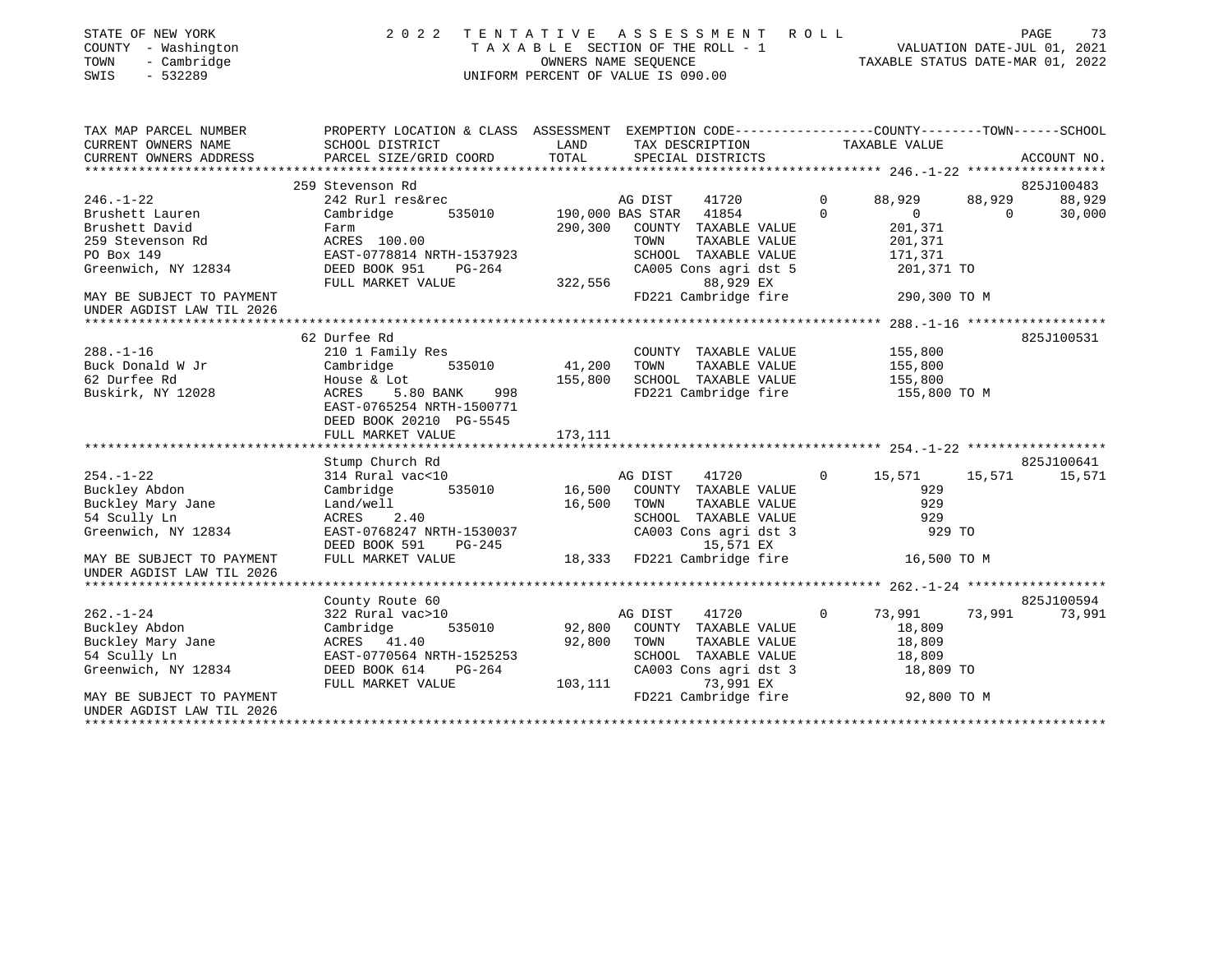STATE OF NEW YORK — COUNTY - Washington — TOWN - Cambridge — SWIS - 532289

# 2022 TENTATIVE ASSESSMENT ROLL

TAXABLE SECTION OF THE ROLL - 1 — OWNERS NAME SEQUENCE — UNIFORM PERCENT OF VALUE IS 090.00

VALUATION DATE-JUL 01, 2021 — TAXABLE STATUS DATE-MAR 01, 2022

```
TAX MAP PARCEL NUMBER       PROPERTY LOCATION & CLASS  ASSESSMENT  EXEMPTION CODE-----------------COUNTY--------TOWN------SCHOOL
CURRENT OWNERS NAME         SCHOOL DISTRICT               LAND      TAX DESCRIPTION              TAXABLE VALUE
CURRENT OWNERS ADDRESS      PARCEL SIZE/GRID COORD       TOTAL      SPECIAL DISTRICTS                                    ACCOUNT NO.
****************************************************************************************************** 246.-1-22 ******************
                          259 Stevenson Rd                                                                             825J100483
246.-1-22                  242 Rurl res&rec                 AG DIST    41720         0      88,929     88,929       88,929
Brushett Lauren            Cambridge      535010    190,000 BAS STAR   41854         0           0          0       30,000
Brushett David             Farm                     290,300  COUNTY  TAXABLE VALUE         201,371
259 Stevenson Rd           ACRES 100.00                      TOWN    TAXABLE VALUE         201,371
PO Box 149                 EAST-0778814 NRTH-1537923         SCHOOL  TAXABLE VALUE         171,371
Greenwich, NY 12834        DEED BOOK 951    PG-264           CA005 Cons agri dst 5          201,371 TO
                           FULL MARKET VALUE        322,556        88,929 EX
MAY BE SUBJECT TO PAYMENT                                    FD221 Cambridge fire           290,300 TO M
UNDER AGDIST LAW TIL 2026
****************************************************************************************************** 288.-1-16 ******************
                          62 Durfee Rd                                                                                 825J100531
288.-1-16                  210 1 Family Res                  COUNTY  TAXABLE VALUE         155,800
Buck Donald W Jr           Cambridge      535010     41,200  TOWN    TAXABLE VALUE         155,800
62 Durfee Rd               House & Lot              155,800  SCHOOL  TAXABLE VALUE         155,800
Buskirk, NY 12028          ACRES    5.80 BANK    998          FD221 Cambridge fire           155,800 TO M
                           EAST-0765254 NRTH-1500771
                           DEED BOOK 20210 PG-5545
                           FULL MARKET VALUE        173,111
****************************************************************************************************** 254.-1-22 ******************
                          Stump Church Rd                                                                              825J100641
254.-1-22                  314 Rural vac<10                  AG DIST    41720         0      15,571     15,571       15,571
Buckley Abdon              Cambridge      535010     16,500  COUNTY  TAXABLE VALUE             929
Buckley Mary Jane          Land/well                 16,500  TOWN    TAXABLE VALUE             929
54 Scully Ln               ACRES    2.40                     SCHOOL  TAXABLE VALUE             929
Greenwich, NY 12834        EAST-0768247 NRTH-1530037         CA003 Cons agri dst 3              929 TO
                           DEED BOOK 591    PG-245                 15,571 EX
MAY BE SUBJECT TO PAYMENT  FULL MARKET VALUE         18,333  FD221 Cambridge fire            16,500 TO M
UNDER AGDIST LAW TIL 2026
****************************************************************************************************** 262.-1-24 ******************
                          County Route 60                                                                              825J100594
262.-1-24                  322 Rural vac>10                  AG DIST    41720         0      73,991     73,991       73,991
Buckley Abdon              Cambridge      535010     92,800  COUNTY  TAXABLE VALUE          18,809
Buckley Mary Jane          ACRES   41.40             92,800  TOWN    TAXABLE VALUE          18,809
54 Scully Ln               EAST-0770564 NRTH-1525253         SCHOOL  TAXABLE VALUE          18,809
Greenwich, NY 12834        DEED BOOK 614    PG-264           CA003 Cons agri dst 3           18,809 TO
                           FULL MARKET VALUE        103,111        73,991 EX
MAY BE SUBJECT TO PAYMENT                                    FD221 Cambridge fire            92,800 TO M
UNDER AGDIST LAW TIL 2026
************************************************************************************************************************************
```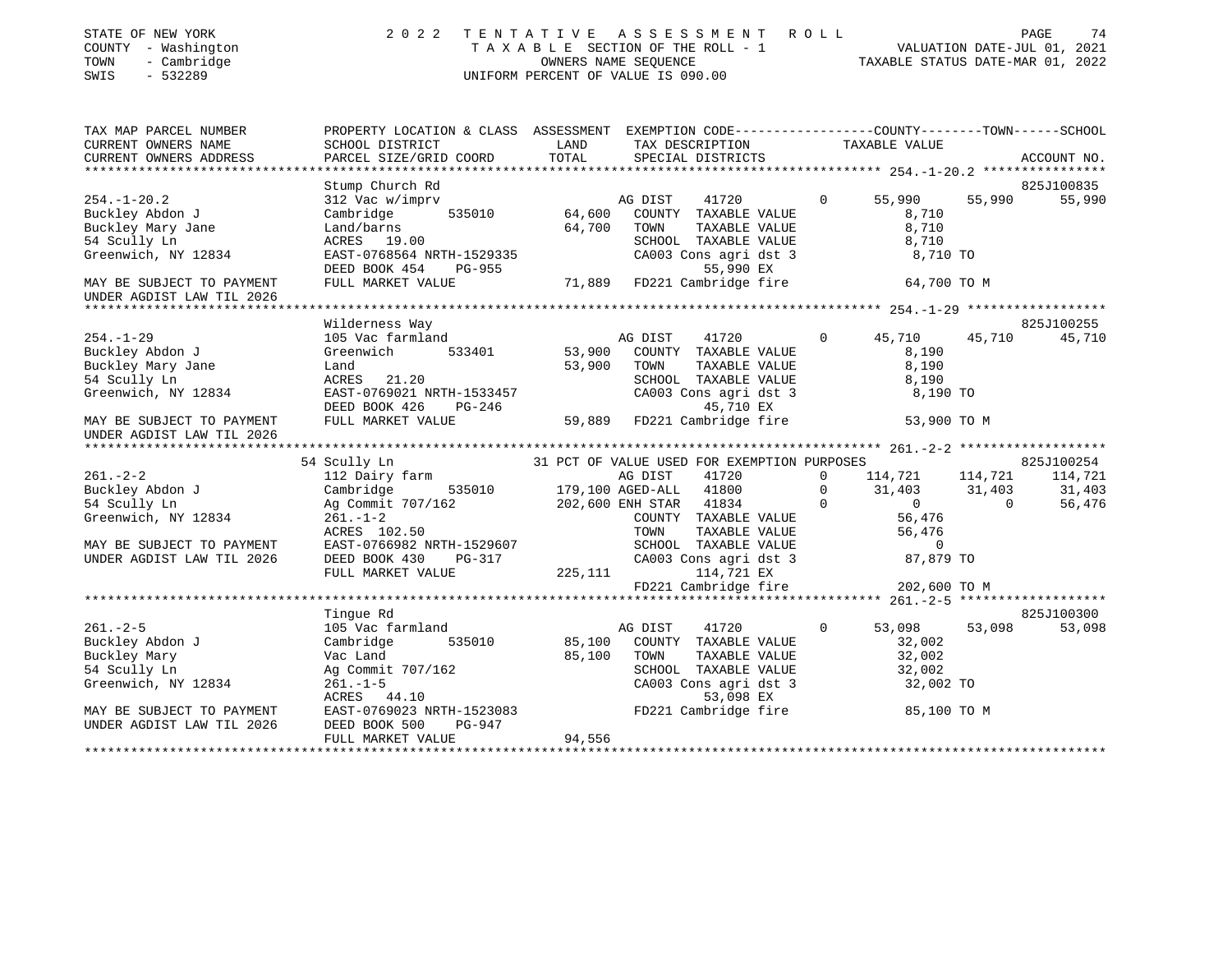STATE OF NEW YORK | COUNTY - Washington | TOWN - Cambridge | SWIS - 532289

# 2022 TENTATIVE ASSESSMENT ROLL

TAXABLE SECTION OF THE ROLL - 1
OWNERS NAME SEQUENCE
UNIFORM PERCENT OF VALUE IS 090.00

VALUATION DATE-JUL 01, 2021
TAXABLE STATUS DATE-MAR 01, 2022

| TAX MAP PARCEL NUMBER / CURRENT OWNERS NAME / CURRENT OWNERS ADDRESS | PROPERTY LOCATION & CLASS / SCHOOL DISTRICT / PARCEL SIZE/GRID COORD | ASSESSMENT LAND / TOTAL | EXEMPTION CODE / TAX DESCRIPTION / SPECIAL DISTRICTS | COUNTY TAXABLE VALUE | TOWN | SCHOOL | ACCOUNT NO. |
|---|---|---|---|---|---|---|---|
| **254.-1-20.2** | Stump Church Rd | | | | | | 825J100835 |
| 254.-1-20.2 | 312 Vac w/imprv | | AG DIST 41720 0 | 55,990 | 55,990 | 55,990 | |
| Buckley Abdon J | Cambridge 535010 | 64,600 | COUNTY TAXABLE VALUE | 8,710 | | | |
| Buckley Mary Jane | Land/barns | 64,700 | TOWN TAXABLE VALUE | 8,710 | | | |
| 54 Scully Ln | ACRES 19.00 | | SCHOOL TAXABLE VALUE | 8,710 | | | |
| Greenwich, NY 12834 | EAST-0768564 NRTH-1529335 | | CA003 Cons agri dst 3 | 8,710 TO | | | |
| | DEED BOOK 454 PG-955 | | 55,990 EX | | | | |
| MAY BE SUBJECT TO PAYMENT UNDER AGDIST LAW TIL 2026 | FULL MARKET VALUE | 71,889 | FD221 Cambridge fire | 64,700 TO M | | | |
| **254.-1-29** | Wilderness Way | | | | | | 825J100255 |
| 254.-1-29 | 105 Vac farmland | | AG DIST 41720 0 | 45,710 | 45,710 | 45,710 | |
| Buckley Abdon J | Greenwich 533401 | 53,900 | COUNTY TAXABLE VALUE | 8,190 | | | |
| Buckley Mary Jane | Land | 53,900 | TOWN TAXABLE VALUE | 8,190 | | | |
| 54 Scully Ln | ACRES 21.20 | | SCHOOL TAXABLE VALUE | 8,190 | | | |
| Greenwich, NY 12834 | EAST-0769021 NRTH-1533457 | | CA003 Cons agri dst 3 | 8,190 TO | | | |
| | DEED BOOK 426 PG-246 | | 45,710 EX | | | | |
| MAY BE SUBJECT TO PAYMENT UNDER AGDIST LAW TIL 2026 | FULL MARKET VALUE | 59,889 | FD221 Cambridge fire | 53,900 TO M | | | |
| **261.-2-2** | 54 Scully Ln | | 31 PCT OF VALUE USED FOR EXEMPTION PURPOSES | | | | 825J100254 |
| 261.-2-2 | 112 Dairy farm | | AG DIST 41720 0 | 114,721 | 114,721 | 114,721 | |
| Buckley Abdon J | Cambridge 535010 | 179,100 | AGED-ALL 41800 0 | 31,403 | 31,403 | 31,403 | |
| 54 Scully Ln | Ag Commit 707/162 | 202,600 | ENH STAR 41834 0 | 0 | 0 | 56,476 | |
| Greenwich, NY 12834 | 261.-1-2 | | COUNTY TAXABLE VALUE | 56,476 | | | |
| | ACRES 102.50 | | TOWN TAXABLE VALUE | 56,476 | | | |
| MAY BE SUBJECT TO PAYMENT | EAST-0766982 NRTH-1529607 | | SCHOOL TAXABLE VALUE | 0 | | | |
| UNDER AGDIST LAW TIL 2026 | DEED BOOK 430 PG-317 | | CA003 Cons agri dst 3 | 87,879 TO | | | |
| | FULL MARKET VALUE | 225,111 | 114,721 EX | | | | |
| | | | FD221 Cambridge fire | 202,600 TO M | | | |
| **261.-2-5** | Tingue Rd | | | | | | 825J100300 |
| 261.-2-5 | 105 Vac farmland | | AG DIST 41720 0 | 53,098 | 53,098 | 53,098 | |
| Buckley Abdon J | Cambridge 535010 | 85,100 | COUNTY TAXABLE VALUE | 32,002 | | | |
| Buckley Mary | Vac Land | 85,100 | TOWN TAXABLE VALUE | 32,002 | | | |
| 54 Scully Ln | Ag Commit 707/162 | | SCHOOL TAXABLE VALUE | 32,002 | | | |
| Greenwich, NY 12834 | 261.-1-5 | | CA003 Cons agri dst 3 | 32,002 TO | | | |
| | ACRES 44.10 | | 53,098 EX | | | | |
| MAY BE SUBJECT TO PAYMENT | EAST-0769023 NRTH-1523083 | | FD221 Cambridge fire | 85,100 TO M | | | |
| UNDER AGDIST LAW TIL 2026 | DEED BOOK 500 PG-947 | | | | | | |
| | FULL MARKET VALUE | 94,556 | | | | | |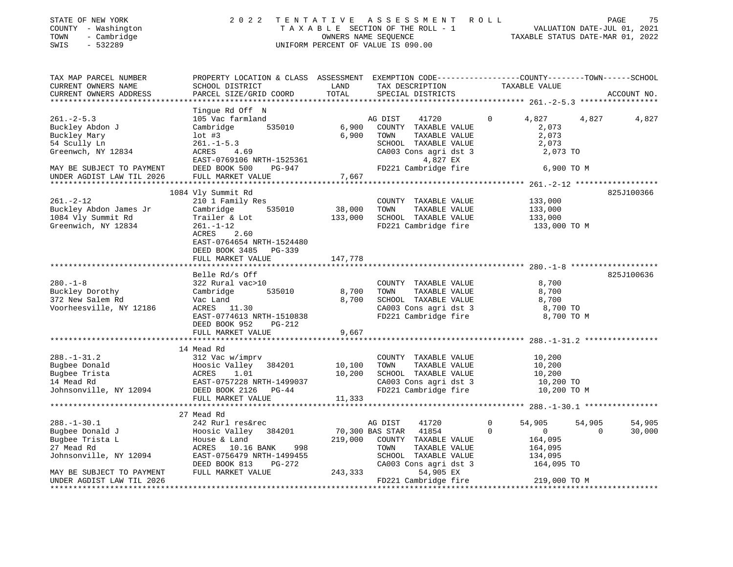STATE OF NEW YORK
COUNTY - Washington
TOWN - Cambridge
SWIS - 532289

2 0 2 2 T E N T A T I V E A S S E S S M E N T R O L L
T A X A B L E SECTION OF THE ROLL - 1
OWNERS NAME SEQUENCE
UNIFORM PERCENT OF VALUE IS 090.00

VALUATION DATE-JUL 01, 2021
TAXABLE STATUS DATE-MAR 01, 2022

| TAX MAP PARCEL NUMBER<br>CURRENT OWNERS NAME<br>CURRENT OWNERS ADDRESS | PROPERTY LOCATION & CLASS<br>SCHOOL DISTRICT<br>PARCEL SIZE/GRID COORD | ASSESSMENT<br>LAND<br>TOTAL | EXEMPTION CODE<br>TAX DESCRIPTION<br>SPECIAL DISTRICTS | COUNTY<br>TAXABLE VALUE | TOWN | SCHOOL<br><br>ACCOUNT NO. |
|---|---|---|---|---|---|---|
| **261.-2-5.3** | Tingue Rd Off N | | | | | |
| 261.-2-5.3 | 105 Vac farmland | | AG DIST 41720 0 | 4,827 | 4,827 | 4,827 |
| Buckley Abdon J | Cambridge 535010 | 6,900 | COUNTY TAXABLE VALUE | 2,073 | | |
| Buckley Mary | lot #3 | 6,900 | TOWN TAXABLE VALUE | 2,073 | | |
| 54 Scully Ln | 261.-1-5.3 | | SCHOOL TAXABLE VALUE | 2,073 | | |
| Greenwch, NY 12834 | ACRES 4.69 | | CA003 Cons agri dst 3 | 2,073 TO | | |
| | EAST-0769106 NRTH-1525361 | | 4,827 EX | | | |
| MAY BE SUBJECT TO PAYMENT | DEED BOOK 500 PG-947 | | FD221 Cambridge fire | 6,900 TO M | | |
| UNDER AGDIST LAW TIL 2026 | FULL MARKET VALUE | 7,667 | | | | |
| **261.-2-12** | 1084 Vly Summit Rd | | | | | 825J100366 |
| 261.-2-12 | 210 1 Family Res | | COUNTY TAXABLE VALUE | 133,000 | | |
| Buckley Abdon James Jr | Cambridge 535010 | 38,000 | TOWN TAXABLE VALUE | 133,000 | | |
| 1084 Vly Summit Rd | Trailer & Lot | 133,000 | SCHOOL TAXABLE VALUE | 133,000 | | |
| Greenwich, NY 12834 | 261.-1-12 | | FD221 Cambridge fire | 133,000 TO M | | |
| | ACRES 2.60 | | | | | |
| | EAST-0764654 NRTH-1524480 | | | | | |
| | DEED BOOK 3485 PG-339 | | | | | |
| | FULL MARKET VALUE | 147,778 | | | | |
| **280.-1-8** | Belle Rd/s Off | | | | | 825J100636 |
| 280.-1-8 | 322 Rural vac>10 | | COUNTY TAXABLE VALUE | 8,700 | | |
| Buckley Dorothy | Cambridge 535010 | 8,700 | TOWN TAXABLE VALUE | 8,700 | | |
| 372 New Salem Rd | Vac Land | 8,700 | SCHOOL TAXABLE VALUE | 8,700 | | |
| Voorheesville, NY 12186 | ACRES 11.30 | | CA003 Cons agri dst 3 | 8,700 TO | | |
| | EAST-0774613 NRTH-1510838 | | FD221 Cambridge fire | 8,700 TO M | | |
| | DEED BOOK 952 PG-212 | | | | | |
| | FULL MARKET VALUE | 9,667 | | | | |
| **288.-1-31.2** | 14 Mead Rd | | | | | |
| 288.-1-31.2 | 312 Vac w/imprv | | COUNTY TAXABLE VALUE | 10,200 | | |
| Bugbee Donald | Hoosic Valley 384201 | 10,100 | TOWN TAXABLE VALUE | 10,200 | | |
| Bugbee Trista | ACRES 1.01 | 10,200 | SCHOOL TAXABLE VALUE | 10,200 | | |
| 14 Mead Rd | EAST-0757228 NRTH-1499037 | | CA003 Cons agri dst 3 | 10,200 TO | | |
| Johnsonville, NY 12094 | DEED BOOK 2126 PG-44 | | FD221 Cambridge fire | 10,200 TO M | | |
| | FULL MARKET VALUE | 11,333 | | | | |
| **288.-1-30.1** | 27 Mead Rd | | | | | |
| 288.-1-30.1 | 242 Rurl res&rec | | AG DIST 41720 0 | 54,905 | 54,905 | 54,905 |
| Bugbee Donald J | Hoosic Valley 384201 | 70,300 | BAS STAR 41854 0 | 0 | 0 | 30,000 |
| Bugbee Trista L | House & Land | 219,000 | COUNTY TAXABLE VALUE | 164,095 | | |
| 27 Mead Rd | ACRES 10.16 BANK 998 | | TOWN TAXABLE VALUE | 164,095 | | |
| Johnsonville, NY 12094 | EAST-0756479 NRTH-1499455 | | SCHOOL TAXABLE VALUE | 134,095 | | |
| | DEED BOOK 813 PG-272 | | CA003 Cons agri dst 3 | 164,095 TO | | |
| MAY BE SUBJECT TO PAYMENT | FULL MARKET VALUE | 243,333 | 54,905 EX | | | |
| UNDER AGDIST LAW TIL 2026 | | | FD221 Cambridge fire | 219,000 TO M | | |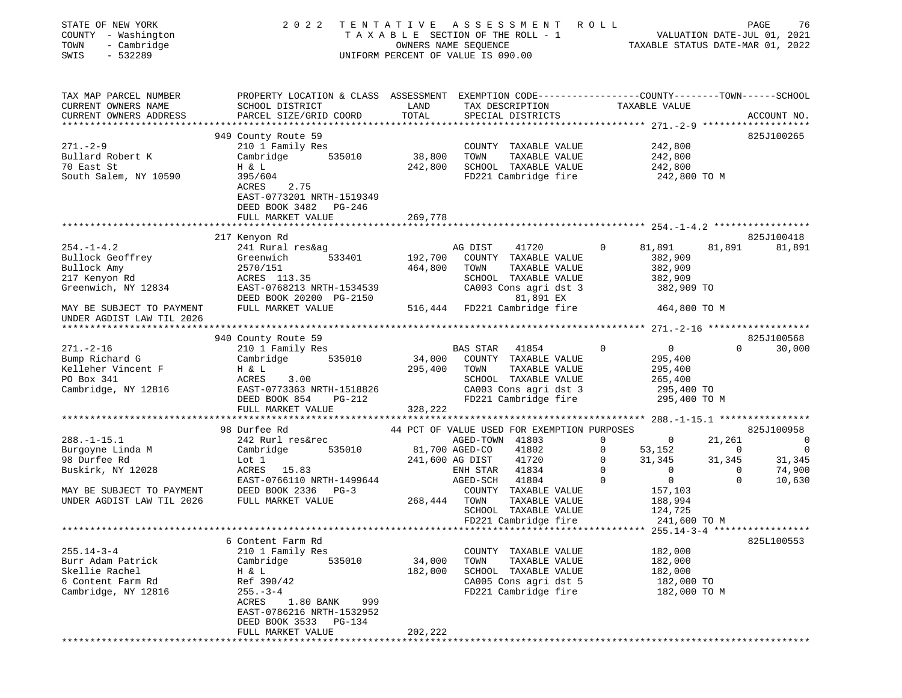STATE OF NEW YORK
COUNTY - Washington
TOWN - Cambridge
SWIS - 532289

2 0 2 2 T E N T A T I V E A S S E S S M E N T R O L L
T A X A B L E SECTION OF THE ROLL - 1
OWNERS NAME SEQUENCE
UNIFORM PERCENT OF VALUE IS 090.00

VALUATION DATE-JUL 01, 2021
TAXABLE STATUS DATE-MAR 01, 2022

```
TAX MAP PARCEL NUMBER          PROPERTY LOCATION & CLASS  ASSESSMENT  EXEMPTION CODE------------------COUNTY--------TOWN------SCHOOL
CURRENT OWNERS NAME            SCHOOL DISTRICT               LAND      TAX DESCRIPTION             TAXABLE VALUE
CURRENT OWNERS ADDRESS         PARCEL SIZE/GRID COORD        TOTAL     SPECIAL DISTRICTS                                      ACCOUNT NO.
******************************************************************************************************* 271.-2-9 *******************
                               949 County Route 59                                                                           825J100265
271.-2-9                       210 1 Family Res                        COUNTY  TAXABLE VALUE            242,800
Bullard Robert K               Cambridge        535010       38,800    TOWN    TAXABLE VALUE            242,800
70 East St                     H & L                        242,800    SCHOOL  TAXABLE VALUE            242,800
South Salem, NY 10590          395/604                                 FD221 Cambridge fire               242,800 TO M
                               ACRES     2.75
                               EAST-0773201 NRTH-1519349
                               DEED BOOK 3482   PG-246
                               FULL MARKET VALUE            269,778
******************************************************************************************************* 254.-1-4.2 *****************
                               217 Kenyon Rd                                                                                 825J100418
254.-1-4.2                     241 Rural res&ag                        AG DIST     41720          0      81,891     81,891     81,891
Bullock Geoffrey               Greenwich        533401      192,700    COUNTY  TAXABLE VALUE            382,909
Bullock Amy                    2570/151                     464,800    TOWN    TAXABLE VALUE            382,909
217 Kenyon Rd                  ACRES  113.35                           SCHOOL  TAXABLE VALUE            382,909
Greenwich, NY 12834            EAST-0768213 NRTH-1534539               CA003 Cons agri dst 3              382,909 TO
                               DEED BOOK 20200 PG-2150                       81,891 EX
MAY BE SUBJECT TO PAYMENT      FULL MARKET VALUE            516,444    FD221 Cambridge fire               464,800 TO M
UNDER AGDIST LAW TIL 2026
******************************************************************************************************* 271.-2-16 ******************
                               940 County Route 59                                                                           825J100568
271.-2-16                      210 1 Family Res                        BAS STAR    41854          0           0          0     30,000
Bump Richard G                 Cambridge        535010       34,000    COUNTY  TAXABLE VALUE            295,400
Kelleher Vincent F             H & L                        295,400    TOWN    TAXABLE VALUE            295,400
PO Box 341                     ACRES     3.00                          SCHOOL  TAXABLE VALUE            265,400
Cambridge, NY 12816            EAST-0773363 NRTH-1518826               CA003 Cons agri dst 3              295,400 TO
                               DEED BOOK 854    PG-212                 FD221 Cambridge fire               295,400 TO M
                               FULL MARKET VALUE            328,222
******************************************************************************************************* 288.-1-15.1 ****************
                               98 Durfee Rd                  44 PCT OF VALUE USED FOR EXEMPTION PURPOSES                     825J100958
288.-1-15.1                    242 Rurl res&rec                        AGED-TOWN   41803          0           0     21,261          0
Burgoyne Linda M               Cambridge        535010       81,700 AGED-CO     41802          0      53,152          0          0
98 Durfee Rd                   Lot 1                        241,600 AG DIST     41720          0      31,345     31,345     31,345
Buskirk, NY 12028              ACRES    15.83                          ENH STAR    41834          0           0          0     74,900
                               EAST-0766110 NRTH-1499644               AGED-SCH    41804          0           0          0     10,630
MAY BE SUBJECT TO PAYMENT      DEED BOOK 2336   PG-3                   COUNTY  TAXABLE VALUE            157,103
UNDER AGDIST LAW TIL 2026      FULL MARKET VALUE            268,444    TOWN    TAXABLE VALUE            188,994
                                                                       SCHOOL  TAXABLE VALUE            124,725
                                                                       FD221 Cambridge fire               241,600 TO M
******************************************************************************************************* 255.14-3-4 *****************
                               6 Content Farm Rd                                                                             825L100553
255.14-3-4                     210 1 Family Res                        COUNTY  TAXABLE VALUE            182,000
Burr Adam Patrick              Cambridge        535010       34,000    TOWN    TAXABLE VALUE            182,000
Skellie Rachel                 H & L                        182,000    SCHOOL  TAXABLE VALUE            182,000
6 Content Farm Rd              Ref 390/42                              CA005 Cons agri dst 5              182,000 TO
Cambridge, NY 12816            255.-3-4                                FD221 Cambridge fire               182,000 TO M
                               ACRES     1.80 BANK     999
                               EAST-0786216 NRTH-1532952
                               DEED BOOK 3533   PG-134
                               FULL MARKET VALUE            202,222
************************************************************************************************************************************
```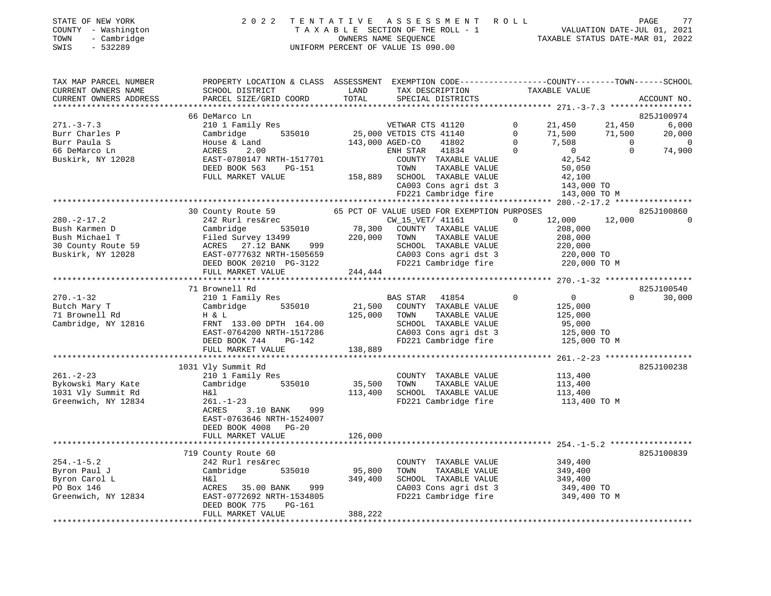STATE OF NEW YORK
COUNTY - Washington
TOWN - Cambridge
SWIS - 532289

2 0 2 2 T E N T A T I V E A S S E S S M E N T R O L L
T A X A B L E SECTION OF THE ROLL - 1
OWNERS NAME SEQUENCE
UNIFORM PERCENT OF VALUE IS 090.00

VALUATION DATE-JUL 01, 2021
TAXABLE STATUS DATE-MAR 01, 2022

```
TAX MAP PARCEL NUMBER     PROPERTY LOCATION & CLASS  ASSESSMENT  EXEMPTION CODE------------------COUNTY--------TOWN------SCHOOL
CURRENT OWNERS NAME       SCHOOL DISTRICT               LAND      TAX DESCRIPTION             TAXABLE VALUE
CURRENT OWNERS ADDRESS    PARCEL SIZE/GRID COORD        TOTAL     SPECIAL DISTRICTS                                    ACCOUNT NO.
******************************************************************************************************* 271.-3-7.3 *****************
                          66 DeMarco Ln                                                                                825J100974
271.-3-7.3                210 1 Family Res                       VETWAR CTS 41120         0      21,450      21,450       6,000
Burr Charles P            Cambridge       535010      25,000 VETDIS CTS 41140         0      71,500      71,500      20,000
Burr Paula S              House & Land               143,000 AGED-CO     41802         0       7,508           0           0
66 DeMarco Ln             ACRES      2.00                     ENH STAR   41834         0           0           0      74,900
Buskirk, NY 12028         EAST-0780147 NRTH-1517701           COUNTY  TAXABLE VALUE              42,542
                          DEED BOOK 563     PG-151            TOWN    TAXABLE VALUE              50,050
                          FULL MARKET VALUE          158,889  SCHOOL  TAXABLE VALUE              42,100
                                                              CA003 Cons agri dst 3             143,000 TO
                                                              FD221 Cambridge fire              143,000 TO M
******************************************************************************************************* 280.-2-17.2 ****************
                          30 County Route 59            65 PCT OF VALUE USED FOR EXEMPTION PURPOSES                   825J100860
280.-2-17.2               242 Rurl res&rec                    CW_15_VET/ 41161          0      12,000      12,000           0
Bush Karmen D             Cambridge       535010      78,300  COUNTY  TAXABLE VALUE             208,000
Bush Michael T            Filed Survey 13499         220,000  TOWN    TAXABLE VALUE             208,000
30 County Route 59        ACRES     27.12 BANK     999        SCHOOL  TAXABLE VALUE             220,000
Buskirk, NY 12028         EAST-0777632 NRTH-1505659           CA003 Cons agri dst 3             220,000 TO
                          DEED BOOK 20210 PG-3122             FD221 Cambridge fire              220,000 TO M
                          FULL MARKET VALUE          244,444
******************************************************************************************************* 270.-1-32 ******************
                          71 Brownell Rd                                                                               825J100540
270.-1-32                 210 1 Family Res                    BAS STAR   41854          0           0           0      30,000
Butch Mary T              Cambridge       535010      21,500  COUNTY  TAXABLE VALUE             125,000
71 Brownell Rd            H & L                      125,000  TOWN    TAXABLE VALUE             125,000
Cambridge, NY 12816       FRNT 133.00 DPTH 164.00             SCHOOL  TAXABLE VALUE              95,000
                          EAST-0764200 NRTH-1517286           CA003 Cons agri dst 3             125,000 TO
                          DEED BOOK 744     PG-142            FD221 Cambridge fire              125,000 TO M
                          FULL MARKET VALUE          138,889
******************************************************************************************************* 261.-2-23 ******************
                          1031 Vly Summit Rd                                                                           825J100238
261.-2-23                 210 1 Family Res                    COUNTY  TAXABLE VALUE             113,400
Bykowski Mary Kate        Cambridge       535010      35,500  TOWN    TAXABLE VALUE             113,400
1031 Vly Summit Rd        H&l                        113,400  SCHOOL  TAXABLE VALUE             113,400
Greenwich, NY 12834       261.-1-23                           FD221 Cambridge fire              113,400 TO M
                          ACRES      3.10 BANK     999
                          EAST-0763646 NRTH-1524007
                          DEED BOOK 4008    PG-20
                          FULL MARKET VALUE          126,000
******************************************************************************************************* 254.-1-5.2 *****************
                          719 County Route 60                                                                          825J100839
254.-1-5.2                242 Rurl res&rec                    COUNTY  TAXABLE VALUE             349,400
Byron Paul J              Cambridge       535010      95,800  TOWN    TAXABLE VALUE             349,400
Byron Carol L             H&l                        349,400  SCHOOL  TAXABLE VALUE             349,400
PO Box 146                ACRES     35.00 BANK     999        CA003 Cons agri dst 3             349,400 TO
Greenwich, NY 12834       EAST-0772692 NRTH-1534805           FD221 Cambridge fire              349,400 TO M
                          DEED BOOK 775     PG-161
                          FULL MARKET VALUE          388,222
************************************************************************************************************************************
```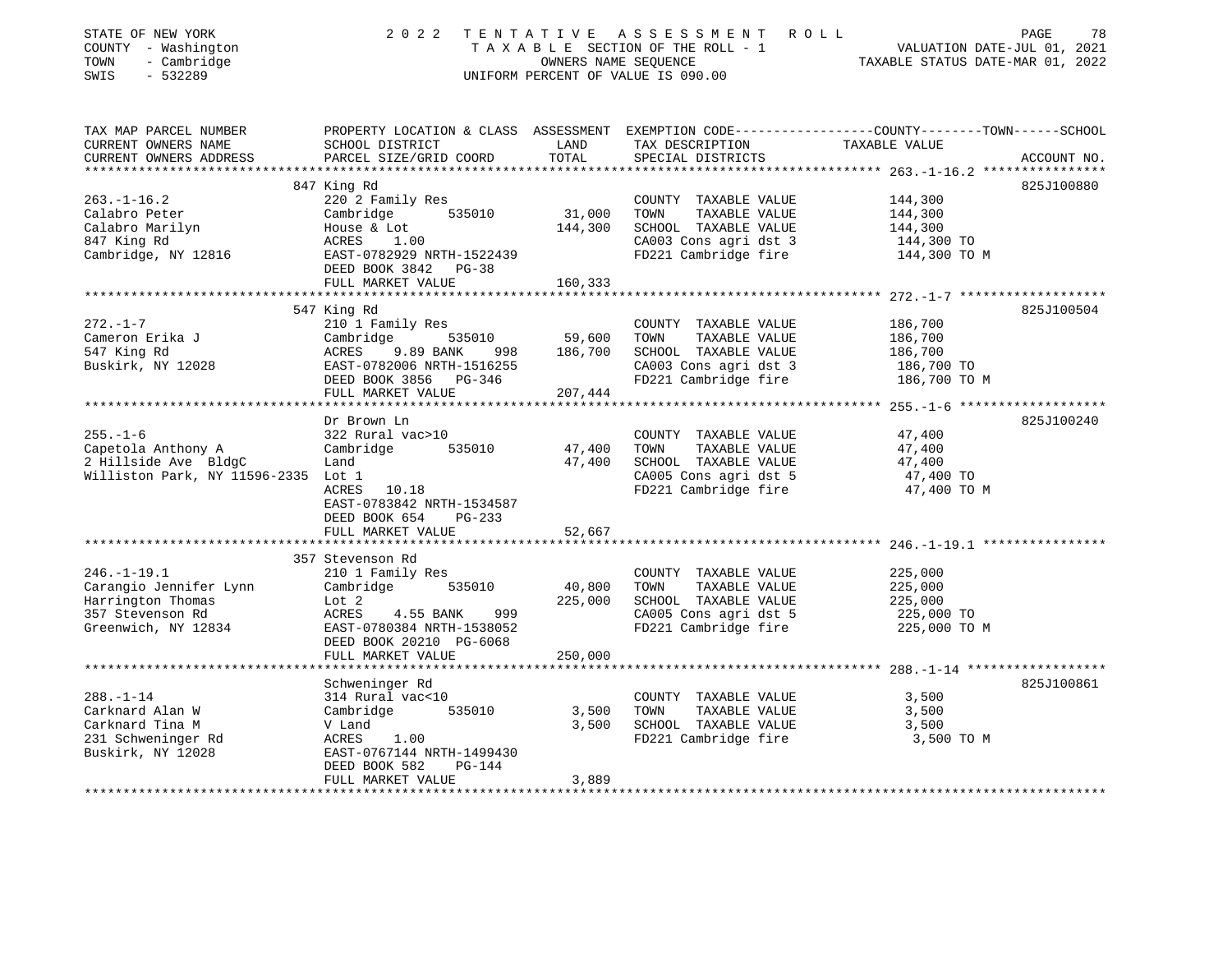STATE OF NEW YORK
COUNTY - Washington
TOWN - Cambridge
SWIS - 532289

2022 TENTATIVE ASSESSMENT ROLL
TAXABLE SECTION OF THE ROLL - 1
OWNERS NAME SEQUENCE
UNIFORM PERCENT OF VALUE IS 090.00

VALUATION DATE-JUL 01, 2021
TAXABLE STATUS DATE-MAR 01, 2022

| TAX MAP PARCEL NUMBER / CURRENT OWNERS NAME / CURRENT OWNERS ADDRESS | PROPERTY LOCATION & CLASS / SCHOOL DISTRICT / PARCEL SIZE/GRID COORD | ASSESSMENT LAND / TOTAL | EXEMPTION CODE / TAX DESCRIPTION / SPECIAL DISTRICTS | TAXABLE VALUE | ACCOUNT NO. |
|---|---|---|---|---|---|
| 263.-1-16.2 | 847 King Rd | | | | 825J100880 |
| 263.-1-16.2 | 220 2 Family Res | | COUNTY TAXABLE VALUE | 144,300 | |
| Calabro Peter | Cambridge 535010 | 31,000 | TOWN TAXABLE VALUE | 144,300 | |
| Calabro Marilyn | House & Lot | 144,300 | SCHOOL TAXABLE VALUE | 144,300 | |
| 847 King Rd | ACRES 1.00 | | CA003 Cons agri dst 3 | 144,300 TO | |
| Cambridge, NY 12816 | EAST-0782929 NRTH-1522439 | | FD221 Cambridge fire | 144,300 TO M | |
| | DEED BOOK 3842 PG-38 | | | | |
| | FULL MARKET VALUE | 160,333 | | | |
| 272.-1-7 | 547 King Rd | | | | 825J100504 |
| 272.-1-7 | 210 1 Family Res | | COUNTY TAXABLE VALUE | 186,700 | |
| Cameron Erika J | Cambridge 535010 | 59,600 | TOWN TAXABLE VALUE | 186,700 | |
| 547 King Rd | ACRES 9.89 BANK 998 | 186,700 | SCHOOL TAXABLE VALUE | 186,700 | |
| Buskirk, NY 12028 | EAST-0782006 NRTH-1516255 | | CA003 Cons agri dst 3 | 186,700 TO | |
| | DEED BOOK 3856 PG-346 | | FD221 Cambridge fire | 186,700 TO M | |
| | FULL MARKET VALUE | 207,444 | | | |
| 255.-1-6 | Dr Brown Ln | | | | 825J100240 |
| 255.-1-6 | 322 Rural vac>10 | | COUNTY TAXABLE VALUE | 47,400 | |
| Capetola Anthony A | Cambridge 535010 | 47,400 | TOWN TAXABLE VALUE | 47,400 | |
| 2 Hillside Ave BldgC | Land | 47,400 | SCHOOL TAXABLE VALUE | 47,400 | |
| Williston Park, NY 11596-2335 | Lot 1 | | CA005 Cons agri dst 5 | 47,400 TO | |
| | ACRES 10.18 | | FD221 Cambridge fire | 47,400 TO M | |
| | EAST-0783842 NRTH-1534587 | | | | |
| | DEED BOOK 654 PG-233 | | | | |
| | FULL MARKET VALUE | 52,667 | | | |
| 246.-1-19.1 | 357 Stevenson Rd | | | | |
| 246.-1-19.1 | 210 1 Family Res | | COUNTY TAXABLE VALUE | 225,000 | |
| Carangio Jennifer Lynn | Cambridge 535010 | 40,800 | TOWN TAXABLE VALUE | 225,000 | |
| Harrington Thomas | Lot 2 | 225,000 | SCHOOL TAXABLE VALUE | 225,000 | |
| 357 Stevenson Rd | ACRES 4.55 BANK 999 | | CA005 Cons agri dst 5 | 225,000 TO | |
| Greenwich, NY 12834 | EAST-0780384 NRTH-1538052 | | FD221 Cambridge fire | 225,000 TO M | |
| | DEED BOOK 20210 PG-6068 | | | | |
| | FULL MARKET VALUE | 250,000 | | | |
| 288.-1-14 | Schweninger Rd | | | | 825J100861 |
| 288.-1-14 | 314 Rural vac<10 | | COUNTY TAXABLE VALUE | 3,500 | |
| Carknard Alan W | Cambridge 535010 | 3,500 | TOWN TAXABLE VALUE | 3,500 | |
| Carknard Tina M | V Land | 3,500 | SCHOOL TAXABLE VALUE | 3,500 | |
| 231 Schweninger Rd | ACRES 1.00 | | FD221 Cambridge fire | 3,500 TO M | |
| Buskirk, NY 12028 | EAST-0767144 NRTH-1499430 | | | | |
| | DEED BOOK 582 PG-144 | | | | |
| | FULL MARKET VALUE | 3,889 | | | |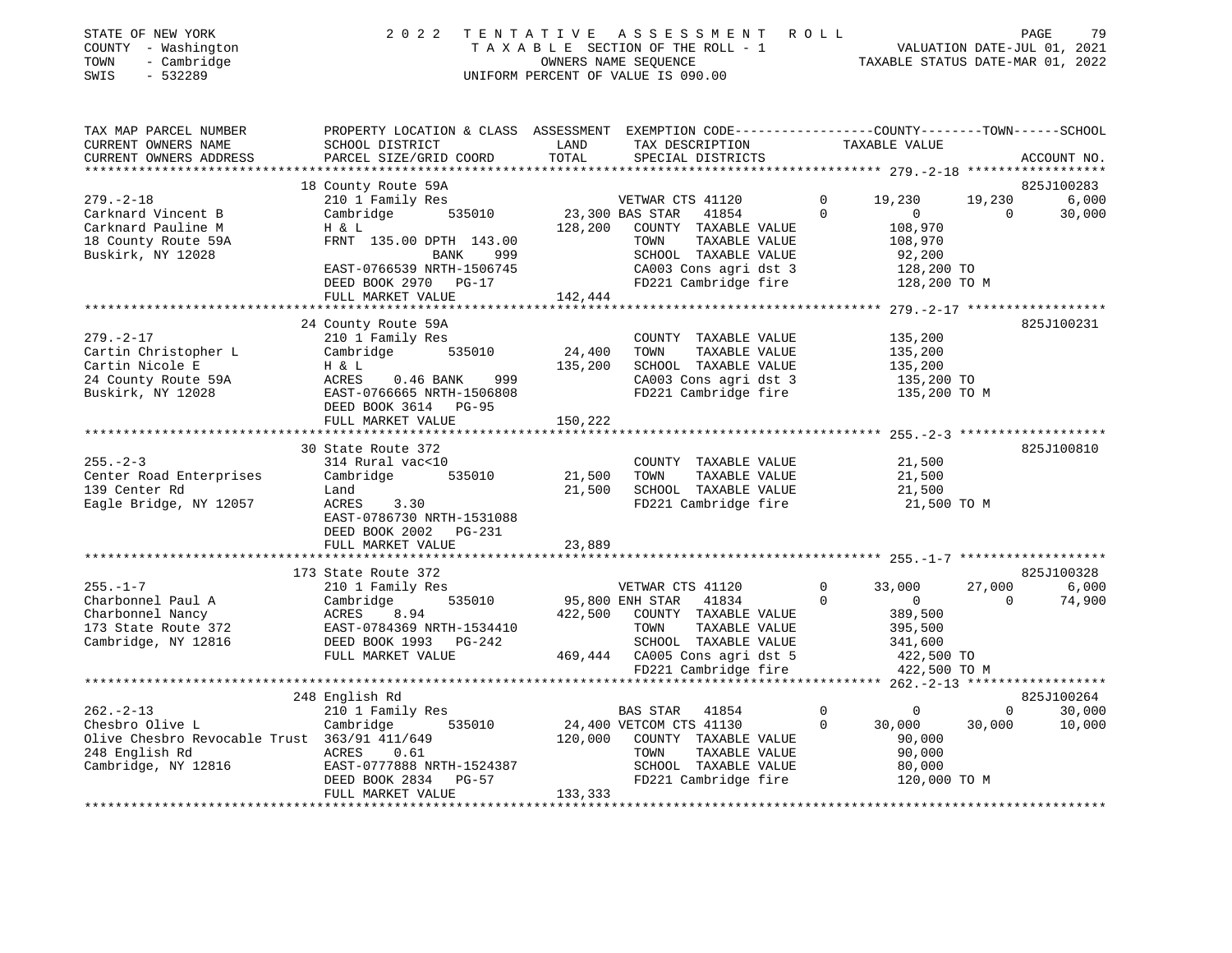STATE OF NEW YORK
COUNTY - Washington
TOWN - Cambridge
SWIS - 532289

2 0 2 2 TENTATIVE ASSESSMENT ROLL
TAXABLE SECTION OF THE ROLL - 1
OWNERS NAME SEQUENCE
UNIFORM PERCENT OF VALUE IS 090.00

VALUATION DATE-JUL 01, 2021
TAXABLE STATUS DATE-MAR 01, 2022

| TAX MAP PARCEL NUMBER / CURRENT OWNERS NAME / CURRENT OWNERS ADDRESS | PROPERTY LOCATION & CLASS / SCHOOL DISTRICT / PARCEL SIZE/GRID COORD | ASSESSMENT LAND / TOTAL | EXEMPTION CODE / TAX DESCRIPTION / SPECIAL DISTRICTS | | COUNTY TAXABLE VALUE | TOWN | SCHOOL | ACCOUNT NO. |
|---|---|---|---|---|---|---|---|---|
| **279.-2-18** | 18 County Route 59A | | | | | | | 825J100283 |
| Carknard Vincent B | 210 1 Family Res | | VETWAR CTS 41120 | 0 | 19,230 | 19,230 | 6,000 | |
| Carknard Pauline M | Cambridge 535010 | 23,300 | BAS STAR 41854 | 0 | 0 | 0 | 30,000 | |
| 18 County Route 59A | H & L | 128,200 | COUNTY TAXABLE VALUE | | 108,970 | | | |
| Buskirk, NY 12028 | FRNT 135.00 DPTH 143.00 | | TOWN TAXABLE VALUE | | 108,970 | | | |
| | BANK 999 | | SCHOOL TAXABLE VALUE | | 92,200 | | | |
| | EAST-0766539 NRTH-1506745 | | CA003 Cons agri dst 3 | | 128,200 TO | | | |
| | DEED BOOK 2970 PG-17 | | FD221 Cambridge fire | | 128,200 TO M | | | |
| | FULL MARKET VALUE | 142,444 | | | | | | |
| **279.-2-17** | 24 County Route 59A | | | | | | | 825J100231 |
| Cartin Christopher L | 210 1 Family Res | | COUNTY TAXABLE VALUE | | 135,200 | | | |
| Cartin Nicole E | Cambridge 535010 | 24,400 | TOWN TAXABLE VALUE | | 135,200 | | | |
| 24 County Route 59A | H & L | 135,200 | SCHOOL TAXABLE VALUE | | 135,200 | | | |
| Buskirk, NY 12028 | ACRES 0.46 BANK 999 | | CA003 Cons agri dst 3 | | 135,200 TO | | | |
| | EAST-0766665 NRTH-1506808 | | FD221 Cambridge fire | | 135,200 TO M | | | |
| | DEED BOOK 3614 PG-95 | | | | | | | |
| | FULL MARKET VALUE | 150,222 | | | | | | |
| **255.-2-3** | 30 State Route 372 | | | | | | | 825J100810 |
| Center Road Enterprises | 314 Rural vac<10 | | COUNTY TAXABLE VALUE | | 21,500 | | | |
| 139 Center Rd | Cambridge 535010 | 21,500 | TOWN TAXABLE VALUE | | 21,500 | | | |
| Eagle Bridge, NY 12057 | Land | 21,500 | SCHOOL TAXABLE VALUE | | 21,500 | | | |
| | ACRES 3.30 | | FD221 Cambridge fire | | 21,500 TO M | | | |
| | EAST-0786730 NRTH-1531088 | | | | | | | |
| | DEED BOOK 2002 PG-231 | | | | | | | |
| | FULL MARKET VALUE | 23,889 | | | | | | |
| **255.-1-7** | 173 State Route 372 | | | | | | | 825J100328 |
| Charbonnel Paul A | 210 1 Family Res | | VETWAR CTS 41120 | 0 | 33,000 | 27,000 | 6,000 | |
| Charbonnel Nancy | Cambridge 535010 | 95,800 | ENH STAR 41834 | 0 | 0 | 0 | 74,900 | |
| 173 State Route 372 | ACRES 8.94 | 422,500 | COUNTY TAXABLE VALUE | | 389,500 | | | |
| Cambridge, NY 12816 | EAST-0784369 NRTH-1534410 | | TOWN TAXABLE VALUE | | 395,500 | | | |
| | DEED BOOK 1993 PG-242 | | SCHOOL TAXABLE VALUE | | 341,600 | | | |
| | FULL MARKET VALUE | 469,444 | CA005 Cons agri dst 5 | | 422,500 TO | | | |
| | | | FD221 Cambridge fire | | 422,500 TO M | | | |
| **262.-2-13** | 248 English Rd | | | | | | | 825J100264 |
| Chesbro Olive L | 210 1 Family Res | | BAS STAR 41854 | 0 | 0 | 0 | 30,000 | |
| Olive Chesbro Revocable Trust | Cambridge 535010 | 24,400 | VETCOM CTS 41130 | 0 | 30,000 | 30,000 | 10,000 | |
| 248 English Rd | 363/91 411/649 | 120,000 | COUNTY TAXABLE VALUE | | 90,000 | | | |
| Cambridge, NY 12816 | ACRES 0.61 | | TOWN TAXABLE VALUE | | 90,000 | | | |
| | EAST-0777888 NRTH-1524387 | | SCHOOL TAXABLE VALUE | | 80,000 | | | |
| | DEED BOOK 2834 PG-57 | | FD221 Cambridge fire | | 120,000 TO M | | | |
| | FULL MARKET VALUE | 133,333 | | | | | | |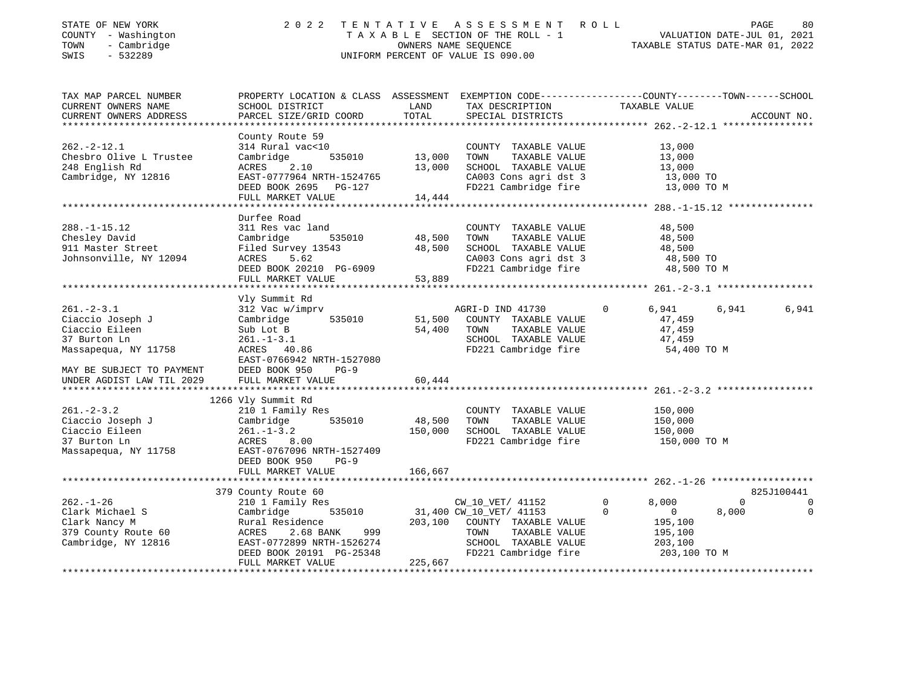STATE OF NEW YORK — COUNTY - Washington — TOWN - Cambridge — SWIS - 532289

2022 TENTATIVE ASSESSMENT ROLL
TAXABLE SECTION OF THE ROLL - 1
OWNERS NAME SEQUENCE
UNIFORM PERCENT OF VALUE IS 090.00

VALUATION DATE-JUL 01, 2021
TAXABLE STATUS DATE-MAR 01, 2022

```
TAX MAP PARCEL NUMBER          PROPERTY LOCATION & CLASS  ASSESSMENT  EXEMPTION CODE-----------------COUNTY--------TOWN------SCHOOL
CURRENT OWNERS NAME            SCHOOL DISTRICT               LAND      TAX DESCRIPTION            TAXABLE VALUE
CURRENT OWNERS ADDRESS         PARCEL SIZE/GRID COORD        TOTAL     SPECIAL DISTRICTS                                     ACCOUNT NO.
*********************************************************************************************** 262.-2-12.1 ****************
                               County Route 59
262.-2-12.1                    314 Rural vac<10                        COUNTY  TAXABLE VALUE           13,000
Chesbro Olive L Trustee        Cambridge        535010      13,000     TOWN    TAXABLE VALUE           13,000
248 English Rd                 ACRES     2.10               13,000     SCHOOL  TAXABLE VALUE           13,000
Cambridge, NY 12816            EAST-0777964 NRTH-1524765               CA003 Cons agri dst 3            13,000 TO
                               DEED BOOK 2695    PG-127                FD221 Cambridge fire             13,000 TO M
                               FULL MARKET VALUE            14,444
*********************************************************************************************** 288.-1-15.12 ***************
                               Durfee Road
288.-1-15.12                   311 Res vac land                        COUNTY  TAXABLE VALUE           48,500
Chesley David                  Cambridge        535010      48,500     TOWN    TAXABLE VALUE           48,500
911 Master Street              Filed Survey 13543           48,500     SCHOOL  TAXABLE VALUE           48,500
Johnsonville, NY 12094         ACRES     5.62                          CA003 Cons agri dst 3            48,500 TO
                               DEED BOOK 20210 PG-6909                 FD221 Cambridge fire             48,500 TO M
                               FULL MARKET VALUE            53,889
*********************************************************************************************** 261.-2-3.1 *****************
                               Vly Summit Rd
261.-2-3.1                     312 Vac w/imprv                         AGRI-D IND 41730        0        6,941      6,941      6,941
Ciaccio Joseph J               Cambridge        535010      51,500     COUNTY  TAXABLE VALUE           47,459
Ciaccio Eileen                 Sub Lot B                    54,400     TOWN    TAXABLE VALUE           47,459
37 Burton Ln                   261.-1-3.1                              SCHOOL  TAXABLE VALUE           47,459
Massapequa, NY 11758           ACRES    40.86                          FD221 Cambridge fire             54,400 TO M
                               EAST-0766942 NRTH-1527080
MAY BE SUBJECT TO PAYMENT      DEED BOOK 950     PG-9
UNDER AGDIST LAW TIL 2029      FULL MARKET VALUE            60,444
*********************************************************************************************** 261.-2-3.2 *****************
                          1266 Vly Summit Rd
261.-2-3.2                     210 1 Family Res                        COUNTY  TAXABLE VALUE          150,000
Ciaccio Joseph J               Cambridge        535010      48,500     TOWN    TAXABLE VALUE          150,000
Ciaccio Eileen                 261.-1-3.2                  150,000     SCHOOL  TAXABLE VALUE          150,000
37 Burton Ln                   ACRES     8.00                          FD221 Cambridge fire            150,000 TO M
Massapequa, NY 11758           EAST-0767096 NRTH-1527409
                               DEED BOOK 950     PG-9
                               FULL MARKET VALUE           166,667
*********************************************************************************************** 262.-1-26 ******************
                           379 County Route 60                                                                      825J100441
262.-1-26                      210 1 Family Res                        CW_10_VET/ 41152        0        8,000          0          0
Clark Michael S                Cambridge        535010      31,400 CW_10_VET/ 41153        0            0      8,000          0
Clark Nancy M                  Rural Residence             203,100     COUNTY  TAXABLE VALUE          195,100
379 County Route 60            ACRES     2.68 BANK     999             TOWN    TAXABLE VALUE          195,100
Cambridge, NY 12816            EAST-0772899 NRTH-1526274               SCHOOL  TAXABLE VALUE          203,100
                               DEED BOOK 20191 PG-25348                FD221 Cambridge fire            203,100 TO M
                               FULL MARKET VALUE           225,667
****************************************************************************************************************************
```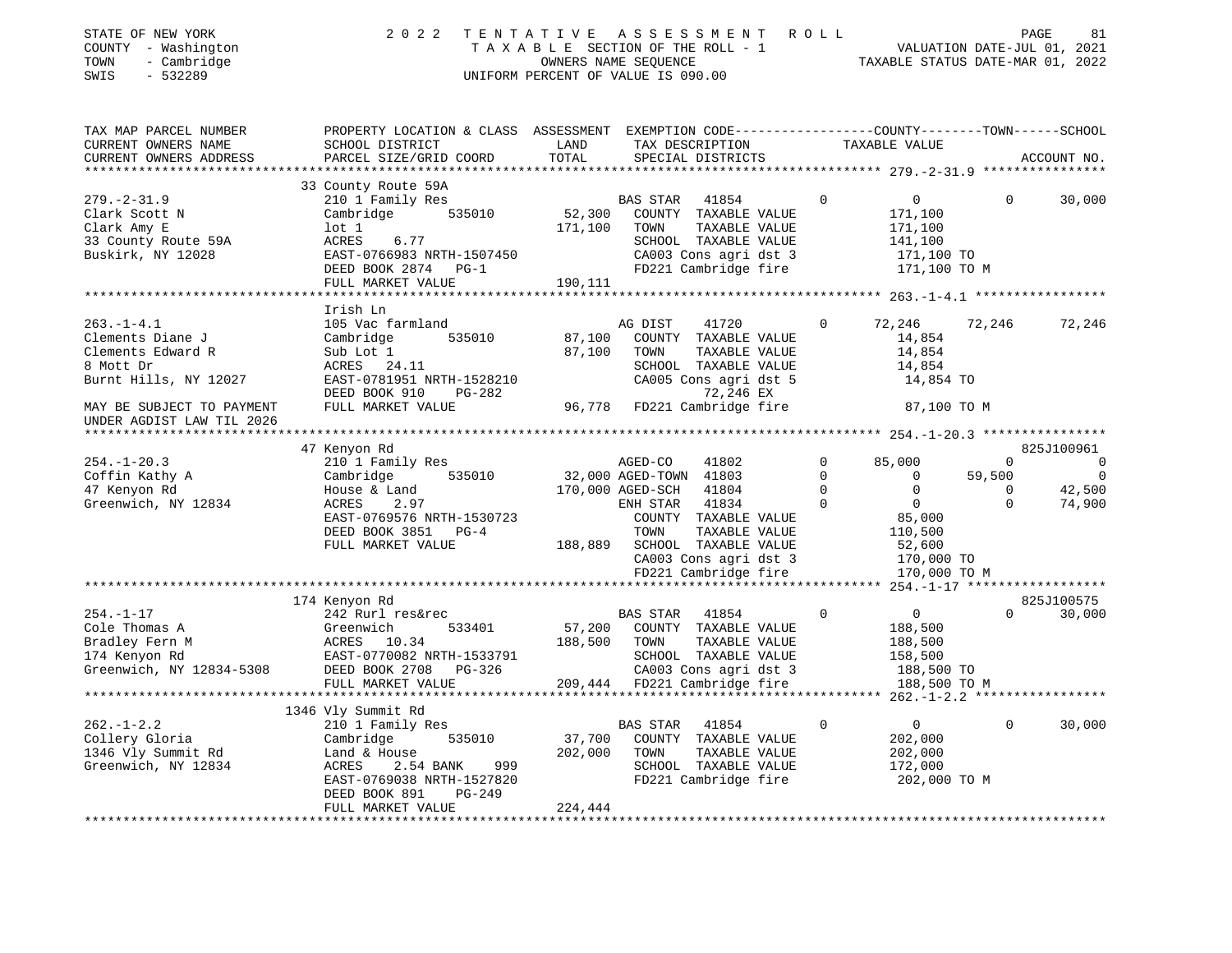STATE OF NEW YORK
COUNTY - Washington
TOWN - Cambridge
SWIS - 532289

2022 TENTATIVE ASSESSMENT ROLL
TAXABLE SECTION OF THE ROLL - 1
OWNERS NAME SEQUENCE
UNIFORM PERCENT OF VALUE IS 090.00

VALUATION DATE-JUL 01, 2021
TAXABLE STATUS DATE-MAR 01, 2022

```
TAX MAP PARCEL NUMBER          PROPERTY LOCATION & CLASS  ASSESSMENT  EXEMPTION CODE-----------------COUNTY--------TOWN------SCHOOL
CURRENT OWNERS NAME            SCHOOL DISTRICT               LAND      TAX DESCRIPTION            TAXABLE VALUE
CURRENT OWNERS ADDRESS         PARCEL SIZE/GRID COORD        TOTAL     SPECIAL DISTRICTS                                    ACCOUNT NO.
******************************************************************************************************* 279.-2-31.9 ****************
                               33 County Route 59A
279.-2-31.9                    210 1 Family Res                       BAS STAR   41854         0          0          0      30,000
Clark Scott N                  Cambridge       535010        52,300    COUNTY  TAXABLE VALUE            171,100
Clark Amy E                    lot 1                        171,100    TOWN    TAXABLE VALUE            171,100
33 County Route 59A            ACRES     6.77                          SCHOOL  TAXABLE VALUE            141,100
Buskirk, NY 12028              EAST-0766983 NRTH-1507450               CA003 Cons agri dst 3              171,100 TO
                               DEED BOOK 2874   PG-1                   FD221 Cambridge fire               171,100 TO M
                               FULL MARKET VALUE            190,111
******************************************************************************************************* 263.-1-4.1 *****************
                               Irish Ln
263.-1-4.1                     105 Vac farmland                       AG DIST    41720         0     72,246     72,246      72,246
Clements Diane J               Cambridge       535010        87,100    COUNTY  TAXABLE VALUE             14,854
Clements Edward R              Sub Lot 1                     87,100    TOWN    TAXABLE VALUE             14,854
8 Mott Dr                      ACRES    24.11                          SCHOOL  TAXABLE VALUE             14,854
Burnt Hills, NY 12027          EAST-0781951 NRTH-1528210               CA005 Cons agri dst 5               14,854 TO
                               DEED BOOK 910    PG-282                          72,246 EX
MAY BE SUBJECT TO PAYMENT      FULL MARKET VALUE             96,778    FD221 Cambridge fire                87,100 TO M
UNDER AGDIST LAW TIL 2026
******************************************************************************************************* 254.-1-20.3 ****************
                               47 Kenyon Rd                                                                          825J100961
254.-1-20.3                    210 1 Family Res                       AGED-CO    41802         0     85,000          0           0
Coffin Kathy A                 Cambridge       535010        32,000 AGED-TOWN  41803         0          0     59,500           0
47 Kenyon Rd                   House & Land                 170,000 AGED-SCH   41804         0          0          0      42,500
Greenwich, NY 12834            ACRES     2.97                         ENH STAR   41834         0          0          0      74,900
                               EAST-0769576 NRTH-1530723               COUNTY  TAXABLE VALUE             85,000
                               DEED BOOK 3851   PG-4                   TOWN    TAXABLE VALUE            110,500
                               FULL MARKET VALUE            188,889    SCHOOL  TAXABLE VALUE             52,600
                                                                       CA003 Cons agri dst 3              170,000 TO
                                                                       FD221 Cambridge fire               170,000 TO M
******************************************************************************************************* 254.-1-17 ******************
                               174 Kenyon Rd                                                                         825J100575
254.-1-17                      242 Rurl res&rec                       BAS STAR   41854         0          0          0      30,000
Cole Thomas A                  Greenwich       533401        57,200    COUNTY  TAXABLE VALUE            188,500
Bradley Fern M                 ACRES    10.34               188,500    TOWN    TAXABLE VALUE            188,500
174 Kenyon Rd                  EAST-0770082 NRTH-1533791               SCHOOL  TAXABLE VALUE            158,500
Greenwich, NY 12834-5308       DEED BOOK 2708   PG-326                 CA003 Cons agri dst 3              188,500 TO
                               FULL MARKET VALUE            209,444    FD221 Cambridge fire               188,500 TO M
******************************************************************************************************* 262.-1-2.2 *****************
                               1346 Vly Summit Rd
262.-1-2.2                     210 1 Family Res                       BAS STAR   41854         0          0          0      30,000
Collery Gloria                 Cambridge       535010        37,700    COUNTY  TAXABLE VALUE            202,000
1346 Vly Summit Rd             Land & House                 202,000    TOWN    TAXABLE VALUE            202,000
Greenwich, NY 12834            ACRES     2.54 BANK     999             SCHOOL  TAXABLE VALUE            172,000
                               EAST-0769038 NRTH-1527820               FD221 Cambridge fire               202,000 TO M
                               DEED BOOK 891    PG-249
                               FULL MARKET VALUE            224,444
************************************************************************************************************************************
```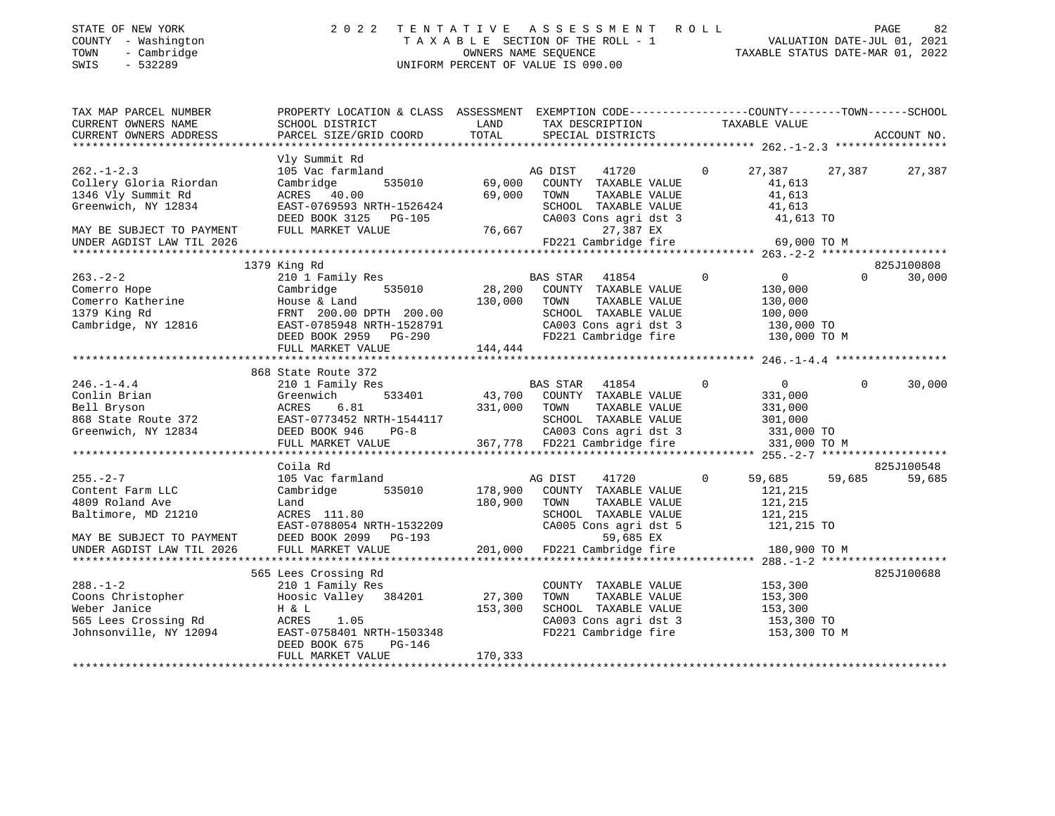STATE OF NEW YORK
COUNTY - Washington
TOWN - Cambridge
SWIS - 532289

2022 TENTATIVE ASSESSMENT ROLL
TAXABLE SECTION OF THE ROLL - 1
OWNERS NAME SEQUENCE
UNIFORM PERCENT OF VALUE IS 090.00

VALUATION DATE-JUL 01, 2021
TAXABLE STATUS DATE-MAR 01, 2022

| TAX MAP PARCEL NUMBER / CURRENT OWNERS NAME / CURRENT OWNERS ADDRESS | PROPERTY LOCATION & CLASS / SCHOOL DISTRICT / PARCEL SIZE/GRID COORD | ASSESSMENT LAND / TOTAL | EXEMPTION CODE / TAX DESCRIPTION / SPECIAL DISTRICTS | COUNTY TAXABLE VALUE | TOWN | SCHOOL / ACCOUNT NO. |
|---|---|---|---|---|---|---|
| **262.-1-2.3** | Vly Summit Rd | | | | | |
| 262.-1-2.3 | 105 Vac farmland | | AG DIST 41720 0 | 27,387 | 27,387 | 27,387 |
| Collery Gloria Riordan | Cambridge 535010 | 69,000 | COUNTY TAXABLE VALUE | 41,613 | | |
| 1346 Vly Summit Rd | ACRES 40.00 | 69,000 | TOWN TAXABLE VALUE | 41,613 | | |
| Greenwich, NY 12834 | EAST-0769593 NRTH-1526424 | | SCHOOL TAXABLE VALUE | 41,613 | | |
| | DEED BOOK 3125 PG-105 | | CA003 Cons agri dst 3 | 41,613 TO | | |
| MAY BE SUBJECT TO PAYMENT | FULL MARKET VALUE | 76,667 | 27,387 EX | | | |
| UNDER AGDIST LAW TIL 2026 | | | FD221 Cambridge fire | 69,000 TO M | | |
| **263.-2-2** | 1379 King Rd | | | | | 825J100808 |
| 263.-2-2 | 210 1 Family Res | | BAS STAR 41854 0 | 0 | 0 | 30,000 |
| Comerro Hope | Cambridge 535010 | 28,200 | COUNTY TAXABLE VALUE | 130,000 | | |
| Comerro Katherine | House & Land | 130,000 | TOWN TAXABLE VALUE | 130,000 | | |
| 1379 King Rd | FRNT 200.00 DPTH 200.00 | | SCHOOL TAXABLE VALUE | 100,000 | | |
| Cambridge, NY 12816 | EAST-0785948 NRTH-1528791 | | CA003 Cons agri dst 3 | 130,000 TO | | |
| | DEED BOOK 2959 PG-290 | | FD221 Cambridge fire | 130,000 TO M | | |
| | FULL MARKET VALUE | 144,444 | | | | |
| **246.-1-4.4** | 868 State Route 372 | | | | | |
| 246.-1-4.4 | 210 1 Family Res | | BAS STAR 41854 0 | 0 | 0 | 30,000 |
| Conlin Brian | Greenwich 533401 | 43,700 | COUNTY TAXABLE VALUE | 331,000 | | |
| Bell Bryson | ACRES 6.81 | 331,000 | TOWN TAXABLE VALUE | 331,000 | | |
| 868 State Route 372 | EAST-0773452 NRTH-1544117 | | SCHOOL TAXABLE VALUE | 301,000 | | |
| Greenwich, NY 12834 | DEED BOOK 946 PG-8 | | CA003 Cons agri dst 3 | 331,000 TO | | |
| | FULL MARKET VALUE | 367,778 | FD221 Cambridge fire | 331,000 TO M | | |
| **255.-2-7** | Coila Rd | | | | | 825J100548 |
| 255.-2-7 | 105 Vac farmland | | AG DIST 41720 0 | 59,685 | 59,685 | 59,685 |
| Content Farm LLC | Cambridge 535010 | 178,900 | COUNTY TAXABLE VALUE | 121,215 | | |
| 4809 Roland Ave | Land | 180,900 | TOWN TAXABLE VALUE | 121,215 | | |
| Baltimore, MD 21210 | ACRES 111.80 | | SCHOOL TAXABLE VALUE | 121,215 | | |
| | EAST-0788054 NRTH-1532209 | | CA005 Cons agri dst 5 | 121,215 TO | | |
| MAY BE SUBJECT TO PAYMENT | DEED BOOK 2099 PG-193 | | 59,685 EX | | | |
| UNDER AGDIST LAW TIL 2026 | FULL MARKET VALUE | 201,000 | FD221 Cambridge fire | 180,900 TO M | | |
| **288.-1-2** | 565 Lees Crossing Rd | | | | | 825J100688 |
| 288.-1-2 | 210 1 Family Res | | COUNTY TAXABLE VALUE | 153,300 | | |
| Coons Christopher | Hoosic Valley 384201 | 27,300 | TOWN TAXABLE VALUE | 153,300 | | |
| Weber Janice | H & L | 153,300 | SCHOOL TAXABLE VALUE | 153,300 | | |
| 565 Lees Crossing Rd | ACRES 1.05 | | CA003 Cons agri dst 3 | 153,300 TO | | |
| Johnsonville, NY 12094 | EAST-0758401 NRTH-1503348 | | FD221 Cambridge fire | 153,300 TO M | | |
| | DEED BOOK 675 PG-146 | | | | | |
| | FULL MARKET VALUE | 170,333 | | | | |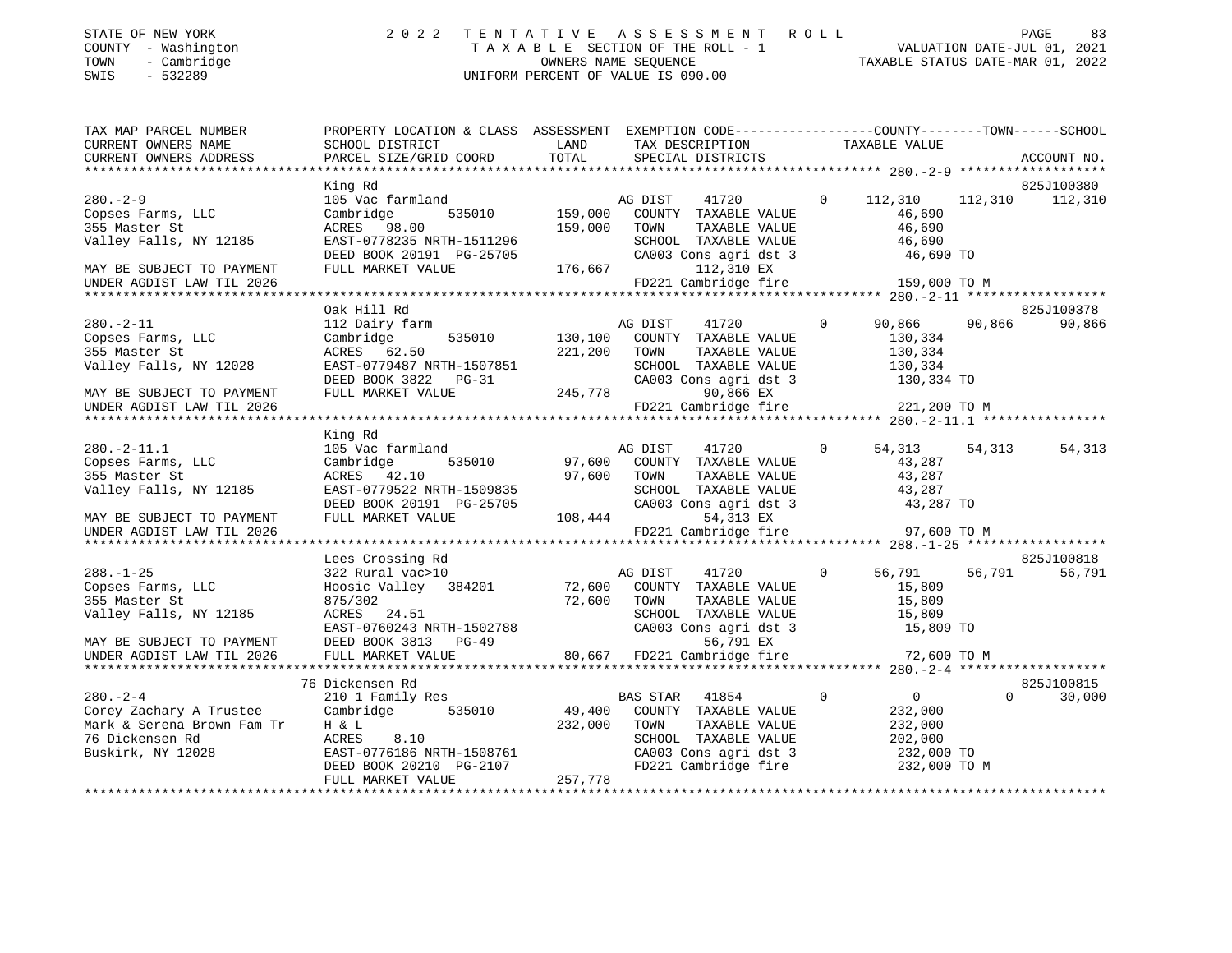STATE OF NEW YORK — 2022 TENTATIVE ASSESSMENT ROLL
COUNTY - Washington — TAXABLE SECTION OF THE ROLL - 1 — VALUATION DATE-JUL 01, 2021
TOWN - Cambridge — OWNERS NAME SEQUENCE — TAXABLE STATUS DATE-MAR 01, 2022
SWIS - 532289 — UNIFORM PERCENT OF VALUE IS 090.00

| TAX MAP PARCEL NUMBER / CURRENT OWNERS NAME / CURRENT OWNERS ADDRESS | PROPERTY LOCATION & CLASS / SCHOOL DISTRICT / PARCEL SIZE/GRID COORD | ASSESSMENT LAND / TOTAL | EXEMPTION CODE / TAX DESCRIPTION / SPECIAL DISTRICTS | COUNTY TAXABLE VALUE | TOWN | SCHOOL / ACCOUNT NO. |
|---|---|---|---|---|---|---|
| 280.-2-9 | King Rd | | | | | 825J100380 |
| 280.-2-9 | 105 Vac farmland | | AG DIST 41720 0 | 112,310 | 112,310 | 112,310 |
| Copses Farms, LLC | Cambridge 535010 | 159,000 | COUNTY TAXABLE VALUE | 46,690 | | |
| 355 Master St | ACRES 98.00 | 159,000 | TOWN TAXABLE VALUE | 46,690 | | |
| Valley Falls, NY 12185 | EAST-0778235 NRTH-1511296 | | SCHOOL TAXABLE VALUE | 46,690 | | |
| | DEED BOOK 20191 PG-25705 | | CA003 Cons agri dst 3 | 46,690 TO | | |
| MAY BE SUBJECT TO PAYMENT | FULL MARKET VALUE | 176,667 | 112,310 EX | | | |
| UNDER AGDIST LAW TIL 2026 | | | FD221 Cambridge fire | 159,000 TO M | | |
| 280.-2-11 | Oak Hill Rd | | | | | 825J100378 |
| 280.-2-11 | 112 Dairy farm | | AG DIST 41720 0 | 90,866 | 90,866 | 90,866 |
| Copses Farms, LLC | Cambridge 535010 | 130,100 | COUNTY TAXABLE VALUE | 130,334 | | |
| 355 Master St | ACRES 62.50 | 221,200 | TOWN TAXABLE VALUE | 130,334 | | |
| Valley Falls, NY 12028 | EAST-0779487 NRTH-1507851 | | SCHOOL TAXABLE VALUE | 130,334 | | |
| | DEED BOOK 3822 PG-31 | | CA003 Cons agri dst 3 | 130,334 TO | | |
| MAY BE SUBJECT TO PAYMENT | FULL MARKET VALUE | 245,778 | 90,866 EX | | | |
| UNDER AGDIST LAW TIL 2026 | | | FD221 Cambridge fire | 221,200 TO M | | |
| 280.-2-11.1 | King Rd | | | | | |
| 280.-2-11.1 | 105 Vac farmland | | AG DIST 41720 0 | 54,313 | 54,313 | 54,313 |
| Copses Farms, LLC | Cambridge 535010 | 97,600 | COUNTY TAXABLE VALUE | 43,287 | | |
| 355 Master St | ACRES 42.10 | 97,600 | TOWN TAXABLE VALUE | 43,287 | | |
| Valley Falls, NY 12185 | EAST-0779522 NRTH-1509835 | | SCHOOL TAXABLE VALUE | 43,287 | | |
| | DEED BOOK 20191 PG-25705 | | CA003 Cons agri dst 3 | 43,287 TO | | |
| MAY BE SUBJECT TO PAYMENT | FULL MARKET VALUE | 108,444 | 54,313 EX | | | |
| UNDER AGDIST LAW TIL 2026 | | | FD221 Cambridge fire | 97,600 TO M | | |
| 288.-1-25 | Lees Crossing Rd | | | | | 825J100818 |
| 288.-1-25 | 322 Rural vac>10 | | AG DIST 41720 0 | 56,791 | 56,791 | 56,791 |
| Copses Farms, LLC | Hoosic Valley 384201 | 72,600 | COUNTY TAXABLE VALUE | 15,809 | | |
| 355 Master St | 875/302 | 72,600 | TOWN TAXABLE VALUE | 15,809 | | |
| Valley Falls, NY 12185 | ACRES 24.51 | | SCHOOL TAXABLE VALUE | 15,809 | | |
| | EAST-0760243 NRTH-1502788 | | CA003 Cons agri dst 3 | 15,809 TO | | |
| MAY BE SUBJECT TO PAYMENT | DEED BOOK 3813 PG-49 | | 56,791 EX | | | |
| UNDER AGDIST LAW TIL 2026 | FULL MARKET VALUE | 80,667 | FD221 Cambridge fire | 72,600 TO M | | |
| 280.-2-4 | 76 Dickensen Rd | | | | | 825J100815 |
| 280.-2-4 | 210 1 Family Res | | BAS STAR 41854 0 | 0 | 0 | 30,000 |
| Corey Zachary A Trustee | Cambridge 535010 | 49,400 | COUNTY TAXABLE VALUE | 232,000 | | |
| Mark & Serena Brown Fam Tr | H & L | 232,000 | TOWN TAXABLE VALUE | 232,000 | | |
| 76 Dickensen Rd | ACRES 8.10 | | SCHOOL TAXABLE VALUE | 202,000 | | |
| Buskirk, NY 12028 | EAST-0776186 NRTH-1508761 | | CA003 Cons agri dst 3 | 232,000 TO | | |
| | DEED BOOK 20210 PG-2107 | | FD221 Cambridge fire | 232,000 TO M | | |
| | FULL MARKET VALUE | 257,778 | | | | |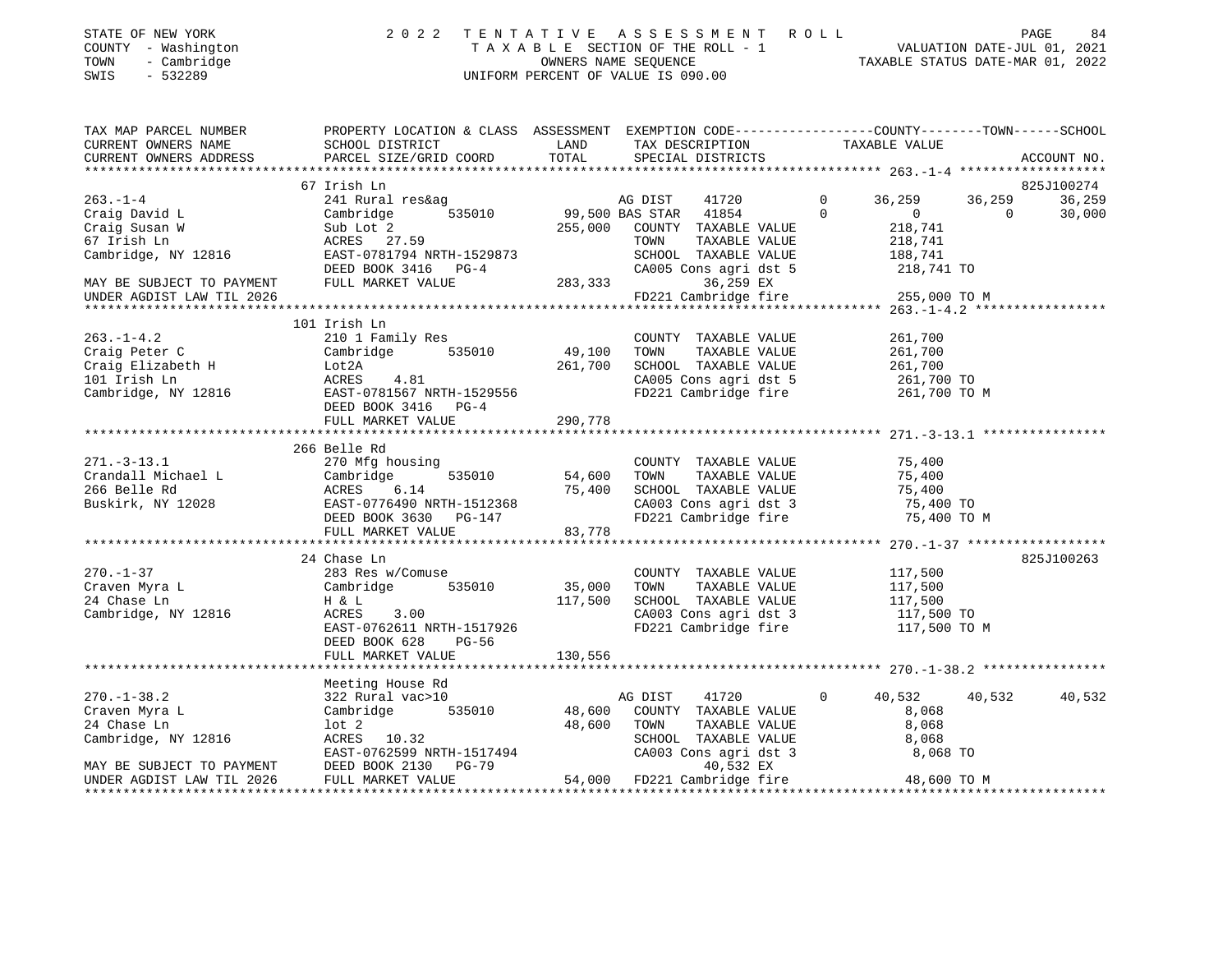STATE OF NEW YORK
COUNTY - Washington
TOWN - Cambridge
SWIS - 532289

# 2022 TENTATIVE ASSESSMENT ROLL

TAXABLE SECTION OF THE ROLL - 1
OWNERS NAME SEQUENCE
UNIFORM PERCENT OF VALUE IS 090.00

VALUATION DATE-JUL 01, 2021
TAXABLE STATUS DATE-MAR 01, 2022

```
TAX MAP PARCEL NUMBER      PROPERTY LOCATION & CLASS  ASSESSMENT  EXEMPTION CODE-----------------COUNTY--------TOWN------SCHOOL
CURRENT OWNERS NAME        SCHOOL DISTRICT            LAND        TAX DESCRIPTION              TAXABLE VALUE
CURRENT OWNERS ADDRESS     PARCEL SIZE/GRID COORD     TOTAL       SPECIAL DISTRICTS                                       ACCOUNT NO.
******************************************************************************************************* 263.-1-4 *******************
                           67 Irish Ln                                                                                    825J100274
263.-1-4                   241 Rural res&ag                      AG DIST    41720          0       36,259      36,259      36,259
Craig David L              Cambridge      535010       99,500 BAS STAR   41854          0            0           0       30,000
Craig Susan W              Sub Lot 2                  255,000    COUNTY  TAXABLE VALUE          218,741
67 Irish Ln                ACRES  27.59                          TOWN    TAXABLE VALUE          218,741
Cambridge, NY 12816        EAST-0781794 NRTH-1529873             SCHOOL  TAXABLE VALUE          188,741
                           DEED BOOK 3416   PG-4                 CA005 Cons agri dst 5          218,741 TO
MAY BE SUBJECT TO PAYMENT  FULL MARKET VALUE          283,333          36,259 EX
UNDER AGDIST LAW TIL 2026                                        FD221 Cambridge fire           255,000 TO M
******************************************************************************************************* 263.-1-4.2 *****************
                           101 Irish Ln
263.-1-4.2                 210 1 Family Res                      COUNTY  TAXABLE VALUE          261,700
Craig Peter C              Cambridge      535010       49,100    TOWN    TAXABLE VALUE          261,700
Craig Elizabeth H          Lot2A                      261,700    SCHOOL  TAXABLE VALUE          261,700
101 Irish Ln               ACRES   4.81                          CA005 Cons agri dst 5          261,700 TO
Cambridge, NY 12816        EAST-0781567 NRTH-1529556             FD221 Cambridge fire           261,700 TO M
                           DEED BOOK 3416   PG-4
                           FULL MARKET VALUE          290,778
******************************************************************************************************* 271.-3-13.1 ****************
                           266 Belle Rd
271.-3-13.1                270 Mfg housing                       COUNTY  TAXABLE VALUE           75,400
Crandall Michael L         Cambridge      535010       54,600    TOWN    TAXABLE VALUE           75,400
266 Belle Rd               ACRES   6.14                75,400    SCHOOL  TAXABLE VALUE           75,400
Buskirk, NY 12028          EAST-0776490 NRTH-1512368             CA003 Cons agri dst 3           75,400 TO
                           DEED BOOK 3630   PG-147               FD221 Cambridge fire            75,400 TO M
                           FULL MARKET VALUE           83,778
******************************************************************************************************* 270.-1-37 ******************
                           24 Chase Ln                                                                                    825J100263
270.-1-37                  283 Res w/Comuse                      COUNTY  TAXABLE VALUE          117,500
Craven Myra L              Cambridge      535010       35,000    TOWN    TAXABLE VALUE          117,500
24 Chase Ln                H & L                      117,500    SCHOOL  TAXABLE VALUE          117,500
Cambridge, NY 12816        ACRES   3.00                          CA003 Cons agri dst 3          117,500 TO
                           EAST-0762611 NRTH-1517926             FD221 Cambridge fire           117,500 TO M
                           DEED BOOK 628    PG-56
                           FULL MARKET VALUE          130,556
******************************************************************************************************* 270.-1-38.2 ****************
                           Meeting House Rd
270.-1-38.2                322 Rural vac>10                      AG DIST    41720          0       40,532      40,532      40,532
Craven Myra L              Cambridge      535010       48,600    COUNTY  TAXABLE VALUE            8,068
24 Chase Ln                lot 2                       48,600    TOWN    TAXABLE VALUE            8,068
Cambridge, NY 12816        ACRES  10.32                          SCHOOL  TAXABLE VALUE            8,068
                           EAST-0762599 NRTH-1517494             CA003 Cons agri dst 3            8,068 TO
MAY BE SUBJECT TO PAYMENT  DEED BOOK 2130   PG-79                      40,532 EX
UNDER AGDIST LAW TIL 2026  FULL MARKET VALUE           54,000    FD221 Cambridge fire            48,600 TO M
************************************************************************************************************************************
```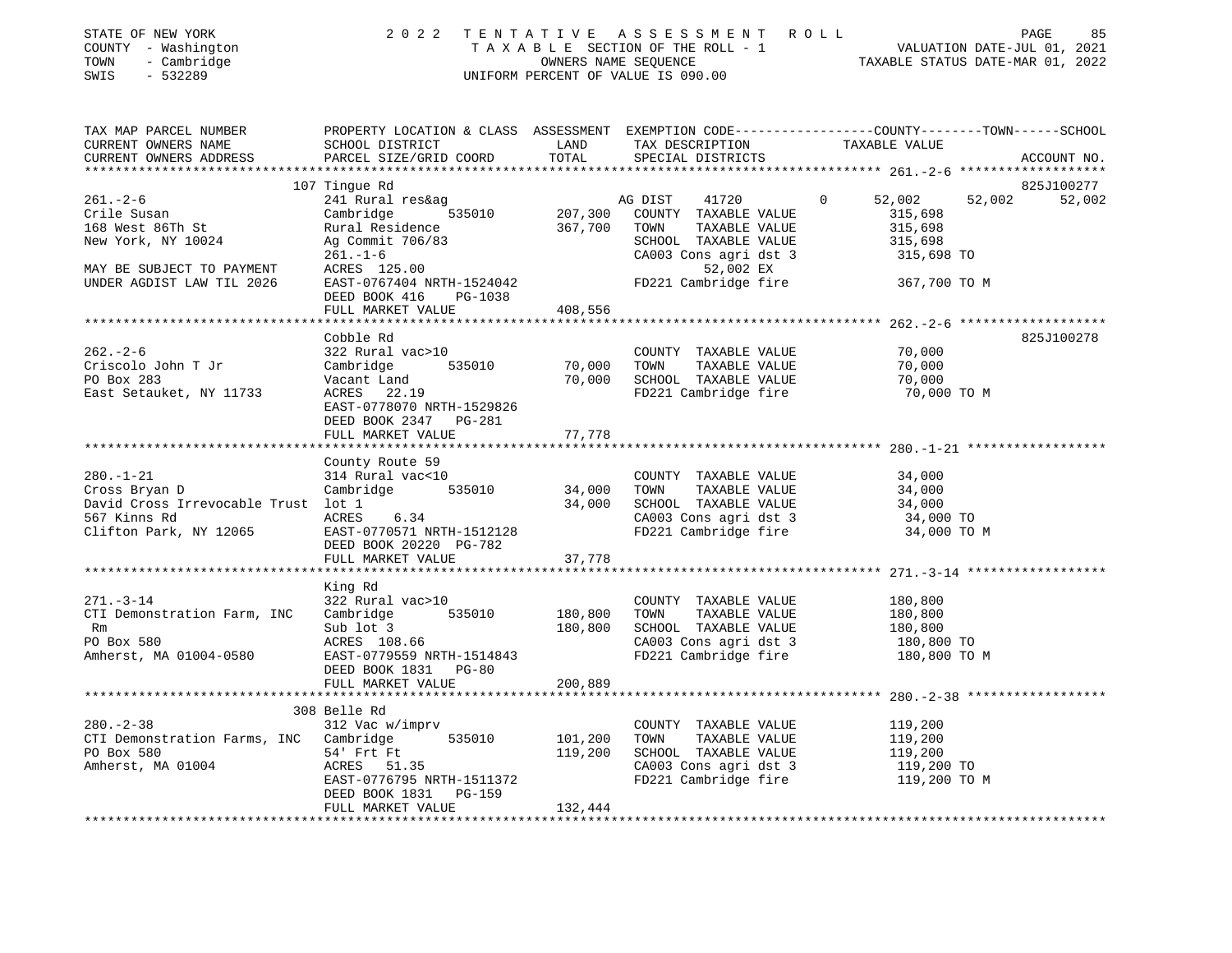STATE OF NEW YORK | COUNTY - Washington | TOWN - Cambridge | SWIS - 532289

# 2022 TENTATIVE ASSESSMENT ROLL

TAXABLE SECTION OF THE ROLL - 1 | OWNERS NAME SEQUENCE | UNIFORM PERCENT OF VALUE IS 090.00

VALUATION DATE-JUL 01, 2021 | TAXABLE STATUS DATE-MAR 01, 2022

| TAX MAP PARCEL NUMBER / CURRENT OWNERS NAME / CURRENT OWNERS ADDRESS | PROPERTY LOCATION & CLASS / SCHOOL DISTRICT / PARCEL SIZE/GRID COORD | ASSESSMENT LAND | TOTAL | EXEMPTION CODE / TAX DESCRIPTION / SPECIAL DISTRICTS | COUNTY TAXABLE VALUE | TOWN | SCHOOL | ACCOUNT NO. |
|---|---|---|---|---|---|---|---|---|
| **261.-2-6** | 107 Tingue Rd | | | | | | | 825J100277 |
| 261.-2-6 | 241 Rural res&ag | | | AG DIST 41720 0 | 52,002 | 52,002 | 52,002 | |
| Crile Susan | Cambridge 535010 | 207,300 | | COUNTY TAXABLE VALUE | 315,698 | | | |
| 168 West 86Th St | Rural Residence | | 367,700 | TOWN TAXABLE VALUE | 315,698 | | | |
| New York, NY 10024 | Ag Commit 706/83 | | | SCHOOL TAXABLE VALUE | 315,698 | | | |
| | 261.-1-6 | | | CA003 Cons agri dst 3 | 315,698 TO | | | |
| MAY BE SUBJECT TO PAYMENT | ACRES 125.00 | | | 52,002 EX | | | | |
| UNDER AGDIST LAW TIL 2026 | EAST-0767404 NRTH-1524042 | | | FD221 Cambridge fire | 367,700 TO M | | | |
| | DEED BOOK 416 PG-1038 | | | | | | | |
| | FULL MARKET VALUE | | 408,556 | | | | | |
| **262.-2-6** | Cobble Rd | | | | | | | 825J100278 |
| 262.-2-6 | 322 Rural vac>10 | | | COUNTY TAXABLE VALUE | 70,000 | | | |
| Criscolo John T Jr | Cambridge 535010 | 70,000 | | TOWN TAXABLE VALUE | 70,000 | | | |
| PO Box 283 | Vacant Land | | 70,000 | SCHOOL TAXABLE VALUE | 70,000 | | | |
| East Setauket, NY 11733 | ACRES 22.19 | | | FD221 Cambridge fire | 70,000 TO M | | | |
| | EAST-0778070 NRTH-1529826 | | | | | | | |
| | DEED BOOK 2347 PG-281 | | | | | | | |
| | FULL MARKET VALUE | | 77,778 | | | | | |
| **280.-1-21** | County Route 59 | | | | | | | |
| 280.-1-21 | 314 Rural vac<10 | | | COUNTY TAXABLE VALUE | 34,000 | | | |
| Cross Bryan D | Cambridge 535010 | 34,000 | | TOWN TAXABLE VALUE | 34,000 | | | |
| David Cross Irrevocable Trust | lot 1 | | 34,000 | SCHOOL TAXABLE VALUE | 34,000 | | | |
| 567 Kinns Rd | ACRES 6.34 | | | CA003 Cons agri dst 3 | 34,000 TO | | | |
| Clifton Park, NY 12065 | EAST-0770571 NRTH-1512128 | | | FD221 Cambridge fire | 34,000 TO M | | | |
| | DEED BOOK 20220 PG-782 | | | | | | | |
| | FULL MARKET VALUE | | 37,778 | | | | | |
| **271.-3-14** | King Rd | | | | | | | |
| 271.-3-14 | 322 Rural vac>10 | | | COUNTY TAXABLE VALUE | 180,800 | | | |
| CTI Demonstration Farm, INC | Cambridge 535010 | 180,800 | | TOWN TAXABLE VALUE | 180,800 | | | |
| Rm | Sub lot 3 | | 180,800 | SCHOOL TAXABLE VALUE | 180,800 | | | |
| PO Box 580 | ACRES 108.66 | | | CA003 Cons agri dst 3 | 180,800 TO | | | |
| Amherst, MA 01004-0580 | EAST-0779559 NRTH-1514843 | | | FD221 Cambridge fire | 180,800 TO M | | | |
| | DEED BOOK 1831 PG-80 | | | | | | | |
| | FULL MARKET VALUE | | 200,889 | | | | | |
| **280.-2-38** | 308 Belle Rd | | | | | | | |
| 280.-2-38 | 312 Vac w/imprv | | | COUNTY TAXABLE VALUE | 119,200 | | | |
| CTI Demonstration Farms, INC | Cambridge 535010 | 101,200 | | TOWN TAXABLE VALUE | 119,200 | | | |
| PO Box 580 | 54' Frt Ft | | 119,200 | SCHOOL TAXABLE VALUE | 119,200 | | | |
| Amherst, MA 01004 | ACRES 51.35 | | | CA003 Cons agri dst 3 | 119,200 TO | | | |
| | EAST-0776795 NRTH-1511372 | | | FD221 Cambridge fire | 119,200 TO M | | | |
| | DEED BOOK 1831 PG-159 | | | | | | | |
| | FULL MARKET VALUE | | 132,444 | | | | | |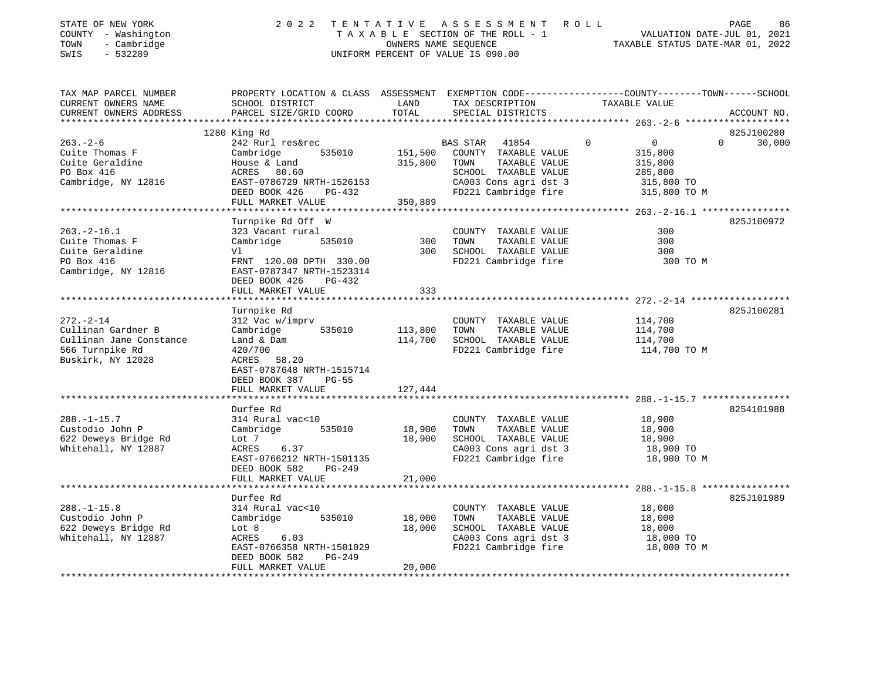STATE OF NEW YORK | COUNTY - Washington | TOWN - Cambridge | SWIS - 532289

# 2022 TENTATIVE ASSESSMENT ROLL

TAXABLE SECTION OF THE ROLL - 1
OWNERS NAME SEQUENCE
UNIFORM PERCENT OF VALUE IS 090.00

VALUATION DATE-JUL 01, 2021
TAXABLE STATUS DATE-MAR 01, 2022

| TAX MAP PARCEL NUMBER / CURRENT OWNERS NAME / CURRENT OWNERS ADDRESS | PROPERTY LOCATION & CLASS / SCHOOL DISTRICT / PARCEL SIZE/GRID COORD | ASSESSMENT LAND | TOTAL | EXEMPTION CODE / TAX DESCRIPTION / SPECIAL DISTRICTS | COUNTY | TOWN | SCHOOL | ACCOUNT NO. |
|---|---|---|---|---|---|---|---|---|
| 263.-2-6 | 1280 King Rd | | | | | | | 825J100280 |
| | 242 Rurl res&rec | | | BAS STAR 41854 | 0 | 0 | 30,000 | |
| Cuite Thomas F | Cambridge 535010 | 151,500 | | COUNTY TAXABLE VALUE | 315,800 | | | |
| Cuite Geraldine | House & Land | | 315,800 | TOWN TAXABLE VALUE | | 315,800 | | |
| PO Box 416 | ACRES 80.60 | | | SCHOOL TAXABLE VALUE | | | 285,800 | |
| Cambridge, NY 12816 | EAST-0786729 NRTH-1526153 | | | CA003 Cons agri dst 3 | 315,800 TO | | | |
| | DEED BOOK 426 PG-432 | | | FD221 Cambridge fire | 315,800 TO M | | | |
| | FULL MARKET VALUE | | 350,889 | | | | | |
| 263.-2-16.1 | Turnpike Rd Off W | | | | | | | 825J100972 |
| | 323 Vacant rural | | | COUNTY TAXABLE VALUE | 300 | | | |
| Cuite Thomas F | Cambridge 535010 | 300 | | TOWN TAXABLE VALUE | | 300 | | |
| Cuite Geraldine | Vl | | 300 | SCHOOL TAXABLE VALUE | | | 300 | |
| PO Box 416 | FRNT 120.00 DPTH 330.00 | | | FD221 Cambridge fire | 300 TO M | | | |
| Cambridge, NY 12816 | EAST-0787347 NRTH-1523314 | | | | | | | |
| | DEED BOOK 426 PG-432 | | | | | | | |
| | FULL MARKET VALUE | | 333 | | | | | |
| 272.-2-14 | Turnpike Rd | | | | | | | 825J100281 |
| | 312 Vac w/imprv | | | COUNTY TAXABLE VALUE | 114,700 | | | |
| Cullinan Gardner B | Cambridge 535010 | 113,800 | | TOWN TAXABLE VALUE | | 114,700 | | |
| Cullinan Jane Constance | Land & Dam | | 114,700 | SCHOOL TAXABLE VALUE | | | 114,700 | |
| 566 Turnpike Rd | 420/700 | | | FD221 Cambridge fire | 114,700 TO M | | | |
| Buskirk, NY 12028 | ACRES 58.20 | | | | | | | |
| | EAST-0787648 NRTH-1515714 | | | | | | | |
| | DEED BOOK 387 PG-55 | | | | | | | |
| | FULL MARKET VALUE | | 127,444 | | | | | |
| 288.-1-15.7 | Durfee Rd | | | | | | | 8254101988 |
| | 314 Rural vac<10 | | | COUNTY TAXABLE VALUE | 18,900 | | | |
| Custodio John P | Cambridge 535010 | 18,900 | | TOWN TAXABLE VALUE | | 18,900 | | |
| 622 Deweys Bridge Rd | Lot 7 | | 18,900 | SCHOOL TAXABLE VALUE | | | 18,900 | |
| Whitehall, NY 12887 | ACRES 6.37 | | | CA003 Cons agri dst 3 | 18,900 TO | | | |
| | EAST-0766212 NRTH-1501135 | | | FD221 Cambridge fire | 18,900 TO M | | | |
| | DEED BOOK 582 PG-249 | | | | | | | |
| | FULL MARKET VALUE | | 21,000 | | | | | |
| 288.-1-15.8 | Durfee Rd | | | | | | | 825J101989 |
| | 314 Rural vac<10 | | | COUNTY TAXABLE VALUE | 18,000 | | | |
| Custodio John P | Cambridge 535010 | 18,000 | | TOWN TAXABLE VALUE | | 18,000 | | |
| 622 Deweys Bridge Rd | Lot 8 | | 18,000 | SCHOOL TAXABLE VALUE | | | 18,000 | |
| Whitehall, NY 12887 | ACRES 6.03 | | | CA003 Cons agri dst 3 | 18,000 TO | | | |
| | EAST-0766358 NRTH-1501029 | | | FD221 Cambridge fire | 18,000 TO M | | | |
| | DEED BOOK 582 PG-249 | | | | | | | |
| | FULL MARKET VALUE | | 20,000 | | | | | |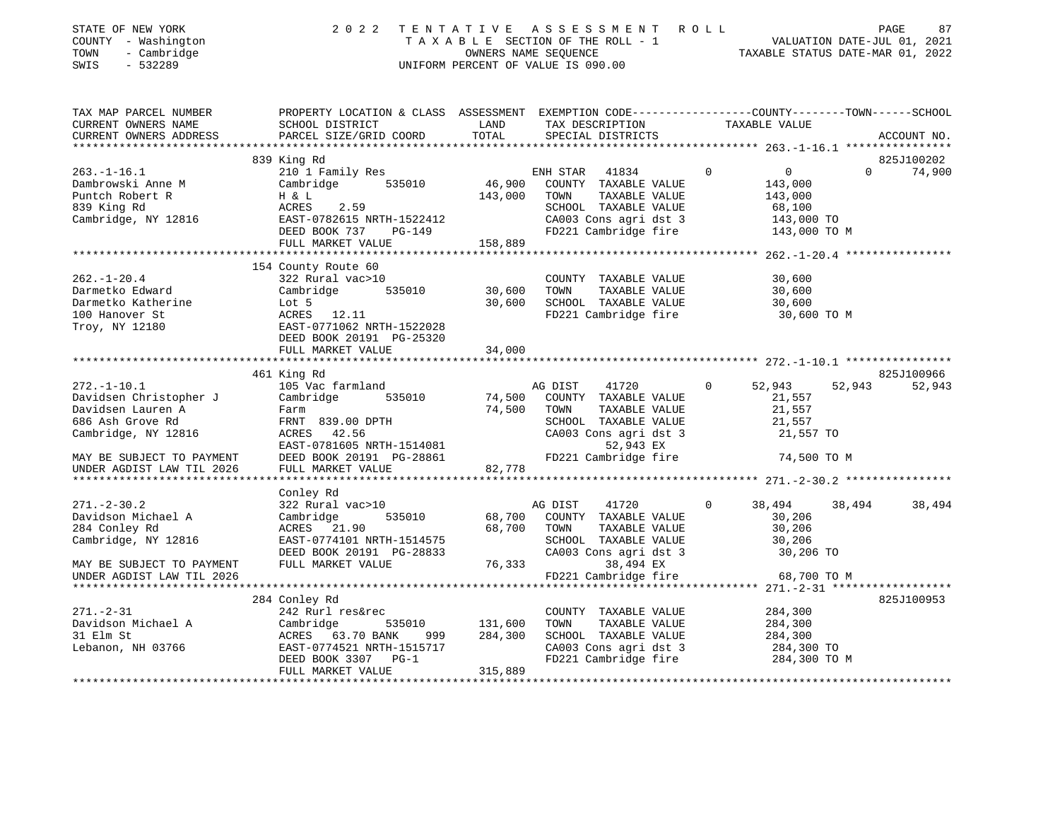STATE OF NEW YORK                2022 TENTATIVE ASSESSMENT ROLL
COUNTY - Washington              TAXABLE SECTION OF THE ROLL - 1              VALUATION DATE-JUL 01, 2021
TOWN - Cambridge                 OWNERS NAME SEQUENCE                         TAXABLE STATUS DATE-MAR 01, 2022
SWIS - 532289                    UNIFORM PERCENT OF VALUE IS 090.00

| TAX MAP PARCEL NUMBER / CURRENT OWNERS NAME / CURRENT OWNERS ADDRESS | PROPERTY LOCATION & CLASS / SCHOOL DISTRICT / PARCEL SIZE/GRID COORD | ASSESSMENT LAND | TOTAL | EXEMPTION CODE / TAX DESCRIPTION / SPECIAL DISTRICTS | COUNTY TAXABLE VALUE | TOWN | SCHOOL | ACCOUNT NO. |
|---|---|---|---|---|---|---|---|---|
| 263.-1-16.1 | 839 King Rd | | | | | | | 825J100202 |
| 263.-1-16.1 | 210 1 Family Res | | | ENH STAR 41834 | 0 | 0 | 74,900 | |
| Dambrowski Anne M | Cambridge 535010 | 46,900 | | COUNTY TAXABLE VALUE | 143,000 | | | |
| Puntch Robert R | H & L | | 143,000 | TOWN TAXABLE VALUE | 143,000 | | | |
| 839 King Rd | ACRES 2.59 | | | SCHOOL TAXABLE VALUE | 68,100 | | | |
| Cambridge, NY 12816 | EAST-0782615 NRTH-1522412 | | | CA003 Cons agri dst 3 | 143,000 TO | | | |
| | DEED BOOK 737 PG-149 | | | FD221 Cambridge fire | 143,000 TO M | | | |
| | FULL MARKET VALUE | | 158,889 | | | | | |
| 262.-1-20.4 | 154 County Route 60 | | | | | | | |
| 262.-1-20.4 | 322 Rural vac>10 | | | COUNTY TAXABLE VALUE | 30,600 | | | |
| Darmetko Edward | Cambridge 535010 | 30,600 | | TOWN TAXABLE VALUE | 30,600 | | | |
| Darmetko Katherine | Lot 5 | | 30,600 | SCHOOL TAXABLE VALUE | 30,600 | | | |
| 100 Hanover St | ACRES 12.11 | | | FD221 Cambridge fire | 30,600 TO M | | | |
| Troy, NY 12180 | EAST-0771062 NRTH-1522028 | | | | | | | |
| | DEED BOOK 20191 PG-25320 | | | | | | | |
| | FULL MARKET VALUE | | 34,000 | | | | | |
| 272.-1-10.1 | 461 King Rd | | | | | | | 825J100966 |
| 272.-1-10.1 | 105 Vac farmland | | | AG DIST 41720 | 52,943 | 52,943 | 52,943 | |
| Davidsen Christopher J | Cambridge 535010 | 74,500 | | COUNTY TAXABLE VALUE | 21,557 | | | |
| Davidsen Lauren A | Farm | | 74,500 | TOWN TAXABLE VALUE | 21,557 | | | |
| 686 Ash Grove Rd | FRNT 839.00 DPTH | | | SCHOOL TAXABLE VALUE | 21,557 | | | |
| Cambridge, NY 12816 | ACRES 42.56 | | | CA003 Cons agri dst 3 | 21,557 TO | | | |
| | EAST-0781605 NRTH-1514081 | | | 52,943 EX | | | | |
| MAY BE SUBJECT TO PAYMENT | DEED BOOK 20191 PG-28861 | | | FD221 Cambridge fire | 74,500 TO M | | | |
| UNDER AGDIST LAW TIL 2026 | FULL MARKET VALUE | | 82,778 | | | | | |
| 271.-2-30.2 | Conley Rd | | | | | | | |
| 271.-2-30.2 | 322 Rural vac>10 | | | AG DIST 41720 | 38,494 | 38,494 | 38,494 | |
| Davidson Michael A | Cambridge 535010 | 68,700 | | COUNTY TAXABLE VALUE | 30,206 | | | |
| 284 Conley Rd | ACRES 21.90 | | 68,700 | TOWN TAXABLE VALUE | 30,206 | | | |
| Cambridge, NY 12816 | EAST-0774101 NRTH-1514575 | | | SCHOOL TAXABLE VALUE | 30,206 | | | |
| | DEED BOOK 20191 PG-28833 | | | CA003 Cons agri dst 3 | 30,206 TO | | | |
| MAY BE SUBJECT TO PAYMENT | FULL MARKET VALUE | | 76,333 | 38,494 EX | | | | |
| UNDER AGDIST LAW TIL 2026 | | | | FD221 Cambridge fire | 68,700 TO M | | | |
| 271.-2-31 | 284 Conley Rd | | | | | | | 825J100953 |
| 271.-2-31 | 242 Rurl res&rec | | | COUNTY TAXABLE VALUE | 284,300 | | | |
| Davidson Michael A | Cambridge 535010 | 131,600 | | TOWN TAXABLE VALUE | 284,300 | | | |
| 31 Elm St | ACRES 63.70 BANK 999 | | 284,300 | SCHOOL TAXABLE VALUE | 284,300 | | | |
| Lebanon, NH 03766 | EAST-0774521 NRTH-1515717 | | | CA003 Cons agri dst 3 | 284,300 TO | | | |
| | DEED BOOK 3307 PG-1 | | | FD221 Cambridge fire | 284,300 TO M | | | |
| | FULL MARKET VALUE | | 315,889 | | | | | |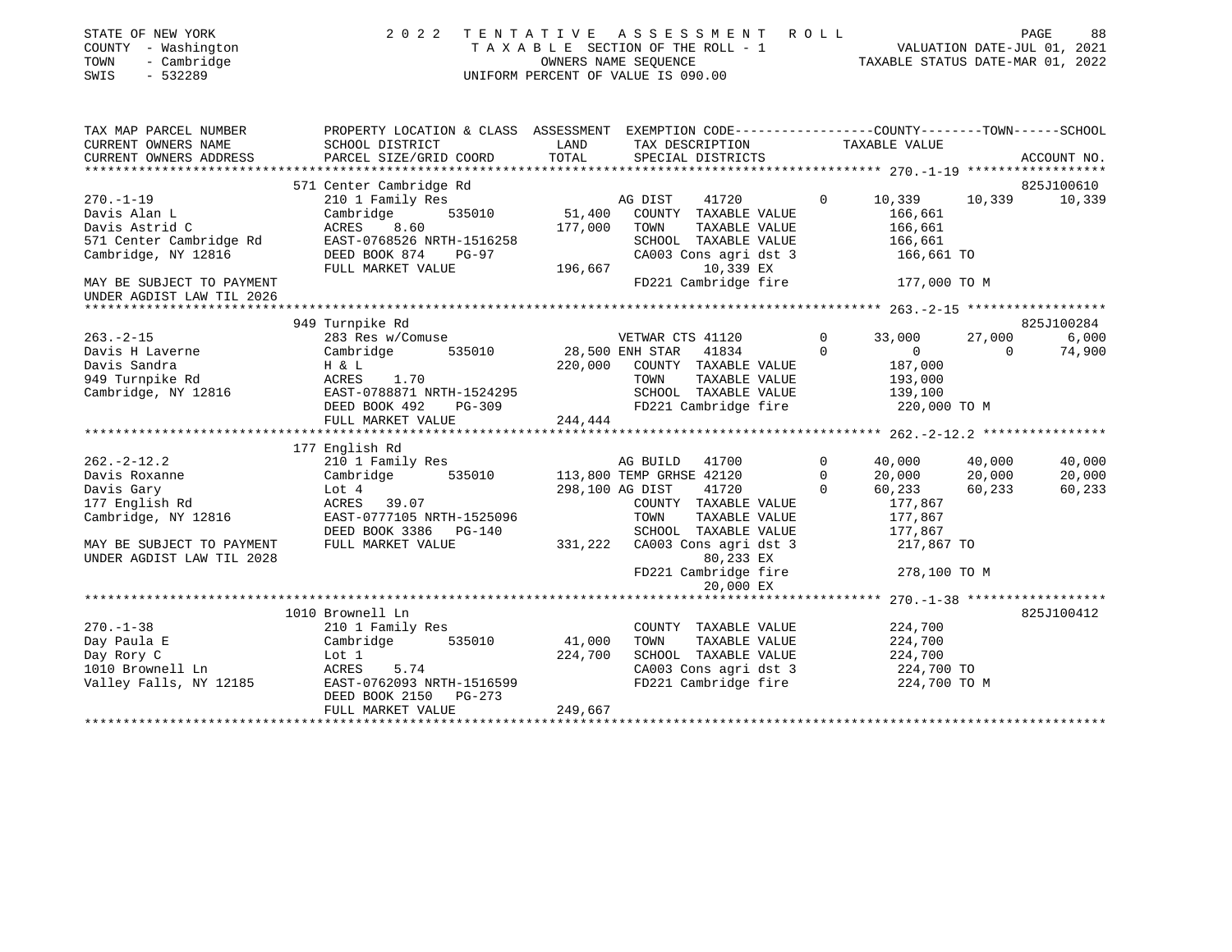STATE OF NEW YORK — COUNTY - Washington — TOWN - Cambridge — SWIS - 532289

2 0 2 2 TENTATIVE ASSESSMENT ROLL — TAXABLE SECTION OF THE ROLL - 1 — OWNERS NAME SEQUENCE — UNIFORM PERCENT OF VALUE IS 090.00

VALUATION DATE-JUL 01, 2021 — TAXABLE STATUS DATE-MAR 01, 2022

| TAX MAP PARCEL NUMBER / CURRENT OWNERS NAME / CURRENT OWNERS ADDRESS | PROPERTY LOCATION & CLASS / SCHOOL DISTRICT / PARCEL SIZE/GRID COORD | ASSESSMENT LAND / TOTAL | EXEMPTION CODE / TAX DESCRIPTION / SPECIAL DISTRICTS | COUNTY | TOWN | SCHOOL | ACCOUNT NO. |
|---|---|---|---|---|---|---|---|
| **270.-1-19** | 571 Center Cambridge Rd | | | | | | 825J100610 |
| Davis Alan L | 210 1 Family Res | | AG DIST 41720 0 | 10,339 | 10,339 | 10,339 | |
| Davis Astrid C | Cambridge 535010 | 51,400 | COUNTY TAXABLE VALUE | 166,661 | | | |
| 571 Center Cambridge Rd | ACRES 8.60 | 177,000 | TOWN TAXABLE VALUE | | 166,661 | | |
| Cambridge, NY 12816 | EAST-0768526 NRTH-1516258 | | SCHOOL TAXABLE VALUE | | | 166,661 | |
| | DEED BOOK 874 PG-97 | | CA003 Cons agri dst 3 | 166,661 TO | | | |
| MAY BE SUBJECT TO PAYMENT | FULL MARKET VALUE | 196,667 | 10,339 EX | | | | |
| UNDER AGDIST LAW TIL 2026 | | | FD221 Cambridge fire | 177,000 TO M | | | |
| **263.-2-15** | 949 Turnpike Rd | | | | | | 825J100284 |
| Davis H Laverne | 283 Res w/Comuse | | VETWAR CTS 41120 0 | 33,000 | 27,000 | 6,000 | |
| Davis Sandra | Cambridge 535010 | 28,500 | ENH STAR 41834 0 | 0 | 0 | 74,900 | |
| 949 Turnpike Rd | H & L | 220,000 | COUNTY TAXABLE VALUE | 187,000 | | | |
| Cambridge, NY 12816 | ACRES 1.70 | | TOWN TAXABLE VALUE | | 193,000 | | |
| | EAST-0788871 NRTH-1524295 | | SCHOOL TAXABLE VALUE | | | 139,100 | |
| | DEED BOOK 492 PG-309 | | FD221 Cambridge fire | 220,000 TO M | | | |
| | FULL MARKET VALUE | 244,444 | | | | | |
| **262.-2-12.2** | 177 English Rd | | | | | | |
| Davis Roxanne | 210 1 Family Res | | AG BUILD 41700 0 | 40,000 | 40,000 | 40,000 | |
| Davis Gary | Cambridge 535010 | 113,800 | TEMP GRHSE 42120 0 | 20,000 | 20,000 | 20,000 | |
| 177 English Rd | Lot 4 | 298,100 | AG DIST 41720 0 | 60,233 | 60,233 | 60,233 | |
| Cambridge, NY 12816 | ACRES 39.07 | | COUNTY TAXABLE VALUE | 177,867 | | | |
| | EAST-0777105 NRTH-1525096 | | TOWN TAXABLE VALUE | | 177,867 | | |
| | DEED BOOK 3386 PG-140 | | SCHOOL TAXABLE VALUE | | | 177,867 | |
| MAY BE SUBJECT TO PAYMENT | FULL MARKET VALUE | 331,222 | CA003 Cons agri dst 3 | 217,867 TO | | | |
| UNDER AGDIST LAW TIL 2028 | | | 80,233 EX | | | | |
| | | | FD221 Cambridge fire | 278,100 TO M | | | |
| | | | 20,000 EX | | | | |
| **270.-1-38** | 1010 Brownell Ln | | | | | | 825J100412 |
| Day Paula E | 210 1 Family Res | | COUNTY TAXABLE VALUE | 224,700 | | | |
| Day Rory C | Cambridge 535010 | 41,000 | TOWN TAXABLE VALUE | | 224,700 | | |
| 1010 Brownell Ln | Lot 1 | 224,700 | SCHOOL TAXABLE VALUE | | | 224,700 | |
| Valley Falls, NY 12185 | ACRES 5.74 | | CA003 Cons agri dst 3 | 224,700 TO | | | |
| | EAST-0762093 NRTH-1516599 | | FD221 Cambridge fire | 224,700 TO M | | | |
| | DEED BOOK 2150 PG-273 | | | | | | |
| | FULL MARKET VALUE | 249,667 | | | | | |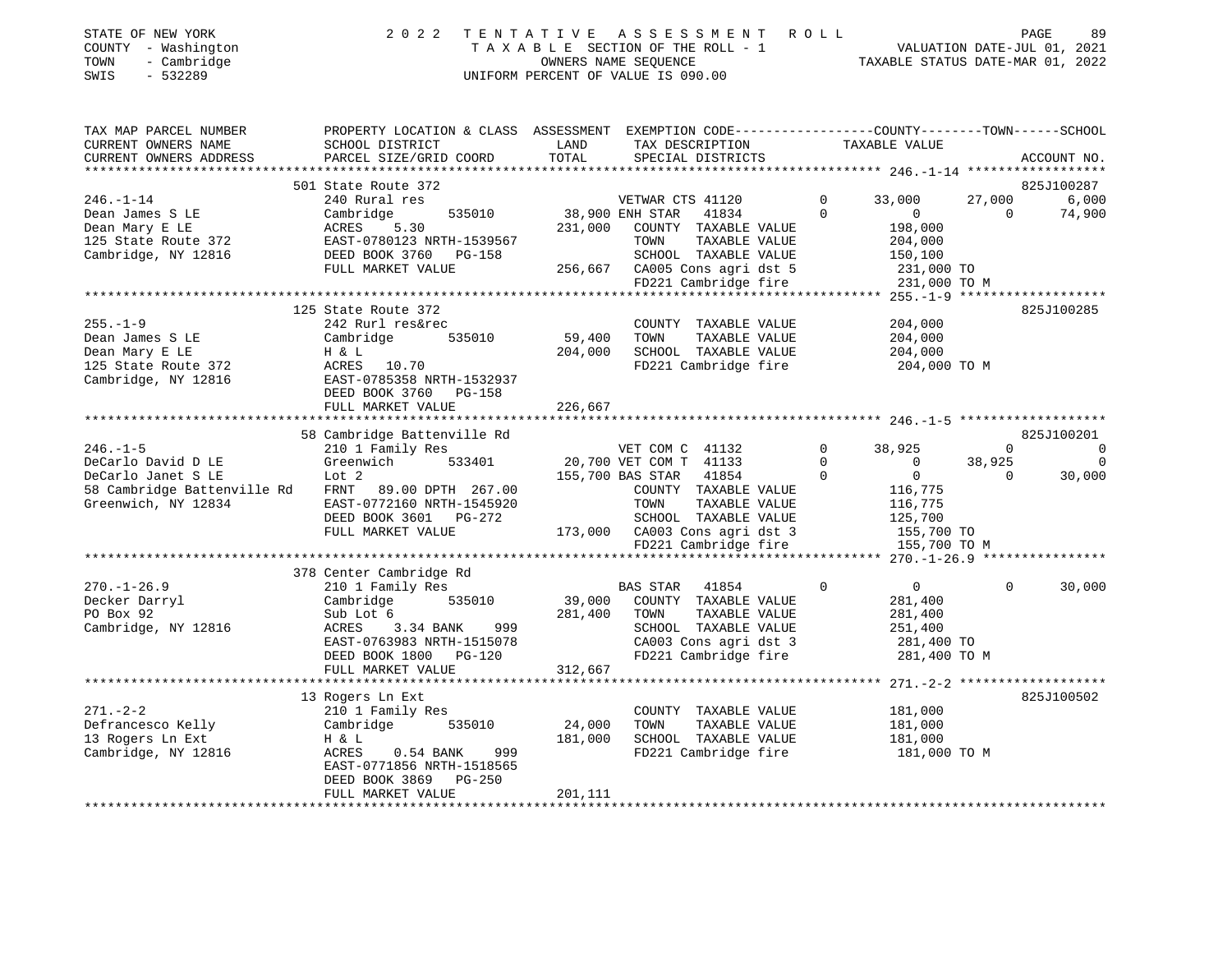STATE OF NEW YORK | COUNTY - Washington | TOWN - Cambridge | SWIS - 532289

# 2022 TENTATIVE ASSESSMENT ROLL

TAXABLE SECTION OF THE ROLL - 1
OWNERS NAME SEQUENCE
UNIFORM PERCENT OF VALUE IS 090.00

VALUATION DATE-JUL 01, 2021
TAXABLE STATUS DATE-MAR 01, 2022

| TAX MAP PARCEL NUMBER / CURRENT OWNERS NAME / CURRENT OWNERS ADDRESS | PROPERTY LOCATION & CLASS / SCHOOL DISTRICT / PARCEL SIZE/GRID COORD | ASSESSMENT LAND / TOTAL | EXEMPTION CODE / TAX DESCRIPTION / SPECIAL DISTRICTS | COUNTY TAXABLE VALUE | TOWN | SCHOOL | ACCOUNT NO. |
|---|---|---|---|---|---|---|---|
| **246.-1-14** | 501 State Route 372 | | | | | | 825J100287 |
| Dean James S LE | 240 Rural res | | VETWAR CTS 41120 0 | 33,000 | 27,000 | 6,000 | |
| Dean Mary E LE | Cambridge 535010 | 38,900 | ENH STAR 41834 0 | 0 | 0 | 74,900 | |
| 125 State Route 372 | ACRES 5.30 | 231,000 | COUNTY TAXABLE VALUE | 198,000 | | | |
| Cambridge, NY 12816 | EAST-0780123 NRTH-1539567 | | TOWN TAXABLE VALUE | 204,000 | | | |
| | DEED BOOK 3760 PG-158 | | SCHOOL TAXABLE VALUE | 150,100 | | | |
| | FULL MARKET VALUE | 256,667 | CA005 Cons agri dst 5 | 231,000 TO | | | |
| | | | FD221 Cambridge fire | 231,000 TO M | | | |
| **255.-1-9** | 125 State Route 372 | | | | | | 825J100285 |
| Dean James S LE | 242 Rurl res&rec | | COUNTY TAXABLE VALUE | 204,000 | | | |
| Dean Mary E LE | Cambridge 535010 | 59,400 | TOWN TAXABLE VALUE | 204,000 | | | |
| 125 State Route 372 | H & L | 204,000 | SCHOOL TAXABLE VALUE | 204,000 | | | |
| Cambridge, NY 12816 | ACRES 10.70 | | FD221 Cambridge fire | 204,000 TO M | | | |
| | EAST-0785358 NRTH-1532937 | | | | | | |
| | DEED BOOK 3760 PG-158 | | | | | | |
| | FULL MARKET VALUE | 226,667 | | | | | |
| **246.-1-5** | 58 Cambridge Battenville Rd | | | | | | 825J100201 |
| DeCarlo David D LE | 210 1 Family Res | | VET COM C 41132 0 | 38,925 | 0 | 0 | |
| DeCarlo Janet S LE | Greenwich 533401 | 20,700 | VET COM T 41133 0 | 0 | 38,925 | 0 | |
| 58 Cambridge Battenville Rd | Lot 2 | 155,700 | BAS STAR 41854 0 | 0 | 0 | 30,000 | |
| Greenwich, NY 12834 | FRNT 89.00 DPTH 267.00 | | COUNTY TAXABLE VALUE | 116,775 | | | |
| | EAST-0772160 NRTH-1545920 | | TOWN TAXABLE VALUE | 116,775 | | | |
| | DEED BOOK 3601 PG-272 | | SCHOOL TAXABLE VALUE | 125,700 | | | |
| | FULL MARKET VALUE | 173,000 | CA003 Cons agri dst 3 | 155,700 TO | | | |
| | | | FD221 Cambridge fire | 155,700 TO M | | | |
| **270.-1-26.9** | 378 Center Cambridge Rd | | | | | | |
| Decker Darryl | 210 1 Family Res | | BAS STAR 41854 0 | 0 | 0 | 30,000 | |
| PO Box 92 | Cambridge 535010 | 39,000 | COUNTY TAXABLE VALUE | 281,400 | | | |
| Cambridge, NY 12816 | Sub Lot 6 | 281,400 | TOWN TAXABLE VALUE | 281,400 | | | |
| | ACRES 3.34 BANK 999 | | SCHOOL TAXABLE VALUE | 251,400 | | | |
| | EAST-0763983 NRTH-1515078 | | CA003 Cons agri dst 3 | 281,400 TO | | | |
| | DEED BOOK 1800 PG-120 | | FD221 Cambridge fire | 281,400 TO M | | | |
| | FULL MARKET VALUE | 312,667 | | | | | |
| **271.-2-2** | 13 Rogers Ln Ext | | | | | | 825J100502 |
| Defrancesco Kelly | 210 1 Family Res | | COUNTY TAXABLE VALUE | 181,000 | | | |
| 13 Rogers Ln Ext | Cambridge 535010 | 24,000 | TOWN TAXABLE VALUE | 181,000 | | | |
| Cambridge, NY 12816 | H & L | 181,000 | SCHOOL TAXABLE VALUE | 181,000 | | | |
| | ACRES 0.54 BANK 999 | | FD221 Cambridge fire | 181,000 TO M | | | |
| | EAST-0771856 NRTH-1518565 | | | | | | |
| | DEED BOOK 3869 PG-250 | | | | | | |
| | FULL MARKET VALUE | 201,111 | | | | | |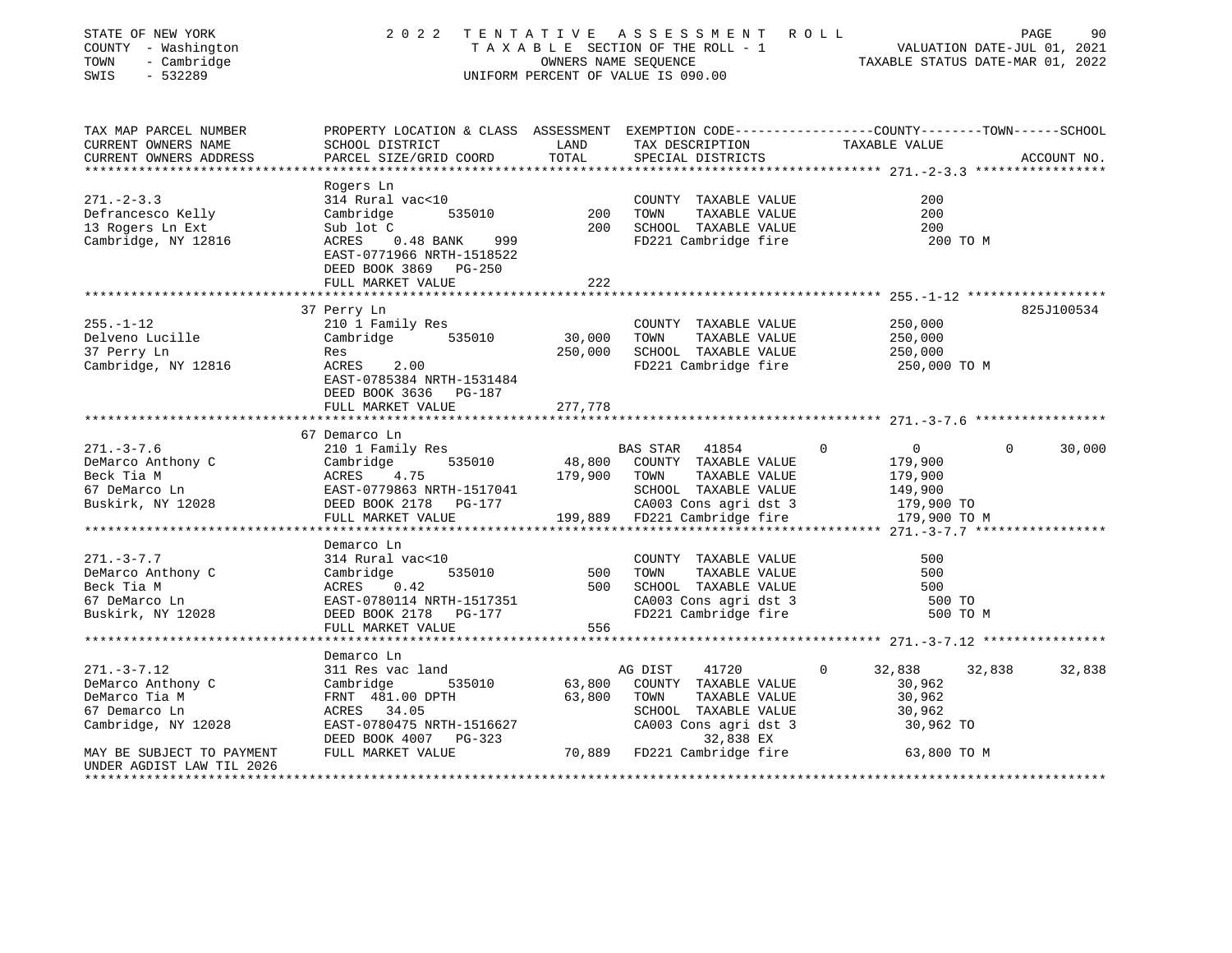STATE OF NEW YORK — 2022 TENTATIVE ASSESSMENT ROLL
COUNTY - Washington — TAXABLE SECTION OF THE ROLL - 1 — VALUATION DATE-JUL 01, 2021
TOWN - Cambridge — OWNERS NAME SEQUENCE — TAXABLE STATUS DATE-MAR 01, 2022
SWIS - 532289 — UNIFORM PERCENT OF VALUE IS 090.00

| TAX MAP PARCEL NUMBER / CURRENT OWNERS NAME / CURRENT OWNERS ADDRESS | PROPERTY LOCATION & CLASS / SCHOOL DISTRICT / PARCEL SIZE/GRID COORD | ASSESSMENT LAND | TOTAL | EXEMPTION CODE / TAX DESCRIPTION / SPECIAL DISTRICTS | COUNTY TAXABLE VALUE | TOWN | SCHOOL | ACCOUNT NO. |
|---|---|---|---|---|---|---|---|---|
| **271.-2-3.3** | Rogers Ln | | | | | | | |
| 271.-2-3.3 | 314 Rural vac<10 | | | COUNTY TAXABLE VALUE | 200 | | | |
| Defrancesco Kelly | Cambridge 535010 | 200 | | TOWN TAXABLE VALUE | 200 | | | |
| 13 Rogers Ln Ext | Sub lot C | | 200 | SCHOOL TAXABLE VALUE | 200 | | | |
| Cambridge, NY 12816 | ACRES 0.48 BANK 999 | | | FD221 Cambridge fire | 200 TO M | | | |
| | EAST-0771966 NRTH-1518522 | | | | | | | |
| | DEED BOOK 3869 PG-250 | | | | | | | |
| | FULL MARKET VALUE | | 222 | | | | | |
| **255.-1-12** | 37 Perry Ln | | | | | | | 825J100534 |
| 255.-1-12 | 210 1 Family Res | | | COUNTY TAXABLE VALUE | 250,000 | | | |
| Delveno Lucille | Cambridge 535010 | 30,000 | | TOWN TAXABLE VALUE | 250,000 | | | |
| 37 Perry Ln | Res | | 250,000 | SCHOOL TAXABLE VALUE | 250,000 | | | |
| Cambridge, NY 12816 | ACRES 2.00 | | | FD221 Cambridge fire | 250,000 TO M | | | |
| | EAST-0785384 NRTH-1531484 | | | | | | | |
| | DEED BOOK 3636 PG-187 | | | | | | | |
| | FULL MARKET VALUE | | 277,778 | | | | | |
| **271.-3-7.6** | 67 Demarco Ln | | | | | | | |
| 271.-3-7.6 | 210 1 Family Res | | | BAS STAR 41854 0 | 0 | 0 | 30,000 | |
| DeMarco Anthony C | Cambridge 535010 | 48,800 | | COUNTY TAXABLE VALUE | 179,900 | | | |
| Beck Tia M | ACRES 4.75 | | 179,900 | TOWN TAXABLE VALUE | 179,900 | | | |
| 67 DeMarco Ln | EAST-0779863 NRTH-1517041 | | | SCHOOL TAXABLE VALUE | 149,900 | | | |
| Buskirk, NY 12028 | DEED BOOK 2178 PG-177 | | | CA003 Cons agri dst 3 | 179,900 TO | | | |
| | FULL MARKET VALUE | | 199,889 | FD221 Cambridge fire | 179,900 TO M | | | |
| **271.-3-7.7** | Demarco Ln | | | | | | | |
| 271.-3-7.7 | 314 Rural vac<10 | | | COUNTY TAXABLE VALUE | 500 | | | |
| DeMarco Anthony C | Cambridge 535010 | 500 | | TOWN TAXABLE VALUE | 500 | | | |
| Beck Tia M | ACRES 0.42 | | 500 | SCHOOL TAXABLE VALUE | 500 | | | |
| 67 DeMarco Ln | EAST-0780114 NRTH-1517351 | | | CA003 Cons agri dst 3 | 500 TO | | | |
| Buskirk, NY 12028 | DEED BOOK 2178 PG-177 | | | FD221 Cambridge fire | 500 TO M | | | |
| | FULL MARKET VALUE | | 556 | | | | | |
| **271.-3-7.12** | Demarco Ln | | | | | | | |
| 271.-3-7.12 | 311 Res vac land | | | AG DIST 41720 0 | 32,838 | 32,838 | 32,838 | |
| DeMarco Anthony C | Cambridge 535010 | 63,800 | | COUNTY TAXABLE VALUE | 30,962 | | | |
| DeMarco Tia M | FRNT 481.00 DPTH | | 63,800 | TOWN TAXABLE VALUE | 30,962 | | | |
| 67 Demarco Ln | ACRES 34.05 | | | SCHOOL TAXABLE VALUE | 30,962 | | | |
| Cambridge, NY 12028 | EAST-0780475 NRTH-1516627 | | | CA003 Cons agri dst 3 | 30,962 TO | | | |
| | DEED BOOK 4007 PG-323 | | | 32,838 EX | | | | |
| MAY BE SUBJECT TO PAYMENT | FULL MARKET VALUE | | 70,889 | FD221 Cambridge fire | 63,800 TO M | | | |
| UNDER AGDIST LAW TIL 2026 | | | | | | | | |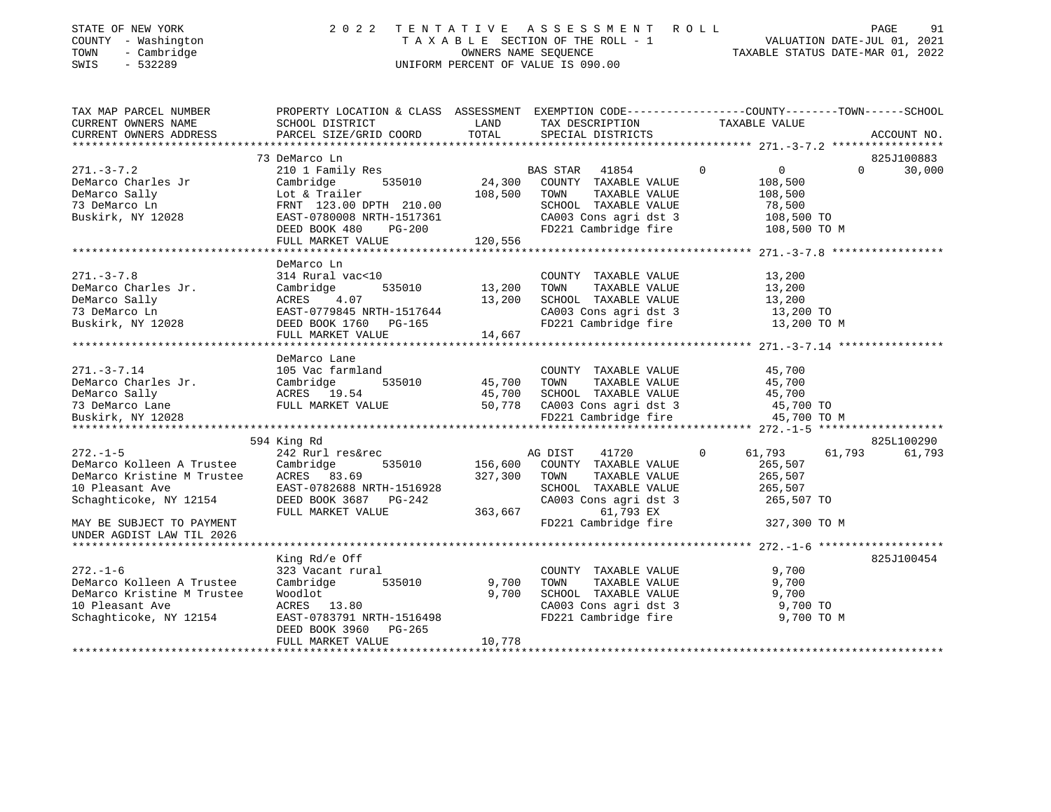STATE OF NEW YORK | COUNTY - Washington | TOWN - Cambridge | SWIS - 532289

# 2022 TENTATIVE ASSESSMENT ROLL

TAXABLE SECTION OF THE ROLL - 1
OWNERS NAME SEQUENCE
UNIFORM PERCENT OF VALUE IS 090.00

VALUATION DATE-JUL 01, 2021
TAXABLE STATUS DATE-MAR 01, 2022

| TAX MAP PARCEL NUMBER / CURRENT OWNERS NAME / CURRENT OWNERS ADDRESS | PROPERTY LOCATION & CLASS / SCHOOL DISTRICT / PARCEL SIZE/GRID COORD | ASSESSMENT LAND / TOTAL | EXEMPTION CODE / TAX DESCRIPTION / SPECIAL DISTRICTS | COUNTY | TOWN | SCHOOL | ACCOUNT NO. |
|---|---|---|---|---|---|---|---|
| 271.-3-7.2 | 73 DeMarco Ln | | | | | | 825J100883 |
| DeMarco Charles Jr | 210 1 Family Res | | BAS STAR 41854 | 0 | 0 | 30,000 | |
| DeMarco Sally | Cambridge 535010 | 24,300 | COUNTY TAXABLE VALUE | 108,500 | | | |
| 73 DeMarco Ln | Lot & Trailer | 108,500 | TOWN TAXABLE VALUE | | 108,500 | | |
| Buskirk, NY 12028 | FRNT 123.00 DPTH 210.00 | | SCHOOL TAXABLE VALUE | | | 78,500 | |
| | EAST-0780008 NRTH-1517361 | | CA003 Cons agri dst 3 | 108,500 TO | | | |
| | DEED BOOK 480 PG-200 | | FD221 Cambridge fire | 108,500 TO M | | | |
| | FULL MARKET VALUE | 120,556 | | | | | |
| 271.-3-7.8 | DeMarco Ln | | | | | | |
| DeMarco Charles Jr. | 314 Rural vac<10 | | COUNTY TAXABLE VALUE | 13,200 | | | |
| DeMarco Sally | Cambridge 535010 | 13,200 | TOWN TAXABLE VALUE | | 13,200 | | |
| 73 DeMarco Ln | ACRES 4.07 | 13,200 | SCHOOL TAXABLE VALUE | | | 13,200 | |
| Buskirk, NY 12028 | EAST-0779845 NRTH-1517644 | | CA003 Cons agri dst 3 | 13,200 TO | | | |
| | DEED BOOK 1760 PG-165 | | FD221 Cambridge fire | 13,200 TO M | | | |
| | FULL MARKET VALUE | 14,667 | | | | | |
| 271.-3-7.14 | DeMarco Lane | | | | | | |
| DeMarco Charles Jr. | 105 Vac farmland | | COUNTY TAXABLE VALUE | 45,700 | | | |
| DeMarco Sally | Cambridge 535010 | 45,700 | TOWN TAXABLE VALUE | | 45,700 | | |
| 73 DeMarco Lane | ACRES 19.54 | 45,700 | SCHOOL TAXABLE VALUE | | | 45,700 | |
| Buskirk, NY 12028 | FULL MARKET VALUE | 50,778 | CA003 Cons agri dst 3 | 45,700 TO | | | |
| | | | FD221 Cambridge fire | 45,700 TO M | | | |
| 272.-1-5 | 594 King Rd | | | | | | 825L100290 |
| DeMarco Kolleen A Trustee | 242 Rurl res&rec | | AG DIST 41720 0 | 61,793 | 61,793 | 61,793 | |
| DeMarco Kristine M Trustee | Cambridge 535010 | 156,600 | COUNTY TAXABLE VALUE | 265,507 | | | |
| 10 Pleasant Ave | ACRES 83.69 | 327,300 | TOWN TAXABLE VALUE | | 265,507 | | |
| Schaghticoke, NY 12154 | EAST-0782688 NRTH-1516928 | | SCHOOL TAXABLE VALUE | | | 265,507 | |
| | DEED BOOK 3687 PG-242 | | CA003 Cons agri dst 3 | 265,507 TO | | | |
| | FULL MARKET VALUE | 363,667 | 61,793 EX | | | | |
| MAY BE SUBJECT TO PAYMENT UNDER AGDIST LAW TIL 2026 | | | FD221 Cambridge fire | 327,300 TO M | | | |
| 272.-1-6 | King Rd/e Off | | | | | | 825J100454 |
| DeMarco Kolleen A Trustee | 323 Vacant rural | | COUNTY TAXABLE VALUE | 9,700 | | | |
| DeMarco Kristine M Trustee | Cambridge 535010 | 9,700 | TOWN TAXABLE VALUE | | 9,700 | | |
| 10 Pleasant Ave | Woodlot | 9,700 | SCHOOL TAXABLE VALUE | | | 9,700 | |
| Schaghticoke, NY 12154 | ACRES 13.80 | | CA003 Cons agri dst 3 | 9,700 TO | | | |
| | EAST-0783791 NRTH-1516498 | | FD221 Cambridge fire | 9,700 TO M | | | |
| | DEED BOOK 3960 PG-265 | | | | | | |
| | FULL MARKET VALUE | 10,778 | | | | | |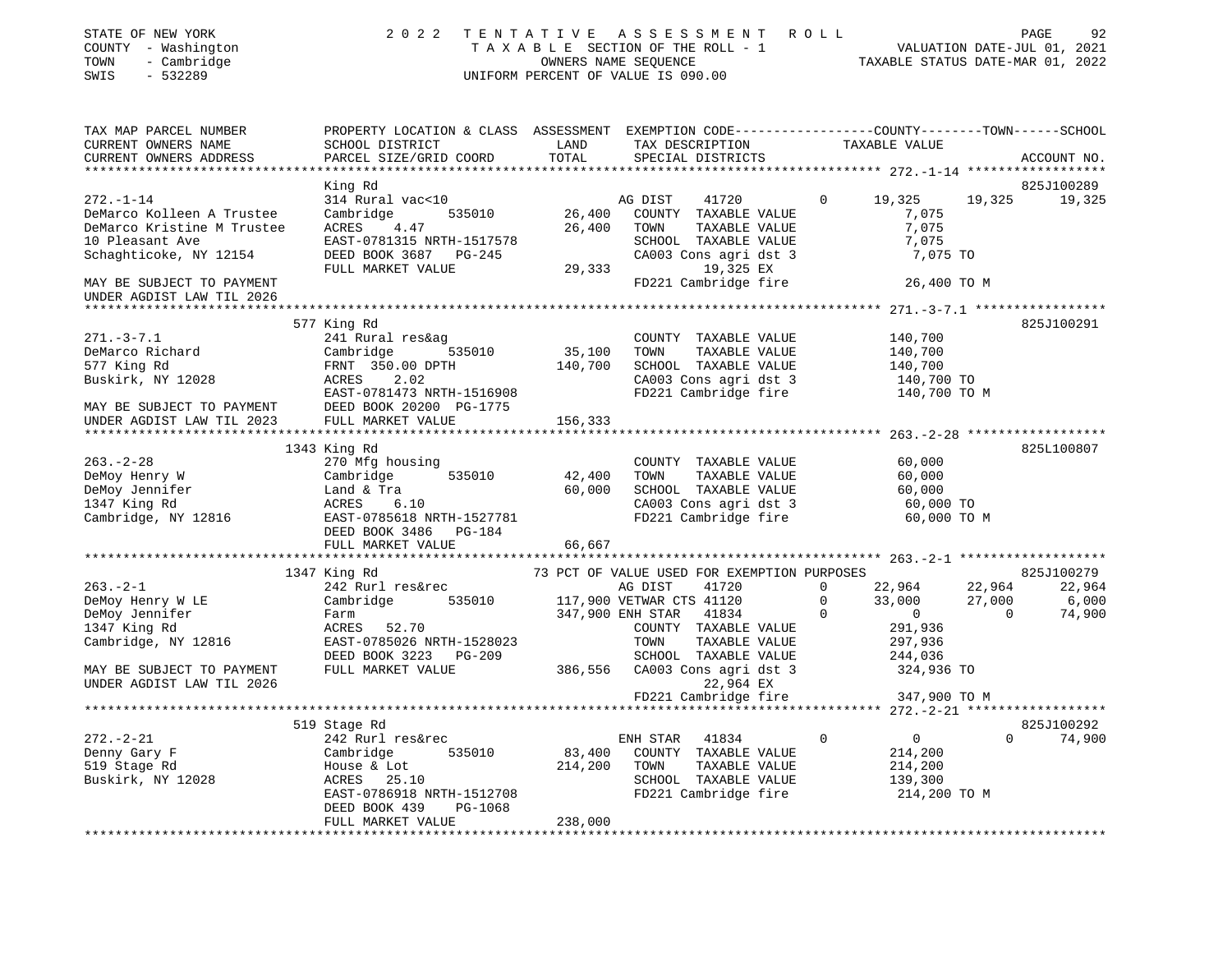```
STATE OF NEW YORK              2 0 2 2   T E N T A T I V E   A S S E S S M E N T   R O L L                        PAGE     92
COUNTY  - Washington                     T A X A B L E SECTION OF THE ROLL - 1                  VALUATION DATE-JUL 01, 2021
TOWN    - Cambridge                             OWNERS NAME SEQUENCE                        TAXABLE STATUS DATE-MAR 01, 2022
SWIS    - 532289                         UNIFORM PERCENT OF VALUE IS 090.00

TAX MAP PARCEL NUMBER          PROPERTY LOCATION & CLASS  ASSESSMENT  EXEMPTION CODE-----------------COUNTY--------TOWN------SCHOOL
CURRENT OWNERS NAME            SCHOOL DISTRICT               LAND      TAX DESCRIPTION            TAXABLE VALUE
CURRENT OWNERS ADDRESS         PARCEL SIZE/GRID COORD        TOTAL     SPECIAL DISTRICTS                                  ACCOUNT NO.
******************************************************************************************************* 272.-1-14 ******************
                               King Rd                                                                                 825J100289
272.-1-14                      314 Rural vac<10                        AG DIST     41720         0      19,325     19,325     19,325
DeMarco Kolleen A Trustee      Cambridge        535010        26,400   COUNTY  TAXABLE VALUE              7,075
DeMarco Kristine M Trustee     ACRES    4.47                  26,400   TOWN    TAXABLE VALUE              7,075
10 Pleasant Ave                EAST-0781315 NRTH-1517578               SCHOOL  TAXABLE VALUE              7,075
Schaghticoke, NY 12154         DEED BOOK 3687   PG-245                 CA003 Cons agri dst 3              7,075 TO
                               FULL MARKET VALUE             29,333            19,325 EX
MAY BE SUBJECT TO PAYMENT                                              FD221 Cambridge fire              26,400 TO M
UNDER AGDIST LAW TIL 2026
******************************************************************************************************* 271.-3-7.1 *****************
                               577 King Rd                                                                             825J100291
271.-3-7.1                     241 Rural res&ag                        COUNTY  TAXABLE VALUE            140,700
DeMarco Richard                Cambridge        535010        35,100   TOWN    TAXABLE VALUE            140,700
577 King Rd                    FRNT  350.00 DPTH             140,700   SCHOOL  TAXABLE VALUE            140,700
Buskirk, NY 12028              ACRES    2.02                           CA003 Cons agri dst 3            140,700 TO
                               EAST-0781473 NRTH-1516908               FD221 Cambridge fire             140,700 TO M
MAY BE SUBJECT TO PAYMENT      DEED BOOK 20200 PG-1775
UNDER AGDIST LAW TIL 2023      FULL MARKET VALUE            156,333
******************************************************************************************************* 263.-2-28 ******************
                               1343 King Rd                                                                            825L100807
263.-2-28                      270 Mfg housing                         COUNTY  TAXABLE VALUE             60,000
DeMoy Henry W                  Cambridge        535010        42,400   TOWN    TAXABLE VALUE             60,000
DeMoy Jennifer                 Land & Tra                     60,000   SCHOOL  TAXABLE VALUE             60,000
1347 King Rd                   ACRES    6.10                           CA003 Cons agri dst 3             60,000 TO
Cambridge, NY 12816            EAST-0785618 NRTH-1527781               FD221 Cambridge fire              60,000 TO M
                               DEED BOOK 3486   PG-184
                               FULL MARKET VALUE             66,667
******************************************************************************************************* 263.-2-1 *******************
                               1347 King Rd                  73 PCT OF VALUE USED FOR EXEMPTION PURPOSES               825J100279
263.-2-1                       242 Rurl res&rec                        AG DIST     41720         0      22,964     22,964     22,964
DeMoy Henry W LE               Cambridge        535010       117,900 VETWAR CTS 41120            0      33,000     27,000      6,000
DeMoy Jennifer                 Farm                          347,900 ENH STAR    41834           0           0          0     74,900
1347 King Rd                   ACRES   52.70                           COUNTY  TAXABLE VALUE            291,936
Cambridge, NY 12816            EAST-0785026 NRTH-1528023               TOWN    TAXABLE VALUE            297,936
                               DEED BOOK 3223   PG-209                 SCHOOL  TAXABLE VALUE            244,036
MAY BE SUBJECT TO PAYMENT      FULL MARKET VALUE            386,556    CA003 Cons agri dst 3            324,936 TO
UNDER AGDIST LAW TIL 2026                                                      22,964 EX
                                                                       FD221 Cambridge fire             347,900 TO M
******************************************************************************************************* 272.-2-21 ******************
                               519 Stage Rd                                                                            825J100292
272.-2-21                      242 Rurl res&rec                        ENH STAR    41834         0           0          0     74,900
Denny Gary F                   Cambridge        535010        83,400   COUNTY  TAXABLE VALUE            214,200
519 Stage Rd                   House & Lot                   214,200   TOWN    TAXABLE VALUE            214,200
Buskirk, NY 12028              ACRES   25.10                           SCHOOL  TAXABLE VALUE            139,300
                               EAST-0786918 NRTH-1512708               FD221 Cambridge fire             214,200 TO M
                               DEED BOOK 439    PG-1068
                               FULL MARKET VALUE            238,000
************************************************************************************************************************************
```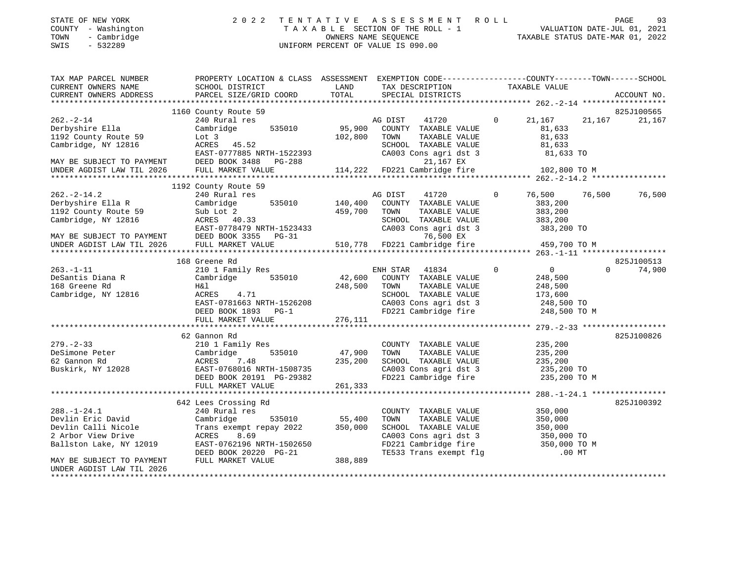STATE OF NEW YORK
COUNTY - Washington
TOWN - Cambridge
SWIS - 532289

# 2022 TENTATIVE ASSESSMENT ROLL
TAXABLE SECTION OF THE ROLL - 1
OWNERS NAME SEQUENCE
UNIFORM PERCENT OF VALUE IS 090.00

VALUATION DATE-JUL 01, 2021
TAXABLE STATUS DATE-MAR 01, 2022

```
TAX MAP PARCEL NUMBER          PROPERTY LOCATION & CLASS  ASSESSMENT  EXEMPTION CODE------------------COUNTY--------TOWN------SCHOOL
CURRENT OWNERS NAME            SCHOOL DISTRICT               LAND      TAX DESCRIPTION                TAXABLE VALUE
CURRENT OWNERS ADDRESS         PARCEL SIZE/GRID COORD        TOTAL     SPECIAL DISTRICTS                                       ACCOUNT NO.
******************************************************************************************************* 262.-2-14 ******************
                              1160 County Route 59                                                                    825J100565
262.-2-14                      240 Rural res                          AG DIST     41720          0      21,167     21,167     21,167
Derbyshire Ella                Cambridge        535010        95,900   COUNTY  TAXABLE VALUE             81,633
1192 County Route 59           Lot 3                         102,800   TOWN    TAXABLE VALUE             81,633
Cambridge, NY 12816            ACRES   45.52                           SCHOOL  TAXABLE VALUE             81,633
                               EAST-0777885 NRTH-1522393               CA003 Cons agri dst 3              81,633 TO
MAY BE SUBJECT TO PAYMENT      DEED BOOK 3488   PG-288                       21,167 EX
UNDER AGDIST LAW TIL 2026      FULL MARKET VALUE             114,222   FD221 Cambridge fire              102,800 TO M
******************************************************************************************************* 262.-2-14.2 ****************
                              1192 County Route 59
262.-2-14.2                    240 Rural res                          AG DIST     41720          0      76,500     76,500     76,500
Derbyshire Ella R              Cambridge        535010       140,400   COUNTY  TAXABLE VALUE            383,200
1192 County Route 59           Sub Lot 2                     459,700   TOWN    TAXABLE VALUE            383,200
Cambridge, NY 12816            ACRES   40.33                           SCHOOL  TAXABLE VALUE            383,200
                               EAST-0778479 NRTH-1523433               CA003 Cons agri dst 3             383,200 TO
MAY BE SUBJECT TO PAYMENT      DEED BOOK 3355   PG-31                        76,500 EX
UNDER AGDIST LAW TIL 2026      FULL MARKET VALUE             510,778   FD221 Cambridge fire              459,700 TO M
******************************************************************************************************* 263.-1-11 ******************
                               168 Greene Rd                                                                          825J100513
263.-1-11                      210 1 Family Res                       ENH STAR    41834          0           0          0     74,900
DeSantis Diana R               Cambridge        535010        42,600   COUNTY  TAXABLE VALUE            248,500
168 Greene Rd                  H&l                           248,500   TOWN    TAXABLE VALUE            248,500
Cambridge, NY 12816            ACRES    4.71                           SCHOOL  TAXABLE VALUE            173,600
                               EAST-0781663 NRTH-1526208               CA003 Cons agri dst 3             248,500 TO
                               DEED BOOK 1893   PG-1                   FD221 Cambridge fire              248,500 TO M
                               FULL MARKET VALUE             276,111
******************************************************************************************************* 279.-2-33 ******************
                                62 Gannon Rd                                                                          825J100826
279.-2-33                      210 1 Family Res                        COUNTY  TAXABLE VALUE            235,200
DeSimone Peter                 Cambridge        535010        47,900   TOWN    TAXABLE VALUE            235,200
62 Gannon Rd                   ACRES    7.48                 235,200   SCHOOL  TAXABLE VALUE            235,200
Buskirk, NY 12028              EAST-0768016 NRTH-1508735               CA003 Cons agri dst 3             235,200 TO
                               DEED BOOK 20191 PG-29382                FD221 Cambridge fire              235,200 TO M
                               FULL MARKET VALUE             261,333
******************************************************************************************************* 288.-1-24.1 ****************
                               642 Lees Crossing Rd                                                                   825J100392
288.-1-24.1                    240 Rural res                           COUNTY  TAXABLE VALUE            350,000
Devlin Eric David              Cambridge        535010        55,400   TOWN    TAXABLE VALUE            350,000
Devlin Calli Nicole            Trans exempt repay 2022       350,000   SCHOOL  TAXABLE VALUE            350,000
2 Arbor View Drive             ACRES    8.69                           CA003 Cons agri dst 3             350,000 TO
Ballston Lake, NY 12019        EAST-0762196 NRTH-1502650               FD221 Cambridge fire              350,000 TO M
                               DEED BOOK 20220 PG-21                   TE533 Trans exempt flg                .00 MT
MAY BE SUBJECT TO PAYMENT      FULL MARKET VALUE             388,889
UNDER AGDIST LAW TIL 2026
************************************************************************************************************************************
```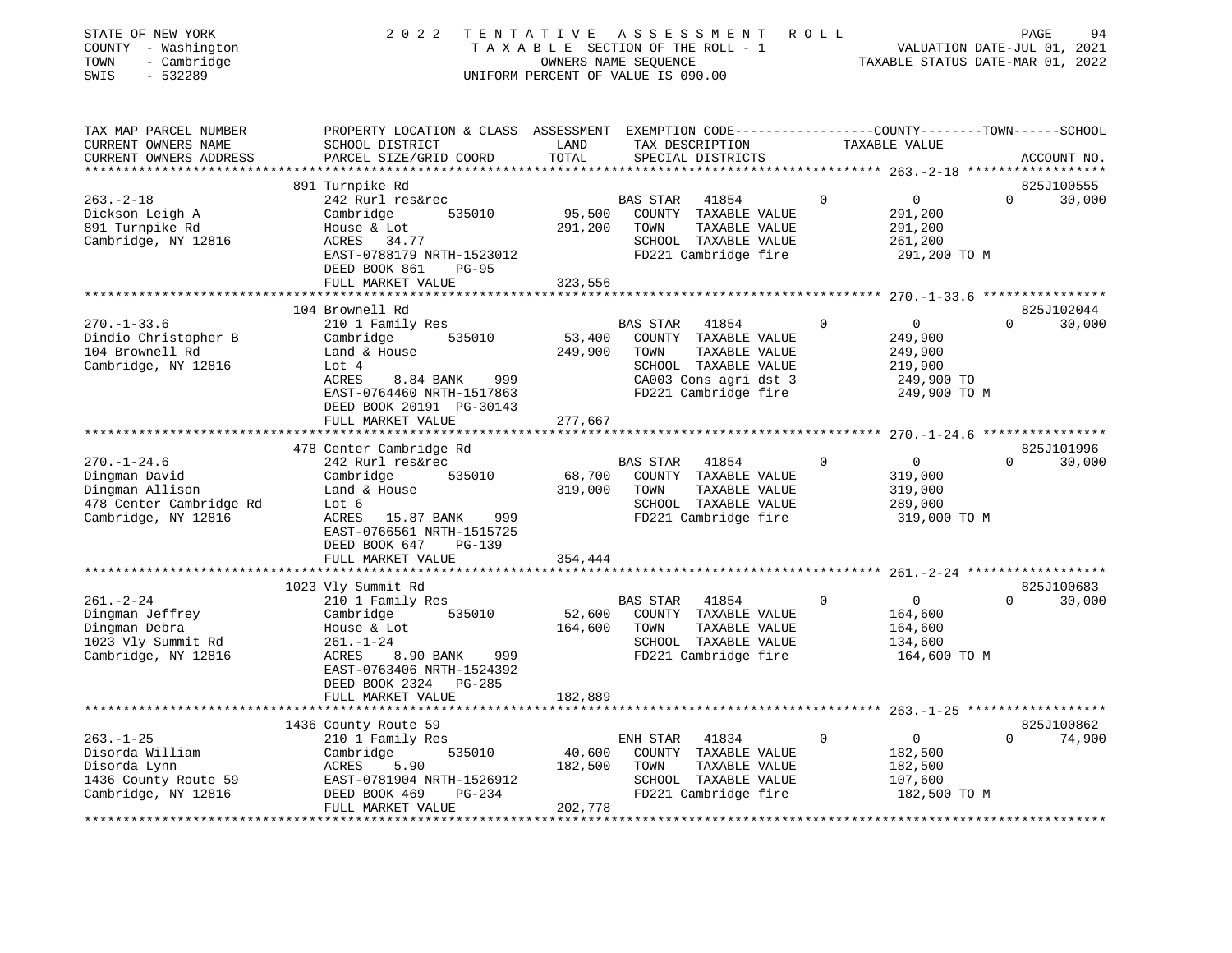STATE OF NEW YORK
COUNTY - Washington
TOWN - Cambridge
SWIS - 532289

2022 TENTATIVE ASSESSMENT ROLL
TAXABLE SECTION OF THE ROLL - 1
OWNERS NAME SEQUENCE
UNIFORM PERCENT OF VALUE IS 090.00

VALUATION DATE-JUL 01, 2021
TAXABLE STATUS DATE-MAR 01, 2022

| TAX MAP PARCEL NUMBER / CURRENT OWNERS NAME / CURRENT OWNERS ADDRESS | PROPERTY LOCATION & CLASS / SCHOOL DISTRICT / PARCEL SIZE/GRID COORD | ASSESSMENT LAND / TOTAL | EXEMPTION CODE / TAX DESCRIPTION / SPECIAL DISTRICTS | COUNTY | TOWN | SCHOOL | ACCOUNT NO. |
|---|---|---|---|---|---|---|---|
| 263.-2-18 | 891 Turnpike Rd | | | | | | 825J100555 |
| Dickson Leigh A | 242 Rurl res&rec | | BAS STAR 41854 | 0 | 0 | 30,000 | |
| 891 Turnpike Rd | Cambridge 535010 | 95,500 | COUNTY TAXABLE VALUE | 291,200 | | | |
| Cambridge, NY 12816 | House & Lot | 291,200 | TOWN TAXABLE VALUE | | 291,200 | | |
| | ACRES 34.77 | | SCHOOL TAXABLE VALUE | | | 261,200 | |
| | EAST-0788179 NRTH-1523012 | | FD221 Cambridge fire | 291,200 TO M | | | |
| | DEED BOOK 861 PG-95 | | | | | | |
| | FULL MARKET VALUE | 323,556 | | | | | |
| 270.-1-33.6 | 104 Brownell Rd | | | | | | 825J102044 |
| Dindio Christopher B | 210 1 Family Res | | BAS STAR 41854 | 0 | 0 | 30,000 | |
| 104 Brownell Rd | Cambridge 535010 | 53,400 | COUNTY TAXABLE VALUE | 249,900 | | | |
| Cambridge, NY 12816 | Land & House | 249,900 | TOWN TAXABLE VALUE | | 249,900 | | |
| | Lot 4 | | SCHOOL TAXABLE VALUE | | | 219,900 | |
| | ACRES 8.84 BANK 999 | | CA003 Cons agri dst 3 | 249,900 TO | | | |
| | EAST-0764460 NRTH-1517863 | | FD221 Cambridge fire | 249,900 TO M | | | |
| | DEED BOOK 20191 PG-30143 | | | | | | |
| | FULL MARKET VALUE | 277,667 | | | | | |
| 270.-1-24.6 | 478 Center Cambridge Rd | | | | | | 825J101996 |
| Dingman David | 242 Rurl res&rec | | BAS STAR 41854 | 0 | 0 | 30,000 | |
| Dingman Allison | Cambridge 535010 | 68,700 | COUNTY TAXABLE VALUE | 319,000 | | | |
| 478 Center Cambridge Rd | Land & House | 319,000 | TOWN TAXABLE VALUE | | 319,000 | | |
| Cambridge, NY 12816 | Lot 6 | | SCHOOL TAXABLE VALUE | | | 289,000 | |
| | ACRES 15.87 BANK 999 | | FD221 Cambridge fire | 319,000 TO M | | | |
| | EAST-0766561 NRTH-1515725 | | | | | | |
| | DEED BOOK 647 PG-139 | | | | | | |
| | FULL MARKET VALUE | 354,444 | | | | | |
| 261.-2-24 | 1023 Vly Summit Rd | | | | | | 825J100683 |
| Dingman Jeffrey | 210 1 Family Res | | BAS STAR 41854 | 0 | 0 | 30,000 | |
| Dingman Debra | Cambridge 535010 | 52,600 | COUNTY TAXABLE VALUE | 164,600 | | | |
| 1023 Vly Summit Rd | House & Lot | 164,600 | TOWN TAXABLE VALUE | | 164,600 | | |
| Cambridge, NY 12816 | 261.-1-24 | | SCHOOL TAXABLE VALUE | | | 134,600 | |
| | ACRES 8.90 BANK 999 | | FD221 Cambridge fire | 164,600 TO M | | | |
| | EAST-0763406 NRTH-1524392 | | | | | | |
| | DEED BOOK 2324 PG-285 | | | | | | |
| | FULL MARKET VALUE | 182,889 | | | | | |
| 263.-1-25 | 1436 County Route 59 | | | | | | 825J100862 |
| Disorda William | 210 1 Family Res | | ENH STAR 41834 | 0 | 0 | 74,900 | |
| Disorda Lynn | Cambridge 535010 | 40,600 | COUNTY TAXABLE VALUE | 182,500 | | | |
| 1436 County Route 59 | ACRES 5.90 | 182,500 | TOWN TAXABLE VALUE | | 182,500 | | |
| Cambridge, NY 12816 | EAST-0781904 NRTH-1526912 | | SCHOOL TAXABLE VALUE | | | 107,600 | |
| | DEED BOOK 469 PG-234 | | FD221 Cambridge fire | 182,500 TO M | | | |
| | FULL MARKET VALUE | 202,778 | | | | | |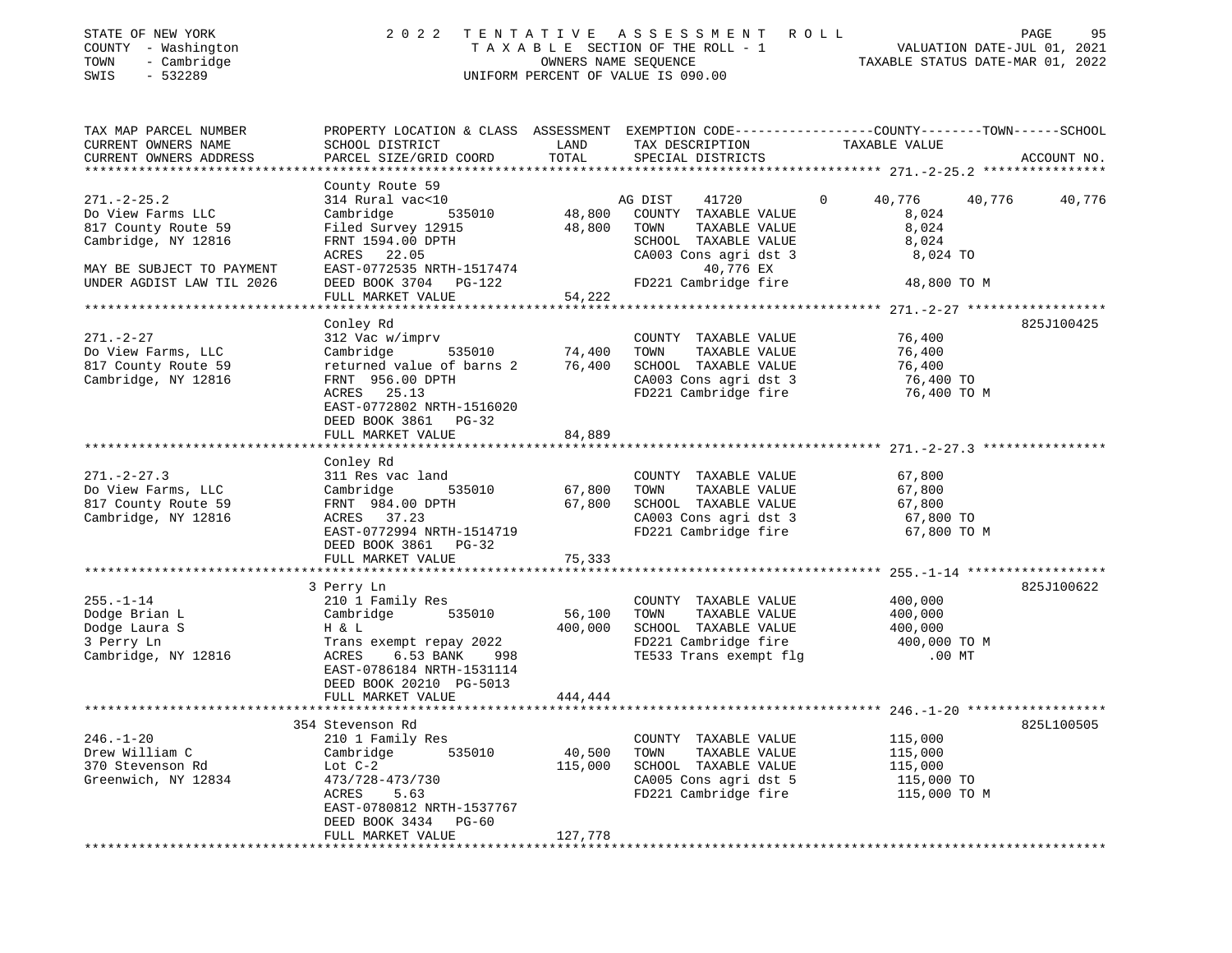STATE OF NEW YORK
COUNTY - Washington
TOWN - Cambridge
SWIS - 532289

2 0 2 2 T E N T A T I V E A S S E S S M E N T R O L L
T A X A B L E SECTION OF THE ROLL - 1
OWNERS NAME SEQUENCE
UNIFORM PERCENT OF VALUE IS 090.00

VALUATION DATE-JUL 01, 2021
TAXABLE STATUS DATE-MAR 01, 2022

```
TAX MAP PARCEL NUMBER          PROPERTY LOCATION & CLASS  ASSESSMENT  EXEMPTION CODE-----------------COUNTY--------TOWN------SCHOOL
CURRENT OWNERS NAME            SCHOOL DISTRICT               LAND      TAX DESCRIPTION              TAXABLE VALUE
CURRENT OWNERS ADDRESS         PARCEL SIZE/GRID COORD        TOTAL     SPECIAL DISTRICTS                                    ACCOUNT NO.
******************************************************************************************************* 271.-2-25.2 ****************
                               County Route 59
271.-2-25.2                    314 Rural vac<10                   AG DIST    41720        0     40,776     40,776     40,776
Do View Farms LLC              Cambridge        535010     48,800   COUNTY  TAXABLE VALUE          8,024
817 County Route 59            Filed Survey 12915          48,800   TOWN    TAXABLE VALUE          8,024
Cambridge, NY 12816            FRNT 1594.00 DPTH                    SCHOOL  TAXABLE VALUE          8,024
                               ACRES   22.05                        CA003 Cons agri dst 3           8,024 TO
MAY BE SUBJECT TO PAYMENT      EAST-0772535 NRTH-1517474                  40,776 EX
UNDER AGDIST LAW TIL 2026      DEED BOOK 3704   PG-122              FD221 Cambridge fire           48,800 TO M
                               FULL MARKET VALUE           54,222
******************************************************************************************************* 271.-2-27 ******************
                               Conley Rd                                                                             825J100425
271.-2-27                      312 Vac w/imprv                      COUNTY  TAXABLE VALUE         76,400
Do View Farms, LLC             Cambridge        535010     74,400   TOWN    TAXABLE VALUE         76,400
817 County Route 59            returned value of barns 2   76,400   SCHOOL  TAXABLE VALUE         76,400
Cambridge, NY 12816            FRNT  956.00 DPTH                    CA003 Cons agri dst 3          76,400 TO
                               ACRES   25.13                        FD221 Cambridge fire           76,400 TO M
                               EAST-0772802 NRTH-1516020
                               DEED BOOK 3861   PG-32
                               FULL MARKET VALUE           84,889
******************************************************************************************************* 271.-2-27.3 ****************
                               Conley Rd
271.-2-27.3                    311 Res vac land                     COUNTY  TAXABLE VALUE         67,800
Do View Farms, LLC             Cambridge        535010     67,800   TOWN    TAXABLE VALUE         67,800
817 County Route 59            FRNT  984.00 DPTH           67,800   SCHOOL  TAXABLE VALUE         67,800
Cambridge, NY 12816            ACRES   37.23                        CA003 Cons agri dst 3          67,800 TO
                               EAST-0772994 NRTH-1514719            FD221 Cambridge fire           67,800 TO M
                               DEED BOOK 3861   PG-32
                               FULL MARKET VALUE           75,333
******************************************************************************************************* 255.-1-14 ******************
                               3 Perry Ln                                                                            825J100622
255.-1-14                      210 1 Family Res                     COUNTY  TAXABLE VALUE        400,000
Dodge Brian L                  Cambridge        535010     56,100   TOWN    TAXABLE VALUE        400,000
Dodge Laura S                  H & L                      400,000   SCHOOL  TAXABLE VALUE        400,000
3 Perry Ln                     Trans exempt repay 2022              FD221 Cambridge fire          400,000 TO M
Cambridge, NY 12816            ACRES    6.53 BANK    998            TE533 Trans exempt flg             .00 MT
                               EAST-0786184 NRTH-1531114
                               DEED BOOK 20210  PG-5013
                               FULL MARKET VALUE          444,444
******************************************************************************************************* 246.-1-20 ******************
                               354 Stevenson Rd                                                                      825L100505
246.-1-20                      210 1 Family Res                     COUNTY  TAXABLE VALUE        115,000
Drew William C                 Cambridge        535010     40,500   TOWN    TAXABLE VALUE        115,000
370 Stevenson Rd               Lot C-2                    115,000   SCHOOL  TAXABLE VALUE        115,000
Greenwich, NY 12834            473/728-473/730                      CA005 Cons agri dst 5         115,000 TO
                               ACRES    5.63                        FD221 Cambridge fire          115,000 TO M
                               EAST-0780812 NRTH-1537767
                               DEED BOOK 3434   PG-60
                               FULL MARKET VALUE          127,778
************************************************************************************************************************************
```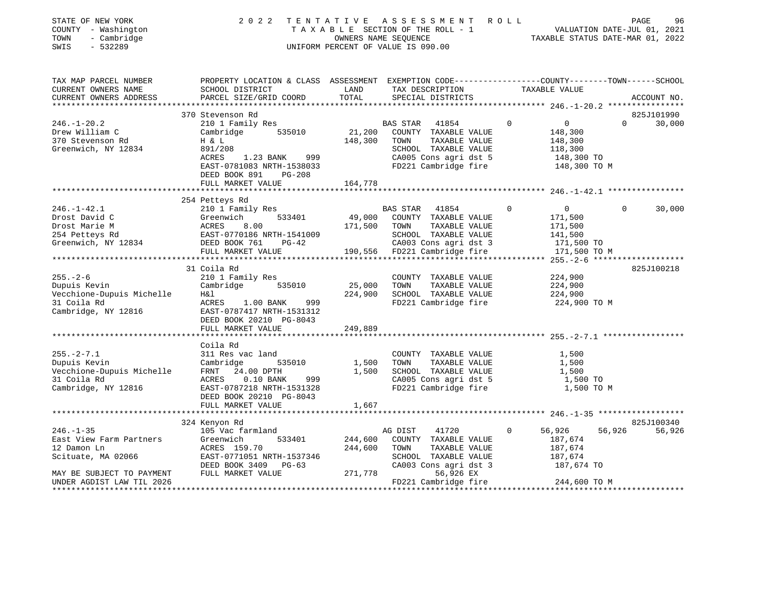STATE OF NEW YORK | COUNTY - Washington | TOWN - Cambridge | SWIS - 532289

# 2022 TENTATIVE ASSESSMENT ROLL

TAXABLE SECTION OF THE ROLL - 1
OWNERS NAME SEQUENCE
UNIFORM PERCENT OF VALUE IS 090.00

VALUATION DATE-JUL 01, 2021
TAXABLE STATUS DATE-MAR 01, 2022

```
TAX MAP PARCEL NUMBER          PROPERTY LOCATION & CLASS  ASSESSMENT  EXEMPTION CODE-----------------COUNTY--------TOWN------SCHOOL
CURRENT OWNERS NAME            SCHOOL DISTRICT               LAND      TAX DESCRIPTION            TAXABLE VALUE
CURRENT OWNERS ADDRESS         PARCEL SIZE/GRID COORD        TOTAL     SPECIAL DISTRICTS                                    ACCOUNT NO.
******************************************************************************************************* 246.-1-20.2 ****************
                               370 Stevenson Rd                                                                         825J101990
246.-1-20.2                    210 1 Family Res                        BAS STAR   41854         0          0         0     30,000
Drew William C                 Cambridge        535010        21,200   COUNTY  TAXABLE VALUE           148,300
370 Stevenson Rd               H & L                         148,300   TOWN    TAXABLE VALUE           148,300
Greenwich, NY 12834            891/208                                 SCHOOL  TAXABLE VALUE           118,300
                               ACRES     1.23 BANK     999             CA005 Cons agri dst 5            148,300 TO
                               EAST-0781083 NRTH-1538033               FD221 Cambridge fire             148,300 TO M
                               DEED BOOK 891     PG-208
                               FULL MARKET VALUE             164,778
******************************************************************************************************* 246.-1-42.1 ****************
                               254 Petteys Rd
246.-1-42.1                    210 1 Family Res                        BAS STAR   41854         0          0         0     30,000
Drost David C                  Greenwich        533401        49,000   COUNTY  TAXABLE VALUE           171,500
Drost Marie M                  ACRES     8.00                171,500   TOWN    TAXABLE VALUE           171,500
254 Petteys Rd                 EAST-0770186 NRTH-1541009               SCHOOL  TAXABLE VALUE           141,500
Greenwich, NY 12834            DEED BOOK 761     PG-42                 CA003 Cons agri dst 3            171,500 TO
                               FULL MARKET VALUE             190,556   FD221 Cambridge fire             171,500 TO M
******************************************************************************************************* 255.-2-6 *******************
                               31 Coila Rd                                                                              825J100218
255.-2-6                       210 1 Family Res                        COUNTY  TAXABLE VALUE           224,900
Dupuis Kevin                   Cambridge        535010        25,000   TOWN    TAXABLE VALUE           224,900
Vecchione-Dupuis Michelle      H&l                           224,900   SCHOOL  TAXABLE VALUE           224,900
31 Coila Rd                    ACRES     1.00 BANK     999             FD221 Cambridge fire             224,900 TO M
Cambridge, NY 12816            EAST-0787417 NRTH-1531312
                               DEED BOOK 20210 PG-8043
                               FULL MARKET VALUE             249,889
******************************************************************************************************* 255.-2-7.1 *****************
                               Coila Rd
255.-2-7.1                     311 Res vac land                        COUNTY  TAXABLE VALUE             1,500
Dupuis Kevin                   Cambridge        535010         1,500   TOWN    TAXABLE VALUE             1,500
Vecchione-Dupuis Michelle      FRNT    24.00 DPTH              1,500   SCHOOL  TAXABLE VALUE             1,500
31 Coila Rd                    ACRES     0.10 BANK     999             CA005 Cons agri dst 5              1,500 TO
Cambridge, NY 12816            EAST-0787218 NRTH-1531328               FD221 Cambridge fire               1,500 TO M
                               DEED BOOK 20210 PG-8043
                               FULL MARKET VALUE               1,667
******************************************************************************************************* 246.-1-35 ******************
                               324 Kenyon Rd                                                                            825J100340
246.-1-35                      105 Vac farmland                        AG DIST    41720         0     56,926    56,926     56,926
East View Farm Partners        Greenwich        533401       244,600   COUNTY  TAXABLE VALUE           187,674
12 Damon Ln                    ACRES  159.70                 244,600   TOWN    TAXABLE VALUE           187,674
Scituate, MA 02066             EAST-0771051 NRTH-1537346               SCHOOL  TAXABLE VALUE           187,674
                               DEED BOOK 3409    PG-63                 CA003 Cons agri dst 3            187,674 TO
MAY BE SUBJECT TO PAYMENT      FULL MARKET VALUE             271,778          56,926 EX
UNDER AGDIST LAW TIL 2026                                              FD221 Cambridge fire             244,600 TO M
************************************************************************************************************************************
```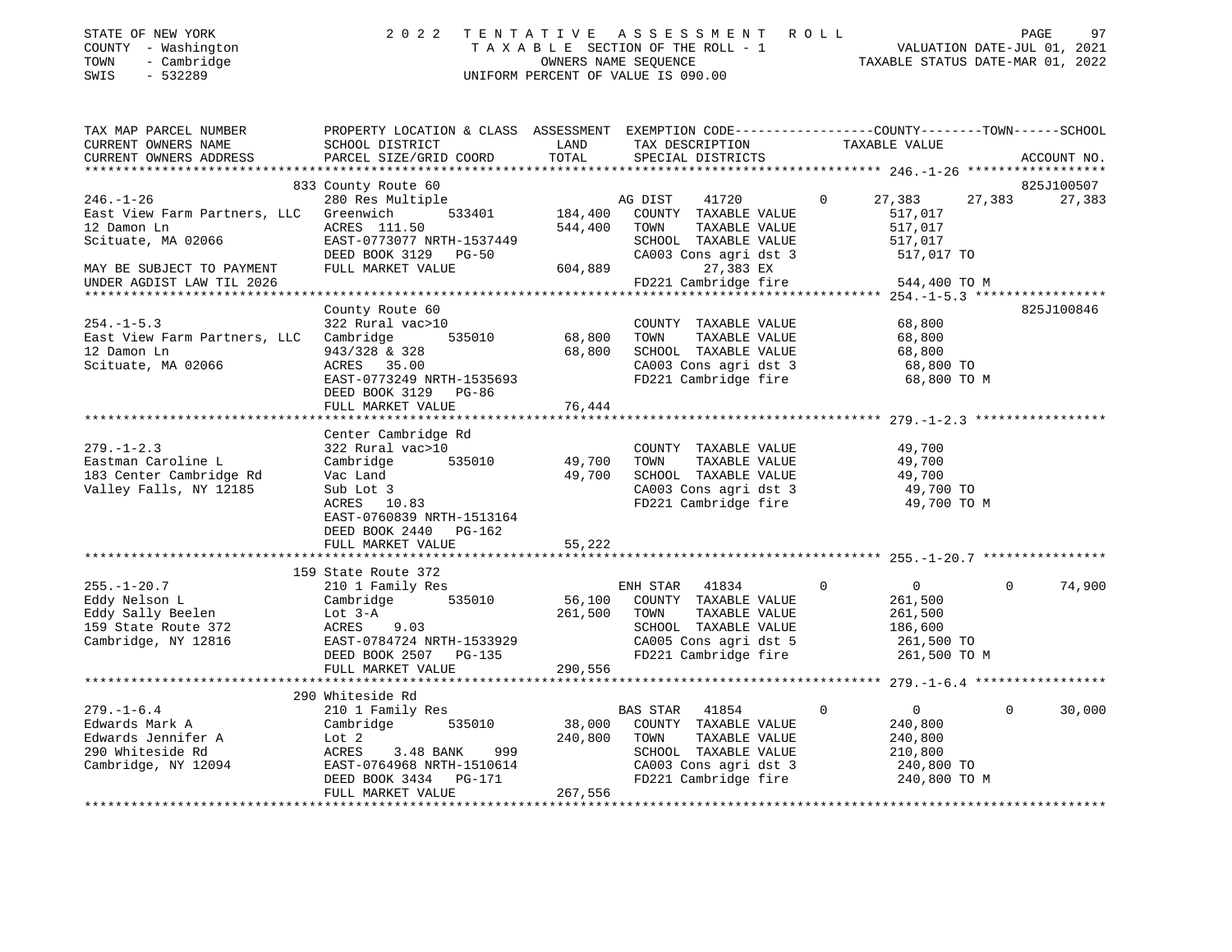STATE OF NEW YORK — COUNTY - Washington — TOWN - Cambridge — SWIS - 532289

# 2022 TENTATIVE ASSESSMENT ROLL
TAXABLE SECTION OF THE ROLL - 1
OWNERS NAME SEQUENCE
UNIFORM PERCENT OF VALUE IS 090.00

VALUATION DATE-JUL 01, 2021
TAXABLE STATUS DATE-MAR 01, 2022

| TAX MAP PARCEL NUMBER / CURRENT OWNERS NAME / CURRENT OWNERS ADDRESS | PROPERTY LOCATION & CLASS / SCHOOL DISTRICT / PARCEL SIZE/GRID COORD | ASSESSMENT LAND / TOTAL | EXEMPTION CODE / TAX DESCRIPTION / SPECIAL DISTRICTS | COUNTY | TOWN | SCHOOL | ACCOUNT NO. |
|---|---|---|---|---|---|---|---|
| **246.-1-26** | 833 County Route 60 | | | | | | 825J100507 |
| East View Farm Partners, LLC | 280 Res Multiple | | AG DIST 41720 0 | 27,383 | 27,383 | 27,383 | |
| 12 Damon Ln | Greenwich 533401 | 184,400 | COUNTY TAXABLE VALUE | 517,017 | | | |
| Scituate, MA 02066 | ACRES 111.50 | 544,400 | TOWN TAXABLE VALUE | | 517,017 | | |
| | EAST-0773077 NRTH-1537449 | | SCHOOL TAXABLE VALUE | | | 517,017 | |
| | DEED BOOK 3129 PG-50 | | CA003 Cons agri dst 3 | 517,017 TO | | | |
| MAY BE SUBJECT TO PAYMENT | FULL MARKET VALUE | 604,889 | 27,383 EX | | | | |
| UNDER AGDIST LAW TIL 2026 | | | FD221 Cambridge fire | 544,400 TO M | | | |
| **254.-1-5.3** | County Route 60 | | | | | | 825J100846 |
| East View Farm Partners, LLC | 322 Rural vac>10 | | COUNTY TAXABLE VALUE | 68,800 | | | |
| 12 Damon Ln | Cambridge 535010 | 68,800 | TOWN TAXABLE VALUE | | 68,800 | | |
| Scituate, MA 02066 | 943/328 & 328 | 68,800 | SCHOOL TAXABLE VALUE | | | 68,800 | |
| | ACRES 35.00 | | CA003 Cons agri dst 3 | 68,800 TO | | | |
| | EAST-0773249 NRTH-1535693 | | FD221 Cambridge fire | 68,800 TO M | | | |
| | DEED BOOK 3129 PG-86 | | | | | | |
| | FULL MARKET VALUE | 76,444 | | | | | |
| **279.-1-2.3** | Center Cambridge Rd | | | | | | |
| Eastman Caroline L | 322 Rural vac>10 | | COUNTY TAXABLE VALUE | 49,700 | | | |
| 183 Center Cambridge Rd | Cambridge 535010 | 49,700 | TOWN TAXABLE VALUE | | 49,700 | | |
| Valley Falls, NY 12185 | Vac Land | 49,700 | SCHOOL TAXABLE VALUE | | | 49,700 | |
| | Sub Lot 3 | | CA003 Cons agri dst 3 | 49,700 TO | | | |
| | ACRES 10.83 | | FD221 Cambridge fire | 49,700 TO M | | | |
| | EAST-0760839 NRTH-1513164 | | | | | | |
| | DEED BOOK 2440 PG-162 | | | | | | |
| | FULL MARKET VALUE | 55,222 | | | | | |
| **255.-1-20.7** | 159 State Route 372 | | | | | | |
| Eddy Nelson L | 210 1 Family Res | | ENH STAR 41834 0 | 0 | 0 | 74,900 | |
| Eddy Sally Beelen | Cambridge 535010 | 56,100 | COUNTY TAXABLE VALUE | 261,500 | | | |
| 159 State Route 372 | Lot 3-A | 261,500 | TOWN TAXABLE VALUE | | 261,500 | | |
| Cambridge, NY 12816 | ACRES 9.03 | | SCHOOL TAXABLE VALUE | | | 186,600 | |
| | EAST-0784724 NRTH-1533929 | | CA005 Cons agri dst 5 | 261,500 TO | | | |
| | DEED BOOK 2507 PG-135 | | FD221 Cambridge fire | 261,500 TO M | | | |
| | FULL MARKET VALUE | 290,556 | | | | | |
| **279.-1-6.4** | 290 Whiteside Rd | | | | | | |
| Edwards Mark A | 210 1 Family Res | | BAS STAR 41854 0 | 0 | 0 | 30,000 | |
| Edwards Jennifer A | Cambridge 535010 | 38,000 | COUNTY TAXABLE VALUE | 240,800 | | | |
| 290 Whiteside Rd | Lot 2 | 240,800 | TOWN TAXABLE VALUE | | 240,800 | | |
| Cambridge, NY 12094 | ACRES 3.48 BANK 999 | | SCHOOL TAXABLE VALUE | | | 210,800 | |
| | EAST-0764968 NRTH-1510614 | | CA003 Cons agri dst 3 | 240,800 TO | | | |
| | DEED BOOK 3434 PG-171 | | FD221 Cambridge fire | 240,800 TO M | | | |
| | FULL MARKET VALUE | 267,556 | | | | | |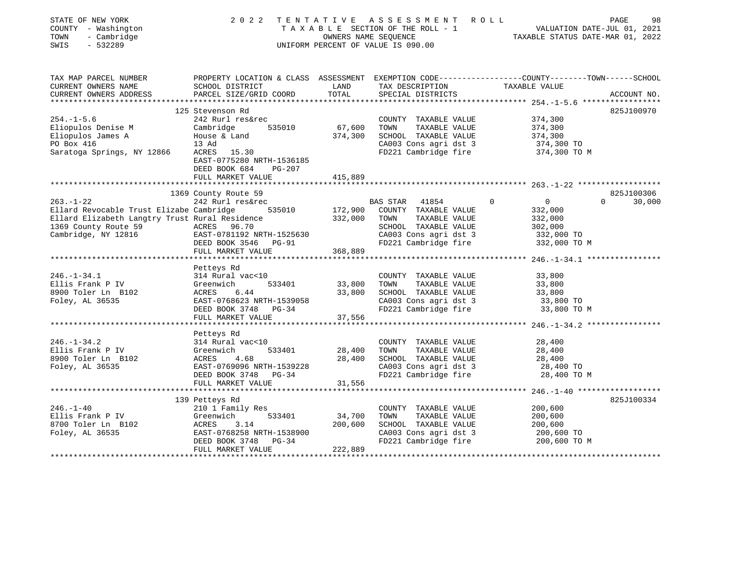STATE OF NEW YORK
COUNTY - Washington
TOWN - Cambridge
SWIS - 532289

# 2022 TENTATIVE ASSESSMENT ROLL

TAXABLE SECTION OF THE ROLL - 1
OWNERS NAME SEQUENCE
UNIFORM PERCENT OF VALUE IS 090.00

VALUATION DATE-JUL 01, 2021
TAXABLE STATUS DATE-MAR 01, 2022

| TAX MAP PARCEL NUMBER / CURRENT OWNERS NAME / CURRENT OWNERS ADDRESS | PROPERTY LOCATION & CLASS / SCHOOL DISTRICT / PARCEL SIZE/GRID COORD | ASSESSMENT LAND | TOTAL | EXEMPTION CODE / TAX DESCRIPTION / SPECIAL DISTRICTS | COUNTY | TOWN | SCHOOL TAXABLE VALUE | ACCOUNT NO. |
|---|---|---|---|---|---|---|---|---|
| **254.-1-5.6** | 125 Stevenson Rd | | | | | | | 825J100970 |
| Eliopulos Denise M | 242 Rurl res&rec | | | COUNTY TAXABLE VALUE | 374,300 | | | |
| Eliopulos James A | Cambridge 535010 | 67,600 | | TOWN TAXABLE VALUE | | 374,300 | | |
| PO Box 416 | House & Land | | 374,300 | SCHOOL TAXABLE VALUE | | | 374,300 | |
| Saratoga Springs, NY 12866 | 13 Ad | | | CA003 Cons agri dst 3 | 374,300 TO | | | |
| | ACRES 15.30 | | | FD221 Cambridge fire | 374,300 TO M | | | |
| | EAST-0775280 NRTH-1536185 | | | | | | | |
| | DEED BOOK 684 PG-207 | | | | | | | |
| | FULL MARKET VALUE | | 415,889 | | | | | |
| **263.-1-22** | 1369 County Route 59 | | | | | | | 825J100306 |
| Ellard Revocable Trust Elizabe | 242 Rurl res&rec | | | BAS STAR 41854 | 0 | 0 | 30,000 | |
| Ellard Elizabeth Langtry Trust | Cambridge 535010 | 172,900 | | COUNTY TAXABLE VALUE | 332,000 | | | |
| 1369 County Route 59 | Rural Residence | | 332,000 | TOWN TAXABLE VALUE | | 332,000 | | |
| Cambridge, NY 12816 | ACRES 96.70 | | | SCHOOL TAXABLE VALUE | | | 302,000 | |
| | EAST-0781192 NRTH-1525630 | | | CA003 Cons agri dst 3 | 332,000 TO | | | |
| | DEED BOOK 3546 PG-91 | | | FD221 Cambridge fire | 332,000 TO M | | | |
| | FULL MARKET VALUE | | 368,889 | | | | | |
| **246.-1-34.1** | Petteys Rd | | | | | | | |
| Ellis Frank P IV | 314 Rural vac<10 | | | COUNTY TAXABLE VALUE | 33,800 | | | |
| 8900 Toler Ln B102 | Greenwich 533401 | 33,800 | | TOWN TAXABLE VALUE | | 33,800 | | |
| Foley, AL 36535 | ACRES 6.44 | | 33,800 | SCHOOL TAXABLE VALUE | | | 33,800 | |
| | EAST-0768623 NRTH-1539058 | | | CA003 Cons agri dst 3 | 33,800 TO | | | |
| | DEED BOOK 3748 PG-34 | | | FD221 Cambridge fire | 33,800 TO M | | | |
| | FULL MARKET VALUE | | 37,556 | | | | | |
| **246.-1-34.2** | Petteys Rd | | | | | | | |
| Ellis Frank P IV | 314 Rural vac<10 | | | COUNTY TAXABLE VALUE | 28,400 | | | |
| 8900 Toler Ln B102 | Greenwich 533401 | 28,400 | | TOWN TAXABLE VALUE | | 28,400 | | |
| Foley, AL 36535 | ACRES 4.68 | | 28,400 | SCHOOL TAXABLE VALUE | | | 28,400 | |
| | EAST-0769096 NRTH-1539228 | | | CA003 Cons agri dst 3 | 28,400 TO | | | |
| | DEED BOOK 3748 PG-34 | | | FD221 Cambridge fire | 28,400 TO M | | | |
| | FULL MARKET VALUE | | 31,556 | | | | | |
| **246.-1-40** | 139 Petteys Rd | | | | | | | 825J100334 |
| Ellis Frank P IV | 210 1 Family Res | | | COUNTY TAXABLE VALUE | 200,600 | | | |
| 8700 Toler Ln B102 | Greenwich 533401 | 34,700 | | TOWN TAXABLE VALUE | | 200,600 | | |
| Foley, AL 36535 | ACRES 3.14 | | 200,600 | SCHOOL TAXABLE VALUE | | | 200,600 | |
| | EAST-0768258 NRTH-1538900 | | | CA003 Cons agri dst 3 | 200,600 TO | | | |
| | DEED BOOK 3748 PG-34 | | | FD221 Cambridge fire | 200,600 TO M | | | |
| | FULL MARKET VALUE | | 222,889 | | | | | |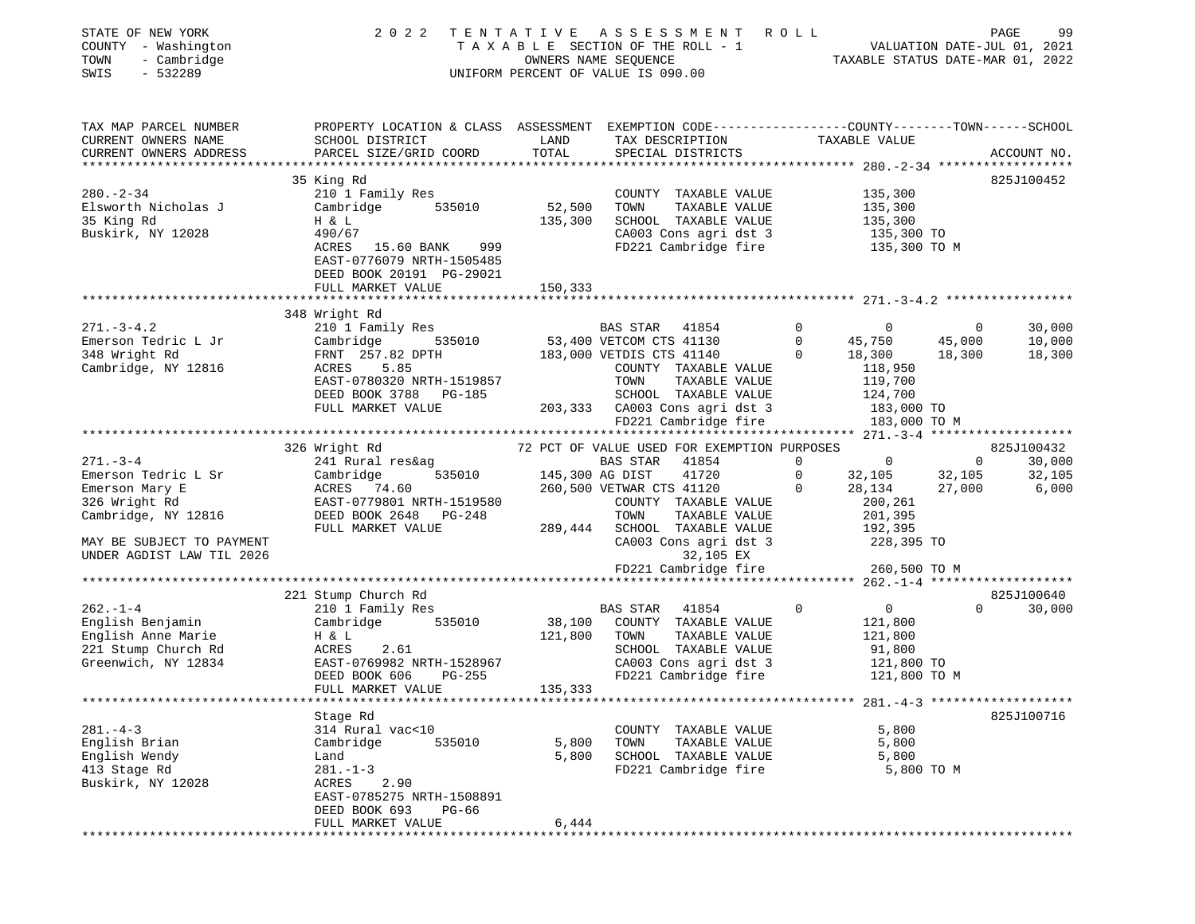STATE OF NEW YORK 2022 TENTATIVE ASSESSMENT ROLL
COUNTY - Washington TAXABLE SECTION OF THE ROLL - 1 VALUATION DATE-JUL 01, 2021
TOWN - Cambridge OWNERS NAME SEQUENCE TAXABLE STATUS DATE-MAR 01, 2022
SWIS - 532289 UNIFORM PERCENT OF VALUE IS 090.00

```
TAX MAP PARCEL NUMBER          PROPERTY LOCATION & CLASS  ASSESSMENT  EXEMPTION CODE------------------COUNTY--------TOWN------SCHOOL
CURRENT OWNERS NAME            SCHOOL DISTRICT              LAND       TAX DESCRIPTION              TAXABLE VALUE
CURRENT OWNERS ADDRESS         PARCEL SIZE/GRID COORD       TOTAL      SPECIAL DISTRICTS                                     ACCOUNT NO.
******************************************************************************************************* 280.-2-34 ******************
                               35 King Rd                                                                                    825J100452
280.-2-34                      210 1 Family Res                        COUNTY  TAXABLE VALUE         135,300
Elsworth Nicholas J            Cambridge       535010       52,500     TOWN    TAXABLE VALUE         135,300
35 King Rd                     H & L                        135,300    SCHOOL  TAXABLE VALUE         135,300
Buskirk, NY 12028              490/67                                  CA003 Cons agri dst 3          135,300 TO
                               ACRES   15.60 BANK    999               FD221 Cambridge fire           135,300 TO M
                               EAST-0776079 NRTH-1505485
                               DEED BOOK 20191  PG-29021
                               FULL MARKET VALUE            150,333
******************************************************************************************************* 271.-3-4.2 *****************
                               348 Wright Rd
271.-3-4.2                     210 1 Family Res                 BAS STAR   41854         0          0          0       30,000
Emerson Tedric L Jr            Cambridge       535010       53,400 VETCOM CTS 41130       0     45,750     45,000      10,000
348 Wright Rd                  FRNT 257.82 DPTH            183,000 VETDIS CTS 41140       0     18,300     18,300      18,300
Cambridge, NY 12816            ACRES    5.85                           COUNTY  TAXABLE VALUE         118,950
                               EAST-0780320 NRTH-1519857               TOWN    TAXABLE VALUE         119,700
                               DEED BOOK 3788   PG-185                 SCHOOL  TAXABLE VALUE         124,700
                               FULL MARKET VALUE            203,333    CA003 Cons agri dst 3          183,000 TO
                                                                       FD221 Cambridge fire           183,000 TO M
******************************************************************************************************* 271.-3-4 *******************
                               326 Wright Rd                   72 PCT OF VALUE USED FOR EXEMPTION PURPOSES                   825J100432
271.-3-4                       241 Rural res&ag                 BAS STAR   41854         0          0          0       30,000
Emerson Tedric L Sr            Cambridge       535010      145,300 AG DIST    41720         0     32,105     32,105      32,105
Emerson Mary E                 ACRES   74.60               260,500 VETWAR CTS 41120       0     28,134     27,000       6,000
326 Wright Rd                  EAST-0779801 NRTH-1519580               COUNTY  TAXABLE VALUE         200,261
Cambridge, NY 12816            DEED BOOK 2648   PG-248                 TOWN    TAXABLE VALUE         201,395
                               FULL MARKET VALUE            289,444    SCHOOL  TAXABLE VALUE         192,395
MAY BE SUBJECT TO PAYMENT                                              CA003 Cons agri dst 3          228,395 TO
UNDER AGDIST LAW TIL 2026                                                       32,105 EX
                                                                       FD221 Cambridge fire           260,500 TO M
******************************************************************************************************* 262.-1-4 *******************
                               221 Stump Church Rd                                                                           825J100640
262.-1-4                       210 1 Family Res                 BAS STAR   41854         0          0          0       30,000
English Benjamin               Cambridge       535010       38,100     COUNTY  TAXABLE VALUE         121,800
English Anne Marie             H & L                        121,800    TOWN    TAXABLE VALUE         121,800
221 Stump Church Rd            ACRES    2.61                           SCHOOL  TAXABLE VALUE          91,800
Greenwich, NY 12834            EAST-0769982 NRTH-1528967               CA003 Cons agri dst 3          121,800 TO
                               DEED BOOK 606    PG-255                 FD221 Cambridge fire           121,800 TO M
                               FULL MARKET VALUE            135,333
******************************************************************************************************* 281.-4-3 *******************
                               Stage Rd                                                                                      825J100716
281.-4-3                       314 Rural vac<10                        COUNTY  TAXABLE VALUE           5,800
English Brian                  Cambridge       535010        5,800     TOWN    TAXABLE VALUE           5,800
English Wendy                  Land                          5,800     SCHOOL  TAXABLE VALUE           5,800
413 Stage Rd                   281.-1-3                                FD221 Cambridge fire             5,800 TO M
Buskirk, NY 12028              ACRES    2.90
                               EAST-0785275 NRTH-1508891
                               DEED BOOK 693    PG-66
                               FULL MARKET VALUE              6,444
************************************************************************************************************************************
```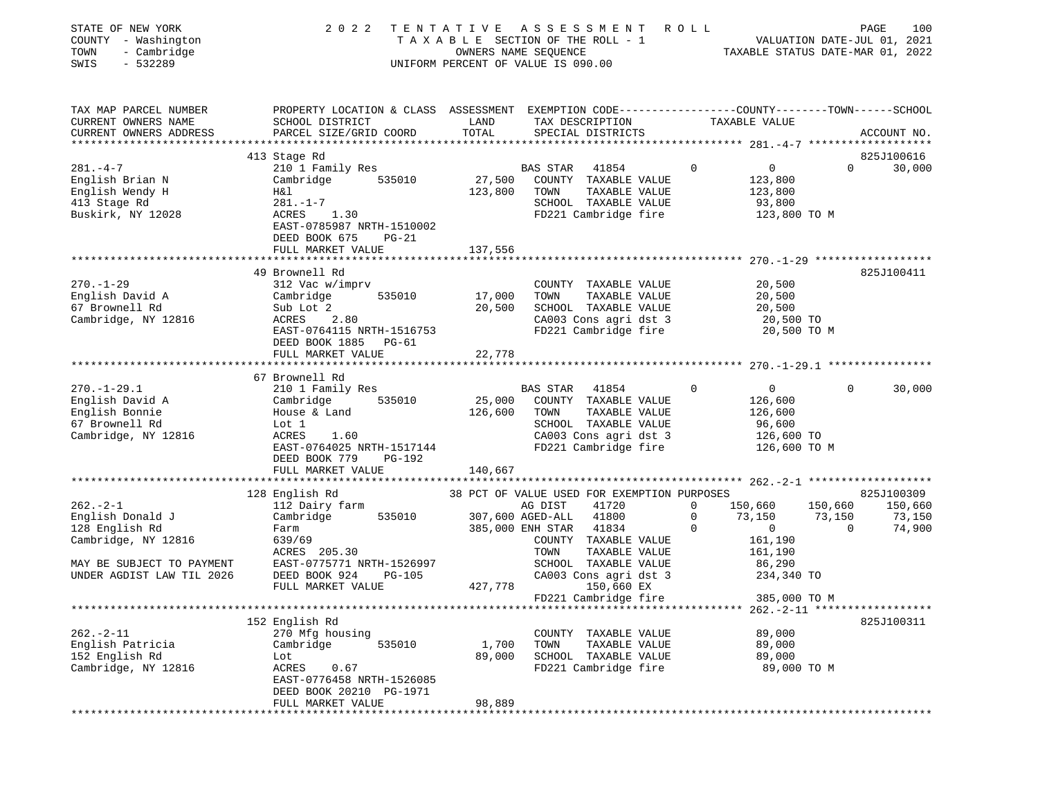STATE OF NEW YORK  
COUNTY - Washington  
TOWN - Cambridge  
SWIS - 532289

2022 TENTATIVE ASSESSMENT ROLL  
TAXABLE SECTION OF THE ROLL - 1  
OWNERS NAME SEQUENCE  
UNIFORM PERCENT OF VALUE IS 090.00

VALUATION DATE-JUL 01, 2021  
TAXABLE STATUS DATE-MAR 01, 2022

```
TAX MAP PARCEL NUMBER      PROPERTY LOCATION & CLASS  ASSESSMENT  EXEMPTION CODE------------------COUNTY--------TOWN------SCHOOL
CURRENT OWNERS NAME        SCHOOL DISTRICT            LAND        TAX DESCRIPTION              TAXABLE VALUE
CURRENT OWNERS ADDRESS     PARCEL SIZE/GRID COORD     TOTAL       SPECIAL DISTRICTS                                          ACCOUNT NO.
******************************************************************************************************* 281.-4-7 *******************
                           413 Stage Rd                                                                                      825J100616
281.-4-7                   210 1 Family Res                        BAS STAR  41854           0           0            0      30,000
English Brian N            Cambridge      535010        27,500     COUNTY  TAXABLE VALUE          123,800
English Wendy H            H&l                         123,800     TOWN    TAXABLE VALUE          123,800
413 Stage Rd               281.-1-7                                SCHOOL  TAXABLE VALUE           93,800
Buskirk, NY 12028          ACRES    1.30                           FD221 Cambridge fire           123,800 TO M
                           EAST-0785987 NRTH-1510002
                           DEED BOOK 675    PG-21
                           FULL MARKET VALUE           137,556
******************************************************************************************************* 270.-1-29 ******************
                           49 Brownell Rd                                                                                    825J100411
270.-1-29                  312 Vac w/imprv                         COUNTY  TAXABLE VALUE           20,500
English David A            Cambridge      535010        17,000     TOWN    TAXABLE VALUE           20,500
67 Brownell Rd             Sub Lot 2                    20,500     SCHOOL  TAXABLE VALUE           20,500
Cambridge, NY 12816        ACRES    2.80                           CA003 Cons agri dst 3           20,500 TO
                           EAST-0764115 NRTH-1516753               FD221 Cambridge fire            20,500 TO M
                           DEED BOOK 1885   PG-61
                           FULL MARKET VALUE            22,778
******************************************************************************************************* 270.-1-29.1 ****************
                           67 Brownell Rd
270.-1-29.1                210 1 Family Res                        BAS STAR  41854           0           0            0      30,000
English David A            Cambridge      535010        25,000     COUNTY  TAXABLE VALUE          126,600
English Bonnie             House & Land                126,600     TOWN    TAXABLE VALUE          126,600
67 Brownell Rd             Lot 1                                   SCHOOL  TAXABLE VALUE           96,600
Cambridge, NY 12816        ACRES    1.60                           CA003 Cons agri dst 3          126,600 TO
                           EAST-0764025 NRTH-1517144               FD221 Cambridge fire           126,600 TO M
                           DEED BOOK 779    PG-192
                           FULL MARKET VALUE           140,667
******************************************************************************************************* 262.-2-1 *******************
                           128 English Rd              38 PCT OF VALUE USED FOR EXEMPTION PURPOSES                           825J100309
262.-2-1                   112 Dairy farm                          AG DIST   41720           0     150,660      150,660     150,660
English Donald J           Cambridge      535010       307,600 AGED-ALL  41800           0      73,150       73,150      73,150
128 English Rd             Farm                        385,000 ENH STAR  41834           0           0            0      74,900
Cambridge, NY 12816        639/69                                  COUNTY  TAXABLE VALUE          161,190
                           ACRES  205.30                           TOWN    TAXABLE VALUE          161,190
MAY BE SUBJECT TO PAYMENT  EAST-0775771 NRTH-1526997               SCHOOL  TAXABLE VALUE           86,290
UNDER AGDIST LAW TIL 2026  DEED BOOK 924    PG-105                 CA003 Cons agri dst 3          234,340 TO
                           FULL MARKET VALUE           427,778           150,660 EX
                                                                   FD221 Cambridge fire           385,000 TO M
******************************************************************************************************* 262.-2-11 ******************
                           152 English Rd                                                                                    825J100311
262.-2-11                  270 Mfg housing                         COUNTY  TAXABLE VALUE           89,000
English Patricia           Cambridge      535010         1,700     TOWN    TAXABLE VALUE           89,000
152 English Rd             Lot                          89,000     SCHOOL  TAXABLE VALUE           89,000
Cambridge, NY 12816        ACRES    0.67                           FD221 Cambridge fire            89,000 TO M
                           EAST-0776458 NRTH-1526085
                           DEED BOOK 20210  PG-1971
                           FULL MARKET VALUE            98,889
************************************************************************************************************************************
```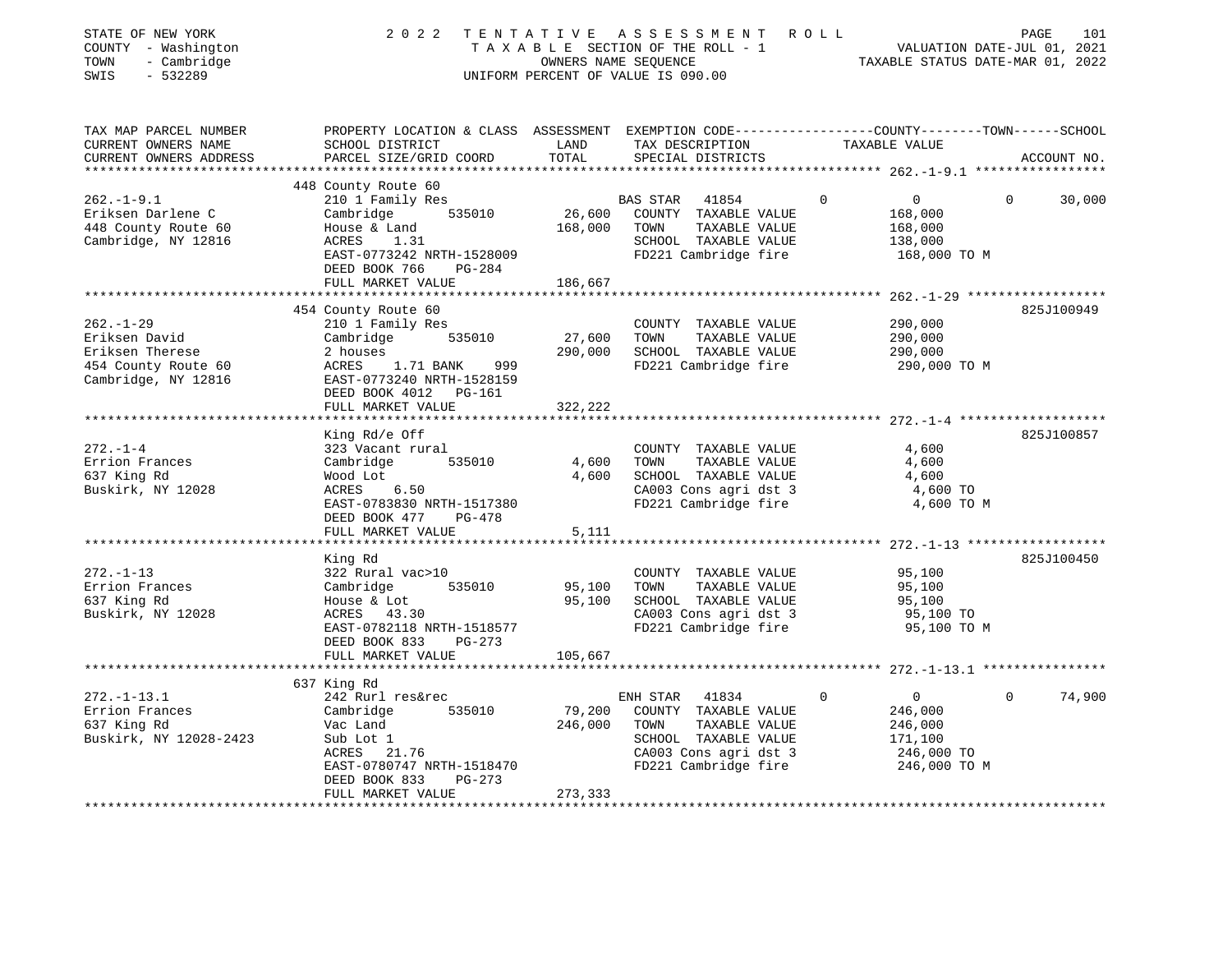STATE OF NEW YORK
COUNTY - Washington
TOWN - Cambridge
SWIS - 532289

# 2022 TENTATIVE ASSESSMENT ROLL

TAXABLE SECTION OF THE ROLL - 1
OWNERS NAME SEQUENCE
UNIFORM PERCENT OF VALUE IS 090.00

VALUATION DATE-JUL 01, 2021
TAXABLE STATUS DATE-MAR 01, 2022

| TAX MAP PARCEL NUMBER / CURRENT OWNERS NAME / CURRENT OWNERS ADDRESS | PROPERTY LOCATION & CLASS / SCHOOL DISTRICT / PARCEL SIZE/GRID COORD | ASSESSMENT LAND / TOTAL | EXEMPTION CODE / TAX DESCRIPTION / SPECIAL DISTRICTS | COUNTY | TOWN | SCHOOL TAXABLE VALUE | ACCOUNT NO. |
|---|---|---|---|---|---|---|---|
| **262.-1-9.1** | 448 County Route 60 | | | | | | |
| 262.-1-9.1 | 210 1 Family Res | | BAS STAR 41854 | 0 | 0 | 0 30,000 | |
| Eriksen Darlene C | Cambridge 535010 | 26,600 | COUNTY TAXABLE VALUE | 168,000 | | | |
| 448 County Route 60 | House & Land | 168,000 | TOWN TAXABLE VALUE | 168,000 | | | |
| Cambridge, NY 12816 | ACRES 1.31 | | SCHOOL TAXABLE VALUE | 138,000 | | | |
| | EAST-0773242 NRTH-1528009 | | FD221 Cambridge fire | 168,000 TO M | | | |
| | DEED BOOK 766 PG-284 | | | | | | |
| | FULL MARKET VALUE | 186,667 | | | | | |
| **262.-1-29** | 454 County Route 60 | | | | | | 825J100949 |
| 262.-1-29 | 210 1 Family Res | | COUNTY TAXABLE VALUE | 290,000 | | | |
| Eriksen David | Cambridge 535010 | 27,600 | TOWN TAXABLE VALUE | 290,000 | | | |
| Eriksen Therese | 2 houses | 290,000 | SCHOOL TAXABLE VALUE | 290,000 | | | |
| 454 County Route 60 | ACRES 1.71 BANK 999 | | FD221 Cambridge fire | 290,000 TO M | | | |
| Cambridge, NY 12816 | EAST-0773240 NRTH-1528159 | | | | | | |
| | DEED BOOK 4012 PG-161 | | | | | | |
| | FULL MARKET VALUE | 322,222 | | | | | |
| **272.-1-4** | King Rd/e Off | | | | | | 825J100857 |
| 272.-1-4 | 323 Vacant rural | | COUNTY TAXABLE VALUE | 4,600 | | | |
| Errion Frances | Cambridge 535010 | 4,600 | TOWN TAXABLE VALUE | 4,600 | | | |
| 637 King Rd | Wood Lot | 4,600 | SCHOOL TAXABLE VALUE | 4,600 | | | |
| Buskirk, NY 12028 | ACRES 6.50 | | CA003 Cons agri dst 3 | 4,600 TO | | | |
| | EAST-0783830 NRTH-1517380 | | FD221 Cambridge fire | 4,600 TO M | | | |
| | DEED BOOK 477 PG-478 | | | | | | |
| | FULL MARKET VALUE | 5,111 | | | | | |
| **272.-1-13** | King Rd | | | | | | 825J100450 |
| 272.-1-13 | 322 Rural vac>10 | | COUNTY TAXABLE VALUE | 95,100 | | | |
| Errion Frances | Cambridge 535010 | 95,100 | TOWN TAXABLE VALUE | 95,100 | | | |
| 637 King Rd | House & Lot | 95,100 | SCHOOL TAXABLE VALUE | 95,100 | | | |
| Buskirk, NY 12028 | ACRES 43.30 | | CA003 Cons agri dst 3 | 95,100 TO | | | |
| | EAST-0782118 NRTH-1518577 | | FD221 Cambridge fire | 95,100 TO M | | | |
| | DEED BOOK 833 PG-273 | | | | | | |
| | FULL MARKET VALUE | 105,667 | | | | | |
| **272.-1-13.1** | 637 King Rd | | | | | | |
| 272.-1-13.1 | 242 Rurl res&rec | | ENH STAR 41834 | 0 | 0 | 0 74,900 | |
| Errion Frances | Cambridge 535010 | 79,200 | COUNTY TAXABLE VALUE | 246,000 | | | |
| 637 King Rd | Vac Land | 246,000 | TOWN TAXABLE VALUE | 246,000 | | | |
| Buskirk, NY 12028-2423 | Sub Lot 1 | | SCHOOL TAXABLE VALUE | 171,100 | | | |
| | ACRES 21.76 | | CA003 Cons agri dst 3 | 246,000 TO | | | |
| | EAST-0780747 NRTH-1518470 | | FD221 Cambridge fire | 246,000 TO M | | | |
| | DEED BOOK 833 PG-273 | | | | | | |
| | FULL MARKET VALUE | 273,333 | | | | | |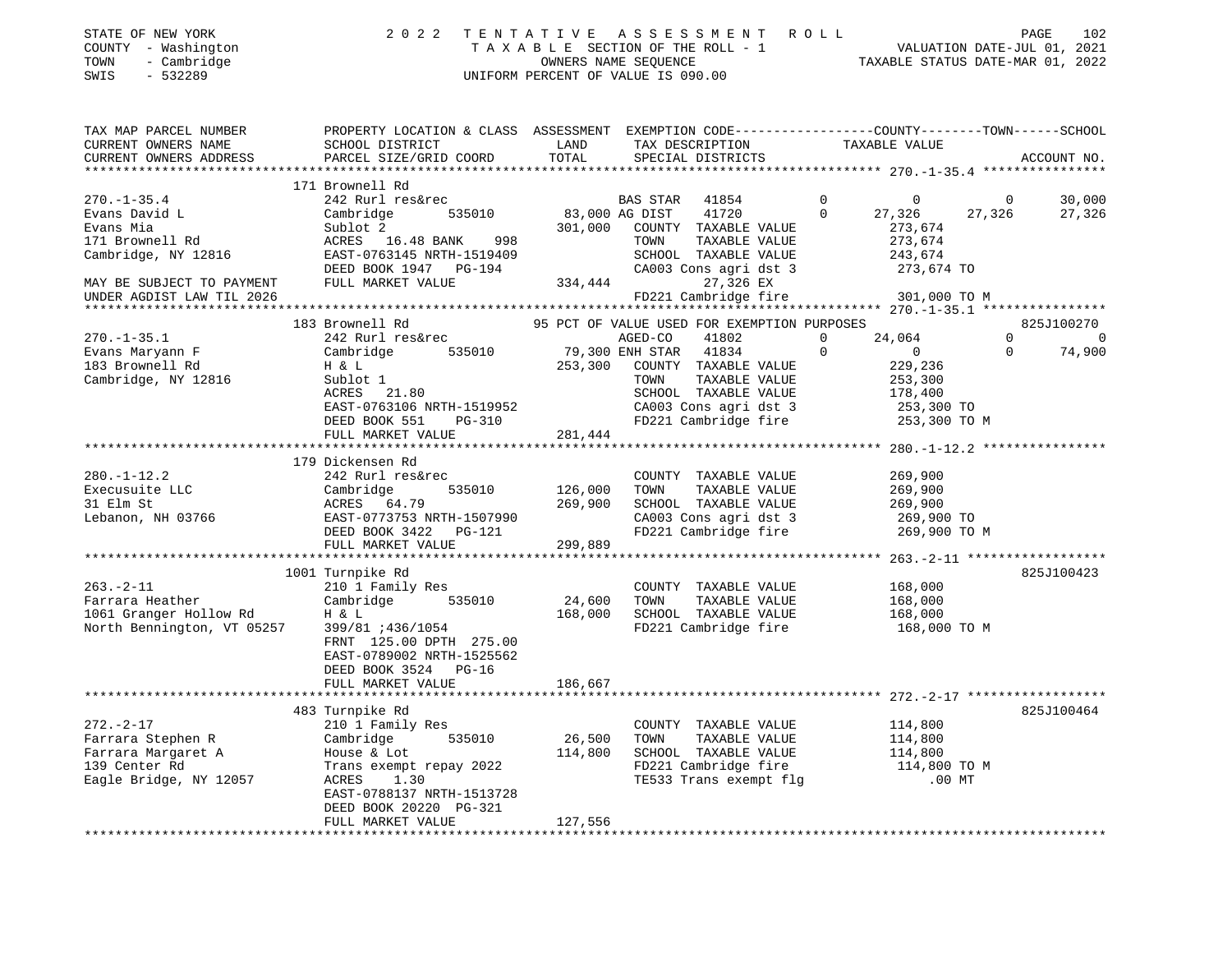STATE OF NEW YORK 2 0 2 2 T E N T A T I V E A S S E S S M E N T R O L L

COUNTY - Washington T A X A B L E SECTION OF THE ROLL - 1 VALUATION DATE-JUL 01, 2021

TOWN - Cambridge OWNERS NAME SEQUENCE TAXABLE STATUS DATE-MAR 01, 2022

SWIS - 532289 UNIFORM PERCENT OF VALUE IS 090.00

```
TAX MAP PARCEL NUMBER          PROPERTY LOCATION & CLASS  ASSESSMENT  EXEMPTION CODE------------------COUNTY--------TOWN------SCHOOL
CURRENT OWNERS NAME            SCHOOL DISTRICT              LAND      TAX DESCRIPTION            TAXABLE VALUE
CURRENT OWNERS ADDRESS         PARCEL SIZE/GRID COORD       TOTAL     SPECIAL DISTRICTS                                         ACCOUNT NO.
******************************************************************************************************* 270.-1-35.4 ****************
                               171 Brownell Rd
270.-1-35.4                    242 Rurl res&rec                     BAS STAR   41854         0           0             0      30,000
Evans David L                  Cambridge        535010      83,000 AG DIST     41720         0      27,326        27,326      27,326
Evans Mia                      Sublot 2                    301,000   COUNTY  TAXABLE VALUE           273,674
171 Brownell Rd                ACRES   16.48 BANK     998            TOWN    TAXABLE VALUE           273,674
Cambridge, NY 12816            EAST-0763145 NRTH-1519409             SCHOOL  TAXABLE VALUE           243,674
                               DEED BOOK 1947   PG-194               CA003 Cons agri dst 3           273,674 TO
MAY BE SUBJECT TO PAYMENT      FULL MARKET VALUE           334,444          27,326 EX
UNDER AGDIST LAW TIL 2026                                            FD221 Cambridge fire            301,000 TO M
******************************************************************************************************* 270.-1-35.1 ****************
                               183 Brownell Rd                  95 PCT OF VALUE USED FOR EXEMPTION PURPOSES                  825J100270
270.-1-35.1                    242 Rurl res&rec                     AGED-CO    41802         0      24,064             0           0
Evans Maryann F                Cambridge        535010      79,300 ENH STAR    41834         0           0             0      74,900
183 Brownell Rd                H & L                       253,300   COUNTY  TAXABLE VALUE           229,236
Cambridge, NY 12816            Sublot 1                              TOWN    TAXABLE VALUE           253,300
                               ACRES   21.80                         SCHOOL  TAXABLE VALUE           178,400
                               EAST-0763106 NRTH-1519952             CA003 Cons agri dst 3           253,300 TO
                               DEED BOOK 551    PG-310               FD221 Cambridge fire            253,300 TO M
                               FULL MARKET VALUE           281,444
******************************************************************************************************* 280.-1-12.2 ****************
                               179 Dickensen Rd
280.-1-12.2                    242 Rurl res&rec                      COUNTY  TAXABLE VALUE           269,900
Execusuite LLC                 Cambridge        535010     126,000   TOWN    TAXABLE VALUE           269,900
31 Elm St                      ACRES   64.79               269,900   SCHOOL  TAXABLE VALUE           269,900
Lebanon, NH 03766              EAST-0773753 NRTH-1507990             CA003 Cons agri dst 3           269,900 TO
                               DEED BOOK 3422   PG-121               FD221 Cambridge fire            269,900 TO M
                               FULL MARKET VALUE           299,889
******************************************************************************************************* 263.-2-11 ******************
                               1001 Turnpike Rd                                                                           825J100423
263.-2-11                      210 1 Family Res                      COUNTY  TAXABLE VALUE           168,000
Farrara Heather                Cambridge        535010      24,600   TOWN    TAXABLE VALUE           168,000
1061 Granger Hollow Rd         H & L                       168,000   SCHOOL  TAXABLE VALUE           168,000
North Bennington, VT 05257     399/81 ;436/1054                      FD221 Cambridge fire            168,000 TO M
                               FRNT 125.00 DPTH 275.00
                               EAST-0789002 NRTH-1525562
                               DEED BOOK 3524   PG-16
                               FULL MARKET VALUE           186,667
******************************************************************************************************* 272.-2-17 ******************
                               483 Turnpike Rd                                                                            825J100464
272.-2-17                      210 1 Family Res                      COUNTY  TAXABLE VALUE           114,800
Farrara Stephen R              Cambridge        535010      26,500   TOWN    TAXABLE VALUE           114,800
Farrara Margaret A             House & Lot                 114,800   SCHOOL  TAXABLE VALUE           114,800
139 Center Rd                  Trans exempt repay 2022               FD221 Cambridge fire            114,800 TO M
Eagle Bridge, NY 12057         ACRES    1.30                         TE533 Trans exempt flg              .00 MT
                               EAST-0788137 NRTH-1513728
                               DEED BOOK 20220  PG-321
                               FULL MARKET VALUE           127,556
************************************************************************************************************************************
```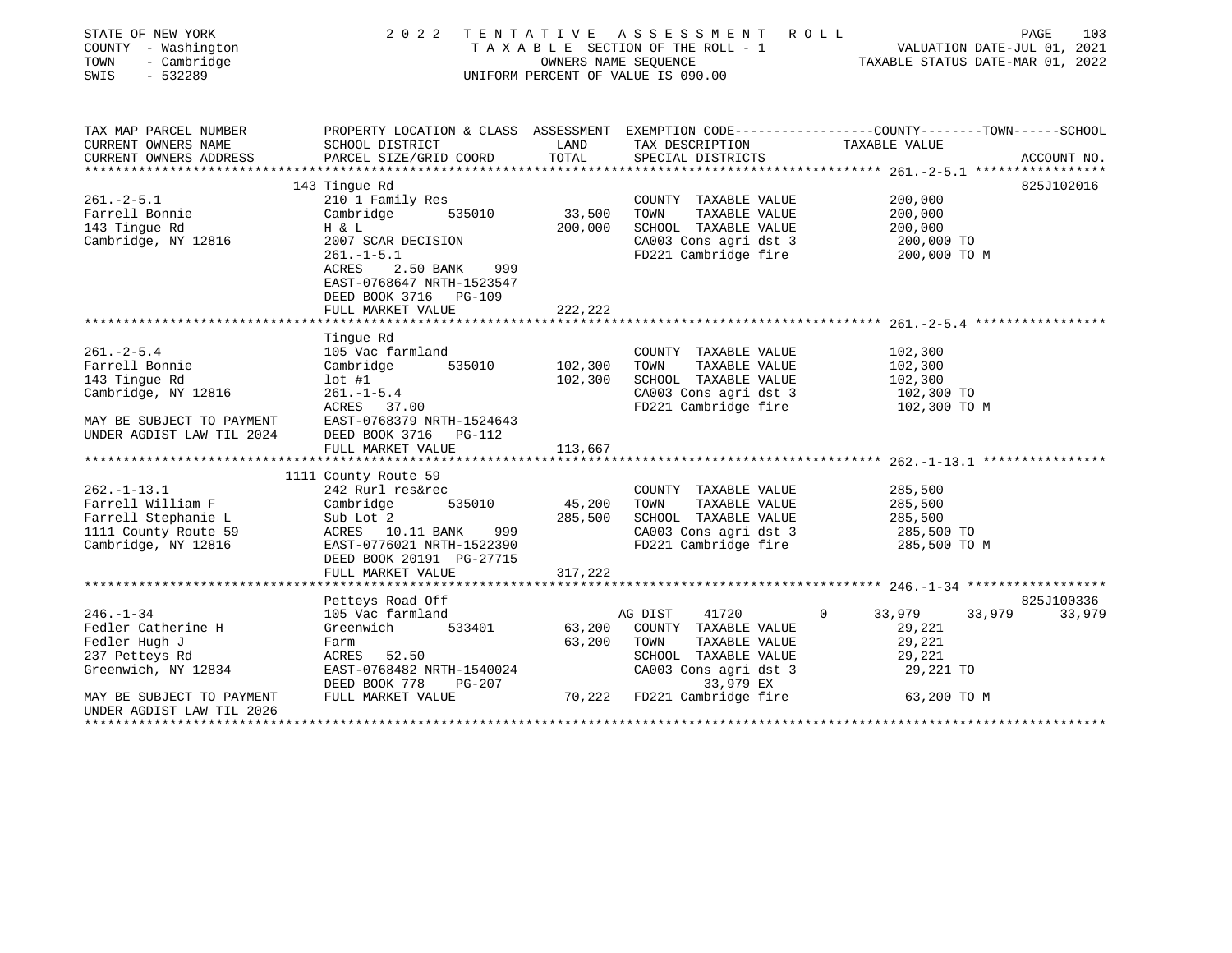STATE OF NEW YORK — COUNTY - Washington — TOWN - Cambridge — SWIS - 532289

2022 TENTATIVE ASSESSMENT ROLL — TAXABLE SECTION OF THE ROLL - 1 — OWNERS NAME SEQUENCE — UNIFORM PERCENT OF VALUE IS 090.00

VALUATION DATE-JUL 01, 2021 — TAXABLE STATUS DATE-MAR 01, 2022

| TAX MAP PARCEL NUMBER / CURRENT OWNERS NAME / CURRENT OWNERS ADDRESS | PROPERTY LOCATION & CLASS / SCHOOL DISTRICT / PARCEL SIZE/GRID COORD | ASSESSMENT LAND / TOTAL | EXEMPTION CODE / TAX DESCRIPTION / SPECIAL DISTRICTS | COUNTY | TOWN | SCHOOL / TAXABLE VALUE | ACCOUNT NO. |
|---|---|---|---|---|---|---|---|
| **261.-2-5.1** | 143 Tingue Rd | | | | | | 825J102016 |
| 261.-2-5.1 | 210 1 Family Res | | COUNTY TAXABLE VALUE | 200,000 | | | |
| Farrell Bonnie | Cambridge 535010 | 33,500 | TOWN TAXABLE VALUE | | 200,000 | | |
| 143 Tingue Rd | H & L | 200,000 | SCHOOL TAXABLE VALUE | | | 200,000 | |
| Cambridge, NY 12816 | 2007 SCAR DECISION | | CA003 Cons agri dst 3 | 200,000 TO | | | |
| | 261.-1-5.1 | | FD221 Cambridge fire | 200,000 TO M | | | |
| | ACRES 2.50 BANK 999 | | | | | | |
| | EAST-0768647 NRTH-1523547 | | | | | | |
| | DEED BOOK 3716 PG-109 | | | | | | |
| | FULL MARKET VALUE | 222,222 | | | | | |
| **261.-2-5.4** | Tingue Rd | | | | | | |
| 261.-2-5.4 | 105 Vac farmland | | COUNTY TAXABLE VALUE | 102,300 | | | |
| Farrell Bonnie | Cambridge 535010 | 102,300 | TOWN TAXABLE VALUE | | 102,300 | | |
| 143 Tingue Rd | lot #1 | 102,300 | SCHOOL TAXABLE VALUE | | | 102,300 | |
| Cambridge, NY 12816 | 261.-1-5.4 | | CA003 Cons agri dst 3 | 102,300 TO | | | |
| | ACRES 37.00 | | FD221 Cambridge fire | 102,300 TO M | | | |
| MAY BE SUBJECT TO PAYMENT | EAST-0768379 NRTH-1524643 | | | | | | |
| UNDER AGDIST LAW TIL 2024 | DEED BOOK 3716 PG-112 | | | | | | |
| | FULL MARKET VALUE | 113,667 | | | | | |
| **262.-1-13.1** | 1111 County Route 59 | | | | | | |
| 262.-1-13.1 | 242 Rurl res&rec | | COUNTY TAXABLE VALUE | 285,500 | | | |
| Farrell William F | Cambridge 535010 | 45,200 | TOWN TAXABLE VALUE | | 285,500 | | |
| Farrell Stephanie L | Sub Lot 2 | 285,500 | SCHOOL TAXABLE VALUE | | | 285,500 | |
| 1111 County Route 59 | ACRES 10.11 BANK 999 | | CA003 Cons agri dst 3 | 285,500 TO | | | |
| Cambridge, NY 12816 | EAST-0776021 NRTH-1522390 | | FD221 Cambridge fire | 285,500 TO M | | | |
| | DEED BOOK 20191 PG-27715 | | | | | | |
| | FULL MARKET VALUE | 317,222 | | | | | |
| **246.-1-34** | Petteys Road Off | | | | | | 825J100336 |
| 246.-1-34 | 105 Vac farmland | | AG DIST 41720 0 | 33,979 | 33,979 | 33,979 | |
| Fedler Catherine H | Greenwich 533401 | 63,200 | COUNTY TAXABLE VALUE | 29,221 | | | |
| Fedler Hugh J | Farm | 63,200 | TOWN TAXABLE VALUE | | 29,221 | | |
| 237 Petteys Rd | ACRES 52.50 | | SCHOOL TAXABLE VALUE | | | 29,221 | |
| Greenwich, NY 12834 | EAST-0768482 NRTH-1540024 | | CA003 Cons agri dst 3 | 29,221 TO | | | |
| | DEED BOOK 778 PG-207 | | 33,979 EX | | | | |
| MAY BE SUBJECT TO PAYMENT | FULL MARKET VALUE | 70,222 | FD221 Cambridge fire | 63,200 TO M | | | |
| UNDER AGDIST LAW TIL 2026 | | | | | | | |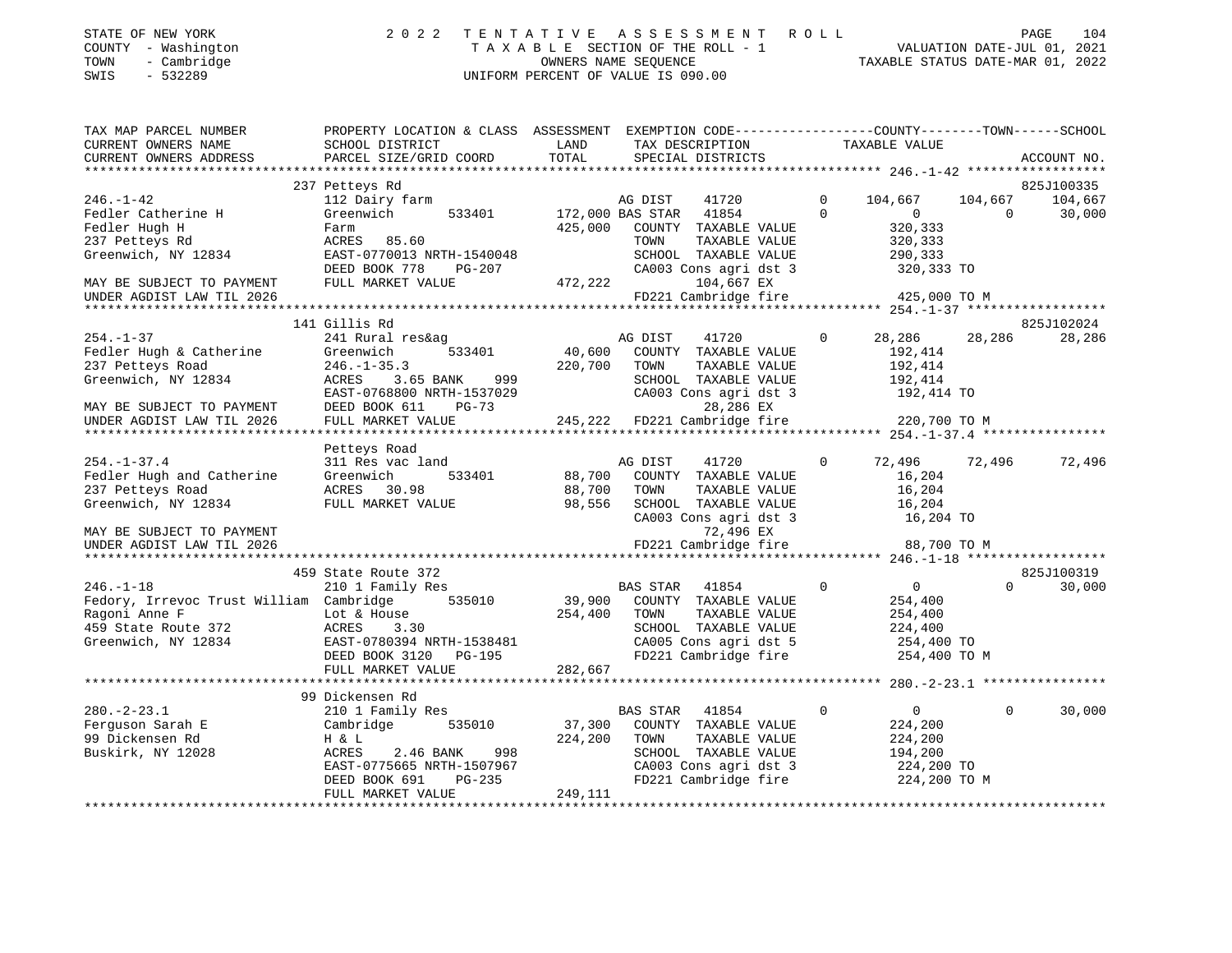STATE OF NEW YORK · COUNTY - Washington · TOWN - Cambridge · SWIS - 532289

# 2022 TENTATIVE ASSESSMENT ROLL

TAXABLE SECTION OF THE ROLL - 1 · OWNERS NAME SEQUENCE · UNIFORM PERCENT OF VALUE IS 090.00

VALUATION DATE-JUL 01, 2021 · TAXABLE STATUS DATE-MAR 01, 2022

| TAX MAP PARCEL NUMBER / CURRENT OWNERS NAME / CURRENT OWNERS ADDRESS | PROPERTY LOCATION & CLASS / SCHOOL DISTRICT / PARCEL SIZE/GRID COORD | ASSESSMENT LAND / TOTAL | EXEMPTION CODE / TAX DESCRIPTION / SPECIAL DISTRICTS | COUNTY TAXABLE VALUE | TOWN | SCHOOL | ACCOUNT NO. |
|---|---|---|---|---|---|---|---|
| **246.-1-42** | 237 Petteys Rd | | | | | | 825J100335 |
| Fedler Catherine H | 112 Dairy farm | | AG DIST 41720 0 | 104,667 | 104,667 | 104,667 | |
| Fedler Hugh H | Greenwich 533401 | 172,000 | BAS STAR 41854 0 | 0 | 0 | 30,000 | |
| 237 Petteys Rd | Farm | 425,000 | COUNTY TAXABLE VALUE | 320,333 | | | |
| Greenwich, NY 12834 | ACRES 85.60 | | TOWN TAXABLE VALUE | 320,333 | | | |
| | EAST-0770013 NRTH-1540048 | | SCHOOL TAXABLE VALUE | 290,333 | | | |
| | DEED BOOK 778 PG-207 | | CA003 Cons agri dst 3 | 320,333 TO | | | |
| MAY BE SUBJECT TO PAYMENT | FULL MARKET VALUE | 472,222 | 104,667 EX | | | | |
| UNDER AGDIST LAW TIL 2026 | | | FD221 Cambridge fire | 425,000 TO M | | | |
| **254.-1-37** | 141 Gillis Rd | | | | | | 825J102024 |
| Fedler Hugh & Catherine | 241 Rural res&ag | | AG DIST 41720 0 | 28,286 | 28,286 | 28,286 | |
| 237 Petteys Road | Greenwich 533401 | 40,600 | COUNTY TAXABLE VALUE | 192,414 | | | |
| Greenwich, NY 12834 | 246.-1-35.3 | 220,700 | TOWN TAXABLE VALUE | 192,414 | | | |
| | ACRES 3.65 BANK 999 | | SCHOOL TAXABLE VALUE | 192,414 | | | |
| | EAST-0768800 NRTH-1537029 | | CA003 Cons agri dst 3 | 192,414 TO | | | |
| MAY BE SUBJECT TO PAYMENT | DEED BOOK 611 PG-73 | | 28,286 EX | | | | |
| UNDER AGDIST LAW TIL 2026 | FULL MARKET VALUE | 245,222 | FD221 Cambridge fire | 220,700 TO M | | | |
| **254.-1-37.4** | Petteys Road | | | | | | |
| Fedler Hugh and Catherine | 311 Res vac land | | AG DIST 41720 0 | 72,496 | 72,496 | 72,496 | |
| 237 Petteys Road | Greenwich 533401 | 88,700 | COUNTY TAXABLE VALUE | 16,204 | | | |
| Greenwich, NY 12834 | ACRES 30.98 | 88,700 | TOWN TAXABLE VALUE | 16,204 | | | |
| | FULL MARKET VALUE | 98,556 | SCHOOL TAXABLE VALUE | 16,204 | | | |
| | | | CA003 Cons agri dst 3 | 16,204 TO | | | |
| MAY BE SUBJECT TO PAYMENT | | | 72,496 EX | | | | |
| UNDER AGDIST LAW TIL 2026 | | | FD221 Cambridge fire | 88,700 TO M | | | |
| **246.-1-18** | 459 State Route 372 | | | | | | 825J100319 |
| Fedory, Irrevoc Trust William | 210 1 Family Res | | BAS STAR 41854 0 | 0 | 0 | 30,000 | |
| Ragoni Anne F | Cambridge 535010 | 39,900 | COUNTY TAXABLE VALUE | 254,400 | | | |
| 459 State Route 372 | Lot & House | 254,400 | TOWN TAXABLE VALUE | 254,400 | | | |
| Greenwich, NY 12834 | ACRES 3.30 | | SCHOOL TAXABLE VALUE | 224,400 | | | |
| | EAST-0780394 NRTH-1538481 | | CA005 Cons agri dst 5 | 254,400 TO | | | |
| | DEED BOOK 3120 PG-195 | | FD221 Cambridge fire | 254,400 TO M | | | |
| | FULL MARKET VALUE | 282,667 | | | | | |
| **280.-2-23.1** | 99 Dickensen Rd | | | | | | |
| Ferguson Sarah E | 210 1 Family Res | | BAS STAR 41854 0 | 0 | 0 | 30,000 | |
| 99 Dickensen Rd | Cambridge 535010 | 37,300 | COUNTY TAXABLE VALUE | 224,200 | | | |
| Buskirk, NY 12028 | H & L | 224,200 | TOWN TAXABLE VALUE | 224,200 | | | |
| | ACRES 2.46 BANK 998 | | SCHOOL TAXABLE VALUE | 194,200 | | | |
| | EAST-0775665 NRTH-1507967 | | CA003 Cons agri dst 3 | 224,200 TO | | | |
| | DEED BOOK 691 PG-235 | | FD221 Cambridge fire | 224,200 TO M | | | |
| | FULL MARKET VALUE | 249,111 | | | | | |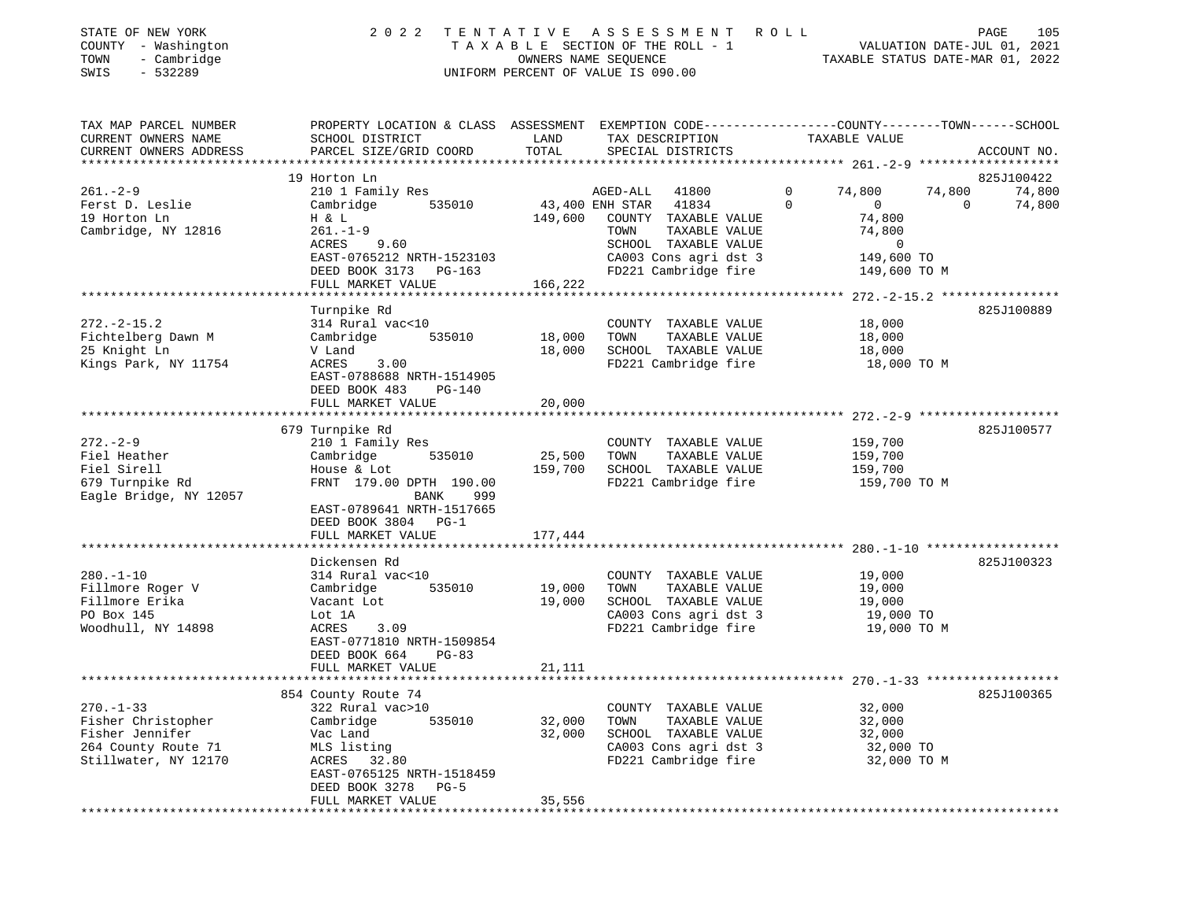STATE OF NEW YORK
COUNTY - Washington
TOWN - Cambridge
SWIS - 532289

2022 TENTATIVE ASSESSMENT ROLL
TAXABLE SECTION OF THE ROLL - 1
OWNERS NAME SEQUENCE
UNIFORM PERCENT OF VALUE IS 090.00

VALUATION DATE-JUL 01, 2021
TAXABLE STATUS DATE-MAR 01, 2022

```
TAX MAP PARCEL NUMBER          PROPERTY LOCATION & CLASS  ASSESSMENT  EXEMPTION CODE------------------COUNTY--------TOWN------SCHOOL
CURRENT OWNERS NAME            SCHOOL DISTRICT              LAND       TAX DESCRIPTION              TAXABLE VALUE
CURRENT OWNERS ADDRESS         PARCEL SIZE/GRID COORD       TOTAL      SPECIAL DISTRICTS                                        ACCOUNT NO.
******************************************************************************************************* 261.-2-9 *******************
                               19 Horton Ln                                                                                 825J100422
261.-2-9                       210 1 Family Res                        AGED-ALL   41800          0     74,800      74,800      74,800
Ferst D. Leslie                Cambridge        535010     43,400 ENH STAR   41834          0          0           0      74,800
19 Horton Ln                   H & L                      149,600   COUNTY  TAXABLE VALUE              74,800
Cambridge, NY 12816            261.-1-9                             TOWN    TAXABLE VALUE              74,800
                               ACRES     9.60                       SCHOOL  TAXABLE VALUE                   0
                               EAST-0765212 NRTH-1523103            CA003 Cons agri dst 3            149,600 TO
                               DEED BOOK 3173   PG-163              FD221 Cambridge fire             149,600 TO M
                               FULL MARKET VALUE          166,222
******************************************************************************************************* 272.-2-15.2 ****************
                               Turnpike Rd                                                                                  825J100889
272.-2-15.2                    314 Rural vac<10                     COUNTY  TAXABLE VALUE              18,000
Fichtelberg Dawn M             Cambridge        535010     18,000   TOWN    TAXABLE VALUE              18,000
25 Knight Ln                   V Land                      18,000   SCHOOL  TAXABLE VALUE              18,000
Kings Park, NY 11754           ACRES     3.00                       FD221 Cambridge fire              18,000 TO M
                               EAST-0788688 NRTH-1514905
                               DEED BOOK 483    PG-140
                               FULL MARKET VALUE           20,000
******************************************************************************************************* 272.-2-9 *******************
                               679 Turnpike Rd                                                                              825J100577
272.-2-9                       210 1 Family Res                     COUNTY  TAXABLE VALUE             159,700
Fiel Heather                   Cambridge        535010     25,500   TOWN    TAXABLE VALUE             159,700
Fiel Sirell                    House & Lot                159,700   SCHOOL  TAXABLE VALUE             159,700
679 Turnpike Rd                FRNT 179.00 DPTH 190.00              FD221 Cambridge fire             159,700 TO M
Eagle Bridge, NY 12057                    BANK     999
                               EAST-0789641 NRTH-1517665
                               DEED BOOK 3804   PG-1
                               FULL MARKET VALUE          177,444
******************************************************************************************************* 280.-1-10 ******************
                               Dickensen Rd                                                                                 825J100323
280.-1-10                      314 Rural vac<10                     COUNTY  TAXABLE VALUE              19,000
Fillmore Roger V               Cambridge        535010     19,000   TOWN    TAXABLE VALUE              19,000
Fillmore Erika                 Vacant Lot                  19,000   SCHOOL  TAXABLE VALUE              19,000
PO Box 145                     Lot 1A                               CA003 Cons agri dst 3             19,000 TO
Woodhull, NY 14898             ACRES     3.09                       FD221 Cambridge fire              19,000 TO M
                               EAST-0771810 NRTH-1509854
                               DEED BOOK 664    PG-83
                               FULL MARKET VALUE           21,111
******************************************************************************************************* 270.-1-33 ******************
                               854 County Route 74                                                                          825J100365
270.-1-33                      322 Rural vac>10                     COUNTY  TAXABLE VALUE              32,000
Fisher Christopher             Cambridge        535010     32,000   TOWN    TAXABLE VALUE              32,000
Fisher Jennifer                Vac Land                    32,000   SCHOOL  TAXABLE VALUE              32,000
264 County Route 71            MLS listing                          CA003 Cons agri dst 3             32,000 TO
Stillwater, NY 12170           ACRES    32.80                       FD221 Cambridge fire              32,000 TO M
                               EAST-0765125 NRTH-1518459
                               DEED BOOK 3278   PG-5
                               FULL MARKET VALUE           35,556
************************************************************************************************************************************
```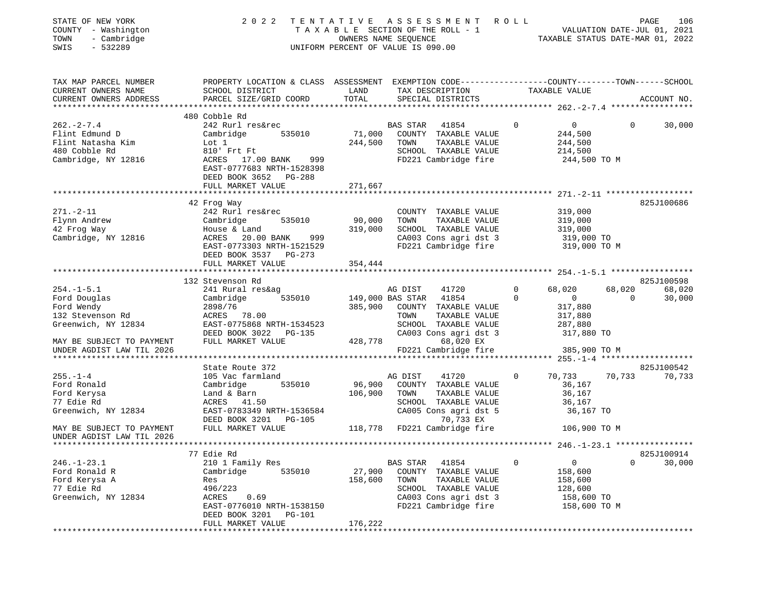STATE OF NEW YORK | COUNTY - Washington | TOWN - Cambridge | SWIS - 532289

# 2022 TENTATIVE ASSESSMENT ROLL

TAXABLE SECTION OF THE ROLL - 1 | OWNERS NAME SEQUENCE | UNIFORM PERCENT OF VALUE IS 090.00

VALUATION DATE-JUL 01, 2021 | TAXABLE STATUS DATE-MAR 01, 2022

| TAX MAP PARCEL NUMBER / CURRENT OWNERS NAME / CURRENT OWNERS ADDRESS | PROPERTY LOCATION & CLASS / SCHOOL DISTRICT / PARCEL SIZE/GRID COORD | ASSESSMENT LAND | TOTAL | EXEMPTION CODE / TAX DESCRIPTION / SPECIAL DISTRICTS | COUNTY TAXABLE VALUE | TOWN | SCHOOL | ACCOUNT NO. |
|---|---|---|---|---|---|---|---|---|
| **262.-2-7.4** | 480 Cobble Rd | | | | | | | |
| 262.-2-7.4 | 242 Rurl res&rec | | | BAS STAR 41854 0 | 0 | 0 | 30,000 | |
| Flint Edmund D | Cambridge 535010 | 71,000 | | COUNTY TAXABLE VALUE | 244,500 | | | |
| Flint Natasha Kim | Lot 1 | | 244,500 | TOWN TAXABLE VALUE | 244,500 | | | |
| 480 Cobble Rd | 810' Frt Ft | | | SCHOOL TAXABLE VALUE | 214,500 | | | |
| Cambridge, NY 12816 | ACRES 17.00 BANK 999 | | | FD221 Cambridge fire | 244,500 TO M | | | |
| | EAST-0777683 NRTH-1528398 | | | | | | | |
| | DEED BOOK 3652 PG-288 | | | | | | | |
| | FULL MARKET VALUE | | 271,667 | | | | | |
| **271.-2-11** | 42 Frog Way | | | | | | | 825J100686 |
| 271.-2-11 | 242 Rurl res&rec | | | COUNTY TAXABLE VALUE | 319,000 | | | |
| Flynn Andrew | Cambridge 535010 | 90,000 | | TOWN TAXABLE VALUE | 319,000 | | | |
| 42 Frog Way | House & Land | | 319,000 | SCHOOL TAXABLE VALUE | 319,000 | | | |
| Cambridge, NY 12816 | ACRES 20.00 BANK 999 | | | CA003 Cons agri dst 3 | 319,000 TO | | | |
| | EAST-0773303 NRTH-1521529 | | | FD221 Cambridge fire | 319,000 TO M | | | |
| | DEED BOOK 3537 PG-273 | | | | | | | |
| | FULL MARKET VALUE | | 354,444 | | | | | |
| **254.-1-5.1** | 132 Stevenson Rd | | | | | | | 825J100598 |
| 254.-1-5.1 | 241 Rural res&ag | | | AG DIST 41720 0 | 68,020 | 68,020 | 68,020 | |
| Ford Douglas | Cambridge 535010 | 149,000 | | BAS STAR 41854 0 | 0 | 0 | 30,000 | |
| Ford Wendy | 2898/76 | | 385,900 | COUNTY TAXABLE VALUE | 317,880 | | | |
| 132 Stevenson Rd | ACRES 78.00 | | | TOWN TAXABLE VALUE | 317,880 | | | |
| Greenwich, NY 12834 | EAST-0775868 NRTH-1534523 | | | SCHOOL TAXABLE VALUE | 287,880 | | | |
| | DEED BOOK 3022 PG-135 | | | CA003 Cons agri dst 3 | 317,880 TO | | | |
| MAY BE SUBJECT TO PAYMENT | FULL MARKET VALUE | | 428,778 | 68,020 EX | | | | |
| UNDER AGDIST LAW TIL 2026 | | | | FD221 Cambridge fire | 385,900 TO M | | | |
| **255.-1-4** | State Route 372 | | | | | | | 825J100542 |
| 255.-1-4 | 105 Vac farmland | | | AG DIST 41720 0 | 70,733 | 70,733 | 70,733 | |
| Ford Ronald | Cambridge 535010 | 96,900 | | COUNTY TAXABLE VALUE | 36,167 | | | |
| Ford Kerysa | Land & Barn | | 106,900 | TOWN TAXABLE VALUE | 36,167 | | | |
| 77 Edie Rd | ACRES 41.50 | | | SCHOOL TAXABLE VALUE | 36,167 | | | |
| Greenwich, NY 12834 | EAST-0783349 NRTH-1536584 | | | CA005 Cons agri dst 5 | 36,167 TO | | | |
| | DEED BOOK 3201 PG-105 | | | 70,733 EX | | | | |
| MAY BE SUBJECT TO PAYMENT | FULL MARKET VALUE | | 118,778 | FD221 Cambridge fire | 106,900 TO M | | | |
| UNDER AGDIST LAW TIL 2026 | | | | | | | | |
| **246.-1-23.1** | 77 Edie Rd | | | | | | | 825J100914 |
| 246.-1-23.1 | 210 1 Family Res | | | BAS STAR 41854 0 | 0 | 0 | 30,000 | |
| Ford Ronald R | Cambridge 535010 | 27,900 | | COUNTY TAXABLE VALUE | 158,600 | | | |
| Ford Kerysa A | Res | | 158,600 | TOWN TAXABLE VALUE | 158,600 | | | |
| 77 Edie Rd | 496/223 | | | SCHOOL TAXABLE VALUE | 128,600 | | | |
| Greenwich, NY 12834 | ACRES 0.69 | | | CA003 Cons agri dst 3 | 158,600 TO | | | |
| | EAST-0776010 NRTH-1538150 | | | FD221 Cambridge fire | 158,600 TO M | | | |
| | DEED BOOK 3201 PG-101 | | | | | | | |
| | FULL MARKET VALUE | | 176,222 | | | | | |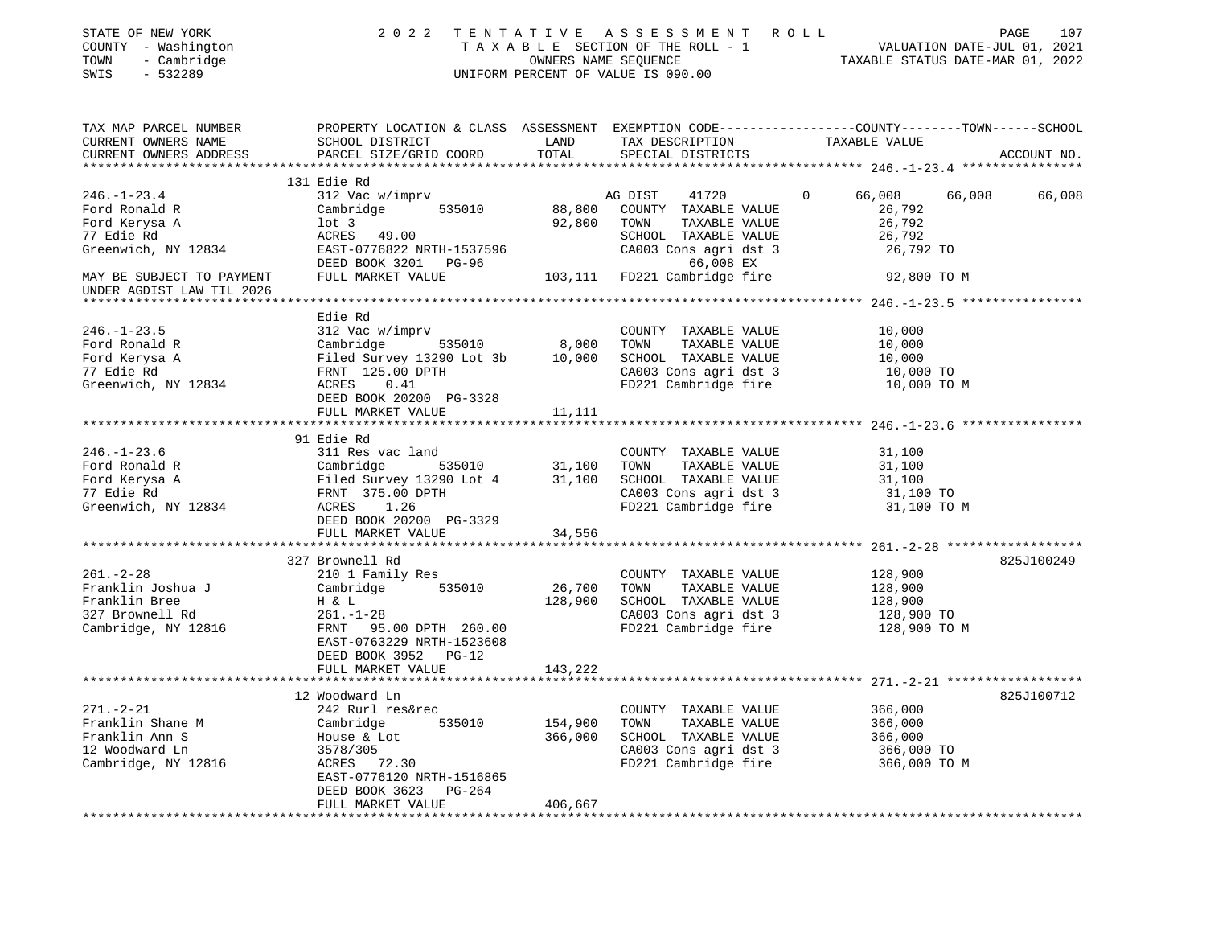STATE OF NEW YORK
COUNTY - Washington
TOWN - Cambridge
SWIS - 532289

2 0 2 2 T E N T A T I V E A S S E S S M E N T R O L L
T A X A B L E SECTION OF THE ROLL - 1
OWNERS NAME SEQUENCE
UNIFORM PERCENT OF VALUE IS 090.00

VALUATION DATE-JUL 01, 2021
TAXABLE STATUS DATE-MAR 01, 2022

| TAX MAP PARCEL NUMBER / CURRENT OWNERS NAME / CURRENT OWNERS ADDRESS | PROPERTY LOCATION & CLASS / SCHOOL DISTRICT / PARCEL SIZE/GRID COORD | ASSESSMENT LAND / TOTAL | EXEMPTION CODE / TAX DESCRIPTION / SPECIAL DISTRICTS | COUNTY TAXABLE VALUE | TOWN | SCHOOL / ACCOUNT NO. |
|---|---|---|---|---|---|---|
| **246.-1-23.4** | 131 Edie Rd | | | | | |
| 246.-1-23.4 | 312 Vac w/imprv | | AG DIST 41720 0 | 66,008 | 66,008 | 66,008 |
| Ford Ronald R | Cambridge 535010 | 88,800 | COUNTY TAXABLE VALUE | 26,792 | | |
| Ford Kerysa A | lot 3 | 92,800 | TOWN TAXABLE VALUE | 26,792 | | |
| 77 Edie Rd | ACRES 49.00 | | SCHOOL TAXABLE VALUE | 26,792 | | |
| Greenwich, NY 12834 | EAST-0776822 NRTH-1537596 | | CA003 Cons agri dst 3 | 26,792 TO | | |
| | DEED BOOK 3201 PG-96 | | 66,008 EX | | | |
| MAY BE SUBJECT TO PAYMENT UNDER AGDIST LAW TIL 2026 | FULL MARKET VALUE | 103,111 | FD221 Cambridge fire | 92,800 TO M | | |
| **246.-1-23.5** | Edie Rd | | | | | |
| 246.-1-23.5 | 312 Vac w/imprv | | COUNTY TAXABLE VALUE | 10,000 | | |
| Ford Ronald R | Cambridge 535010 | 8,000 | TOWN TAXABLE VALUE | 10,000 | | |
| Ford Kerysa A | Filed Survey 13290 Lot 3b | 10,000 | SCHOOL TAXABLE VALUE | 10,000 | | |
| 77 Edie Rd | FRNT 125.00 DPTH | | CA003 Cons agri dst 3 | 10,000 TO | | |
| Greenwich, NY 12834 | ACRES 0.41 | | FD221 Cambridge fire | 10,000 TO M | | |
| | DEED BOOK 20200 PG-3328 | | | | | |
| | FULL MARKET VALUE | 11,111 | | | | |
| **246.-1-23.6** | 91 Edie Rd | | | | | |
| 246.-1-23.6 | 311 Res vac land | | COUNTY TAXABLE VALUE | 31,100 | | |
| Ford Ronald R | Cambridge 535010 | 31,100 | TOWN TAXABLE VALUE | 31,100 | | |
| Ford Kerysa A | Filed Survey 13290 Lot 4 | 31,100 | SCHOOL TAXABLE VALUE | 31,100 | | |
| 77 Edie Rd | FRNT 375.00 DPTH | | CA003 Cons agri dst 3 | 31,100 TO | | |
| Greenwich, NY 12834 | ACRES 1.26 | | FD221 Cambridge fire | 31,100 TO M | | |
| | DEED BOOK 20200 PG-3329 | | | | | |
| | FULL MARKET VALUE | 34,556 | | | | |
| **261.-2-28** | 327 Brownell Rd | | | | | 825J100249 |
| 261.-2-28 | 210 1 Family Res | | COUNTY TAXABLE VALUE | 128,900 | | |
| Franklin Joshua J | Cambridge 535010 | 26,700 | TOWN TAXABLE VALUE | 128,900 | | |
| Franklin Bree | H & L | 128,900 | SCHOOL TAXABLE VALUE | 128,900 | | |
| 327 Brownell Rd | 261.-1-28 | | CA003 Cons agri dst 3 | 128,900 TO | | |
| Cambridge, NY 12816 | FRNT 95.00 DPTH 260.00 | | FD221 Cambridge fire | 128,900 TO M | | |
| | EAST-0763229 NRTH-1523608 | | | | | |
| | DEED BOOK 3952 PG-12 | | | | | |
| | FULL MARKET VALUE | 143,222 | | | | |
| **271.-2-21** | 12 Woodward Ln | | | | | 825J100712 |
| 271.-2-21 | 242 Rurl res&rec | | COUNTY TAXABLE VALUE | 366,000 | | |
| Franklin Shane M | Cambridge 535010 | 154,900 | TOWN TAXABLE VALUE | 366,000 | | |
| Franklin Ann S | House & Lot | 366,000 | SCHOOL TAXABLE VALUE | 366,000 | | |
| 12 Woodward Ln | 3578/305 | | CA003 Cons agri dst 3 | 366,000 TO | | |
| Cambridge, NY 12816 | ACRES 72.30 | | FD221 Cambridge fire | 366,000 TO M | | |
| | EAST-0776120 NRTH-1516865 | | | | | |
| | DEED BOOK 3623 PG-264 | | | | | |
| | FULL MARKET VALUE | 406,667 | | | | |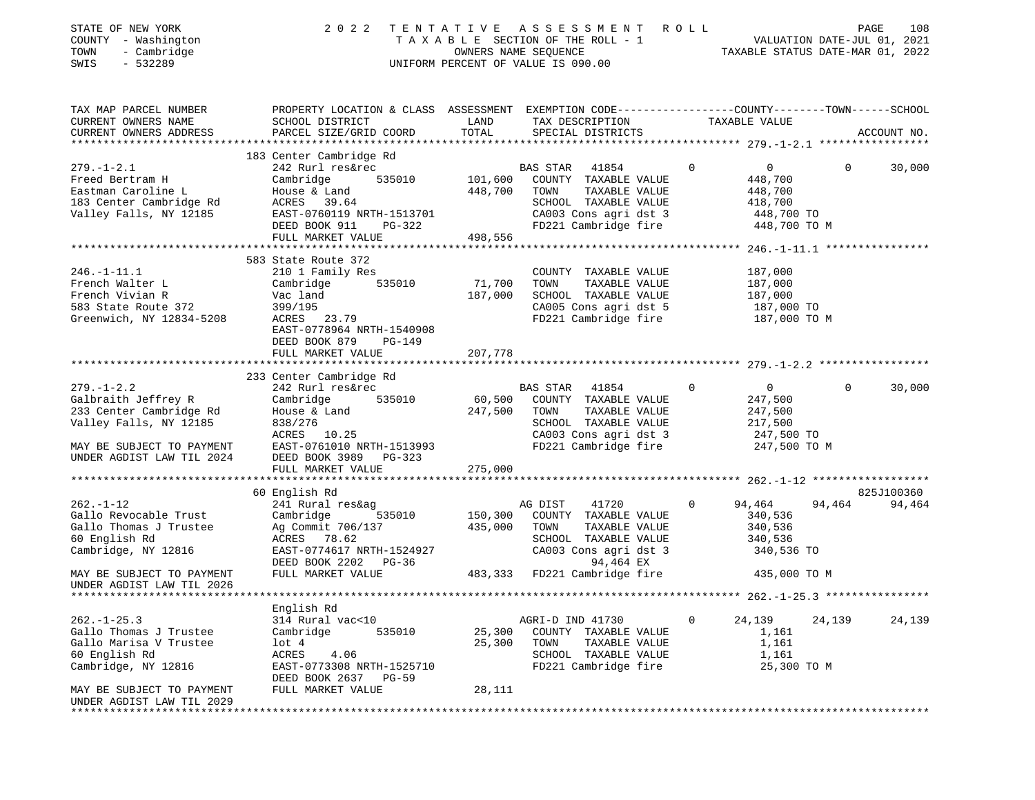STATE OF NEW YORK
COUNTY - Washington
TOWN - Cambridge
SWIS - 532289

# 2022 TENTATIVE ASSESSMENT ROLL

TAXABLE SECTION OF THE ROLL - 1
OWNERS NAME SEQUENCE
UNIFORM PERCENT OF VALUE IS 090.00

VALUATION DATE-JUL 01, 2021
TAXABLE STATUS DATE-MAR 01, 2022

| TAX MAP PARCEL NUMBER / CURRENT OWNERS NAME / CURRENT OWNERS ADDRESS | PROPERTY LOCATION & CLASS / SCHOOL DISTRICT / PARCEL SIZE/GRID COORD | ASSESSMENT LAND / TOTAL | EXEMPTION CODE / TAX DESCRIPTION / SPECIAL DISTRICTS | COUNTY TAXABLE VALUE | TOWN | SCHOOL | ACCOUNT NO. |
|---|---|---|---|---|---|---|---|
| **279.-1-2.1** | 183 Center Cambridge Rd | | | | | | |
| 279.-1-2.1 | 242 Rurl res&rec | | BAS STAR 41854 | 0 | 0 | 30,000 | |
| Freed Bertram H | Cambridge 535010 | 101,600 | COUNTY TAXABLE VALUE | 448,700 | | | |
| Eastman Caroline L | House & Land | 448,700 | TOWN TAXABLE VALUE | 448,700 | | | |
| 183 Center Cambridge Rd | ACRES 39.64 | | SCHOOL TAXABLE VALUE | 418,700 | | | |
| Valley Falls, NY 12185 | EAST-0760119 NRTH-1513701 | | CA003 Cons agri dst 3 | 448,700 TO | | | |
| | DEED BOOK 911 PG-322 | | FD221 Cambridge fire | 448,700 TO M | | | |
| | FULL MARKET VALUE | 498,556 | | | | | |
| **246.-1-11.1** | 583 State Route 372 | | | | | | |
| 246.-1-11.1 | 210 1 Family Res | | COUNTY TAXABLE VALUE | 187,000 | | | |
| French Walter L | Cambridge 535010 | 71,700 | TOWN TAXABLE VALUE | 187,000 | | | |
| French Vivian R | Vac land | 187,000 | SCHOOL TAXABLE VALUE | 187,000 | | | |
| 583 State Route 372 | 399/195 | | CA005 Cons agri dst 5 | 187,000 TO | | | |
| Greenwich, NY 12834-5208 | ACRES 23.79 | | FD221 Cambridge fire | 187,000 TO M | | | |
| | EAST-0778964 NRTH-1540908 | | | | | | |
| | DEED BOOK 879 PG-149 | | | | | | |
| | FULL MARKET VALUE | 207,778 | | | | | |
| **279.-1-2.2** | 233 Center Cambridge Rd | | | | | | |
| 279.-1-2.2 | 242 Rurl res&rec | | BAS STAR 41854 | 0 | 0 | 30,000 | |
| Galbraith Jeffrey R | Cambridge 535010 | 60,500 | COUNTY TAXABLE VALUE | 247,500 | | | |
| 233 Center Cambridge Rd | House & Land | 247,500 | TOWN TAXABLE VALUE | 247,500 | | | |
| Valley Falls, NY 12185 | 838/276 | | SCHOOL TAXABLE VALUE | 217,500 | | | |
| | ACRES 10.25 | | CA003 Cons agri dst 3 | 247,500 TO | | | |
| MAY BE SUBJECT TO PAYMENT | EAST-0761010 NRTH-1513993 | | FD221 Cambridge fire | 247,500 TO M | | | |
| UNDER AGDIST LAW TIL 2024 | DEED BOOK 3989 PG-323 | | | | | | |
| | FULL MARKET VALUE | 275,000 | | | | | |
| **262.-1-12** | 60 English Rd | | | | | | 825J100360 |
| 262.-1-12 | 241 Rural res&ag | | AG DIST 41720 | 94,464 | 94,464 | 94,464 | |
| Gallo Revocable Trust | Cambridge 535010 | 150,300 | COUNTY TAXABLE VALUE | 340,536 | | | |
| Gallo Thomas J Trustee | Ag Commit 706/137 | 435,000 | TOWN TAXABLE VALUE | 340,536 | | | |
| 60 English Rd | ACRES 78.62 | | SCHOOL TAXABLE VALUE | 340,536 | | | |
| Cambridge, NY 12816 | EAST-0774617 NRTH-1524927 | | CA003 Cons agri dst 3 | 340,536 TO | | | |
| | DEED BOOK 2202 PG-36 | | 94,464 EX | | | | |
| MAY BE SUBJECT TO PAYMENT | FULL MARKET VALUE | 483,333 | FD221 Cambridge fire | 435,000 TO M | | | |
| UNDER AGDIST LAW TIL 2026 | | | | | | | |
| **262.-1-25.3** | English Rd | | | | | | |
| 262.-1-25.3 | 314 Rural vac<10 | | AGRI-D IND 41730 | 24,139 | 24,139 | 24,139 | |
| Gallo Thomas J Trustee | Cambridge 535010 | 25,300 | COUNTY TAXABLE VALUE | 1,161 | | | |
| Gallo Marisa V Trustee | lot 4 | 25,300 | TOWN TAXABLE VALUE | 1,161 | | | |
| 60 English Rd | ACRES 4.06 | | SCHOOL TAXABLE VALUE | 1,161 | | | |
| Cambridge, NY 12816 | EAST-0773308 NRTH-1525710 | | FD221 Cambridge fire | 25,300 TO M | | | |
| | DEED BOOK 2637 PG-59 | | | | | | |
| MAY BE SUBJECT TO PAYMENT | FULL MARKET VALUE | 28,111 | | | | | |
| UNDER AGDIST LAW TIL 2029 | | | | | | | |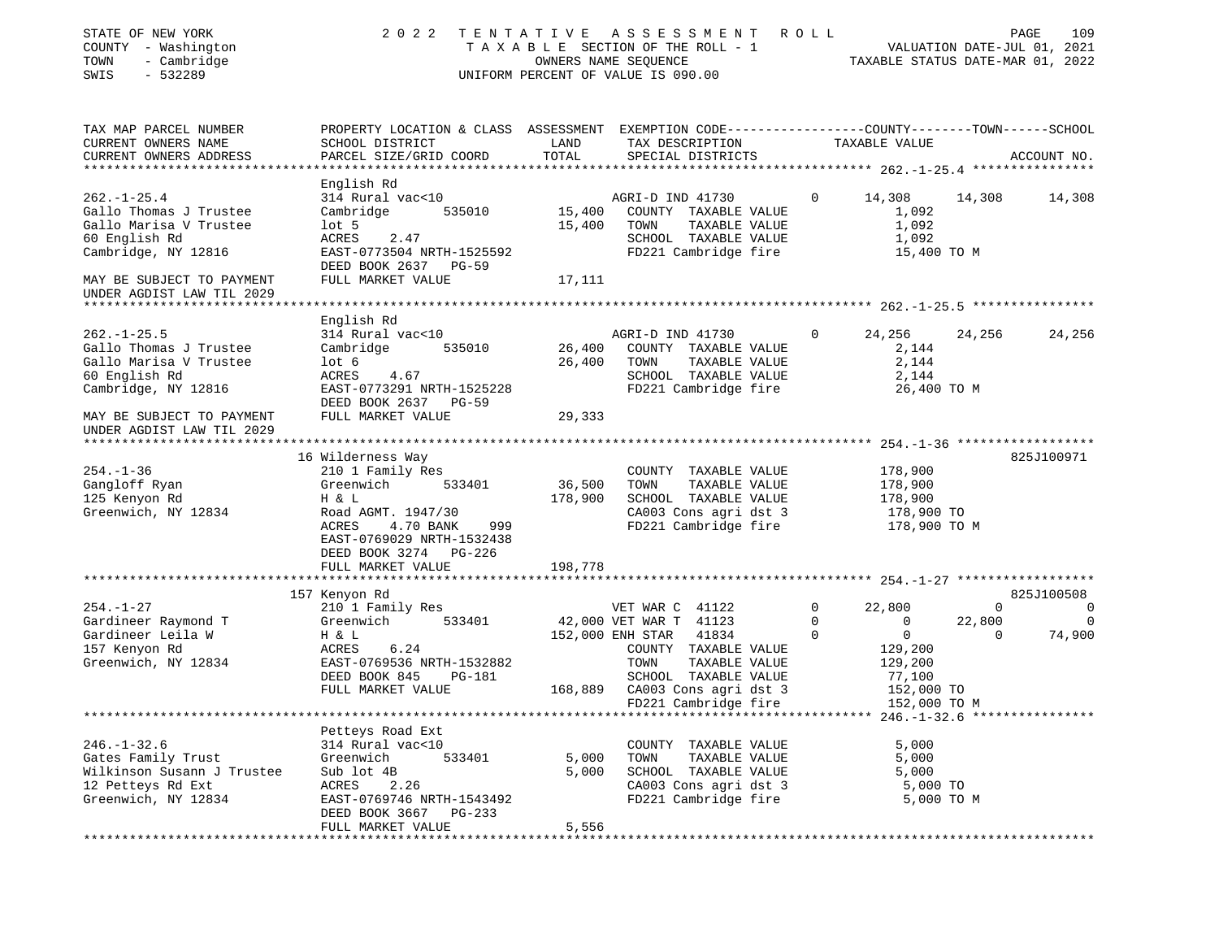STATE OF NEW YORK
COUNTY - Washington
TOWN - Cambridge
SWIS - 532289

# 2022 TENTATIVE ASSESSMENT ROLL

TAXABLE SECTION OF THE ROLL - 1
OWNERS NAME SEQUENCE
UNIFORM PERCENT OF VALUE IS 090.00

VALUATION DATE-JUL 01, 2021
TAXABLE STATUS DATE-MAR 01, 2022

```
TAX MAP PARCEL NUMBER          PROPERTY LOCATION & CLASS  ASSESSMENT  EXEMPTION CODE-----------------COUNTY--------TOWN------SCHOOL
CURRENT OWNERS NAME            SCHOOL DISTRICT               LAND      TAX DESCRIPTION            TAXABLE VALUE
CURRENT OWNERS ADDRESS         PARCEL SIZE/GRID COORD        TOTAL     SPECIAL DISTRICTS                                    ACCOUNT NO.
******************************************************************************************************* 262.-1-25.4 ****************
                               English Rd
262.-1-25.4                    314 Rural vac<10                         AGRI-D IND 41730        0     14,308     14,308     14,308
Gallo Thomas J Trustee         Cambridge        535010        15,400    COUNTY  TAXABLE VALUE           1,092
Gallo Marisa V Trustee         lot 5                          15,400    TOWN    TAXABLE VALUE           1,092
60 English Rd                  ACRES     2.47                           SCHOOL  TAXABLE VALUE           1,092
Cambridge, NY 12816            EAST-0773504 NRTH-1525592                FD221 Cambridge fire            15,400 TO M
                               DEED BOOK 2637   PG-59
MAY BE SUBJECT TO PAYMENT      FULL MARKET VALUE              17,111
UNDER AGDIST LAW TIL 2029
******************************************************************************************************* 262.-1-25.5 ****************
                               English Rd
262.-1-25.5                    314 Rural vac<10                         AGRI-D IND 41730        0     24,256     24,256     24,256
Gallo Thomas J Trustee         Cambridge        535010        26,400    COUNTY  TAXABLE VALUE           2,144
Gallo Marisa V Trustee         lot 6                          26,400    TOWN    TAXABLE VALUE           2,144
60 English Rd                  ACRES     4.67                           SCHOOL  TAXABLE VALUE           2,144
Cambridge, NY 12816            EAST-0773291 NRTH-1525228                FD221 Cambridge fire            26,400 TO M
                               DEED BOOK 2637   PG-59
MAY BE SUBJECT TO PAYMENT      FULL MARKET VALUE              29,333
UNDER AGDIST LAW TIL 2029
******************************************************************************************************* 254.-1-36 ******************
                               16 Wilderness Way                                                                       825J100971
254.-1-36                      210 1 Family Res                         COUNTY  TAXABLE VALUE         178,900
Gangloff Ryan                  Greenwich        533401        36,500    TOWN    TAXABLE VALUE         178,900
125 Kenyon Rd                  H & L                         178,900    SCHOOL  TAXABLE VALUE         178,900
Greenwich, NY 12834            Road AGMT. 1947/30                       CA003 Cons agri dst 3         178,900 TO
                               ACRES     4.70 BANK     999              FD221 Cambridge fire          178,900 TO M
                               EAST-0769029 NRTH-1532438
                               DEED BOOK 3274   PG-226
                               FULL MARKET VALUE             198,778
******************************************************************************************************* 254.-1-27 ******************
                               157 Kenyon Rd                                                                           825J100508
254.-1-27                      210 1 Family Res                         VET WAR C  41122        0     22,800          0          0
Gardineer Raymond T            Greenwich        533401        42,000 VET WAR T  41123           0          0     22,800          0
Gardineer Leila W              H & L                         152,000 ENH STAR   41834           0          0          0     74,900
157 Kenyon Rd                  ACRES     6.24                           COUNTY  TAXABLE VALUE         129,200
Greenwich, NY 12834            EAST-0769536 NRTH-1532882                TOWN    TAXABLE VALUE         129,200
                               DEED BOOK 845    PG-181                  SCHOOL  TAXABLE VALUE          77,100
                               FULL MARKET VALUE             168,889    CA003 Cons agri dst 3         152,000 TO
                                                                        FD221 Cambridge fire          152,000 TO M
******************************************************************************************************* 246.-1-32.6 ****************
                               Petteys Road Ext
246.-1-32.6                    314 Rural vac<10                         COUNTY  TAXABLE VALUE           5,000
Gates Family Trust             Greenwich        533401         5,000    TOWN    TAXABLE VALUE           5,000
Wilkinson Susann J Trustee     Sub lot 4B                      5,000    SCHOOL  TAXABLE VALUE           5,000
12 Petteys Rd Ext              ACRES     2.26                           CA003 Cons agri dst 3           5,000 TO
Greenwich, NY 12834            EAST-0769746 NRTH-1543492                FD221 Cambridge fire            5,000 TO M
                               DEED BOOK 3667   PG-233
                               FULL MARKET VALUE               5,556
************************************************************************************************************************************
```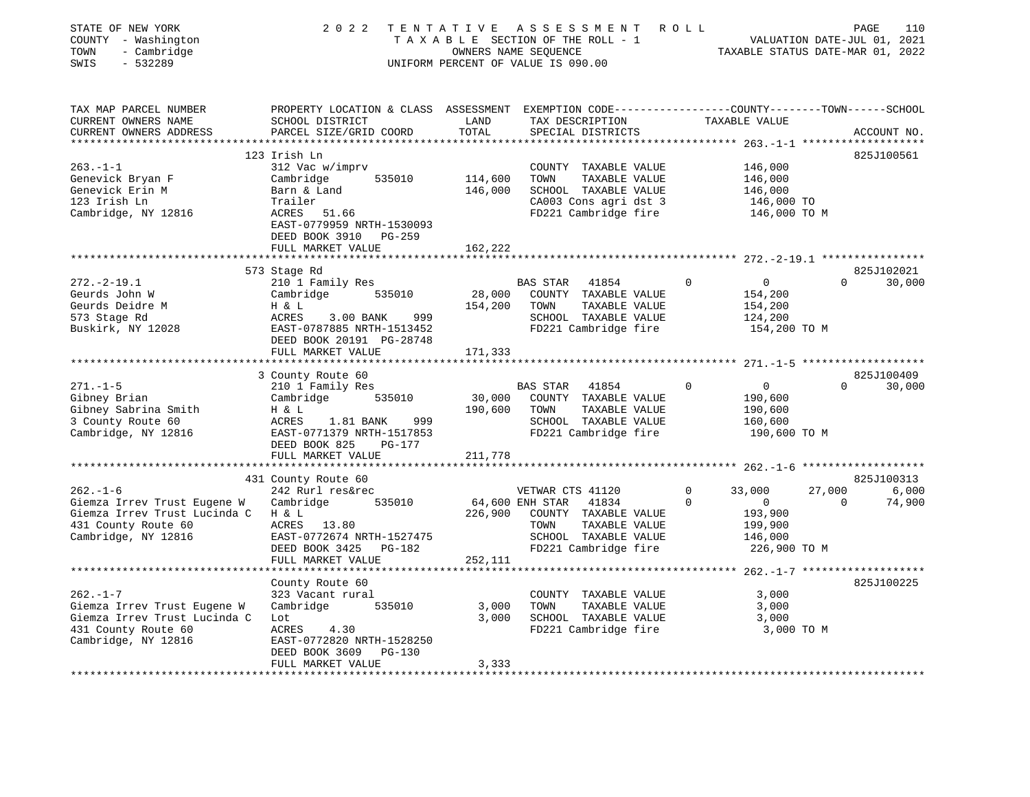STATE OF NEW YORK
COUNTY - Washington
TOWN - Cambridge
SWIS - 532289

2 0 2 2 T E N T A T I V E A S S E S S M E N T R O L L
T A X A B L E SECTION OF THE ROLL - 1
OWNERS NAME SEQUENCE
UNIFORM PERCENT OF VALUE IS 090.00

VALUATION DATE-JUL 01, 2021
TAXABLE STATUS DATE-MAR 01, 2022

| TAX MAP PARCEL NUMBER / CURRENT OWNERS NAME / CURRENT OWNERS ADDRESS | PROPERTY LOCATION & CLASS / SCHOOL DISTRICT / PARCEL SIZE/GRID COORD | ASSESSMENT LAND / TOTAL | EXEMPTION CODE / TAX DESCRIPTION / SPECIAL DISTRICTS | COUNTY TAXABLE VALUE | TOWN | SCHOOL | ACCOUNT NO. |
|---|---|---|---|---|---|---|---|
| **263.-1-1** | 123 Irish Ln | | | | | | 825J100561 |
| 263.-1-1 | 312 Vac w/imprv | | COUNTY TAXABLE VALUE | 146,000 | | | |
| Genevick Bryan F | Cambridge 535010 | 114,600 | TOWN TAXABLE VALUE | 146,000 | | | |
| Genevick Erin M | Barn & Land | 146,000 | SCHOOL TAXABLE VALUE | 146,000 | | | |
| 123 Irish Ln | Trailer | | CA003 Cons agri dst 3 | 146,000 TO | | | |
| Cambridge, NY 12816 | ACRES 51.66 | | FD221 Cambridge fire | 146,000 TO M | | | |
| | EAST-0779959 NRTH-1530093 | | | | | | |
| | DEED BOOK 3910 PG-259 | | | | | | |
| | FULL MARKET VALUE | 162,222 | | | | | |
| **272.-2-19.1** | 573 Stage Rd | | | | | | 825J102021 |
| 272.-2-19.1 | 210 1 Family Res | | BAS STAR 41854 | 0 | 0 | 0 | 30,000 |
| Geurds John W | Cambridge 535010 | 28,000 | COUNTY TAXABLE VALUE | 154,200 | | | |
| Geurds Deidre M | H & L | 154,200 | TOWN TAXABLE VALUE | 154,200 | | | |
| 573 Stage Rd | ACRES 3.00 BANK 999 | | SCHOOL TAXABLE VALUE | 124,200 | | | |
| Buskirk, NY 12028 | EAST-0787885 NRTH-1513452 | | FD221 Cambridge fire | 154,200 TO M | | | |
| | DEED BOOK 20191 PG-28748 | | | | | | |
| | FULL MARKET VALUE | 171,333 | | | | | |
| **271.-1-5** | 3 County Route 60 | | | | | | 825J100409 |
| 271.-1-5 | 210 1 Family Res | | BAS STAR 41854 | 0 | 0 | 0 | 30,000 |
| Gibney Brian | Cambridge 535010 | 30,000 | COUNTY TAXABLE VALUE | 190,600 | | | |
| Gibney Sabrina Smith | H & L | 190,600 | TOWN TAXABLE VALUE | 190,600 | | | |
| 3 County Route 60 | ACRES 1.81 BANK 999 | | SCHOOL TAXABLE VALUE | 160,600 | | | |
| Cambridge, NY 12816 | EAST-0771379 NRTH-1517853 | | FD221 Cambridge fire | 190,600 TO M | | | |
| | DEED BOOK 825 PG-177 | | | | | | |
| | FULL MARKET VALUE | 211,778 | | | | | |
| **262.-1-6** | 431 County Route 60 | | | | | | 825J100313 |
| 262.-1-6 | 242 Rurl res&rec | | VETWAR CTS 41120 | 0 | 33,000 | 27,000 | 6,000 |
| Giemza Irrev Trust Eugene W | Cambridge 535010 | 64,600 | ENH STAR 41834 | 0 | 0 | 0 | 74,900 |
| Giemza Irrev Trust Lucinda C | H & L | 226,900 | COUNTY TAXABLE VALUE | 193,900 | | | |
| 431 County Route 60 | ACRES 13.80 | | TOWN TAXABLE VALUE | 199,900 | | | |
| Cambridge, NY 12816 | EAST-0772674 NRTH-1527475 | | SCHOOL TAXABLE VALUE | 146,000 | | | |
| | DEED BOOK 3425 PG-182 | | FD221 Cambridge fire | 226,900 TO M | | | |
| | FULL MARKET VALUE | 252,111 | | | | | |
| **262.-1-7** | County Route 60 | | | | | | 825J100225 |
| 262.-1-7 | 323 Vacant rural | | COUNTY TAXABLE VALUE | 3,000 | | | |
| Giemza Irrev Trust Eugene W | Cambridge 535010 | 3,000 | TOWN TAXABLE VALUE | 3,000 | | | |
| Giemza Irrev Trust Lucinda C | Lot | 3,000 | SCHOOL TAXABLE VALUE | 3,000 | | | |
| 431 County Route 60 | ACRES 4.30 | | FD221 Cambridge fire | 3,000 TO M | | | |
| Cambridge, NY 12816 | EAST-0772820 NRTH-1528250 | | | | | | |
| | DEED BOOK 3609 PG-130 | | | | | | |
| | FULL MARKET VALUE | 3,333 | | | | | |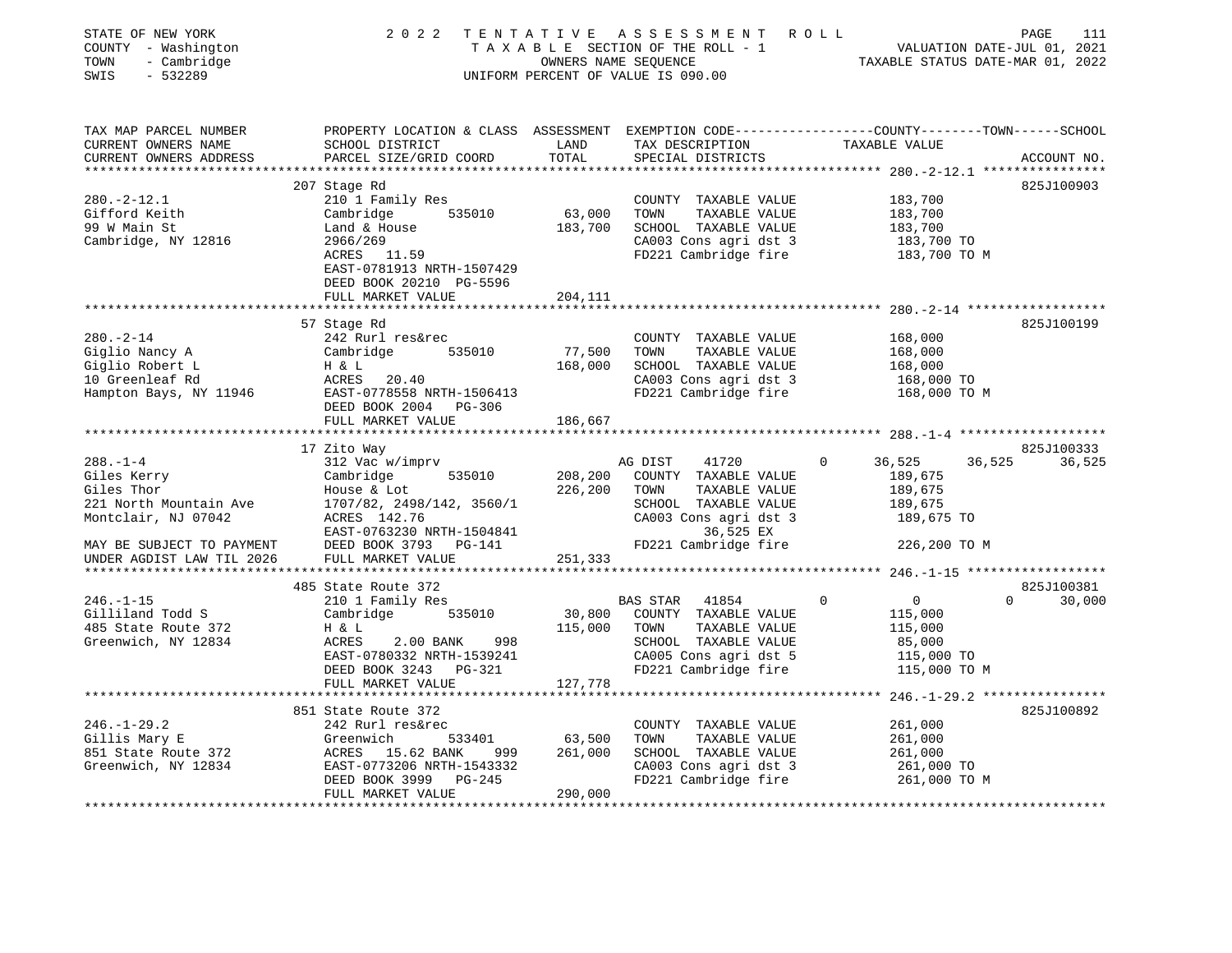STATE OF NEW YORK
COUNTY - Washington
TOWN - Cambridge
SWIS - 532289

# 2022 TENTATIVE ASSESSMENT ROLL

TAXABLE SECTION OF THE ROLL - 1
OWNERS NAME SEQUENCE
UNIFORM PERCENT OF VALUE IS 090.00

VALUATION DATE-JUL 01, 2021
TAXABLE STATUS DATE-MAR 01, 2022

| TAX MAP PARCEL NUMBER / CURRENT OWNERS NAME / CURRENT OWNERS ADDRESS | PROPERTY LOCATION & CLASS / SCHOOL DISTRICT / PARCEL SIZE/GRID COORD | ASSESSMENT LAND | TOTAL | EXEMPTION CODE / TAX DESCRIPTION / SPECIAL DISTRICTS | COUNTY TAXABLE VALUE | TOWN | SCHOOL | ACCOUNT NO. |
|---|---|---|---|---|---|---|---|---|
| **280.-2-12.1** | 207 Stage Rd | | | | | | | 825J100903 |
| Gifford Keith | 210 1 Family Res | | | COUNTY TAXABLE VALUE | 183,700 | | | |
| 99 W Main St | Cambridge 535010 | 63,000 | | TOWN TAXABLE VALUE | 183,700 | | | |
| Cambridge, NY 12816 | Land & House | | 183,700 | SCHOOL TAXABLE VALUE | 183,700 | | | |
| | 2966/269 | | | CA003 Cons agri dst 3 | 183,700 TO | | | |
| | ACRES 11.59 | | | FD221 Cambridge fire | 183,700 TO M | | | |
| | EAST-0781913 NRTH-1507429 | | | | | | | |
| | DEED BOOK 20210 PG-5596 | | | | | | | |
| | FULL MARKET VALUE | | 204,111 | | | | | |
| **280.-2-14** | 57 Stage Rd | | | | | | | 825J100199 |
| Giglio Nancy A | 242 Rurl res&rec | | | COUNTY TAXABLE VALUE | 168,000 | | | |
| Giglio Robert L | Cambridge 535010 | 77,500 | | TOWN TAXABLE VALUE | 168,000 | | | |
| 10 Greenleaf Rd | H & L | | 168,000 | SCHOOL TAXABLE VALUE | 168,000 | | | |
| Hampton Bays, NY 11946 | ACRES 20.40 | | | CA003 Cons agri dst 3 | 168,000 TO | | | |
| | EAST-0778558 NRTH-1506413 | | | FD221 Cambridge fire | 168,000 TO M | | | |
| | DEED BOOK 2004 PG-306 | | | | | | | |
| | FULL MARKET VALUE | | 186,667 | | | | | |
| **288.-1-4** | 17 Zito Way | | | | | | | 825J100333 |
| Giles Kerry | 312 Vac w/imprv | | | AG DIST 41720 0 | 36,525 | 36,525 | 36,525 | |
| Giles Thor | Cambridge 535010 | 208,200 | | COUNTY TAXABLE VALUE | 189,675 | | | |
| 221 North Mountain Ave | House & Lot | | 226,200 | TOWN TAXABLE VALUE | 189,675 | | | |
| Montclair, NJ 07042 | 1707/82, 2498/142, 3560/1 | | | SCHOOL TAXABLE VALUE | 189,675 | | | |
| | ACRES 142.76 | | | CA003 Cons agri dst 3 | 189,675 TO | | | |
| | EAST-0763230 NRTH-1504841 | | | 36,525 EX | | | | |
| MAY BE SUBJECT TO PAYMENT | DEED BOOK 3793 PG-141 | | | FD221 Cambridge fire | 226,200 TO M | | | |
| UNDER AGDIST LAW TIL 2026 | FULL MARKET VALUE | | 251,333 | | | | | |
| **246.-1-15** | 485 State Route 372 | | | | | | | 825J100381 |
| Gilliland Todd S | 210 1 Family Res | | | BAS STAR 41854 0 | 0 | 0 | 30,000 | |
| 485 State Route 372 | Cambridge 535010 | 30,800 | | COUNTY TAXABLE VALUE | 115,000 | | | |
| Greenwich, NY 12834 | H & L | | 115,000 | TOWN TAXABLE VALUE | 115,000 | | | |
| | ACRES 2.00 BANK 998 | | | SCHOOL TAXABLE VALUE | 85,000 | | | |
| | EAST-0780332 NRTH-1539241 | | | CA005 Cons agri dst 5 | 115,000 TO | | | |
| | DEED BOOK 3243 PG-321 | | | FD221 Cambridge fire | 115,000 TO M | | | |
| | FULL MARKET VALUE | | 127,778 | | | | | |
| **246.-1-29.2** | 851 State Route 372 | | | | | | | 825J100892 |
| Gillis Mary E | 242 Rurl res&rec | | | COUNTY TAXABLE VALUE | 261,000 | | | |
| 851 State Route 372 | Greenwich 533401 | 63,500 | | TOWN TAXABLE VALUE | 261,000 | | | |
| Greenwich, NY 12834 | ACRES 15.62 BANK 999 | | 261,000 | SCHOOL TAXABLE VALUE | 261,000 | | | |
| | EAST-0773206 NRTH-1543332 | | | CA003 Cons agri dst 3 | 261,000 TO | | | |
| | DEED BOOK 3999 PG-245 | | | FD221 Cambridge fire | 261,000 TO M | | | |
| | FULL MARKET VALUE | | 290,000 | | | | | |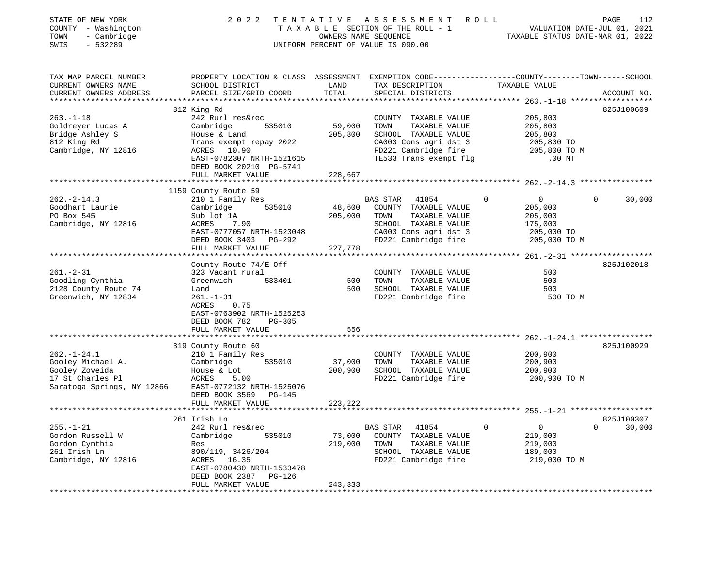STATE OF NEW YORK
COUNTY - Washington
TOWN - Cambridge
SWIS - 532289

# 2022 TENTATIVE ASSESSMENT ROLL

TAXABLE SECTION OF THE ROLL - 1
OWNERS NAME SEQUENCE
UNIFORM PERCENT OF VALUE IS 090.00

VALUATION DATE-JUL 01, 2021
TAXABLE STATUS DATE-MAR 01, 2022

| TAX MAP PARCEL NUMBER / CURRENT OWNERS NAME / CURRENT OWNERS ADDRESS | PROPERTY LOCATION & CLASS / SCHOOL DISTRICT / PARCEL SIZE/GRID COORD | ASSESSMENT LAND | TOTAL | EXEMPTION CODE / TAX DESCRIPTION / SPECIAL DISTRICTS | COUNTY TAXABLE VALUE | TOWN | SCHOOL | ACCOUNT NO. |
|---|---|---|---|---|---|---|---|---|
| **263.-1-18** | 812 King Rd | | | | | | | 825J100609 |
| 263.-1-18 | 242 Rurl res&rec | | | COUNTY TAXABLE VALUE | 205,800 | | | |
| Goldreyer Lucas A | Cambridge 535010 | 59,000 | | TOWN TAXABLE VALUE | 205,800 | | | |
| Bridge Ashley S | House & Land | | 205,800 | SCHOOL TAXABLE VALUE | 205,800 | | | |
| 812 King Rd | Trans exempt repay 2022 | | | CA003 Cons agri dst 3 | 205,800 TO | | | |
| Cambridge, NY 12816 | ACRES 10.90 | | | FD221 Cambridge fire | 205,800 TO M | | | |
| | EAST-0782307 NRTH-1521615 | | | TE533 Trans exempt flg | .00 MT | | | |
| | DEED BOOK 20210 PG-5741 | | | | | | | |
| | FULL MARKET VALUE | | 228,667 | | | | | |
| **262.-2-14.3** | 1159 County Route 59 | | | | | | | |
| 262.-2-14.3 | 210 1 Family Res | | | BAS STAR 41854 | 0 | 0 | 30,000 | |
| Goodhart Laurie | Cambridge 535010 | 48,600 | | COUNTY TAXABLE VALUE | 205,000 | | | |
| PO Box 545 | Sub lot 1A | | 205,000 | TOWN TAXABLE VALUE | 205,000 | | | |
| Cambridge, NY 12816 | ACRES 7.90 | | | SCHOOL TAXABLE VALUE | 175,000 | | | |
| | EAST-0777057 NRTH-1523048 | | | CA003 Cons agri dst 3 | 205,000 TO | | | |
| | DEED BOOK 3403 PG-292 | | | FD221 Cambridge fire | 205,000 TO M | | | |
| | FULL MARKET VALUE | | 227,778 | | | | | |
| **261.-2-31** | County Route 74/E Off | | | | | | | 825J102018 |
| 261.-2-31 | 323 Vacant rural | | | COUNTY TAXABLE VALUE | 500 | | | |
| Goodling Cynthia | Greenwich 533401 | 500 | | TOWN TAXABLE VALUE | 500 | | | |
| 2128 County Route 74 | Land | | 500 | SCHOOL TAXABLE VALUE | 500 | | | |
| Greenwich, NY 12834 | 261.-1-31 | | | FD221 Cambridge fire | 500 TO M | | | |
| | ACRES 0.75 | | | | | | | |
| | EAST-0763902 NRTH-1525253 | | | | | | | |
| | DEED BOOK 782 PG-305 | | | | | | | |
| | FULL MARKET VALUE | | 556 | | | | | |
| **262.-1-24.1** | 319 County Route 60 | | | | | | | 825J100929 |
| 262.-1-24.1 | 210 1 Family Res | | | COUNTY TAXABLE VALUE | 200,900 | | | |
| Gooley Michael A. | Cambridge 535010 | 37,000 | | TOWN TAXABLE VALUE | 200,900 | | | |
| Gooley Zoveida | House & Lot | | 200,900 | SCHOOL TAXABLE VALUE | 200,900 | | | |
| 17 St Charles Pl | ACRES 5.00 | | | FD221 Cambridge fire | 200,900 TO M | | | |
| Saratoga Springs, NY 12866 | EAST-0772132 NRTH-1525076 | | | | | | | |
| | DEED BOOK 3569 PG-145 | | | | | | | |
| | FULL MARKET VALUE | | 223,222 | | | | | |
| **255.-1-21** | 261 Irish Ln | | | | | | | 825J100307 |
| 255.-1-21 | 242 Rurl res&rec | | | BAS STAR 41854 | 0 | 0 | 30,000 | |
| Gordon Russell W | Cambridge 535010 | 73,000 | | COUNTY TAXABLE VALUE | 219,000 | | | |
| Gordon Cynthia | Res | | 219,000 | TOWN TAXABLE VALUE | 219,000 | | | |
| 261 Irish Ln | 890/119, 3426/204 | | | SCHOOL TAXABLE VALUE | 189,000 | | | |
| Cambridge, NY 12816 | ACRES 16.35 | | | FD221 Cambridge fire | 219,000 TO M | | | |
| | EAST-0780430 NRTH-1533478 | | | | | | | |
| | DEED BOOK 2387 PG-126 | | | | | | | |
| | FULL MARKET VALUE | | 243,333 | | | | | |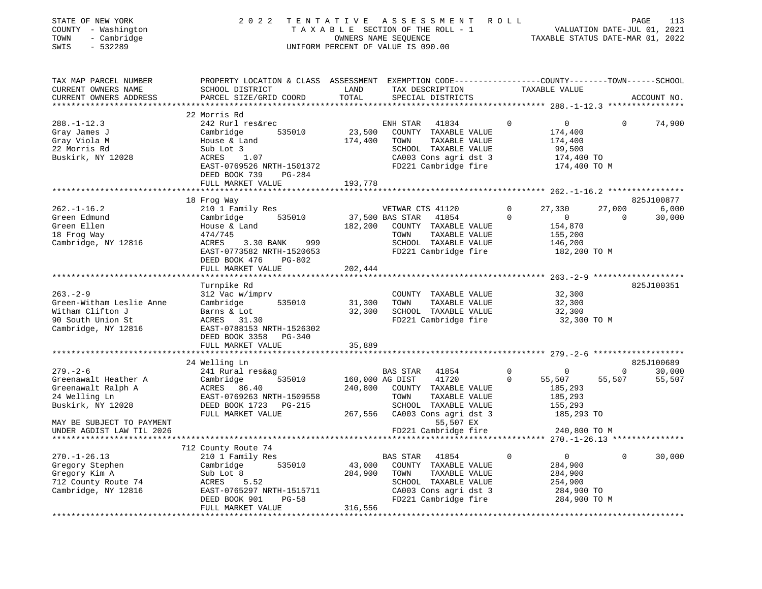STATE OF NEW YORK
COUNTY - Washington
TOWN - Cambridge
SWIS - 532289

# 2022 TENTATIVE ASSESSMENT ROLL

TAXABLE SECTION OF THE ROLL - 1
OWNERS NAME SEQUENCE
UNIFORM PERCENT OF VALUE IS 090.00

VALUATION DATE-JUL 01, 2021
TAXABLE STATUS DATE-MAR 01, 2022

```
TAX MAP PARCEL NUMBER          PROPERTY LOCATION & CLASS  ASSESSMENT  EXEMPTION CODE-----------------COUNTY--------TOWN------SCHOOL
CURRENT OWNERS NAME            SCHOOL DISTRICT              LAND      TAX DESCRIPTION              TAXABLE VALUE
CURRENT OWNERS ADDRESS         PARCEL SIZE/GRID COORD       TOTAL     SPECIAL DISTRICTS                                   ACCOUNT NO.
******************************************************************************************************* 288.-1-12.3 ****************
                               22 Morris Rd
288.-1-12.3                    242 Rurl res&rec                        ENH STAR   41834           0            0            0      74,900
Gray James J                   Cambridge        535010      23,500     COUNTY  TAXABLE VALUE             174,400
Gray Viola M                   House & Land                174,400     TOWN    TAXABLE VALUE             174,400
22 Morris Rd                   Sub Lot 3                               SCHOOL  TAXABLE VALUE              99,500
Buskirk, NY 12028              ACRES     1.07                          CA003 Cons agri dst 3            174,400 TO
                               EAST-0769526 NRTH-1501372               FD221 Cambridge fire             174,400 TO M
                               DEED BOOK 739    PG-284
                               FULL MARKET VALUE           193,778
******************************************************************************************************* 262.-1-16.2 ****************
                               18 Frog Way                                                                              825J100877
262.-1-16.2                    210 1 Family Res                        VETWAR CTS 41120           0       27,330       27,000       6,000
Green Edmund                   Cambridge        535010      37,500 BAS STAR   41854               0            0            0      30,000
Green Ellen                    House & Land                182,200     COUNTY  TAXABLE VALUE             154,870
18 Frog Way                    474/745                                 TOWN    TAXABLE VALUE             155,200
Cambridge, NY 12816            ACRES     3.30 BANK     999             SCHOOL  TAXABLE VALUE             146,200
                               EAST-0773582 NRTH-1520653               FD221 Cambridge fire             182,200 TO M
                               DEED BOOK 476    PG-802
                               FULL MARKET VALUE           202,444
******************************************************************************************************* 263.-2-9 *******************
                               Turnpike Rd                                                                              825J100351
263.-2-9                       312 Vac w/imprv                         COUNTY  TAXABLE VALUE              32,300
Green-Witham Leslie Anne       Cambridge        535010      31,300     TOWN    TAXABLE VALUE              32,300
Witham Clifton J               Barns & Lot                  32,300     SCHOOL  TAXABLE VALUE              32,300
90 South Union St              ACRES    31.30                          FD221 Cambridge fire              32,300 TO M
Cambridge, NY 12816            EAST-0788153 NRTH-1526302
                               DEED BOOK 3358   PG-340
                               FULL MARKET VALUE            35,889
******************************************************************************************************* 279.-2-6 *******************
                               24 Welling Ln                                                                            825J100689
279.-2-6                       241 Rural res&ag                        BAS STAR   41854           0            0            0      30,000
Greenawalt Heather A           Cambridge        535010     160,000 AG DIST     41720              0       55,507       55,507      55,507
Greenawalt Ralph A             ACRES    86.40              240,800     COUNTY  TAXABLE VALUE             185,293
24 Welling Ln                  EAST-0769263 NRTH-1509558               TOWN    TAXABLE VALUE             185,293
Buskirk, NY 12028              DEED BOOK 1723   PG-215                 SCHOOL  TAXABLE VALUE             155,293
                               FULL MARKET VALUE           267,556     CA003 Cons agri dst 3            185,293 TO
MAY BE SUBJECT TO PAYMENT                                                    55,507 EX
UNDER AGDIST LAW TIL 2026                                              FD221 Cambridge fire             240,800 TO M
******************************************************************************************************* 270.-1-26.13 ***************
                               712 County Route 74
270.-1-26.13                   210 1 Family Res                        BAS STAR   41854           0            0            0      30,000
Gregory Stephen                Cambridge        535010      43,000     COUNTY  TAXABLE VALUE             284,900
Gregory Kim A                  Sub Lot 8                   284,900     TOWN    TAXABLE VALUE             284,900
712 County Route 74            ACRES     5.52                          SCHOOL  TAXABLE VALUE             254,900
Cambridge, NY 12816            EAST-0765297 NRTH-1515711               CA003 Cons agri dst 3            284,900 TO
                               DEED BOOK 901    PG-58                  FD221 Cambridge fire             284,900 TO M
                               FULL MARKET VALUE           316,556
************************************************************************************************************************************
```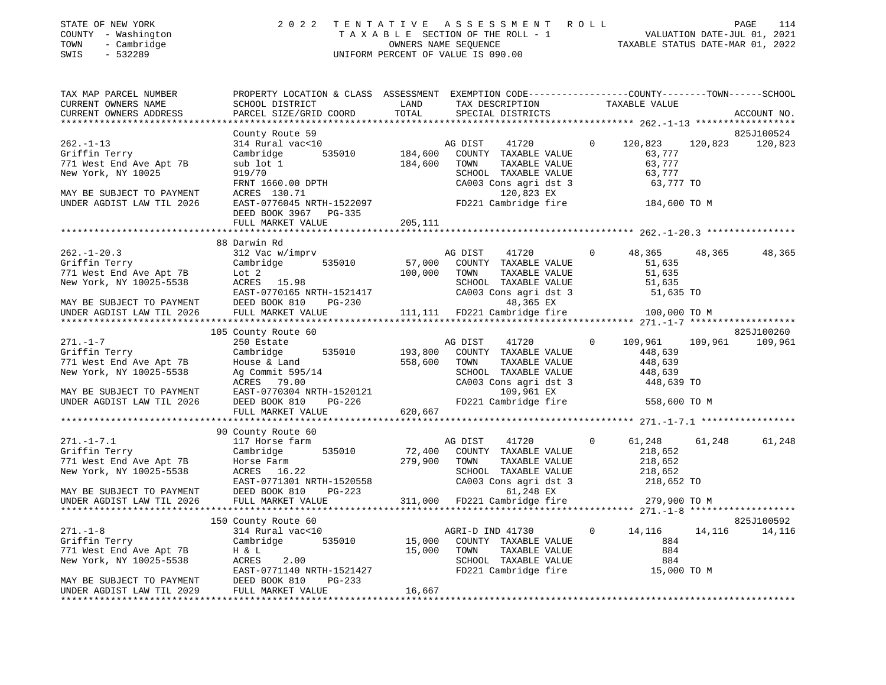STATE OF NEW YORK — 2022 TENTATIVE ASSESSMENT ROLL
COUNTY - Washington — TAXABLE SECTION OF THE ROLL - 1 — VALUATION DATE-JUL 01, 2021
TOWN - Cambridge — OWNERS NAME SEQUENCE — TAXABLE STATUS DATE-MAR 01, 2022
SWIS - 532289 — UNIFORM PERCENT OF VALUE IS 090.00

| TAX MAP PARCEL NUMBER / CURRENT OWNERS NAME / CURRENT OWNERS ADDRESS | PROPERTY LOCATION & CLASS / SCHOOL DISTRICT / PARCEL SIZE/GRID COORD | ASSESSMENT LAND | TOTAL | EXEMPTION CODE / TAX DESCRIPTION / SPECIAL DISTRICTS | COUNTY TAXABLE VALUE | TOWN | SCHOOL / ACCOUNT NO. |
|---|---|---|---|---|---|---|---|
| **262.-1-13** | County Route 59 | | | | | | 825J100524 |
| 262.-1-13 | 314 Rural vac<10 | | | AG DIST 41720 0 | 120,823 | 120,823 | 120,823 |
| Griffin Terry | Cambridge 535010 | 184,600 | | COUNTY TAXABLE VALUE | 63,777 | | |
| 771 West End Ave Apt 7B | sub lot 1 | | 184,600 | TOWN TAXABLE VALUE | 63,777 | | |
| New York, NY 10025 | 919/70 | | | SCHOOL TAXABLE VALUE | 63,777 | | |
| | FRNT 1660.00 DPTH | | | CA003 Cons agri dst 3 | 63,777 TO | | |
| MAY BE SUBJECT TO PAYMENT | ACRES 130.71 | | | 120,823 EX | | | |
| UNDER AGDIST LAW TIL 2026 | EAST-0776045 NRTH-1522097 | | | FD221 Cambridge fire | 184,600 TO M | | |
| | DEED BOOK 3967 PG-335 | | | | | | |
| | FULL MARKET VALUE | | 205,111 | | | | |
| **262.-1-20.3** | 88 Darwin Rd | | | | | | |
| 262.-1-20.3 | 312 Vac w/imprv | | | AG DIST 41720 0 | 48,365 | 48,365 | 48,365 |
| Griffin Terry | Cambridge 535010 | 57,000 | | COUNTY TAXABLE VALUE | 51,635 | | |
| 771 West End Ave Apt 7B | Lot 2 | | 100,000 | TOWN TAXABLE VALUE | 51,635 | | |
| New York, NY 10025-5538 | ACRES 15.98 | | | SCHOOL TAXABLE VALUE | 51,635 | | |
| | EAST-0770165 NRTH-1521417 | | | CA003 Cons agri dst 3 | 51,635 TO | | |
| MAY BE SUBJECT TO PAYMENT | DEED BOOK 810 PG-230 | | | 48,365 EX | | | |
| UNDER AGDIST LAW TIL 2026 | FULL MARKET VALUE | | 111,111 | FD221 Cambridge fire | 100,000 TO M | | |
| **271.-1-7** | 105 County Route 60 | | | | | | 825J100260 |
| 271.-1-7 | 250 Estate | | | AG DIST 41720 0 | 109,961 | 109,961 | 109,961 |
| Griffin Terry | Cambridge 535010 | 193,800 | | COUNTY TAXABLE VALUE | 448,639 | | |
| 771 West End Ave Apt 7B | House & Land | | 558,600 | TOWN TAXABLE VALUE | 448,639 | | |
| New York, NY 10025-5538 | Ag Commit 595/14 | | | SCHOOL TAXABLE VALUE | 448,639 | | |
| | ACRES 79.00 | | | CA003 Cons agri dst 3 | 448,639 TO | | |
| MAY BE SUBJECT TO PAYMENT | EAST-0770304 NRTH-1520121 | | | 109,961 EX | | | |
| UNDER AGDIST LAW TIL 2026 | DEED BOOK 810 PG-226 | | | FD221 Cambridge fire | 558,600 TO M | | |
| | FULL MARKET VALUE | | 620,667 | | | | |
| **271.-1-7.1** | 90 County Route 60 | | | | | | |
| 271.-1-7.1 | 117 Horse farm | | | AG DIST 41720 0 | 61,248 | 61,248 | 61,248 |
| Griffin Terry | Cambridge 535010 | 72,400 | | COUNTY TAXABLE VALUE | 218,652 | | |
| 771 West End Ave Apt 7B | Horse Farm | | 279,900 | TOWN TAXABLE VALUE | 218,652 | | |
| New York, NY 10025-5538 | ACRES 16.22 | | | SCHOOL TAXABLE VALUE | 218,652 | | |
| | EAST-0771301 NRTH-1520558 | | | CA003 Cons agri dst 3 | 218,652 TO | | |
| MAY BE SUBJECT TO PAYMENT | DEED BOOK 810 PG-223 | | | 61,248 EX | | | |
| UNDER AGDIST LAW TIL 2026 | FULL MARKET VALUE | | 311,000 | FD221 Cambridge fire | 279,900 TO M | | |
| **271.-1-8** | 150 County Route 60 | | | | | | 825J100592 |
| 271.-1-8 | 314 Rural vac<10 | | | AGRI-D IND 41730 0 | 14,116 | 14,116 | 14,116 |
| Griffin Terry | Cambridge 535010 | 15,000 | | COUNTY TAXABLE VALUE | 884 | | |
| 771 West End Ave Apt 7B | H & L | | 15,000 | TOWN TAXABLE VALUE | 884 | | |
| New York, NY 10025-5538 | ACRES 2.00 | | | SCHOOL TAXABLE VALUE | 884 | | |
| | EAST-0771140 NRTH-1521427 | | | FD221 Cambridge fire | 15,000 TO M | | |
| MAY BE SUBJECT TO PAYMENT | DEED BOOK 810 PG-233 | | | | | | |
| UNDER AGDIST LAW TIL 2029 | FULL MARKET VALUE | | 16,667 | | | | |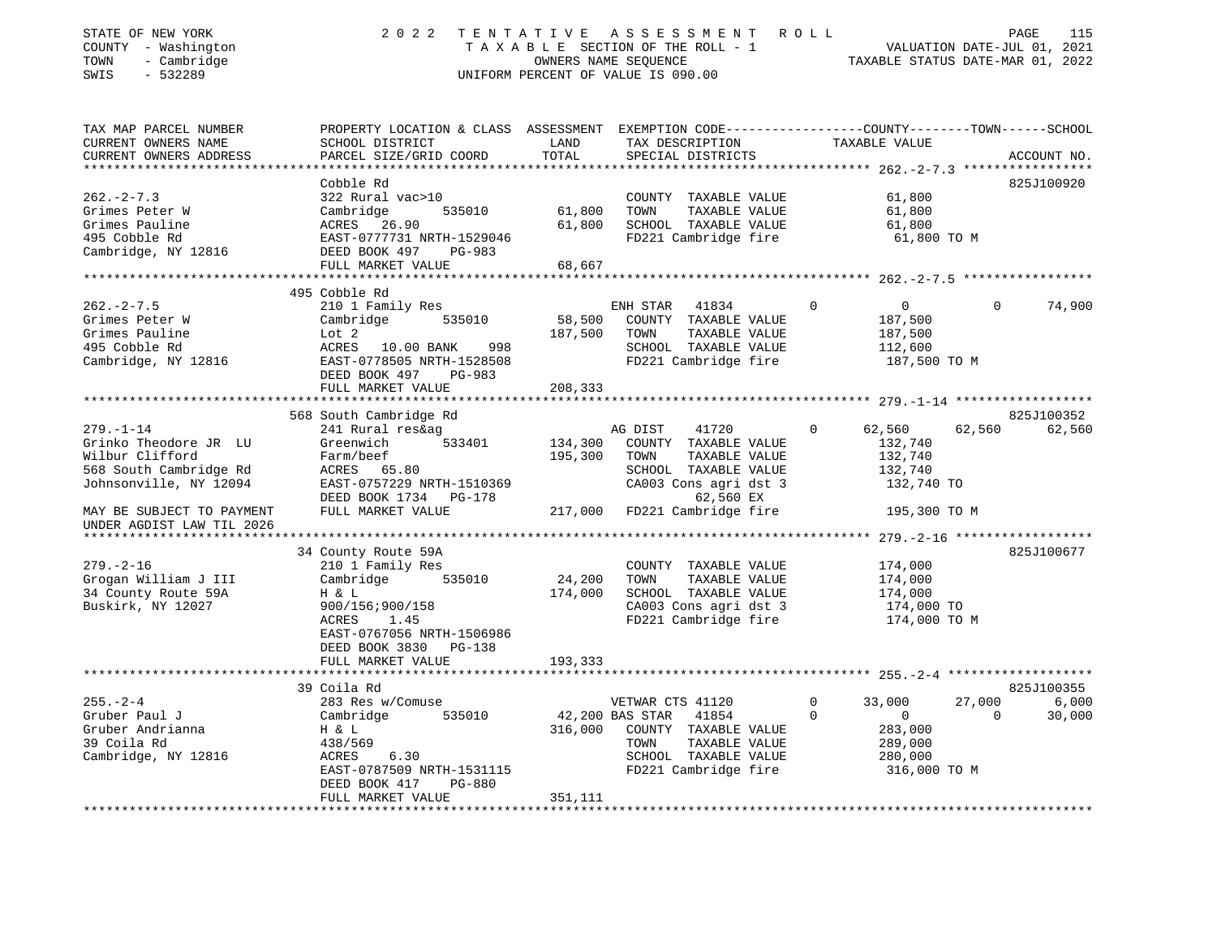STATE OF NEW YORK
COUNTY - Washington
TOWN - Cambridge
SWIS - 532289

2 0 2 2 TENTATIVE ASSESSMENT ROLL
TAXABLE SECTION OF THE ROLL - 1
OWNERS NAME SEQUENCE
UNIFORM PERCENT OF VALUE IS 090.00

VALUATION DATE-JUL 01, 2021
TAXABLE STATUS DATE-MAR 01, 2022

```
TAX MAP PARCEL NUMBER          PROPERTY LOCATION & CLASS  ASSESSMENT  EXEMPTION CODE-----------------COUNTY--------TOWN------SCHOOL
CURRENT OWNERS NAME            SCHOOL DISTRICT               LAND      TAX DESCRIPTION               TAXABLE VALUE
CURRENT OWNERS ADDRESS         PARCEL SIZE/GRID COORD        TOTAL     SPECIAL DISTRICTS                                    ACCOUNT NO.
******************************************************************************************************* 262.-2-7.3 *****************
                               Cobble Rd                                                                                825J100920
262.-2-7.3                     322 Rural vac>10                         COUNTY  TAXABLE VALUE            61,800
Grimes Peter W                 Cambridge        535010       61,800     TOWN    TAXABLE VALUE            61,800
Grimes Pauline                 ACRES   26.90                 61,800     SCHOOL  TAXABLE VALUE            61,800
495 Cobble Rd                  EAST-0777731 NRTH-1529046                FD221 Cambridge fire              61,800 TO M
Cambridge, NY 12816            DEED BOOK 497    PG-983
                               FULL MARKET VALUE             68,667
******************************************************************************************************* 262.-2-7.5 *****************
                               495 Cobble Rd
262.-2-7.5                     210 1 Family Res                         ENH STAR  41834        0          0            0      74,900
Grimes Peter W                 Cambridge        535010       58,500     COUNTY  TAXABLE VALUE           187,500
Grimes Pauline                 Lot 2                        187,500     TOWN    TAXABLE VALUE           187,500
495 Cobble Rd                  ACRES   10.00 BANK    998                SCHOOL  TAXABLE VALUE           112,600
Cambridge, NY 12816            EAST-0778505 NRTH-1528508                FD221 Cambridge fire             187,500 TO M
                               DEED BOOK 497    PG-983
                               FULL MARKET VALUE            208,333
******************************************************************************************************* 279.-1-14 ******************
                               568 South Cambridge Rd                                                                   825J100352
279.-1-14                      241 Rural res&ag                         AG DIST   41720        0     62,560       62,560      62,560
Grinko Theodore JR  LU         Greenwich        533401      134,300     COUNTY  TAXABLE VALUE           132,740
Wilbur Clifford                Farm/beef                    195,300     TOWN    TAXABLE VALUE           132,740
568 South Cambridge Rd         ACRES   65.80                            SCHOOL  TAXABLE VALUE           132,740
Johnsonville, NY 12094         EAST-0757229 NRTH-1510369                CA003 Cons agri dst 3            132,740 TO
                               DEED BOOK 1734   PG-178                        62,560 EX
MAY BE SUBJECT TO PAYMENT      FULL MARKET VALUE            217,000     FD221 Cambridge fire             195,300 TO M
UNDER AGDIST LAW TIL 2026
******************************************************************************************************* 279.-2-16 ******************
                               34 County Route 59A                                                                      825J100677
279.-2-16                      210 1 Family Res                         COUNTY  TAXABLE VALUE           174,000
Grogan William J III           Cambridge        535010       24,200     TOWN    TAXABLE VALUE           174,000
34 County Route 59A            H & L                        174,000     SCHOOL  TAXABLE VALUE           174,000
Buskirk, NY 12027              900/156;900/158                          CA003 Cons agri dst 3            174,000 TO
                               ACRES    1.45                            FD221 Cambridge fire             174,000 TO M
                               EAST-0767056 NRTH-1506986
                               DEED BOOK 3830   PG-138
                               FULL MARKET VALUE            193,333
******************************************************************************************************* 255.-2-4 *******************
                               39 Coila Rd                                                                              825J100355
255.-2-4                       283 Res w/Comuse                         VETWAR CTS 41120       0     33,000       27,000       6,000
Gruber Paul J                  Cambridge        535010       42,200 BAS STAR  41854            0          0            0      30,000
Gruber Andrianna               H & L                        316,000     COUNTY  TAXABLE VALUE           283,000
39 Coila Rd                    438/569                                  TOWN    TAXABLE VALUE           289,000
Cambridge, NY 12816            ACRES    6.30                            SCHOOL  TAXABLE VALUE           280,000
                               EAST-0787509 NRTH-1531115                FD221 Cambridge fire             316,000 TO M
                               DEED BOOK 417    PG-880
                               FULL MARKET VALUE            351,111
************************************************************************************************************************************
```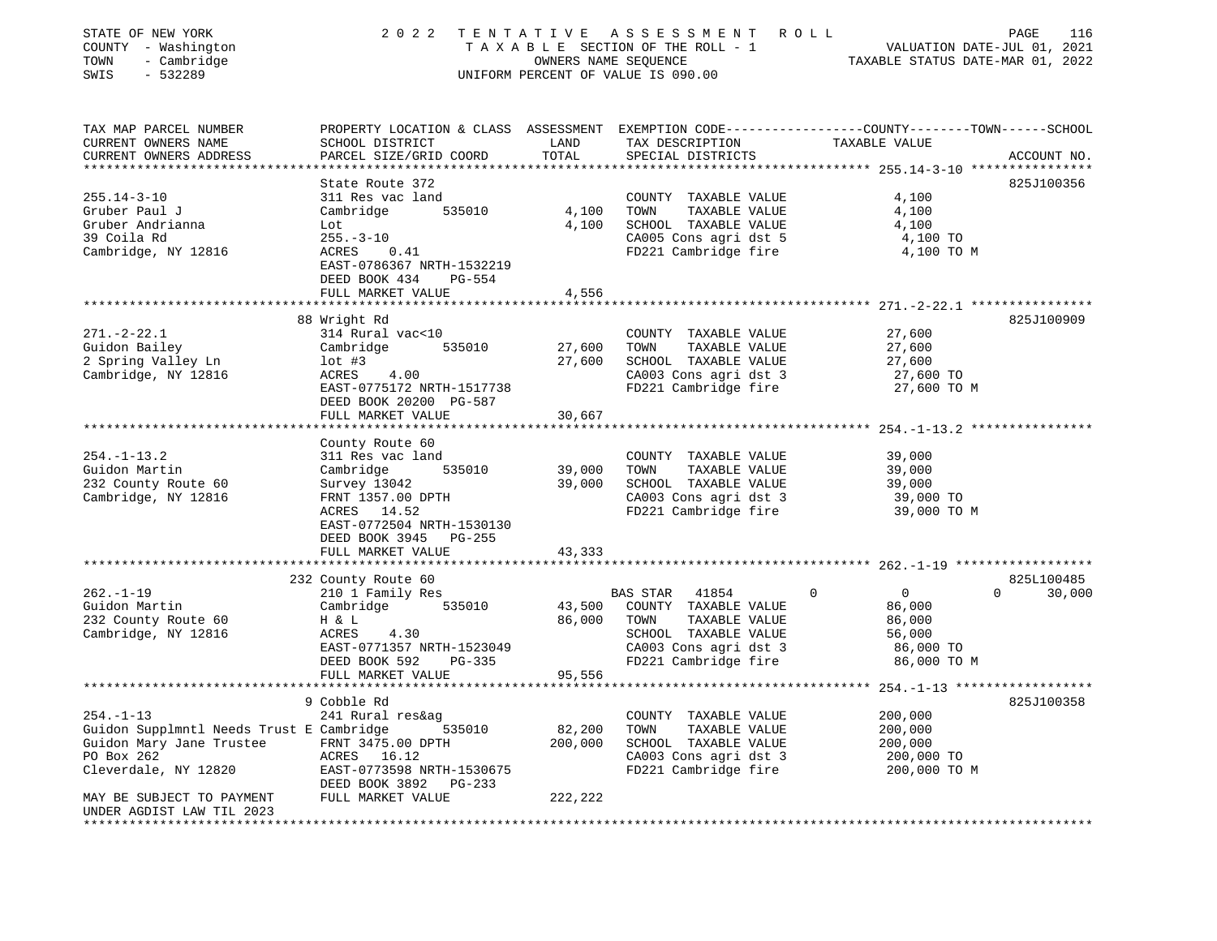STATE OF NEW YORK
COUNTY - Washington
TOWN - Cambridge
SWIS - 532289

2 0 2 2 TENTATIVE ASSESSMENT ROLL
TAXABLE SECTION OF THE ROLL - 1
OWNERS NAME SEQUENCE
UNIFORM PERCENT OF VALUE IS 090.00

VALUATION DATE-JUL 01, 2021
TAXABLE STATUS DATE-MAR 01, 2022

| TAX MAP PARCEL NUMBER / CURRENT OWNERS NAME / CURRENT OWNERS ADDRESS | PROPERTY LOCATION & CLASS / SCHOOL DISTRICT / PARCEL SIZE/GRID COORD | ASSESSMENT LAND / TOTAL | EXEMPTION CODE / TAX DESCRIPTION / SPECIAL DISTRICTS | COUNTY / TOWN / SCHOOL TAXABLE VALUE | ACCOUNT NO. |
|---|---|---|---|---|---|
| 255.14-3-10 | State Route 372 | | | | 825J100356 |
| 255.14-3-10 | 311 Res vac land | | COUNTY TAXABLE VALUE | 4,100 | |
| Gruber Paul J | Cambridge 535010 | 4,100 | TOWN TAXABLE VALUE | 4,100 | |
| Gruber Andrianna | Lot | 4,100 | SCHOOL TAXABLE VALUE | 4,100 | |
| 39 Coila Rd | 255.-3-10 | | CA005 Cons agri dst 5 | 4,100 TO | |
| Cambridge, NY 12816 | ACRES 0.41 | | FD221 Cambridge fire | 4,100 TO M | |
| | EAST-0786367 NRTH-1532219 | | | | |
| | DEED BOOK 434 PG-554 | | | | |
| | FULL MARKET VALUE | 4,556 | | | |
| 271.-2-22.1 | 88 Wright Rd | | | | 825J100909 |
| 271.-2-22.1 | 314 Rural vac<10 | | COUNTY TAXABLE VALUE | 27,600 | |
| Guidon Bailey | Cambridge 535010 | 27,600 | TOWN TAXABLE VALUE | 27,600 | |
| 2 Spring Valley Ln | lot #3 | 27,600 | SCHOOL TAXABLE VALUE | 27,600 | |
| Cambridge, NY 12816 | ACRES 4.00 | | CA003 Cons agri dst 3 | 27,600 TO | |
| | EAST-0775172 NRTH-1517738 | | FD221 Cambridge fire | 27,600 TO M | |
| | DEED BOOK 20200 PG-587 | | | | |
| | FULL MARKET VALUE | 30,667 | | | |
| 254.-1-13.2 | County Route 60 | | | | |
| 254.-1-13.2 | 311 Res vac land | | COUNTY TAXABLE VALUE | 39,000 | |
| Guidon Martin | Cambridge 535010 | 39,000 | TOWN TAXABLE VALUE | 39,000 | |
| 232 County Route 60 | Survey 13042 | 39,000 | SCHOOL TAXABLE VALUE | 39,000 | |
| Cambridge, NY 12816 | FRNT 1357.00 DPTH | | CA003 Cons agri dst 3 | 39,000 TO | |
| | ACRES 14.52 | | FD221 Cambridge fire | 39,000 TO M | |
| | EAST-0772504 NRTH-1530130 | | | | |
| | DEED BOOK 3945 PG-255 | | | | |
| | FULL MARKET VALUE | 43,333 | | | |
| 262.-1-19 | 232 County Route 60 | | | | 825L100485 |
| 262.-1-19 | 210 1 Family Res | | BAS STAR 41854 | 0 / 0 / 30,000 | |
| Guidon Martin | Cambridge 535010 | 43,500 | COUNTY TAXABLE VALUE | 86,000 | |
| 232 County Route 60 | H & L | 86,000 | TOWN TAXABLE VALUE | 86,000 | |
| Cambridge, NY 12816 | ACRES 4.30 | | SCHOOL TAXABLE VALUE | 56,000 | |
| | EAST-0771357 NRTH-1523049 | | CA003 Cons agri dst 3 | 86,000 TO | |
| | DEED BOOK 592 PG-335 | | FD221 Cambridge fire | 86,000 TO M | |
| | FULL MARKET VALUE | 95,556 | | | |
| 254.-1-13 | 9 Cobble Rd | | | | 825J100358 |
| 254.-1-13 | 241 Rural res&ag | | COUNTY TAXABLE VALUE | 200,000 | |
| Guidon Supplmntl Needs Trust E | Cambridge 535010 | 82,200 | TOWN TAXABLE VALUE | 200,000 | |
| Guidon Mary Jane Trustee | FRNT 3475.00 DPTH | 200,000 | SCHOOL TAXABLE VALUE | 200,000 | |
| PO Box 262 | ACRES 16.12 | | CA003 Cons agri dst 3 | 200,000 TO | |
| Cleverdale, NY 12820 | EAST-0773598 NRTH-1530675 | | FD221 Cambridge fire | 200,000 TO M | |
| | DEED BOOK 3892 PG-233 | | | | |
| MAY BE SUBJECT TO PAYMENT | FULL MARKET VALUE | 222,222 | | | |
| UNDER AGDIST LAW TIL 2023 | | | | | |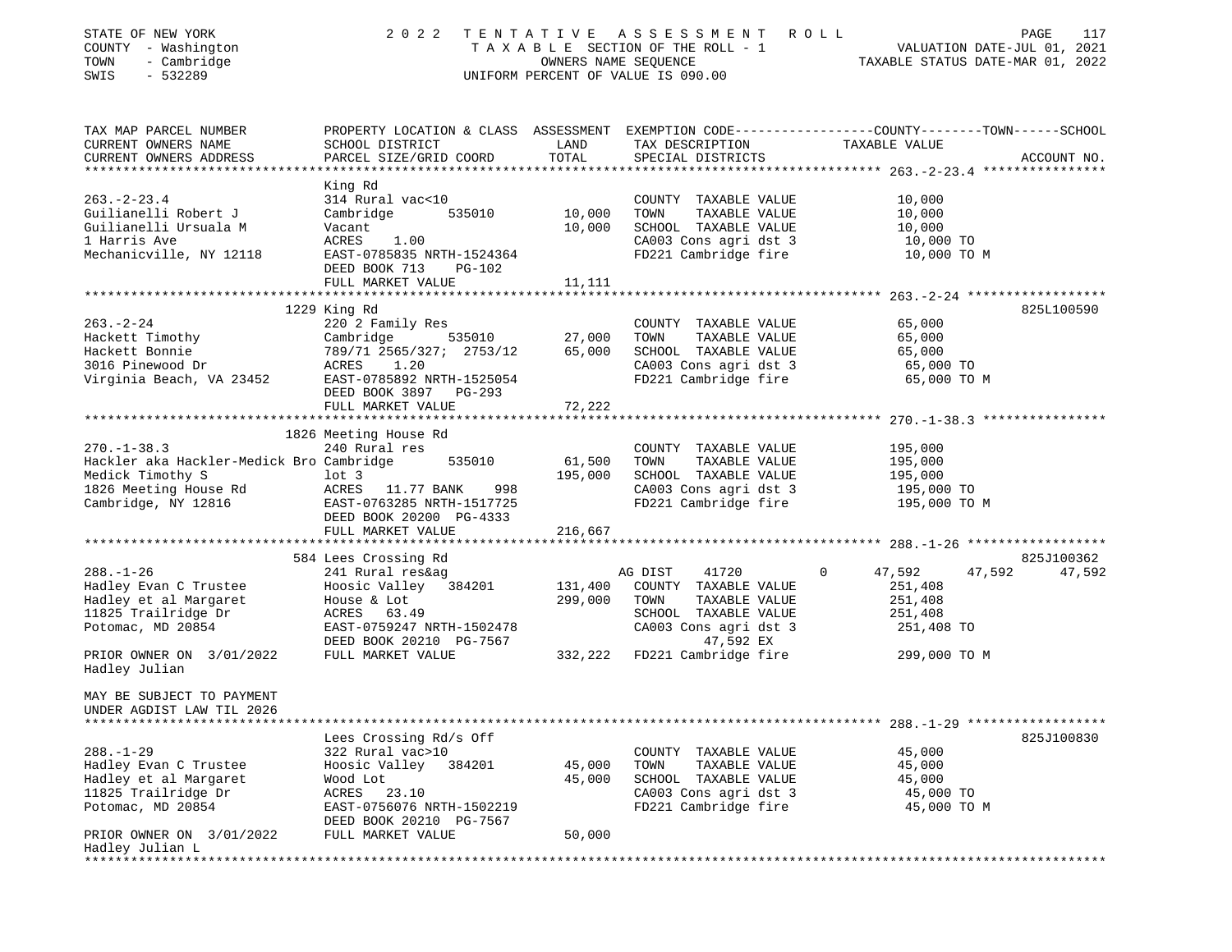STATE OF NEW YORK
COUNTY - Washington
TOWN - Cambridge
SWIS - 532289

2022 TENTATIVE ASSESSMENT ROLL
TAXABLE SECTION OF THE ROLL - 1
OWNERS NAME SEQUENCE
UNIFORM PERCENT OF VALUE IS 090.00

VALUATION DATE-JUL 01, 2021
TAXABLE STATUS DATE-MAR 01, 2022

| TAX MAP PARCEL NUMBER / CURRENT OWNERS NAME / CURRENT OWNERS ADDRESS | PROPERTY LOCATION & CLASS / SCHOOL DISTRICT / PARCEL SIZE/GRID COORD | ASSESSMENT LAND | TOTAL | EXEMPTION CODE / TAX DESCRIPTION / SPECIAL DISTRICTS | COUNTY TAXABLE VALUE | TOWN | SCHOOL | ACCOUNT NO. |
|---|---|---|---|---|---|---|---|---|
| **263.-2-23.4** | King Rd | | | | | | | |
| 263.-2-23.4 | 314 Rural vac<10 | | | COUNTY TAXABLE VALUE | 10,000 | | | |
| Guilianelli Robert J | Cambridge 535010 | 10,000 | | TOWN TAXABLE VALUE | 10,000 | | | |
| Guilianelli Ursuala M | Vacant | | 10,000 | SCHOOL TAXABLE VALUE | 10,000 | | | |
| 1 Harris Ave | ACRES 1.00 | | | CA003 Cons agri dst 3 | 10,000 TO | | | |
| Mechanicville, NY 12118 | EAST-0785835 NRTH-1524364 | | | FD221 Cambridge fire | 10,000 TO M | | | |
| | DEED BOOK 713 PG-102 | | | | | | | |
| | FULL MARKET VALUE | | 11,111 | | | | | |
| **263.-2-24** | 1229 King Rd | | | | | | | 825L100590 |
| 263.-2-24 | 220 2 Family Res | | | COUNTY TAXABLE VALUE | 65,000 | | | |
| Hackett Timothy | Cambridge 535010 | 27,000 | | TOWN TAXABLE VALUE | 65,000 | | | |
| Hackett Bonnie | 789/71 2565/327; 2753/12 | | 65,000 | SCHOOL TAXABLE VALUE | 65,000 | | | |
| 3016 Pinewood Dr | ACRES 1.20 | | | CA003 Cons agri dst 3 | 65,000 TO | | | |
| Virginia Beach, VA 23452 | EAST-0785892 NRTH-1525054 | | | FD221 Cambridge fire | 65,000 TO M | | | |
| | DEED BOOK 3897 PG-293 | | | | | | | |
| | FULL MARKET VALUE | | 72,222 | | | | | |
| **270.-1-38.3** | 1826 Meeting House Rd | | | | | | | |
| 270.-1-38.3 | 240 Rural res | | | COUNTY TAXABLE VALUE | 195,000 | | | |
| Hackler aka Hackler-Medick Bro | Cambridge 535010 | 61,500 | | TOWN TAXABLE VALUE | 195,000 | | | |
| Medick Timothy S | lot 3 | | 195,000 | SCHOOL TAXABLE VALUE | 195,000 | | | |
| 1826 Meeting House Rd | ACRES 11.77 BANK 998 | | | CA003 Cons agri dst 3 | 195,000 TO | | | |
| Cambridge, NY 12816 | EAST-0763285 NRTH-1517725 | | | FD221 Cambridge fire | 195,000 TO M | | | |
| | DEED BOOK 20200 PG-4333 | | | | | | | |
| | FULL MARKET VALUE | | 216,667 | | | | | |
| **288.-1-26** | 584 Lees Crossing Rd | | | | | | | 825J100362 |
| 288.-1-26 | 241 Rural res&ag | | | AG DIST 41720 0 | 47,592 | 47,592 | 47,592 | |
| Hadley Evan C Trustee | Hoosic Valley 384201 | 131,400 | | COUNTY TAXABLE VALUE | 251,408 | | | |
| Hadley et al Margaret | House & Lot | | 299,000 | TOWN TAXABLE VALUE | 251,408 | | | |
| 11825 Trailridge Dr | ACRES 63.49 | | | SCHOOL TAXABLE VALUE | 251,408 | | | |
| Potomac, MD 20854 | EAST-0759247 NRTH-1502478 | | | CA003 Cons agri dst 3 | 251,408 TO | | | |
| | DEED BOOK 20210 PG-7567 | | | 47,592 EX | | | | |
| PRIOR OWNER ON 3/01/2022 | FULL MARKET VALUE | | 332,222 | FD221 Cambridge fire | 299,000 TO M | | | |
| Hadley Julian | | | | | | | | |
| MAY BE SUBJECT TO PAYMENT UNDER AGDIST LAW TIL 2026 | | | | | | | | |
| **288.-1-29** | Lees Crossing Rd/s Off | | | | | | | 825J100830 |
| 288.-1-29 | 322 Rural vac>10 | | | COUNTY TAXABLE VALUE | 45,000 | | | |
| Hadley Evan C Trustee | Hoosic Valley 384201 | 45,000 | | TOWN TAXABLE VALUE | 45,000 | | | |
| Hadley et al Margaret | Wood Lot | | 45,000 | SCHOOL TAXABLE VALUE | 45,000 | | | |
| 11825 Trailridge Dr | ACRES 23.10 | | | CA003 Cons agri dst 3 | 45,000 TO | | | |
| Potomac, MD 20854 | EAST-0756076 NRTH-1502219 | | | FD221 Cambridge fire | 45,000 TO M | | | |
| | DEED BOOK 20210 PG-7567 | | | | | | | |
| PRIOR OWNER ON 3/01/2022 | FULL MARKET VALUE | | 50,000 | | | | | |
| Hadley Julian L | | | | | | | | |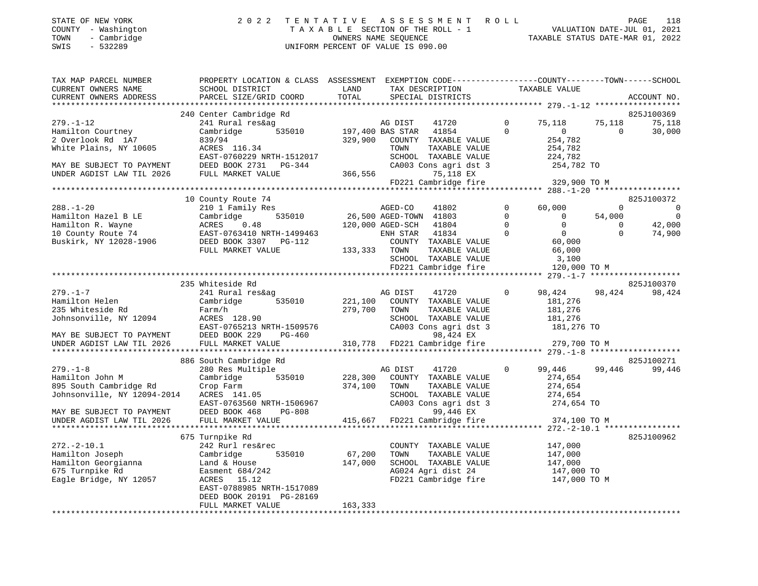STATE OF NEW YORK | 2022 TENTATIVE ASSESSMENT ROLL
COUNTY - Washington | TAXABLE SECTION OF THE ROLL - 1 | VALUATION DATE-JUL 01, 2021
TOWN - Cambridge | OWNERS NAME SEQUENCE | TAXABLE STATUS DATE-MAR 01, 2022
SWIS - 532289 | UNIFORM PERCENT OF VALUE IS 090.00

```
TAX MAP PARCEL NUMBER          PROPERTY LOCATION & CLASS  ASSESSMENT  EXEMPTION CODE-----------------COUNTY--------TOWN------SCHOOL
CURRENT OWNERS NAME            SCHOOL DISTRICT              LAND      TAX DESCRIPTION              TAXABLE VALUE
CURRENT OWNERS ADDRESS         PARCEL SIZE/GRID COORD       TOTAL     SPECIAL DISTRICTS                                         ACCOUNT NO.
************************************************************************************************ 279.-1-12 ******************
                               240 Center Cambridge Rd                                                                        825J100369
279.-1-12                      241 Rural res&ag                         AG DIST     41720          0      75,118     75,118      75,118
Hamilton Courtney              Cambridge       535010      197,400 BAS STAR   41854          0           0          0      30,000
2 Overlook Rd  1A7             839/94                      329,900   COUNTY  TAXABLE VALUE            254,782
White Plains, NY 10605         ACRES  116.34                         TOWN    TAXABLE VALUE            254,782
                               EAST-0760229 NRTH-1512017             SCHOOL  TAXABLE VALUE            224,782
MAY BE SUBJECT TO PAYMENT      DEED BOOK 2731   PG-344               CA003 Cons agri dst 3            254,782 TO
UNDER AGDIST LAW TIL 2026      FULL MARKET VALUE           366,556             75,118 EX
                                                                     FD221 Cambridge fire             329,900 TO M
************************************************************************************************ 288.-1-20 ******************
                               10 County Route 74                                                                             825J100372
288.-1-20                      210 1 Family Res                         AGED-CO     41802          0      60,000          0           0
Hamilton Hazel B LE            Cambridge       535010       26,500 AGED-TOWN  41803          0           0     54,000           0
Hamilton R. Wayne              ACRES    0.48               120,000 AGED-SCH   41804          0           0          0      42,000
10 County Route 74             EAST-0763410 NRTH-1499463             ENH STAR   41834          0           0          0      74,900
Buskirk, NY 12028-1906         DEED BOOK 3307   PG-112               COUNTY  TAXABLE VALUE             60,000
                               FULL MARKET VALUE           133,333   TOWN    TAXABLE VALUE             66,000
                                                                     SCHOOL  TAXABLE VALUE              3,100
                                                                     FD221 Cambridge fire             120,000 TO M
************************************************************************************************ 279.-1-7 *******************
                               235 Whiteside Rd                                                                               825J100370
279.-1-7                       241 Rural res&ag                         AG DIST     41720          0      98,424     98,424      98,424
Hamilton Helen                 Cambridge       535010      221,100   COUNTY  TAXABLE VALUE            181,276
235 Whiteside Rd               Farm/h                      279,700   TOWN    TAXABLE VALUE            181,276
Johnsonville, NY 12094         ACRES  128.90                         SCHOOL  TAXABLE VALUE            181,276
                               EAST-0765213 NRTH-1509576             CA003 Cons agri dst 3            181,276 TO
MAY BE SUBJECT TO PAYMENT      DEED BOOK 229    PG-460                         98,424 EX
UNDER AGDIST LAW TIL 2026      FULL MARKET VALUE           310,778   FD221 Cambridge fire             279,700 TO M
************************************************************************************************ 279.-1-8 *******************
                               886 South Cambridge Rd                                                                         825J100271
279.-1-8                       280 Res Multiple                         AG DIST     41720          0      99,446     99,446      99,446
Hamilton John M                Cambridge       535010      228,300   COUNTY  TAXABLE VALUE            274,654
895 South Cambridge Rd         Crop Farm                   374,100   TOWN    TAXABLE VALUE            274,654
Johnsonville, NY 12094-2014    ACRES  141.05                         SCHOOL  TAXABLE VALUE            274,654
                               EAST-0763560 NRTH-1506967             CA003 Cons agri dst 3            274,654 TO
MAY BE SUBJECT TO PAYMENT      DEED BOOK 468    PG-808                         99,446 EX
UNDER AGDIST LAW TIL 2026      FULL MARKET VALUE           415,667   FD221 Cambridge fire             374,100 TO M
************************************************************************************************ 272.-2-10.1 ****************
                               675 Turnpike Rd                                                                                825J100962
272.-2-10.1                    242 Rurl res&rec                      COUNTY  TAXABLE VALUE            147,000
Hamilton Joseph                Cambridge       535010       67,200   TOWN    TAXABLE VALUE            147,000
Hamilton Georgianna            Land & House                147,000   SCHOOL  TAXABLE VALUE            147,000
675 Turnpike Rd                Easment 684/242                       AG024 Agri dist 24               147,000 TO
Eagle Bridge, NY 12057         ACRES   15.12                         FD221 Cambridge fire             147,000 TO M
                               EAST-0788985 NRTH-1517089
                               DEED BOOK 20191 PG-28169
                               FULL MARKET VALUE           163,333
********************************************************************************************************************************
```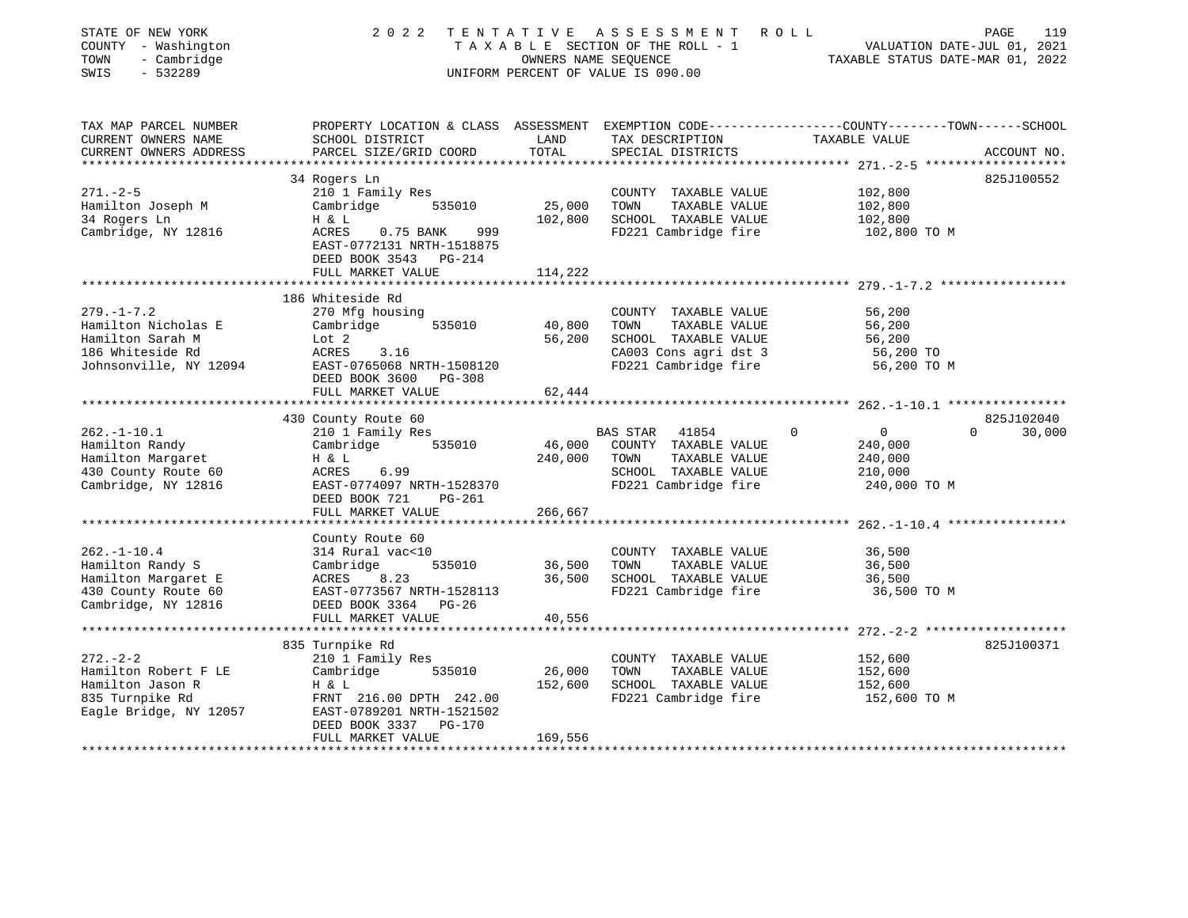STATE OF NEW YORK
COUNTY - Washington
TOWN - Cambridge
SWIS - 532289

2022 TENTATIVE ASSESSMENT ROLL
TAXABLE SECTION OF THE ROLL - 1
OWNERS NAME SEQUENCE
UNIFORM PERCENT OF VALUE IS 090.00

VALUATION DATE-JUL 01, 2021
TAXABLE STATUS DATE-MAR 01, 2022

| TAX MAP PARCEL NUMBER / CURRENT OWNERS NAME / CURRENT OWNERS ADDRESS | PROPERTY LOCATION & CLASS / SCHOOL DISTRICT / PARCEL SIZE/GRID COORD | ASSESSMENT LAND | TOTAL | EXEMPTION CODE / TAX DESCRIPTION / SPECIAL DISTRICTS | COUNTY | TOWN | SCHOOL TAXABLE VALUE | ACCOUNT NO. |
|---|---|---|---|---|---|---|---|---|
| **271.-2-5** | 34 Rogers Ln | | | | | | | 825J100552 |
| Hamilton Joseph M | 210 1 Family Res | | | COUNTY TAXABLE VALUE | 102,800 | | | |
| 34 Rogers Ln | Cambridge 535010 | 25,000 | | TOWN TAXABLE VALUE | | 102,800 | | |
| Cambridge, NY 12816 | H & L | | 102,800 | SCHOOL TAXABLE VALUE | | | 102,800 | |
| | ACRES 0.75 BANK 999 | | | FD221 Cambridge fire | 102,800 TO M | | | |
| | EAST-0772131 NRTH-1518875 | | | | | | | |
| | DEED BOOK 3543 PG-214 | | | | | | | |
| | FULL MARKET VALUE | | 114,222 | | | | | |
| **279.-1-7.2** | 186 Whiteside Rd | | | | | | | |
| Hamilton Nicholas E | 270 Mfg housing | | | COUNTY TAXABLE VALUE | 56,200 | | | |
| Hamilton Sarah M | Cambridge 535010 | 40,800 | | TOWN TAXABLE VALUE | | 56,200 | | |
| 186 Whiteside Rd | Lot 2 | | 56,200 | SCHOOL TAXABLE VALUE | | | 56,200 | |
| Johnsonville, NY 12094 | ACRES 3.16 | | | CA003 Cons agri dst 3 | 56,200 TO | | | |
| | EAST-0765068 NRTH-1508120 | | | FD221 Cambridge fire | 56,200 TO M | | | |
| | DEED BOOK 3600 PG-308 | | | | | | | |
| | FULL MARKET VALUE | | 62,444 | | | | | |
| **262.-1-10.1** | 430 County Route 60 | | | | | | | 825J102040 |
| Hamilton Randy | 210 1 Family Res | | | BAS STAR 41854 | 0 | 0 | 30,000 | |
| Hamilton Margaret | Cambridge 535010 | 46,000 | | COUNTY TAXABLE VALUE | 240,000 | | | |
| 430 County Route 60 | H & L | | 240,000 | TOWN TAXABLE VALUE | | 240,000 | | |
| Cambridge, NY 12816 | ACRES 6.99 | | | SCHOOL TAXABLE VALUE | | | 210,000 | |
| | EAST-0774097 NRTH-1528370 | | | FD221 Cambridge fire | 240,000 TO M | | | |
| | DEED BOOK 721 PG-261 | | | | | | | |
| | FULL MARKET VALUE | | 266,667 | | | | | |
| **262.-1-10.4** | County Route 60 | | | | | | | |
| Hamilton Randy S | 314 Rural vac<10 | | | COUNTY TAXABLE VALUE | 36,500 | | | |
| Hamilton Margaret E | Cambridge 535010 | 36,500 | | TOWN TAXABLE VALUE | | 36,500 | | |
| 430 County Route 60 | ACRES 8.23 | | 36,500 | SCHOOL TAXABLE VALUE | | | 36,500 | |
| Cambridge, NY 12816 | EAST-0773567 NRTH-1528113 | | | FD221 Cambridge fire | 36,500 TO M | | | |
| | DEED BOOK 3364 PG-26 | | | | | | | |
| | FULL MARKET VALUE | | 40,556 | | | | | |
| **272.-2-2** | 835 Turnpike Rd | | | | | | | 825J100371 |
| Hamilton Robert F LE | 210 1 Family Res | | | COUNTY TAXABLE VALUE | 152,600 | | | |
| Hamilton Jason R | Cambridge 535010 | 26,000 | | TOWN TAXABLE VALUE | | 152,600 | | |
| 835 Turnpike Rd | H & L | | 152,600 | SCHOOL TAXABLE VALUE | | | 152,600 | |
| Eagle Bridge, NY 12057 | FRNT 216.00 DPTH 242.00 | | | FD221 Cambridge fire | 152,600 TO M | | | |
| | EAST-0789201 NRTH-1521502 | | | | | | | |
| | DEED BOOK 3337 PG-170 | | | | | | | |
| | FULL MARKET VALUE | | 169,556 | | | | | |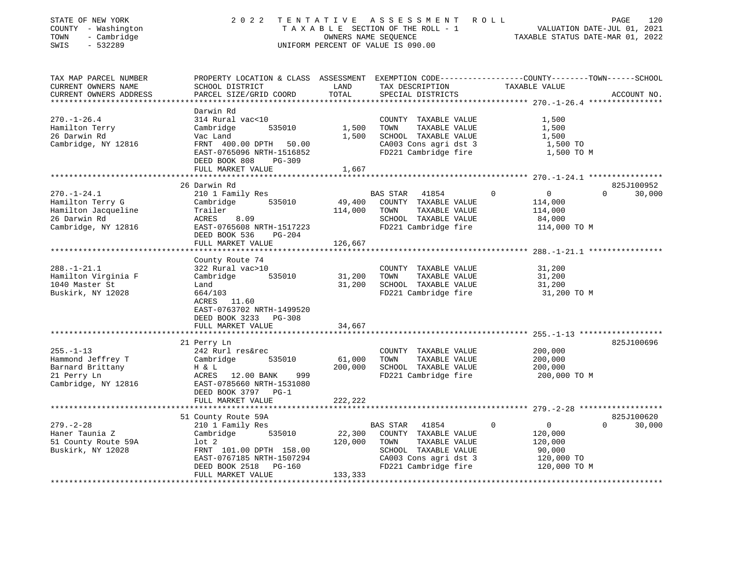STATE OF NEW YORK — 2022 TENTATIVE ASSESSMENT ROLL
COUNTY - Washington — TAXABLE SECTION OF THE ROLL - 1 — VALUATION DATE-JUL 01, 2021
TOWN - Cambridge — OWNERS NAME SEQUENCE — TAXABLE STATUS DATE-MAR 01, 2022
SWIS - 532289 — UNIFORM PERCENT OF VALUE IS 090.00

| TAX MAP PARCEL NUMBER / CURRENT OWNERS NAME / CURRENT OWNERS ADDRESS | PROPERTY LOCATION & CLASS / SCHOOL DISTRICT / PARCEL SIZE/GRID COORD | ASSESSMENT LAND | TOTAL | EXEMPTION CODE / TAX DESCRIPTION / SPECIAL DISTRICTS | COUNTY TAXABLE VALUE | TOWN | SCHOOL | ACCOUNT NO. |
|---|---|---|---|---|---|---|---|---|
| 270.-1-26.4 | Darwin Rd | | | | | | | |
| Hamilton Terry | 314 Rural vac<10 | | | COUNTY TAXABLE VALUE | 1,500 | | | |
| 26 Darwin Rd | Cambridge 535010 | 1,500 | | TOWN TAXABLE VALUE | 1,500 | | | |
| Cambridge, NY 12816 | Vac Land | | 1,500 | SCHOOL TAXABLE VALUE | 1,500 | | | |
| | FRNT 400.00 DPTH 50.00 | | | CA003 Cons agri dst 3 | 1,500 TO | | | |
| | EAST-0765096 NRTH-1516852 | | | FD221 Cambridge fire | 1,500 TO M | | | |
| | DEED BOOK 808 PG-309 | | | | | | | |
| | FULL MARKET VALUE | | 1,667 | | | | | |
| 270.-1-24.1 | 26 Darwin Rd | | | | | | | 825J100952 |
| Hamilton Terry G | 210 1 Family Res | | | BAS STAR 41854 | 0 | 0 | 30,000 | |
| Hamilton Jacqueline | Cambridge 535010 | 49,400 | | COUNTY TAXABLE VALUE | 114,000 | | | |
| 26 Darwin Rd | Trailer | | 114,000 | TOWN TAXABLE VALUE | 114,000 | | | |
| Cambridge, NY 12816 | ACRES 8.09 | | | SCHOOL TAXABLE VALUE | 84,000 | | | |
| | EAST-0765608 NRTH-1517223 | | | FD221 Cambridge fire | 114,000 TO M | | | |
| | DEED BOOK 536 PG-204 | | | | | | | |
| | FULL MARKET VALUE | | 126,667 | | | | | |
| 288.-1-21.1 | County Route 74 | | | | | | | |
| Hamilton Virginia F | 322 Rural vac>10 | | | COUNTY TAXABLE VALUE | 31,200 | | | |
| 1040 Master St | Cambridge 535010 | 31,200 | | TOWN TAXABLE VALUE | 31,200 | | | |
| Buskirk, NY 12028 | Land | | 31,200 | SCHOOL TAXABLE VALUE | 31,200 | | | |
| | 664/103 | | | FD221 Cambridge fire | 31,200 TO M | | | |
| | ACRES 11.60 | | | | | | | |
| | EAST-0763702 NRTH-1499520 | | | | | | | |
| | DEED BOOK 3233 PG-308 | | | | | | | |
| | FULL MARKET VALUE | | 34,667 | | | | | |
| 255.-1-13 | 21 Perry Ln | | | | | | | 825J100696 |
| Hammond Jeffrey T | 242 Rurl res&rec | | | COUNTY TAXABLE VALUE | 200,000 | | | |
| Barnard Brittany | Cambridge 535010 | 61,000 | | TOWN TAXABLE VALUE | 200,000 | | | |
| 21 Perry Ln | H & L | | 200,000 | SCHOOL TAXABLE VALUE | 200,000 | | | |
| Cambridge, NY 12816 | ACRES 12.00 BANK 999 | | | FD221 Cambridge fire | 200,000 TO M | | | |
| | EAST-0785660 NRTH-1531080 | | | | | | | |
| | DEED BOOK 3797 PG-1 | | | | | | | |
| | FULL MARKET VALUE | | 222,222 | | | | | |
| 279.-2-28 | 51 County Route 59A | | | | | | | 825J100620 |
| Haner Taunia Z | 210 1 Family Res | | | BAS STAR 41854 | 0 | 0 | 30,000 | |
| 51 County Route 59A | Cambridge 535010 | 22,300 | | COUNTY TAXABLE VALUE | 120,000 | | | |
| Buskirk, NY 12028 | lot 2 | | 120,000 | TOWN TAXABLE VALUE | 120,000 | | | |
| | FRNT 101.00 DPTH 158.00 | | | SCHOOL TAXABLE VALUE | 90,000 | | | |
| | EAST-0767185 NRTH-1507294 | | | CA003 Cons agri dst 3 | 120,000 TO | | | |
| | DEED BOOK 2518 PG-160 | | | FD221 Cambridge fire | 120,000 TO M | | | |
| | FULL MARKET VALUE | | 133,333 | | | | | |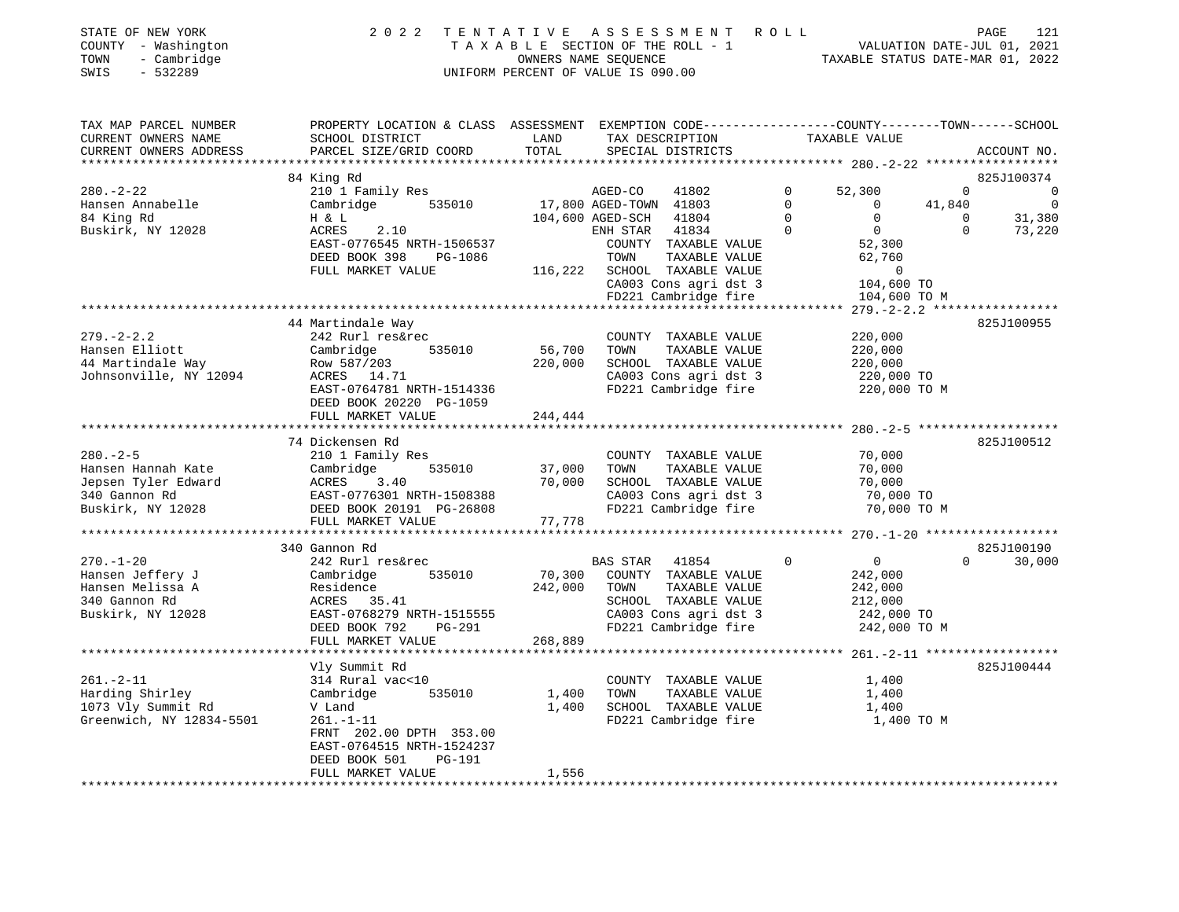STATE OF NEW YORK 2 0 2 2 T E N T A T I V E A S S E S S M E N T R O L L
COUNTY - Washington T A X A B L E SECTION OF THE ROLL - 1 VALUATION DATE-JUL 01, 2021
TOWN - Cambridge OWNERS NAME SEQUENCE TAXABLE STATUS DATE-MAR 01, 2022
SWIS - 532289 UNIFORM PERCENT OF VALUE IS 090.00

```
TAX MAP PARCEL NUMBER          PROPERTY LOCATION & CLASS  ASSESSMENT  EXEMPTION CODE-----------------COUNTY--------TOWN------SCHOOL
CURRENT OWNERS NAME            SCHOOL DISTRICT            LAND        TAX DESCRIPTION               TAXABLE VALUE
CURRENT OWNERS ADDRESS         PARCEL SIZE/GRID COORD     TOTAL       SPECIAL DISTRICTS                                        ACCOUNT NO.
******************************************************************************************************* 280.-2-22 ******************
                               84 King Rd                                                                                   825J100374
280.-2-22                      210 1 Family Res                       AGED-CO     41802        0      52,300          0              0
Hansen Annabelle               Cambridge      535010      17,800 AGED-TOWN 41803        0           0     41,840              0
84 King Rd                     H & L                     104,600 AGED-SCH    41804        0           0          0         31,380
Buskirk, NY 12028              ACRES     2.10                       ENH STAR    41834        0           0          0         73,220
                               EAST-0776545 NRTH-1506537              COUNTY  TAXABLE VALUE             52,300
                               DEED BOOK 398     PG-1086              TOWN    TAXABLE VALUE             62,760
                               FULL MARKET VALUE         116,222   SCHOOL  TAXABLE VALUE                  0
                                                                      CA003 Cons agri dst 3           104,600 TO
                                                                      FD221 Cambridge fire            104,600 TO M
******************************************************************************************************* 279.-2-2.2 *****************
                               44 Martindale Way                                                                            825J100955
279.-2-2.2                     242 Rurl res&rec                       COUNTY  TAXABLE VALUE            220,000
Hansen Elliott                 Cambridge      535010      56,700   TOWN    TAXABLE VALUE            220,000
44 Martindale Way              Row 587/203               220,000   SCHOOL  TAXABLE VALUE            220,000
Johnsonville, NY 12094         ACRES    14.71                         CA003 Cons agri dst 3           220,000 TO
                               EAST-0764781 NRTH-1514336              FD221 Cambridge fire            220,000 TO M
                               DEED BOOK 20220 PG-1059
                               FULL MARKET VALUE         244,444
******************************************************************************************************* 280.-2-5 *******************
                               74 Dickensen Rd                                                                              825J100512
280.-2-5                       210 1 Family Res                       COUNTY  TAXABLE VALUE             70,000
Hansen Hannah Kate             Cambridge      535010      37,000   TOWN    TAXABLE VALUE             70,000
Jepsen Tyler Edward            ACRES     3.40             70,000   SCHOOL  TAXABLE VALUE             70,000
340 Gannon Rd                  EAST-0776301 NRTH-1508388              CA003 Cons agri dst 3            70,000 TO
Buskirk, NY 12028              DEED BOOK 20191 PG-26808               FD221 Cambridge fire             70,000 TO M
                               FULL MARKET VALUE          77,778
******************************************************************************************************* 270.-1-20 ******************
                               340 Gannon Rd                                                                                825J100190
270.-1-20                      242 Rurl res&rec                       BAS STAR    41854        0           0          0         30,000
Hansen Jeffery J               Cambridge      535010      70,300   COUNTY  TAXABLE VALUE            242,000
Hansen Melissa A               Residence                 242,000   TOWN    TAXABLE VALUE            242,000
340 Gannon Rd                  ACRES    35.41                         SCHOOL  TAXABLE VALUE            212,000
Buskirk, NY 12028              EAST-0768279 NRTH-1515555              CA003 Cons agri dst 3           242,000 TO
                               DEED BOOK 792     PG-291               FD221 Cambridge fire            242,000 TO M
                               FULL MARKET VALUE         268,889
******************************************************************************************************* 261.-2-11 ******************
                               Vly Summit Rd                                                                                825J100444
261.-2-11                      314 Rural vac<10                       COUNTY  TAXABLE VALUE              1,400
Harding Shirley                Cambridge      535010       1,400   TOWN    TAXABLE VALUE              1,400
1073 Vly Summit Rd             V Land                      1,400   SCHOOL  TAXABLE VALUE              1,400
Greenwich, NY 12834-5501       261.-1-11                              FD221 Cambridge fire              1,400 TO M
                               FRNT 202.00 DPTH 353.00
                               EAST-0764515 NRTH-1524237
                               DEED BOOK 501     PG-191
                               FULL MARKET VALUE           1,556
************************************************************************************************************************************
```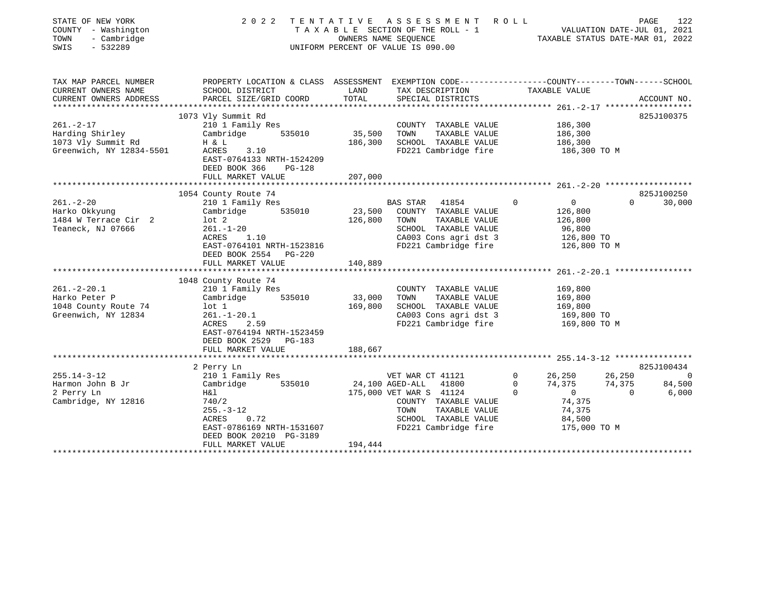STATE OF NEW YORK | 2022 TENTATIVE ASSESSMENT ROLL
COUNTY - Washington | TAXABLE SECTION OF THE ROLL - 1 | VALUATION DATE-JUL 01, 2021
TOWN - Cambridge | OWNERS NAME SEQUENCE | TAXABLE STATUS DATE-MAR 01, 2022
SWIS - 532289 | UNIFORM PERCENT OF VALUE IS 090.00

| TAX MAP PARCEL NUMBER / CURRENT OWNERS NAME / CURRENT OWNERS ADDRESS | PROPERTY LOCATION & CLASS / SCHOOL DISTRICT / PARCEL SIZE/GRID COORD | ASSESSMENT LAND / TOTAL | EXEMPTION CODE / TAX DESCRIPTION / SPECIAL DISTRICTS | COUNTY TAXABLE VALUE | TOWN | SCHOOL | ACCOUNT NO. |
|---|---|---|---|---|---|---|---|
| **261.-2-17** | 1073 Vly Summit Rd | | | | | | 825J100375 |
| 261.-2-17 | 210 1 Family Res | | COUNTY TAXABLE VALUE | 186,300 | | | |
| Harding Shirley | Cambridge 535010 | 35,500 | TOWN TAXABLE VALUE | 186,300 | | | |
| 1073 Vly Summit Rd | H & L | 186,300 | SCHOOL TAXABLE VALUE | 186,300 | | | |
| Greenwich, NY 12834-5501 | ACRES 3.10 | | FD221 Cambridge fire | 186,300 TO M | | | |
| | EAST-0764133 NRTH-1524209 | | | | | | |
| | DEED BOOK 366 PG-128 | | | | | | |
| | FULL MARKET VALUE | 207,000 | | | | | |
| **261.-2-20** | 1054 County Route 74 | | | | | | 825J100250 |
| 261.-2-20 | 210 1 Family Res | | BAS STAR 41854 0 | 0 | 0 | 30,000 | |
| Harko Okkyung | Cambridge 535010 | 23,500 | COUNTY TAXABLE VALUE | 126,800 | | | |
| 1484 W Terrace Cir 2 | lot 2 | 126,800 | TOWN TAXABLE VALUE | 126,800 | | | |
| Teaneck, NJ 07666 | 261.-1-20 | | SCHOOL TAXABLE VALUE | 96,800 | | | |
| | ACRES 1.10 | | CA003 Cons agri dst 3 | 126,800 TO | | | |
| | EAST-0764101 NRTH-1523816 | | FD221 Cambridge fire | 126,800 TO M | | | |
| | DEED BOOK 2554 PG-220 | | | | | | |
| | FULL MARKET VALUE | 140,889 | | | | | |
| **261.-2-20.1** | 1048 County Route 74 | | | | | | |
| 261.-2-20.1 | 210 1 Family Res | | COUNTY TAXABLE VALUE | 169,800 | | | |
| Harko Peter P | Cambridge 535010 | 33,000 | TOWN TAXABLE VALUE | 169,800 | | | |
| 1048 County Route 74 | lot 1 | 169,800 | SCHOOL TAXABLE VALUE | 169,800 | | | |
| Greenwich, NY 12834 | 261.-1-20.1 | | CA003 Cons agri dst 3 | 169,800 TO | | | |
| | ACRES 2.59 | | FD221 Cambridge fire | 169,800 TO M | | | |
| | EAST-0764194 NRTH-1523459 | | | | | | |
| | DEED BOOK 2529 PG-183 | | | | | | |
| | FULL MARKET VALUE | 188,667 | | | | | |
| **255.14-3-12** | 2 Perry Ln | | | | | | 825J100434 |
| 255.14-3-12 | 210 1 Family Res | | VET WAR CT 41121 0 | 26,250 | 26,250 | 0 | |
| Harmon John B Jr | Cambridge 535010 | 24,100 | AGED-ALL 41800 0 | 74,375 | 74,375 | 84,500 | |
| 2 Perry Ln | H&l | 175,000 | VET WAR S 41124 0 | 0 | 0 | 6,000 | |
| Cambridge, NY 12816 | 740/2 | | COUNTY TAXABLE VALUE | 74,375 | | | |
| | 255.-3-12 | | TOWN TAXABLE VALUE | 74,375 | | | |
| | ACRES 0.72 | | SCHOOL TAXABLE VALUE | 84,500 | | | |
| | EAST-0786169 NRTH-1531607 | | FD221 Cambridge fire | 175,000 TO M | | | |
| | DEED BOOK 20210 PG-3189 | | | | | | |
| | FULL MARKET VALUE | 194,444 | | | | | |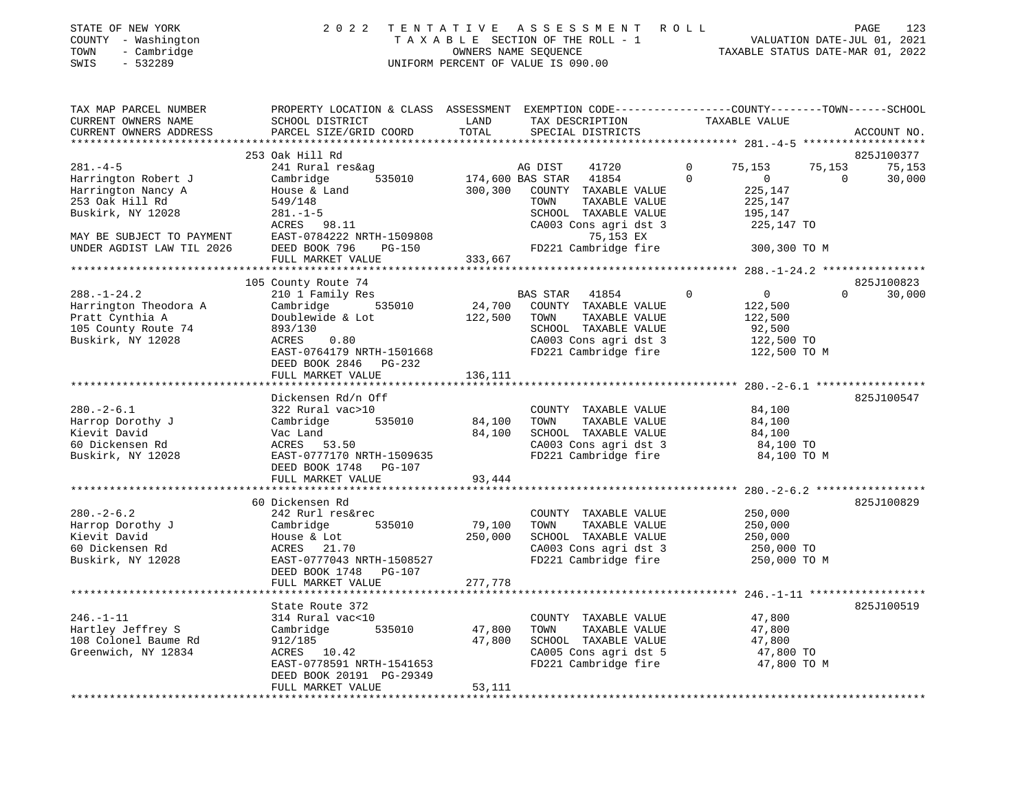STATE OF NEW YORK | 2 0 2 2 T E N T A T I V E A S S E S S M E N T R O L L
COUNTY - Washington | T A X A B L E SECTION OF THE ROLL - 1 | VALUATION DATE-JUL 01, 2021
TOWN - Cambridge | OWNERS NAME SEQUENCE | TAXABLE STATUS DATE-MAR 01, 2022
SWIS - 532289 | UNIFORM PERCENT OF VALUE IS 090.00

```
TAX MAP PARCEL NUMBER          PROPERTY LOCATION & CLASS  ASSESSMENT  EXEMPTION CODE------------------COUNTY--------TOWN------SCHOOL
CURRENT OWNERS NAME            SCHOOL DISTRICT              LAND      TAX DESCRIPTION              TAXABLE VALUE
CURRENT OWNERS ADDRESS         PARCEL SIZE/GRID COORD       TOTAL     SPECIAL DISTRICTS                                     ACCOUNT NO.
******************************************************************************************************* 281.-4-5 *******************
                               253 Oak Hill Rd                                                                          825J100377
281.-4-5                       241 Rural res&ag                  AG DIST     41720          0      75,153     75,153     75,153
Harrington Robert J            Cambridge        535010     174,600 BAS STAR   41854          0           0          0     30,000
Harrington Nancy A             House & Land                300,300  COUNTY  TAXABLE VALUE          225,147
253 Oak Hill Rd                549/148                              TOWN    TAXABLE VALUE          225,147
Buskirk, NY 12028              281.-1-5                             SCHOOL  TAXABLE VALUE          195,147
                               ACRES   98.11                        CA003 Cons agri dst 3          225,147 TO
MAY BE SUBJECT TO PAYMENT      EAST-0784222 NRTH-1509808                  75,153 EX
UNDER AGDIST LAW TIL 2026      DEED BOOK 796     PG-150             FD221 Cambridge fire           300,300 TO M
                               FULL MARKET VALUE           333,667
******************************************************************************************************* 288.-1-24.2 ****************
                               105 County Route 74                                                                      825J100823
288.-1-24.2                    210 1 Family Res                  BAS STAR   41854          0           0          0     30,000
Harrington Theodora A          Cambridge        535010      24,700  COUNTY  TAXABLE VALUE          122,500
Pratt Cynthia A                Doublewide & Lot            122,500  TOWN    TAXABLE VALUE          122,500
105 County Route 74            893/130                              SCHOOL  TAXABLE VALUE           92,500
Buskirk, NY 12028              ACRES    0.80                        CA003 Cons agri dst 3          122,500 TO
                               EAST-0764179 NRTH-1501668            FD221 Cambridge fire           122,500 TO M
                               DEED BOOK 2846    PG-232
                               FULL MARKET VALUE           136,111
******************************************************************************************************* 280.-2-6.1 *****************
                               Dickensen Rd/n Off                                                                       825J100547
280.-2-6.1                     322 Rural vac>10                     COUNTY  TAXABLE VALUE           84,100
Harrop Dorothy J               Cambridge        535010      84,100  TOWN    TAXABLE VALUE           84,100
Kievit David                   Vac Land                     84,100  SCHOOL  TAXABLE VALUE           84,100
60 Dickensen Rd                ACRES   53.50                        CA003 Cons agri dst 3           84,100 TO
Buskirk, NY 12028              EAST-0777170 NRTH-1509635            FD221 Cambridge fire            84,100 TO M
                               DEED BOOK 1748    PG-107
                               FULL MARKET VALUE            93,444
******************************************************************************************************* 280.-2-6.2 *****************
                               60 Dickensen Rd                                                                          825J100829
280.-2-6.2                     242 Rurl res&rec                     COUNTY  TAXABLE VALUE          250,000
Harrop Dorothy J               Cambridge        535010      79,100  TOWN    TAXABLE VALUE          250,000
Kievit David                   House & Lot                 250,000  SCHOOL  TAXABLE VALUE          250,000
60 Dickensen Rd                ACRES   21.70                        CA003 Cons agri dst 3          250,000 TO
Buskirk, NY 12028              EAST-0777043 NRTH-1508527            FD221 Cambridge fire           250,000 TO M
                               DEED BOOK 1748    PG-107
                               FULL MARKET VALUE           277,778
******************************************************************************************************* 246.-1-11 ******************
                               State Route 372                                                                          825J100519
246.-1-11                      314 Rural vac<10                     COUNTY  TAXABLE VALUE           47,800
Hartley Jeffrey S              Cambridge        535010      47,800  TOWN    TAXABLE VALUE           47,800
108 Colonel Baume Rd           912/185                      47,800  SCHOOL  TAXABLE VALUE           47,800
Greenwich, NY 12834            ACRES   10.42                        CA005 Cons agri dst 5           47,800 TO
                               EAST-0778591 NRTH-1541653            FD221 Cambridge fire            47,800 TO M
                               DEED BOOK 20191 PG-29349
                               FULL MARKET VALUE            53,111
************************************************************************************************************************************
```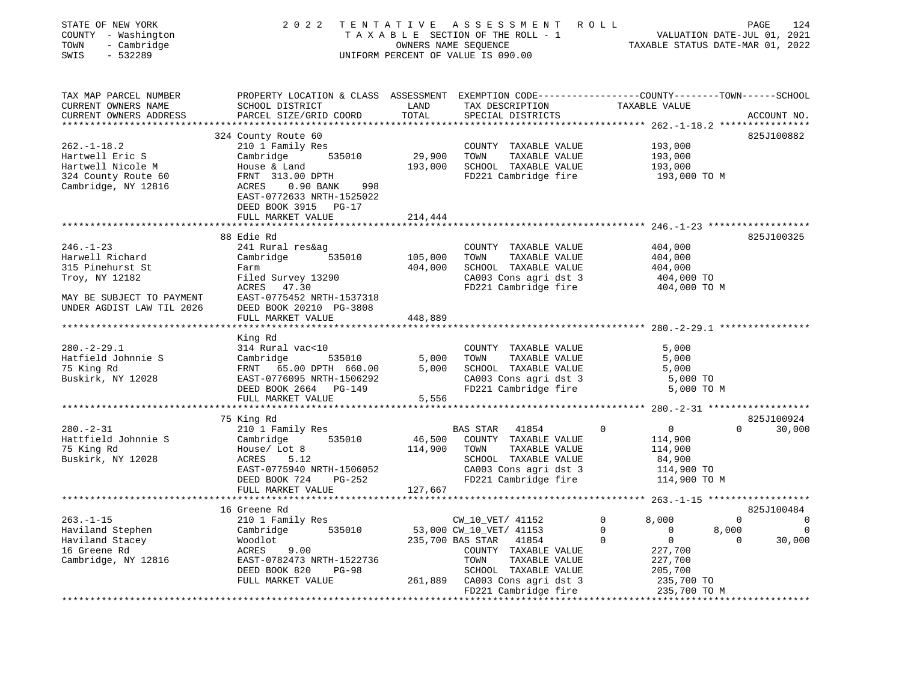STATE OF NEW YORK — COUNTY - Washington — TOWN - Cambridge — SWIS - 532289

2022 TENTATIVE ASSESSMENT ROLL
TAXABLE SECTION OF THE ROLL - 1
OWNERS NAME SEQUENCE
UNIFORM PERCENT OF VALUE IS 090.00

VALUATION DATE-JUL 01, 2021
TAXABLE STATUS DATE-MAR 01, 2022

| TAX MAP PARCEL NUMBER / CURRENT OWNERS NAME / CURRENT OWNERS ADDRESS | PROPERTY LOCATION & CLASS / SCHOOL DISTRICT / PARCEL SIZE/GRID COORD | ASSESSMENT LAND / TOTAL | EXEMPTION CODE / TAX DESCRIPTION / SPECIAL DISTRICTS | COUNTY | TOWN | SCHOOL | ACCOUNT NO. |
|---|---|---|---|---|---|---|---|
| **262.-1-18.2** | 324 County Route 60 | | | | | | 825J100882 |
| 262.-1-18.2 | 210 1 Family Res | | COUNTY TAXABLE VALUE | 193,000 | | | |
| Hartwell Eric S | Cambridge 535010 | 29,900 | TOWN TAXABLE VALUE | | 193,000 | | |
| Hartwell Nicole M | House & Land | 193,000 | SCHOOL TAXABLE VALUE | | | 193,000 | |
| 324 County Route 60 | FRNT 313.00 DPTH | | FD221 Cambridge fire | 193,000 TO M | | | |
| Cambridge, NY 12816 | ACRES 0.90 BANK 998 | | | | | | |
| | EAST-0772633 NRTH-1525022 | | | | | | |
| | DEED BOOK 3915 PG-17 | | | | | | |
| | FULL MARKET VALUE | 214,444 | | | | | |
| **246.-1-23** | 88 Edie Rd | | | | | | 825J100325 |
| 246.-1-23 | 241 Rural res&ag | | COUNTY TAXABLE VALUE | 404,000 | | | |
| Harwell Richard | Cambridge 535010 | 105,000 | TOWN TAXABLE VALUE | | 404,000 | | |
| 315 Pinehurst St | Farm | 404,000 | SCHOOL TAXABLE VALUE | | | 404,000 | |
| Troy, NY 12182 | Filed Survey 13290 | | CA003 Cons agri dst 3 | 404,000 TO | | | |
| | ACRES 47.30 | | FD221 Cambridge fire | 404,000 TO M | | | |
| MAY BE SUBJECT TO PAYMENT | EAST-0775452 NRTH-1537318 | | | | | | |
| UNDER AGDIST LAW TIL 2026 | DEED BOOK 20210 PG-3808 | | | | | | |
| | FULL MARKET VALUE | 448,889 | | | | | |
| **280.-2-29.1** | King Rd | | | | | | |
| 280.-2-29.1 | 314 Rural vac<10 | | COUNTY TAXABLE VALUE | 5,000 | | | |
| Hatfield Johnnie S | Cambridge 535010 | 5,000 | TOWN TAXABLE VALUE | | 5,000 | | |
| 75 King Rd | FRNT 65.00 DPTH 660.00 | 5,000 | SCHOOL TAXABLE VALUE | | | 5,000 | |
| Buskirk, NY 12028 | EAST-0776095 NRTH-1506292 | | CA003 Cons agri dst 3 | 5,000 TO | | | |
| | DEED BOOK 2664 PG-149 | | FD221 Cambridge fire | 5,000 TO M | | | |
| | FULL MARKET VALUE | 5,556 | | | | | |
| **280.-2-31** | 75 King Rd | | | | | | 825J100924 |
| 280.-2-31 | 210 1 Family Res | | BAS STAR 41854 | 0 | 0 | 30,000 | |
| Hattfield Johnnie S | Cambridge 535010 | 46,500 | COUNTY TAXABLE VALUE | 114,900 | | | |
| 75 King Rd | House/ Lot 8 | 114,900 | TOWN TAXABLE VALUE | | 114,900 | | |
| Buskirk, NY 12028 | ACRES 5.12 | | SCHOOL TAXABLE VALUE | | | 84,900 | |
| | EAST-0775940 NRTH-1506052 | | CA003 Cons agri dst 3 | 114,900 TO | | | |
| | DEED BOOK 724 PG-252 | | FD221 Cambridge fire | 114,900 TO M | | | |
| | FULL MARKET VALUE | 127,667 | | | | | |
| **263.-1-15** | 16 Greene Rd | | | | | | 825J100484 |
| 263.-1-15 | 210 1 Family Res | | CW_10_VET/ 41152 | 8,000 | 0 | 0 | |
| Haviland Stephen | Cambridge 535010 | 53,000 | CW_10_VET/ 41153 | 0 | 8,000 | 0 | |
| Haviland Stacey | Woodlot | 235,700 | BAS STAR 41854 | 0 | 0 | 30,000 | |
| 16 Greene Rd | ACRES 9.00 | | COUNTY TAXABLE VALUE | 227,700 | | | |
| Cambridge, NY 12816 | EAST-0782473 NRTH-1522736 | | TOWN TAXABLE VALUE | | 227,700 | | |
| | DEED BOOK 820 PG-98 | | SCHOOL TAXABLE VALUE | | | 205,700 | |
| | FULL MARKET VALUE | 261,889 | CA003 Cons agri dst 3 | 235,700 TO | | | |
| | | | FD221 Cambridge fire | 235,700 TO M | | | |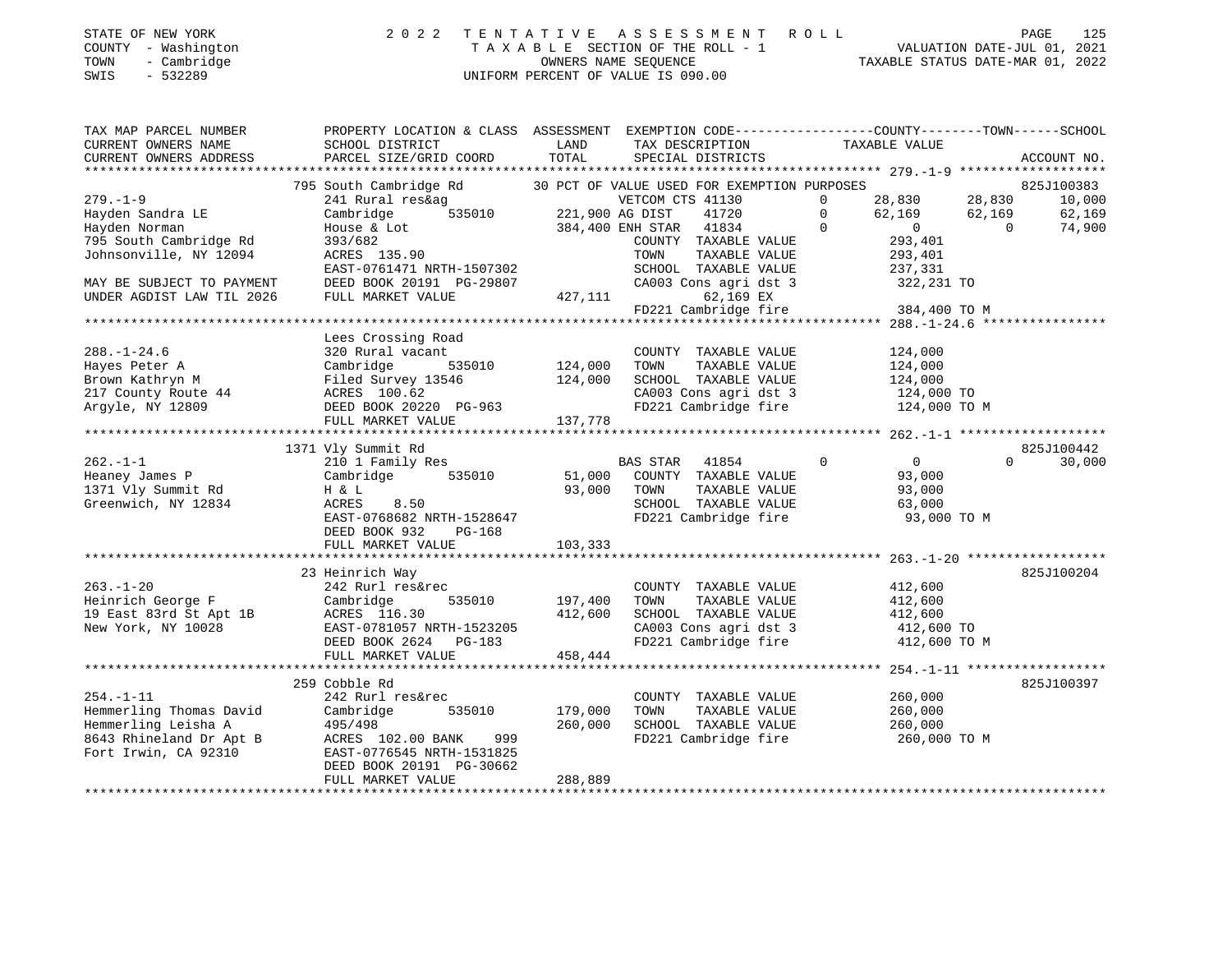STATE OF NEW YORK | 2022 TENTATIVE ASSESSMENT ROLL
COUNTY - Washington | TAXABLE SECTION OF THE ROLL - 1 | VALUATION DATE-JUL 01, 2021
TOWN - Cambridge | OWNERS NAME SEQUENCE | TAXABLE STATUS DATE-MAR 01, 2022
SWIS - 532289 | UNIFORM PERCENT OF VALUE IS 090.00

```
TAX MAP PARCEL NUMBER          PROPERTY LOCATION & CLASS  ASSESSMENT  EXEMPTION CODE------------------COUNTY--------TOWN------SCHOOL
CURRENT OWNERS NAME            SCHOOL DISTRICT               LAND      TAX DESCRIPTION                TAXABLE VALUE
CURRENT OWNERS ADDRESS         PARCEL SIZE/GRID COORD        TOTAL     SPECIAL DISTRICTS                                         ACCOUNT NO.
******************************************************************************************************* 279.-1-9 *******************
                795 South Cambridge Rd         30 PCT OF VALUE USED FOR EXEMPTION PURPOSES                                      825J100383
279.-1-9                       241 Rural res&ag                   VETCOM CTS 41130        0       28,830      28,830      10,000
Hayden Sandra LE               Cambridge       535010     221,900 AG DIST     41720       0       62,169      62,169      62,169
Hayden Norman                  House & Lot                384,400 ENH STAR  41834         0            0           0      74,900
795 South Cambridge Rd         393/682                            COUNTY  TAXABLE VALUE           293,401
Johnsonville, NY 12094         ACRES 135.90                       TOWN    TAXABLE VALUE           293,401
                               EAST-0761471 NRTH-1507302          SCHOOL  TAXABLE VALUE           237,331
MAY BE SUBJECT TO PAYMENT      DEED BOOK 20191 PG-29807           CA003 Cons agri dst 3           322,231 TO
UNDER AGDIST LAW TIL 2026      FULL MARKET VALUE          427,111           62,169 EX
                                                                  FD221 Cambridge fire            384,400 TO M
******************************************************************************************************* 288.-1-24.6 ****************
                Lees Crossing Road
288.-1-24.6                    320 Rural vacant                   COUNTY  TAXABLE VALUE           124,000
Hayes Peter A                  Cambridge       535010     124,000 TOWN    TAXABLE VALUE           124,000
Brown Kathryn M                Filed Survey 13546         124,000 SCHOOL  TAXABLE VALUE           124,000
217 County Route 44            ACRES 100.62                       CA003 Cons agri dst 3           124,000 TO
Argyle, NY 12809               DEED BOOK 20220 PG-963             FD221 Cambridge fire            124,000 TO M
                               FULL MARKET VALUE          137,778
******************************************************************************************************* 262.-1-1 *******************
                1371 Vly Summit Rd                                                                                      825J100442
262.-1-1                       210 1 Family Res                   BAS STAR  41854         0            0           0      30,000
Heaney James P                 Cambridge       535010      51,000 COUNTY  TAXABLE VALUE            93,000
1371 Vly Summit Rd             H & L                       93,000 TOWN    TAXABLE VALUE            93,000
Greenwich, NY 12834            ACRES    8.50                      SCHOOL  TAXABLE VALUE            63,000
                               EAST-0768682 NRTH-1528647          FD221 Cambridge fire             93,000 TO M
                               DEED BOOK 932    PG-168
                               FULL MARKET VALUE          103,333
******************************************************************************************************* 263.-1-20 ******************
                23 Heinrich Way                                                                                         825J100204
263.-1-20                      242 Rurl res&rec                   COUNTY  TAXABLE VALUE           412,600
Heinrich George F              Cambridge       535010     197,400 TOWN    TAXABLE VALUE           412,600
19 East 83rd St Apt 1B         ACRES 116.30               412,600 SCHOOL  TAXABLE VALUE           412,600
New York, NY 10028             EAST-0781057 NRTH-1523205          CA003 Cons agri dst 3           412,600 TO
                               DEED BOOK 2624   PG-183            FD221 Cambridge fire            412,600 TO M
                               FULL MARKET VALUE          458,444
******************************************************************************************************* 254.-1-11 ******************
                259 Cobble Rd                                                                                           825J100397
254.-1-11                      242 Rurl res&rec                   COUNTY  TAXABLE VALUE           260,000
Hemmerling Thomas David        Cambridge       535010     179,000 TOWN    TAXABLE VALUE           260,000
Hemmerling Leisha A            495/498                    260,000 SCHOOL  TAXABLE VALUE           260,000
8643 Rhineland Dr Apt B        ACRES 102.00 BANK     999          FD221 Cambridge fire            260,000 TO M
Fort Irwin, CA 92310           EAST-0776545 NRTH-1531825
                               DEED BOOK 20191 PG-30662
                               FULL MARKET VALUE          288,889
************************************************************************************************************************************
```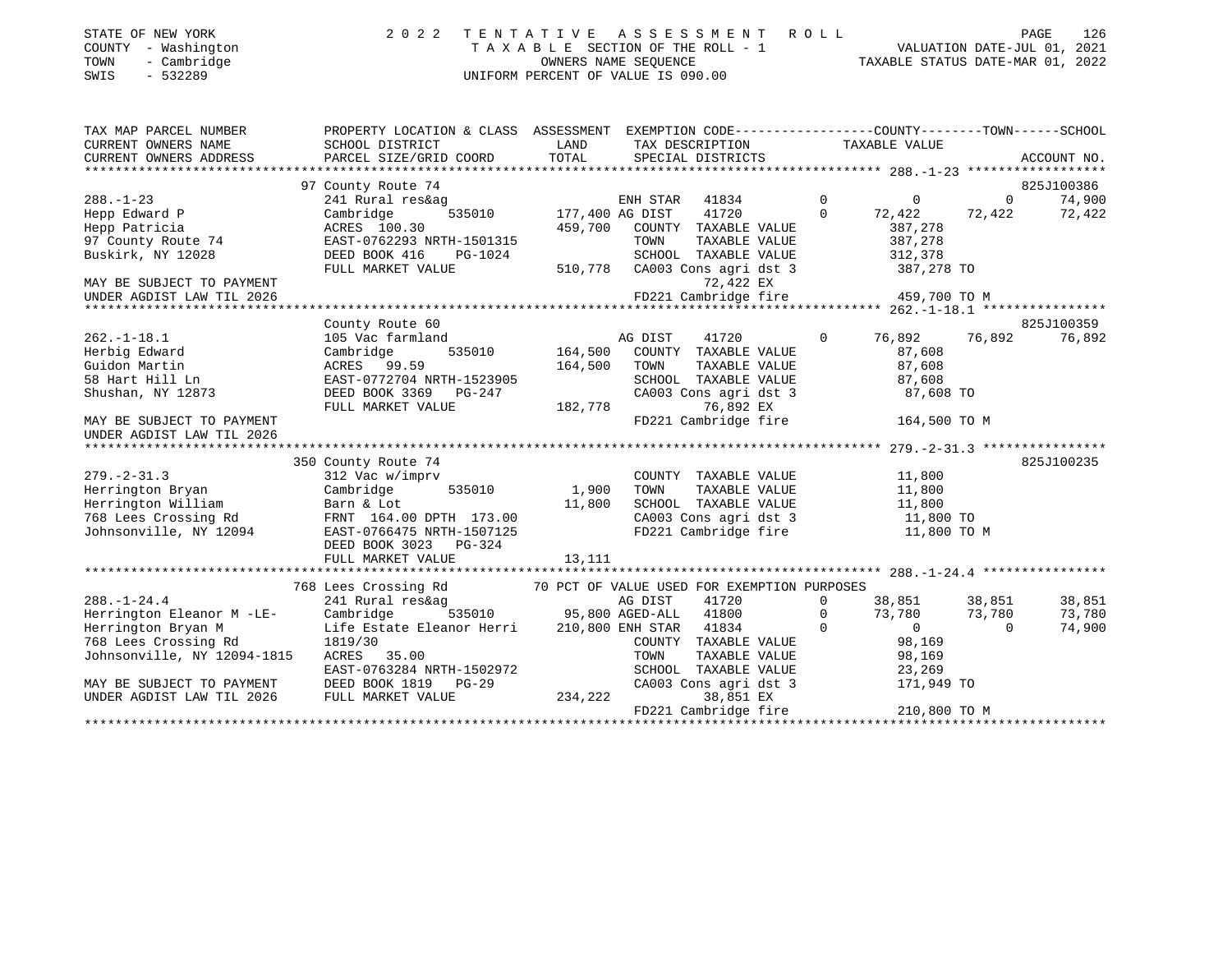STATE OF NEW YORK
COUNTY - Washington
TOWN - Cambridge
SWIS - 532289

# 2022 TENTATIVE ASSESSMENT ROLL

TAXABLE SECTION OF THE ROLL - 1
OWNERS NAME SEQUENCE
UNIFORM PERCENT OF VALUE IS 090.00

VALUATION DATE-JUL 01, 2021
TAXABLE STATUS DATE-MAR 01, 2022

```
TAX MAP PARCEL NUMBER          PROPERTY LOCATION & CLASS  ASSESSMENT  EXEMPTION CODE-----------------COUNTY--------TOWN------SCHOOL
CURRENT OWNERS NAME            SCHOOL DISTRICT              LAND      TAX DESCRIPTION             TAXABLE VALUE
CURRENT OWNERS ADDRESS         PARCEL SIZE/GRID COORD       TOTAL     SPECIAL DISTRICTS                                     ACCOUNT NO.
************************************************************************************************** 288.-1-23 ******************
                     97 County Route 74                                                                              825J100386
288.-1-23                      241 Rural res&ag                       ENH STAR  41834        0         0          0      74,900
Hepp Edward P                  Cambridge      535010     177,400 AG DIST    41720          0    72,422     72,422      72,422
Hepp Patricia                  ACRES 100.30               459,700   COUNTY  TAXABLE VALUE          387,278
97 County Route 74             EAST-0762293 NRTH-1501315              TOWN    TAXABLE VALUE          387,278
Buskirk, NY 12028              DEED BOOK 416    PG-1024               SCHOOL  TAXABLE VALUE          312,378
                               FULL MARKET VALUE          510,778   CA003 Cons agri dst 3           387,278 TO
MAY BE SUBJECT TO PAYMENT                                                72,422 EX
UNDER AGDIST LAW TIL 2026                                           FD221 Cambridge fire            459,700 TO M
************************************************************************************************** 262.-1-18.1 ****************
                     County Route 60                                                                                 825J100359
262.-1-18.1                    105 Vac farmland                       AG DIST   41720          0    76,892     76,892      76,892
Herbig Edward                  Cambridge      535010     164,500   COUNTY  TAXABLE VALUE           87,608
Guidon Martin                  ACRES  99.59               164,500   TOWN    TAXABLE VALUE           87,608
58 Hart Hill Ln                EAST-0772704 NRTH-1523905              SCHOOL  TAXABLE VALUE           87,608
Shushan, NY 12873              DEED BOOK 3369   PG-247                CA003 Cons agri dst 3            87,608 TO
                               FULL MARKET VALUE          182,778              76,892 EX
MAY BE SUBJECT TO PAYMENT                                           FD221 Cambridge fire            164,500 TO M
UNDER AGDIST LAW TIL 2026
************************************************************************************************** 279.-2-31.3 ****************
                    350 County Route 74                                                                              825J100235
279.-2-31.3                    312 Vac w/imprv                        COUNTY  TAXABLE VALUE           11,800
Herrington Bryan               Cambridge      535010       1,900   TOWN    TAXABLE VALUE           11,800
Herrington William             Barn & Lot                  11,800   SCHOOL  TAXABLE VALUE           11,800
768 Lees Crossing Rd           FRNT 164.00 DPTH 173.00                CA003 Cons agri dst 3            11,800 TO
Johnsonville, NY 12094         EAST-0766475 NRTH-1507125              FD221 Cambridge fire             11,800 TO M
                               DEED BOOK 3023   PG-324
                               FULL MARKET VALUE           13,111
************************************************************************************************** 288.-1-24.4 ****************
                    768 Lees Crossing Rd          70 PCT OF VALUE USED FOR EXEMPTION PURPOSES
288.-1-24.4                    241 Rural res&ag                       AG DIST   41720          0    38,851     38,851      38,851
Herrington Eleanor M -LE-      Cambridge      535010      95,800 AGED-ALL  41800          0    73,780     73,780      73,780
Herrington Bryan M             Life Estate Eleanor Herri  210,800 ENH STAR  41834          0         0          0      74,900
768 Lees Crossing Rd           1819/30                                COUNTY  TAXABLE VALUE           98,169
Johnsonville, NY 12094-1815    ACRES  35.00                           TOWN    TAXABLE VALUE           98,169
                               EAST-0763284 NRTH-1502972              SCHOOL  TAXABLE VALUE           23,269
MAY BE SUBJECT TO PAYMENT      DEED BOOK 1819   PG-29                 CA003 Cons agri dst 3           171,949 TO
UNDER AGDIST LAW TIL 2026      FULL MARKET VALUE          234,222              38,851 EX
                                                                    FD221 Cambridge fire            210,800 TO M
********************************************************************************************************************************
```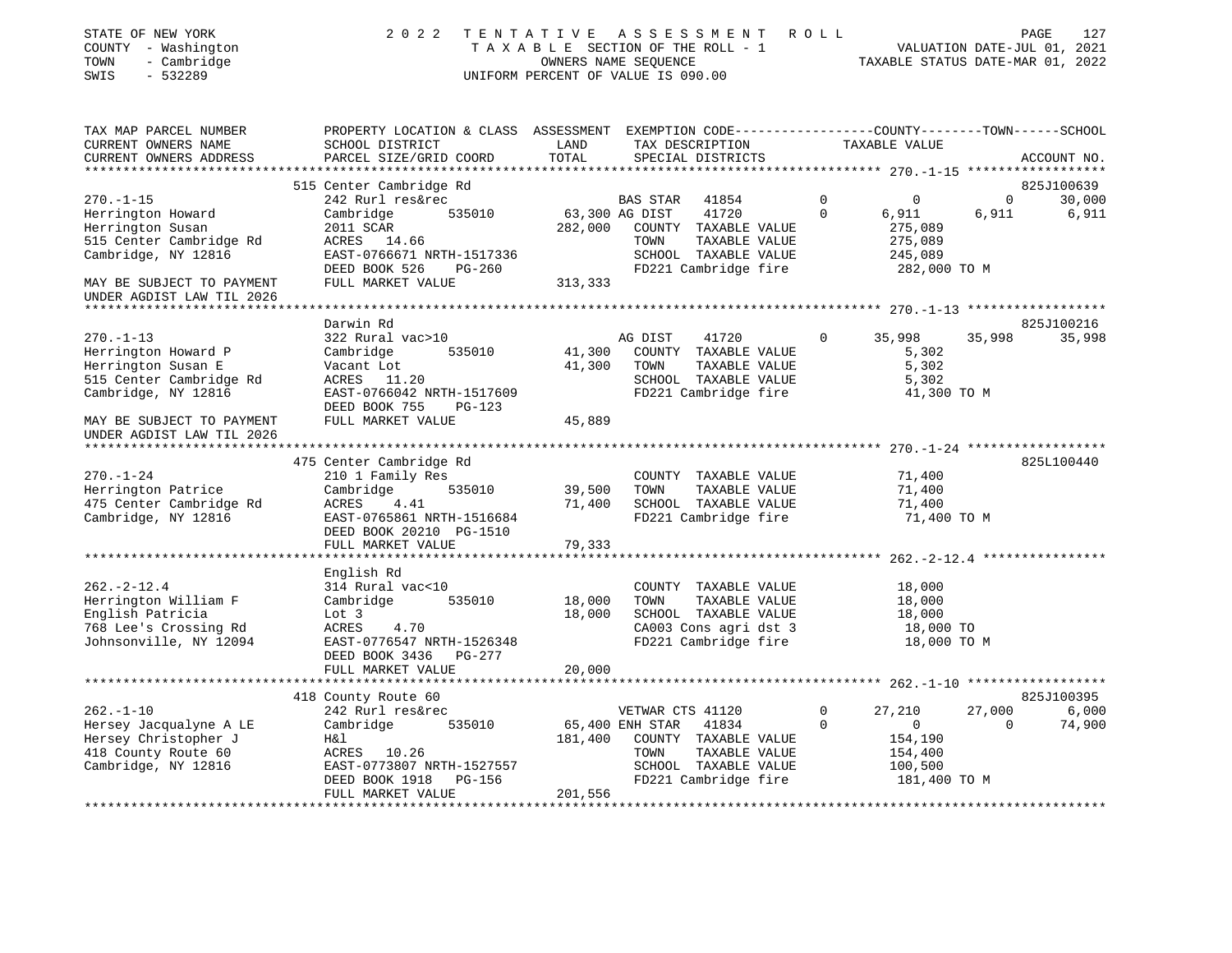STATE OF NEW YORK — 2022 TENTATIVE ASSESSMENT ROLL
COUNTY - Washington — TAXABLE SECTION OF THE ROLL - 1 — VALUATION DATE-JUL 01, 2021
TOWN - Cambridge — OWNERS NAME SEQUENCE — TAXABLE STATUS DATE-MAR 01, 2022
SWIS - 532289 — UNIFORM PERCENT OF VALUE IS 090.00

```
TAX MAP PARCEL NUMBER          PROPERTY LOCATION & CLASS  ASSESSMENT  EXEMPTION CODE-----------------COUNTY--------TOWN------SCHOOL
CURRENT OWNERS NAME            SCHOOL DISTRICT               LAND      TAX DESCRIPTION                TAXABLE VALUE
CURRENT OWNERS ADDRESS         PARCEL SIZE/GRID COORD        TOTAL     SPECIAL DISTRICTS                                    ACCOUNT NO.
******************************************************************************************************* 270.-1-15 ******************
                               515 Center Cambridge Rd                                                                      825J100639
270.-1-15                      242 Rurl res&rec                        BAS STAR   41854        0         0           0        30,000
Herrington Howard              Cambridge        535010      63,300 AG DIST    41720        0     6,911       6,911         6,911
Herrington Susan               2011 SCAR                    282,000    COUNTY  TAXABLE VALUE          275,089
515 Center Cambridge Rd        ACRES   14.66                           TOWN    TAXABLE VALUE          275,089
Cambridge, NY 12816            EAST-0766671 NRTH-1517336               SCHOOL  TAXABLE VALUE          245,089
                               DEED BOOK 526    PG-260                 FD221 Cambridge fire           282,000 TO M
MAY BE SUBJECT TO PAYMENT      FULL MARKET VALUE            313,333
UNDER AGDIST LAW TIL 2026
******************************************************************************************************* 270.-1-13 ******************
                               Darwin Rd                                                                                    825J100216
270.-1-13                      322 Rural vac>10                        AG DIST    41720        0    35,998      35,998        35,998
Herrington Howard P            Cambridge        535010       41,300    COUNTY  TAXABLE VALUE            5,302
Herrington Susan E             Vacant Lot                    41,300    TOWN    TAXABLE VALUE            5,302
515 Center Cambridge Rd        ACRES   11.20                           SCHOOL  TAXABLE VALUE            5,302
Cambridge, NY 12816            EAST-0766042 NRTH-1517609               FD221 Cambridge fire            41,300 TO M
                               DEED BOOK 755    PG-123
MAY BE SUBJECT TO PAYMENT      FULL MARKET VALUE             45,889
UNDER AGDIST LAW TIL 2026
******************************************************************************************************* 270.-1-24 ******************
                               475 Center Cambridge Rd                                                                      825L100440
270.-1-24                      210 1 Family Res                        COUNTY  TAXABLE VALUE           71,400
Herrington Patrice             Cambridge        535010       39,500    TOWN    TAXABLE VALUE           71,400
475 Center Cambridge Rd        ACRES    4.41                 71,400    SCHOOL  TAXABLE VALUE           71,400
Cambridge, NY 12816            EAST-0765861 NRTH-1516684               FD221 Cambridge fire            71,400 TO M
                               DEED BOOK 20210 PG-1510
                               FULL MARKET VALUE             79,333
******************************************************************************************************* 262.-2-12.4 ****************
                               English Rd
262.-2-12.4                    314 Rural vac<10                        COUNTY  TAXABLE VALUE           18,000
Herrington William F           Cambridge        535010       18,000    TOWN    TAXABLE VALUE           18,000
English Patricia               Lot 3                         18,000    SCHOOL  TAXABLE VALUE           18,000
768 Lee's Crossing Rd          ACRES    4.70                           CA003 Cons agri dst 3           18,000 TO
Johnsonville, NY 12094         EAST-0776547 NRTH-1526348               FD221 Cambridge fire            18,000 TO M
                               DEED BOOK 3436   PG-277
                               FULL MARKET VALUE             20,000
******************************************************************************************************* 262.-1-10 ******************
                               418 County Route 60                                                                          825J100395
262.-1-10                      242 Rurl res&rec                        VETWAR CTS 41120        0    27,210      27,000         6,000
Hersey Jacqualyne A LE         Cambridge        535010       65,400 ENH STAR   41834        0         0           0        74,900
Hersey Christopher J           H&l                          181,400    COUNTY  TAXABLE VALUE          154,190
418 County Route 60            ACRES   10.26                           TOWN    TAXABLE VALUE          154,400
Cambridge, NY 12816            EAST-0773807 NRTH-1527557               SCHOOL  TAXABLE VALUE          100,500
                               DEED BOOK 1918   PG-156                 FD221 Cambridge fire           181,400 TO M
                               FULL MARKET VALUE            201,556
************************************************************************************************************************************
```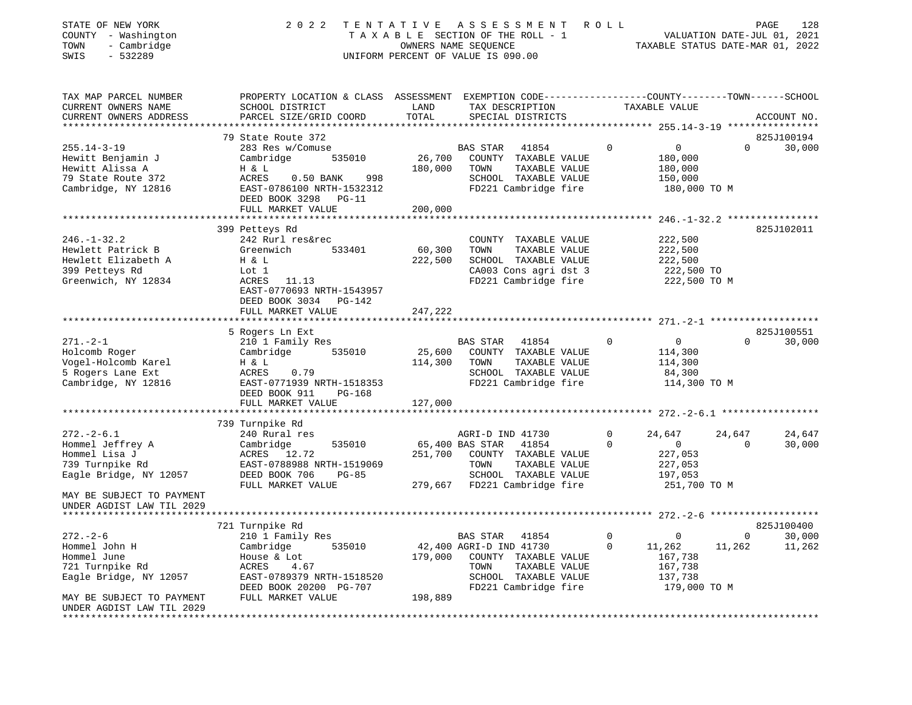STATE OF NEW YORK  
COUNTY - Washington  
TOWN - Cambridge  
SWIS - 532289

2 0 2 2 T E N T A T I V E A S S E S S M E N T R O L L  
T A X A B L E SECTION OF THE ROLL - 1  
OWNERS NAME SEQUENCE  
UNIFORM PERCENT OF VALUE IS 090.00

VALUATION DATE-JUL 01, 2021  
TAXABLE STATUS DATE-MAR 01, 2022

```
TAX MAP PARCEL NUMBER          PROPERTY LOCATION & CLASS  ASSESSMENT  EXEMPTION CODE-----------------COUNTY--------TOWN------SCHOOL
CURRENT OWNERS NAME            SCHOOL DISTRICT              LAND       TAX DESCRIPTION                  TAXABLE VALUE
CURRENT OWNERS ADDRESS         PARCEL SIZE/GRID COORD       TOTAL      SPECIAL DISTRICTS                                            ACCOUNT NO.
******************************************************************************************************* 255.14-3-19 ****************
                               79 State Route 372                                                                              825J100194
255.14-3-19                    283 Res w/Comuse                         BAS STAR   41854           0             0            0      30,000
Hewitt Benjamin J              Cambridge        535010      26,700      COUNTY  TAXABLE VALUE              180,000
Hewitt Alissa A                H & L                       180,000      TOWN    TAXABLE VALUE              180,000
79 State Route 372             ACRES     0.50 BANK    998               SCHOOL  TAXABLE VALUE              150,000
Cambridge, NY 12816            EAST-0786100 NRTH-1532312                FD221 Cambridge fire                180,000 TO M
                               DEED BOOK 3298   PG-11
                               FULL MARKET VALUE           200,000
******************************************************************************************************* 246.-1-32.2 ****************
                               399 Petteys Rd                                                                                  825J102011
246.-1-32.2                    242 Rurl res&rec                         COUNTY  TAXABLE VALUE              222,500
Hewlett Patrick B              Greenwich        533401      60,300      TOWN    TAXABLE VALUE              222,500
Hewlett Elizabeth A            H & L                       222,500      SCHOOL  TAXABLE VALUE              222,500
399 Petteys Rd                 Lot 1                                    CA003 Cons agri dst 3               222,500 TO
Greenwich, NY 12834            ACRES    11.13                           FD221 Cambridge fire                222,500 TO M
                               EAST-0770693 NRTH-1543957
                               DEED BOOK 3034   PG-142
                               FULL MARKET VALUE           247,222
******************************************************************************************************* 271.-2-1 *******************
                               5 Rogers Ln Ext                                                                                 825J100551
271.-2-1                       210 1 Family Res                         BAS STAR   41854           0             0            0      30,000
Holcomb Roger                  Cambridge        535010      25,600      COUNTY  TAXABLE VALUE              114,300
Vogel-Holcomb Karel            H & L                       114,300      TOWN    TAXABLE VALUE              114,300
5 Rogers Lane Ext              ACRES     0.79                           SCHOOL  TAXABLE VALUE               84,300
Cambridge, NY 12816            EAST-0771939 NRTH-1518353                FD221 Cambridge fire                114,300 TO M
                               DEED BOOK 911    PG-168
                               FULL MARKET VALUE           127,000
******************************************************************************************************* 272.-2-6.1 *****************
                               739 Turnpike Rd
272.-2-6.1                     240 Rural res                            AGRI-D IND 41730           0        24,647       24,647      24,647
Hommel Jeffrey A               Cambridge        535010      65,400 BAS STAR   41854                0             0            0      30,000
Hommel Lisa J                  ACRES    12.72              251,700      COUNTY  TAXABLE VALUE              227,053
739 Turnpike Rd                EAST-0788988 NRTH-1519069                TOWN    TAXABLE VALUE              227,053
Eagle Bridge, NY 12057         DEED BOOK 706    PG-85                   SCHOOL  TAXABLE VALUE              197,053
                               FULL MARKET VALUE           279,667      FD221 Cambridge fire                251,700 TO M
MAY BE SUBJECT TO PAYMENT
UNDER AGDIST LAW TIL 2029
******************************************************************************************************* 272.-2-6 *******************
                               721 Turnpike Rd                                                                                 825J100400
272.-2-6                       210 1 Family Res                         BAS STAR   41854           0             0            0      30,000
Hommel John H                  Cambridge        535010      42,400 AGRI-D IND 41730                0        11,262       11,262      11,262
Hommel June                    House & Lot                 179,000      COUNTY  TAXABLE VALUE              167,738
721 Turnpike Rd                ACRES     4.67                           TOWN    TAXABLE VALUE              167,738
Eagle Bridge, NY 12057         EAST-0789379 NRTH-1518520                SCHOOL  TAXABLE VALUE              137,738
                               DEED BOOK 20200  PG-707                  FD221 Cambridge fire                179,000 TO M
MAY BE SUBJECT TO PAYMENT      FULL MARKET VALUE           198,889
UNDER AGDIST LAW TIL 2029
************************************************************************************************************************************
```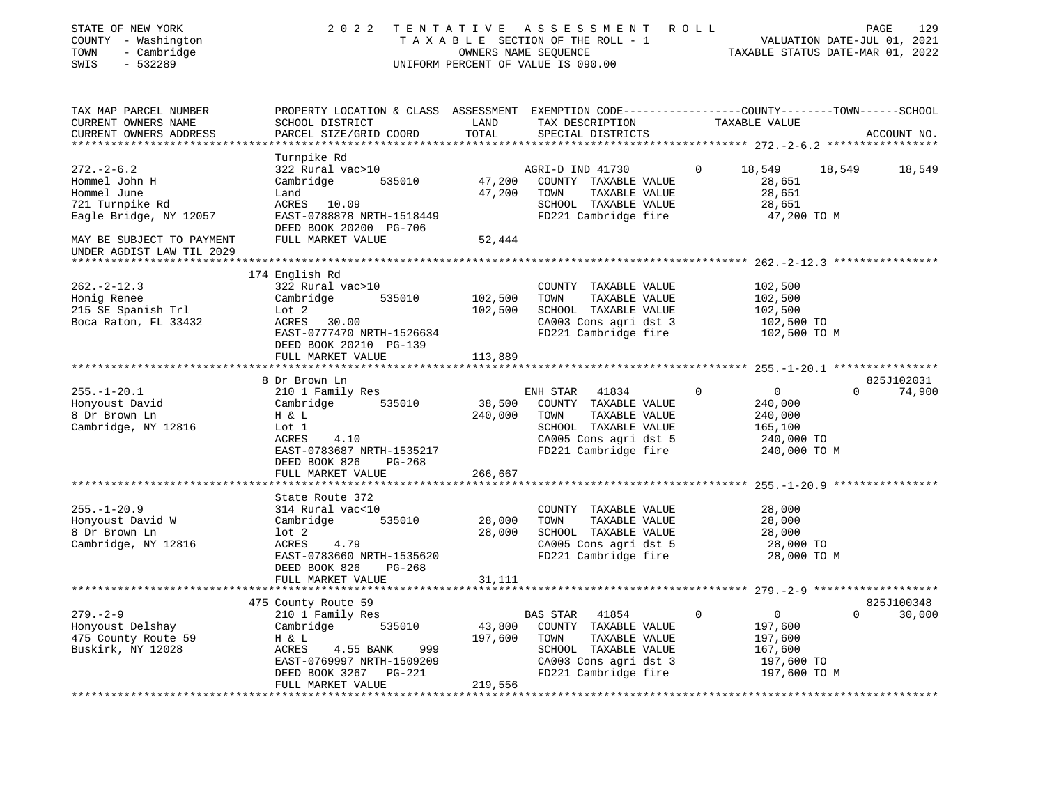STATE OF NEW YORK
COUNTY - Washington
TOWN - Cambridge
SWIS - 532289

2022 TENTATIVE ASSESSMENT ROLL
TAXABLE SECTION OF THE ROLL - 1
OWNERS NAME SEQUENCE
UNIFORM PERCENT OF VALUE IS 090.00

VALUATION DATE-JUL 01, 2021
TAXABLE STATUS DATE-MAR 01, 2022

| TAX MAP PARCEL NUMBER / CURRENT OWNERS NAME / CURRENT OWNERS ADDRESS | PROPERTY LOCATION & CLASS / SCHOOL DISTRICT / PARCEL SIZE/GRID COORD | ASSESSMENT LAND / TOTAL | EXEMPTION CODE / TAX DESCRIPTION / SPECIAL DISTRICTS | COUNTY | TOWN | SCHOOL | ACCOUNT NO. |
|---|---|---|---|---|---|---|---|
| **272.-2-6.2** | Turnpike Rd | | | | | | |
| 272.-2-6.2 | 322 Rural vac>10 | | AGRI-D IND 41730 0 | 18,549 | 18,549 | 18,549 | |
| Hommel John H | Cambridge 535010 | 47,200 | COUNTY TAXABLE VALUE | 28,651 | | | |
| Hommel June | Land | 47,200 | TOWN TAXABLE VALUE | | 28,651 | | |
| 721 Turnpike Rd | ACRES 10.09 | | SCHOOL TAXABLE VALUE | | | 28,651 | |
| Eagle Bridge, NY 12057 | EAST-0788878 NRTH-1518449 | | FD221 Cambridge fire | 47,200 TO M | | | |
| | DEED BOOK 20200 PG-706 | | | | | | |
| MAY BE SUBJECT TO PAYMENT UNDER AGDIST LAW TIL 2029 | FULL MARKET VALUE | 52,444 | | | | | |
| **262.-2-12.3** | 174 English Rd | | | | | | |
| 262.-2-12.3 | 322 Rural vac>10 | | COUNTY TAXABLE VALUE | 102,500 | | | |
| Honig Renee | Cambridge 535010 | 102,500 | TOWN TAXABLE VALUE | | 102,500 | | |
| 215 SE Spanish Trl | Lot 2 | 102,500 | SCHOOL TAXABLE VALUE | | | 102,500 | |
| Boca Raton, FL 33432 | ACRES 30.00 | | CA003 Cons agri dst 3 | 102,500 TO | | | |
| | EAST-0777470 NRTH-1526634 | | FD221 Cambridge fire | 102,500 TO M | | | |
| | DEED BOOK 20210 PG-139 | | | | | | |
| | FULL MARKET VALUE | 113,889 | | | | | |
| **255.-1-20.1** | 8 Dr Brown Ln | | | | | | 825J102031 |
| 255.-1-20.1 | 210 1 Family Res | | ENH STAR 41834 0 | 0 | 0 | 74,900 | |
| Honyoust David | Cambridge 535010 | 38,500 | COUNTY TAXABLE VALUE | 240,000 | | | |
| 8 Dr Brown Ln | H & L | 240,000 | TOWN TAXABLE VALUE | | 240,000 | | |
| Cambridge, NY 12816 | Lot 1 | | SCHOOL TAXABLE VALUE | | | 165,100 | |
| | ACRES 4.10 | | CA005 Cons agri dst 5 | 240,000 TO | | | |
| | EAST-0783687 NRTH-1535217 | | FD221 Cambridge fire | 240,000 TO M | | | |
| | DEED BOOK 826 PG-268 | | | | | | |
| | FULL MARKET VALUE | 266,667 | | | | | |
| **255.-1-20.9** | State Route 372 | | | | | | |
| 255.-1-20.9 | 314 Rural vac<10 | | COUNTY TAXABLE VALUE | 28,000 | | | |
| Honyoust David W | Cambridge 535010 | 28,000 | TOWN TAXABLE VALUE | | 28,000 | | |
| 8 Dr Brown Ln | lot 2 | 28,000 | SCHOOL TAXABLE VALUE | | | 28,000 | |
| Cambridge, NY 12816 | ACRES 4.79 | | CA005 Cons agri dst 5 | 28,000 TO | | | |
| | EAST-0783660 NRTH-1535620 | | FD221 Cambridge fire | 28,000 TO M | | | |
| | DEED BOOK 826 PG-268 | | | | | | |
| | FULL MARKET VALUE | 31,111 | | | | | |
| **279.-2-9** | 475 County Route 59 | | | | | | 825J100348 |
| 279.-2-9 | 210 1 Family Res | | BAS STAR 41854 0 | 0 | 0 | 30,000 | |
| Honyoust Delshay | Cambridge 535010 | 43,800 | COUNTY TAXABLE VALUE | 197,600 | | | |
| 475 County Route 59 | H & L | 197,600 | TOWN TAXABLE VALUE | | 197,600 | | |
| Buskirk, NY 12028 | ACRES 4.55 BANK 999 | | SCHOOL TAXABLE VALUE | | | 167,600 | |
| | EAST-0769997 NRTH-1509209 | | CA003 Cons agri dst 3 | 197,600 TO | | | |
| | DEED BOOK 3267 PG-221 | | FD221 Cambridge fire | 197,600 TO M | | | |
| | FULL MARKET VALUE | 219,556 | | | | | |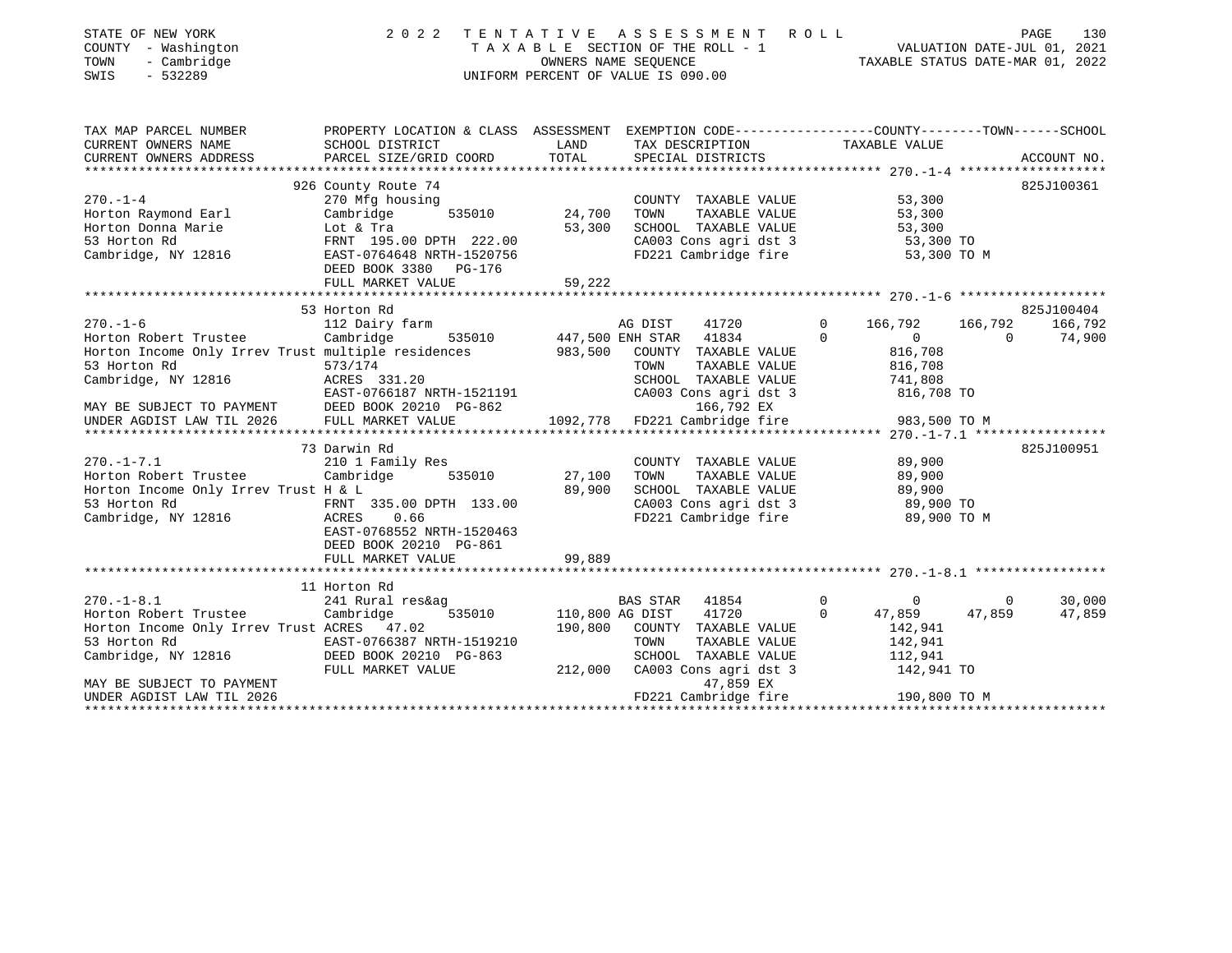STATE OF NEW YORK · COUNTY - Washington · TOWN - Cambridge · SWIS - 532289

2022 TENTATIVE ASSESSMENT ROLL
TAXABLE SECTION OF THE ROLL - 1
OWNERS NAME SEQUENCE
UNIFORM PERCENT OF VALUE IS 090.00

VALUATION DATE-JUL 01, 2021
TAXABLE STATUS DATE-MAR 01, 2022

| TAX MAP PARCEL NUMBER / CURRENT OWNERS NAME / CURRENT OWNERS ADDRESS | PROPERTY LOCATION & CLASS / SCHOOL DISTRICT / PARCEL SIZE/GRID COORD | ASSESSMENT LAND | TOTAL | EXEMPTION CODE / TAX DESCRIPTION / SPECIAL DISTRICTS | COUNTY TAXABLE VALUE | TOWN | SCHOOL | ACCOUNT NO. |
|---|---|---|---|---|---|---|---|---|
| **270.-1-4** | 926 County Route 74 | | | | | | | 825J100361 |
| Horton Raymond Earl | 270 Mfg housing | | | COUNTY TAXABLE VALUE | 53,300 | | | |
| Horton Donna Marie | Cambridge 535010 | 24,700 | | TOWN TAXABLE VALUE | 53,300 | | | |
| 53 Horton Rd | Lot & Tra | | 53,300 | SCHOOL TAXABLE VALUE | 53,300 | | | |
| Cambridge, NY 12816 | FRNT 195.00 DPTH 222.00 | | | CA003 Cons agri dst 3 | 53,300 TO | | | |
| | EAST-0764648 NRTH-1520756 | | | FD221 Cambridge fire | 53,300 TO M | | | |
| | DEED BOOK 3380 PG-176 | | | | | | | |
| | FULL MARKET VALUE | | 59,222 | | | | | |
| **270.-1-6** | 53 Horton Rd | | | | | | | 825J100404 |
| Horton Robert Trustee | 112 Dairy farm | | | AG DIST 41720 0 | 166,792 | 166,792 | 166,792 | |
| Horton Income Only Irrev Trust | Cambridge 535010 | 447,500 | | ENH STAR 41834 0 | 0 | 0 | 74,900 | |
| 53 Horton Rd | multiple residences | | 983,500 | COUNTY TAXABLE VALUE | 816,708 | | | |
| Cambridge, NY 12816 | 573/174 | | | TOWN TAXABLE VALUE | 816,708 | | | |
| | ACRES 331.20 | | | SCHOOL TAXABLE VALUE | 741,808 | | | |
| | EAST-0766187 NRTH-1521191 | | | CA003 Cons agri dst 3 | 816,708 TO | | | |
| MAY BE SUBJECT TO PAYMENT | DEED BOOK 20210 PG-862 | | | 166,792 EX | | | | |
| UNDER AGDIST LAW TIL 2026 | FULL MARKET VALUE | | 1092,778 | FD221 Cambridge fire | 983,500 TO M | | | |
| **270.-1-7.1** | 73 Darwin Rd | | | | | | | 825J100951 |
| Horton Robert Trustee | 210 1 Family Res | | | COUNTY TAXABLE VALUE | 89,900 | | | |
| Horton Income Only Irrev Trust | Cambridge 535010 | 27,100 | | TOWN TAXABLE VALUE | 89,900 | | | |
| 53 Horton Rd | H & L | | 89,900 | SCHOOL TAXABLE VALUE | 89,900 | | | |
| Cambridge, NY 12816 | FRNT 335.00 DPTH 133.00 | | | CA003 Cons agri dst 3 | 89,900 TO | | | |
| | ACRES 0.66 | | | FD221 Cambridge fire | 89,900 TO M | | | |
| | EAST-0768552 NRTH-1520463 | | | | | | | |
| | DEED BOOK 20210 PG-861 | | | | | | | |
| | FULL MARKET VALUE | | 99,889 | | | | | |
| **270.-1-8.1** | 11 Horton Rd | | | | | | | |
| Horton Robert Trustee | 241 Rural res&ag | | | BAS STAR 41854 0 | 0 | 0 | 30,000 | |
| Horton Income Only Irrev Trust | Cambridge 535010 | 110,800 | | AG DIST 41720 0 | 47,859 | 47,859 | 47,859 | |
| 53 Horton Rd | ACRES 47.02 | | 190,800 | COUNTY TAXABLE VALUE | 142,941 | | | |
| Cambridge, NY 12816 | EAST-0766387 NRTH-1519210 | | | TOWN TAXABLE VALUE | 142,941 | | | |
| | DEED BOOK 20210 PG-863 | | | SCHOOL TAXABLE VALUE | 112,941 | | | |
| | FULL MARKET VALUE | | 212,000 | CA003 Cons agri dst 3 | 142,941 TO | | | |
| MAY BE SUBJECT TO PAYMENT | | | | 47,859 EX | | | | |
| UNDER AGDIST LAW TIL 2026 | | | | FD221 Cambridge fire | 190,800 TO M | | | |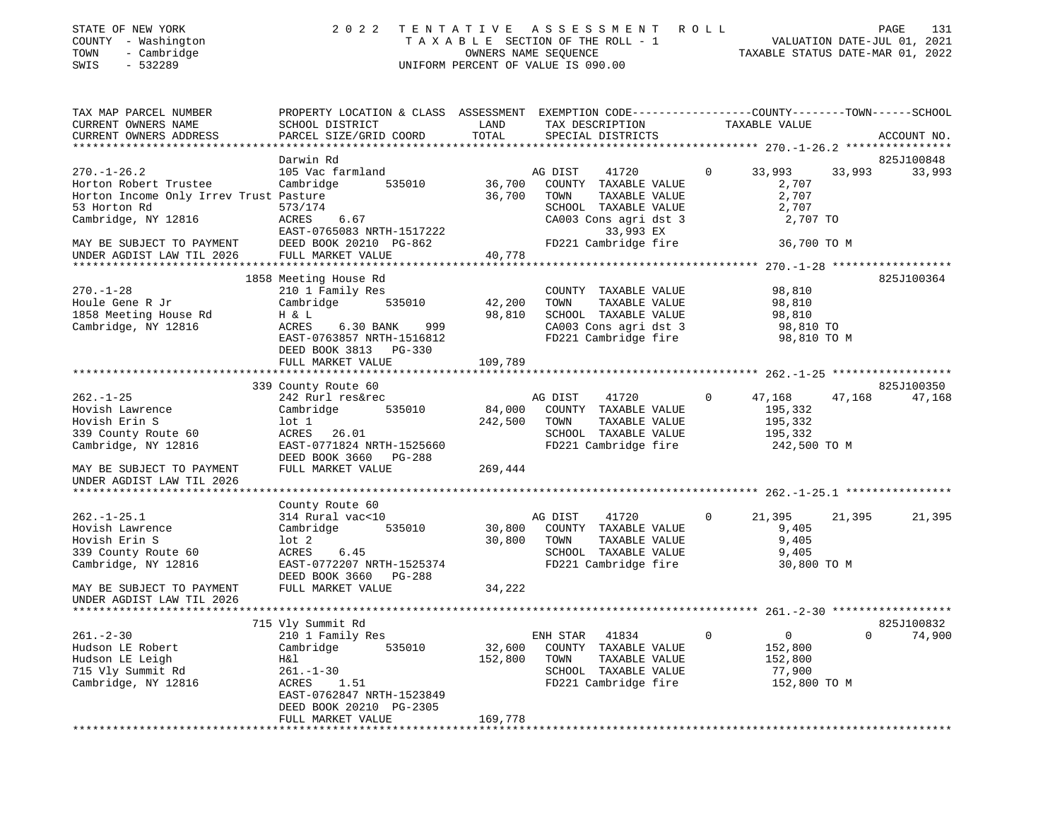STATE OF NEW YORK
COUNTY - Washington
TOWN - Cambridge
SWIS - 532289

# 2022 TENTATIVE ASSESSMENT ROLL

TAXABLE SECTION OF THE ROLL - 1
OWNERS NAME SEQUENCE
UNIFORM PERCENT OF VALUE IS 090.00

VALUATION DATE-JUL 01, 2021
TAXABLE STATUS DATE-MAR 01, 2022

```
TAX MAP PARCEL NUMBER          PROPERTY LOCATION & CLASS  ASSESSMENT  EXEMPTION CODE------------------COUNTY--------TOWN------SCHOOL
CURRENT OWNERS NAME            SCHOOL DISTRICT               LAND      TAX DESCRIPTION              TAXABLE VALUE
CURRENT OWNERS ADDRESS         PARCEL SIZE/GRID COORD        TOTAL     SPECIAL DISTRICTS                                      ACCOUNT NO.
******************************************************************************************************* 270.-1-26.2 ****************
                               Darwin Rd                                                                                   825J100848
270.-1-26.2                    105 Vac farmland                        AG DIST      41720         0      33,993     33,993     33,993
Horton Robert Trustee          Cambridge         535010      36,700    COUNTY  TAXABLE VALUE              2,707
Horton Income Only Irrev Trust Pasture                       36,700    TOWN    TAXABLE VALUE              2,707
53 Horton Rd                   573/174                                 SCHOOL  TAXABLE VALUE              2,707
Cambridge, NY 12816            ACRES     6.67                          CA003 Cons agri dst 3              2,707 TO
                               EAST-0765083 NRTH-1517222                     33,993 EX
MAY BE SUBJECT TO PAYMENT      DEED BOOK 20210  PG-862                 FD221 Cambridge fire              36,700 TO M
UNDER AGDIST LAW TIL 2026      FULL MARKET VALUE             40,778
******************************************************************************************************* 270.-1-28 ******************
                            1858 Meeting House Rd                                                                          825J100364
270.-1-28                      210 1 Family Res                        COUNTY  TAXABLE VALUE             98,810
Houle Gene R Jr                Cambridge         535010      42,200    TOWN    TAXABLE VALUE             98,810
1858 Meeting House Rd          H & L                         98,810    SCHOOL  TAXABLE VALUE             98,810
Cambridge, NY 12816            ACRES     6.30 BANK     999             CA003 Cons agri dst 3             98,810 TO
                               EAST-0763857 NRTH-1516812               FD221 Cambridge fire              98,810 TO M
                               DEED BOOK 3813   PG-330
                               FULL MARKET VALUE            109,789
******************************************************************************************************* 262.-1-25 ******************
                            339 County Route 60                                                                            825J100350
262.-1-25                      242 Rurl res&rec                        AG DIST      41720         0      47,168     47,168     47,168
Hovish Lawrence                Cambridge         535010      84,000    COUNTY  TAXABLE VALUE            195,332
Hovish Erin S                  lot 1                        242,500    TOWN    TAXABLE VALUE            195,332
339 County Route 60            ACRES    26.01                          SCHOOL  TAXABLE VALUE            195,332
Cambridge, NY 12816            EAST-0771824 NRTH-1525660               FD221 Cambridge fire             242,500 TO M
                               DEED BOOK 3660   PG-288
MAY BE SUBJECT TO PAYMENT      FULL MARKET VALUE            269,444
UNDER AGDIST LAW TIL 2026
******************************************************************************************************* 262.-1-25.1 ****************
                               County Route 60
262.-1-25.1                    314 Rural vac<10                        AG DIST      41720         0      21,395     21,395     21,395
Hovish Lawrence                Cambridge         535010      30,800    COUNTY  TAXABLE VALUE              9,405
Hovish Erin S                  lot 2                         30,800    TOWN    TAXABLE VALUE              9,405
339 County Route 60            ACRES     6.45                          SCHOOL  TAXABLE VALUE              9,405
Cambridge, NY 12816            EAST-0772207 NRTH-1525374               FD221 Cambridge fire              30,800 TO M
                               DEED BOOK 3660   PG-288
MAY BE SUBJECT TO PAYMENT      FULL MARKET VALUE             34,222
UNDER AGDIST LAW TIL 2026
******************************************************************************************************* 261.-2-30 ******************
                            715 Vly Summit Rd                                                                              825J100832
261.-2-30                      210 1 Family Res                        ENH STAR     41834         0           0          0     74,900
Hudson LE Robert               Cambridge         535010      32,600    COUNTY  TAXABLE VALUE            152,800
Hudson LE Leigh                H&l                          152,800    TOWN    TAXABLE VALUE            152,800
715 Vly Summit Rd              261.-1-30                               SCHOOL  TAXABLE VALUE             77,900
Cambridge, NY 12816            ACRES     1.51                          FD221 Cambridge fire             152,800 TO M
                               EAST-0762847 NRTH-1523849
                               DEED BOOK 20210  PG-2305
                               FULL MARKET VALUE            169,778
************************************************************************************************************************************
```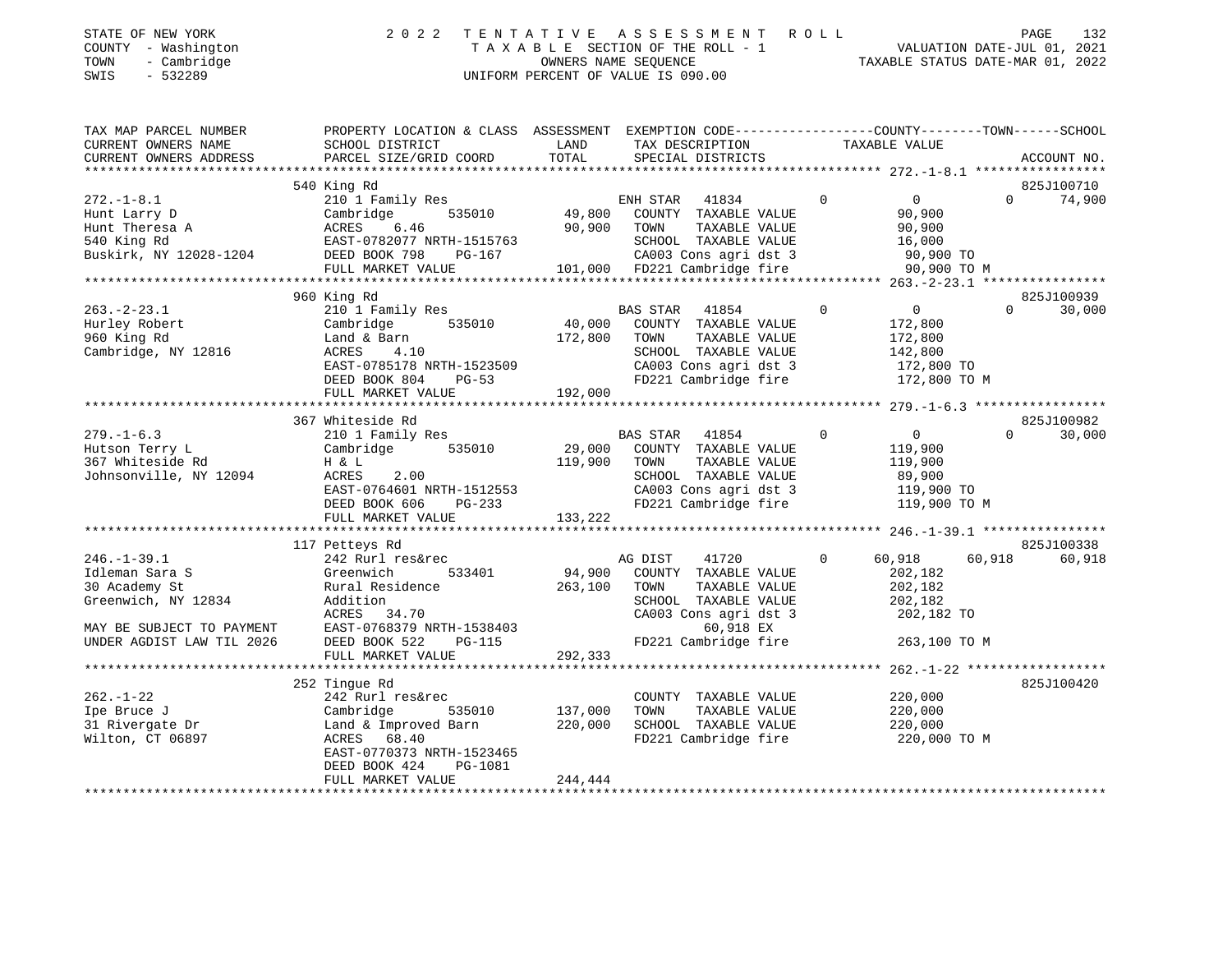STATE OF NEW YORK
COUNTY - Washington
TOWN - Cambridge
SWIS - 532289

2 0 2 2 T E N T A T I V E A S S E S S M E N T R O L L
T A X A B L E SECTION OF THE ROLL - 1
OWNERS NAME SEQUENCE
UNIFORM PERCENT OF VALUE IS 090.00

VALUATION DATE-JUL 01, 2021
TAXABLE STATUS DATE-MAR 01, 2022

| TAX MAP PARCEL NUMBER / CURRENT OWNERS NAME / CURRENT OWNERS ADDRESS | PROPERTY LOCATION & CLASS / SCHOOL DISTRICT / PARCEL SIZE/GRID COORD | ASSESSMENT LAND / TOTAL | EXEMPTION CODE / TAX DESCRIPTION / SPECIAL DISTRICTS | COUNTY TAXABLE VALUE | TOWN | SCHOOL / ACCOUNT NO. |
|---|---|---|---|---|---|---|
| **272.-1-8.1** | 540 King Rd | | | | | 825J100710 |
| 272.-1-8.1 | 210 1 Family Res | | ENH STAR 41834 0 | 0 | 0 | 74,900 |
| Hunt Larry D | Cambridge 535010 | 49,800 | COUNTY TAXABLE VALUE | 90,900 | | |
| Hunt Theresa A | ACRES 6.46 | 90,900 | TOWN TAXABLE VALUE | 90,900 | | |
| 540 King Rd | EAST-0782077 NRTH-1515763 | | SCHOOL TAXABLE VALUE | 16,000 | | |
| Buskirk, NY 12028-1204 | DEED BOOK 798 PG-167 | | CA003 Cons agri dst 3 | 90,900 TO | | |
| | FULL MARKET VALUE | 101,000 | FD221 Cambridge fire | 90,900 TO M | | |
| **263.-2-23.1** | 960 King Rd | | | | | 825J100939 |
| 263.-2-23.1 | 210 1 Family Res | | BAS STAR 41854 0 | 0 | 0 | 30,000 |
| Hurley Robert | Cambridge 535010 | 40,000 | COUNTY TAXABLE VALUE | 172,800 | | |
| 960 King Rd | Land & Barn | 172,800 | TOWN TAXABLE VALUE | 172,800 | | |
| Cambridge, NY 12816 | ACRES 4.10 | | SCHOOL TAXABLE VALUE | 142,800 | | |
| | EAST-0785178 NRTH-1523509 | | CA003 Cons agri dst 3 | 172,800 TO | | |
| | DEED BOOK 804 PG-53 | | FD221 Cambridge fire | 172,800 TO M | | |
| | FULL MARKET VALUE | 192,000 | | | | |
| **279.-1-6.3** | 367 Whiteside Rd | | | | | 825J100982 |
| 279.-1-6.3 | 210 1 Family Res | | BAS STAR 41854 0 | 0 | 0 | 30,000 |
| Hutson Terry L | Cambridge 535010 | 29,000 | COUNTY TAXABLE VALUE | 119,900 | | |
| 367 Whiteside Rd | H & L | 119,900 | TOWN TAXABLE VALUE | 119,900 | | |
| Johnsonville, NY 12094 | ACRES 2.00 | | SCHOOL TAXABLE VALUE | 89,900 | | |
| | EAST-0764601 NRTH-1512553 | | CA003 Cons agri dst 3 | 119,900 TO | | |
| | DEED BOOK 606 PG-233 | | FD221 Cambridge fire | 119,900 TO M | | |
| | FULL MARKET VALUE | 133,222 | | | | |
| **246.-1-39.1** | 117 Petteys Rd | | | | | 825J100338 |
| 246.-1-39.1 | 242 Rurl res&rec | | AG DIST 41720 0 | 60,918 | 60,918 | 60,918 |
| Idleman Sara S | Greenwich 533401 | 94,900 | COUNTY TAXABLE VALUE | 202,182 | | |
| 30 Academy St | Rural Residence | 263,100 | TOWN TAXABLE VALUE | 202,182 | | |
| Greenwich, NY 12834 | Addition | | SCHOOL TAXABLE VALUE | 202,182 | | |
| | ACRES 34.70 | | CA003 Cons agri dst 3 | 202,182 TO | | |
| MAY BE SUBJECT TO PAYMENT | EAST-0768379 NRTH-1538403 | | 60,918 EX | | | |
| UNDER AGDIST LAW TIL 2026 | DEED BOOK 522 PG-115 | | FD221 Cambridge fire | 263,100 TO M | | |
| | FULL MARKET VALUE | 292,333 | | | | |
| **262.-1-22** | 252 Tingue Rd | | | | | 825J100420 |
| 262.-1-22 | 242 Rurl res&rec | | COUNTY TAXABLE VALUE | 220,000 | | |
| Ipe Bruce J | Cambridge 535010 | 137,000 | TOWN TAXABLE VALUE | 220,000 | | |
| 31 Rivergate Dr | Land & Improved Barn | 220,000 | SCHOOL TAXABLE VALUE | 220,000 | | |
| Wilton, CT 06897 | ACRES 68.40 | | FD221 Cambridge fire | 220,000 TO M | | |
| | EAST-0770373 NRTH-1523465 | | | | | |
| | DEED BOOK 424 PG-1081 | | | | | |
| | FULL MARKET VALUE | 244,444 | | | | |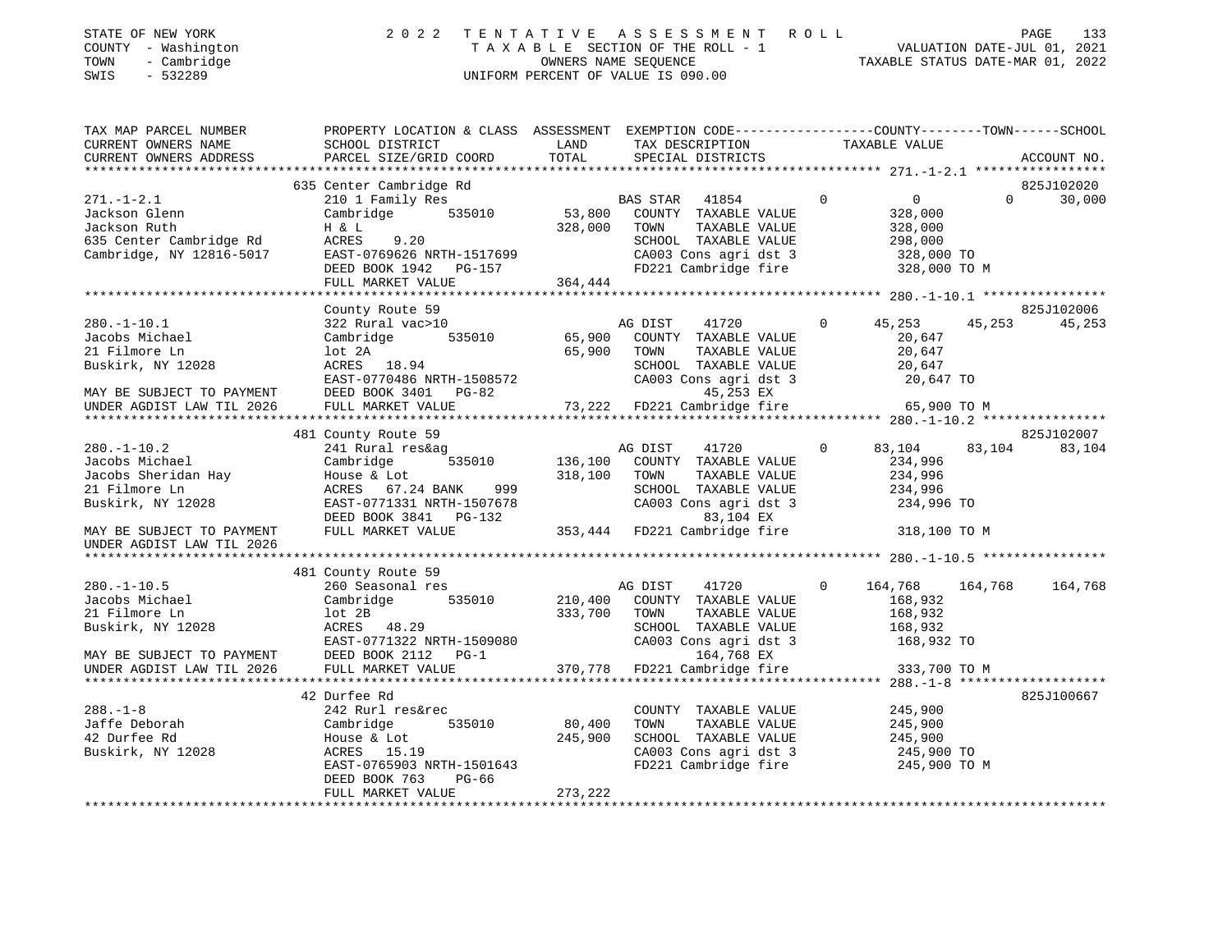STATE OF NEW YORK
COUNTY - Washington
TOWN - Cambridge
SWIS - 532289

2 0 2 2 T E N T A T I V E A S S E S S M E N T R O L L
T A X A B L E SECTION OF THE ROLL - 1
OWNERS NAME SEQUENCE
UNIFORM PERCENT OF VALUE IS 090.00

VALUATION DATE-JUL 01, 2021
TAXABLE STATUS DATE-MAR 01, 2022

```
TAX MAP PARCEL NUMBER          PROPERTY LOCATION & CLASS  ASSESSMENT  EXEMPTION CODE-----------------COUNTY--------TOWN------SCHOOL
CURRENT OWNERS NAME            SCHOOL DISTRICT              LAND      TAX DESCRIPTION            TAXABLE VALUE
CURRENT OWNERS ADDRESS         PARCEL SIZE/GRID COORD       TOTAL     SPECIAL DISTRICTS                                    ACCOUNT NO.
******************************************************************************************************* 271.-1-2.1 *****************
                               635 Center Cambridge Rd                                                                     825J102020
271.-1-2.1                     210 1 Family Res                       BAS STAR   41854          0           0            0      30,000
Jackson Glenn                  Cambridge       535010       53,800    COUNTY  TAXABLE VALUE           328,000
Jackson Ruth                   H & L                       328,000    TOWN    TAXABLE VALUE           328,000
635 Center Cambridge Rd        ACRES     9.20                         SCHOOL  TAXABLE VALUE           298,000
Cambridge, NY 12816-5017       EAST-0769626 NRTH-1517699              CA003 Cons agri dst 3           328,000 TO
                               DEED BOOK 1942   PG-157                FD221 Cambridge fire            328,000 TO M
                               FULL MARKET VALUE           364,444
******************************************************************************************************* 280.-1-10.1 ****************
                               County Route 59                                                                             825J102006
280.-1-10.1                    322 Rural vac>10                       AG DIST    41720          0      45,253       45,253      45,253
Jacobs Michael                 Cambridge       535010       65,900    COUNTY  TAXABLE VALUE            20,647
21 Filmore Ln                  lot 2A                       65,900    TOWN    TAXABLE VALUE            20,647
Buskirk, NY 12028              ACRES    18.94                         SCHOOL  TAXABLE VALUE            20,647
                               EAST-0770486 NRTH-1508572              CA003 Cons agri dst 3            20,647 TO
MAY BE SUBJECT TO PAYMENT      DEED BOOK 3401   PG-82                       45,253 EX
UNDER AGDIST LAW TIL 2026      FULL MARKET VALUE            73,222    FD221 Cambridge fire             65,900 TO M
******************************************************************************************************* 280.-1-10.2 ****************
                               481 County Route 59                                                                         825J102007
280.-1-10.2                    241 Rural res&ag                       AG DIST    41720          0      83,104       83,104      83,104
Jacobs Michael                 Cambridge       535010      136,100    COUNTY  TAXABLE VALUE           234,996
Jacobs Sheridan Hay            House & Lot                 318,100    TOWN    TAXABLE VALUE           234,996
21 Filmore Ln                  ACRES    67.24 BANK     999            SCHOOL  TAXABLE VALUE           234,996
Buskirk, NY 12028              EAST-0771331 NRTH-1507678              CA003 Cons agri dst 3           234,996 TO
                               DEED BOOK 3841   PG-132                      83,104 EX
MAY BE SUBJECT TO PAYMENT      FULL MARKET VALUE           353,444    FD221 Cambridge fire            318,100 TO M
UNDER AGDIST LAW TIL 2026
******************************************************************************************************* 280.-1-10.5 ****************
                               481 County Route 59
280.-1-10.5                    260 Seasonal res                       AG DIST    41720          0     164,768      164,768     164,768
Jacobs Michael                 Cambridge       535010      210,400    COUNTY  TAXABLE VALUE           168,932
21 Filmore Ln                  lot 2B                      333,700    TOWN    TAXABLE VALUE           168,932
Buskirk, NY 12028              ACRES    48.29                         SCHOOL  TAXABLE VALUE           168,932
                               EAST-0771322 NRTH-1509080              CA003 Cons agri dst 3           168,932 TO
MAY BE SUBJECT TO PAYMENT      DEED BOOK 2112   PG-1                       164,768 EX
UNDER AGDIST LAW TIL 2026      FULL MARKET VALUE           370,778    FD221 Cambridge fire            333,700 TO M
******************************************************************************************************* 288.-1-8 *******************
                               42 Durfee Rd                                                                                825J100667
288.-1-8                       242 Rurl res&rec                       COUNTY  TAXABLE VALUE           245,900
Jaffe Deborah                  Cambridge       535010       80,400    TOWN    TAXABLE VALUE           245,900
42 Durfee Rd                   House & Lot                 245,900    SCHOOL  TAXABLE VALUE           245,900
Buskirk, NY 12028              ACRES    15.19                         CA003 Cons agri dst 3           245,900 TO
                               EAST-0765903 NRTH-1501643              FD221 Cambridge fire            245,900 TO M
                               DEED BOOK 763    PG-66
                               FULL MARKET VALUE           273,222
************************************************************************************************************************************
```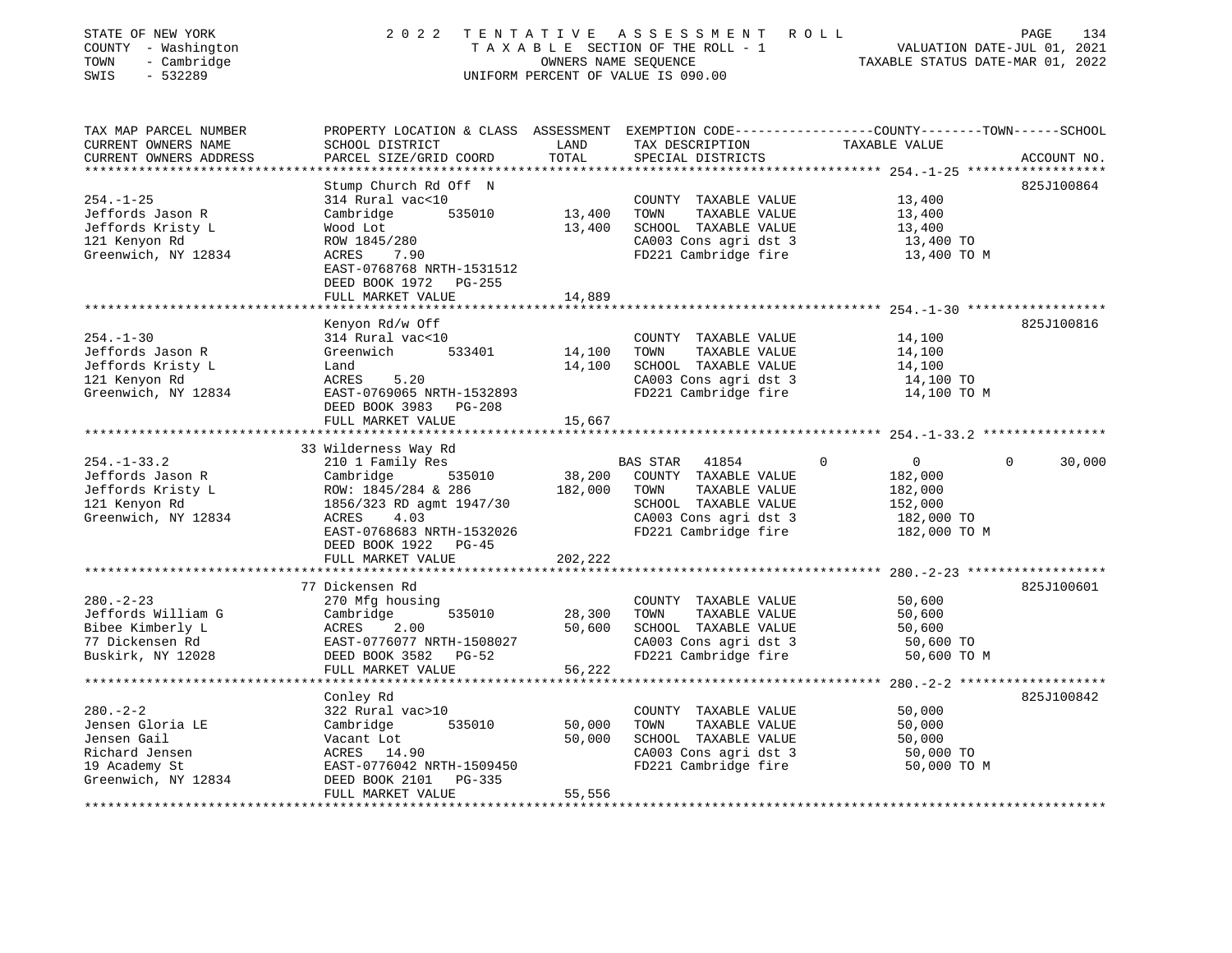STATE OF NEW YORK
COUNTY - Washington
TOWN - Cambridge
SWIS - 532289

2 0 2 2 T E N T A T I V E A S S E S S M E N T R O L L
T A X A B L E SECTION OF THE ROLL - 1
OWNERS NAME SEQUENCE
UNIFORM PERCENT OF VALUE IS 090.00

VALUATION DATE-JUL 01, 2021
TAXABLE STATUS DATE-MAR 01, 2022

| TAX MAP PARCEL NUMBER / CURRENT OWNERS NAME / CURRENT OWNERS ADDRESS | PROPERTY LOCATION & CLASS / SCHOOL DISTRICT / PARCEL SIZE/GRID COORD | ASSESSMENT LAND / TOTAL | EXEMPTION CODE / TAX DESCRIPTION / SPECIAL DISTRICTS | COUNTY | TOWN | SCHOOL | TAXABLE VALUE | ACCOUNT NO. |
|---|---|---|---|---|---|---|---|---|
| 254.-1-25 | Stump Church Rd Off N | | | | | | | 825J100864 |
| Jeffords Jason R | 314 Rural vac<10 | | COUNTY TAXABLE VALUE | | | | 13,400 | |
| Jeffords Kristy L | Cambridge 535010 | 13,400 | TOWN TAXABLE VALUE | | | | 13,400 | |
| 121 Kenyon Rd | Wood Lot | 13,400 | SCHOOL TAXABLE VALUE | | | | 13,400 | |
| Greenwich, NY 12834 | ROW 1845/280 | | CA003 Cons agri dst 3 | | | | 13,400 TO | |
| | ACRES 7.90 | | FD221 Cambridge fire | | | | 13,400 TO M | |
| | EAST-0768768 NRTH-1531512 | | | | | | | |
| | DEED BOOK 1972 PG-255 | | | | | | | |
| | FULL MARKET VALUE | 14,889 | | | | | | |
| 254.-1-30 | Kenyon Rd/w Off | | | | | | | 825J100816 |
| Jeffords Jason R | 314 Rural vac<10 | | COUNTY TAXABLE VALUE | | | | 14,100 | |
| Jeffords Kristy L | Greenwich 533401 | 14,100 | TOWN TAXABLE VALUE | | | | 14,100 | |
| 121 Kenyon Rd | Land | 14,100 | SCHOOL TAXABLE VALUE | | | | 14,100 | |
| Greenwich, NY 12834 | ACRES 5.20 | | CA003 Cons agri dst 3 | | | | 14,100 TO | |
| | EAST-0769065 NRTH-1532893 | | FD221 Cambridge fire | | | | 14,100 TO M | |
| | DEED BOOK 3983 PG-208 | | | | | | | |
| | FULL MARKET VALUE | 15,667 | | | | | | |
| 254.-1-33.2 | 33 Wilderness Way Rd | | | | | | | |
| Jeffords Jason R | 210 1 Family Res | | BAS STAR 41854 | 0 | 0 | 30,000 | | |
| Jeffords Kristy L | Cambridge 535010 | 38,200 | COUNTY TAXABLE VALUE | | | | 182,000 | |
| 121 Kenyon Rd | ROW: 1845/284 & 286 | 182,000 | TOWN TAXABLE VALUE | | | | 182,000 | |
| Greenwich, NY 12834 | 1856/323 RD agmt 1947/30 | | SCHOOL TAXABLE VALUE | | | | 152,000 | |
| | ACRES 4.03 | | CA003 Cons agri dst 3 | | | | 182,000 TO | |
| | EAST-0768683 NRTH-1532026 | | FD221 Cambridge fire | | | | 182,000 TO M | |
| | DEED BOOK 1922 PG-45 | | | | | | | |
| | FULL MARKET VALUE | 202,222 | | | | | | |
| 280.-2-23 | 77 Dickensen Rd | | | | | | | 825J100601 |
| Jeffords William G | 270 Mfg housing | | COUNTY TAXABLE VALUE | | | | 50,600 | |
| Bibee Kimberly L | Cambridge 535010 | 28,300 | TOWN TAXABLE VALUE | | | | 50,600 | |
| 77 Dickensen Rd | ACRES 2.00 | 50,600 | SCHOOL TAXABLE VALUE | | | | 50,600 | |
| Buskirk, NY 12028 | EAST-0776077 NRTH-1508027 | | CA003 Cons agri dst 3 | | | | 50,600 TO | |
| | DEED BOOK 3582 PG-52 | | FD221 Cambridge fire | | | | 50,600 TO M | |
| | FULL MARKET VALUE | 56,222 | | | | | | |
| 280.-2-2 | Conley Rd | | | | | | | 825J100842 |
| Jensen Gloria LE | 322 Rural vac>10 | | COUNTY TAXABLE VALUE | | | | 50,000 | |
| Jensen Gail | Cambridge 535010 | 50,000 | TOWN TAXABLE VALUE | | | | 50,000 | |
| Richard Jensen | Vacant Lot | 50,000 | SCHOOL TAXABLE VALUE | | | | 50,000 | |
| 19 Academy St | ACRES 14.90 | | CA003 Cons agri dst 3 | | | | 50,000 TO | |
| Greenwich, NY 12834 | EAST-0776042 NRTH-1509450 | | FD221 Cambridge fire | | | | 50,000 TO M | |
| | DEED BOOK 2101 PG-335 | | | | | | | |
| | FULL MARKET VALUE | 55,556 | | | | | | |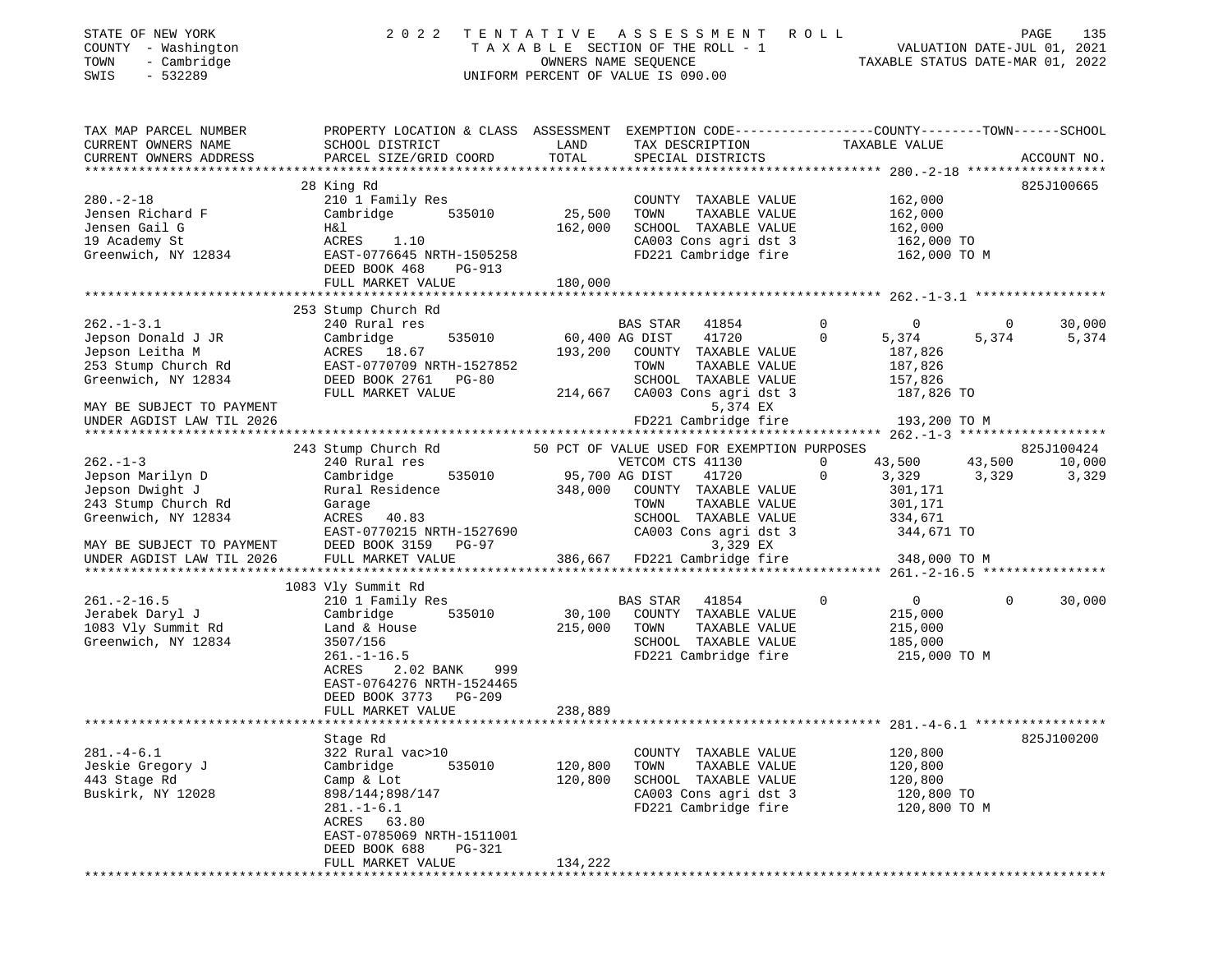STATE OF NEW YORK &nbsp;&nbsp;&nbsp;&nbsp; 2022 TENTATIVE ASSESSMENT ROLL
COUNTY - Washington &nbsp;&nbsp;&nbsp;&nbsp; TAXABLE SECTION OF THE ROLL - 1 &nbsp;&nbsp;&nbsp;&nbsp; VALUATION DATE-JUL 01, 2021
TOWN - Cambridge &nbsp;&nbsp;&nbsp;&nbsp; OWNERS NAME SEQUENCE &nbsp;&nbsp;&nbsp;&nbsp; TAXABLE STATUS DATE-MAR 01, 2022
SWIS - 532289 &nbsp;&nbsp;&nbsp;&nbsp; UNIFORM PERCENT OF VALUE IS 090.00

| TAX MAP PARCEL NUMBER / CURRENT OWNERS NAME / CURRENT OWNERS ADDRESS | PROPERTY LOCATION & CLASS / SCHOOL DISTRICT / PARCEL SIZE/GRID COORD | ASSESSMENT LAND / TOTAL | EXEMPTION CODE / TAX DESCRIPTION / SPECIAL DISTRICTS | COUNTY TAXABLE VALUE | TOWN | SCHOOL | ACCOUNT NO. |
|---|---|---|---|---|---|---|---|
| **280.-2-18** | 28 King Rd | | | | | | 825J100665 |
| 280.-2-18 | 210 1 Family Res | | COUNTY TAXABLE VALUE | 162,000 | | | |
| Jensen Richard F | Cambridge 535010 | 25,500 | TOWN TAXABLE VALUE | 162,000 | | | |
| Jensen Gail G | H&l | 162,000 | SCHOOL TAXABLE VALUE | 162,000 | | | |
| 19 Academy St | ACRES 1.10 | | CA003 Cons agri dst 3 | 162,000 TO | | | |
| Greenwich, NY 12834 | EAST-0776645 NRTH-1505258 | | FD221 Cambridge fire | 162,000 TO M | | | |
| | DEED BOOK 468 PG-913 | | | | | | |
| | FULL MARKET VALUE | 180,000 | | | | | |
| **262.-1-3.1** | 253 Stump Church Rd | | | | | | |
| 262.-1-3.1 | 240 Rural res | | BAS STAR 41854 0 | 0 | 0 | 30,000 | |
| Jepson Donald J JR | Cambridge 535010 | 60,400 | AG DIST 41720 0 | 5,374 | 5,374 | 5,374 | |
| Jepson Leitha M | ACRES 18.67 | 193,200 | COUNTY TAXABLE VALUE | 187,826 | | | |
| 253 Stump Church Rd | EAST-0770709 NRTH-1527852 | | TOWN TAXABLE VALUE | 187,826 | | | |
| Greenwich, NY 12834 | DEED BOOK 2761 PG-80 | | SCHOOL TAXABLE VALUE | 157,826 | | | |
| | FULL MARKET VALUE | 214,667 | CA003 Cons agri dst 3 | 187,826 TO | | | |
| MAY BE SUBJECT TO PAYMENT | | | 5,374 EX | | | | |
| UNDER AGDIST LAW TIL 2026 | | | FD221 Cambridge fire | 193,200 TO M | | | |
| **262.-1-3** | 243 Stump Church Rd | | 50 PCT OF VALUE USED FOR EXEMPTION PURPOSES | | | | 825J100424 |
| 262.-1-3 | 240 Rural res | | VETCOM CTS 41130 0 | 43,500 | 43,500 | 10,000 | |
| Jepson Marilyn D | Cambridge 535010 | 95,700 | AG DIST 41720 0 | 3,329 | 3,329 | 3,329 | |
| Jepson Dwight J | Rural Residence | 348,000 | COUNTY TAXABLE VALUE | 301,171 | | | |
| 243 Stump Church Rd | Garage | | TOWN TAXABLE VALUE | 301,171 | | | |
| Greenwich, NY 12834 | ACRES 40.83 | | SCHOOL TAXABLE VALUE | 334,671 | | | |
| | EAST-0770215 NRTH-1527690 | | CA003 Cons agri dst 3 | 344,671 TO | | | |
| MAY BE SUBJECT TO PAYMENT | DEED BOOK 3159 PG-97 | | 3,329 EX | | | | |
| UNDER AGDIST LAW TIL 2026 | FULL MARKET VALUE | 386,667 | FD221 Cambridge fire | 348,000 TO M | | | |
| **261.-2-16.5** | 1083 Vly Summit Rd | | | | | | |
| 261.-2-16.5 | 210 1 Family Res | | BAS STAR 41854 0 | 0 | 0 | 30,000 | |
| Jerabek Daryl J | Cambridge 535010 | 30,100 | COUNTY TAXABLE VALUE | 215,000 | | | |
| 1083 Vly Summit Rd | Land & House | 215,000 | TOWN TAXABLE VALUE | 215,000 | | | |
| Greenwich, NY 12834 | 3507/156 | | SCHOOL TAXABLE VALUE | 185,000 | | | |
| | 261.-1-16.5 | | FD221 Cambridge fire | 215,000 TO M | | | |
| | ACRES 2.02 BANK 999 | | | | | | |
| | EAST-0764276 NRTH-1524465 | | | | | | |
| | DEED BOOK 3773 PG-209 | | | | | | |
| | FULL MARKET VALUE | 238,889 | | | | | |
| **281.-4-6.1** | Stage Rd | | | | | | 825J100200 |
| 281.-4-6.1 | 322 Rural vac>10 | | COUNTY TAXABLE VALUE | 120,800 | | | |
| Jeskie Gregory J | Cambridge 535010 | 120,800 | TOWN TAXABLE VALUE | 120,800 | | | |
| 443 Stage Rd | Camp & Lot | 120,800 | SCHOOL TAXABLE VALUE | 120,800 | | | |
| Buskirk, NY 12028 | 898/144;898/147 | | CA003 Cons agri dst 3 | 120,800 TO | | | |
| | 281.-1-6.1 | | FD221 Cambridge fire | 120,800 TO M | | | |
| | ACRES 63.80 | | | | | | |
| | EAST-0785069 NRTH-1511001 | | | | | | |
| | DEED BOOK 688 PG-321 | | | | | | |
| | FULL MARKET VALUE | 134,222 | | | | | |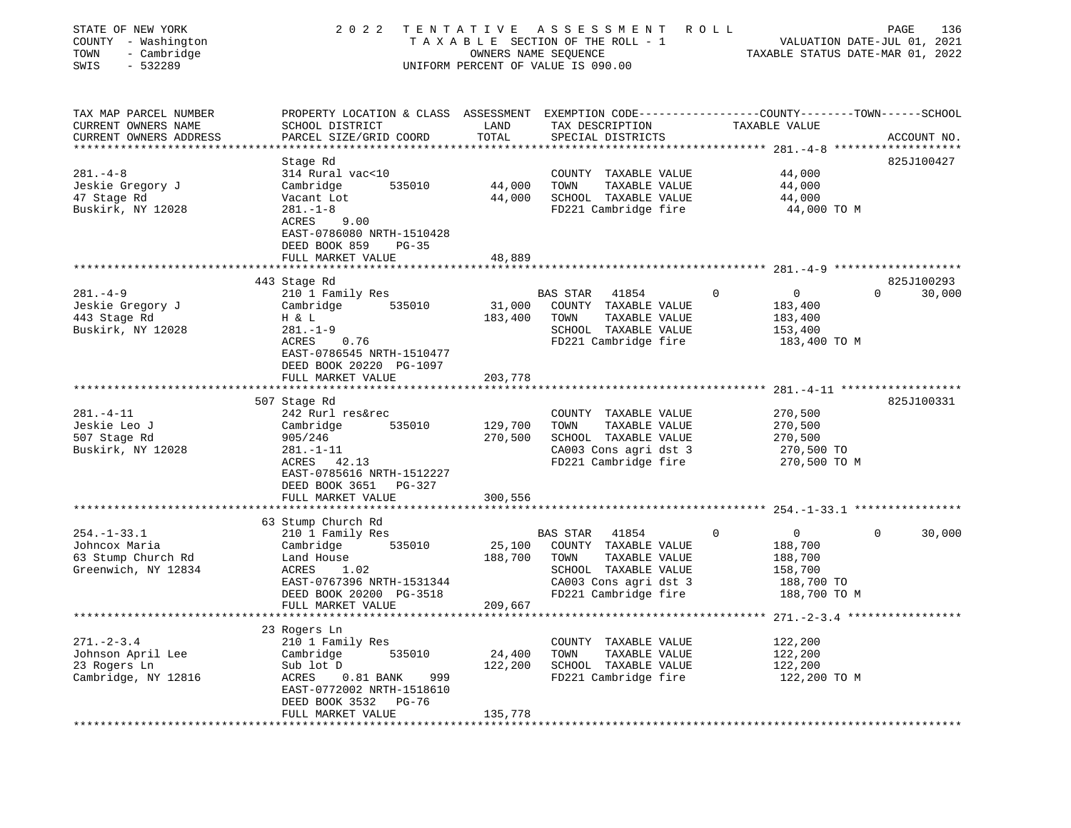STATE OF NEW YORK
COUNTY - Washington
TOWN - Cambridge
SWIS - 532289

# 2022 TENTATIVE ASSESSMENT ROLL

TAXABLE SECTION OF THE ROLL - 1
OWNERS NAME SEQUENCE
UNIFORM PERCENT OF VALUE IS 090.00

VALUATION DATE-JUL 01, 2021
TAXABLE STATUS DATE-MAR 01, 2022

| TAX MAP PARCEL NUMBER / CURRENT OWNERS NAME / CURRENT OWNERS ADDRESS | PROPERTY LOCATION & CLASS / SCHOOL DISTRICT / PARCEL SIZE/GRID COORD | ASSESSMENT LAND | TOTAL | EXEMPTION CODE / TAX DESCRIPTION / SPECIAL DISTRICTS | COUNTY | TOWN | SCHOOL TAXABLE VALUE | ACCOUNT NO. |
|---|---|---|---|---|---|---|---|---|
| **281.-4-8** | Stage Rd | | | | | | | 825J100427 |
| 281.-4-8 | 314 Rural vac<10 | | | COUNTY TAXABLE VALUE | 44,000 | | | |
| Jeskie Gregory J | Cambridge 535010 | 44,000 | | TOWN TAXABLE VALUE | | 44,000 | | |
| 47 Stage Rd | Vacant Lot | | 44,000 | SCHOOL TAXABLE VALUE | | | 44,000 | |
| Buskirk, NY 12028 | 281.-1-8 | | | FD221 Cambridge fire | 44,000 TO M | | | |
| | ACRES 9.00 | | | | | | | |
| | EAST-0786080 NRTH-1510428 | | | | | | | |
| | DEED BOOK 859 PG-35 | | | | | | | |
| | FULL MARKET VALUE | | 48,889 | | | | | |
| **281.-4-9** | 443 Stage Rd | | | | | | | 825J100293 |
| 281.-4-9 | 210 1 Family Res | | | BAS STAR 41854 | 0 | 0 | 30,000 | |
| Jeskie Gregory J | Cambridge 535010 | 31,000 | | COUNTY TAXABLE VALUE | 183,400 | | | |
| 443 Stage Rd | H & L | | 183,400 | TOWN TAXABLE VALUE | | 183,400 | | |
| Buskirk, NY 12028 | 281.-1-9 | | | SCHOOL TAXABLE VALUE | | | 153,400 | |
| | ACRES 0.76 | | | FD221 Cambridge fire | 183,400 TO M | | | |
| | EAST-0786545 NRTH-1510477 | | | | | | | |
| | DEED BOOK 20220 PG-1097 | | | | | | | |
| | FULL MARKET VALUE | | 203,778 | | | | | |
| **281.-4-11** | 507 Stage Rd | | | | | | | 825J100331 |
| 281.-4-11 | 242 Rurl res&rec | | | COUNTY TAXABLE VALUE | 270,500 | | | |
| Jeskie Leo J | Cambridge 535010 | 129,700 | | TOWN TAXABLE VALUE | | 270,500 | | |
| 507 Stage Rd | 905/246 | | 270,500 | SCHOOL TAXABLE VALUE | | | 270,500 | |
| Buskirk, NY 12028 | 281.-1-11 | | | CA003 Cons agri dst 3 | 270,500 TO | | | |
| | ACRES 42.13 | | | FD221 Cambridge fire | 270,500 TO M | | | |
| | EAST-0785616 NRTH-1512227 | | | | | | | |
| | DEED BOOK 3651 PG-327 | | | | | | | |
| | FULL MARKET VALUE | | 300,556 | | | | | |
| **254.-1-33.1** | 63 Stump Church Rd | | | | | | | |
| 254.-1-33.1 | 210 1 Family Res | | | BAS STAR 41854 | 0 | 0 | 30,000 | |
| Johncox Maria | Cambridge 535010 | 25,100 | | COUNTY TAXABLE VALUE | 188,700 | | | |
| 63 Stump Church Rd | Land House | | 188,700 | TOWN TAXABLE VALUE | | 188,700 | | |
| Greenwich, NY 12834 | ACRES 1.02 | | | SCHOOL TAXABLE VALUE | | | 158,700 | |
| | EAST-0767396 NRTH-1531344 | | | CA003 Cons agri dst 3 | 188,700 TO | | | |
| | DEED BOOK 20200 PG-3518 | | | FD221 Cambridge fire | 188,700 TO M | | | |
| | FULL MARKET VALUE | | 209,667 | | | | | |
| **271.-2-3.4** | 23 Rogers Ln | | | | | | | |
| 271.-2-3.4 | 210 1 Family Res | | | COUNTY TAXABLE VALUE | 122,200 | | | |
| Johnson April Lee | Cambridge 535010 | 24,400 | | TOWN TAXABLE VALUE | | 122,200 | | |
| 23 Rogers Ln | Sub lot D | | 122,200 | SCHOOL TAXABLE VALUE | | | 122,200 | |
| Cambridge, NY 12816 | ACRES 0.81 BANK 999 | | | FD221 Cambridge fire | 122,200 TO M | | | |
| | EAST-0772002 NRTH-1518610 | | | | | | | |
| | DEED BOOK 3532 PG-76 | | | | | | | |
| | FULL MARKET VALUE | | 135,778 | | | | | |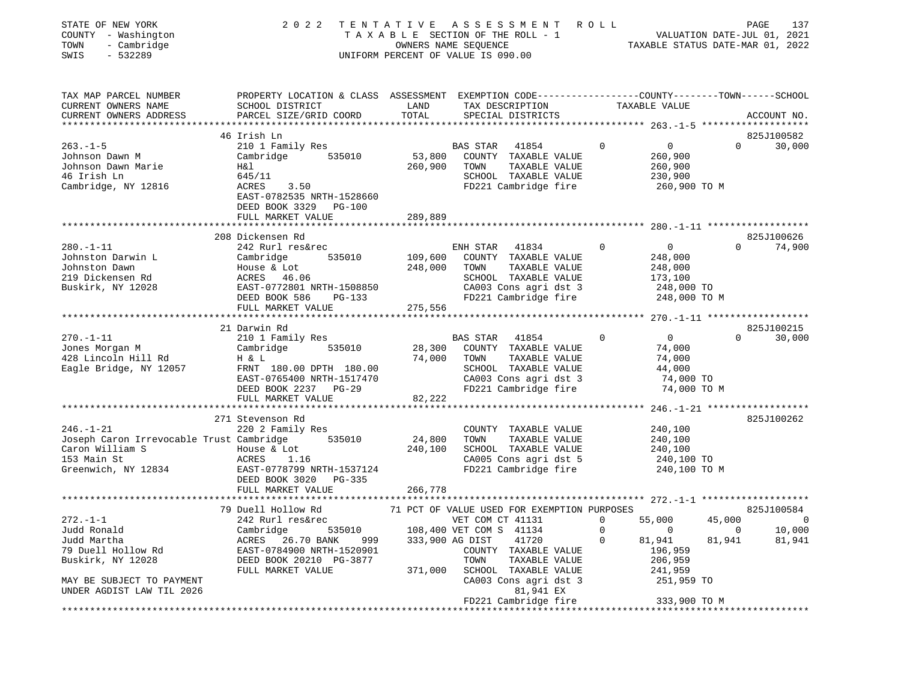STATE OF NEW YORK
COUNTY - Washington
TOWN - Cambridge
SWIS - 532289

# 2022 TENTATIVE ASSESSMENT ROLL
TAXABLE SECTION OF THE ROLL - 1
OWNERS NAME SEQUENCE
UNIFORM PERCENT OF VALUE IS 090.00

VALUATION DATE-JUL 01, 2021
TAXABLE STATUS DATE-MAR 01, 2022

```
TAX MAP PARCEL NUMBER          PROPERTY LOCATION & CLASS  ASSESSMENT  EXEMPTION CODE-----------------COUNTY--------TOWN------SCHOOL
CURRENT OWNERS NAME            SCHOOL DISTRICT             LAND       TAX DESCRIPTION               TAXABLE VALUE
CURRENT OWNERS ADDRESS         PARCEL SIZE/GRID COORD      TOTAL      SPECIAL DISTRICTS                                        ACCOUNT NO.
******************************************************************************************************* 263.-1-5 *******************
                               46 Irish Ln                                                                                825J100582
263.-1-5                       210 1 Family Res                       BAS STAR   41854          0           0           0      30,000
Johnson Dawn M                 Cambridge       535010       53,800    COUNTY  TAXABLE VALUE             260,900
Johnson Dawn Marie             H&l                         260,900    TOWN    TAXABLE VALUE             260,900
46 Irish Ln                    645/11                                 SCHOOL  TAXABLE VALUE             230,900
Cambridge, NY 12816            ACRES    3.50                          FD221 Cambridge fire              260,900 TO M
                               EAST-0782535 NRTH-1528660
                               DEED BOOK 3329   PG-100
                               FULL MARKET VALUE           289,889
******************************************************************************************************* 280.-1-11 ******************
                               208 Dickensen Rd                                                                           825J100626
280.-1-11                      242 Rurl res&rec                       ENH STAR   41834          0           0           0      74,900
Johnston Darwin L              Cambridge       535010      109,600    COUNTY  TAXABLE VALUE             248,000
Johnston Dawn                  House & Lot                 248,000    TOWN    TAXABLE VALUE             248,000
219 Dickensen Rd               ACRES   46.06                          SCHOOL  TAXABLE VALUE             173,100
Buskirk, NY 12028              EAST-0772801 NRTH-1508850              CA003 Cons agri dst 3             248,000 TO
                               DEED BOOK 586    PG-133                FD221 Cambridge fire              248,000 TO M
                               FULL MARKET VALUE           275,556
******************************************************************************************************* 270.-1-11 ******************
                               21 Darwin Rd                                                                               825J100215
270.-1-11                      210 1 Family Res                       BAS STAR   41854          0           0           0      30,000
Jones Morgan M                 Cambridge       535010       28,300    COUNTY  TAXABLE VALUE              74,000
428 Lincoln Hill Rd            H & L                        74,000    TOWN    TAXABLE VALUE              74,000
Eagle Bridge, NY 12057         FRNT 180.00 DPTH 180.00                SCHOOL  TAXABLE VALUE              44,000
                               EAST-0765400 NRTH-1517470              CA003 Cons agri dst 3              74,000 TO
                               DEED BOOK 2237   PG-29                 FD221 Cambridge fire               74,000 TO M
                               FULL MARKET VALUE            82,222
******************************************************************************************************* 246.-1-21 ******************
                               271 Stevenson Rd                                                                           825J100262
246.-1-21                      220 2 Family Res                       COUNTY  TAXABLE VALUE             240,100
Joseph Caron Irrevocable Trust Cambridge   535010           24,800    TOWN    TAXABLE VALUE             240,100
Caron William S                House & Lot                 240,100    SCHOOL  TAXABLE VALUE             240,100
153 Main St                    ACRES    1.16                          CA005 Cons agri dst 5             240,100 TO
Greenwich, NY 12834            EAST-0778799 NRTH-1537124              FD221 Cambridge fire              240,100 TO M
                               DEED BOOK 3020   PG-335
                               FULL MARKET VALUE           266,778
******************************************************************************************************* 272.-1-1 *******************
                               79 Duell Hollow Rd          71 PCT OF VALUE USED FOR EXEMPTION PURPOSES                    825J100584
272.-1-1                       242 Rurl res&rec                       VET COM CT 41131          0      55,000      45,000           0
Judd Ronald                    Cambridge       535010      108,400 VET COM S  41134             0           0           0      10,000
Judd Martha                    ACRES   26.70 BANK    999   333,900 AG DIST    41720             0      81,941      81,941      81,941
79 Duell Hollow Rd             EAST-0784900 NRTH-1520901              COUNTY  TAXABLE VALUE             196,959
Buskirk, NY 12028              DEED BOOK 20210 PG-3877                TOWN    TAXABLE VALUE             206,959
                               FULL MARKET VALUE           371,000    SCHOOL  TAXABLE VALUE             241,959
MAY BE SUBJECT TO PAYMENT                                             CA003 Cons agri dst 3             251,959 TO
UNDER AGDIST LAW TIL 2026                                                  81,941 EX
                                                                      FD221 Cambridge fire              333,900 TO M
************************************************************************************************************************************
```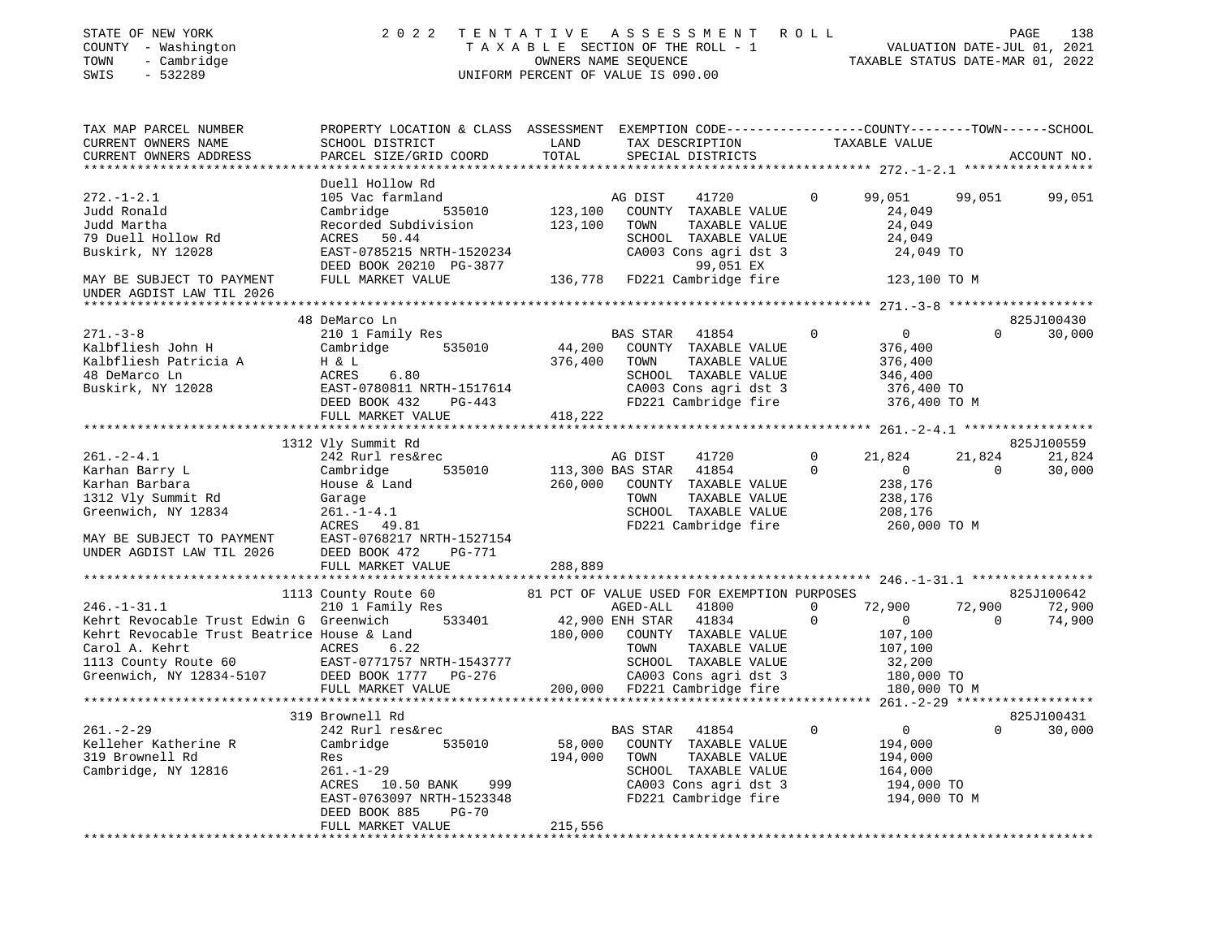STATE OF NEW YORK
COUNTY - Washington
TOWN - Cambridge
SWIS - 532289

2022 TENTATIVE ASSESSMENT ROLL
TAXABLE SECTION OF THE ROLL - 1
OWNERS NAME SEQUENCE
UNIFORM PERCENT OF VALUE IS 090.00

VALUATION DATE-JUL 01, 2021
TAXABLE STATUS DATE-MAR 01, 2022

```
TAX MAP PARCEL NUMBER          PROPERTY LOCATION & CLASS  ASSESSMENT  EXEMPTION CODE------------------COUNTY--------TOWN------SCHOOL
CURRENT OWNERS NAME            SCHOOL DISTRICT             LAND       TAX DESCRIPTION                  TAXABLE VALUE
CURRENT OWNERS ADDRESS         PARCEL SIZE/GRID COORD      TOTAL      SPECIAL DISTRICTS                                          ACCOUNT NO.
******************************************************************************************************* 272.-1-2.1 *****************
                               Duell Hollow Rd
272.-1-2.1                     105 Vac farmland                       AG DIST     41720         0       99,051      99,051      99,051
Judd Ronald                    Cambridge      535010      123,100     COUNTY  TAXABLE VALUE            24,049
Judd Martha                    Recorded Subdivision       123,100     TOWN    TAXABLE VALUE            24,049
79 Duell Hollow Rd             ACRES   50.44                          SCHOOL  TAXABLE VALUE            24,049
Buskirk, NY 12028              EAST-0785215 NRTH-1520234              CA003 Cons agri dst 3             24,049 TO
                               DEED BOOK 20210 PG-3877                      99,051 EX
MAY BE SUBJECT TO PAYMENT      FULL MARKET VALUE          136,778     FD221 Cambridge fire             123,100 TO M
UNDER AGDIST LAW TIL 2026
******************************************************************************************************* 271.-3-8 *******************
                               48 DeMarco Ln                                                                             825J100430
271.-3-8                       210 1 Family Res                       BAS STAR    41854         0            0           0      30,000
Kalbfliesh John H              Cambridge      535010       44,200     COUNTY  TAXABLE VALUE           376,400
Kalbfliesh Patricia A          H & L                      376,400     TOWN    TAXABLE VALUE           376,400
48 DeMarco Ln                  ACRES    6.80                          SCHOOL  TAXABLE VALUE           346,400
Buskirk, NY 12028              EAST-0780811 NRTH-1517614              CA003 Cons agri dst 3            376,400 TO
                               DEED BOOK 432     PG-443               FD221 Cambridge fire             376,400 TO M
                               FULL MARKET VALUE          418,222
******************************************************************************************************* 261.-2-4.1 *****************
                               1312 Vly Summit Rd                                                                        825J100559
261.-2-4.1                     242 Rurl res&rec                       AG DIST     41720         0       21,824      21,824      21,824
Karhan Barry L                 Cambridge      535010      113,300 BAS STAR    41854         0            0           0      30,000
Karhan Barbara                 House & Land               260,000     COUNTY  TAXABLE VALUE           238,176
1312 Vly Summit Rd             Garage                                 TOWN    TAXABLE VALUE           238,176
Greenwich, NY 12834            261.-1-4.1                             SCHOOL  TAXABLE VALUE           208,176
                               ACRES   49.81                          FD221 Cambridge fire             260,000 TO M
MAY BE SUBJECT TO PAYMENT      EAST-0768217 NRTH-1527154
UNDER AGDIST LAW TIL 2026      DEED BOOK 472     PG-771
                               FULL MARKET VALUE          288,889
******************************************************************************************************* 246.-1-31.1 ****************
                               1113 County Route 60        81 PCT OF VALUE USED FOR EXEMPTION PURPOSES                   825J100642
246.-1-31.1                    210 1 Family Res                       AGED-ALL    41800         0       72,900      72,900      72,900
Kehrt Revocable Trust Edwin G  Greenwich      533401       42,900 ENH STAR    41834         0            0           0      74,900
Kehrt Revocable Trust Beatrice House & Land               180,000     COUNTY  TAXABLE VALUE           107,100
Carol A. Kehrt                 ACRES    6.22                          TOWN    TAXABLE VALUE           107,100
1113 County Route 60           EAST-0771757 NRTH-1543777              SCHOOL  TAXABLE VALUE            32,200
Greenwich, NY 12834-5107       DEED BOOK 1777    PG-276               CA003 Cons agri dst 3            180,000 TO
                               FULL MARKET VALUE          200,000     FD221 Cambridge fire             180,000 TO M
******************************************************************************************************* 261.-2-29 ******************
                               319 Brownell Rd                                                                           825J100431
261.-2-29                      242 Rurl res&rec                       BAS STAR    41854         0            0           0      30,000
Kelleher Katherine R           Cambridge      535010       58,000     COUNTY  TAXABLE VALUE           194,000
319 Brownell Rd                Res                        194,000     TOWN    TAXABLE VALUE           194,000
Cambridge, NY 12816            261.-1-29                              SCHOOL  TAXABLE VALUE           164,000
                               ACRES   10.50 BANK     999             CA003 Cons agri dst 3            194,000 TO
                               EAST-0763097 NRTH-1523348              FD221 Cambridge fire             194,000 TO M
                               DEED BOOK 885     PG-70
                               FULL MARKET VALUE          215,556
************************************************************************************************************************************
```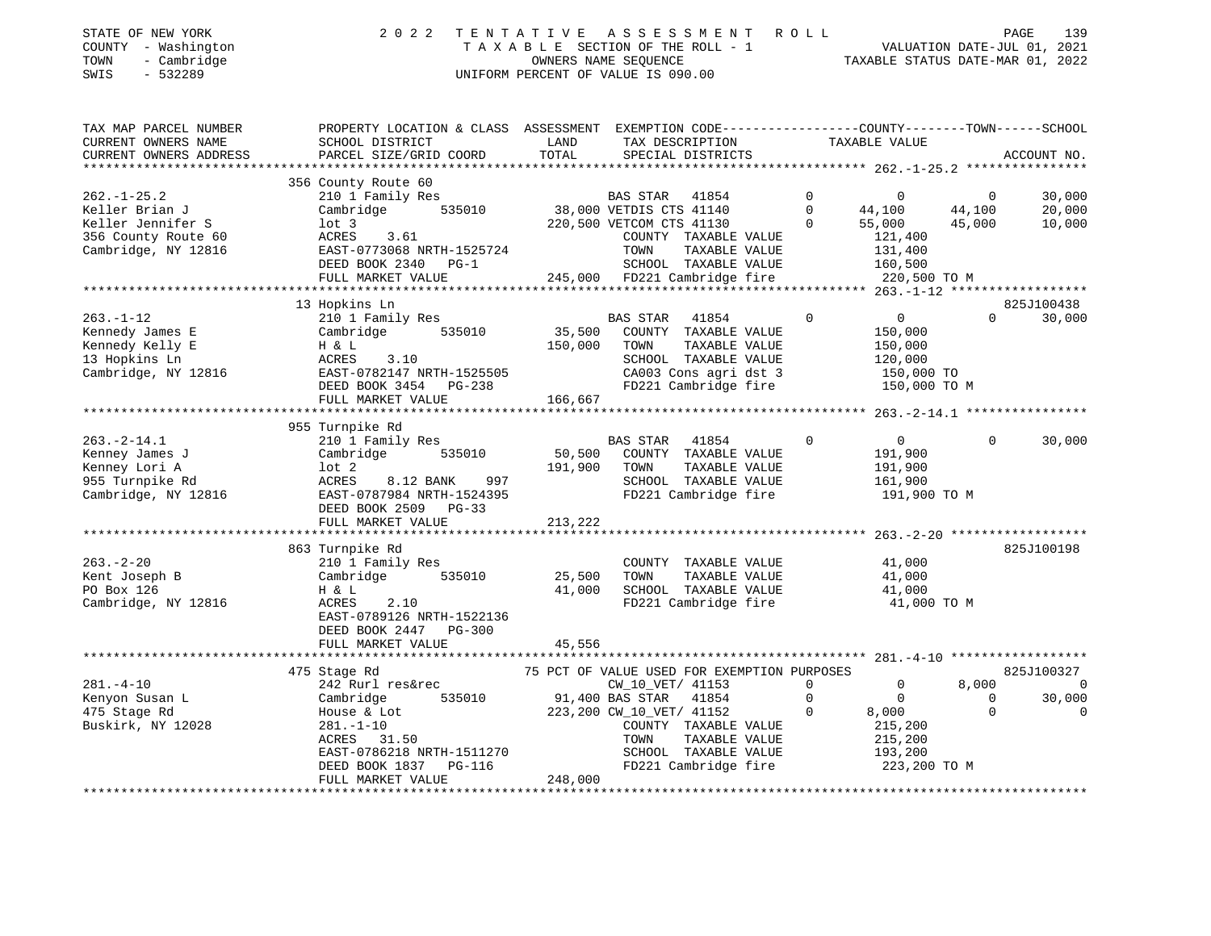STATE OF NEW YORK — COUNTY - Washington — TOWN - Cambridge — SWIS - 532289

2022 TENTATIVE ASSESSMENT ROLL
TAXABLE SECTION OF THE ROLL - 1
OWNERS NAME SEQUENCE
UNIFORM PERCENT OF VALUE IS 090.00

VALUATION DATE-JUL 01, 2021
TAXABLE STATUS DATE-MAR 01, 2022

```
TAX MAP PARCEL NUMBER      PROPERTY LOCATION & CLASS  ASSESSMENT  EXEMPTION CODE-----------------COUNTY--------TOWN------SCHOOL
CURRENT OWNERS NAME        SCHOOL DISTRICT              LAND      TAX DESCRIPTION              TAXABLE VALUE
CURRENT OWNERS ADDRESS     PARCEL SIZE/GRID COORD       TOTAL     SPECIAL DISTRICTS                                     ACCOUNT NO.
******************************************************************************************************* 262.-1-25.2 ****************
                           356 County Route 60
262.-1-25.2                210 1 Family Res                        BAS STAR   41854        0          0          0       30,000
Keller Brian J             Cambridge      535010       38,000 VETDIS CTS 41140             0     44,100     44,100       20,000
Keller Jennifer S          lot 3                      220,500 VETCOM CTS 41130             0     55,000     45,000       10,000
356 County Route 60        ACRES     3.61                          COUNTY  TAXABLE VALUE           121,400
Cambridge, NY 12816        EAST-0773068 NRTH-1525724               TOWN    TAXABLE VALUE           131,400
                           DEED BOOK 2340   PG-1                   SCHOOL  TAXABLE VALUE           160,500
                           FULL MARKET VALUE          245,000  FD221 Cambridge fire             220,500 TO M
******************************************************************************************************* 263.-1-12 ******************
                           13 Hopkins Ln                                                                             825J100438
263.-1-12                  210 1 Family Res                        BAS STAR   41854        0          0          0       30,000
Kennedy James E            Cambridge      535010       35,500   COUNTY  TAXABLE VALUE           150,000
Kennedy Kelly E            H & L                      150,000   TOWN    TAXABLE VALUE           150,000
13 Hopkins Ln              ACRES     3.10                          SCHOOL  TAXABLE VALUE           120,000
Cambridge, NY 12816        EAST-0782147 NRTH-1525505               CA003 Cons agri dst 3          150,000 TO
                           DEED BOOK 3454   PG-238                 FD221 Cambridge fire           150,000 TO M
                           FULL MARKET VALUE          166,667
******************************************************************************************************* 263.-2-14.1 ****************
                           955 Turnpike Rd
263.-2-14.1                210 1 Family Res                        BAS STAR   41854        0          0          0       30,000
Kenney James J             Cambridge      535010       50,500   COUNTY  TAXABLE VALUE           191,900
Kenney Lori A              lot 2                      191,900   TOWN    TAXABLE VALUE           191,900
955 Turnpike Rd            ACRES     8.12 BANK    997              SCHOOL  TAXABLE VALUE           161,900
Cambridge, NY 12816        EAST-0787984 NRTH-1524395               FD221 Cambridge fire           191,900 TO M
                           DEED BOOK 2509   PG-33
                           FULL MARKET VALUE          213,222
******************************************************************************************************* 263.-2-20 ******************
                           863 Turnpike Rd                                                                           825J100198
263.-2-20                  210 1 Family Res                        COUNTY  TAXABLE VALUE            41,000
Kent Joseph B              Cambridge      535010       25,500   TOWN    TAXABLE VALUE            41,000
PO Box 126                 H & L                       41,000   SCHOOL  TAXABLE VALUE            41,000
Cambridge, NY 12816        ACRES     2.10                          FD221 Cambridge fire            41,000 TO M
                           EAST-0789126 NRTH-1522136
                           DEED BOOK 2447   PG-300
                           FULL MARKET VALUE           45,556
******************************************************************************************************* 281.-4-10 ******************
                           475 Stage Rd                     75 PCT OF VALUE USED FOR EXEMPTION PURPOSES              825J100327
281.-4-10                  242 Rurl res&rec                        CW_10_VET/ 41153            0          0      8,000            0
Kenyon Susan L             Cambridge      535010       91,400 BAS STAR   41854             0          0          0       30,000
475 Stage Rd               House & Lot                223,200 CW_10_VET/ 41152             0      8,000          0            0
Buskirk, NY 12028          281.-1-10                               COUNTY  TAXABLE VALUE           215,200
                           ACRES    31.50                          TOWN    TAXABLE VALUE           215,200
                           EAST-0786218 NRTH-1511270               SCHOOL  TAXABLE VALUE           193,200
                           DEED BOOK 1837   PG-116                 FD221 Cambridge fire           223,200 TO M
                           FULL MARKET VALUE          248,000
************************************************************************************************************************************
```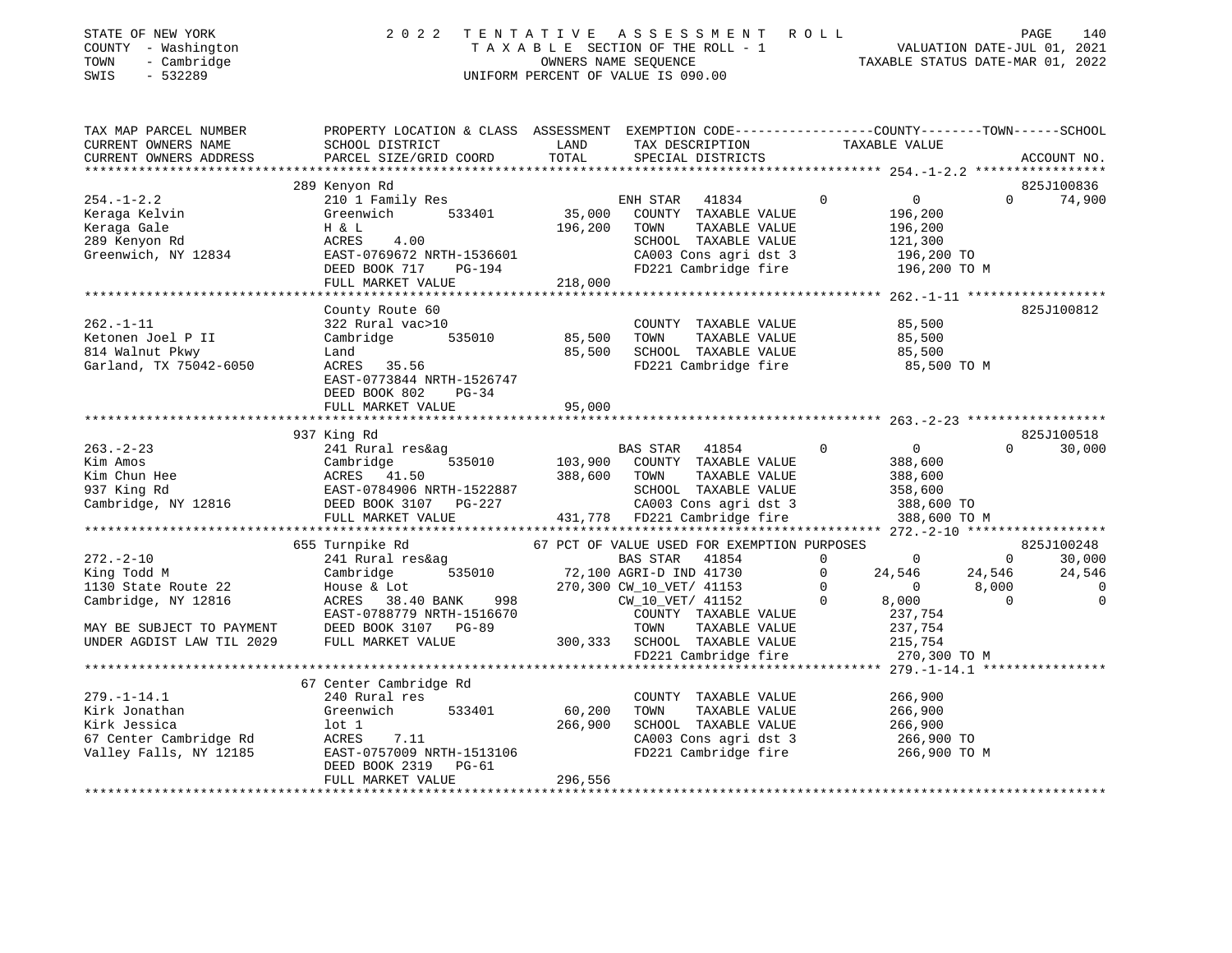STATE OF NEW YORK · COUNTY - Washington · TOWN - Cambridge · SWIS - 532289

2 0 2 2 T E N T A T I V E A S S E S S M E N T R O L L
T A X A B L E SECTION OF THE ROLL - 1
OWNERS NAME SEQUENCE
UNIFORM PERCENT OF VALUE IS 090.00

VALUATION DATE-JUL 01, 2021
TAXABLE STATUS DATE-MAR 01, 2022

| TAX MAP PARCEL NUMBER / CURRENT OWNERS NAME / CURRENT OWNERS ADDRESS | PROPERTY LOCATION & CLASS / SCHOOL DISTRICT / PARCEL SIZE/GRID COORD | ASSESSMENT LAND / TOTAL | EXEMPTION CODE / TAX DESCRIPTION / SPECIAL DISTRICTS | COUNTY | TOWN | SCHOOL | ACCOUNT NO. |
|---|---|---|---|---|---|---|---|
| **254.-1-2.2** | 289 Kenyon Rd | | | | | | 825J100836 |
| Keraga Kelvin | 210 1 Family Res | | ENH STAR 41834 | 0 | 0 | 74,900 | |
| Keraga Gale | Greenwich 533401 | 35,000 | COUNTY TAXABLE VALUE | 196,200 | | | |
| 289 Kenyon Rd | H & L | 196,200 | TOWN TAXABLE VALUE | | 196,200 | | |
| Greenwich, NY 12834 | ACRES 4.00 | | SCHOOL TAXABLE VALUE | | | 121,300 | |
| | EAST-0769672 NRTH-1536601 | | CA003 Cons agri dst 3 | 196,200 TO | | | |
| | DEED BOOK 717 PG-194 | | FD221 Cambridge fire | 196,200 TO M | | | |
| | FULL MARKET VALUE | 218,000 | | | | | |
| **262.-1-11** | County Route 60 | | | | | | 825J100812 |
| Ketonen Joel P II | 322 Rural vac>10 | | COUNTY TAXABLE VALUE | 85,500 | | | |
| 814 Walnut Pkwy | Cambridge 535010 | 85,500 | TOWN TAXABLE VALUE | | 85,500 | | |
| Garland, TX 75042-6050 | Land | 85,500 | SCHOOL TAXABLE VALUE | | | 85,500 | |
| | ACRES 35.56 | | FD221 Cambridge fire | 85,500 TO M | | | |
| | EAST-0773844 NRTH-1526747 | | | | | | |
| | DEED BOOK 802 PG-34 | | | | | | |
| | FULL MARKET VALUE | 95,000 | | | | | |
| **263.-2-23** | 937 King Rd | | | | | | 825J100518 |
| Kim Amos | 241 Rural res&ag | | BAS STAR 41854 | 0 | 0 | 30,000 | |
| Kim Chun Hee | Cambridge 535010 | 103,900 | COUNTY TAXABLE VALUE | 388,600 | | | |
| 937 King Rd | ACRES 41.50 | 388,600 | TOWN TAXABLE VALUE | | 388,600 | | |
| Cambridge, NY 12816 | EAST-0784906 NRTH-1522887 | | SCHOOL TAXABLE VALUE | | | 358,600 | |
| | DEED BOOK 3107 PG-227 | | CA003 Cons agri dst 3 | 388,600 TO | | | |
| | FULL MARKET VALUE | 431,778 | FD221 Cambridge fire | 388,600 TO M | | | |
| **272.-2-10** | 655 Turnpike Rd | | 67 PCT OF VALUE USED FOR EXEMPTION PURPOSES | | | | 825J100248 |
| King Todd M | 241 Rural res&ag | | BAS STAR 41854 | 0 | 0 | 30,000 | |
| 1130 State Route 22 | Cambridge 535010 | 72,100 | AGRI-D IND 41730 | 24,546 | 24,546 | 24,546 | |
| Cambridge, NY 12816 | House & Lot | 270,300 | CW_10_VET/ 41153 | 0 | 8,000 | 0 | |
| | ACRES 38.40 BANK 998 | | CW_10_VET/ 41152 | 8,000 | 0 | 0 | |
| | EAST-0788779 NRTH-1516670 | | COUNTY TAXABLE VALUE | 237,754 | | | |
| MAY BE SUBJECT TO PAYMENT | DEED BOOK 3107 PG-89 | | TOWN TAXABLE VALUE | | 237,754 | | |
| UNDER AGDIST LAW TIL 2029 | FULL MARKET VALUE | 300,333 | SCHOOL TAXABLE VALUE | | | 215,754 | |
| | | | FD221 Cambridge fire | 270,300 TO M | | | |
| **279.-1-14.1** | 67 Center Cambridge Rd | | | | | | |
| Kirk Jonathan | 240 Rural res | | COUNTY TAXABLE VALUE | 266,900 | | | |
| Kirk Jessica | Greenwich 533401 | 60,200 | TOWN TAXABLE VALUE | | 266,900 | | |
| 67 Center Cambridge Rd | lot 1 | 266,900 | SCHOOL TAXABLE VALUE | | | 266,900 | |
| Valley Falls, NY 12185 | ACRES 7.11 | | CA003 Cons agri dst 3 | 266,900 TO | | | |
| | EAST-0757009 NRTH-1513106 | | FD221 Cambridge fire | 266,900 TO M | | | |
| | DEED BOOK 2319 PG-61 | | | | | | |
| | FULL MARKET VALUE | 296,556 | | | | | |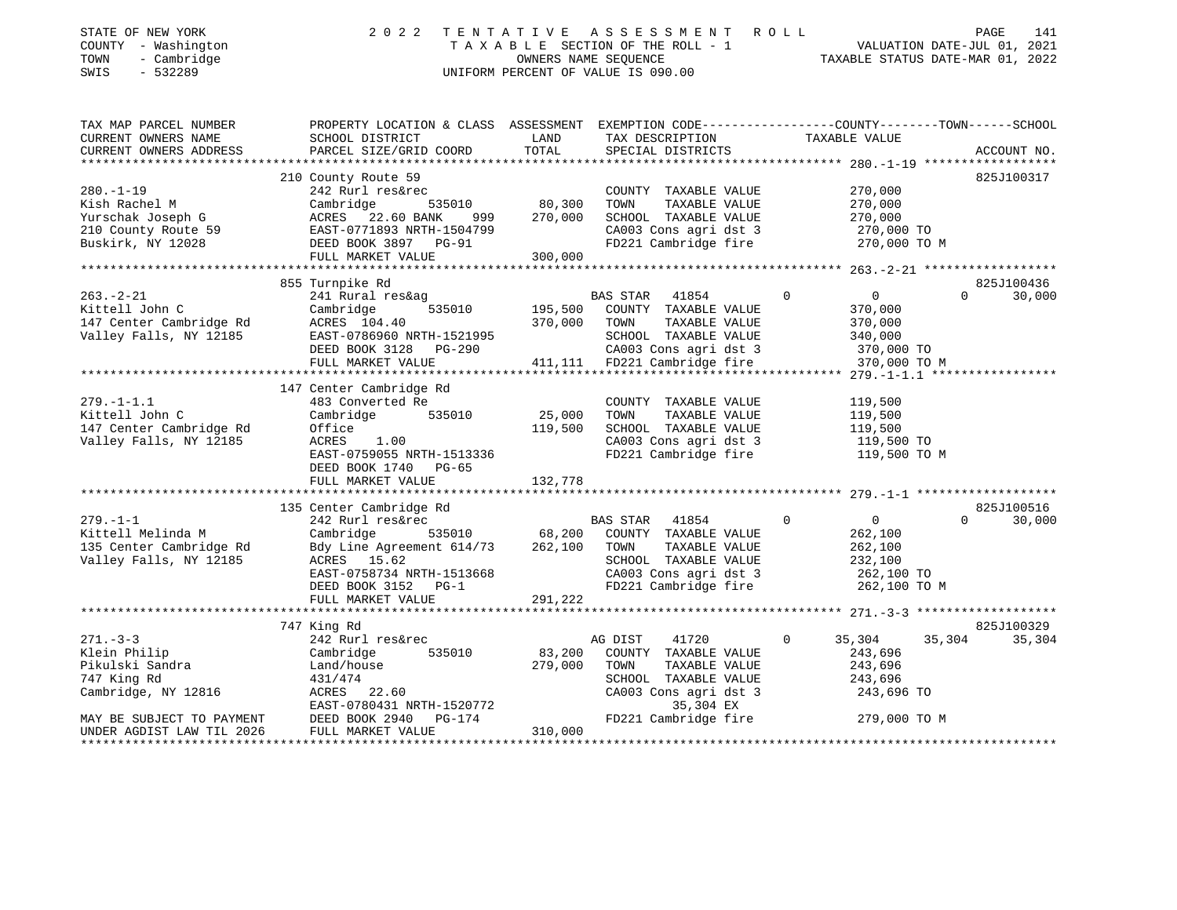STATE OF NEW YORK
COUNTY - Washington
TOWN - Cambridge
SWIS - 532289

# 2022 TENTATIVE ASSESSMENT ROLL

TAXABLE SECTION OF THE ROLL - 1
OWNERS NAME SEQUENCE
UNIFORM PERCENT OF VALUE IS 090.00

VALUATION DATE-JUL 01, 2021
TAXABLE STATUS DATE-MAR 01, 2022

| TAX MAP PARCEL NUMBER / CURRENT OWNERS NAME / CURRENT OWNERS ADDRESS | PROPERTY LOCATION & CLASS / SCHOOL DISTRICT / PARCEL SIZE/GRID COORD | ASSESSMENT LAND / TOTAL | EXEMPTION CODE / TAX DESCRIPTION / SPECIAL DISTRICTS | COUNTY TAXABLE VALUE | TOWN | SCHOOL | ACCOUNT NO. |
|---|---|---|---|---|---|---|---|
| 280.-1-19 | 210 County Route 59 | | | | | | 825J100317 |
| | 242 Rurl res&rec | | COUNTY TAXABLE VALUE | 270,000 | | | |
| Kish Rachel M | Cambridge 535010 | 80,300 | TOWN TAXABLE VALUE | 270,000 | | | |
| Yurschak Joseph G | ACRES 22.60 BANK 999 | 270,000 | SCHOOL TAXABLE VALUE | 270,000 | | | |
| 210 County Route 59 | EAST-0771893 NRTH-1504799 | | CA003 Cons agri dst 3 | 270,000 TO | | | |
| Buskirk, NY 12028 | DEED BOOK 3897 PG-91 | | FD221 Cambridge fire | 270,000 TO M | | | |
| | FULL MARKET VALUE | 300,000 | | | | | |
| 263.-2-21 | 855 Turnpike Rd | | | | | | 825J100436 |
| | 241 Rural res&ag | | BAS STAR 41854 | 0 | 0 | 30,000 | |
| Kittell John C | Cambridge 535010 | 195,500 | COUNTY TAXABLE VALUE | 370,000 | | | |
| 147 Center Cambridge Rd | ACRES 104.40 | 370,000 | TOWN TAXABLE VALUE | 370,000 | | | |
| Valley Falls, NY 12185 | EAST-0786960 NRTH-1521995 | | SCHOOL TAXABLE VALUE | 340,000 | | | |
| | DEED BOOK 3128 PG-290 | | CA003 Cons agri dst 3 | 370,000 TO | | | |
| | FULL MARKET VALUE | 411,111 | FD221 Cambridge fire | 370,000 TO M | | | |
| 279.-1-1.1 | 147 Center Cambridge Rd | | | | | | |
| | 483 Converted Re | | COUNTY TAXABLE VALUE | 119,500 | | | |
| Kittell John C | Cambridge 535010 | 25,000 | TOWN TAXABLE VALUE | 119,500 | | | |
| 147 Center Cambridge Rd | Office | 119,500 | SCHOOL TAXABLE VALUE | 119,500 | | | |
| Valley Falls, NY 12185 | ACRES 1.00 | | CA003 Cons agri dst 3 | 119,500 TO | | | |
| | EAST-0759055 NRTH-1513336 | | FD221 Cambridge fire | 119,500 TO M | | | |
| | DEED BOOK 1740 PG-65 | | | | | | |
| | FULL MARKET VALUE | 132,778 | | | | | |
| 279.-1-1 | 135 Center Cambridge Rd | | | | | | 825J100516 |
| | 242 Rurl res&rec | | BAS STAR 41854 | 0 | 0 | 30,000 | |
| Kittell Melinda M | Cambridge 535010 | 68,200 | COUNTY TAXABLE VALUE | 262,100 | | | |
| 135 Center Cambridge Rd | Bdy Line Agreement 614/73 | 262,100 | TOWN TAXABLE VALUE | 262,100 | | | |
| Valley Falls, NY 12185 | ACRES 15.62 | | SCHOOL TAXABLE VALUE | 232,100 | | | |
| | EAST-0758734 NRTH-1513668 | | CA003 Cons agri dst 3 | 262,100 TO | | | |
| | DEED BOOK 3152 PG-1 | | FD221 Cambridge fire | 262,100 TO M | | | |
| | FULL MARKET VALUE | 291,222 | | | | | |
| 271.-3-3 | 747 King Rd | | | | | | 825J100329 |
| | 242 Rurl res&rec | | AG DIST 41720 | 35,304 | 35,304 | 35,304 | |
| Klein Philip | Cambridge 535010 | 83,200 | COUNTY TAXABLE VALUE | 243,696 | | | |
| Pikulski Sandra | Land/house | 279,000 | TOWN TAXABLE VALUE | 243,696 | | | |
| 747 King Rd | 431/474 | | SCHOOL TAXABLE VALUE | 243,696 | | | |
| Cambridge, NY 12816 | ACRES 22.60 | | CA003 Cons agri dst 3 | 243,696 TO | | | |
| | EAST-0780431 NRTH-1520772 | | 35,304 EX | | | | |
| MAY BE SUBJECT TO PAYMENT | DEED BOOK 2940 PG-174 | | FD221 Cambridge fire | 279,000 TO M | | | |
| UNDER AGDIST LAW TIL 2026 | FULL MARKET VALUE | 310,000 | | | | | |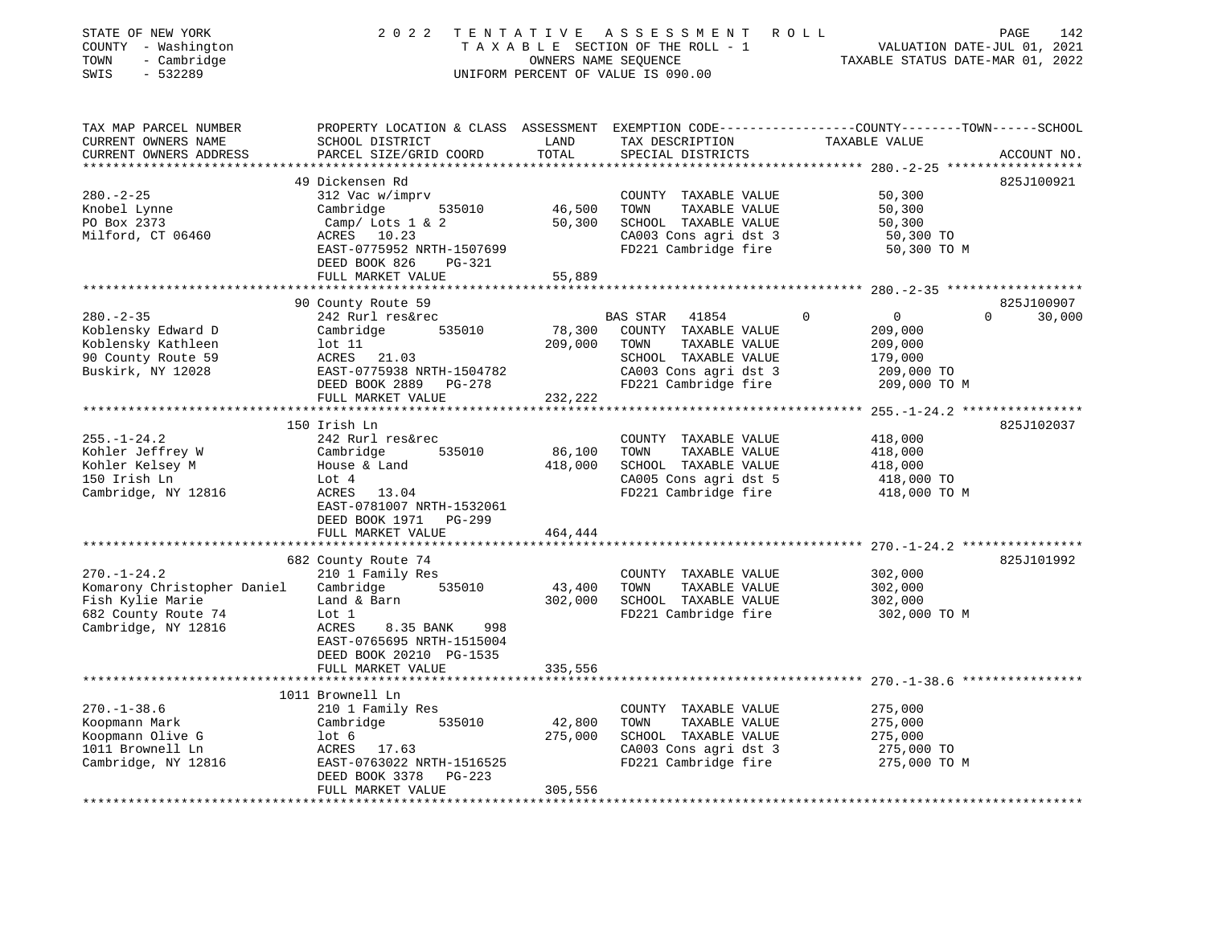STATE OF NEW YORK 2 0 2 2 T E N T A T I V E A S S E S S M E N T R O L L
COUNTY - Washington T A X A B L E SECTION OF THE ROLL - 1 VALUATION DATE-JUL 01, 2021
TOWN - Cambridge OWNERS NAME SEQUENCE TAXABLE STATUS DATE-MAR 01, 2022
SWIS - 532289 UNIFORM PERCENT OF VALUE IS 090.00

| TAX MAP PARCEL NUMBER / CURRENT OWNERS NAME / CURRENT OWNERS ADDRESS | PROPERTY LOCATION & CLASS / SCHOOL DISTRICT / PARCEL SIZE/GRID COORD | ASSESSMENT LAND | TOTAL | EXEMPTION CODE / TAX DESCRIPTION / SPECIAL DISTRICTS | COUNTY | TOWN | SCHOOL TAXABLE VALUE | ACCOUNT NO. |
|---|---|---|---|---|---|---|---|---|
| 280.-2-25 | 49 Dickensen Rd | | | | | | | 825J100921 |
| Knobel Lynne | 312 Vac w/imprv | | | COUNTY TAXABLE VALUE | 50,300 | | | |
| PO Box 2373 | Cambridge 535010 | 46,500 | | TOWN TAXABLE VALUE | | 50,300 | | |
| Milford, CT 06460 | Camp/ Lots 1 & 2 | | 50,300 | SCHOOL TAXABLE VALUE | | | 50,300 | |
| | ACRES 10.23 | | | CA003 Cons agri dst 3 | 50,300 TO | | | |
| | EAST-0775952 NRTH-1507699 | | | FD221 Cambridge fire | 50,300 TO M | | | |
| | DEED BOOK 826 PG-321 | | | | | | | |
| | FULL MARKET VALUE | 55,889 | | | | | | |
| 280.-2-35 | 90 County Route 59 | | | | | | | 825J100907 |
| Koblensky Edward D | 242 Rurl res&rec | | | BAS STAR 41854 | 0 | 0 | 30,000 | |
| Koblensky Kathleen | Cambridge 535010 | 78,300 | | COUNTY TAXABLE VALUE | 209,000 | | | |
| 90 County Route 59 | lot 11 | | 209,000 | TOWN TAXABLE VALUE | | 209,000 | | |
| Buskirk, NY 12028 | ACRES 21.03 | | | SCHOOL TAXABLE VALUE | | | 179,000 | |
| | EAST-0775938 NRTH-1504782 | | | CA003 Cons agri dst 3 | 209,000 TO | | | |
| | DEED BOOK 2889 PG-278 | | | FD221 Cambridge fire | 209,000 TO M | | | |
| | FULL MARKET VALUE | 232,222 | | | | | | |
| 255.-1-24.2 | 150 Irish Ln | | | | | | | 825J102037 |
| Kohler Jeffrey W | 242 Rurl res&rec | | | COUNTY TAXABLE VALUE | 418,000 | | | |
| Kohler Kelsey M | Cambridge 535010 | 86,100 | | TOWN TAXABLE VALUE | | 418,000 | | |
| 150 Irish Ln | House & Land | | 418,000 | SCHOOL TAXABLE VALUE | | | 418,000 | |
| Cambridge, NY 12816 | Lot 4 | | | CA005 Cons agri dst 5 | 418,000 TO | | | |
| | ACRES 13.04 | | | FD221 Cambridge fire | 418,000 TO M | | | |
| | EAST-0781007 NRTH-1532061 | | | | | | | |
| | DEED BOOK 1971 PG-299 | | | | | | | |
| | FULL MARKET VALUE | 464,444 | | | | | | |
| 270.-1-24.2 | 682 County Route 74 | | | | | | | 825J101992 |
| Komarony Christopher Daniel | 210 1 Family Res | | | COUNTY TAXABLE VALUE | 302,000 | | | |
| Fish Kylie Marie | Cambridge 535010 | 43,400 | | TOWN TAXABLE VALUE | | 302,000 | | |
| 682 County Route 74 | Land & Barn | | 302,000 | SCHOOL TAXABLE VALUE | | | 302,000 | |
| Cambridge, NY 12816 | Lot 1 | | | FD221 Cambridge fire | 302,000 TO M | | | |
| | ACRES 8.35 BANK 998 | | | | | | | |
| | EAST-0765695 NRTH-1515004 | | | | | | | |
| | DEED BOOK 20210 PG-1535 | | | | | | | |
| | FULL MARKET VALUE | 335,556 | | | | | | |
| 270.-1-38.6 | 1011 Brownell Ln | | | | | | | |
| Koopmann Mark | 210 1 Family Res | | | COUNTY TAXABLE VALUE | 275,000 | | | |
| Koopmann Olive G | Cambridge 535010 | 42,800 | | TOWN TAXABLE VALUE | | 275,000 | | |
| 1011 Brownell Ln | lot 6 | | 275,000 | SCHOOL TAXABLE VALUE | | | 275,000 | |
| Cambridge, NY 12816 | ACRES 17.63 | | | CA003 Cons agri dst 3 | 275,000 TO | | | |
| | EAST-0763022 NRTH-1516525 | | | FD221 Cambridge fire | 275,000 TO M | | | |
| | DEED BOOK 3378 PG-223 | | | | | | | |
| | FULL MARKET VALUE | 305,556 | | | | | | |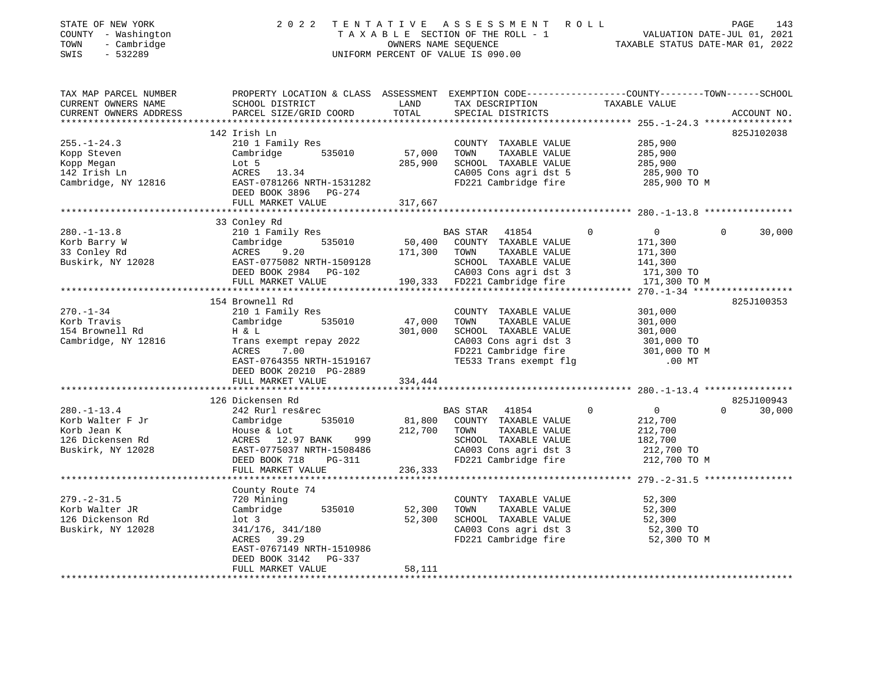STATE OF NEW YORK | COUNTY - Washington | TOWN - Cambridge | SWIS - 532289

# 2022 TENTATIVE ASSESSMENT ROLL

TAXABLE SECTION OF THE ROLL - 1
OWNERS NAME SEQUENCE
UNIFORM PERCENT OF VALUE IS 090.00

VALUATION DATE-JUL 01, 2021
TAXABLE STATUS DATE-MAR 01, 2022

| TAX MAP PARCEL NUMBER / CURRENT OWNERS NAME / CURRENT OWNERS ADDRESS | PROPERTY LOCATION & CLASS / SCHOOL DISTRICT / PARCEL SIZE/GRID COORD | ASSESSMENT LAND | TOTAL | EXEMPTION CODE / TAX DESCRIPTION / SPECIAL DISTRICTS | COUNTY TAXABLE VALUE | TOWN | SCHOOL | ACCOUNT NO. |
|---|---|---|---|---|---|---|---|---|
| 255.-1-24.3 | 142 Irish Ln | | | | | | | 825J102038 |
| Kopp Steven | 210 1 Family Res | | | COUNTY TAXABLE VALUE | 285,900 | | | |
| Kopp Megan | Cambridge 535010 | 57,000 | | TOWN TAXABLE VALUE | 285,900 | | | |
| 142 Irish Ln | Lot 5 | | 285,900 | SCHOOL TAXABLE VALUE | 285,900 | | | |
| Cambridge, NY 12816 | ACRES 13.34 | | | CA005 Cons agri dst 5 | 285,900 TO | | | |
| | EAST-0781266 NRTH-1531282 | | | FD221 Cambridge fire | 285,900 TO M | | | |
| | DEED BOOK 3896 PG-274 | | | | | | | |
| | FULL MARKET VALUE | | 317,667 | | | | | |
| 280.-1-13.8 | 33 Conley Rd | | | | | | | |
| Korb Barry W | 210 1 Family Res | | | BAS STAR 41854 | 0 | 0 | 0 | 30,000 |
| 33 Conley Rd | Cambridge 535010 | 50,400 | | COUNTY TAXABLE VALUE | 171,300 | | | |
| Buskirk, NY 12028 | ACRES 9.20 | | 171,300 | TOWN TAXABLE VALUE | 171,300 | | | |
| | EAST-0775082 NRTH-1509128 | | | SCHOOL TAXABLE VALUE | 141,300 | | | |
| | DEED BOOK 2984 PG-102 | | | CA003 Cons agri dst 3 | 171,300 TO | | | |
| | FULL MARKET VALUE | | 190,333 | FD221 Cambridge fire | 171,300 TO M | | | |
| 270.-1-34 | 154 Brownell Rd | | | | | | | 825J100353 |
| Korb Travis | 210 1 Family Res | | | COUNTY TAXABLE VALUE | 301,000 | | | |
| 154 Brownell Rd | Cambridge 535010 | 47,000 | | TOWN TAXABLE VALUE | 301,000 | | | |
| Cambridge, NY 12816 | H & L | | 301,000 | SCHOOL TAXABLE VALUE | 301,000 | | | |
| | Trans exempt repay 2022 | | | CA003 Cons agri dst 3 | 301,000 TO | | | |
| | ACRES 7.00 | | | FD221 Cambridge fire | 301,000 TO M | | | |
| | EAST-0764355 NRTH-1519167 | | | TE533 Trans exempt flg | .00 MT | | | |
| | DEED BOOK 20210 PG-2889 | | | | | | | |
| | FULL MARKET VALUE | | 334,444 | | | | | |
| 280.-1-13.4 | 126 Dickensen Rd | | | | | | | 825J100943 |
| Korb Walter F Jr | 242 Rurl res&rec | | | BAS STAR 41854 | 0 | 0 | 0 | 30,000 |
| Korb Jean K | Cambridge 535010 | 81,800 | | COUNTY TAXABLE VALUE | 212,700 | | | |
| 126 Dickensen Rd | House & Lot | | 212,700 | TOWN TAXABLE VALUE | 212,700 | | | |
| Buskirk, NY 12028 | ACRES 12.97 BANK 999 | | | SCHOOL TAXABLE VALUE | 182,700 | | | |
| | EAST-0775037 NRTH-1508486 | | | CA003 Cons agri dst 3 | 212,700 TO | | | |
| | DEED BOOK 718 PG-311 | | | FD221 Cambridge fire | 212,700 TO M | | | |
| | FULL MARKET VALUE | | 236,333 | | | | | |
| 279.-2-31.5 | County Route 74 | | | | | | | |
| Korb Walter JR | 720 Mining | | | COUNTY TAXABLE VALUE | 52,300 | | | |
| 126 Dickenson Rd | Cambridge 535010 | 52,300 | | TOWN TAXABLE VALUE | 52,300 | | | |
| Buskirk, NY 12028 | lot 3 | | 52,300 | SCHOOL TAXABLE VALUE | 52,300 | | | |
| | 341/176, 341/180 | | | CA003 Cons agri dst 3 | 52,300 TO | | | |
| | ACRES 39.29 | | | FD221 Cambridge fire | 52,300 TO M | | | |
| | EAST-0767149 NRTH-1510986 | | | | | | | |
| | DEED BOOK 3142 PG-337 | | | | | | | |
| | FULL MARKET VALUE | | 58,111 | | | | | |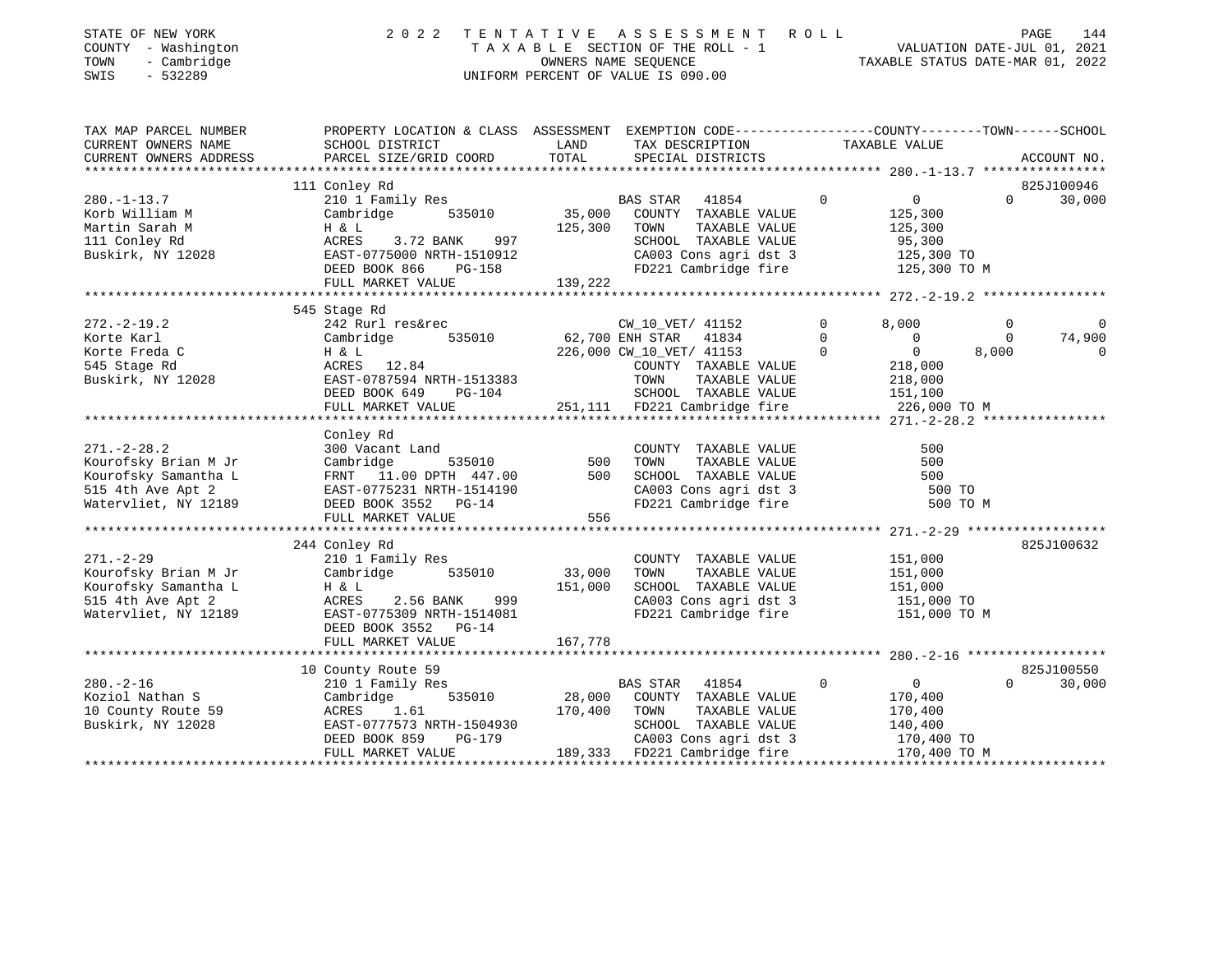STATE OF NEW YORK
COUNTY - Washington
TOWN - Cambridge
SWIS - 532289

2022 TENTATIVE ASSESSMENT ROLL
TAXABLE SECTION OF THE ROLL - 1
OWNERS NAME SEQUENCE
UNIFORM PERCENT OF VALUE IS 090.00

VALUATION DATE-JUL 01, 2021
TAXABLE STATUS DATE-MAR 01, 2022

```
TAX MAP PARCEL NUMBER     PROPERTY LOCATION & CLASS  ASSESSMENT  EXEMPTION CODE-----------------COUNTY--------TOWN------SCHOOL
CURRENT OWNERS NAME       SCHOOL DISTRICT             LAND       TAX DESCRIPTION              TAXABLE VALUE
CURRENT OWNERS ADDRESS    PARCEL SIZE/GRID COORD      TOTAL      SPECIAL DISTRICTS                                    ACCOUNT NO.
******************************************************************************************************* 280.-1-13.7 ****************
                          111 Conley Rd                                                                                825J100946
280.-1-13.7               210 1 Family Res                      BAS STAR   41854           0           0           0       30,000
Korb William M            Cambridge     535010      35,000      COUNTY  TAXABLE VALUE              125,300
Martin Sarah M            H & L                     125,300     TOWN    TAXABLE VALUE              125,300
111 Conley Rd             ACRES    3.72 BANK    997             SCHOOL  TAXABLE VALUE               95,300
Buskirk, NY 12028         EAST-0775000 NRTH-1510912             CA003 Cons agri dst 3              125,300 TO
                          DEED BOOK 866    PG-158               FD221 Cambridge fire               125,300 TO M
                          FULL MARKET VALUE         139,222
******************************************************************************************************* 272.-2-19.2 ****************
                          545 Stage Rd
272.-2-19.2               242 Rurl res&rec                      CW_10_VET/ 41152           0       8,000           0            0
Korte Karl                Cambridge     535010      62,700 ENH STAR   41834            0           0           0       74,900
Korte Freda C             H & L                     226,000 CW_10_VET/ 41153           0           0       8,000            0
545 Stage Rd              ACRES   12.84                         COUNTY  TAXABLE VALUE              218,000
Buskirk, NY 12028         EAST-0787594 NRTH-1513383             TOWN    TAXABLE VALUE              218,000
                          DEED BOOK 649    PG-104               SCHOOL  TAXABLE VALUE              151,100
                          FULL MARKET VALUE         251,111     FD221 Cambridge fire               226,000 TO M
******************************************************************************************************* 271.-2-28.2 ****************
                          Conley Rd
271.-2-28.2               300 Vacant Land                       COUNTY  TAXABLE VALUE                  500
Kourofsky Brian M Jr      Cambridge     535010         500      TOWN    TAXABLE VALUE                  500
Kourofsky Samantha L      FRNT   11.00 DPTH 447.00     500      SCHOOL  TAXABLE VALUE                  500
515 4th Ave Apt 2         EAST-0775231 NRTH-1514190             CA003 Cons agri dst 3                  500 TO
Watervliet, NY 12189      DEED BOOK 3552   PG-14                FD221 Cambridge fire                   500 TO M
                          FULL MARKET VALUE             556
******************************************************************************************************* 271.-2-29 ******************
                          244 Conley Rd                                                                                825J100632
271.-2-29                 210 1 Family Res                      COUNTY  TAXABLE VALUE              151,000
Kourofsky Brian M Jr      Cambridge     535010      33,000      TOWN    TAXABLE VALUE              151,000
Kourofsky Samantha L      H & L                     151,000     SCHOOL  TAXABLE VALUE              151,000
515 4th Ave Apt 2         ACRES    2.56 BANK    999             CA003 Cons agri dst 3              151,000 TO
Watervliet, NY 12189      EAST-0775309 NRTH-1514081             FD221 Cambridge fire               151,000 TO M
                          DEED BOOK 3552   PG-14
                          FULL MARKET VALUE         167,778
******************************************************************************************************* 280.-2-16 ******************
                          10 County Route 59                                                                           825J100550
280.-2-16                 210 1 Family Res                      BAS STAR   41854           0           0           0       30,000
Koziol Nathan S           Cambridge     535010      28,000      COUNTY  TAXABLE VALUE              170,400
10 County Route 59        ACRES    1.61             170,400     TOWN    TAXABLE VALUE              170,400
Buskirk, NY 12028         EAST-0777573 NRTH-1504930             SCHOOL  TAXABLE VALUE              140,400
                          DEED BOOK 859    PG-179               CA003 Cons agri dst 3              170,400 TO
                          FULL MARKET VALUE         189,333     FD221 Cambridge fire               170,400 TO M
************************************************************************************************************************************
```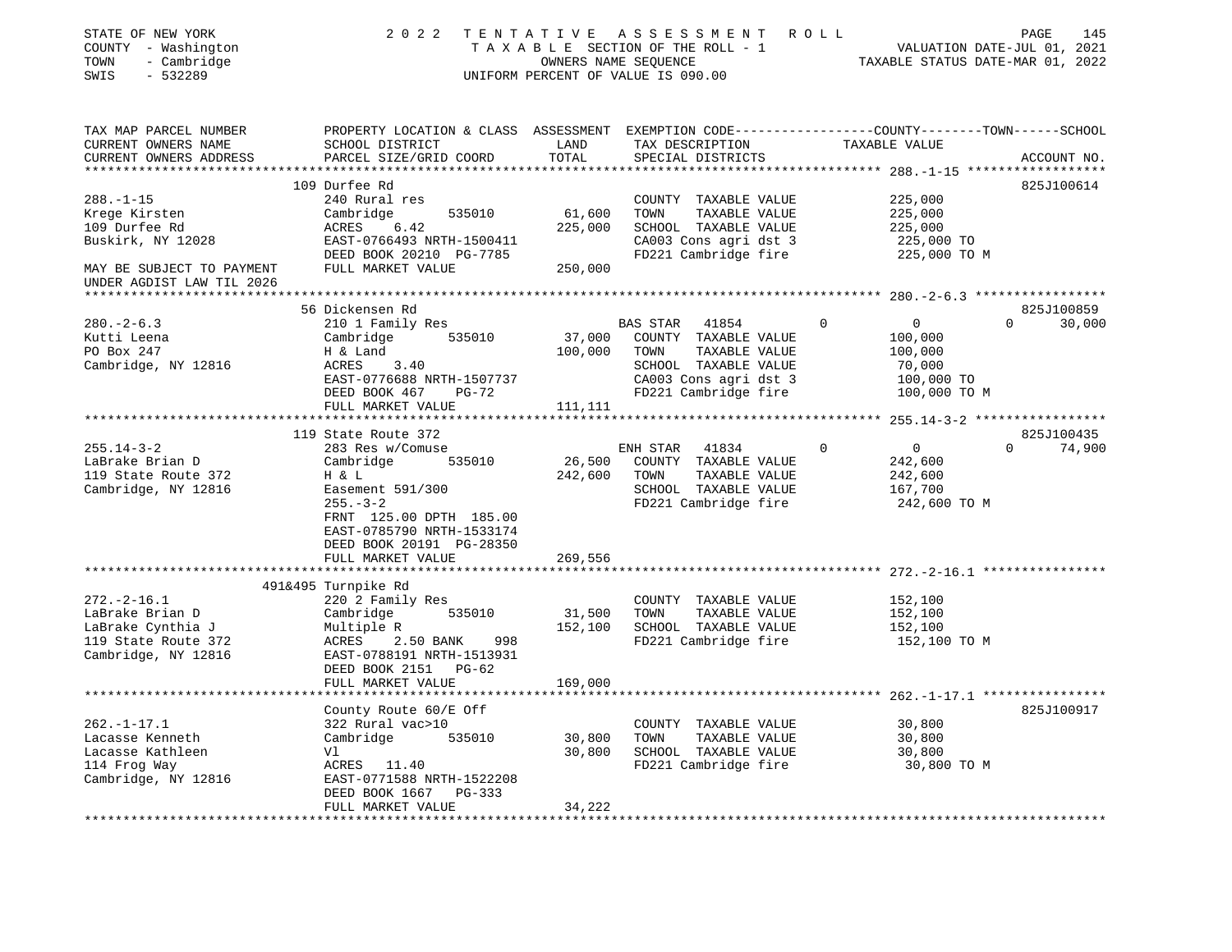STATE OF NEW YORK | 2022 TENTATIVE ASSESSMENT ROLL | PAGE 145
COUNTY - Washington | TAXABLE SECTION OF THE ROLL - 1 | VALUATION DATE-JUL 01, 2021
TOWN - Cambridge | OWNERS NAME SEQUENCE | TAXABLE STATUS DATE-MAR 01, 2022
SWIS - 532289 | UNIFORM PERCENT OF VALUE IS 090.00

```
TAX MAP PARCEL NUMBER          PROPERTY LOCATION & CLASS  ASSESSMENT  EXEMPTION CODE------------------COUNTY--------TOWN------SCHOOL
CURRENT OWNERS NAME            SCHOOL DISTRICT               LAND      TAX DESCRIPTION            TAXABLE VALUE
CURRENT OWNERS ADDRESS         PARCEL SIZE/GRID COORD        TOTAL     SPECIAL DISTRICTS                                  ACCOUNT NO.
****************************************************************************************************** 288.-1-15 ******************
                           109 Durfee Rd                                                                                 825J100614
288.-1-15                      240 Rural res                           COUNTY  TAXABLE VALUE            225,000
Krege Kirsten                  Cambridge      535010       61,600      TOWN    TAXABLE VALUE            225,000
109 Durfee Rd                  ACRES    6.42              225,000      SCHOOL  TAXABLE VALUE            225,000
Buskirk, NY 12028              EAST-0766493 NRTH-1500411               CA003 Cons agri dst 3            225,000 TO
                               DEED BOOK 20210 PG-7785                 FD221 Cambridge fire             225,000 TO M
MAY BE SUBJECT TO PAYMENT      FULL MARKET VALUE          250,000
UNDER AGDIST LAW TIL 2026
****************************************************************************************************** 280.-2-6.3 *****************
                           56 Dickensen Rd                                                                               825J100859
280.-2-6.3                     210 1 Family Res                        BAS STAR  41854         0             0             0     30,000
Kutti Leena                    Cambridge      535010       37,000      COUNTY  TAXABLE VALUE            100,000
PO Box 247                     H & Land                   100,000      TOWN    TAXABLE VALUE            100,000
Cambridge, NY 12816            ACRES    3.40                           SCHOOL  TAXABLE VALUE             70,000
                               EAST-0776688 NRTH-1507737               CA003 Cons agri dst 3            100,000 TO
                               DEED BOOK 467    PG-72                  FD221 Cambridge fire             100,000 TO M
                               FULL MARKET VALUE          111,111
****************************************************************************************************** 255.14-3-2 *****************
                           119 State Route 372                                                                           825J100435
255.14-3-2                     283 Res w/Comuse                        ENH STAR  41834         0             0             0     74,900
LaBrake Brian D                Cambridge      535010       26,500      COUNTY  TAXABLE VALUE            242,600
119 State Route 372            H & L                      242,600      TOWN    TAXABLE VALUE            242,600
Cambridge, NY 12816            Easement 591/300                        SCHOOL  TAXABLE VALUE            167,700
                               255.-3-2                                FD221 Cambridge fire             242,600 TO M
                               FRNT  125.00 DPTH  185.00
                               EAST-0785790 NRTH-1533174
                               DEED BOOK 20191 PG-28350
                               FULL MARKET VALUE          269,556
****************************************************************************************************** 272.-2-16.1 ****************
                           491&495 Turnpike Rd
272.-2-16.1                    220 2 Family Res                        COUNTY  TAXABLE VALUE            152,100
LaBrake Brian D                Cambridge      535010       31,500      TOWN    TAXABLE VALUE            152,100
LaBrake Cynthia J              Multiple R                 152,100      SCHOOL  TAXABLE VALUE            152,100
119 State Route 372            ACRES    2.50 BANK    998               FD221 Cambridge fire             152,100 TO M
Cambridge, NY 12816            EAST-0788191 NRTH-1513931
                               DEED BOOK 2151   PG-62
                               FULL MARKET VALUE          169,000
****************************************************************************************************** 262.-1-17.1 ****************
                               County Route 60/E Off                                                                     825J100917
262.-1-17.1                    322 Rural vac>10                        COUNTY  TAXABLE VALUE             30,800
Lacasse Kenneth                Cambridge      535010       30,800      TOWN    TAXABLE VALUE             30,800
Lacasse Kathleen               Vl                          30,800      SCHOOL  TAXABLE VALUE             30,800
114 Frog Way                   ACRES   11.40                           FD221 Cambridge fire              30,800 TO M
Cambridge, NY 12816            EAST-0771588 NRTH-1522208
                               DEED BOOK 1667   PG-333
                               FULL MARKET VALUE           34,222
************************************************************************************************************************************
```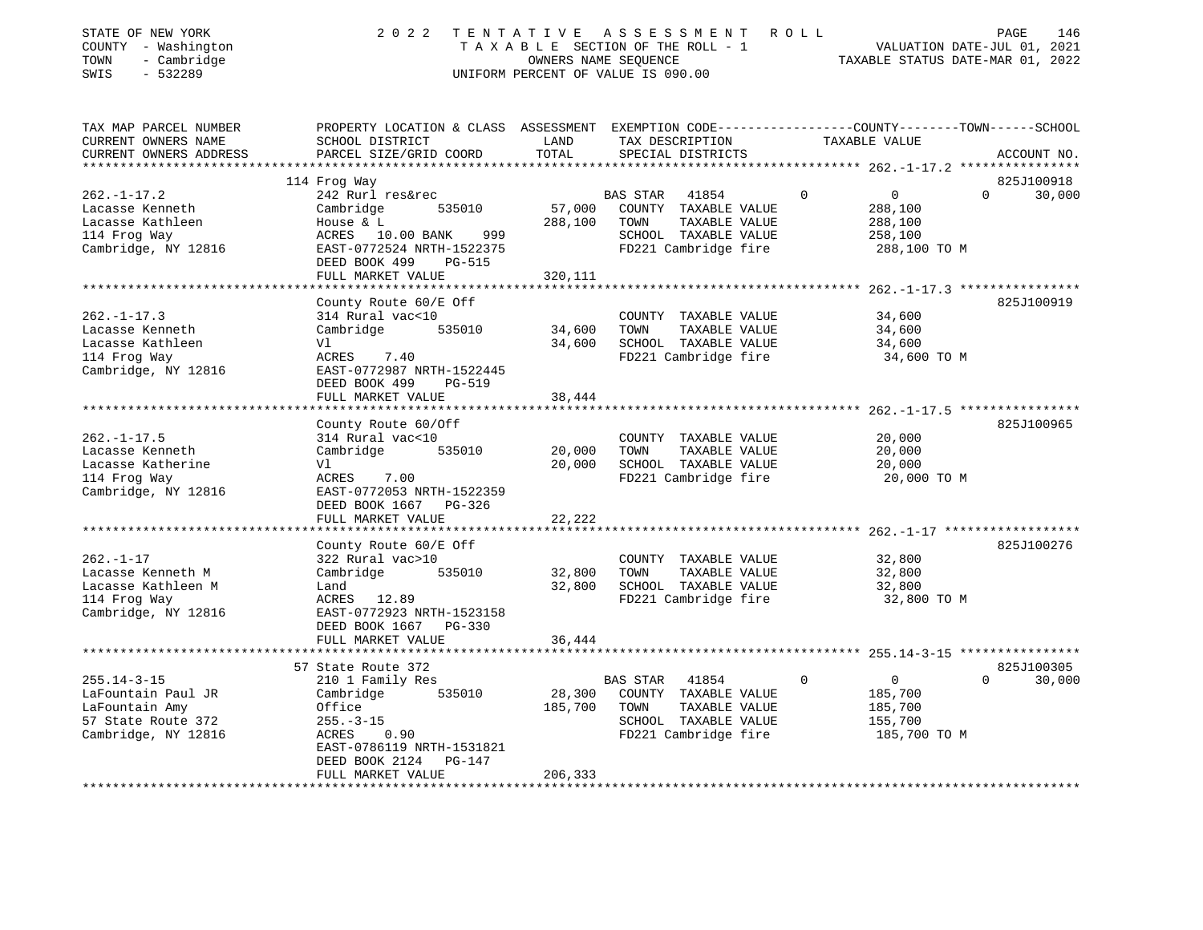STATE OF NEW YORK
COUNTY - Washington
TOWN - Cambridge
SWIS - 532289

2022 TENTATIVE ASSESSMENT ROLL
TAXABLE SECTION OF THE ROLL - 1
OWNERS NAME SEQUENCE
UNIFORM PERCENT OF VALUE IS 090.00

VALUATION DATE-JUL 01, 2021
TAXABLE STATUS DATE-MAR 01, 2022

| TAX MAP PARCEL NUMBER / CURRENT OWNERS NAME / CURRENT OWNERS ADDRESS | PROPERTY LOCATION & CLASS / SCHOOL DISTRICT / PARCEL SIZE/GRID COORD | ASSESSMENT LAND / TOTAL | EXEMPTION CODE / TAX DESCRIPTION / SPECIAL DISTRICTS | COUNTY TAXABLE VALUE | TOWN | SCHOOL | ACCOUNT NO. |
|---|---|---|---|---|---|---|---|
| 262.-1-17.2 | 114 Frog Way | | | | | | 825J100918 |
| | 242 Rurl res&rec | | BAS STAR 41854 | 0 | 0 | 0 | 30,000 |
| Lacasse Kenneth | Cambridge 535010 | 57,000 | COUNTY TAXABLE VALUE | 288,100 | | | |
| Lacasse Kathleen | House & L | 288,100 | TOWN TAXABLE VALUE | 288,100 | | | |
| 114 Frog Way | ACRES 10.00 BANK 999 | | SCHOOL TAXABLE VALUE | 258,100 | | | |
| Cambridge, NY 12816 | EAST-0772524 NRTH-1522375 | | FD221 Cambridge fire | 288,100 TO M | | | |
| | DEED BOOK 499 PG-515 | | | | | | |
| | FULL MARKET VALUE | 320,111 | | | | | |
| 262.-1-17.3 | County Route 60/E Off | | | | | | 825J100919 |
| | 314 Rural vac<10 | | COUNTY TAXABLE VALUE | 34,600 | | | |
| Lacasse Kenneth | Cambridge 535010 | 34,600 | TOWN TAXABLE VALUE | 34,600 | | | |
| Lacasse Kathleen | Vl | 34,600 | SCHOOL TAXABLE VALUE | 34,600 | | | |
| 114 Frog Way | ACRES 7.40 | | FD221 Cambridge fire | 34,600 TO M | | | |
| Cambridge, NY 12816 | EAST-0772987 NRTH-1522445 | | | | | | |
| | DEED BOOK 499 PG-519 | | | | | | |
| | FULL MARKET VALUE | 38,444 | | | | | |
| 262.-1-17.5 | County Route 60/Off | | | | | | 825J100965 |
| | 314 Rural vac<10 | | COUNTY TAXABLE VALUE | 20,000 | | | |
| Lacasse Kenneth | Cambridge 535010 | 20,000 | TOWN TAXABLE VALUE | 20,000 | | | |
| Lacasse Katherine | Vl | 20,000 | SCHOOL TAXABLE VALUE | 20,000 | | | |
| 114 Frog Way | ACRES 7.00 | | FD221 Cambridge fire | 20,000 TO M | | | |
| Cambridge, NY 12816 | EAST-0772053 NRTH-1522359 | | | | | | |
| | DEED BOOK 1667 PG-326 | | | | | | |
| | FULL MARKET VALUE | 22,222 | | | | | |
| 262.-1-17 | County Route 60/E Off | | | | | | 825J100276 |
| | 322 Rural vac>10 | | COUNTY TAXABLE VALUE | 32,800 | | | |
| Lacasse Kenneth M | Cambridge 535010 | 32,800 | TOWN TAXABLE VALUE | 32,800 | | | |
| Lacasse Kathleen M | Land | 32,800 | SCHOOL TAXABLE VALUE | 32,800 | | | |
| 114 Frog Way | ACRES 12.89 | | FD221 Cambridge fire | 32,800 TO M | | | |
| Cambridge, NY 12816 | EAST-0772923 NRTH-1523158 | | | | | | |
| | DEED BOOK 1667 PG-330 | | | | | | |
| | FULL MARKET VALUE | 36,444 | | | | | |
| 255.14-3-15 | 57 State Route 372 | | | | | | 825J100305 |
| | 210 1 Family Res | | BAS STAR 41854 | 0 | 0 | 0 | 30,000 |
| LaFountain Paul JR | Cambridge 535010 | 28,300 | COUNTY TAXABLE VALUE | 185,700 | | | |
| LaFountain Amy | Office | 185,700 | TOWN TAXABLE VALUE | 185,700 | | | |
| 57 State Route 372 | 255.-3-15 | | SCHOOL TAXABLE VALUE | 155,700 | | | |
| Cambridge, NY 12816 | ACRES 0.90 | | FD221 Cambridge fire | 185,700 TO M | | | |
| | EAST-0786119 NRTH-1531821 | | | | | | |
| | DEED BOOK 2124 PG-147 | | | | | | |
| | FULL MARKET VALUE | 206,333 | | | | | |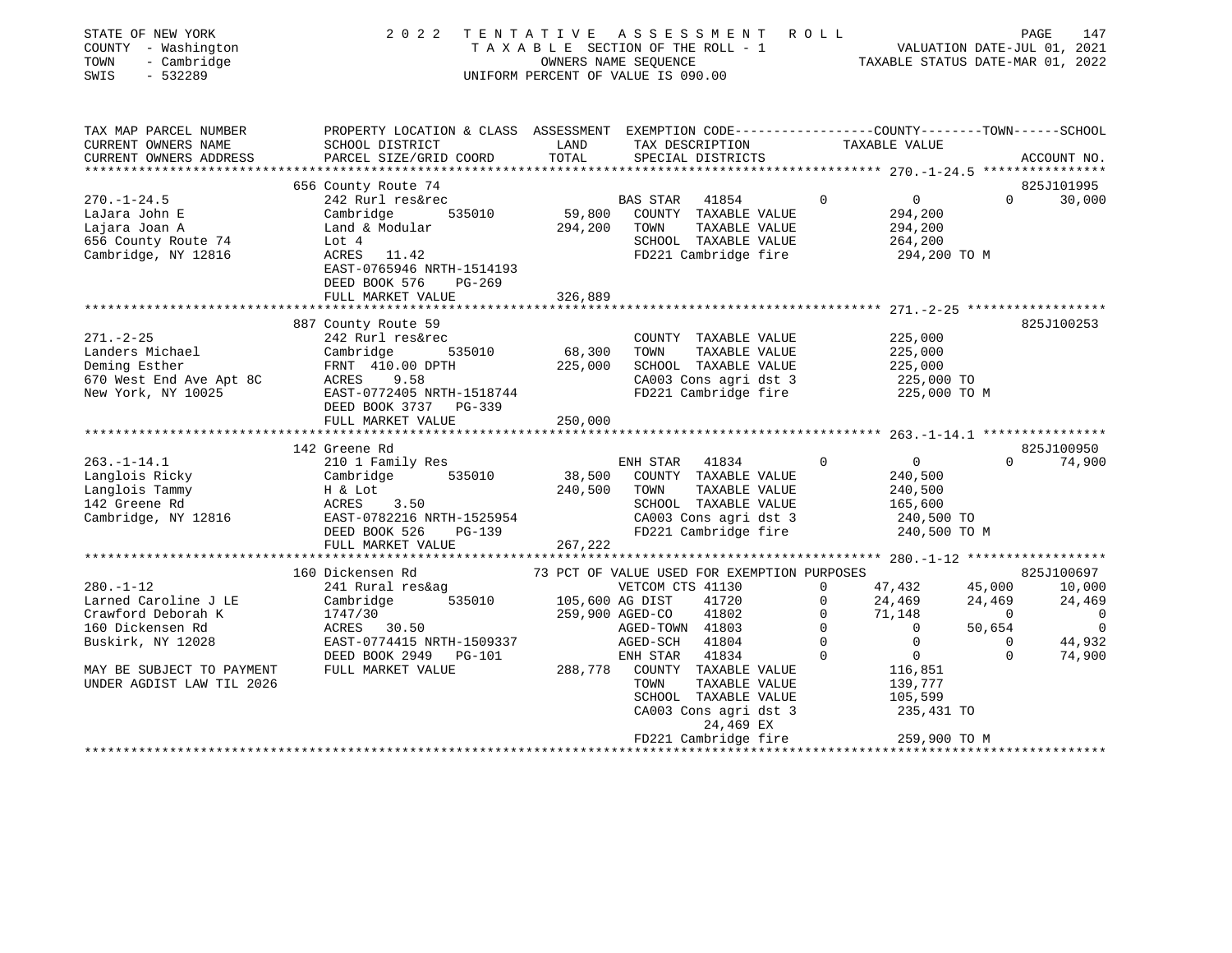STATE OF NEW YORK
COUNTY - Washington
TOWN - Cambridge
SWIS - 532289

2022 TENTATIVE ASSESSMENT ROLL
TAXABLE SECTION OF THE ROLL - 1
OWNERS NAME SEQUENCE
UNIFORM PERCENT OF VALUE IS 090.00

VALUATION DATE-JUL 01, 2021
TAXABLE STATUS DATE-MAR 01, 2022

| TAX MAP PARCEL NUMBER / CURRENT OWNERS NAME / CURRENT OWNERS ADDRESS | PROPERTY LOCATION & CLASS / SCHOOL DISTRICT / PARCEL SIZE/GRID COORD | ASSESSMENT LAND / TOTAL | EXEMPTION CODE / TAX DESCRIPTION / SPECIAL DISTRICTS | COUNTY | TOWN | SCHOOL | ACCOUNT NO. |
|---|---|---|---|---|---|---|---|
| **270.-1-24.5** | 656 County Route 74 | | | | | | 825J101995 |
| LaJara John E | 242 Rurl res&rec | | BAS STAR 41854 | 0 | 0 | 30,000 | |
| Lajara Joan A | Cambridge 535010 | 59,800 | COUNTY TAXABLE VALUE | 294,200 | | | |
| 656 County Route 74 | Land & Modular | 294,200 | TOWN TAXABLE VALUE | | 294,200 | | |
| Cambridge, NY 12816 | Lot 4 | | SCHOOL TAXABLE VALUE | | | 264,200 | |
| | ACRES 11.42 | | FD221 Cambridge fire | 294,200 TO M | | | |
| | EAST-0765946 NRTH-1514193 | | | | | | |
| | DEED BOOK 576 PG-269 | | | | | | |
| | FULL MARKET VALUE | 326,889 | | | | | |
| **271.-2-25** | 887 County Route 59 | | | | | | 825J100253 |
| Landers Michael | 242 Rurl res&rec | | COUNTY TAXABLE VALUE | 225,000 | | | |
| Deming Esther | Cambridge 535010 | 68,300 | TOWN TAXABLE VALUE | | 225,000 | | |
| 670 West End Ave Apt 8C | FRNT 410.00 DPTH | 225,000 | SCHOOL TAXABLE VALUE | | | 225,000 | |
| New York, NY 10025 | ACRES 9.58 | | CA003 Cons agri dst 3 | 225,000 TO | | | |
| | EAST-0772405 NRTH-1518744 | | FD221 Cambridge fire | 225,000 TO M | | | |
| | DEED BOOK 3737 PG-339 | | | | | | |
| | FULL MARKET VALUE | 250,000 | | | | | |
| **263.-1-14.1** | 142 Greene Rd | | | | | | 825J100950 |
| Langlois Ricky | 210 1 Family Res | | ENH STAR 41834 | 0 | 0 | 74,900 | |
| Langlois Tammy | Cambridge 535010 | 38,500 | COUNTY TAXABLE VALUE | 240,500 | | | |
| 142 Greene Rd | H & Lot | 240,500 | TOWN TAXABLE VALUE | | 240,500 | | |
| Cambridge, NY 12816 | ACRES 3.50 | | SCHOOL TAXABLE VALUE | | | 165,600 | |
| | EAST-0782216 NRTH-1525954 | | CA003 Cons agri dst 3 | 240,500 TO | | | |
| | DEED BOOK 526 PG-139 | | FD221 Cambridge fire | 240,500 TO M | | | |
| | FULL MARKET VALUE | 267,222 | | | | | |
| **280.-1-12** | 160 Dickensen Rd | | 73 PCT OF VALUE USED FOR EXEMPTION PURPOSES | | | | 825J100697 |
| Larned Caroline J LE | 241 Rural res&ag | | VETCOM CTS 41130 | 47,432 | 45,000 | 10,000 | |
| Crawford Deborah K | Cambridge 535010 | 105,600 | AG DIST 41720 | 24,469 | 24,469 | 24,469 | |
| 160 Dickensen Rd | 1747/30 | 259,900 | AGED-CO 41802 | 71,148 | 0 | 0 | |
| Buskirk, NY 12028 | ACRES 30.50 | | AGED-TOWN 41803 | 0 | 50,654 | 0 | |
| | EAST-0774415 NRTH-1509337 | | AGED-SCH 41804 | 0 | 0 | 44,932 | |
| | DEED BOOK 2949 PG-101 | | ENH STAR 41834 | 0 | 0 | 74,900 | |
| MAY BE SUBJECT TO PAYMENT | FULL MARKET VALUE | 288,778 | COUNTY TAXABLE VALUE | 116,851 | | | |
| UNDER AGDIST LAW TIL 2026 | | | TOWN TAXABLE VALUE | | 139,777 | | |
| | | | SCHOOL TAXABLE VALUE | | | 105,599 | |
| | | | CA003 Cons agri dst 3 | 235,431 TO | | | |
| | | | 24,469 EX | | | | |
| | | | FD221 Cambridge fire | 259,900 TO M | | | |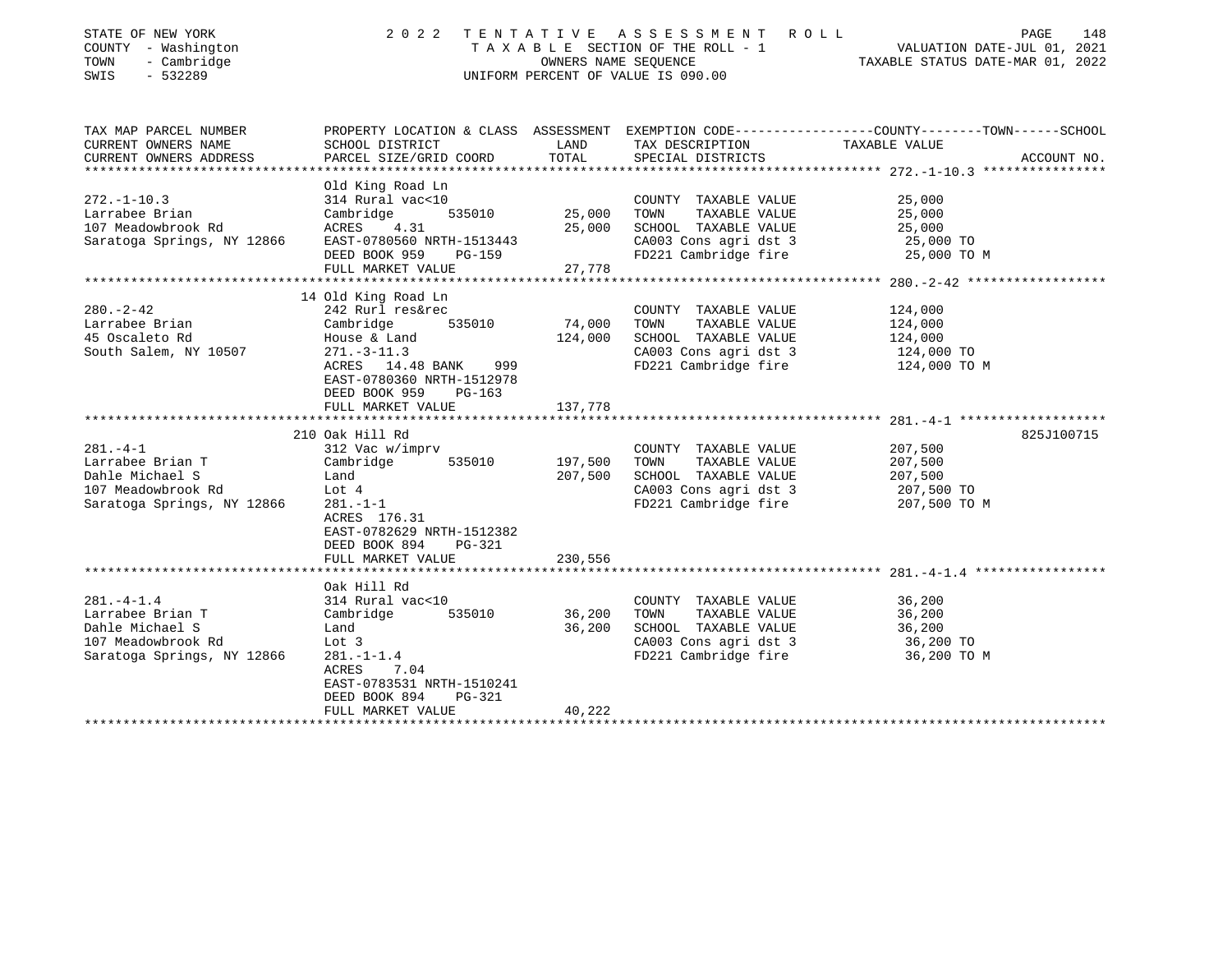STATE OF NEW YORK — 2022 TENTATIVE ASSESSMENT ROLL
COUNTY - Washington — TAXABLE SECTION OF THE ROLL - 1 — VALUATION DATE-JUL 01, 2021
TOWN - Cambridge — OWNERS NAME SEQUENCE — TAXABLE STATUS DATE-MAR 01, 2022
SWIS - 532289 — UNIFORM PERCENT OF VALUE IS 090.00

| TAX MAP PARCEL NUMBER / CURRENT OWNERS NAME / CURRENT OWNERS ADDRESS | PROPERTY LOCATION & CLASS / SCHOOL DISTRICT / PARCEL SIZE/GRID COORD | ASSESSMENT LAND | TOTAL | EXEMPTION CODE / TAX DESCRIPTION / SPECIAL DISTRICTS | TAXABLE VALUE (COUNTY--TOWN--SCHOOL) | ACCOUNT NO. |
|---|---|---|---|---|---|---|
| **272.-1-10.3** | Old King Road Ln | | | | | |
| 272.-1-10.3 | 314 Rural vac<10 | | | COUNTY TAXABLE VALUE | 25,000 | |
| Larrabee Brian | Cambridge 535010 | 25,000 | | TOWN TAXABLE VALUE | 25,000 | |
| 107 Meadowbrook Rd | ACRES 4.31 | | 25,000 | SCHOOL TAXABLE VALUE | 25,000 | |
| Saratoga Springs, NY 12866 | EAST-0780560 NRTH-1513443 | | | CA003 Cons agri dst 3 | 25,000 TO | |
| | DEED BOOK 959 PG-159 | | | FD221 Cambridge fire | 25,000 TO M | |
| | FULL MARKET VALUE | | 27,778 | | | |
| **280.-2-42** | 14 Old King Road Ln | | | | | |
| 280.-2-42 | 242 Rurl res&rec | | | COUNTY TAXABLE VALUE | 124,000 | |
| Larrabee Brian | Cambridge 535010 | 74,000 | | TOWN TAXABLE VALUE | 124,000 | |
| 45 Oscaleto Rd | House & Land | | 124,000 | SCHOOL TAXABLE VALUE | 124,000 | |
| South Salem, NY 10507 | 271.-3-11.3 | | | CA003 Cons agri dst 3 | 124,000 TO | |
| | ACRES 14.48 BANK 999 | | | FD221 Cambridge fire | 124,000 TO M | |
| | EAST-0780360 NRTH-1512978 | | | | | |
| | DEED BOOK 959 PG-163 | | | | | |
| | FULL MARKET VALUE | | 137,778 | | | |
| **281.-4-1** | 210 Oak Hill Rd | | | | | 825J100715 |
| 281.-4-1 | 312 Vac w/imprv | | | COUNTY TAXABLE VALUE | 207,500 | |
| Larrabee Brian T | Cambridge 535010 | 197,500 | | TOWN TAXABLE VALUE | 207,500 | |
| Dahle Michael S | Land | | 207,500 | SCHOOL TAXABLE VALUE | 207,500 | |
| 107 Meadowbrook Rd | Lot 4 | | | CA003 Cons agri dst 3 | 207,500 TO | |
| Saratoga Springs, NY 12866 | 281.-1-1 | | | FD221 Cambridge fire | 207,500 TO M | |
| | ACRES 176.31 | | | | | |
| | EAST-0782629 NRTH-1512382 | | | | | |
| | DEED BOOK 894 PG-321 | | | | | |
| | FULL MARKET VALUE | | 230,556 | | | |
| **281.-4-1.4** | Oak Hill Rd | | | | | |
| 281.-4-1.4 | 314 Rural vac<10 | | | COUNTY TAXABLE VALUE | 36,200 | |
| Larrabee Brian T | Cambridge 535010 | 36,200 | | TOWN TAXABLE VALUE | 36,200 | |
| Dahle Michael S | Land | | 36,200 | SCHOOL TAXABLE VALUE | 36,200 | |
| 107 Meadowbrook Rd | Lot 3 | | | CA003 Cons agri dst 3 | 36,200 TO | |
| Saratoga Springs, NY 12866 | 281.-1-1.4 | | | FD221 Cambridge fire | 36,200 TO M | |
| | ACRES 7.04 | | | | | |
| | EAST-0783531 NRTH-1510241 | | | | | |
| | DEED BOOK 894 PG-321 | | | | | |
| | FULL MARKET VALUE | | 40,222 | | | |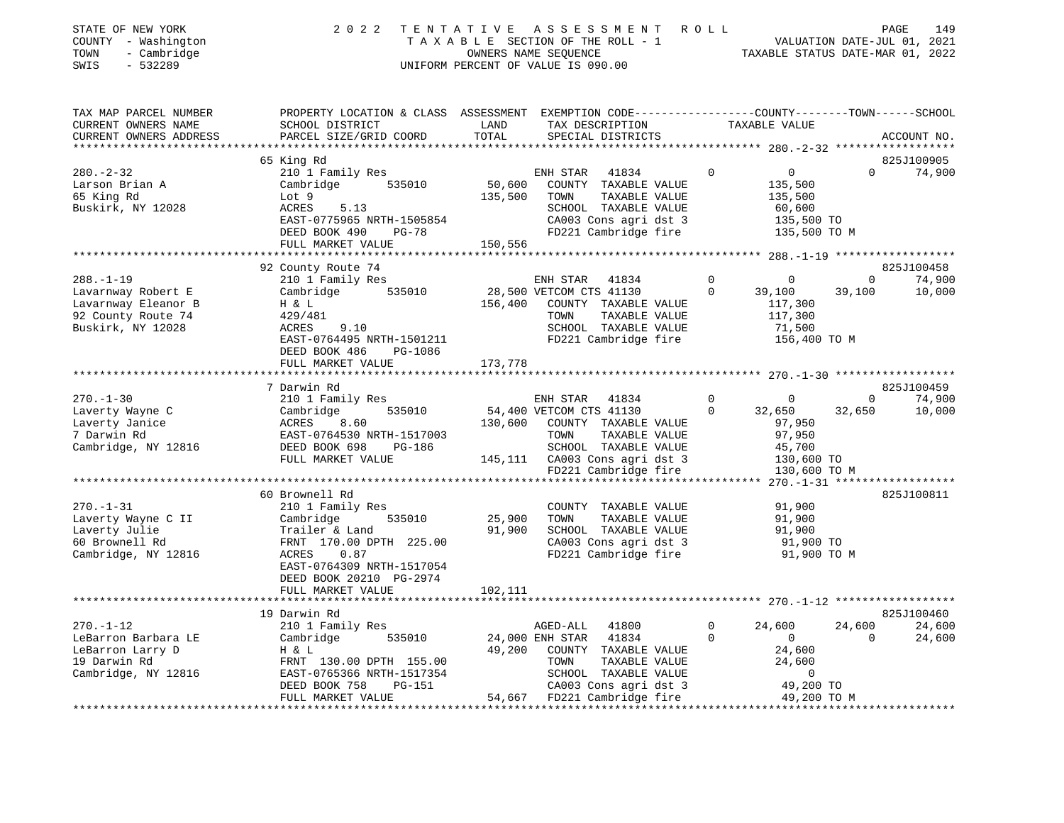STATE OF NEW YORK  
COUNTY - Washington  
TOWN - Cambridge  
SWIS - 532289

2022 TENTATIVE ASSESSMENT ROLL  
TAXABLE SECTION OF THE ROLL - 1  
OWNERS NAME SEQUENCE  
UNIFORM PERCENT OF VALUE IS 090.00

VALUATION DATE-JUL 01, 2021  
TAXABLE STATUS DATE-MAR 01, 2022

```
TAX MAP PARCEL NUMBER      PROPERTY LOCATION & CLASS  ASSESSMENT  EXEMPTION CODE------------------COUNTY--------TOWN------SCHOOL
CURRENT OWNERS NAME        SCHOOL DISTRICT               LAND      TAX DESCRIPTION                 TAXABLE VALUE
CURRENT OWNERS ADDRESS     PARCEL SIZE/GRID COORD        TOTAL     SPECIAL DISTRICTS                                           ACCOUNT NO.
******************************************************************************************************* 280.-2-32 ******************
                           65 King Rd                                                                                    825J100905
280.-2-32                  210 1 Family Res                        ENH STAR   41834          0           0           0       74,900
Larson Brian A             Cambridge       535010        50,600    COUNTY  TAXABLE VALUE            135,500
65 King Rd                 Lot 9                        135,500    TOWN    TAXABLE VALUE            135,500
Buskirk, NY 12028          ACRES      5.13                         SCHOOL  TAXABLE VALUE             60,600
                           EAST-0775965 NRTH-1505854               CA003 Cons agri dst 3            135,500 TO
                           DEED BOOK 490     PG-78                 FD221 Cambridge fire             135,500 TO M
                           FULL MARKET VALUE            150,556
******************************************************************************************************* 288.-1-19 ******************
                           92 County Route 74                                                                            825J100458
288.-1-19                  210 1 Family Res                        ENH STAR   41834          0           0           0       74,900
Lavarnway Robert E         Cambridge       535010        28,500 VETCOM CTS 41130             0      39,100      39,100       10,000
Lavarnway Eleanor B        H & L                        156,400    COUNTY  TAXABLE VALUE            117,300
92 County Route 74         429/481                                 TOWN    TAXABLE VALUE            117,300
Buskirk, NY 12028          ACRES      9.10                         SCHOOL  TAXABLE VALUE             71,500
                           EAST-0764495 NRTH-1501211               FD221 Cambridge fire             156,400 TO M
                           DEED BOOK 486     PG-1086
                           FULL MARKET VALUE            173,778
******************************************************************************************************* 270.-1-30 ******************
                           7 Darwin Rd                                                                                   825J100459
270.-1-30                  210 1 Family Res                        ENH STAR   41834          0           0           0       74,900
Laverty Wayne C            Cambridge       535010        54,400 VETCOM CTS 41130             0      32,650      32,650       10,000
Laverty Janice             ACRES      8.60              130,600    COUNTY  TAXABLE VALUE             97,950
7 Darwin Rd                EAST-0764530 NRTH-1517003               TOWN    TAXABLE VALUE             97,950
Cambridge, NY 12816        DEED BOOK 698     PG-186                SCHOOL  TAXABLE VALUE             45,700
                           FULL MARKET VALUE            145,111    CA003 Cons agri dst 3            130,600 TO
                                                                   FD221 Cambridge fire             130,600 TO M
******************************************************************************************************* 270.-1-31 ******************
                           60 Brownell Rd                                                                                825J100811
270.-1-31                  210 1 Family Res                        COUNTY  TAXABLE VALUE             91,900
Laverty Wayne C II         Cambridge       535010        25,900    TOWN    TAXABLE VALUE             91,900
Laverty Julie              Trailer & Land                91,900    SCHOOL  TAXABLE VALUE             91,900
60 Brownell Rd             FRNT  170.00 DPTH  225.00               CA003 Cons agri dst 3             91,900 TO
Cambridge, NY 12816        ACRES      0.87                         FD221 Cambridge fire              91,900 TO M
                           EAST-0764309 NRTH-1517054
                           DEED BOOK 20210 PG-2974
                           FULL MARKET VALUE            102,111
******************************************************************************************************* 270.-1-12 ******************
                           19 Darwin Rd                                                                                  825J100460
270.-1-12                  210 1 Family Res                        AGED-ALL   41800          0      24,600      24,600       24,600
LeBarron Barbara LE        Cambridge       535010        24,000 ENH STAR   41834             0           0           0       24,600
LeBarron Larry D           H & L                         49,200    COUNTY  TAXABLE VALUE             24,600
19 Darwin Rd               FRNT  130.00 DPTH  155.00               TOWN    TAXABLE VALUE             24,600
Cambridge, NY 12816        EAST-0765366 NRTH-1517354               SCHOOL  TAXABLE VALUE                  0
                           DEED BOOK 758     PG-151                CA003 Cons agri dst 3             49,200 TO
                           FULL MARKET VALUE             54,667    FD221 Cambridge fire              49,200 TO M
************************************************************************************************************************************
```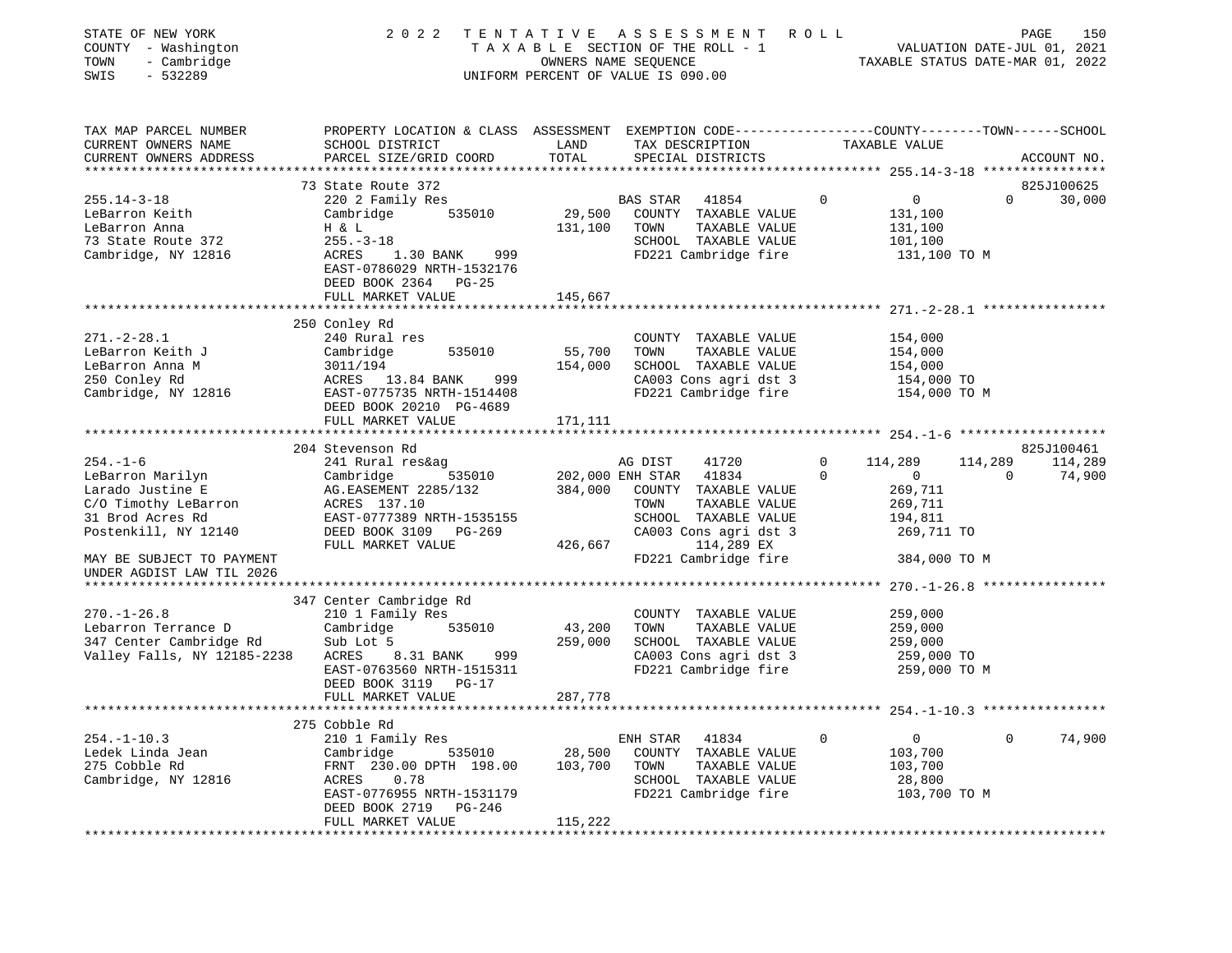STATE OF NEW YORK — 2022 TENTATIVE ASSESSMENT ROLL

COUNTY - Washington — TAXABLE SECTION OF THE ROLL - 1 — VALUATION DATE-JUL 01, 2021

TOWN - Cambridge — OWNERS NAME SEQUENCE — TAXABLE STATUS DATE-MAR 01, 2022

SWIS - 532289 — UNIFORM PERCENT OF VALUE IS 090.00

| TAX MAP PARCEL NUMBER / CURRENT OWNERS NAME / CURRENT OWNERS ADDRESS | PROPERTY LOCATION & CLASS / SCHOOL DISTRICT / PARCEL SIZE/GRID COORD | LAND / TOTAL | EXEMPTION CODE / TAX DESCRIPTION / SPECIAL DISTRICTS | COUNTY | TOWN | SCHOOL | ACCOUNT NO. |
|---|---|---|---|---|---|---|---|
| **255.14-3-18** | 73 State Route 372 | | | | | | 825J100625 |
| 255.14-3-18 | 220 2 Family Res | | BAS STAR 41854 0 | 0 | 0 | 30,000 | |
| LeBarron Keith | Cambridge 535010 | 29,500 | COUNTY TAXABLE VALUE | 131,100 | | | |
| LeBarron Anna | H & L | 131,100 | TOWN TAXABLE VALUE | | 131,100 | | |
| 73 State Route 372 | 255.-3-18 | | SCHOOL TAXABLE VALUE | | | 101,100 | |
| Cambridge, NY 12816 | ACRES 1.30 BANK 999 | | FD221 Cambridge fire | 131,100 TO M | | | |
| | EAST-0786029 NRTH-1532176 | | | | | | |
| | DEED BOOK 2364 PG-25 | | | | | | |
| | FULL MARKET VALUE | 145,667 | | | | | |
| **271.-2-28.1** | 250 Conley Rd | | | | | | |
| 271.-2-28.1 | 240 Rural res | | COUNTY TAXABLE VALUE | 154,000 | | | |
| LeBarron Keith J | Cambridge 535010 | 55,700 | TOWN TAXABLE VALUE | | 154,000 | | |
| LeBarron Anna M | 3011/194 | 154,000 | SCHOOL TAXABLE VALUE | | | 154,000 | |
| 250 Conley Rd | ACRES 13.84 BANK 999 | | CA003 Cons agri dst 3 | 154,000 TO | | | |
| Cambridge, NY 12816 | EAST-0775735 NRTH-1514408 | | FD221 Cambridge fire | 154,000 TO M | | | |
| | DEED BOOK 20210 PG-4689 | | | | | | |
| | FULL MARKET VALUE | 171,111 | | | | | |
| **254.-1-6** | 204 Stevenson Rd | | | | | | 825J100461 |
| 254.-1-6 | 241 Rural res&ag | | AG DIST 41720 0 | 114,289 | 114,289 | 114,289 | |
| LeBarron Marilyn | Cambridge 535010 | 202,000 | ENH STAR 41834 0 | 0 | 0 | 74,900 | |
| Larado Justine E | AG.EASEMENT 2285/132 | 384,000 | COUNTY TAXABLE VALUE | 269,711 | | | |
| C/O Timothy LeBarron | ACRES 137.10 | | TOWN TAXABLE VALUE | | 269,711 | | |
| 31 Brod Acres Rd | EAST-0777389 NRTH-1535155 | | SCHOOL TAXABLE VALUE | | | 194,811 | |
| Postenkill, NY 12140 | DEED BOOK 3109 PG-269 | | CA003 Cons agri dst 3 | 269,711 TO | | | |
| | FULL MARKET VALUE | 426,667 | 114,289 EX | | | | |
| MAY BE SUBJECT TO PAYMENT | | | FD221 Cambridge fire | 384,000 TO M | | | |
| UNDER AGDIST LAW TIL 2026 | | | | | | | |
| **270.-1-26.8** | 347 Center Cambridge Rd | | | | | | |
| 270.-1-26.8 | 210 1 Family Res | | COUNTY TAXABLE VALUE | 259,000 | | | |
| Lebarron Terrance D | Cambridge 535010 | 43,200 | TOWN TAXABLE VALUE | | 259,000 | | |
| 347 Center Cambridge Rd | Sub Lot 5 | 259,000 | SCHOOL TAXABLE VALUE | | | 259,000 | |
| Valley Falls, NY 12185-2238 | ACRES 8.31 BANK 999 | | CA003 Cons agri dst 3 | 259,000 TO | | | |
| | EAST-0763560 NRTH-1515311 | | FD221 Cambridge fire | 259,000 TO M | | | |
| | DEED BOOK 3119 PG-17 | | | | | | |
| | FULL MARKET VALUE | 287,778 | | | | | |
| **254.-1-10.3** | 275 Cobble Rd | | | | | | |
| 254.-1-10.3 | 210 1 Family Res | | ENH STAR 41834 0 | 0 | 0 | 74,900 | |
| Ledek Linda Jean | Cambridge 535010 | 28,500 | COUNTY TAXABLE VALUE | 103,700 | | | |
| 275 Cobble Rd | FRNT 230.00 DPTH 198.00 | 103,700 | TOWN TAXABLE VALUE | | 103,700 | | |
| Cambridge, NY 12816 | ACRES 0.78 | | SCHOOL TAXABLE VALUE | | | 28,800 | |
| | EAST-0776955 NRTH-1531179 | | FD221 Cambridge fire | 103,700 TO M | | | |
| | DEED BOOK 2719 PG-246 | | | | | | |
| | FULL MARKET VALUE | 115,222 | | | | | |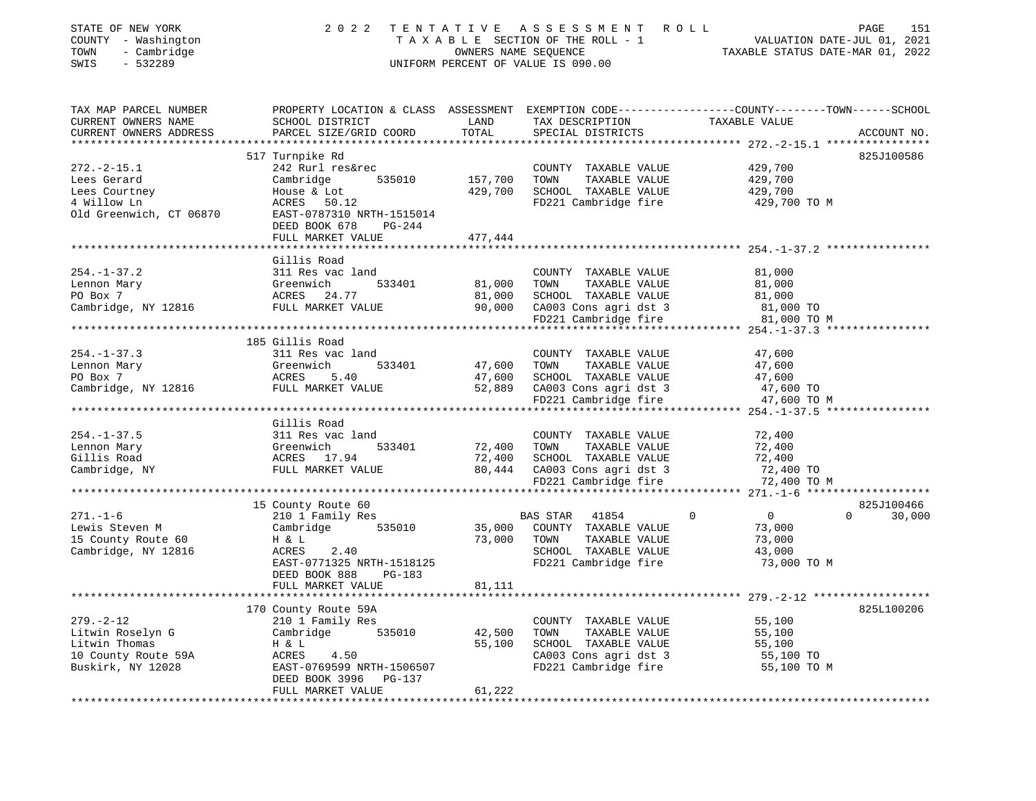STATE OF NEW YORK — 2022 TENTATIVE ASSESSMENT ROLL
COUNTY - Washington — TAXABLE SECTION OF THE ROLL - 1 — VALUATION DATE-JUL 01, 2021
TOWN - Cambridge — OWNERS NAME SEQUENCE — TAXABLE STATUS DATE-MAR 01, 2022
SWIS - 532289 — UNIFORM PERCENT OF VALUE IS 090.00

| TAX MAP PARCEL NUMBER / CURRENT OWNERS NAME / CURRENT OWNERS ADDRESS | PROPERTY LOCATION & CLASS / SCHOOL DISTRICT / PARCEL SIZE/GRID COORD | ASSESSMENT LAND | TOTAL | EXEMPTION CODE / TAX DESCRIPTION / SPECIAL DISTRICTS | COUNTY | TOWN | SCHOOL TAXABLE VALUE | ACCOUNT NO. |
|---|---|---|---|---|---|---|---|---|
| 272.-2-15.1 | 517 Turnpike Rd | | | | | | | 825J100586 |
| Lees Gerard | 242 Rurl res&rec | | | COUNTY TAXABLE VALUE | 429,700 | | | |
| Lees Courtney | Cambridge 535010 | 157,700 | | TOWN TAXABLE VALUE | | 429,700 | | |
| 4 Willow Ln | House & Lot | | 429,700 | SCHOOL TAXABLE VALUE | | | 429,700 | |
| Old Greenwich, CT 06870 | ACRES 50.12 | | | FD221 Cambridge fire | 429,700 TO M | | | |
| | EAST-0787310 NRTH-1515014 | | | | | | | |
| | DEED BOOK 678 PG-244 | | | | | | | |
| | FULL MARKET VALUE | | 477,444 | | | | | |
| 254.-1-37.2 | Gillis Road | | | | | | | |
| Lennon Mary | 311 Res vac land | | | COUNTY TAXABLE VALUE | 81,000 | | | |
| PO Box 7 | Greenwich 533401 | 81,000 | | TOWN TAXABLE VALUE | | 81,000 | | |
| Cambridge, NY 12816 | ACRES 24.77 | | 81,000 | SCHOOL TAXABLE VALUE | | | 81,000 | |
| | FULL MARKET VALUE | | 90,000 | CA003 Cons agri dst 3 | 81,000 TO | | | |
| | | | | FD221 Cambridge fire | 81,000 TO M | | | |
| 254.-1-37.3 | 185 Gillis Road | | | | | | | |
| Lennon Mary | 311 Res vac land | | | COUNTY TAXABLE VALUE | 47,600 | | | |
| PO Box 7 | Greenwich 533401 | 47,600 | | TOWN TAXABLE VALUE | | 47,600 | | |
| Cambridge, NY 12816 | ACRES 5.40 | | 47,600 | SCHOOL TAXABLE VALUE | | | 47,600 | |
| | FULL MARKET VALUE | | 52,889 | CA003 Cons agri dst 3 | 47,600 TO | | | |
| | | | | FD221 Cambridge fire | 47,600 TO M | | | |
| 254.-1-37.5 | Gillis Road | | | | | | | |
| Lennon Mary | 311 Res vac land | | | COUNTY TAXABLE VALUE | 72,400 | | | |
| Gillis Road | Greenwich 533401 | 72,400 | | TOWN TAXABLE VALUE | | 72,400 | | |
| Cambridge, NY | ACRES 17.94 | | 72,400 | SCHOOL TAXABLE VALUE | | | 72,400 | |
| | FULL MARKET VALUE | | 80,444 | CA003 Cons agri dst 3 | 72,400 TO | | | |
| | | | | FD221 Cambridge fire | 72,400 TO M | | | |
| 271.-1-6 | 15 County Route 60 | | | | | | | 825J100466 |
| Lewis Steven M | 210 1 Family Res | | | BAS STAR 41854 | 0 | 0 | 30,000 | |
| 15 County Route 60 | Cambridge 535010 | 35,000 | | COUNTY TAXABLE VALUE | 73,000 | | | |
| Cambridge, NY 12816 | H & L | | 73,000 | TOWN TAXABLE VALUE | | 73,000 | | |
| | ACRES 2.40 | | | SCHOOL TAXABLE VALUE | | | 43,000 | |
| | EAST-0771325 NRTH-1518125 | | | FD221 Cambridge fire | 73,000 TO M | | | |
| | DEED BOOK 888 PG-183 | | | | | | | |
| | FULL MARKET VALUE | | 81,111 | | | | | |
| 279.-2-12 | 170 County Route 59A | | | | | | | 825L100206 |
| Litwin Roselyn G | 210 1 Family Res | | | COUNTY TAXABLE VALUE | 55,100 | | | |
| Litwin Thomas | Cambridge 535010 | 42,500 | | TOWN TAXABLE VALUE | | 55,100 | | |
| 10 County Route 59A | H & L | | 55,100 | SCHOOL TAXABLE VALUE | | | 55,100 | |
| Buskirk, NY 12028 | ACRES 4.50 | | | CA003 Cons agri dst 3 | 55,100 TO | | | |
| | EAST-0769599 NRTH-1506507 | | | FD221 Cambridge fire | 55,100 TO M | | | |
| | DEED BOOK 3996 PG-137 | | | | | | | |
| | FULL MARKET VALUE | | 61,222 | | | | | |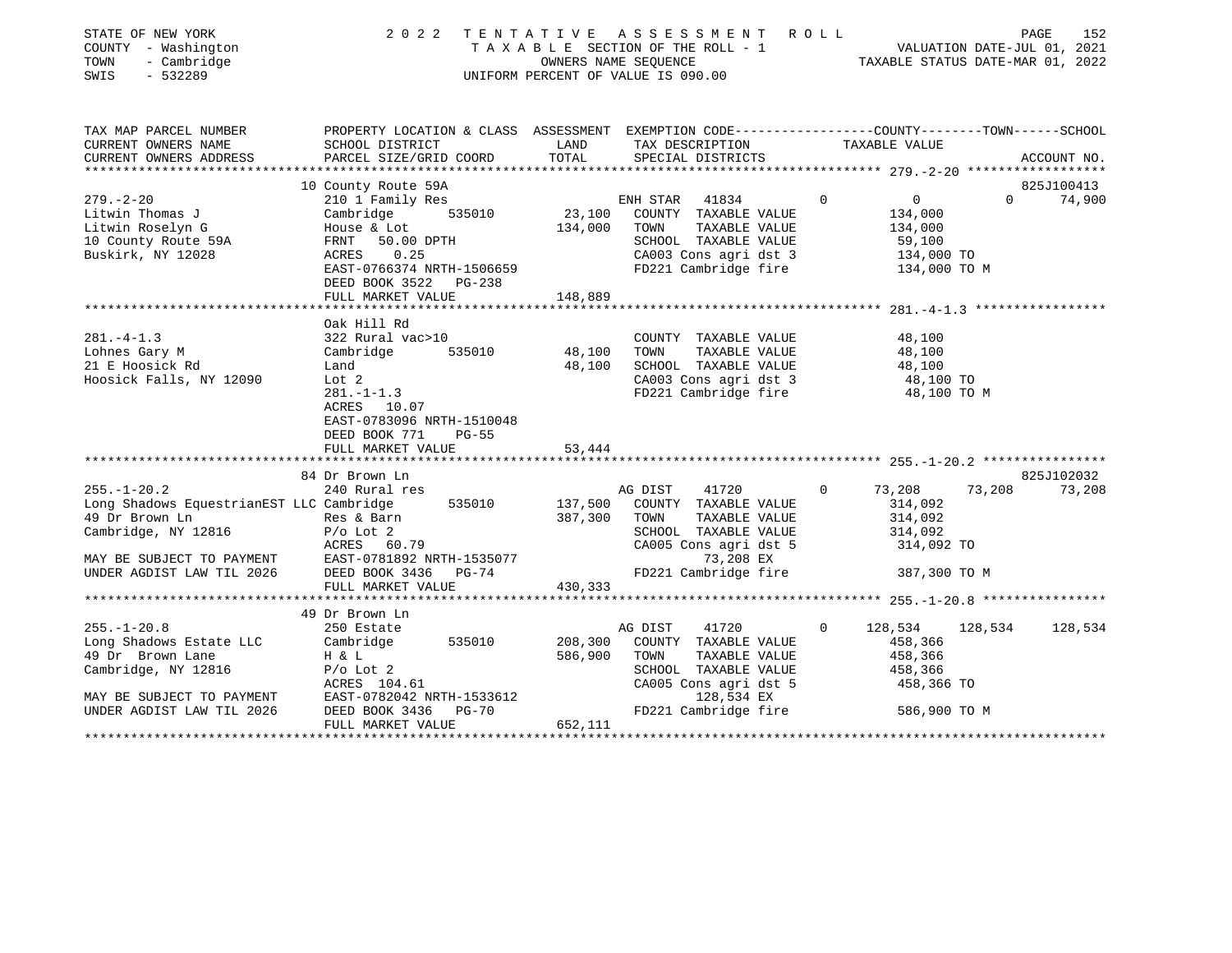STATE OF NEW YORK
COUNTY - Washington
TOWN - Cambridge
SWIS - 532289

# 2022 TENTATIVE ASSESSMENT ROLL

TAXABLE SECTION OF THE ROLL - 1
OWNERS NAME SEQUENCE
UNIFORM PERCENT OF VALUE IS 090.00

VALUATION DATE-JUL 01, 2021
TAXABLE STATUS DATE-MAR 01, 2022

```
TAX MAP PARCEL NUMBER          PROPERTY LOCATION & CLASS  ASSESSMENT  EXEMPTION CODE-----------------COUNTY--------TOWN------SCHOOL
CURRENT OWNERS NAME            SCHOOL DISTRICT               LAND      TAX DESCRIPTION            TAXABLE VALUE
CURRENT OWNERS ADDRESS         PARCEL SIZE/GRID COORD        TOTAL     SPECIAL DISTRICTS                                   ACCOUNT NO.
******************************************************************************************************* 279.-2-20 ******************
                               10 County Route 59A                                                                         825J100413
279.-2-20                      210 1 Family Res                        ENH STAR   41834        0          0          0      74,900
Litwin Thomas J                Cambridge        535010        23,100   COUNTY  TAXABLE VALUE             134,000
Litwin Roselyn G               House & Lot                   134,000   TOWN    TAXABLE VALUE             134,000
10 County Route 59A            FRNT   50.00 DPTH                       SCHOOL  TAXABLE VALUE              59,100
Buskirk, NY 12028              ACRES    0.25                           CA003 Cons agri dst 3             134,000 TO
                               EAST-0766374 NRTH-1506659               FD221 Cambridge fire              134,000 TO M
                               DEED BOOK 3522   PG-238
                               FULL MARKET VALUE             148,889
******************************************************************************************************* 281.-4-1.3 *****************
                               Oak Hill Rd
281.-4-1.3                     322 Rural vac>10                        COUNTY  TAXABLE VALUE              48,100
Lohnes Gary M                  Cambridge        535010        48,100   TOWN    TAXABLE VALUE              48,100
21 E Hoosick Rd                Land                           48,100   SCHOOL  TAXABLE VALUE              48,100
Hoosick Falls, NY 12090        Lot 2                                   CA003 Cons agri dst 3              48,100 TO
                               281.-1-1.3                              FD221 Cambridge fire               48,100 TO M
                               ACRES   10.07
                               EAST-0783096 NRTH-1510048
                               DEED BOOK 771    PG-55
                               FULL MARKET VALUE              53,444
******************************************************************************************************* 255.-1-20.2 ****************
                               84 Dr Brown Ln                                                                              825J102032
255.-1-20.2                    240 Rural res                           AG DIST    41720        0     73,208     73,208      73,208
Long Shadows EquestrianEST LLC Cambridge        535010       137,500   COUNTY  TAXABLE VALUE             314,092
49 Dr Brown Ln                 Res & Barn                    387,300   TOWN    TAXABLE VALUE             314,092
Cambridge, NY 12816            P/o Lot 2                               SCHOOL  TAXABLE VALUE             314,092
                               ACRES   60.79                           CA005 Cons agri dst 5             314,092 TO
MAY BE SUBJECT TO PAYMENT      EAST-0781892 NRTH-1535077                         73,208 EX
UNDER AGDIST LAW TIL 2026      DEED BOOK 3436   PG-74                  FD221 Cambridge fire              387,300 TO M
                               FULL MARKET VALUE             430,333
******************************************************************************************************* 255.-1-20.8 ****************
                               49 Dr Brown Ln
255.-1-20.8                    250 Estate                              AG DIST    41720        0    128,534    128,534     128,534
Long Shadows Estate LLC        Cambridge        535010       208,300   COUNTY  TAXABLE VALUE             458,366
49 Dr  Brown Lane              H & L                         586,900   TOWN    TAXABLE VALUE             458,366
Cambridge, NY 12816            P/o Lot 2                               SCHOOL  TAXABLE VALUE             458,366
                               ACRES  104.61                           CA005 Cons agri dst 5             458,366 TO
MAY BE SUBJECT TO PAYMENT      EAST-0782042 NRTH-1533612                        128,534 EX
UNDER AGDIST LAW TIL 2026      DEED BOOK 3436   PG-70                  FD221 Cambridge fire              586,900 TO M
                               FULL MARKET VALUE             652,111
************************************************************************************************************************************
```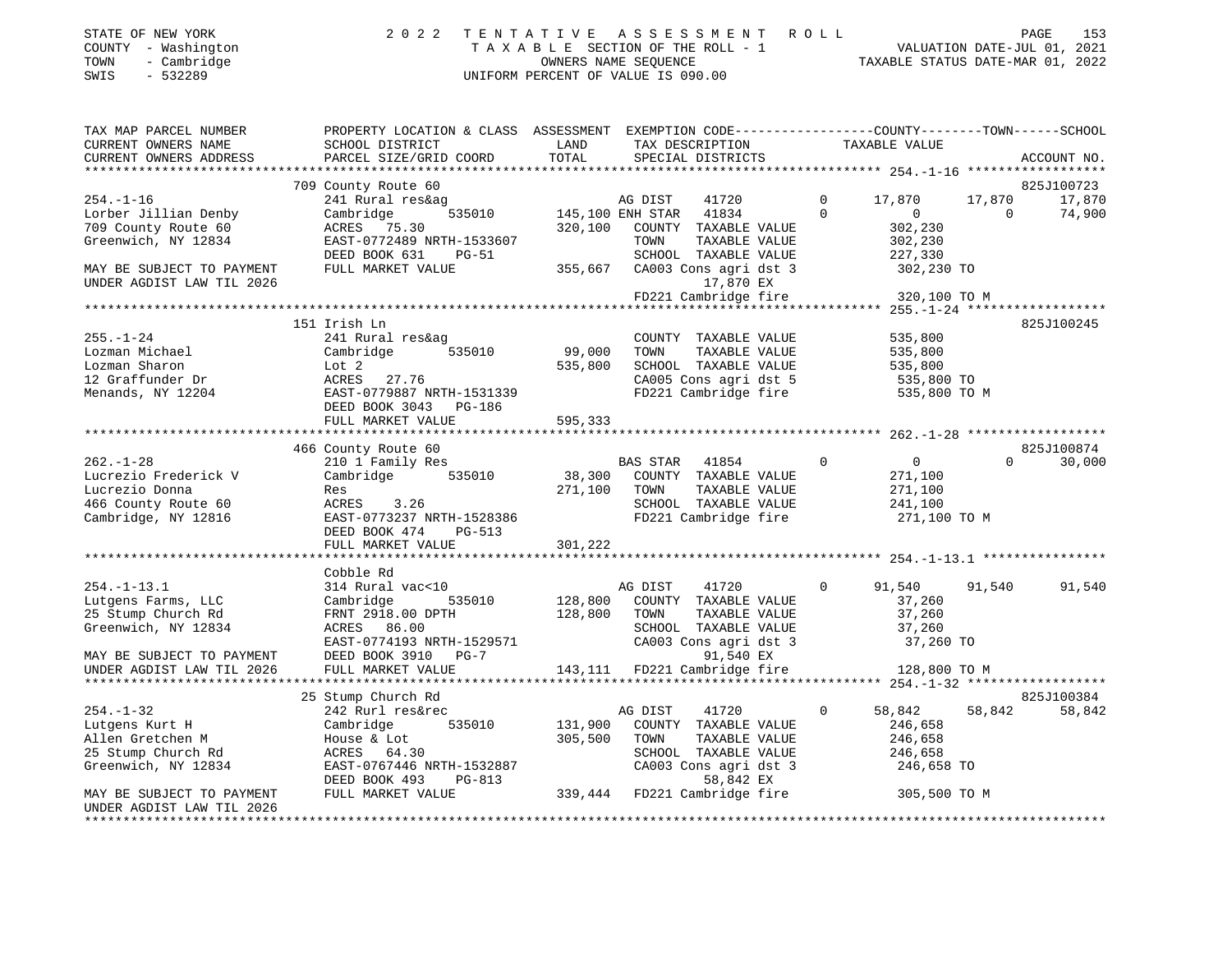STATE OF NEW YORK
COUNTY - Washington
TOWN - Cambridge
SWIS - 532289

# 2022 TENTATIVE ASSESSMENT ROLL
TAXABLE SECTION OF THE ROLL - 1
OWNERS NAME SEQUENCE
UNIFORM PERCENT OF VALUE IS 090.00

VALUATION DATE-JUL 01, 2021
TAXABLE STATUS DATE-MAR 01, 2022

```
TAX MAP PARCEL NUMBER          PROPERTY LOCATION & CLASS  ASSESSMENT  EXEMPTION CODE------------------COUNTY--------TOWN------SCHOOL
CURRENT OWNERS NAME            SCHOOL DISTRICT              LAND       TAX DESCRIPTION                TAXABLE VALUE
CURRENT OWNERS ADDRESS         PARCEL SIZE/GRID COORD       TOTAL      SPECIAL DISTRICTS                                          ACCOUNT NO.
******************************************************************************************************* 254.-1-16 ******************
                               709 County Route 60                                                                            825J100723
254.-1-16                      241 Rural res&ag                        AG DIST      41720       0      17,870      17,870      17,870
Lorber Jillian Denby           Cambridge      535010       145,100 ENH STAR     41834       0           0           0      74,900
709 County Route 60            ACRES   75.30               320,100    COUNTY  TAXABLE VALUE          302,230
Greenwich, NY 12834            EAST-0772489 NRTH-1533607              TOWN    TAXABLE VALUE          302,230
                               DEED BOOK 631     PG-51                SCHOOL  TAXABLE VALUE          227,330
MAY BE SUBJECT TO PAYMENT      FULL MARKET VALUE           355,667    CA003 Cons agri dst 3          302,230 TO
UNDER AGDIST LAW TIL 2026                                                   17,870 EX
                                                                      FD221 Cambridge fire           320,100 TO M
******************************************************************************************************* 255.-1-24 ******************
                               151 Irish Ln                                                                                   825J100245
255.-1-24                      241 Rural res&ag                       COUNTY  TAXABLE VALUE          535,800
Lozman Michael                 Cambridge      535010        99,000    TOWN    TAXABLE VALUE          535,800
Lozman Sharon                  Lot 2                       535,800    SCHOOL  TAXABLE VALUE          535,800
12 Graffunder Dr               ACRES   27.76                          CA005 Cons agri dst 5          535,800 TO
Menands, NY 12204              EAST-0779887 NRTH-1531339              FD221 Cambridge fire           535,800 TO M
                               DEED BOOK 3043    PG-186
                               FULL MARKET VALUE           595,333
******************************************************************************************************* 262.-1-28 ******************
                               466 County Route 60                                                                            825J100874
262.-1-28                      210 1 Family Res                       BAS STAR     41854       0           0           0      30,000
Lucrezio Frederick V           Cambridge      535010        38,300    COUNTY  TAXABLE VALUE          271,100
Lucrezio Donna                 Res                         271,100    TOWN    TAXABLE VALUE          271,100
466 County Route 60            ACRES    3.26                          SCHOOL  TAXABLE VALUE          241,100
Cambridge, NY 12816            EAST-0773237 NRTH-1528386              FD221 Cambridge fire           271,100 TO M
                               DEED BOOK 474     PG-513
                               FULL MARKET VALUE           301,222
******************************************************************************************************* 254.-1-13.1 ****************
                               Cobble Rd
254.-1-13.1                    314 Rural vac<10                       AG DIST      41720       0      91,540      91,540      91,540
Lutgens Farms, LLC             Cambridge      535010       128,800    COUNTY  TAXABLE VALUE           37,260
25 Stump Church Rd             FRNT 2918.00 DPTH           128,800    TOWN    TAXABLE VALUE           37,260
Greenwich, NY 12834            ACRES   86.00                          SCHOOL  TAXABLE VALUE           37,260
                               EAST-0774193 NRTH-1529571              CA003 Cons agri dst 3           37,260 TO
MAY BE SUBJECT TO PAYMENT      DEED BOOK 3910    PG-7                       91,540 EX
UNDER AGDIST LAW TIL 2026      FULL MARKET VALUE           143,111    FD221 Cambridge fire           128,800 TO M
******************************************************************************************************* 254.-1-32 ******************
                               25 Stump Church Rd                                                                             825J100384
254.-1-32                      242 Rurl res&rec                       AG DIST      41720       0      58,842      58,842      58,842
Lutgens Kurt H                 Cambridge      535010       131,900    COUNTY  TAXABLE VALUE          246,658
Allen Gretchen M               House & Lot                 305,500    TOWN    TAXABLE VALUE          246,658
25 Stump Church Rd             ACRES   64.30                          SCHOOL  TAXABLE VALUE          246,658
Greenwich, NY 12834            EAST-0767446 NRTH-1532887              CA003 Cons agri dst 3          246,658 TO
                               DEED BOOK 493     PG-813                     58,842 EX
MAY BE SUBJECT TO PAYMENT      FULL MARKET VALUE           339,444    FD221 Cambridge fire           305,500 TO M
UNDER AGDIST LAW TIL 2026
************************************************************************************************************************************
```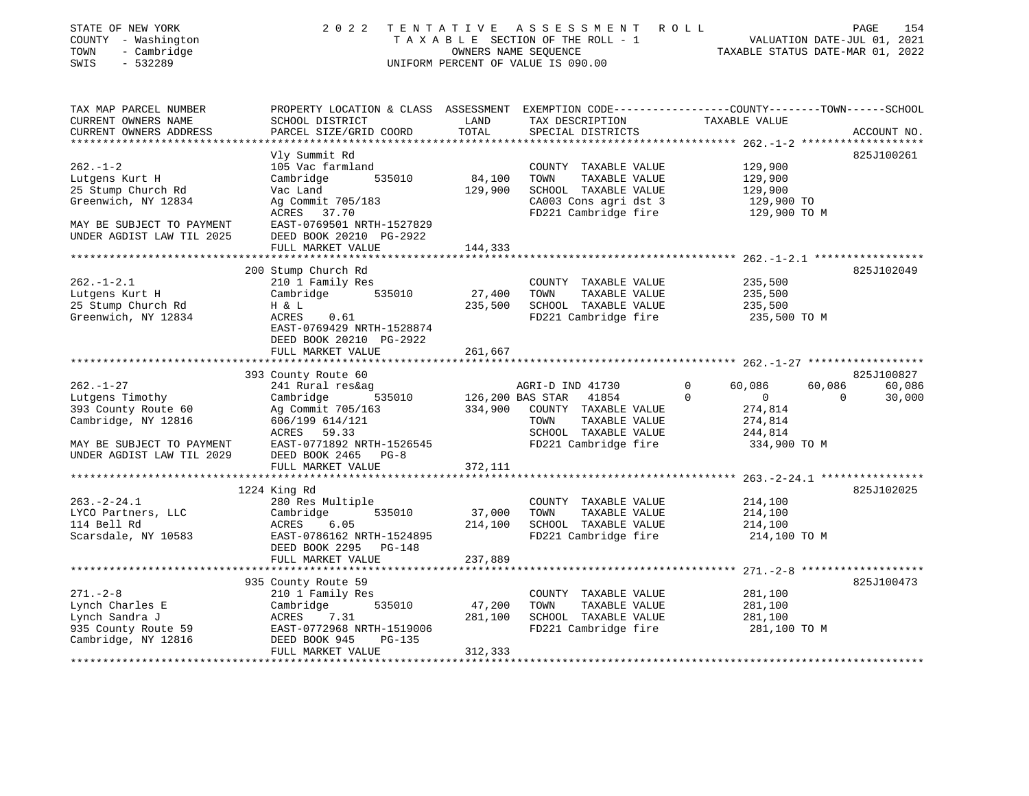STATE OF NEW YORK
COUNTY - Washington
TOWN - Cambridge
SWIS - 532289

# 2022 TENTATIVE ASSESSMENT ROLL
TAXABLE SECTION OF THE ROLL - 1
OWNERS NAME SEQUENCE
UNIFORM PERCENT OF VALUE IS 090.00

VALUATION DATE-JUL 01, 2021
TAXABLE STATUS DATE-MAR 01, 2022

```
TAX MAP PARCEL NUMBER       PROPERTY LOCATION & CLASS  ASSESSMENT  EXEMPTION CODE-----------------COUNTY--------TOWN------SCHOOL
CURRENT OWNERS NAME         SCHOOL DISTRICT              LAND      TAX DESCRIPTION              TAXABLE VALUE
CURRENT OWNERS ADDRESS      PARCEL SIZE/GRID COORD       TOTAL     SPECIAL DISTRICTS                                      ACCOUNT NO.
******************************************************************************************************* 262.-1-2 *******************
                            Vly Summit Rd                                                                                  825J100261
262.-1-2                    105 Vac farmland                       COUNTY  TAXABLE VALUE          129,900
Lutgens Kurt H              Cambridge       535010        84,100   TOWN    TAXABLE VALUE          129,900
25 Stump Church Rd          Vac Land                     129,900   SCHOOL  TAXABLE VALUE          129,900
Greenwich, NY 12834         Ag Commit 705/183                      CA003 Cons agri dst 3           129,900 TO
                            ACRES   37.70                          FD221 Cambridge fire            129,900 TO M
MAY BE SUBJECT TO PAYMENT   EAST-0769501 NRTH-1527829
UNDER AGDIST LAW TIL 2025   DEED BOOK 20210 PG-2922
                            FULL MARKET VALUE            144,333
******************************************************************************************************* 262.-1-2.1 *****************
                            200 Stump Church Rd                                                                            825J102049
262.-1-2.1                  210 1 Family Res                       COUNTY  TAXABLE VALUE          235,500
Lutgens Kurt H              Cambridge       535010        27,400   TOWN    TAXABLE VALUE          235,500
25 Stump Church Rd          H & L                        235,500   SCHOOL  TAXABLE VALUE          235,500
Greenwich, NY 12834         ACRES    0.61                          FD221 Cambridge fire            235,500 TO M
                            EAST-0769429 NRTH-1528874
                            DEED BOOK 20210 PG-2922
                            FULL MARKET VALUE            261,667
******************************************************************************************************* 262.-1-27 ******************
                            393 County Route 60                                                                            825J100827
262.-1-27                   241 Rural res&ag                       AGRI-D IND 41730        0       60,086       60,086       60,086
Lutgens Timothy             Cambridge       535010       126,200 BAS STAR   41854          0            0            0       30,000
393 County Route 60         Ag Commit 705/163            334,900   COUNTY  TAXABLE VALUE          274,814
Cambridge, NY 12816         606/199 614/121                        TOWN    TAXABLE VALUE          274,814
                            ACRES   59.33                          SCHOOL  TAXABLE VALUE          244,814
MAY BE SUBJECT TO PAYMENT   EAST-0771892 NRTH-1526545              FD221 Cambridge fire            334,900 TO M
UNDER AGDIST LAW TIL 2029   DEED BOOK 2465   PG-8
                            FULL MARKET VALUE            372,111
******************************************************************************************************* 263.-2-24.1 ****************
                            1224 King Rd                                                                                   825J102025
263.-2-24.1                 280 Res Multiple                       COUNTY  TAXABLE VALUE          214,100
LYCO Partners, LLC          Cambridge       535010        37,000   TOWN    TAXABLE VALUE          214,100
114 Bell Rd                 ACRES    6.05                214,100   SCHOOL  TAXABLE VALUE          214,100
Scarsdale, NY 10583         EAST-0786162 NRTH-1524895              FD221 Cambridge fire            214,100 TO M
                            DEED BOOK 2295   PG-148
                            FULL MARKET VALUE            237,889
******************************************************************************************************* 271.-2-8 *******************
                            935 County Route 59                                                                            825J100473
271.-2-8                    210 1 Family Res                       COUNTY  TAXABLE VALUE          281,100
Lynch Charles E             Cambridge       535010        47,200   TOWN    TAXABLE VALUE          281,100
Lynch Sandra J              ACRES    7.31                281,100   SCHOOL  TAXABLE VALUE          281,100
935 County Route 59         EAST-0772968 NRTH-1519006              FD221 Cambridge fire            281,100 TO M
Cambridge, NY 12816         DEED BOOK 945    PG-135
                            FULL MARKET VALUE            312,333
************************************************************************************************************************************
```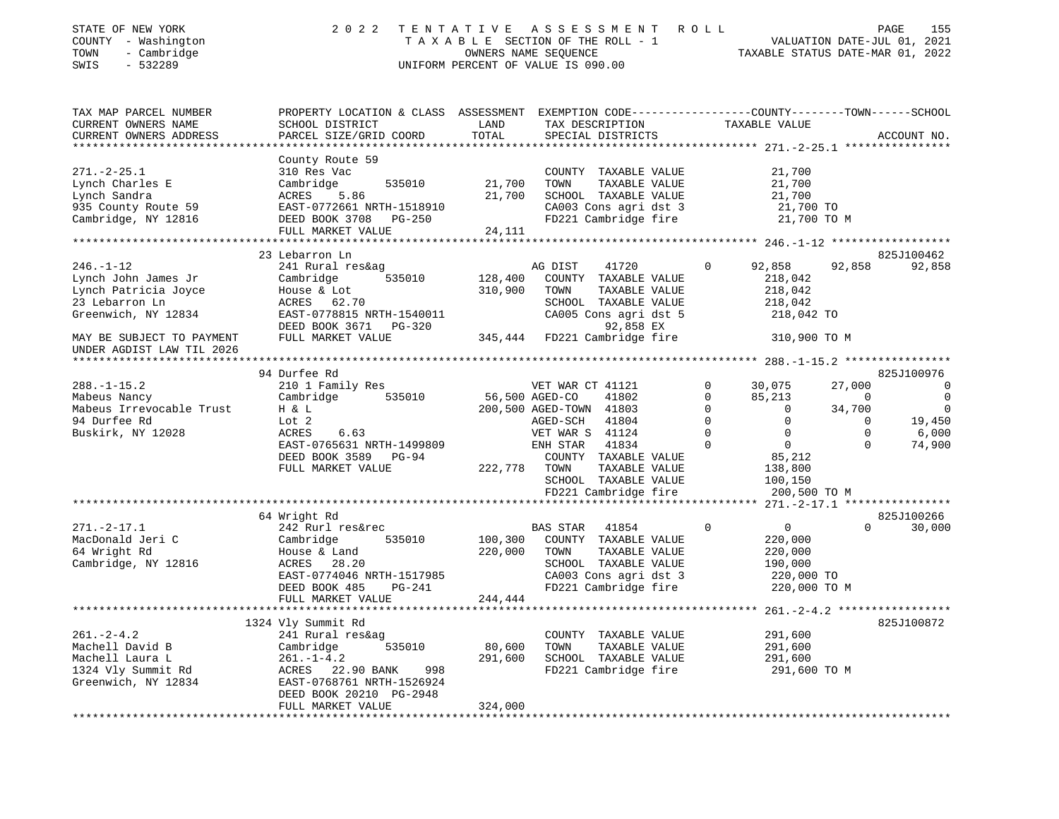STATE OF NEW YORK | COUNTY - Washington | TOWN - Cambridge | SWIS - 532289

# 2022 TENTATIVE ASSESSMENT ROLL

TAXABLE SECTION OF THE ROLL - 1
OWNERS NAME SEQUENCE
UNIFORM PERCENT OF VALUE IS 090.00

VALUATION DATE-JUL 01, 2021
TAXABLE STATUS DATE-MAR 01, 2022

```
TAX MAP PARCEL NUMBER          PROPERTY LOCATION & CLASS  ASSESSMENT  EXEMPTION CODE-----------------COUNTY--------TOWN------SCHOOL
CURRENT OWNERS NAME            SCHOOL DISTRICT             LAND       TAX DESCRIPTION              TAXABLE VALUE
CURRENT OWNERS ADDRESS         PARCEL SIZE/GRID COORD      TOTAL      SPECIAL DISTRICTS                                       ACCOUNT NO.
****************************************************************************************************** 271.-2-25.1 ****************
                               County Route 59
271.-2-25.1                    310 Res Vac                            COUNTY  TAXABLE VALUE            21,700
Lynch Charles E                Cambridge        535010     21,700     TOWN    TAXABLE VALUE            21,700
Lynch Sandra                   ACRES    5.86               21,700     SCHOOL  TAXABLE VALUE            21,700
935 County Route 59            EAST-0772661 NRTH-1518910              CA003 Cons agri dst 3            21,700 TO
Cambridge, NY 12816            DEED BOOK 3708   PG-250                FD221 Cambridge fire             21,700 TO M
                               FULL MARKET VALUE           24,111
****************************************************************************************************** 246.-1-12 ******************
                               23 Lebarron Ln                                                                              825J100462
246.-1-12                      241 Rural res&ag                       AG DIST     41720      0       92,858      92,858      92,858
Lynch John James Jr            Cambridge        535010    128,400     COUNTY  TAXABLE VALUE           218,042
Lynch Patricia Joyce           House & Lot                310,900     TOWN    TAXABLE VALUE           218,042
23 Lebarron Ln                 ACRES   62.70                          SCHOOL  TAXABLE VALUE           218,042
Greenwich, NY 12834            EAST-0778815 NRTH-1540011              CA005 Cons agri dst 5           218,042 TO
                               DEED BOOK 3671   PG-320                      92,858 EX
MAY BE SUBJECT TO PAYMENT      FULL MARKET VALUE          345,444     FD221 Cambridge fire            310,900 TO M
UNDER AGDIST LAW TIL 2026
****************************************************************************************************** 288.-1-15.2 ****************
                               94 Durfee Rd                                                                                825J100976
288.-1-15.2                    210 1 Family Res                       VET WAR CT 41121       0       30,075      27,000           0
Mabeus Nancy                   Cambridge        535010     56,500 AGED-CO     41802      0       85,213           0           0
Mabeus Irrevocable Trust       H & L                      200,500 AGED-TOWN   41803      0            0      34,700           0
94 Durfee Rd                   Lot 2                                  AGED-SCH    41804      0            0           0      19,450
Buskirk, NY 12028              ACRES    6.63                          VET WAR S   41124      0            0           0       6,000
                               EAST-0765631 NRTH-1499809              ENH STAR    41834      0            0           0      74,900
                               DEED BOOK 3589   PG-94                 COUNTY  TAXABLE VALUE            85,212
                               FULL MARKET VALUE          222,778     TOWN    TAXABLE VALUE           138,800
                                                                      SCHOOL  TAXABLE VALUE           100,150
                                                                      FD221 Cambridge fire            200,500 TO M
****************************************************************************************************** 271.-2-17.1 ****************
                               64 Wright Rd                                                                                825J100266
271.-2-17.1                    242 Rurl res&rec                       BAS STAR    41854      0            0           0      30,000
MacDonald Jeri C               Cambridge        535010    100,300     COUNTY  TAXABLE VALUE           220,000
64 Wright Rd                   House & Land               220,000     TOWN    TAXABLE VALUE           220,000
Cambridge, NY 12816            ACRES   28.20                          SCHOOL  TAXABLE VALUE           190,000
                               EAST-0774046 NRTH-1517985              CA003 Cons agri dst 3           220,000 TO
                               DEED BOOK 485    PG-241                FD221 Cambridge fire            220,000 TO M
                               FULL MARKET VALUE          244,444
****************************************************************************************************** 261.-2-4.2 *****************
                               1324 Vly Summit Rd                                                                          825J100872
261.-2-4.2                     241 Rural res&ag                       COUNTY  TAXABLE VALUE           291,600
Machell David B                Cambridge        535010     80,600     TOWN    TAXABLE VALUE           291,600
Machell Laura L                261.-1-4.2                 291,600     SCHOOL  TAXABLE VALUE           291,600
1324 Vly Summit Rd             ACRES   22.90 BANK    998              FD221 Cambridge fire            291,600 TO M
Greenwich, NY 12834            EAST-0768761 NRTH-1526924
                               DEED BOOK 20210  PG-2948
                               FULL MARKET VALUE          324,000
************************************************************************************************************************************
```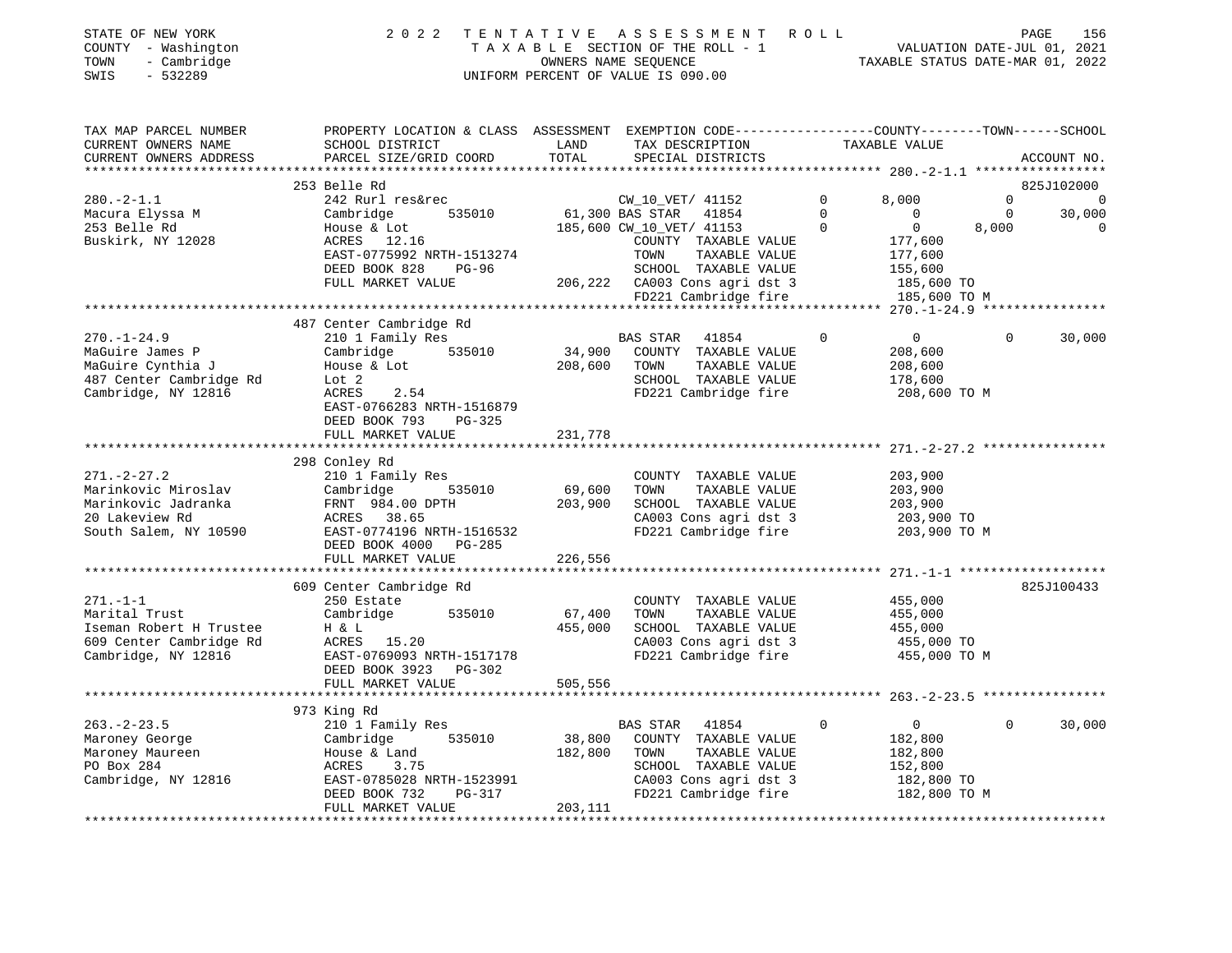STATE OF NEW YORK
COUNTY - Washington
TOWN - Cambridge
SWIS - 532289

2022 TENTATIVE ASSESSMENT ROLL
TAXABLE SECTION OF THE ROLL - 1
OWNERS NAME SEQUENCE
UNIFORM PERCENT OF VALUE IS 090.00

VALUATION DATE-JUL 01, 2021
TAXABLE STATUS DATE-MAR 01, 2022

```
TAX MAP PARCEL NUMBER          PROPERTY LOCATION & CLASS  ASSESSMENT  EXEMPTION CODE------------------COUNTY--------TOWN------SCHOOL
CURRENT OWNERS NAME            SCHOOL DISTRICT               LAND      TAX DESCRIPTION            TAXABLE VALUE
CURRENT OWNERS ADDRESS         PARCEL SIZE/GRID COORD        TOTAL     SPECIAL DISTRICTS                                  ACCOUNT NO.
******************************************************************************************************* 280.-2-1.1 *****************
                               253 Belle Rd                                                                              825J102000
280.-2-1.1                     242 Rurl res&rec                        CW_10_VET/ 41152         0       8,000         0             0
Macura Elyssa M                Cambridge        535010        61,300 BAS STAR   41854          0           0         0        30,000
253 Belle Rd                   House & Lot                   185,600 CW_10_VET/ 41153         0           0     8,000             0
Buskirk, NY 12028              ACRES   12.16                          COUNTY  TAXABLE VALUE             177,600
                               EAST-0775992 NRTH-1513274              TOWN    TAXABLE VALUE             177,600
                               DEED BOOK 828     PG-96                SCHOOL  TAXABLE VALUE             155,600
                               FULL MARKET VALUE             206,222  CA003 Cons agri dst 3             185,600 TO
                                                                      FD221 Cambridge fire              185,600 TO M
******************************************************************************************************* 270.-1-24.9 ****************
                               487 Center Cambridge Rd
270.-1-24.9                    210 1 Family Res                       BAS STAR   41854          0           0         0        30,000
MaGuire James P                Cambridge        535010        34,900  COUNTY  TAXABLE VALUE             208,600
MaGuire Cynthia J              House & Lot                   208,600  TOWN    TAXABLE VALUE             208,600
487 Center Cambridge Rd        Lot 2                                  SCHOOL  TAXABLE VALUE             178,600
Cambridge, NY 12816            ACRES    2.54                          FD221 Cambridge fire              208,600 TO M
                               EAST-0766283 NRTH-1516879
                               DEED BOOK 793     PG-325
                               FULL MARKET VALUE             231,778
******************************************************************************************************* 271.-2-27.2 ****************
                               298 Conley Rd
271.-2-27.2                    210 1 Family Res                       COUNTY  TAXABLE VALUE             203,900
Marinkovic Miroslav            Cambridge        535010        69,600  TOWN    TAXABLE VALUE             203,900
Marinkovic Jadranka            FRNT  984.00 DPTH             203,900  SCHOOL  TAXABLE VALUE             203,900
20 Lakeview Rd                 ACRES   38.65                          CA003 Cons agri dst 3             203,900 TO
South Salem, NY 10590          EAST-0774196 NRTH-1516532              FD221 Cambridge fire              203,900 TO M
                               DEED BOOK 4000    PG-285
                               FULL MARKET VALUE             226,556
******************************************************************************************************* 271.-1-1 *******************
                               609 Center Cambridge Rd                                                                   825J100433
271.-1-1                       250 Estate                             COUNTY  TAXABLE VALUE             455,000
Marital Trust                  Cambridge        535010        67,400  TOWN    TAXABLE VALUE             455,000
Iseman Robert H Trustee        H & L                         455,000  SCHOOL  TAXABLE VALUE             455,000
609 Center Cambridge Rd        ACRES   15.20                          CA003 Cons agri dst 3             455,000 TO
Cambridge, NY 12816            EAST-0769093 NRTH-1517178              FD221 Cambridge fire              455,000 TO M
                               DEED BOOK 3923    PG-302
                               FULL MARKET VALUE             505,556
******************************************************************************************************* 263.-2-23.5 ****************
                               973 King Rd
263.-2-23.5                    210 1 Family Res                       BAS STAR   41854          0           0         0        30,000
Maroney George                 Cambridge        535010        38,800  COUNTY  TAXABLE VALUE             182,800
Maroney Maureen                House & Land                  182,800  TOWN    TAXABLE VALUE             182,800
PO Box 284                     ACRES    3.75                          SCHOOL  TAXABLE VALUE             152,800
Cambridge, NY 12816            EAST-0785028 NRTH-1523991              CA003 Cons agri dst 3             182,800 TO
                               DEED BOOK 732     PG-317               FD221 Cambridge fire              182,800 TO M
                               FULL MARKET VALUE             203,111
************************************************************************************************************************************
```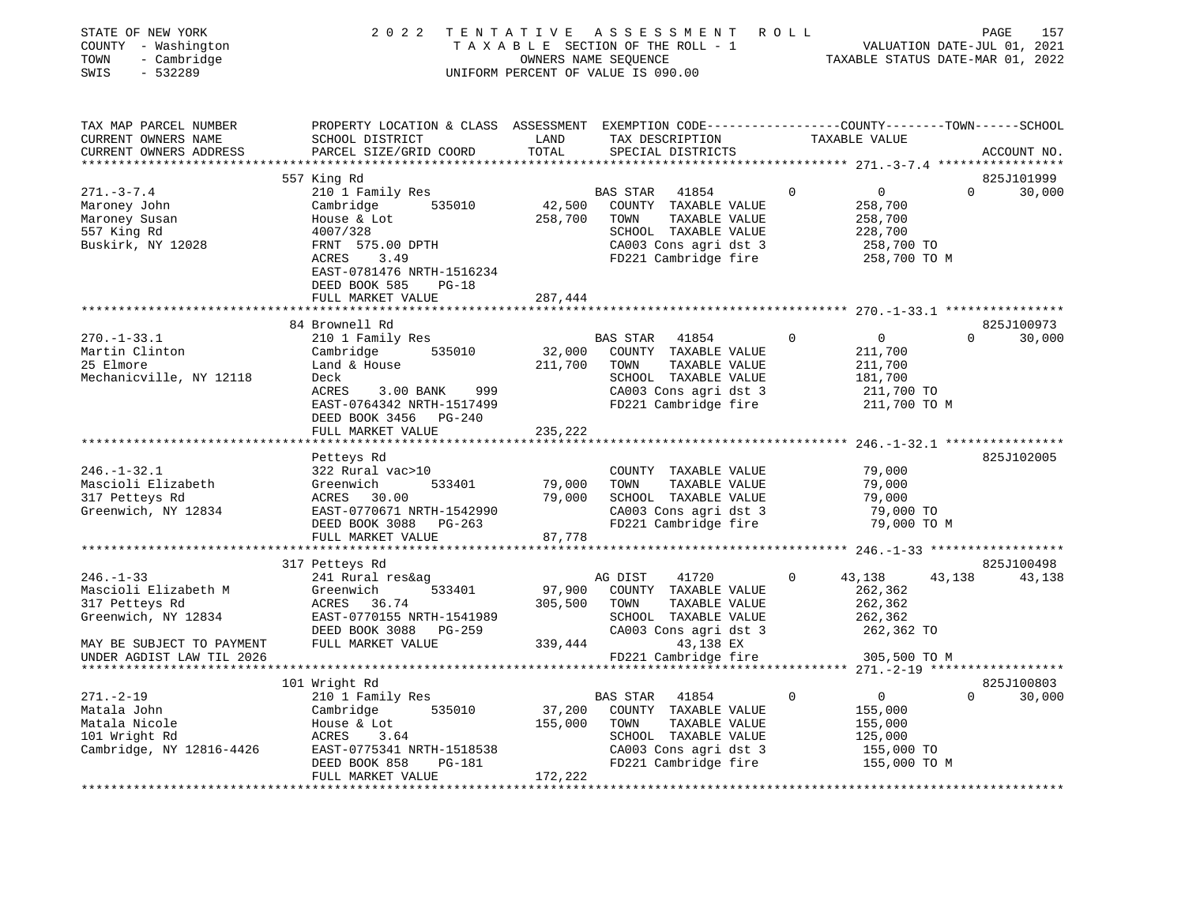STATE OF NEW YORK  
COUNTY - Washington  
TOWN - Cambridge  
SWIS - 532289

2 0 2 2 T E N T A T I V E A S S E S S M E N T R O L L  
T A X A B L E SECTION OF THE ROLL - 1  
OWNERS NAME SEQUENCE  
UNIFORM PERCENT OF VALUE IS 090.00

VALUATION DATE-JUL 01, 2021  
TAXABLE STATUS DATE-MAR 01, 2022

| TAX MAP PARCEL NUMBER<br>CURRENT OWNERS NAME<br>CURRENT OWNERS ADDRESS | PROPERTY LOCATION & CLASS<br>SCHOOL DISTRICT<br>PARCEL SIZE/GRID COORD | ASSESSMENT<br>LAND<br>TOTAL | EXEMPTION CODE<br>TAX DESCRIPTION<br>SPECIAL DISTRICTS | COUNTY | TOWN | SCHOOL<br>TAXABLE VALUE<br>ACCOUNT NO. |
|---|---|---|---|---|---|---|
| **271.-3-7.4** | 557 King Rd | | | | | 825J101999 |
| 271.-3-7.4 | 210 1 Family Res | | BAS STAR 41854 | 0 | 0 | 30,000 |
| Maroney John | Cambridge 535010 | 42,500 | COUNTY TAXABLE VALUE | 258,700 | | |
| Maroney Susan | House & Lot | 258,700 | TOWN TAXABLE VALUE | | 258,700 | |
| 557 King Rd | 4007/328 | | SCHOOL TAXABLE VALUE | | | 228,700 |
| Buskirk, NY 12028 | FRNT 575.00 DPTH | | CA003 Cons agri dst 3 | 258,700 TO | | |
| | ACRES 3.49 | | FD221 Cambridge fire | 258,700 TO M | | |
| | EAST-0781476 NRTH-1516234 | | | | | |
| | DEED BOOK 585 PG-18 | | | | | |
| | FULL MARKET VALUE | 287,444 | | | | |
| **270.-1-33.1** | 84 Brownell Rd | | | | | 825J100973 |
| 270.-1-33.1 | 210 1 Family Res | | BAS STAR 41854 | 0 | 0 | 30,000 |
| Martin Clinton | Cambridge 535010 | 32,000 | COUNTY TAXABLE VALUE | 211,700 | | |
| 25 Elmore | Land & House | 211,700 | TOWN TAXABLE VALUE | | 211,700 | |
| Mechanicville, NY 12118 | Deck | | SCHOOL TAXABLE VALUE | | | 181,700 |
| | ACRES 3.00 BANK 999 | | CA003 Cons agri dst 3 | 211,700 TO | | |
| | EAST-0764342 NRTH-1517499 | | FD221 Cambridge fire | 211,700 TO M | | |
| | DEED BOOK 3456 PG-240 | | | | | |
| | FULL MARKET VALUE | 235,222 | | | | |
| **246.-1-32.1** | Petteys Rd | | | | | 825J102005 |
| 246.-1-32.1 | 322 Rural vac>10 | | COUNTY TAXABLE VALUE | 79,000 | | |
| Mascioli Elizabeth | Greenwich 533401 | 79,000 | TOWN TAXABLE VALUE | | 79,000 | |
| 317 Petteys Rd | ACRES 30.00 | 79,000 | SCHOOL TAXABLE VALUE | | | 79,000 |
| Greenwich, NY 12834 | EAST-0770671 NRTH-1542990 | | CA003 Cons agri dst 3 | 79,000 TO | | |
| | DEED BOOK 3088 PG-263 | | FD221 Cambridge fire | 79,000 TO M | | |
| | FULL MARKET VALUE | 87,778 | | | | |
| **246.-1-33** | 317 Petteys Rd | | | | | 825J100498 |
| 246.-1-33 | 241 Rural res&ag | | AG DIST 41720 | 0 43,138 | 43,138 | 43,138 |
| Mascioli Elizabeth M | Greenwich 533401 | 97,900 | COUNTY TAXABLE VALUE | 262,362 | | |
| 317 Petteys Rd | ACRES 36.74 | 305,500 | TOWN TAXABLE VALUE | | 262,362 | |
| Greenwich, NY 12834 | EAST-0770155 NRTH-1541989 | | SCHOOL TAXABLE VALUE | | | 262,362 |
| | DEED BOOK 3088 PG-259 | | CA003 Cons agri dst 3 | 262,362 TO | | |
| MAY BE SUBJECT TO PAYMENT | FULL MARKET VALUE | 339,444 | 43,138 EX | | | |
| UNDER AGDIST LAW TIL 2026 | | | FD221 Cambridge fire | 305,500 TO M | | |
| **271.-2-19** | 101 Wright Rd | | | | | 825J100803 |
| 271.-2-19 | 210 1 Family Res | | BAS STAR 41854 | 0 | 0 | 30,000 |
| Matala John | Cambridge 535010 | 37,200 | COUNTY TAXABLE VALUE | 155,000 | | |
| Matala Nicole | House & Lot | 155,000 | TOWN TAXABLE VALUE | | 155,000 | |
| 101 Wright Rd | ACRES 3.64 | | SCHOOL TAXABLE VALUE | | | 125,000 |
| Cambridge, NY 12816-4426 | EAST-0775341 NRTH-1518538 | | CA003 Cons agri dst 3 | 155,000 TO | | |
| | DEED BOOK 858 PG-181 | | FD221 Cambridge fire | 155,000 TO M | | |
| | FULL MARKET VALUE | 172,222 | | | | |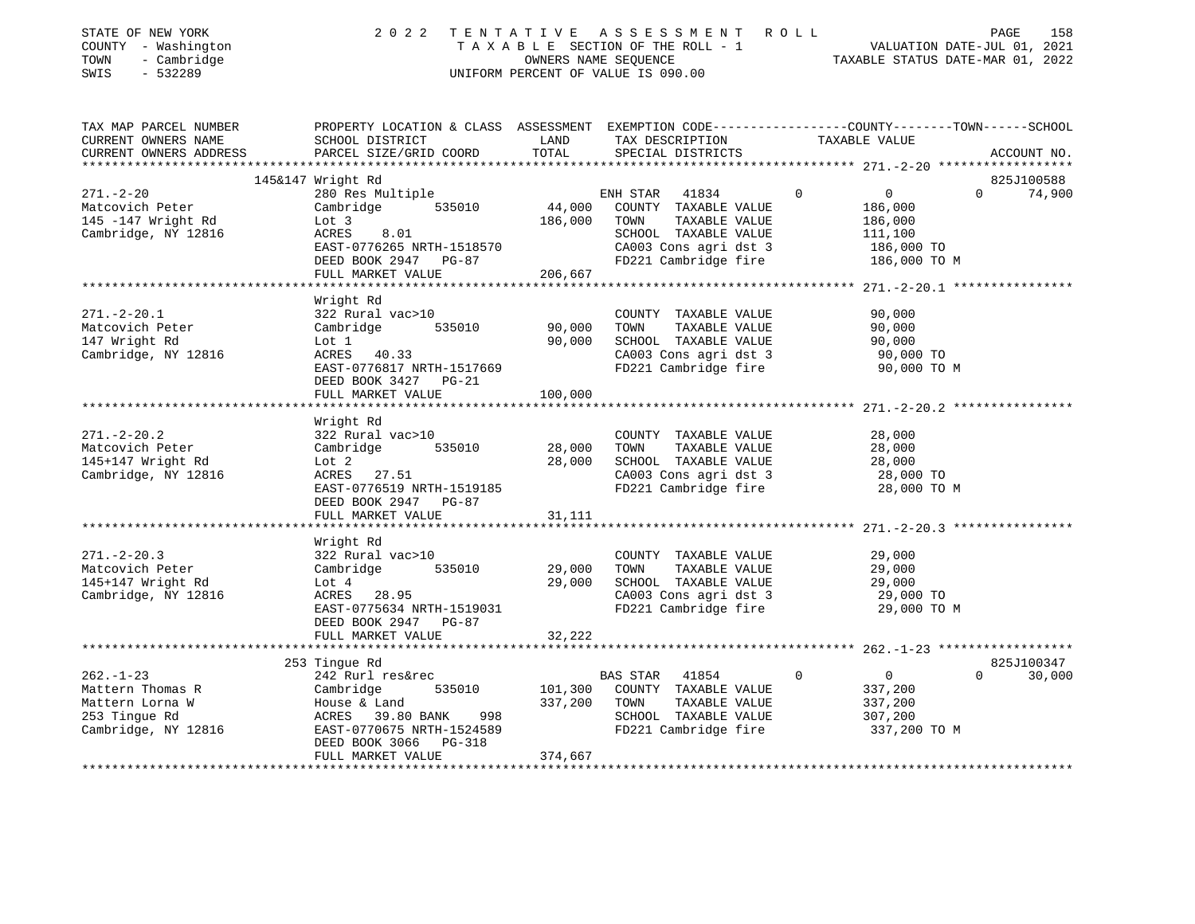STATE OF NEW YORK
COUNTY - Washington
TOWN - Cambridge
SWIS - 532289

2022 TENTATIVE ASSESSMENT ROLL
TAXABLE SECTION OF THE ROLL - 1
OWNERS NAME SEQUENCE
UNIFORM PERCENT OF VALUE IS 090.00

VALUATION DATE-JUL 01, 2021
TAXABLE STATUS DATE-MAR 01, 2022

| TAX MAP PARCEL NUMBER / CURRENT OWNERS NAME / CURRENT OWNERS ADDRESS | PROPERTY LOCATION & CLASS / SCHOOL DISTRICT / PARCEL SIZE/GRID COORD | ASSESSMENT LAND / TOTAL | EXEMPTION CODE / TAX DESCRIPTION / SPECIAL DISTRICTS | COUNTY | TOWN | SCHOOL | TAXABLE VALUE | ACCOUNT NO. |
|---|---|---|---|---|---|---|---|---|
| **271.-2-20** | 145&147 Wright Rd | | | | | | | 825J100588 |
| Matcovich Peter | 280 Res Multiple | | ENH STAR 41834 | 0 | 0 | 74,900 | | |
| 145 -147 Wright Rd | Cambridge 535010 | 44,000 | COUNTY TAXABLE VALUE | | | | 186,000 | |
| Cambridge, NY 12816 | Lot 3 | 186,000 | TOWN TAXABLE VALUE | | | | 186,000 | |
| | ACRES 8.01 | | SCHOOL TAXABLE VALUE | | | | 111,100 | |
| | EAST-0776265 NRTH-1518570 | | CA003 Cons agri dst 3 | | | | 186,000 TO | |
| | DEED BOOK 2947 PG-87 | | FD221 Cambridge fire | | | | 186,000 TO M | |
| | FULL MARKET VALUE | 206,667 | | | | | | |
| **271.-2-20.1** | Wright Rd | | | | | | | |
| Matcovich Peter | 322 Rural vac>10 | | COUNTY TAXABLE VALUE | | | | 90,000 | |
| 147 Wright Rd | Cambridge 535010 | 90,000 | TOWN TAXABLE VALUE | | | | 90,000 | |
| Cambridge, NY 12816 | Lot 1 | 90,000 | SCHOOL TAXABLE VALUE | | | | 90,000 | |
| | ACRES 40.33 | | CA003 Cons agri dst 3 | | | | 90,000 TO | |
| | EAST-0776817 NRTH-1517669 | | FD221 Cambridge fire | | | | 90,000 TO M | |
| | DEED BOOK 3427 PG-21 | | | | | | | |
| | FULL MARKET VALUE | 100,000 | | | | | | |
| **271.-2-20.2** | Wright Rd | | | | | | | |
| Matcovich Peter | 322 Rural vac>10 | | COUNTY TAXABLE VALUE | | | | 28,000 | |
| 145+147 Wright Rd | Cambridge 535010 | 28,000 | TOWN TAXABLE VALUE | | | | 28,000 | |
| Cambridge, NY 12816 | Lot 2 | 28,000 | SCHOOL TAXABLE VALUE | | | | 28,000 | |
| | ACRES 27.51 | | CA003 Cons agri dst 3 | | | | 28,000 TO | |
| | EAST-0776519 NRTH-1519185 | | FD221 Cambridge fire | | | | 28,000 TO M | |
| | DEED BOOK 2947 PG-87 | | | | | | | |
| | FULL MARKET VALUE | 31,111 | | | | | | |
| **271.-2-20.3** | Wright Rd | | | | | | | |
| Matcovich Peter | 322 Rural vac>10 | | COUNTY TAXABLE VALUE | | | | 29,000 | |
| 145+147 Wright Rd | Cambridge 535010 | 29,000 | TOWN TAXABLE VALUE | | | | 29,000 | |
| Cambridge, NY 12816 | Lot 4 | 29,000 | SCHOOL TAXABLE VALUE | | | | 29,000 | |
| | ACRES 28.95 | | CA003 Cons agri dst 3 | | | | 29,000 TO | |
| | EAST-0775634 NRTH-1519031 | | FD221 Cambridge fire | | | | 29,000 TO M | |
| | DEED BOOK 2947 PG-87 | | | | | | | |
| | FULL MARKET VALUE | 32,222 | | | | | | |
| **262.-1-23** | 253 Tingue Rd | | | | | | | 825J100347 |
| Mattern Thomas R | 242 Rurl res&rec | | BAS STAR 41854 | 0 | 0 | 30,000 | | |
| Mattern Lorna W | Cambridge 535010 | 101,300 | COUNTY TAXABLE VALUE | | | | 337,200 | |
| 253 Tingue Rd | House & Land | 337,200 | TOWN TAXABLE VALUE | | | | 337,200 | |
| Cambridge, NY 12816 | ACRES 39.80 BANK 998 | | SCHOOL TAXABLE VALUE | | | | 307,200 | |
| | EAST-0770675 NRTH-1524589 | | FD221 Cambridge fire | | | | 337,200 TO M | |
| | DEED BOOK 3066 PG-318 | | | | | | | |
| | FULL MARKET VALUE | 374,667 | | | | | | |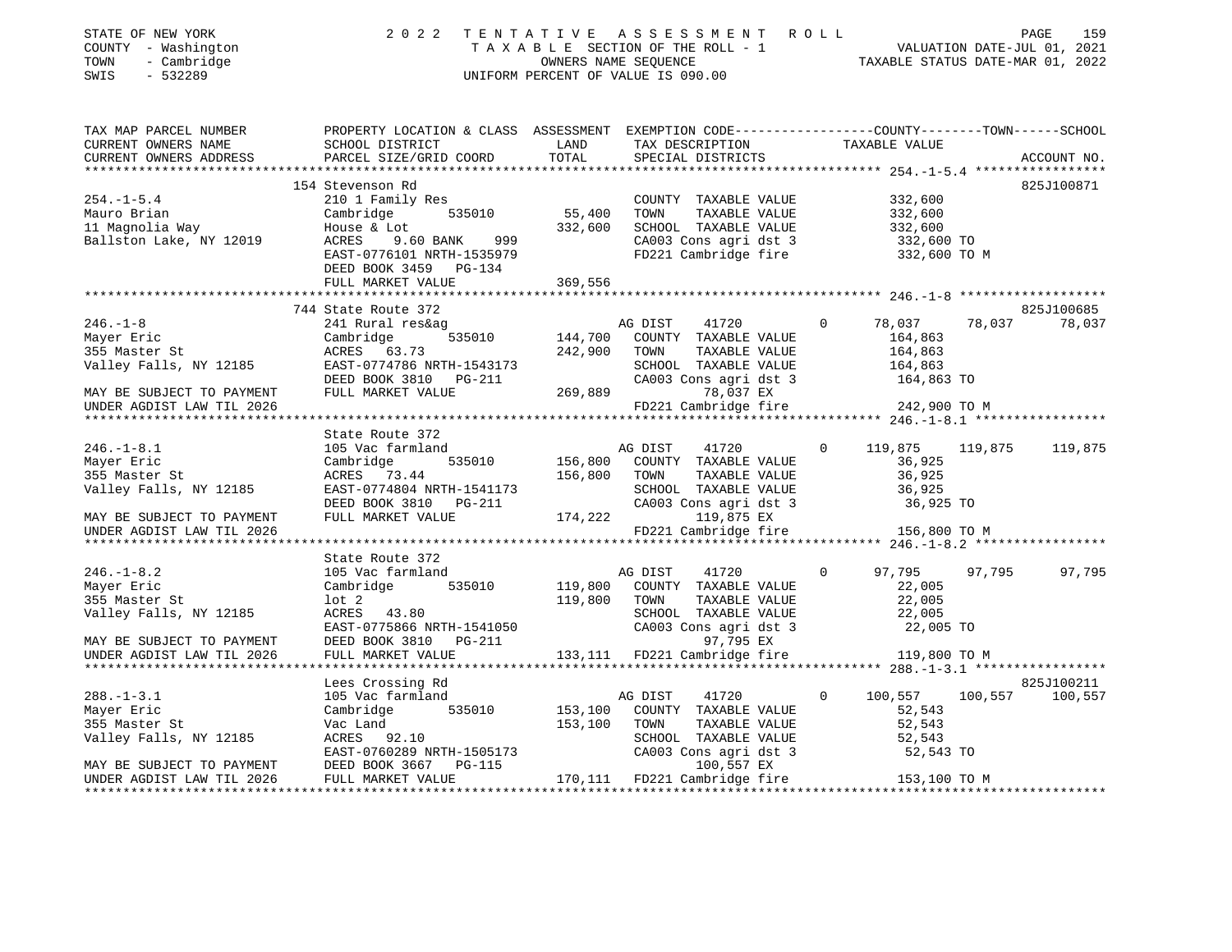STATE OF NEW YORK 2022 TENTATIVE ASSESSMENT ROLL
COUNTY - Washington TAXABLE SECTION OF THE ROLL - 1 VALUATION DATE-JUL 01, 2021
TOWN - Cambridge OWNERS NAME SEQUENCE TAXABLE STATUS DATE-MAR 01, 2022
SWIS - 532289 UNIFORM PERCENT OF VALUE IS 090.00

```
TAX MAP PARCEL NUMBER          PROPERTY LOCATION & CLASS  ASSESSMENT  EXEMPTION CODE-----------------COUNTY--------TOWN------SCHOOL
CURRENT OWNERS NAME            SCHOOL DISTRICT               LAND      TAX DESCRIPTION            TAXABLE VALUE
CURRENT OWNERS ADDRESS         PARCEL SIZE/GRID COORD       TOTAL      SPECIAL DISTRICTS                                   ACCOUNT NO.
******************************************************************************************************* 254.-1-5.4 *****************
                               154 Stevenson Rd                                                                            825J100871
254.-1-5.4                     210 1 Family Res                        COUNTY  TAXABLE VALUE          332,600
Mauro Brian                    Cambridge        535010      55,400     TOWN    TAXABLE VALUE          332,600
11 Magnolia Way                House & Lot                332,600      SCHOOL  TAXABLE VALUE          332,600
Ballston Lake, NY 12019        ACRES    9.60 BANK    999               CA003 Cons agri dst 3           332,600 TO
                               EAST-0776101 NRTH-1535979               FD221 Cambridge fire            332,600 TO M
                               DEED BOOK 3459   PG-134
                               FULL MARKET VALUE          369,556
******************************************************************************************************* 246.-1-8 *******************
                               744 State Route 372                                                                         825J100685
246.-1-8                       241 Rural res&ag                        AG DIST     41720       0        78,037     78,037     78,037
Mayer Eric                     Cambridge        535010     144,700     COUNTY  TAXABLE VALUE          164,863
355 Master St                  ACRES   63.73              242,900      TOWN    TAXABLE VALUE          164,863
Valley Falls, NY 12185         EAST-0774786 NRTH-1543173               SCHOOL  TAXABLE VALUE          164,863
                               DEED BOOK 3810   PG-211                 CA003 Cons agri dst 3           164,863 TO
MAY BE SUBJECT TO PAYMENT      FULL MARKET VALUE          269,889            78,037 EX
UNDER AGDIST LAW TIL 2026                                              FD221 Cambridge fire            242,900 TO M
******************************************************************************************************* 246.-1-8.1 *****************
                               State Route 372
246.-1-8.1                     105 Vac farmland                        AG DIST     41720       0       119,875    119,875    119,875
Mayer Eric                     Cambridge        535010     156,800     COUNTY  TAXABLE VALUE           36,925
355 Master St                  ACRES   73.44              156,800      TOWN    TAXABLE VALUE           36,925
Valley Falls, NY 12185         EAST-0774804 NRTH-1541173               SCHOOL  TAXABLE VALUE           36,925
                               DEED BOOK 3810   PG-211                 CA003 Cons agri dst 3            36,925 TO
MAY BE SUBJECT TO PAYMENT      FULL MARKET VALUE          174,222           119,875 EX
UNDER AGDIST LAW TIL 2026                                              FD221 Cambridge fire            156,800 TO M
******************************************************************************************************* 246.-1-8.2 *****************
                               State Route 372
246.-1-8.2                     105 Vac farmland                        AG DIST     41720       0        97,795     97,795     97,795
Mayer Eric                     Cambridge        535010     119,800     COUNTY  TAXABLE VALUE           22,005
355 Master St                  lot 2                      119,800      TOWN    TAXABLE VALUE           22,005
Valley Falls, NY 12185         ACRES   43.80                           SCHOOL  TAXABLE VALUE           22,005
                               EAST-0775866 NRTH-1541050               CA003 Cons agri dst 3            22,005 TO
MAY BE SUBJECT TO PAYMENT      DEED BOOK 3810   PG-211                       97,795 EX
UNDER AGDIST LAW TIL 2026      FULL MARKET VALUE          133,111      FD221 Cambridge fire            119,800 TO M
******************************************************************************************************* 288.-1-3.1 *****************
                               Lees Crossing Rd                                                                            825J100211
288.-1-3.1                     105 Vac farmland                        AG DIST     41720       0       100,557    100,557    100,557
Mayer Eric                     Cambridge        535010     153,100     COUNTY  TAXABLE VALUE           52,543
355 Master St                  Vac Land                   153,100      TOWN    TAXABLE VALUE           52,543
Valley Falls, NY 12185         ACRES   92.10                           SCHOOL  TAXABLE VALUE           52,543
                               EAST-0760289 NRTH-1505173               CA003 Cons agri dst 3            52,543 TO
MAY BE SUBJECT TO PAYMENT      DEED BOOK 3667   PG-115                      100,557 EX
UNDER AGDIST LAW TIL 2026      FULL MARKET VALUE          170,111      FD221 Cambridge fire            153,100 TO M
************************************************************************************************************************************
```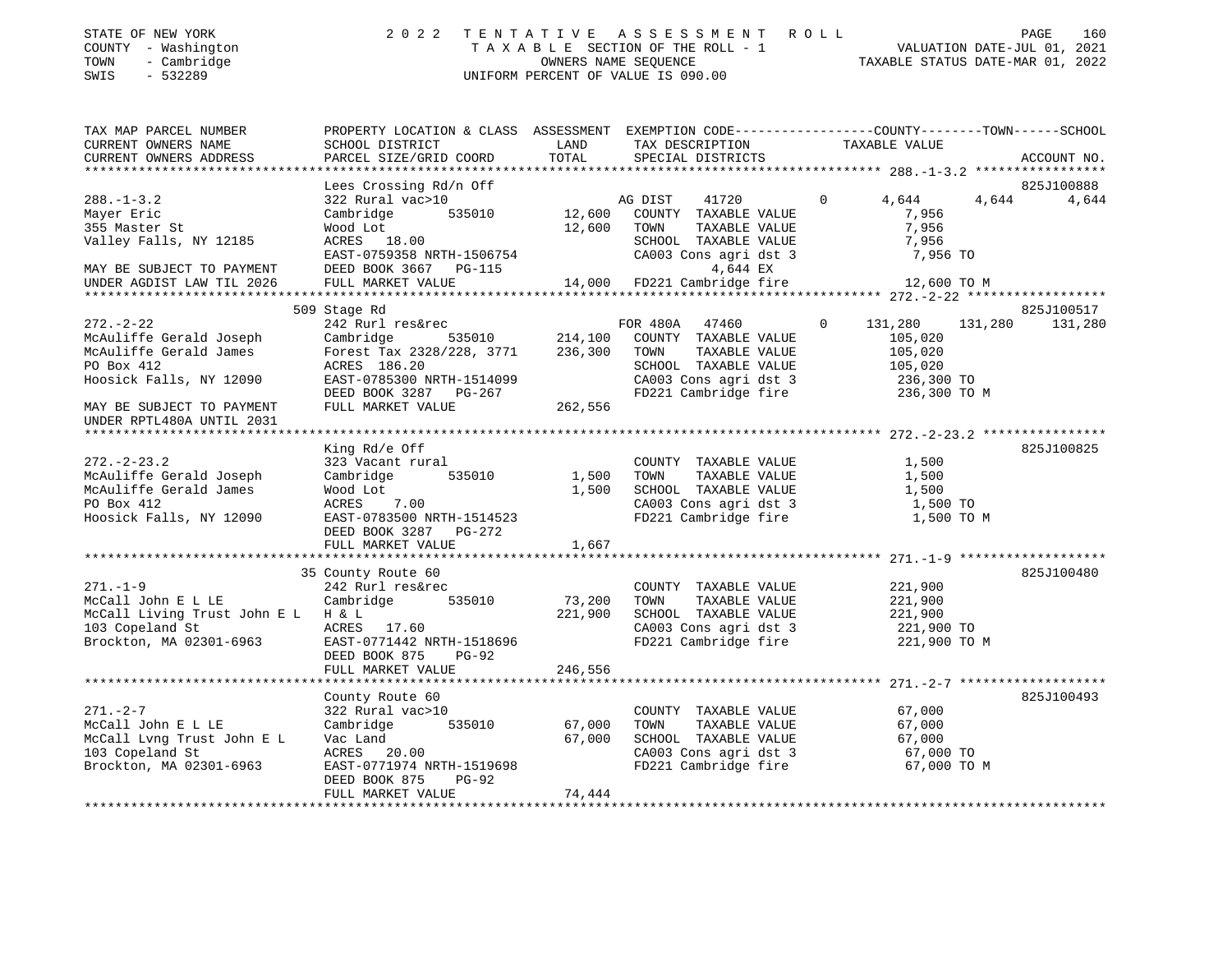STATE OF NEW YORK
COUNTY - Washington
TOWN - Cambridge
SWIS - 532289

2022 TENTATIVE ASSESSMENT ROLL
TAXABLE SECTION OF THE ROLL - 1
OWNERS NAME SEQUENCE
UNIFORM PERCENT OF VALUE IS 090.00

VALUATION DATE-JUL 01, 2021
TAXABLE STATUS DATE-MAR 01, 2022

| TAX MAP PARCEL NUMBER / CURRENT OWNERS NAME / CURRENT OWNERS ADDRESS | PROPERTY LOCATION & CLASS / SCHOOL DISTRICT / PARCEL SIZE/GRID COORD | ASSESSMENT LAND | TOTAL | EXEMPTION CODE / TAX DESCRIPTION / SPECIAL DISTRICTS | COUNTY | TOWN | SCHOOL | ACCOUNT NO. |
|---|---|---|---|---|---|---|---|---|
| **288.-1-3.2** | Lees Crossing Rd/n Off | | | | | | | 825J100888 |
| Mayer Eric | 322 Rural vac>10 | | | AG DIST 41720 0 | 4,644 | 4,644 | 4,644 | |
| 355 Master St | Cambridge 535010 | 12,600 | | COUNTY TAXABLE VALUE | 7,956 | | | |
| Valley Falls, NY 12185 | Wood Lot | | 12,600 | TOWN TAXABLE VALUE | | 7,956 | | |
| | ACRES 18.00 | | | SCHOOL TAXABLE VALUE | | | 7,956 | |
| | EAST-0759358 NRTH-1506754 | | | CA003 Cons agri dst 3 | 7,956 TO | | | |
| MAY BE SUBJECT TO PAYMENT | DEED BOOK 3667 PG-115 | | | 4,644 EX | | | | |
| UNDER AGDIST LAW TIL 2026 | FULL MARKET VALUE | | 14,000 | FD221 Cambridge fire | 12,600 TO M | | | |
| **272.-2-22** | 509 Stage Rd | | | | | | | 825J100517 |
| McAuliffe Gerald Joseph | 242 Rurl res&rec | | | FOR 480A 47460 0 | 131,280 | 131,280 | 131,280 | |
| McAuliffe Gerald James | Cambridge 535010 | 214,100 | | COUNTY TAXABLE VALUE | 105,020 | | | |
| PO Box 412 | Forest Tax 2328/228, 3771 | | 236,300 | TOWN TAXABLE VALUE | | 105,020 | | |
| Hoosick Falls, NY 12090 | ACRES 186.20 | | | SCHOOL TAXABLE VALUE | | | 105,020 | |
| | EAST-0785300 NRTH-1514099 | | | CA003 Cons agri dst 3 | 236,300 TO | | | |
| | DEED BOOK 3287 PG-267 | | | FD221 Cambridge fire | 236,300 TO M | | | |
| MAY BE SUBJECT TO PAYMENT UNDER RPTL480A UNTIL 2031 | FULL MARKET VALUE | | 262,556 | | | | | |
| **272.-2-23.2** | King Rd/e Off | | | | | | | 825J100825 |
| McAuliffe Gerald Joseph | 323 Vacant rural | | | COUNTY TAXABLE VALUE | 1,500 | | | |
| McAuliffe Gerald James | Cambridge 535010 | 1,500 | | TOWN TAXABLE VALUE | | 1,500 | | |
| PO Box 412 | Wood Lot | | 1,500 | SCHOOL TAXABLE VALUE | | | 1,500 | |
| Hoosick Falls, NY 12090 | ACRES 7.00 | | | CA003 Cons agri dst 3 | 1,500 TO | | | |
| | EAST-0783500 NRTH-1514523 | | | FD221 Cambridge fire | 1,500 TO M | | | |
| | DEED BOOK 3287 PG-272 | | | | | | | |
| | FULL MARKET VALUE | | 1,667 | | | | | |
| **271.-1-9** | 35 County Route 60 | | | | | | | 825J100480 |
| McCall John E L LE | 242 Rurl res&rec | | | COUNTY TAXABLE VALUE | 221,900 | | | |
| McCall Living Trust John E L | Cambridge 535010 | 73,200 | | TOWN TAXABLE VALUE | | 221,900 | | |
| 103 Copeland St | H & L | | 221,900 | SCHOOL TAXABLE VALUE | | | 221,900 | |
| Brockton, MA 02301-6963 | ACRES 17.60 | | | CA003 Cons agri dst 3 | 221,900 TO | | | |
| | EAST-0771442 NRTH-1518696 | | | FD221 Cambridge fire | 221,900 TO M | | | |
| | DEED BOOK 875 PG-92 | | | | | | | |
| | FULL MARKET VALUE | | 246,556 | | | | | |
| **271.-2-7** | County Route 60 | | | | | | | 825J100493 |
| McCall John E L LE | 322 Rural vac>10 | | | COUNTY TAXABLE VALUE | 67,000 | | | |
| McCall Lvng Trust John E L | Cambridge 535010 | 67,000 | | TOWN TAXABLE VALUE | | 67,000 | | |
| 103 Copeland St | Vac Land | | 67,000 | SCHOOL TAXABLE VALUE | | | 67,000 | |
| Brockton, MA 02301-6963 | ACRES 20.00 | | | CA003 Cons agri dst 3 | 67,000 TO | | | |
| | EAST-0771974 NRTH-1519698 | | | FD221 Cambridge fire | 67,000 TO M | | | |
| | DEED BOOK 875 PG-92 | | | | | | | |
| | FULL MARKET VALUE | | 74,444 | | | | | |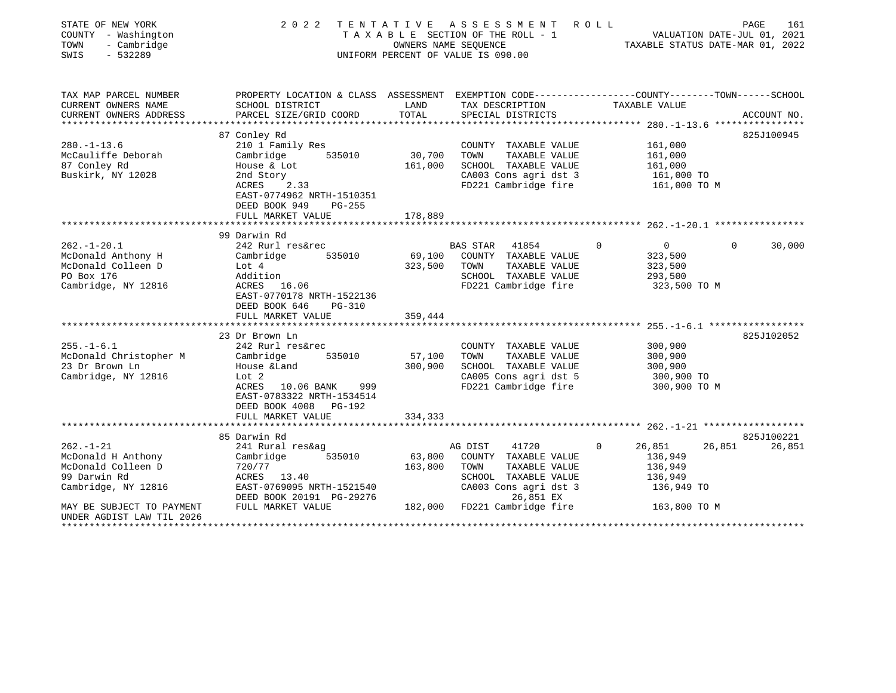STATE OF NEW YORK                    2 0 2 2   T E N T A T I V E   A S S E S S M E N T   R O L L
COUNTY - Washington                  T A X A B L E  SECTION OF THE ROLL - 1                VALUATION DATE-JUL 01, 2021
TOWN   - Cambridge                   OWNERS NAME SEQUENCE                                 TAXABLE STATUS DATE-MAR 01, 2022
SWIS   - 532289                      UNIFORM PERCENT OF VALUE IS 090.00

```
TAX MAP PARCEL NUMBER          PROPERTY LOCATION & CLASS  ASSESSMENT  EXEMPTION CODE-----------------COUNTY--------TOWN------SCHOOL
CURRENT OWNERS NAME            SCHOOL DISTRICT              LAND      TAX DESCRIPTION              TAXABLE VALUE
CURRENT OWNERS ADDRESS         PARCEL SIZE/GRID COORD       TOTAL     SPECIAL DISTRICTS                                    ACCOUNT NO.
****************************************************************************************************** 280.-1-13.6 ****************
                               87 Conley Rd                                                                              825J100945
280.-1-13.6                    210 1 Family Res                       COUNTY  TAXABLE VALUE          161,000
McCauliffe Deborah             Cambridge        535010     30,700     TOWN    TAXABLE VALUE          161,000
87 Conley Rd                   House & Lot                161,000     SCHOOL  TAXABLE VALUE          161,000
Buskirk, NY 12028              2nd Story                              CA003 Cons agri dst 3           161,000 TO
                               ACRES     2.33                         FD221 Cambridge fire            161,000 TO M
                               EAST-0774962 NRTH-1510351
                               DEED BOOK 949    PG-255
                               FULL MARKET VALUE          178,889
****************************************************************************************************** 262.-1-20.1 ****************
                               99 Darwin Rd
262.-1-20.1                    242 Rurl res&rec                       BAS STAR   41854        0          0           0       30,000
McDonald Anthony H             Cambridge        535010     69,100     COUNTY  TAXABLE VALUE          323,500
McDonald Colleen D             Lot 4                      323,500     TOWN    TAXABLE VALUE          323,500
PO Box 176                     Addition                               SCHOOL  TAXABLE VALUE          293,500
Cambridge, NY 12816            ACRES    16.06                         FD221 Cambridge fire            323,500 TO M
                               EAST-0770178 NRTH-1522136
                               DEED BOOK 646    PG-310
                               FULL MARKET VALUE          359,444
****************************************************************************************************** 255.-1-6.1 *****************
                               23 Dr Brown Ln                                                                            825J102052
255.-1-6.1                     242 Rurl res&rec                       COUNTY  TAXABLE VALUE          300,900
McDonald Christopher M         Cambridge        535010     57,100     TOWN    TAXABLE VALUE          300,900
23 Dr Brown Ln                 House &Land                300,900     SCHOOL  TAXABLE VALUE          300,900
Cambridge, NY 12816            Lot 2                                  CA005 Cons agri dst 5           300,900 TO
                               ACRES    10.06 BANK     999            FD221 Cambridge fire            300,900 TO M
                               EAST-0783322 NRTH-1534514
                               DEED BOOK 4008   PG-192
                               FULL MARKET VALUE          334,333
****************************************************************************************************** 262.-1-21 ******************
                               85 Darwin Rd                                                                              825J100221
262.-1-21                      241 Rural res&ag                       AG DIST    41720        0     26,851      26,851      26,851
McDonald H Anthony             Cambridge        535010     63,800     COUNTY  TAXABLE VALUE          136,949
McDonald Colleen D             720/77                     163,800     TOWN    TAXABLE VALUE          136,949
99 Darwin Rd                   ACRES    13.40                         SCHOOL  TAXABLE VALUE          136,949
Cambridge, NY 12816            EAST-0769095 NRTH-1521540              CA003 Cons agri dst 3           136,949 TO
                               DEED BOOK 20191 PG-29276                      26,851 EX
MAY BE SUBJECT TO PAYMENT      FULL MARKET VALUE          182,000     FD221 Cambridge fire            163,800 TO M
UNDER AGDIST LAW TIL 2026
************************************************************************************************************************************
```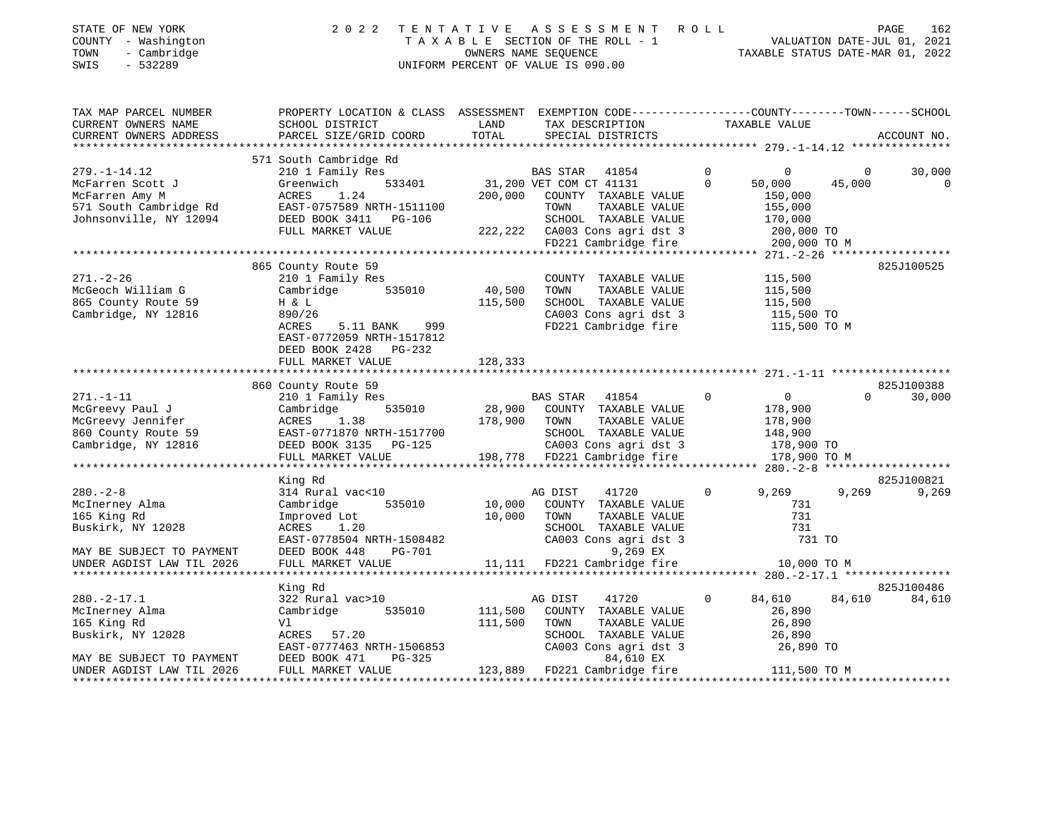STATE OF NEW YORK
COUNTY - Washington
TOWN - Cambridge
SWIS - 532289

2 0 2 2 T E N T A T I V E A S S E S S M E N T R O L L
T A X A B L E SECTION OF THE ROLL - 1
OWNERS NAME SEQUENCE
UNIFORM PERCENT OF VALUE IS 090.00

VALUATION DATE-JUL 01, 2021
TAXABLE STATUS DATE-MAR 01, 2022

| TAX MAP PARCEL NUMBER / CURRENT OWNERS NAME / CURRENT OWNERS ADDRESS | PROPERTY LOCATION & CLASS / SCHOOL DISTRICT / PARCEL SIZE/GRID COORD | ASSESSMENT LAND | TOTAL | EXEMPTION CODE / TAX DESCRIPTION / SPECIAL DISTRICTS | COUNTY TAXABLE VALUE | TOWN | SCHOOL | ACCOUNT NO. |
|---|---|---|---|---|---|---|---|---|
| **279.-1-14.12** | 571 South Cambridge Rd | | | | | | | |
| 279.-1-14.12 | 210 1 Family Res | | | BAS STAR 41854 0 | 0 | 0 | 30,000 | |
| McFarren Scott J | Greenwich 533401 | 31,200 | | VET COM CT 41131 0 | 50,000 | 45,000 | 0 | |
| McFarren Amy M | ACRES 1.24 | | 200,000 | COUNTY TAXABLE VALUE | 150,000 | | | |
| 571 South Cambridge Rd | EAST-0757589 NRTH-1511100 | | | TOWN TAXABLE VALUE | 155,000 | | | |
| Johnsonville, NY 12094 | DEED BOOK 3411 PG-106 | | | SCHOOL TAXABLE VALUE | 170,000 | | | |
| | FULL MARKET VALUE | | 222,222 | CA003 Cons agri dst 3 | 200,000 TO | | | |
| | | | | FD221 Cambridge fire | 200,000 TO M | | | |
| **271.-2-26** | 865 County Route 59 | | | | | | | 825J100525 |
| 271.-2-26 | 210 1 Family Res | | | COUNTY TAXABLE VALUE | 115,500 | | | |
| McGeoch William G | Cambridge 535010 | 40,500 | | TOWN TAXABLE VALUE | 115,500 | | | |
| 865 County Route 59 | H & L | | 115,500 | SCHOOL TAXABLE VALUE | 115,500 | | | |
| Cambridge, NY 12816 | 890/26 | | | CA003 Cons agri dst 3 | 115,500 TO | | | |
| | ACRES 5.11 BANK 999 | | | FD221 Cambridge fire | 115,500 TO M | | | |
| | EAST-0772059 NRTH-1517812 | | | | | | | |
| | DEED BOOK 2428 PG-232 | | | | | | | |
| | FULL MARKET VALUE | | 128,333 | | | | | |
| **271.-1-11** | 860 County Route 59 | | | | | | | 825J100388 |
| 271.-1-11 | 210 1 Family Res | | | BAS STAR 41854 0 | 0 | 0 | 30,000 | |
| McGreevy Paul J | Cambridge 535010 | 28,900 | | COUNTY TAXABLE VALUE | 178,900 | | | |
| McGreevy Jennifer | ACRES 1.38 | | 178,900 | TOWN TAXABLE VALUE | 178,900 | | | |
| 860 County Route 59 | EAST-0771870 NRTH-1517700 | | | SCHOOL TAXABLE VALUE | 148,900 | | | |
| Cambridge, NY 12816 | DEED BOOK 3135 PG-125 | | | CA003 Cons agri dst 3 | 178,900 TO | | | |
| | FULL MARKET VALUE | | 198,778 | FD221 Cambridge fire | 178,900 TO M | | | |
| **280.-2-8** | King Rd | | | | | | | 825J100821 |
| 280.-2-8 | 314 Rural vac<10 | | | AG DIST 41720 0 | 9,269 | 9,269 | 9,269 | |
| McInerney Alma | Cambridge 535010 | 10,000 | | COUNTY TAXABLE VALUE | 731 | | | |
| 165 King Rd | Improved Lot | | 10,000 | TOWN TAXABLE VALUE | 731 | | | |
| Buskirk, NY 12028 | ACRES 1.20 | | | SCHOOL TAXABLE VALUE | 731 | | | |
| | EAST-0778504 NRTH-1508482 | | | CA003 Cons agri dst 3 | 731 TO | | | |
| MAY BE SUBJECT TO PAYMENT | DEED BOOK 448 PG-701 | | | 9,269 EX | | | | |
| UNDER AGDIST LAW TIL 2026 | FULL MARKET VALUE | | 11,111 | FD221 Cambridge fire | 10,000 TO M | | | |
| **280.-2-17.1** | King Rd | | | | | | | 825J100486 |
| 280.-2-17.1 | 322 Rural vac>10 | | | AG DIST 41720 0 | 84,610 | 84,610 | 84,610 | |
| McInerney Alma | Cambridge 535010 | 111,500 | | COUNTY TAXABLE VALUE | 26,890 | | | |
| 165 King Rd | Vl | | 111,500 | TOWN TAXABLE VALUE | 26,890 | | | |
| Buskirk, NY 12028 | ACRES 57.20 | | | SCHOOL TAXABLE VALUE | 26,890 | | | |
| | EAST-0777463 NRTH-1506853 | | | CA003 Cons agri dst 3 | 26,890 TO | | | |
| MAY BE SUBJECT TO PAYMENT | DEED BOOK 471 PG-325 | | | 84,610 EX | | | | |
| UNDER AGDIST LAW TIL 2026 | FULL MARKET VALUE | | 123,889 | FD221 Cambridge fire | 111,500 TO M | | | |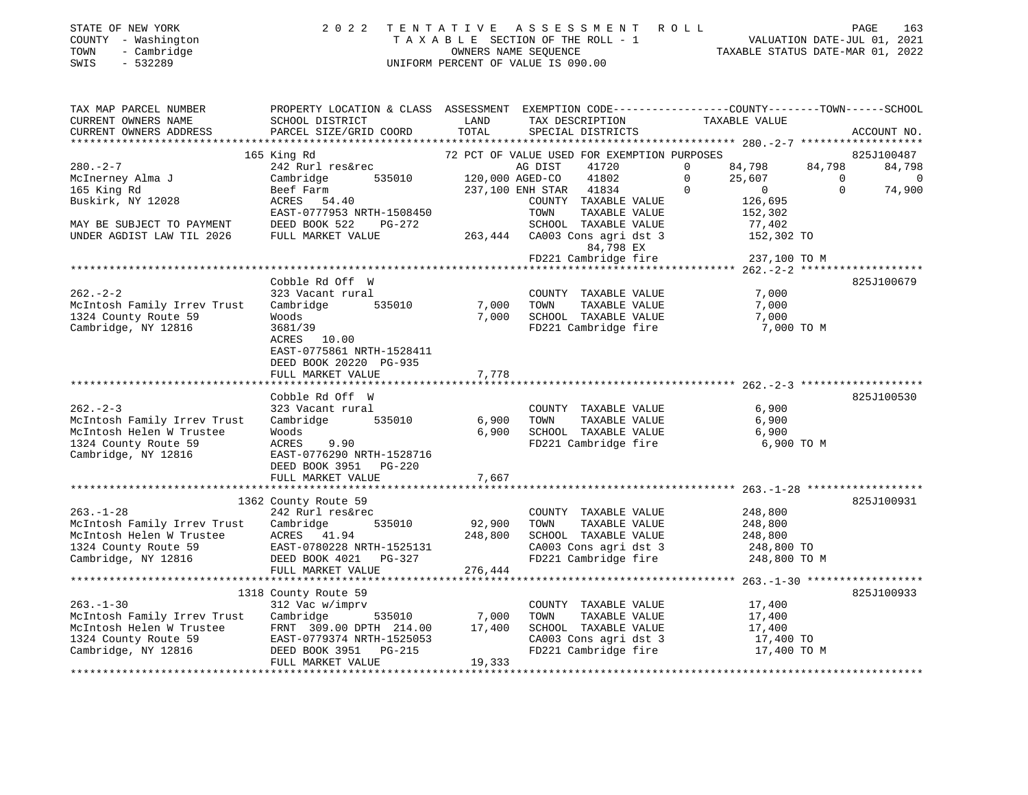STATE OF NEW YORK
COUNTY - Washington
TOWN - Cambridge
SWIS - 532289

2022 TENTATIVE ASSESSMENT ROLL
TAXABLE SECTION OF THE ROLL - 1
OWNERS NAME SEQUENCE
UNIFORM PERCENT OF VALUE IS 090.00

VALUATION DATE-JUL 01, 2021
TAXABLE STATUS DATE-MAR 01, 2022

| TAX MAP PARCEL NUMBER / CURRENT OWNERS NAME / CURRENT OWNERS ADDRESS | PROPERTY LOCATION & CLASS / SCHOOL DISTRICT / PARCEL SIZE/GRID COORD | ASSESSMENT LAND / TOTAL | EXEMPTION CODE / TAX DESCRIPTION / SPECIAL DISTRICTS | COUNTY TAXABLE VALUE | TOWN | SCHOOL | ACCOUNT NO. |
|---|---|---|---|---|---|---|---|
| **280.-2-7** | 165 King Rd | | 72 PCT OF VALUE USED FOR EXEMPTION PURPOSES | | | | 825J100487 |
| | 242 Rurl res&rec | | AG DIST 41720 0 | 84,798 | 84,798 | 84,798 | |
| McInerney Alma J | Cambridge 535010 | 120,000 | AGED-CO 41802 0 | 25,607 | 0 | 0 | |
| 165 King Rd | Beef Farm | 237,100 | ENH STAR 41834 0 | 0 | 0 | 74,900 | |
| Buskirk, NY 12028 | ACRES 54.40 | | COUNTY TAXABLE VALUE | 126,695 | | | |
| | EAST-0777953 NRTH-1508450 | | TOWN TAXABLE VALUE | 152,302 | | | |
| MAY BE SUBJECT TO PAYMENT | DEED BOOK 522 PG-272 | | SCHOOL TAXABLE VALUE | 77,402 | | | |
| UNDER AGDIST LAW TIL 2026 | FULL MARKET VALUE | 263,444 | CA003 Cons agri dst 3 | 152,302 TO | | | |
| | | | 84,798 EX | | | | |
| | | | FD221 Cambridge fire | 237,100 TO M | | | |
| **262.-2-2** | Cobble Rd Off W | | | | | | 825J100679 |
| | 323 Vacant rural | | COUNTY TAXABLE VALUE | 7,000 | | | |
| McIntosh Family Irrev Trust | Cambridge 535010 | 7,000 | TOWN TAXABLE VALUE | 7,000 | | | |
| 1324 County Route 59 | Woods | 7,000 | SCHOOL TAXABLE VALUE | 7,000 | | | |
| Cambridge, NY 12816 | 3681/39 | | FD221 Cambridge fire | 7,000 TO M | | | |
| | ACRES 10.00 | | | | | | |
| | EAST-0775861 NRTH-1528411 | | | | | | |
| | DEED BOOK 20220 PG-935 | | | | | | |
| | FULL MARKET VALUE | 7,778 | | | | | |
| **262.-2-3** | Cobble Rd Off W | | | | | | 825J100530 |
| | 323 Vacant rural | | COUNTY TAXABLE VALUE | 6,900 | | | |
| McIntosh Family Irrev Trust | Cambridge 535010 | 6,900 | TOWN TAXABLE VALUE | 6,900 | | | |
| McIntosh Helen W Trustee | Woods | 6,900 | SCHOOL TAXABLE VALUE | 6,900 | | | |
| 1324 County Route 59 | ACRES 9.90 | | FD221 Cambridge fire | 6,900 TO M | | | |
| Cambridge, NY 12816 | EAST-0776290 NRTH-1528716 | | | | | | |
| | DEED BOOK 3951 PG-220 | | | | | | |
| | FULL MARKET VALUE | 7,667 | | | | | |
| **263.-1-28** | 1362 County Route 59 | | | | | | 825J100931 |
| | 242 Rurl res&rec | | COUNTY TAXABLE VALUE | 248,800 | | | |
| McIntosh Family Irrev Trust | Cambridge 535010 | 92,900 | TOWN TAXABLE VALUE | 248,800 | | | |
| McIntosh Helen W Trustee | ACRES 41.94 | 248,800 | SCHOOL TAXABLE VALUE | 248,800 | | | |
| 1324 County Route 59 | EAST-0780228 NRTH-1525131 | | CA003 Cons agri dst 3 | 248,800 TO | | | |
| Cambridge, NY 12816 | DEED BOOK 4021 PG-327 | | FD221 Cambridge fire | 248,800 TO M | | | |
| | FULL MARKET VALUE | 276,444 | | | | | |
| **263.-1-30** | 1318 County Route 59 | | | | | | 825J100933 |
| | 312 Vac w/imprv | | COUNTY TAXABLE VALUE | 17,400 | | | |
| McIntosh Family Irrev Trust | Cambridge 535010 | 7,000 | TOWN TAXABLE VALUE | 17,400 | | | |
| McIntosh Helen W Trustee | FRNT 309.00 DPTH 214.00 | 17,400 | SCHOOL TAXABLE VALUE | 17,400 | | | |
| 1324 County Route 59 | EAST-0779374 NRTH-1525053 | | CA003 Cons agri dst 3 | 17,400 TO | | | |
| Cambridge, NY 12816 | DEED BOOK 3951 PG-215 | | FD221 Cambridge fire | 17,400 TO M | | | |
| | FULL MARKET VALUE | 19,333 | | | | | |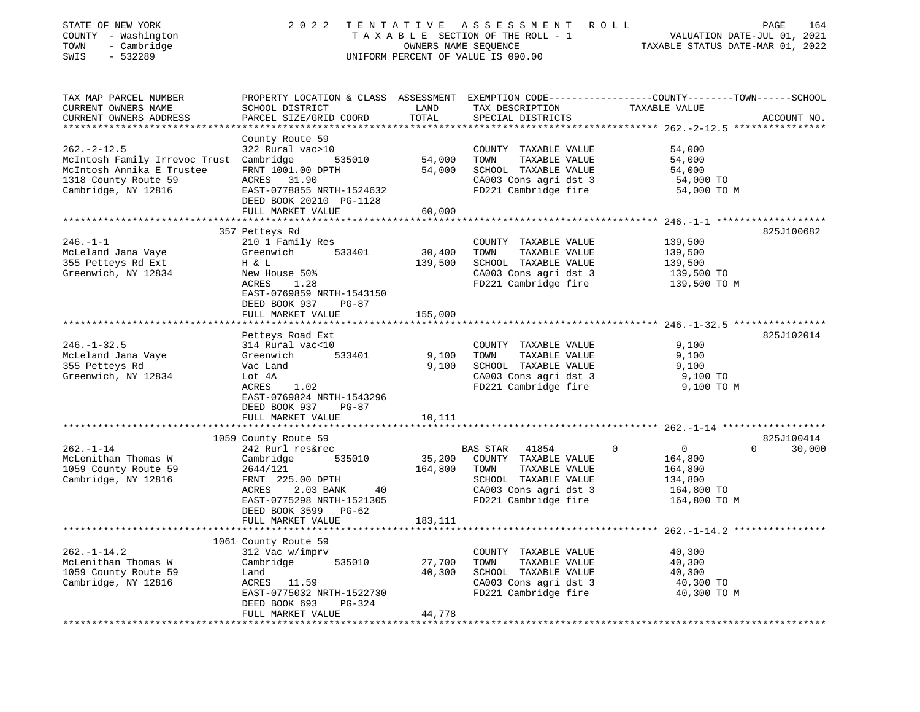STATE OF NEW YORK 2022 TENTATIVE ASSESSMENT ROLL
COUNTY - Washington TAXABLE SECTION OF THE ROLL - 1 VALUATION DATE-JUL 01, 2021
TOWN - Cambridge OWNERS NAME SEQUENCE TAXABLE STATUS DATE-MAR 01, 2022
SWIS - 532289 UNIFORM PERCENT OF VALUE IS 090.00

| TAX MAP PARCEL NUMBER / CURRENT OWNERS NAME / CURRENT OWNERS ADDRESS | PROPERTY LOCATION & CLASS / SCHOOL DISTRICT / PARCEL SIZE/GRID COORD | ASSESSMENT LAND | TOTAL | EXEMPTION CODE / TAX DESCRIPTION / SPECIAL DISTRICTS | COUNTY | TOWN | SCHOOL TAXABLE VALUE | ACCOUNT NO. |
|---|---|---|---|---|---|---|---|---|
| 262.-2-12.5 | County Route 59 | | | | | | | |
| | 322 Rural vac>10 | | | COUNTY TAXABLE VALUE | 54,000 | | | |
| McIntosh Family Irrevoc Trust | Cambridge 535010 | 54,000 | | TOWN TAXABLE VALUE | | 54,000 | | |
| McIntosh Annika E Trustee | FRNT 1001.00 DPTH | | 54,000 | SCHOOL TAXABLE VALUE | | | 54,000 | |
| 1318 County Route 59 | ACRES 31.90 | | | CA003 Cons agri dst 3 | 54,000 TO | | | |
| Cambridge, NY 12816 | EAST-0778855 NRTH-1524632 | | | FD221 Cambridge fire | 54,000 TO M | | | |
| | DEED BOOK 20210 PG-1128 | | | | | | | |
| | FULL MARKET VALUE | | 60,000 | | | | | |
| 246.-1-1 | 357 Petteys Rd | | | | | | | 825J100682 |
| | 210 1 Family Res | | | COUNTY TAXABLE VALUE | 139,500 | | | |
| McLeland Jana Vaye | Greenwich 533401 | 30,400 | | TOWN TAXABLE VALUE | | 139,500 | | |
| 355 Petteys Rd Ext | H & L | | 139,500 | SCHOOL TAXABLE VALUE | | | 139,500 | |
| Greenwich, NY 12834 | New House 50% | | | CA003 Cons agri dst 3 | 139,500 TO | | | |
| | ACRES 1.28 | | | FD221 Cambridge fire | 139,500 TO M | | | |
| | EAST-0769859 NRTH-1543150 | | | | | | | |
| | DEED BOOK 937 PG-87 | | | | | | | |
| | FULL MARKET VALUE | | 155,000 | | | | | |
| 246.-1-32.5 | Petteys Road Ext | | | | | | | 825J102014 |
| | 314 Rural vac<10 | | | COUNTY TAXABLE VALUE | 9,100 | | | |
| McLeland Jana Vaye | Greenwich 533401 | 9,100 | | TOWN TAXABLE VALUE | | 9,100 | | |
| 355 Petteys Rd | Vac Land | | 9,100 | SCHOOL TAXABLE VALUE | | | 9,100 | |
| Greenwich, NY 12834 | Lot 4A | | | CA003 Cons agri dst 3 | 9,100 TO | | | |
| | ACRES 1.02 | | | FD221 Cambridge fire | 9,100 TO M | | | |
| | EAST-0769824 NRTH-1543296 | | | | | | | |
| | DEED BOOK 937 PG-87 | | | | | | | |
| | FULL MARKET VALUE | | 10,111 | | | | | |
| 262.-1-14 | 1059 County Route 59 | | | | | | | 825J100414 |
| | 242 Rurl res&rec | | | BAS STAR 41854 | 0 | 0 | 30,000 | |
| McLenithan Thomas W | Cambridge 535010 | 35,200 | | COUNTY TAXABLE VALUE | 164,800 | | | |
| 1059 County Route 59 | 2644/121 | | 164,800 | TOWN TAXABLE VALUE | | 164,800 | | |
| Cambridge, NY 12816 | FRNT 225.00 DPTH | | | SCHOOL TAXABLE VALUE | | | 134,800 | |
| | ACRES 2.03 BANK 40 | | | CA003 Cons agri dst 3 | 164,800 TO | | | |
| | EAST-0775298 NRTH-1521305 | | | FD221 Cambridge fire | 164,800 TO M | | | |
| | DEED BOOK 3599 PG-62 | | | | | | | |
| | FULL MARKET VALUE | | 183,111 | | | | | |
| 262.-1-14.2 | 1061 County Route 59 | | | | | | | |
| | 312 Vac w/imprv | | | COUNTY TAXABLE VALUE | 40,300 | | | |
| McLenithan Thomas W | Cambridge 535010 | 27,700 | | TOWN TAXABLE VALUE | | 40,300 | | |
| 1059 County Route 59 | Land | | 40,300 | SCHOOL TAXABLE VALUE | | | 40,300 | |
| Cambridge, NY 12816 | ACRES 11.59 | | | CA003 Cons agri dst 3 | 40,300 TO | | | |
| | EAST-0775032 NRTH-1522730 | | | FD221 Cambridge fire | 40,300 TO M | | | |
| | DEED BOOK 693 PG-324 | | | | | | | |
| | FULL MARKET VALUE | | 44,778 | | | | | |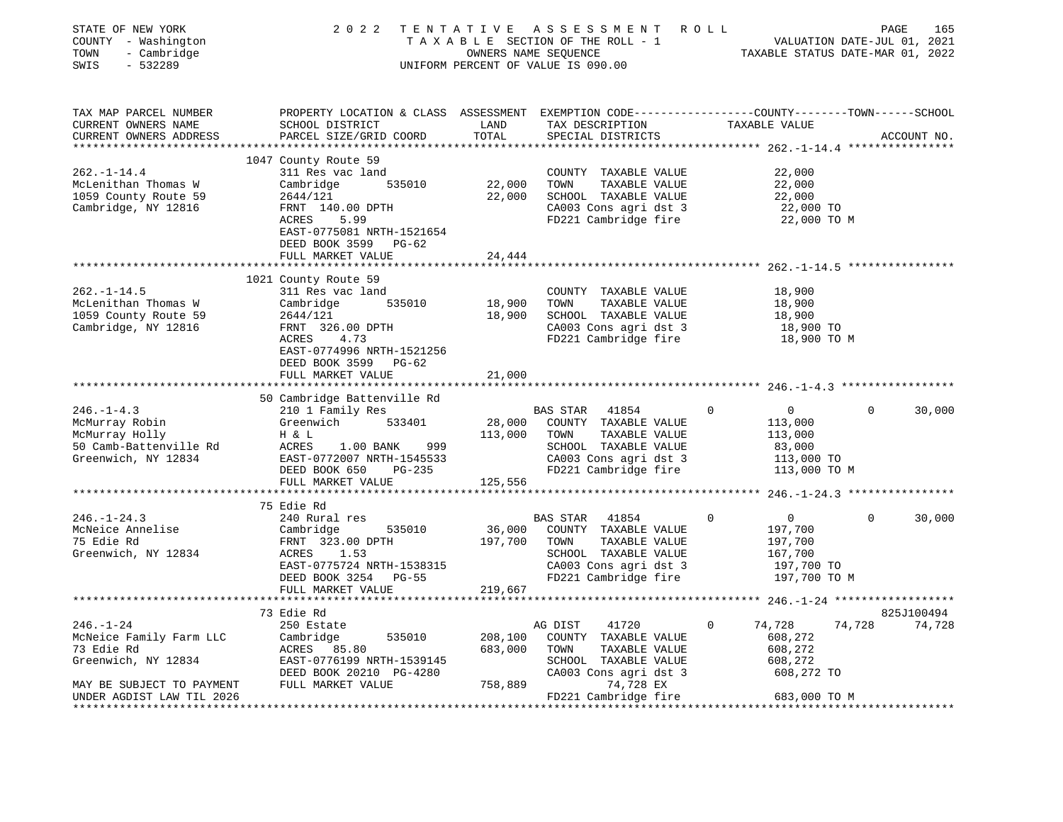STATE OF NEW YORK
COUNTY - Washington
TOWN - Cambridge
SWIS - 532289

2 0 2 2 TENTATIVE ASSESSMENT ROLL
TAXABLE SECTION OF THE ROLL - 1
OWNERS NAME SEQUENCE
UNIFORM PERCENT OF VALUE IS 090.00

VALUATION DATE-JUL 01, 2021
TAXABLE STATUS DATE-MAR 01, 2022

| TAX MAP PARCEL NUMBER / CURRENT OWNERS NAME / CURRENT OWNERS ADDRESS | PROPERTY LOCATION & CLASS / SCHOOL DISTRICT / PARCEL SIZE/GRID COORD | ASSESSMENT LAND / TOTAL | EXEMPTION CODE / TAX DESCRIPTION / SPECIAL DISTRICTS | COUNTY TAXABLE VALUE | TOWN | SCHOOL | ACCOUNT NO. |
|---|---|---|---|---|---|---|---|
| **262.-1-14.4** | 1047 County Route 59 | | | | | | |
| 262.-1-14.4 | 311 Res vac land | | COUNTY TAXABLE VALUE | 22,000 | | | |
| McLenithan Thomas W | Cambridge 535010 | 22,000 | TOWN TAXABLE VALUE | 22,000 | | | |
| 1059 County Route 59 | 2644/121 | 22,000 | SCHOOL TAXABLE VALUE | 22,000 | | | |
| Cambridge, NY 12816 | FRNT 140.00 DPTH | | CA003 Cons agri dst 3 | 22,000 TO | | | |
| | ACRES 5.99 | | FD221 Cambridge fire | 22,000 TO M | | | |
| | EAST-0775081 NRTH-1521654 | | | | | | |
| | DEED BOOK 3599 PG-62 | | | | | | |
| | FULL MARKET VALUE | 24,444 | | | | | |
| **262.-1-14.5** | 1021 County Route 59 | | | | | | |
| 262.-1-14.5 | 311 Res vac land | | COUNTY TAXABLE VALUE | 18,900 | | | |
| McLenithan Thomas W | Cambridge 535010 | 18,900 | TOWN TAXABLE VALUE | 18,900 | | | |
| 1059 County Route 59 | 2644/121 | 18,900 | SCHOOL TAXABLE VALUE | 18,900 | | | |
| Cambridge, NY 12816 | FRNT 326.00 DPTH | | CA003 Cons agri dst 3 | 18,900 TO | | | |
| | ACRES 4.73 | | FD221 Cambridge fire | 18,900 TO M | | | |
| | EAST-0774996 NRTH-1521256 | | | | | | |
| | DEED BOOK 3599 PG-62 | | | | | | |
| | FULL MARKET VALUE | 21,000 | | | | | |
| **246.-1-4.3** | 50 Cambridge Battenville Rd | | | | | | |
| 246.-1-4.3 | 210 1 Family Res | | BAS STAR 41854 | 0 | 0 | 30,000 | |
| McMurray Robin | Greenwich 533401 | 28,000 | COUNTY TAXABLE VALUE | 113,000 | | | |
| McMurray Holly | H & L | 113,000 | TOWN TAXABLE VALUE | 113,000 | | | |
| 50 Camb-Battenville Rd | ACRES 1.00 BANK 999 | | SCHOOL TAXABLE VALUE | 83,000 | | | |
| Greenwich, NY 12834 | EAST-0772007 NRTH-1545533 | | CA003 Cons agri dst 3 | 113,000 TO | | | |
| | DEED BOOK 650 PG-235 | | FD221 Cambridge fire | 113,000 TO M | | | |
| | FULL MARKET VALUE | 125,556 | | | | | |
| **246.-1-24.3** | 75 Edie Rd | | | | | | |
| 246.-1-24.3 | 240 Rural res | | BAS STAR 41854 | 0 | 0 | 30,000 | |
| McNeice Annelise | Cambridge 535010 | 36,000 | COUNTY TAXABLE VALUE | 197,700 | | | |
| 75 Edie Rd | FRNT 323.00 DPTH | 197,700 | TOWN TAXABLE VALUE | 197,700 | | | |
| Greenwich, NY 12834 | ACRES 1.53 | | SCHOOL TAXABLE VALUE | 167,700 | | | |
| | EAST-0775724 NRTH-1538315 | | CA003 Cons agri dst 3 | 197,700 TO | | | |
| | DEED BOOK 3254 PG-55 | | FD221 Cambridge fire | 197,700 TO M | | | |
| | FULL MARKET VALUE | 219,667 | | | | | |
| **246.-1-24** | 73 Edie Rd | | | | | | 825J100494 |
| 246.-1-24 | 250 Estate | | AG DIST 41720 | 74,728 | 74,728 | 74,728 | |
| McNeice Family Farm LLC | Cambridge 535010 | 208,100 | COUNTY TAXABLE VALUE | 608,272 | | | |
| 73 Edie Rd | ACRES 85.80 | 683,000 | TOWN TAXABLE VALUE | 608,272 | | | |
| Greenwich, NY 12834 | EAST-0776199 NRTH-1539145 | | SCHOOL TAXABLE VALUE | 608,272 | | | |
| | DEED BOOK 20210 PG-4280 | | CA003 Cons agri dst 3 | 608,272 TO | | | |
| MAY BE SUBJECT TO PAYMENT | FULL MARKET VALUE | 758,889 | 74,728 EX | | | | |
| UNDER AGDIST LAW TIL 2026 | | | FD221 Cambridge fire | 683,000 TO M | | | |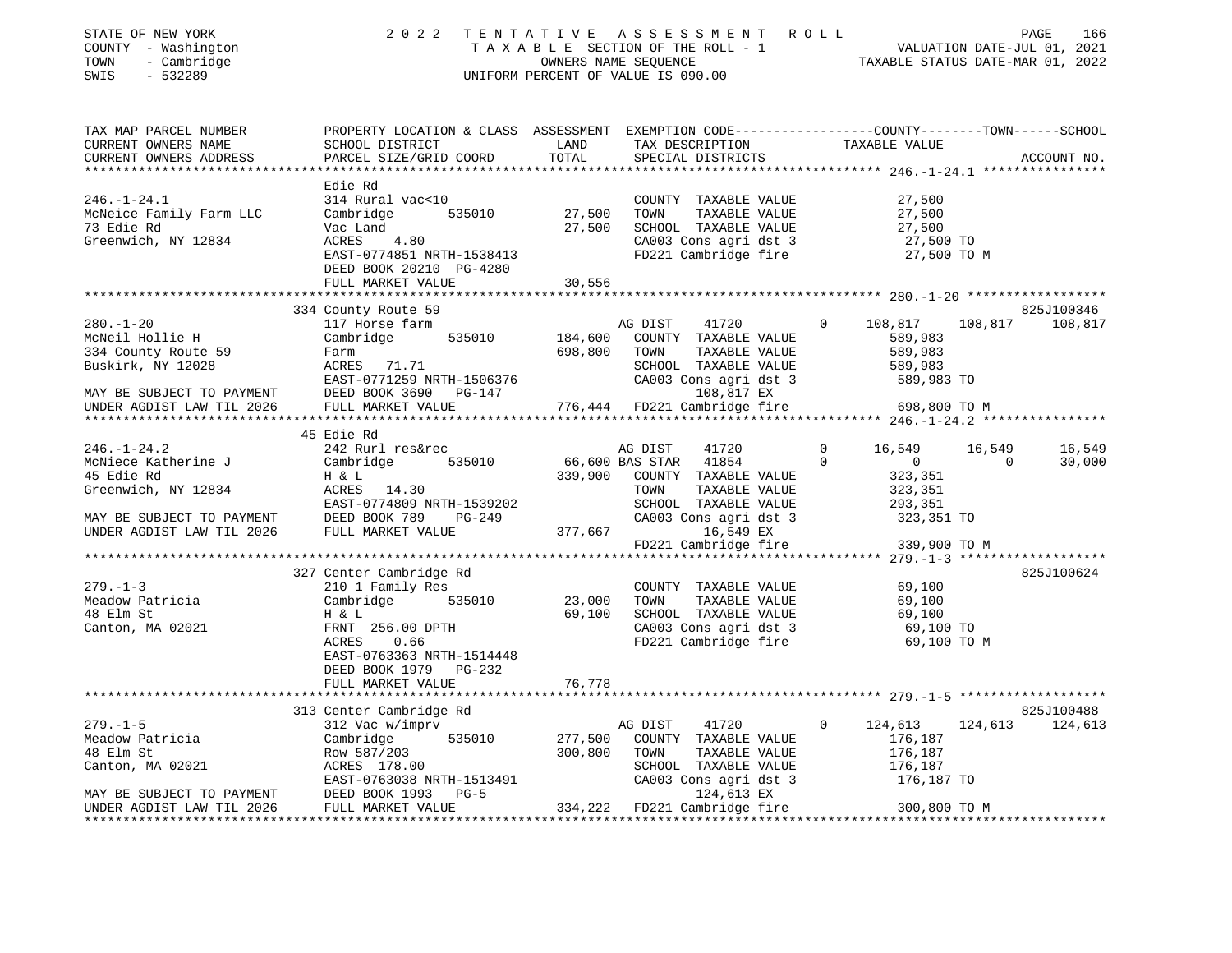STATE OF NEW YORK
COUNTY - Washington
TOWN - Cambridge
SWIS - 532289

# 2022 TENTATIVE ASSESSMENT ROLL

TAXABLE SECTION OF THE ROLL - 1
OWNERS NAME SEQUENCE
UNIFORM PERCENT OF VALUE IS 090.00

VALUATION DATE-JUL 01, 2021
TAXABLE STATUS DATE-MAR 01, 2022

```
TAX MAP PARCEL NUMBER          PROPERTY LOCATION & CLASS  ASSESSMENT  EXEMPTION CODE-----------------COUNTY--------TOWN------SCHOOL
CURRENT OWNERS NAME            SCHOOL DISTRICT              LAND      TAX DESCRIPTION              TAXABLE VALUE
CURRENT OWNERS ADDRESS         PARCEL SIZE/GRID COORD       TOTAL     SPECIAL DISTRICTS                                      ACCOUNT NO.
******************************************************************************************************* 246.-1-24.1 ****************
                               Edie Rd
246.-1-24.1                    314 Rural vac<10                       COUNTY  TAXABLE VALUE              27,500
McNeice Family Farm LLC        Cambridge       535010       27,500    TOWN    TAXABLE VALUE              27,500
73 Edie Rd                     Vac Land                     27,500    SCHOOL  TAXABLE VALUE              27,500
Greenwich, NY 12834            ACRES    4.80                          CA003 Cons agri dst 3               27,500 TO
                               EAST-0774851 NRTH-1538413              FD221 Cambridge fire                27,500 TO M
                               DEED BOOK 20210 PG-4280
                               FULL MARKET VALUE            30,556
******************************************************************************************************* 280.-1-20 ******************
                               334 County Route 59                                                                     825J100346
280.-1-20                      117 Horse farm                         AG DIST     41720       0     108,817    108,817    108,817
McNeil Hollie H                Cambridge       535010      184,600    COUNTY  TAXABLE VALUE             589,983
334 County Route 59            Farm                        698,800    TOWN    TAXABLE VALUE             589,983
Buskirk, NY 12028              ACRES   71.71                          SCHOOL  TAXABLE VALUE             589,983
                               EAST-0771259 NRTH-1506376              CA003 Cons agri dst 3              589,983 TO
MAY BE SUBJECT TO PAYMENT      DEED BOOK 3690   PG-147                      108,817 EX
UNDER AGDIST LAW TIL 2026      FULL MARKET VALUE           776,444    FD221 Cambridge fire               698,800 TO M
******************************************************************************************************* 246.-1-24.2 ****************
                               45 Edie Rd
246.-1-24.2                    242 Rurl res&rec                       AG DIST     41720       0      16,549     16,549     16,549
McNiece Katherine J            Cambridge       535010       66,600 BAS STAR   41854       0           0          0      30,000
45 Edie Rd                     H & L                       339,900    COUNTY  TAXABLE VALUE             323,351
Greenwich, NY 12834            ACRES   14.30                          TOWN    TAXABLE VALUE             323,351
                               EAST-0774809 NRTH-1539202              SCHOOL  TAXABLE VALUE             293,351
MAY BE SUBJECT TO PAYMENT      DEED BOOK 789    PG-249                CA003 Cons agri dst 3              323,351 TO
UNDER AGDIST LAW TIL 2026      FULL MARKET VALUE           377,667          16,549 EX
                                                                      FD221 Cambridge fire               339,900 TO M
******************************************************************************************************* 279.-1-3 *******************
                               327 Center Cambridge Rd                                                                 825J100624
279.-1-3                       210 1 Family Res                       COUNTY  TAXABLE VALUE              69,100
Meadow Patricia                Cambridge       535010       23,000    TOWN    TAXABLE VALUE              69,100
48 Elm St                      H & L                        69,100    SCHOOL  TAXABLE VALUE              69,100
Canton, MA 02021               FRNT 256.00 DPTH                       CA003 Cons agri dst 3               69,100 TO
                               ACRES    0.66                          FD221 Cambridge fire                69,100 TO M
                               EAST-0763363 NRTH-1514448
                               DEED BOOK 1979   PG-232
                               FULL MARKET VALUE            76,778
******************************************************************************************************* 279.-1-5 *******************
                               313 Center Cambridge Rd                                                                 825J100488
279.-1-5                       312 Vac w/imprv                        AG DIST     41720       0     124,613    124,613    124,613
Meadow Patricia                Cambridge       535010      277,500    COUNTY  TAXABLE VALUE             176,187
48 Elm St                      Row 587/203                 300,800    TOWN    TAXABLE VALUE             176,187
Canton, MA 02021               ACRES  178.00                          SCHOOL  TAXABLE VALUE             176,187
                               EAST-0763038 NRTH-1513491              CA003 Cons agri dst 3              176,187 TO
MAY BE SUBJECT TO PAYMENT      DEED BOOK 1993   PG-5                        124,613 EX
UNDER AGDIST LAW TIL 2026      FULL MARKET VALUE           334,222    FD221 Cambridge fire               300,800 TO M
************************************************************************************************************************************
```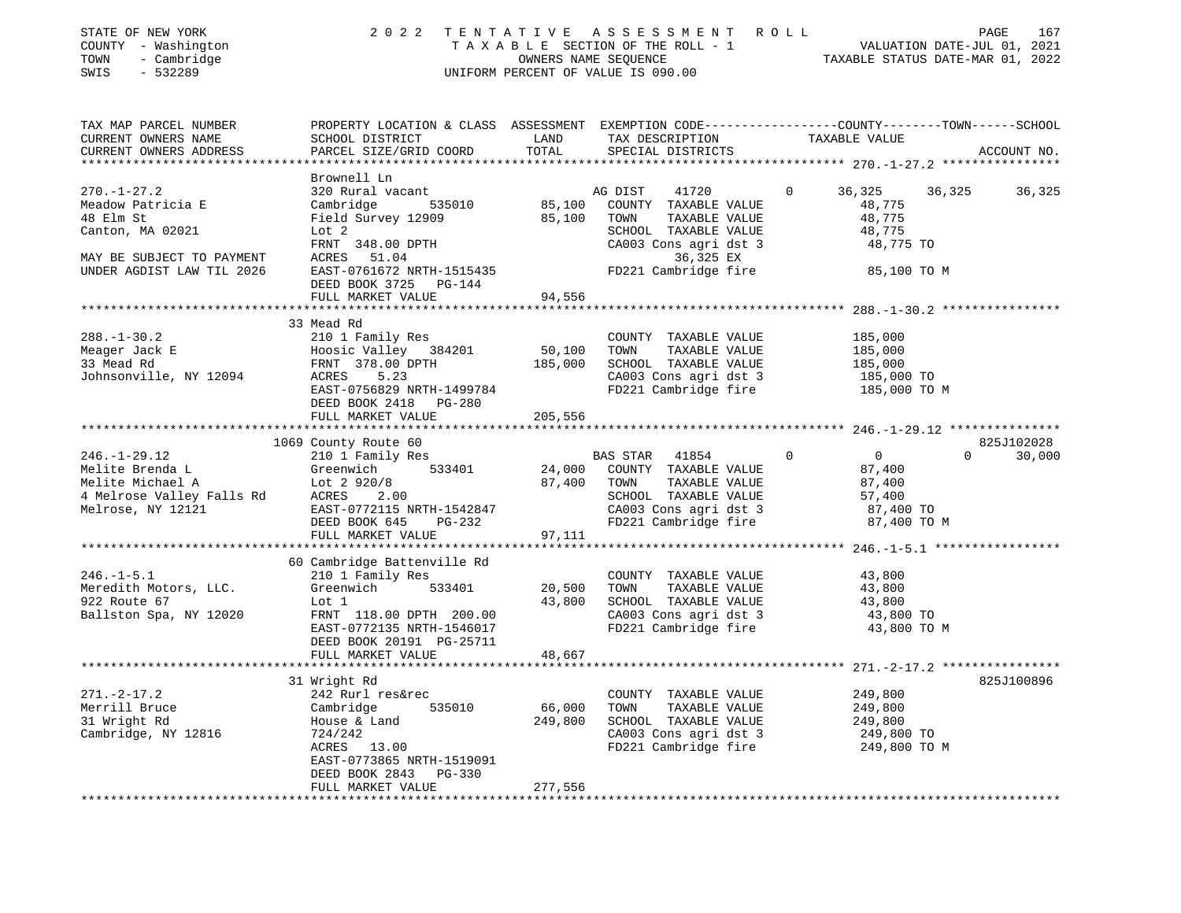STATE OF NEW YORK
COUNTY - Washington
TOWN - Cambridge
SWIS - 532289

2022 TENTATIVE ASSESSMENT ROLL
TAXABLE SECTION OF THE ROLL - 1
OWNERS NAME SEQUENCE
UNIFORM PERCENT OF VALUE IS 090.00

VALUATION DATE-JUL 01, 2021
TAXABLE STATUS DATE-MAR 01, 2022

```
TAX MAP PARCEL NUMBER          PROPERTY LOCATION & CLASS  ASSESSMENT  EXEMPTION CODE------------------COUNTY--------TOWN------SCHOOL
CURRENT OWNERS NAME            SCHOOL DISTRICT               LAND      TAX DESCRIPTION            TAXABLE VALUE
CURRENT OWNERS ADDRESS         PARCEL SIZE/GRID COORD        TOTAL     SPECIAL DISTRICTS                                    ACCOUNT NO.
******************************************************************************************************* 270.-1-27.2 ****************
                               Brownell Ln
270.-1-27.2                    320 Rural vacant                        AG DIST     41720       0       36,325     36,325     36,325
Meadow Patricia E              Cambridge        535010       85,100    COUNTY  TAXABLE VALUE             48,775
48 Elm St                      Field Survey 12909            85,100    TOWN    TAXABLE VALUE             48,775
Canton, MA 02021               Lot 2                                   SCHOOL  TAXABLE VALUE             48,775
                               FRNT 348.00 DPTH                        CA003 Cons agri dst 3              48,775 TO
MAY BE SUBJECT TO PAYMENT      ACRES  51.04                                  36,325 EX
UNDER AGDIST LAW TIL 2026      EAST-0761672 NRTH-1515435               FD221 Cambridge fire               85,100 TO M
                               DEED BOOK 3725   PG-144
                               FULL MARKET VALUE             94,556
******************************************************************************************************* 288.-1-30.2 ****************
                               33 Mead Rd
288.-1-30.2                    210 1 Family Res                        COUNTY  TAXABLE VALUE            185,000
Meager Jack E                  Hoosic Valley  384201         50,100    TOWN    TAXABLE VALUE            185,000
33 Mead Rd                     FRNT 378.00 DPTH             185,000    SCHOOL  TAXABLE VALUE            185,000
Johnsonville, NY 12094         ACRES   5.23                            CA003 Cons agri dst 3             185,000 TO
                               EAST-0756829 NRTH-1499784               FD221 Cambridge fire              185,000 TO M
                               DEED BOOK 2418   PG-280
                               FULL MARKET VALUE            205,556
******************************************************************************************************* 246.-1-29.12 ***************
                               1069 County Route 60                                                                   825J102028
246.-1-29.12                   210 1 Family Res                        BAS STAR    41854       0            0          0     30,000
Melite Brenda L                Greenwich        533401       24,000    COUNTY  TAXABLE VALUE             87,400
Melite Michael A               Lot 2 920/8                   87,400    TOWN    TAXABLE VALUE             87,400
4 Melrose Valley Falls Rd      ACRES   2.00                            SCHOOL  TAXABLE VALUE             57,400
Melrose, NY 12121              EAST-0772115 NRTH-1542847               CA003 Cons agri dst 3              87,400 TO
                               DEED BOOK 645    PG-232                 FD221 Cambridge fire               87,400 TO M
                               FULL MARKET VALUE             97,111
******************************************************************************************************* 246.-1-5.1 *****************
                               60 Cambridge Battenville Rd
246.-1-5.1                     210 1 Family Res                        COUNTY  TAXABLE VALUE             43,800
Meredith Motors, LLC.          Greenwich        533401       20,500    TOWN    TAXABLE VALUE             43,800
922 Route 67                   Lot 1                         43,800    SCHOOL  TAXABLE VALUE             43,800
Ballston Spa, NY 12020         FRNT 118.00 DPTH 200.00                 CA003 Cons agri dst 3              43,800 TO
                               EAST-0772135 NRTH-1546017               FD221 Cambridge fire               43,800 TO M
                               DEED BOOK 20191 PG-25711
                               FULL MARKET VALUE             48,667
******************************************************************************************************* 271.-2-17.2 ****************
                               31 Wright Rd                                                                           825J100896
271.-2-17.2                    242 Rurl res&rec                        COUNTY  TAXABLE VALUE            249,800
Merrill Bruce                  Cambridge        535010       66,000    TOWN    TAXABLE VALUE            249,800
31 Wright Rd                   House & Land                 249,800    SCHOOL  TAXABLE VALUE            249,800
Cambridge, NY 12816            724/242                                 CA003 Cons agri dst 3             249,800 TO
                               ACRES  13.00                            FD221 Cambridge fire              249,800 TO M
                               EAST-0773865 NRTH-1519091
                               DEED BOOK 2843   PG-330
                               FULL MARKET VALUE            277,556
************************************************************************************************************************************
```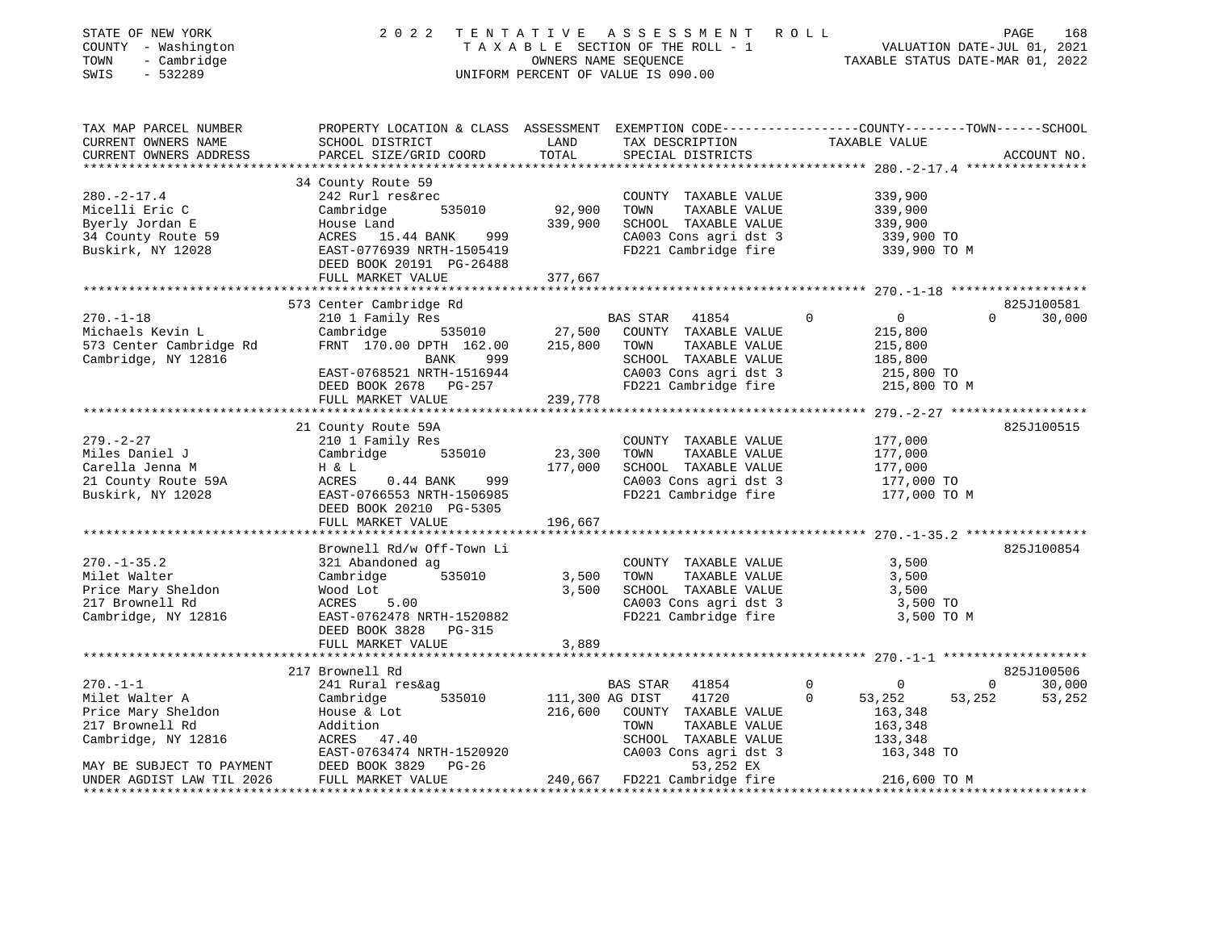STATE OF NEW YORK
COUNTY - Washington
TOWN - Cambridge
SWIS - 532289

2022 TENTATIVE ASSESSMENT ROLL
TAXABLE SECTION OF THE ROLL - 1
OWNERS NAME SEQUENCE
UNIFORM PERCENT OF VALUE IS 090.00

VALUATION DATE-JUL 01, 2021
TAXABLE STATUS DATE-MAR 01, 2022

| TAX MAP PARCEL NUMBER / CURRENT OWNERS NAME / CURRENT OWNERS ADDRESS | PROPERTY LOCATION & CLASS / SCHOOL DISTRICT / PARCEL SIZE/GRID COORD | ASSESSMENT LAND / TOTAL | EXEMPTION CODE / TAX DESCRIPTION / SPECIAL DISTRICTS | COUNTY | TOWN | SCHOOL / TAXABLE VALUE | ACCOUNT NO. |
|---|---|---|---|---|---|---|---|
| **280.-2-17.4** | 34 County Route 59 | | | | | | |
| 280.-2-17.4 | 242 Rurl res&rec | | COUNTY TAXABLE VALUE | 339,900 | | | |
| Micelli Eric C | Cambridge 535010 | 92,900 | TOWN TAXABLE VALUE | | 339,900 | | |
| Byerly Jordan E | House Land | 339,900 | SCHOOL TAXABLE VALUE | | | 339,900 | |
| 34 County Route 59 | ACRES 15.44 BANK 999 | | CA003 Cons agri dst 3 | 339,900 TO | | | |
| Buskirk, NY 12028 | EAST-0776939 NRTH-1505419 | | FD221 Cambridge fire | 339,900 TO M | | | |
| | DEED BOOK 20191 PG-26488 | | | | | | |
| | FULL MARKET VALUE | 377,667 | | | | | |
| **270.-1-18** | 573 Center Cambridge Rd | | | | | | 825J100581 |
| 270.-1-18 | 210 1 Family Res | | BAS STAR 41854 | 0 | 0 | 30,000 | |
| Michaels Kevin L | Cambridge 535010 | 27,500 | COUNTY TAXABLE VALUE | 215,800 | | | |
| 573 Center Cambridge Rd | FRNT 170.00 DPTH 162.00 | 215,800 | TOWN TAXABLE VALUE | | 215,800 | | |
| Cambridge, NY 12816 | BANK 999 | | SCHOOL TAXABLE VALUE | | | 185,800 | |
| | EAST-0768521 NRTH-1516944 | | CA003 Cons agri dst 3 | 215,800 TO | | | |
| | DEED BOOK 2678 PG-257 | | FD221 Cambridge fire | 215,800 TO M | | | |
| | FULL MARKET VALUE | 239,778 | | | | | |
| **279.-2-27** | 21 County Route 59A | | | | | | 825J100515 |
| 279.-2-27 | 210 1 Family Res | | COUNTY TAXABLE VALUE | 177,000 | | | |
| Miles Daniel J | Cambridge 535010 | 23,300 | TOWN TAXABLE VALUE | | 177,000 | | |
| Carella Jenna M | H & L | 177,000 | SCHOOL TAXABLE VALUE | | | 177,000 | |
| 21 County Route 59A | ACRES 0.44 BANK 999 | | CA003 Cons agri dst 3 | 177,000 TO | | | |
| Buskirk, NY 12028 | EAST-0766553 NRTH-1506985 | | FD221 Cambridge fire | 177,000 TO M | | | |
| | DEED BOOK 20210 PG-5305 | | | | | | |
| | FULL MARKET VALUE | 196,667 | | | | | |
| **270.-1-35.2** | Brownell Rd/w Off-Town Li | | | | | | 825J100854 |
| 270.-1-35.2 | 321 Abandoned ag | | COUNTY TAXABLE VALUE | 3,500 | | | |
| Milet Walter | Cambridge 535010 | 3,500 | TOWN TAXABLE VALUE | | 3,500 | | |
| Price Mary Sheldon | Wood Lot | 3,500 | SCHOOL TAXABLE VALUE | | | 3,500 | |
| 217 Brownell Rd | ACRES 5.00 | | CA003 Cons agri dst 3 | 3,500 TO | | | |
| Cambridge, NY 12816 | EAST-0762478 NRTH-1520882 | | FD221 Cambridge fire | 3,500 TO M | | | |
| | DEED BOOK 3828 PG-315 | | | | | | |
| | FULL MARKET VALUE | 3,889 | | | | | |
| **270.-1-1** | 217 Brownell Rd | | | | | | 825J100506 |
| 270.-1-1 | 241 Rural res&ag | | BAS STAR 41854 | 0 | 0 | 30,000 | |
| Milet Walter A | Cambridge 535010 | 111,300 | AG DIST 41720 | 53,252 | 53,252 | 53,252 | |
| Price Mary Sheldon | House & Lot | 216,600 | COUNTY TAXABLE VALUE | 163,348 | | | |
| 217 Brownell Rd | Addition | | TOWN TAXABLE VALUE | | 163,348 | | |
| Cambridge, NY 12816 | ACRES 47.40 | | SCHOOL TAXABLE VALUE | | | 133,348 | |
| | EAST-0763474 NRTH-1520920 | | CA003 Cons agri dst 3 | 163,348 TO | | | |
| MAY BE SUBJECT TO PAYMENT | DEED BOOK 3829 PG-26 | | 53,252 EX | | | | |
| UNDER AGDIST LAW TIL 2026 | FULL MARKET VALUE | 240,667 | FD221 Cambridge fire | 216,600 TO M | | | |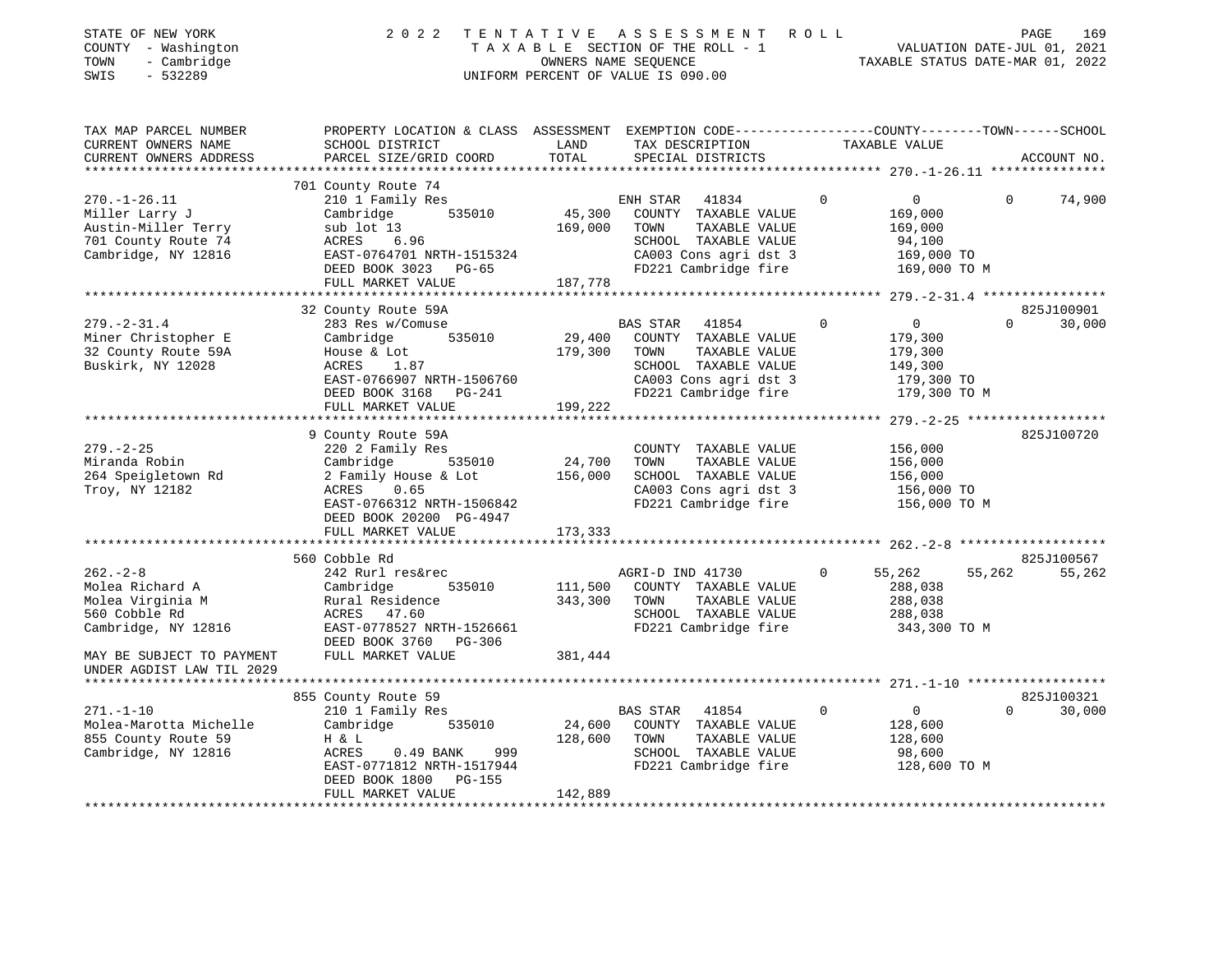STATE OF NEW YORK | 2022 TENTATIVE ASSESSMENT ROLL
COUNTY - Washington | TAXABLE SECTION OF THE ROLL - 1 | VALUATION DATE-JUL 01, 2021
TOWN - Cambridge | OWNERS NAME SEQUENCE | TAXABLE STATUS DATE-MAR 01, 2022
SWIS - 532289 | UNIFORM PERCENT OF VALUE IS 090.00

| TAX MAP PARCEL NUMBER / CURRENT OWNERS NAME / CURRENT OWNERS ADDRESS | PROPERTY LOCATION & CLASS / SCHOOL DISTRICT / PARCEL SIZE/GRID COORD | ASSESSMENT LAND / TOTAL | EXEMPTION CODE / TAX DESCRIPTION / SPECIAL DISTRICTS | COUNTY TAXABLE VALUE | TOWN | SCHOOL | ACCOUNT NO. |
|---|---|---|---|---|---|---|---|
| **270.-1-26.11** | 701 County Route 74 | | | | | | |
| 270.-1-26.11 | 210 1 Family Res | | ENH STAR 41834 0 | 0 | 0 | 74,900 | |
| Miller Larry J | Cambridge 535010 | 45,300 | COUNTY TAXABLE VALUE | 169,000 | | | |
| Austin-Miller Terry | sub lot 13 | 169,000 | TOWN TAXABLE VALUE | 169,000 | | | |
| 701 County Route 74 | ACRES 6.96 | | SCHOOL TAXABLE VALUE | 94,100 | | | |
| Cambridge, NY 12816 | EAST-0764701 NRTH-1515324 | | CA003 Cons agri dst 3 | 169,000 TO | | | |
| | DEED BOOK 3023 PG-65 | | FD221 Cambridge fire | 169,000 TO M | | | |
| | FULL MARKET VALUE | 187,778 | | | | | |
| **279.-2-31.4** | 32 County Route 59A | | | | | | 825J100901 |
| 279.-2-31.4 | 283 Res w/Comuse | | BAS STAR 41854 0 | 0 | 0 | 30,000 | |
| Miner Christopher E | Cambridge 535010 | 29,400 | COUNTY TAXABLE VALUE | 179,300 | | | |
| 32 County Route 59A | House & Lot | 179,300 | TOWN TAXABLE VALUE | 179,300 | | | |
| Buskirk, NY 12028 | ACRES 1.87 | | SCHOOL TAXABLE VALUE | 149,300 | | | |
| | EAST-0766907 NRTH-1506760 | | CA003 Cons agri dst 3 | 179,300 TO | | | |
| | DEED BOOK 3168 PG-241 | | FD221 Cambridge fire | 179,300 TO M | | | |
| | FULL MARKET VALUE | 199,222 | | | | | |
| **279.-2-25** | 9 County Route 59A | | | | | | 825J100720 |
| 279.-2-25 | 220 2 Family Res | | COUNTY TAXABLE VALUE | 156,000 | | | |
| Miranda Robin | Cambridge 535010 | 24,700 | TOWN TAXABLE VALUE | 156,000 | | | |
| 264 Speigletown Rd | 2 Family House & Lot | 156,000 | SCHOOL TAXABLE VALUE | 156,000 | | | |
| Troy, NY 12182 | ACRES 0.65 | | CA003 Cons agri dst 3 | 156,000 TO | | | |
| | EAST-0766312 NRTH-1506842 | | FD221 Cambridge fire | 156,000 TO M | | | |
| | DEED BOOK 20200 PG-4947 | | | | | | |
| | FULL MARKET VALUE | 173,333 | | | | | |
| **262.-2-8** | 560 Cobble Rd | | | | | | 825J100567 |
| 262.-2-8 | 242 Rurl res&rec | | AGRI-D IND 41730 0 | 55,262 | 55,262 | 55,262 | |
| Molea Richard A | Cambridge 535010 | 111,500 | COUNTY TAXABLE VALUE | 288,038 | | | |
| Molea Virginia M | Rural Residence | 343,300 | TOWN TAXABLE VALUE | 288,038 | | | |
| 560 Cobble Rd | ACRES 47.60 | | SCHOOL TAXABLE VALUE | 288,038 | | | |
| Cambridge, NY 12816 | EAST-0778527 NRTH-1526661 | | FD221 Cambridge fire | 343,300 TO M | | | |
| | DEED BOOK 3760 PG-306 | | | | | | |
| MAY BE SUBJECT TO PAYMENT UNDER AGDIST LAW TIL 2029 | FULL MARKET VALUE | 381,444 | | | | | |
| **271.-1-10** | 855 County Route 59 | | | | | | 825J100321 |
| 271.-1-10 | 210 1 Family Res | | BAS STAR 41854 0 | 0 | 0 | 30,000 | |
| Molea-Marotta Michelle | Cambridge 535010 | 24,600 | COUNTY TAXABLE VALUE | 128,600 | | | |
| 855 County Route 59 | H & L | 128,600 | TOWN TAXABLE VALUE | 128,600 | | | |
| Cambridge, NY 12816 | ACRES 0.49 BANK 999 | | SCHOOL TAXABLE VALUE | 98,600 | | | |
| | EAST-0771812 NRTH-1517944 | | FD221 Cambridge fire | 128,600 TO M | | | |
| | DEED BOOK 1800 PG-155 | | | | | | |
| | FULL MARKET VALUE | 142,889 | | | | | |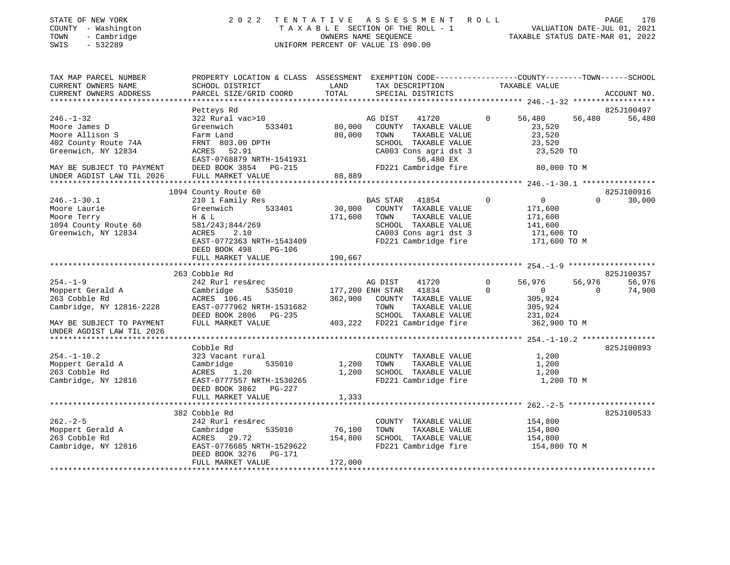STATE OF NEW YORK
COUNTY - Washington
TOWN - Cambridge
SWIS - 532289

2022 TENTATIVE ASSESSMENT ROLL
TAXABLE SECTION OF THE ROLL - 1
OWNERS NAME SEQUENCE
UNIFORM PERCENT OF VALUE IS 090.00

VALUATION DATE-JUL 01, 2021
TAXABLE STATUS DATE-MAR 01, 2022

| TAX MAP PARCEL NUMBER / CURRENT OWNERS NAME / CURRENT OWNERS ADDRESS | PROPERTY LOCATION & CLASS / SCHOOL DISTRICT / PARCEL SIZE/GRID COORD | ASSESSMENT LAND / TOTAL | EXEMPTION CODE / TAX DESCRIPTION / SPECIAL DISTRICTS | COUNTY | TOWN | SCHOOL | ACCOUNT NO. |
|---|---|---|---|---|---|---|---|
| **246.-1-32** | Petteys Rd | | | | | | 825J100497 |
| Moore James D | 322 Rural vac>10 | | AG DIST 41720 | 0 56,480 | 56,480 | 56,480 | |
| Moore Allison S | Greenwich 533401 | 80,000 | COUNTY TAXABLE VALUE | 23,520 | | | |
| 402 County Route 74A | Farm Land | 80,000 | TOWN TAXABLE VALUE | | 23,520 | | |
| Greenwich, NY 12834 | FRNT 803.00 DPTH | | SCHOOL TAXABLE VALUE | | | 23,520 | |
| | ACRES 52.91 | | CA003 Cons agri dst 3 | 23,520 TO | | | |
| | EAST-0768879 NRTH-1541931 | | 56,480 EX | | | | |
| MAY BE SUBJECT TO PAYMENT | DEED BOOK 3854 PG-215 | | FD221 Cambridge fire | 80,000 TO M | | | |
| UNDER AGDIST LAW TIL 2026 | FULL MARKET VALUE | 88,889 | | | | | |
| **246.-1-30.1** | 1094 County Route 60 | | | | | | 825J100916 |
| Moore Laurie | 210 1 Family Res | | BAS STAR 41854 | 0 0 | 0 | 30,000 | |
| Moore Terry | Greenwich 533401 | 30,000 | COUNTY TAXABLE VALUE | 171,600 | | | |
| 1094 County Route 60 | H & L | 171,600 | TOWN TAXABLE VALUE | | 171,600 | | |
| Greenwich, NY 12834 | 581/243;844/269 | | SCHOOL TAXABLE VALUE | | | 141,600 | |
| | ACRES 2.10 | | CA003 Cons agri dst 3 | 171,600 TO | | | |
| | EAST-0772363 NRTH-1543409 | | FD221 Cambridge fire | 171,600 TO M | | | |
| | DEED BOOK 498 PG-106 | | | | | | |
| | FULL MARKET VALUE | 190,667 | | | | | |
| **254.-1-9** | 263 Cobble Rd | | | | | | 825J100357 |
| Moppert Gerald A | 242 Rurl res&rec | | AG DIST 41720 | 0 56,976 | 56,976 | 56,976 | |
| 263 Cobble Rd | Cambridge 535010 | 177,200 | ENH STAR 41834 | 0 0 | 0 | 74,900 | |
| Cambridge, NY 12816-2228 | ACRES 106.45 | 362,900 | COUNTY TAXABLE VALUE | 305,924 | | | |
| | EAST-0777962 NRTH-1531682 | | TOWN TAXABLE VALUE | | 305,924 | | |
| | DEED BOOK 2806 PG-235 | | SCHOOL TAXABLE VALUE | | | 231,024 | |
| MAY BE SUBJECT TO PAYMENT | FULL MARKET VALUE | 403,222 | FD221 Cambridge fire | 362,900 TO M | | | |
| UNDER AGDIST LAW TIL 2026 | | | | | | | |
| **254.-1-10.2** | Cobble Rd | | | | | | 825J100893 |
| Moppert Gerald A | 323 Vacant rural | | COUNTY TAXABLE VALUE | 1,200 | | | |
| 263 Cobble Rd | Cambridge 535010 | 1,200 | TOWN TAXABLE VALUE | | 1,200 | | |
| Cambridge, NY 12816 | ACRES 1.20 | 1,200 | SCHOOL TAXABLE VALUE | | | 1,200 | |
| | EAST-0777557 NRTH-1530265 | | FD221 Cambridge fire | 1,200 TO M | | | |
| | DEED BOOK 3862 PG-227 | | | | | | |
| | FULL MARKET VALUE | 1,333 | | | | | |
| **262.-2-5** | 382 Cobble Rd | | | | | | 825J100533 |
| Moppert Gerald A | 242 Rurl res&rec | | COUNTY TAXABLE VALUE | 154,800 | | | |
| 263 Cobble Rd | Cambridge 535010 | 76,100 | TOWN TAXABLE VALUE | | 154,800 | | |
| Cambridge, NY 12816 | ACRES 29.72 | 154,800 | SCHOOL TAXABLE VALUE | | | 154,800 | |
| | EAST-0776685 NRTH-1529622 | | FD221 Cambridge fire | 154,800 TO M | | | |
| | DEED BOOK 3276 PG-171 | | | | | | |
| | FULL MARKET VALUE | 172,000 | | | | | |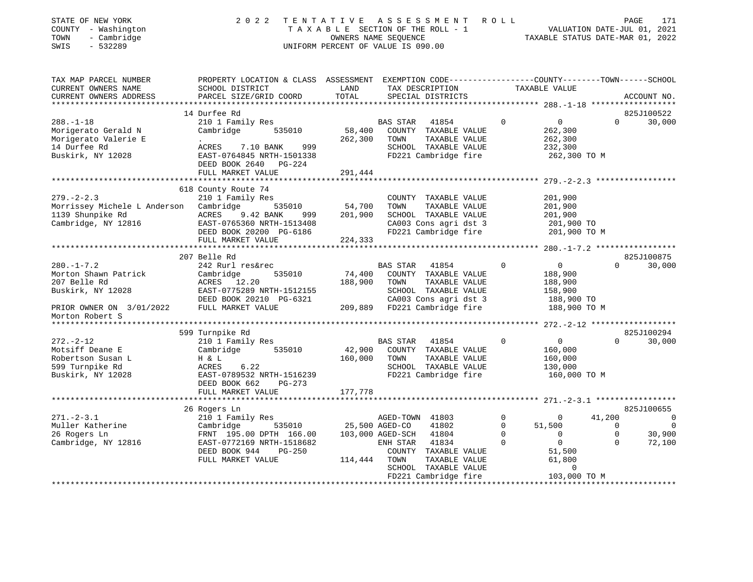STATE OF NEW YORK | 2022 TENTATIVE ASSESSMENT ROLL
COUNTY - Washington | TAXABLE SECTION OF THE ROLL - 1 | VALUATION DATE-JUL 01, 2021
TOWN - Cambridge | OWNERS NAME SEQUENCE | TAXABLE STATUS DATE-MAR 01, 2022
SWIS - 532289 | UNIFORM PERCENT OF VALUE IS 090.00

| TAX MAP PARCEL NUMBER / CURRENT OWNERS NAME / CURRENT OWNERS ADDRESS | PROPERTY LOCATION & CLASS / SCHOOL DISTRICT / PARCEL SIZE/GRID COORD | ASSESSMENT LAND / TOTAL | EXEMPTION CODE / TAX DESCRIPTION / SPECIAL DISTRICTS | | COUNTY | TOWN | SCHOOL / ACCOUNT NO. |
|---|---|---|---|---|---|---|---|
| | 14 Durfee Rd | | | | | | 825J100522 |
| 288.-1-18 | 210 1 Family Res | | BAS STAR 41854 | 0 | 0 | 0 | 30,000 |
| Morigerato Gerald N | Cambridge 535010 | 58,400 | COUNTY TAXABLE VALUE | | 262,300 | | |
| Morigerato Valerie E | . | 262,300 | TOWN TAXABLE VALUE | | 262,300 | | |
| 14 Durfee Rd | ACRES 7.10 BANK 999 | | SCHOOL TAXABLE VALUE | | 232,300 | | |
| Buskirk, NY 12028 | EAST-0764845 NRTH-1501338 | | FD221 Cambridge fire | | 262,300 TO M | | |
| | DEED BOOK 2640 PG-224 | | | | | | |
| | FULL MARKET VALUE | 291,444 | | | | | |
| | 618 County Route 74 | | | | | | |
| 279.-2-2.3 | 210 1 Family Res | | COUNTY TAXABLE VALUE | | 201,900 | | |
| Morrissey Michele L Anderson | Cambridge 535010 | 54,700 | TOWN TAXABLE VALUE | | 201,900 | | |
| 1139 Shunpike Rd | ACRES 9.42 BANK 999 | 201,900 | SCHOOL TAXABLE VALUE | | 201,900 | | |
| Cambridge, NY 12816 | EAST-0765360 NRTH-1513408 | | CA003 Cons agri dst 3 | | 201,900 TO | | |
| | DEED BOOK 20200 PG-6186 | | FD221 Cambridge fire | | 201,900 TO M | | |
| | FULL MARKET VALUE | 224,333 | | | | | |
| | 207 Belle Rd | | | | | | 825J100875 |
| 280.-1-7.2 | 242 Rurl res&rec | | BAS STAR 41854 | 0 | 0 | 0 | 30,000 |
| Morton Shawn Patrick | Cambridge 535010 | 74,400 | COUNTY TAXABLE VALUE | | 188,900 | | |
| 207 Belle Rd | ACRES 12.20 | 188,900 | TOWN TAXABLE VALUE | | 188,900 | | |
| Buskirk, NY 12028 | EAST-0775289 NRTH-1512155 | | SCHOOL TAXABLE VALUE | | 158,900 | | |
| | DEED BOOK 20210 PG-6321 | | CA003 Cons agri dst 3 | | 188,900 TO | | |
| PRIOR OWNER ON 3/01/2022 | FULL MARKET VALUE | 209,889 | FD221 Cambridge fire | | 188,900 TO M | | |
| Morton Robert S | | | | | | | |
| | 599 Turnpike Rd | | | | | | 825J100294 |
| 272.-2-12 | 210 1 Family Res | | BAS STAR 41854 | 0 | 0 | 0 | 30,000 |
| Motsiff Deane E | Cambridge 535010 | 42,900 | COUNTY TAXABLE VALUE | | 160,000 | | |
| Robertson Susan L | H & L | 160,000 | TOWN TAXABLE VALUE | | 160,000 | | |
| 599 Turnpike Rd | ACRES 6.22 | | SCHOOL TAXABLE VALUE | | 130,000 | | |
| Buskirk, NY 12028 | EAST-0789532 NRTH-1516239 | | FD221 Cambridge fire | | 160,000 TO M | | |
| | DEED BOOK 662 PG-273 | | | | | | |
| | FULL MARKET VALUE | 177,778 | | | | | |
| | 26 Rogers Ln | | | | | | 825J100655 |
| 271.-2-3.1 | 210 1 Family Res | | AGED-TOWN 41803 | 0 | 0 | 41,200 | 0 |
| Muller Katherine | Cambridge 535010 | 25,500 | AGED-CO 41802 | 0 | 51,500 | 0 | 0 |
| 26 Rogers Ln | FRNT 195.00 DPTH 166.00 | 103,000 | AGED-SCH 41804 | 0 | 0 | 0 | 30,900 |
| Cambridge, NY 12816 | EAST-0772169 NRTH-1518682 | | ENH STAR 41834 | 0 | 0 | 0 | 72,100 |
| | DEED BOOK 944 PG-250 | | COUNTY TAXABLE VALUE | | 51,500 | | |
| | FULL MARKET VALUE | 114,444 | TOWN TAXABLE VALUE | | 61,800 | | |
| | | | SCHOOL TAXABLE VALUE | | 0 | | |
| | | | FD221 Cambridge fire | | 103,000 TO M | | |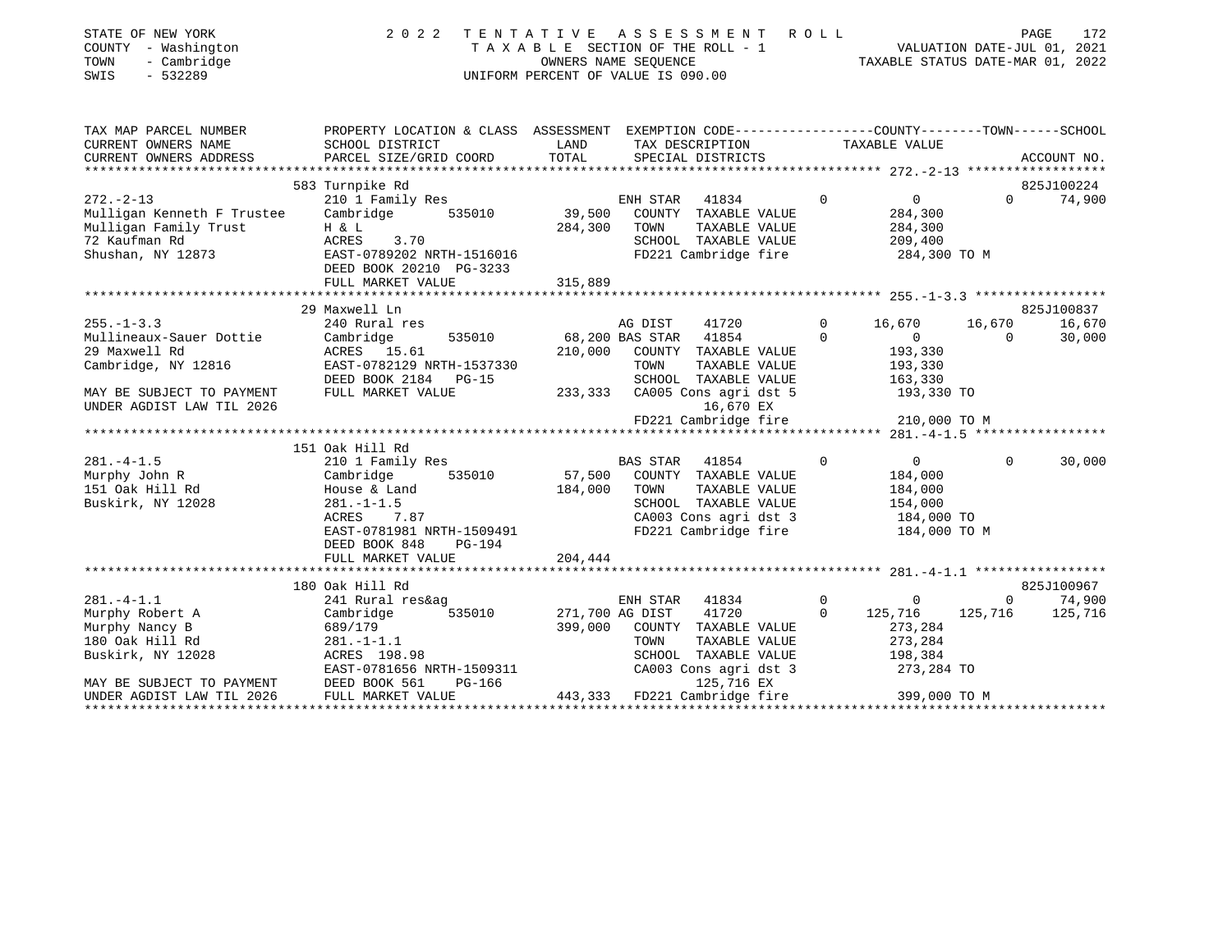STATE OF NEW YORK
COUNTY - Washington
TOWN - Cambridge
SWIS - 532289

2022 TENTATIVE ASSESSMENT ROLL
TAXABLE SECTION OF THE ROLL - 1
OWNERS NAME SEQUENCE
UNIFORM PERCENT OF VALUE IS 090.00

VALUATION DATE-JUL 01, 2021
TAXABLE STATUS DATE-MAR 01, 2022

```
TAX MAP PARCEL NUMBER          PROPERTY LOCATION & CLASS  ASSESSMENT  EXEMPTION CODE-----------------COUNTY--------TOWN------SCHOOL
CURRENT OWNERS NAME            SCHOOL DISTRICT              LAND       TAX DESCRIPTION              TAXABLE VALUE
CURRENT OWNERS ADDRESS         PARCEL SIZE/GRID COORD       TOTAL      SPECIAL DISTRICTS                                      ACCOUNT NO.
****************************************************************************************************** 272.-2-13 ******************
                               583 Turnpike Rd                                                                                825J100224
272.-2-13                      210 1 Family Res                        ENH STAR   41834          0           0            0     74,900
Mulligan Kenneth F Trustee     Cambridge       535010        39,500    COUNTY  TAXABLE VALUE              284,300
Mulligan Family Trust          H & L                        284,300    TOWN    TAXABLE VALUE              284,300
72 Kaufman Rd                  ACRES    3.70                           SCHOOL  TAXABLE VALUE              209,400
Shushan, NY 12873              EAST-0789202 NRTH-1516016               FD221 Cambridge fire              284,300 TO M
                               DEED BOOK 20210 PG-3233
                               FULL MARKET VALUE            315,889
****************************************************************************************************** 255.-1-3.3 *****************
                               29 Maxwell Ln                                                                                  825J100837
255.-1-3.3                     240 Rural res                           AG DIST    41720          0      16,670       16,670     16,670
Mullineaux-Sauer Dottie        Cambridge       535010        68,200 BAS STAR   41854          0           0            0     30,000
29 Maxwell Rd                  ACRES   15.61                210,000    COUNTY  TAXABLE VALUE              193,330
Cambridge, NY 12816            EAST-0782129 NRTH-1537330               TOWN    TAXABLE VALUE              193,330
                               DEED BOOK 2184   PG-15                  SCHOOL  TAXABLE VALUE              163,330
MAY BE SUBJECT TO PAYMENT      FULL MARKET VALUE            233,333    CA005 Cons agri dst 5             193,330 TO
UNDER AGDIST LAW TIL 2026                                                   16,670 EX
                                                                       FD221 Cambridge fire              210,000 TO M
****************************************************************************************************** 281.-4-1.5 *****************
                               151 Oak Hill Rd
281.-4-1.5                     210 1 Family Res                        BAS STAR   41854          0           0            0     30,000
Murphy John R                  Cambridge       535010        57,500    COUNTY  TAXABLE VALUE              184,000
151 Oak Hill Rd                House & Land                 184,000    TOWN    TAXABLE VALUE              184,000
Buskirk, NY 12028              281.-1-1.5                              SCHOOL  TAXABLE VALUE              154,000
                               ACRES    7.87                           CA003 Cons agri dst 3             184,000 TO
                               EAST-0781981 NRTH-1509491               FD221 Cambridge fire              184,000 TO M
                               DEED BOOK 848    PG-194
                               FULL MARKET VALUE            204,444
****************************************************************************************************** 281.-4-1.1 *****************
                               180 Oak Hill Rd                                                                                825J100967
281.-4-1.1                     241 Rural res&ag                        ENH STAR   41834          0           0            0     74,900
Murphy Robert A                Cambridge       535010       271,700 AG DIST    41720          0     125,716      125,716    125,716
Murphy Nancy B                 689/179                      399,000    COUNTY  TAXABLE VALUE              273,284
180 Oak Hill Rd                281.-1-1.1                              TOWN    TAXABLE VALUE              273,284
Buskirk, NY 12028              ACRES  198.98                           SCHOOL  TAXABLE VALUE              198,384
                               EAST-0781656 NRTH-1509311               CA003 Cons agri dst 3             273,284 TO
MAY BE SUBJECT TO PAYMENT      DEED BOOK 561    PG-166                     125,716 EX
UNDER AGDIST LAW TIL 2026      FULL MARKET VALUE            443,333    FD221 Cambridge fire              399,000 TO M
************************************************************************************************************************************
```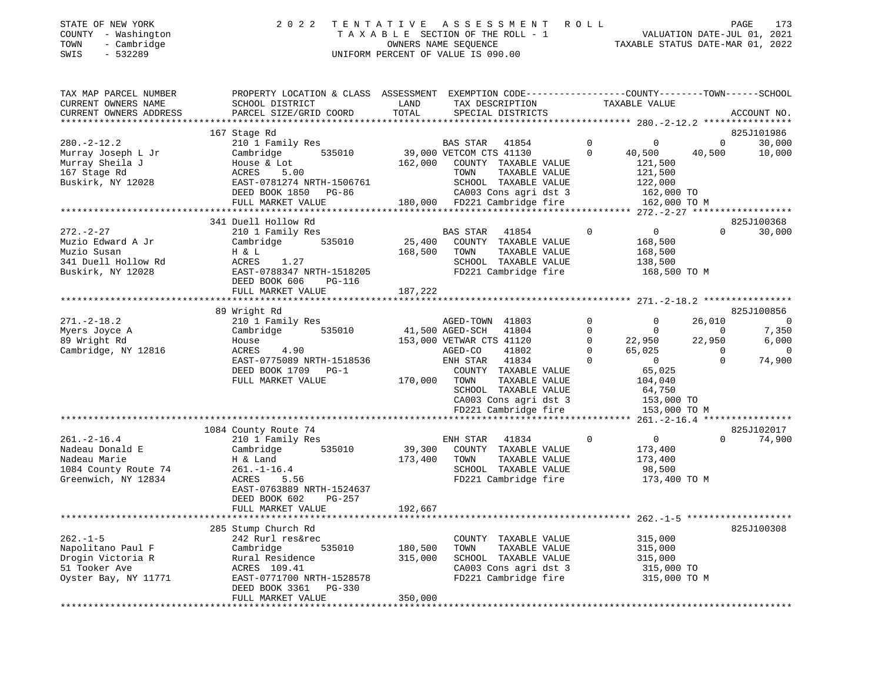STATE OF NEW YORK
COUNTY - Washington
TOWN - Cambridge
SWIS - 532289

2022 TENTATIVE ASSESSMENT ROLL
TAXABLE SECTION OF THE ROLL - 1
OWNERS NAME SEQUENCE
UNIFORM PERCENT OF VALUE IS 090.00

VALUATION DATE-JUL 01, 2021
TAXABLE STATUS DATE-MAR 01, 2022

| TAX MAP PARCEL NUMBER / CURRENT OWNERS NAME / CURRENT OWNERS ADDRESS | PROPERTY LOCATION & CLASS / SCHOOL DISTRICT / PARCEL SIZE/GRID COORD | ASSESSMENT LAND / TOTAL | EXEMPTION CODE / TAX DESCRIPTION / SPECIAL DISTRICTS | COUNTY TAXABLE VALUE | TOWN | SCHOOL | ACCOUNT NO. |
|---|---|---|---|---|---|---|---|
| 280.-2-12.2 | 167 Stage Rd | | | | | | 825J101986 |
| 280.-2-12.2 | 210 1 Family Res | | BAS STAR 41854 0 | 0 | 0 | 30,000 | |
| Murray Joseph L Jr | Cambridge 535010 | 39,000 | VETCOM CTS 41130 0 | 40,500 | 40,500 | 10,000 | |
| Murray Sheila J | House & Lot | 162,000 | COUNTY TAXABLE VALUE | 121,500 | | | |
| 167 Stage Rd | ACRES 5.00 | | TOWN TAXABLE VALUE | 121,500 | | | |
| Buskirk, NY 12028 | EAST-0781274 NRTH-1506761 | | SCHOOL TAXABLE VALUE | 122,000 | | | |
| | DEED BOOK 1850 PG-86 | | CA003 Cons agri dst 3 | 162,000 TO | | | |
| | FULL MARKET VALUE | 180,000 | FD221 Cambridge fire | 162,000 TO M | | | |
| 272.-2-27 | 341 Duell Hollow Rd | | | | | | 825J100368 |
| 272.-2-27 | 210 1 Family Res | | BAS STAR 41854 0 | 0 | 0 | 30,000 | |
| Muzio Edward A Jr | Cambridge 535010 | 25,400 | COUNTY TAXABLE VALUE | 168,500 | | | |
| Muzio Susan | H & L | 168,500 | TOWN TAXABLE VALUE | 168,500 | | | |
| 341 Duell Hollow Rd | ACRES 1.27 | | SCHOOL TAXABLE VALUE | 138,500 | | | |
| Buskirk, NY 12028 | EAST-0788347 NRTH-1518205 | | FD221 Cambridge fire | 168,500 TO M | | | |
| | DEED BOOK 606 PG-116 | | | | | | |
| | FULL MARKET VALUE | 187,222 | | | | | |
| 271.-2-18.2 | 89 Wright Rd | | | | | | 825J100856 |
| 271.-2-18.2 | 210 1 Family Res | | AGED-TOWN 41803 0 | 0 | 26,010 | 0 | |
| Myers Joyce A | Cambridge 535010 | 41,500 | AGED-SCH 41804 0 | 0 | 0 | 7,350 | |
| 89 Wright Rd | House | 153,000 | VETWAR CTS 41120 0 | 22,950 | 22,950 | 6,000 | |
| Cambridge, NY 12816 | ACRES 4.90 | | AGED-CO 41802 0 | 65,025 | 0 | 0 | |
| | EAST-0775089 NRTH-1518536 | | ENH STAR 41834 0 | 0 | 0 | 74,900 | |
| | DEED BOOK 1709 PG-1 | | COUNTY TAXABLE VALUE | 65,025 | | | |
| | FULL MARKET VALUE | 170,000 | TOWN TAXABLE VALUE | 104,040 | | | |
| | | | SCHOOL TAXABLE VALUE | 64,750 | | | |
| | | | CA003 Cons agri dst 3 | 153,000 TO | | | |
| | | | FD221 Cambridge fire | 153,000 TO M | | | |
| 261.-2-16.4 | 1084 County Route 74 | | | | | | 825J102017 |
| 261.-2-16.4 | 210 1 Family Res | | ENH STAR 41834 0 | 0 | 0 | 74,900 | |
| Nadeau Donald E | Cambridge 535010 | 39,300 | COUNTY TAXABLE VALUE | 173,400 | | | |
| Nadeau Marie | H & Land | 173,400 | TOWN TAXABLE VALUE | 173,400 | | | |
| 1084 County Route 74 | 261.-1-16.4 | | SCHOOL TAXABLE VALUE | 98,500 | | | |
| Greenwich, NY 12834 | ACRES 5.56 | | FD221 Cambridge fire | 173,400 TO M | | | |
| | EAST-0763889 NRTH-1524637 | | | | | | |
| | DEED BOOK 602 PG-257 | | | | | | |
| | FULL MARKET VALUE | 192,667 | | | | | |
| 262.-1-5 | 285 Stump Church Rd | | | | | | 825J100308 |
| 262.-1-5 | 242 Rurl res&rec | | COUNTY TAXABLE VALUE | 315,000 | | | |
| Napolitano Paul F | Cambridge 535010 | 180,500 | TOWN TAXABLE VALUE | 315,000 | | | |
| Drogin Victoria R | Rural Residence | 315,000 | SCHOOL TAXABLE VALUE | 315,000 | | | |
| 51 Tooker Ave | ACRES 109.41 | | CA003 Cons agri dst 3 | 315,000 TO | | | |
| Oyster Bay, NY 11771 | EAST-0771700 NRTH-1528578 | | FD221 Cambridge fire | 315,000 TO M | | | |
| | DEED BOOK 3361 PG-330 | | | | | | |
| | FULL MARKET VALUE | 350,000 | | | | | |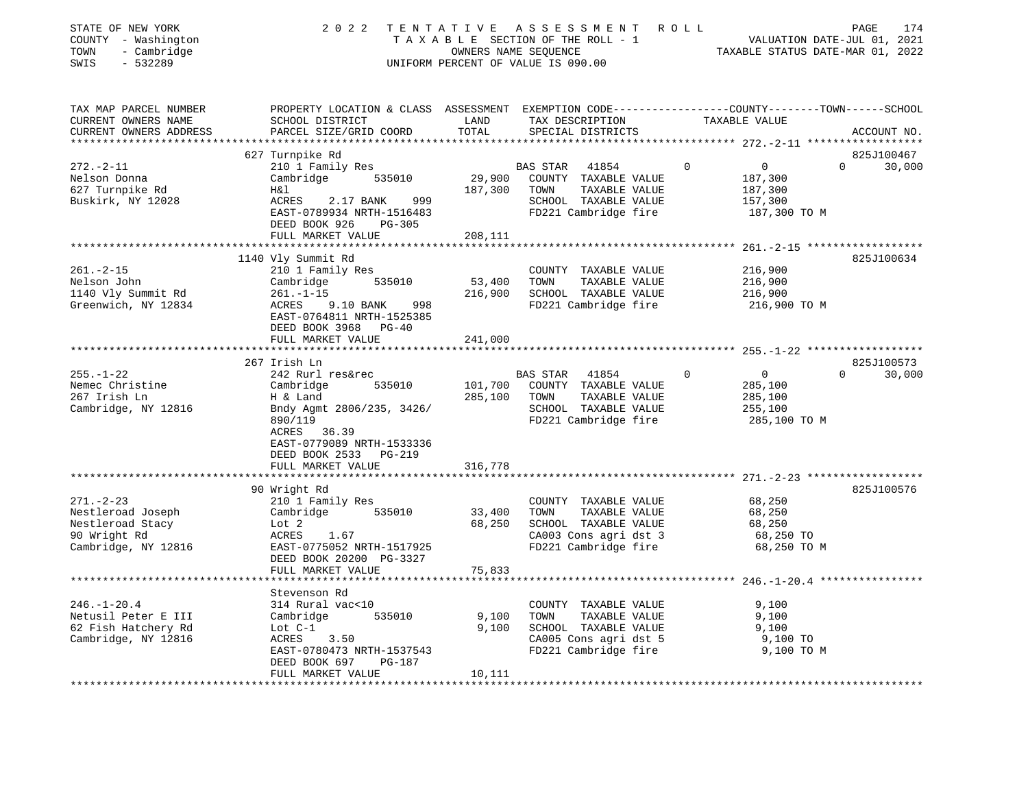STATE OF NEW YORK
COUNTY - Washington
TOWN - Cambridge
SWIS - 532289

2022 TENTATIVE ASSESSMENT ROLL
TAXABLE SECTION OF THE ROLL - 1
OWNERS NAME SEQUENCE
UNIFORM PERCENT OF VALUE IS 090.00

VALUATION DATE-JUL 01, 2021
TAXABLE STATUS DATE-MAR 01, 2022

| TAX MAP PARCEL NUMBER / CURRENT OWNERS NAME / CURRENT OWNERS ADDRESS | PROPERTY LOCATION & CLASS / SCHOOL DISTRICT / PARCEL SIZE/GRID COORD | ASSESSMENT LAND | TOTAL | EXEMPTION CODE / TAX DESCRIPTION / SPECIAL DISTRICTS | COUNTY | TOWN | SCHOOL TAXABLE VALUE | ACCOUNT NO. |
|---|---|---|---|---|---|---|---|---|
| **272.-2-11** | 627 Turnpike Rd | | | | | | | 825J100467 |
| Nelson Donna | 210 1 Family Res | | | BAS STAR 41854 | 0 | 0 | 30,000 | |
| 627 Turnpike Rd | Cambridge 535010 | 29,900 | | COUNTY TAXABLE VALUE | 187,300 | | | |
| Buskirk, NY 12028 | H&l | | 187,300 | TOWN TAXABLE VALUE | | 187,300 | | |
| | ACRES 2.17 BANK 999 | | | SCHOOL TAXABLE VALUE | | | 157,300 | |
| | EAST-0789934 NRTH-1516483 | | | FD221 Cambridge fire | 187,300 TO M | | | |
| | DEED BOOK 926 PG-305 | | | | | | | |
| | FULL MARKET VALUE | | 208,111 | | | | | |
| **261.-2-15** | 1140 Vly Summit Rd | | | | | | | 825J100634 |
| Nelson John | 210 1 Family Res | | | COUNTY TAXABLE VALUE | 216,900 | | | |
| 1140 Vly Summit Rd | Cambridge 535010 | 53,400 | | TOWN TAXABLE VALUE | | 216,900 | | |
| Greenwich, NY 12834 | 261.-1-15 | | 216,900 | SCHOOL TAXABLE VALUE | | | 216,900 | |
| | ACRES 9.10 BANK 998 | | | FD221 Cambridge fire | 216,900 TO M | | | |
| | EAST-0764811 NRTH-1525385 | | | | | | | |
| | DEED BOOK 3968 PG-40 | | | | | | | |
| | FULL MARKET VALUE | | 241,000 | | | | | |
| **255.-1-22** | 267 Irish Ln | | | | | | | 825J100573 |
| Nemec Christine | 242 Rurl res&rec | | | BAS STAR 41854 | 0 | 0 | 30,000 | |
| 267 Irish Ln | Cambridge 535010 | 101,700 | | COUNTY TAXABLE VALUE | 285,100 | | | |
| Cambridge, NY 12816 | H & Land | | 285,100 | TOWN TAXABLE VALUE | | 285,100 | | |
| | Bndy Agmt 2806/235, 3426/ 890/119 | | | SCHOOL TAXABLE VALUE | | | 255,100 | |
| | ACRES 36.39 | | | FD221 Cambridge fire | 285,100 TO M | | | |
| | EAST-0779089 NRTH-1533336 | | | | | | | |
| | DEED BOOK 2533 PG-219 | | | | | | | |
| | FULL MARKET VALUE | | 316,778 | | | | | |
| **271.-2-23** | 90 Wright Rd | | | | | | | 825J100576 |
| Nestleroad Joseph | 210 1 Family Res | | | COUNTY TAXABLE VALUE | 68,250 | | | |
| Nestleroad Stacy | Cambridge 535010 | 33,400 | | TOWN TAXABLE VALUE | | 68,250 | | |
| 90 Wright Rd | Lot 2 | | 68,250 | SCHOOL TAXABLE VALUE | | | 68,250 | |
| Cambridge, NY 12816 | ACRES 1.67 | | | CA003 Cons agri dst 3 | 68,250 TO | | | |
| | EAST-0775052 NRTH-1517925 | | | FD221 Cambridge fire | 68,250 TO M | | | |
| | DEED BOOK 20200 PG-3327 | | | | | | | |
| | FULL MARKET VALUE | | 75,833 | | | | | |
| **246.-1-20.4** | Stevenson Rd | | | | | | | |
| Netusil Peter E III | 314 Rural vac<10 | | | COUNTY TAXABLE VALUE | 9,100 | | | |
| 62 Fish Hatchery Rd | Cambridge 535010 | 9,100 | | TOWN TAXABLE VALUE | | 9,100 | | |
| Cambridge, NY 12816 | Lot C-1 | | 9,100 | SCHOOL TAXABLE VALUE | | | 9,100 | |
| | ACRES 3.50 | | | CA005 Cons agri dst 5 | 9,100 TO | | | |
| | EAST-0780473 NRTH-1537543 | | | FD221 Cambridge fire | 9,100 TO M | | | |
| | DEED BOOK 697 PG-187 | | | | | | | |
| | FULL MARKET VALUE | | 10,111 | | | | | |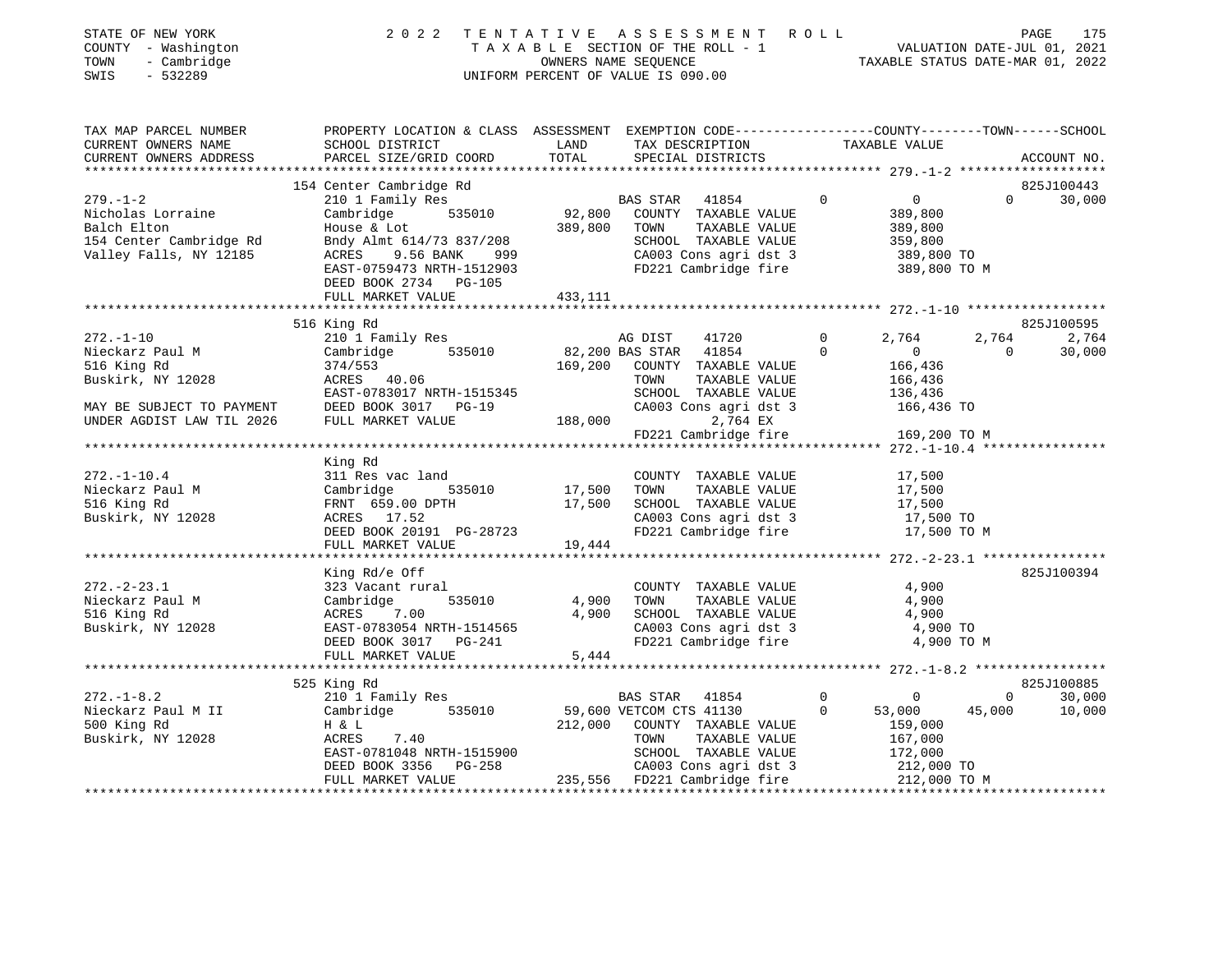STATE OF NEW YORK · COUNTY - Washington · TOWN - Cambridge · SWIS - 532289

2022 TENTATIVE ASSESSMENT ROLL — TAXABLE SECTION OF THE ROLL - 1 — OWNERS NAME SEQUENCE — UNIFORM PERCENT OF VALUE IS 090.00

VALUATION DATE-JUL 01, 2021 · TAXABLE STATUS DATE-MAR 01, 2022

| TAX MAP PARCEL NUMBER / CURRENT OWNERS NAME / CURRENT OWNERS ADDRESS | PROPERTY LOCATION & CLASS / SCHOOL DISTRICT / PARCEL SIZE/GRID COORD | ASSESSMENT LAND / TOTAL | EXEMPTION CODE / TAX DESCRIPTION / SPECIAL DISTRICTS | COUNTY | TOWN | SCHOOL | ACCOUNT NO. |
|---|---|---|---|---|---|---|---|
| **279.-1-2** | 154 Center Cambridge Rd | | | | | | 825J100443 |
| Nicholas Lorraine | 210 1 Family Res | | BAS STAR 41854 | 0 | 0 | 30,000 | |
| Balch Elton | Cambridge 535010 | 92,800 | COUNTY TAXABLE VALUE | 389,800 | | | |
| 154 Center Cambridge Rd | House & Lot | 389,800 | TOWN TAXABLE VALUE | | 389,800 | | |
| Valley Falls, NY 12185 | Bndy Almt 614/73 837/208 | | SCHOOL TAXABLE VALUE | | | 359,800 | |
| | ACRES 9.56 BANK 999 | | CA003 Cons agri dst 3 | 389,800 TO | | | |
| | EAST-0759473 NRTH-1512903 | | FD221 Cambridge fire | 389,800 TO M | | | |
| | DEED BOOK 2734 PG-105 | | | | | | |
| | FULL MARKET VALUE | 433,111 | | | | | |
| **272.-1-10** | 516 King Rd | | | | | | 825J100595 |
| Nieckarz Paul M | 210 1 Family Res | | AG DIST 41720 | 2,764 | 2,764 | 2,764 | |
| 516 King Rd | Cambridge 535010 | 82,200 | BAS STAR 41854 | 0 | 0 | 30,000 | |
| Buskirk, NY 12028 | 374/553 | 169,200 | COUNTY TAXABLE VALUE | 166,436 | | | |
| | ACRES 40.06 | | TOWN TAXABLE VALUE | | 166,436 | | |
| | EAST-0783017 NRTH-1515345 | | SCHOOL TAXABLE VALUE | | | 136,436 | |
| MAY BE SUBJECT TO PAYMENT | DEED BOOK 3017 PG-19 | | CA003 Cons agri dst 3 | 166,436 TO | | | |
| UNDER AGDIST LAW TIL 2026 | FULL MARKET VALUE | 188,000 | 2,764 EX | | | | |
| | | | FD221 Cambridge fire | 169,200 TO M | | | |
| **272.-1-10.4** | King Rd | | | | | | |
| Nieckarz Paul M | 311 Res vac land | | COUNTY TAXABLE VALUE | 17,500 | | | |
| 516 King Rd | Cambridge 535010 | 17,500 | TOWN TAXABLE VALUE | | 17,500 | | |
| Buskirk, NY 12028 | FRNT 659.00 DPTH | 17,500 | SCHOOL TAXABLE VALUE | | | 17,500 | |
| | ACRES 17.52 | | CA003 Cons agri dst 3 | 17,500 TO | | | |
| | DEED BOOK 20191 PG-28723 | | FD221 Cambridge fire | 17,500 TO M | | | |
| | FULL MARKET VALUE | 19,444 | | | | | |
| **272.-2-23.1** | King Rd/e Off | | | | | | 825J100394 |
| Nieckarz Paul M | 323 Vacant rural | | COUNTY TAXABLE VALUE | 4,900 | | | |
| 516 King Rd | Cambridge 535010 | 4,900 | TOWN TAXABLE VALUE | | 4,900 | | |
| Buskirk, NY 12028 | ACRES 7.00 | 4,900 | SCHOOL TAXABLE VALUE | | | 4,900 | |
| | EAST-0783054 NRTH-1514565 | | CA003 Cons agri dst 3 | 4,900 TO | | | |
| | DEED BOOK 3017 PG-241 | | FD221 Cambridge fire | 4,900 TO M | | | |
| | FULL MARKET VALUE | 5,444 | | | | | |
| **272.-1-8.2** | 525 King Rd | | | | | | 825J100885 |
| Nieckarz Paul M II | 210 1 Family Res | | BAS STAR 41854 | 0 | 0 | 30,000 | |
| 500 King Rd | Cambridge 535010 | 59,600 | VETCOM CTS 41130 | 53,000 | 45,000 | 10,000 | |
| Buskirk, NY 12028 | H & L | 212,000 | COUNTY TAXABLE VALUE | 159,000 | | | |
| | ACRES 7.40 | | TOWN TAXABLE VALUE | | 167,000 | | |
| | EAST-0781048 NRTH-1515900 | | SCHOOL TAXABLE VALUE | | | 172,000 | |
| | DEED BOOK 3356 PG-258 | | CA003 Cons agri dst 3 | 212,000 TO | | | |
| | FULL MARKET VALUE | 235,556 | FD221 Cambridge fire | 212,000 TO M | | | |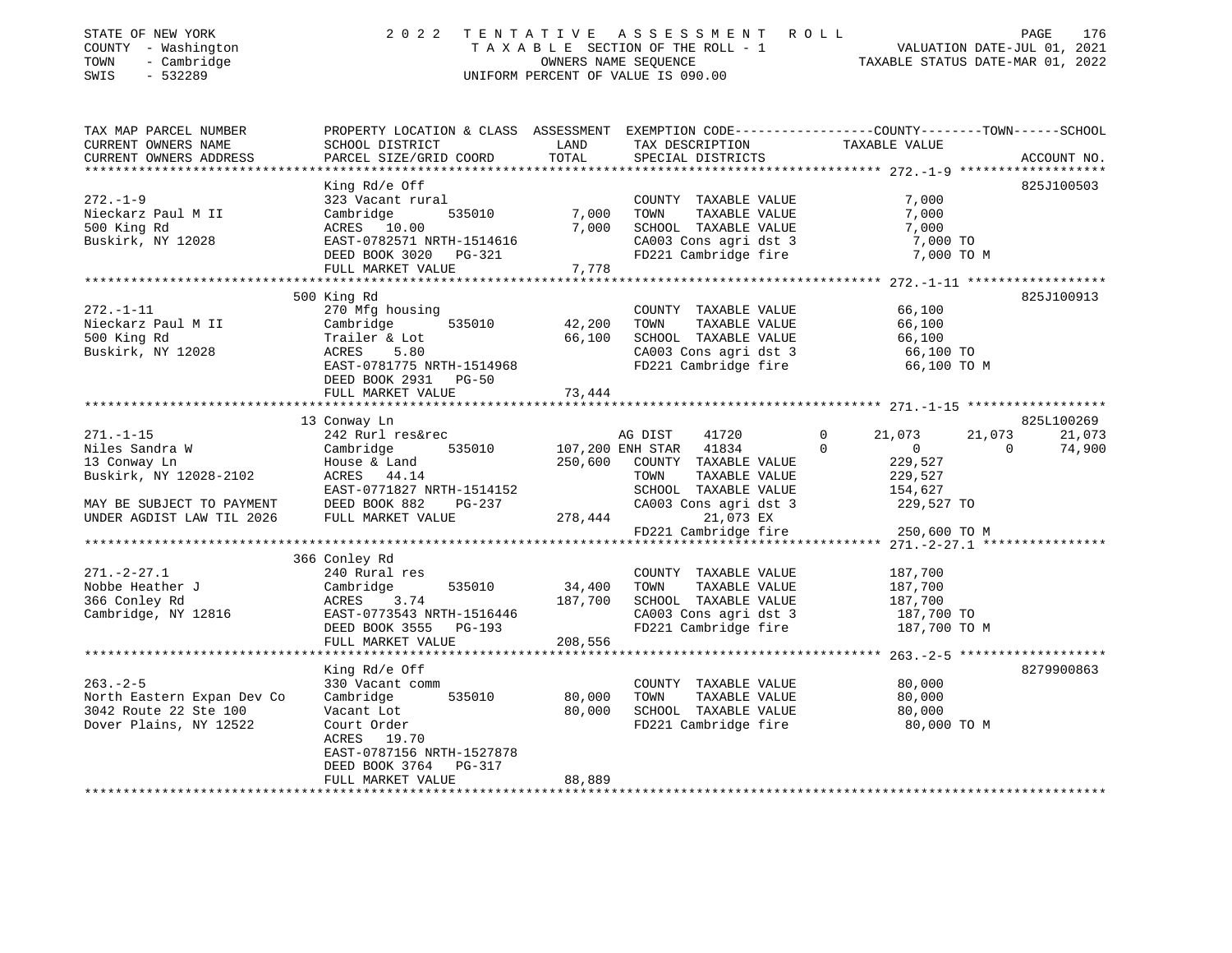STATE OF NEW YORK
COUNTY - Washington
TOWN - Cambridge
SWIS - 532289

2 0 2 2 T E N T A T I V E A S S E S S M E N T R O L L
T A X A B L E SECTION OF THE ROLL - 1
OWNERS NAME SEQUENCE
UNIFORM PERCENT OF VALUE IS 090.00

VALUATION DATE-JUL 01, 2021
TAXABLE STATUS DATE-MAR 01, 2022

| TAX MAP PARCEL NUMBER<br>CURRENT OWNERS NAME<br>CURRENT OWNERS ADDRESS | PROPERTY LOCATION & CLASS<br>SCHOOL DISTRICT<br>PARCEL SIZE/GRID COORD | ASSESSMENT<br>LAND<br>TOTAL | EXEMPTION CODE<br>TAX DESCRIPTION<br>SPECIAL DISTRICTS | COUNTY | TOWN | SCHOOL<br>TAXABLE VALUE<br>ACCOUNT NO. |
|---|---|---|---|---|---|---|
| 272.-1-9 | King Rd/e Off | | | | | 825J100503 |
| | 323 Vacant rural | | COUNTY TAXABLE VALUE | 7,000 | | |
| Nieckarz Paul M II | Cambridge 535010 | 7,000 | TOWN TAXABLE VALUE | | 7,000 | |
| 500 King Rd | ACRES 10.00 | 7,000 | SCHOOL TAXABLE VALUE | | | 7,000 |
| Buskirk, NY 12028 | EAST-0782571 NRTH-1514616 | | CA003 Cons agri dst 3 | 7,000 TO | | |
| | DEED BOOK 3020 PG-321 | | FD221 Cambridge fire | 7,000 TO M | | |
| | FULL MARKET VALUE | 7,778 | | | | |
| 272.-1-11 | 500 King Rd | | | | | 825J100913 |
| | 270 Mfg housing | | COUNTY TAXABLE VALUE | 66,100 | | |
| Nieckarz Paul M II | Cambridge 535010 | 42,200 | TOWN TAXABLE VALUE | | 66,100 | |
| 500 King Rd | Trailer & Lot | 66,100 | SCHOOL TAXABLE VALUE | | | 66,100 |
| Buskirk, NY 12028 | ACRES 5.80 | | CA003 Cons agri dst 3 | 66,100 TO | | |
| | EAST-0781775 NRTH-1514968 | | FD221 Cambridge fire | 66,100 TO M | | |
| | DEED BOOK 2931 PG-50 | | | | | |
| | FULL MARKET VALUE | 73,444 | | | | |
| 271.-1-15 | 13 Conway Ln | | | | | 825L100269 |
| | 242 Rurl res&rec | | AG DIST 41720 0 | 21,073 | 21,073 | 21,073 |
| Niles Sandra W | Cambridge 535010 | 107,200 | ENH STAR 41834 0 | 0 | 0 | 74,900 |
| 13 Conway Ln | House & Land | 250,600 | COUNTY TAXABLE VALUE | 229,527 | | |
| Buskirk, NY 12028-2102 | ACRES 44.14 | | TOWN TAXABLE VALUE | | 229,527 | |
| | EAST-0771827 NRTH-1514152 | | SCHOOL TAXABLE VALUE | | | 154,627 |
| MAY BE SUBJECT TO PAYMENT | DEED BOOK 882 PG-237 | | CA003 Cons agri dst 3 | 229,527 TO | | |
| UNDER AGDIST LAW TIL 2026 | FULL MARKET VALUE | 278,444 | 21,073 EX | | | |
| | | | FD221 Cambridge fire | 250,600 TO M | | |
| 271.-2-27.1 | 366 Conley Rd | | | | | |
| | 240 Rural res | | COUNTY TAXABLE VALUE | 187,700 | | |
| Nobbe Heather J | Cambridge 535010 | 34,400 | TOWN TAXABLE VALUE | | 187,700 | |
| 366 Conley Rd | ACRES 3.74 | 187,700 | SCHOOL TAXABLE VALUE | | | 187,700 |
| Cambridge, NY 12816 | EAST-0773543 NRTH-1516446 | | CA003 Cons agri dst 3 | 187,700 TO | | |
| | DEED BOOK 3555 PG-193 | | FD221 Cambridge fire | 187,700 TO M | | |
| | FULL MARKET VALUE | 208,556 | | | | |
| 263.-2-5 | King Rd/e Off | | | | | 8279900863 |
| | 330 Vacant comm | | COUNTY TAXABLE VALUE | 80,000 | | |
| North Eastern Expan Dev Co | Cambridge 535010 | 80,000 | TOWN TAXABLE VALUE | | 80,000 | |
| 3042 Route 22 Ste 100 | Vacant Lot | 80,000 | SCHOOL TAXABLE VALUE | | | 80,000 |
| Dover Plains, NY 12522 | Court Order | | FD221 Cambridge fire | 80,000 TO M | | |
| | ACRES 19.70 | | | | | |
| | EAST-0787156 NRTH-1527878 | | | | | |
| | DEED BOOK 3764 PG-317 | | | | | |
| | FULL MARKET VALUE | 88,889 | | | | |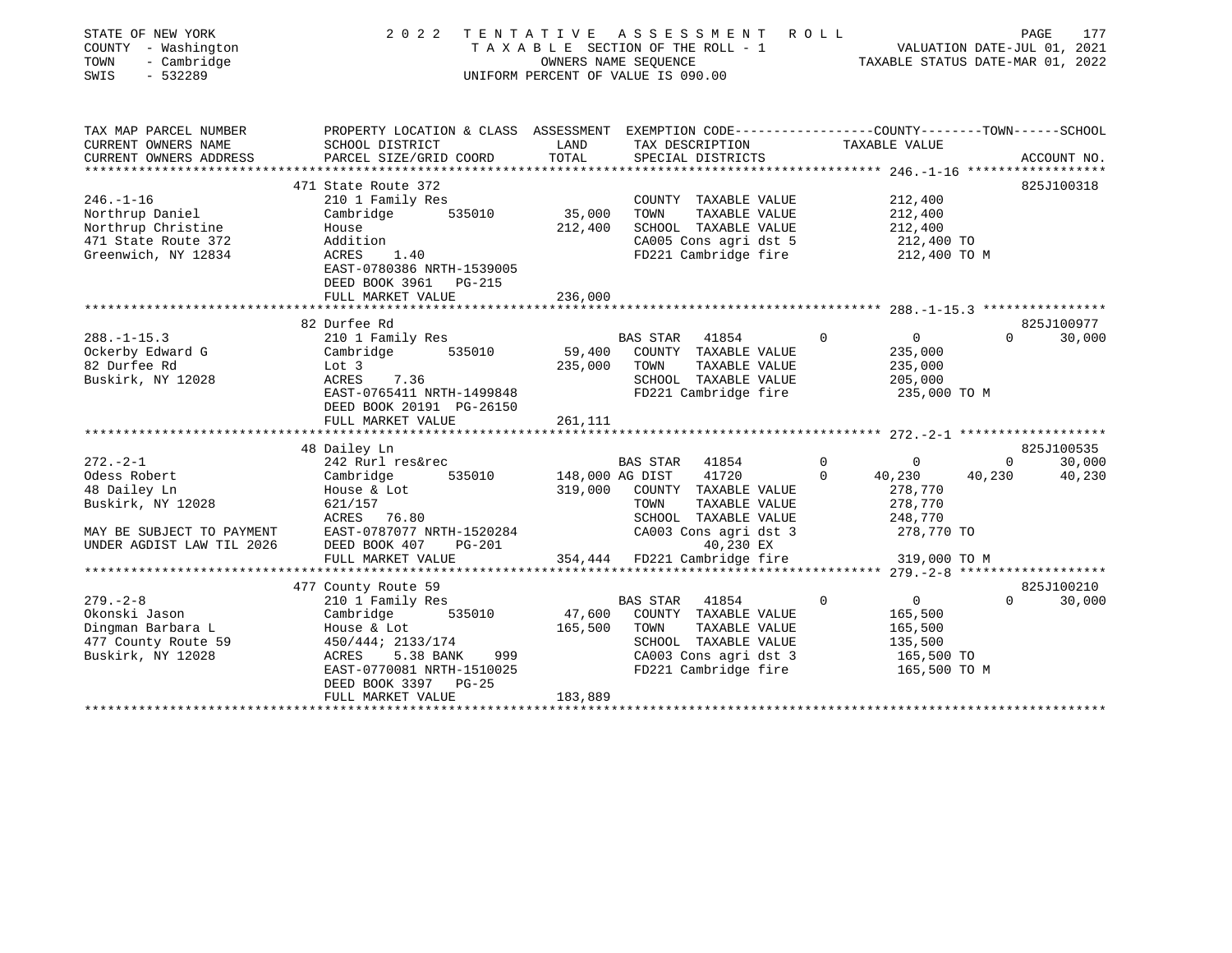STATE OF NEW YORK
COUNTY - Washington
TOWN - Cambridge
SWIS - 532289

# 2022 TENTATIVE ASSESSMENT ROLL

TAXABLE SECTION OF THE ROLL - 1
OWNERS NAME SEQUENCE
UNIFORM PERCENT OF VALUE IS 090.00

VALUATION DATE-JUL 01, 2021
TAXABLE STATUS DATE-MAR 01, 2022

| TAX MAP PARCEL NUMBER / CURRENT OWNERS NAME / CURRENT OWNERS ADDRESS | PROPERTY LOCATION & CLASS / SCHOOL DISTRICT / PARCEL SIZE/GRID COORD | ASSESSMENT LAND / TOTAL | EXEMPTION CODE / TAX DESCRIPTION / SPECIAL DISTRICTS | COUNTY TAXABLE VALUE | TOWN | SCHOOL | ACCOUNT NO. |
|---|---|---|---|---|---|---|---|
| 246.-1-16 | 471 State Route 372 | | | | | | 825J100318 |
| Northrup Daniel | 210 1 Family Res | | COUNTY TAXABLE VALUE | 212,400 | | | |
| Northrup Christine | Cambridge 535010 | 35,000 | TOWN TAXABLE VALUE | 212,400 | | | |
| 471 State Route 372 | House | 212,400 | SCHOOL TAXABLE VALUE | 212,400 | | | |
| Greenwich, NY 12834 | Addition | | CA005 Cons agri dst 5 | 212,400 TO | | | |
| | ACRES 1.40 | | FD221 Cambridge fire | 212,400 TO M | | | |
| | EAST-0780386 NRTH-1539005 | | | | | | |
| | DEED BOOK 3961 PG-215 | | | | | | |
| | FULL MARKET VALUE | 236,000 | | | | | |
| 288.-1-15.3 | 82 Durfee Rd | | | | | | 825J100977 |
| Ockerby Edward G | 210 1 Family Res | | BAS STAR 41854 | 0 | 0 | 0 | 30,000 |
| 82 Durfee Rd | Cambridge 535010 | 59,400 | COUNTY TAXABLE VALUE | 235,000 | | | |
| Buskirk, NY 12028 | Lot 3 | 235,000 | TOWN TAXABLE VALUE | 235,000 | | | |
| | ACRES 7.36 | | SCHOOL TAXABLE VALUE | 205,000 | | | |
| | EAST-0765411 NRTH-1499848 | | FD221 Cambridge fire | 235,000 TO M | | | |
| | DEED BOOK 20191 PG-26150 | | | | | | |
| | FULL MARKET VALUE | 261,111 | | | | | |
| 272.-2-1 | 48 Dailey Ln | | | | | | 825J100535 |
| Odess Robert | 242 Rurl res&rec | | BAS STAR 41854 | 0 | 0 | 0 | 30,000 |
| 48 Dailey Ln | Cambridge 535010 | 148,000 | AG DIST 41720 | 0 | 40,230 | 40,230 | 40,230 |
| Buskirk, NY 12028 | House & Lot | 319,000 | COUNTY TAXABLE VALUE | 278,770 | | | |
| | 621/157 | | TOWN TAXABLE VALUE | 278,770 | | | |
| | ACRES 76.80 | | SCHOOL TAXABLE VALUE | 248,770 | | | |
| MAY BE SUBJECT TO PAYMENT | EAST-0787077 NRTH-1520284 | | CA003 Cons agri dst 3 | 278,770 TO | | | |
| UNDER AGDIST LAW TIL 2026 | DEED BOOK 407 PG-201 | | 40,230 EX | | | | |
| | FULL MARKET VALUE | 354,444 | FD221 Cambridge fire | 319,000 TO M | | | |
| 279.-2-8 | 477 County Route 59 | | | | | | 825J100210 |
| Okonski Jason | 210 1 Family Res | | BAS STAR 41854 | 0 | 0 | 0 | 30,000 |
| Dingman Barbara L | Cambridge 535010 | 47,600 | COUNTY TAXABLE VALUE | 165,500 | | | |
| 477 County Route 59 | House & Lot | 165,500 | TOWN TAXABLE VALUE | 165,500 | | | |
| Buskirk, NY 12028 | 450/444; 2133/174 | | SCHOOL TAXABLE VALUE | 135,500 | | | |
| | ACRES 5.38 BANK 999 | | CA003 Cons agri dst 3 | 165,500 TO | | | |
| | EAST-0770081 NRTH-1510025 | | FD221 Cambridge fire | 165,500 TO M | | | |
| | DEED BOOK 3397 PG-25 | | | | | | |
| | FULL MARKET VALUE | 183,889 | | | | | |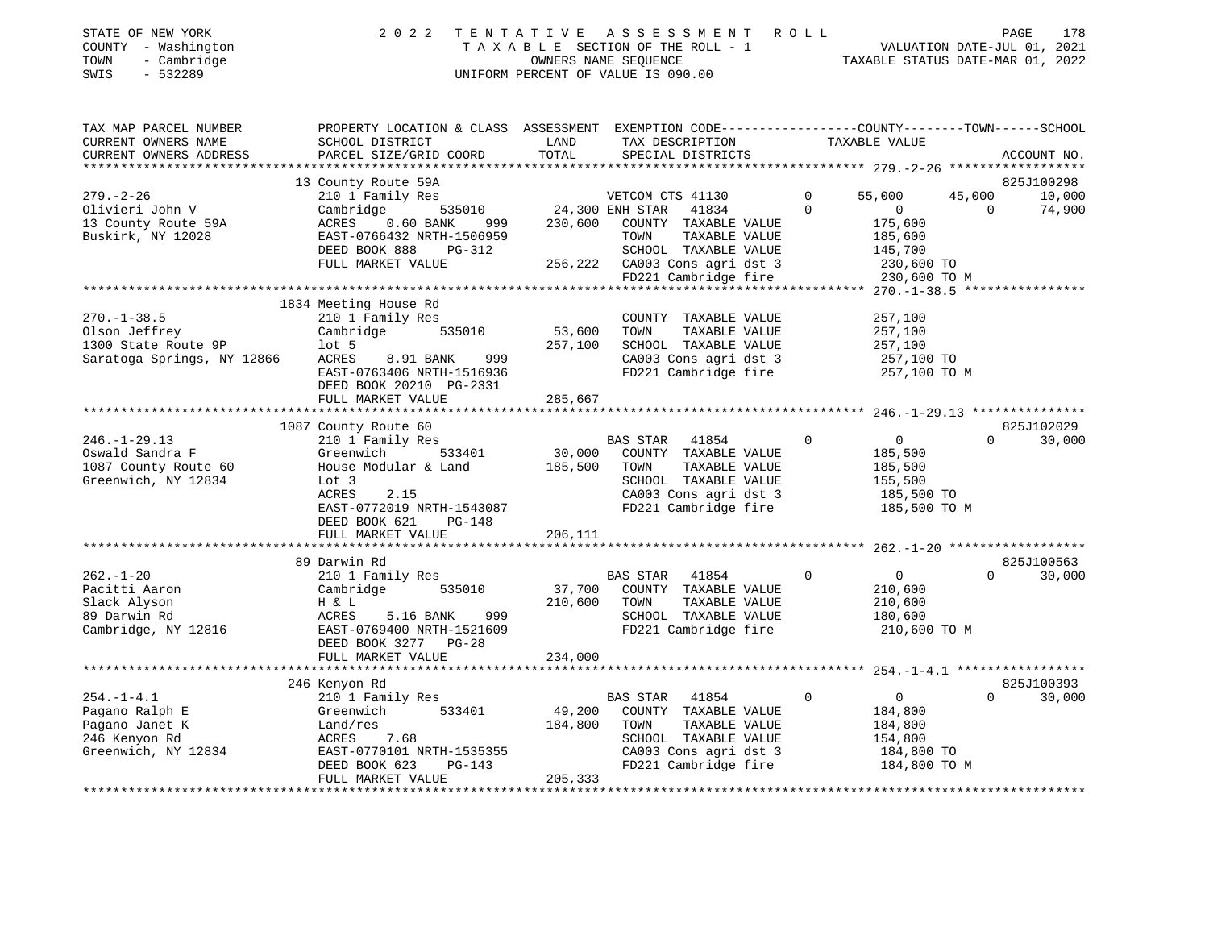STATE OF NEW YORK | 2 0 2 2 T E N T A T I V E A S S E S S M E N T R O L L
COUNTY - Washington | T A X A B L E SECTION OF THE ROLL - 1 | VALUATION DATE-JUL 01, 2021
TOWN - Cambridge | OWNERS NAME SEQUENCE | TAXABLE STATUS DATE-MAR 01, 2022
SWIS - 532289 | UNIFORM PERCENT OF VALUE IS 090.00

```
TAX MAP PARCEL NUMBER          PROPERTY LOCATION & CLASS  ASSESSMENT  EXEMPTION CODE-----------------COUNTY--------TOWN------SCHOOL
CURRENT OWNERS NAME            SCHOOL DISTRICT            LAND        TAX DESCRIPTION                 TAXABLE VALUE
CURRENT OWNERS ADDRESS         PARCEL SIZE/GRID COORD     TOTAL       SPECIAL DISTRICTS                                      ACCOUNT NO.
******************************************************************************************************* 279.-2-26 ******************
                               13 County Route 59A                                                                         825J100298
279.-2-26                      210 1 Family Res                       VETCOM CTS 41130       0      55,000      45,000      10,000
Olivieri John V                Cambridge         535010    24,300 ENH STAR  41834             0           0           0      74,900
13 County Route 59A            ACRES     0.60 BANK    999    230,600   COUNTY  TAXABLE VALUE            175,600
Buskirk, NY 12028              EAST-0766432 NRTH-1506959              TOWN    TAXABLE VALUE            185,600
                               DEED BOOK 888     PG-312               SCHOOL  TAXABLE VALUE            145,700
                               FULL MARKET VALUE          256,222   CA003 Cons agri dst 3             230,600 TO
                                                                    FD221 Cambridge fire              230,600 TO M
******************************************************************************************************* 270.-1-38.5 ****************
                               1834 Meeting House Rd
270.-1-38.5                    210 1 Family Res                       COUNTY  TAXABLE VALUE            257,100
Olson Jeffrey                  Cambridge         535010     53,600    TOWN    TAXABLE VALUE            257,100
1300 State Route 9P            lot 5                        257,100   SCHOOL  TAXABLE VALUE            257,100
Saratoga Springs, NY 12866     ACRES     8.91 BANK    999             CA003 Cons agri dst 3             257,100 TO
                               EAST-0763406 NRTH-1516936              FD221 Cambridge fire              257,100 TO M
                               DEED BOOK 20210 PG-2331
                               FULL MARKET VALUE          285,667
******************************************************************************************************* 246.-1-29.13 ***************
                               1087 County Route 60                                                                        825J102029
246.-1-29.13                   210 1 Family Res                       BAS STAR  41854        0           0           0      30,000
Oswald Sandra F                Greenwich         533401     30,000    COUNTY  TAXABLE VALUE            185,500
1087 County Route 60           House Modular & Land         185,500   TOWN    TAXABLE VALUE            185,500
Greenwich, NY 12834            Lot 3                                  SCHOOL  TAXABLE VALUE            155,500
                               ACRES     2.15                         CA003 Cons agri dst 3             185,500 TO
                               EAST-0772019 NRTH-1543087              FD221 Cambridge fire              185,500 TO M
                               DEED BOOK 621     PG-148
                               FULL MARKET VALUE          206,111
******************************************************************************************************* 262.-1-20 ******************
                               89 Darwin Rd                                                                                825J100563
262.-1-20                      210 1 Family Res                       BAS STAR  41854        0           0           0      30,000
Pacitti Aaron                  Cambridge         535010     37,700    COUNTY  TAXABLE VALUE            210,600
Slack Alyson                   H & L                        210,600   TOWN    TAXABLE VALUE            210,600
89 Darwin Rd                   ACRES     5.16 BANK    999             SCHOOL  TAXABLE VALUE            180,600
Cambridge, NY 12816            EAST-0769400 NRTH-1521609              FD221 Cambridge fire              210,600 TO M
                               DEED BOOK 3277    PG-28
                               FULL MARKET VALUE          234,000
******************************************************************************************************* 254.-1-4.1 *****************
                               246 Kenyon Rd                                                                               825J100393
254.-1-4.1                     210 1 Family Res                       BAS STAR  41854        0           0           0      30,000
Pagano Ralph E                 Greenwich         533401     49,200    COUNTY  TAXABLE VALUE            184,800
Pagano Janet K                 Land/res                     184,800   TOWN    TAXABLE VALUE            184,800
246 Kenyon Rd                  ACRES     7.68                         SCHOOL  TAXABLE VALUE            154,800
Greenwich, NY 12834            EAST-0770101 NRTH-1535355              CA003 Cons agri dst 3             184,800 TO
                               DEED BOOK 623     PG-143               FD221 Cambridge fire              184,800 TO M
                               FULL MARKET VALUE          205,333
************************************************************************************************************************************
```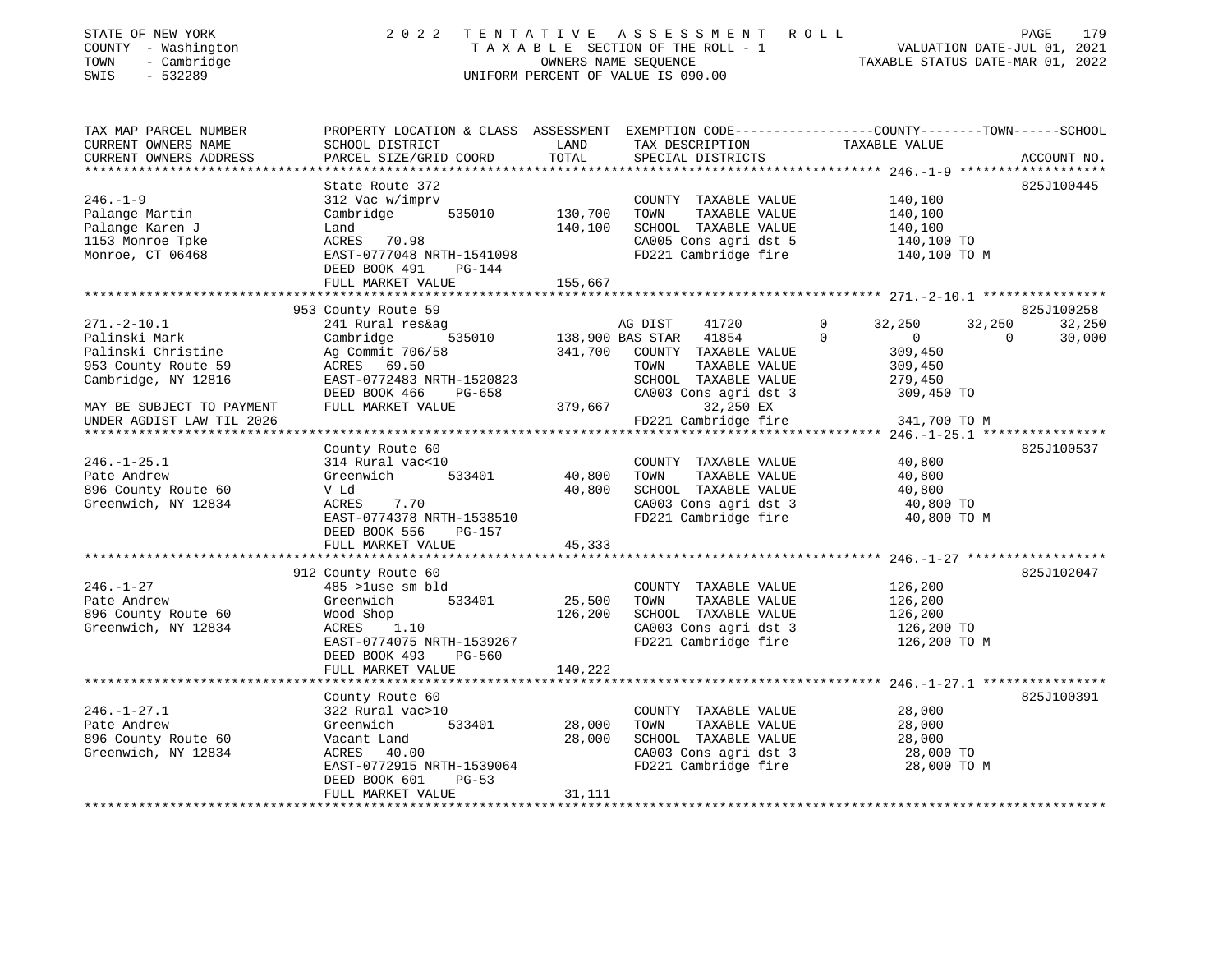STATE OF NEW YORK | 2 0 2 2 T E N T A T I V E A S S E S S M E N T R O L L
COUNTY - Washington | T A X A B L E SECTION OF THE ROLL - 1 | VALUATION DATE-JUL 01, 2021
TOWN - Cambridge | OWNERS NAME SEQUENCE | TAXABLE STATUS DATE-MAR 01, 2022
SWIS - 532289 | UNIFORM PERCENT OF VALUE IS 090.00

| TAX MAP PARCEL NUMBER / CURRENT OWNERS NAME / CURRENT OWNERS ADDRESS | PROPERTY LOCATION & CLASS / SCHOOL DISTRICT / PARCEL SIZE/GRID COORD | ASSESSMENT LAND / TOTAL | EXEMPTION CODE / TAX DESCRIPTION / SPECIAL DISTRICTS | COUNTY | TOWN | SCHOOL | ACCOUNT NO. |
|---|---|---|---|---|---|---|---|
| **246.-1-9** | State Route 372 | | | | | | 825J100445 |
| Palange Martin | 312 Vac w/imprv | | COUNTY TAXABLE VALUE | 140,100 | | | |
| Palange Karen J | Cambridge 535010 | 130,700 | TOWN TAXABLE VALUE | | 140,100 | | |
| 1153 Monroe Tpke | Land | 140,100 | SCHOOL TAXABLE VALUE | | | 140,100 | |
| Monroe, CT 06468 | ACRES 70.98 | | CA005 Cons agri dst 5 | 140,100 TO | | | |
| | EAST-0777048 NRTH-1541098 | | FD221 Cambridge fire | 140,100 TO M | | | |
| | DEED BOOK 491 PG-144 | | | | | | |
| | FULL MARKET VALUE | 155,667 | | | | | |
| **271.-2-10.1** | 953 County Route 59 | | | | | | 825J100258 |
| Palinski Mark | 241 Rural res&ag | | AG DIST 41720 0 | 32,250 | 32,250 | 32,250 | |
| Palinski Christine | Cambridge 535010 | 138,900 | BAS STAR 41854 0 | 0 | 0 | 30,000 | |
| 953 County Route 59 | Ag Commit 706/58 | 341,700 | COUNTY TAXABLE VALUE | 309,450 | | | |
| Cambridge, NY 12816 | ACRES 69.50 | | TOWN TAXABLE VALUE | | 309,450 | | |
| | EAST-0772483 NRTH-1520823 | | SCHOOL TAXABLE VALUE | | | 279,450 | |
| | DEED BOOK 466 PG-658 | | CA003 Cons agri dst 3 | 309,450 TO | | | |
| MAY BE SUBJECT TO PAYMENT | FULL MARKET VALUE | 379,667 | 32,250 EX | | | | |
| UNDER AGDIST LAW TIL 2026 | | | FD221 Cambridge fire | 341,700 TO M | | | |
| **246.-1-25.1** | County Route 60 | | | | | | 825J100537 |
| Pate Andrew | 314 Rural vac<10 | | COUNTY TAXABLE VALUE | 40,800 | | | |
| 896 County Route 60 | Greenwich 533401 | 40,800 | TOWN TAXABLE VALUE | | 40,800 | | |
| Greenwich, NY 12834 | V Ld | 40,800 | SCHOOL TAXABLE VALUE | | | 40,800 | |
| | ACRES 7.70 | | CA003 Cons agri dst 3 | 40,800 TO | | | |
| | EAST-0774378 NRTH-1538510 | | FD221 Cambridge fire | 40,800 TO M | | | |
| | DEED BOOK 556 PG-157 | | | | | | |
| | FULL MARKET VALUE | 45,333 | | | | | |
| **246.-1-27** | 912 County Route 60 | | | | | | 825J102047 |
| Pate Andrew | 485 >1use sm bld | | COUNTY TAXABLE VALUE | 126,200 | | | |
| 896 County Route 60 | Greenwich 533401 | 25,500 | TOWN TAXABLE VALUE | | 126,200 | | |
| Greenwich, NY 12834 | Wood Shop | 126,200 | SCHOOL TAXABLE VALUE | | | 126,200 | |
| | ACRES 1.10 | | CA003 Cons agri dst 3 | 126,200 TO | | | |
| | EAST-0774075 NRTH-1539267 | | FD221 Cambridge fire | 126,200 TO M | | | |
| | DEED BOOK 493 PG-560 | | | | | | |
| | FULL MARKET VALUE | 140,222 | | | | | |
| **246.-1-27.1** | County Route 60 | | | | | | 825J100391 |
| Pate Andrew | 322 Rural vac>10 | | COUNTY TAXABLE VALUE | 28,000 | | | |
| 896 County Route 60 | Greenwich 533401 | 28,000 | TOWN TAXABLE VALUE | | 28,000 | | |
| Greenwich, NY 12834 | Vacant Land | 28,000 | SCHOOL TAXABLE VALUE | | | 28,000 | |
| | ACRES 40.00 | | CA003 Cons agri dst 3 | 28,000 TO | | | |
| | EAST-0772915 NRTH-1539064 | | FD221 Cambridge fire | 28,000 TO M | | | |
| | DEED BOOK 601 PG-53 | | | | | | |
| | FULL MARKET VALUE | 31,111 | | | | | |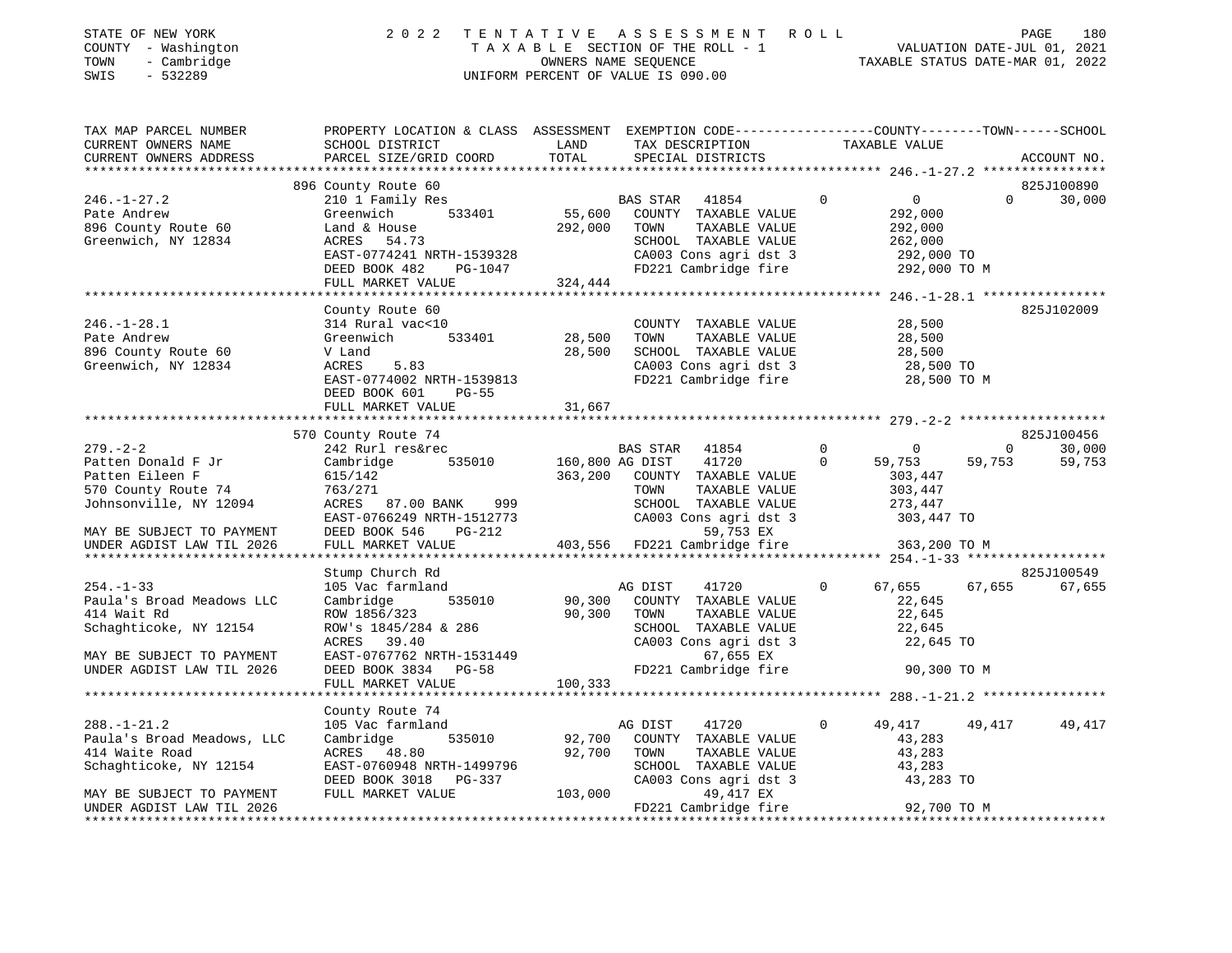STATE OF NEW YORK  
COUNTY - Washington  
TOWN - Cambridge  
SWIS - 532289

2 0 2 2  T E N T A T I V E  A S S E S S M E N T  R O L L  
T A X A B L E  SECTION OF THE ROLL - 1  
OWNERS NAME SEQUENCE  
UNIFORM PERCENT OF VALUE IS 090.00

VALUATION DATE-JUL 01, 2021  
TAXABLE STATUS DATE-MAR 01, 2022

```
TAX MAP PARCEL NUMBER          PROPERTY LOCATION & CLASS  ASSESSMENT  EXEMPTION CODE------------------COUNTY--------TOWN------SCHOOL
CURRENT OWNERS NAME            SCHOOL DISTRICT              LAND       TAX DESCRIPTION              TAXABLE VALUE
CURRENT OWNERS ADDRESS         PARCEL SIZE/GRID COORD       TOTAL      SPECIAL DISTRICTS                                      ACCOUNT NO.
*********************************************************************************************** 246.-1-27.2 ****************
                               896 County Route 60                                                                        825J100890
246.-1-27.2                    210 1 Family Res                        BAS STAR  41854            0          0          0      30,000
Pate Andrew                    Greenwich        533401      55,600     COUNTY  TAXABLE VALUE           292,000
896 County Route 60            Land & House                292,000     TOWN    TAXABLE VALUE           292,000
Greenwich, NY 12834            ACRES   54.73                           SCHOOL  TAXABLE VALUE           262,000
                               EAST-0774241 NRTH-1539328               CA003 Cons agri dst 3           292,000 TO
                               DEED BOOK 482    PG-1047                FD221 Cambridge fire            292,000 TO M
                               FULL MARKET VALUE           324,444
*********************************************************************************************** 246.-1-28.1 ****************
                               County Route 60                                                                            825J102009
246.-1-28.1                    314 Rural vac<10                        COUNTY  TAXABLE VALUE            28,500
Pate Andrew                    Greenwich        533401      28,500     TOWN    TAXABLE VALUE            28,500
896 County Route 60            V Land                       28,500     SCHOOL  TAXABLE VALUE            28,500
Greenwich, NY 12834            ACRES    5.83                           CA003 Cons agri dst 3            28,500 TO
                               EAST-0774002 NRTH-1539813               FD221 Cambridge fire             28,500 TO M
                               DEED BOOK 601    PG-55
                               FULL MARKET VALUE            31,667
*********************************************************************************************** 279.-2-2 *******************
                               570 County Route 74                                                                        825J100456
279.-2-2                       242 Rurl res&rec                        BAS STAR  41854            0          0          0      30,000
Patten Donald F Jr             Cambridge        535010     160,800 AG DIST    41720             0     59,753     59,753     59,753
Patten Eileen F                615/142                     363,200     COUNTY  TAXABLE VALUE           303,447
570 County Route 74            763/271                                 TOWN    TAXABLE VALUE           303,447
Johnsonville, NY 12094         ACRES   87.00 BANK    999               SCHOOL  TAXABLE VALUE           273,447
                               EAST-0766249 NRTH-1512773               CA003 Cons agri dst 3           303,447 TO
MAY BE SUBJECT TO PAYMENT      DEED BOOK 546    PG-212                          59,753 EX
UNDER AGDIST LAW TIL 2026      FULL MARKET VALUE           403,556     FD221 Cambridge fire            363,200 TO M
*********************************************************************************************** 254.-1-33 ******************
                               Stump Church Rd                                                                            825J100549
254.-1-33                      105 Vac farmland                        AG DIST    41720             0     67,655     67,655     67,655
Paula's Broad Meadows LLC      Cambridge        535010      90,300     COUNTY  TAXABLE VALUE            22,645
414 Wait Rd                    ROW 1856/323                 90,300     TOWN    TAXABLE VALUE            22,645
Schaghticoke, NY 12154         ROW's 1845/284 & 286                    SCHOOL  TAXABLE VALUE            22,645
                               ACRES   39.40                           CA003 Cons agri dst 3            22,645 TO
MAY BE SUBJECT TO PAYMENT      EAST-0767762 NRTH-1531449                        67,655 EX
UNDER AGDIST LAW TIL 2026      DEED BOOK 3834   PG-58                  FD221 Cambridge fire             90,300 TO M
                               FULL MARKET VALUE           100,333
*********************************************************************************************** 288.-1-21.2 ****************
                               County Route 74
288.-1-21.2                    105 Vac farmland                        AG DIST    41720             0     49,417     49,417     49,417
Paula's Broad Meadows, LLC     Cambridge        535010      92,700     COUNTY  TAXABLE VALUE            43,283
414 Waite Road                 ACRES   48.80                92,700     TOWN    TAXABLE VALUE            43,283
Schaghticoke, NY 12154         EAST-0760948 NRTH-1499796               SCHOOL  TAXABLE VALUE            43,283
                               DEED BOOK 3018   PG-337                 CA003 Cons agri dst 3            43,283 TO
MAY BE SUBJECT TO PAYMENT      FULL MARKET VALUE           103,000              49,417 EX
UNDER AGDIST LAW TIL 2026                                              FD221 Cambridge fire             92,700 TO M
******************************************************************************************************************************
```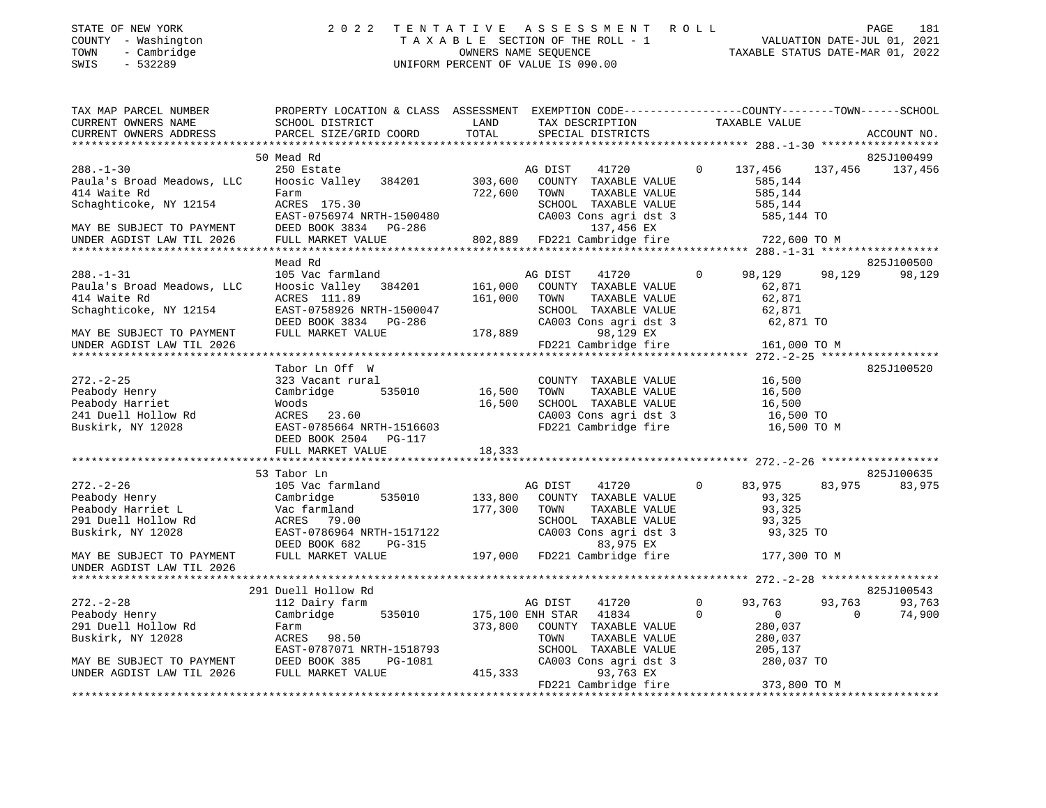STATE OF NEW YORK
COUNTY - Washington
TOWN - Cambridge
SWIS - 532289

2 0 2 2 T E N T A T I V E A S S E S S M E N T R O L L
T A X A B L E SECTION OF THE ROLL - 1
OWNERS NAME SEQUENCE
UNIFORM PERCENT OF VALUE IS 090.00

VALUATION DATE-JUL 01, 2021
TAXABLE STATUS DATE-MAR 01, 2022

```
TAX MAP PARCEL NUMBER          PROPERTY LOCATION & CLASS  ASSESSMENT  EXEMPTION CODE-----------------COUNTY--------TOWN------SCHOOL
CURRENT OWNERS NAME            SCHOOL DISTRICT               LAND      TAX DESCRIPTION              TAXABLE VALUE
CURRENT OWNERS ADDRESS         PARCEL SIZE/GRID COORD        TOTAL     SPECIAL DISTRICTS                                    ACCOUNT NO.
******************************************************************************************************* 288.-1-30 ******************
                               50 Mead Rd                                                                                   825J100499
288.-1-30                      250 Estate                            AG DIST     41720          0     137,456   137,456    137,456
Paula's Broad Meadows, LLC     Hoosic Valley  384201      303,600    COUNTY  TAXABLE VALUE            585,144
414 Waite Rd                   Farm                       722,600    TOWN    TAXABLE VALUE            585,144
Schaghticoke, NY 12154         ACRES 175.30                          SCHOOL  TAXABLE VALUE            585,144
                               EAST-0756974 NRTH-1500480             CA003 Cons agri dst 3             585,144 TO
MAY BE SUBJECT TO PAYMENT      DEED BOOK 3834   PG-286                       137,456 EX
UNDER AGDIST LAW TIL 2026      FULL MARKET VALUE          802,889    FD221 Cambridge fire              722,600 TO M
******************************************************************************************************* 288.-1-31 ******************
                               Mead Rd                                                                                      825J100500
288.-1-31                      105 Vac farmland                      AG DIST     41720          0      98,129    98,129     98,129
Paula's Broad Meadows, LLC     Hoosic Valley  384201      161,000    COUNTY  TAXABLE VALUE             62,871
414 Waite Rd                   ACRES 111.89               161,000    TOWN    TAXABLE VALUE             62,871
Schaghticoke, NY 12154         EAST-0758926 NRTH-1500047             SCHOOL  TAXABLE VALUE             62,871
                               DEED BOOK 3834   PG-286               CA003 Cons agri dst 3              62,871 TO
MAY BE SUBJECT TO PAYMENT      FULL MARKET VALUE          178,889             98,129 EX
UNDER AGDIST LAW TIL 2026                                            FD221 Cambridge fire              161,000 TO M
******************************************************************************************************* 272.-2-25 ******************
                               Tabor Ln Off  W                                                                              825J100520
272.-2-25                      323 Vacant rural                      COUNTY  TAXABLE VALUE             16,500
Peabody Henry                  Cambridge      535010       16,500    TOWN    TAXABLE VALUE             16,500
Peabody Harriet                Woods                       16,500    SCHOOL  TAXABLE VALUE             16,500
241 Duell Hollow Rd            ACRES  23.60                          CA003 Cons agri dst 3              16,500 TO
Buskirk, NY 12028              EAST-0785664 NRTH-1516603             FD221 Cambridge fire               16,500 TO M
                               DEED BOOK 2504   PG-117
                               FULL MARKET VALUE           18,333
******************************************************************************************************* 272.-2-26 ******************
                               53 Tabor Ln                                                                                  825J100635
272.-2-26                      105 Vac farmland                      AG DIST     41720          0      83,975    83,975     83,975
Peabody Henry                  Cambridge      535010      133,800    COUNTY  TAXABLE VALUE             93,325
Peabody Harriet L              Vac farmland               177,300    TOWN    TAXABLE VALUE             93,325
291 Duell Hollow Rd            ACRES  79.00                          SCHOOL  TAXABLE VALUE             93,325
Buskirk, NY 12028              EAST-0786964 NRTH-1517122             CA003 Cons agri dst 3              93,325 TO
                               DEED BOOK 682    PG-315                        83,975 EX
MAY BE SUBJECT TO PAYMENT      FULL MARKET VALUE          197,000    FD221 Cambridge fire              177,300 TO M
UNDER AGDIST LAW TIL 2026
******************************************************************************************************* 272.-2-28 ******************
                               291 Duell Hollow Rd                                                                          825J100543
272.-2-28                      112 Dairy farm                        AG DIST     41720          0      93,763    93,763     93,763
Peabody Henry                  Cambridge      535010      175,100 ENH STAR   41834          0           0         0     74,900
291 Duell Hollow Rd            Farm                       373,800    COUNTY  TAXABLE VALUE            280,037
Buskirk, NY 12028              ACRES  98.50                          TOWN    TAXABLE VALUE            280,037
                               EAST-0787071 NRTH-1518793             SCHOOL  TAXABLE VALUE            205,137
MAY BE SUBJECT TO PAYMENT      DEED BOOK 385    PG-1081              CA003 Cons agri dst 3             280,037 TO
UNDER AGDIST LAW TIL 2026      FULL MARKET VALUE          415,333             93,763 EX
                                                                     FD221 Cambridge fire              373,800 TO M
************************************************************************************************************************************
```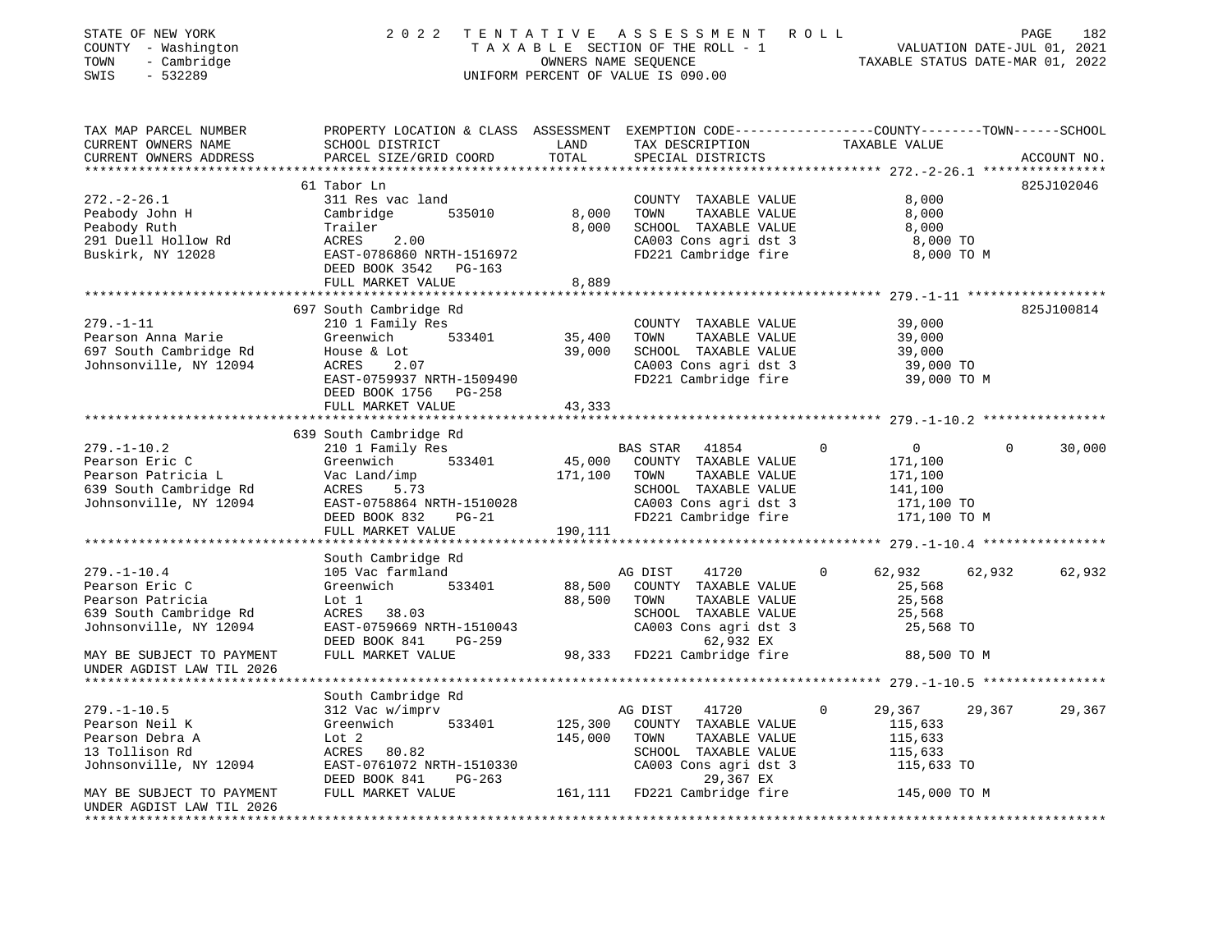STATE OF NEW YORK                2 0 2 2   T E N T A T I V E   A S S E S S M E N T   R O L L
COUNTY - Washington              T A X A B L E SECTION OF THE ROLL - 1        VALUATION DATE-JUL 01, 2021
TOWN - Cambridge                 OWNERS NAME SEQUENCE                         TAXABLE STATUS DATE-MAR 01, 2022
SWIS - 532289                    UNIFORM PERCENT OF VALUE IS 090.00

```
TAX MAP PARCEL NUMBER          PROPERTY LOCATION & CLASS  ASSESSMENT  EXEMPTION CODE-----------------COUNTY--------TOWN------SCHOOL
CURRENT OWNERS NAME            SCHOOL DISTRICT               LAND      TAX DESCRIPTION              TAXABLE VALUE
CURRENT OWNERS ADDRESS         PARCEL SIZE/GRID COORD        TOTAL     SPECIAL DISTRICTS                                        ACCOUNT NO.
******************************************************************************************************* 272.-2-26.1 ****************
                               61 Tabor Ln                                                                                  825J102046
272.-2-26.1                    311 Res vac land                        COUNTY  TAXABLE VALUE              8,000
Peabody John H                 Cambridge        535010        8,000    TOWN    TAXABLE VALUE              8,000
Peabody Ruth                   Trailer                        8,000    SCHOOL  TAXABLE VALUE              8,000
291 Duell Hollow Rd            ACRES     2.00                          CA003 Cons agri dst 3              8,000 TO
Buskirk, NY 12028              EAST-0786860 NRTH-1516972               FD221 Cambridge fire               8,000 TO M
                               DEED BOOK 3542   PG-163
                               FULL MARKET VALUE              8,889
******************************************************************************************************* 279.-1-11 ******************
                               697 South Cambridge Rd                                                                       825J100814
279.-1-11                      210 1 Family Res                        COUNTY  TAXABLE VALUE             39,000
Pearson Anna Marie             Greenwich        533401       35,400    TOWN    TAXABLE VALUE             39,000
697 South Cambridge Rd         House & Lot                   39,000    SCHOOL  TAXABLE VALUE             39,000
Johnsonville, NY 12094         ACRES     2.07                          CA003 Cons agri dst 3             39,000 TO
                               EAST-0759937 NRTH-1509490               FD221 Cambridge fire              39,000 TO M
                               DEED BOOK 1756   PG-258
                               FULL MARKET VALUE             43,333
******************************************************************************************************* 279.-1-10.2 ****************
                               639 South Cambridge Rd
279.-1-10.2                    210 1 Family Res                        BAS STAR  41854          0             0           0       30,000
Pearson Eric C                 Greenwich        533401       45,000    COUNTY  TAXABLE VALUE            171,100
Pearson Patricia L             Vac Land/imp                 171,100    TOWN    TAXABLE VALUE            171,100
639 South Cambridge Rd         ACRES     5.73                          SCHOOL  TAXABLE VALUE            141,100
Johnsonville, NY 12094         EAST-0758864 NRTH-1510028               CA003 Cons agri dst 3            171,100 TO
                               DEED BOOK 832    PG-21                  FD221 Cambridge fire             171,100 TO M
                               FULL MARKET VALUE            190,111
******************************************************************************************************* 279.-1-10.4 ****************
                               South Cambridge Rd
279.-1-10.4                    105 Vac farmland                        AG DIST   41720          0        62,932      62,932       62,932
Pearson Eric C                 Greenwich        533401       88,500    COUNTY  TAXABLE VALUE             25,568
Pearson Patricia               Lot 1                         88,500    TOWN    TAXABLE VALUE             25,568
639 South Cambridge Rd         ACRES    38.03                          SCHOOL  TAXABLE VALUE             25,568
Johnsonville, NY 12094         EAST-0759669 NRTH-1510043               CA003 Cons agri dst 3             25,568 TO
                               DEED BOOK 841    PG-259                        62,932 EX
MAY BE SUBJECT TO PAYMENT      FULL MARKET VALUE             98,333    FD221 Cambridge fire              88,500 TO M
UNDER AGDIST LAW TIL 2026
******************************************************************************************************* 279.-1-10.5 ****************
                               South Cambridge Rd
279.-1-10.5                    312 Vac w/imprv                         AG DIST   41720          0        29,367      29,367       29,367
Pearson Neil K                 Greenwich        533401      125,300    COUNTY  TAXABLE VALUE            115,633
Pearson Debra A                Lot 2                        145,000    TOWN    TAXABLE VALUE            115,633
13 Tollison Rd                 ACRES    80.82                          SCHOOL  TAXABLE VALUE            115,633
Johnsonville, NY 12094         EAST-0761072 NRTH-1510330               CA003 Cons agri dst 3            115,633 TO
                               DEED BOOK 841    PG-263                        29,367 EX
MAY BE SUBJECT TO PAYMENT      FULL MARKET VALUE            161,111    FD221 Cambridge fire             145,000 TO M
UNDER AGDIST LAW TIL 2026
************************************************************************************************************************************
```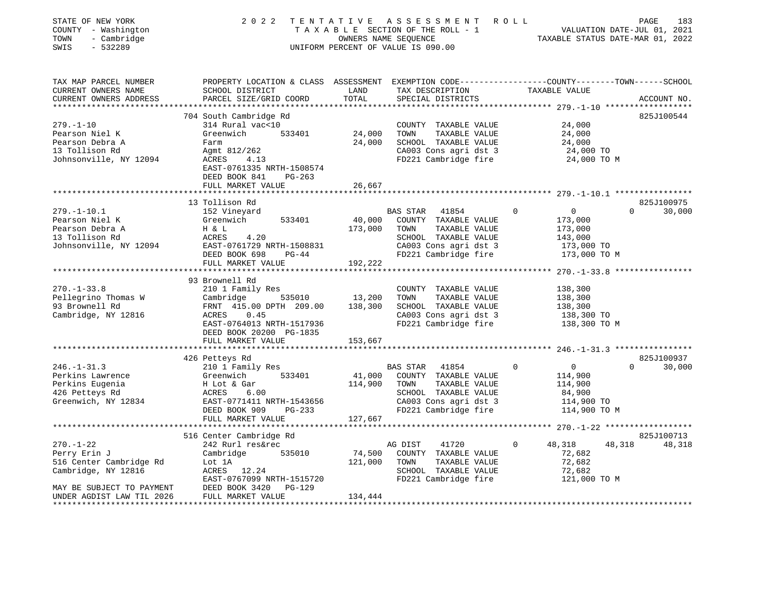STATE OF NEW YORK | 2022 TENTATIVE ASSESSMENT ROLL
COUNTY - Washington | TAXABLE SECTION OF THE ROLL - 1 | VALUATION DATE-JUL 01, 2021
TOWN - Cambridge | OWNERS NAME SEQUENCE | TAXABLE STATUS DATE-MAR 01, 2022
SWIS - 532289 | UNIFORM PERCENT OF VALUE IS 090.00

| TAX MAP PARCEL NUMBER / CURRENT OWNERS NAME / CURRENT OWNERS ADDRESS | PROPERTY LOCATION & CLASS / SCHOOL DISTRICT / PARCEL SIZE/GRID COORD | ASSESSMENT LAND | TOTAL | EXEMPTION CODE / TAX DESCRIPTION / SPECIAL DISTRICTS | COUNTY | TOWN | SCHOOL | ACCOUNT NO. |
|---|---|---|---|---|---|---|---|---|
| **279.-1-10** | 704 South Cambridge Rd | | | | | | | 825J100544 |
| Pearson Niel K | 314 Rural vac<10 | | | COUNTY TAXABLE VALUE | 24,000 | | | |
| Pearson Debra A | Greenwich 533401 | 24,000 | | TOWN TAXABLE VALUE | | 24,000 | | |
| 13 Tollison Rd | Farm | | 24,000 | SCHOOL TAXABLE VALUE | | | 24,000 | |
| Johnsonville, NY 12094 | Agmt 812/262 | | | CA003 Cons agri dst 3 | 24,000 TO | | | |
| | ACRES 4.13 | | | FD221 Cambridge fire | 24,000 TO M | | | |
| | EAST-0761335 NRTH-1508574 | | | | | | | |
| | DEED BOOK 841 PG-263 | | | | | | | |
| | FULL MARKET VALUE | | 26,667 | | | | | |
| **279.-1-10.1** | 13 Tollison Rd | | | | | | | 825J100975 |
| Pearson Niel K | 152 Vineyard | | | BAS STAR 41854 | 0 | 0 | 30,000 | |
| Pearson Debra A | Greenwich 533401 | 40,000 | | COUNTY TAXABLE VALUE | 173,000 | | | |
| 13 Tollison Rd | H & L | | 173,000 | TOWN TAXABLE VALUE | | 173,000 | | |
| Johnsonville, NY 12094 | ACRES 4.20 | | | SCHOOL TAXABLE VALUE | | | 143,000 | |
| | EAST-0761729 NRTH-1508831 | | | CA003 Cons agri dst 3 | 173,000 TO | | | |
| | DEED BOOK 698 PG-44 | | | FD221 Cambridge fire | 173,000 TO M | | | |
| | FULL MARKET VALUE | | 192,222 | | | | | |
| **270.-1-33.8** | 93 Brownell Rd | | | | | | | |
| Pellegrino Thomas W | 210 1 Family Res | | | COUNTY TAXABLE VALUE | 138,300 | | | |
| 93 Brownell Rd | Cambridge 535010 | 13,200 | | TOWN TAXABLE VALUE | | 138,300 | | |
| Cambridge, NY 12816 | FRNT 415.00 DPTH 209.00 | | 138,300 | SCHOOL TAXABLE VALUE | | | 138,300 | |
| | ACRES 0.45 | | | CA003 Cons agri dst 3 | 138,300 TO | | | |
| | EAST-0764013 NRTH-1517936 | | | FD221 Cambridge fire | 138,300 TO M | | | |
| | DEED BOOK 20200 PG-1835 | | | | | | | |
| | FULL MARKET VALUE | | 153,667 | | | | | |
| **246.-1-31.3** | 426 Petteys Rd | | | | | | | 825J100937 |
| Perkins Lawrence | 210 1 Family Res | | | BAS STAR 41854 | 0 | 0 | 30,000 | |
| Perkins Eugenia | Greenwich 533401 | 41,000 | | COUNTY TAXABLE VALUE | 114,900 | | | |
| 426 Petteys Rd | H Lot & Gar | | 114,900 | TOWN TAXABLE VALUE | | 114,900 | | |
| Greenwich, NY 12834 | ACRES 6.00 | | | SCHOOL TAXABLE VALUE | | | 84,900 | |
| | EAST-0771411 NRTH-1543656 | | | CA003 Cons agri dst 3 | 114,900 TO | | | |
| | DEED BOOK 909 PG-233 | | | FD221 Cambridge fire | 114,900 TO M | | | |
| | FULL MARKET VALUE | | 127,667 | | | | | |
| **270.-1-22** | 516 Center Cambridge Rd | | | | | | | 825J100713 |
| Perry Erin J | 242 Rurl res&rec | | | AG DIST 41720 | 48,318 | 48,318 | 48,318 | |
| 516 Center Cambridge Rd | Cambridge 535010 | 74,500 | | COUNTY TAXABLE VALUE | 72,682 | | | |
| Cambridge, NY 12816 | Lot 1A | | 121,000 | TOWN TAXABLE VALUE | | 72,682 | | |
| | ACRES 12.24 | | | SCHOOL TAXABLE VALUE | | | 72,682 | |
| | EAST-0767099 NRTH-1515720 | | | FD221 Cambridge fire | 121,000 TO M | | | |
| MAY BE SUBJECT TO PAYMENT | DEED BOOK 3420 PG-129 | | | | | | | |
| UNDER AGDIST LAW TIL 2026 | FULL MARKET VALUE | | 134,444 | | | | | |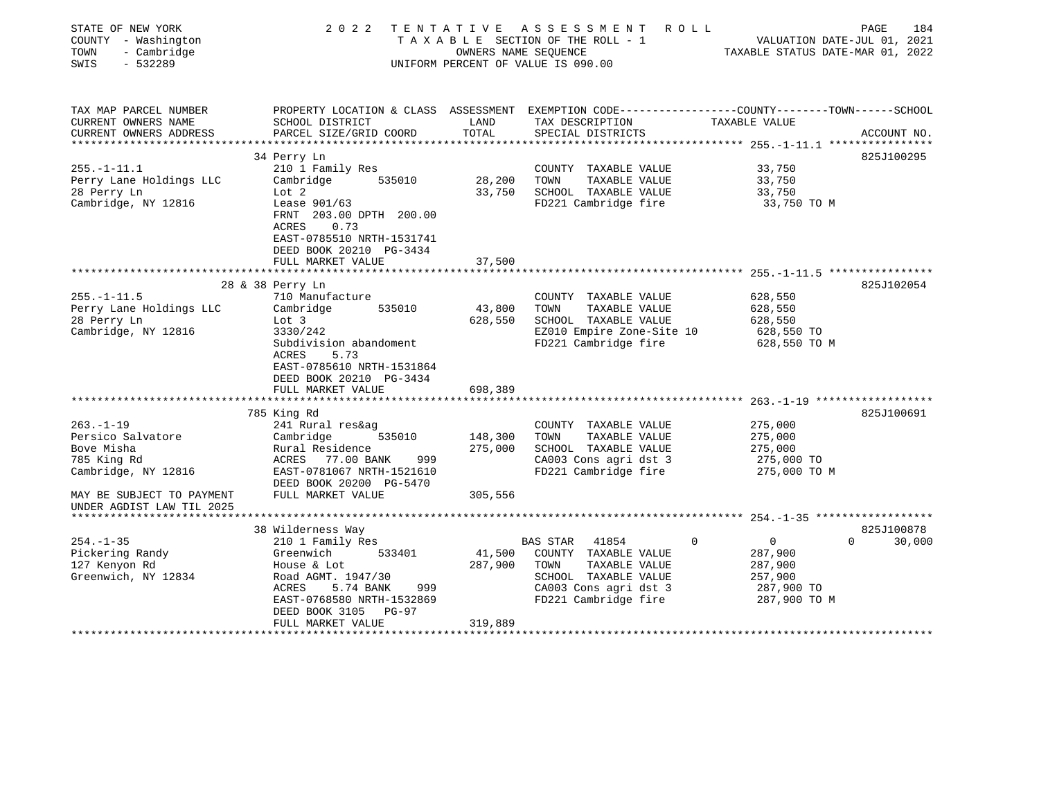STATE OF NEW YORK
COUNTY - Washington
TOWN - Cambridge
SWIS - 532289

2 0 2 2 TENTATIVE ASSESSMENT ROLL
TAXABLE SECTION OF THE ROLL - 1
OWNERS NAME SEQUENCE
UNIFORM PERCENT OF VALUE IS 090.00

VALUATION DATE-JUL 01, 2021
TAXABLE STATUS DATE-MAR 01, 2022

```
TAX MAP PARCEL NUMBER          PROPERTY LOCATION & CLASS  ASSESSMENT  EXEMPTION CODE-----------------COUNTY--------TOWN------SCHOOL
CURRENT OWNERS NAME            SCHOOL DISTRICT               LAND      TAX DESCRIPTION              TAXABLE VALUE
CURRENT OWNERS ADDRESS         PARCEL SIZE/GRID COORD        TOTAL     SPECIAL DISTRICTS                                      ACCOUNT NO.
******************************************************************************************************* 255.-1-11.1 ****************
                               34 Perry Ln                                                                                825J100295
255.-1-11.1                    210 1 Family Res                         COUNTY  TAXABLE VALUE             33,750
Perry Lane Holdings LLC        Cambridge        535010      28,200      TOWN    TAXABLE VALUE             33,750
28 Perry Ln                    Lot 2                        33,750      SCHOOL  TAXABLE VALUE             33,750
Cambridge, NY 12816            Lease 901/63                             FD221 Cambridge fire               33,750 TO M
                               FRNT 203.00 DPTH 200.00
                               ACRES    0.73
                               EAST-0785510 NRTH-1531741
                               DEED BOOK 20210  PG-3434
                               FULL MARKET VALUE            37,500
******************************************************************************************************* 255.-1-11.5 ****************
                            28 & 38 Perry Ln                                                                              825J102054
255.-1-11.5                    710 Manufacture                          COUNTY  TAXABLE VALUE            628,550
Perry Lane Holdings LLC        Cambridge        535010      43,800      TOWN    TAXABLE VALUE            628,550
28 Perry Ln                    Lot 3                       628,550      SCHOOL  TAXABLE VALUE            628,550
Cambridge, NY 12816            3330/242                                 EZ010 Empire Zone-Site 10         628,550 TO
                               Subdivision abandoment                   FD221 Cambridge fire              628,550 TO M
                               ACRES    5.73
                               EAST-0785610 NRTH-1531864
                               DEED BOOK 20210  PG-3434
                               FULL MARKET VALUE           698,389
******************************************************************************************************* 263.-1-19 ******************
                               785 King Rd                                                                                825J100691
263.-1-19                      241 Rural res&ag                         COUNTY  TAXABLE VALUE            275,000
Persico Salvatore              Cambridge        535010     148,300      TOWN    TAXABLE VALUE            275,000
Bove Misha                     Rural Residence             275,000      SCHOOL  TAXABLE VALUE            275,000
785 King Rd                    ACRES   77.00 BANK     999               CA003 Cons agri dst 3             275,000 TO
Cambridge, NY 12816            EAST-0781067 NRTH-1521610                FD221 Cambridge fire              275,000 TO M
                               DEED BOOK 20200  PG-5470
MAY BE SUBJECT TO PAYMENT      FULL MARKET VALUE           305,556
UNDER AGDIST LAW TIL 2025
******************************************************************************************************* 254.-1-35 ******************
                               38 Wilderness Way                                                                          825J100878
254.-1-35                      210 1 Family Res                         BAS STAR   41854          0            0          0     30,000
Pickering Randy                Greenwich        533401      41,500      COUNTY  TAXABLE VALUE            287,900
127 Kenyon Rd                  House & Lot                 287,900      TOWN    TAXABLE VALUE            287,900
Greenwich, NY 12834            Road AGMT. 1947/30                       SCHOOL  TAXABLE VALUE            257,900
                               ACRES    5.74 BANK     999               CA003 Cons agri dst 3             287,900 TO
                               EAST-0768580 NRTH-1532869                FD221 Cambridge fire              287,900 TO M
                               DEED BOOK 3105   PG-97
                               FULL MARKET VALUE           319,889
************************************************************************************************************************************
```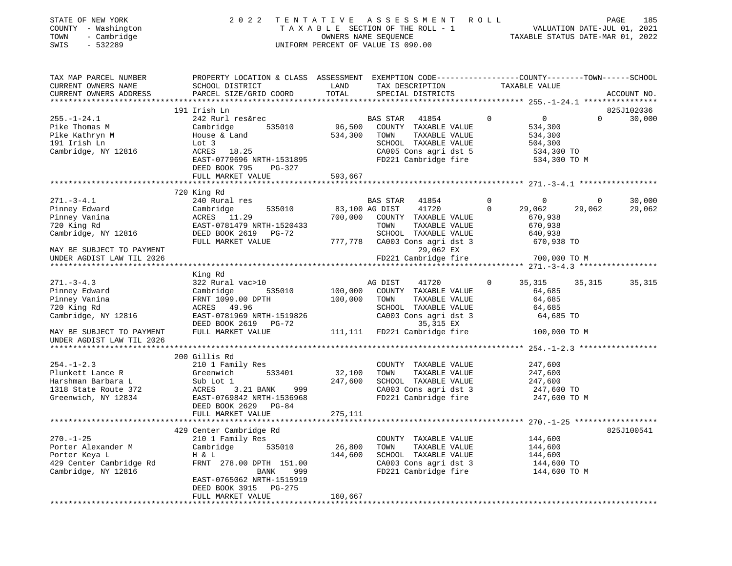STATE OF NEW YORK
COUNTY - Washington
TOWN - Cambridge
SWIS - 532289

2022 TENTATIVE ASSESSMENT ROLL
TAXABLE SECTION OF THE ROLL - 1
OWNERS NAME SEQUENCE
UNIFORM PERCENT OF VALUE IS 090.00

VALUATION DATE-JUL 01, 2021
TAXABLE STATUS DATE-MAR 01, 2022

```
TAX MAP PARCEL NUMBER          PROPERTY LOCATION & CLASS  ASSESSMENT  EXEMPTION CODE------------------COUNTY--------TOWN------SCHOOL
CURRENT OWNERS NAME            SCHOOL DISTRICT               LAND      TAX DESCRIPTION             TAXABLE VALUE
CURRENT OWNERS ADDRESS         PARCEL SIZE/GRID COORD        TOTAL     SPECIAL DISTRICTS                                    ACCOUNT NO.
******************************************************************************************************* 255.-1-24.1 ****************
                               191 Irish Ln                                                                            825J102036
255.-1-24.1                    242 Rurl res&rec                        BAS STAR   41854          0          0           0      30,000
Pike Thomas M                  Cambridge         535010       96,500   COUNTY  TAXABLE VALUE            534,300
Pike Kathryn M                 House & Land                  534,300   TOWN    TAXABLE VALUE            534,300
191 Irish Ln                   Lot 3                                   SCHOOL  TAXABLE VALUE            504,300
Cambridge, NY 12816            ACRES    18.25                          CA005 Cons agri dst 5            534,300 TO
                               EAST-0779696 NRTH-1531895               FD221 Cambridge fire             534,300 TO M
                               DEED BOOK 795    PG-327
                               FULL MARKET VALUE             593,667
******************************************************************************************************* 271.-3-4.1 *****************
                               720 King Rd
271.-3-4.1                     240 Rural res                           BAS STAR   41854          0          0           0      30,000
Pinney Edward                  Cambridge         535010       83,100 AG DIST    41720          0     29,062      29,062      29,062
Pinney Vanina                  ACRES    11.29                700,000   COUNTY  TAXABLE VALUE            670,938
720 King Rd                    EAST-0781479 NRTH-1520433               TOWN    TAXABLE VALUE            670,938
Cambridge, NY 12816            DEED BOOK 2619   PG-72                  SCHOOL  TAXABLE VALUE            640,938
                               FULL MARKET VALUE             777,778   CA003 Cons agri dst 3            670,938 TO
MAY BE SUBJECT TO PAYMENT                                                    29,062 EX
UNDER AGDIST LAW TIL 2026                                              FD221 Cambridge fire             700,000 TO M
******************************************************************************************************* 271.-3-4.3 *****************
                               King Rd
271.-3-4.3                     322 Rural vac>10                        AG DIST    41720          0     35,315      35,315      35,315
Pinney Edward                  Cambridge         535010      100,000   COUNTY  TAXABLE VALUE             64,685
Pinney Vanina                  FRNT 1099.00 DPTH             100,000   TOWN    TAXABLE VALUE             64,685
720 King Rd                    ACRES    49.96                          SCHOOL  TAXABLE VALUE             64,685
Cambridge, NY 12816            EAST-0781969 NRTH-1519826               CA003 Cons agri dst 3             64,685 TO
                               DEED BOOK 2619   PG-72                        35,315 EX
MAY BE SUBJECT TO PAYMENT      FULL MARKET VALUE             111,111   FD221 Cambridge fire             100,000 TO M
UNDER AGDIST LAW TIL 2026
******************************************************************************************************* 254.-1-2.3 *****************
                               200 Gillis Rd
254.-1-2.3                     210 1 Family Res                        COUNTY  TAXABLE VALUE            247,600
Plunkett Lance R               Greenwich         533401       32,100   TOWN    TAXABLE VALUE            247,600
Harshman Barbara L             Sub Lot 1                     247,600   SCHOOL  TAXABLE VALUE            247,600
1318 State Route 372           ACRES     3.21 BANK     999             CA003 Cons agri dst 3            247,600 TO
Greenwich, NY 12834            EAST-0769842 NRTH-1536968               FD221 Cambridge fire             247,600 TO M
                               DEED BOOK 2629   PG-84
                               FULL MARKET VALUE             275,111
******************************************************************************************************* 270.-1-25 ******************
                               429 Center Cambridge Rd                                                                 825J100541
270.-1-25                      210 1 Family Res                        COUNTY  TAXABLE VALUE            144,600
Porter Alexander M             Cambridge         535010       26,800   TOWN    TAXABLE VALUE            144,600
Porter Keya L                  H & L                         144,600   SCHOOL  TAXABLE VALUE            144,600
429 Center Cambridge Rd        FRNT  278.00 DPTH  151.00               CA003 Cons agri dst 3            144,600 TO
Cambridge, NY 12816                         BANK     999               FD221 Cambridge fire             144,600 TO M
                               EAST-0765062 NRTH-1515919
                               DEED BOOK 3915   PG-275
                               FULL MARKET VALUE             160,667
************************************************************************************************************************************
```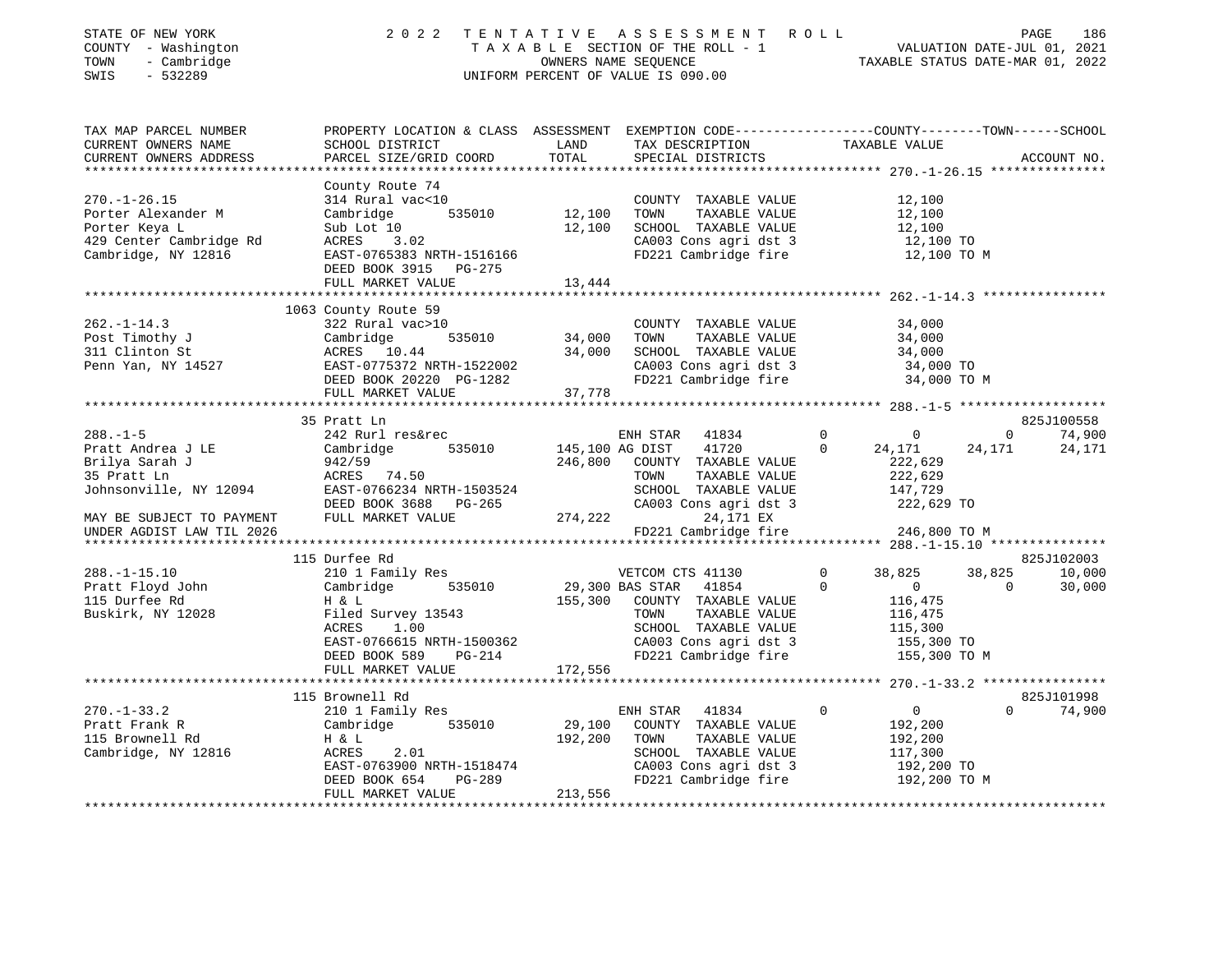STATE OF NEW YORK
COUNTY - Washington
TOWN - Cambridge
SWIS - 532289

2022 TENTATIVE ASSESSMENT ROLL
TAXABLE SECTION OF THE ROLL - 1
OWNERS NAME SEQUENCE
UNIFORM PERCENT OF VALUE IS 090.00

VALUATION DATE-JUL 01, 2021
TAXABLE STATUS DATE-MAR 01, 2022

| TAX MAP PARCEL NUMBER / CURRENT OWNERS NAME / CURRENT OWNERS ADDRESS | PROPERTY LOCATION & CLASS / SCHOOL DISTRICT / PARCEL SIZE/GRID COORD | ASSESSMENT LAND / TOTAL | EXEMPTION CODE / TAX DESCRIPTION / SPECIAL DISTRICTS | COUNTY TAXABLE VALUE | TOWN | SCHOOL / ACCOUNT NO. |
|---|---|---|---|---|---|---|
| **270.-1-26.15** | County Route 74 | | | | | |
| | 314 Rural vac<10 | | COUNTY TAXABLE VALUE | 12,100 | | |
| Porter Alexander M | Cambridge 535010 | 12,100 | TOWN TAXABLE VALUE | 12,100 | | |
| Porter Keya L | Sub Lot 10 | 12,100 | SCHOOL TAXABLE VALUE | 12,100 | | |
| 429 Center Cambridge Rd | ACRES 3.02 | | CA003 Cons agri dst 3 | 12,100 TO | | |
| Cambridge, NY 12816 | EAST-0765383 NRTH-1516166 | | FD221 Cambridge fire | 12,100 TO M | | |
| | DEED BOOK 3915 PG-275 | | | | | |
| | FULL MARKET VALUE | 13,444 | | | | |
| **262.-1-14.3** | 1063 County Route 59 | | | | | |
| | 322 Rural vac>10 | | COUNTY TAXABLE VALUE | 34,000 | | |
| Post Timothy J | Cambridge 535010 | 34,000 | TOWN TAXABLE VALUE | 34,000 | | |
| 311 Clinton St | ACRES 10.44 | 34,000 | SCHOOL TAXABLE VALUE | 34,000 | | |
| Penn Yan, NY 14527 | EAST-0775372 NRTH-1522002 | | CA003 Cons agri dst 3 | 34,000 TO | | |
| | DEED BOOK 20220 PG-1282 | | FD221 Cambridge fire | 34,000 TO M | | |
| | FULL MARKET VALUE | 37,778 | | | | |
| **288.-1-5** | 35 Pratt Ln | | | | | 825J100558 |
| | 242 Rurl res&rec | | ENH STAR 41834 0 | 0 | 0 | 74,900 |
| Pratt Andrea J LE | Cambridge 535010 | 145,100 | AG DIST 41720 0 | 24,171 | 24,171 | 24,171 |
| Brilya Sarah J | 942/59 | 246,800 | COUNTY TAXABLE VALUE | 222,629 | | |
| 35 Pratt Ln | ACRES 74.50 | | TOWN TAXABLE VALUE | 222,629 | | |
| Johnsonville, NY 12094 | EAST-0766234 NRTH-1503524 | | SCHOOL TAXABLE VALUE | 147,729 | | |
| | DEED BOOK 3688 PG-265 | | CA003 Cons agri dst 3 | 222,629 TO | | |
| MAY BE SUBJECT TO PAYMENT | FULL MARKET VALUE | 274,222 | 24,171 EX | | | |
| UNDER AGDIST LAW TIL 2026 | | | FD221 Cambridge fire | 246,800 TO M | | |
| **288.-1-15.10** | 115 Durfee Rd | | | | | 825J102003 |
| | 210 1 Family Res | | VETCOM CTS 41130 0 | 38,825 | 38,825 | 10,000 |
| Pratt Floyd John | Cambridge 535010 | 29,300 | BAS STAR 41854 0 | 0 | 0 | 30,000 |
| 115 Durfee Rd | H & L | 155,300 | COUNTY TAXABLE VALUE | 116,475 | | |
| Buskirk, NY 12028 | Filed Survey 13543 | | TOWN TAXABLE VALUE | 116,475 | | |
| | ACRES 1.00 | | SCHOOL TAXABLE VALUE | 115,300 | | |
| | EAST-0766615 NRTH-1500362 | | CA003 Cons agri dst 3 | 155,300 TO | | |
| | DEED BOOK 589 PG-214 | | FD221 Cambridge fire | 155,300 TO M | | |
| | FULL MARKET VALUE | 172,556 | | | | |
| **270.-1-33.2** | 115 Brownell Rd | | | | | 825J101998 |
| | 210 1 Family Res | | ENH STAR 41834 0 | 0 | 0 | 74,900 |
| Pratt Frank R | Cambridge 535010 | 29,100 | COUNTY TAXABLE VALUE | 192,200 | | |
| 115 Brownell Rd | H & L | 192,200 | TOWN TAXABLE VALUE | 192,200 | | |
| Cambridge, NY 12816 | ACRES 2.01 | | SCHOOL TAXABLE VALUE | 117,300 | | |
| | EAST-0763900 NRTH-1518474 | | CA003 Cons agri dst 3 | 192,200 TO | | |
| | DEED BOOK 654 PG-289 | | FD221 Cambridge fire | 192,200 TO M | | |
| | FULL MARKET VALUE | 213,556 | | | | |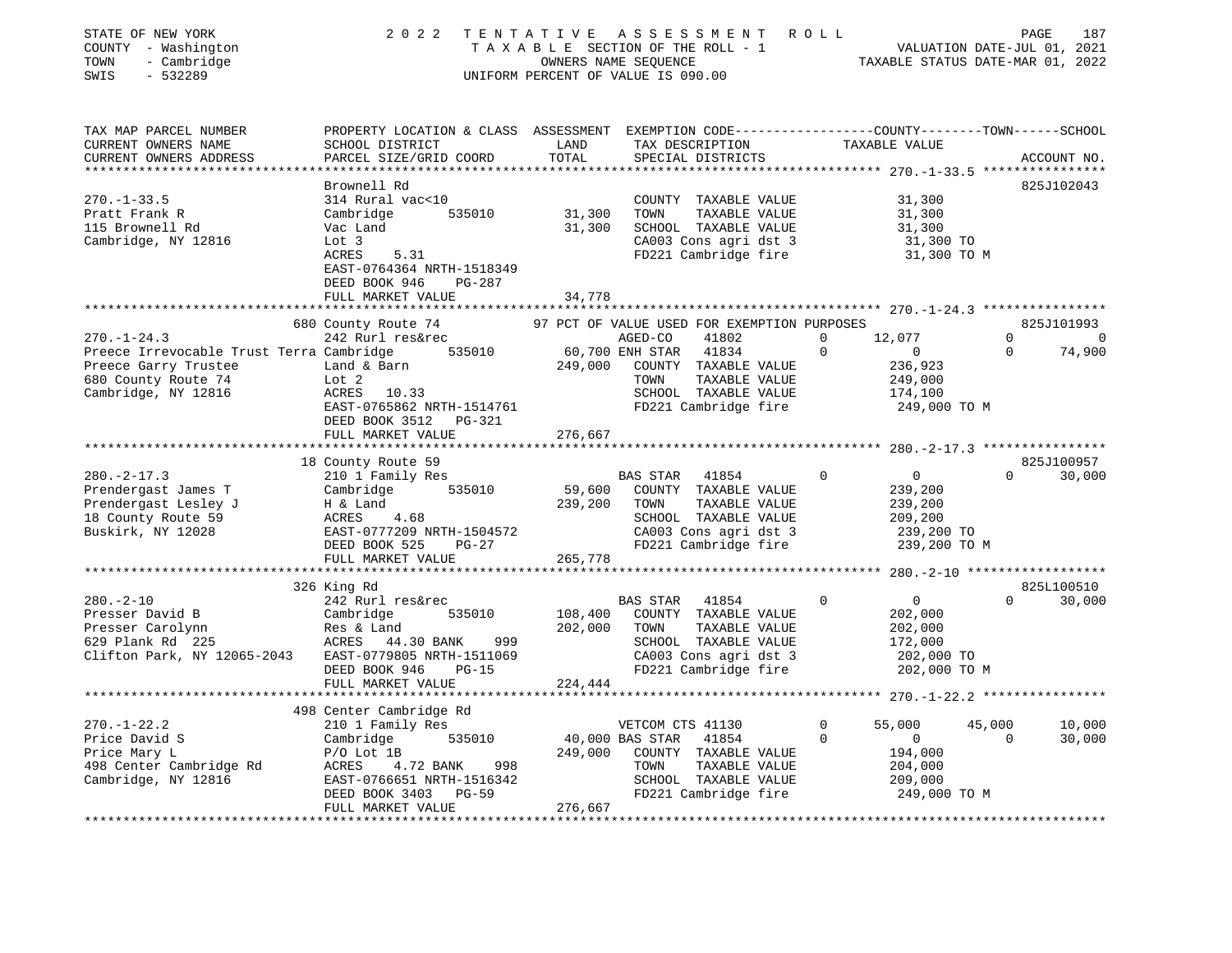STATE OF NEW YORK
COUNTY - Washington
TOWN - Cambridge
SWIS - 532289

# 2022 TENTATIVE ASSESSMENT ROLL

TAXABLE SECTION OF THE ROLL - 1
OWNERS NAME SEQUENCE
UNIFORM PERCENT OF VALUE IS 090.00

VALUATION DATE-JUL 01, 2021
TAXABLE STATUS DATE-MAR 01, 2022

| TAX MAP PARCEL NUMBER / CURRENT OWNERS NAME / CURRENT OWNERS ADDRESS | PROPERTY LOCATION & CLASS / SCHOOL DISTRICT / PARCEL SIZE/GRID COORD | ASSESSMENT LAND | TOTAL | EXEMPTION CODE / TAX DESCRIPTION / SPECIAL DISTRICTS | COUNTY TAXABLE VALUE | TOWN | SCHOOL | ACCOUNT NO. |
|---|---|---|---|---|---|---|---|---|
| **270.-1-33.5** | Brownell Rd | | | | | | | 825J102043 |
| 270.-1-33.5 | 314 Rural vac<10 | | | COUNTY TAXABLE VALUE | 31,300 | | | |
| Pratt Frank R | Cambridge 535010 | 31,300 | | TOWN TAXABLE VALUE | 31,300 | | | |
| 115 Brownell Rd | Vac Land | | 31,300 | SCHOOL TAXABLE VALUE | 31,300 | | | |
| Cambridge, NY 12816 | Lot 3 | | | CA003 Cons agri dst 3 | 31,300 TO | | | |
| | ACRES 5.31 | | | FD221 Cambridge fire | 31,300 TO M | | | |
| | EAST-0764364 NRTH-1518349 | | | | | | | |
| | DEED BOOK 946 PG-287 | | | | | | | |
| | FULL MARKET VALUE | | 34,778 | | | | | |
| **270.-1-24.3** | 680 County Route 74 | | | 97 PCT OF VALUE USED FOR EXEMPTION PURPOSES | | | | 825J101993 |
| 270.-1-24.3 | 242 Rurl res&rec | | | AGED-CO 41802 0 | 12,077 | 0 | 0 | |
| Preece Irrevocable Trust Terra | Cambridge 535010 | 60,700 | | ENH STAR 41834 0 | 0 | 0 | 74,900 | |
| Preece Garry Trustee | Land & Barn | | 249,000 | COUNTY TAXABLE VALUE | 236,923 | | | |
| 680 County Route 74 | Lot 2 | | | TOWN TAXABLE VALUE | 249,000 | | | |
| Cambridge, NY 12816 | ACRES 10.33 | | | SCHOOL TAXABLE VALUE | 174,100 | | | |
| | EAST-0765862 NRTH-1514761 | | | FD221 Cambridge fire | 249,000 TO M | | | |
| | DEED BOOK 3512 PG-321 | | | | | | | |
| | FULL MARKET VALUE | | 276,667 | | | | | |
| **280.-2-17.3** | 18 County Route 59 | | | | | | | 825J100957 |
| 280.-2-17.3 | 210 1 Family Res | | | BAS STAR 41854 0 | 0 | 0 | 30,000 | |
| Prendergast James T | Cambridge 535010 | 59,600 | | COUNTY TAXABLE VALUE | 239,200 | | | |
| Prendergast Lesley J | H & Land | | 239,200 | TOWN TAXABLE VALUE | 239,200 | | | |
| 18 County Route 59 | ACRES 4.68 | | | SCHOOL TAXABLE VALUE | 209,200 | | | |
| Buskirk, NY 12028 | EAST-0777209 NRTH-1504572 | | | CA003 Cons agri dst 3 | 239,200 TO | | | |
| | DEED BOOK 525 PG-27 | | | FD221 Cambridge fire | 239,200 TO M | | | |
| | FULL MARKET VALUE | | 265,778 | | | | | |
| **280.-2-10** | 326 King Rd | | | | | | | 825L100510 |
| 280.-2-10 | 242 Rurl res&rec | | | BAS STAR 41854 0 | 0 | 0 | 30,000 | |
| Presser David B | Cambridge 535010 | 108,400 | | COUNTY TAXABLE VALUE | 202,000 | | | |
| Presser Carolynn | Res & Land | | 202,000 | TOWN TAXABLE VALUE | 202,000 | | | |
| 629 Plank Rd 225 | ACRES 44.30 BANK 999 | | | SCHOOL TAXABLE VALUE | 172,000 | | | |
| Clifton Park, NY 12065-2043 | EAST-0779805 NRTH-1511069 | | | CA003 Cons agri dst 3 | 202,000 TO | | | |
| | DEED BOOK 946 PG-15 | | | FD221 Cambridge fire | 202,000 TO M | | | |
| | FULL MARKET VALUE | | 224,444 | | | | | |
| **270.-1-22.2** | 498 Center Cambridge Rd | | | | | | | |
| 270.-1-22.2 | 210 1 Family Res | | | VETCOM CTS 41130 0 | 55,000 | 45,000 | 10,000 | |
| Price David S | Cambridge 535010 | 40,000 | | BAS STAR 41854 0 | 0 | 0 | 30,000 | |
| Price Mary L | P/O Lot 1B | | 249,000 | COUNTY TAXABLE VALUE | 194,000 | | | |
| 498 Center Cambridge Rd | ACRES 4.72 BANK 998 | | | TOWN TAXABLE VALUE | 204,000 | | | |
| Cambridge, NY 12816 | EAST-0766651 NRTH-1516342 | | | SCHOOL TAXABLE VALUE | 209,000 | | | |
| | DEED BOOK 3403 PG-59 | | | FD221 Cambridge fire | 249,000 TO M | | | |
| | FULL MARKET VALUE | | 276,667 | | | | | |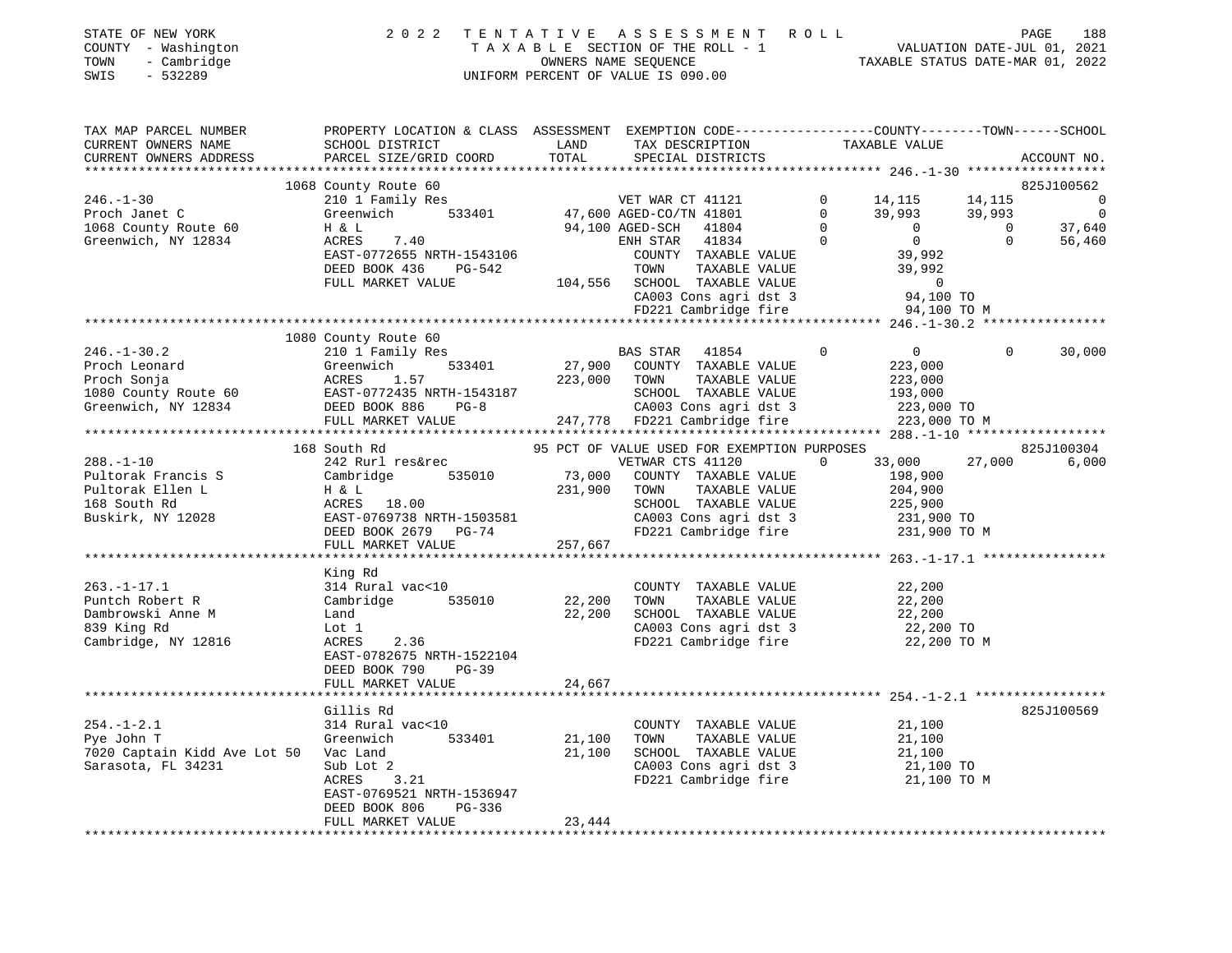STATE OF NEW YORK
COUNTY - Washington
TOWN - Cambridge
SWIS - 532289

2022 TENTATIVE ASSESSMENT ROLL
TAXABLE SECTION OF THE ROLL - 1
OWNERS NAME SEQUENCE
UNIFORM PERCENT OF VALUE IS 090.00

VALUATION DATE-JUL 01, 2021
TAXABLE STATUS DATE-MAR 01, 2022

| TAX MAP PARCEL NUMBER / CURRENT OWNERS NAME / CURRENT OWNERS ADDRESS | PROPERTY LOCATION & CLASS / SCHOOL DISTRICT / PARCEL SIZE/GRID COORD | ASSESSMENT LAND / TOTAL | EXEMPTION CODE / TAX DESCRIPTION / SPECIAL DISTRICTS | COUNTY TAXABLE VALUE | TOWN | SCHOOL | ACCOUNT NO. |
|---|---|---|---|---|---|---|---|
| | 1068 County Route 60 | | | | | | 825J100562 |
| 246.-1-30 | 210 1 Family Res | | VET WAR CT 41121 0 | 14,115 | 14,115 | 0 | |
| Proch Janet C | Greenwich 533401 | 47,600 | AGED-CO/TN 41801 0 | 39,993 | 39,993 | 0 | |
| 1068 County Route 60 | H & L | 94,100 | AGED-SCH 41804 0 | 0 | 0 | 37,640 | |
| Greenwich, NY 12834 | ACRES 7.40 | | ENH STAR 41834 0 | 0 | 0 | 56,460 | |
| | EAST-0772655 NRTH-1543106 | | COUNTY TAXABLE VALUE | 39,992 | | | |
| | DEED BOOK 436 PG-542 | | TOWN TAXABLE VALUE | 39,992 | | | |
| | FULL MARKET VALUE | 104,556 | SCHOOL TAXABLE VALUE | 0 | | | |
| | | | CA003 Cons agri dst 3 | 94,100 TO | | | |
| | | | FD221 Cambridge fire | 94,100 TO M | | | |
| | 1080 County Route 60 | | | | | | |
| 246.-1-30.2 | 210 1 Family Res | | BAS STAR 41854 0 | 0 | 0 | 30,000 | |
| Proch Leonard | Greenwich 533401 | 27,900 | COUNTY TAXABLE VALUE | 223,000 | | | |
| Proch Sonja | ACRES 1.57 | 223,000 | TOWN TAXABLE VALUE | 223,000 | | | |
| 1080 County Route 60 | EAST-0772435 NRTH-1543187 | | SCHOOL TAXABLE VALUE | 193,000 | | | |
| Greenwich, NY 12834 | DEED BOOK 886 PG-8 | | CA003 Cons agri dst 3 | 223,000 TO | | | |
| | FULL MARKET VALUE | 247,778 | FD221 Cambridge fire | 223,000 TO M | | | |
| | 168 South Rd | | 95 PCT OF VALUE USED FOR EXEMPTION PURPOSES | | | | 825J100304 |
| 288.-1-10 | 242 Rurl res&rec | | VETWAR CTS 41120 0 | 33,000 | 27,000 | 6,000 | |
| Pultorak Francis S | Cambridge 535010 | 73,000 | COUNTY TAXABLE VALUE | 198,900 | | | |
| Pultorak Ellen L | H & L | 231,900 | TOWN TAXABLE VALUE | 204,900 | | | |
| 168 South Rd | ACRES 18.00 | | SCHOOL TAXABLE VALUE | 225,900 | | | |
| Buskirk, NY 12028 | EAST-0769738 NRTH-1503581 | | CA003 Cons agri dst 3 | 231,900 TO | | | |
| | DEED BOOK 2679 PG-74 | | FD221 Cambridge fire | 231,900 TO M | | | |
| | FULL MARKET VALUE | 257,667 | | | | | |
| | King Rd | | | | | | |
| 263.-1-17.1 | 314 Rural vac<10 | | COUNTY TAXABLE VALUE | 22,200 | | | |
| Puntch Robert R | Cambridge 535010 | 22,200 | TOWN TAXABLE VALUE | 22,200 | | | |
| Dambrowski Anne M | Land | 22,200 | SCHOOL TAXABLE VALUE | 22,200 | | | |
| 839 King Rd | Lot 1 | | CA003 Cons agri dst 3 | 22,200 TO | | | |
| Cambridge, NY 12816 | ACRES 2.36 | | FD221 Cambridge fire | 22,200 TO M | | | |
| | EAST-0782675 NRTH-1522104 | | | | | | |
| | DEED BOOK 790 PG-39 | | | | | | |
| | FULL MARKET VALUE | 24,667 | | | | | |
| | Gillis Rd | | | | | | 825J100569 |
| 254.-1-2.1 | 314 Rural vac<10 | | COUNTY TAXABLE VALUE | 21,100 | | | |
| Pye John T | Greenwich 533401 | 21,100 | TOWN TAXABLE VALUE | 21,100 | | | |
| 7020 Captain Kidd Ave Lot 50 | Vac Land | 21,100 | SCHOOL TAXABLE VALUE | 21,100 | | | |
| Sarasota, FL 34231 | Sub Lot 2 | | CA003 Cons agri dst 3 | 21,100 TO | | | |
| | ACRES 3.21 | | FD221 Cambridge fire | 21,100 TO M | | | |
| | EAST-0769521 NRTH-1536947 | | | | | | |
| | DEED BOOK 806 PG-336 | | | | | | |
| | FULL MARKET VALUE | 23,444 | | | | | |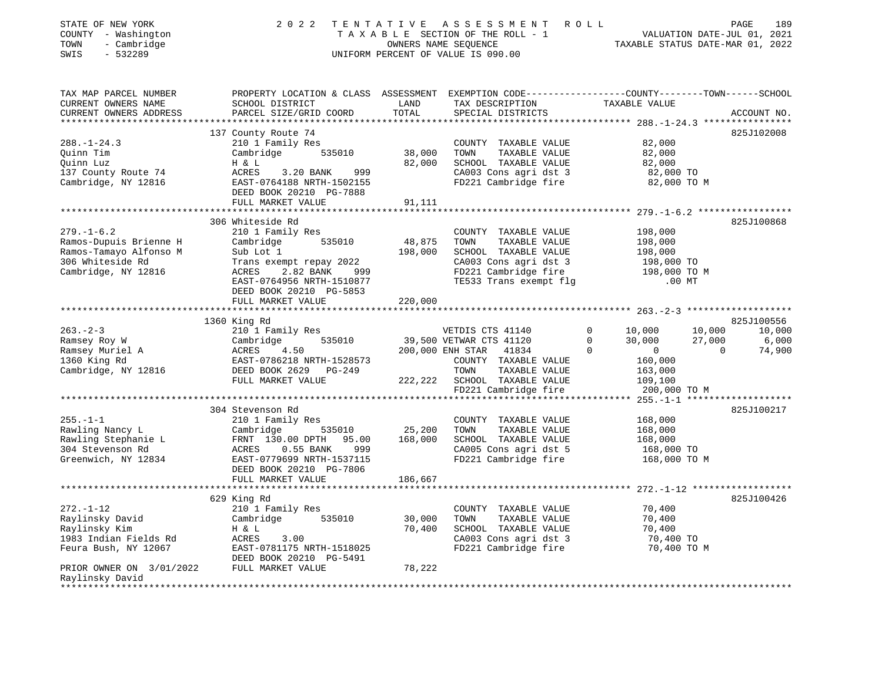STATE OF NEW YORK — 2022 TENTATIVE ASSESSMENT ROLL — PAGE 189
COUNTY - Washington — TAXABLE SECTION OF THE ROLL - 1 — VALUATION DATE-JUL 01, 2021
TOWN - Cambridge — OWNERS NAME SEQUENCE — TAXABLE STATUS DATE-MAR 01, 2022
SWIS - 532289 — UNIFORM PERCENT OF VALUE IS 090.00

```
TAX MAP PARCEL NUMBER          PROPERTY LOCATION & CLASS  ASSESSMENT  EXEMPTION CODE-----------------COUNTY--------TOWN------SCHOOL
CURRENT OWNERS NAME            SCHOOL DISTRICT              LAND      TAX DESCRIPTION             TAXABLE VALUE
CURRENT OWNERS ADDRESS         PARCEL SIZE/GRID COORD       TOTAL     SPECIAL DISTRICTS                                    ACCOUNT NO.
******************************************************************************************************* 288.-1-24.3 ****************
                               137 County Route 74                                                                          825J102008
288.-1-24.3                    210 1 Family Res                       COUNTY  TAXABLE VALUE           82,000
Quinn Tim                      Cambridge       535010       38,000    TOWN    TAXABLE VALUE           82,000
Quinn Luz                      H & L                        82,000    SCHOOL  TAXABLE VALUE           82,000
137 County Route 74            ACRES     3.20 BANK    999             CA003 Cons agri dst 3            82,000 TO
Cambridge, NY 12816            EAST-0764188 NRTH-1502155              FD221 Cambridge fire             82,000 TO M
                               DEED BOOK 20210 PG-7888
                               FULL MARKET VALUE            91,111
******************************************************************************************************* 279.-1-6.2 *****************
                               306 Whiteside Rd                                                                             825J100868
279.-1-6.2                     210 1 Family Res                       COUNTY  TAXABLE VALUE          198,000
Ramos-Dupuis Brienne H         Cambridge       535010       48,875    TOWN    TAXABLE VALUE          198,000
Ramos-Tamayo Alfonso M         Sub Lot 1                   198,000    SCHOOL  TAXABLE VALUE          198,000
306 Whiteside Rd               Trans exempt repay 2022                CA003 Cons agri dst 3           198,000 TO
Cambridge, NY 12816            ACRES     2.82 BANK    999             FD221 Cambridge fire            198,000 TO M
                               EAST-0764956 NRTH-1510877              TE533 Trans exempt flg              .00 MT
                               DEED BOOK 20210 PG-5853
                               FULL MARKET VALUE           220,000
******************************************************************************************************* 263.-2-3 *******************
                               1360 King Rd                                                                                 825J100556
263.-2-3                       210 1 Family Res                       VETDIS CTS 41140      0       10,000      10,000      10,000
Ramsey Roy W                   Cambridge       535010       39,500 VETWAR CTS 41120         0       30,000      27,000       6,000
Ramsey Muriel A                ACRES     4.50              200,000 ENH STAR  41834          0            0           0      74,900
1360 King Rd                   EAST-0786218 NRTH-1528573              COUNTY  TAXABLE VALUE          160,000
Cambridge, NY 12816            DEED BOOK 2629   PG-249                TOWN    TAXABLE VALUE          163,000
                               FULL MARKET VALUE           222,222    SCHOOL  TAXABLE VALUE          109,100
                                                                      FD221 Cambridge fire            200,000 TO M
******************************************************************************************************* 255.-1-1 *******************
                               304 Stevenson Rd                                                                             825J100217
255.-1-1                       210 1 Family Res                       COUNTY  TAXABLE VALUE          168,000
Rawling Nancy L                Cambridge       535010       25,200    TOWN    TAXABLE VALUE          168,000
Rawling Stephanie L            FRNT 130.00 DPTH   95.00    168,000    SCHOOL  TAXABLE VALUE          168,000
304 Stevenson Rd               ACRES     0.55 BANK    999             CA005 Cons agri dst 5           168,000 TO
Greenwich, NY 12834            EAST-0779699 NRTH-1537115              FD221 Cambridge fire            168,000 TO M
                               DEED BOOK 20210 PG-7806
                               FULL MARKET VALUE           186,667
******************************************************************************************************* 272.-1-12 ******************
                               629 King Rd                                                                                  825J100426
272.-1-12                      210 1 Family Res                       COUNTY  TAXABLE VALUE           70,400
Raylinsky David                Cambridge       535010       30,000    TOWN    TAXABLE VALUE           70,400
Raylinsky Kim                  H & L                        70,400    SCHOOL  TAXABLE VALUE           70,400
1983 Indian Fields Rd          ACRES     3.00                         CA003 Cons agri dst 3            70,400 TO
Feura Bush, NY 12067           EAST-0781175 NRTH-1518025              FD221 Cambridge fire             70,400 TO M
                               DEED BOOK 20210 PG-5491
PRIOR OWNER ON 3/01/2022       FULL MARKET VALUE            78,222
Raylinsky David
************************************************************************************************************************************
```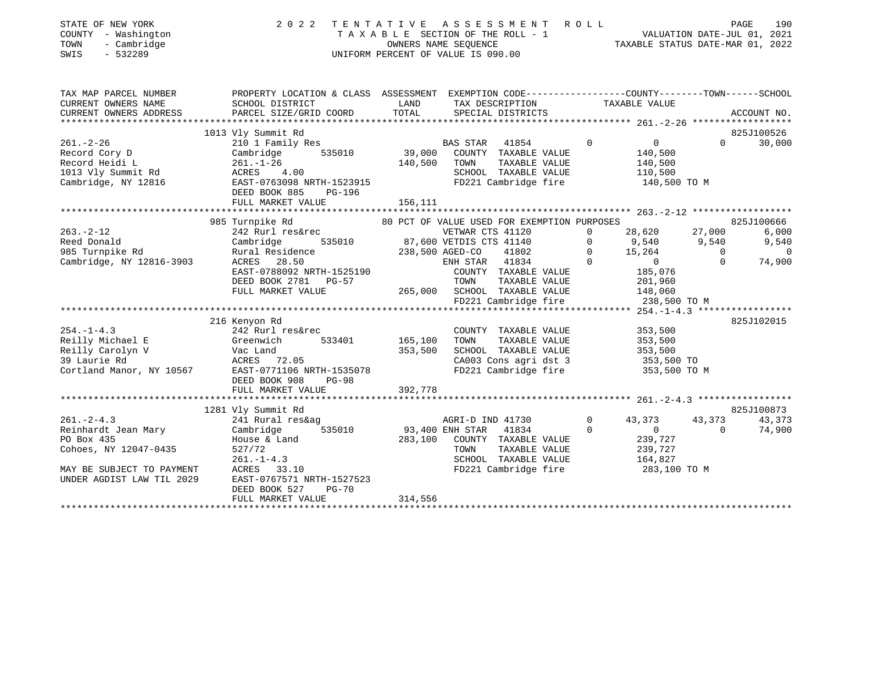STATE OF NEW YORK
COUNTY - Washington
TOWN - Cambridge
SWIS - 532289

2 0 2 2 T E N T A T I V E A S S E S S M E N T R O L L
T A X A B L E SECTION OF THE ROLL - 1
OWNERS NAME SEQUENCE
UNIFORM PERCENT OF VALUE IS 090.00

VALUATION DATE-JUL 01, 2021
TAXABLE STATUS DATE-MAR 01, 2022

```
TAX MAP PARCEL NUMBER          PROPERTY LOCATION & CLASS  ASSESSMENT  EXEMPTION CODE-----------------COUNTY--------TOWN------SCHOOL
CURRENT OWNERS NAME            SCHOOL DISTRICT              LAND      TAX DESCRIPTION             TAXABLE VALUE
CURRENT OWNERS ADDRESS         PARCEL SIZE/GRID COORD       TOTAL     SPECIAL DISTRICTS                                     ACCOUNT NO.
******************************************************************************************************* 261.-2-26 ******************
                               1013 Vly Summit Rd                                                                          825J100526
261.-2-26                      210 1 Family Res                        BAS STAR   41854          0          0          0       30,000
Record Cory D                  Cambridge       535010        39,000   COUNTY  TAXABLE VALUE            140,500
Record Heidi L                 261.-1-26                    140,500   TOWN    TAXABLE VALUE            140,500
1013 Vly Summit Rd             ACRES    4.00                          SCHOOL  TAXABLE VALUE            110,500
Cambridge, NY 12816            EAST-0763098 NRTH-1523915              FD221 Cambridge fire            140,500 TO M
                               DEED BOOK 885    PG-196
                               FULL MARKET VALUE            156,111
******************************************************************************************************* 263.-2-12 ******************
                               985 Turnpike Rd                 80 PCT OF VALUE USED FOR EXEMPTION PURPOSES                 825J100666
263.-2-12                      242 Rurl res&rec                        VETWAR CTS 41120          0     28,620     27,000        6,000
Reed Donald                    Cambridge       535010        87,600 VETDIS CTS 41140          0      9,540      9,540        9,540
985 Turnpike Rd                Rural Residence              238,500 AGED-CO    41802          0     15,264          0            0
Cambridge, NY 12816-3903       ACRES   28.50                          ENH STAR   41834          0          0          0       74,900
                               EAST-0788092 NRTH-1525190              COUNTY  TAXABLE VALUE            185,076
                               DEED BOOK 2781   PG-57                 TOWN    TAXABLE VALUE            201,960
                               FULL MARKET VALUE            265,000   SCHOOL  TAXABLE VALUE            148,060
                                                                      FD221 Cambridge fire            238,500 TO M
******************************************************************************************************* 254.-1-4.3 *****************
                               216 Kenyon Rd                                                                               825J102015
254.-1-4.3                     242 Rurl res&rec                       COUNTY  TAXABLE VALUE            353,500
Reilly Michael E               Greenwich       533401       165,100   TOWN    TAXABLE VALUE            353,500
Reilly Carolyn V               Vac Land                     353,500   SCHOOL  TAXABLE VALUE            353,500
39 Laurie Rd                   ACRES   72.05                          CA003 Cons agri dst 3           353,500 TO
Cortland Manor, NY 10567       EAST-0771106 NRTH-1535078              FD221 Cambridge fire            353,500 TO M
                               DEED BOOK 908    PG-98
                               FULL MARKET VALUE            392,778
******************************************************************************************************* 261.-2-4.3 *****************
                               1281 Vly Summit Rd                                                                          825J100873
261.-2-4.3                     241 Rural res&ag                        AGRI-D IND 41730          0     43,373     43,373       43,373
Reinhardt Jean Mary            Cambridge       535010        93,400 ENH STAR   41834          0          0          0       74,900
PO Box 435                     House & Land                 283,100   COUNTY  TAXABLE VALUE            239,727
Cohoes, NY 12047-0435          527/72                                 TOWN    TAXABLE VALUE            239,727
                               261.-1-4.3                             SCHOOL  TAXABLE VALUE            164,827
MAY BE SUBJECT TO PAYMENT      ACRES   33.10                          FD221 Cambridge fire            283,100 TO M
UNDER AGDIST LAW TIL 2029      EAST-0767571 NRTH-1527523
                               DEED BOOK 527    PG-70
                               FULL MARKET VALUE            314,556
************************************************************************************************************************************
```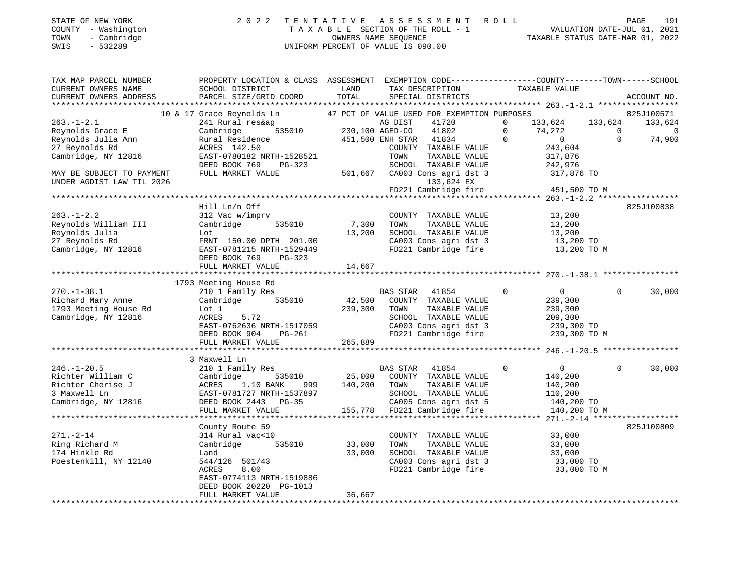STATE OF NEW YORK
COUNTY - Washington
TOWN - Cambridge
SWIS - 532289

2022 TENTATIVE ASSESSMENT ROLL
TAXABLE SECTION OF THE ROLL - 1
OWNERS NAME SEQUENCE
UNIFORM PERCENT OF VALUE IS 090.00

VALUATION DATE-JUL 01, 2021
TAXABLE STATUS DATE-MAR 01, 2022

```
TAX MAP PARCEL NUMBER          PROPERTY LOCATION & CLASS  ASSESSMENT  EXEMPTION CODE-----------------COUNTY--------TOWN------SCHOOL
CURRENT OWNERS NAME            SCHOOL DISTRICT              LAND      TAX DESCRIPTION              TAXABLE VALUE
CURRENT OWNERS ADDRESS         PARCEL SIZE/GRID COORD       TOTAL     SPECIAL DISTRICTS                                    ACCOUNT NO.
******************************************************************************************************* 263.-1-2.1 *****************
                          10 & 17 Grace Reynolds Ln       47 PCT OF VALUE USED FOR EXEMPTION PURPOSES                          825J100571
263.-1-2.1                     241 Rural res&ag                     AG DIST     41720         0    133,624     133,624     133,624
Reynolds Grace E               Cambridge        535010    230,100 AGED-CO     41802         0     74,272           0           0
Reynolds Julia Ann             Rural Residence            451,500 ENH STAR    41834         0          0           0      74,900
27 Reynolds Rd                 ACRES  142.50                        COUNTY  TAXABLE VALUE            243,604
Cambridge, NY 12816            EAST-0780182 NRTH-1528521            TOWN    TAXABLE VALUE            317,876
                               DEED BOOK 769     PG-323             SCHOOL  TAXABLE VALUE            242,976
MAY BE SUBJECT TO PAYMENT      FULL MARKET VALUE          501,667   CA003 Cons agri dst 3            317,876 TO
UNDER AGDIST LAW TIL 2026                                                 133,624 EX
                                                                    FD221 Cambridge fire             451,500 TO M
******************************************************************************************************* 263.-1-2.2 *****************
                               Hill Ln/n Off                                                                           825J100838
263.-1-2.2                     312 Vac w/imprv                      COUNTY  TAXABLE VALUE             13,200
Reynolds William III           Cambridge        535010      7,300   TOWN    TAXABLE VALUE             13,200
Reynolds Julia                 Lot                         13,200   SCHOOL  TAXABLE VALUE             13,200
27 Reynolds Rd                 FRNT  150.00 DPTH  201.00            CA003 Cons agri dst 3             13,200 TO
Cambridge, NY 12816            EAST-0781215 NRTH-1529449            FD221 Cambridge fire              13,200 TO M
                               DEED BOOK 769     PG-323
                               FULL MARKET VALUE           14,667
******************************************************************************************************* 270.-1-38.1 ****************
                               1793 Meeting House Rd
270.-1-38.1                    210 1 Family Res                     BAS STAR    41854         0          0           0      30,000
Richard Mary Anne              Cambridge        535010     42,500   COUNTY  TAXABLE VALUE            239,300
1793 Meeting House Rd          Lot 1                      239,300   TOWN    TAXABLE VALUE            239,300
Cambridge, NY 12816            ACRES    5.72                        SCHOOL  TAXABLE VALUE            209,300
                               EAST-0762636 NRTH-1517059            CA003 Cons agri dst 3            239,300 TO
                               DEED BOOK 904     PG-261             FD221 Cambridge fire             239,300 TO M
                               FULL MARKET VALUE          265,889
******************************************************************************************************* 246.-1-20.5 ****************
                               3 Maxwell Ln
246.-1-20.5                    210 1 Family Res                     BAS STAR    41854         0          0           0      30,000
Richter William C              Cambridge        535010     25,000   COUNTY  TAXABLE VALUE            140,200
Richter Cherise J              ACRES    1.10 BANK     999  140,200   TOWN    TAXABLE VALUE            140,200
3 Maxwell Ln                   EAST-0781727 NRTH-1537897            SCHOOL  TAXABLE VALUE            110,200
Cambridge, NY 12816            DEED BOOK 2443    PG-35              CA005 Cons agri dst 5            140,200 TO
                               FULL MARKET VALUE          155,778   FD221 Cambridge fire             140,200 TO M
******************************************************************************************************* 271.-2-14 ******************
                               County Route 59                                                                         825J100809
271.-2-14                      314 Rural vac<10                     COUNTY  TAXABLE VALUE             33,000
Ring Richard M                 Cambridge        535010     33,000   TOWN    TAXABLE VALUE             33,000
174 Hinkle Rd                  Land                        33,000   SCHOOL  TAXABLE VALUE             33,000
Poestenkill, NY 12140          544/126  501/43                      CA003 Cons agri dst 3             33,000 TO
                               ACRES    8.00                        FD221 Cambridge fire              33,000 TO M
                               EAST-0774113 NRTH-1519886
                               DEED BOOK 20220 PG-1013
                               FULL MARKET VALUE           36,667
************************************************************************************************************************************
```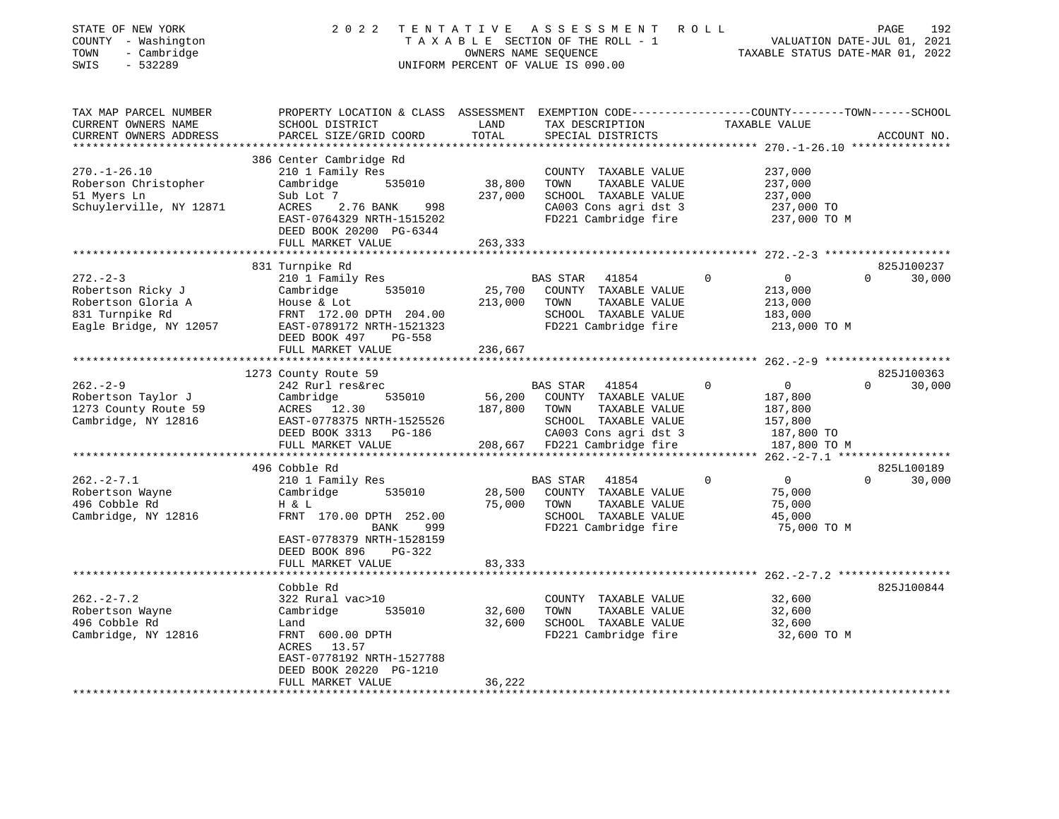STATE OF NEW YORK
COUNTY - Washington
TOWN - Cambridge
SWIS - 532289

# 2022 TENTATIVE ASSESSMENT ROLL

TAXABLE SECTION OF THE ROLL - 1
OWNERS NAME SEQUENCE
UNIFORM PERCENT OF VALUE IS 090.00

VALUATION DATE-JUL 01, 2021
TAXABLE STATUS DATE-MAR 01, 2022

| TAX MAP PARCEL NUMBER / CURRENT OWNERS NAME / CURRENT OWNERS ADDRESS | PROPERTY LOCATION & CLASS / SCHOOL DISTRICT / PARCEL SIZE/GRID COORD | ASSESSMENT LAND / TOTAL | EXEMPTION CODE / TAX DESCRIPTION / SPECIAL DISTRICTS | COUNTY TAXABLE VALUE | TOWN | SCHOOL | ACCOUNT NO. |
|---|---|---|---|---|---|---|---|
| **270.-1-26.10** | 386 Center Cambridge Rd | | | | | | |
| Roberson Christopher | 210 1 Family Res | | COUNTY TAXABLE VALUE | 237,000 | | | |
| 51 Myers Ln | Cambridge 535010 | 38,800 | TOWN TAXABLE VALUE | 237,000 | | | |
| Schuylerville, NY 12871 | Sub Lot 7 | 237,000 | SCHOOL TAXABLE VALUE | 237,000 | | | |
| | ACRES 2.76 BANK 998 | | CA003 Cons agri dst 3 | 237,000 TO | | | |
| | EAST-0764329 NRTH-1515202 | | FD221 Cambridge fire | 237,000 TO M | | | |
| | DEED BOOK 20200 PG-6344 | | | | | | |
| | FULL MARKET VALUE | 263,333 | | | | | |
| **272.-2-3** | 831 Turnpike Rd | | | | | | 825J100237 |
| Robertson Ricky J | 210 1 Family Res | | BAS STAR 41854 | 0 | 0 | 0 | 30,000 |
| Robertson Gloria A | Cambridge 535010 | 25,700 | COUNTY TAXABLE VALUE | 213,000 | | | |
| 831 Turnpike Rd | House & Lot | 213,000 | TOWN TAXABLE VALUE | 213,000 | | | |
| Eagle Bridge, NY 12057 | FRNT 172.00 DPTH 204.00 | | SCHOOL TAXABLE VALUE | 183,000 | | | |
| | EAST-0789172 NRTH-1521323 | | FD221 Cambridge fire | 213,000 TO M | | | |
| | DEED BOOK 497 PG-558 | | | | | | |
| | FULL MARKET VALUE | 236,667 | | | | | |
| **262.-2-9** | 1273 County Route 59 | | | | | | 825J100363 |
| Robertson Taylor J | 242 Rurl res&rec | | BAS STAR 41854 | 0 | 0 | 0 | 30,000 |
| 1273 County Route 59 | Cambridge 535010 | 56,200 | COUNTY TAXABLE VALUE | 187,800 | | | |
| Cambridge, NY 12816 | ACRES 12.30 | 187,800 | TOWN TAXABLE VALUE | 187,800 | | | |
| | EAST-0778375 NRTH-1525526 | | SCHOOL TAXABLE VALUE | 157,800 | | | |
| | DEED BOOK 3313 PG-186 | | CA003 Cons agri dst 3 | 187,800 TO | | | |
| | FULL MARKET VALUE | 208,667 | FD221 Cambridge fire | 187,800 TO M | | | |
| **262.-2-7.1** | 496 Cobble Rd | | | | | | 825L100189 |
| Robertson Wayne | 210 1 Family Res | | BAS STAR 41854 | 0 | 0 | 0 | 30,000 |
| 496 Cobble Rd | Cambridge 535010 | 28,500 | COUNTY TAXABLE VALUE | 75,000 | | | |
| Cambridge, NY 12816 | H & L | 75,000 | TOWN TAXABLE VALUE | 75,000 | | | |
| | FRNT 170.00 DPTH 252.00 | | SCHOOL TAXABLE VALUE | 45,000 | | | |
| | BANK 999 | | FD221 Cambridge fire | 75,000 TO M | | | |
| | EAST-0778379 NRTH-1528159 | | | | | | |
| | DEED BOOK 896 PG-322 | | | | | | |
| | FULL MARKET VALUE | 83,333 | | | | | |
| **262.-2-7.2** | Cobble Rd | | | | | | 825J100844 |
| Robertson Wayne | 322 Rural vac>10 | | COUNTY TAXABLE VALUE | 32,600 | | | |
| 496 Cobble Rd | Cambridge 535010 | 32,600 | TOWN TAXABLE VALUE | 32,600 | | | |
| Cambridge, NY 12816 | Land | 32,600 | SCHOOL TAXABLE VALUE | 32,600 | | | |
| | FRNT 600.00 DPTH | | FD221 Cambridge fire | 32,600 TO M | | | |
| | ACRES 13.57 | | | | | | |
| | EAST-0778192 NRTH-1527788 | | | | | | |
| | DEED BOOK 20220 PG-1210 | | | | | | |
| | FULL MARKET VALUE | 36,222 | | | | | |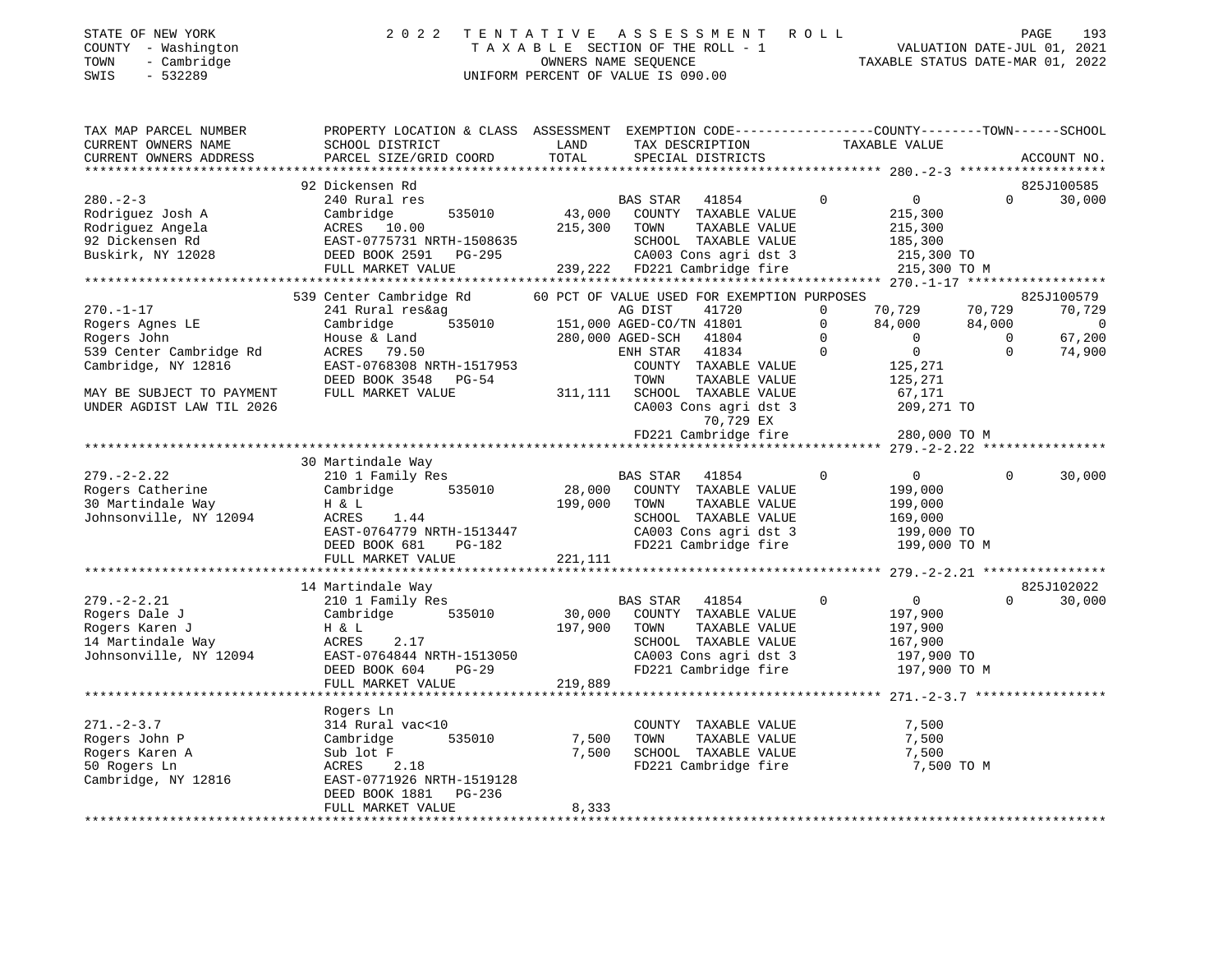STATE OF NEW YORK
COUNTY - Washington
TOWN - Cambridge
SWIS - 532289

# 2022 TENTATIVE ASSESSMENT ROLL

TAXABLE SECTION OF THE ROLL - 1
OWNERS NAME SEQUENCE
UNIFORM PERCENT OF VALUE IS 090.00

VALUATION DATE-JUL 01, 2021
TAXABLE STATUS DATE-MAR 01, 2022

| TAX MAP PARCEL NUMBER / CURRENT OWNERS NAME / CURRENT OWNERS ADDRESS | PROPERTY LOCATION & CLASS / SCHOOL DISTRICT / PARCEL SIZE/GRID COORD | ASSESSMENT LAND / TOTAL | EXEMPTION CODE / TAX DESCRIPTION / SPECIAL DISTRICTS | COUNTY TAXABLE VALUE | TOWN | SCHOOL / ACCOUNT NO. |
|---|---|---|---|---|---|---|
| **280.-2-3** | 92 Dickensen Rd | | | | | 825J100585 |
| 280.-2-3 | 240 Rural res | | BAS STAR 41854 0 | 0 | 0 | 30,000 |
| Rodriguez Josh A | Cambridge 535010 | 43,000 | COUNTY TAXABLE VALUE | 215,300 | | |
| Rodriguez Angela | ACRES 10.00 | 215,300 | TOWN TAXABLE VALUE | 215,300 | | |
| 92 Dickensen Rd | EAST-0775731 NRTH-1508635 | | SCHOOL TAXABLE VALUE | 185,300 | | |
| Buskirk, NY 12028 | DEED BOOK 2591 PG-295 | | CA003 Cons agri dst 3 | 215,300 TO | | |
| | FULL MARKET VALUE | 239,222 | FD221 Cambridge fire | 215,300 TO M | | |
| **270.-1-17** | 539 Center Cambridge Rd | | 60 PCT OF VALUE USED FOR EXEMPTION PURPOSES | | | 825J100579 |
| 270.-1-17 | 241 Rural res&ag | | AG DIST 41720 0 | 70,729 | 70,729 | 70,729 |
| Rogers Agnes LE | Cambridge 535010 | 151,000 | AGED-CO/TN 41801 0 | 84,000 | 84,000 | 0 |
| Rogers John | House & Land | 280,000 | AGED-SCH 41804 0 | 0 | 0 | 67,200 |
| 539 Center Cambridge Rd | ACRES 79.50 | | ENH STAR 41834 0 | 0 | 0 | 74,900 |
| Cambridge, NY 12816 | EAST-0768308 NRTH-1517953 | | COUNTY TAXABLE VALUE | 125,271 | | |
| | DEED BOOK 3548 PG-54 | | TOWN TAXABLE VALUE | 125,271 | | |
| MAY BE SUBJECT TO PAYMENT | FULL MARKET VALUE | 311,111 | SCHOOL TAXABLE VALUE | 67,171 | | |
| UNDER AGDIST LAW TIL 2026 | | | CA003 Cons agri dst 3 | 209,271 TO | | |
| | | | 70,729 EX | | | |
| | | | FD221 Cambridge fire | 280,000 TO M | | |
| **279.-2-2.22** | 30 Martindale Way | | | | | |
| 279.-2-2.22 | 210 1 Family Res | | BAS STAR 41854 0 | 0 | 0 | 30,000 |
| Rogers Catherine | Cambridge 535010 | 28,000 | COUNTY TAXABLE VALUE | 199,000 | | |
| 30 Martindale Way | H & L | 199,000 | TOWN TAXABLE VALUE | 199,000 | | |
| Johnsonville, NY 12094 | ACRES 1.44 | | SCHOOL TAXABLE VALUE | 169,000 | | |
| | EAST-0764779 NRTH-1513447 | | CA003 Cons agri dst 3 | 199,000 TO | | |
| | DEED BOOK 681 PG-182 | | FD221 Cambridge fire | 199,000 TO M | | |
| | FULL MARKET VALUE | 221,111 | | | | |
| **279.-2-2.21** | 14 Martindale Way | | | | | 825J102022 |
| 279.-2-2.21 | 210 1 Family Res | | BAS STAR 41854 0 | 0 | 0 | 30,000 |
| Rogers Dale J | Cambridge 535010 | 30,000 | COUNTY TAXABLE VALUE | 197,900 | | |
| Rogers Karen J | H & L | 197,900 | TOWN TAXABLE VALUE | 197,900 | | |
| 14 Martindale Way | ACRES 2.17 | | SCHOOL TAXABLE VALUE | 167,900 | | |
| Johnsonville, NY 12094 | EAST-0764844 NRTH-1513050 | | CA003 Cons agri dst 3 | 197,900 TO | | |
| | DEED BOOK 604 PG-29 | | FD221 Cambridge fire | 197,900 TO M | | |
| | FULL MARKET VALUE | 219,889 | | | | |
| **271.-2-3.7** | Rogers Ln | | | | | |
| 271.-2-3.7 | 314 Rural vac<10 | | COUNTY TAXABLE VALUE | 7,500 | | |
| Rogers John P | Cambridge 535010 | 7,500 | TOWN TAXABLE VALUE | 7,500 | | |
| Rogers Karen A | Sub lot F | 7,500 | SCHOOL TAXABLE VALUE | 7,500 | | |
| 50 Rogers Ln | ACRES 2.18 | | FD221 Cambridge fire | 7,500 TO M | | |
| Cambridge, NY 12816 | EAST-0771926 NRTH-1519128 | | | | | |
| | DEED BOOK 1881 PG-236 | | | | | |
| | FULL MARKET VALUE | 8,333 | | | | |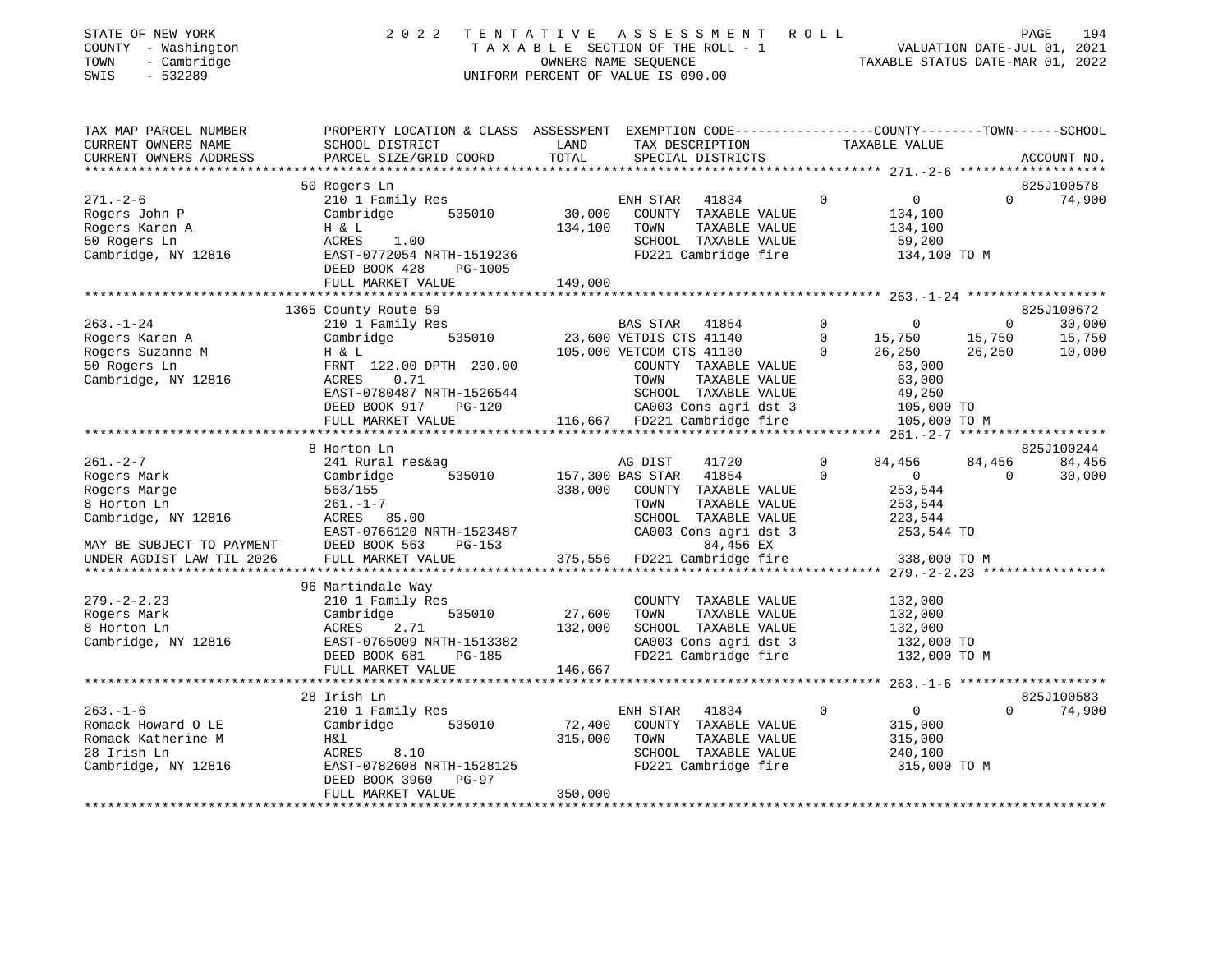STATE OF NEW YORK
COUNTY - Washington
TOWN - Cambridge
SWIS - 532289

2 0 2 2 T E N T A T I V E A S S E S S M E N T R O L L
T A X A B L E SECTION OF THE ROLL - 1
OWNERS NAME SEQUENCE
UNIFORM PERCENT OF VALUE IS 090.00

VALUATION DATE-JUL 01, 2021
TAXABLE STATUS DATE-MAR 01, 2022

```
TAX MAP PARCEL NUMBER     PROPERTY LOCATION & CLASS  ASSESSMENT  EXEMPTION CODE-----------------COUNTY--------TOWN------SCHOOL
CURRENT OWNERS NAME       SCHOOL DISTRICT               LAND      TAX DESCRIPTION            TAXABLE VALUE
CURRENT OWNERS ADDRESS    PARCEL SIZE/GRID COORD        TOTAL     SPECIAL DISTRICTS                                     ACCOUNT NO.
******************************************************************************************************* 271.-2-6 *******************
                          50 Rogers Ln                                                                                  825J100578
271.-2-6                  210 1 Family Res                   ENH STAR   41834        0           0            0     74,900
Rogers John P             Cambridge      535010       30,000   COUNTY  TAXABLE VALUE           134,100
Rogers Karen A            H & L                      134,100   TOWN    TAXABLE VALUE           134,100
50 Rogers Ln              ACRES    1.00                        SCHOOL  TAXABLE VALUE            59,200
Cambridge, NY 12816       EAST-0772054 NRTH-1519236            FD221 Cambridge fire            134,100 TO M
                          DEED BOOK 428    PG-1005
                          FULL MARKET VALUE          149,000
******************************************************************************************************* 263.-1-24 ******************
                          1365 County Route 59                                                                          825J100672
263.-1-24                 210 1 Family Res                   BAS STAR   41854        0           0            0     30,000
Rogers Karen A            Cambridge      535010       23,600 VETDIS CTS 41140        0      15,750       15,750     15,750
Rogers Suzanne M          H & L                      105,000 VETCOM CTS 41130        0      26,250       26,250     10,000
50 Rogers Ln              FRNT 122.00 DPTH 230.00              COUNTY  TAXABLE VALUE            63,000
Cambridge, NY 12816       ACRES    0.71                        TOWN    TAXABLE VALUE            63,000
                          EAST-0780487 NRTH-1526544            SCHOOL  TAXABLE VALUE            49,250
                          DEED BOOK 917    PG-120              CA003 Cons agri dst 3           105,000 TO
                          FULL MARKET VALUE          116,667   FD221 Cambridge fire            105,000 TO M
******************************************************************************************************* 261.-2-7 *******************
                          8 Horton Ln                                                                                   825J100244
261.-2-7                  241 Rural res&ag                   AG DIST    41720        0      84,456       84,456     84,456
Rogers Mark               Cambridge      535010      157,300 BAS STAR   41854        0           0            0     30,000
Rogers Marge              563/155                    338,000   COUNTY  TAXABLE VALUE           253,544
8 Horton Ln               261.-1-7                             TOWN    TAXABLE VALUE           253,544
Cambridge, NY 12816       ACRES   85.00                        SCHOOL  TAXABLE VALUE           223,544
                          EAST-0766120 NRTH-1523487            CA003 Cons agri dst 3           253,544 TO
MAY BE SUBJECT TO PAYMENT DEED BOOK 563    PG-153                        84,456 EX
UNDER AGDIST LAW TIL 2026 FULL MARKET VALUE          375,556   FD221 Cambridge fire            338,000 TO M
******************************************************************************************************* 279.-2-2.23 ****************
                          96 Martindale Way
279.-2-2.23               210 1 Family Res                     COUNTY  TAXABLE VALUE           132,000
Rogers Mark               Cambridge      535010       27,600   TOWN    TAXABLE VALUE           132,000
8 Horton Ln               ACRES    2.71              132,000   SCHOOL  TAXABLE VALUE           132,000
Cambridge, NY 12816       EAST-0765009 NRTH-1513382            CA003 Cons agri dst 3           132,000 TO
                          DEED BOOK 681    PG-185              FD221 Cambridge fire            132,000 TO M
                          FULL MARKET VALUE          146,667
******************************************************************************************************* 263.-1-6 *******************
                          28 Irish Ln                                                                                   825J100583
263.-1-6                  210 1 Family Res                   ENH STAR   41834        0           0            0     74,900
Romack Howard O LE        Cambridge      535010       72,400   COUNTY  TAXABLE VALUE           315,000
Romack Katherine M        H&l                        315,000   TOWN    TAXABLE VALUE           315,000
28 Irish Ln               ACRES    8.10                        SCHOOL  TAXABLE VALUE           240,100
Cambridge, NY 12816       EAST-0782608 NRTH-1528125            FD221 Cambridge fire            315,000 TO M
                          DEED BOOK 3960   PG-97
                          FULL MARKET VALUE          350,000
************************************************************************************************************************************
```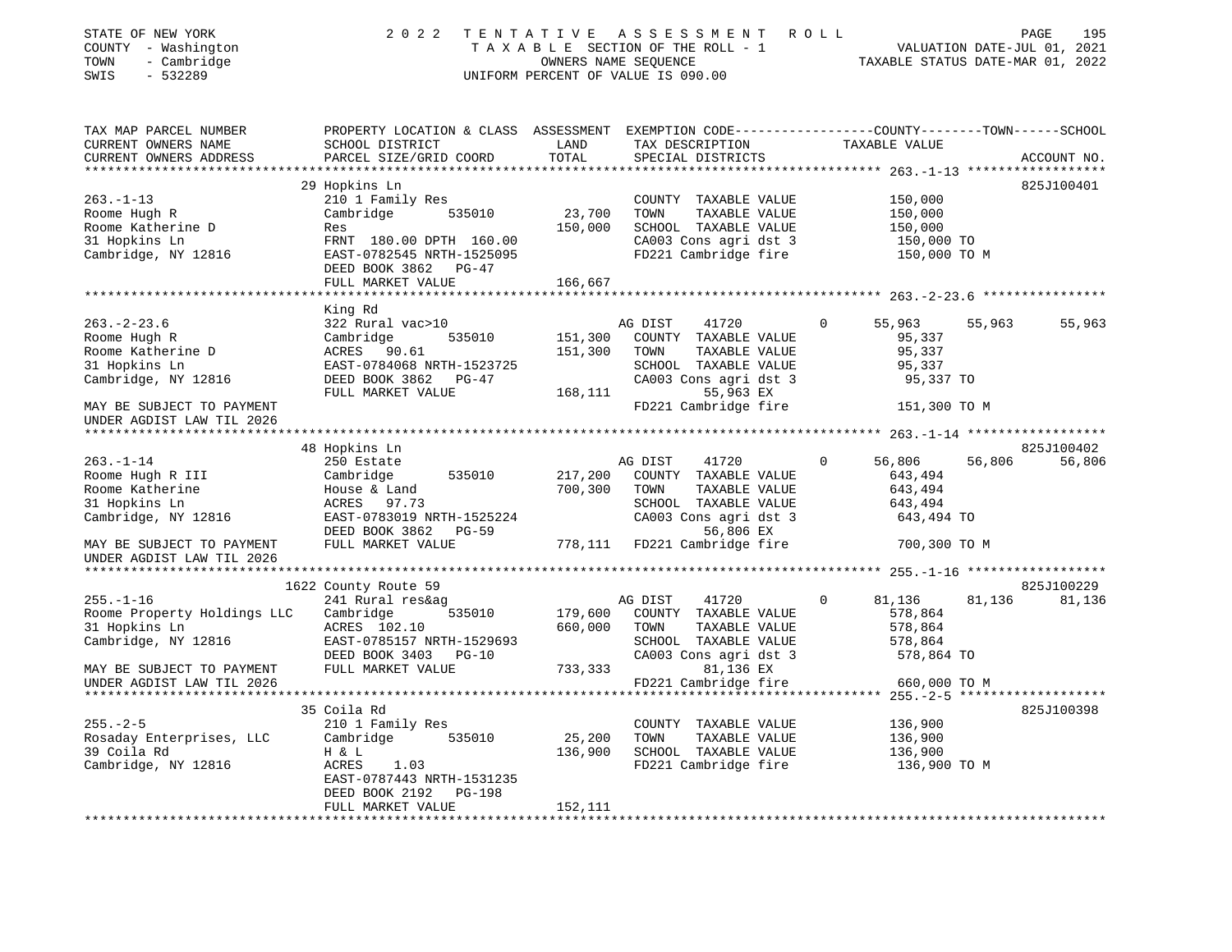STATE OF NEW YORK
COUNTY - Washington
TOWN - Cambridge
SWIS - 532289

2022 TENTATIVE ASSESSMENT ROLL
TAXABLE SECTION OF THE ROLL - 1
OWNERS NAME SEQUENCE
UNIFORM PERCENT OF VALUE IS 090.00

VALUATION DATE-JUL 01, 2021
TAXABLE STATUS DATE-MAR 01, 2022

```
TAX MAP PARCEL NUMBER          PROPERTY LOCATION & CLASS  ASSESSMENT  EXEMPTION CODE-----------------COUNTY--------TOWN------SCHOOL
CURRENT OWNERS NAME            SCHOOL DISTRICT             LAND        TAX DESCRIPTION              TAXABLE VALUE
CURRENT OWNERS ADDRESS         PARCEL SIZE/GRID COORD      TOTAL       SPECIAL DISTRICTS                                          ACCOUNT NO.
******************************************************************************************************* 263.-1-13 ******************
                               29 Hopkins Ln                                                                                    825J100401
263.-1-13                      210 1 Family Res                        COUNTY  TAXABLE VALUE            150,000
Roome Hugh R                   Cambridge       535010       23,700     TOWN    TAXABLE VALUE            150,000
Roome Katherine D              Res                         150,000     SCHOOL  TAXABLE VALUE            150,000
31 Hopkins Ln                  FRNT 180.00 DPTH 160.00                 CA003 Cons agri dst 3             150,000 TO
Cambridge, NY 12816            EAST-0782545 NRTH-1525095               FD221 Cambridge fire              150,000 TO M
                               DEED BOOK 3862   PG-47
                               FULL MARKET VALUE           166,667
******************************************************************************************************* 263.-2-23.6 ****************
                               King Rd
263.-2-23.6                    322 Rural vac>10                        AG DIST     41720        0        55,963     55,963      55,963
Roome Hugh R                   Cambridge       535010      151,300     COUNTY  TAXABLE VALUE             95,337
Roome Katherine D              ACRES   90.61               151,300     TOWN    TAXABLE VALUE             95,337
31 Hopkins Ln                  EAST-0784068 NRTH-1523725               SCHOOL  TAXABLE VALUE             95,337
Cambridge, NY 12816            DEED BOOK 3862   PG-47                  CA003 Cons agri dst 3              95,337 TO
                               FULL MARKET VALUE           168,111          55,963 EX
MAY BE SUBJECT TO PAYMENT                                              FD221 Cambridge fire              151,300 TO M
UNDER AGDIST LAW TIL 2026
******************************************************************************************************* 263.-1-14 ******************
                               48 Hopkins Ln                                                                                    825J100402
263.-1-14                      250 Estate                              AG DIST     41720        0        56,806     56,806      56,806
Roome Hugh R III               Cambridge       535010      217,200     COUNTY  TAXABLE VALUE            643,494
Roome Katherine                House & Land                700,300     TOWN    TAXABLE VALUE            643,494
31 Hopkins Ln                  ACRES   97.73                           SCHOOL  TAXABLE VALUE            643,494
Cambridge, NY 12816            EAST-0783019 NRTH-1525224               CA003 Cons agri dst 3             643,494 TO
                               DEED BOOK 3862   PG-59                       56,806 EX
MAY BE SUBJECT TO PAYMENT      FULL MARKET VALUE           778,111     FD221 Cambridge fire              700,300 TO M
UNDER AGDIST LAW TIL 2026
******************************************************************************************************* 255.-1-16 ******************
                               1622 County Route 59                                                                             825J100229
255.-1-16                      241 Rural res&ag                        AG DIST     41720        0        81,136     81,136      81,136
Roome Property Holdings LLC    Cambridge       535010      179,600     COUNTY  TAXABLE VALUE            578,864
31 Hopkins Ln                  ACRES  102.10               660,000     TOWN    TAXABLE VALUE            578,864
Cambridge, NY 12816            EAST-0785157 NRTH-1529693               SCHOOL  TAXABLE VALUE            578,864
                               DEED BOOK 3403   PG-10                  CA003 Cons agri dst 3             578,864 TO
MAY BE SUBJECT TO PAYMENT      FULL MARKET VALUE           733,333          81,136 EX
UNDER AGDIST LAW TIL 2026                                              FD221 Cambridge fire              660,000 TO M
******************************************************************************************************* 255.-2-5 *******************
                               35 Coila Rd                                                                                      825J100398
255.-2-5                       210 1 Family Res                        COUNTY  TAXABLE VALUE            136,900
Rosaday Enterprises, LLC       Cambridge       535010       25,200     TOWN    TAXABLE VALUE            136,900
39 Coila Rd                    H & L                       136,900     SCHOOL  TAXABLE VALUE            136,900
Cambridge, NY 12816            ACRES    1.03                           FD221 Cambridge fire              136,900 TO M
                               EAST-0787443 NRTH-1531235
                               DEED BOOK 2192   PG-198
                               FULL MARKET VALUE           152,111
************************************************************************************************************************************
```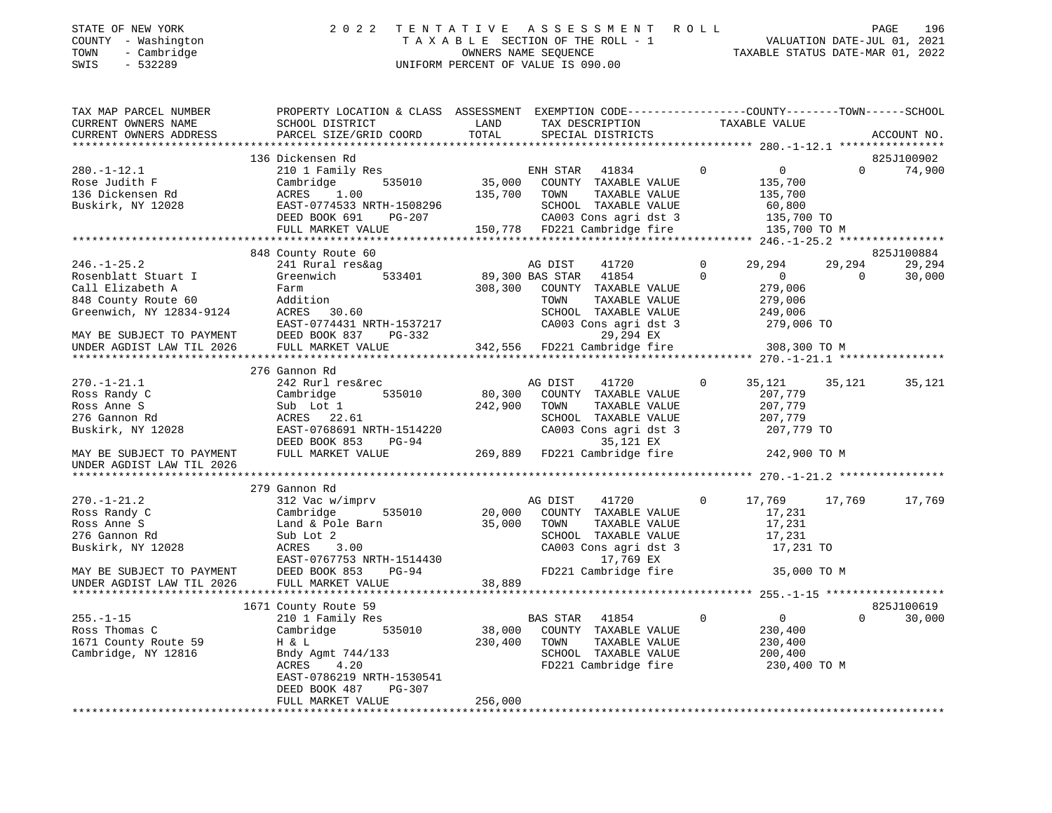STATE OF NEW YORK — 2022 TENTATIVE ASSESSMENT ROLL
COUNTY - Washington — TAXABLE SECTION OF THE ROLL - 1 — VALUATION DATE-JUL 01, 2021
TOWN - Cambridge — OWNERS NAME SEQUENCE — TAXABLE STATUS DATE-MAR 01, 2022
SWIS - 532289 — UNIFORM PERCENT OF VALUE IS 090.00

| TAX MAP PARCEL NUMBER / CURRENT OWNERS NAME / CURRENT OWNERS ADDRESS | PROPERTY LOCATION & CLASS / SCHOOL DISTRICT / PARCEL SIZE/GRID COORD | ASSESSMENT LAND | TOTAL | EXEMPTION CODE / TAX DESCRIPTION / SPECIAL DISTRICTS | | COUNTY TAXABLE VALUE | TOWN | SCHOOL | ACCOUNT NO. |
|---|---|---|---|---|---|---|---|---|---|
| | 136 Dickensen Rd | | | | | | | | 825J100902 |
| 280.-1-12.1 | 210 1 Family Res | | | ENH STAR 41834 | 0 | 0 | 0 | 74,900 | |
| Rose Judith F | Cambridge 535010 | 35,000 | | COUNTY TAXABLE VALUE | | 135,700 | | | |
| 136 Dickensen Rd | ACRES 1.00 | | 135,700 | TOWN TAXABLE VALUE | | 135,700 | | | |
| Buskirk, NY 12028 | EAST-0774533 NRTH-1508296 | | | SCHOOL TAXABLE VALUE | | 60,800 | | | |
| | DEED BOOK 691 PG-207 | | | CA003 Cons agri dst 3 | | 135,700 TO | | | |
| | FULL MARKET VALUE | | 150,778 | FD221 Cambridge fire | | 135,700 TO M | | | |
| | 848 County Route 60 | | | | | | | | 825J100884 |
| 246.-1-25.2 | 241 Rural res&ag | | | AG DIST 41720 | 0 | 29,294 | 29,294 | 29,294 | |
| Rosenblatt Stuart I | Greenwich 533401 | 89,300 | | BAS STAR 41854 | 0 | 0 | 0 | 30,000 | |
| Call Elizabeth A | Farm | | 308,300 | COUNTY TAXABLE VALUE | | 279,006 | | | |
| 848 County Route 60 | Addition | | | TOWN TAXABLE VALUE | | 279,006 | | | |
| Greenwich, NY 12834-9124 | ACRES 30.60 | | | SCHOOL TAXABLE VALUE | | 249,006 | | | |
| | EAST-0774431 NRTH-1537217 | | | CA003 Cons agri dst 3 | | 279,006 TO | | | |
| MAY BE SUBJECT TO PAYMENT | DEED BOOK 837 PG-332 | | | 29,294 EX | | | | | |
| UNDER AGDIST LAW TIL 2026 | FULL MARKET VALUE | | 342,556 | FD221 Cambridge fire | | 308,300 TO M | | | |
| | 276 Gannon Rd | | | | | | | | |
| 270.-1-21.1 | 242 Rurl res&rec | | | AG DIST 41720 | 0 | 35,121 | 35,121 | 35,121 | |
| Ross Randy C | Cambridge 535010 | 80,300 | | COUNTY TAXABLE VALUE | | 207,779 | | | |
| Ross Anne S | Sub Lot 1 | | 242,900 | TOWN TAXABLE VALUE | | 207,779 | | | |
| 276 Gannon Rd | ACRES 22.61 | | | SCHOOL TAXABLE VALUE | | 207,779 | | | |
| Buskirk, NY 12028 | EAST-0768691 NRTH-1514220 | | | CA003 Cons agri dst 3 | | 207,779 TO | | | |
| | DEED BOOK 853 PG-94 | | | 35,121 EX | | | | | |
| MAY BE SUBJECT TO PAYMENT | FULL MARKET VALUE | | 269,889 | FD221 Cambridge fire | | 242,900 TO M | | | |
| UNDER AGDIST LAW TIL 2026 | | | | | | | | | |
| | 279 Gannon Rd | | | | | | | | |
| 270.-1-21.2 | 312 Vac w/imprv | | | AG DIST 41720 | 0 | 17,769 | 17,769 | 17,769 | |
| Ross Randy C | Cambridge 535010 | 20,000 | | COUNTY TAXABLE VALUE | | 17,231 | | | |
| Ross Anne S | Land & Pole Barn | | 35,000 | TOWN TAXABLE VALUE | | 17,231 | | | |
| 276 Gannon Rd | Sub Lot 2 | | | SCHOOL TAXABLE VALUE | | 17,231 | | | |
| Buskirk, NY 12028 | ACRES 3.00 | | | CA003 Cons agri dst 3 | | 17,231 TO | | | |
| | EAST-0767753 NRTH-1514430 | | | 17,769 EX | | | | | |
| MAY BE SUBJECT TO PAYMENT | DEED BOOK 853 PG-94 | | | FD221 Cambridge fire | | 35,000 TO M | | | |
| UNDER AGDIST LAW TIL 2026 | FULL MARKET VALUE | | 38,889 | | | | | | |
| | 1671 County Route 59 | | | | | | | | 825J100619 |
| 255.-1-15 | 210 1 Family Res | | | BAS STAR 41854 | 0 | 0 | 0 | 30,000 | |
| Ross Thomas C | Cambridge 535010 | 38,000 | | COUNTY TAXABLE VALUE | | 230,400 | | | |
| 1671 County Route 59 | H & L | | 230,400 | TOWN TAXABLE VALUE | | 230,400 | | | |
| Cambridge, NY 12816 | Bndy Agmt 744/133 | | | SCHOOL TAXABLE VALUE | | 200,400 | | | |
| | ACRES 4.20 | | | FD221 Cambridge fire | | 230,400 TO M | | | |
| | EAST-0786219 NRTH-1530541 | | | | | | | | |
| | DEED BOOK 487 PG-307 | | | | | | | | |
| | FULL MARKET VALUE | | 256,000 | | | | | | |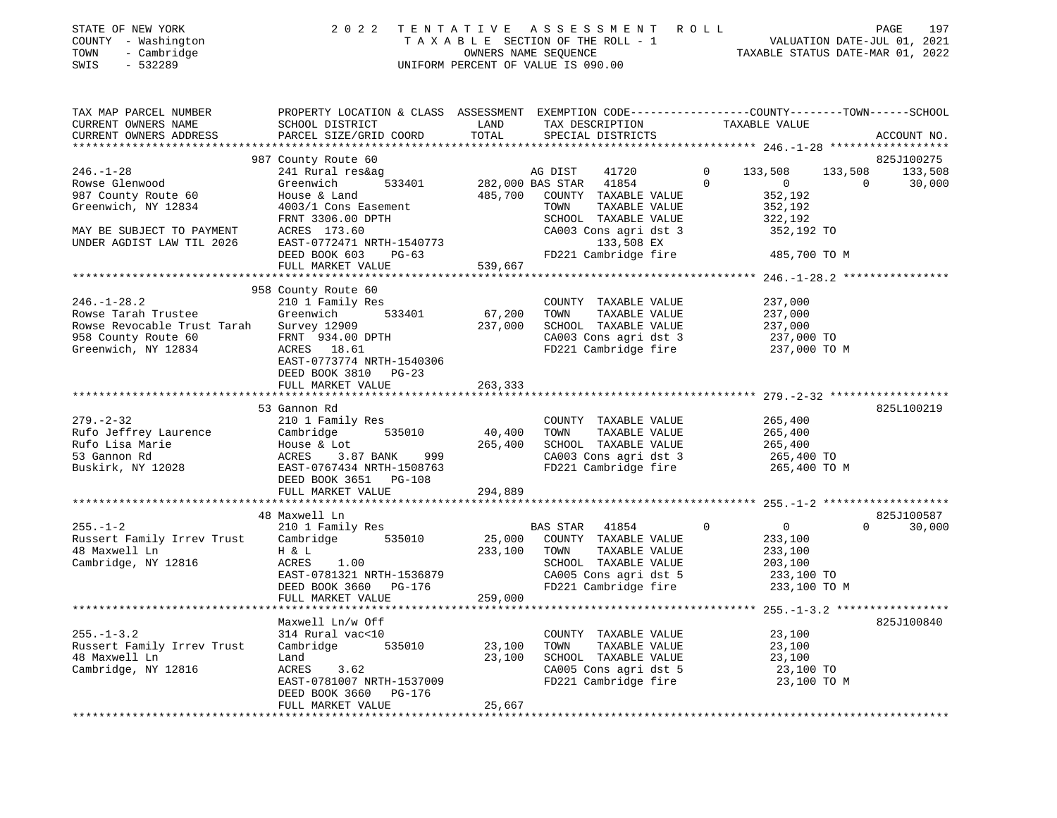STATE OF NEW YORK — 2022 TENTATIVE ASSESSMENT ROLL
COUNTY - Washington — TAXABLE SECTION OF THE ROLL - 1 — VALUATION DATE-JUL 01, 2021
TOWN - Cambridge — OWNERS NAME SEQUENCE — TAXABLE STATUS DATE-MAR 01, 2022
SWIS - 532289 — UNIFORM PERCENT OF VALUE IS 090.00

| TAX MAP PARCEL NUMBER / CURRENT OWNERS NAME / CURRENT OWNERS ADDRESS | PROPERTY LOCATION & CLASS / SCHOOL DISTRICT / PARCEL SIZE/GRID COORD | ASSESSMENT LAND / TOTAL | EXEMPTION CODE / TAX DESCRIPTION / SPECIAL DISTRICTS | COUNTY TAXABLE VALUE | TOWN | SCHOOL / ACCOUNT NO. |
|---|---|---|---|---|---|---|
| | 987 County Route 60 | | | | | 825J100275 |
| 246.-1-28 | 241 Rural res&ag | | AG DIST 41720 0 | 133,508 | 133,508 | 133,508 |
| Rowse Glenwood | Greenwich 533401 | 282,000 | BAS STAR 41854 0 | 0 | 0 | 30,000 |
| 987 County Route 60 | House & Land | 485,700 | COUNTY TAXABLE VALUE | 352,192 | | |
| Greenwich, NY 12834 | 4003/1 Cons Easement | | TOWN TAXABLE VALUE | 352,192 | | |
| | FRNT 3306.00 DPTH | | SCHOOL TAXABLE VALUE | 322,192 | | |
| MAY BE SUBJECT TO PAYMENT | ACRES 173.60 | | CA003 Cons agri dst 3 | 352,192 TO | | |
| UNDER AGDIST LAW TIL 2026 | EAST-0772471 NRTH-1540773 | | 133,508 EX | | | |
| | DEED BOOK 603 PG-63 | | FD221 Cambridge fire | 485,700 TO M | | |
| | FULL MARKET VALUE | 539,667 | | | | |
| | 958 County Route 60 | | | | | |
| 246.-1-28.2 | 210 1 Family Res | | COUNTY TAXABLE VALUE | 237,000 | | |
| Rowse Tarah Trustee | Greenwich 533401 | 67,200 | TOWN TAXABLE VALUE | 237,000 | | |
| Rowse Revocable Trust Tarah | Survey 12909 | 237,000 | SCHOOL TAXABLE VALUE | 237,000 | | |
| 958 County Route 60 | FRNT 934.00 DPTH | | CA003 Cons agri dst 3 | 237,000 TO | | |
| Greenwich, NY 12834 | ACRES 18.61 | | FD221 Cambridge fire | 237,000 TO M | | |
| | EAST-0773774 NRTH-1540306 | | | | | |
| | DEED BOOK 3810 PG-23 | | | | | |
| | FULL MARKET VALUE | 263,333 | | | | |
| | 53 Gannon Rd | | | | | 825L100219 |
| 279.-2-32 | 210 1 Family Res | | COUNTY TAXABLE VALUE | 265,400 | | |
| Rufo Jeffrey Laurence | Cambridge 535010 | 40,400 | TOWN TAXABLE VALUE | 265,400 | | |
| Rufo Lisa Marie | House & Lot | 265,400 | SCHOOL TAXABLE VALUE | 265,400 | | |
| 53 Gannon Rd | ACRES 3.87 BANK 999 | | CA003 Cons agri dst 3 | 265,400 TO | | |
| Buskirk, NY 12028 | EAST-0767434 NRTH-1508763 | | FD221 Cambridge fire | 265,400 TO M | | |
| | DEED BOOK 3651 PG-108 | | | | | |
| | FULL MARKET VALUE | 294,889 | | | | |
| | 48 Maxwell Ln | | | | | 825J100587 |
| 255.-1-2 | 210 1 Family Res | | BAS STAR 41854 0 | 0 | 0 | 30,000 |
| Russert Family Irrev Trust | Cambridge 535010 | 25,000 | COUNTY TAXABLE VALUE | 233,100 | | |
| 48 Maxwell Ln | H & L | 233,100 | TOWN TAXABLE VALUE | 233,100 | | |
| Cambridge, NY 12816 | ACRES 1.00 | | SCHOOL TAXABLE VALUE | 203,100 | | |
| | EAST-0781321 NRTH-1536879 | | CA005 Cons agri dst 5 | 233,100 TO | | |
| | DEED BOOK 3660 PG-176 | | FD221 Cambridge fire | 233,100 TO M | | |
| | FULL MARKET VALUE | 259,000 | | | | |
| | Maxwell Ln/w Off | | | | | 825J100840 |
| 255.-1-3.2 | 314 Rural vac<10 | | COUNTY TAXABLE VALUE | 23,100 | | |
| Russert Family Irrev Trust | Cambridge 535010 | 23,100 | TOWN TAXABLE VALUE | 23,100 | | |
| 48 Maxwell Ln | Land | 23,100 | SCHOOL TAXABLE VALUE | 23,100 | | |
| Cambridge, NY 12816 | ACRES 3.62 | | CA005 Cons agri dst 5 | 23,100 TO | | |
| | EAST-0781007 NRTH-1537009 | | FD221 Cambridge fire | 23,100 TO M | | |
| | DEED BOOK 3660 PG-176 | | | | | |
| | FULL MARKET VALUE | 25,667 | | | | |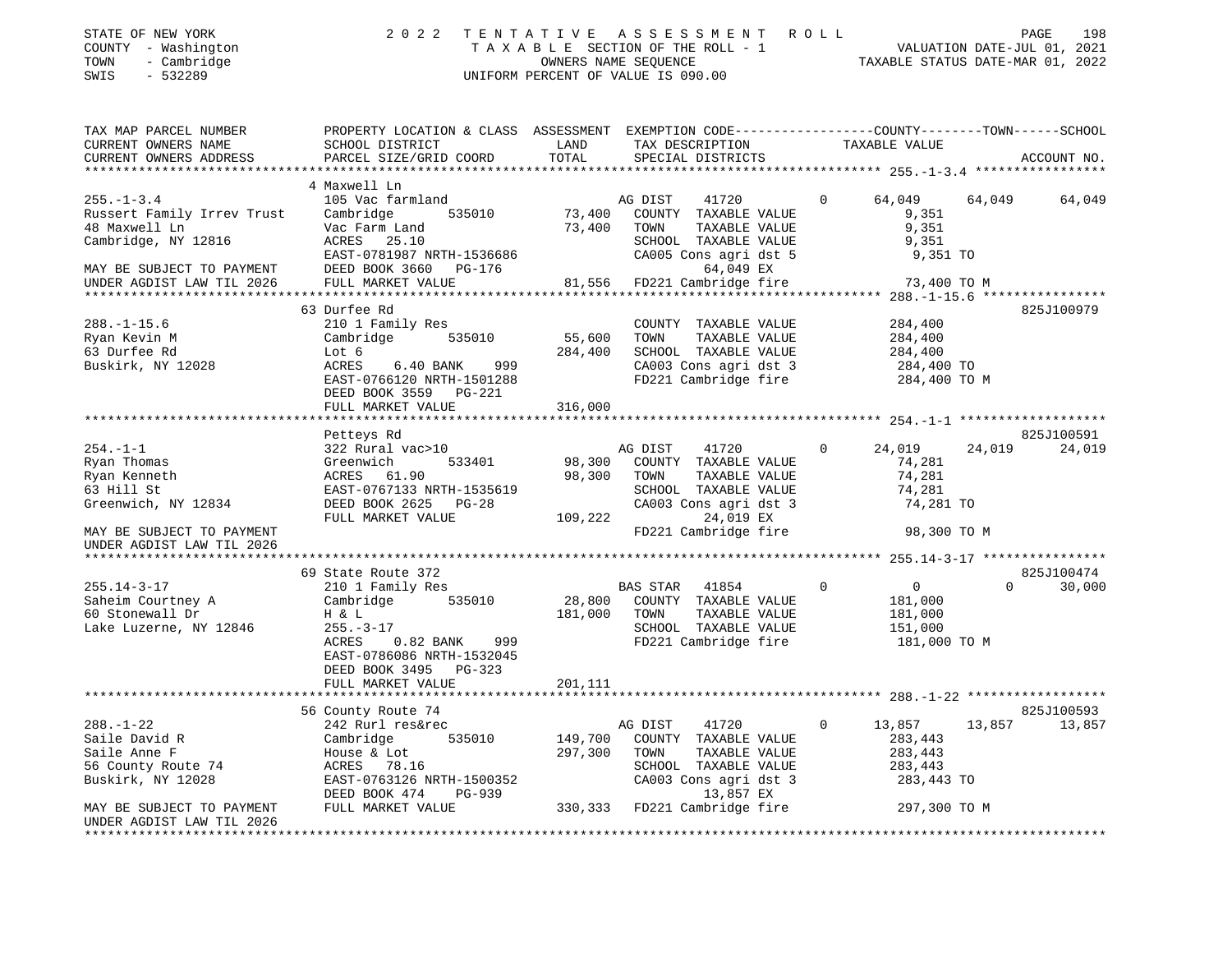STATE OF NEW YORK | 2022 TENTATIVE ASSESSMENT ROLL
COUNTY - Washington | TAXABLE SECTION OF THE ROLL - 1 | VALUATION DATE-JUL 01, 2021
TOWN - Cambridge | OWNERS NAME SEQUENCE | TAXABLE STATUS DATE-MAR 01, 2022
SWIS - 532289 | UNIFORM PERCENT OF VALUE IS 090.00

```
TAX MAP PARCEL NUMBER          PROPERTY LOCATION & CLASS  ASSESSMENT  EXEMPTION CODE-----------------COUNTY--------TOWN------SCHOOL
CURRENT OWNERS NAME            SCHOOL DISTRICT              LAND      TAX DESCRIPTION                  TAXABLE VALUE
CURRENT OWNERS ADDRESS         PARCEL SIZE/GRID COORD       TOTAL     SPECIAL DISTRICTS                                     ACCOUNT NO.
******************************************************************************************************* 255.-1-3.4 *****************
                               4 Maxwell Ln
255.-1-3.4                     105 Vac farmland                        AG DIST    41720          0     64,049     64,049      64,049
Russert Family Irrev Trust     Cambridge        535010      73,400    COUNTY  TAXABLE VALUE                9,351
48 Maxwell Ln                  Vac Farm Land                73,400    TOWN    TAXABLE VALUE                9,351
Cambridge, NY 12816            ACRES   25.10                          SCHOOL  TAXABLE VALUE                9,351
                               EAST-0781987 NRTH-1536686              CA005 Cons agri dst 5                9,351 TO
MAY BE SUBJECT TO PAYMENT      DEED BOOK 3660   PG-176                             64,049 EX
UNDER AGDIST LAW TIL 2026      FULL MARKET VALUE            81,556    FD221 Cambridge fire                73,400 TO M
******************************************************************************************************* 288.-1-15.6 ****************
                               63 Durfee Rd                                                                            825J100979
288.-1-15.6                    210 1 Family Res                       COUNTY  TAXABLE VALUE              284,400
Ryan Kevin M                   Cambridge        535010      55,600    TOWN    TAXABLE VALUE              284,400
63 Durfee Rd                   Lot 6                       284,400    SCHOOL  TAXABLE VALUE              284,400
Buskirk, NY 12028              ACRES    6.40 BANK    999              CA003 Cons agri dst 3              284,400 TO
                               EAST-0766120 NRTH-1501288              FD221 Cambridge fire               284,400 TO M
                               DEED BOOK 3559   PG-221
                               FULL MARKET VALUE           316,000
******************************************************************************************************* 254.-1-1 *******************
                               Petteys Rd                                                                              825J100591
254.-1-1                       322 Rural vac>10                        AG DIST    41720          0     24,019     24,019      24,019
Ryan Thomas                    Greenwich        533401      98,300    COUNTY  TAXABLE VALUE               74,281
Ryan Kenneth                   ACRES   61.90                98,300    TOWN    TAXABLE VALUE               74,281
63 Hill St                     EAST-0767133 NRTH-1535619              SCHOOL  TAXABLE VALUE               74,281
Greenwich, NY 12834            DEED BOOK 2625   PG-28                 CA003 Cons agri dst 3               74,281 TO
                               FULL MARKET VALUE           109,222               24,019 EX
MAY BE SUBJECT TO PAYMENT                                             FD221 Cambridge fire                98,300 TO M
UNDER AGDIST LAW TIL 2026
******************************************************************************************************* 255.14-3-17 ****************
                               69 State Route 372                                                                      825J100474
255.14-3-17                    210 1 Family Res                        BAS STAR   41854          0          0          0      30,000
Saheim Courtney A              Cambridge        535010      28,800    COUNTY  TAXABLE VALUE              181,000
60 Stonewall Dr                H & L                       181,000    TOWN    TAXABLE VALUE              181,000
Lake Luzerne, NY 12846         255.-3-17                              SCHOOL  TAXABLE VALUE              151,000
                               ACRES    0.82 BANK    999              FD221 Cambridge fire               181,000 TO M
                               EAST-0786086 NRTH-1532045
                               DEED BOOK 3495   PG-323
                               FULL MARKET VALUE           201,111
******************************************************************************************************* 288.-1-22 ******************
                               56 County Route 74                                                                      825J100593
288.-1-22                      242 Rurl res&rec                        AG DIST    41720          0     13,857     13,857      13,857
Saile David R                  Cambridge        535010     149,700    COUNTY  TAXABLE VALUE              283,443
Saile Anne F                   House & Lot                 297,300    TOWN    TAXABLE VALUE              283,443
56 County Route 74             ACRES   78.16                          SCHOOL  TAXABLE VALUE              283,443
Buskirk, NY 12028              EAST-0763126 NRTH-1500352              CA003 Cons agri dst 3              283,443 TO
                               DEED BOOK 474    PG-939                           13,857 EX
MAY BE SUBJECT TO PAYMENT      FULL MARKET VALUE           330,333    FD221 Cambridge fire               297,300 TO M
UNDER AGDIST LAW TIL 2026
************************************************************************************************************************************
```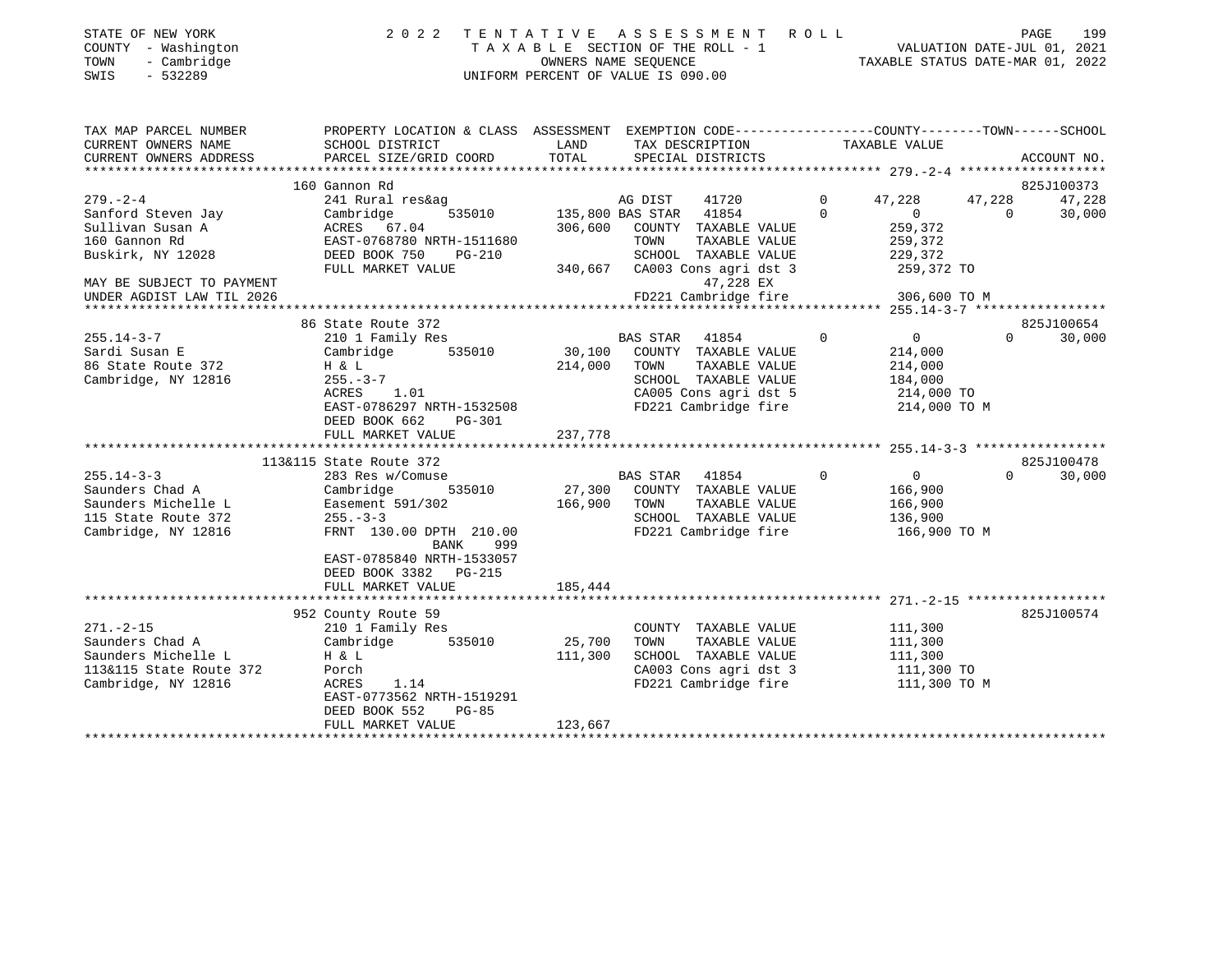STATE OF NEW YORK · COUNTY - Washington · TOWN - Cambridge · SWIS - 532289

# 2022 TENTATIVE ASSESSMENT ROLL

TAXABLE SECTION OF THE ROLL - 1 · OWNERS NAME SEQUENCE · UNIFORM PERCENT OF VALUE IS 090.00

VALUATION DATE-JUL 01, 2021 · TAXABLE STATUS DATE-MAR 01, 2022

```
TAX MAP PARCEL NUMBER     PROPERTY LOCATION & CLASS  ASSESSMENT  EXEMPTION CODE-----------------COUNTY--------TOWN------SCHOOL
CURRENT OWNERS NAME       SCHOOL DISTRICT               LAND      TAX DESCRIPTION            TAXABLE VALUE
CURRENT OWNERS ADDRESS    PARCEL SIZE/GRID COORD        TOTAL     SPECIAL DISTRICTS                                     ACCOUNT NO.
******************************************************************************************************* 279.-2-4 *******************
                    160 Gannon Rd                                                                                      825J100373
279.-2-4                   241 Rural res&ag                    AG DIST     41720          0     47,228     47,228     47,228
Sanford Steven Jay         Cambridge      535010      135,800 BAS STAR    41854          0          0          0     30,000
Sullivan Susan A           ACRES    67.04              306,600   COUNTY  TAXABLE VALUE           259,372
160 Gannon Rd              EAST-0768780 NRTH-1511680             TOWN    TAXABLE VALUE           259,372
Buskirk, NY 12028          DEED BOOK 750     PG-210              SCHOOL  TAXABLE VALUE           229,372
                           FULL MARKET VALUE           340,667   CA003 Cons agri dst 3           259,372 TO
MAY BE SUBJECT TO PAYMENT                                            47,228 EX
UNDER AGDIST LAW TIL 2026                                        FD221 Cambridge fire            306,600 TO M
******************************************************************************************************* 255.14-3-7 *****************
                    86 State Route 372                                                                                 825J100654
255.14-3-7                 210 1 Family Res                    BAS STAR    41854          0          0          0     30,000
Sardi Susan E              Cambridge      535010       30,100   COUNTY  TAXABLE VALUE           214,000
86 State Route 372         H & L                       214,000   TOWN    TAXABLE VALUE           214,000
Cambridge, NY 12816        255.-3-7                              SCHOOL  TAXABLE VALUE           184,000
                           ACRES     1.01                        CA005 Cons agri dst 5           214,000 TO
                           EAST-0786297 NRTH-1532508             FD221 Cambridge fire            214,000 TO M
                           DEED BOOK 662     PG-301
                           FULL MARKET VALUE           237,778
******************************************************************************************************* 255.14-3-3 *****************
                    113&115 State Route 372                                                                            825J100478
255.14-3-3                 283 Res w/Comuse                    BAS STAR    41854          0          0          0     30,000
Saunders Chad A            Cambridge      535010       27,300   COUNTY  TAXABLE VALUE           166,900
Saunders Michelle L        Easement 591/302            166,900   TOWN    TAXABLE VALUE           166,900
115 State Route 372        255.-3-3                              SCHOOL  TAXABLE VALUE           136,900
Cambridge, NY 12816        FRNT  130.00 DPTH  210.00             FD221 Cambridge fire            166,900 TO M
                                          BANK     999
                           EAST-0785840 NRTH-1533057
                           DEED BOOK 3382    PG-215
                           FULL MARKET VALUE           185,444
******************************************************************************************************* 271.-2-15 ******************
                    952 County Route 59                                                                                825J100574
271.-2-15                  210 1 Family Res                      COUNTY  TAXABLE VALUE           111,300
Saunders Chad A            Cambridge      535010       25,700   TOWN    TAXABLE VALUE           111,300
Saunders Michelle L        H & L                       111,300   SCHOOL  TAXABLE VALUE           111,300
113&115 State Route 372    Porch                                 CA003 Cons agri dst 3           111,300 TO
Cambridge, NY 12816        ACRES     1.14                        FD221 Cambridge fire            111,300 TO M
                           EAST-0773562 NRTH-1519291
                           DEED BOOK 552     PG-85
                           FULL MARKET VALUE           123,667
************************************************************************************************************************************
```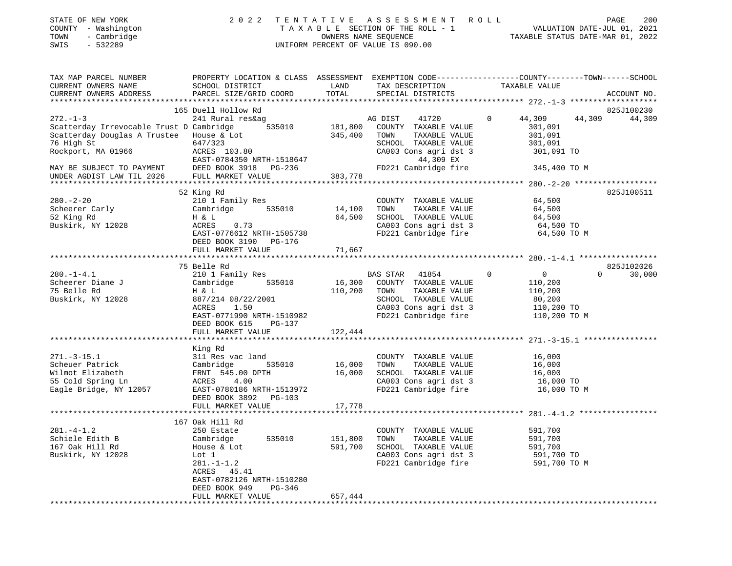STATE OF NEW YORK — 2022 TENTATIVE ASSESSMENT ROLL
COUNTY - Washington — TAXABLE SECTION OF THE ROLL - 1 — VALUATION DATE-JUL 01, 2021
TOWN - Cambridge — OWNERS NAME SEQUENCE — TAXABLE STATUS DATE-MAR 01, 2022
SWIS - 532289 — UNIFORM PERCENT OF VALUE IS 090.00

| TAX MAP PARCEL NUMBER / CURRENT OWNERS NAME / CURRENT OWNERS ADDRESS | PROPERTY LOCATION & CLASS / SCHOOL DISTRICT / PARCEL SIZE/GRID COORD | ASSESSMENT LAND | TOTAL | EXEMPTION CODE / TAX DESCRIPTION / SPECIAL DISTRICTS | COUNTY | TOWN | SCHOOL / TAXABLE VALUE | ACCOUNT NO. |
|---|---|---|---|---|---|---|---|---|
| **272.-1-3** | 165 Duell Hollow Rd | | | | | | | 825J100230 |
| 272.-1-3 | 241 Rural res&ag | | | AG DIST 41720 0 | 44,309 | 44,309 | 44,309 | |
| Scatterday Irrevocable Trust D | Cambridge 535010 | 181,800 | | COUNTY TAXABLE VALUE | 301,091 | | | |
| Scatterday Douglas A Trustee | House & Lot | | 345,400 | TOWN TAXABLE VALUE | | 301,091 | | |
| 76 High St | 647/323 | | | SCHOOL TAXABLE VALUE | | | 301,091 | |
| Rockport, MA 01966 | ACRES 103.80 | | | CA003 Cons agri dst 3 | | | 301,091 TO | |
| | EAST-0784350 NRTH-1518647 | | | 44,309 EX | | | | |
| MAY BE SUBJECT TO PAYMENT | DEED BOOK 3918 PG-236 | | | FD221 Cambridge fire | | | 345,400 TO M | |
| UNDER AGDIST LAW TIL 2026 | FULL MARKET VALUE | | 383,778 | | | | | |
| **280.-2-20** | 52 King Rd | | | | | | | 825J100511 |
| 280.-2-20 | 210 1 Family Res | | | COUNTY TAXABLE VALUE | 64,500 | | | |
| Scheerer Carly | Cambridge 535010 | 14,100 | | TOWN TAXABLE VALUE | | 64,500 | | |
| 52 King Rd | H & L | | 64,500 | SCHOOL TAXABLE VALUE | | | 64,500 | |
| Buskirk, NY 12028 | ACRES 0.73 | | | CA003 Cons agri dst 3 | | | 64,500 TO | |
| | EAST-0776612 NRTH-1505738 | | | FD221 Cambridge fire | | | 64,500 TO M | |
| | DEED BOOK 3190 PG-176 | | | | | | | |
| | FULL MARKET VALUE | | 71,667 | | | | | |
| **280.-1-4.1** | 75 Belle Rd | | | | | | | 825J102026 |
| 280.-1-4.1 | 210 1 Family Res | | | BAS STAR 41854 0 | 0 | 0 | 30,000 | |
| Scheerer Diane J | Cambridge 535010 | 16,300 | | COUNTY TAXABLE VALUE | 110,200 | | | |
| 75 Belle Rd | H & L | | 110,200 | TOWN TAXABLE VALUE | | 110,200 | | |
| Buskirk, NY 12028 | 887/214 08/22/2001 | | | SCHOOL TAXABLE VALUE | | | 80,200 | |
| | ACRES 1.50 | | | CA003 Cons agri dst 3 | | | 110,200 TO | |
| | EAST-0771990 NRTH-1510982 | | | FD221 Cambridge fire | | | 110,200 TO M | |
| | DEED BOOK 615 PG-137 | | | | | | | |
| | FULL MARKET VALUE | | 122,444 | | | | | |
| **271.-3-15.1** | King Rd | | | | | | | |
| 271.-3-15.1 | 311 Res vac land | | | COUNTY TAXABLE VALUE | 16,000 | | | |
| Scheuer Patrick | Cambridge 535010 | 16,000 | | TOWN TAXABLE VALUE | | 16,000 | | |
| Wilmot Elizabeth | FRNT 545.00 DPTH | | 16,000 | SCHOOL TAXABLE VALUE | | | 16,000 | |
| 55 Cold Spring Ln | ACRES 4.00 | | | CA003 Cons agri dst 3 | | | 16,000 TO | |
| Eagle Bridge, NY 12057 | EAST-0780186 NRTH-1513972 | | | FD221 Cambridge fire | | | 16,000 TO M | |
| | DEED BOOK 3892 PG-103 | | | | | | | |
| | FULL MARKET VALUE | | 17,778 | | | | | |
| **281.-4-1.2** | 167 Oak Hill Rd | | | | | | | |
| 281.-4-1.2 | 250 Estate | | | COUNTY TAXABLE VALUE | 591,700 | | | |
| Schiele Edith B | Cambridge 535010 | 151,800 | | TOWN TAXABLE VALUE | | 591,700 | | |
| 167 Oak Hill Rd | House & Lot | | 591,700 | SCHOOL TAXABLE VALUE | | | 591,700 | |
| Buskirk, NY 12028 | Lot 1 | | | CA003 Cons agri dst 3 | | | 591,700 TO | |
| | 281.-1-1.2 | | | FD221 Cambridge fire | | | 591,700 TO M | |
| | ACRES 45.41 | | | | | | | |
| | EAST-0782126 NRTH-1510280 | | | | | | | |
| | DEED BOOK 949 PG-346 | | | | | | | |
| | FULL MARKET VALUE | | 657,444 | | | | | |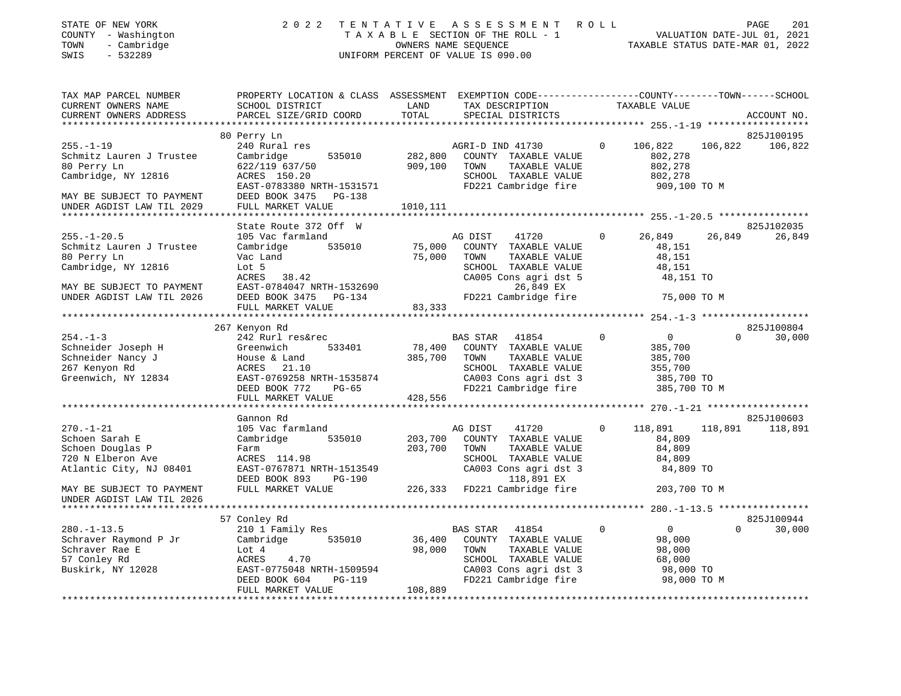STATE OF NEW YORK
COUNTY - Washington
TOWN - Cambridge
SWIS - 532289

2022 TENTATIVE ASSESSMENT ROLL
TAXABLE SECTION OF THE ROLL - 1
OWNERS NAME SEQUENCE
UNIFORM PERCENT OF VALUE IS 090.00

VALUATION DATE-JUL 01, 2021
TAXABLE STATUS DATE-MAR 01, 2022

```
TAX MAP PARCEL NUMBER          PROPERTY LOCATION & CLASS  ASSESSMENT  EXEMPTION CODE-----------------COUNTY--------TOWN------SCHOOL
CURRENT OWNERS NAME            SCHOOL DISTRICT               LAND       TAX DESCRIPTION              TAXABLE VALUE
CURRENT OWNERS ADDRESS         PARCEL SIZE/GRID COORD       TOTAL       SPECIAL DISTRICTS                                     ACCOUNT NO.
******************************************************************************************************* 255.-1-19 ******************
                               80 Perry Ln                                                                                  825J100195
255.-1-19                      240 Rural res                           AGRI-D IND 41730        0     106,822    106,822    106,822
Schmitz Lauren J Trustee       Cambridge        535010      282,800    COUNTY  TAXABLE VALUE             802,278
80 Perry Ln                    622/119 637/50               909,100    TOWN    TAXABLE VALUE             802,278
Cambridge, NY 12816            ACRES  150.20                           SCHOOL  TAXABLE VALUE             802,278
                               EAST-0783380 NRTH-1531571               FD221 Cambridge fire              909,100 TO M
MAY BE SUBJECT TO PAYMENT      DEED BOOK 3475   PG-138
UNDER AGDIST LAW TIL 2029      FULL MARKET VALUE          1010,111
******************************************************************************************************* 255.-1-20.5 ****************
                               State Route 372 Off  W                                                                       825J102035
255.-1-20.5                    105 Vac farmland                        AG DIST     41720       0      26,849     26,849     26,849
Schmitz Lauren J Trustee       Cambridge        535010       75,000    COUNTY  TAXABLE VALUE              48,151
80 Perry Ln                    Vac Land                      75,000    TOWN    TAXABLE VALUE              48,151
Cambridge, NY 12816            Lot 5                                   SCHOOL  TAXABLE VALUE              48,151
                               ACRES   38.42                           CA005 Cons agri dst 5              48,151 TO
MAY BE SUBJECT TO PAYMENT      EAST-0784047 NRTH-1532690                     26,849 EX
UNDER AGDIST LAW TIL 2026      DEED BOOK 3475   PG-134                 FD221 Cambridge fire               75,000 TO M
                               FULL MARKET VALUE             83,333
******************************************************************************************************* 254.-1-3 *******************
                               267 Kenyon Rd                                                                                825J100804
254.-1-3                       242 Rurl res&rec                        BAS STAR    41854       0           0          0     30,000
Schneider Joseph H             Greenwich        533401       78,400    COUNTY  TAXABLE VALUE             385,700
Schneider Nancy J              House & Land                 385,700    TOWN    TAXABLE VALUE             385,700
267 Kenyon Rd                  ACRES   21.10                           SCHOOL  TAXABLE VALUE             355,700
Greenwich, NY 12834            EAST-0769258 NRTH-1535874               CA003 Cons agri dst 3             385,700 TO
                               DEED BOOK 772    PG-65                  FD221 Cambridge fire              385,700 TO M
                               FULL MARKET VALUE            428,556
******************************************************************************************************* 270.-1-21 ******************
                               Gannon Rd                                                                                    825J100603
270.-1-21                      105 Vac farmland                        AG DIST     41720       0     118,891    118,891    118,891
Schoen Sarah E                 Cambridge        535010      203,700    COUNTY  TAXABLE VALUE              84,809
Schoen Douglas P               Farm                         203,700    TOWN    TAXABLE VALUE              84,809
720 N Elberon Ave              ACRES  114.98                           SCHOOL  TAXABLE VALUE              84,809
Atlantic City, NJ 08401        EAST-0767871 NRTH-1513549               CA003 Cons agri dst 3              84,809 TO
                               DEED BOOK 893    PG-190                      118,891 EX
MAY BE SUBJECT TO PAYMENT      FULL MARKET VALUE            226,333    FD221 Cambridge fire              203,700 TO M
UNDER AGDIST LAW TIL 2026
******************************************************************************************************* 280.-1-13.5 ****************
                               57 Conley Rd                                                                                 825J100944
280.-1-13.5                    210 1 Family Res                        BAS STAR    41854       0           0          0     30,000
Schraver Raymond P Jr          Cambridge        535010       36,400    COUNTY  TAXABLE VALUE              98,000
Schraver Rae E                 Lot 4                         98,000    TOWN    TAXABLE VALUE              98,000
57 Conley Rd                   ACRES    4.70                           SCHOOL  TAXABLE VALUE              68,000
Buskirk, NY 12028              EAST-0775048 NRTH-1509594               CA003 Cons agri dst 3              98,000 TO
                               DEED BOOK 604    PG-119                 FD221 Cambridge fire               98,000 TO M
                               FULL MARKET VALUE            108,889
************************************************************************************************************************************
```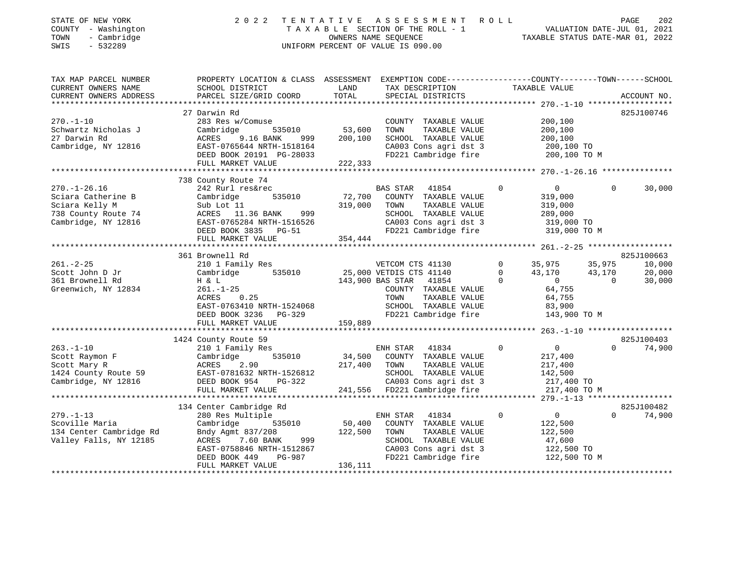STATE OF NEW YORK | COUNTY - Washington | TOWN - Cambridge | SWIS - 532289

# 2022 TENTATIVE ASSESSMENT ROLL
TAXABLE SECTION OF THE ROLL - 1
OWNERS NAME SEQUENCE
UNIFORM PERCENT OF VALUE IS 090.00

VALUATION DATE-JUL 01, 2021
TAXABLE STATUS DATE-MAR 01, 2022

```
TAX MAP PARCEL NUMBER     PROPERTY LOCATION & CLASS  ASSESSMENT  EXEMPTION CODE-----------------COUNTY--------TOWN------SCHOOL
CURRENT OWNERS NAME       SCHOOL DISTRICT               LAND      TAX DESCRIPTION            TAXABLE VALUE
CURRENT OWNERS ADDRESS    PARCEL SIZE/GRID COORD        TOTAL     SPECIAL DISTRICTS                                      ACCOUNT NO.
******************************************************************************************* 270.-1-10 ******************
                          27 Darwin Rd                                                                                825J100746
270.-1-10                 283 Res w/Comuse                        COUNTY  TAXABLE VALUE           200,100
Schwartz Nicholas J       Cambridge         535010     53,600     TOWN    TAXABLE VALUE           200,100
27 Darwin Rd              ACRES     9.16 BANK     999  200,100    SCHOOL  TAXABLE VALUE           200,100
Cambridge, NY 12816       EAST-0765644 NRTH-1518164               CA003 Cons agri dst 3           200,100 TO
                          DEED BOOK 20191 PG-28033                FD221 Cambridge fire            200,100 TO M
                          FULL MARKET VALUE            222,333
******************************************************************************************* 270.-1-26.16 ***************
                          738 County Route 74
270.-1-26.16              242 Rurl res&rec                        BAS STAR   41854       0             0          0      30,000
Sciara Catherine B        Cambridge         535010     72,700     COUNTY  TAXABLE VALUE           319,000
Sciara Kelly M            Sub Lot 11                   319,000    TOWN    TAXABLE VALUE           319,000
738 County Route 74       ACRES    11.36 BANK     999             SCHOOL  TAXABLE VALUE           289,000
Cambridge, NY 12816       EAST-0765284 NRTH-1516526               CA003 Cons agri dst 3           319,000 TO
                          DEED BOOK 3835    PG-51                 FD221 Cambridge fire            319,000 TO M
                          FULL MARKET VALUE            354,444
******************************************************************************************* 261.-2-25 ******************
                          361 Brownell Rd                                                                             825J100663
261.-2-25                 210 1 Family Res                        VETCOM CTS 41130       0        35,975     35,975      10,000
Scott John D Jr           Cambridge         535010     25,000 VETDIS CTS 41140          0        43,170     43,170      20,000
361 Brownell Rd           H & L                        143,900 BAS STAR   41854          0             0          0      30,000
Greenwich, NY 12834       261.-1-25                               COUNTY  TAXABLE VALUE            64,755
                          ACRES     0.25                          TOWN    TAXABLE VALUE            64,755
                          EAST-0763410 NRTH-1524068               SCHOOL  TAXABLE VALUE            83,900
                          DEED BOOK 3236    PG-329                FD221 Cambridge fire            143,900 TO M
                          FULL MARKET VALUE            159,889
******************************************************************************************* 263.-1-10 ******************
                          1424 County Route 59                                                                        825J100403
263.-1-10                 210 1 Family Res                        ENH STAR   41834       0             0          0      74,900
Scott Raymon F            Cambridge         535010     34,500     COUNTY  TAXABLE VALUE           217,400
Scott Mary R              ACRES     2.90               217,400    TOWN    TAXABLE VALUE           217,400
1424 County Route 59      EAST-0781632 NRTH-1526812               SCHOOL  TAXABLE VALUE           142,500
Cambridge, NY 12816       DEED BOOK 954     PG-322                CA003 Cons agri dst 3           217,400 TO
                          FULL MARKET VALUE            241,556    FD221 Cambridge fire            217,400 TO M
******************************************************************************************* 279.-1-13 ******************
                          134 Center Cambridge Rd                                                                     825J100482
279.-1-13                 280 Res Multiple                        ENH STAR   41834       0             0          0      74,900
Scoville Maria            Cambridge         535010     50,400     COUNTY  TAXABLE VALUE           122,500
134 Center Cambridge Rd   Bndy Agmt 837/208            122,500    TOWN    TAXABLE VALUE           122,500
Valley Falls, NY 12185    ACRES     7.60 BANK     999             SCHOOL  TAXABLE VALUE            47,600
                          EAST-0758846 NRTH-1512867               CA003 Cons agri dst 3           122,500 TO
                          DEED BOOK 449     PG-987                FD221 Cambridge fire            122,500 TO M
                          FULL MARKET VALUE            136,111
************************************************************************************************************************
```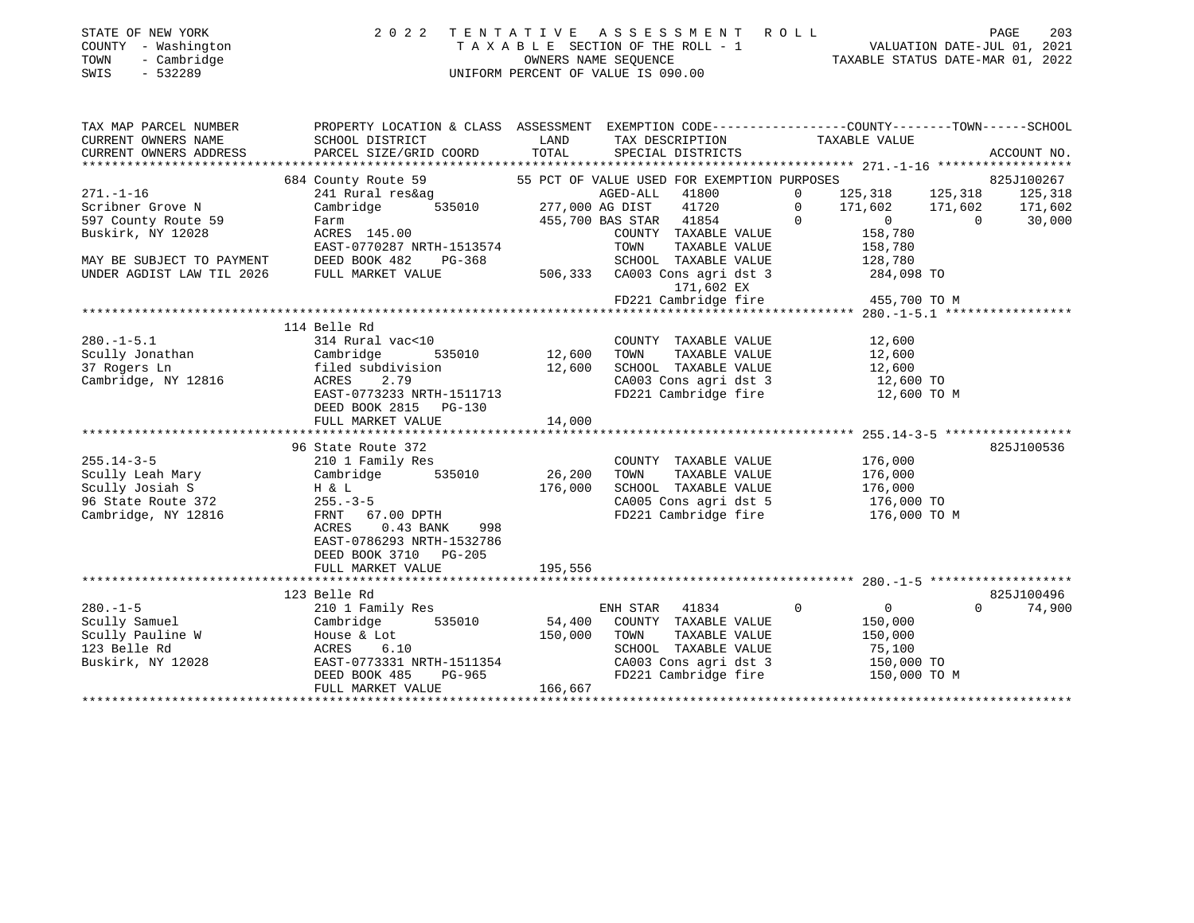STATE OF NEW YORK | 2022 TENTATIVE ASSESSMENT ROLL
COUNTY - Washington | TAXABLE SECTION OF THE ROLL - 1 | VALUATION DATE-JUL 01, 2021
TOWN - Cambridge | OWNERS NAME SEQUENCE | TAXABLE STATUS DATE-MAR 01, 2022
SWIS - 532289 | UNIFORM PERCENT OF VALUE IS 090.00

```
TAX MAP PARCEL NUMBER        PROPERTY LOCATION & CLASS  ASSESSMENT  EXEMPTION CODE------------------COUNTY--------TOWN------SCHOOL
CURRENT OWNERS NAME          SCHOOL DISTRICT              LAND      TAX DESCRIPTION              TAXABLE VALUE
CURRENT OWNERS ADDRESS       PARCEL SIZE/GRID COORD       TOTAL     SPECIAL DISTRICTS                                      ACCOUNT NO.
******************************************************************************************* 271.-1-16 ******************
                             684 County Route 59           55 PCT OF VALUE USED FOR EXEMPTION PURPOSES                     825J100267
271.-1-16                    241 Rural res&ag                       AGED-ALL  41800         0    125,318    125,318    125,318
Scribner Grove N             Cambridge      535010     277,000 AG DIST   41720         0    171,602    171,602    171,602
597 County Route 59          Farm                      455,700 BAS STAR  41854         0          0          0     30,000
Buskirk, NY 12028            ACRES 145.00                           COUNTY  TAXABLE VALUE            158,780
                             EAST-0770287 NRTH-1513574              TOWN    TAXABLE VALUE            158,780
MAY BE SUBJECT TO PAYMENT    DEED BOOK 482    PG-368                SCHOOL  TAXABLE VALUE            128,780
UNDER AGDIST LAW TIL 2026    FULL MARKET VALUE         506,333 CA003 Cons agri dst 3          284,098 TO
                                                                    171,602 EX
                                                                FD221 Cambridge fire             455,700 TO M
******************************************************************************************* 280.-1-5.1 *****************
                             114 Belle Rd
280.-1-5.1                   314 Rural vac<10                       COUNTY  TAXABLE VALUE             12,600
Scully Jonathan              Cambridge      535010      12,600  TOWN    TAXABLE VALUE             12,600
37 Rogers Ln                 filed subdivision          12,600  SCHOOL  TAXABLE VALUE             12,600
Cambridge, NY 12816          ACRES    2.79                      CA003 Cons agri dst 3            12,600 TO
                             EAST-0773233 NRTH-1511713          FD221 Cambridge fire             12,600 TO M
                             DEED BOOK 2815   PG-130
                             FULL MARKET VALUE          14,000
******************************************************************************************* 255.14-3-5 *****************
                             96 State Route 372                                                                    825J100536
255.14-3-5                   210 1 Family Res                       COUNTY  TAXABLE VALUE            176,000
Scully Leah Mary             Cambridge      535010      26,200  TOWN    TAXABLE VALUE            176,000
Scully Josiah S              H & L                     176,000  SCHOOL  TAXABLE VALUE            176,000
96 State Route 372           255.-3-5                           CA005 Cons agri dst 5           176,000 TO
Cambridge, NY 12816          FRNT  67.00 DPTH                   FD221 Cambridge fire            176,000 TO M
                             ACRES    0.43 BANK     998
                             EAST-0786293 NRTH-1532786
                             DEED BOOK 3710   PG-205
                             FULL MARKET VALUE         195,556
******************************************************************************************* 280.-1-5 *******************
                             123 Belle Rd                                                                          825J100496
280.-1-5                     210 1 Family Res                       ENH STAR  41834         0          0          0     74,900
Scully Samuel                Cambridge      535010      54,400  COUNTY  TAXABLE VALUE            150,000
Scully Pauline W             House & Lot               150,000  TOWN    TAXABLE VALUE            150,000
123 Belle Rd                 ACRES    6.10                      SCHOOL  TAXABLE VALUE             75,100
Buskirk, NY 12028            EAST-0773331 NRTH-1511354          CA003 Cons agri dst 3           150,000 TO
                             DEED BOOK 485    PG-965            FD221 Cambridge fire            150,000 TO M
                             FULL MARKET VALUE         166,667
************************************************************************************************************************
```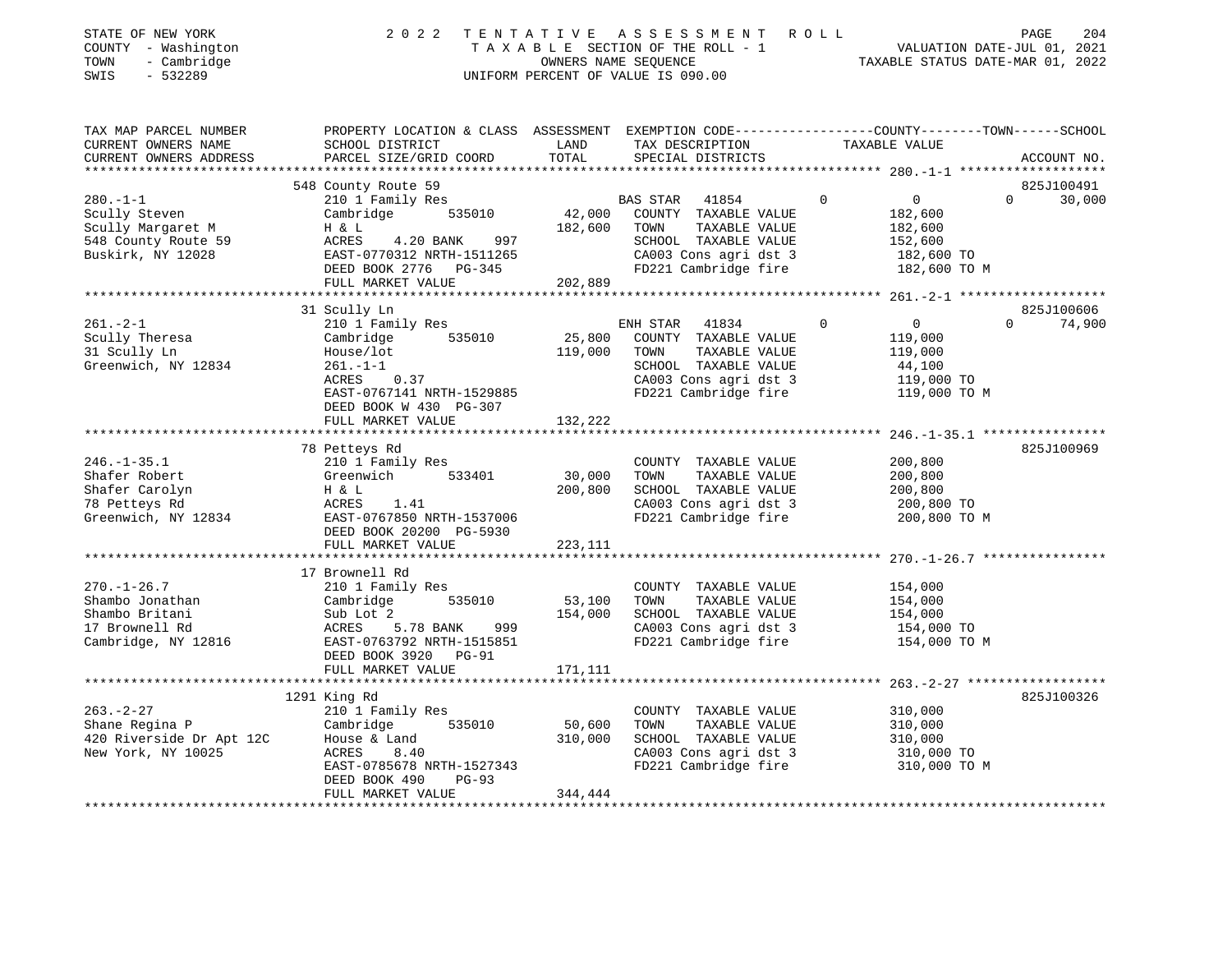STATE OF NEW YORK
COUNTY - Washington
TOWN - Cambridge
SWIS - 532289

2 0 2 2 T E N T A T I V E A S S E S S M E N T R O L L
T A X A B L E SECTION OF THE ROLL - 1
OWNERS NAME SEQUENCE
UNIFORM PERCENT OF VALUE IS 090.00

VALUATION DATE-JUL 01, 2021
TAXABLE STATUS DATE-MAR 01, 2022

```
TAX MAP PARCEL NUMBER     PROPERTY LOCATION & CLASS  ASSESSMENT  EXEMPTION CODE------------------COUNTY--------TOWN------SCHOOL
CURRENT OWNERS NAME       SCHOOL DISTRICT               LAND      TAX DESCRIPTION             TAXABLE VALUE
CURRENT OWNERS ADDRESS    PARCEL SIZE/GRID COORD        TOTAL     SPECIAL DISTRICTS                                        ACCOUNT NO.
******************************************************************************************************* 280.-1-1 *******************
                          548 County Route 59                                                                              825J100491
280.-1-1                  210 1 Family Res                        BAS STAR   41854        0           0            0       30,000
Scully Steven             Cambridge        535010       42,000    COUNTY  TAXABLE VALUE           182,600
Scully Margaret M         H & L                        182,600    TOWN    TAXABLE VALUE           182,600
548 County Route 59       ACRES    4.20 BANK     997              SCHOOL  TAXABLE VALUE           152,600
Buskirk, NY 12028         EAST-0770312 NRTH-1511265               CA003 Cons agri dst 3           182,600 TO
                          DEED BOOK 2776   PG-345                 FD221 Cambridge fire            182,600 TO M
                          FULL MARKET VALUE            202,889
******************************************************************************************************* 261.-2-1 *******************
                          31 Scully Ln                                                                                     825J100606
261.-2-1                  210 1 Family Res                        ENH STAR   41834        0           0            0       74,900
Scully Theresa            Cambridge        535010       25,800    COUNTY  TAXABLE VALUE           119,000
31 Scully Ln              House/lot                    119,000    TOWN    TAXABLE VALUE           119,000
Greenwich, NY 12834       261.-1-1                                SCHOOL  TAXABLE VALUE            44,100
                          ACRES    0.37                           CA003 Cons agri dst 3           119,000 TO
                          EAST-0767141 NRTH-1529885               FD221 Cambridge fire            119,000 TO M
                          DEED BOOK W 430  PG-307
                          FULL MARKET VALUE            132,222
******************************************************************************************************* 246.-1-35.1 ****************
                          78 Petteys Rd                                                                                    825J100969
246.-1-35.1               210 1 Family Res                        COUNTY  TAXABLE VALUE           200,800
Shafer Robert             Greenwich        533401       30,000    TOWN    TAXABLE VALUE           200,800
Shafer Carolyn            H & L                        200,800    SCHOOL  TAXABLE VALUE           200,800
78 Petteys Rd             ACRES    1.41                           CA003 Cons agri dst 3           200,800 TO
Greenwich, NY 12834       EAST-0767850 NRTH-1537006               FD221 Cambridge fire            200,800 TO M
                          DEED BOOK 20200  PG-5930
                          FULL MARKET VALUE            223,111
******************************************************************************************************* 270.-1-26.7 ****************
                          17 Brownell Rd
270.-1-26.7               210 1 Family Res                        COUNTY  TAXABLE VALUE           154,000
Shambo Jonathan           Cambridge        535010       53,100    TOWN    TAXABLE VALUE           154,000
Shambo Britani            Sub Lot 2                    154,000    SCHOOL  TAXABLE VALUE           154,000
17 Brownell Rd            ACRES    5.78 BANK     999              CA003 Cons agri dst 3           154,000 TO
Cambridge, NY 12816       EAST-0763792 NRTH-1515851               FD221 Cambridge fire            154,000 TO M
                          DEED BOOK 3920   PG-91
                          FULL MARKET VALUE            171,111
******************************************************************************************************* 263.-2-27 ******************
                          1291 King Rd                                                                                     825J100326
263.-2-27                 210 1 Family Res                        COUNTY  TAXABLE VALUE           310,000
Shane Regina P            Cambridge        535010       50,600    TOWN    TAXABLE VALUE           310,000
420 Riverside Dr Apt 12C  House & Land                 310,000    SCHOOL  TAXABLE VALUE           310,000
New York, NY 10025        ACRES    8.40                           CA003 Cons agri dst 3           310,000 TO
                          EAST-0785678 NRTH-1527343               FD221 Cambridge fire            310,000 TO M
                          DEED BOOK 490    PG-93
                          FULL MARKET VALUE            344,444
************************************************************************************************************************************
```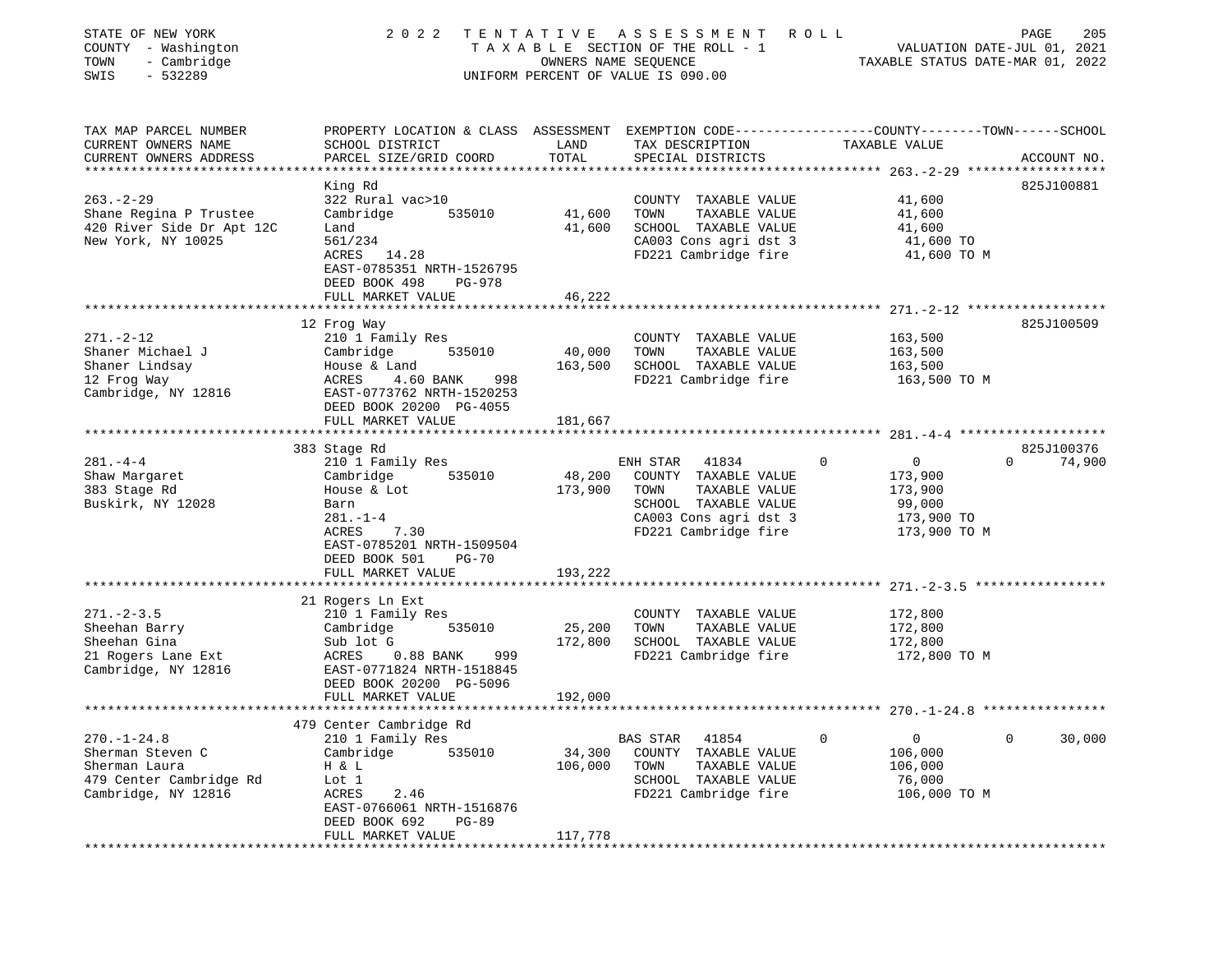STATE OF NEW YORK                    2 0 2 2   T E N T A T I V E   A S S E S S M E N T   R O L L
COUNTY - Washington                  T A X A B L E SECTION OF THE ROLL - 1                    VALUATION DATE-JUL 01, 2021
TOWN   - Cambridge                   OWNERS NAME SEQUENCE                                     TAXABLE STATUS DATE-MAR 01, 2022
SWIS   - 532289                      UNIFORM PERCENT OF VALUE IS 090.00

| TAX MAP PARCEL NUMBER / CURRENT OWNERS NAME / CURRENT OWNERS ADDRESS | PROPERTY LOCATION & CLASS / SCHOOL DISTRICT / PARCEL SIZE/GRID COORD | ASSESSMENT LAND | TOTAL | EXEMPTION CODE / TAX DESCRIPTION / SPECIAL DISTRICTS | COUNTY TAXABLE VALUE | TOWN | SCHOOL | ACCOUNT NO. |
|---|---|---|---|---|---|---|---|---|
| **263.-2-29** | King Rd | | | | | | | 825J100881 |
| Shane Regina P Trustee | 322 Rural vac>10 | | | COUNTY TAXABLE VALUE | 41,600 | | | |
| 420 River Side Dr Apt 12C | Cambridge 535010 | 41,600 | | TOWN TAXABLE VALUE | 41,600 | | | |
| New York, NY 10025 | Land | | 41,600 | SCHOOL TAXABLE VALUE | 41,600 | | | |
| | 561/234 | | | CA003 Cons agri dst 3 | 41,600 TO | | | |
| | ACRES 14.28 | | | FD221 Cambridge fire | 41,600 TO M | | | |
| | EAST-0785351 NRTH-1526795 | | | | | | | |
| | DEED BOOK 498 PG-978 | | | | | | | |
| | FULL MARKET VALUE | | 46,222 | | | | | |
| **271.-2-12** | 12 Frog Way | | | | | | | 825J100509 |
| Shaner Michael J | 210 1 Family Res | | | COUNTY TAXABLE VALUE | 163,500 | | | |
| Shaner Lindsay | Cambridge 535010 | 40,000 | | TOWN TAXABLE VALUE | 163,500 | | | |
| 12 Frog Way | House & Land | | 163,500 | SCHOOL TAXABLE VALUE | 163,500 | | | |
| Cambridge, NY 12816 | ACRES 4.60 BANK 998 | | | FD221 Cambridge fire | 163,500 TO M | | | |
| | EAST-0773762 NRTH-1520253 | | | | | | | |
| | DEED BOOK 20200 PG-4055 | | | | | | | |
| | FULL MARKET VALUE | | 181,667 | | | | | |
| **281.-4-4** | 383 Stage Rd | | | | | | | 825J100376 |
| Shaw Margaret | 210 1 Family Res | | | ENH STAR 41834 | 0 | 0 | 0 | 74,900 |
| 383 Stage Rd | Cambridge 535010 | 48,200 | | COUNTY TAXABLE VALUE | 173,900 | | | |
| Buskirk, NY 12028 | House & Lot | | 173,900 | TOWN TAXABLE VALUE | 173,900 | | | |
| | Barn | | | SCHOOL TAXABLE VALUE | 99,000 | | | |
| | 281.-1-4 | | | CA003 Cons agri dst 3 | 173,900 TO | | | |
| | ACRES 7.30 | | | FD221 Cambridge fire | 173,900 TO M | | | |
| | EAST-0785201 NRTH-1509504 | | | | | | | |
| | DEED BOOK 501 PG-70 | | | | | | | |
| | FULL MARKET VALUE | | 193,222 | | | | | |
| **271.-2-3.5** | 21 Rogers Ln Ext | | | | | | | |
| Sheehan Barry | 210 1 Family Res | | | COUNTY TAXABLE VALUE | 172,800 | | | |
| Sheehan Gina | Cambridge 535010 | 25,200 | | TOWN TAXABLE VALUE | 172,800 | | | |
| 21 Rogers Lane Ext | Sub lot G | | 172,800 | SCHOOL TAXABLE VALUE | 172,800 | | | |
| Cambridge, NY 12816 | ACRES 0.88 BANK 999 | | | FD221 Cambridge fire | 172,800 TO M | | | |
| | EAST-0771824 NRTH-1518845 | | | | | | | |
| | DEED BOOK 20200 PG-5096 | | | | | | | |
| | FULL MARKET VALUE | | 192,000 | | | | | |
| **270.-1-24.8** | 479 Center Cambridge Rd | | | | | | | |
| Sherman Steven C | 210 1 Family Res | | | BAS STAR 41854 | 0 | 0 | 0 | 30,000 |
| Sherman Laura | Cambridge 535010 | 34,300 | | COUNTY TAXABLE VALUE | 106,000 | | | |
| 479 Center Cambridge Rd | H & L | | 106,000 | TOWN TAXABLE VALUE | 106,000 | | | |
| Cambridge, NY 12816 | Lot 1 | | | SCHOOL TAXABLE VALUE | 76,000 | | | |
| | ACRES 2.46 | | | FD221 Cambridge fire | 106,000 TO M | | | |
| | EAST-0766061 NRTH-1516876 | | | | | | | |
| | DEED BOOK 692 PG-89 | | | | | | | |
| | FULL MARKET VALUE | | 117,778 | | | | | |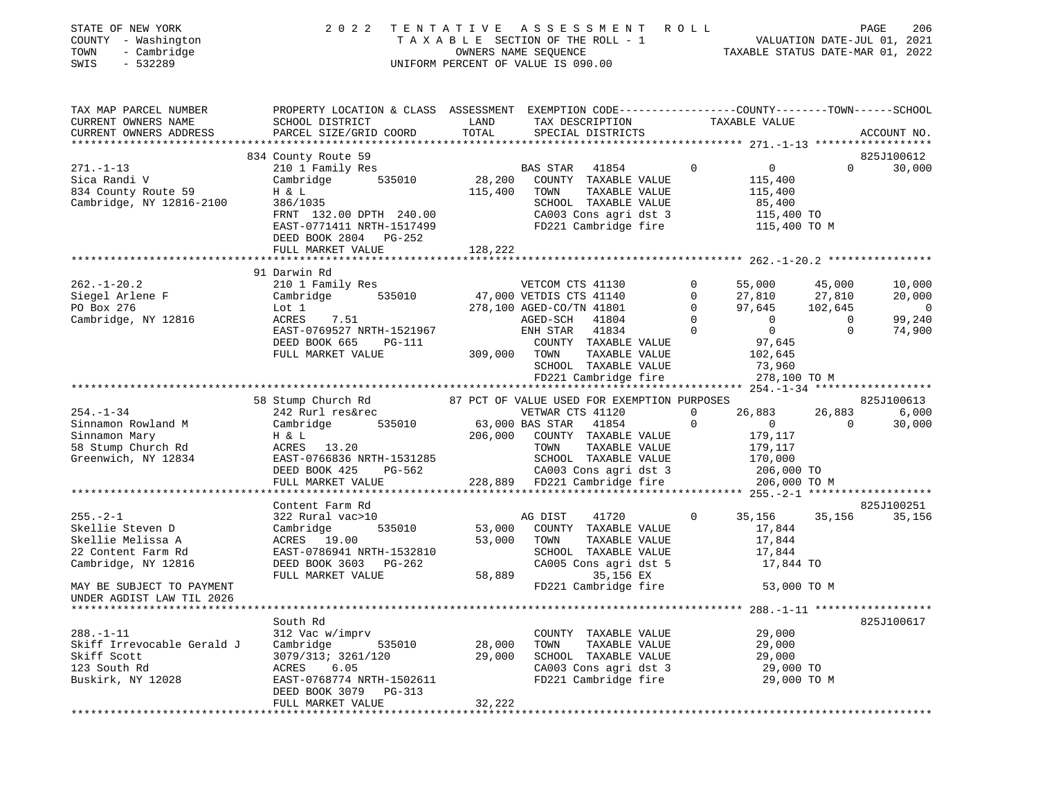STATE OF NEW YORK
COUNTY - Washington
TOWN - Cambridge
SWIS - 532289

# 2022 TENTATIVE ASSESSMENT ROLL

TAXABLE SECTION OF THE ROLL - 1
OWNERS NAME SEQUENCE
UNIFORM PERCENT OF VALUE IS 090.00

VALUATION DATE-JUL 01, 2021
TAXABLE STATUS DATE-MAR 01, 2022

```
TAX MAP PARCEL NUMBER          PROPERTY LOCATION & CLASS  ASSESSMENT  EXEMPTION CODE------------------COUNTY--------TOWN------SCHOOL
CURRENT OWNERS NAME            SCHOOL DISTRICT               LAND      TAX DESCRIPTION                TAXABLE VALUE
CURRENT OWNERS ADDRESS         PARCEL SIZE/GRID COORD        TOTAL     SPECIAL DISTRICTS                                      ACCOUNT NO.
******************************************************************************************************* 271.-1-13 ******************
                               834 County Route 59                                                                        825J100612
271.-1-13                      210 1 Family Res                         BAS STAR   41854        0          0             0      30,000
Sica Randi V                   Cambridge         535010       28,200    COUNTY  TAXABLE VALUE           115,400
834 County Route 59            H & L                         115,400    TOWN    TAXABLE VALUE           115,400
Cambridge, NY 12816-2100       386/1035                                 SCHOOL  TAXABLE VALUE            85,400
                               FRNT 132.00 DPTH 240.00                  CA003 Cons agri dst 3           115,400 TO
                               EAST-0771411 NRTH-1517499                FD221 Cambridge fire            115,400 TO M
                               DEED BOOK 2804   PG-252
                               FULL MARKET VALUE             128,222
******************************************************************************************************* 262.-1-20.2 ****************
                               91 Darwin Rd
262.-1-20.2                    210 1 Family Res                         VETCOM CTS 41130        0     55,000        45,000      10,000
Siegel Arlene F                Cambridge         535010       47,000 VETDIS CTS 41140           0     27,810        27,810      20,000
PO Box 276                     Lot 1                         278,100 AGED-CO/TN 41801           0     97,645       102,645           0
Cambridge, NY 12816            ACRES     7.51                           AGED-SCH   41804        0          0             0      99,240
                               EAST-0769527 NRTH-1521967                ENH STAR   41834        0          0             0      74,900
                               DEED BOOK 665    PG-111                  COUNTY  TAXABLE VALUE            97,645
                               FULL MARKET VALUE             309,000    TOWN    TAXABLE VALUE           102,645
                                                                        SCHOOL  TAXABLE VALUE            73,960
                                                                        FD221 Cambridge fire            278,100 TO M
******************************************************************************************************* 254.-1-34 ******************
                               58 Stump Church Rd         87 PCT OF VALUE USED FOR EXEMPTION PURPOSES                      825J100613
254.-1-34                      242 Rurl res&rec                         VETWAR CTS 41120        0     26,883        26,883       6,000
Sinnamon Rowland M             Cambridge         535010       63,000 BAS STAR   41854           0          0             0      30,000
Sinnamon Mary                  H & L                         206,000    COUNTY  TAXABLE VALUE           179,117
58 Stump Church Rd             ACRES    13.20                           TOWN    TAXABLE VALUE           179,117
Greenwich, NY 12834            EAST-0766836 NRTH-1531285                SCHOOL  TAXABLE VALUE           170,000
                               DEED BOOK 425    PG-562                  CA003 Cons agri dst 3           206,000 TO
                               FULL MARKET VALUE             228,889    FD221 Cambridge fire            206,000 TO M
******************************************************************************************************* 255.-2-1 *******************
                               Content Farm Rd                                                                            825J100251
255.-2-1                       322 Rural vac>10                         AG DIST    41720        0     35,156        35,156      35,156
Skellie Steven D               Cambridge         535010       53,000    COUNTY  TAXABLE VALUE            17,844
Skellie Melissa A              ACRES    19.00                 53,000    TOWN    TAXABLE VALUE            17,844
22 Content Farm Rd             EAST-0786941 NRTH-1532810                SCHOOL  TAXABLE VALUE            17,844
Cambridge, NY 12816            DEED BOOK 3603   PG-262                  CA005 Cons agri dst 5            17,844 TO
                               FULL MARKET VALUE              58,889               35,156 EX
MAY BE SUBJECT TO PAYMENT                                               FD221 Cambridge fire             53,000 TO M
UNDER AGDIST LAW TIL 2026
******************************************************************************************************* 288.-1-11 ******************
                               South Rd                                                                                   825J100617
288.-1-11                      312 Vac w/imprv                          COUNTY  TAXABLE VALUE            29,000
Skiff Irrevocable Gerald J     Cambridge         535010       28,000    TOWN    TAXABLE VALUE            29,000
Skiff Scott                    3079/313; 3261/120             29,000    SCHOOL  TAXABLE VALUE            29,000
123 South Rd                   ACRES     6.05                           CA003 Cons agri dst 3            29,000 TO
Buskirk, NY 12028              EAST-0768774 NRTH-1502611                FD221 Cambridge fire             29,000 TO M
                               DEED BOOK 3079   PG-313
                               FULL MARKET VALUE              32,222
************************************************************************************************************************************
```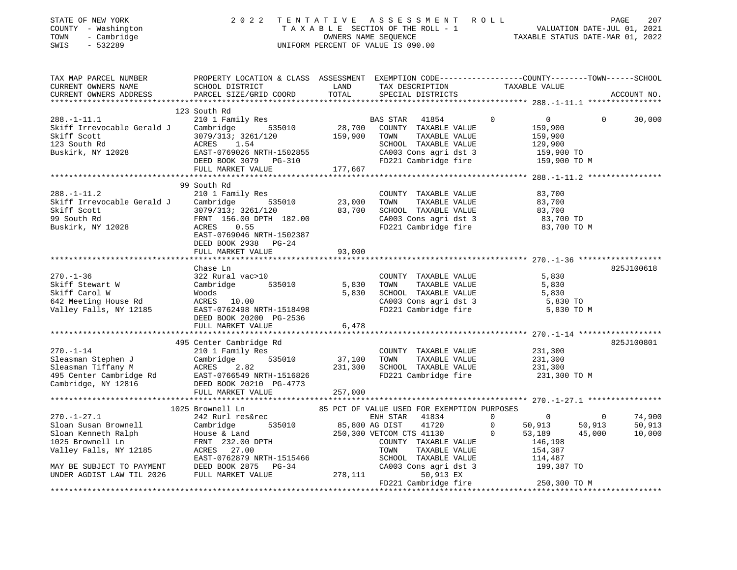STATE OF NEW YORK — 2022 TENTATIVE ASSESSMENT ROLL
COUNTY - Washington — TAXABLE SECTION OF THE ROLL - 1 — VALUATION DATE-JUL 01, 2021
TOWN - Cambridge — OWNERS NAME SEQUENCE — TAXABLE STATUS DATE-MAR 01, 2022
SWIS - 532289 — UNIFORM PERCENT OF VALUE IS 090.00

```
TAX MAP PARCEL NUMBER          PROPERTY LOCATION & CLASS  ASSESSMENT  EXEMPTION CODE-----------------COUNTY--------TOWN------SCHOOL
CURRENT OWNERS NAME            SCHOOL DISTRICT               LAND      TAX DESCRIPTION              TAXABLE VALUE
CURRENT OWNERS ADDRESS         PARCEL SIZE/GRID COORD        TOTAL     SPECIAL DISTRICTS                                       ACCOUNT NO.
******************************************************************************************************* 288.-1-11.1 ****************
                               123 South Rd
288.-1-11.1                    210 1 Family Res                        BAS STAR   41854          0           0          0       30,000
Skiff Irrevocable Gerald J     Cambridge         535010      28,700    COUNTY  TAXABLE VALUE            159,900
Skiff Scott                    3079/313; 3261/120           159,900    TOWN    TAXABLE VALUE            159,900
123 South Rd                   ACRES     1.54                          SCHOOL  TAXABLE VALUE            129,900
Buskirk, NY 12028              EAST-0769026 NRTH-1502855               CA003 Cons agri dst 3            159,900 TO
                               DEED BOOK 3079   PG-310                 FD221 Cambridge fire             159,900 TO M
                               FULL MARKET VALUE            177,667
******************************************************************************************************* 288.-1-11.2 ****************
                               99 South Rd
288.-1-11.2                    210 1 Family Res                        COUNTY  TAXABLE VALUE             83,700
Skiff Irrevocable Gerald J     Cambridge         535010      23,000    TOWN    TAXABLE VALUE             83,700
Skiff Scott                    3079/313; 3261/120            83,700    SCHOOL  TAXABLE VALUE             83,700
99 South Rd                    FRNT 156.00 DPTH 182.00                 CA003 Cons agri dst 3             83,700 TO
Buskirk, NY 12028              ACRES     0.55                          FD221 Cambridge fire              83,700 TO M
                               EAST-0769046 NRTH-1502387
                               DEED BOOK 2938   PG-24
                               FULL MARKET VALUE             93,000
******************************************************************************************************* 270.-1-36 ******************
                               Chase Ln                                                                                825J100618
270.-1-36                      322 Rural vac>10                        COUNTY  TAXABLE VALUE              5,830
Skiff Stewart W                Cambridge         535010       5,830    TOWN    TAXABLE VALUE              5,830
Skiff Carol W                  Woods                          5,830    SCHOOL  TAXABLE VALUE              5,830
642 Meeting House Rd           ACRES    10.00                          CA003 Cons agri dst 3              5,830 TO
Valley Falls, NY 12185         EAST-0762498 NRTH-1518498               FD221 Cambridge fire               5,830 TO M
                               DEED BOOK 20200 PG-2536
                               FULL MARKET VALUE              6,478
******************************************************************************************************* 270.-1-14 ******************
                               495 Center Cambridge Rd                                                                 825J100801
270.-1-14                      210 1 Family Res                        COUNTY  TAXABLE VALUE            231,300
Sleasman Stephen J             Cambridge         535010      37,100    TOWN    TAXABLE VALUE            231,300
Sleasman Tiffany M             ACRES     2.82               231,300    SCHOOL  TAXABLE VALUE            231,300
495 Center Cambridge Rd        EAST-0766549 NRTH-1516826               FD221 Cambridge fire             231,300 TO M
Cambridge, NY 12816            DEED BOOK 20210 PG-4773
                               FULL MARKET VALUE            257,000
******************************************************************************************************* 270.-1-27.1 ****************
                               1025 Brownell Ln             85 PCT OF VALUE USED FOR EXEMPTION PURPOSES
270.-1-27.1                    242 Rurl res&rec                        ENH STAR   41834          0           0          0       74,900
Sloan Susan Brownell           Cambridge         535010      85,800 AG DIST     41720          0      50,913     50,913       50,913
Sloan Kenneth Ralph            House & Land                 250,300 VETCOM CTS 41130           0      53,189     45,000       10,000
1025 Brownell Ln               FRNT 232.00 DPTH                        COUNTY  TAXABLE VALUE            146,198
Valley Falls, NY 12185         ACRES    27.00                          TOWN    TAXABLE VALUE            154,387
                               EAST-0762879 NRTH-1515466               SCHOOL  TAXABLE VALUE            114,487
MAY BE SUBJECT TO PAYMENT      DEED BOOK 2875   PG-34                  CA003 Cons agri dst 3            199,387 TO
UNDER AGDIST LAW TIL 2026      FULL MARKET VALUE            278,111              50,913 EX
                                                                       FD221 Cambridge fire             250,300 TO M
************************************************************************************************************************************
```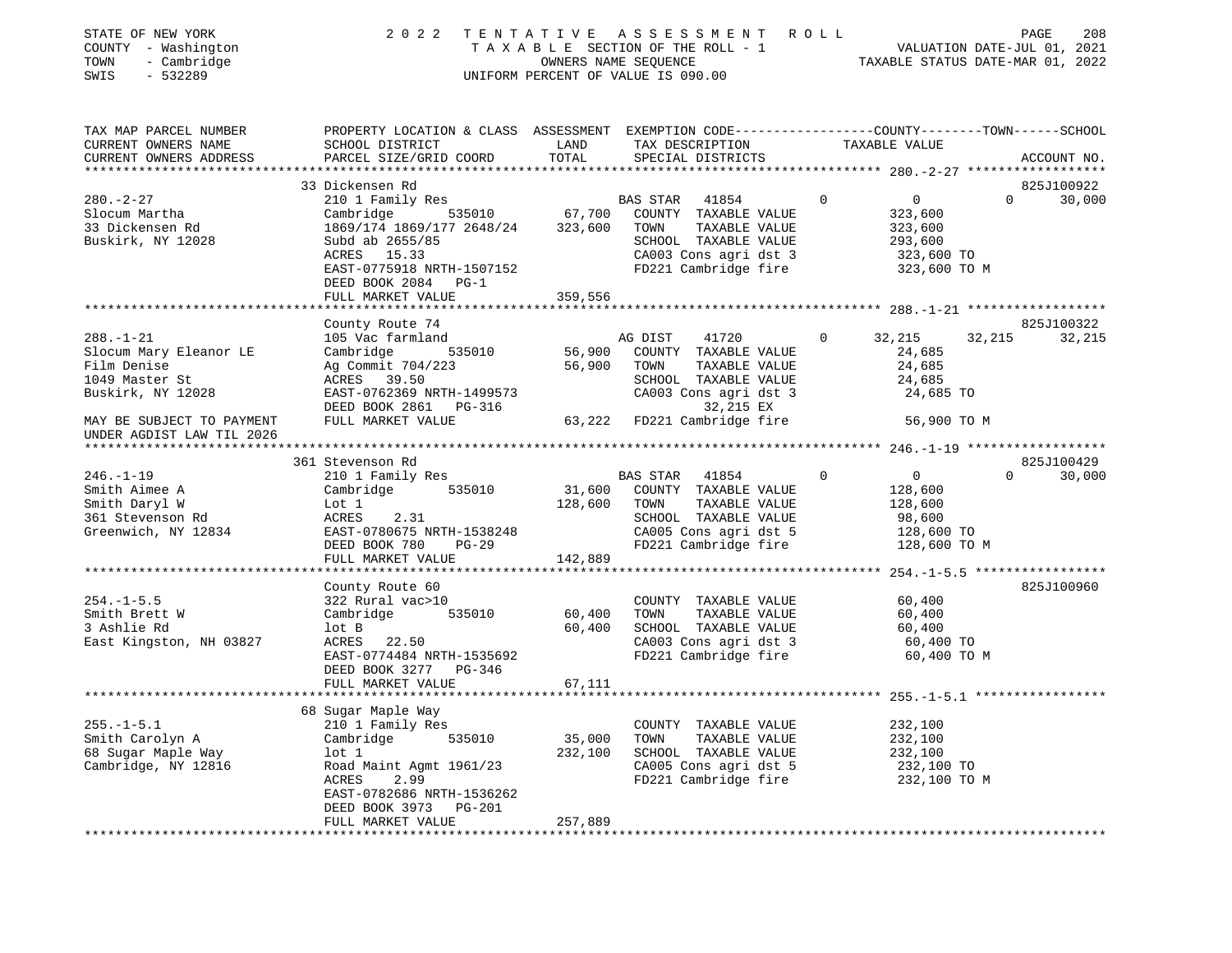STATE OF NEW YORK　　　　2 0 2 2　T E N T A T I V E　A S S E S S M E N T　R O L L
COUNTY - Washington　　　T A X A B L E SECTION OF THE ROLL - 1　　　VALUATION DATE-JUL 01, 2021
TOWN - Cambridge　　　OWNERS NAME SEQUENCE　　　TAXABLE STATUS DATE-MAR 01, 2022
SWIS - 532289　　　UNIFORM PERCENT OF VALUE IS 090.00

| TAX MAP PARCEL NUMBER / CURRENT OWNERS NAME / CURRENT OWNERS ADDRESS | PROPERTY LOCATION & CLASS / SCHOOL DISTRICT / PARCEL SIZE/GRID COORD | ASSESSMENT LAND | TOTAL | EXEMPTION CODE / TAX DESCRIPTION / SPECIAL DISTRICTS | COUNTY | TOWN | SCHOOL | ACCOUNT NO. |
|---|---|---|---|---|---|---|---|---|
| 280.-2-27 | 33 Dickensen Rd | | | | | | | 825J100922 |
| Slocum Martha | 210 1 Family Res | | | BAS STAR 41854 | 0 | 0 | 30,000 | |
| 33 Dickensen Rd | Cambridge 535010 | 67,700 | | COUNTY TAXABLE VALUE | 323,600 | | | |
| Buskirk, NY 12028 | 1869/174 1869/177 2648/24 | | 323,600 | TOWN TAXABLE VALUE | | 323,600 | | |
| | Subd ab 2655/85 | | | SCHOOL TAXABLE VALUE | | | 293,600 | |
| | ACRES 15.33 | | | CA003 Cons agri dst 3 | 323,600 TO | | | |
| | EAST-0775918 NRTH-1507152 | | | FD221 Cambridge fire | 323,600 TO M | | | |
| | DEED BOOK 2084 PG-1 | | | | | | | |
| | FULL MARKET VALUE | | 359,556 | | | | | |
| 288.-1-21 | County Route 74 | | | | | | | 825J100322 |
| Slocum Mary Eleanor LE | 105 Vac farmland | | | AG DIST 41720 | 32,215 | 32,215 | 32,215 | |
| Film Denise | Cambridge 535010 | 56,900 | | COUNTY TAXABLE VALUE | 24,685 | | | |
| 1049 Master St | Ag Commit 704/223 | | 56,900 | TOWN TAXABLE VALUE | | 24,685 | | |
| Buskirk, NY 12028 | ACRES 39.50 | | | SCHOOL TAXABLE VALUE | | | 24,685 | |
| | EAST-0762369 NRTH-1499573 | | | CA003 Cons agri dst 3 | 24,685 TO | | | |
| | DEED BOOK 2861 PG-316 | | | 32,215 EX | | | | |
| MAY BE SUBJECT TO PAYMENT UNDER AGDIST LAW TIL 2026 | FULL MARKET VALUE | | 63,222 | FD221 Cambridge fire | 56,900 TO M | | | |
| 246.-1-19 | 361 Stevenson Rd | | | | | | | 825J100429 |
| Smith Aimee A | 210 1 Family Res | | | BAS STAR 41854 | 0 | 0 | 30,000 | |
| Smith Daryl W | Cambridge 535010 | 31,600 | | COUNTY TAXABLE VALUE | 128,600 | | | |
| 361 Stevenson Rd | Lot 1 | | 128,600 | TOWN TAXABLE VALUE | | 128,600 | | |
| Greenwich, NY 12834 | ACRES 2.31 | | | SCHOOL TAXABLE VALUE | | | 98,600 | |
| | EAST-0780675 NRTH-1538248 | | | CA005 Cons agri dst 5 | 128,600 TO | | | |
| | DEED BOOK 780 PG-29 | | | FD221 Cambridge fire | 128,600 TO M | | | |
| | FULL MARKET VALUE | | 142,889 | | | | | |
| 254.-1-5.5 | County Route 60 | | | | | | | 825J100960 |
| Smith Brett W | 322 Rural vac>10 | | | COUNTY TAXABLE VALUE | 60,400 | | | |
| 3 Ashlie Rd | Cambridge 535010 | 60,400 | | TOWN TAXABLE VALUE | | 60,400 | | |
| East Kingston, NH 03827 | lot B | | 60,400 | SCHOOL TAXABLE VALUE | | | 60,400 | |
| | ACRES 22.50 | | | CA003 Cons agri dst 3 | 60,400 TO | | | |
| | EAST-0774484 NRTH-1535692 | | | FD221 Cambridge fire | 60,400 TO M | | | |
| | DEED BOOK 3277 PG-346 | | | | | | | |
| | FULL MARKET VALUE | | 67,111 | | | | | |
| 255.-1-5.1 | 68 Sugar Maple Way | | | | | | | |
| Smith Carolyn A | 210 1 Family Res | | | COUNTY TAXABLE VALUE | 232,100 | | | |
| 68 Sugar Maple Way | Cambridge 535010 | 35,000 | | TOWN TAXABLE VALUE | | 232,100 | | |
| Cambridge, NY 12816 | lot 1 | | 232,100 | SCHOOL TAXABLE VALUE | | | 232,100 | |
| | Road Maint Agmt 1961/23 | | | CA005 Cons agri dst 5 | 232,100 TO | | | |
| | ACRES 2.99 | | | FD221 Cambridge fire | 232,100 TO M | | | |
| | EAST-0782686 NRTH-1536262 | | | | | | | |
| | DEED BOOK 3973 PG-201 | | | | | | | |
| | FULL MARKET VALUE | | 257,889 | | | | | |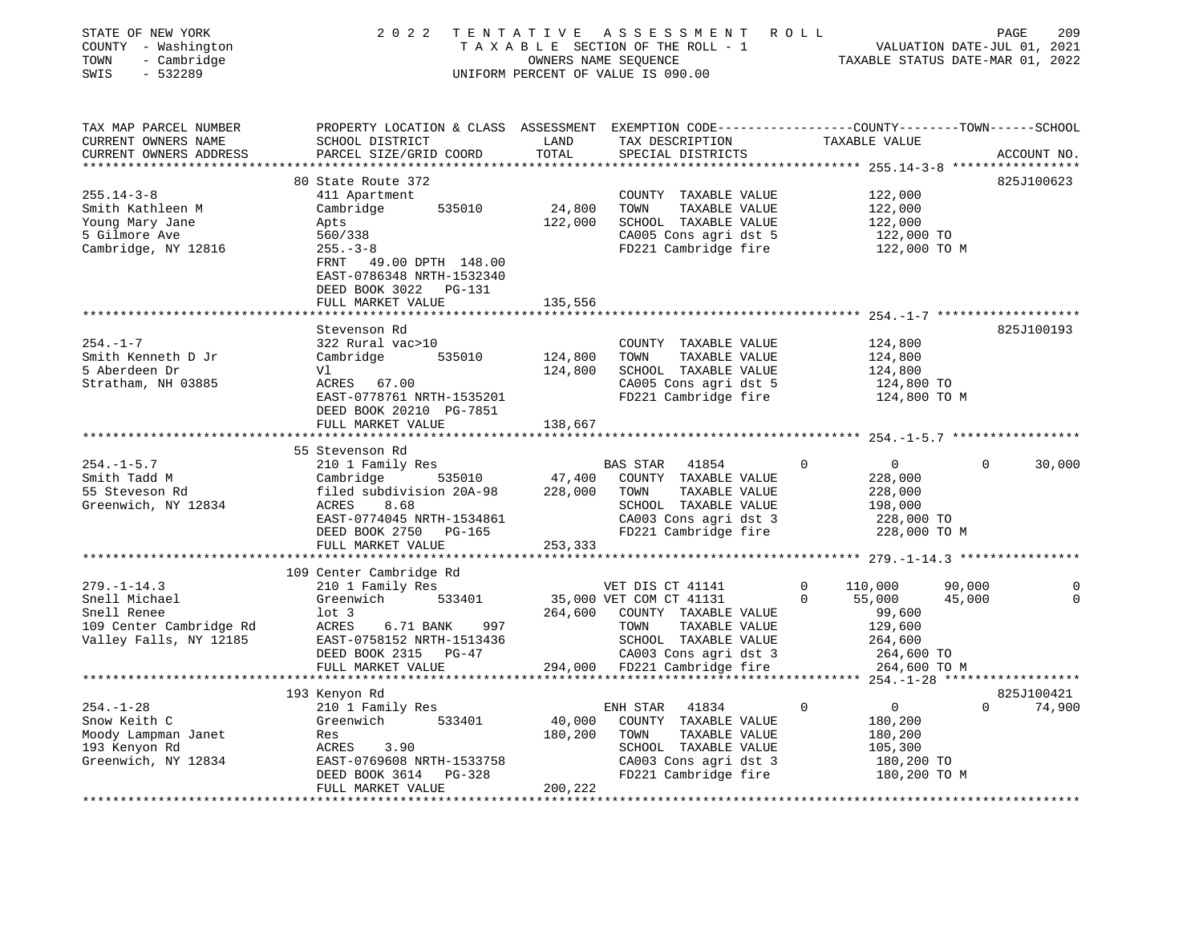STATE OF NEW YORK
COUNTY - Washington
TOWN - Cambridge
SWIS - 532289

# 2022 TENTATIVE ASSESSMENT ROLL

TAXABLE SECTION OF THE ROLL - 1
OWNERS NAME SEQUENCE
UNIFORM PERCENT OF VALUE IS 090.00

VALUATION DATE-JUL 01, 2021
TAXABLE STATUS DATE-MAR 01, 2022

| TAX MAP PARCEL NUMBER / CURRENT OWNERS NAME / CURRENT OWNERS ADDRESS | PROPERTY LOCATION & CLASS / SCHOOL DISTRICT / PARCEL SIZE/GRID COORD | ASSESSMENT LAND / TOTAL | EXEMPTION CODE / TAX DESCRIPTION / SPECIAL DISTRICTS | COUNTY TAXABLE VALUE | TOWN | SCHOOL | ACCOUNT NO. |
|---|---|---|---|---|---|---|---|
| **255.14-3-8** | 80 State Route 372 | | | | | | 825J100623 |
| 255.14-3-8 | 411 Apartment | | COUNTY TAXABLE VALUE | 122,000 | | | |
| Smith Kathleen M | Cambridge 535010 | 24,800 | TOWN TAXABLE VALUE | 122,000 | | | |
| Young Mary Jane | Apts | 122,000 | SCHOOL TAXABLE VALUE | 122,000 | | | |
| 5 Gilmore Ave | 560/338 | | CA005 Cons agri dst 5 | 122,000 TO | | | |
| Cambridge, NY 12816 | 255.-3-8 | | FD221 Cambridge fire | 122,000 TO M | | | |
| | FRNT 49.00 DPTH 148.00 | | | | | | |
| | EAST-0786348 NRTH-1532340 | | | | | | |
| | DEED BOOK 3022 PG-131 | | | | | | |
| | FULL MARKET VALUE | 135,556 | | | | | |
| **254.-1-7** | Stevenson Rd | | | | | | 825J100193 |
| 254.-1-7 | 322 Rural vac>10 | | COUNTY TAXABLE VALUE | 124,800 | | | |
| Smith Kenneth D Jr | Cambridge 535010 | 124,800 | TOWN TAXABLE VALUE | 124,800 | | | |
| 5 Aberdeen Dr | Vl | 124,800 | SCHOOL TAXABLE VALUE | 124,800 | | | |
| Stratham, NH 03885 | ACRES 67.00 | | CA005 Cons agri dst 5 | 124,800 TO | | | |
| | EAST-0778761 NRTH-1535201 | | FD221 Cambridge fire | 124,800 TO M | | | |
| | DEED BOOK 20210 PG-7851 | | | | | | |
| | FULL MARKET VALUE | 138,667 | | | | | |
| **254.-1-5.7** | 55 Stevenson Rd | | | | | | |
| 254.-1-5.7 | 210 1 Family Res | | BAS STAR 41854 | 0 | 0 | 30,000 | |
| Smith Tadd M | Cambridge 535010 | 47,400 | COUNTY TAXABLE VALUE | 228,000 | | | |
| 55 Steveson Rd | filed subdivision 20A-98 | 228,000 | TOWN TAXABLE VALUE | 228,000 | | | |
| Greenwich, NY 12834 | ACRES 8.68 | | SCHOOL TAXABLE VALUE | 198,000 | | | |
| | EAST-0774045 NRTH-1534861 | | CA003 Cons agri dst 3 | 228,000 TO | | | |
| | DEED BOOK 2750 PG-165 | | FD221 Cambridge fire | 228,000 TO M | | | |
| | FULL MARKET VALUE | 253,333 | | | | | |
| **279.-1-14.3** | 109 Center Cambridge Rd | | | | | | |
| 279.-1-14.3 | 210 1 Family Res | | VET DIS CT 41141 | 110,000 | 90,000 | 0 | |
| Snell Michael | Greenwich 533401 | 35,000 | VET COM CT 41131 | 55,000 | 45,000 | 0 | |
| Snell Renee | lot 3 | 264,600 | COUNTY TAXABLE VALUE | 99,600 | | | |
| 109 Center Cambridge Rd | ACRES 6.71 BANK 997 | | TOWN TAXABLE VALUE | 129,600 | | | |
| Valley Falls, NY 12185 | EAST-0758152 NRTH-1513436 | | SCHOOL TAXABLE VALUE | 264,600 | | | |
| | DEED BOOK 2315 PG-47 | | CA003 Cons agri dst 3 | 264,600 TO | | | |
| | FULL MARKET VALUE | 294,000 | FD221 Cambridge fire | 264,600 TO M | | | |
| **254.-1-28** | 193 Kenyon Rd | | | | | | 825J100421 |
| 254.-1-28 | 210 1 Family Res | | ENH STAR 41834 | 0 | 0 | 74,900 | |
| Snow Keith C | Greenwich 533401 | 40,000 | COUNTY TAXABLE VALUE | 180,200 | | | |
| Moody Lampman Janet | Res | 180,200 | TOWN TAXABLE VALUE | 180,200 | | | |
| 193 Kenyon Rd | ACRES 3.90 | | SCHOOL TAXABLE VALUE | 105,300 | | | |
| Greenwich, NY 12834 | EAST-0769608 NRTH-1533758 | | CA003 Cons agri dst 3 | 180,200 TO | | | |
| | DEED BOOK 3614 PG-328 | | FD221 Cambridge fire | 180,200 TO M | | | |
| | FULL MARKET VALUE | 200,222 | | | | | |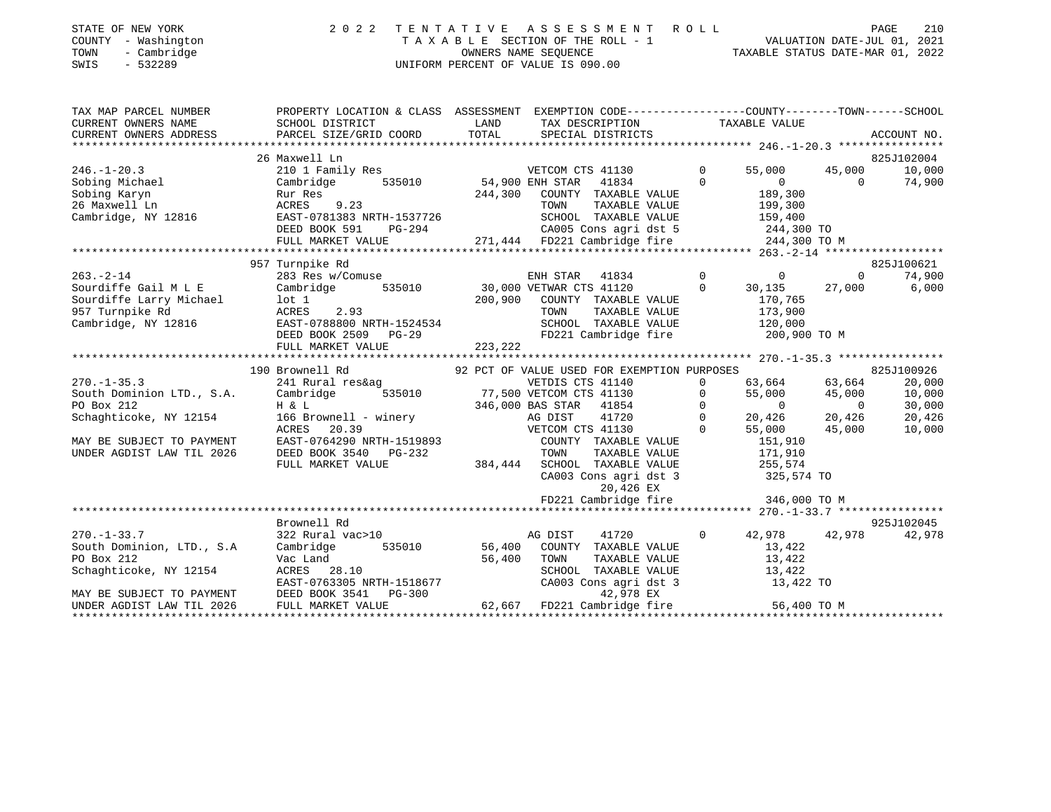STATE OF NEW YORK                2 0 2 2  T E N T A T I V E  A S S E S S M E N T  R O L L
COUNTY - Washington              T A X A B L E SECTION OF THE ROLL - 1          VALUATION DATE-JUL 01, 2021
TOWN - Cambridge                 OWNERS NAME SEQUENCE                           TAXABLE STATUS DATE-MAR 01, 2022
SWIS - 532289                    UNIFORM PERCENT OF VALUE IS 090.00

```
TAX MAP PARCEL NUMBER          PROPERTY LOCATION & CLASS  ASSESSMENT  EXEMPTION CODE-----------------COUNTY--------TOWN------SCHOOL
CURRENT OWNERS NAME            SCHOOL DISTRICT              LAND      TAX DESCRIPTION              TAXABLE VALUE
CURRENT OWNERS ADDRESS         PARCEL SIZE/GRID COORD       TOTAL     SPECIAL DISTRICTS                                        ACCOUNT NO.
******************************************************************************************************* 246.-1-20.3 ****************
                               26 Maxwell Ln                                                                                825J102004
246.-1-20.3                    210 1 Family Res                       VETCOM CTS 41130        0      55,000     45,000     10,000
Sobing Michael                 Cambridge       535010      54,900 ENH STAR   41834             0           0          0     74,900
Sobing Karyn                   Rur Res                    244,300     COUNTY  TAXABLE VALUE          189,300
26 Maxwell Ln                  ACRES     9.23                         TOWN    TAXABLE VALUE          199,300
Cambridge, NY 12816            EAST-0781383 NRTH-1537726              SCHOOL  TAXABLE VALUE          159,400
                               DEED BOOK 591    PG-294                CA005 Cons agri dst 5           244,300 TO
                               FULL MARKET VALUE          271,444     FD221 Cambridge fire            244,300 TO M
******************************************************************************************************* 263.-2-14 ******************
                               957 Turnpike Rd                                                                              825J100621
263.-2-14                      283 Res w/Comuse                       ENH STAR   41834        0           0          0     74,900
Sourdiffe Gail M L E           Cambridge       535010      30,000 VETWAR CTS 41120             0      30,135     27,000      6,000
Sourdiffe Larry Michael        lot 1                      200,900     COUNTY  TAXABLE VALUE          170,765
957 Turnpike Rd                ACRES     2.93                         TOWN    TAXABLE VALUE          173,900
Cambridge, NY 12816            EAST-0788800 NRTH-1524534              SCHOOL  TAXABLE VALUE          120,000
                               DEED BOOK 2509   PG-29                 FD221 Cambridge fire            200,900 TO M
                               FULL MARKET VALUE          223,222
******************************************************************************************************* 270.-1-35.3 ****************
                               190 Brownell Rd               92 PCT OF VALUE USED FOR EXEMPTION PURPOSES                    825J100926
270.-1-35.3                    241 Rural res&ag                       VETDIS CTS 41140        0      63,664     63,664     20,000
South Dominion LTD., S.A.      Cambridge       535010      77,500 VETCOM CTS 41130             0      55,000     45,000     10,000
PO Box 212                     H & L                      346,000 BAS STAR   41854             0           0          0     30,000
Schaghticoke, NY 12154         166 Brownell - winery                  AG DIST    41720        0      20,426     20,426     20,426
                               ACRES    20.39                         VETCOM CTS 41130        0      55,000     45,000     10,000
MAY BE SUBJECT TO PAYMENT      EAST-0764290 NRTH-1519893              COUNTY  TAXABLE VALUE          151,910
UNDER AGDIST LAW TIL 2026      DEED BOOK 3540   PG-232                TOWN    TAXABLE VALUE          171,910
                               FULL MARKET VALUE          384,444     SCHOOL  TAXABLE VALUE          255,574
                                                                      CA003 Cons agri dst 3           325,574 TO
                                                                              20,426 EX
                                                                      FD221 Cambridge fire            346,000 TO M
******************************************************************************************************* 270.-1-33.7 ****************
                               Brownell Rd                                                                                  925J102045
270.-1-33.7                    322 Rural vac>10                       AG DIST    41720        0      42,978     42,978     42,978
South Dominion, LTD., S.A      Cambridge       535010      56,400     COUNTY  TAXABLE VALUE           13,422
PO Box 212                     Vac Land                    56,400     TOWN    TAXABLE VALUE           13,422
Schaghticoke, NY 12154         ACRES    28.10                         SCHOOL  TAXABLE VALUE           13,422
                               EAST-0763305 NRTH-1518677              CA003 Cons agri dst 3            13,422 TO
MAY BE SUBJECT TO PAYMENT      DEED BOOK 3541   PG-300                        42,978 EX
UNDER AGDIST LAW TIL 2026      FULL MARKET VALUE           62,667     FD221 Cambridge fire             56,400 TO M
************************************************************************************************************************************
```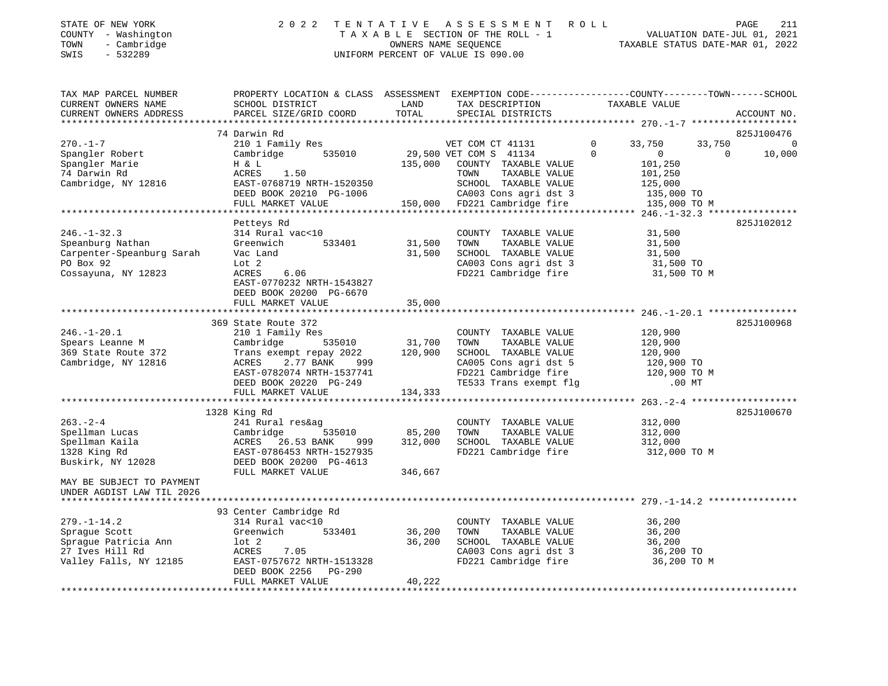STATE OF NEW YORK
COUNTY - Washington
TOWN - Cambridge
SWIS - 532289

2022 TENTATIVE ASSESSMENT ROLL
TAXABLE SECTION OF THE ROLL - 1
OWNERS NAME SEQUENCE
UNIFORM PERCENT OF VALUE IS 090.00

VALUATION DATE-JUL 01, 2021
TAXABLE STATUS DATE-MAR 01, 2022

| TAX MAP PARCEL NUMBER / CURRENT OWNERS NAME / CURRENT OWNERS ADDRESS | PROPERTY LOCATION & CLASS / SCHOOL DISTRICT / PARCEL SIZE/GRID COORD | ASSESSMENT LAND / TOTAL | EXEMPTION CODE / TAX DESCRIPTION / SPECIAL DISTRICTS | COUNTY | TOWN | SCHOOL | ACCOUNT NO. |
|---|---|---|---|---|---|---|---|
| **270.-1-7** | 74 Darwin Rd | | | | | | 825J100476 |
| Spangler Robert | 210 1 Family Res | | VET COM CT 41131 0 | 33,750 | 33,750 | 0 | |
| Spangler Marie | Cambridge 535010 | 29,500 | VET COM S 41134 0 | 0 | 0 | 10,000 | |
| 74 Darwin Rd | H & L | 135,000 | COUNTY TAXABLE VALUE | 101,250 | | | |
| Cambridge, NY 12816 | ACRES 1.50 | | TOWN TAXABLE VALUE | | 101,250 | | |
| | EAST-0768719 NRTH-1520350 | | SCHOOL TAXABLE VALUE | | | 125,000 | |
| | DEED BOOK 20210 PG-1006 | | CA003 Cons agri dst 3 | 135,000 TO | | | |
| | FULL MARKET VALUE | 150,000 | FD221 Cambridge fire | 135,000 TO M | | | |
| **246.-1-32.3** | Petteys Rd | | | | | | 825J102012 |
| Speanburg Nathan | 314 Rural vac<10 | | COUNTY TAXABLE VALUE | 31,500 | | | |
| Carpenter-Speanburg Sarah | Greenwich 533401 | 31,500 | TOWN TAXABLE VALUE | | 31,500 | | |
| PO Box 92 | Vac Land | 31,500 | SCHOOL TAXABLE VALUE | | | 31,500 | |
| Cossayuna, NY 12823 | Lot 2 | | CA003 Cons agri dst 3 | 31,500 TO | | | |
| | ACRES 6.06 | | FD221 Cambridge fire | 31,500 TO M | | | |
| | EAST-0770232 NRTH-1543827 | | | | | | |
| | DEED BOOK 20200 PG-6670 | | | | | | |
| | FULL MARKET VALUE | 35,000 | | | | | |
| **246.-1-20.1** | 369 State Route 372 | | | | | | 825J100968 |
| Spears Leanne M | 210 1 Family Res | | COUNTY TAXABLE VALUE | 120,900 | | | |
| 369 State Route 372 | Cambridge 535010 | 31,700 | TOWN TAXABLE VALUE | | 120,900 | | |
| Cambridge, NY 12816 | Trans exempt repay 2022 | 120,900 | SCHOOL TAXABLE VALUE | | | 120,900 | |
| | ACRES 2.77 BANK 999 | | CA005 Cons agri dst 5 | 120,900 TO | | | |
| | EAST-0782074 NRTH-1537741 | | FD221 Cambridge fire | 120,900 TO M | | | |
| | DEED BOOK 20220 PG-249 | | TE533 Trans exempt flg | .00 MT | | | |
| | FULL MARKET VALUE | 134,333 | | | | | |
| **263.-2-4** | 1328 King Rd | | | | | | 825J100670 |
| Spellman Lucas | 241 Rural res&ag | | COUNTY TAXABLE VALUE | 312,000 | | | |
| Spellman Kaila | Cambridge 535010 | 85,200 | TOWN TAXABLE VALUE | | 312,000 | | |
| 1328 King Rd | ACRES 26.53 BANK 999 | 312,000 | SCHOOL TAXABLE VALUE | | | 312,000 | |
| Buskirk, NY 12028 | EAST-0786453 NRTH-1527935 | | FD221 Cambridge fire | 312,000 TO M | | | |
| | DEED BOOK 20200 PG-4613 | | | | | | |
| | FULL MARKET VALUE | 346,667 | | | | | |
| MAY BE SUBJECT TO PAYMENT UNDER AGDIST LAW TIL 2026 | | | | | | | |
| **279.-1-14.2** | 93 Center Cambridge Rd | | | | | | |
| Sprague Scott | 314 Rural vac<10 | | COUNTY TAXABLE VALUE | 36,200 | | | |
| Sprague Patricia Ann | Greenwich 533401 | 36,200 | TOWN TAXABLE VALUE | | 36,200 | | |
| 27 Ives Hill Rd | lot 2 | 36,200 | SCHOOL TAXABLE VALUE | | | 36,200 | |
| Valley Falls, NY 12185 | ACRES 7.05 | | CA003 Cons agri dst 3 | 36,200 TO | | | |
| | EAST-0757672 NRTH-1513328 | | FD221 Cambridge fire | 36,200 TO M | | | |
| | DEED BOOK 2256 PG-290 | | | | | | |
| | FULL MARKET VALUE | 40,222 | | | | | |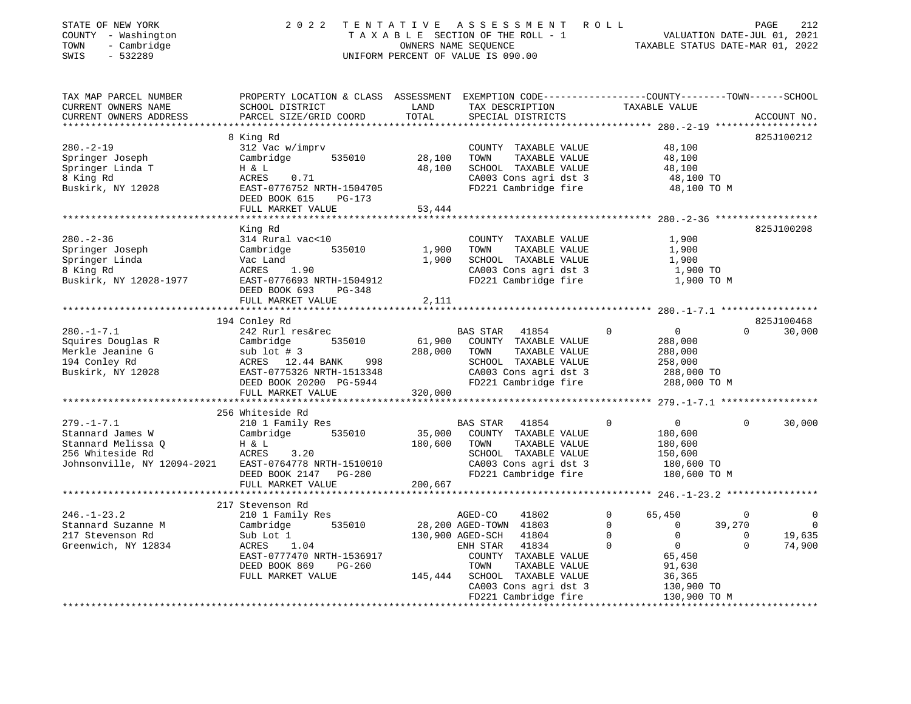STATE OF NEW YORK | COUNTY - Washington | TOWN - Cambridge | SWIS - 532289

# 2022 TENTATIVE ASSESSMENT ROLL

TAXABLE SECTION OF THE ROLL - 1
OWNERS NAME SEQUENCE
UNIFORM PERCENT OF VALUE IS 090.00

VALUATION DATE-JUL 01, 2021
TAXABLE STATUS DATE-MAR 01, 2022

| TAX MAP PARCEL NUMBER / CURRENT OWNERS NAME / CURRENT OWNERS ADDRESS | PROPERTY LOCATION & CLASS / SCHOOL DISTRICT / PARCEL SIZE/GRID COORD | ASSESSMENT LAND / TOTAL | EXEMPTION CODE / TAX DESCRIPTION / SPECIAL DISTRICTS | COUNTY | TOWN | SCHOOL | ACCOUNT NO. |
|---|---|---|---|---|---|---|---|
| **280.-2-19** | 8 King Rd | | | | | | 825J100212 |
| Springer Joseph | 312 Vac w/imprv | | COUNTY TAXABLE VALUE | 48,100 | | | |
| Springer Linda T | Cambridge 535010 | 28,100 | TOWN TAXABLE VALUE | | 48,100 | | |
| 8 King Rd | H & L | 48,100 | SCHOOL TAXABLE VALUE | | | 48,100 | |
| Buskirk, NY 12028 | ACRES 0.71 | | CA003 Cons agri dst 3 | 48,100 TO | | | |
| | EAST-0776752 NRTH-1504705 | | FD221 Cambridge fire | 48,100 TO M | | | |
| | DEED BOOK 615 PG-173 | | | | | | |
| | FULL MARKET VALUE | 53,444 | | | | | |
| **280.-2-36** | King Rd | | | | | | 825J100208 |
| Springer Joseph | 314 Rural vac<10 | | COUNTY TAXABLE VALUE | 1,900 | | | |
| Springer Linda | Cambridge 535010 | 1,900 | TOWN TAXABLE VALUE | | 1,900 | | |
| 8 King Rd | Vac Land | 1,900 | SCHOOL TAXABLE VALUE | | | 1,900 | |
| Buskirk, NY 12028-1977 | ACRES 1.90 | | CA003 Cons agri dst 3 | 1,900 TO | | | |
| | EAST-0776693 NRTH-1504912 | | FD221 Cambridge fire | 1,900 TO M | | | |
| | DEED BOOK 693 PG-348 | | | | | | |
| | FULL MARKET VALUE | 2,111 | | | | | |
| **280.-1-7.1** | 194 Conley Rd | | | | | | 825J100468 |
| Squires Douglas R | 242 Rurl res&rec | | BAS STAR 41854 0 | 0 | 0 | 30,000 | |
| Merkle Jeanine G | Cambridge 535010 | 61,900 | COUNTY TAXABLE VALUE | 288,000 | | | |
| 194 Conley Rd | sub lot # 3 | 288,000 | TOWN TAXABLE VALUE | | 288,000 | | |
| Buskirk, NY 12028 | ACRES 12.44 BANK 998 | | SCHOOL TAXABLE VALUE | | | 258,000 | |
| | EAST-0775326 NRTH-1513348 | | CA003 Cons agri dst 3 | 288,000 TO | | | |
| | DEED BOOK 20200 PG-5944 | | FD221 Cambridge fire | 288,000 TO M | | | |
| | FULL MARKET VALUE | 320,000 | | | | | |
| **279.-1-7.1** | 256 Whiteside Rd | | | | | | |
| Stannard James W | 210 1 Family Res | | BAS STAR 41854 0 | 0 | 0 | 30,000 | |
| Stannard Melissa Q | Cambridge 535010 | 35,000 | COUNTY TAXABLE VALUE | 180,600 | | | |
| 256 Whiteside Rd | H & L | 180,600 | TOWN TAXABLE VALUE | | 180,600 | | |
| Johnsonville, NY 12094-2021 | ACRES 3.20 | | SCHOOL TAXABLE VALUE | | | 150,600 | |
| | EAST-0764778 NRTH-1510010 | | CA003 Cons agri dst 3 | 180,600 TO | | | |
| | DEED BOOK 2147 PG-280 | | FD221 Cambridge fire | 180,600 TO M | | | |
| | FULL MARKET VALUE | 200,667 | | | | | |
| **246.-1-23.2** | 217 Stevenson Rd | | | | | | |
| Stannard Suzanne M | 210 1 Family Res | | AGED-CO 41802 0 | 65,450 | 0 | 0 | |
| 217 Stevenson Rd | Cambridge 535010 | 28,200 | AGED-TOWN 41803 0 | 0 | 39,270 | 0 | |
| Greenwich, NY 12834 | Sub Lot 1 | 130,900 | AGED-SCH 41804 0 | 0 | 0 | 19,635 | |
| | ACRES 1.04 | | ENH STAR 41834 0 | 0 | 0 | 74,900 | |
| | EAST-0777470 NRTH-1536917 | | COUNTY TAXABLE VALUE | 65,450 | | | |
| | DEED BOOK 869 PG-260 | | TOWN TAXABLE VALUE | | 91,630 | | |
| | FULL MARKET VALUE | 145,444 | SCHOOL TAXABLE VALUE | | | 36,365 | |
| | | | CA003 Cons agri dst 3 | 130,900 TO | | | |
| | | | FD221 Cambridge fire | 130,900 TO M | | | |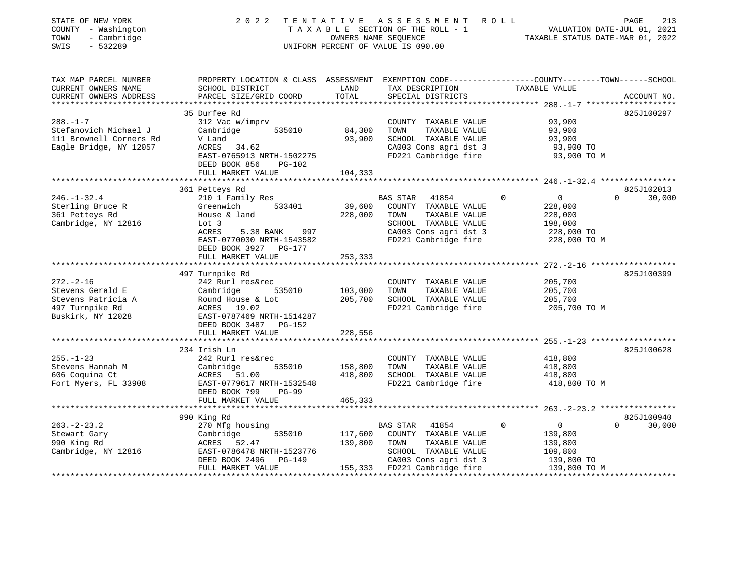STATE OF NEW YORK | COUNTY - Washington | TOWN - Cambridge | SWIS - 532289

# 2022 TENTATIVE ASSESSMENT ROLL

TAXABLE SECTION OF THE ROLL - 1
OWNERS NAME SEQUENCE
UNIFORM PERCENT OF VALUE IS 090.00

VALUATION DATE-JUL 01, 2021
TAXABLE STATUS DATE-MAR 01, 2022

| TAX MAP PARCEL NUMBER / CURRENT OWNERS NAME / CURRENT OWNERS ADDRESS | PROPERTY LOCATION & CLASS / SCHOOL DISTRICT / PARCEL SIZE/GRID COORD | ASSESSMENT LAND / TOTAL | EXEMPTION CODE / TAX DESCRIPTION / SPECIAL DISTRICTS | COUNTY TAXABLE VALUE | TOWN | SCHOOL | ACCOUNT NO. |
|---|---|---|---|---|---|---|---|
| **288.-1-7** | 35 Durfee Rd | | | | | | 825J100297 |
| Stefanovich Michael J | 312 Vac w/imprv | | COUNTY TAXABLE VALUE | 93,900 | | | |
| 111 Brownell Corners Rd | Cambridge 535010 | 84,300 | TOWN TAXABLE VALUE | 93,900 | | | |
| Eagle Bridge, NY 12057 | V Land | 93,900 | SCHOOL TAXABLE VALUE | 93,900 | | | |
| | ACRES 34.62 | | CA003 Cons agri dst 3 | 93,900 TO | | | |
| | EAST-0765913 NRTH-1502275 | | FD221 Cambridge fire | 93,900 TO M | | | |
| | DEED BOOK 856 PG-102 | | | | | | |
| | FULL MARKET VALUE | 104,333 | | | | | |
| **246.-1-32.4** | 361 Petteys Rd | | | | | | 825J102013 |
| Sterling Bruce R | 210 1 Family Res | | BAS STAR 41854 | 0 | 0 | 0 | 30,000 |
| 361 Petteys Rd | Greenwich 533401 | 39,600 | COUNTY TAXABLE VALUE | 228,000 | | | |
| Cambridge, NY 12816 | House & land | 228,000 | TOWN TAXABLE VALUE | 228,000 | | | |
| | Lot 3 | | SCHOOL TAXABLE VALUE | 198,000 | | | |
| | ACRES 5.38 BANK 997 | | CA003 Cons agri dst 3 | 228,000 TO | | | |
| | EAST-0770030 NRTH-1543582 | | FD221 Cambridge fire | 228,000 TO M | | | |
| | DEED BOOK 3927 PG-177 | | | | | | |
| | FULL MARKET VALUE | 253,333 | | | | | |
| **272.-2-16** | 497 Turnpike Rd | | | | | | 825J100399 |
| Stevens Gerald E | 242 Rurl res&rec | | COUNTY TAXABLE VALUE | 205,700 | | | |
| Stevens Patricia A | Cambridge 535010 | 103,000 | TOWN TAXABLE VALUE | 205,700 | | | |
| 497 Turnpike Rd | Round House & Lot | 205,700 | SCHOOL TAXABLE VALUE | 205,700 | | | |
| Buskirk, NY 12028 | ACRES 19.02 | | FD221 Cambridge fire | 205,700 TO M | | | |
| | EAST-0787469 NRTH-1514287 | | | | | | |
| | DEED BOOK 3487 PG-152 | | | | | | |
| | FULL MARKET VALUE | 228,556 | | | | | |
| **255.-1-23** | 234 Irish Ln | | | | | | 825J100628 |
| Stevens Hannah M | 242 Rurl res&rec | | COUNTY TAXABLE VALUE | 418,800 | | | |
| 606 Coquina Ct | Cambridge 535010 | 158,800 | TOWN TAXABLE VALUE | 418,800 | | | |
| Fort Myers, FL 33908 | ACRES 51.00 | 418,800 | SCHOOL TAXABLE VALUE | 418,800 | | | |
| | EAST-0779617 NRTH-1532548 | | FD221 Cambridge fire | 418,800 TO M | | | |
| | DEED BOOK 799 PG-99 | | | | | | |
| | FULL MARKET VALUE | 465,333 | | | | | |
| **263.-2-23.2** | 990 King Rd | | | | | | 825J100940 |
| Stewart Gary | 270 Mfg housing | | BAS STAR 41854 | 0 | 0 | 0 | 30,000 |
| 990 King Rd | Cambridge 535010 | 117,600 | COUNTY TAXABLE VALUE | 139,800 | | | |
| Cambridge, NY 12816 | ACRES 52.47 | 139,800 | TOWN TAXABLE VALUE | 139,800 | | | |
| | EAST-0786478 NRTH-1523776 | | SCHOOL TAXABLE VALUE | 109,800 | | | |
| | DEED BOOK 2496 PG-149 | | CA003 Cons agri dst 3 | 139,800 TO | | | |
| | FULL MARKET VALUE | 155,333 | FD221 Cambridge fire | 139,800 TO M | | | |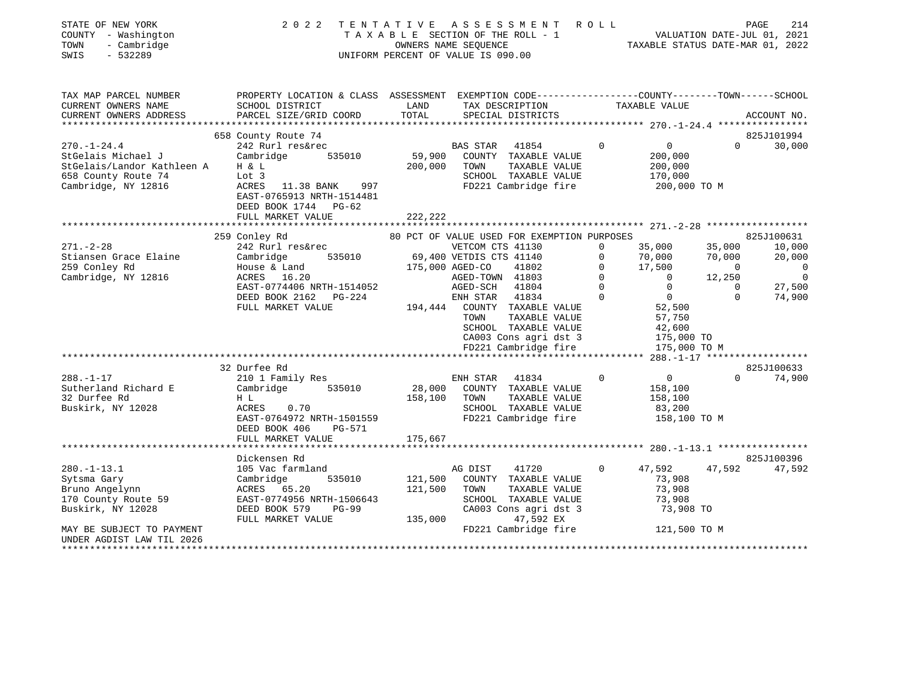STATE OF NEW YORK
COUNTY - Washington
TOWN - Cambridge
SWIS - 532289

2022 TENTATIVE ASSESSMENT ROLL
TAXABLE SECTION OF THE ROLL - 1
OWNERS NAME SEQUENCE
UNIFORM PERCENT OF VALUE IS 090.00

VALUATION DATE-JUL 01, 2021
TAXABLE STATUS DATE-MAR 01, 2022

| TAX MAP PARCEL NUMBER / CURRENT OWNERS NAME / CURRENT OWNERS ADDRESS | PROPERTY LOCATION & CLASS / SCHOOL DISTRICT / PARCEL SIZE/GRID COORD | ASSESSMENT LAND / TOTAL | EXEMPTION CODE / TAX DESCRIPTION / SPECIAL DISTRICTS | | COUNTY TAXABLE VALUE | TOWN | SCHOOL | ACCOUNT NO. |
|---|---|---|---|---|---|---|---|---|
| **270.-1-24.4** | 658 County Route 74 | | | | | | | 825J101994 |
| 270.-1-24.4 | 242 Rurl res&rec | | BAS STAR 41854 | 0 | 0 | 0 | 30,000 | |
| StGelais Michael J | Cambridge 535010 | 59,900 | COUNTY TAXABLE VALUE | | 200,000 | | | |
| StGelais/Landor Kathleen A | H & L | 200,000 | TOWN TAXABLE VALUE | | 200,000 | | | |
| 658 County Route 74 | Lot 3 | | SCHOOL TAXABLE VALUE | | 170,000 | | | |
| Cambridge, NY 12816 | ACRES 11.38 BANK 997 | | FD221 Cambridge fire | | 200,000 TO M | | | |
| | EAST-0765913 NRTH-1514481 | | | | | | | |
| | DEED BOOK 1744 PG-62 | | | | | | | |
| | FULL MARKET VALUE | 222,222 | | | | | | |
| **271.-2-28** | 259 Conley Rd | | 80 PCT OF VALUE USED FOR EXEMPTION PURPOSES | | | | | 825J100631 |
| 271.-2-28 | 242 Rurl res&rec | | VETCOM CTS 41130 | 0 | 35,000 | 35,000 | 10,000 | |
| Stiansen Grace Elaine | Cambridge 535010 | 69,400 | VETDIS CTS 41140 | 0 | 70,000 | 70,000 | 20,000 | |
| 259 Conley Rd | House & Land | 175,000 | AGED-CO 41802 | 0 | 17,500 | 0 | 0 | |
| Cambridge, NY 12816 | ACRES 16.20 | | AGED-TOWN 41803 | 0 | 0 | 12,250 | 0 | |
| | EAST-0774406 NRTH-1514052 | | AGED-SCH 41804 | 0 | 0 | 0 | 27,500 | |
| | DEED BOOK 2162 PG-224 | | ENH STAR 41834 | 0 | 0 | 0 | 74,900 | |
| | FULL MARKET VALUE | 194,444 | COUNTY TAXABLE VALUE | | 52,500 | | | |
| | | | TOWN TAXABLE VALUE | | 57,750 | | | |
| | | | SCHOOL TAXABLE VALUE | | 42,600 | | | |
| | | | CA003 Cons agri dst 3 | | 175,000 TO | | | |
| | | | FD221 Cambridge fire | | 175,000 TO M | | | |
| **288.-1-17** | 32 Durfee Rd | | | | | | | 825J100633 |
| 288.-1-17 | 210 1 Family Res | | ENH STAR 41834 | 0 | 0 | 0 | 74,900 | |
| Sutherland Richard E | Cambridge 535010 | 28,000 | COUNTY TAXABLE VALUE | | 158,100 | | | |
| 32 Durfee Rd | H L | 158,100 | TOWN TAXABLE VALUE | | 158,100 | | | |
| Buskirk, NY 12028 | ACRES 0.70 | | SCHOOL TAXABLE VALUE | | 83,200 | | | |
| | EAST-0764972 NRTH-1501559 | | FD221 Cambridge fire | | 158,100 TO M | | | |
| | DEED BOOK 406 PG-571 | | | | | | | |
| | FULL MARKET VALUE | 175,667 | | | | | | |
| **280.-1-13.1** | Dickensen Rd | | | | | | | 825J100396 |
| 280.-1-13.1 | 105 Vac farmland | | AG DIST 41720 | 0 | 47,592 | 47,592 | 47,592 | |
| Sytsma Gary | Cambridge 535010 | 121,500 | COUNTY TAXABLE VALUE | | 73,908 | | | |
| Bruno Angelynn | ACRES 65.20 | 121,500 | TOWN TAXABLE VALUE | | 73,908 | | | |
| 170 County Route 59 | EAST-0774956 NRTH-1506643 | | SCHOOL TAXABLE VALUE | | 73,908 | | | |
| Buskirk, NY 12028 | DEED BOOK 579 PG-99 | | CA003 Cons agri dst 3 | | 73,908 TO | | | |
| | FULL MARKET VALUE | 135,000 | 47,592 EX | | | | | |
| MAY BE SUBJECT TO PAYMENT UNDER AGDIST LAW TIL 2026 | | | FD221 Cambridge fire | | 121,500 TO M | | | |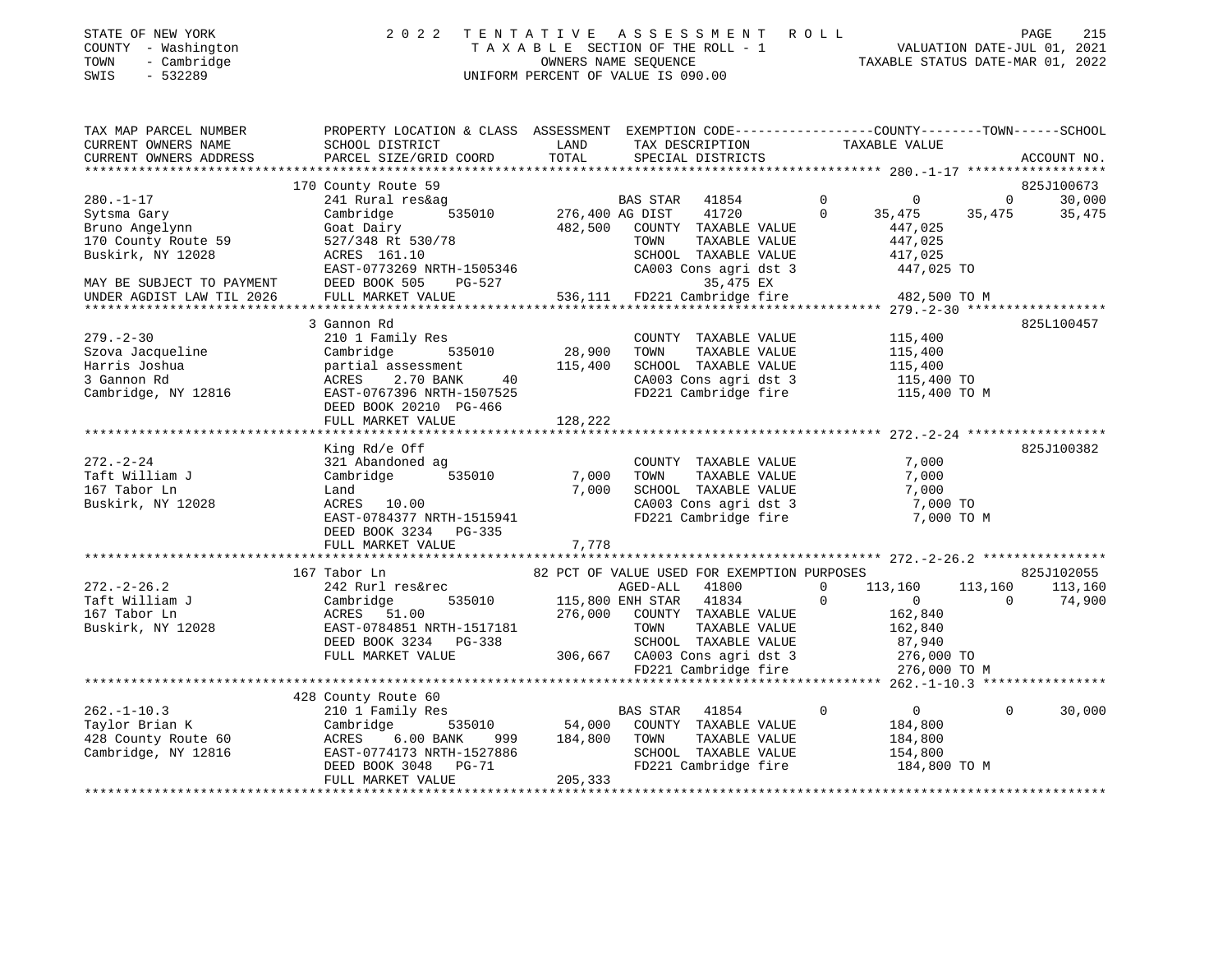STATE OF NEW YORK | 2022 TENTATIVE ASSESSMENT ROLL
COUNTY - Washington | TAXABLE SECTION OF THE ROLL - 1 | VALUATION DATE-JUL 01, 2021
TOWN - Cambridge | OWNERS NAME SEQUENCE | TAXABLE STATUS DATE-MAR 01, 2022
SWIS - 532289 | UNIFORM PERCENT OF VALUE IS 090.00

```
TAX MAP PARCEL NUMBER          PROPERTY LOCATION & CLASS  ASSESSMENT  EXEMPTION CODE------------------COUNTY--------TOWN------SCHOOL
CURRENT OWNERS NAME            SCHOOL DISTRICT            LAND        TAX DESCRIPTION              TAXABLE VALUE
CURRENT OWNERS ADDRESS         PARCEL SIZE/GRID COORD     TOTAL       SPECIAL DISTRICTS                                      ACCOUNT NO.
******************************************************************************************************* 280.-1-17 ******************
                               170 County Route 59                                                                       825J100673
280.-1-17                      241 Rural res&ag                        BAS STAR  41854        0          0          0        30,000
Sytsma Gary                    Cambridge       535010      276,400 AG DIST     41720        0     35,475     35,475     35,475
Bruno Angelynn                 Goat Dairy                  482,500   COUNTY  TAXABLE VALUE          447,025
170 County Route 59            527/348 Rt 530/78                      TOWN    TAXABLE VALUE          447,025
Buskirk, NY 12028              ACRES 161.10                           SCHOOL  TAXABLE VALUE          417,025
                               EAST-0773269 NRTH-1505346              CA003 Cons agri dst 3          447,025 TO
MAY BE SUBJECT TO PAYMENT      DEED BOOK 505     PG-527                    35,475 EX
UNDER AGDIST LAW TIL 2026      FULL MARKET VALUE          536,111   FD221 Cambridge fire           482,500 TO M
******************************************************************************************************* 279.-2-30 ******************
                               3 Gannon Rd                                                                               825L100457
279.-2-30                      210 1 Family Res                       COUNTY  TAXABLE VALUE          115,400
Szova Jacqueline               Cambridge       535010       28,900   TOWN    TAXABLE VALUE          115,400
Harris Joshua                  partial assessment          115,400   SCHOOL  TAXABLE VALUE          115,400
3 Gannon Rd                    ACRES    2.70 BANK     40              CA003 Cons agri dst 3          115,400 TO
Cambridge, NY 12816            EAST-0767396 NRTH-1507525              FD221 Cambridge fire           115,400 TO M
                               DEED BOOK 20210 PG-466
                               FULL MARKET VALUE          128,222
******************************************************************************************************* 272.-2-24 ******************
                               King Rd/e Off                                                                             825J100382
272.-2-24                      321 Abandoned ag                       COUNTY  TAXABLE VALUE            7,000
Taft William J                 Cambridge       535010        7,000   TOWN    TAXABLE VALUE            7,000
167 Tabor Ln                   Land                          7,000   SCHOOL  TAXABLE VALUE            7,000
Buskirk, NY 12028              ACRES   10.00                          CA003 Cons agri dst 3            7,000 TO
                               EAST-0784377 NRTH-1515941              FD221 Cambridge fire             7,000 TO M
                               DEED BOOK 3234   PG-335
                               FULL MARKET VALUE            7,778
******************************************************************************************************* 272.-2-26.2 ****************
                               167 Tabor Ln               82 PCT OF VALUE USED FOR EXEMPTION PURPOSES                    825J102055
272.-2-26.2                    242 Rurl res&rec                        AGED-ALL  41800        0    113,160    113,160    113,160
Taft William J                 Cambridge       535010      115,800 ENH STAR  41834        0          0          0        74,900
167 Tabor Ln                   ACRES   51.00               276,000   COUNTY  TAXABLE VALUE          162,840
Buskirk, NY 12028              EAST-0784851 NRTH-1517181              TOWN    TAXABLE VALUE          162,840
                               DEED BOOK 3234   PG-338                SCHOOL  TAXABLE VALUE           87,940
                               FULL MARKET VALUE          306,667   CA003 Cons agri dst 3          276,000 TO
                                                                      FD221 Cambridge fire           276,000 TO M
******************************************************************************************************* 262.-1-10.3 ****************
                               428 County Route 60
262.-1-10.3                    210 1 Family Res                        BAS STAR  41854        0          0          0        30,000
Taylor Brian K                 Cambridge       535010       54,000   COUNTY  TAXABLE VALUE          184,800
428 County Route 60            ACRES    6.00 BANK    999   184,800   TOWN    TAXABLE VALUE          184,800
Cambridge, NY 12816            EAST-0774173 NRTH-1527886              SCHOOL  TAXABLE VALUE          154,800
                               DEED BOOK 3048   PG-71                 FD221 Cambridge fire           184,800 TO M
                               FULL MARKET VALUE          205,333
************************************************************************************************************************************
```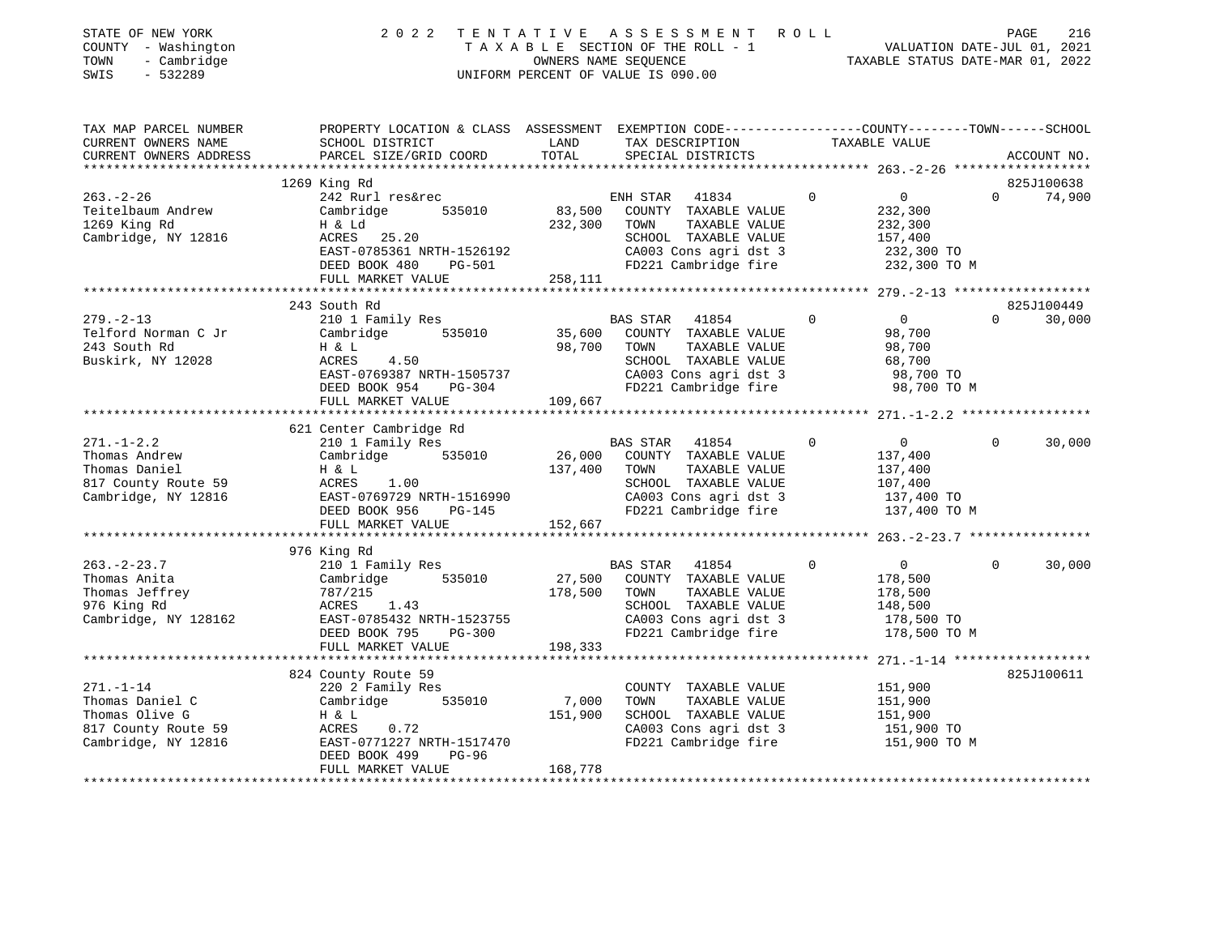STATE OF NEW YORK
COUNTY - Washington
TOWN - Cambridge
SWIS - 532289

# 2022 TENTATIVE ASSESSMENT ROLL

TAXABLE SECTION OF THE ROLL - 1
OWNERS NAME SEQUENCE
UNIFORM PERCENT OF VALUE IS 090.00

VALUATION DATE-JUL 01, 2021
TAXABLE STATUS DATE-MAR 01, 2022

| TAX MAP PARCEL NUMBER / CURRENT OWNERS NAME / CURRENT OWNERS ADDRESS | PROPERTY LOCATION & CLASS / SCHOOL DISTRICT / PARCEL SIZE/GRID COORD | ASSESSMENT LAND / TOTAL | EXEMPTION CODE / TAX DESCRIPTION / SPECIAL DISTRICTS | COUNTY | TOWN | SCHOOL / TAXABLE VALUE | ACCOUNT NO. |
|---|---|---|---|---|---|---|---|
| **263.-2-26** | 1269 King Rd | | | | | | 825J100638 |
| Teitelbaum Andrew | 242 Rurl res&rec | | ENH STAR 41834 | 0 | 0 | 74,900 | |
| 1269 King Rd | Cambridge 535010 | 83,500 | COUNTY TAXABLE VALUE | 232,300 | | | |
| Cambridge, NY 12816 | H & Ld | 232,300 | TOWN TAXABLE VALUE | 232,300 | | | |
| | ACRES 25.20 | | SCHOOL TAXABLE VALUE | | | 157,400 | |
| | EAST-0785361 NRTH-1526192 | | CA003 Cons agri dst 3 | 232,300 TO | | | |
| | DEED BOOK 480 PG-501 | | FD221 Cambridge fire | 232,300 TO M | | | |
| | FULL MARKET VALUE | 258,111 | | | | | |
| **279.-2-13** | 243 South Rd | | | | | | 825J100449 |
| Telford Norman C Jr | 210 1 Family Res | | BAS STAR 41854 | 0 | 0 | 30,000 | |
| 243 South Rd | Cambridge 535010 | 35,600 | COUNTY TAXABLE VALUE | 98,700 | | | |
| Buskirk, NY 12028 | H & L | 98,700 | TOWN TAXABLE VALUE | 98,700 | | | |
| | ACRES 4.50 | | SCHOOL TAXABLE VALUE | | | 68,700 | |
| | EAST-0769387 NRTH-1505737 | | CA003 Cons agri dst 3 | 98,700 TO | | | |
| | DEED BOOK 954 PG-304 | | FD221 Cambridge fire | 98,700 TO M | | | |
| | FULL MARKET VALUE | 109,667 | | | | | |
| **271.-1-2.2** | 621 Center Cambridge Rd | | | | | | |
| Thomas Andrew | 210 1 Family Res | | BAS STAR 41854 | 0 | 0 | 30,000 | |
| Thomas Daniel | Cambridge 535010 | 26,000 | COUNTY TAXABLE VALUE | 137,400 | | | |
| 817 County Route 59 | H & L | 137,400 | TOWN TAXABLE VALUE | 137,400 | | | |
| Cambridge, NY 12816 | ACRES 1.00 | | SCHOOL TAXABLE VALUE | | | 107,400 | |
| | EAST-0769729 NRTH-1516990 | | CA003 Cons agri dst 3 | 137,400 TO | | | |
| | DEED BOOK 956 PG-145 | | FD221 Cambridge fire | 137,400 TO M | | | |
| | FULL MARKET VALUE | 152,667 | | | | | |
| **263.-2-23.7** | 976 King Rd | | | | | | |
| Thomas Anita | 210 1 Family Res | | BAS STAR 41854 | 0 | 0 | 30,000 | |
| Thomas Jeffrey | Cambridge 535010 | 27,500 | COUNTY TAXABLE VALUE | 178,500 | | | |
| 976 King Rd | 787/215 | 178,500 | TOWN TAXABLE VALUE | 178,500 | | | |
| Cambridge, NY 128162 | ACRES 1.43 | | SCHOOL TAXABLE VALUE | | | 148,500 | |
| | EAST-0785432 NRTH-1523755 | | CA003 Cons agri dst 3 | 178,500 TO | | | |
| | DEED BOOK 795 PG-300 | | FD221 Cambridge fire | 178,500 TO M | | | |
| | FULL MARKET VALUE | 198,333 | | | | | |
| **271.-1-14** | 824 County Route 59 | | | | | | 825J100611 |
| Thomas Daniel C | 220 2 Family Res | | COUNTY TAXABLE VALUE | 151,900 | | | |
| Thomas Olive G | Cambridge 535010 | 7,000 | TOWN TAXABLE VALUE | 151,900 | | | |
| 817 County Route 59 | H & L | 151,900 | SCHOOL TAXABLE VALUE | | | 151,900 | |
| Cambridge, NY 12816 | ACRES 0.72 | | CA003 Cons agri dst 3 | 151,900 TO | | | |
| | EAST-0771227 NRTH-1517470 | | FD221 Cambridge fire | 151,900 TO M | | | |
| | DEED BOOK 499 PG-96 | | | | | | |
| | FULL MARKET VALUE | 168,778 | | | | | |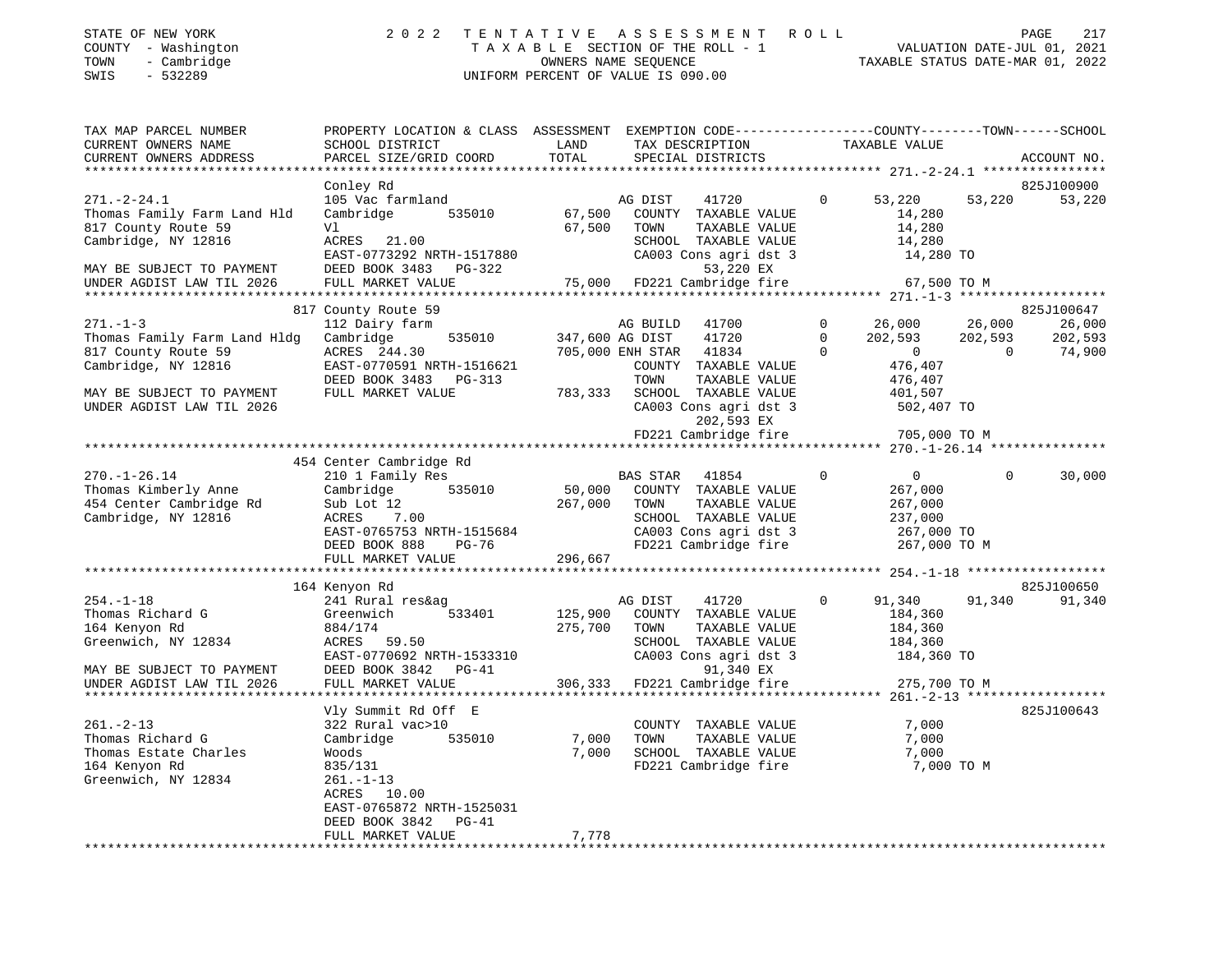STATE OF NEW YORK — COUNTY - Washington — TOWN - Cambridge — SWIS - 532289

# 2022 TENTATIVE ASSESSMENT ROLL
TAXABLE SECTION OF THE ROLL - 1
OWNERS NAME SEQUENCE
UNIFORM PERCENT OF VALUE IS 090.00

VALUATION DATE-JUL 01, 2021
TAXABLE STATUS DATE-MAR 01, 2022

```
TAX MAP PARCEL NUMBER          PROPERTY LOCATION & CLASS  ASSESSMENT  EXEMPTION CODE------------------COUNTY--------TOWN------SCHOOL
CURRENT OWNERS NAME            SCHOOL DISTRICT                LAND     TAX DESCRIPTION              TAXABLE VALUE
CURRENT OWNERS ADDRESS         PARCEL SIZE/GRID COORD        TOTAL     SPECIAL DISTRICTS                                   ACCOUNT NO.
******************************************************************************************************* 271.-2-24.1 ****************
                               Conley Rd                                                                                825J100900
271.-2-24.1                    105 Vac farmland                        AG DIST     41720        0      53,220     53,220     53,220
Thomas Family Farm Land Hld    Cambridge        535010      67,500     COUNTY  TAXABLE VALUE            14,280
817 County Route 59            Vl                           67,500     TOWN    TAXABLE VALUE            14,280
Cambridge, NY 12816            ACRES   21.00                           SCHOOL  TAXABLE VALUE            14,280
                               EAST-0773292 NRTH-1517880               CA003 Cons agri dst 3            14,280 TO
MAY BE SUBJECT TO PAYMENT      DEED BOOK 3483   PG-322                          53,220 EX
UNDER AGDIST LAW TIL 2026      FULL MARKET VALUE            75,000     FD221 Cambridge fire             67,500 TO M
******************************************************************************************************* 271.-1-3 *******************
                               817 County Route 59                                                                      825J100647
271.-1-3                       112 Dairy farm                          AG BUILD    41700        0      26,000     26,000     26,000
Thomas Family Farm Land Hldg   Cambridge        535010     347,600 AG DIST     41720        0     202,593    202,593    202,593
817 County Route 59            ACRES  244.30               705,000 ENH STAR    41834        0           0          0     74,900
Cambridge, NY 12816            EAST-0770591 NRTH-1516621               COUNTY  TAXABLE VALUE           476,407
                               DEED BOOK 3483   PG-313                 TOWN    TAXABLE VALUE           476,407
MAY BE SUBJECT TO PAYMENT      FULL MARKET VALUE           783,333     SCHOOL  TAXABLE VALUE           401,507
UNDER AGDIST LAW TIL 2026                                              CA003 Cons agri dst 3           502,407 TO
                                                                                202,593 EX
                                                                       FD221 Cambridge fire            705,000 TO M
******************************************************************************************************* 270.-1-26.14 ***************
                               454 Center Cambridge Rd
270.-1-26.14                   210 1 Family Res                        BAS STAR    41854        0           0          0     30,000
Thomas Kimberly Anne           Cambridge        535010      50,000     COUNTY  TAXABLE VALUE           267,000
454 Center Cambridge Rd        Sub Lot 12                  267,000     TOWN    TAXABLE VALUE           267,000
Cambridge, NY 12816            ACRES    7.00                           SCHOOL  TAXABLE VALUE           237,000
                               EAST-0765753 NRTH-1515684               CA003 Cons agri dst 3           267,000 TO
                               DEED BOOK 888    PG-76                  FD221 Cambridge fire            267,000 TO M
                               FULL MARKET VALUE           296,667
******************************************************************************************************* 254.-1-18 ******************
                               164 Kenyon Rd                                                                            825J100650
254.-1-18                      241 Rural res&ag                        AG DIST     41720        0      91,340     91,340     91,340
Thomas Richard G               Greenwich        533401     125,900     COUNTY  TAXABLE VALUE           184,360
164 Kenyon Rd                  884/174                     275,700     TOWN    TAXABLE VALUE           184,360
Greenwich, NY 12834            ACRES   59.50                           SCHOOL  TAXABLE VALUE           184,360
                               EAST-0770692 NRTH-1533310               CA003 Cons agri dst 3           184,360 TO
MAY BE SUBJECT TO PAYMENT      DEED BOOK 3842   PG-41                           91,340 EX
UNDER AGDIST LAW TIL 2026      FULL MARKET VALUE           306,333     FD221 Cambridge fire            275,700 TO M
******************************************************************************************************* 261.-2-13 ******************
                               Vly Summit Rd Off  E                                                                     825J100643
261.-2-13                      322 Rural vac>10                        COUNTY  TAXABLE VALUE             7,000
Thomas Richard G               Cambridge        535010       7,000     TOWN    TAXABLE VALUE             7,000
Thomas Estate Charles          Woods                         7,000     SCHOOL  TAXABLE VALUE             7,000
164 Kenyon Rd                  835/131                                 FD221 Cambridge fire              7,000 TO M
Greenwich, NY 12834            261.-1-13
                               ACRES   10.00
                               EAST-0765872 NRTH-1525031
                               DEED BOOK 3842   PG-41
                               FULL MARKET VALUE             7,778
************************************************************************************************************************************
```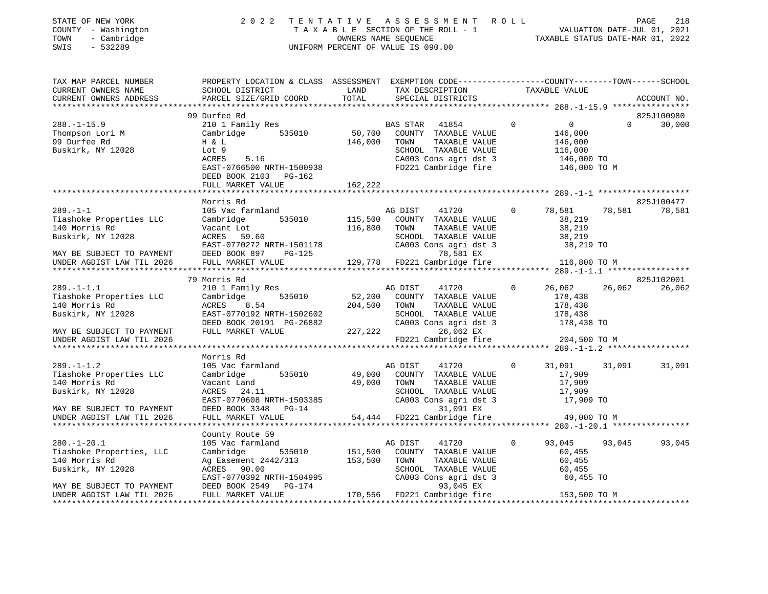STATE OF NEW YORK | 2022 TENTATIVE ASSESSMENT ROLL | PAGE 218
COUNTY - Washington | TAXABLE SECTION OF THE ROLL - 1 | VALUATION DATE-JUL 01, 2021
TOWN - Cambridge | OWNERS NAME SEQUENCE | TAXABLE STATUS DATE-MAR 01, 2022
SWIS - 532289 | UNIFORM PERCENT OF VALUE IS 090.00

| TAX MAP PARCEL NUMBER / CURRENT OWNERS NAME / CURRENT OWNERS ADDRESS | PROPERTY LOCATION & CLASS / SCHOOL DISTRICT / PARCEL SIZE/GRID COORD | ASSESSMENT LAND / TOTAL | EXEMPTION CODE / TAX DESCRIPTION / SPECIAL DISTRICTS | COUNTY TAXABLE VALUE | TOWN | SCHOOL | ACCOUNT NO. |
|---|---|---|---|---|---|---|---|
| | 99 Durfee Rd | | | | | | 825J100980 |
| 288.-1-15.9 | 210 1 Family Res | | BAS STAR 41854 0 | 0 | 0 | 30,000 | |
| Thompson Lori M | Cambridge 535010 | 50,700 | COUNTY TAXABLE VALUE | 146,000 | | | |
| 99 Durfee Rd | H & L | 146,000 | TOWN TAXABLE VALUE | 146,000 | | | |
| Buskirk, NY 12028 | Lot 9 | | SCHOOL TAXABLE VALUE | 116,000 | | | |
| | ACRES 5.16 | | CA003 Cons agri dst 3 | 146,000 TO | | | |
| | EAST-0766500 NRTH-1500938 | | FD221 Cambridge fire | 146,000 TO M | | | |
| | DEED BOOK 2103 PG-162 | | | | | | |
| | FULL MARKET VALUE | 162,222 | | | | | |
| | Morris Rd | | | | | | 825J100477 |
| 289.-1-1 | 105 Vac farmland | | AG DIST 41720 0 | 78,581 | 78,581 | 78,581 | |
| Tiashoke Properties LLC | Cambridge 535010 | 115,500 | COUNTY TAXABLE VALUE | 38,219 | | | |
| 140 Morris Rd | Vacant Lot | 116,800 | TOWN TAXABLE VALUE | 38,219 | | | |
| Buskirk, NY 12028 | ACRES 59.60 | | SCHOOL TAXABLE VALUE | 38,219 | | | |
| | EAST-0770272 NRTH-1501178 | | CA003 Cons agri dst 3 | 38,219 TO | | | |
| MAY BE SUBJECT TO PAYMENT | DEED BOOK 897 PG-125 | | 78,581 EX | | | | |
| UNDER AGDIST LAW TIL 2026 | FULL MARKET VALUE | 129,778 | FD221 Cambridge fire | 116,800 TO M | | | |
| | 79 Morris Rd | | | | | | 825J102001 |
| 289.-1-1.1 | 210 1 Family Res | | AG DIST 41720 0 | 26,062 | 26,062 | 26,062 | |
| Tiashoke Properties LLC | Cambridge 535010 | 52,200 | COUNTY TAXABLE VALUE | 178,438 | | | |
| 140 Morris Rd | ACRES 8.54 | 204,500 | TOWN TAXABLE VALUE | 178,438 | | | |
| Buskirk, NY 12028 | EAST-0770192 NRTH-1502602 | | SCHOOL TAXABLE VALUE | 178,438 | | | |
| | DEED BOOK 20191 PG-26882 | | CA003 Cons agri dst 3 | 178,438 TO | | | |
| MAY BE SUBJECT TO PAYMENT | FULL MARKET VALUE | 227,222 | 26,062 EX | | | | |
| UNDER AGDIST LAW TIL 2026 | | | FD221 Cambridge fire | 204,500 TO M | | | |
| | Morris Rd | | | | | | |
| 289.-1-1.2 | 105 Vac farmland | | AG DIST 41720 0 | 31,091 | 31,091 | 31,091 | |
| Tiashoke Properties LLC | Cambridge 535010 | 49,000 | COUNTY TAXABLE VALUE | 17,909 | | | |
| 140 Morris Rd | Vacant Land | 49,000 | TOWN TAXABLE VALUE | 17,909 | | | |
| Buskirk, NY 12028 | ACRES 24.11 | | SCHOOL TAXABLE VALUE | 17,909 | | | |
| | EAST-0770608 NRTH-1503385 | | CA003 Cons agri dst 3 | 17,909 TO | | | |
| MAY BE SUBJECT TO PAYMENT | DEED BOOK 3348 PG-14 | | 31,091 EX | | | | |
| UNDER AGDIST LAW TIL 2026 | FULL MARKET VALUE | 54,444 | FD221 Cambridge fire | 49,000 TO M | | | |
| | County Route 59 | | | | | | |
| 280.-1-20.1 | 105 Vac farmland | | AG DIST 41720 0 | 93,045 | 93,045 | 93,045 | |
| Tiashoke Properties, LLC | Cambridge 535010 | 151,500 | COUNTY TAXABLE VALUE | 60,455 | | | |
| 140 Morris Rd | Ag Easement 2442/313 | 153,500 | TOWN TAXABLE VALUE | 60,455 | | | |
| Buskirk, NY 12028 | ACRES 90.00 | | SCHOOL TAXABLE VALUE | 60,455 | | | |
| | EAST-0770392 NRTH-1504995 | | CA003 Cons agri dst 3 | 60,455 TO | | | |
| MAY BE SUBJECT TO PAYMENT | DEED BOOK 2549 PG-174 | | 93,045 EX | | | | |
| UNDER AGDIST LAW TIL 2026 | FULL MARKET VALUE | 170,556 | FD221 Cambridge fire | 153,500 TO M | | | |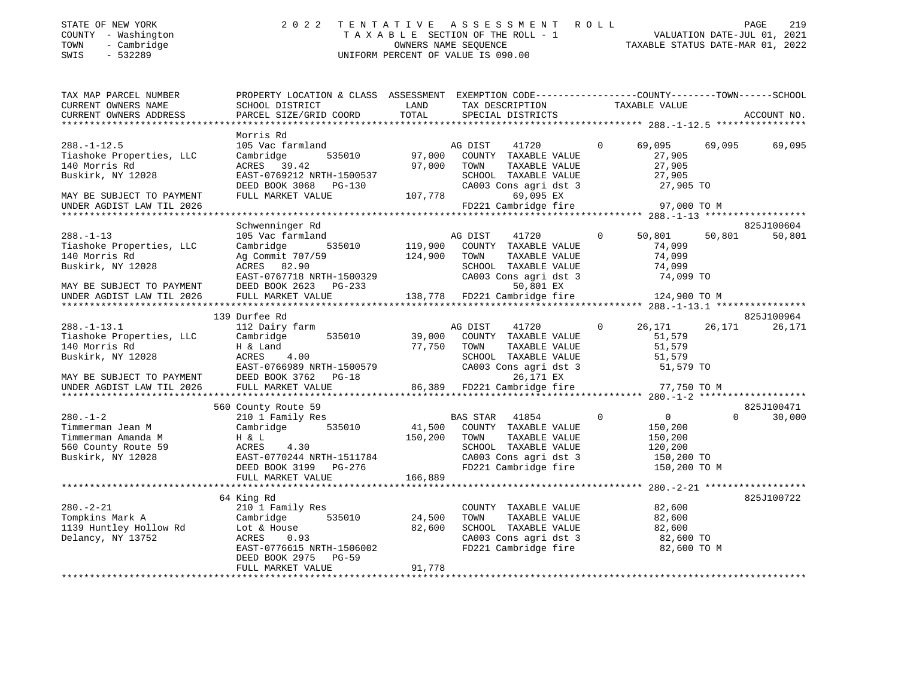STATE OF NEW YORK
COUNTY - Washington
TOWN - Cambridge
SWIS - 532289

2022 TENTATIVE ASSESSMENT ROLL
TAXABLE SECTION OF THE ROLL - 1
OWNERS NAME SEQUENCE
UNIFORM PERCENT OF VALUE IS 090.00

VALUATION DATE-JUL 01, 2021
TAXABLE STATUS DATE-MAR 01, 2022

```
TAX MAP PARCEL NUMBER          PROPERTY LOCATION & CLASS  ASSESSMENT  EXEMPTION CODE------------------COUNTY--------TOWN------SCHOOL
CURRENT OWNERS NAME            SCHOOL DISTRICT               LAND      TAX DESCRIPTION             TAXABLE VALUE
CURRENT OWNERS ADDRESS         PARCEL SIZE/GRID COORD        TOTAL     SPECIAL DISTRICTS                                      ACCOUNT NO.
******************************************************************************************************** 288.-1-12.5 ****************
                               Morris Rd
288.-1-12.5                    105 Vac farmland                        AG DIST      41720        0       69,095     69,095      69,095
Tiashoke Properties, LLC       Cambridge       535010        97,000    COUNTY  TAXABLE VALUE             27,905
140 Morris Rd                  ACRES   39.42                  97,000    TOWN    TAXABLE VALUE             27,905
Buskirk, NY 12028              EAST-0769212 NRTH-1500537               SCHOOL  TAXABLE VALUE             27,905
                               DEED BOOK 3068    PG-130                CA003 Cons agri dst 3              27,905 TO
MAY BE SUBJECT TO PAYMENT      FULL MARKET VALUE             107,778          69,095 EX
UNDER AGDIST LAW TIL 2026                                              FD221 Cambridge fire               97,000 TO M
******************************************************************************************************** 288.-1-13 ******************
                               Schwenninger Rd                                                                         825J100604
288.-1-13                      105 Vac farmland                        AG DIST      41720        0       50,801     50,801      50,801
Tiashoke Properties, LLC       Cambridge       535010       119,900    COUNTY  TAXABLE VALUE             74,099
140 Morris Rd                  Ag Commit 707/59              124,900    TOWN    TAXABLE VALUE             74,099
Buskirk, NY 12028              ACRES   82.90                           SCHOOL  TAXABLE VALUE             74,099
                               EAST-0767718 NRTH-1500329               CA003 Cons agri dst 3              74,099 TO
MAY BE SUBJECT TO PAYMENT      DEED BOOK 2623    PG-233                       50,801 EX
UNDER AGDIST LAW TIL 2026      FULL MARKET VALUE             138,778  FD221 Cambridge fire               124,900 TO M
******************************************************************************************************** 288.-1-13.1 ****************
                               139 Durfee Rd                                                                           825J100964
288.-1-13.1                    112 Dairy farm                          AG DIST      41720        0       26,171     26,171      26,171
Tiashoke Properties, LLC       Cambridge       535010        39,000    COUNTY  TAXABLE VALUE             51,579
140 Morris Rd                  H & Land                       77,750    TOWN    TAXABLE VALUE             51,579
Buskirk, NY 12028              ACRES    4.00                           SCHOOL  TAXABLE VALUE             51,579
                               EAST-0766989 NRTH-1500579               CA003 Cons agri dst 3              51,579 TO
MAY BE SUBJECT TO PAYMENT      DEED BOOK 3762    PG-18                        26,171 EX
UNDER AGDIST LAW TIL 2026      FULL MARKET VALUE              86,389  FD221 Cambridge fire               77,750 TO M
******************************************************************************************************** 280.-1-2 *******************
                               560 County Route 59                                                                     825J100471
280.-1-2                       210 1 Family Res                        BAS STAR     41854        0            0          0      30,000
Timmerman Jean M               Cambridge       535010        41,500    COUNTY  TAXABLE VALUE            150,200
Timmerman Amanda M             H & L                         150,200    TOWN    TAXABLE VALUE            150,200
560 County Route 59            ACRES    4.30                           SCHOOL  TAXABLE VALUE            120,200
Buskirk, NY 12028              EAST-0770244 NRTH-1511784               CA003 Cons agri dst 3             150,200 TO
                               DEED BOOK 3199    PG-276                FD221 Cambridge fire              150,200 TO M
                               FULL MARKET VALUE             166,889
******************************************************************************************************** 280.-2-21 ******************
                               64 King Rd                                                                              825J100722
280.-2-21                      210 1 Family Res                        COUNTY  TAXABLE VALUE             82,600
Tompkins Mark A                Cambridge       535010        24,500    TOWN    TAXABLE VALUE             82,600
1139 Huntley Hollow Rd         Lot & House                    82,600    SCHOOL  TAXABLE VALUE             82,600
Delancy, NY 13752              ACRES    0.93                           CA003 Cons agri dst 3              82,600 TO
                               EAST-0776615 NRTH-1506002               FD221 Cambridge fire               82,600 TO M
                               DEED BOOK 2975    PG-59
                               FULL MARKET VALUE              91,778
************************************************************************************************************************************
```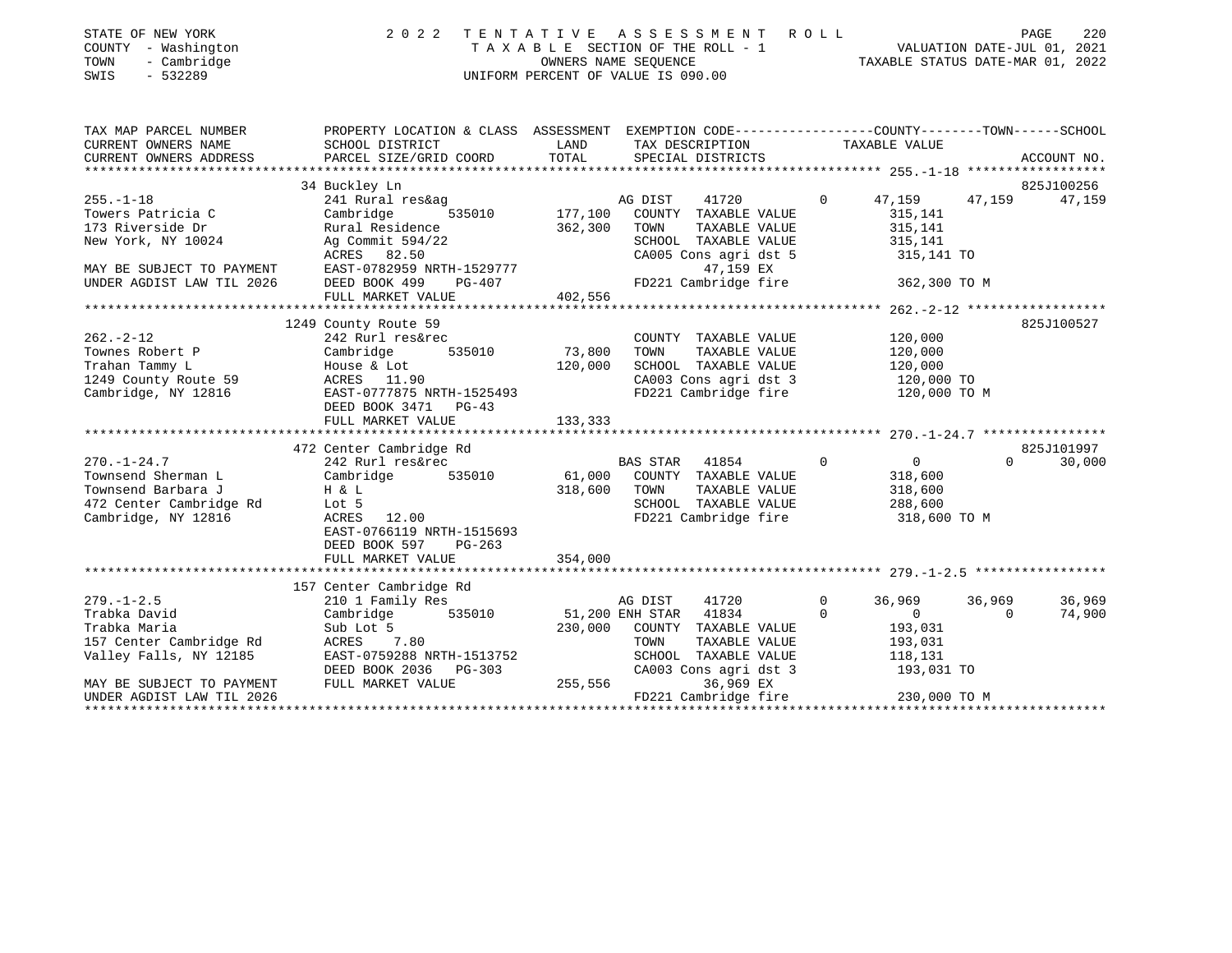STATE OF NEW YORK
COUNTY - Washington
TOWN - Cambridge
SWIS - 532289

2022 TENTATIVE ASSESSMENT ROLL
TAXABLE SECTION OF THE ROLL - 1
OWNERS NAME SEQUENCE
UNIFORM PERCENT OF VALUE IS 090.00

VALUATION DATE-JUL 01, 2021
TAXABLE STATUS DATE-MAR 01, 2022

```
TAX MAP PARCEL NUMBER          PROPERTY LOCATION & CLASS  ASSESSMENT  EXEMPTION CODE------------------COUNTY--------TOWN------SCHOOL
CURRENT OWNERS NAME            SCHOOL DISTRICT               LAND      TAX DESCRIPTION            TAXABLE VALUE
CURRENT OWNERS ADDRESS         PARCEL SIZE/GRID COORD       TOTAL      SPECIAL DISTRICTS                                      ACCOUNT NO.
******************************************************************************************************* 255.-1-18 ******************
                               34 Buckley Ln                                                                              825J100256
255.-1-18                      241 Rural res&ag                   AG DIST     41720           0     47,159     47,159      47,159
Towers Patricia C              Cambridge        535010     177,100   COUNTY  TAXABLE VALUE           315,141
173 Riverside Dr               Rural Residence             362,300   TOWN    TAXABLE VALUE           315,141
New York, NY 10024             Ag Commit 594/22                      SCHOOL  TAXABLE VALUE           315,141
                               ACRES   82.50                         CA005 Cons agri dst 5            315,141 TO
MAY BE SUBJECT TO PAYMENT      EAST-0782959 NRTH-1529777                  47,159 EX
UNDER AGDIST LAW TIL 2026      DEED BOOK 499    PG-407               FD221 Cambridge fire             362,300 TO M
                               FULL MARKET VALUE           402,556
******************************************************************************************************* 262.-2-12 ******************
                               1249 County Route 59                                                                       825J100527
262.-2-12                      242 Rurl res&rec                      COUNTY  TAXABLE VALUE           120,000
Townes Robert P                Cambridge        535010      73,800   TOWN    TAXABLE VALUE           120,000
Trahan Tammy L                 House & Lot                 120,000   SCHOOL  TAXABLE VALUE           120,000
1249 County Route 59           ACRES   11.90                         CA003 Cons agri dst 3            120,000 TO
Cambridge, NY 12816            EAST-0777875 NRTH-1525493             FD221 Cambridge fire             120,000 TO M
                               DEED BOOK 3471   PG-43
                               FULL MARKET VALUE           133,333
******************************************************************************************************* 270.-1-24.7 ****************
                               472 Center Cambridge Rd                                                                    825J101997
270.-1-24.7                    242 Rurl res&rec                   BAS STAR    41854           0          0          0      30,000
Townsend Sherman L             Cambridge        535010      61,000   COUNTY  TAXABLE VALUE           318,600
Townsend Barbara J             H & L                       318,600   TOWN    TAXABLE VALUE           318,600
472 Center Cambridge Rd        Lot 5                                 SCHOOL  TAXABLE VALUE           288,600
Cambridge, NY 12816            ACRES   12.00                         FD221 Cambridge fire             318,600 TO M
                               EAST-0766119 NRTH-1515693
                               DEED BOOK 597    PG-263
                               FULL MARKET VALUE           354,000
******************************************************************************************************* 279.-1-2.5 *****************
                               157 Center Cambridge Rd
279.-1-2.5                     210 1 Family Res                   AG DIST     41720           0     36,969     36,969      36,969
Trabka David                   Cambridge        535010      51,200 ENH STAR   41834           0          0          0      74,900
Trabka Maria                   Sub Lot 5                   230,000   COUNTY  TAXABLE VALUE           193,031
157 Center Cambridge Rd        ACRES    7.80                         TOWN    TAXABLE VALUE           193,031
Valley Falls, NY 12185         EAST-0759288 NRTH-1513752             SCHOOL  TAXABLE VALUE           118,131
                               DEED BOOK 2036   PG-303               CA003 Cons agri dst 3            193,031 TO
MAY BE SUBJECT TO PAYMENT      FULL MARKET VALUE           255,556        36,969 EX
UNDER AGDIST LAW TIL 2026                                            FD221 Cambridge fire             230,000 TO M
************************************************************************************************************************************
```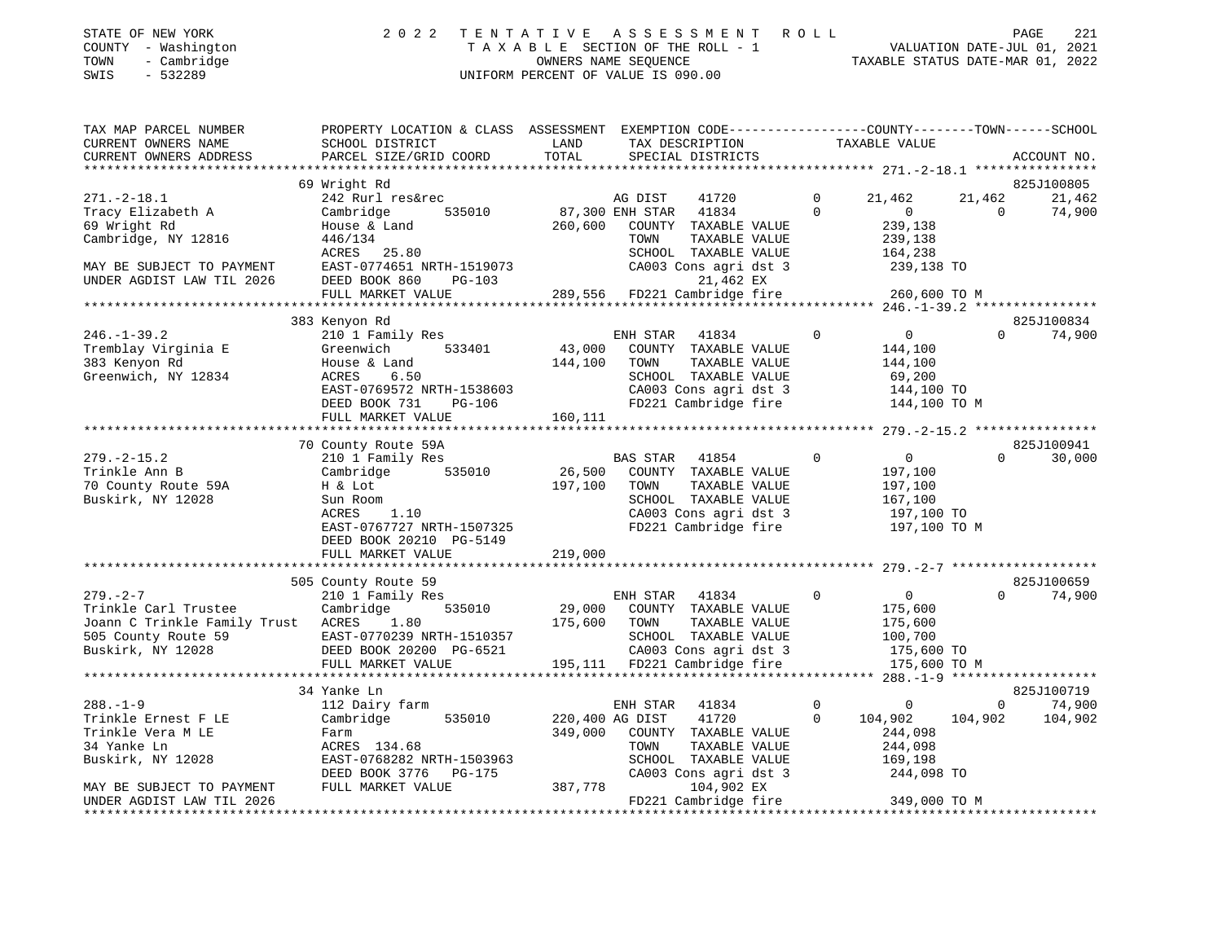STATE OF NEW YORK                    2 0 2 2   T E N T A T I V E   A S S E S S M E N T   R O L L
COUNTY - Washington                  T A X A B L E SECTION OF THE ROLL - 1                VALUATION DATE-JUL 01, 2021
TOWN   - Cambridge                   OWNERS NAME SEQUENCE                                  TAXABLE STATUS DATE-MAR 01, 2022
SWIS   - 532289                      UNIFORM PERCENT OF VALUE IS 090.00

```
TAX MAP PARCEL NUMBER          PROPERTY LOCATION & CLASS  ASSESSMENT  EXEMPTION CODE-----------------COUNTY--------TOWN------SCHOOL
CURRENT OWNERS NAME            SCHOOL DISTRICT             LAND        TAX DESCRIPTION              TAXABLE VALUE
CURRENT OWNERS ADDRESS         PARCEL SIZE/GRID COORD      TOTAL       SPECIAL DISTRICTS                                       ACCOUNT NO.
*********************************************************************************************** 271.-2-18.1 ****************
                               69 Wright Rd                                                                                 825J100805
271.-2-18.1                    242 Rurl res&rec                        AG DIST     41720        0      21,462     21,462      21,462
Tracy Elizabeth A              Cambridge      535010         87,300 ENH STAR  41834        0           0          0       74,900
69 Wright Rd                   House & Land               260,600     COUNTY  TAXABLE VALUE          239,138
Cambridge, NY 12816            446/134                                TOWN    TAXABLE VALUE          239,138
                               ACRES   25.80                          SCHOOL  TAXABLE VALUE          164,238
MAY BE SUBJECT TO PAYMENT      EAST-0774651 NRTH-1519073              CA003 Cons agri dst 3          239,138 TO
UNDER AGDIST LAW TIL 2026      DEED BOOK 860    PG-103                      21,462 EX
                               FULL MARKET VALUE          289,556     FD221 Cambridge fire           260,600 TO M
*********************************************************************************************** 246.-1-39.2 ****************
                               383 Kenyon Rd                                                                                825J100834
246.-1-39.2                    210 1 Family Res                       ENH STAR  41834        0           0          0       74,900
Tremblay Virginia E            Greenwich      533401       43,000     COUNTY  TAXABLE VALUE          144,100
383 Kenyon Rd                  House & Land               144,100     TOWN    TAXABLE VALUE          144,100
Greenwich, NY 12834            ACRES    6.50                          SCHOOL  TAXABLE VALUE           69,200
                               EAST-0769572 NRTH-1538603              CA003 Cons agri dst 3          144,100 TO
                               DEED BOOK 731    PG-106                FD221 Cambridge fire           144,100 TO M
                               FULL MARKET VALUE          160,111
*********************************************************************************************** 279.-2-15.2 ****************
                               70 County Route 59A                                                                          825J100941
279.-2-15.2                    210 1 Family Res                       BAS STAR  41854        0           0          0       30,000
Trinkle Ann B                  Cambridge      535010       26,500     COUNTY  TAXABLE VALUE          197,100
70 County Route 59A            H & Lot                    197,100     TOWN    TAXABLE VALUE          197,100
Buskirk, NY 12028              Sun Room                               SCHOOL  TAXABLE VALUE          167,100
                               ACRES    1.10                          CA003 Cons agri dst 3          197,100 TO
                               EAST-0767727 NRTH-1507325              FD221 Cambridge fire           197,100 TO M
                               DEED BOOK 20210 PG-5149
                               FULL MARKET VALUE          219,000
*********************************************************************************************** 279.-2-7 *******************
                               505 County Route 59                                                                          825J100659
279.-2-7                       210 1 Family Res                       ENH STAR  41834        0           0          0       74,900
Trinkle Carl Trustee           Cambridge      535010       29,000     COUNTY  TAXABLE VALUE          175,600
Joann C Trinkle Family Trust   ACRES    1.80              175,600     TOWN    TAXABLE VALUE          175,600
505 County Route 59            EAST-0770239 NRTH-1510357              SCHOOL  TAXABLE VALUE          100,700
Buskirk, NY 12028              DEED BOOK 20200 PG-6521                CA003 Cons agri dst 3          175,600 TO
                               FULL MARKET VALUE          195,111     FD221 Cambridge fire           175,600 TO M
*********************************************************************************************** 288.-1-9 *******************
                               34 Yanke Ln                                                                                  825J100719
288.-1-9                       112 Dairy farm                         ENH STAR  41834        0           0          0       74,900
Trinkle Ernest F LE            Cambridge      535010        220,400 AG DIST     41720        0     104,902    104,902     104,902
Trinkle Vera M LE              Farm                       349,000     COUNTY  TAXABLE VALUE          244,098
34 Yanke Ln                    ACRES  134.68                          TOWN    TAXABLE VALUE          244,098
Buskirk, NY 12028              EAST-0768282 NRTH-1503963              SCHOOL  TAXABLE VALUE          169,198
                               DEED BOOK 3776   PG-175                CA003 Cons agri dst 3          244,098 TO
MAY BE SUBJECT TO PAYMENT      FULL MARKET VALUE          387,778           104,902 EX
UNDER AGDIST LAW TIL 2026                                             FD221 Cambridge fire           349,000 TO M
****************************************************************************************************************************
```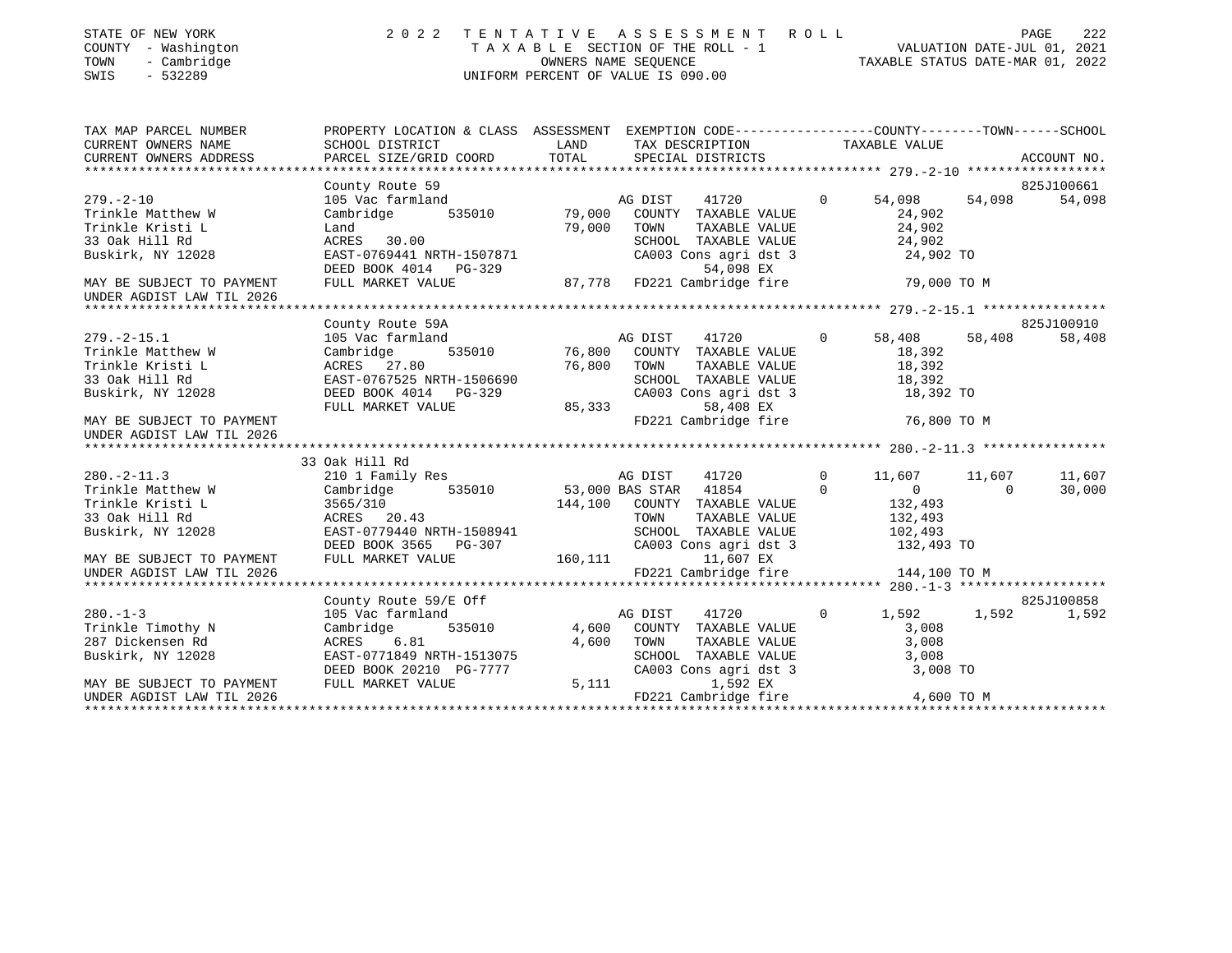STATE OF NEW YORK | COUNTY - Washington | TOWN - Cambridge | SWIS - 532289

# 2022 TENTATIVE ASSESSMENT ROLL

TAXABLE SECTION OF THE ROLL - 1
OWNERS NAME SEQUENCE
UNIFORM PERCENT OF VALUE IS 090.00

VALUATION DATE-JUL 01, 2021
TAXABLE STATUS DATE-MAR 01, 2022

```
TAX MAP PARCEL NUMBER          PROPERTY LOCATION & CLASS  ASSESSMENT  EXEMPTION CODE-----------------COUNTY--------TOWN------SCHOOL
CURRENT OWNERS NAME            SCHOOL DISTRICT             LAND       TAX DESCRIPTION              TAXABLE VALUE
CURRENT OWNERS ADDRESS         PARCEL SIZE/GRID COORD      TOTAL      SPECIAL DISTRICTS                                    ACCOUNT NO.
*********************************************************************************************************** 279.-2-10 ******************
                               County Route 59                                                                          825J100661
279.-2-10                      105 Vac farmland                        AG DIST      41720           0     54,098     54,098     54,098
Trinkle Matthew W              Cambridge      535010      79,000      COUNTY  TAXABLE VALUE               24,902
Trinkle Kristi L               Land                       79,000      TOWN     TAXABLE VALUE               24,902
33 Oak Hill Rd                 ACRES  30.00                           SCHOOL  TAXABLE VALUE               24,902
Buskirk, NY 12028              EAST-0769441 NRTH-1507871              CA003 Cons agri dst 3               24,902 TO
                               DEED BOOK 4014   PG-329                        54,098 EX
MAY BE SUBJECT TO PAYMENT      FULL MARKET VALUE           87,778     FD221 Cambridge fire                79,000 TO M
UNDER AGDIST LAW TIL 2026
*********************************************************************************************************** 279.-2-15.1 ****************
                               County Route 59A                                                                         825J100910
279.-2-15.1                    105 Vac farmland                        AG DIST      41720           0     58,408     58,408     58,408
Trinkle Matthew W              Cambridge      535010      76,800      COUNTY  TAXABLE VALUE               18,392
Trinkle Kristi L               ACRES  27.80               76,800      TOWN     TAXABLE VALUE               18,392
33 Oak Hill Rd                 EAST-0767525 NRTH-1506690              SCHOOL  TAXABLE VALUE               18,392
Buskirk, NY 12028              DEED BOOK 4014   PG-329                CA003 Cons agri dst 3               18,392 TO
                               FULL MARKET VALUE           85,333             58,408 EX
MAY BE SUBJECT TO PAYMENT                                             FD221 Cambridge fire                76,800 TO M
UNDER AGDIST LAW TIL 2026
*********************************************************************************************************** 280.-2-11.3 ****************
                               33 Oak Hill Rd
280.-2-11.3                    210 1 Family Res                        AG DIST      41720           0     11,607     11,607     11,607
Trinkle Matthew W              Cambridge      535010      53,000 BAS STAR   41854           0          0          0     30,000
Trinkle Kristi L               3565/310                  144,100      COUNTY  TAXABLE VALUE              132,493
33 Oak Hill Rd                 ACRES  20.43                           TOWN     TAXABLE VALUE              132,493
Buskirk, NY 12028              EAST-0779440 NRTH-1508941              SCHOOL  TAXABLE VALUE              102,493
                               DEED BOOK 3565   PG-307                CA003 Cons agri dst 3              132,493 TO
MAY BE SUBJECT TO PAYMENT      FULL MARKET VALUE          160,111             11,607 EX
UNDER AGDIST LAW TIL 2026                                             FD221 Cambridge fire               144,100 TO M
*********************************************************************************************************** 280.-1-3 *******************
                               County Route 59/E Off                                                                    825J100858
280.-1-3                       105 Vac farmland                        AG DIST      41720           0      1,592      1,592      1,592
Trinkle Timothy N              Cambridge      535010       4,600      COUNTY  TAXABLE VALUE                3,008
287 Dickensen Rd               ACRES   6.81                4,600      TOWN     TAXABLE VALUE                3,008
Buskirk, NY 12028              EAST-0771849 NRTH-1513075              SCHOOL  TAXABLE VALUE                3,008
                               DEED BOOK 20210 PG-7777                CA003 Cons agri dst 3                3,008 TO
MAY BE SUBJECT TO PAYMENT      FULL MARKET VALUE            5,111              1,592 EX
UNDER AGDIST LAW TIL 2026                                             FD221 Cambridge fire                 4,600 TO M
****************************************************************************************************************************************
```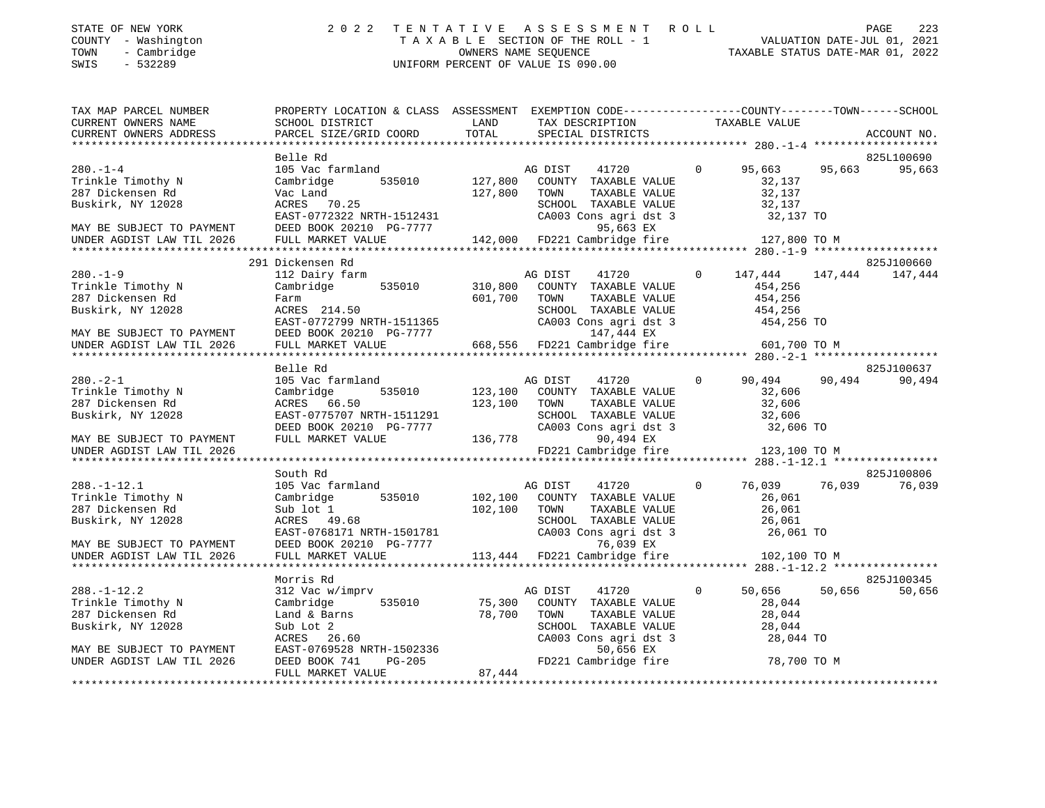STATE OF NEW YORK
COUNTY - Washington
TOWN - Cambridge
SWIS - 532289

# 2022 TENTATIVE ASSESSMENT ROLL
TAXABLE SECTION OF THE ROLL - 1
OWNERS NAME SEQUENCE
UNIFORM PERCENT OF VALUE IS 090.00

VALUATION DATE-JUL 01, 2021
TAXABLE STATUS DATE-MAR 01, 2022

| TAX MAP PARCEL NUMBER / CURRENT OWNERS NAME / CURRENT OWNERS ADDRESS | PROPERTY LOCATION & CLASS / SCHOOL DISTRICT / PARCEL SIZE/GRID COORD | ASSESSMENT LAND / TOTAL | EXEMPTION CODE / TAX DESCRIPTION / SPECIAL DISTRICTS | COUNTY | TOWN | SCHOOL | ACCOUNT NO. |
|---|---|---|---|---|---|---|---|
| **280.-1-4** | Belle Rd | | | | | | 825L100690 |
| Trinkle Timothy N | 105 Vac farmland | | AG DIST 41720 0 | 95,663 | 95,663 | 95,663 | |
| 287 Dickensen Rd | Cambridge 535010 | 127,800 | COUNTY TAXABLE VALUE | 32,137 | | | |
| Buskirk, NY 12028 | Vac Land | 127,800 | TOWN TAXABLE VALUE | | 32,137 | | |
| | ACRES 70.25 | | SCHOOL TAXABLE VALUE | | | 32,137 | |
| | EAST-0772322 NRTH-1512431 | | CA003 Cons agri dst 3 | 32,137 TO | | | |
| MAY BE SUBJECT TO PAYMENT | DEED BOOK 20210 PG-7777 | | 95,663 EX | | | | |
| UNDER AGDIST LAW TIL 2026 | FULL MARKET VALUE | 142,000 | FD221 Cambridge fire | 127,800 TO M | | | |
| **280.-1-9** | 291 Dickensen Rd | | | | | | 825J100660 |
| Trinkle Timothy N | 112 Dairy farm | | AG DIST 41720 0 | 147,444 | 147,444 | 147,444 | |
| 287 Dickensen Rd | Cambridge 535010 | 310,800 | COUNTY TAXABLE VALUE | 454,256 | | | |
| Buskirk, NY 12028 | Farm | 601,700 | TOWN TAXABLE VALUE | | 454,256 | | |
| | ACRES 214.50 | | SCHOOL TAXABLE VALUE | | | 454,256 | |
| | EAST-0772799 NRTH-1511365 | | CA003 Cons agri dst 3 | 454,256 TO | | | |
| MAY BE SUBJECT TO PAYMENT | DEED BOOK 20210 PG-7777 | | 147,444 EX | | | | |
| UNDER AGDIST LAW TIL 2026 | FULL MARKET VALUE | 668,556 | FD221 Cambridge fire | 601,700 TO M | | | |
| **280.-2-1** | Belle Rd | | | | | | 825J100637 |
| Trinkle Timothy N | 105 Vac farmland | | AG DIST 41720 0 | 90,494 | 90,494 | 90,494 | |
| 287 Dickensen Rd | Cambridge 535010 | 123,100 | COUNTY TAXABLE VALUE | 32,606 | | | |
| Buskirk, NY 12028 | ACRES 66.50 | 123,100 | TOWN TAXABLE VALUE | | 32,606 | | |
| | EAST-0775707 NRTH-1511291 | | SCHOOL TAXABLE VALUE | | | 32,606 | |
| | DEED BOOK 20210 PG-7777 | | CA003 Cons agri dst 3 | 32,606 TO | | | |
| MAY BE SUBJECT TO PAYMENT | FULL MARKET VALUE | 136,778 | 90,494 EX | | | | |
| UNDER AGDIST LAW TIL 2026 | | | FD221 Cambridge fire | 123,100 TO M | | | |
| **288.-1-12.1** | South Rd | | | | | | 825J100806 |
| Trinkle Timothy N | 105 Vac farmland | | AG DIST 41720 0 | 76,039 | 76,039 | 76,039 | |
| 287 Dickensen Rd | Cambridge 535010 | 102,100 | COUNTY TAXABLE VALUE | 26,061 | | | |
| Buskirk, NY 12028 | Sub lot 1 | 102,100 | TOWN TAXABLE VALUE | | 26,061 | | |
| | ACRES 49.68 | | SCHOOL TAXABLE VALUE | | | 26,061 | |
| | EAST-0768171 NRTH-1501781 | | CA003 Cons agri dst 3 | 26,061 TO | | | |
| MAY BE SUBJECT TO PAYMENT | DEED BOOK 20210 PG-7777 | | 76,039 EX | | | | |
| UNDER AGDIST LAW TIL 2026 | FULL MARKET VALUE | 113,444 | FD221 Cambridge fire | 102,100 TO M | | | |
| **288.-1-12.2** | Morris Rd | | | | | | 825J100345 |
| Trinkle Timothy N | 312 Vac w/imprv | | AG DIST 41720 0 | 50,656 | 50,656 | 50,656 | |
| 287 Dickensen Rd | Cambridge 535010 | 75,300 | COUNTY TAXABLE VALUE | 28,044 | | | |
| Buskirk, NY 12028 | Land & Barns | 78,700 | TOWN TAXABLE VALUE | | 28,044 | | |
| | Sub Lot 2 | | SCHOOL TAXABLE VALUE | | | 28,044 | |
| | ACRES 26.60 | | CA003 Cons agri dst 3 | 28,044 TO | | | |
| MAY BE SUBJECT TO PAYMENT | EAST-0769528 NRTH-1502336 | | 50,656 EX | | | | |
| UNDER AGDIST LAW TIL 2026 | DEED BOOK 741 PG-205 | | FD221 Cambridge fire | 78,700 TO M | | | |
| | FULL MARKET VALUE | 87,444 | | | | | |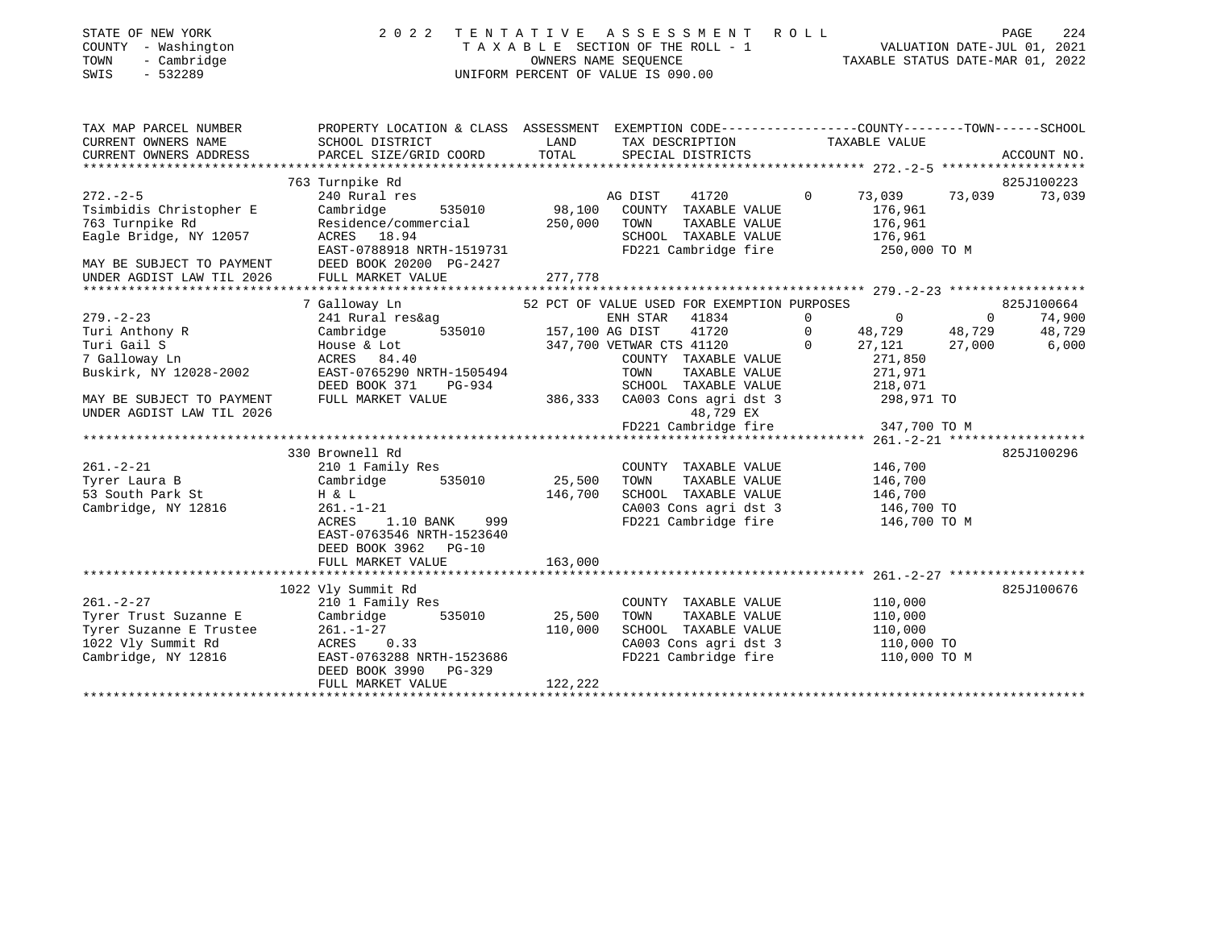STATE OF NEW YORK  
COUNTY - Washington  
TOWN - Cambridge  
SWIS - 532289

2 0 2 2 T E N T A T I V E A S S E S S M E N T R O L L  
T A X A B L E SECTION OF THE ROLL - 1  
OWNERS NAME SEQUENCE  
UNIFORM PERCENT OF VALUE IS 090.00

VALUATION DATE-JUL 01, 2021  
TAXABLE STATUS DATE-MAR 01, 2022

```
TAX MAP PARCEL NUMBER          PROPERTY LOCATION & CLASS  ASSESSMENT  EXEMPTION CODE------------------COUNTY--------TOWN------SCHOOL
CURRENT OWNERS NAME            SCHOOL DISTRICT               LAND      TAX DESCRIPTION               TAXABLE VALUE
CURRENT OWNERS ADDRESS         PARCEL SIZE/GRID COORD        TOTAL     SPECIAL DISTRICTS                                          ACCOUNT NO.
******************************************************************************************************* 272.-2-5 *******************
                               763 Turnpike Rd                                                                                  825J100223
272.-2-5                       240 Rural res                           AG DIST     41720           0      73,039       73,039       73,039
Tsimbidis Christopher E        Cambridge        535010       98,100    COUNTY  TAXABLE VALUE             176,961
763 Turnpike Rd                Residence/commercial         250,000    TOWN    TAXABLE VALUE             176,961
Eagle Bridge, NY 12057         ACRES   18.94                           SCHOOL  TAXABLE VALUE             176,961
                               EAST-0788918 NRTH-1519731               FD221 Cambridge fire                250,000 TO M
MAY BE SUBJECT TO PAYMENT      DEED BOOK 20200 PG-2427
UNDER AGDIST LAW TIL 2026      FULL MARKET VALUE            277,778
******************************************************************************************************* 279.-2-23 ******************
                               7 Galloway Ln                  52 PCT OF VALUE USED FOR EXEMPTION PURPOSES                       825J100664
279.-2-23                      241 Rural res&ag                        ENH STAR    41834           0           0            0       74,900
Turi Anthony R                 Cambridge        535010      157,100 AG DIST     41720           0      48,729       48,729       48,729
Turi Gail S                    House & Lot                  347,700 VETWAR CTS 41120           0      27,121       27,000        6,000
7 Galloway Ln                  ACRES   84.40                           COUNTY  TAXABLE VALUE             271,850
Buskirk, NY 12028-2002         EAST-0765290 NRTH-1505494               TOWN    TAXABLE VALUE             271,971
                               DEED BOOK 371    PG-934                 SCHOOL  TAXABLE VALUE             218,071
MAY BE SUBJECT TO PAYMENT      FULL MARKET VALUE            386,333    CA003 Cons agri dst 3               298,971 TO
UNDER AGDIST LAW TIL 2026                                                    48,729 EX
                                                                       FD221 Cambridge fire                347,700 TO M
******************************************************************************************************* 261.-2-21 ******************
                               330 Brownell Rd                                                                                  825J100296
261.-2-21                      210 1 Family Res                        COUNTY  TAXABLE VALUE             146,700
Tyrer Laura B                  Cambridge        535010       25,500    TOWN    TAXABLE VALUE             146,700
53 South Park St               H & L                        146,700    SCHOOL  TAXABLE VALUE             146,700
Cambridge, NY 12816            261.-1-21                               CA003 Cons agri dst 3               146,700 TO
                               ACRES    1.10 BANK     999              FD221 Cambridge fire                146,700 TO M
                               EAST-0763546 NRTH-1523640
                               DEED BOOK 3962   PG-10
                               FULL MARKET VALUE            163,000
******************************************************************************************************* 261.-2-27 ******************
                               1022 Vly Summit Rd                                                                               825J100676
261.-2-27                      210 1 Family Res                        COUNTY  TAXABLE VALUE             110,000
Tyrer Trust Suzanne E          Cambridge        535010       25,500    TOWN    TAXABLE VALUE             110,000
Tyrer Suzanne E Trustee        261.-1-27                    110,000    SCHOOL  TAXABLE VALUE             110,000
1022 Vly Summit Rd             ACRES    0.33                           CA003 Cons agri dst 3               110,000 TO
Cambridge, NY 12816            EAST-0763288 NRTH-1523686               FD221 Cambridge fire                110,000 TO M
                               DEED BOOK 3990   PG-329
                               FULL MARKET VALUE            122,222
************************************************************************************************************************************
```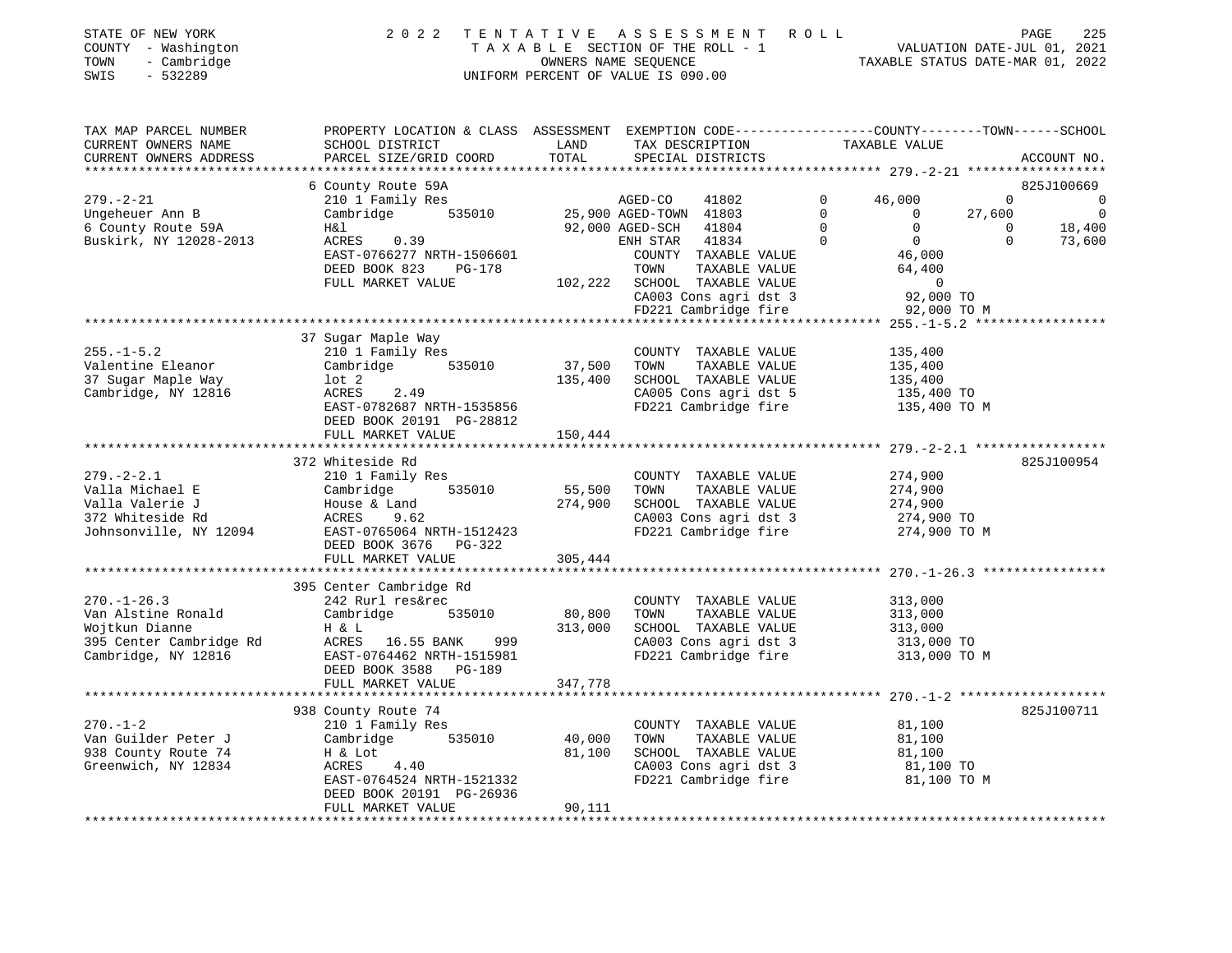STATE OF NEW YORK
COUNTY - Washington
TOWN - Cambridge
SWIS - 532289

2 0 2 2 T E N T A T I V E A S S E S S M E N T R O L L
T A X A B L E SECTION OF THE ROLL - 1
OWNERS NAME SEQUENCE
UNIFORM PERCENT OF VALUE IS 090.00

VALUATION DATE-JUL 01, 2021
TAXABLE STATUS DATE-MAR 01, 2022

```
TAX MAP PARCEL NUMBER     PROPERTY LOCATION & CLASS  ASSESSMENT  EXEMPTION CODE-----------------COUNTY--------TOWN------SCHOOL
CURRENT OWNERS NAME       SCHOOL DISTRICT               LAND      TAX DESCRIPTION            TAXABLE VALUE
CURRENT OWNERS ADDRESS    PARCEL SIZE/GRID COORD        TOTAL     SPECIAL DISTRICTS                                 ACCOUNT NO.
******************************************************************************************** 279.-2-21 ******************
                          6 County Route 59A                                                                    825J100669
279.-2-21                 210 1 Family Res                  AGED-CO     41802         0     46,000          0             0
Ungeheuer Ann B           Cambridge       535010      25,900 AGED-TOWN  41803         0          0     27,600             0
6 County Route 59A        H&l                         92,000 AGED-SCH   41804         0          0          0        18,400
Buskirk, NY 12028-2013    ACRES     0.39                     ENH STAR   41834         0          0          0        73,600
                          EAST-0766277 NRTH-1506601          COUNTY  TAXABLE VALUE            46,000
                          DEED BOOK 823    PG-178            TOWN    TAXABLE VALUE            64,400
                          FULL MARKET VALUE          102,222 SCHOOL  TAXABLE VALUE                 0
                                                             CA003 Cons agri dst 3            92,000 TO
                                                             FD221 Cambridge fire             92,000 TO M
******************************************************************************************** 255.-1-5.2 *****************
                          37 Sugar Maple Way
255.-1-5.2                210 1 Family Res                   COUNTY  TAXABLE VALUE           135,400
Valentine Eleanor         Cambridge       535010      37,500 TOWN    TAXABLE VALUE           135,400
37 Sugar Maple Way        lot 2                      135,400 SCHOOL  TAXABLE VALUE           135,400
Cambridge, NY 12816       ACRES     2.49                     CA005 Cons agri dst 5           135,400 TO
                          EAST-0782687 NRTH-1535856          FD221 Cambridge fire            135,400 TO M
                          DEED BOOK 20191 PG-28812
                          FULL MARKET VALUE          150,444
******************************************************************************************** 279.-2-2.1 *****************
                          372 Whiteside Rd                                                                      825J100954
279.-2-2.1                210 1 Family Res                   COUNTY  TAXABLE VALUE           274,900
Valla Michael E           Cambridge       535010      55,500 TOWN    TAXABLE VALUE           274,900
Valla Valerie J           House & Land               274,900 SCHOOL  TAXABLE VALUE           274,900
372 Whiteside Rd          ACRES     9.62                     CA003 Cons agri dst 3           274,900 TO
Johnsonville, NY 12094    EAST-0765064 NRTH-1512423          FD221 Cambridge fire            274,900 TO M
                          DEED BOOK 3676   PG-322
                          FULL MARKET VALUE          305,444
******************************************************************************************** 270.-1-26.3 ****************
                          395 Center Cambridge Rd
270.-1-26.3               242 Rurl res&rec                   COUNTY  TAXABLE VALUE           313,000
Van Alstine Ronald        Cambridge       535010      80,800 TOWN    TAXABLE VALUE           313,000
Wojtkun Dianne            H & L                      313,000 SCHOOL  TAXABLE VALUE           313,000
395 Center Cambridge Rd   ACRES    16.55 BANK     999        CA003 Cons agri dst 3           313,000 TO
Cambridge, NY 12816       EAST-0764462 NRTH-1515981          FD221 Cambridge fire            313,000 TO M
                          DEED BOOK 3588   PG-189
                          FULL MARKET VALUE          347,778
******************************************************************************************** 270.-1-2 *******************
                          938 County Route 74                                                                   825J100711
270.-1-2                  210 1 Family Res                   COUNTY  TAXABLE VALUE            81,100
Van Guilder Peter J       Cambridge       535010      40,000 TOWN    TAXABLE VALUE            81,100
938 County Route 74       H & Lot                     81,100 SCHOOL  TAXABLE VALUE            81,100
Greenwich, NY 12834       ACRES     4.40                     CA003 Cons agri dst 3            81,100 TO
                          EAST-0764524 NRTH-1521332          FD221 Cambridge fire             81,100 TO M
                          DEED BOOK 20191 PG-26936
                          FULL MARKET VALUE           90,111
****************************************************************************************************************************
```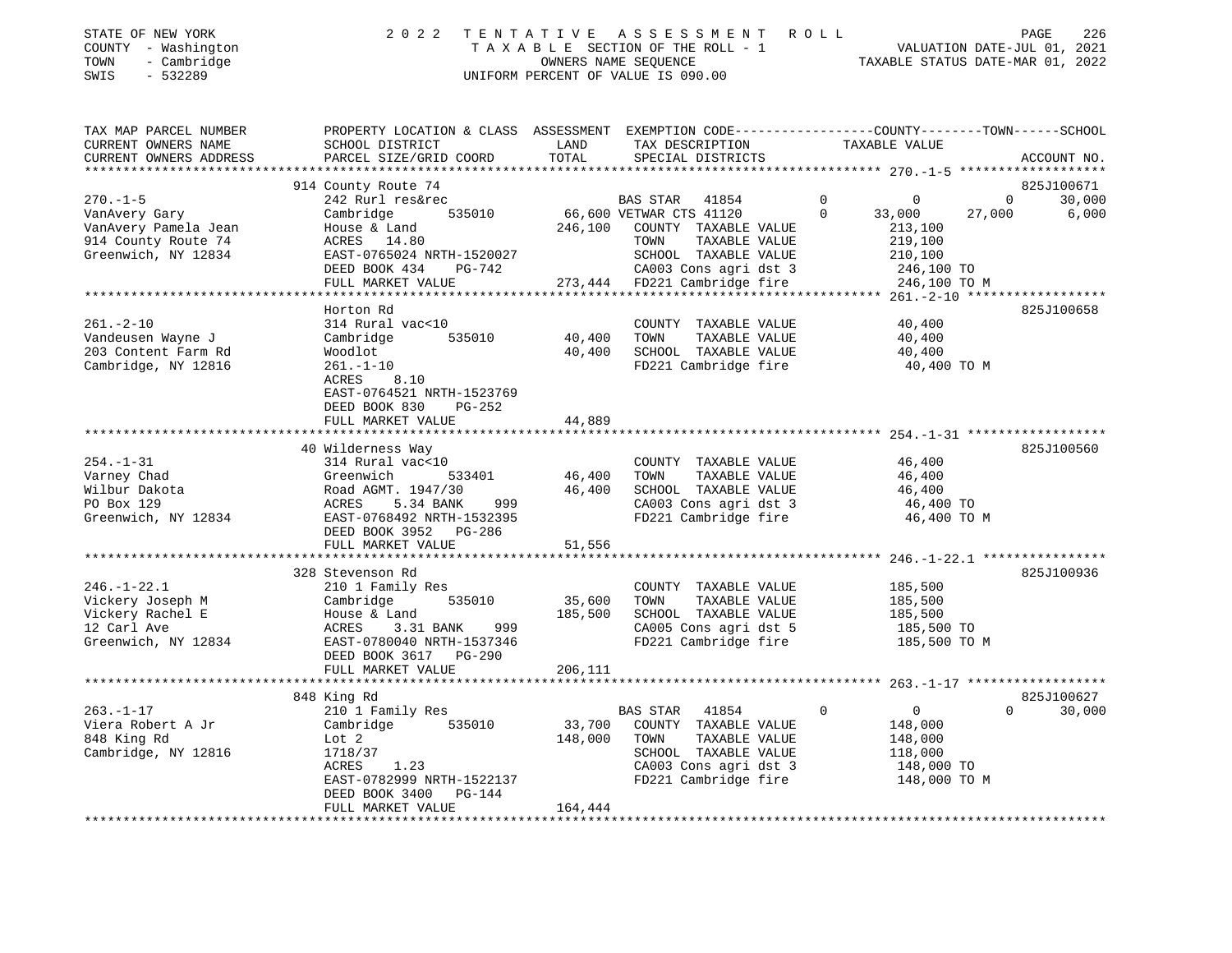STATE OF NEW YORK — 2022 TENTATIVE ASSESSMENT ROLL
COUNTY - Washington — TAXABLE SECTION OF THE ROLL - 1 — VALUATION DATE-JUL 01, 2021
TOWN - Cambridge — OWNERS NAME SEQUENCE — TAXABLE STATUS DATE-MAR 01, 2022
SWIS - 532289 — UNIFORM PERCENT OF VALUE IS 090.00

| TAX MAP PARCEL NUMBER / CURRENT OWNERS NAME / CURRENT OWNERS ADDRESS | PROPERTY LOCATION & CLASS / SCHOOL DISTRICT / PARCEL SIZE/GRID COORD | ASSESSMENT LAND | ASSESSMENT TOTAL | EXEMPTION CODE / TAX DESCRIPTION / SPECIAL DISTRICTS | COUNTY TAXABLE VALUE | TOWN | SCHOOL | ACCOUNT NO. |
|---|---|---|---|---|---|---|---|---|
| | 914 County Route 74 | | | | | | | 825J100671 |
| 270.-1-5 | 242 Rurl res&rec | | | BAS STAR 41854 0 | 0 | 0 | 30,000 | |
| VanAvery Gary | Cambridge 535010 | 66,600 | | VETWAR CTS 41120 0 | 33,000 | 27,000 | 6,000 | |
| VanAvery Pamela Jean | House & Land | | 246,100 | COUNTY TAXABLE VALUE | 213,100 | | | |
| 914 County Route 74 | ACRES 14.80 | | | TOWN TAXABLE VALUE | 219,100 | | | |
| Greenwich, NY 12834 | EAST-0765024 NRTH-1520027 | | | SCHOOL TAXABLE VALUE | 210,100 | | | |
| | DEED BOOK 434 PG-742 | | | CA003 Cons agri dst 3 | 246,100 TO | | | |
| | FULL MARKET VALUE | | 273,444 | FD221 Cambridge fire | 246,100 TO M | | | |
| | Horton Rd | | | | | | | 825J100658 |
| 261.-2-10 | 314 Rural vac<10 | | | COUNTY TAXABLE VALUE | 40,400 | | | |
| Vandeusen Wayne J | Cambridge 535010 | 40,400 | | TOWN TAXABLE VALUE | 40,400 | | | |
| 203 Content Farm Rd | Woodlot | | 40,400 | SCHOOL TAXABLE VALUE | 40,400 | | | |
| Cambridge, NY 12816 | 261.-1-10 | | | FD221 Cambridge fire | 40,400 TO M | | | |
| | ACRES 8.10 | | | | | | | |
| | EAST-0764521 NRTH-1523769 | | | | | | | |
| | DEED BOOK 830 PG-252 | | | | | | | |
| | FULL MARKET VALUE | | 44,889 | | | | | |
| | 40 Wilderness Way | | | | | | | 825J100560 |
| 254.-1-31 | 314 Rural vac<10 | | | COUNTY TAXABLE VALUE | 46,400 | | | |
| Varney Chad | Greenwich 533401 | 46,400 | | TOWN TAXABLE VALUE | 46,400 | | | |
| Wilbur Dakota | Road AGMT. 1947/30 | | 46,400 | SCHOOL TAXABLE VALUE | 46,400 | | | |
| PO Box 129 | ACRES 5.34 BANK 999 | | | CA003 Cons agri dst 3 | 46,400 TO | | | |
| Greenwich, NY 12834 | EAST-0768492 NRTH-1532395 | | | FD221 Cambridge fire | 46,400 TO M | | | |
| | DEED BOOK 3952 PG-286 | | | | | | | |
| | FULL MARKET VALUE | | 51,556 | | | | | |
| | 328 Stevenson Rd | | | | | | | 825J100936 |
| 246.-1-22.1 | 210 1 Family Res | | | COUNTY TAXABLE VALUE | 185,500 | | | |
| Vickery Joseph M | Cambridge 535010 | 35,600 | | TOWN TAXABLE VALUE | 185,500 | | | |
| Vickery Rachel E | House & Land | | 185,500 | SCHOOL TAXABLE VALUE | 185,500 | | | |
| 12 Carl Ave | ACRES 3.31 BANK 999 | | | CA005 Cons agri dst 5 | 185,500 TO | | | |
| Greenwich, NY 12834 | EAST-0780040 NRTH-1537346 | | | FD221 Cambridge fire | 185,500 TO M | | | |
| | DEED BOOK 3617 PG-290 | | | | | | | |
| | FULL MARKET VALUE | | 206,111 | | | | | |
| | 848 King Rd | | | | | | | 825J100627 |
| 263.-1-17 | 210 1 Family Res | | | BAS STAR 41854 0 | 0 | 0 | 30,000 | |
| Viera Robert A Jr | Cambridge 535010 | 33,700 | | COUNTY TAXABLE VALUE | 148,000 | | | |
| 848 King Rd | Lot 2 | | 148,000 | TOWN TAXABLE VALUE | 148,000 | | | |
| Cambridge, NY 12816 | 1718/37 | | | SCHOOL TAXABLE VALUE | 118,000 | | | |
| | ACRES 1.23 | | | CA003 Cons agri dst 3 | 148,000 TO | | | |
| | EAST-0782999 NRTH-1522137 | | | FD221 Cambridge fire | 148,000 TO M | | | |
| | DEED BOOK 3400 PG-144 | | | | | | | |
| | FULL MARKET VALUE | | 164,444 | | | | | |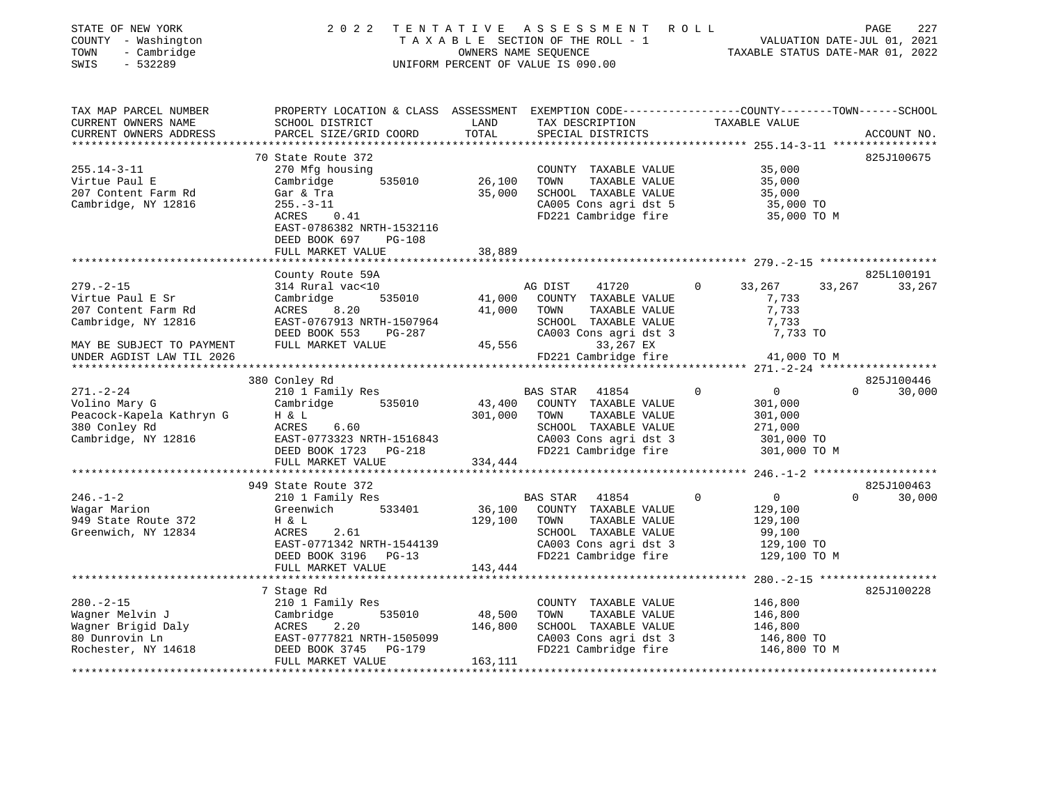STATE OF NEW YORK
COUNTY - Washington
TOWN - Cambridge
SWIS - 532289

2022 TENTATIVE ASSESSMENT ROLL
TAXABLE SECTION OF THE ROLL - 1
OWNERS NAME SEQUENCE
UNIFORM PERCENT OF VALUE IS 090.00

VALUATION DATE-JUL 01, 2021
TAXABLE STATUS DATE-MAR 01, 2022

| TAX MAP PARCEL NUMBER / CURRENT OWNERS NAME / CURRENT OWNERS ADDRESS | PROPERTY LOCATION & CLASS / SCHOOL DISTRICT / PARCEL SIZE/GRID COORD | ASSESSMENT LAND | TOTAL | EXEMPTION CODE / TAX DESCRIPTION / SPECIAL DISTRICTS | COUNTY TAXABLE VALUE | TOWN | SCHOOL | ACCOUNT NO. |
|---|---|---|---|---|---|---|---|---|
| **255.14-3-11** | 70 State Route 372 | | | | | | | 825J100675 |
| Virtue Paul E | 270 Mfg housing | | | COUNTY TAXABLE VALUE | 35,000 | | | |
| 207 Content Farm Rd | Cambridge 535010 | 26,100 | | TOWN TAXABLE VALUE | 35,000 | | | |
| Cambridge, NY 12816 | Gar & Tra | | 35,000 | SCHOOL TAXABLE VALUE | 35,000 | | | |
| | 255.-3-11 | | | CA005 Cons agri dst 5 | 35,000 TO | | | |
| | ACRES 0.41 | | | FD221 Cambridge fire | 35,000 TO M | | | |
| | EAST-0786382 NRTH-1532116 | | | | | | | |
| | DEED BOOK 697 PG-108 | | | | | | | |
| | FULL MARKET VALUE | | 38,889 | | | | | |
| **279.-2-15** | County Route 59A | | | | | | | 825L100191 |
| Virtue Paul E Sr | 314 Rural vac<10 | | | AG DIST 41720 0 | 33,267 | 33,267 | 33,267 | |
| 207 Content Farm Rd | Cambridge 535010 | 41,000 | | COUNTY TAXABLE VALUE | 7,733 | | | |
| Cambridge, NY 12816 | ACRES 8.20 | | 41,000 | TOWN TAXABLE VALUE | 7,733 | | | |
| | EAST-0767913 NRTH-1507964 | | | SCHOOL TAXABLE VALUE | 7,733 | | | |
| | DEED BOOK 553 PG-287 | | | CA003 Cons agri dst 3 | 7,733 TO | | | |
| MAY BE SUBJECT TO PAYMENT | FULL MARKET VALUE | | 45,556 | 33,267 EX | | | | |
| UNDER AGDIST LAW TIL 2026 | | | | FD221 Cambridge fire | 41,000 TO M | | | |
| **271.-2-24** | 380 Conley Rd | | | | | | | 825J100446 |
| Volino Mary G | 210 1 Family Res | | | BAS STAR 41854 0 | 0 | 0 | 30,000 | |
| Peacock-Kapela Kathryn G | Cambridge 535010 | 43,400 | | COUNTY TAXABLE VALUE | 301,000 | | | |
| 380 Conley Rd | H & L | | 301,000 | TOWN TAXABLE VALUE | 301,000 | | | |
| Cambridge, NY 12816 | ACRES 6.60 | | | SCHOOL TAXABLE VALUE | 271,000 | | | |
| | EAST-0773323 NRTH-1516843 | | | CA003 Cons agri dst 3 | 301,000 TO | | | |
| | DEED BOOK 1723 PG-218 | | | FD221 Cambridge fire | 301,000 TO M | | | |
| | FULL MARKET VALUE | | 334,444 | | | | | |
| **246.-1-2** | 949 State Route 372 | | | | | | | 825J100463 |
| Wagar Marion | 210 1 Family Res | | | BAS STAR 41854 0 | 0 | 0 | 30,000 | |
| 949 State Route 372 | Greenwich 533401 | 36,100 | | COUNTY TAXABLE VALUE | 129,100 | | | |
| Greenwich, NY 12834 | H & L | | 129,100 | TOWN TAXABLE VALUE | 129,100 | | | |
| | ACRES 2.61 | | | SCHOOL TAXABLE VALUE | 99,100 | | | |
| | EAST-0771342 NRTH-1544139 | | | CA003 Cons agri dst 3 | 129,100 TO | | | |
| | DEED BOOK 3196 PG-13 | | | FD221 Cambridge fire | 129,100 TO M | | | |
| | FULL MARKET VALUE | | 143,444 | | | | | |
| **280.-2-15** | 7 Stage Rd | | | | | | | 825J100228 |
| Wagner Melvin J | 210 1 Family Res | | | COUNTY TAXABLE VALUE | 146,800 | | | |
| Wagner Brigid Daly | Cambridge 535010 | 48,500 | | TOWN TAXABLE VALUE | 146,800 | | | |
| 80 Dunrovin Ln | ACRES 2.20 | | 146,800 | SCHOOL TAXABLE VALUE | 146,800 | | | |
| Rochester, NY 14618 | EAST-0777821 NRTH-1505099 | | | CA003 Cons agri dst 3 | 146,800 TO | | | |
| | DEED BOOK 3745 PG-179 | | | FD221 Cambridge fire | 146,800 TO M | | | |
| | FULL MARKET VALUE | | 163,111 | | | | | |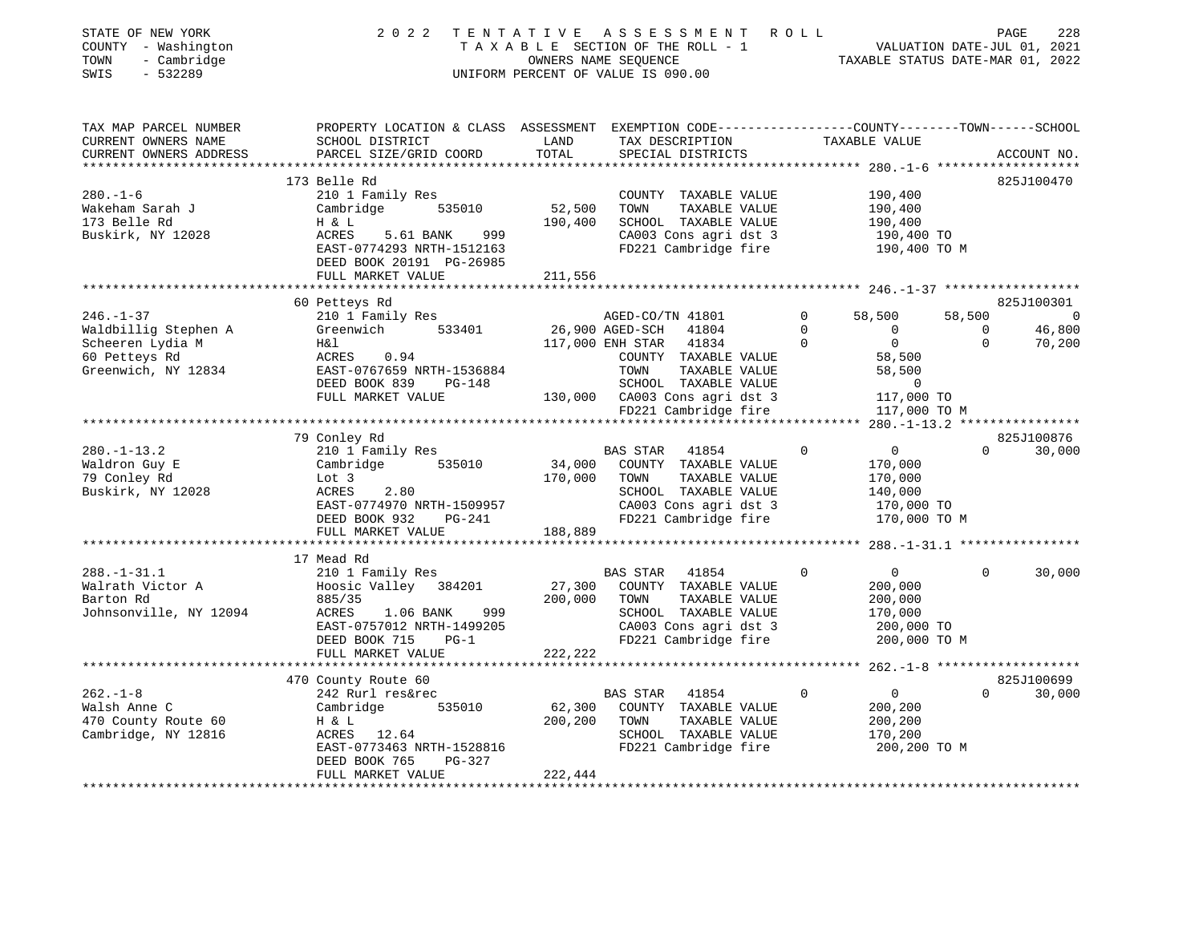STATE OF NEW YORK
COUNTY - Washington
TOWN - Cambridge
SWIS - 532289

2022 TENTATIVE ASSESSMENT ROLL
TAXABLE SECTION OF THE ROLL - 1
OWNERS NAME SEQUENCE
UNIFORM PERCENT OF VALUE IS 090.00

VALUATION DATE-JUL 01, 2021
TAXABLE STATUS DATE-MAR 01, 2022

| TAX MAP PARCEL NUMBER / CURRENT OWNERS NAME / CURRENT OWNERS ADDRESS | PROPERTY LOCATION & CLASS / SCHOOL DISTRICT / PARCEL SIZE/GRID COORD | ASSESSMENT LAND / TOTAL | EXEMPTION CODE / TAX DESCRIPTION / SPECIAL DISTRICTS | | COUNTY | TOWN | SCHOOL / ACCOUNT NO. |
|---|---|---|---|---|---|---|---|
| **280.-1-6** | 173 Belle Rd | | | | | | 825J100470 |
| 280.-1-6 | 210 1 Family Res | | COUNTY TAXABLE VALUE | | 190,400 | | |
| Wakeham Sarah J | Cambridge 535010 | 52,500 | TOWN TAXABLE VALUE | | 190,400 | | |
| 173 Belle Rd | H & L | 190,400 | SCHOOL TAXABLE VALUE | | 190,400 | | |
| Buskirk, NY 12028 | ACRES 5.61 BANK 999 | | CA003 Cons agri dst 3 | | 190,400 TO | | |
| | EAST-0774293 NRTH-1512163 | | FD221 Cambridge fire | | 190,400 TO M | | |
| | DEED BOOK 20191 PG-26985 | | | | | | |
| | FULL MARKET VALUE | 211,556 | | | | | |
| **246.-1-37** | 60 Petteys Rd | | | | | | 825J100301 |
| 246.-1-37 | 210 1 Family Res | | AGED-CO/TN 41801 | 0 | 58,500 | 58,500 | 0 |
| Waldbillig Stephen A | Greenwich 533401 | 26,900 | AGED-SCH 41804 | 0 | 0 | 0 | 46,800 |
| Scheeren Lydia M | H&l | 117,000 | ENH STAR 41834 | 0 | 0 | 0 | 70,200 |
| 60 Petteys Rd | ACRES 0.94 | | COUNTY TAXABLE VALUE | | 58,500 | | |
| Greenwich, NY 12834 | EAST-0767659 NRTH-1536884 | | TOWN TAXABLE VALUE | | 58,500 | | |
| | DEED BOOK 839 PG-148 | | SCHOOL TAXABLE VALUE | | 0 | | |
| | FULL MARKET VALUE | 130,000 | CA003 Cons agri dst 3 | | 117,000 TO | | |
| | | | FD221 Cambridge fire | | 117,000 TO M | | |
| **280.-1-13.2** | 79 Conley Rd | | | | | | 825J100876 |
| 280.-1-13.2 | 210 1 Family Res | | BAS STAR 41854 | 0 | 0 | 0 | 30,000 |
| Waldron Guy E | Cambridge 535010 | 34,000 | COUNTY TAXABLE VALUE | | 170,000 | | |
| 79 Conley Rd | Lot 3 | 170,000 | TOWN TAXABLE VALUE | | 170,000 | | |
| Buskirk, NY 12028 | ACRES 2.80 | | SCHOOL TAXABLE VALUE | | 140,000 | | |
| | EAST-0774970 NRTH-1509957 | | CA003 Cons agri dst 3 | | 170,000 TO | | |
| | DEED BOOK 932 PG-241 | | FD221 Cambridge fire | | 170,000 TO M | | |
| | FULL MARKET VALUE | 188,889 | | | | | |
| **288.-1-31.1** | 17 Mead Rd | | | | | | |
| 288.-1-31.1 | 210 1 Family Res | | BAS STAR 41854 | 0 | 0 | 0 | 30,000 |
| Walrath Victor A | Hoosic Valley 384201 | 27,300 | COUNTY TAXABLE VALUE | | 200,000 | | |
| Barton Rd | 885/35 | 200,000 | TOWN TAXABLE VALUE | | 200,000 | | |
| Johnsonville, NY 12094 | ACRES 1.06 BANK 999 | | SCHOOL TAXABLE VALUE | | 170,000 | | |
| | EAST-0757012 NRTH-1499205 | | CA003 Cons agri dst 3 | | 200,000 TO | | |
| | DEED BOOK 715 PG-1 | | FD221 Cambridge fire | | 200,000 TO M | | |
| | FULL MARKET VALUE | 222,222 | | | | | |
| **262.-1-8** | 470 County Route 60 | | | | | | 825J100699 |
| 262.-1-8 | 242 Rurl res&rec | | BAS STAR 41854 | 0 | 0 | 0 | 30,000 |
| Walsh Anne C | Cambridge 535010 | 62,300 | COUNTY TAXABLE VALUE | | 200,200 | | |
| 470 County Route 60 | H & L | 200,200 | TOWN TAXABLE VALUE | | 200,200 | | |
| Cambridge, NY 12816 | ACRES 12.64 | | SCHOOL TAXABLE VALUE | | 170,200 | | |
| | EAST-0773463 NRTH-1528816 | | FD221 Cambridge fire | | 200,200 TO M | | |
| | DEED BOOK 765 PG-327 | | | | | | |
| | FULL MARKET VALUE | 222,444 | | | | | |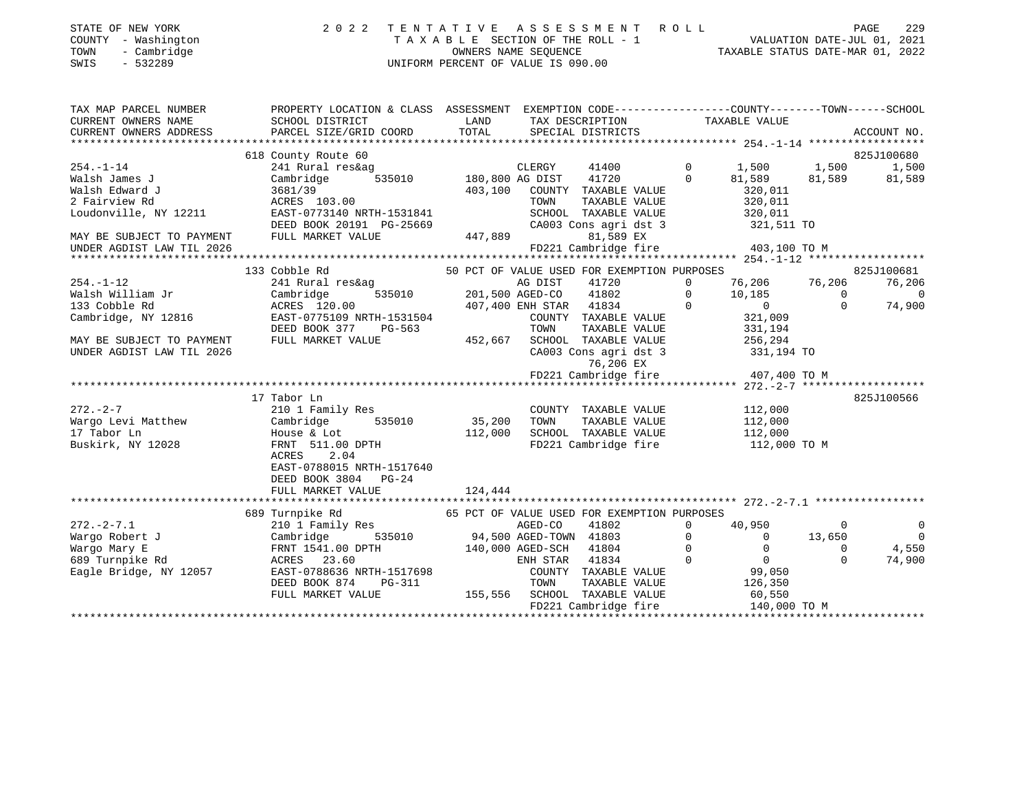STATE OF NEW YORK
COUNTY - Washington
TOWN - Cambridge
SWIS - 532289

2022 TENTATIVE ASSESSMENT ROLL
TAXABLE SECTION OF THE ROLL - 1
OWNERS NAME SEQUENCE
UNIFORM PERCENT OF VALUE IS 090.00

VALUATION DATE-JUL 01, 2021
TAXABLE STATUS DATE-MAR 01, 2022

```
TAX MAP PARCEL NUMBER      PROPERTY LOCATION & CLASS  ASSESSMENT  EXEMPTION CODE------------------COUNTY--------TOWN------SCHOOL
CURRENT OWNERS NAME        SCHOOL DISTRICT              LAND       TAX DESCRIPTION              TAXABLE VALUE
CURRENT OWNERS ADDRESS     PARCEL SIZE/GRID COORD       TOTAL      SPECIAL DISTRICTS                                        ACCOUNT NO.
******************************************************************************************************* 254.-1-14 ******************
                           618 County Route 60                                                                          825J100680
254.-1-14                  241 Rural res&ag                    CLERGY      41400          0       1,500      1,500        1,500
Walsh James J              Cambridge       535010      180,800 AG DIST     41720          0      81,589     81,589       81,589
Walsh Edward J             3681/39                     403,100   COUNTY  TAXABLE VALUE            320,011
2 Fairview Rd              ACRES 103.00                          TOWN    TAXABLE VALUE            320,011
Loudonville, NY 12211      EAST-0773140 NRTH-1531841             SCHOOL  TAXABLE VALUE            320,011
                           DEED BOOK 20191 PG-25669              CA003 Cons agri dst 3             321,511 TO
MAY BE SUBJECT TO PAYMENT  FULL MARKET VALUE           447,889           81,589 EX
UNDER AGDIST LAW TIL 2026                                        FD221 Cambridge fire              403,100 TO M
******************************************************************************************************* 254.-1-12 ******************
                           133 Cobble Rd               50 PCT OF VALUE USED FOR EXEMPTION PURPOSES                      825J100681
254.-1-12                  241 Rural res&ag                    AG DIST     41720          0      76,206     76,206       76,206
Walsh William Jr           Cambridge       535010      201,500 AGED-CO     41802          0      10,185          0            0
133 Cobble Rd              ACRES 120.00                407,400 ENH STAR    41834          0           0          0       74,900
Cambridge, NY 12816        EAST-0775109 NRTH-1531504             COUNTY  TAXABLE VALUE            321,009
                           DEED BOOK 377    PG-563               TOWN    TAXABLE VALUE            331,194
MAY BE SUBJECT TO PAYMENT  FULL MARKET VALUE           452,667   SCHOOL  TAXABLE VALUE            256,294
UNDER AGDIST LAW TIL 2026                                        CA003 Cons agri dst 3             331,194 TO
                                                                         76,206 EX
                                                                 FD221 Cambridge fire              407,400 TO M
******************************************************************************************************* 272.-2-7 *******************
                           17 Tabor Ln                                                                                  825J100566
272.-2-7                   210 1 Family Res                      COUNTY  TAXABLE VALUE            112,000
Wargo Levi Matthew         Cambridge       535010       35,200   TOWN    TAXABLE VALUE            112,000
17 Tabor Ln                House & Lot                 112,000   SCHOOL  TAXABLE VALUE            112,000
Buskirk, NY 12028          FRNT 511.00 DPTH                      FD221 Cambridge fire              112,000 TO M
                           ACRES    2.04
                           EAST-0788015 NRTH-1517640
                           DEED BOOK 3804   PG-24
                           FULL MARKET VALUE           124,444
******************************************************************************************************* 272.-2-7.1 *****************
                           689 Turnpike Rd             65 PCT OF VALUE USED FOR EXEMPTION PURPOSES
272.-2-7.1                 210 1 Family Res                    AGED-CO     41802          0      40,950          0            0
Wargo Robert J             Cambridge       535010       94,500 AGED-TOWN   41803          0           0     13,650            0
Wargo Mary E               FRNT 1541.00 DPTH           140,000 AGED-SCH    41804          0           0          0        4,550
689 Turnpike Rd            ACRES   23.60                       ENH STAR    41834          0           0          0       74,900
Eagle Bridge, NY 12057     EAST-0788636 NRTH-1517698             COUNTY  TAXABLE VALUE             99,050
                           DEED BOOK 874    PG-311               TOWN    TAXABLE VALUE            126,350
                           FULL MARKET VALUE           155,556   SCHOOL  TAXABLE VALUE             60,550
                                                                 FD221 Cambridge fire              140,000 TO M
************************************************************************************************************************************
```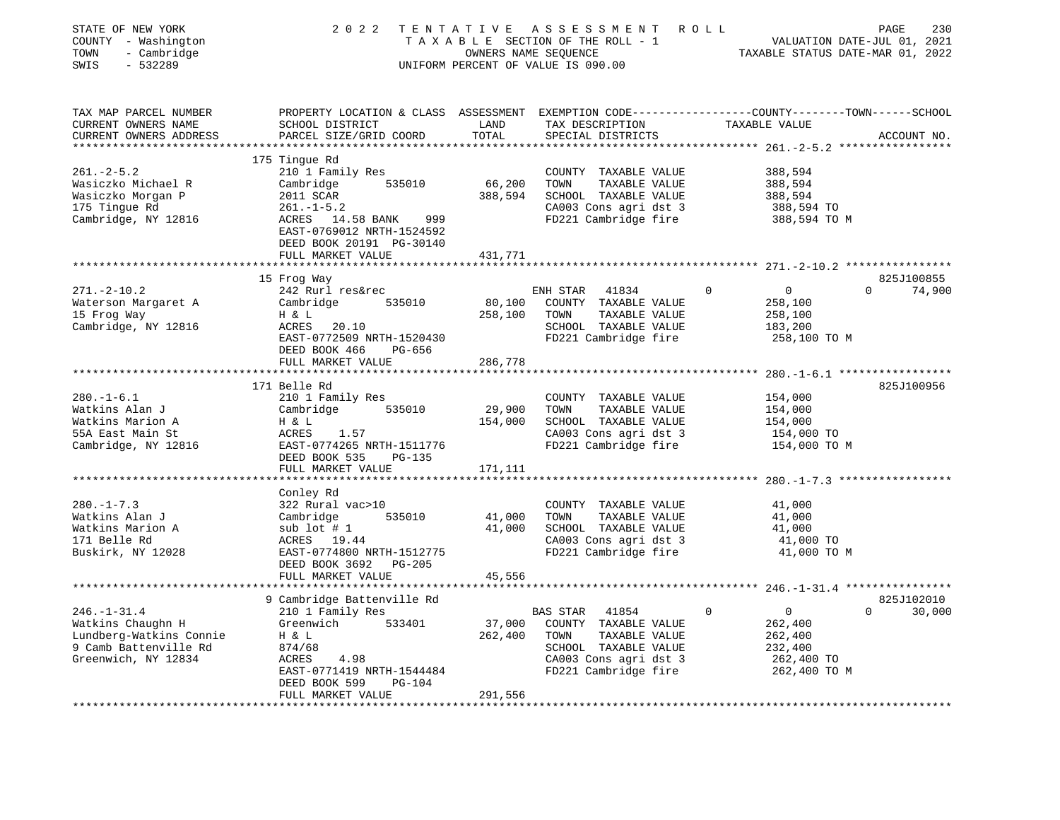STATE OF NEW YORK
COUNTY - Washington
TOWN - Cambridge
SWIS - 532289

2022 TENTATIVE ASSESSMENT ROLL
TAXABLE SECTION OF THE ROLL - 1
OWNERS NAME SEQUENCE
UNIFORM PERCENT OF VALUE IS 090.00

VALUATION DATE-JUL 01, 2021
TAXABLE STATUS DATE-MAR 01, 2022

| TAX MAP PARCEL NUMBER / CURRENT OWNERS NAME / CURRENT OWNERS ADDRESS | PROPERTY LOCATION & CLASS / SCHOOL DISTRICT / PARCEL SIZE/GRID COORD | ASSESSMENT LAND / TOTAL | EXEMPTION CODE / TAX DESCRIPTION / SPECIAL DISTRICTS | COUNTY | TOWN | SCHOOL TAXABLE VALUE / ACCOUNT NO. |
|---|---|---|---|---|---|---|
| **261.-2-5.2** | 175 Tingue Rd | | | | | |
| 261.-2-5.2 | 210 1 Family Res | | COUNTY TAXABLE VALUE | 388,594 | | |
| Wasiczko Michael R | Cambridge 535010 | 66,200 | TOWN TAXABLE VALUE | | 388,594 | |
| Wasiczko Morgan P | 2011 SCAR | 388,594 | SCHOOL TAXABLE VALUE | | | 388,594 |
| 175 Tingue Rd | 261.-1-5.2 | | CA003 Cons agri dst 3 | 388,594 TO | | |
| Cambridge, NY 12816 | ACRES 14.58 BANK 999 | | FD221 Cambridge fire | 388,594 TO M | | |
| | EAST-0769012 NRTH-1524592 | | | | | |
| | DEED BOOK 20191 PG-30140 | | | | | |
| | FULL MARKET VALUE | 431,771 | | | | |
| **271.-2-10.2** | 15 Frog Way | | | | | 825J100855 |
| 271.-2-10.2 | 242 Rurl res&rec | | ENH STAR 41834 | 0 | 0 | 0 74,900 |
| Waterson Margaret A | Cambridge 535010 | 80,100 | COUNTY TAXABLE VALUE | 258,100 | | |
| 15 Frog Way | H & L | 258,100 | TOWN TAXABLE VALUE | | 258,100 | |
| Cambridge, NY 12816 | ACRES 20.10 | | SCHOOL TAXABLE VALUE | | | 183,200 |
| | EAST-0772509 NRTH-1520430 | | FD221 Cambridge fire | 258,100 TO M | | |
| | DEED BOOK 466 PG-656 | | | | | |
| | FULL MARKET VALUE | 286,778 | | | | |
| **280.-1-6.1** | 171 Belle Rd | | | | | 825J100956 |
| 280.-1-6.1 | 210 1 Family Res | | COUNTY TAXABLE VALUE | 154,000 | | |
| Watkins Alan J | Cambridge 535010 | 29,900 | TOWN TAXABLE VALUE | | 154,000 | |
| Watkins Marion A | H & L | 154,000 | SCHOOL TAXABLE VALUE | | | 154,000 |
| 55A East Main St | ACRES 1.57 | | CA003 Cons agri dst 3 | 154,000 TO | | |
| Cambridge, NY 12816 | EAST-0774265 NRTH-1511776 | | FD221 Cambridge fire | 154,000 TO M | | |
| | DEED BOOK 535 PG-135 | | | | | |
| | FULL MARKET VALUE | 171,111 | | | | |
| **280.-1-7.3** | Conley Rd | | | | | |
| 280.-1-7.3 | 322 Rural vac>10 | | COUNTY TAXABLE VALUE | 41,000 | | |
| Watkins Alan J | Cambridge 535010 | 41,000 | TOWN TAXABLE VALUE | | 41,000 | |
| Watkins Marion A | sub lot # 1 | 41,000 | SCHOOL TAXABLE VALUE | | | 41,000 |
| 171 Belle Rd | ACRES 19.44 | | CA003 Cons agri dst 3 | 41,000 TO | | |
| Buskirk, NY 12028 | EAST-0774800 NRTH-1512775 | | FD221 Cambridge fire | 41,000 TO M | | |
| | DEED BOOK 3692 PG-205 | | | | | |
| | FULL MARKET VALUE | 45,556 | | | | |
| **246.-1-31.4** | 9 Cambridge Battenville Rd | | | | | 825J102010 |
| 246.-1-31.4 | 210 1 Family Res | | BAS STAR 41854 | 0 | 0 | 0 30,000 |
| Watkins Chaughn H | Greenwich 533401 | 37,000 | COUNTY TAXABLE VALUE | 262,400 | | |
| Lundberg-Watkins Connie | H & L | 262,400 | TOWN TAXABLE VALUE | | 262,400 | |
| 9 Camb Battenville Rd | 874/68 | | SCHOOL TAXABLE VALUE | | | 232,400 |
| Greenwich, NY 12834 | ACRES 4.98 | | CA003 Cons agri dst 3 | 262,400 TO | | |
| | EAST-0771419 NRTH-1544484 | | FD221 Cambridge fire | 262,400 TO M | | |
| | DEED BOOK 599 PG-104 | | | | | |
| | FULL MARKET VALUE | 291,556 | | | | |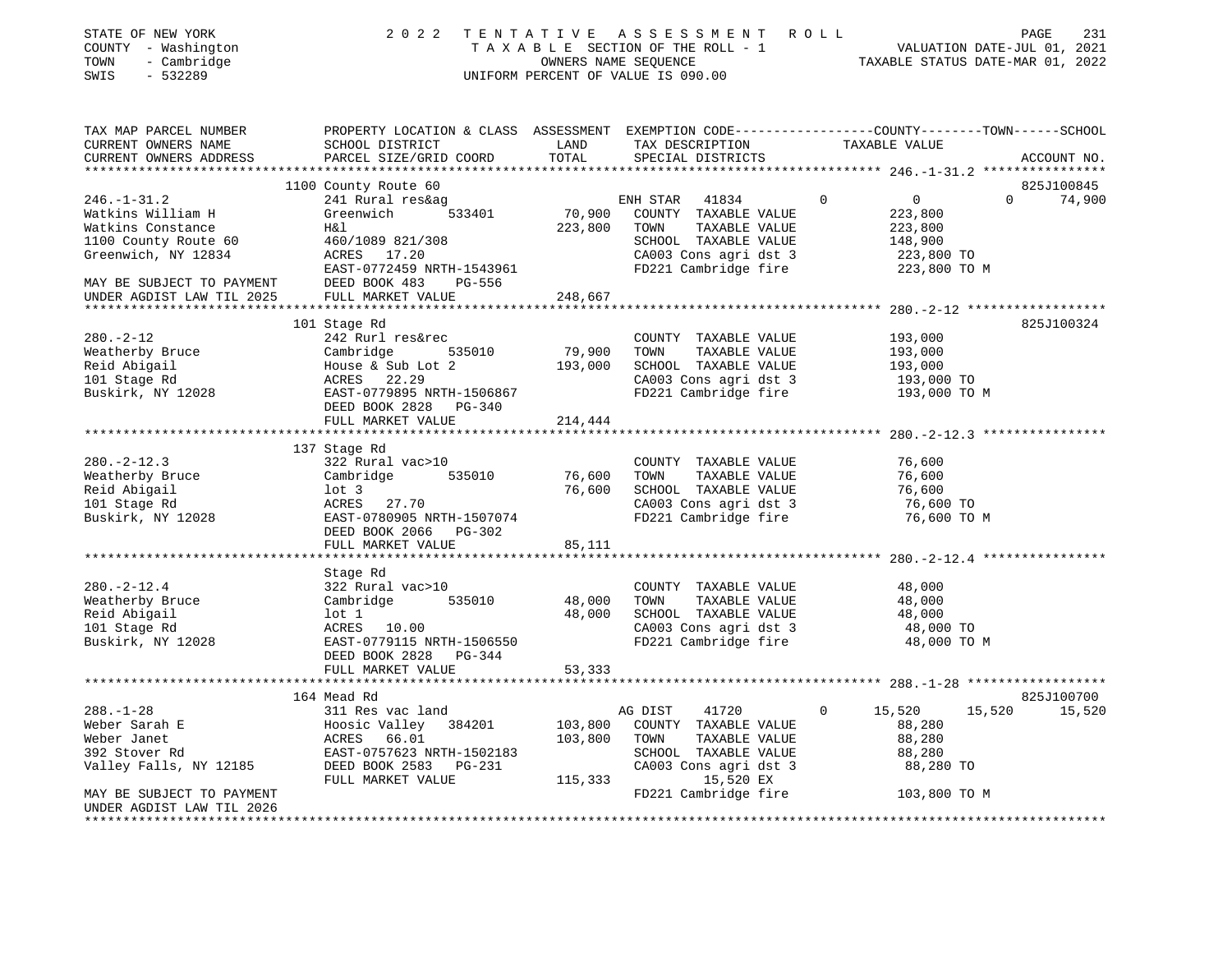STATE OF NEW YORK
COUNTY - Washington
TOWN - Cambridge
SWIS - 532289

2022 TENTATIVE ASSESSMENT ROLL
TAXABLE SECTION OF THE ROLL - 1
OWNERS NAME SEQUENCE
UNIFORM PERCENT OF VALUE IS 090.00

VALUATION DATE-JUL 01, 2021
TAXABLE STATUS DATE-MAR 01, 2022

| TAX MAP PARCEL NUMBER / CURRENT OWNERS NAME / CURRENT OWNERS ADDRESS | PROPERTY LOCATION & CLASS / SCHOOL DISTRICT / PARCEL SIZE/GRID COORD | ASSESSMENT LAND / TOTAL | EXEMPTION CODE / TAX DESCRIPTION / SPECIAL DISTRICTS | COUNTY TAXABLE VALUE | TOWN | SCHOOL / ACCOUNT NO. |
|---|---|---|---|---|---|---|
| **246.-1-31.2** | 1100 County Route 60 | | | | | 825J100845 |
| Watkins William H | 241 Rural res&ag | | ENH STAR 41834 0 | 0 | 0 | 74,900 |
| Watkins Constance | Greenwich 533401 | 70,900 | COUNTY TAXABLE VALUE | 223,800 | | |
| 1100 County Route 60 | H&l | 223,800 | TOWN TAXABLE VALUE | 223,800 | | |
| Greenwich, NY 12834 | 460/1089 821/308 | | SCHOOL TAXABLE VALUE | 148,900 | | |
| | ACRES 17.20 | | CA003 Cons agri dst 3 | 223,800 TO | | |
| | EAST-0772459 NRTH-1543961 | | FD221 Cambridge fire | 223,800 TO M | | |
| MAY BE SUBJECT TO PAYMENT | DEED BOOK 483 PG-556 | | | | | |
| UNDER AGDIST LAW TIL 2025 | FULL MARKET VALUE | 248,667 | | | | |
| **280.-2-12** | 101 Stage Rd | | | | | 825J100324 |
| Weatherby Bruce | 242 Rurl res&rec | | COUNTY TAXABLE VALUE | 193,000 | | |
| Reid Abigail | Cambridge 535010 | 79,900 | TOWN TAXABLE VALUE | 193,000 | | |
| 101 Stage Rd | House & Sub Lot 2 | 193,000 | SCHOOL TAXABLE VALUE | 193,000 | | |
| Buskirk, NY 12028 | ACRES 22.29 | | CA003 Cons agri dst 3 | 193,000 TO | | |
| | EAST-0779895 NRTH-1506867 | | FD221 Cambridge fire | 193,000 TO M | | |
| | DEED BOOK 2828 PG-340 | | | | | |
| | FULL MARKET VALUE | 214,444 | | | | |
| **280.-2-12.3** | 137 Stage Rd | | | | | |
| Weatherby Bruce | 322 Rural vac>10 | | COUNTY TAXABLE VALUE | 76,600 | | |
| Reid Abigail | Cambridge 535010 | 76,600 | TOWN TAXABLE VALUE | 76,600 | | |
| 101 Stage Rd | lot 3 | 76,600 | SCHOOL TAXABLE VALUE | 76,600 | | |
| Buskirk, NY 12028 | ACRES 27.70 | | CA003 Cons agri dst 3 | 76,600 TO | | |
| | EAST-0780905 NRTH-1507074 | | FD221 Cambridge fire | 76,600 TO M | | |
| | DEED BOOK 2066 PG-302 | | | | | |
| | FULL MARKET VALUE | 85,111 | | | | |
| **280.-2-12.4** | Stage Rd | | | | | |
| Weatherby Bruce | 322 Rural vac>10 | | COUNTY TAXABLE VALUE | 48,000 | | |
| Reid Abigail | Cambridge 535010 | 48,000 | TOWN TAXABLE VALUE | 48,000 | | |
| 101 Stage Rd | lot 1 | 48,000 | SCHOOL TAXABLE VALUE | 48,000 | | |
| Buskirk, NY 12028 | ACRES 10.00 | | CA003 Cons agri dst 3 | 48,000 TO | | |
| | EAST-0779115 NRTH-1506550 | | FD221 Cambridge fire | 48,000 TO M | | |
| | DEED BOOK 2828 PG-344 | | | | | |
| | FULL MARKET VALUE | 53,333 | | | | |
| **288.-1-28** | 164 Mead Rd | | | | | 825J100700 |
| Weber Sarah E | 311 Res vac land | | AG DIST 41720 0 | 15,520 | 15,520 | 15,520 |
| Weber Janet | Hoosic Valley 384201 | 103,800 | COUNTY TAXABLE VALUE | 88,280 | | |
| 392 Stover Rd | ACRES 66.01 | 103,800 | TOWN TAXABLE VALUE | 88,280 | | |
| Valley Falls, NY 12185 | EAST-0757623 NRTH-1502183 | | SCHOOL TAXABLE VALUE | 88,280 | | |
| | DEED BOOK 2583 PG-231 | | CA003 Cons agri dst 3 | 88,280 TO | | |
| | FULL MARKET VALUE | 115,333 | 15,520 EX | | | |
| MAY BE SUBJECT TO PAYMENT | | | FD221 Cambridge fire | 103,800 TO M | | |
| UNDER AGDIST LAW TIL 2026 | | | | | | |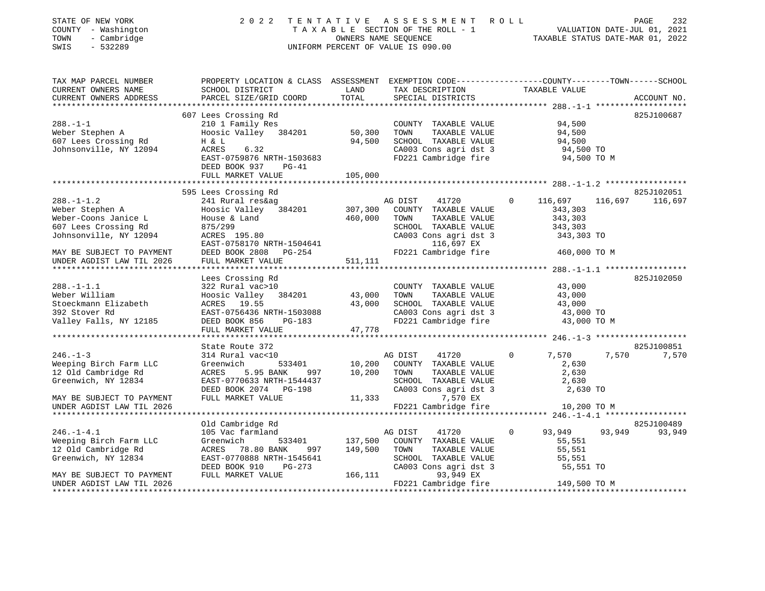STATE OF NEW YORK | COUNTY - Washington | TOWN - Cambridge | SWIS - 532289

2022 TENTATIVE ASSESSMENT ROLL
TAXABLE SECTION OF THE ROLL - 1
OWNERS NAME SEQUENCE
UNIFORM PERCENT OF VALUE IS 090.00

VALUATION DATE-JUL 01, 2021
TAXABLE STATUS DATE-MAR 01, 2022

| TAX MAP PARCEL NUMBER / CURRENT OWNERS NAME / CURRENT OWNERS ADDRESS | PROPERTY LOCATION & CLASS / SCHOOL DISTRICT / PARCEL SIZE/GRID COORD | ASSESSMENT LAND | TOTAL | EXEMPTION CODE / TAX DESCRIPTION / SPECIAL DISTRICTS | COUNTY TAXABLE VALUE | TOWN | SCHOOL | ACCOUNT NO. |
|---|---|---|---|---|---|---|---|---|
| **288.-1-1** | 607 Lees Crossing Rd | | | | | | | 825J100687 |
| 288.-1-1 | 210 1 Family Res | | | COUNTY TAXABLE VALUE | 94,500 | | | |
| Weber Stephen A | Hoosic Valley 384201 | 50,300 | | TOWN TAXABLE VALUE | 94,500 | | | |
| 607 Lees Crossing Rd | H & L | | 94,500 | SCHOOL TAXABLE VALUE | 94,500 | | | |
| Johnsonville, NY 12094 | ACRES 6.32 | | | CA003 Cons agri dst 3 | 94,500 TO | | | |
| | EAST-0759876 NRTH-1503683 | | | FD221 Cambridge fire | 94,500 TO M | | | |
| | DEED BOOK 937 PG-41 | | | | | | | |
| | FULL MARKET VALUE | | 105,000 | | | | | |
| **288.-1-1.2** | 595 Lees Crossing Rd | | | | | | | 825J102051 |
| 288.-1-1.2 | 241 Rural res&ag | | | AG DIST 41720 0 | 116,697 | 116,697 | 116,697 | |
| Weber Stephen A | Hoosic Valley 384201 | 307,300 | | COUNTY TAXABLE VALUE | 343,303 | | | |
| Weber-Coons Janice L | House & Land | | 460,000 | TOWN TAXABLE VALUE | 343,303 | | | |
| 607 Lees Crossing Rd | 875/299 | | | SCHOOL TAXABLE VALUE | 343,303 | | | |
| Johnsonville, NY 12094 | ACRES 195.80 | | | CA003 Cons agri dst 3 | 343,303 TO | | | |
| | EAST-0758170 NRTH-1504641 | | | 116,697 EX | | | | |
| MAY BE SUBJECT TO PAYMENT | DEED BOOK 2808 PG-254 | | | FD221 Cambridge fire | 460,000 TO M | | | |
| UNDER AGDIST LAW TIL 2026 | FULL MARKET VALUE | | 511,111 | | | | | |
| **288.-1-1.1** | Lees Crossing Rd | | | | | | | 825J102050 |
| 288.-1-1.1 | 322 Rural vac>10 | | | COUNTY TAXABLE VALUE | 43,000 | | | |
| Weber William | Hoosic Valley 384201 | 43,000 | | TOWN TAXABLE VALUE | 43,000 | | | |
| Stoeckmann Elizabeth | ACRES 19.55 | | 43,000 | SCHOOL TAXABLE VALUE | 43,000 | | | |
| 392 Stover Rd | EAST-0756436 NRTH-1503088 | | | CA003 Cons agri dst 3 | 43,000 TO | | | |
| Valley Falls, NY 12185 | DEED BOOK 856 PG-183 | | | FD221 Cambridge fire | 43,000 TO M | | | |
| | FULL MARKET VALUE | | 47,778 | | | | | |
| **246.-1-3** | State Route 372 | | | | | | | 825J100851 |
| 246.-1-3 | 314 Rural vac<10 | | | AG DIST 41720 0 | 7,570 | 7,570 | 7,570 | |
| Weeping Birch Farm LLC | Greenwich 533401 | 10,200 | | COUNTY TAXABLE VALUE | 2,630 | | | |
| 12 Old Cambridge Rd | ACRES 5.95 BANK 997 | | 10,200 | TOWN TAXABLE VALUE | 2,630 | | | |
| Greenwich, NY 12834 | EAST-0770633 NRTH-1544437 | | | SCHOOL TAXABLE VALUE | 2,630 | | | |
| | DEED BOOK 2074 PG-198 | | | CA003 Cons agri dst 3 | 2,630 TO | | | |
| MAY BE SUBJECT TO PAYMENT | FULL MARKET VALUE | | 11,333 | 7,570 EX | | | | |
| UNDER AGDIST LAW TIL 2026 | | | | FD221 Cambridge fire | 10,200 TO M | | | |
| **246.-1-4.1** | Old Cambridge Rd | | | | | | | 825J100489 |
| 246.-1-4.1 | 105 Vac farmland | | | AG DIST 41720 0 | 93,949 | 93,949 | 93,949 | |
| Weeping Birch Farm LLC | Greenwich 533401 | 137,500 | | COUNTY TAXABLE VALUE | 55,551 | | | |
| 12 Old Cambridge Rd | ACRES 78.80 BANK 997 | | 149,500 | TOWN TAXABLE VALUE | 55,551 | | | |
| Greenwich, NY 12834 | EAST-0770888 NRTH-1545641 | | | SCHOOL TAXABLE VALUE | 55,551 | | | |
| | DEED BOOK 910 PG-273 | | | CA003 Cons agri dst 3 | 55,551 TO | | | |
| MAY BE SUBJECT TO PAYMENT | FULL MARKET VALUE | | 166,111 | 93,949 EX | | | | |
| UNDER AGDIST LAW TIL 2026 | | | | FD221 Cambridge fire | 149,500 TO M | | | |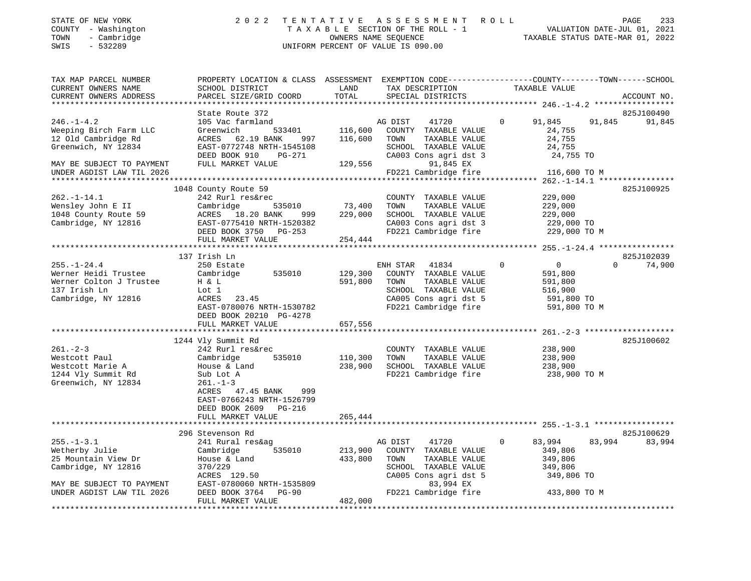STATE OF NEW YORK                    2 0 2 2   T E N T A T I V E   A S S E S S M E N T   R O L L
COUNTY - Washington                  T A X A B L E  SECTION OF THE ROLL - 1                 VALUATION DATE-JUL 01, 2021
TOWN   - Cambridge                   OWNERS NAME SEQUENCE                                   TAXABLE STATUS DATE-MAR 01, 2022
SWIS   - 532289                      UNIFORM PERCENT OF VALUE IS 090.00

```
TAX MAP PARCEL NUMBER          PROPERTY LOCATION & CLASS  ASSESSMENT  EXEMPTION CODE------------------COUNTY--------TOWN------SCHOOL
CURRENT OWNERS NAME            SCHOOL DISTRICT               LAND      TAX DESCRIPTION                  TAXABLE VALUE
CURRENT OWNERS ADDRESS         PARCEL SIZE/GRID COORD        TOTAL     SPECIAL DISTRICTS                                    ACCOUNT NO.
******************************************************************************************************* 246.-1-4.2 *****************
                               State Route 372                                                                         825J100490
246.-1-4.2                     105 Vac farmland                         AG DIST     41720         0      91,845     91,845     91,845
Weeping Birch Farm LLC         Greenwich         533401       116,600   COUNTY  TAXABLE VALUE             24,755
12 Old Cambridge Rd            ACRES   62.19 BANK     997     116,600   TOWN    TAXABLE VALUE             24,755
Greenwich, NY 12834            EAST-0772748 NRTH-1545108                SCHOOL  TAXABLE VALUE             24,755
                               DEED BOOK 910     PG-271                 CA003 Cons agri dst 3              24,755 TO
MAY BE SUBJECT TO PAYMENT      FULL MARKET VALUE             129,556           91,845 EX
UNDER AGDIST LAW TIL 2026                                               FD221 Cambridge fire              116,600 TO M
******************************************************************************************************* 262.-1-14.1 ****************
                               1048 County Route 59                                                                    825J100925
262.-1-14.1                    242 Rurl res&rec                         COUNTY  TAXABLE VALUE            229,000
Wensley John E II              Cambridge         535010        73,400   TOWN    TAXABLE VALUE            229,000
1048 County Route 59           ACRES   18.20 BANK     999     229,000   SCHOOL  TAXABLE VALUE            229,000
Cambridge, NY 12816            EAST-0775410 NRTH-1520382                CA003 Cons agri dst 3             229,000 TO
                               DEED BOOK 3750    PG-253                 FD221 Cambridge fire              229,000 TO M
                               FULL MARKET VALUE             254,444
******************************************************************************************************* 255.-1-24.4 ****************
                               137 Irish Ln                                                                            825J102039
255.-1-24.4                    250 Estate                               ENH STAR    41834         0           0          0     74,900
Werner Heidi Trustee           Cambridge         535010       129,300   COUNTY  TAXABLE VALUE            591,800
Werner Colton J Trustee        H & L                          591,800   TOWN    TAXABLE VALUE            591,800
137 Irish Ln                   Lot 1                                    SCHOOL  TAXABLE VALUE            516,900
Cambridge, NY 12816            ACRES   23.45                            CA005 Cons agri dst 5             591,800 TO
                               EAST-0780076 NRTH-1530782                FD221 Cambridge fire              591,800 TO M
                               DEED BOOK 20210 PG-4278
                               FULL MARKET VALUE             657,556
******************************************************************************************************* 261.-2-3 *******************
                               1244 Vly Summit Rd                                                                      825J100602
261.-2-3                       242 Rurl res&rec                         COUNTY  TAXABLE VALUE            238,900
Westcott Paul                  Cambridge         535010       110,300   TOWN    TAXABLE VALUE            238,900
Westcott Marie A               House & Land                   238,900   SCHOOL  TAXABLE VALUE            238,900
1244 Vly Summit Rd             Sub Lot A                                FD221 Cambridge fire              238,900 TO M
Greenwich, NY 12834            261.-1-3
                               ACRES   47.45 BANK     999
                               EAST-0766243 NRTH-1526799
                               DEED BOOK 2609    PG-216
                               FULL MARKET VALUE             265,444
******************************************************************************************************* 255.-1-3.1 *****************
                               296 Stevenson Rd                                                                        825J100629
255.-1-3.1                     241 Rural res&ag                         AG DIST     41720         0      83,994     83,994     83,994
Wetherby Julie                 Cambridge         535010       213,900   COUNTY  TAXABLE VALUE            349,806
25 Mountain View Dr            House & Land                   433,800   TOWN    TAXABLE VALUE            349,806
Cambridge, NY 12816            370/229                                  SCHOOL  TAXABLE VALUE            349,806
                               ACRES  129.50                            CA005 Cons agri dst 5             349,806 TO
MAY BE SUBJECT TO PAYMENT      EAST-0780060 NRTH-1535809                       83,994 EX
UNDER AGDIST LAW TIL 2026      DEED BOOK 3764    PG-90                  FD221 Cambridge fire              433,800 TO M
                               FULL MARKET VALUE             482,000
************************************************************************************************************************************
```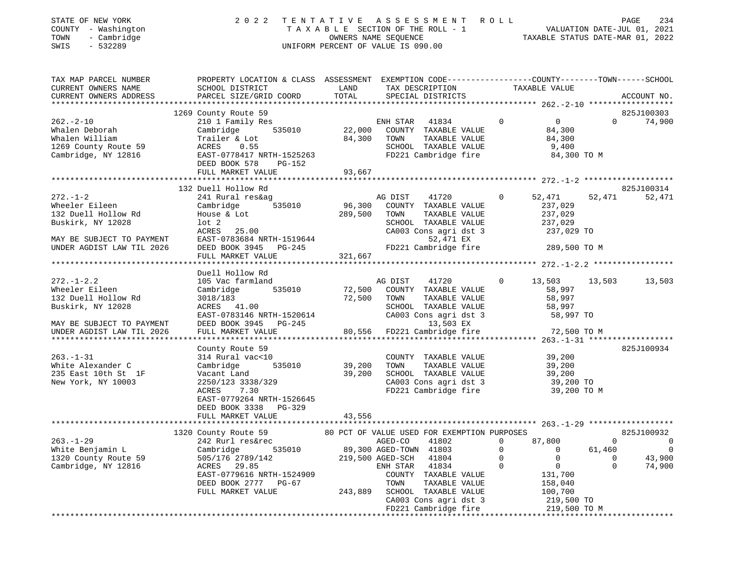STATE OF NEW YORK
COUNTY - Washington
TOWN - Cambridge
SWIS - 532289

2022 TENTATIVE ASSESSMENT ROLL
TAXABLE SECTION OF THE ROLL - 1
OWNERS NAME SEQUENCE
UNIFORM PERCENT OF VALUE IS 090.00

VALUATION DATE-JUL 01, 2021
TAXABLE STATUS DATE-MAR 01, 2022

```
TAX MAP PARCEL NUMBER          PROPERTY LOCATION & CLASS  ASSESSMENT  EXEMPTION CODE------------------COUNTY--------TOWN------SCHOOL
CURRENT OWNERS NAME            SCHOOL DISTRICT              LAND       TAX DESCRIPTION              TAXABLE VALUE
CURRENT OWNERS ADDRESS         PARCEL SIZE/GRID COORD       TOTAL      SPECIAL DISTRICTS                                      ACCOUNT NO.
******************************************************************************************************* 262.-2-10 ******************
                               1269 County Route 59                                                                           825J100303
262.-2-10                      210 1 Family Res                        ENH STAR   41834         0            0            0      74,900
Whalen Deborah                 Cambridge      535010        22,000     COUNTY  TAXABLE VALUE            84,300
Whalen William                 Trailer & Lot                84,300     TOWN    TAXABLE VALUE            84,300
1269 County Route 59           ACRES    0.55                           SCHOOL  TAXABLE VALUE             9,400
Cambridge, NY 12816            EAST-0778417 NRTH-1525263               FD221 Cambridge fire             84,300 TO M
                               DEED BOOK 578    PG-152
                               FULL MARKET VALUE            93,667
******************************************************************************************************* 272.-1-2 *******************
                               132 Duell Hollow Rd                                                                            825J100314
272.-1-2                       241 Rural res&ag                        AG DIST    41720         0       52,471       52,471      52,471
Wheeler Eileen                 Cambridge      535010        96,300     COUNTY  TAXABLE VALUE           237,029
132 Duell Hollow Rd            House & Lot                 289,500     TOWN    TAXABLE VALUE           237,029
Buskirk, NY 12028              lot 2                                   SCHOOL  TAXABLE VALUE           237,029
                               ACRES   25.00                           CA003 Cons agri dst 3           237,029 TO
MAY BE SUBJECT TO PAYMENT      EAST-0783684 NRTH-1519644                     52,471 EX
UNDER AGDIST LAW TIL 2026      DEED BOOK 3945   PG-245                 FD221 Cambridge fire            289,500 TO M
                               FULL MARKET VALUE           321,667
******************************************************************************************************* 272.-1-2.2 *****************
                               Duell Hollow Rd
272.-1-2.2                     105 Vac farmland                        AG DIST    41720         0       13,503       13,503      13,503
Wheeler Eileen                 Cambridge      535010        72,500     COUNTY  TAXABLE VALUE            58,997
132 Duell Hollow Rd            3018/183                     72,500     TOWN    TAXABLE VALUE            58,997
Buskirk, NY 12028              ACRES   41.00                           SCHOOL  TAXABLE VALUE            58,997
                               EAST-0783146 NRTH-1520614               CA003 Cons agri dst 3            58,997 TO
MAY BE SUBJECT TO PAYMENT      DEED BOOK 3945   PG-245                       13,503 EX
UNDER AGDIST LAW TIL 2026      FULL MARKET VALUE            80,556     FD221 Cambridge fire             72,500 TO M
******************************************************************************************************* 263.-1-31 ******************
                               County Route 59                                                                                825J100934
263.-1-31                      314 Rural vac<10                        COUNTY  TAXABLE VALUE            39,200
White Alexander C              Cambridge      535010        39,200     TOWN    TAXABLE VALUE            39,200
235 East 10th St  1F           Vacant Land                  39,200     SCHOOL  TAXABLE VALUE            39,200
New York, NY 10003             2250/123 3338/329                       CA003 Cons agri dst 3            39,200 TO
                               ACRES    7.30                           FD221 Cambridge fire             39,200 TO M
                               EAST-0779264 NRTH-1526645
                               DEED BOOK 3338   PG-329
                               FULL MARKET VALUE            43,556
******************************************************************************************************* 263.-1-29 ******************
                               1320 County Route 59         80 PCT OF VALUE USED FOR EXEMPTION PURPOSES                       825J100932
263.-1-29                      242 Rurl res&rec                        AGED-CO    41802         0       87,800            0           0
White Benjamin L               Cambridge      535010        89,300 AGED-TOWN  41803         0            0       61,460           0
1320 County Route 59           505/176 2789/142            219,500 AGED-SCH   41804         0            0            0      43,900
Cambridge, NY 12816            ACRES   29.85                           ENH STAR   41834         0            0            0      74,900
                               EAST-0779616 NRTH-1524909               COUNTY  TAXABLE VALUE           131,700
                               DEED BOOK 2777   PG-67                  TOWN    TAXABLE VALUE           158,040
                               FULL MARKET VALUE           243,889     SCHOOL  TAXABLE VALUE           100,700
                                                                       CA003 Cons agri dst 3           219,500 TO
                                                                       FD221 Cambridge fire            219,500 TO M
************************************************************************************************************************************
```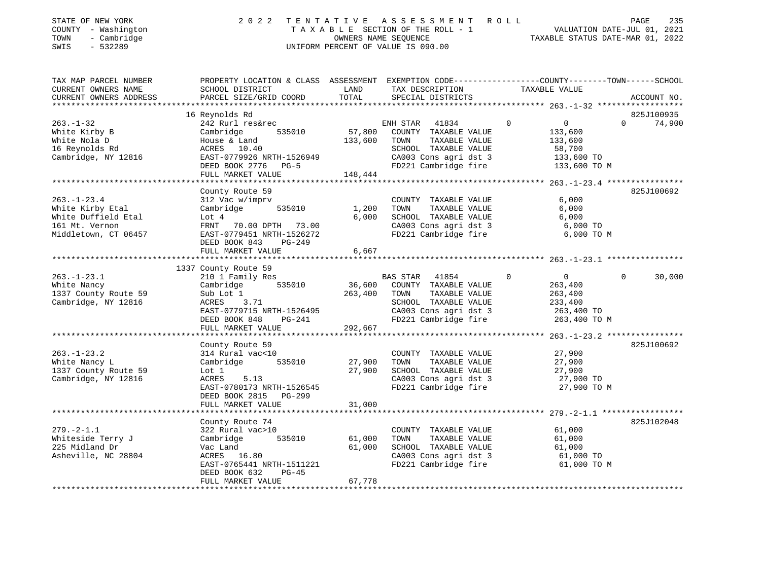STATE OF NEW YORK
COUNTY - Washington
TOWN - Cambridge
SWIS - 532289

2022 TENTATIVE ASSESSMENT ROLL
TAXABLE SECTION OF THE ROLL - 1
OWNERS NAME SEQUENCE
UNIFORM PERCENT OF VALUE IS 090.00

VALUATION DATE-JUL 01, 2021
TAXABLE STATUS DATE-MAR 01, 2022

| TAX MAP PARCEL NUMBER / CURRENT OWNERS NAME / CURRENT OWNERS ADDRESS | PROPERTY LOCATION & CLASS / SCHOOL DISTRICT / PARCEL SIZE/GRID COORD | ASSESSMENT LAND / TOTAL | EXEMPTION CODE / TAX DESCRIPTION / SPECIAL DISTRICTS | COUNTY | TOWN | SCHOOL / TAXABLE VALUE | ACCOUNT NO. |
|---|---|---|---|---|---|---|---|
| 263.-1-32 | 16 Reynolds Rd | | | | | | 825J100935 |
| 263.-1-32 | 242 Rurl res&rec | | ENH STAR 41834 | 0 | 0 | 0 74,900 | |
| White Kirby B | Cambridge 535010 | 57,800 | COUNTY TAXABLE VALUE | | | 133,600 | |
| White Nola D | House & Land | 133,600 | TOWN TAXABLE VALUE | | | 133,600 | |
| 16 Reynolds Rd | ACRES 10.40 | | SCHOOL TAXABLE VALUE | | | 58,700 | |
| Cambridge, NY 12816 | EAST-0779926 NRTH-1526949 | | CA003 Cons agri dst 3 | | | 133,600 TO | |
| | DEED BOOK 2776 PG-5 | | FD221 Cambridge fire | | | 133,600 TO M | |
| | FULL MARKET VALUE | 148,444 | | | | | |
| 263.-1-23.4 | County Route 59 | | | | | | 825J100692 |
| 263.-1-23.4 | 312 Vac w/imprv | | COUNTY TAXABLE VALUE | | | 6,000 | |
| White Kirby Etal | Cambridge 535010 | 1,200 | TOWN TAXABLE VALUE | | | 6,000 | |
| White Duffield Etal | Lot 4 | 6,000 | SCHOOL TAXABLE VALUE | | | 6,000 | |
| 161 Mt. Vernon | FRNT 70.00 DPTH 73.00 | | CA003 Cons agri dst 3 | | | 6,000 TO | |
| Middletown, CT 06457 | EAST-0779451 NRTH-1526272 | | FD221 Cambridge fire | | | 6,000 TO M | |
| | DEED BOOK 843 PG-249 | | | | | | |
| | FULL MARKET VALUE | 6,667 | | | | | |
| 263.-1-23.1 | 1337 County Route 59 | | | | | | |
| 263.-1-23.1 | 210 1 Family Res | | BAS STAR 41854 | 0 | 0 | 0 30,000 | |
| White Nancy | Cambridge 535010 | 36,600 | COUNTY TAXABLE VALUE | | | 263,400 | |
| 1337 County Route 59 | Sub Lot 1 | 263,400 | TOWN TAXABLE VALUE | | | 263,400 | |
| Cambridge, NY 12816 | ACRES 3.71 | | SCHOOL TAXABLE VALUE | | | 233,400 | |
| | EAST-0779715 NRTH-1526495 | | CA003 Cons agri dst 3 | | | 263,400 TO | |
| | DEED BOOK 848 PG-241 | | FD221 Cambridge fire | | | 263,400 TO M | |
| | FULL MARKET VALUE | 292,667 | | | | | |
| 263.-1-23.2 | County Route 59 | | | | | | 825J100692 |
| 263.-1-23.2 | 314 Rural vac<10 | | COUNTY TAXABLE VALUE | | | 27,900 | |
| White Nancy L | Cambridge 535010 | 27,900 | TOWN TAXABLE VALUE | | | 27,900 | |
| 1337 County Route 59 | Lot 1 | 27,900 | SCHOOL TAXABLE VALUE | | | 27,900 | |
| Cambridge, NY 12816 | ACRES 5.13 | | CA003 Cons agri dst 3 | | | 27,900 TO | |
| | EAST-0780173 NRTH-1526545 | | FD221 Cambridge fire | | | 27,900 TO M | |
| | DEED BOOK 2815 PG-299 | | | | | | |
| | FULL MARKET VALUE | 31,000 | | | | | |
| 279.-2-1.1 | County Route 74 | | | | | | 825J102048 |
| 279.-2-1.1 | 322 Rural vac>10 | | COUNTY TAXABLE VALUE | | | 61,000 | |
| Whiteside Terry J | Cambridge 535010 | 61,000 | TOWN TAXABLE VALUE | | | 61,000 | |
| 225 Midland Dr | Vac Land | 61,000 | SCHOOL TAXABLE VALUE | | | 61,000 | |
| Asheville, NC 28804 | ACRES 16.80 | | CA003 Cons agri dst 3 | | | 61,000 TO | |
| | EAST-0765441 NRTH-1511221 | | FD221 Cambridge fire | | | 61,000 TO M | |
| | DEED BOOK 632 PG-45 | | | | | | |
| | FULL MARKET VALUE | 67,778 | | | | | |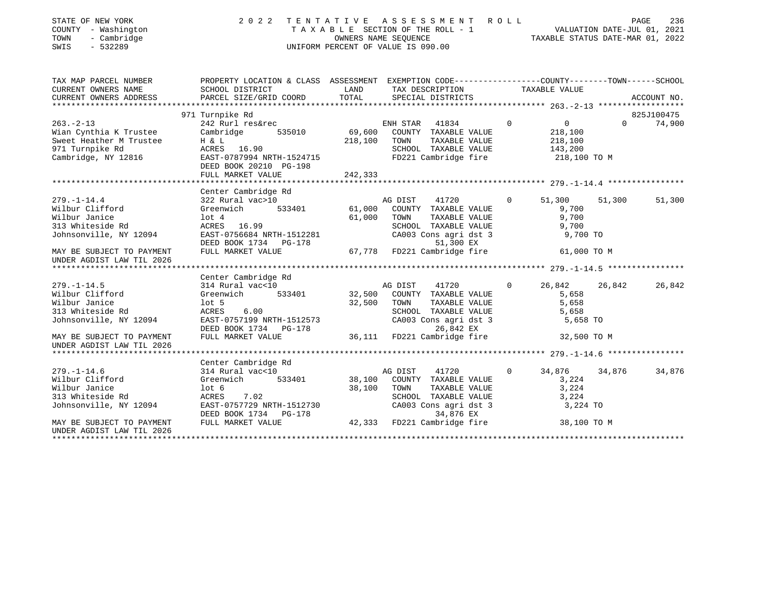STATE OF NEW YORK | 2 0 2 2 T E N T A T I V E A S S E S S M E N T R O L L
COUNTY - Washington | T A X A B L E SECTION OF THE ROLL - 1 | VALUATION DATE-JUL 01, 2021
TOWN - Cambridge | OWNERS NAME SEQUENCE | TAXABLE STATUS DATE-MAR 01, 2022
SWIS - 532289 | UNIFORM PERCENT OF VALUE IS 090.00

| TAX MAP PARCEL NUMBER / CURRENT OWNERS NAME / CURRENT OWNERS ADDRESS | PROPERTY LOCATION & CLASS / SCHOOL DISTRICT / PARCEL SIZE/GRID COORD | ASSESSMENT LAND / TOTAL | EXEMPTION CODE / TAX DESCRIPTION / SPECIAL DISTRICTS | COUNTY TAXABLE VALUE | TOWN | SCHOOL / ACCOUNT NO. |
|---|---|---|---|---|---|---|
| **263.-2-13** | 971 Turnpike Rd | | | | | 825J100475 |
| 263.-2-13 | 242 Rurl res&rec | | ENH STAR 41834 | 0 | 0 | 74,900 |
| Wian Cynthia K Trustee | Cambridge 535010 | 69,600 | COUNTY TAXABLE VALUE | 218,100 | | |
| Sweet Heather M Trustee | H & L | 218,100 | TOWN TAXABLE VALUE | 218,100 | | |
| 971 Turnpike Rd | ACRES 16.90 | | SCHOOL TAXABLE VALUE | 143,200 | | |
| Cambridge, NY 12816 | EAST-0787994 NRTH-1524715 | | FD221 Cambridge fire | 218,100 TO M | | |
| | DEED BOOK 20210 PG-198 | | | | | |
| | FULL MARKET VALUE | 242,333 | | | | |
| **279.-1-14.4** | Center Cambridge Rd | | | | | |
| 279.-1-14.4 | 322 Rural vac>10 | | AG DIST 41720 | 51,300 | 51,300 | 51,300 |
| Wilbur Clifford | Greenwich 533401 | 61,000 | COUNTY TAXABLE VALUE | 9,700 | | |
| Wilbur Janice | lot 4 | 61,000 | TOWN TAXABLE VALUE | 9,700 | | |
| 313 Whiteside Rd | ACRES 16.99 | | SCHOOL TAXABLE VALUE | 9,700 | | |
| Johnsonville, NY 12094 | EAST-0756684 NRTH-1512281 | | CA003 Cons agri dst 3 | 9,700 TO | | |
| | DEED BOOK 1734 PG-178 | | 51,300 EX | | | |
| MAY BE SUBJECT TO PAYMENT | FULL MARKET VALUE | 67,778 | FD221 Cambridge fire | 61,000 TO M | | |
| UNDER AGDIST LAW TIL 2026 | | | | | | |
| **279.-1-14.5** | Center Cambridge Rd | | | | | |
| 279.-1-14.5 | 314 Rural vac<10 | | AG DIST 41720 | 26,842 | 26,842 | 26,842 |
| Wilbur Clifford | Greenwich 533401 | 32,500 | COUNTY TAXABLE VALUE | 5,658 | | |
| Wilbur Janice | lot 5 | 32,500 | TOWN TAXABLE VALUE | 5,658 | | |
| 313 Whiteside Rd | ACRES 6.00 | | SCHOOL TAXABLE VALUE | 5,658 | | |
| Johnsonville, NY 12094 | EAST-0757199 NRTH-1512573 | | CA003 Cons agri dst 3 | 5,658 TO | | |
| | DEED BOOK 1734 PG-178 | | 26,842 EX | | | |
| MAY BE SUBJECT TO PAYMENT | FULL MARKET VALUE | 36,111 | FD221 Cambridge fire | 32,500 TO M | | |
| UNDER AGDIST LAW TIL 2026 | | | | | | |
| **279.-1-14.6** | Center Cambridge Rd | | | | | |
| 279.-1-14.6 | 314 Rural vac<10 | | AG DIST 41720 | 34,876 | 34,876 | 34,876 |
| Wilbur Clifford | Greenwich 533401 | 38,100 | COUNTY TAXABLE VALUE | 3,224 | | |
| Wilbur Janice | lot 6 | 38,100 | TOWN TAXABLE VALUE | 3,224 | | |
| 313 Whiteside Rd | ACRES 7.02 | | SCHOOL TAXABLE VALUE | 3,224 | | |
| Johnsonville, NY 12094 | EAST-0757729 NRTH-1512730 | | CA003 Cons agri dst 3 | 3,224 TO | | |
| | DEED BOOK 1734 PG-178 | | 34,876 EX | | | |
| MAY BE SUBJECT TO PAYMENT | FULL MARKET VALUE | 42,333 | FD221 Cambridge fire | 38,100 TO M | | |
| UNDER AGDIST LAW TIL 2026 | | | | | | |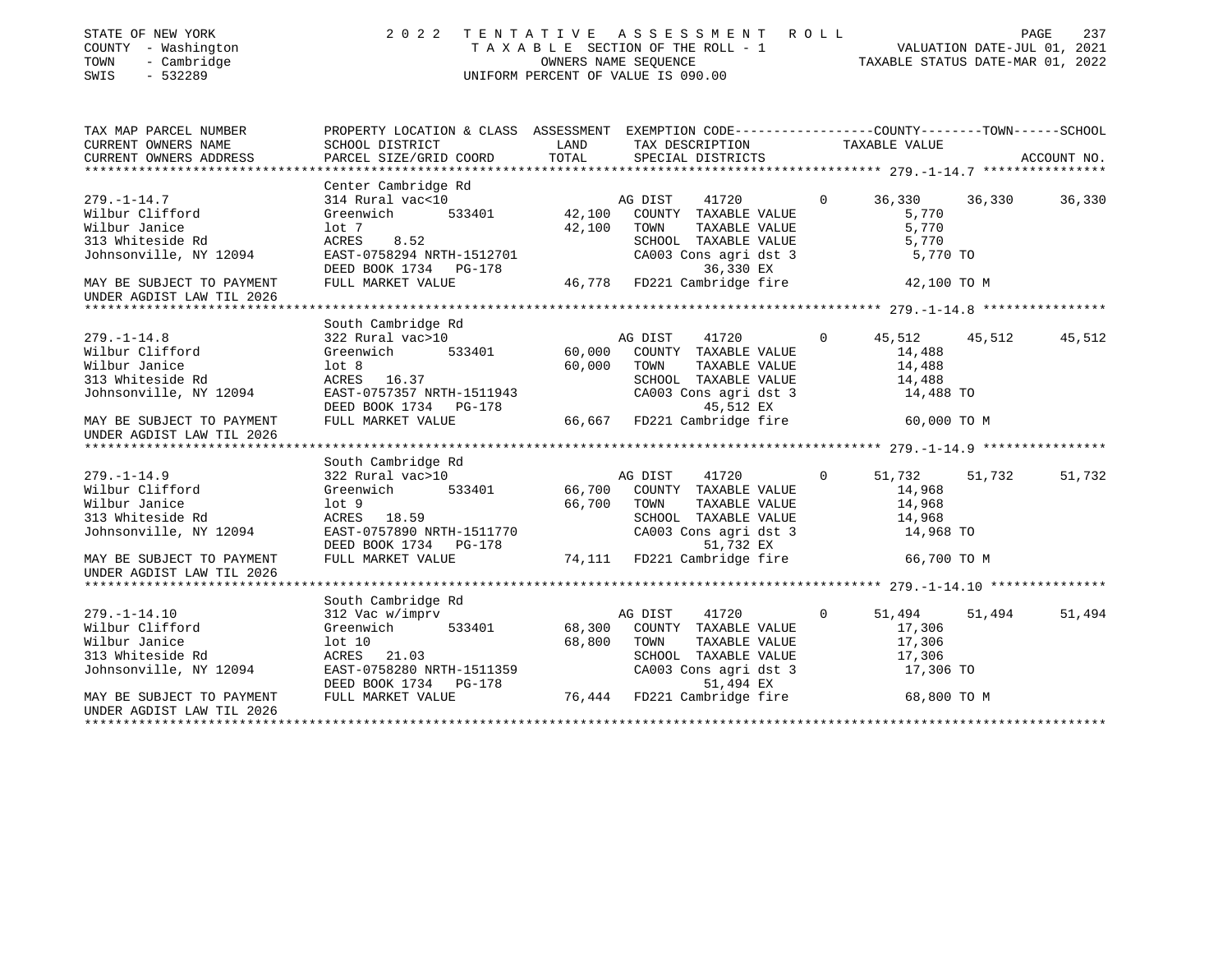STATE OF NEW YORK
COUNTY - Washington
TOWN - Cambridge
SWIS - 532289

2022 TENTATIVE ASSESSMENT ROLL
TAXABLE SECTION OF THE ROLL - 1
OWNERS NAME SEQUENCE
UNIFORM PERCENT OF VALUE IS 090.00

VALUATION DATE-JUL 01, 2021
TAXABLE STATUS DATE-MAR 01, 2022

| TAX MAP PARCEL NUMBER / CURRENT OWNERS NAME / CURRENT OWNERS ADDRESS | PROPERTY LOCATION & CLASS / SCHOOL DISTRICT / PARCEL SIZE/GRID COORD | ASSESSMENT LAND / TOTAL | EXEMPTION CODE / TAX DESCRIPTION / SPECIAL DISTRICTS | COUNTY TAXABLE VALUE | TOWN | SCHOOL / ACCOUNT NO. |
|---|---|---|---|---|---|---|
| **279.-1-14.7** | Center Cambridge Rd | | | | | |
| 279.-1-14.7 | 314 Rural vac<10 | | AG DIST 41720 0 | 36,330 | 36,330 | 36,330 |
| Wilbur Clifford | Greenwich 533401 | 42,100 | COUNTY TAXABLE VALUE | 5,770 | | |
| Wilbur Janice | lot 7 | 42,100 | TOWN TAXABLE VALUE | 5,770 | | |
| 313 Whiteside Rd | ACRES 8.52 | | SCHOOL TAXABLE VALUE | 5,770 | | |
| Johnsonville, NY 12094 | EAST-0758294 NRTH-1512701 | | CA003 Cons agri dst 3 | 5,770 TO | | |
| | DEED BOOK 1734 PG-178 | | 36,330 EX | | | |
| MAY BE SUBJECT TO PAYMENT UNDER AGDIST LAW TIL 2026 | FULL MARKET VALUE | 46,778 | FD221 Cambridge fire | 42,100 TO M | | |
| **279.-1-14.8** | South Cambridge Rd | | | | | |
| 279.-1-14.8 | 322 Rural vac>10 | | AG DIST 41720 0 | 45,512 | 45,512 | 45,512 |
| Wilbur Clifford | Greenwich 533401 | 60,000 | COUNTY TAXABLE VALUE | 14,488 | | |
| Wilbur Janice | lot 8 | 60,000 | TOWN TAXABLE VALUE | 14,488 | | |
| 313 Whiteside Rd | ACRES 16.37 | | SCHOOL TAXABLE VALUE | 14,488 | | |
| Johnsonville, NY 12094 | EAST-0757357 NRTH-1511943 | | CA003 Cons agri dst 3 | 14,488 TO | | |
| | DEED BOOK 1734 PG-178 | | 45,512 EX | | | |
| MAY BE SUBJECT TO PAYMENT UNDER AGDIST LAW TIL 2026 | FULL MARKET VALUE | 66,667 | FD221 Cambridge fire | 60,000 TO M | | |
| **279.-1-14.9** | South Cambridge Rd | | | | | |
| 279.-1-14.9 | 322 Rural vac>10 | | AG DIST 41720 0 | 51,732 | 51,732 | 51,732 |
| Wilbur Clifford | Greenwich 533401 | 66,700 | COUNTY TAXABLE VALUE | 14,968 | | |
| Wilbur Janice | lot 9 | 66,700 | TOWN TAXABLE VALUE | 14,968 | | |
| 313 Whiteside Rd | ACRES 18.59 | | SCHOOL TAXABLE VALUE | 14,968 | | |
| Johnsonville, NY 12094 | EAST-0757890 NRTH-1511770 | | CA003 Cons agri dst 3 | 14,968 TO | | |
| | DEED BOOK 1734 PG-178 | | 51,732 EX | | | |
| MAY BE SUBJECT TO PAYMENT UNDER AGDIST LAW TIL 2026 | FULL MARKET VALUE | 74,111 | FD221 Cambridge fire | 66,700 TO M | | |
| **279.-1-14.10** | South Cambridge Rd | | | | | |
| 279.-1-14.10 | 312 Vac w/imprv | | AG DIST 41720 0 | 51,494 | 51,494 | 51,494 |
| Wilbur Clifford | Greenwich 533401 | 68,300 | COUNTY TAXABLE VALUE | 17,306 | | |
| Wilbur Janice | lot 10 | 68,800 | TOWN TAXABLE VALUE | 17,306 | | |
| 313 Whiteside Rd | ACRES 21.03 | | SCHOOL TAXABLE VALUE | 17,306 | | |
| Johnsonville, NY 12094 | EAST-0758280 NRTH-1511359 | | CA003 Cons agri dst 3 | 17,306 TO | | |
| | DEED BOOK 1734 PG-178 | | 51,494 EX | | | |
| MAY BE SUBJECT TO PAYMENT UNDER AGDIST LAW TIL 2026 | FULL MARKET VALUE | 76,444 | FD221 Cambridge fire | 68,800 TO M | | |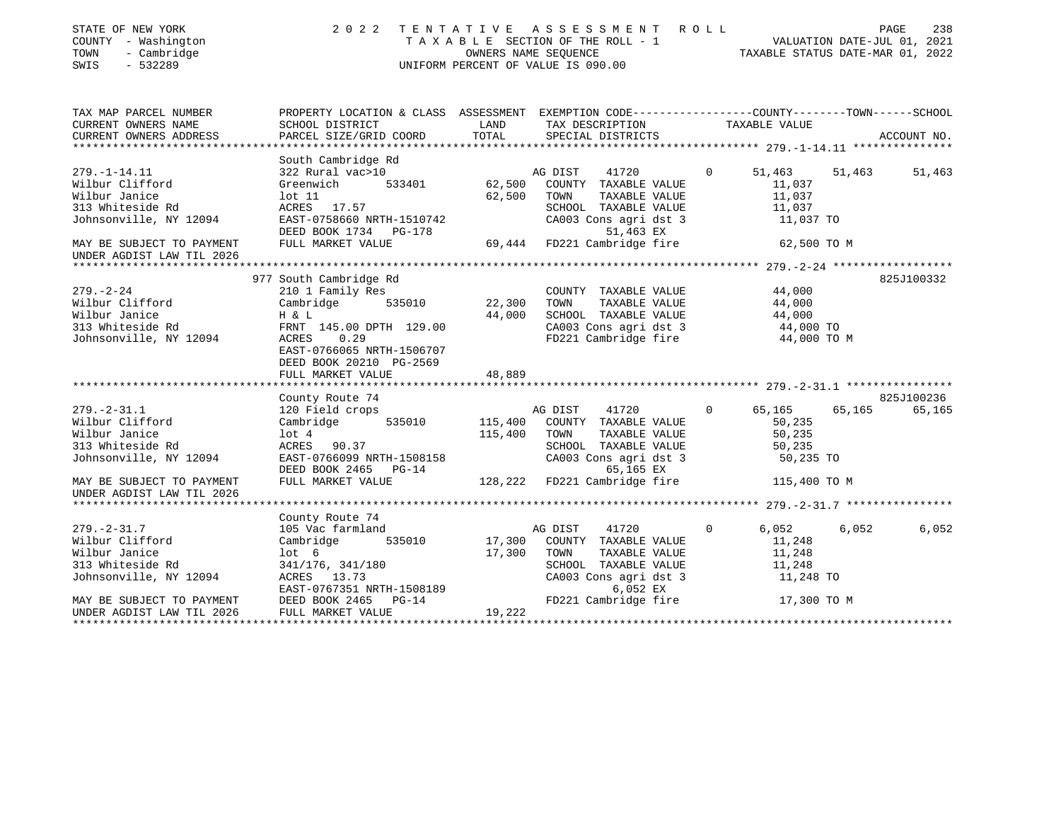STATE OF NEW YORK
COUNTY - Washington
TOWN - Cambridge
SWIS - 532289

# 2022 TENTATIVE ASSESSMENT ROLL

TAXABLE SECTION OF THE ROLL - 1
OWNERS NAME SEQUENCE
UNIFORM PERCENT OF VALUE IS 090.00

VALUATION DATE-JUL 01, 2021
TAXABLE STATUS DATE-MAR 01, 2022

| TAX MAP PARCEL NUMBER / CURRENT OWNERS NAME / CURRENT OWNERS ADDRESS | PROPERTY LOCATION & CLASS / SCHOOL DISTRICT / PARCEL SIZE/GRID COORD | ASSESSMENT LAND / TOTAL | EXEMPTION CODE / TAX DESCRIPTION / SPECIAL DISTRICTS | COUNTY TAXABLE VALUE | TOWN | SCHOOL | ACCOUNT NO. |
|---|---|---|---|---|---|---|---|
| **279.-1-14.11** | South Cambridge Rd | | | | | | |
| 279.-1-14.11 | 322 Rural vac>10 | | AG DIST 41720 0 | 51,463 | 51,463 | 51,463 | |
| Wilbur Clifford | Greenwich 533401 | 62,500 | COUNTY TAXABLE VALUE | 11,037 | | | |
| Wilbur Janice | lot 11 | 62,500 | TOWN TAXABLE VALUE | 11,037 | | | |
| 313 Whiteside Rd | ACRES 17.57 | | SCHOOL TAXABLE VALUE | 11,037 | | | |
| Johnsonville, NY 12094 | EAST-0758660 NRTH-1510742 | | CA003 Cons agri dst 3 | 11,037 TO | | | |
| | DEED BOOK 1734 PG-178 | | 51,463 EX | | | | |
| MAY BE SUBJECT TO PAYMENT | FULL MARKET VALUE | 69,444 | FD221 Cambridge fire | 62,500 TO M | | | |
| UNDER AGDIST LAW TIL 2026 | | | | | | | |
| **279.-2-24** | 977 South Cambridge Rd | | | | | | 825J100332 |
| 279.-2-24 | 210 1 Family Res | | COUNTY TAXABLE VALUE | 44,000 | | | |
| Wilbur Clifford | Cambridge 535010 | 22,300 | TOWN TAXABLE VALUE | 44,000 | | | |
| Wilbur Janice | H & L | 44,000 | SCHOOL TAXABLE VALUE | 44,000 | | | |
| 313 Whiteside Rd | FRNT 145.00 DPTH 129.00 | | CA003 Cons agri dst 3 | 44,000 TO | | | |
| Johnsonville, NY 12094 | ACRES 0.29 | | FD221 Cambridge fire | 44,000 TO M | | | |
| | EAST-0766065 NRTH-1506707 | | | | | | |
| | DEED BOOK 20210 PG-2569 | | | | | | |
| | FULL MARKET VALUE | 48,889 | | | | | |
| **279.-2-31.1** | County Route 74 | | | | | | 825J100236 |
| 279.-2-31.1 | 120 Field crops | | AG DIST 41720 0 | 65,165 | 65,165 | 65,165 | |
| Wilbur Clifford | Cambridge 535010 | 115,400 | COUNTY TAXABLE VALUE | 50,235 | | | |
| Wilbur Janice | lot 4 | 115,400 | TOWN TAXABLE VALUE | 50,235 | | | |
| 313 Whiteside Rd | ACRES 90.37 | | SCHOOL TAXABLE VALUE | 50,235 | | | |
| Johnsonville, NY 12094 | EAST-0766099 NRTH-1508158 | | CA003 Cons agri dst 3 | 50,235 TO | | | |
| | DEED BOOK 2465 PG-14 | | 65,165 EX | | | | |
| MAY BE SUBJECT TO PAYMENT | FULL MARKET VALUE | 128,222 | FD221 Cambridge fire | 115,400 TO M | | | |
| UNDER AGDIST LAW TIL 2026 | | | | | | | |
| **279.-2-31.7** | County Route 74 | | | | | | |
| 279.-2-31.7 | 105 Vac farmland | | AG DIST 41720 0 | 6,052 | 6,052 | 6,052 | |
| Wilbur Clifford | Cambridge 535010 | 17,300 | COUNTY TAXABLE VALUE | 11,248 | | | |
| Wilbur Janice | lot 6 | 17,300 | TOWN TAXABLE VALUE | 11,248 | | | |
| 313 Whiteside Rd | 341/176, 341/180 | | SCHOOL TAXABLE VALUE | 11,248 | | | |
| Johnsonville, NY 12094 | ACRES 13.73 | | CA003 Cons agri dst 3 | 11,248 TO | | | |
| | EAST-0767351 NRTH-1508189 | | 6,052 EX | | | | |
| MAY BE SUBJECT TO PAYMENT | DEED BOOK 2465 PG-14 | | FD221 Cambridge fire | 17,300 TO M | | | |
| UNDER AGDIST LAW TIL 2026 | FULL MARKET VALUE | 19,222 | | | | | |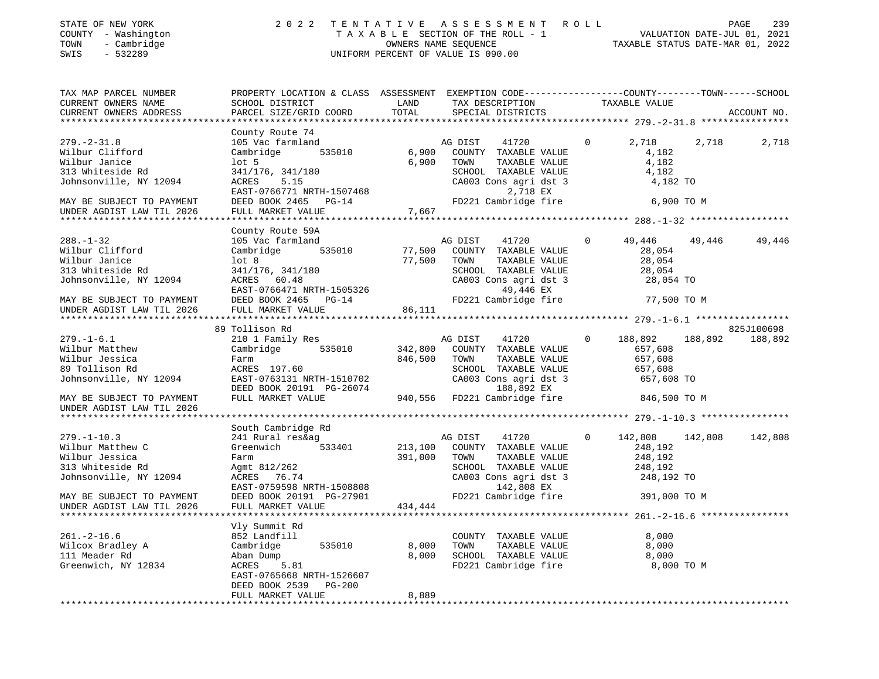STATE OF NEW YORK 2 0 2 2 T E N T A T I V E A S S E S S M E N T R O L L
COUNTY - Washington T A X A B L E SECTION OF THE ROLL - 1 VALUATION DATE-JUL 01, 2021
TOWN - Cambridge OWNERS NAME SEQUENCE TAXABLE STATUS DATE-MAR 01, 2022
SWIS - 532289 UNIFORM PERCENT OF VALUE IS 090.00

```
TAX MAP PARCEL NUMBER          PROPERTY LOCATION & CLASS  ASSESSMENT  EXEMPTION CODE------------------COUNTY--------TOWN------SCHOOL
CURRENT OWNERS NAME            SCHOOL DISTRICT               LAND      TAX DESCRIPTION            TAXABLE VALUE
CURRENT OWNERS ADDRESS         PARCEL SIZE/GRID COORD        TOTAL     SPECIAL DISTRICTS                                     ACCOUNT NO.
****************************************************************************************************** 279.-2-31.8 ****************
                               County Route 74
279.-2-31.8                    105 Vac farmland                  AG DIST    41720          0      2,718       2,718       2,718
Wilbur Clifford                Cambridge       535010      6,900    COUNTY  TAXABLE VALUE              4,182
Wilbur Janice                  lot 5                       6,900    TOWN    TAXABLE VALUE              4,182
313 Whiteside Rd               341/176, 341/180                     SCHOOL  TAXABLE VALUE              4,182
Johnsonville, NY 12094         ACRES    5.15                        CA003 Cons agri dst 3               4,182 TO
                               EAST-0766771 NRTH-1507468                     2,718 EX
MAY BE SUBJECT TO PAYMENT      DEED BOOK 2465   PG-14               FD221 Cambridge fire                6,900 TO M
UNDER AGDIST LAW TIL 2026      FULL MARKET VALUE           7,667
****************************************************************************************************** 288.-1-32 ******************
                               County Route 59A
288.-1-32                      105 Vac farmland                  AG DIST    41720          0     49,446      49,446      49,446
Wilbur Clifford                Cambridge       535010     77,500    COUNTY  TAXABLE VALUE             28,054
Wilbur Janice                  lot 8                      77,500    TOWN    TAXABLE VALUE             28,054
313 Whiteside Rd               341/176, 341/180                     SCHOOL  TAXABLE VALUE             28,054
Johnsonville, NY 12094         ACRES   60.48                        CA003 Cons agri dst 3              28,054 TO
                               EAST-0766471 NRTH-1505326                    49,446 EX
MAY BE SUBJECT TO PAYMENT      DEED BOOK 2465   PG-14               FD221 Cambridge fire               77,500 TO M
UNDER AGDIST LAW TIL 2026      FULL MARKET VALUE          86,111
****************************************************************************************************** 279.-1-6.1 *****************
                               89 Tollison Rd                                                                          825J100698
279.-1-6.1                     210 1 Family Res                  AG DIST    41720          0    188,892     188,892     188,892
Wilbur Matthew                 Cambridge       535010    342,800    COUNTY  TAXABLE VALUE            657,608
Wilbur Jessica                 Farm                      846,500    TOWN    TAXABLE VALUE            657,608
89 Tollison Rd                 ACRES  197.60                        SCHOOL  TAXABLE VALUE            657,608
Johnsonville, NY 12094         EAST-0763131 NRTH-1510702            CA003 Cons agri dst 3             657,608 TO
                               DEED BOOK 20191 PG-26074                    188,892 EX
MAY BE SUBJECT TO PAYMENT      FULL MARKET VALUE         940,556    FD221 Cambridge fire              846,500 TO M
UNDER AGDIST LAW TIL 2026
****************************************************************************************************** 279.-1-10.3 ****************
                               South Cambridge Rd
279.-1-10.3                    241 Rural res&ag                  AG DIST    41720          0    142,808     142,808     142,808
Wilbur Matthew C               Greenwich       533401    213,100    COUNTY  TAXABLE VALUE            248,192
Wilbur Jessica                 Farm                      391,000    TOWN    TAXABLE VALUE            248,192
313 Whiteside Rd               Agmt 812/262                         SCHOOL  TAXABLE VALUE            248,192
Johnsonville, NY 12094         ACRES   76.74                        CA003 Cons agri dst 3             248,192 TO
                               EAST-0759598 NRTH-1508808                   142,808 EX
MAY BE SUBJECT TO PAYMENT      DEED BOOK 20191 PG-27901             FD221 Cambridge fire              391,000 TO M
UNDER AGDIST LAW TIL 2026      FULL MARKET VALUE         434,444
****************************************************************************************************** 261.-2-16.6 ****************
                               Vly Summit Rd
261.-2-16.6                    852 Landfill                         COUNTY  TAXABLE VALUE              8,000
Wilcox Bradley A               Cambridge       535010      8,000    TOWN    TAXABLE VALUE              8,000
111 Meader Rd                  Aban Dump                   8,000    SCHOOL  TAXABLE VALUE              8,000
Greenwich, NY 12834            ACRES    5.81                        FD221 Cambridge fire                8,000 TO M
                               EAST-0765668 NRTH-1526607
                               DEED BOOK 2539   PG-200
                               FULL MARKET VALUE           8,889
************************************************************************************************************************************
```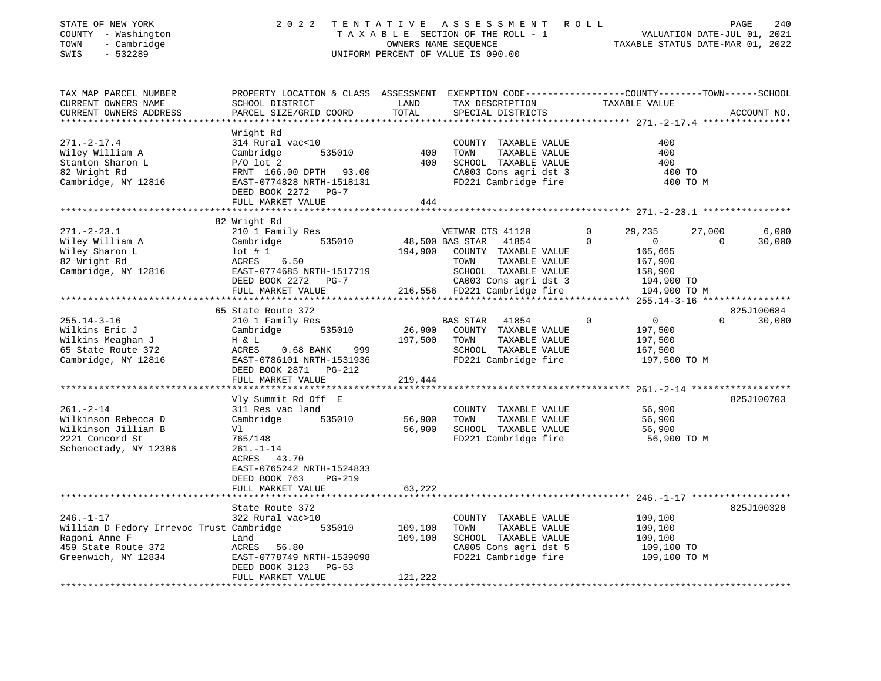STATE OF NEW YORK 2022 TENTATIVE ASSESSMENT ROLL
COUNTY - Washington TAXABLE SECTION OF THE ROLL - 1 VALUATION DATE-JUL 01, 2021
TOWN - Cambridge OWNERS NAME SEQUENCE TAXABLE STATUS DATE-MAR 01, 2022
SWIS - 532289 UNIFORM PERCENT OF VALUE IS 090.00

```
TAX MAP PARCEL NUMBER          PROPERTY LOCATION & CLASS  ASSESSMENT  EXEMPTION CODE-----------------COUNTY--------TOWN------SCHOOL
CURRENT OWNERS NAME            SCHOOL DISTRICT               LAND      TAX DESCRIPTION            TAXABLE VALUE
CURRENT OWNERS ADDRESS         PARCEL SIZE/GRID COORD        TOTAL     SPECIAL DISTRICTS                                     ACCOUNT NO.
******************************************************************************************************* 271.-2-17.4 ****************
                               Wright Rd
271.-2-17.4                    314 Rural vac<10                        COUNTY  TAXABLE VALUE               400
Wiley William A                Cambridge         535010          400   TOWN    TAXABLE VALUE               400
Stanton Sharon L               P/O lot 2                         400   SCHOOL  TAXABLE VALUE               400
82 Wright Rd                   FRNT 166.00 DPTH  93.00                 CA003 Cons agri dst 3                400 TO
Cambridge, NY 12816            EAST-0774828 NRTH-1518131               FD221 Cambridge fire                 400 TO M
                               DEED BOOK 2272   PG-7
                               FULL MARKET VALUE                 444
******************************************************************************************************* 271.-2-23.1 ****************
                               82 Wright Rd
271.-2-23.1                    210 1 Family Res                        VETWAR CTS 41120        0      29,235      27,000       6,000
Wiley William A                Cambridge         535010       48,500 BAS STAR  41854           0           0           0      30,000
Wiley Sharon L                 lot # 1                       194,900   COUNTY  TAXABLE VALUE           165,665
82 Wright Rd                   ACRES     6.50                          TOWN    TAXABLE VALUE           167,900
Cambridge, NY 12816            EAST-0774685 NRTH-1517719               SCHOOL  TAXABLE VALUE           158,900
                               DEED BOOK 2272   PG-7                   CA003 Cons agri dst 3           194,900 TO
                               FULL MARKET VALUE             216,556   FD221 Cambridge fire            194,900 TO M
******************************************************************************************************* 255.14-3-16 ****************
                               65 State Route 372                                                                     825J100684
255.14-3-16                    210 1 Family Res                        BAS STAR  41854         0           0           0      30,000
Wilkins Eric J                 Cambridge         535010       26,900   COUNTY  TAXABLE VALUE           197,500
Wilkins Meaghan J              H & L                         197,500   TOWN    TAXABLE VALUE           197,500
65 State Route 372             ACRES     0.68 BANK    999              SCHOOL  TAXABLE VALUE           167,500
Cambridge, NY 12816            EAST-0786101 NRTH-1531936               FD221 Cambridge fire            197,500 TO M
                               DEED BOOK 2871   PG-212
                               FULL MARKET VALUE             219,444
******************************************************************************************************* 261.-2-14 ******************
                               Vly Summit Rd Off  E                                                                   825J100703
261.-2-14                      311 Res vac land                        COUNTY  TAXABLE VALUE            56,900
Wilkinson Rebecca D            Cambridge         535010       56,900   TOWN    TAXABLE VALUE            56,900
Wilkinson Jillian B            Vl                             56,900   SCHOOL  TAXABLE VALUE            56,900
2221 Concord St                765/148                                 FD221 Cambridge fire             56,900 TO M
Schenectady, NY 12306          261.-1-14
                               ACRES    43.70
                               EAST-0765242 NRTH-1524833
                               DEED BOOK 763    PG-219
                               FULL MARKET VALUE              63,222
******************************************************************************************************* 246.-1-17 ******************
                               State Route 372                                                                        825J100320
246.-1-17                      322 Rural vac>10                        COUNTY  TAXABLE VALUE           109,100
William D Fedory Irrevoc Trust Cambridge         535010      109,100   TOWN    TAXABLE VALUE           109,100
Ragoni Anne F                  Land                          109,100   SCHOOL  TAXABLE VALUE           109,100
459 State Route 372            ACRES    56.80                          CA005 Cons agri dst 5           109,100 TO
Greenwich, NY 12834            EAST-0778749 NRTH-1539098               FD221 Cambridge fire            109,100 TO M
                               DEED BOOK 3123   PG-53
                               FULL MARKET VALUE             121,222
************************************************************************************************************************************
```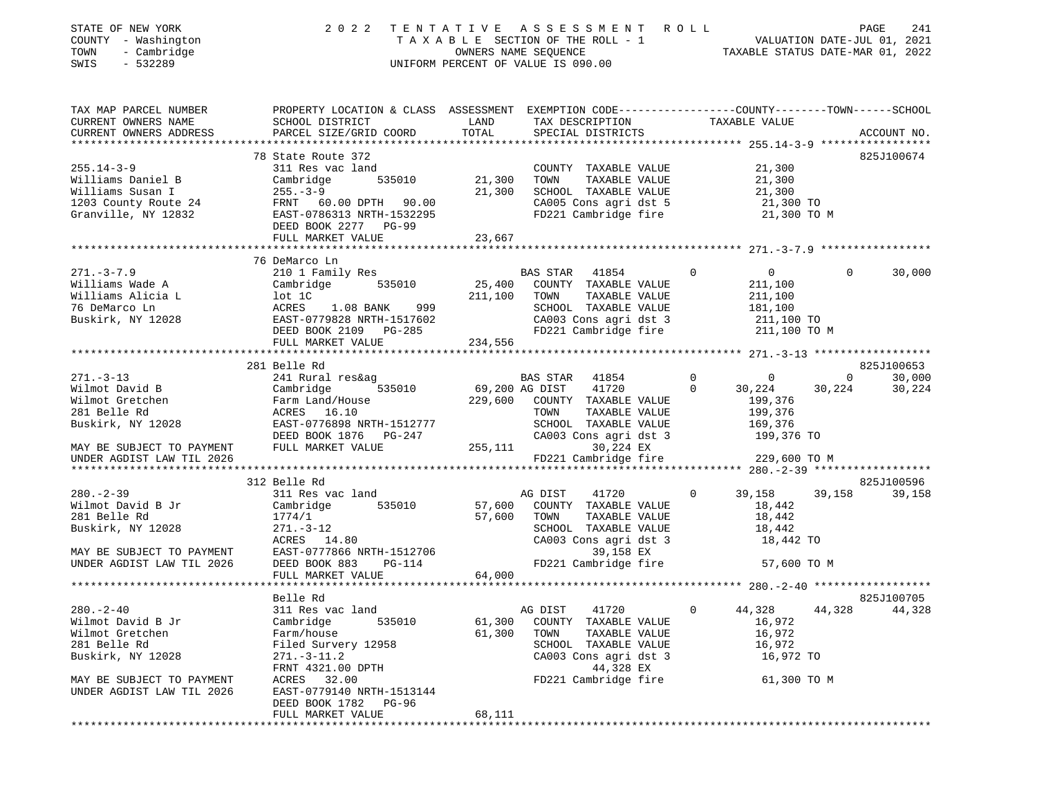STATE OF NEW YORK
COUNTY - Washington
TOWN - Cambridge
SWIS - 532289

# 2022 TENTATIVE ASSESSMENT ROLL

TAXABLE SECTION OF THE ROLL - 1
OWNERS NAME SEQUENCE
UNIFORM PERCENT OF VALUE IS 090.00

VALUATION DATE-JUL 01, 2021
TAXABLE STATUS DATE-MAR 01, 2022

| TAX MAP PARCEL NUMBER / CURRENT OWNERS NAME / CURRENT OWNERS ADDRESS | PROPERTY LOCATION & CLASS / SCHOOL DISTRICT / PARCEL SIZE/GRID COORD | ASSESSMENT LAND / TOTAL | EXEMPTION CODE / TAX DESCRIPTION / SPECIAL DISTRICTS | COUNTY TAXABLE VALUE | TOWN | SCHOOL | ACCOUNT NO. |
|---|---|---|---|---|---|---|---|
| **255.14-3-9** | 78 State Route 372 | | | | | | 825J100674 |
| 255.14-3-9 | 311 Res vac land | | COUNTY TAXABLE VALUE | 21,300 | | | |
| Williams Daniel B | Cambridge 535010 | 21,300 | TOWN TAXABLE VALUE | 21,300 | | | |
| Williams Susan I | 255.-3-9 | 21,300 | SCHOOL TAXABLE VALUE | 21,300 | | | |
| 1203 County Route 24 | FRNT 60.00 DPTH 90.00 | | CA005 Cons agri dst 5 | 21,300 TO | | | |
| Granville, NY 12832 | EAST-0786313 NRTH-1532295 | | FD221 Cambridge fire | 21,300 TO M | | | |
| | DEED BOOK 2277 PG-99 | | | | | | |
| | FULL MARKET VALUE | 23,667 | | | | | |
| **271.-3-7.9** | 76 DeMarco Ln | | | | | | |
| 271.-3-7.9 | 210 1 Family Res | | BAS STAR 41854 0 | 0 | 0 | 30,000 | |
| Williams Wade A | Cambridge 535010 | 25,400 | COUNTY TAXABLE VALUE | 211,100 | | | |
| Williams Alicia L | lot 1C | 211,100 | TOWN TAXABLE VALUE | 211,100 | | | |
| 76 DeMarco Ln | ACRES 1.08 BANK 999 | | SCHOOL TAXABLE VALUE | 181,100 | | | |
| Buskirk, NY 12028 | EAST-0779828 NRTH-1517602 | | CA003 Cons agri dst 3 | 211,100 TO | | | |
| | DEED BOOK 2109 PG-285 | | FD221 Cambridge fire | 211,100 TO M | | | |
| | FULL MARKET VALUE | 234,556 | | | | | |
| **271.-3-13** | 281 Belle Rd | | | | | | 825J100653 |
| 271.-3-13 | 241 Rural res&ag | | BAS STAR 41854 0 | 0 | 0 | 30,000 | |
| Wilmot David B | Cambridge 535010 | 69,200 | AG DIST 41720 0 | 30,224 | 30,224 | 30,224 | |
| Wilmot Gretchen | Farm Land/House | 229,600 | COUNTY TAXABLE VALUE | 199,376 | | | |
| 281 Belle Rd | ACRES 16.10 | | TOWN TAXABLE VALUE | 199,376 | | | |
| Buskirk, NY 12028 | EAST-0776898 NRTH-1512777 | | SCHOOL TAXABLE VALUE | 169,376 | | | |
| | DEED BOOK 1876 PG-247 | | CA003 Cons agri dst 3 | 199,376 TO | | | |
| MAY BE SUBJECT TO PAYMENT | FULL MARKET VALUE | 255,111 | 30,224 EX | | | | |
| UNDER AGDIST LAW TIL 2026 | | | FD221 Cambridge fire | 229,600 TO M | | | |
| **280.-2-39** | 312 Belle Rd | | | | | | 825J100596 |
| 280.-2-39 | 311 Res vac land | | AG DIST 41720 0 | 39,158 | 39,158 | 39,158 | |
| Wilmot David B Jr | Cambridge 535010 | 57,600 | COUNTY TAXABLE VALUE | 18,442 | | | |
| 281 Belle Rd | 1774/1 | 57,600 | TOWN TAXABLE VALUE | 18,442 | | | |
| Buskirk, NY 12028 | 271.-3-12 | | SCHOOL TAXABLE VALUE | 18,442 | | | |
| | ACRES 14.80 | | CA003 Cons agri dst 3 | 18,442 TO | | | |
| MAY BE SUBJECT TO PAYMENT | EAST-0777866 NRTH-1512706 | | 39,158 EX | | | | |
| UNDER AGDIST LAW TIL 2026 | DEED BOOK 883 PG-114 | | FD221 Cambridge fire | 57,600 TO M | | | |
| | FULL MARKET VALUE | 64,000 | | | | | |
| **280.-2-40** | Belle Rd | | | | | | 825J100705 |
| 280.-2-40 | 311 Res vac land | | AG DIST 41720 0 | 44,328 | 44,328 | 44,328 | |
| Wilmot David B Jr | Cambridge 535010 | 61,300 | COUNTY TAXABLE VALUE | 16,972 | | | |
| Wilmot Gretchen | Farm/house | 61,300 | TOWN TAXABLE VALUE | 16,972 | | | |
| 281 Belle Rd | Filed Survery 12958 | | SCHOOL TAXABLE VALUE | 16,972 | | | |
| Buskirk, NY 12028 | 271.-3-11.2 | | CA003 Cons agri dst 3 | 16,972 TO | | | |
| | FRNT 4321.00 DPTH | | 44,328 EX | | | | |
| MAY BE SUBJECT TO PAYMENT | ACRES 32.00 | | FD221 Cambridge fire | 61,300 TO M | | | |
| UNDER AGDIST LAW TIL 2026 | EAST-0779140 NRTH-1513144 | | | | | | |
| | DEED BOOK 1782 PG-96 | | | | | | |
| | FULL MARKET VALUE | 68,111 | | | | | |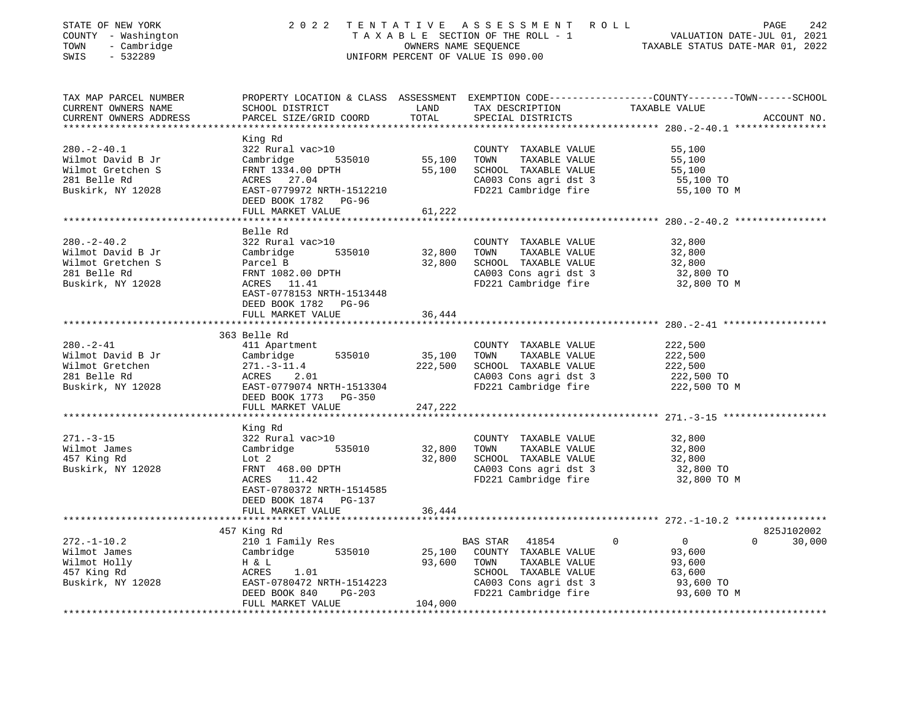STATE OF NEW YORK
COUNTY - Washington
TOWN - Cambridge
SWIS - 532289

2 0 2 2 T E N T A T I V E A S S E S S M E N T R O L L
T A X A B L E SECTION OF THE ROLL - 1
OWNERS NAME SEQUENCE
UNIFORM PERCENT OF VALUE IS 090.00

VALUATION DATE-JUL 01, 2021
TAXABLE STATUS DATE-MAR 01, 2022

| TAX MAP PARCEL NUMBER / CURRENT OWNERS NAME / CURRENT OWNERS ADDRESS | PROPERTY LOCATION & CLASS / SCHOOL DISTRICT / PARCEL SIZE/GRID COORD | ASSESSMENT LAND | TOTAL | EXEMPTION CODE / TAX DESCRIPTION / SPECIAL DISTRICTS | COUNTY / TOWN / SCHOOL TAXABLE VALUE | ACCOUNT NO. |
|---|---|---|---|---|---|---|
| **280.-2-40.1** | King Rd | | | | | |
| 280.-2-40.1 | 322 Rural vac>10 | | | COUNTY TAXABLE VALUE | 55,100 | |
| Wilmot David B Jr | Cambridge 535010 | 55,100 | | TOWN TAXABLE VALUE | 55,100 | |
| Wilmot Gretchen S | FRNT 1334.00 DPTH | | 55,100 | SCHOOL TAXABLE VALUE | 55,100 | |
| 281 Belle Rd | ACRES 27.04 | | | CA003 Cons agri dst 3 | 55,100 TO | |
| Buskirk, NY 12028 | EAST-0779972 NRTH-1512210 | | | FD221 Cambridge fire | 55,100 TO M | |
| | DEED BOOK 1782 PG-96 | | | | | |
| | FULL MARKET VALUE | | 61,222 | | | |
| **280.-2-40.2** | Belle Rd | | | | | |
| 280.-2-40.2 | 322 Rural vac>10 | | | COUNTY TAXABLE VALUE | 32,800 | |
| Wilmot David B Jr | Cambridge 535010 | 32,800 | | TOWN TAXABLE VALUE | 32,800 | |
| Wilmot Gretchen S | Parcel B | | 32,800 | SCHOOL TAXABLE VALUE | 32,800 | |
| 281 Belle Rd | FRNT 1082.00 DPTH | | | CA003 Cons agri dst 3 | 32,800 TO | |
| Buskirk, NY 12028 | ACRES 11.41 | | | FD221 Cambridge fire | 32,800 TO M | |
| | EAST-0778153 NRTH-1513448 | | | | | |
| | DEED BOOK 1782 PG-96 | | | | | |
| | FULL MARKET VALUE | | 36,444 | | | |
| **280.-2-41** | 363 Belle Rd | | | | | |
| 280.-2-41 | 411 Apartment | | | COUNTY TAXABLE VALUE | 222,500 | |
| Wilmot David B Jr | Cambridge 535010 | 35,100 | | TOWN TAXABLE VALUE | 222,500 | |
| Wilmot Gretchen | 271.-3-11.4 | | 222,500 | SCHOOL TAXABLE VALUE | 222,500 | |
| 281 Belle Rd | ACRES 2.01 | | | CA003 Cons agri dst 3 | 222,500 TO | |
| Buskirk, NY 12028 | EAST-0779074 NRTH-1513304 | | | FD221 Cambridge fire | 222,500 TO M | |
| | DEED BOOK 1773 PG-350 | | | | | |
| | FULL MARKET VALUE | | 247,222 | | | |
| **271.-3-15** | King Rd | | | | | |
| 271.-3-15 | 322 Rural vac>10 | | | COUNTY TAXABLE VALUE | 32,800 | |
| Wilmot James | Cambridge 535010 | 32,800 | | TOWN TAXABLE VALUE | 32,800 | |
| 457 King Rd | Lot 2 | | 32,800 | SCHOOL TAXABLE VALUE | 32,800 | |
| Buskirk, NY 12028 | FRNT 468.00 DPTH | | | CA003 Cons agri dst 3 | 32,800 TO | |
| | ACRES 11.42 | | | FD221 Cambridge fire | 32,800 TO M | |
| | EAST-0780372 NRTH-1514585 | | | | | |
| | DEED BOOK 1874 PG-137 | | | | | |
| | FULL MARKET VALUE | | 36,444 | | | |
| **272.-1-10.2** | 457 King Rd | | | | | 825J102002 |
| 272.-1-10.2 | 210 1 Family Res | | | BAS STAR 41854 | 0 / 0 / 0 / 30,000 | |
| Wilmot James | Cambridge 535010 | 25,100 | | COUNTY TAXABLE VALUE | 93,600 | |
| Wilmot Holly | H & L | | 93,600 | TOWN TAXABLE VALUE | 93,600 | |
| 457 King Rd | ACRES 1.01 | | | SCHOOL TAXABLE VALUE | 63,600 | |
| Buskirk, NY 12028 | EAST-0780472 NRTH-1514223 | | | CA003 Cons agri dst 3 | 93,600 TO | |
| | DEED BOOK 840 PG-203 | | | FD221 Cambridge fire | 93,600 TO M | |
| | FULL MARKET VALUE | | 104,000 | | | |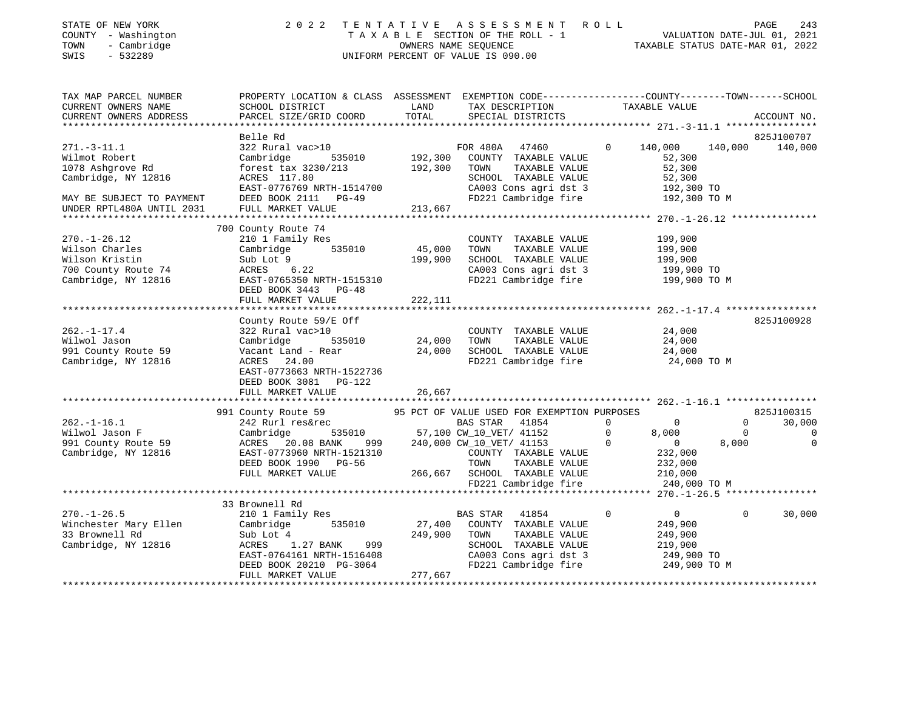STATE OF NEW YORK
COUNTY - Washington
TOWN - Cambridge
SWIS - 532289

# 2022 TENTATIVE ASSESSMENT ROLL

TAXABLE SECTION OF THE ROLL - 1
OWNERS NAME SEQUENCE
UNIFORM PERCENT OF VALUE IS 090.00

VALUATION DATE-JUL 01, 2021
TAXABLE STATUS DATE-MAR 01, 2022

```
TAX MAP PARCEL NUMBER          PROPERTY LOCATION & CLASS  ASSESSMENT  EXEMPTION CODE------------------COUNTY--------TOWN------SCHOOL
CURRENT OWNERS NAME            SCHOOL DISTRICT               LAND      TAX DESCRIPTION               TAXABLE VALUE
CURRENT OWNERS ADDRESS         PARCEL SIZE/GRID COORD        TOTAL     SPECIAL DISTRICTS                                  ACCOUNT NO.
******************************************************************************************************* 271.-3-11.1 ****************
                               Belle Rd                                                                                  825J100707
271.-3-11.1                    322 Rural vac>10                    FOR 480A   47460          0       140,000    140,000    140,000
Wilmot Robert                  Cambridge         535010    192,300    COUNTY  TAXABLE VALUE              52,300
1078 Ashgrove Rd               forest tax 3230/213         192,300    TOWN    TAXABLE VALUE              52,300
Cambridge, NY 12816            ACRES  117.80                          SCHOOL  TAXABLE VALUE              52,300
                               EAST-0776769 NRTH-1514700              CA003 Cons agri dst 3             192,300 TO
MAY BE SUBJECT TO PAYMENT      DEED BOOK 2111   PG-49                 FD221 Cambridge fire              192,300 TO M
UNDER RPTL480A UNTIL 2031      FULL MARKET VALUE           213,667
******************************************************************************************************* 270.-1-26.12 ***************
                               700 County Route 74
270.-1-26.12                   210 1 Family Res                       COUNTY  TAXABLE VALUE             199,900
Wilson Charles                 Cambridge         535010     45,000    TOWN    TAXABLE VALUE             199,900
Wilson Kristin                 Sub Lot 9                   199,900    SCHOOL  TAXABLE VALUE             199,900
700 County Route 74            ACRES    6.22                          CA003 Cons agri dst 3             199,900 TO
Cambridge, NY 12816            EAST-0765350 NRTH-1515310              FD221 Cambridge fire              199,900 TO M
                               DEED BOOK 3443   PG-48
                               FULL MARKET VALUE           222,111
******************************************************************************************************* 262.-1-17.4 ****************
                               County Route 59/E Off                                                                     825J100928
262.-1-17.4                    322 Rural vac>10                       COUNTY  TAXABLE VALUE              24,000
Wilwol Jason                   Cambridge         535010     24,000    TOWN    TAXABLE VALUE              24,000
991 County Route 59            Vacant Land - Rear           24,000    SCHOOL  TAXABLE VALUE              24,000
Cambridge, NY 12816            ACRES   24.00                          FD221 Cambridge fire               24,000 TO M
                               EAST-0773663 NRTH-1522736
                               DEED BOOK 3081   PG-122
                               FULL MARKET VALUE            26,667
******************************************************************************************************* 262.-1-16.1 ****************
                               991 County Route 59         95 PCT OF VALUE USED FOR EXEMPTION PURPOSES                   825J100315
262.-1-16.1                    242 Rurl res&rec                    BAS STAR   41854          0            0          0     30,000
Wilwol Jason F                 Cambridge         535010     57,100 CW_10_VET/ 41152          0        8,000          0          0
991 County Route 59            ACRES   20.08 BANK    999   240,000 CW_10_VET/ 41153          0            0      8,000          0
Cambridge, NY 12816            EAST-0773960 NRTH-1521310              COUNTY  TAXABLE VALUE             232,000
                               DEED BOOK 1990   PG-56                 TOWN    TAXABLE VALUE             232,000
                               FULL MARKET VALUE           266,667    SCHOOL  TAXABLE VALUE             210,000
                                                                      FD221 Cambridge fire              240,000 TO M
******************************************************************************************************* 270.-1-26.5 ****************
                               33 Brownell Rd
270.-1-26.5                    210 1 Family Res                    BAS STAR   41854          0            0          0     30,000
Winchester Mary Ellen          Cambridge         535010     27,400    COUNTY  TAXABLE VALUE             249,900
33 Brownell Rd                 Sub Lot 4                   249,900    TOWN    TAXABLE VALUE             249,900
Cambridge, NY 12816            ACRES    1.27 BANK    999              SCHOOL  TAXABLE VALUE             219,900
                               EAST-0764161 NRTH-1516408              CA003 Cons agri dst 3             249,900 TO
                               DEED BOOK 20210 PG-3064                FD221 Cambridge fire              249,900 TO M
                               FULL MARKET VALUE           277,667
************************************************************************************************************************************
```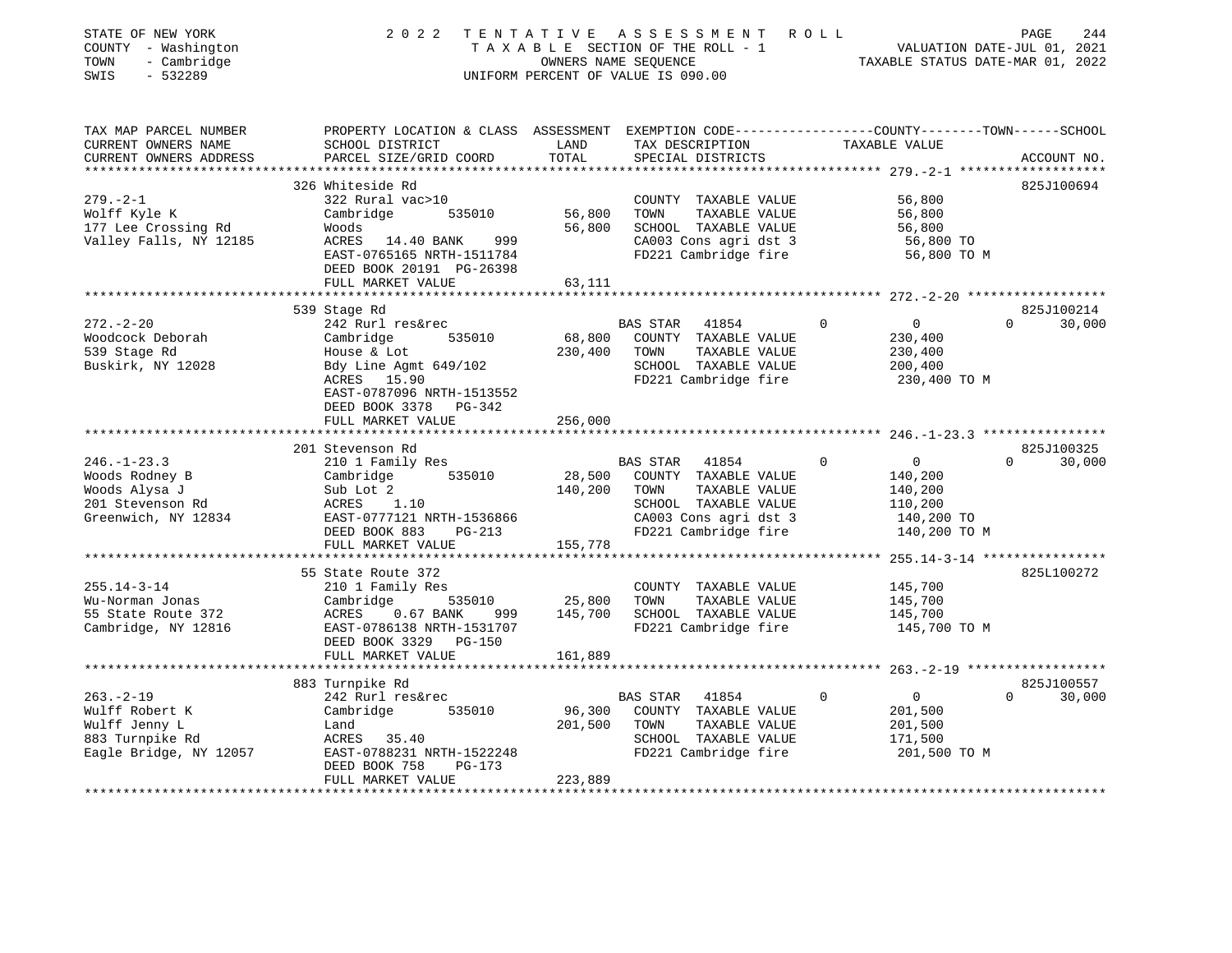STATE OF NEW YORK
COUNTY - Washington
TOWN - Cambridge
SWIS - 532289

# 2022 TENTATIVE ASSESSMENT ROLL

TAXABLE SECTION OF THE ROLL - 1
OWNERS NAME SEQUENCE
UNIFORM PERCENT OF VALUE IS 090.00

VALUATION DATE-JUL 01, 2021
TAXABLE STATUS DATE-MAR 01, 2022

| TAX MAP PARCEL NUMBER / CURRENT OWNERS NAME / CURRENT OWNERS ADDRESS | PROPERTY LOCATION & CLASS / SCHOOL DISTRICT / PARCEL SIZE/GRID COORD | ASSESSMENT LAND / TOTAL | EXEMPTION CODE / TAX DESCRIPTION / SPECIAL DISTRICTS | COUNTY | TOWN | SCHOOL / TAXABLE VALUE | ACCOUNT NO. |
|---|---|---|---|---|---|---|---|
| 279.-2-1 | 326 Whiteside Rd | | | | | | 825J100694 |
| 279.-2-1 | 322 Rural vac>10 | | COUNTY TAXABLE VALUE | 56,800 | | | |
| Wolff Kyle K | Cambridge 535010 | 56,800 | TOWN TAXABLE VALUE | | 56,800 | | |
| 177 Lee Crossing Rd | Woods | 56,800 | SCHOOL TAXABLE VALUE | | | 56,800 | |
| Valley Falls, NY 12185 | ACRES 14.40 BANK 999 | | CA003 Cons agri dst 3 | 56,800 TO | | | |
| | EAST-0765165 NRTH-1511784 | | FD221 Cambridge fire | 56,800 TO M | | | |
| | DEED BOOK 20191 PG-26398 | | | | | | |
| | FULL MARKET VALUE | 63,111 | | | | | |
| 272.-2-20 | 539 Stage Rd | | | | | | 825J100214 |
| 272.-2-20 | 242 Rurl res&rec | | BAS STAR 41854 | 0 | 0 | 30,000 | |
| Woodcock Deborah | Cambridge 535010 | 68,800 | COUNTY TAXABLE VALUE | 230,400 | | | |
| 539 Stage Rd | House & Lot | 230,400 | TOWN TAXABLE VALUE | | 230,400 | | |
| Buskirk, NY 12028 | Bdy Line Agmt 649/102 | | SCHOOL TAXABLE VALUE | | | 200,400 | |
| | ACRES 15.90 | | FD221 Cambridge fire | 230,400 TO M | | | |
| | EAST-0787096 NRTH-1513552 | | | | | | |
| | DEED BOOK 3378 PG-342 | | | | | | |
| | FULL MARKET VALUE | 256,000 | | | | | |
| 246.-1-23.3 | 201 Stevenson Rd | | | | | | 825J100325 |
| 246.-1-23.3 | 210 1 Family Res | | BAS STAR 41854 | 0 | 0 | 30,000 | |
| Woods Rodney B | Cambridge 535010 | 28,500 | COUNTY TAXABLE VALUE | 140,200 | | | |
| Woods Alysa J | Sub Lot 2 | 140,200 | TOWN TAXABLE VALUE | | 140,200 | | |
| 201 Stevenson Rd | ACRES 1.10 | | SCHOOL TAXABLE VALUE | | | 110,200 | |
| Greenwich, NY 12834 | EAST-0777121 NRTH-1536866 | | CA003 Cons agri dst 3 | 140,200 TO | | | |
| | DEED BOOK 883 PG-213 | | FD221 Cambridge fire | 140,200 TO M | | | |
| | FULL MARKET VALUE | 155,778 | | | | | |
| 255.14-3-14 | 55 State Route 372 | | | | | | 825L100272 |
| 255.14-3-14 | 210 1 Family Res | | COUNTY TAXABLE VALUE | 145,700 | | | |
| Wu-Norman Jonas | Cambridge 535010 | 25,800 | TOWN TAXABLE VALUE | | 145,700 | | |
| 55 State Route 372 | ACRES 0.67 BANK 999 | 145,700 | SCHOOL TAXABLE VALUE | | | 145,700 | |
| Cambridge, NY 12816 | EAST-0786138 NRTH-1531707 | | FD221 Cambridge fire | 145,700 TO M | | | |
| | DEED BOOK 3329 PG-150 | | | | | | |
| | FULL MARKET VALUE | 161,889 | | | | | |
| 263.-2-19 | 883 Turnpike Rd | | | | | | 825J100557 |
| 263.-2-19 | 242 Rurl res&rec | | BAS STAR 41854 | 0 | 0 | 30,000 | |
| Wulff Robert K | Cambridge 535010 | 96,300 | COUNTY TAXABLE VALUE | 201,500 | | | |
| Wulff Jenny L | Land | 201,500 | TOWN TAXABLE VALUE | | 201,500 | | |
| 883 Turnpike Rd | ACRES 35.40 | | SCHOOL TAXABLE VALUE | | | 171,500 | |
| Eagle Bridge, NY 12057 | EAST-0788231 NRTH-1522248 | | FD221 Cambridge fire | 201,500 TO M | | | |
| | DEED BOOK 758 PG-173 | | | | | | |
| | FULL MARKET VALUE | 223,889 | | | | | |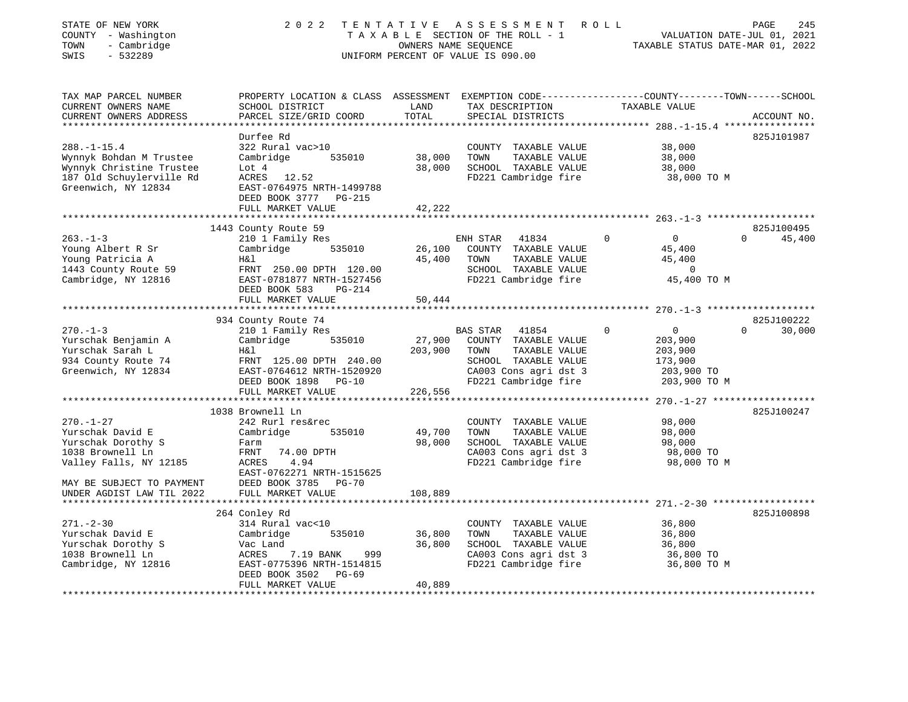STATE OF NEW YORK
COUNTY - Washington
TOWN - Cambridge
SWIS - 532289

# 2022 TENTATIVE ASSESSMENT ROLL

TAXABLE SECTION OF THE ROLL - 1
OWNERS NAME SEQUENCE
UNIFORM PERCENT OF VALUE IS 090.00

VALUATION DATE-JUL 01, 2021
TAXABLE STATUS DATE-MAR 01, 2022

```
TAX MAP PARCEL NUMBER          PROPERTY LOCATION & CLASS  ASSESSMENT  EXEMPTION CODE-----------------COUNTY--------TOWN------SCHOOL
CURRENT OWNERS NAME            SCHOOL DISTRICT               LAND      TAX DESCRIPTION             TAXABLE VALUE
CURRENT OWNERS ADDRESS         PARCEL SIZE/GRID COORD        TOTAL     SPECIAL DISTRICTS                                    ACCOUNT NO.
******************************************************************************************************* 288.-1-15.4 ****************
                               Durfee Rd                                                                                  825J101987
288.-1-15.4                    322 Rural vac>10                        COUNTY  TAXABLE VALUE          38,000
Wynnyk Bohdan M Trustee        Cambridge        535010      38,000     TOWN    TAXABLE VALUE          38,000
Wynnyk Christine Trustee       Lot 4                        38,000     SCHOOL  TAXABLE VALUE          38,000
187 Old Schuylerville Rd       ACRES   12.52                           FD221 Cambridge fire            38,000 TO M
Greenwich, NY 12834            EAST-0764975 NRTH-1499788
                               DEED BOOK 3777   PG-215
                               FULL MARKET VALUE            42,222
******************************************************************************************************* 263.-1-3 *******************
                               1443 County Route 59                                                                       825J100495
263.-1-3                       210 1 Family Res                        ENH STAR   41834        0          0          0       45,400
Young Albert R Sr              Cambridge        535010      26,100     COUNTY  TAXABLE VALUE          45,400
Young Patricia A               H&l                          45,400     TOWN    TAXABLE VALUE          45,400
1443 County Route 59           FRNT  250.00 DPTH  120.00               SCHOOL  TAXABLE VALUE               0
Cambridge, NY 12816            EAST-0781877 NRTH-1527456               FD221 Cambridge fire            45,400 TO M
                               DEED BOOK 583    PG-214
                               FULL MARKET VALUE            50,444
******************************************************************************************************* 270.-1-3 *******************
                               934 County Route 74                                                                        825J100222
270.-1-3                       210 1 Family Res                        BAS STAR   41854        0          0          0       30,000
Yurschak Benjamin A            Cambridge        535010      27,900     COUNTY  TAXABLE VALUE         203,900
Yurschak Sarah L               H&l                         203,900     TOWN    TAXABLE VALUE         203,900
934 County Route 74            FRNT  125.00 DPTH  240.00               SCHOOL  TAXABLE VALUE         173,900
Greenwich, NY 12834            EAST-0764612 NRTH-1520920               CA003 Cons agri dst 3          203,900 TO
                               DEED BOOK 1898   PG-10                  FD221 Cambridge fire           203,900 TO M
                               FULL MARKET VALUE           226,556
******************************************************************************************************* 270.-1-27 ******************
                               1038 Brownell Ln                                                                           825J100247
270.-1-27                      242 Rurl res&rec                        COUNTY  TAXABLE VALUE          98,000
Yurschak David E               Cambridge        535010      49,700     TOWN    TAXABLE VALUE          98,000
Yurschak Dorothy S             Farm                         98,000     SCHOOL  TAXABLE VALUE          98,000
1038 Brownell Ln               FRNT   74.00 DPTH                       CA003 Cons agri dst 3           98,000 TO
Valley Falls, NY 12185         ACRES    4.94                           FD221 Cambridge fire            98,000 TO M
                               EAST-0762271 NRTH-1515625
MAY BE SUBJECT TO PAYMENT      DEED BOOK 3785   PG-70
UNDER AGDIST LAW TIL 2022      FULL MARKET VALUE           108,889
******************************************************************************************************* 271.-2-30 ******************
                               264 Conley Rd                                                                              825J100898
271.-2-30                      314 Rural vac<10                        COUNTY  TAXABLE VALUE          36,800
Yurschak David E               Cambridge        535010      36,800     TOWN    TAXABLE VALUE          36,800
Yurschak Dorothy S             Vac Land                     36,800     SCHOOL  TAXABLE VALUE          36,800
1038 Brownell Ln               ACRES    7.19 BANK    999               CA003 Cons agri dst 3           36,800 TO
Cambridge, NY 12816            EAST-0775396 NRTH-1514815               FD221 Cambridge fire            36,800 TO M
                               DEED BOOK 3502   PG-69
                               FULL MARKET VALUE            40,889
************************************************************************************************************************************
```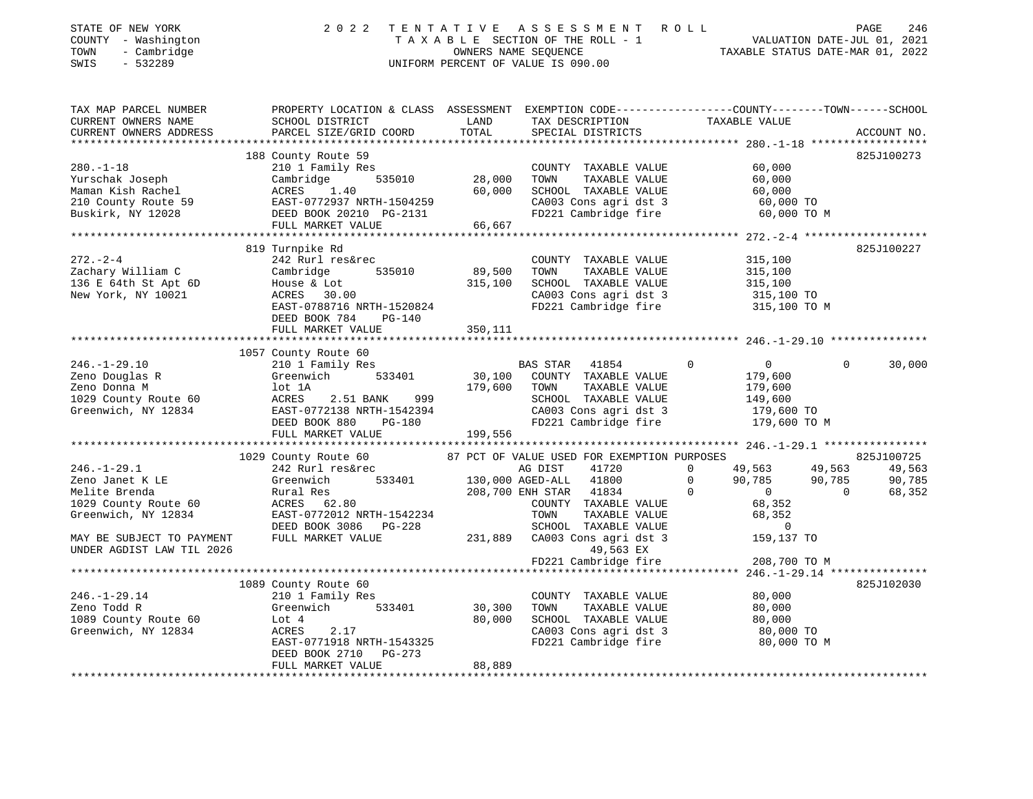STATE OF NEW YORK · COUNTY - Washington · TOWN - Cambridge · SWIS - 532289

# 2022 TENTATIVE ASSESSMENT ROLL

TAXABLE SECTION OF THE ROLL - 1 · OWNERS NAME SEQUENCE · UNIFORM PERCENT OF VALUE IS 090.00

VALUATION DATE-JUL 01, 2021 · TAXABLE STATUS DATE-MAR 01, 2022

| TAX MAP PARCEL NUMBER / CURRENT OWNERS NAME / CURRENT OWNERS ADDRESS | PROPERTY LOCATION & CLASS / SCHOOL DISTRICT / PARCEL SIZE/GRID COORD | ASSESSMENT LAND | TOTAL | EXEMPTION CODE / TAX DESCRIPTION / SPECIAL DISTRICTS | COUNTY TAXABLE VALUE | TOWN | SCHOOL | ACCOUNT NO. |
|---|---|---|---|---|---|---|---|---|
| **280.-1-18** | 188 County Route 59 | | | | | | | 825J100273 |
| Yurschak Joseph | 210 1 Family Res | | | COUNTY TAXABLE VALUE | 60,000 | | | |
| Maman Kish Rachel | Cambridge 535010 | 28,000 | | TOWN TAXABLE VALUE | 60,000 | | | |
| 210 County Route 59 | ACRES 1.40 | | 60,000 | SCHOOL TAXABLE VALUE | 60,000 | | | |
| Buskirk, NY 12028 | EAST-0772937 NRTH-1504259 | | | CA003 Cons agri dst 3 | 60,000 TO | | | |
| | DEED BOOK 20210 PG-2131 | | | FD221 Cambridge fire | 60,000 TO M | | | |
| | FULL MARKET VALUE | | 66,667 | | | | | |
| **272.-2-4** | 819 Turnpike Rd | | | | | | | 825J100227 |
| Zachary William C | 242 Rurl res&rec | | | COUNTY TAXABLE VALUE | 315,100 | | | |
| 136 E 64th St Apt 6D | Cambridge 535010 | 89,500 | | TOWN TAXABLE VALUE | 315,100 | | | |
| New York, NY 10021 | House & Lot | | 315,100 | SCHOOL TAXABLE VALUE | 315,100 | | | |
| | ACRES 30.00 | | | CA003 Cons agri dst 3 | 315,100 TO | | | |
| | EAST-0788716 NRTH-1520824 | | | FD221 Cambridge fire | 315,100 TO M | | | |
| | DEED BOOK 784 PG-140 | | | | | | | |
| | FULL MARKET VALUE | | 350,111 | | | | | |
| **246.-1-29.10** | 1057 County Route 60 | | | | | | | |
| Zeno Douglas R | 210 1 Family Res | | | BAS STAR 41854 | 0 | 0 | 30,000 | |
| Zeno Donna M | Greenwich 533401 | 30,100 | | COUNTY TAXABLE VALUE | 179,600 | | | |
| 1029 County Route 60 | lot 1A | | 179,600 | TOWN TAXABLE VALUE | 179,600 | | | |
| Greenwich, NY 12834 | ACRES 2.51 BANK 999 | | | SCHOOL TAXABLE VALUE | 149,600 | | | |
| | EAST-0772138 NRTH-1542394 | | | CA003 Cons agri dst 3 | 179,600 TO | | | |
| | DEED BOOK 880 PG-180 | | | FD221 Cambridge fire | 179,600 TO M | | | |
| | FULL MARKET VALUE | | 199,556 | | | | | |
| **246.-1-29.1** | 1029 County Route 60 | | | 87 PCT OF VALUE USED FOR EXEMPTION PURPOSES | | | | 825J100725 |
| Zeno Janet K LE | 242 Rurl res&rec | | | AG DIST 41720 | 49,563 | 49,563 | 49,563 | |
| Melite Brenda | Greenwich 533401 | 130,000 | | AGED-ALL 41800 | 90,785 | 90,785 | 90,785 | |
| 1029 County Route 60 | Rural Res | | 208,700 | ENH STAR 41834 | 0 | 0 | 68,352 | |
| Greenwich, NY 12834 | ACRES 62.80 | | | COUNTY TAXABLE VALUE | 68,352 | | | |
| | EAST-0772012 NRTH-1542234 | | | TOWN TAXABLE VALUE | 68,352 | | | |
| | DEED BOOK 3086 PG-228 | | | SCHOOL TAXABLE VALUE | 0 | | | |
| MAY BE SUBJECT TO PAYMENT | FULL MARKET VALUE | | 231,889 | CA003 Cons agri dst 3 | 159,137 TO | | | |
| UNDER AGDIST LAW TIL 2026 | | | | 49,563 EX | | | | |
| | | | | FD221 Cambridge fire | 208,700 TO M | | | |
| **246.-1-29.14** | 1089 County Route 60 | | | | | | | 825J102030 |
| Zeno Todd R | 210 1 Family Res | | | COUNTY TAXABLE VALUE | 80,000 | | | |
| 1089 County Route 60 | Greenwich 533401 | 30,300 | | TOWN TAXABLE VALUE | 80,000 | | | |
| Greenwich, NY 12834 | Lot 4 | | 80,000 | SCHOOL TAXABLE VALUE | 80,000 | | | |
| | ACRES 2.17 | | | CA003 Cons agri dst 3 | 80,000 TO | | | |
| | EAST-0771918 NRTH-1543325 | | | FD221 Cambridge fire | 80,000 TO M | | | |
| | DEED BOOK 2710 PG-273 | | | | | | | |
| | FULL MARKET VALUE | | 88,889 | | | | | |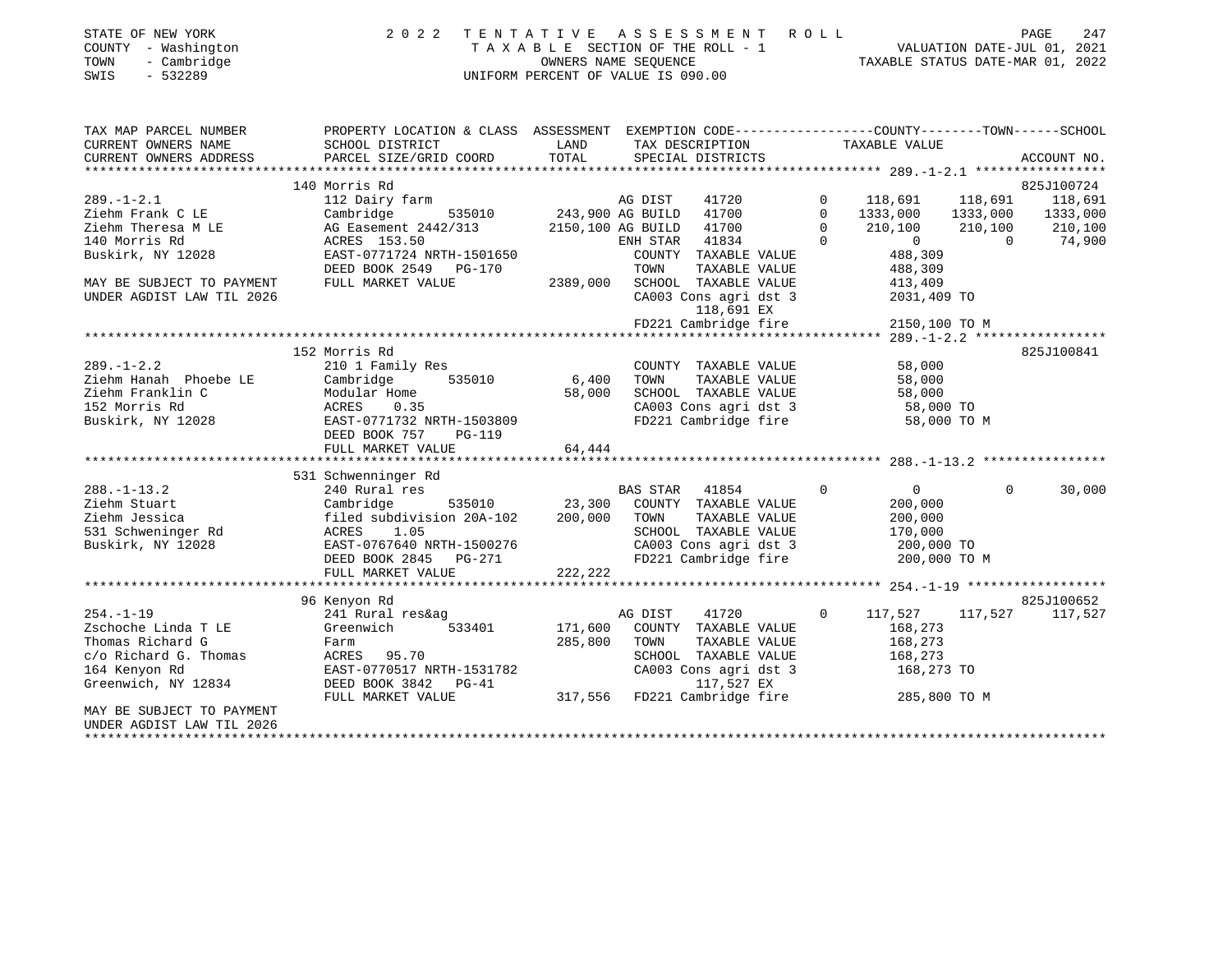STATE OF NEW YORK
COUNTY - Washington
TOWN - Cambridge
SWIS - 532289

# 2022 TENTATIVE ASSESSMENT ROLL

TAXABLE SECTION OF THE ROLL - 1
OWNERS NAME SEQUENCE
UNIFORM PERCENT OF VALUE IS 090.00

VALUATION DATE-JUL 01, 2021
TAXABLE STATUS DATE-MAR 01, 2022

| TAX MAP PARCEL NUMBER / CURRENT OWNERS NAME / CURRENT OWNERS ADDRESS | PROPERTY LOCATION & CLASS / SCHOOL DISTRICT / PARCEL SIZE/GRID COORD | ASSESSMENT LAND / TOTAL | EXEMPTION CODE / TAX DESCRIPTION / SPECIAL DISTRICTS | | COUNTY TAXABLE VALUE | TOWN | SCHOOL / ACCOUNT NO. |
|---|---|---|---|---|---|---|---|
| **289.-1-2.1** | 140 Morris Rd | | | | | | 825J100724 |
| 289.-1-2.1 | 112 Dairy farm | | AG DIST 41720 | 0 | 118,691 | 118,691 | 118,691 |
| Ziehm Frank C LE | Cambridge 535010 | 243,900 | AG BUILD 41700 | 0 | 1333,000 | 1333,000 | 1333,000 |
| Ziehm Theresa M LE | AG Easement 2442/313 | 2150,100 | AG BUILD 41700 | 0 | 210,100 | 210,100 | 210,100 |
| 140 Morris Rd | ACRES 153.50 | | ENH STAR 41834 | 0 | 0 | 0 | 74,900 |
| Buskirk, NY 12028 | EAST-0771724 NRTH-1501650 | | COUNTY TAXABLE VALUE | | 488,309 | | |
| | DEED BOOK 2549 PG-170 | | TOWN TAXABLE VALUE | | 488,309 | | |
| MAY BE SUBJECT TO PAYMENT | FULL MARKET VALUE | 2389,000 | SCHOOL TAXABLE VALUE | | 413,409 | | |
| UNDER AGDIST LAW TIL 2026 | | | CA003 Cons agri dst 3 | | 2031,409 TO | | |
| | | | 118,691 EX | | | | |
| | | | FD221 Cambridge fire | | 2150,100 TO M | | |
| **289.-1-2.2** | 152 Morris Rd | | | | | | 825J100841 |
| 289.-1-2.2 | 210 1 Family Res | | COUNTY TAXABLE VALUE | | 58,000 | | |
| Ziehm Hanah Phoebe LE | Cambridge 535010 | 6,400 | TOWN TAXABLE VALUE | | 58,000 | | |
| Ziehm Franklin C | Modular Home | 58,000 | SCHOOL TAXABLE VALUE | | 58,000 | | |
| 152 Morris Rd | ACRES 0.35 | | CA003 Cons agri dst 3 | | 58,000 TO | | |
| Buskirk, NY 12028 | EAST-0771732 NRTH-1503809 | | FD221 Cambridge fire | | 58,000 TO M | | |
| | DEED BOOK 757 PG-119 | | | | | | |
| | FULL MARKET VALUE | 64,444 | | | | | |
| **288.-1-13.2** | 531 Schwenninger Rd | | | | | | |
| 288.-1-13.2 | 240 Rural res | | BAS STAR 41854 | 0 | 0 | 0 | 30,000 |
| Ziehm Stuart | Cambridge 535010 | 23,300 | COUNTY TAXABLE VALUE | | 200,000 | | |
| Ziehm Jessica | filed subdivision 20A-102 | 200,000 | TOWN TAXABLE VALUE | | 200,000 | | |
| 531 Schweninger Rd | ACRES 1.05 | | SCHOOL TAXABLE VALUE | | 170,000 | | |
| Buskirk, NY 12028 | EAST-0767640 NRTH-1500276 | | CA003 Cons agri dst 3 | | 200,000 TO | | |
| | DEED BOOK 2845 PG-271 | | FD221 Cambridge fire | | 200,000 TO M | | |
| | FULL MARKET VALUE | 222,222 | | | | | |
| **254.-1-19** | 96 Kenyon Rd | | | | | | 825J100652 |
| 254.-1-19 | 241 Rural res&ag | | AG DIST 41720 | 0 | 117,527 | 117,527 | 117,527 |
| Zschoche Linda T LE | Greenwich 533401 | 171,600 | COUNTY TAXABLE VALUE | | 168,273 | | |
| Thomas Richard G | Farm | 285,800 | TOWN TAXABLE VALUE | | 168,273 | | |
| c/o Richard G. Thomas | ACRES 95.70 | | SCHOOL TAXABLE VALUE | | 168,273 | | |
| 164 Kenyon Rd | EAST-0770517 NRTH-1531782 | | CA003 Cons agri dst 3 | | 168,273 TO | | |
| Greenwich, NY 12834 | DEED BOOK 3842 PG-41 | | 117,527 EX | | | | |
| | FULL MARKET VALUE | 317,556 | FD221 Cambridge fire | | 285,800 TO M | | |
| MAY BE SUBJECT TO PAYMENT | | | | | | | |
| UNDER AGDIST LAW TIL 2026 | | | | | | | |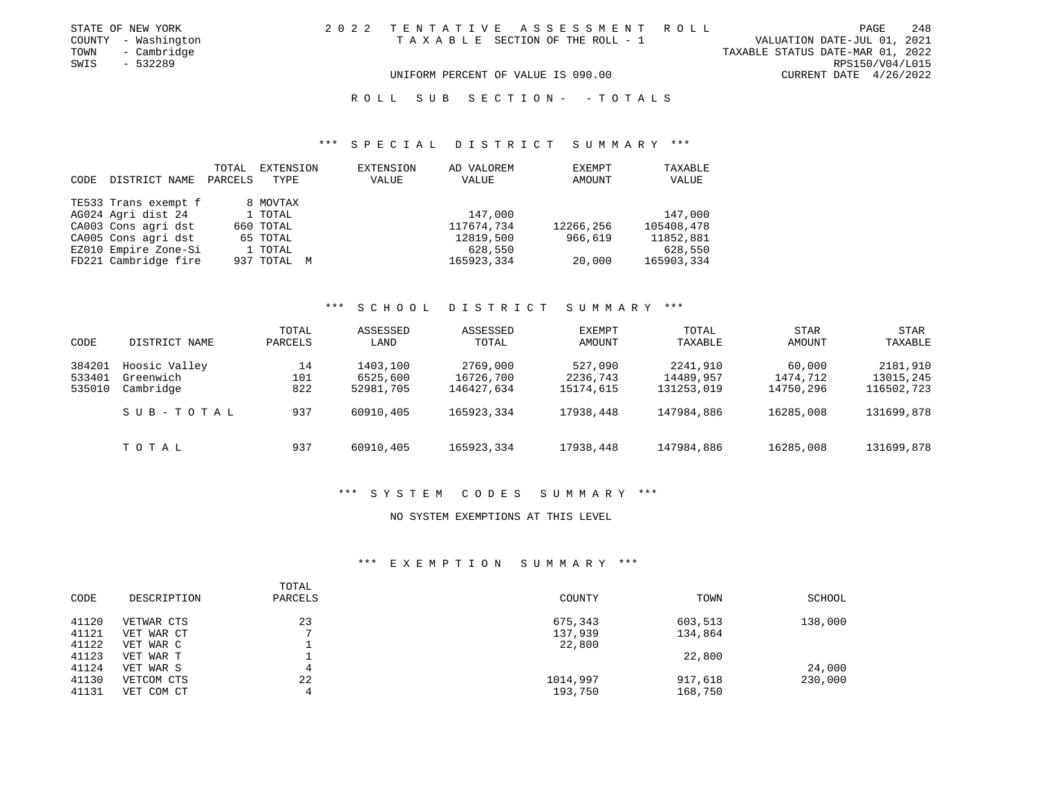STATE OF NEW YORK
COUNTY - Washington
TOWN - Cambridge
SWIS - 532289

2022 TENTATIVE ASSESSMENT ROLL
TAXABLE SECTION OF THE ROLL - 1

VALUATION DATE-JUL 01, 2021
TAXABLE STATUS DATE-MAR 01, 2022
RPS150/V04/L015
CURRENT DATE 4/26/2022

UNIFORM PERCENT OF VALUE IS 090.00

ROLL SUB SECTION- - TOTALS

## *** SPECIAL DISTRICT SUMMARY ***

| CODE DISTRICT NAME | TOTAL PARCELS | EXTENSION TYPE | EXTENSION VALUE | AD VALOREM VALUE | EXEMPT AMOUNT | TAXABLE VALUE |
|---|---|---|---|---|---|---|
| TE533 Trans exempt f | 8 | MOVTAX | | | | |
| AG024 Agri dist 24 | 1 | TOTAL | | 147,000 | | 147,000 |
| CA003 Cons agri dst | 660 | TOTAL | | 117674,734 | 12266,256 | 105408,478 |
| CA005 Cons agri dst | 65 | TOTAL | | 12819,500 | 966,619 | 11852,881 |
| EZ010 Empire Zone-Si | 1 | TOTAL | | 628,550 | | 628,550 |
| FD221 Cambridge fire | 937 | TOTAL M | | 165923,334 | 20,000 | 165903,334 |

## *** SCHOOL DISTRICT SUMMARY ***

| CODE | DISTRICT NAME | TOTAL PARCELS | ASSESSED LAND | ASSESSED TOTAL | EXEMPT AMOUNT | TOTAL TAXABLE | STAR AMOUNT | STAR TAXABLE |
|---|---|---|---|---|---|---|---|---|
| 384201 | Hoosic Valley | 14 | 1403,100 | 2769,000 | 527,090 | 2241,910 | 60,000 | 2181,910 |
| 533401 | Greenwich | 101 | 6525,600 | 16726,700 | 2236,743 | 14489,957 | 1474,712 | 13015,245 |
| 535010 | Cambridge | 822 | 52981,705 | 146427,634 | 15174,615 | 131253,019 | 14750,296 | 116502,723 |
| | SUB-TOTAL | 937 | 60910,405 | 165923,334 | 17938,448 | 147984,886 | 16285,008 | 131699,878 |
| | TOTAL | 937 | 60910,405 | 165923,334 | 17938,448 | 147984,886 | 16285,008 | 131699,878 |

## *** SYSTEM CODES SUMMARY ***

NO SYSTEM EXEMPTIONS AT THIS LEVEL

## *** EXEMPTION SUMMARY ***

| CODE | DESCRIPTION | TOTAL PARCELS | COUNTY | TOWN | SCHOOL |
|---|---|---|---|---|---|
| 41120 | VETWAR CTS | 23 | 675,343 | 603,513 | 138,000 |
| 41121 | VET WAR CT | 7 | 137,939 | 134,864 | |
| 41122 | VET WAR C | 1 | 22,800 | | |
| 41123 | VET WAR T | 1 | | 22,800 | |
| 41124 | VET WAR S | 4 | | | 24,000 |
| 41130 | VETCOM CTS | 22 | 1014,997 | 917,618 | 230,000 |
| 41131 | VET COM CT | 4 | 193,750 | 168,750 | |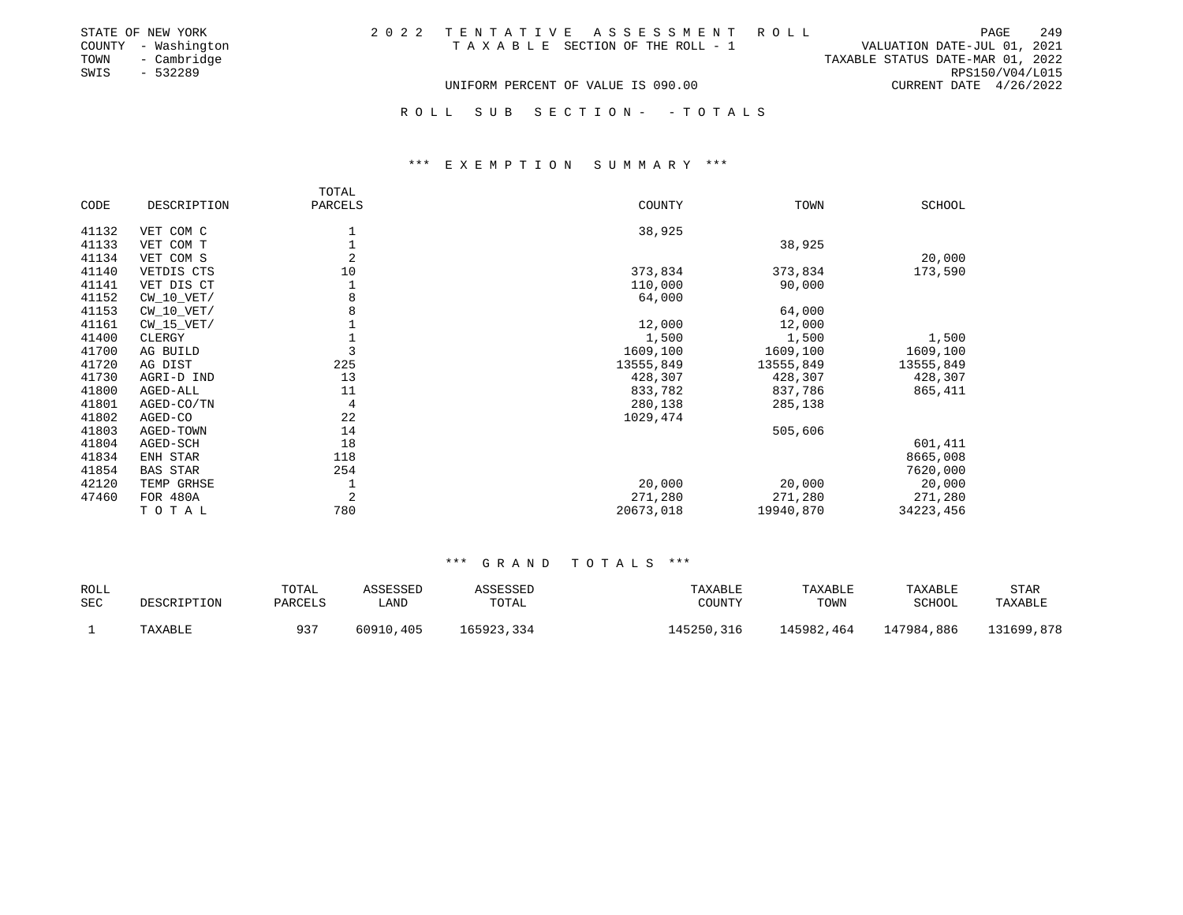STATE OF NEW YORK
COUNTY - Washington
TOWN - Cambridge
SWIS - 532289

2 0 2 2 T E N T A T I V E A S S E S S M E N T R O L L
T A X A B L E SECTION OF THE ROLL - 1

VALUATION DATE-JUL 01, 2021
TAXABLE STATUS DATE-MAR 01, 2022
RPS150/V04/L015
CURRENT DATE 4/26/2022

UNIFORM PERCENT OF VALUE IS 090.00

R O L L S U B S E C T I O N - - T O T A L S

### \*\*\* E X E M P T I O N S U M M A R Y \*\*\*

| CODE | DESCRIPTION | TOTAL PARCELS | COUNTY | TOWN | SCHOOL |
|---|---|---|---|---|---|
| 41132 | VET COM C | 1 | 38,925 | | |
| 41133 | VET COM T | 1 | | 38,925 | |
| 41134 | VET COM S | 2 | | | 20,000 |
| 41140 | VETDIS CTS | 10 | 373,834 | 373,834 | 173,590 |
| 41141 | VET DIS CT | 1 | 110,000 | 90,000 | |
| 41152 | CW_10_VET/ | 8 | 64,000 | | |
| 41153 | CW_10_VET/ | 8 | | 64,000 | |
| 41161 | CW_15_VET/ | 1 | 12,000 | 12,000 | |
| 41400 | CLERGY | 1 | 1,500 | 1,500 | 1,500 |
| 41700 | AG BUILD | 3 | 1609,100 | 1609,100 | 1609,100 |
| 41720 | AG DIST | 225 | 13555,849 | 13555,849 | 13555,849 |
| 41730 | AGRI-D IND | 13 | 428,307 | 428,307 | 428,307 |
| 41800 | AGED-ALL | 11 | 833,782 | 837,786 | 865,411 |
| 41801 | AGED-CO/TN | 4 | 280,138 | 285,138 | |
| 41802 | AGED-CO | 22 | 1029,474 | | |
| 41803 | AGED-TOWN | 14 | | 505,606 | |
| 41804 | AGED-SCH | 18 | | | 601,411 |
| 41834 | ENH STAR | 118 | | | 8665,008 |
| 41854 | BAS STAR | 254 | | | 7620,000 |
| 42120 | TEMP GRHSE | 1 | 20,000 | 20,000 | 20,000 |
| 47460 | FOR 480A | 2 | 271,280 | 271,280 | 271,280 |
| | T O T A L | 780 | 20673,018 | 19940,870 | 34223,456 |

### \*\*\* G R A N D T O T A L S \*\*\*

| ROLL SEC | DESCRIPTION | TOTAL PARCELS | ASSESSED LAND | ASSESSED TOTAL | TAXABLE COUNTY | TAXABLE TOWN | TAXABLE SCHOOL | STAR TAXABLE |
|---|---|---|---|---|---|---|---|---|
| 1 | TAXABLE | 937 | 60910,405 | 165923,334 | 145250,316 | 145982,464 | 147984,886 | 131699,878 |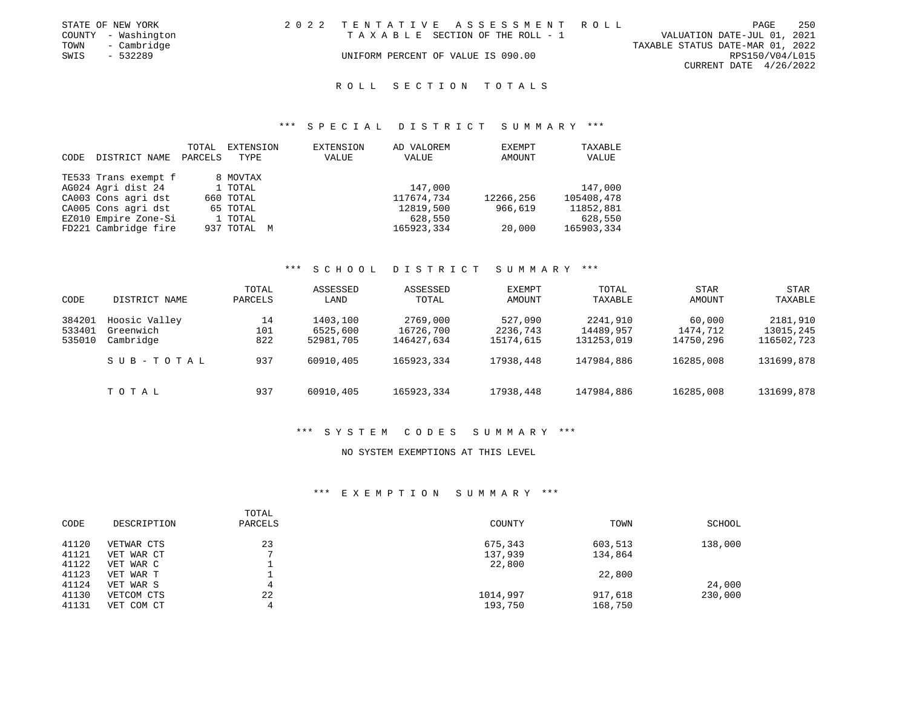STATE OF NEW YORK
COUNTY - Washington
TOWN - Cambridge
SWIS - 532289

2 0 2 2 T E N T A T I V E A S S E S S M E N T R O L L
T A X A B L E SECTION OF THE ROLL - 1
UNIFORM PERCENT OF VALUE IS 090.00

VALUATION DATE-JUL 01, 2021
TAXABLE STATUS DATE-MAR 01, 2022
RPS150/V04/L015
CURRENT DATE 4/26/2022

## R O L L S E C T I O N T O T A L S

### *** S P E C I A L D I S T R I C T S U M M A R Y ***

| CODE | DISTRICT NAME | TOTAL PARCELS | EXTENSION TYPE | EXTENSION VALUE | AD VALOREM VALUE | EXEMPT AMOUNT | TAXABLE VALUE |
|---|---|---|---|---|---|---|---|
| TE533 | Trans exempt f | 8 | MOVTAX | | | | |
| AG024 | Agri dist 24 | 1 | TOTAL | | 147,000 | | 147,000 |
| CA003 | Cons agri dst | 660 | TOTAL | | 117674,734 | 12266,256 | 105408,478 |
| CA005 | Cons agri dst | 65 | TOTAL | | 12819,500 | 966,619 | 11852,881 |
| EZ010 | Empire Zone-Si | 1 | TOTAL | | 628,550 | | 628,550 |
| FD221 | Cambridge fire | 937 | TOTAL M | | 165923,334 | 20,000 | 165903,334 |

### *** S C H O O L D I S T R I C T S U M M A R Y ***

| CODE | DISTRICT NAME | TOTAL PARCELS | ASSESSED LAND | ASSESSED TOTAL | EXEMPT AMOUNT | TOTAL TAXABLE | STAR AMOUNT | STAR TAXABLE |
|---|---|---|---|---|---|---|---|---|
| 384201 | Hoosic Valley | 14 | 1403,100 | 2769,000 | 527,090 | 2241,910 | 60,000 | 2181,910 |
| 533401 | Greenwich | 101 | 6525,600 | 16726,700 | 2236,743 | 14489,957 | 1474,712 | 13015,245 |
| 535010 | Cambridge | 822 | 52981,705 | 146427,634 | 15174,615 | 131253,019 | 14750,296 | 116502,723 |
| | S U B - T O T A L | 937 | 60910,405 | 165923,334 | 17938,448 | 147984,886 | 16285,008 | 131699,878 |
| | T O T A L | 937 | 60910,405 | 165923,334 | 17938,448 | 147984,886 | 16285,008 | 131699,878 |

### *** S Y S T E M C O D E S S U M M A R Y ***

NO SYSTEM EXEMPTIONS AT THIS LEVEL

### *** E X E M P T I O N S U M M A R Y ***

| CODE | DESCRIPTION | TOTAL PARCELS | COUNTY | TOWN | SCHOOL |
|---|---|---|---|---|---|
| 41120 | VETWAR CTS | 23 | 675,343 | 603,513 | 138,000 |
| 41121 | VET WAR CT | 7 | 137,939 | 134,864 | |
| 41122 | VET WAR C | 1 | 22,800 | | |
| 41123 | VET WAR T | 1 | | 22,800 | |
| 41124 | VET WAR S | 4 | | | 24,000 |
| 41130 | VETCOM CTS | 22 | 1014,997 | 917,618 | 230,000 |
| 41131 | VET COM CT | 4 | 193,750 | 168,750 | |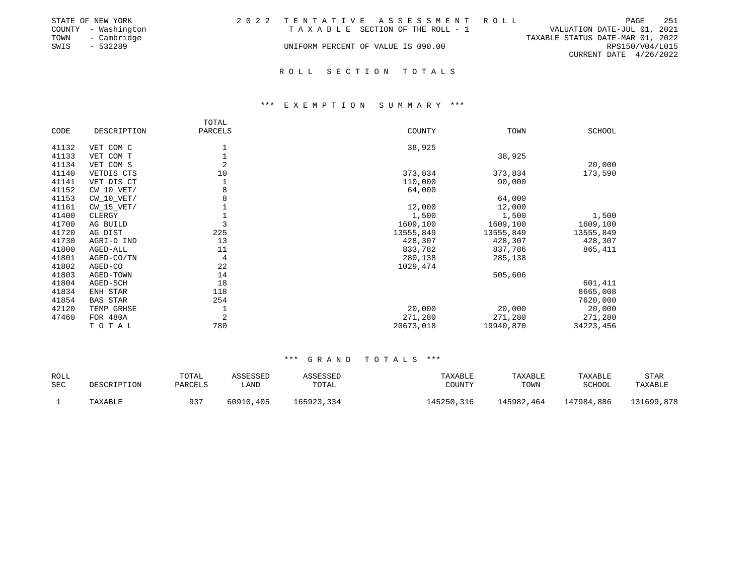STATE OF NEW YORK
COUNTY - Washington
TOWN - Cambridge
SWIS - 532289

2022 TENTATIVE ASSESSMENT ROLL
TAXABLE SECTION OF THE ROLL - 1
UNIFORM PERCENT OF VALUE IS 090.00

VALUATION DATE-JUL 01, 2021
TAXABLE STATUS DATE-MAR 01, 2022
RPS150/V04/L015
CURRENT DATE 4/26/2022

## ROLL SECTION TOTALS

### *** EXEMPTION SUMMARY ***

| CODE | DESCRIPTION | TOTAL PARCELS | COUNTY | TOWN | SCHOOL |
|---|---|---|---|---|---|
| 41132 | VET COM C | 1 | 38,925 | | |
| 41133 | VET COM T | 1 | | 38,925 | |
| 41134 | VET COM S | 2 | | | 20,000 |
| 41140 | VETDIS CTS | 10 | 373,834 | 373,834 | 173,590 |
| 41141 | VET DIS CT | 1 | 110,000 | 90,000 | |
| 41152 | CW_10_VET/ | 8 | 64,000 | | |
| 41153 | CW_10_VET/ | 8 | | 64,000 | |
| 41161 | CW_15_VET/ | 1 | 12,000 | 12,000 | |
| 41400 | CLERGY | 1 | 1,500 | 1,500 | 1,500 |
| 41700 | AG BUILD | 3 | 1609,100 | 1609,100 | 1609,100 |
| 41720 | AG DIST | 225 | 13555,849 | 13555,849 | 13555,849 |
| 41730 | AGRI-D IND | 13 | 428,307 | 428,307 | 428,307 |
| 41800 | AGED-ALL | 11 | 833,782 | 837,786 | 865,411 |
| 41801 | AGED-CO/TN | 4 | 280,138 | 285,138 | |
| 41802 | AGED-CO | 22 | 1029,474 | | |
| 41803 | AGED-TOWN | 14 | | 505,606 | |
| 41804 | AGED-SCH | 18 | | | 601,411 |
| 41834 | ENH STAR | 118 | | | 8665,008 |
| 41854 | BAS STAR | 254 | | | 7620,000 |
| 42120 | TEMP GRHSE | 1 | 20,000 | 20,000 | 20,000 |
| 47460 | FOR 480A | 2 | 271,280 | 271,280 | 271,280 |
| | TOTAL | 780 | 20673,018 | 19940,870 | 34223,456 |

### *** GRAND TOTALS ***

| ROLL SEC | DESCRIPTION | TOTAL PARCELS | ASSESSED LAND | ASSESSED TOTAL | TAXABLE COUNTY | TAXABLE TOWN | TAXABLE SCHOOL | STAR TAXABLE |
|---|---|---|---|---|---|---|---|---|
| 1 | TAXABLE | 937 | 60910,405 | 165923,334 | 145250,316 | 145982,464 | 147984,886 | 131699,878 |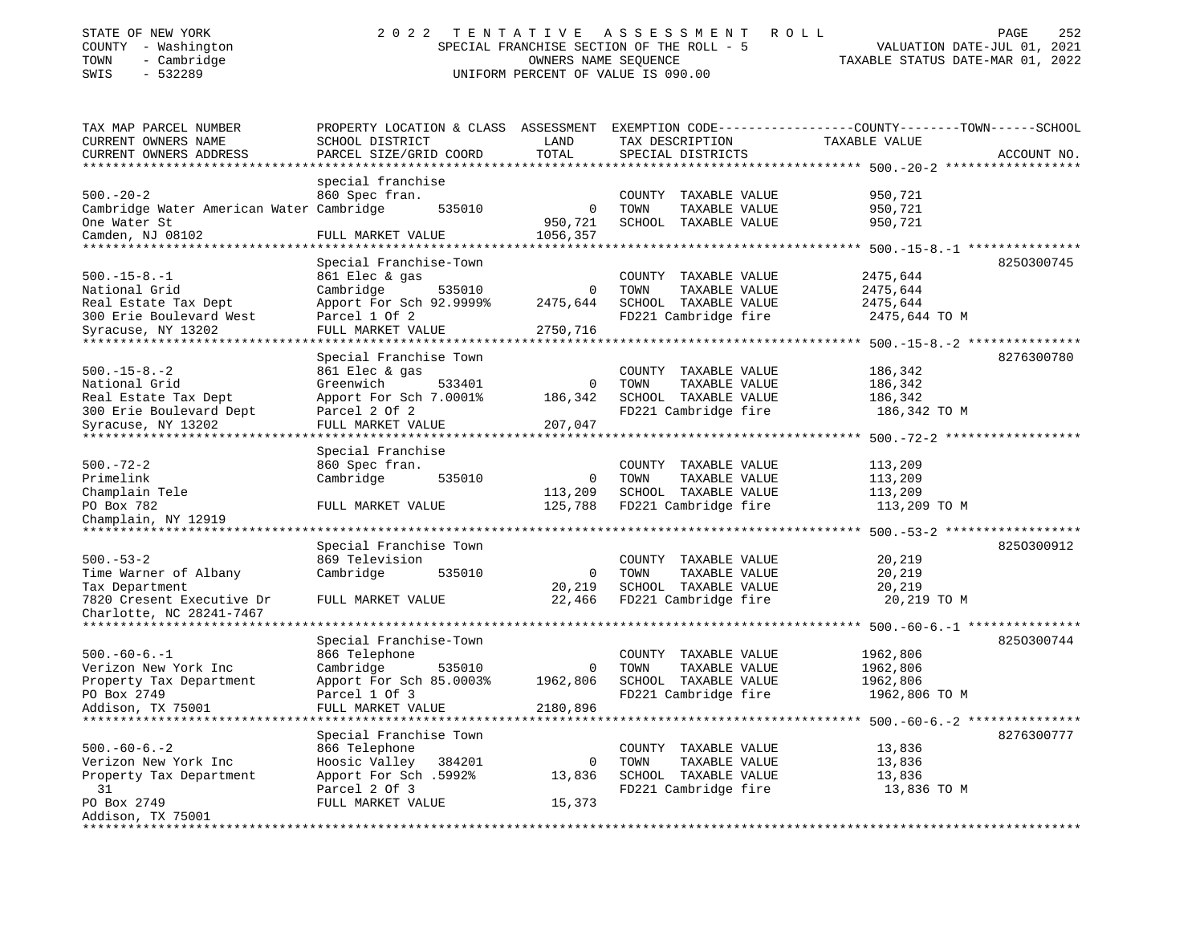STATE OF NEW YORK
COUNTY - Washington
TOWN - Cambridge
SWIS - 532289

2 0 2 2 T E N T A T I V E A S S E S S M E N T R O L L
SPECIAL FRANCHISE SECTION OF THE ROLL - 5
OWNERS NAME SEQUENCE
UNIFORM PERCENT OF VALUE IS 090.00

VALUATION DATE-JUL 01, 2021
TAXABLE STATUS DATE-MAR 01, 2022

| TAX MAP PARCEL NUMBER / CURRENT OWNERS NAME / CURRENT OWNERS ADDRESS | PROPERTY LOCATION & CLASS / SCHOOL DISTRICT / PARCEL SIZE/GRID COORD | ASSESSMENT LAND / TOTAL | EXEMPTION CODE / TAX DESCRIPTION / SPECIAL DISTRICTS | TAXABLE VALUE (COUNTY--TOWN--SCHOOL) | ACCOUNT NO. |
|---|---|---|---|---|---|
| **500.-20-2** | special franchise | | | | |
| 500.-20-2 | 860 Spec fran. | | COUNTY TAXABLE VALUE | 950,721 | |
| Cambridge Water American Water | Cambridge 535010 | 0 | TOWN TAXABLE VALUE | 950,721 | |
| One Water St | | 950,721 | SCHOOL TAXABLE VALUE | 950,721 | |
| Camden, NJ 08102 | FULL MARKET VALUE | 1056,357 | | | |
| **500.-15-8.-1** | Special Franchise-Town | | | | 8250300745 |
| 500.-15-8.-1 | 861 Elec & gas | | COUNTY TAXABLE VALUE | 2475,644 | |
| National Grid | Cambridge 535010 | 0 | TOWN TAXABLE VALUE | 2475,644 | |
| Real Estate Tax Dept | Apport For Sch 92.9999% | 2475,644 | SCHOOL TAXABLE VALUE | 2475,644 | |
| 300 Erie Boulevard West | Parcel 1 Of 2 | | FD221 Cambridge fire | 2475,644 TO M | |
| Syracuse, NY 13202 | FULL MARKET VALUE | 2750,716 | | | |
| **500.-15-8.-2** | Special Franchise Town | | | | 8276300780 |
| 500.-15-8.-2 | 861 Elec & gas | | COUNTY TAXABLE VALUE | 186,342 | |
| National Grid | Greenwich 533401 | 0 | TOWN TAXABLE VALUE | 186,342 | |
| Real Estate Tax Dept | Apport For Sch 7.0001% | 186,342 | SCHOOL TAXABLE VALUE | 186,342 | |
| 300 Erie Boulevard Dept | Parcel 2 Of 2 | | FD221 Cambridge fire | 186,342 TO M | |
| Syracuse, NY 13202 | FULL MARKET VALUE | 207,047 | | | |
| **500.-72-2** | Special Franchise | | | | |
| 500.-72-2 | 860 Spec fran. | | COUNTY TAXABLE VALUE | 113,209 | |
| Primelink | Cambridge 535010 | 0 | TOWN TAXABLE VALUE | 113,209 | |
| Champlain Tele | | 113,209 | SCHOOL TAXABLE VALUE | 113,209 | |
| PO Box 782 | FULL MARKET VALUE | 125,788 | FD221 Cambridge fire | 113,209 TO M | |
| Champlain, NY 12919 | | | | | |
| **500.-53-2** | Special Franchise Town | | | | 8250300912 |
| 500.-53-2 | 869 Television | | COUNTY TAXABLE VALUE | 20,219 | |
| Time Warner of Albany | Cambridge 535010 | 0 | TOWN TAXABLE VALUE | 20,219 | |
| Tax Department | | 20,219 | SCHOOL TAXABLE VALUE | 20,219 | |
| 7820 Cresent Executive Dr | FULL MARKET VALUE | 22,466 | FD221 Cambridge fire | 20,219 TO M | |
| Charlotte, NC 28241-7467 | | | | | |
| **500.-60-6.-1** | Special Franchise-Town | | | | 8250300744 |
| 500.-60-6.-1 | 866 Telephone | | COUNTY TAXABLE VALUE | 1962,806 | |
| Verizon New York Inc | Cambridge 535010 | 0 | TOWN TAXABLE VALUE | 1962,806 | |
| Property Tax Department | Apport For Sch 85.0003% | 1962,806 | SCHOOL TAXABLE VALUE | 1962,806 | |
| PO Box 2749 | Parcel 1 Of 3 | | FD221 Cambridge fire | 1962,806 TO M | |
| Addison, TX 75001 | FULL MARKET VALUE | 2180,896 | | | |
| **500.-60-6.-2** | Special Franchise Town | | | | 8276300777 |
| 500.-60-6.-2 | 866 Telephone | | COUNTY TAXABLE VALUE | 13,836 | |
| Verizon New York Inc | Hoosic Valley 384201 | 0 | TOWN TAXABLE VALUE | 13,836 | |
| Property Tax Department | Apport For Sch .5992% | 13,836 | SCHOOL TAXABLE VALUE | 13,836 | |
| 31 | Parcel 2 Of 3 | | FD221 Cambridge fire | 13,836 TO M | |
| PO Box 2749 | FULL MARKET VALUE | 15,373 | | | |
| Addison, TX 75001 | | | | | |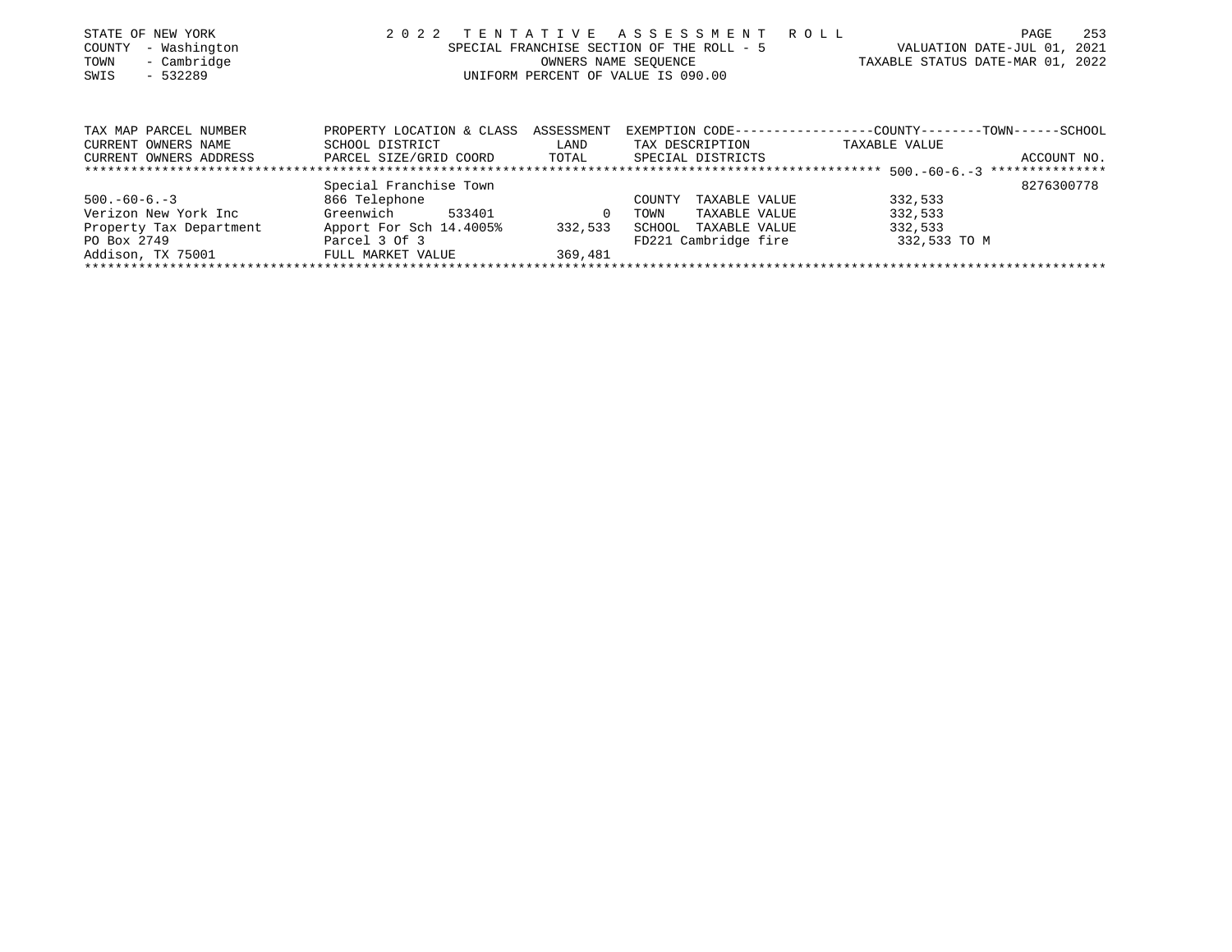STATE OF NEW YORK
COUNTY - Washington
TOWN - Cambridge
SWIS - 532289

# 2022 TENTATIVE ASSESSMENT ROLL

SPECIAL FRANCHISE SECTION OF THE ROLL - 5
OWNERS NAME SEQUENCE
UNIFORM PERCENT OF VALUE IS 090.00

VALUATION DATE-JUL 01, 2021
TAXABLE STATUS DATE-MAR 01, 2022

| TAX MAP PARCEL NUMBER / CURRENT OWNERS NAME / CURRENT OWNERS ADDRESS | PROPERTY LOCATION & CLASS / SCHOOL DISTRICT / PARCEL SIZE/GRID COORD | ASSESSMENT LAND / TOTAL | EXEMPTION CODE / TAX DESCRIPTION / SPECIAL DISTRICTS | COUNTY / TOWN / SCHOOL TAXABLE VALUE | ACCOUNT NO. |
|---|---|---|---|---|---|
| 500.-60-6.-3 | Special Franchise Town | | | | 8276300778 |
| 500.-60-6.-3 | 866 Telephone | | COUNTY TAXABLE VALUE | 332,533 | |
| Verizon New York Inc | Greenwich 533401 | 0 | TOWN TAXABLE VALUE | 332,533 | |
| Property Tax Department | Apport For Sch 14.4005% | 332,533 | SCHOOL TAXABLE VALUE | 332,533 | |
| PO Box 2749 | Parcel 3 Of 3 | | FD221 Cambridge fire | 332,533 TO M | |
| Addison, TX 75001 | FULL MARKET VALUE | 369,481 | | | |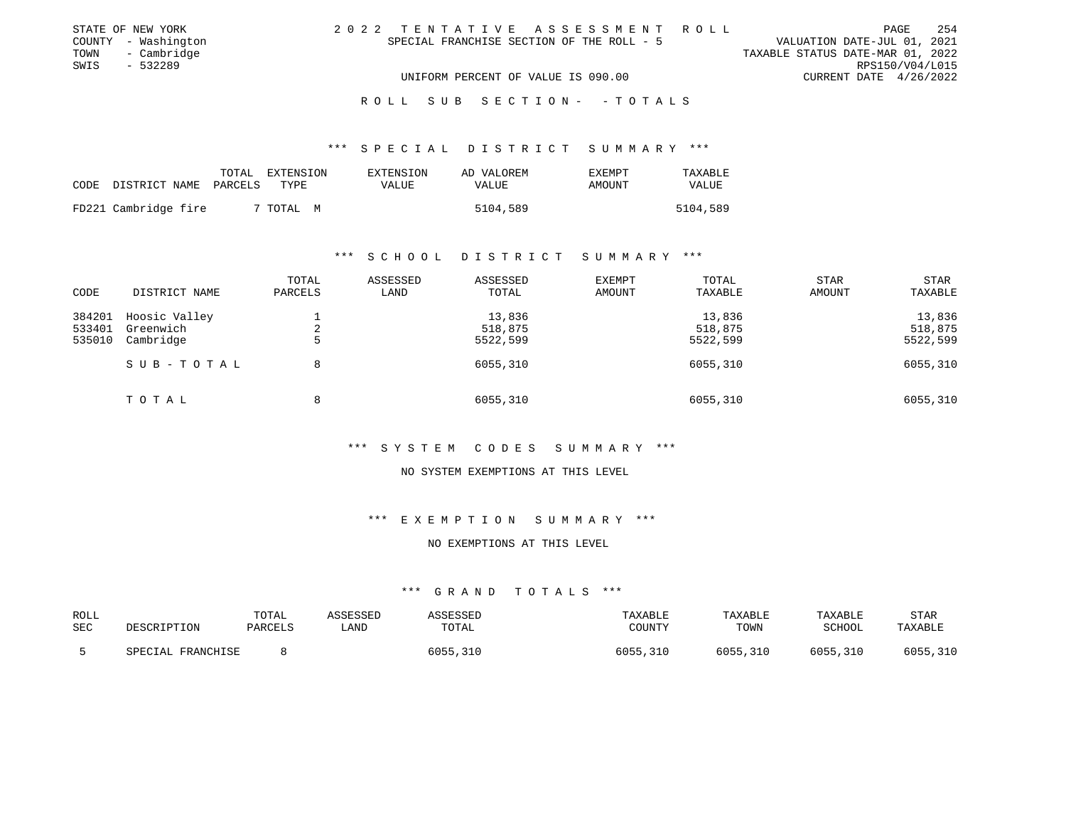STATE OF NEW YORK
COUNTY - Washington
TOWN - Cambridge
SWIS - 532289

## 2022 TENTATIVE ASSESSMENT ROLL

SPECIAL FRANCHISE SECTION OF THE ROLL - 5

UNIFORM PERCENT OF VALUE IS 090.00

VALUATION DATE-JUL 01, 2021
TAXABLE STATUS DATE-MAR 01, 2022
RPS150/V04/L015
CURRENT DATE 4/26/2022

### ROLL SUB SECTION- - TOTALS

### *** SPECIAL DISTRICT SUMMARY ***

| CODE | DISTRICT NAME | TOTAL PARCELS | EXTENSION TYPE | EXTENSION VALUE | AD VALOREM VALUE | EXEMPT AMOUNT | TAXABLE VALUE |
|---|---|---|---|---|---|---|---|
| FD221 | Cambridge fire | 7 | TOTAL M | | 5104,589 | | 5104,589 |

### *** SCHOOL DISTRICT SUMMARY ***

| CODE | DISTRICT NAME | TOTAL PARCELS | ASSESSED LAND | ASSESSED TOTAL | EXEMPT AMOUNT | TOTAL TAXABLE | STAR AMOUNT | STAR TAXABLE |
|---|---|---|---|---|---|---|---|---|
| 384201 | Hoosic Valley | 1 | | 13,836 | | 13,836 | | 13,836 |
| 533401 | Greenwich | 2 | | 518,875 | | 518,875 | | 518,875 |
| 535010 | Cambridge | 5 | | 5522,599 | | 5522,599 | | 5522,599 |
| | SUB-TOTAL | 8 | | 6055,310 | | 6055,310 | | 6055,310 |
| | TOTAL | 8 | | 6055,310 | | 6055,310 | | 6055,310 |

### *** SYSTEM CODES SUMMARY ***

NO SYSTEM EXEMPTIONS AT THIS LEVEL

### *** EXEMPTION SUMMARY ***

NO EXEMPTIONS AT THIS LEVEL

### *** GRAND TOTALS ***

| ROLL SEC | DESCRIPTION | TOTAL PARCELS | ASSESSED LAND | ASSESSED TOTAL | TAXABLE COUNTY | TAXABLE TOWN | TAXABLE SCHOOL | STAR TAXABLE |
|---|---|---|---|---|---|---|---|---|
| 5 | SPECIAL FRANCHISE | 8 | | 6055,310 | 6055,310 | 6055,310 | 6055,310 | 6055,310 |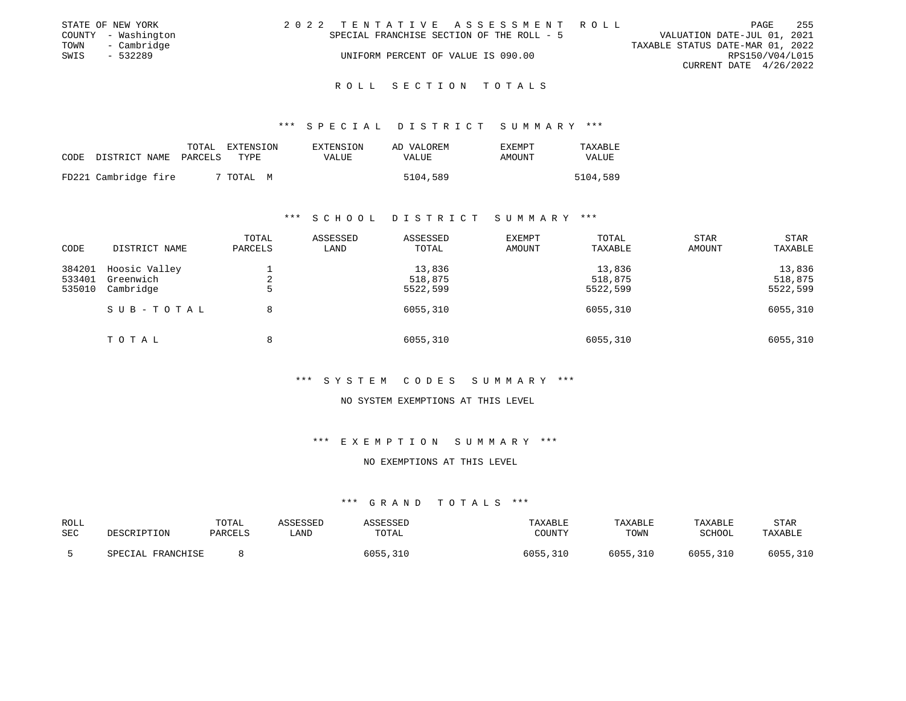STATE OF NEW YORK
COUNTY - Washington
TOWN - Cambridge
SWIS - 532289

2022 TENTATIVE ASSESSMENT ROLL
SPECIAL FRANCHISE SECTION OF THE ROLL - 5
UNIFORM PERCENT OF VALUE IS 090.00

VALUATION DATE-JUL 01, 2021
TAXABLE STATUS DATE-MAR 01, 2022
RPS150/V04/L015
CURRENT DATE 4/26/2022

## ROLL SECTION TOTALS

### *** SPECIAL DISTRICT SUMMARY ***

| CODE DISTRICT NAME | TOTAL PARCELS | EXTENSION TYPE | EXTENSION VALUE | AD VALOREM VALUE | EXEMPT AMOUNT | TAXABLE VALUE |
|---|---|---|---|---|---|---|
| FD221 Cambridge fire | 7 | TOTAL M | | 5104,589 | | 5104,589 |

### *** SCHOOL DISTRICT SUMMARY ***

| CODE | DISTRICT NAME | TOTAL PARCELS | ASSESSED LAND | ASSESSED TOTAL | EXEMPT AMOUNT | TOTAL TAXABLE | STAR AMOUNT | STAR TAXABLE |
|---|---|---|---|---|---|---|---|---|
| 384201 | Hoosic Valley | 1 | | 13,836 | | 13,836 | | 13,836 |
| 533401 | Greenwich | 2 | | 518,875 | | 518,875 | | 518,875 |
| 535010 | Cambridge | 5 | | 5522,599 | | 5522,599 | | 5522,599 |
| | SUB-TOTAL | 8 | | 6055,310 | | 6055,310 | | 6055,310 |
| | TOTAL | 8 | | 6055,310 | | 6055,310 | | 6055,310 |

### *** SYSTEM CODES SUMMARY ***

NO SYSTEM EXEMPTIONS AT THIS LEVEL

### *** EXEMPTION SUMMARY ***

NO EXEMPTIONS AT THIS LEVEL

### *** GRAND TOTALS ***

| ROLL SEC | DESCRIPTION | TOTAL PARCELS | ASSESSED LAND | ASSESSED TOTAL | TAXABLE COUNTY | TAXABLE TOWN | TAXABLE SCHOOL | STAR TAXABLE |
|---|---|---|---|---|---|---|---|---|
| 5 | SPECIAL FRANCHISE | 8 | | 6055,310 | 6055,310 | 6055,310 | 6055,310 | 6055,310 |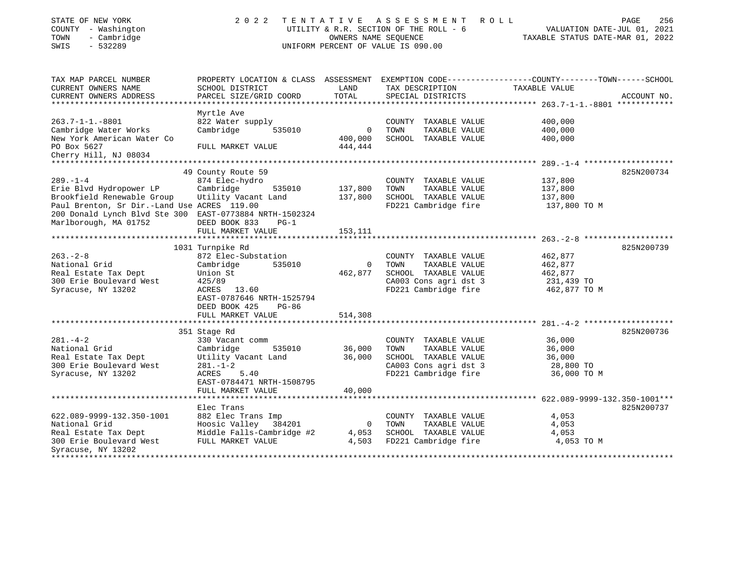STATE OF NEW YORK
COUNTY - Washington
TOWN - Cambridge
SWIS - 532289

2022 TENTATIVE ASSESSMENT ROLL
UTILITY & R.R. SECTION OF THE ROLL - 6
OWNERS NAME SEQUENCE
UNIFORM PERCENT OF VALUE IS 090.00

VALUATION DATE-JUL 01, 2021
TAXABLE STATUS DATE-MAR 01, 2022

| TAX MAP PARCEL NUMBER / CURRENT OWNERS NAME / CURRENT OWNERS ADDRESS | PROPERTY LOCATION & CLASS / SCHOOL DISTRICT / PARCEL SIZE/GRID COORD | ASSESSMENT LAND / TOTAL | EXEMPTION CODE / TAX DESCRIPTION / SPECIAL DISTRICTS | TAXABLE VALUE (COUNTY--TOWN--SCHOOL) | ACCOUNT NO. |
|---|---|---|---|---|---|
| **263.7-1-1.-8801** | Myrtle Ave | | | | |
| 263.7-1-1.-8801 | 822 Water supply | | COUNTY TAXABLE VALUE | 400,000 | |
| Cambridge Water Works | Cambridge 535010 | 0 | TOWN TAXABLE VALUE | 400,000 | |
| New York American Water Co | | 400,000 | SCHOOL TAXABLE VALUE | 400,000 | |
| PO Box 5627 | FULL MARKET VALUE | 444,444 | | | |
| Cherry Hill, NJ 08034 | | | | | |
| **289.-1-4** | 49 County Route 59 | | | | 825N200734 |
| 289.-1-4 | 874 Elec-hydro | | COUNTY TAXABLE VALUE | 137,800 | |
| Erie Blvd Hydropower LP | Cambridge 535010 | 137,800 | TOWN TAXABLE VALUE | 137,800 | |
| Brookfield Renewable Group | Utility Vacant Land | 137,800 | SCHOOL TAXABLE VALUE | 137,800 | |
| Paul Brenton, Sr Dir.-Land Use | ACRES 119.00 | | FD221 Cambridge fire | 137,800 TO M | |
| 200 Donald Lynch Blvd Ste 300 | EAST-0773884 NRTH-1502324 | | | | |
| Marlborough, MA 01752 | DEED BOOK 833 PG-1 | | | | |
| | FULL MARKET VALUE | 153,111 | | | |
| **263.-2-8** | 1031 Turnpike Rd | | | | 825N200739 |
| 263.-2-8 | 872 Elec-Substation | | COUNTY TAXABLE VALUE | 462,877 | |
| National Grid | Cambridge 535010 | 0 | TOWN TAXABLE VALUE | 462,877 | |
| Real Estate Tax Dept | Union St | 462,877 | SCHOOL TAXABLE VALUE | 462,877 | |
| 300 Erie Boulevard West | 425/89 | | CA003 Cons agri dst 3 | 231,439 TO | |
| Syracuse, NY 13202 | ACRES 13.60 | | FD221 Cambridge fire | 462,877 TO M | |
| | EAST-0787646 NRTH-1525794 | | | | |
| | DEED BOOK 425 PG-86 | | | | |
| | FULL MARKET VALUE | 514,308 | | | |
| **281.-4-2** | 351 Stage Rd | | | | 825N200736 |
| 281.-4-2 | 330 Vacant comm | | COUNTY TAXABLE VALUE | 36,000 | |
| National Grid | Cambridge 535010 | 36,000 | TOWN TAXABLE VALUE | 36,000 | |
| Real Estate Tax Dept | Utility Vacant Land | 36,000 | SCHOOL TAXABLE VALUE | 36,000 | |
| 300 Erie Boulevard West | 281.-1-2 | | CA003 Cons agri dst 3 | 28,800 TO | |
| Syracuse, NY 13202 | ACRES 5.40 | | FD221 Cambridge fire | 36,000 TO M | |
| | EAST-0784471 NRTH-1508795 | | | | |
| | FULL MARKET VALUE | 40,000 | | | |
| **622.089-9999-132.350-1001** | Elec Trans | | | | 825N200737 |
| 622.089-9999-132.350-1001 | 882 Elec Trans Imp | | COUNTY TAXABLE VALUE | 4,053 | |
| National Grid | Hoosic Valley 384201 | 0 | TOWN TAXABLE VALUE | 4,053 | |
| Real Estate Tax Dept | Middle Falls-Cambridge #2 | 4,053 | SCHOOL TAXABLE VALUE | 4,053 | |
| 300 Erie Boulevard West | FULL MARKET VALUE | 4,503 | FD221 Cambridge fire | 4,053 TO M | |
| Syracuse, NY 13202 | | | | | |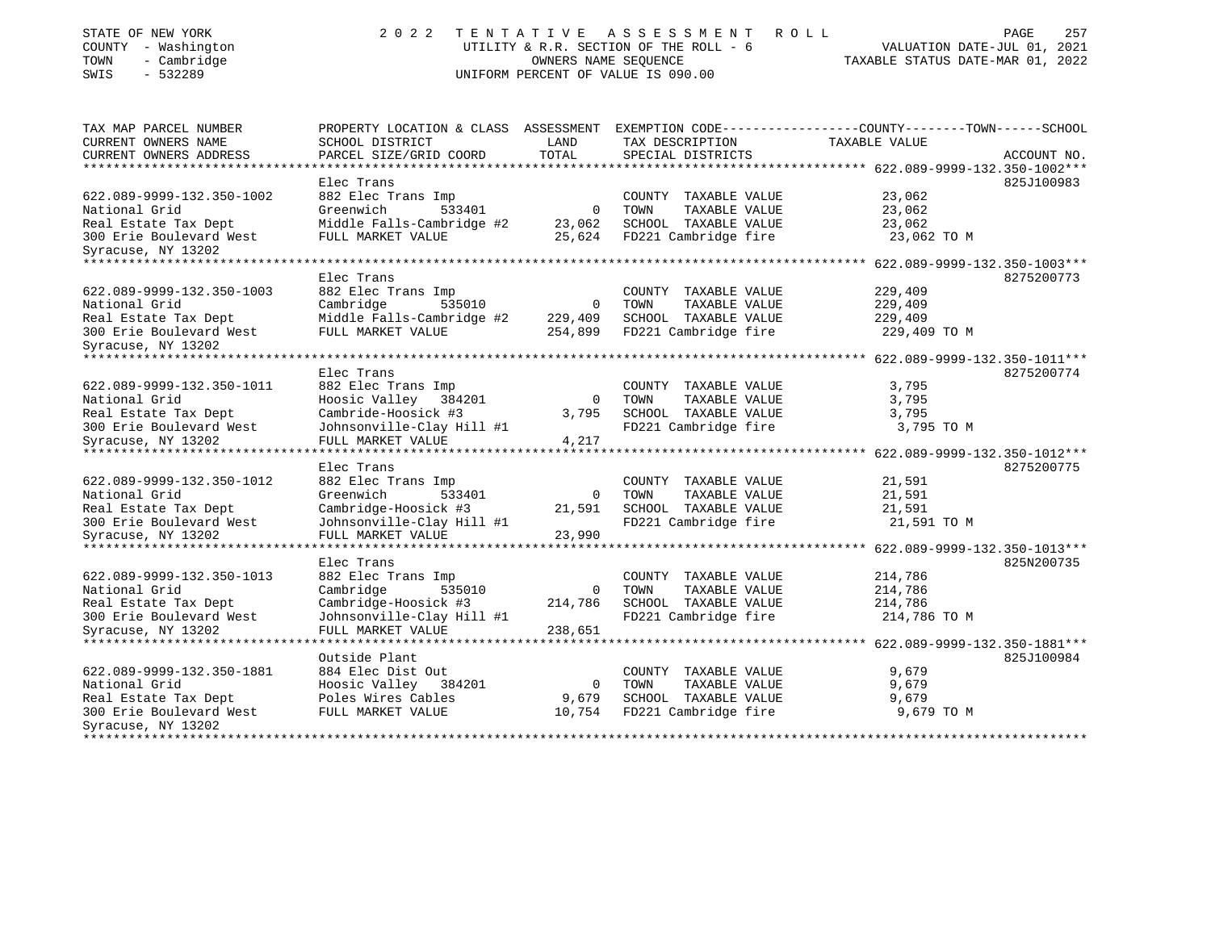STATE OF NEW YORK
COUNTY - Washington
TOWN - Cambridge
SWIS - 532289

2022 TENTATIVE ASSESSMENT ROLL
UTILITY & R.R. SECTION OF THE ROLL - 6
OWNERS NAME SEQUENCE
UNIFORM PERCENT OF VALUE IS 090.00

VALUATION DATE-JUL 01, 2021
TAXABLE STATUS DATE-MAR 01, 2022

| TAX MAP PARCEL NUMBER / CURRENT OWNERS NAME / CURRENT OWNERS ADDRESS | PROPERTY LOCATION & CLASS / SCHOOL DISTRICT / PARCEL SIZE/GRID COORD | LAND | ASSESSMENT TOTAL | EXEMPTION CODE / TAX DESCRIPTION / SPECIAL DISTRICTS | TAXABLE VALUE (COUNTY--------TOWN------SCHOOL) | ACCOUNT NO. |
|---|---|---|---|---|---|---|
| **622.089-9999-132.350-1002** | Elec Trans | | | | | 825J100983 |
| 622.089-9999-132.350-1002 | 882 Elec Trans Imp | | | COUNTY TAXABLE VALUE | 23,062 | |
| National Grid | Greenwich 533401 | 0 | | TOWN TAXABLE VALUE | 23,062 | |
| Real Estate Tax Dept | Middle Falls-Cambridge #2 | | 23,062 | SCHOOL TAXABLE VALUE | 23,062 | |
| 300 Erie Boulevard West | FULL MARKET VALUE | | 25,624 | FD221 Cambridge fire | 23,062 TO M | |
| Syracuse, NY 13202 | | | | | | |
| **622.089-9999-132.350-1003** | Elec Trans | | | | | 8275200773 |
| 622.089-9999-132.350-1003 | 882 Elec Trans Imp | | | COUNTY TAXABLE VALUE | 229,409 | |
| National Grid | Cambridge 535010 | 0 | | TOWN TAXABLE VALUE | 229,409 | |
| Real Estate Tax Dept | Middle Falls-Cambridge #2 | | 229,409 | SCHOOL TAXABLE VALUE | 229,409 | |
| 300 Erie Boulevard West | FULL MARKET VALUE | | 254,899 | FD221 Cambridge fire | 229,409 TO M | |
| Syracuse, NY 13202 | | | | | | |
| **622.089-9999-132.350-1011** | Elec Trans | | | | | 8275200774 |
| 622.089-9999-132.350-1011 | 882 Elec Trans Imp | | | COUNTY TAXABLE VALUE | 3,795 | |
| National Grid | Hoosic Valley 384201 | 0 | | TOWN TAXABLE VALUE | 3,795 | |
| Real Estate Tax Dept | Cambride-Hoosick #3 | | 3,795 | SCHOOL TAXABLE VALUE | 3,795 | |
| 300 Erie Boulevard West | Johnsonville-Clay Hill #1 | | | FD221 Cambridge fire | 3,795 TO M | |
| Syracuse, NY 13202 | FULL MARKET VALUE | | 4,217 | | | |
| **622.089-9999-132.350-1012** | Elec Trans | | | | | 8275200775 |
| 622.089-9999-132.350-1012 | 882 Elec Trans Imp | | | COUNTY TAXABLE VALUE | 21,591 | |
| National Grid | Greenwich 533401 | 0 | | TOWN TAXABLE VALUE | 21,591 | |
| Real Estate Tax Dept | Cambridge-Hoosick #3 | | 21,591 | SCHOOL TAXABLE VALUE | 21,591 | |
| 300 Erie Boulevard West | Johnsonville-Clay Hill #1 | | | FD221 Cambridge fire | 21,591 TO M | |
| Syracuse, NY 13202 | FULL MARKET VALUE | | 23,990 | | | |
| **622.089-9999-132.350-1013** | Elec Trans | | | | | 825N200735 |
| 622.089-9999-132.350-1013 | 882 Elec Trans Imp | | | COUNTY TAXABLE VALUE | 214,786 | |
| National Grid | Cambridge 535010 | 0 | | TOWN TAXABLE VALUE | 214,786 | |
| Real Estate Tax Dept | Cambridge-Hoosick #3 | | 214,786 | SCHOOL TAXABLE VALUE | 214,786 | |
| 300 Erie Boulevard West | Johnsonville-Clay Hill #1 | | | FD221 Cambridge fire | 214,786 TO M | |
| Syracuse, NY 13202 | FULL MARKET VALUE | | 238,651 | | | |
| **622.089-9999-132.350-1881** | Outside Plant | | | | | 825J100984 |
| 622.089-9999-132.350-1881 | 884 Elec Dist Out | | | COUNTY TAXABLE VALUE | 9,679 | |
| National Grid | Hoosic Valley 384201 | 0 | | TOWN TAXABLE VALUE | 9,679 | |
| Real Estate Tax Dept | Poles Wires Cables | | 9,679 | SCHOOL TAXABLE VALUE | 9,679 | |
| 300 Erie Boulevard West | FULL MARKET VALUE | | 10,754 | FD221 Cambridge fire | 9,679 TO M | |
| Syracuse, NY 13202 | | | | | | |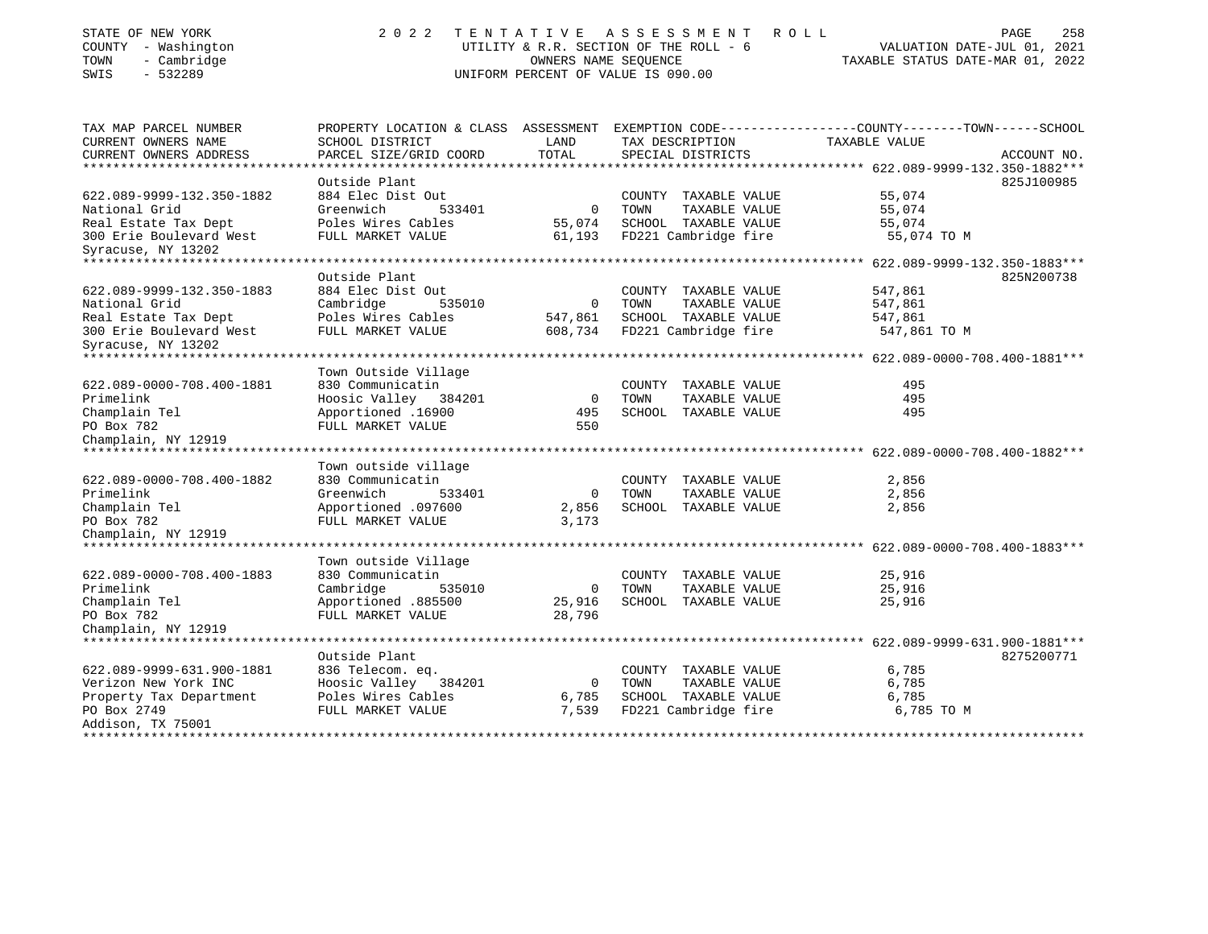STATE OF NEW YORK — 2022 TENTATIVE ASSESSMENT ROLL
COUNTY - Washington — UTILITY & R.R. SECTION OF THE ROLL - 6 — VALUATION DATE-JUL 01, 2021
TOWN - Cambridge — OWNERS NAME SEQUENCE — TAXABLE STATUS DATE-MAR 01, 2022
SWIS - 532289 — UNIFORM PERCENT OF VALUE IS 090.00

| TAX MAP PARCEL NUMBER<br>CURRENT OWNERS NAME<br>CURRENT OWNERS ADDRESS | PROPERTY LOCATION & CLASS<br>SCHOOL DISTRICT<br>PARCEL SIZE/GRID COORD | ASSESSMENT<br>LAND<br>TOTAL | EXEMPTION CODE<br>TAX DESCRIPTION<br>SPECIAL DISTRICTS | COUNTY--------TOWN------SCHOOL<br>TAXABLE VALUE | ACCOUNT NO. |
|---|---|---|---|---|---|
| **622.089-9999-132.350-1882** | | | | | |
| | Outside Plant | | | | 825J100985 |
| 622.089-9999-132.350-1882 | 884 Elec Dist Out | | COUNTY TAXABLE VALUE | 55,074 | |
| National Grid | Greenwich 533401 | 0 | TOWN TAXABLE VALUE | 55,074 | |
| Real Estate Tax Dept | Poles Wires Cables | 55,074 | SCHOOL TAXABLE VALUE | 55,074 | |
| 300 Erie Boulevard West | FULL MARKET VALUE | 61,193 | FD221 Cambridge fire | 55,074 TO M | |
| Syracuse, NY 13202 | | | | | |
| **622.089-9999-132.350-1883** | | | | | |
| | Outside Plant | | | | 825N200738 |
| 622.089-9999-132.350-1883 | 884 Elec Dist Out | | COUNTY TAXABLE VALUE | 547,861 | |
| National Grid | Cambridge 535010 | 0 | TOWN TAXABLE VALUE | 547,861 | |
| Real Estate Tax Dept | Poles Wires Cables | 547,861 | SCHOOL TAXABLE VALUE | 547,861 | |
| 300 Erie Boulevard West | FULL MARKET VALUE | 608,734 | FD221 Cambridge fire | 547,861 TO M | |
| Syracuse, NY 13202 | | | | | |
| **622.089-0000-708.400-1881** | | | | | |
| | Town Outside Village | | | | |
| 622.089-0000-708.400-1881 | 830 Communicatin | | COUNTY TAXABLE VALUE | 495 | |
| Primelink | Hoosic Valley 384201 | 0 | TOWN TAXABLE VALUE | 495 | |
| Champlain Tel | Apportioned .16900 | 495 | SCHOOL TAXABLE VALUE | 495 | |
| PO Box 782 | FULL MARKET VALUE | 550 | | | |
| Champlain, NY 12919 | | | | | |
| **622.089-0000-708.400-1882** | | | | | |
| | Town outside village | | | | |
| 622.089-0000-708.400-1882 | 830 Communicatin | | COUNTY TAXABLE VALUE | 2,856 | |
| Primelink | Greenwich 533401 | 0 | TOWN TAXABLE VALUE | 2,856 | |
| Champlain Tel | Apportioned .097600 | 2,856 | SCHOOL TAXABLE VALUE | 2,856 | |
| PO Box 782 | FULL MARKET VALUE | 3,173 | | | |
| Champlain, NY 12919 | | | | | |
| **622.089-0000-708.400-1883** | | | | | |
| | Town outside Village | | | | |
| 622.089-0000-708.400-1883 | 830 Communicatin | | COUNTY TAXABLE VALUE | 25,916 | |
| Primelink | Cambridge 535010 | 0 | TOWN TAXABLE VALUE | 25,916 | |
| Champlain Tel | Apportioned .885500 | 25,916 | SCHOOL TAXABLE VALUE | 25,916 | |
| PO Box 782 | FULL MARKET VALUE | 28,796 | | | |
| Champlain, NY 12919 | | | | | |
| **622.089-9999-631.900-1881** | | | | | |
| | Outside Plant | | | | 8275200771 |
| 622.089-9999-631.900-1881 | 836 Telecom. eq. | | COUNTY TAXABLE VALUE | 6,785 | |
| Verizon New York INC | Hoosic Valley 384201 | 0 | TOWN TAXABLE VALUE | 6,785 | |
| Property Tax Department | Poles Wires Cables | 6,785 | SCHOOL TAXABLE VALUE | 6,785 | |
| PO Box 2749 | FULL MARKET VALUE | 7,539 | FD221 Cambridge fire | 6,785 TO M | |
| Addison, TX 75001 | | | | | |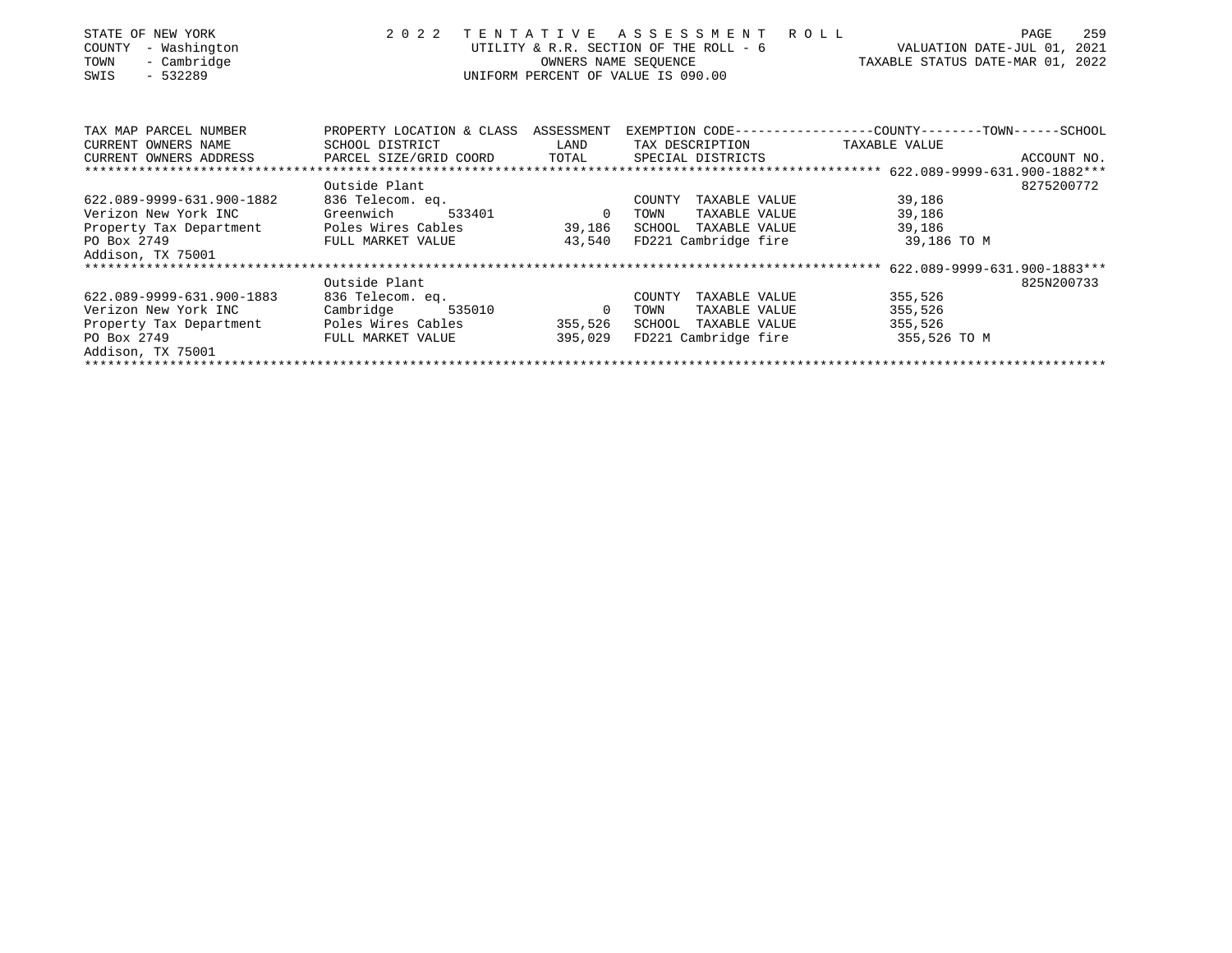STATE OF NEW YORK
COUNTY - Washington
TOWN - Cambridge
SWIS - 532289

2022 TENTATIVE ASSESSMENT ROLL
UTILITY & R.R. SECTION OF THE ROLL - 6
OWNERS NAME SEQUENCE
UNIFORM PERCENT OF VALUE IS 090.00

VALUATION DATE-JUL 01, 2021
TAXABLE STATUS DATE-MAR 01, 2022

| TAX MAP PARCEL NUMBER / CURRENT OWNERS NAME / CURRENT OWNERS ADDRESS | PROPERTY LOCATION & CLASS / SCHOOL DISTRICT / PARCEL SIZE/GRID COORD | ASSESSMENT LAND / TOTAL | EXEMPTION CODE / TAX DESCRIPTION / SPECIAL DISTRICTS | TAXABLE VALUE (COUNTY--TOWN--SCHOOL) | ACCOUNT NO. |
|---|---|---|---|---|---|
| **622.089-9999-631.900-1882** | Outside Plant | | | | 8275200772 |
| 622.089-9999-631.900-1882 | 836 Telecom. eq. | | COUNTY TAXABLE VALUE | 39,186 | |
| Verizon New York INC | Greenwich 533401 | 0 | TOWN TAXABLE VALUE | 39,186 | |
| Property Tax Department | Poles Wires Cables | 39,186 | SCHOOL TAXABLE VALUE | 39,186 | |
| PO Box 2749 | FULL MARKET VALUE | 43,540 | FD221 Cambridge fire | 39,186 TO M | |
| Addison, TX 75001 | | | | | |
| **622.089-9999-631.900-1883** | Outside Plant | | | | 825N200733 |
| 622.089-9999-631.900-1883 | 836 Telecom. eq. | | COUNTY TAXABLE VALUE | 355,526 | |
| Verizon New York INC | Cambridge 535010 | 0 | TOWN TAXABLE VALUE | 355,526 | |
| Property Tax Department | Poles Wires Cables | 355,526 | SCHOOL TAXABLE VALUE | 355,526 | |
| PO Box 2749 | FULL MARKET VALUE | 395,029 | FD221 Cambridge fire | 355,526 TO M | |
| Addison, TX 75001 | | | | | |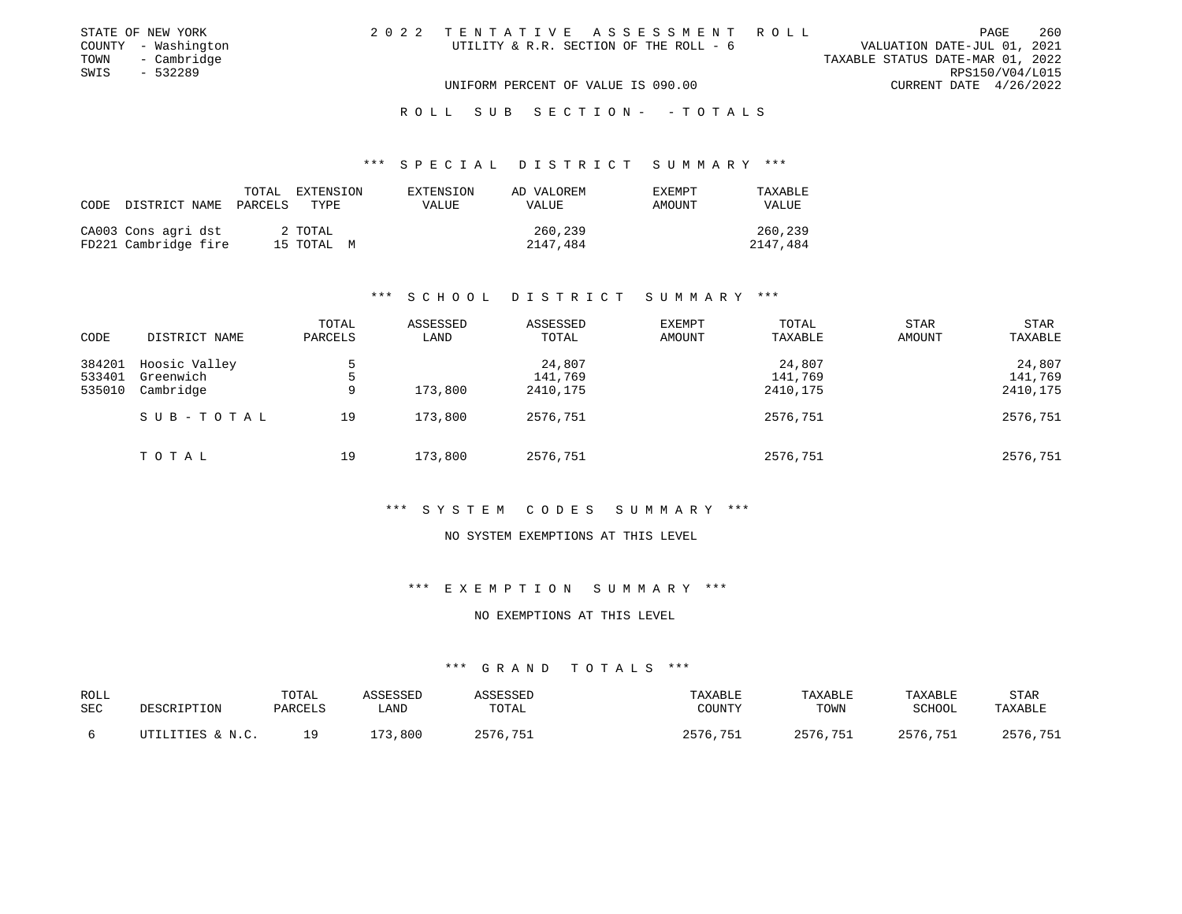STATE OF NEW YORK
COUNTY - Washington
TOWN - Cambridge
SWIS - 532289

# 2022 TENTATIVE ASSESSMENT ROLL

UTILITY & R.R. SECTION OF THE ROLL - 6

VALUATION DATE-JUL 01, 2021
TAXABLE STATUS DATE-MAR 01, 2022
RPS150/V04/L015
CURRENT DATE 4/26/2022

UNIFORM PERCENT OF VALUE IS 090.00

## ROLL SUB SECTION- - TOTALS

### *** SPECIAL DISTRICT SUMMARY ***

| CODE DISTRICT NAME | TOTAL PARCELS | EXTENSION TYPE | EXTENSION VALUE | AD VALOREM VALUE | EXEMPT AMOUNT | TAXABLE VALUE |
|---|---|---|---|---|---|---|
| CA003 Cons agri dst | 2 | TOTAL | | 260,239 | | 260,239 |
| FD221 Cambridge fire | 15 | TOTAL M | | 2147,484 | | 2147,484 |

### *** SCHOOL DISTRICT SUMMARY ***

| CODE | DISTRICT NAME | TOTAL PARCELS | ASSESSED LAND | ASSESSED TOTAL | EXEMPT AMOUNT | TOTAL TAXABLE | STAR AMOUNT | STAR TAXABLE |
|---|---|---|---|---|---|---|---|---|
| 384201 | Hoosic Valley | 5 | | 24,807 | | 24,807 | | 24,807 |
| 533401 | Greenwich | 5 | | 141,769 | | 141,769 | | 141,769 |
| 535010 | Cambridge | 9 | 173,800 | 2410,175 | | 2410,175 | | 2410,175 |
| | SUB-TOTAL | 19 | 173,800 | 2576,751 | | 2576,751 | | 2576,751 |
| | TOTAL | 19 | 173,800 | 2576,751 | | 2576,751 | | 2576,751 |

### *** SYSTEM CODES SUMMARY ***

NO SYSTEM EXEMPTIONS AT THIS LEVEL

### *** EXEMPTION SUMMARY ***

NO EXEMPTIONS AT THIS LEVEL

### *** GRAND TOTALS ***

| ROLL SEC | DESCRIPTION | TOTAL PARCELS | ASSESSED LAND | ASSESSED TOTAL | TAXABLE COUNTY | TAXABLE TOWN | TAXABLE SCHOOL | STAR TAXABLE |
|---|---|---|---|---|---|---|---|---|
| 6 | UTILITIES & N.C. | 19 | 173,800 | 2576,751 | 2576,751 | 2576,751 | 2576,751 | 2576,751 |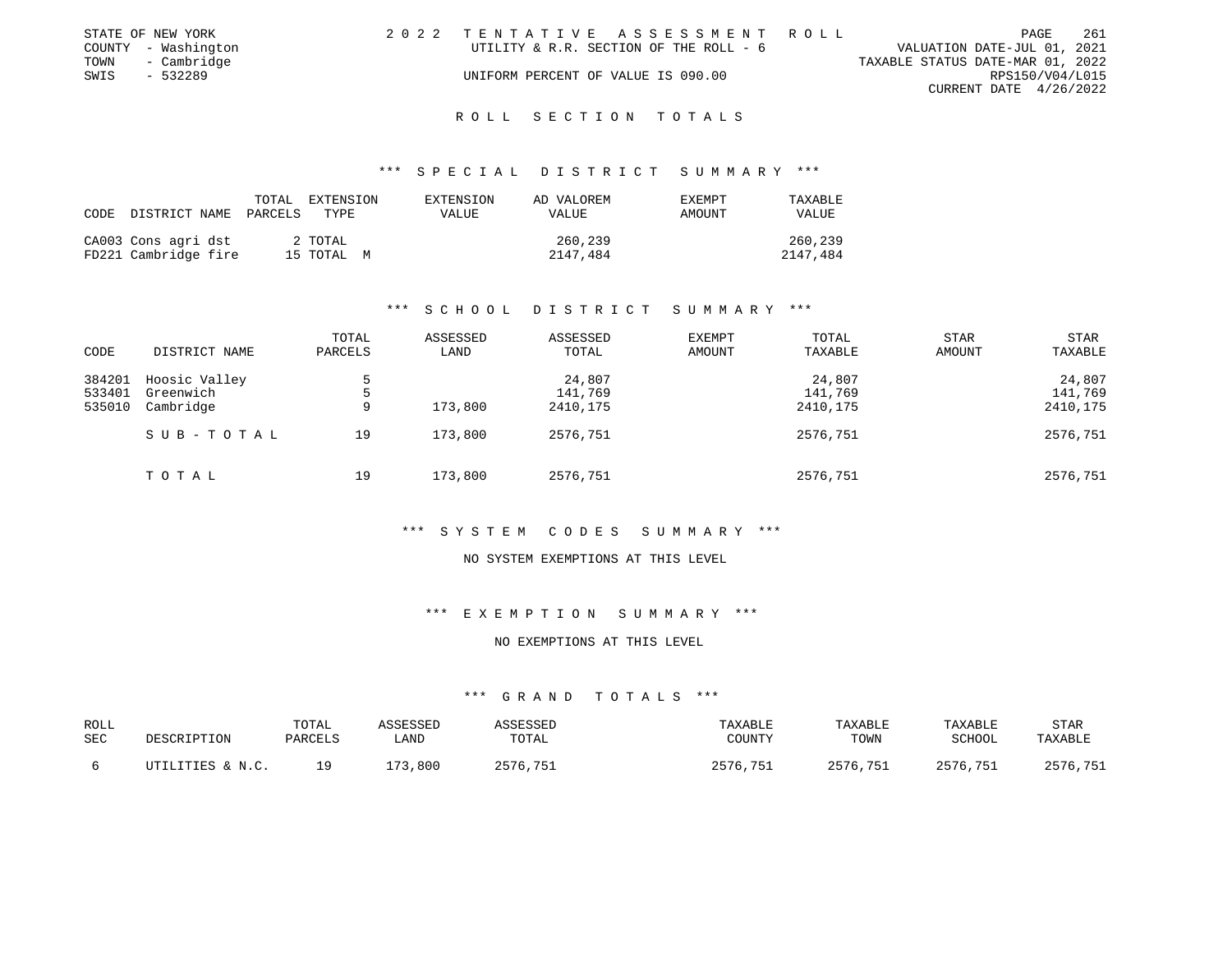STATE OF NEW YORK
COUNTY - Washington
TOWN - Cambridge
SWIS - 532289

2022 TENTATIVE ASSESSMENT ROLL
UTILITY & R.R. SECTION OF THE ROLL - 6
UNIFORM PERCENT OF VALUE IS 090.00

VALUATION DATE-JUL 01, 2021
TAXABLE STATUS DATE-MAR 01, 2022
RPS150/V04/L015
CURRENT DATE 4/26/2022

# ROLL SECTION TOTALS

## *** SPECIAL DISTRICT SUMMARY ***

| CODE | DISTRICT NAME | TOTAL PARCELS | EXTENSION TYPE | EXTENSION VALUE | AD VALOREM VALUE | EXEMPT AMOUNT | TAXABLE VALUE |
|---|---|---|---|---|---|---|---|
| CA003 | Cons agri dst | 2 | TOTAL | | 260,239 | | 260,239 |
| FD221 | Cambridge fire | 15 | TOTAL M | | 2147,484 | | 2147,484 |

## *** SCHOOL DISTRICT SUMMARY ***

| CODE | DISTRICT NAME | TOTAL PARCELS | ASSESSED LAND | ASSESSED TOTAL | EXEMPT AMOUNT | TOTAL TAXABLE | STAR AMOUNT | STAR TAXABLE |
|---|---|---|---|---|---|---|---|---|
| 384201 | Hoosic Valley | 5 | | 24,807 | | 24,807 | | 24,807 |
| 533401 | Greenwich | 5 | | 141,769 | | 141,769 | | 141,769 |
| 535010 | Cambridge | 9 | 173,800 | 2410,175 | | 2410,175 | | 2410,175 |
| | SUB-TOTAL | 19 | 173,800 | 2576,751 | | 2576,751 | | 2576,751 |
| | TOTAL | 19 | 173,800 | 2576,751 | | 2576,751 | | 2576,751 |

## *** SYSTEM CODES SUMMARY ***

NO SYSTEM EXEMPTIONS AT THIS LEVEL

## *** EXEMPTION SUMMARY ***

NO EXEMPTIONS AT THIS LEVEL

## *** GRAND TOTALS ***

| ROLL SEC | DESCRIPTION | TOTAL PARCELS | ASSESSED LAND | ASSESSED TOTAL | TAXABLE COUNTY | TAXABLE TOWN | TAXABLE SCHOOL | STAR TAXABLE |
|---|---|---|---|---|---|---|---|---|
| 6 | UTILITIES & N.C. | 19 | 173,800 | 2576,751 | 2576,751 | 2576,751 | 2576,751 | 2576,751 |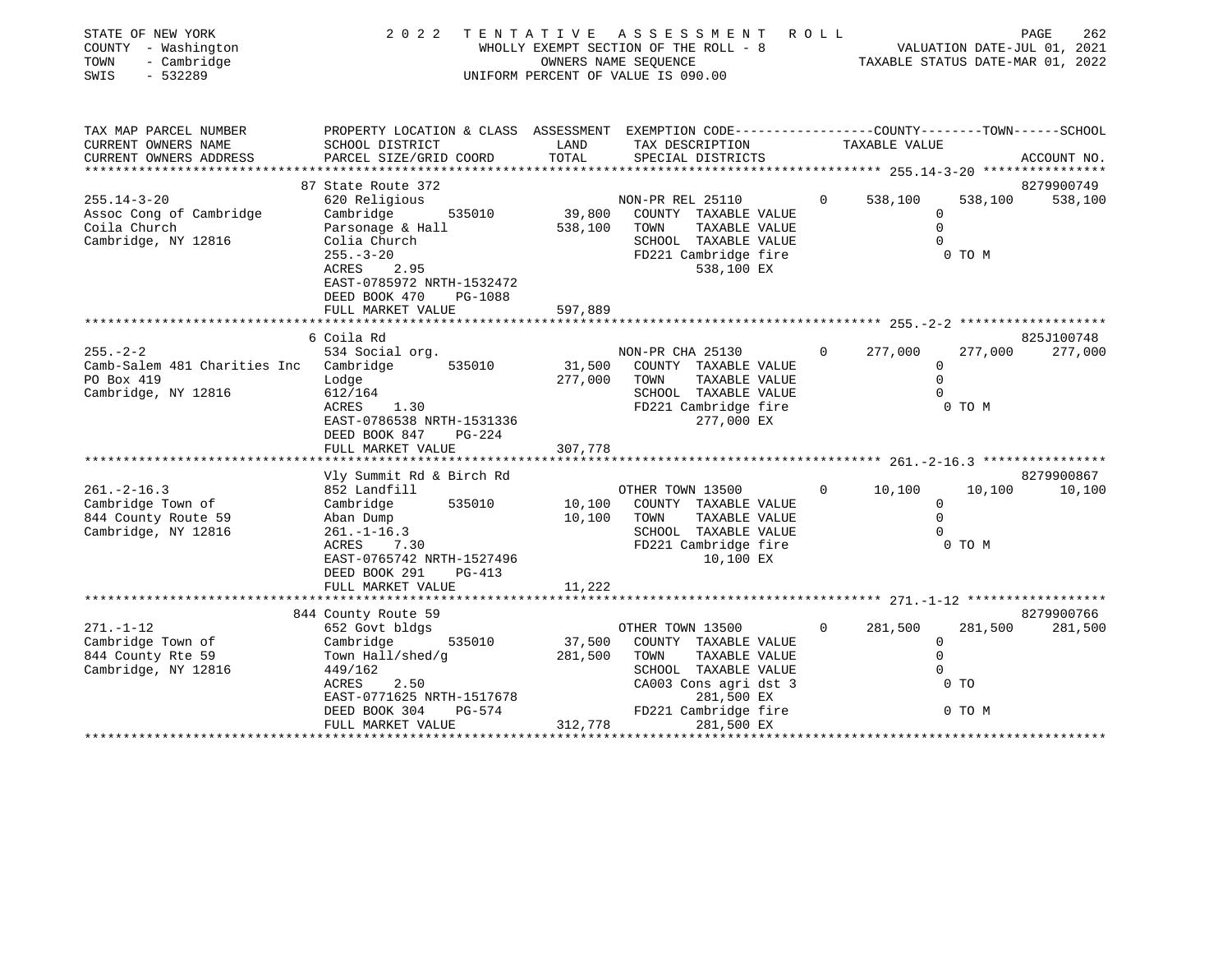STATE OF NEW YORK
COUNTY - Washington
TOWN - Cambridge
SWIS - 532289

2 0 2 2 TENTATIVE ASSESSMENT ROLL
WHOLLY EXEMPT SECTION OF THE ROLL - 8
OWNERS NAME SEQUENCE
UNIFORM PERCENT OF VALUE IS 090.00

VALUATION DATE-JUL 01, 2021
TAXABLE STATUS DATE-MAR 01, 2022

| TAX MAP PARCEL NUMBER / CURRENT OWNERS NAME / CURRENT OWNERS ADDRESS | PROPERTY LOCATION & CLASS / SCHOOL DISTRICT / PARCEL SIZE/GRID COORD | ASSESSMENT LAND / TOTAL | EXEMPTION CODE / TAX DESCRIPTION / SPECIAL DISTRICTS | COUNTY TAXABLE VALUE | TOWN | SCHOOL | ACCOUNT NO. |
|---|---|---|---|---|---|---|---|
| 255.14-3-20 | 87 State Route 372 | | | | | | 8279900749 |
| Assoc Cong of Cambridge | 620 Religious | | NON-PR REL 25110 0 | 538,100 | 538,100 | 538,100 | |
| Coila Church | Cambridge 535010 | 39,800 | COUNTY TAXABLE VALUE | 0 | | | |
| Cambridge, NY 12816 | Parsonage & Hall | 538,100 | TOWN TAXABLE VALUE | 0 | | | |
| | Colia Church | | SCHOOL TAXABLE VALUE | 0 | | | |
| | 255.-3-20 | | FD221 Cambridge fire | 0 TO M | | | |
| | ACRES 2.95 | | 538,100 EX | | | | |
| | EAST-0785972 NRTH-1532472 | | | | | | |
| | DEED BOOK 470 PG-1088 | | | | | | |
| | FULL MARKET VALUE | 597,889 | | | | | |
| 255.-2-2 | 6 Coila Rd | | | | | | 825J100748 |
| Camb-Salem 481 Charities Inc | 534 Social org. | | NON-PR CHA 25130 0 | 277,000 | 277,000 | 277,000 | |
| PO Box 419 | Cambridge 535010 | 31,500 | COUNTY TAXABLE VALUE | 0 | | | |
| Cambridge, NY 12816 | Lodge | 277,000 | TOWN TAXABLE VALUE | 0 | | | |
| | 612/164 | | SCHOOL TAXABLE VALUE | 0 | | | |
| | ACRES 1.30 | | FD221 Cambridge fire | 0 TO M | | | |
| | EAST-0786538 NRTH-1531336 | | 277,000 EX | | | | |
| | DEED BOOK 847 PG-224 | | | | | | |
| | FULL MARKET VALUE | 307,778 | | | | | |
| 261.-2-16.3 | Vly Summit Rd & Birch Rd | | | | | | 8279900867 |
| Cambridge Town of | 852 Landfill | | OTHER TOWN 13500 0 | 10,100 | 10,100 | 10,100 | |
| 844 County Route 59 | Cambridge 535010 | 10,100 | COUNTY TAXABLE VALUE | 0 | | | |
| Cambridge, NY 12816 | Aban Dump | 10,100 | TOWN TAXABLE VALUE | 0 | | | |
| | 261.-1-16.3 | | SCHOOL TAXABLE VALUE | 0 | | | |
| | ACRES 7.30 | | FD221 Cambridge fire | 0 TO M | | | |
| | EAST-0765742 NRTH-1527496 | | 10,100 EX | | | | |
| | DEED BOOK 291 PG-413 | | | | | | |
| | FULL MARKET VALUE | 11,222 | | | | | |
| 271.-1-12 | 844 County Route 59 | | | | | | 8279900766 |
| Cambridge Town of | 652 Govt bldgs | | OTHER TOWN 13500 0 | 281,500 | 281,500 | 281,500 | |
| 844 County Rte 59 | Cambridge 535010 | 37,500 | COUNTY TAXABLE VALUE | 0 | | | |
| Cambridge, NY 12816 | Town Hall/shed/g | 281,500 | TOWN TAXABLE VALUE | 0 | | | |
| | 449/162 | | SCHOOL TAXABLE VALUE | 0 | | | |
| | ACRES 2.50 | | CA003 Cons agri dst 3 | 0 TO | | | |
| | EAST-0771625 NRTH-1517678 | | 281,500 EX | | | | |
| | DEED BOOK 304 PG-574 | | FD221 Cambridge fire | 0 TO M | | | |
| | FULL MARKET VALUE | 312,778 | 281,500 EX | | | | |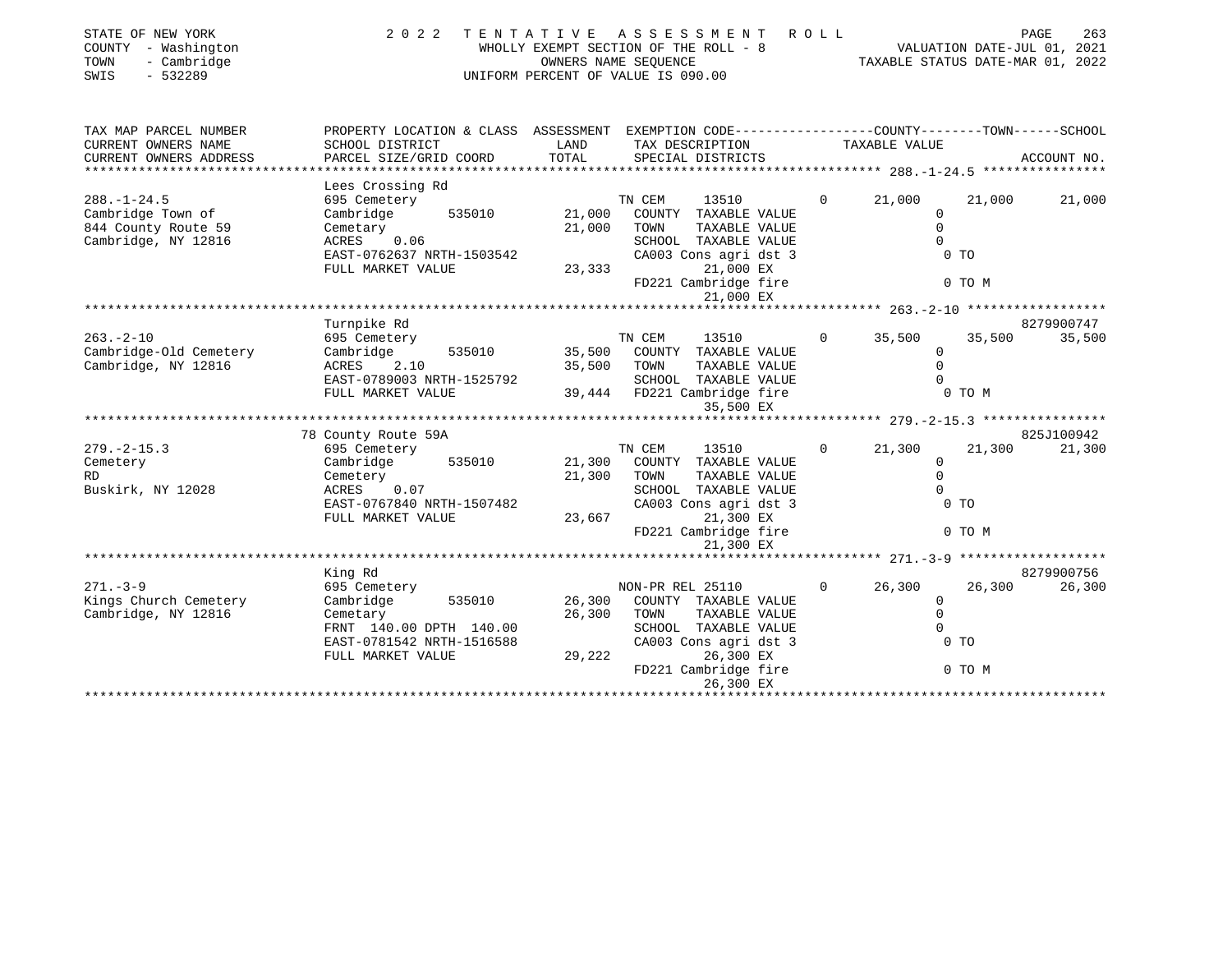STATE OF NEW YORK — COUNTY - Washington — TOWN - Cambridge — SWIS - 532289

2 0 2 2 TENTATIVE ASSESSMENT ROLL
WHOLLY EXEMPT SECTION OF THE ROLL - 8
OWNERS NAME SEQUENCE
UNIFORM PERCENT OF VALUE IS 090.00

VALUATION DATE-JUL 01, 2021
TAXABLE STATUS DATE-MAR 01, 2022

| TAX MAP PARCEL NUMBER / CURRENT OWNERS NAME / CURRENT OWNERS ADDRESS | PROPERTY LOCATION & CLASS / SCHOOL DISTRICT / PARCEL SIZE/GRID COORD | ASSESSMENT LAND | TOTAL | EXEMPTION CODE / TAX DESCRIPTION / SPECIAL DISTRICTS | | COUNTY TAXABLE VALUE | TOWN | SCHOOL | ACCOUNT NO. |
|---|---|---|---|---|---|---|---|---|---|
| **288.-1-24.5** | Lees Crossing Rd | | | | | | | | |
| 288.-1-24.5 | 695 Cemetery | | | TN CEM 13510 | 0 | 21,000 | 21,000 | 21,000 | |
| Cambridge Town of | Cambridge 535010 | 21,000 | | COUNTY TAXABLE VALUE | | 0 | | | |
| 844 County Route 59 | Cemetary | | 21,000 | TOWN TAXABLE VALUE | | 0 | | | |
| Cambridge, NY 12816 | ACRES 0.06 | | | SCHOOL TAXABLE VALUE | | 0 | | | |
| | EAST-0762637 NRTH-1503542 | | | CA003 Cons agri dst 3 | | 0 TO | | | |
| | FULL MARKET VALUE | | 23,333 | 21,000 EX | | | | | |
| | | | | FD221 Cambridge fire | | 0 TO M | | | |
| | | | | 21,000 EX | | | | | |
| **263.-2-10** | Turnpike Rd | | | | | | | | 8279900747 |
| 263.-2-10 | 695 Cemetery | | | TN CEM 13510 | 0 | 35,500 | 35,500 | 35,500 | |
| Cambridge-Old Cemetery | Cambridge 535010 | 35,500 | | COUNTY TAXABLE VALUE | | 0 | | | |
| Cambridge, NY 12816 | ACRES 2.10 | | 35,500 | TOWN TAXABLE VALUE | | 0 | | | |
| | EAST-0789003 NRTH-1525792 | | | SCHOOL TAXABLE VALUE | | 0 | | | |
| | FULL MARKET VALUE | | 39,444 | FD221 Cambridge fire | | 0 TO M | | | |
| | | | | 35,500 EX | | | | | |
| **279.-2-15.3** | 78 County Route 59A | | | | | | | | 825J100942 |
| 279.-2-15.3 | 695 Cemetery | | | TN CEM 13510 | 0 | 21,300 | 21,300 | 21,300 | |
| Cemetery | Cambridge 535010 | 21,300 | | COUNTY TAXABLE VALUE | | 0 | | | |
| RD | Cemetery | | 21,300 | TOWN TAXABLE VALUE | | 0 | | | |
| Buskirk, NY 12028 | ACRES 0.07 | | | SCHOOL TAXABLE VALUE | | 0 | | | |
| | EAST-0767840 NRTH-1507482 | | | CA003 Cons agri dst 3 | | 0 TO | | | |
| | FULL MARKET VALUE | | 23,667 | 21,300 EX | | | | | |
| | | | | FD221 Cambridge fire | | 0 TO M | | | |
| | | | | 21,300 EX | | | | | |
| **271.-3-9** | King Rd | | | | | | | | 8279900756 |
| 271.-3-9 | 695 Cemetery | | | NON-PR REL 25110 | 0 | 26,300 | 26,300 | 26,300 | |
| Kings Church Cemetery | Cambridge 535010 | 26,300 | | COUNTY TAXABLE VALUE | | 0 | | | |
| Cambridge, NY 12816 | Cemetary | | 26,300 | TOWN TAXABLE VALUE | | 0 | | | |
| | FRNT 140.00 DPTH 140.00 | | | SCHOOL TAXABLE VALUE | | 0 | | | |
| | EAST-0781542 NRTH-1516588 | | | CA003 Cons agri dst 3 | | 0 TO | | | |
| | FULL MARKET VALUE | | 29,222 | 26,300 EX | | | | | |
| | | | | FD221 Cambridge fire | | 0 TO M | | | |
| | | | | 26,300 EX | | | | | |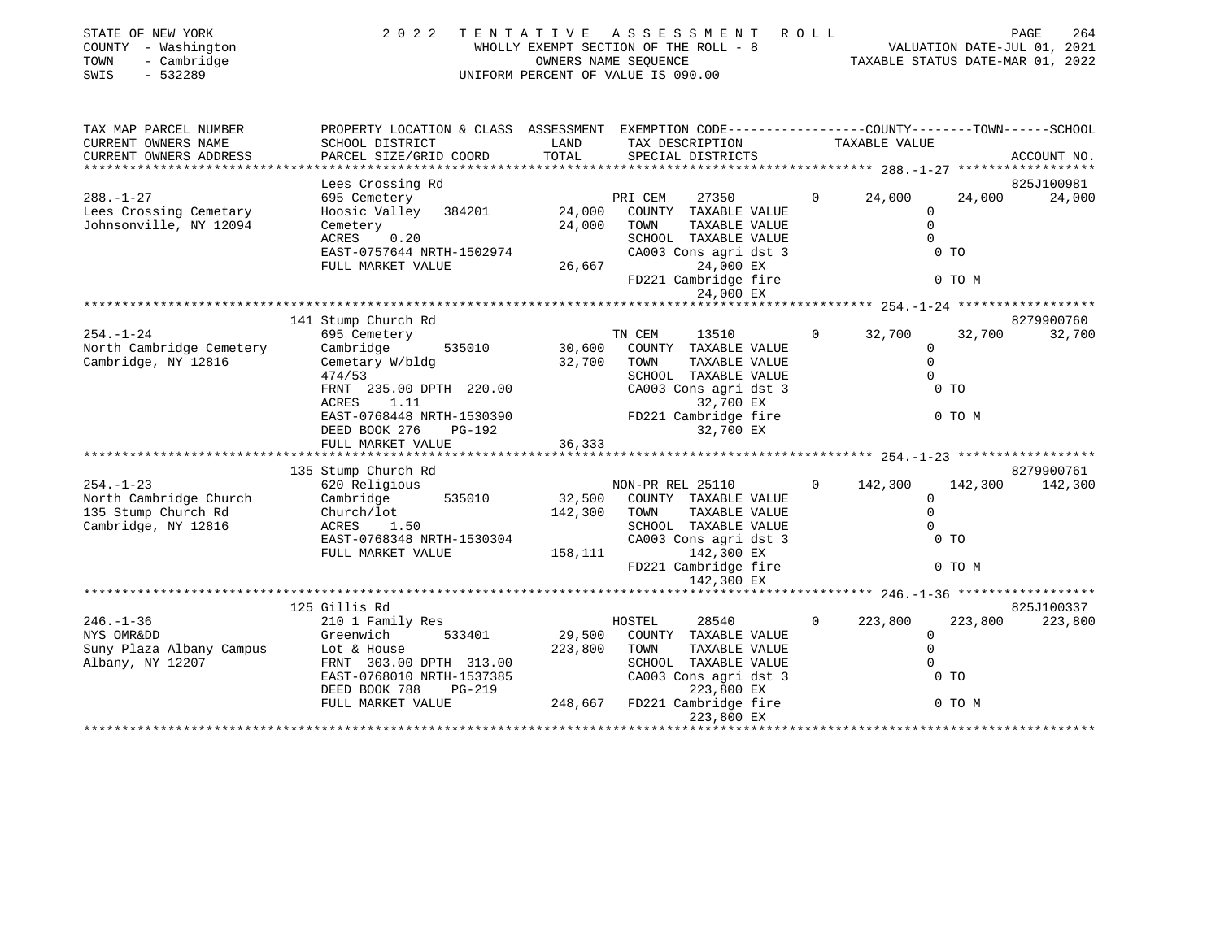STATE OF NEW YORK
COUNTY - Washington
TOWN - Cambridge
SWIS - 532289

# 2022 TENTATIVE ASSESSMENT ROLL

WHOLLY EXEMPT SECTION OF THE ROLL - 8
OWNERS NAME SEQUENCE
UNIFORM PERCENT OF VALUE IS 090.00

VALUATION DATE-JUL 01, 2021
TAXABLE STATUS DATE-MAR 01, 2022

| TAX MAP PARCEL NUMBER / CURRENT OWNERS NAME / CURRENT OWNERS ADDRESS | PROPERTY LOCATION & CLASS / SCHOOL DISTRICT / PARCEL SIZE/GRID COORD | ASSESSMENT LAND | TOTAL | EXEMPTION CODE / TAX DESCRIPTION / SPECIAL DISTRICTS | | COUNTY | TOWN | SCHOOL / ACCOUNT NO. |
|---|---|---|---|---|---|---|---|---|
| **288.-1-27** | Lees Crossing Rd | | | | | | | 825J100981 |
| 288.-1-27 | 695 Cemetery | | | PRI CEM 27350 | 0 | 24,000 | 24,000 | 24,000 |
| Lees Crossing Cemetary | Hoosic Valley 384201 | 24,000 | | COUNTY TAXABLE VALUE | | 0 | | |
| Johnsonville, NY 12094 | Cemetery | | 24,000 | TOWN TAXABLE VALUE | | 0 | | |
| | ACRES 0.20 | | | SCHOOL TAXABLE VALUE | | 0 | | |
| | EAST-0757644 NRTH-1502974 | | | CA003 Cons agri dst 3 | | 0 TO | | |
| | FULL MARKET VALUE | | 26,667 | 24,000 EX | | | | |
| | | | | FD221 Cambridge fire | | 0 TO M | | |
| | | | | 24,000 EX | | | | |
| **254.-1-24** | 141 Stump Church Rd | | | | | | | 8279900760 |
| 254.-1-24 | 695 Cemetery | | | TN CEM 13510 | 0 | 32,700 | 32,700 | 32,700 |
| North Cambridge Cemetery | Cambridge 535010 | 30,600 | | COUNTY TAXABLE VALUE | | 0 | | |
| Cambridge, NY 12816 | Cemetary W/bldg | | 32,700 | TOWN TAXABLE VALUE | | 0 | | |
| | 474/53 | | | SCHOOL TAXABLE VALUE | | 0 | | |
| | FRNT 235.00 DPTH 220.00 | | | CA003 Cons agri dst 3 | | 0 TO | | |
| | ACRES 1.11 | | | 32,700 EX | | | | |
| | EAST-0768448 NRTH-1530390 | | | FD221 Cambridge fire | | 0 TO M | | |
| | DEED BOOK 276 PG-192 | | | 32,700 EX | | | | |
| | FULL MARKET VALUE | | 36,333 | | | | | |
| **254.-1-23** | 135 Stump Church Rd | | | | | | | 8279900761 |
| 254.-1-23 | 620 Religious | | | NON-PR REL 25110 | 0 | 142,300 | 142,300 | 142,300 |
| North Cambridge Church | Cambridge 535010 | 32,500 | | COUNTY TAXABLE VALUE | | 0 | | |
| 135 Stump Church Rd | Church/lot | | 142,300 | TOWN TAXABLE VALUE | | 0 | | |
| Cambridge, NY 12816 | ACRES 1.50 | | | SCHOOL TAXABLE VALUE | | 0 | | |
| | EAST-0768348 NRTH-1530304 | | | CA003 Cons agri dst 3 | | 0 TO | | |
| | FULL MARKET VALUE | | 158,111 | 142,300 EX | | | | |
| | | | | FD221 Cambridge fire | | 0 TO M | | |
| | | | | 142,300 EX | | | | |
| **246.-1-36** | 125 Gillis Rd | | | | | | | 825J100337 |
| 246.-1-36 | 210 1 Family Res | | | HOSTEL 28540 | 0 | 223,800 | 223,800 | 223,800 |
| NYS OMR&DD | Greenwich 533401 | 29,500 | | COUNTY TAXABLE VALUE | | 0 | | |
| Suny Plaza Albany Campus | Lot & House | | 223,800 | TOWN TAXABLE VALUE | | 0 | | |
| Albany, NY 12207 | FRNT 303.00 DPTH 313.00 | | | SCHOOL TAXABLE VALUE | | 0 | | |
| | EAST-0768010 NRTH-1537385 | | | CA003 Cons agri dst 3 | | 0 TO | | |
| | DEED BOOK 788 PG-219 | | | 223,800 EX | | | | |
| | FULL MARKET VALUE | | 248,667 | FD221 Cambridge fire | | 0 TO M | | |
| | | | | 223,800 EX | | | | |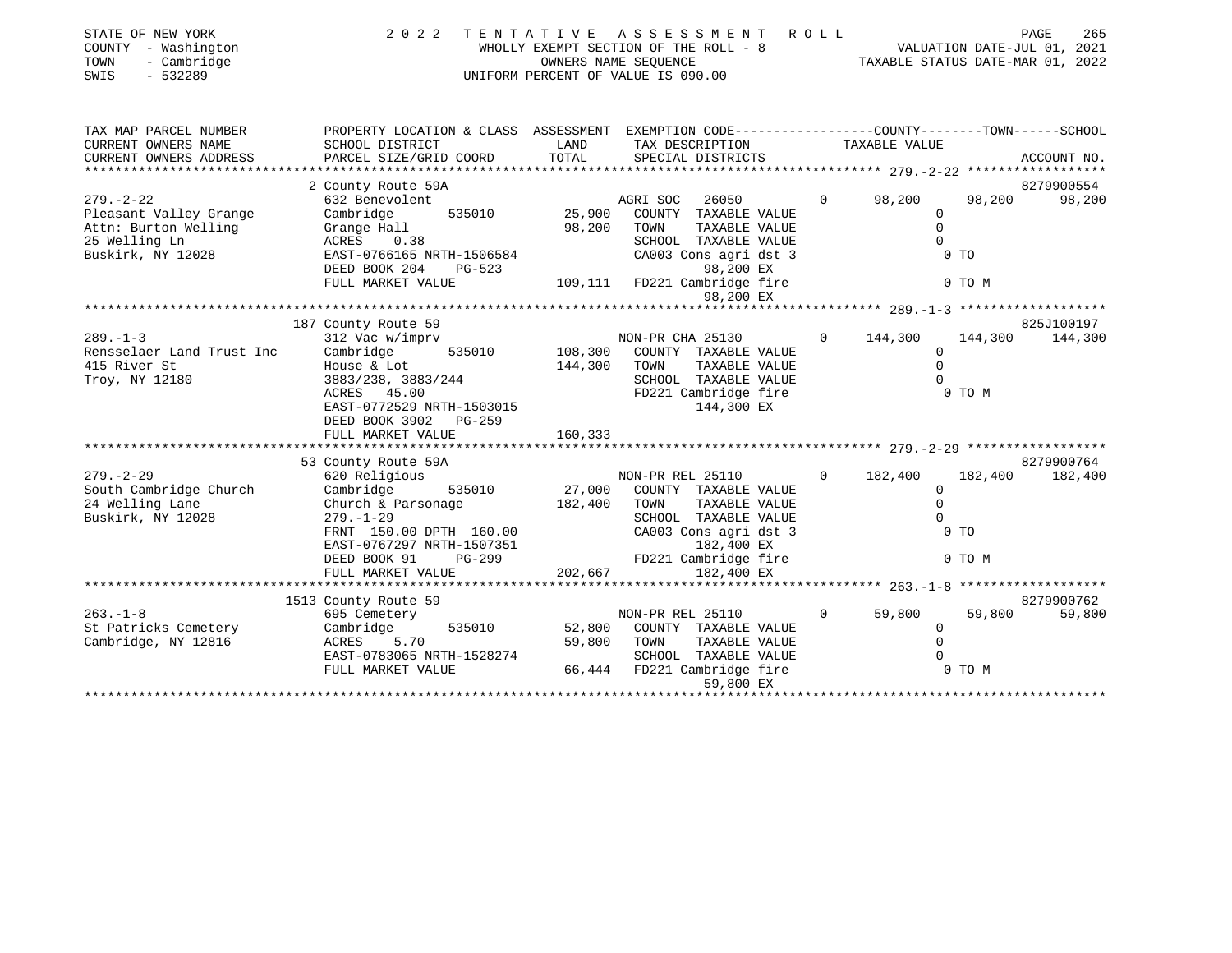STATE OF NEW YORK
COUNTY - Washington
TOWN - Cambridge
SWIS - 532289

2 0 2 2 TENTATIVE ASSESSMENT ROLL
WHOLLY EXEMPT SECTION OF THE ROLL - 8
OWNERS NAME SEQUENCE
UNIFORM PERCENT OF VALUE IS 090.00

VALUATION DATE-JUL 01, 2021
TAXABLE STATUS DATE-MAR 01, 2022

| TAX MAP PARCEL NUMBER / CURRENT OWNERS NAME / CURRENT OWNERS ADDRESS | PROPERTY LOCATION & CLASS / SCHOOL DISTRICT / PARCEL SIZE/GRID COORD | ASSESSMENT LAND | TOTAL | EXEMPTION CODE / TAX DESCRIPTION / SPECIAL DISTRICTS | COUNTY | TOWN | SCHOOL | ACCOUNT NO. |
|---|---|---|---|---|---|---|---|---|
| 279.-2-22 | 2 County Route 59A | | | | | | | 8279900554 |
| Pleasant Valley Grange | 632 Benevolent | | | AGRI SOC 26050 0 | 98,200 | 98,200 | 98,200 | |
| Attn: Burton Welling | Cambridge 535010 | 25,900 | | COUNTY TAXABLE VALUE | 0 | | | |
| 25 Welling Ln | Grange Hall | | 98,200 | TOWN TAXABLE VALUE | | 0 | | |
| Buskirk, NY 12028 | ACRES 0.38 | | | SCHOOL TAXABLE VALUE | | | 0 | |
| | EAST-0766165 NRTH-1506584 | | | CA003 Cons agri dst 3 | 0 TO | | | |
| | DEED BOOK 204 PG-523 | | | 98,200 EX | | | | |
| | FULL MARKET VALUE | | 109,111 | FD221 Cambridge fire | 0 TO M | | | |
| | | | | 98,200 EX | | | | |
| 289.-1-3 | 187 County Route 59 | | | | | | | 825J100197 |
| Rensselaer Land Trust Inc | 312 Vac w/imprv | | | NON-PR CHA 25130 0 | 144,300 | 144,300 | 144,300 | |
| 415 River St | Cambridge 535010 | 108,300 | | COUNTY TAXABLE VALUE | 0 | | | |
| Troy, NY 12180 | House & Lot | | 144,300 | TOWN TAXABLE VALUE | | 0 | | |
| | 3883/238, 3883/244 | | | SCHOOL TAXABLE VALUE | | | 0 | |
| | ACRES 45.00 | | | FD221 Cambridge fire | 0 TO M | | | |
| | EAST-0772529 NRTH-1503015 | | | 144,300 EX | | | | |
| | DEED BOOK 3902 PG-259 | | | | | | | |
| | FULL MARKET VALUE | | 160,333 | | | | | |
| 279.-2-29 | 53 County Route 59A | | | | | | | 8279900764 |
| South Cambridge Church | 620 Religious | | | NON-PR REL 25110 0 | 182,400 | 182,400 | 182,400 | |
| 24 Welling Lane | Cambridge 535010 | 27,000 | | COUNTY TAXABLE VALUE | 0 | | | |
| Buskirk, NY 12028 | Church & Parsonage | | 182,400 | TOWN TAXABLE VALUE | | 0 | | |
| | 279.-1-29 | | | SCHOOL TAXABLE VALUE | | | 0 | |
| | FRNT 150.00 DPTH 160.00 | | | CA003 Cons agri dst 3 | 0 TO | | | |
| | EAST-0767297 NRTH-1507351 | | | 182,400 EX | | | | |
| | DEED BOOK 91 PG-299 | | | FD221 Cambridge fire | 0 TO M | | | |
| | FULL MARKET VALUE | | 202,667 | 182,400 EX | | | | |
| 263.-1-8 | 1513 County Route 59 | | | | | | | 8279900762 |
| St Patricks Cemetery | 695 Cemetery | | | NON-PR REL 25110 0 | 59,800 | 59,800 | 59,800 | |
| Cambridge, NY 12816 | Cambridge 535010 | 52,800 | | COUNTY TAXABLE VALUE | 0 | | | |
| | ACRES 5.70 | | 59,800 | TOWN TAXABLE VALUE | | 0 | | |
| | EAST-0783065 NRTH-1528274 | | | SCHOOL TAXABLE VALUE | | | 0 | |
| | FULL MARKET VALUE | | 66,444 | FD221 Cambridge fire | 0 TO M | | | |
| | | | | 59,800 EX | | | | |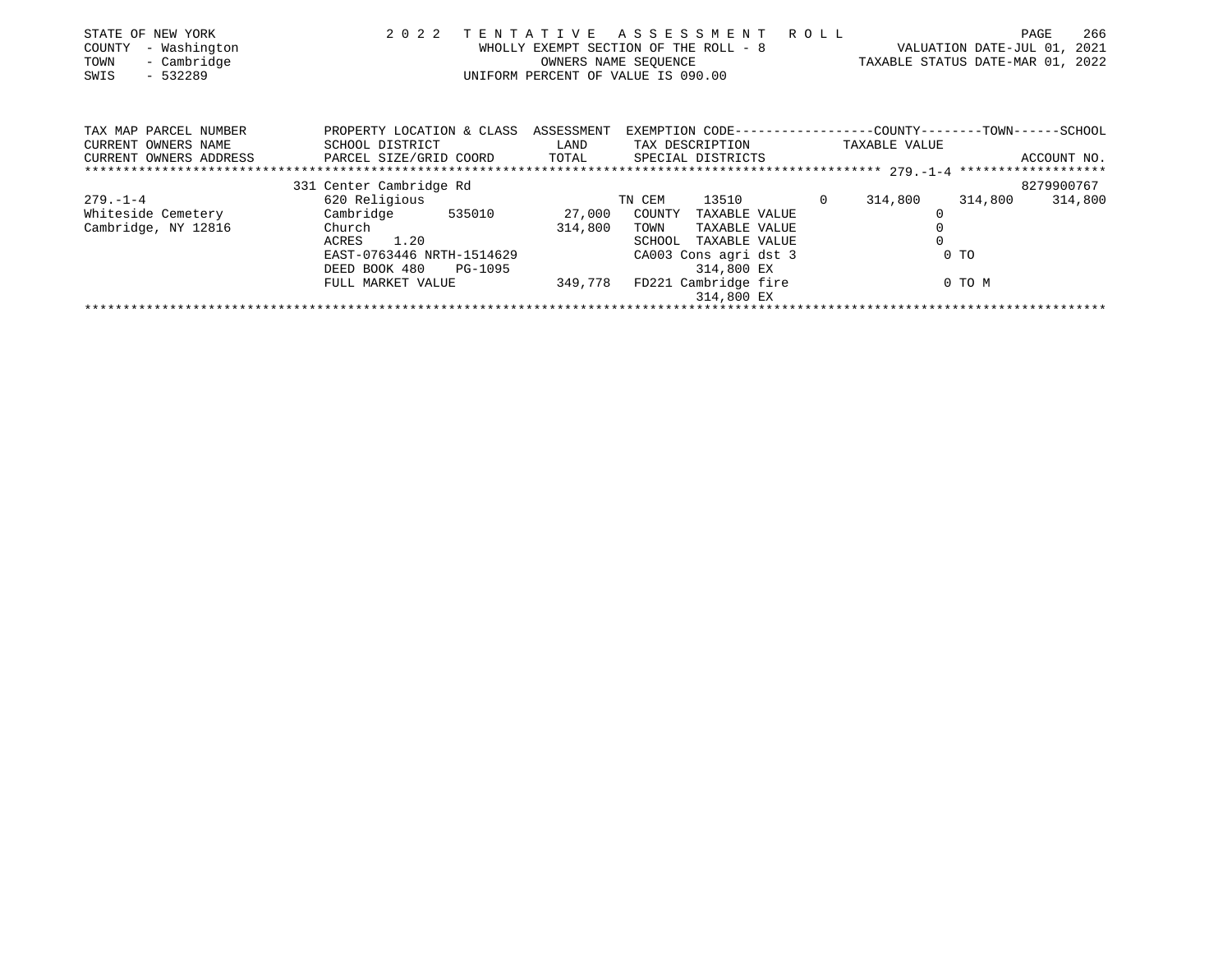STATE OF NEW YORK
COUNTY - Washington
TOWN - Cambridge
SWIS - 532289

# 2022 TENTATIVE ASSESSMENT ROLL

WHOLLY EXEMPT SECTION OF THE ROLL - 8
OWNERS NAME SEQUENCE
UNIFORM PERCENT OF VALUE IS 090.00

VALUATION DATE-JUL 01, 2021
TAXABLE STATUS DATE-MAR 01, 2022

| TAX MAP PARCEL NUMBER<br>CURRENT OWNERS NAME<br>CURRENT OWNERS ADDRESS | PROPERTY LOCATION & CLASS<br>SCHOOL DISTRICT<br>PARCEL SIZE/GRID COORD | ASSESSMENT<br>LAND<br>TOTAL | EXEMPTION CODE<br>TAX DESCRIPTION<br>SPECIAL DISTRICTS | | COUNTY<br>TAXABLE VALUE | TOWN | SCHOOL<br>ACCOUNT NO. |
|---|---|---|---|---|---|---|---|
| **279.-1-4** | 331 Center Cambridge Rd | | | | | | 8279900767 |
| 279.-1-4 | 620 Religious | | TN CEM 13510 | 0 | 314,800 | 314,800 | 314,800 |
| Whiteside Cemetery | Cambridge 535010 | 27,000 | COUNTY TAXABLE VALUE | | 0 | | |
| Cambridge, NY 12816 | Church | 314,800 | TOWN TAXABLE VALUE | | 0 | | |
| | ACRES 1.20 | | SCHOOL TAXABLE VALUE | | 0 | | |
| | EAST-0763446 NRTH-1514629 | | CA003 Cons agri dst 3 | | 0 TO | | |
| | DEED BOOK 480 PG-1095 | | 314,800 EX | | | | |
| | FULL MARKET VALUE | 349,778 | FD221 Cambridge fire | | 0 TO M | | |
| | | | 314,800 EX | | | | |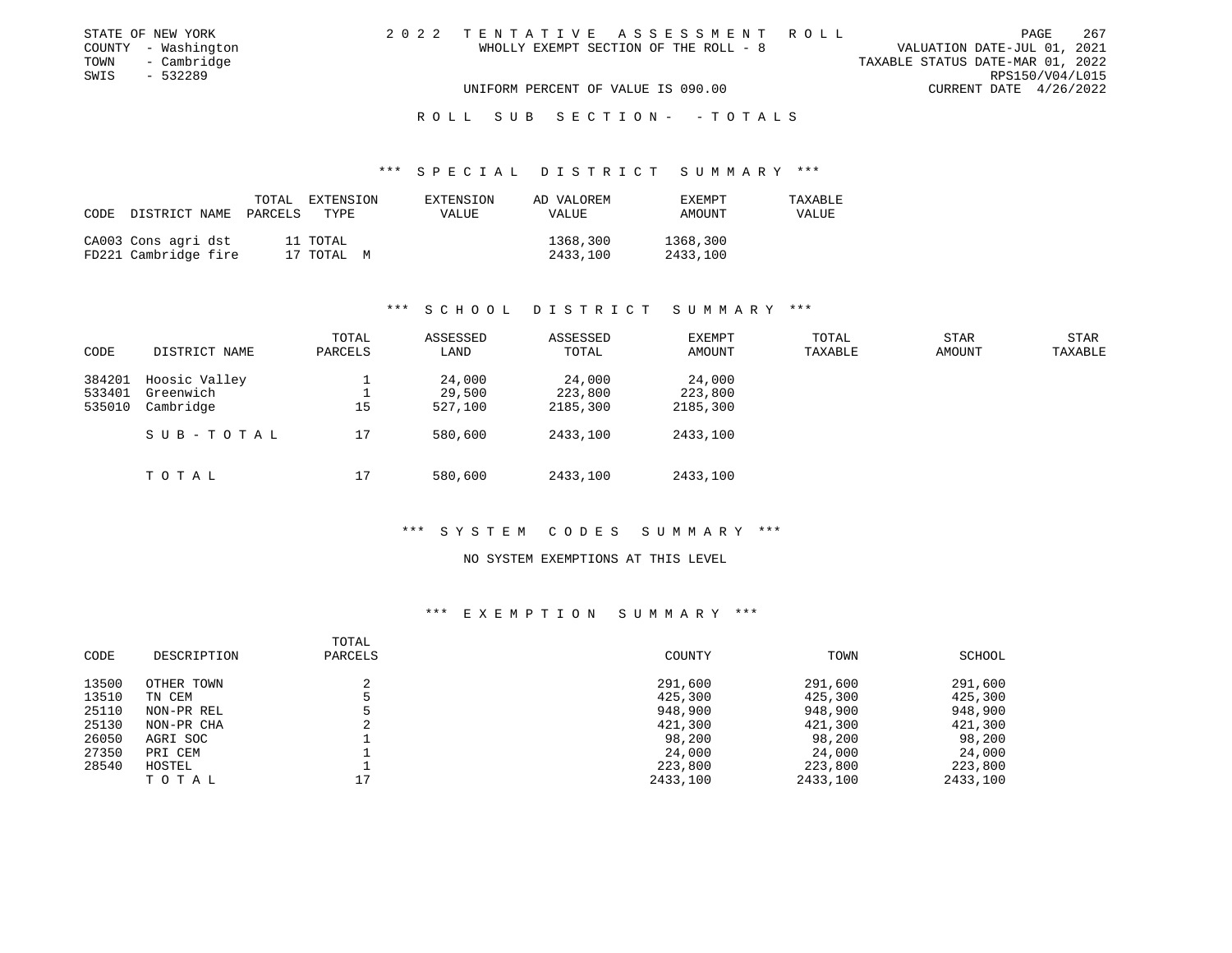STATE OF NEW YORK
COUNTY - Washington
TOWN - Cambridge
SWIS - 532289

2 0 2 2 T E N T A T I V E A S S E S S M E N T R O L L
WHOLLY EXEMPT SECTION OF THE ROLL - 8

VALUATION DATE-JUL 01, 2021
TAXABLE STATUS DATE-MAR 01, 2022
RPS150/V04/L015
CURRENT DATE 4/26/2022

UNIFORM PERCENT OF VALUE IS 090.00

R O L L S U B S E C T I O N - - T O T A L S

*** S P E C I A L D I S T R I C T S U M M A R Y ***

| CODE | DISTRICT NAME | TOTAL PARCELS | EXTENSION TYPE | EXTENSION VALUE | AD VALOREM VALUE | EXEMPT AMOUNT | TAXABLE VALUE |
|---|---|---|---|---|---|---|---|
| CA003 | Cons agri dst | 11 | TOTAL | | 1368,300 | 1368,300 | |
| FD221 | Cambridge fire | 17 | TOTAL M | | 2433,100 | 2433,100 | |

*** S C H O O L D I S T R I C T S U M M A R Y ***

| CODE | DISTRICT NAME | TOTAL PARCELS | ASSESSED LAND | ASSESSED TOTAL | EXEMPT AMOUNT | TOTAL TAXABLE | STAR AMOUNT | STAR TAXABLE |
|---|---|---|---|---|---|---|---|---|
| 384201 | Hoosic Valley | 1 | 24,000 | 24,000 | 24,000 | | | |
| 533401 | Greenwich | 1 | 29,500 | 223,800 | 223,800 | | | |
| 535010 | Cambridge | 15 | 527,100 | 2185,300 | 2185,300 | | | |
| | S U B - T O T A L | 17 | 580,600 | 2433,100 | 2433,100 | | | |
| | T O T A L | 17 | 580,600 | 2433,100 | 2433,100 | | | |

*** S Y S T E M C O D E S S U M M A R Y ***

NO SYSTEM EXEMPTIONS AT THIS LEVEL

*** E X E M P T I O N S U M M A R Y ***

| CODE | DESCRIPTION | TOTAL PARCELS | COUNTY | TOWN | SCHOOL |
|---|---|---|---|---|---|
| 13500 | OTHER TOWN | 2 | 291,600 | 291,600 | 291,600 |
| 13510 | TN CEM | 5 | 425,300 | 425,300 | 425,300 |
| 25110 | NON-PR REL | 5 | 948,900 | 948,900 | 948,900 |
| 25130 | NON-PR CHA | 2 | 421,300 | 421,300 | 421,300 |
| 26050 | AGRI SOC | 1 | 98,200 | 98,200 | 98,200 |
| 27350 | PRI CEM | 1 | 24,000 | 24,000 | 24,000 |
| 28540 | HOSTEL | 1 | 223,800 | 223,800 | 223,800 |
| | T O T A L | 17 | 2433,100 | 2433,100 | 2433,100 |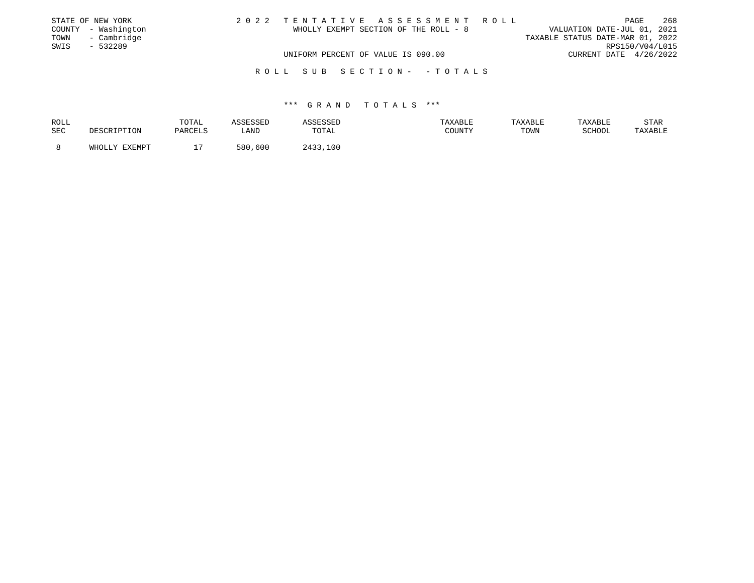STATE OF NEW YORK
COUNTY - Washington
TOWN - Cambridge
SWIS - 532289

# 2022 TENTATIVE ASSESSMENT ROLL

WHOLLY EXEMPT SECTION OF THE ROLL - 8

VALUATION DATE-JUL 01, 2021
TAXABLE STATUS DATE-MAR 01, 2022
RPS150/V04/L015

UNIFORM PERCENT OF VALUE IS 090.00

CURRENT DATE 4/26/2022

## ROLL SUB SECTION- - TOTALS

### *** GRAND TOTALS ***

| ROLL SEC | DESCRIPTION | TOTAL PARCELS | ASSESSED LAND | ASSESSED TOTAL | TAXABLE COUNTY | TAXABLE TOWN | TAXABLE SCHOOL | STAR TAXABLE |
|---|---|---|---|---|---|---|---|---|
| 8 | WHOLLY EXEMPT | 17 | 580,600 | 2433,100 | | | | |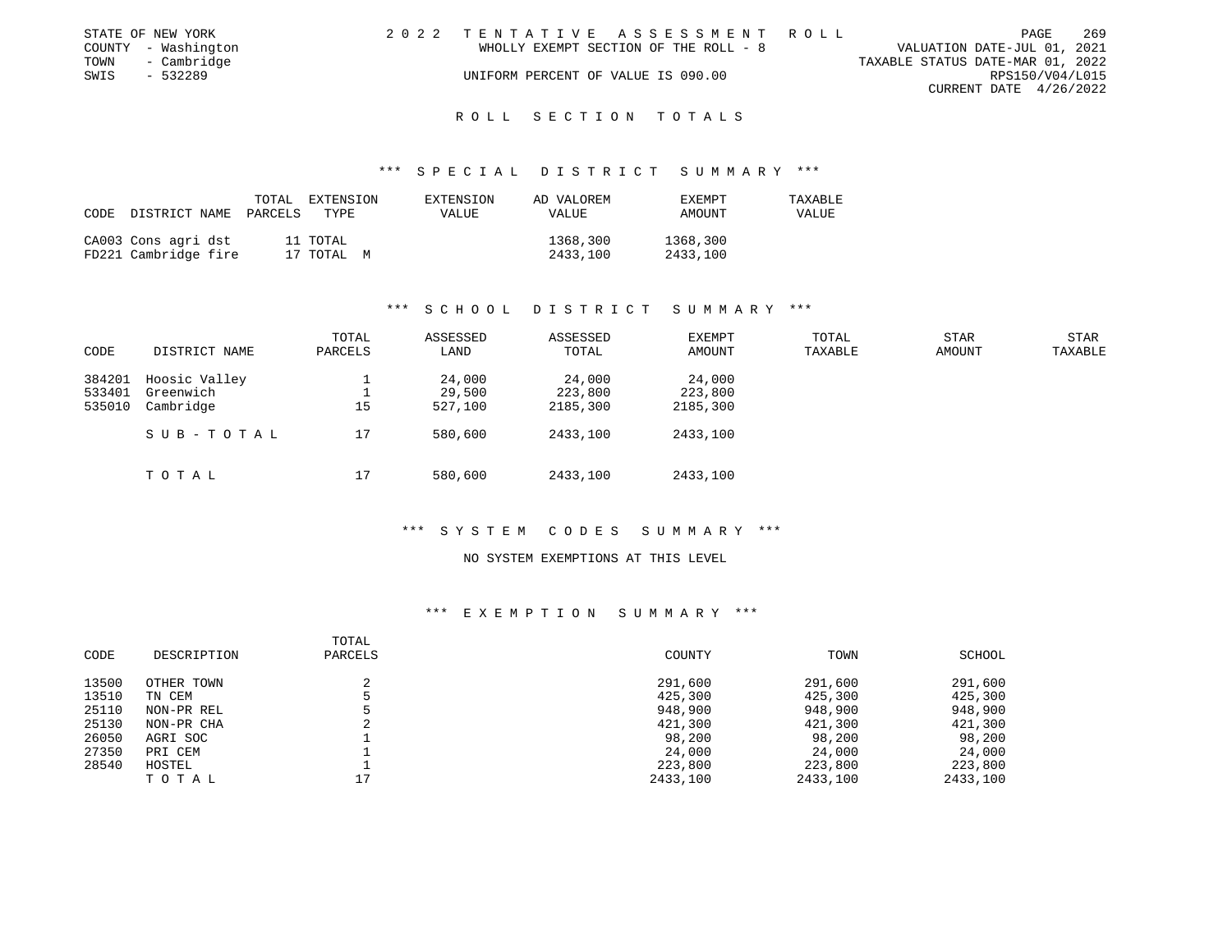STATE OF NEW YORK
COUNTY - Washington
TOWN - Cambridge
SWIS - 532289

2 0 2 2 TENTATIVE ASSESSMENT ROLL
WHOLLY EXEMPT SECTION OF THE ROLL - 8
UNIFORM PERCENT OF VALUE IS 090.00

VALUATION DATE-JUL 01, 2021
TAXABLE STATUS DATE-MAR 01, 2022
RPS150/V04/L015
CURRENT DATE 4/26/2022

## ROLL SECTION TOTALS

### *** SPECIAL DISTRICT SUMMARY ***

| CODE | DISTRICT NAME | TOTAL PARCELS | EXTENSION TYPE | EXTENSION VALUE | AD VALOREM VALUE | EXEMPT AMOUNT | TAXABLE VALUE |
|---|---|---|---|---|---|---|---|
| CA003 | Cons agri dst | 11 | TOTAL | | 1368,300 | 1368,300 | |
| FD221 | Cambridge fire | 17 | TOTAL M | | 2433,100 | 2433,100 | |

### *** SCHOOL DISTRICT SUMMARY ***

| CODE | DISTRICT NAME | TOTAL PARCELS | ASSESSED LAND | ASSESSED TOTAL | EXEMPT AMOUNT | TOTAL TAXABLE | STAR AMOUNT | STAR TAXABLE |
|---|---|---|---|---|---|---|---|---|
| 384201 | Hoosic Valley | 1 | 24,000 | 24,000 | 24,000 | | | |
| 533401 | Greenwich | 1 | 29,500 | 223,800 | 223,800 | | | |
| 535010 | Cambridge | 15 | 527,100 | 2185,300 | 2185,300 | | | |
| | SUB-TOTAL | 17 | 580,600 | 2433,100 | 2433,100 | | | |
| | TOTAL | 17 | 580,600 | 2433,100 | 2433,100 | | | |

### *** SYSTEM CODES SUMMARY ***

NO SYSTEM EXEMPTIONS AT THIS LEVEL

### *** EXEMPTION SUMMARY ***

| CODE | DESCRIPTION | TOTAL PARCELS | COUNTY | TOWN | SCHOOL |
|---|---|---|---|---|---|
| 13500 | OTHER TOWN | 2 | 291,600 | 291,600 | 291,600 |
| 13510 | TN CEM | 5 | 425,300 | 425,300 | 425,300 |
| 25110 | NON-PR REL | 5 | 948,900 | 948,900 | 948,900 |
| 25130 | NON-PR CHA | 2 | 421,300 | 421,300 | 421,300 |
| 26050 | AGRI SOC | 1 | 98,200 | 98,200 | 98,200 |
| 27350 | PRI CEM | 1 | 24,000 | 24,000 | 24,000 |
| 28540 | HOSTEL | 1 | 223,800 | 223,800 | 223,800 |
| | TOTAL | 17 | 2433,100 | 2433,100 | 2433,100 |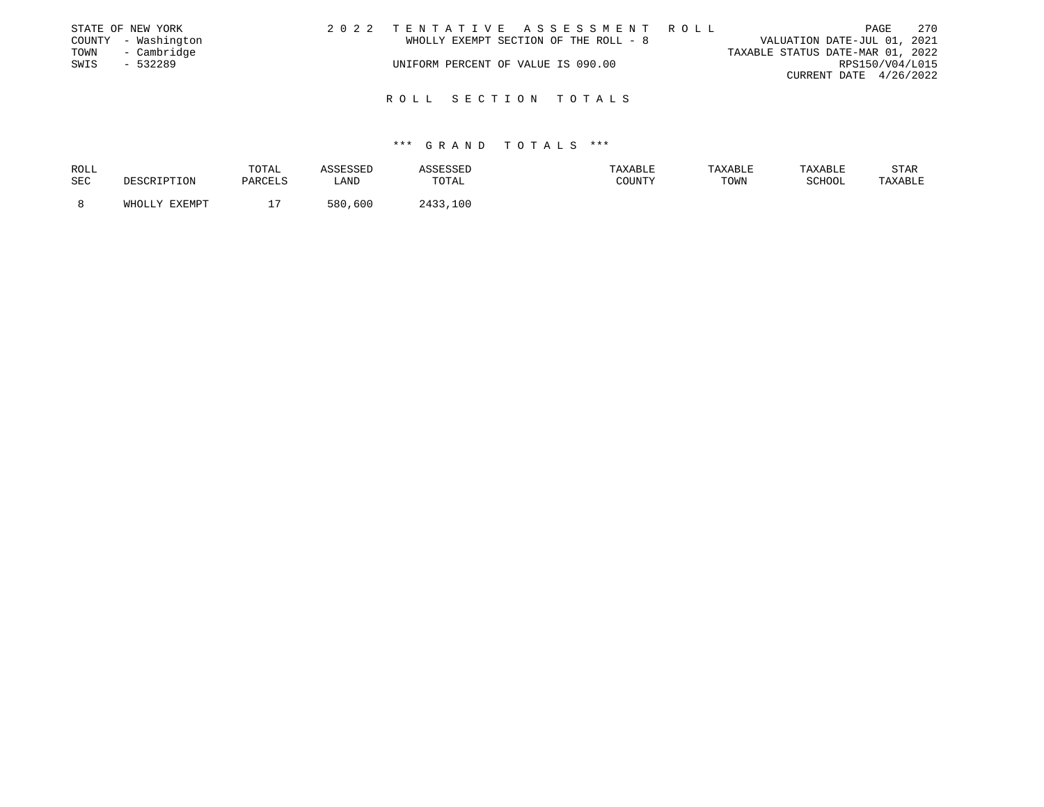STATE OF NEW YORK
COUNTY - Washington
TOWN - Cambridge
SWIS - 532289

2 0 2 2 T E N T A T I V E A S S E S S M E N T R O L L
WHOLLY EXEMPT SECTION OF THE ROLL - 8
UNIFORM PERCENT OF VALUE IS 090.00

VALUATION DATE-JUL 01, 2021
TAXABLE STATUS DATE-MAR 01, 2022
RPS150/V04/L015
CURRENT DATE 4/26/2022

## R O L L S E C T I O N T O T A L S

### \*\*\* G R A N D T O T A L S \*\*\*

| ROLL SEC | DESCRIPTION | TOTAL PARCELS | ASSESSED LAND | ASSESSED TOTAL | TAXABLE COUNTY | TAXABLE TOWN | TAXABLE SCHOOL | STAR TAXABLE |
|---|---|---|---|---|---|---|---|---|
| 8 | WHOLLY EXEMPT | 17 | 580,600 | 2433,100 | | | | |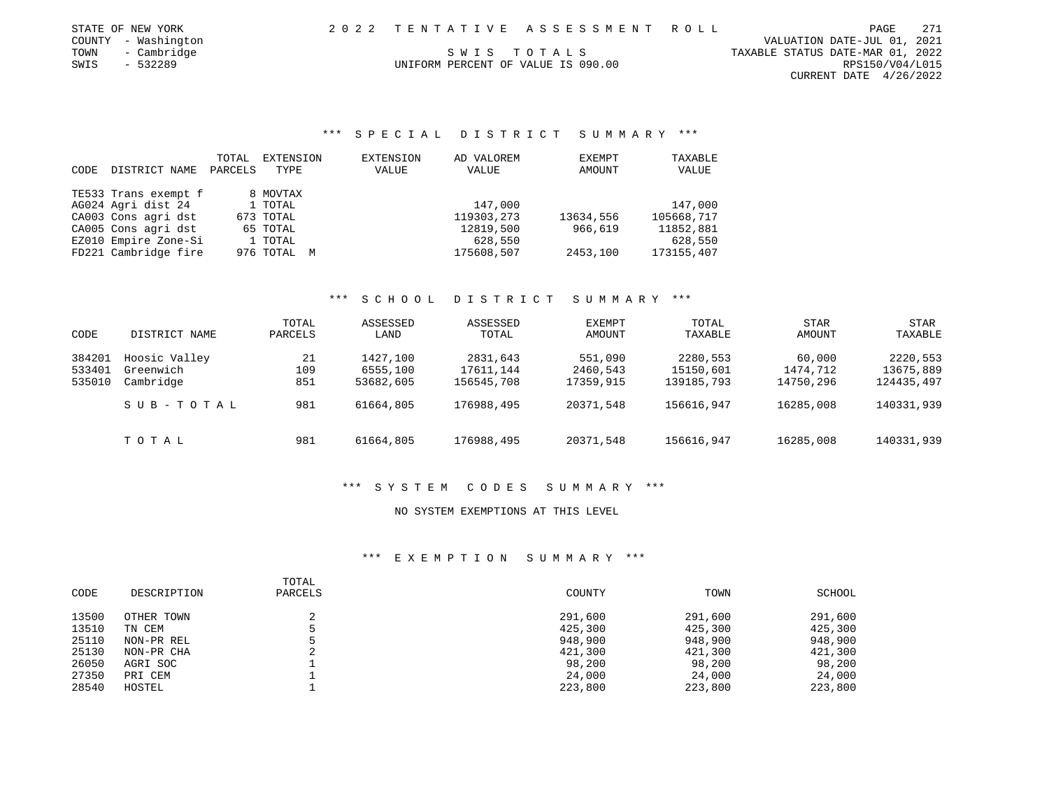STATE OF NEW YORK — 2022 TENTATIVE ASSESSMENT ROLL
COUNTY - Washington — VALUATION DATE-JUL 01, 2021
TOWN - Cambridge — SWIS TOTALS — TAXABLE STATUS DATE-MAR 01, 2022
SWIS - 532289 — UNIFORM PERCENT OF VALUE IS 090.00 — RPS150/V04/L015
CURRENT DATE 4/26/2022

### *** SPECIAL DISTRICT SUMMARY ***

| CODE | DISTRICT NAME | TOTAL PARCELS | EXTENSION TYPE | EXTENSION VALUE | AD VALOREM VALUE | EXEMPT AMOUNT | TAXABLE VALUE |
|---|---|---|---|---|---|---|---|
| TE533 | Trans exempt f | 8 | MOVTAX | | | | |
| AG024 | Agri dist 24 | 1 | TOTAL | | 147,000 | | 147,000 |
| CA003 | Cons agri dst | 673 | TOTAL | | 119303,273 | 13634,556 | 105668,717 |
| CA005 | Cons agri dst | 65 | TOTAL | | 12819,500 | 966,619 | 11852,881 |
| EZ010 | Empire Zone-Si | 1 | TOTAL | | 628,550 | | 628,550 |
| FD221 | Cambridge fire | 976 | TOTAL M | | 175608,507 | 2453,100 | 173155,407 |

### *** SCHOOL DISTRICT SUMMARY ***

| CODE | DISTRICT NAME | TOTAL PARCELS | ASSESSED LAND | ASSESSED TOTAL | EXEMPT AMOUNT | TOTAL TAXABLE | STAR AMOUNT | STAR TAXABLE |
|---|---|---|---|---|---|---|---|---|
| 384201 | Hoosic Valley | 21 | 1427,100 | 2831,643 | 551,090 | 2280,553 | 60,000 | 2220,553 |
| 533401 | Greenwich | 109 | 6555,100 | 17611,144 | 2460,543 | 15150,601 | 1474,712 | 13675,889 |
| 535010 | Cambridge | 851 | 53682,605 | 156545,708 | 17359,915 | 139185,793 | 14750,296 | 124435,497 |
| | SUB-TOTAL | 981 | 61664,805 | 176988,495 | 20371,548 | 156616,947 | 16285,008 | 140331,939 |
| | TOTAL | 981 | 61664,805 | 176988,495 | 20371,548 | 156616,947 | 16285,008 | 140331,939 |

### *** SYSTEM CODES SUMMARY ***

NO SYSTEM EXEMPTIONS AT THIS LEVEL

### *** EXEMPTION SUMMARY ***

| CODE | DESCRIPTION | TOTAL PARCELS | COUNTY | TOWN | SCHOOL |
|---|---|---|---|---|---|
| 13500 | OTHER TOWN | 2 | 291,600 | 291,600 | 291,600 |
| 13510 | TN CEM | 5 | 425,300 | 425,300 | 425,300 |
| 25110 | NON-PR REL | 5 | 948,900 | 948,900 | 948,900 |
| 25130 | NON-PR CHA | 2 | 421,300 | 421,300 | 421,300 |
| 26050 | AGRI SOC | 1 | 98,200 | 98,200 | 98,200 |
| 27350 | PRI CEM | 1 | 24,000 | 24,000 | 24,000 |
| 28540 | HOSTEL | 1 | 223,800 | 223,800 | 223,800 |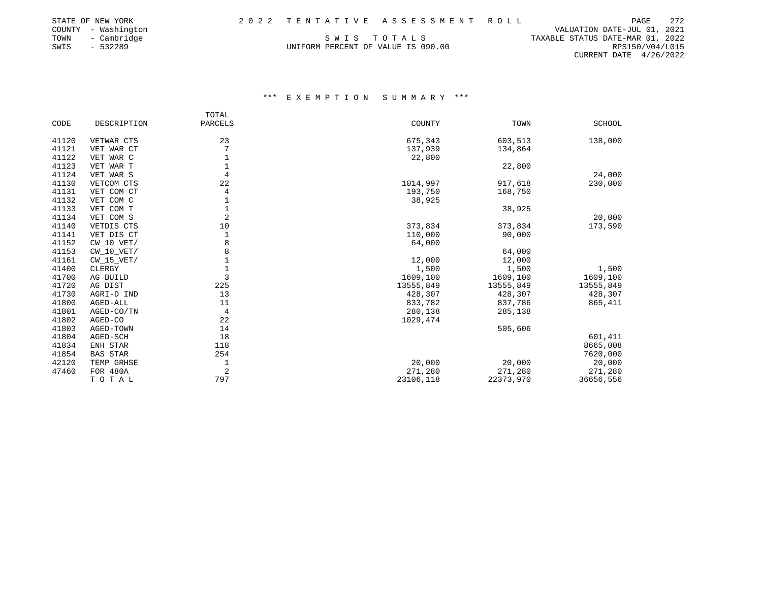STATE OF NEW YORK
COUNTY - Washington
TOWN - Cambridge
SWIS - 532289

2022 TENTATIVE ASSESSMENT ROLL

SWIS TOTALS

UNIFORM PERCENT OF VALUE IS 090.00

VALUATION DATE-JUL 01, 2021
TAXABLE STATUS DATE-MAR 01, 2022
RPS150/V04/L015
CURRENT DATE 4/26/2022

### *** EXEMPTION SUMMARY ***

| CODE | DESCRIPTION | TOTAL PARCELS | COUNTY | TOWN | SCHOOL |
|---|---|---|---|---|---|
| 41120 | VETWAR CTS | 23 | 675,343 | 603,513 | 138,000 |
| 41121 | VET WAR CT | 7 | 137,939 | 134,864 | |
| 41122 | VET WAR C | 1 | 22,800 | | |
| 41123 | VET WAR T | 1 | | 22,800 | |
| 41124 | VET WAR S | 4 | | | 24,000 |
| 41130 | VETCOM CTS | 22 | 1014,997 | 917,618 | 230,000 |
| 41131 | VET COM CT | 4 | 193,750 | 168,750 | |
| 41132 | VET COM C | 1 | 38,925 | | |
| 41133 | VET COM T | 1 | | 38,925 | |
| 41134 | VET COM S | 2 | | | 20,000 |
| 41140 | VETDIS CTS | 10 | 373,834 | 373,834 | 173,590 |
| 41141 | VET DIS CT | 1 | 110,000 | 90,000 | |
| 41152 | CW_10_VET/ | 8 | 64,000 | | |
| 41153 | CW_10_VET/ | 8 | | 64,000 | |
| 41161 | CW_15_VET/ | 1 | 12,000 | 12,000 | |
| 41400 | CLERGY | 1 | 1,500 | 1,500 | 1,500 |
| 41700 | AG BUILD | 3 | 1609,100 | 1609,100 | 1609,100 |
| 41720 | AG DIST | 225 | 13555,849 | 13555,849 | 13555,849 |
| 41730 | AGRI-D IND | 13 | 428,307 | 428,307 | 428,307 |
| 41800 | AGED-ALL | 11 | 833,782 | 837,786 | 865,411 |
| 41801 | AGED-CO/TN | 4 | 280,138 | 285,138 | |
| 41802 | AGED-CO | 22 | 1029,474 | | |
| 41803 | AGED-TOWN | 14 | | 505,606 | |
| 41804 | AGED-SCH | 18 | | | 601,411 |
| 41834 | ENH STAR | 118 | | | 8665,008 |
| 41854 | BAS STAR | 254 | | | 7620,000 |
| 42120 | TEMP GRHSE | 1 | 20,000 | 20,000 | 20,000 |
| 47460 | FOR 480A | 2 | 271,280 | 271,280 | 271,280 |
| | TOTAL | 797 | 23106,118 | 22373,970 | 36656,556 |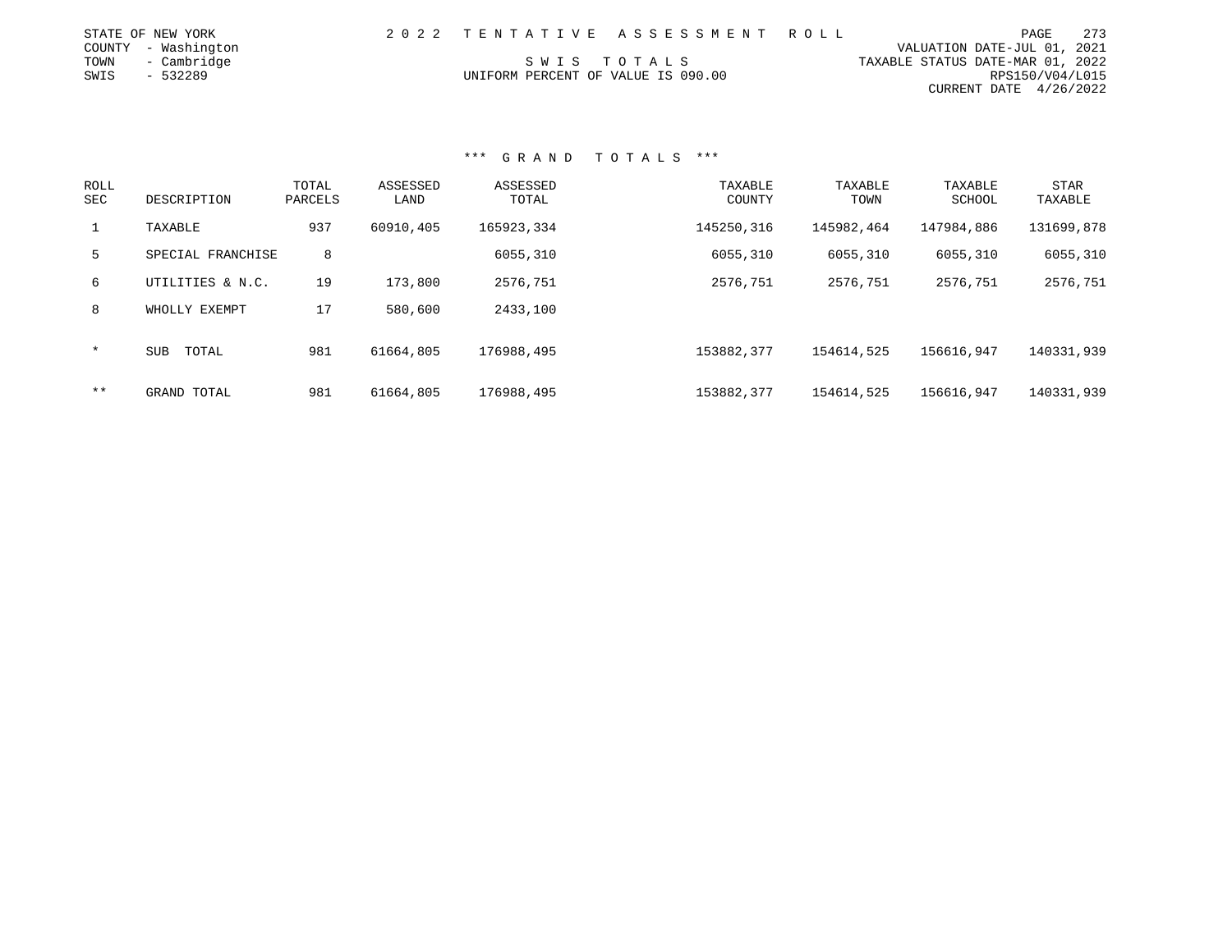STATE OF NEW YORK
COUNTY - Washington
TOWN - Cambridge
SWIS - 532289

2 0 2 2 T E N T A T I V E A S S E S S M E N T R O L L

S W I S T O T A L S
UNIFORM PERCENT OF VALUE IS 090.00

VALUATION DATE-JUL 01, 2021
TAXABLE STATUS DATE-MAR 01, 2022
RPS150/V04/L015
CURRENT DATE 4/26/2022

### *** G R A N D T O T A L S ***

| ROLL SEC | DESCRIPTION | TOTAL PARCELS | ASSESSED LAND | ASSESSED TOTAL | TAXABLE COUNTY | TAXABLE TOWN | TAXABLE SCHOOL | STAR TAXABLE |
|---|---|---|---|---|---|---|---|---|
| 1 | TAXABLE | 937 | 60910,405 | 165923,334 | 145250,316 | 145982,464 | 147984,886 | 131699,878 |
| 5 | SPECIAL FRANCHISE | 8 | | 6055,310 | 6055,310 | 6055,310 | 6055,310 | 6055,310 |
| 6 | UTILITIES & N.C. | 19 | 173,800 | 2576,751 | 2576,751 | 2576,751 | 2576,751 | 2576,751 |
| 8 | WHOLLY EXEMPT | 17 | 580,600 | 2433,100 | | | | |
| * | SUB TOTAL | 981 | 61664,805 | 176988,495 | 153882,377 | 154614,525 | 156616,947 | 140331,939 |
| ** | GRAND TOTAL | 981 | 61664,805 | 176988,495 | 153882,377 | 154614,525 | 156616,947 | 140331,939 |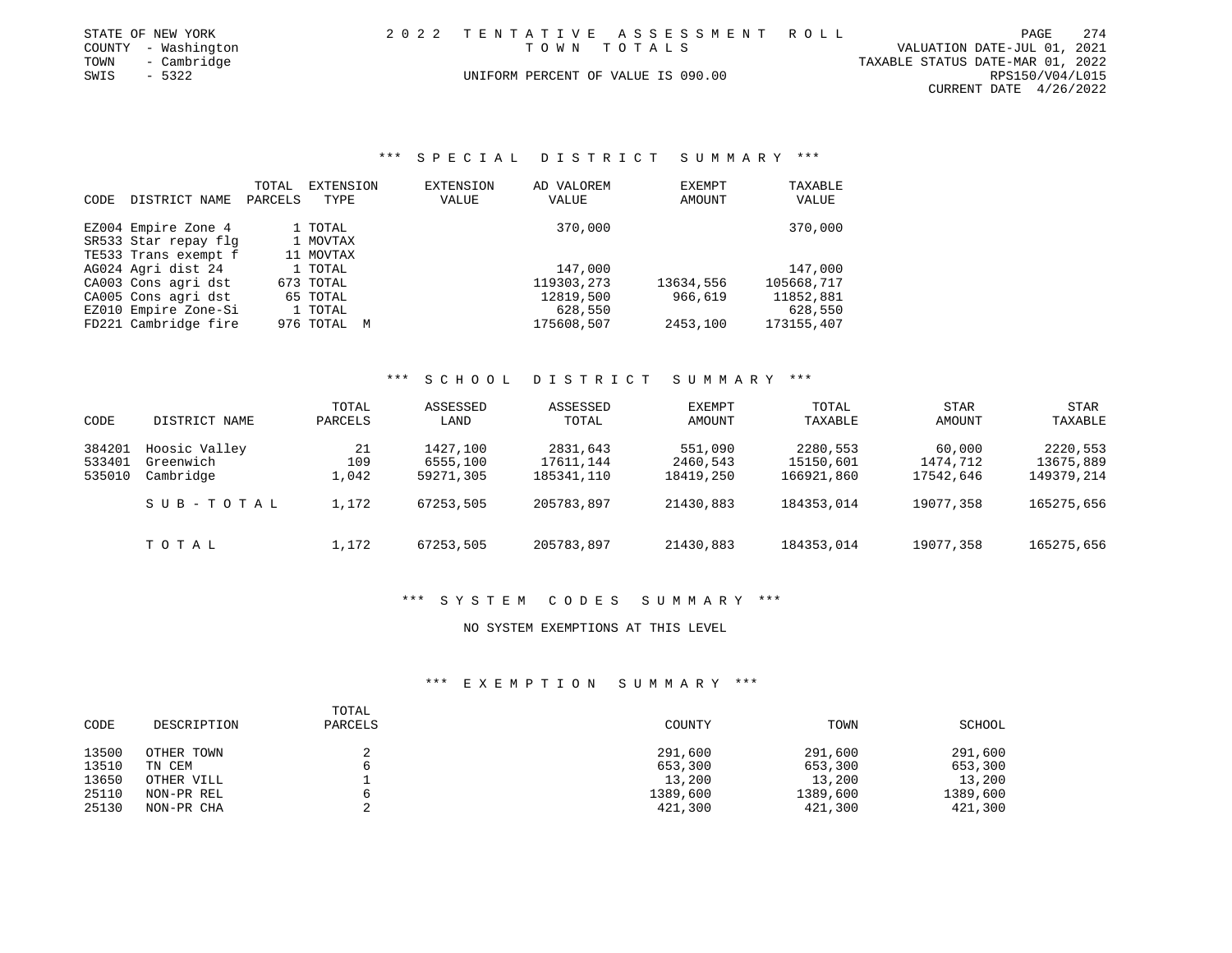STATE OF NEW YORK
COUNTY - Washington
TOWN - Cambridge
SWIS - 5322

2022 TENTATIVE ASSESSMENT ROLL
TOWN TOTALS
UNIFORM PERCENT OF VALUE IS 090.00

VALUATION DATE-JUL 01, 2021
TAXABLE STATUS DATE-MAR 01, 2022
RPS150/V04/L015
CURRENT DATE 4/26/2022

### *** SPECIAL DISTRICT SUMMARY ***

| CODE | DISTRICT NAME | TOTAL PARCELS | EXTENSION TYPE | EXTENSION VALUE | AD VALOREM VALUE | EXEMPT AMOUNT | TAXABLE VALUE |
|---|---|---|---|---|---|---|---|
| EZ004 | Empire Zone 4 | 1 | TOTAL | | 370,000 | | 370,000 |
| SR533 | Star repay flg | 1 | MOVTAX | | | | |
| TE533 | Trans exempt f | 11 | MOVTAX | | | | |
| AG024 | Agri dist 24 | 1 | TOTAL | | 147,000 | | 147,000 |
| CA003 | Cons agri dst | 673 | TOTAL | | 119303,273 | 13634,556 | 105668,717 |
| CA005 | Cons agri dst | 65 | TOTAL | | 12819,500 | 966,619 | 11852,881 |
| EZ010 | Empire Zone-Si | 1 | TOTAL | | 628,550 | | 628,550 |
| FD221 | Cambridge fire | 976 | TOTAL M | | 175608,507 | 2453,100 | 173155,407 |

### *** SCHOOL DISTRICT SUMMARY ***

| CODE | DISTRICT NAME | TOTAL PARCELS | ASSESSED LAND | ASSESSED TOTAL | EXEMPT AMOUNT | TOTAL TAXABLE | STAR AMOUNT | STAR TAXABLE |
|---|---|---|---|---|---|---|---|---|
| 384201 | Hoosic Valley | 21 | 1427,100 | 2831,643 | 551,090 | 2280,553 | 60,000 | 2220,553 |
| 533401 | Greenwich | 109 | 6555,100 | 17611,144 | 2460,543 | 15150,601 | 1474,712 | 13675,889 |
| 535010 | Cambridge | 1,042 | 59271,305 | 185341,110 | 18419,250 | 166921,860 | 17542,646 | 149379,214 |
| | SUB-TOTAL | 1,172 | 67253,505 | 205783,897 | 21430,883 | 184353,014 | 19077,358 | 165275,656 |
| | TOTAL | 1,172 | 67253,505 | 205783,897 | 21430,883 | 184353,014 | 19077,358 | 165275,656 |

### *** SYSTEM CODES SUMMARY ***

NO SYSTEM EXEMPTIONS AT THIS LEVEL

### *** EXEMPTION SUMMARY ***

| CODE | DESCRIPTION | TOTAL PARCELS | COUNTY | TOWN | SCHOOL |
|---|---|---|---|---|---|
| 13500 | OTHER TOWN | 2 | 291,600 | 291,600 | 291,600 |
| 13510 | TN CEM | 6 | 653,300 | 653,300 | 653,300 |
| 13650 | OTHER VILL | 1 | 13,200 | 13,200 | 13,200 |
| 25110 | NON-PR REL | 6 | 1389,600 | 1389,600 | 1389,600 |
| 25130 | NON-PR CHA | 2 | 421,300 | 421,300 | 421,300 |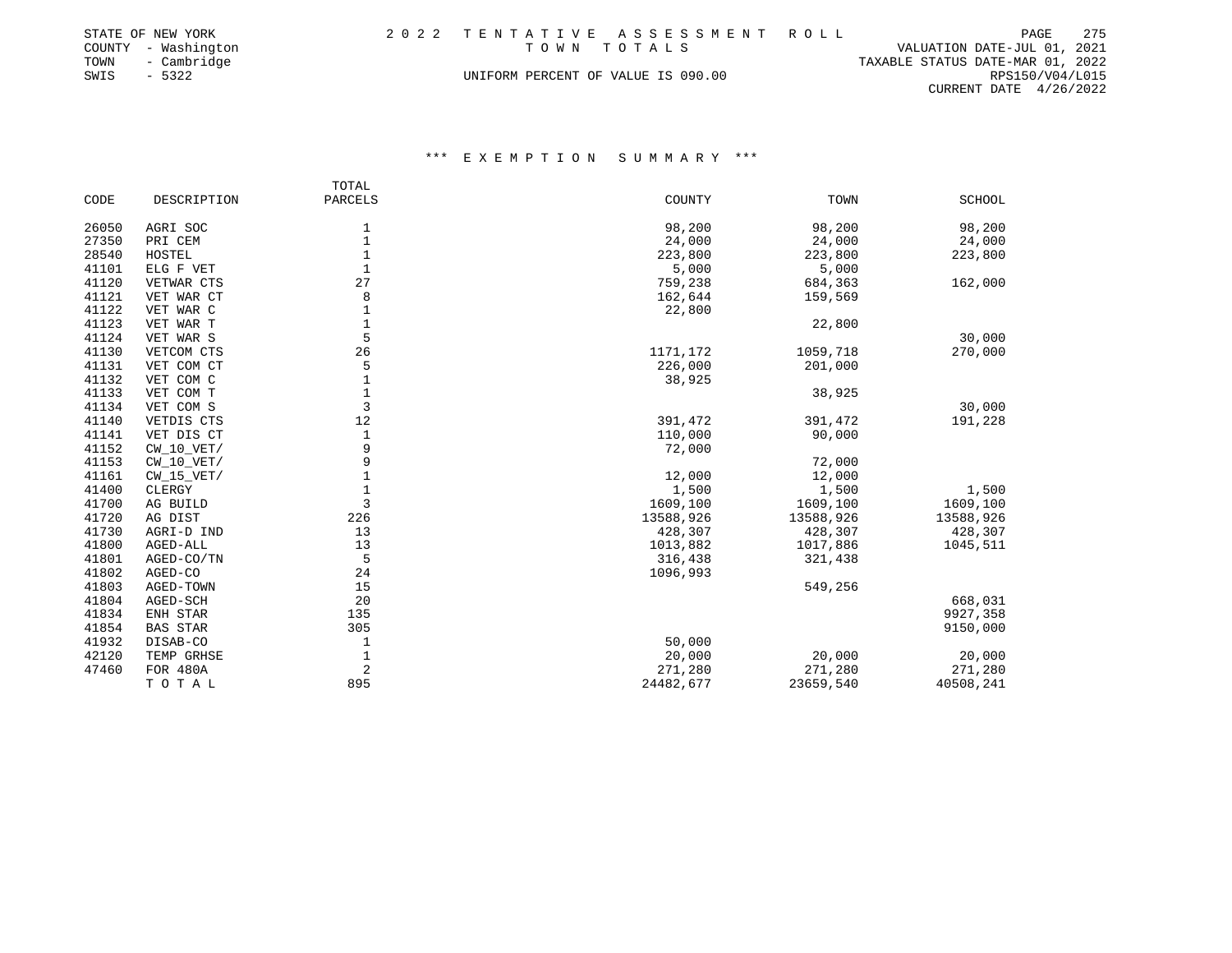STATE OF NEW YORK
COUNTY - Washington
TOWN - Cambridge
SWIS - 5322

2022 TENTATIVE ASSESSMENT ROLL
TOWN TOTALS
UNIFORM PERCENT OF VALUE IS 090.00

VALUATION DATE-JUL 01, 2021
TAXABLE STATUS DATE-MAR 01, 2022
RPS150/V04/L015
CURRENT DATE 4/26/2022

### *** EXEMPTION SUMMARY ***

| CODE | DESCRIPTION | TOTAL PARCELS | COUNTY | TOWN | SCHOOL |
|---|---|---|---|---|---|
| 26050 | AGRI SOC | 1 | 98,200 | 98,200 | 98,200 |
| 27350 | PRI CEM | 1 | 24,000 | 24,000 | 24,000 |
| 28540 | HOSTEL | 1 | 223,800 | 223,800 | 223,800 |
| 41101 | ELG F VET | 1 | 5,000 | 5,000 | |
| 41120 | VETWAR CTS | 27 | 759,238 | 684,363 | 162,000 |
| 41121 | VET WAR CT | 8 | 162,644 | 159,569 | |
| 41122 | VET WAR C | 1 | 22,800 | | |
| 41123 | VET WAR T | 1 | | 22,800 | |
| 41124 | VET WAR S | 5 | | | 30,000 |
| 41130 | VETCOM CTS | 26 | 1171,172 | 1059,718 | 270,000 |
| 41131 | VET COM CT | 5 | 226,000 | 201,000 | |
| 41132 | VET COM C | 1 | 38,925 | | |
| 41133 | VET COM T | 1 | | 38,925 | |
| 41134 | VET COM S | 3 | | | 30,000 |
| 41140 | VETDIS CTS | 12 | 391,472 | 391,472 | 191,228 |
| 41141 | VET DIS CT | 1 | 110,000 | 90,000 | |
| 41152 | CW_10_VET/ | 9 | 72,000 | | |
| 41153 | CW_10_VET/ | 9 | | 72,000 | |
| 41161 | CW_15_VET/ | 1 | 12,000 | 12,000 | |
| 41400 | CLERGY | 1 | 1,500 | 1,500 | 1,500 |
| 41700 | AG BUILD | 3 | 1609,100 | 1609,100 | 1609,100 |
| 41720 | AG DIST | 226 | 13588,926 | 13588,926 | 13588,926 |
| 41730 | AGRI-D IND | 13 | 428,307 | 428,307 | 428,307 |
| 41800 | AGED-ALL | 13 | 1013,882 | 1017,886 | 1045,511 |
| 41801 | AGED-CO/TN | 5 | 316,438 | 321,438 | |
| 41802 | AGED-CO | 24 | 1096,993 | | |
| 41803 | AGED-TOWN | 15 | | 549,256 | |
| 41804 | AGED-SCH | 20 | | | 668,031 |
| 41834 | ENH STAR | 135 | | | 9927,358 |
| 41854 | BAS STAR | 305 | | | 9150,000 |
| 41932 | DISAB-CO | 1 | 50,000 | | |
| 42120 | TEMP GRHSE | 1 | 20,000 | 20,000 | 20,000 |
| 47460 | FOR 480A | 2 | 271,280 | 271,280 | 271,280 |
| | T O T A L | 895 | 24482,677 | 23659,540 | 40508,241 |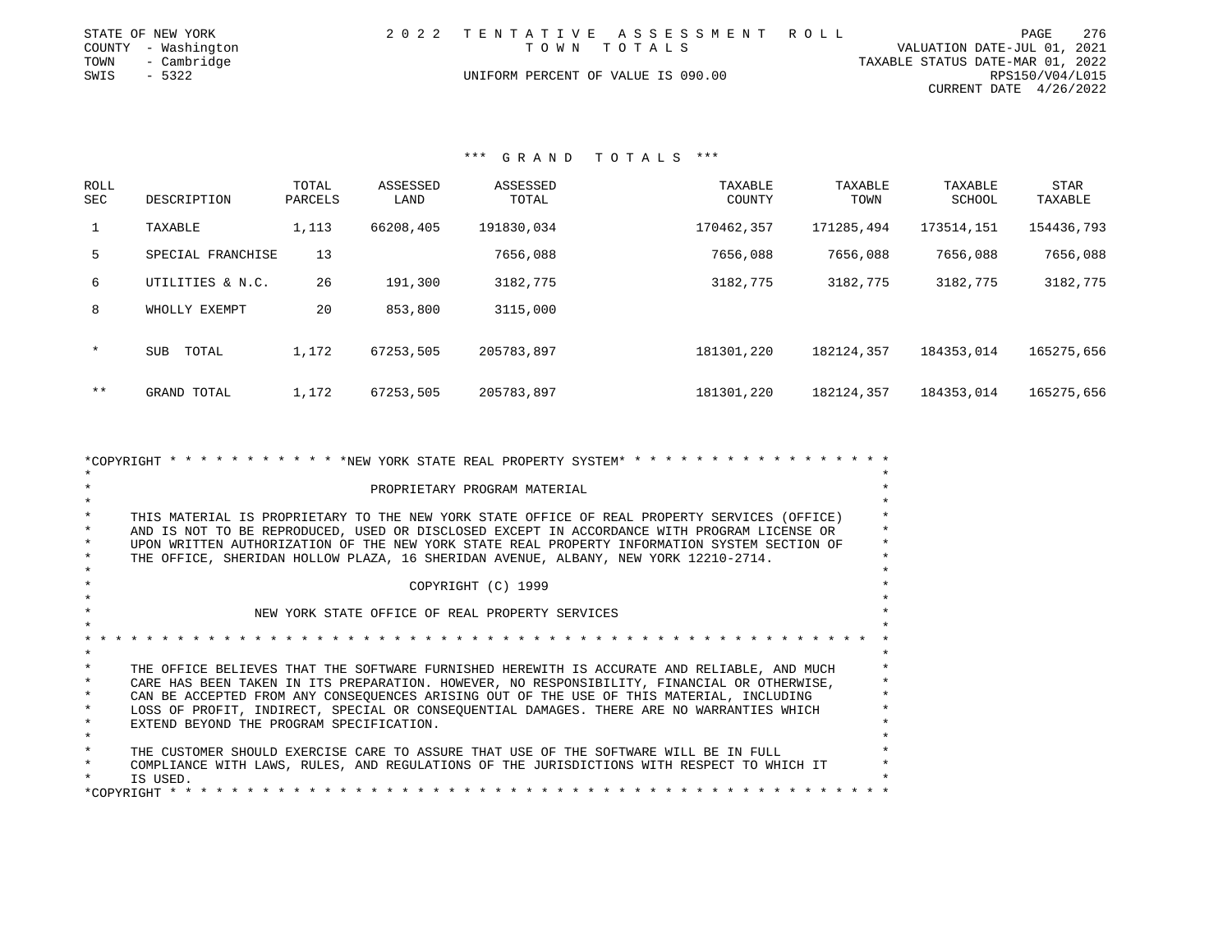STATE OF NEW YORK
COUNTY - Washington
TOWN - Cambridge
SWIS - 5322

2 0 2 2 T E N T A T I V E A S S E S S M E N T R O L L
T O W N T O T A L S
UNIFORM PERCENT OF VALUE IS 090.00

VALUATION DATE-JUL 01, 2021
TAXABLE STATUS DATE-MAR 01, 2022
RPS150/V04/L015
CURRENT DATE 4/26/2022

## *** G R A N D T O T A L S ***

| ROLL SEC | DESCRIPTION | TOTAL PARCELS | ASSESSED LAND | ASSESSED TOTAL | TAXABLE COUNTY | TAXABLE TOWN | TAXABLE SCHOOL | STAR TAXABLE |
|---|---|---|---|---|---|---|---|---|
| 1 | TAXABLE | 1,113 | 66208,405 | 191830,034 | 170462,357 | 171285,494 | 173514,151 | 154436,793 |
| 5 | SPECIAL FRANCHISE | 13 | | 7656,088 | 7656,088 | 7656,088 | 7656,088 | 7656,088 |
| 6 | UTILITIES & N.C. | 26 | 191,300 | 3182,775 | 3182,775 | 3182,775 | 3182,775 | 3182,775 |
| 8 | WHOLLY EXEMPT | 20 | 853,800 | 3115,000 | | | | |
| * | SUB TOTAL | 1,172 | 67253,505 | 205783,897 | 181301,220 | 182124,357 | 184353,014 | 165275,656 |
| ** | GRAND TOTAL | 1,172 | 67253,505 | 205783,897 | 181301,220 | 182124,357 | 184353,014 | 165275,656 |

*COPYRIGHT * * * * * * * * * * * *NEW YORK STATE REAL PROPERTY SYSTEM* * * * * * * * * * * * * * * * * *

PROPRIETARY PROGRAM MATERIAL

THIS MATERIAL IS PROPRIETARY TO THE NEW YORK STATE OFFICE OF REAL PROPERTY SERVICES (OFFICE) AND IS NOT TO BE REPRODUCED, USED OR DISCLOSED EXCEPT IN ACCORDANCE WITH PROGRAM LICENSE OR UPON WRITTEN AUTHORIZATION OF THE NEW YORK STATE REAL PROPERTY INFORMATION SYSTEM SECTION OF THE OFFICE, SHERIDAN HOLLOW PLAZA, 16 SHERIDAN AVENUE, ALBANY, NEW YORK 12210-2714.

COPYRIGHT (C) 1999

NEW YORK STATE OFFICE OF REAL PROPERTY SERVICES

THE OFFICE BELIEVES THAT THE SOFTWARE FURNISHED HEREWITH IS ACCURATE AND RELIABLE, AND MUCH CARE HAS BEEN TAKEN IN ITS PREPARATION. HOWEVER, NO RESPONSIBILITY, FINANCIAL OR OTHERWISE, CAN BE ACCEPTED FROM ANY CONSEQUENCES ARISING OUT OF THE USE OF THIS MATERIAL, INCLUDING LOSS OF PROFIT, INDIRECT, SPECIAL OR CONSEQUENTIAL DAMAGES. THERE ARE NO WARRANTIES WHICH EXTEND BEYOND THE PROGRAM SPECIFICATION.

THE CUSTOMER SHOULD EXERCISE CARE TO ASSURE THAT USE OF THE SOFTWARE WILL BE IN FULL COMPLIANCE WITH LAWS, RULES, AND REGULATIONS OF THE JURISDICTIONS WITH RESPECT TO WHICH IT IS USED.

*COPYRIGHT * * * * * * * * * * * * * * * * * * * * * * * * * * * * * * * * * * * * * * * * * * * * *